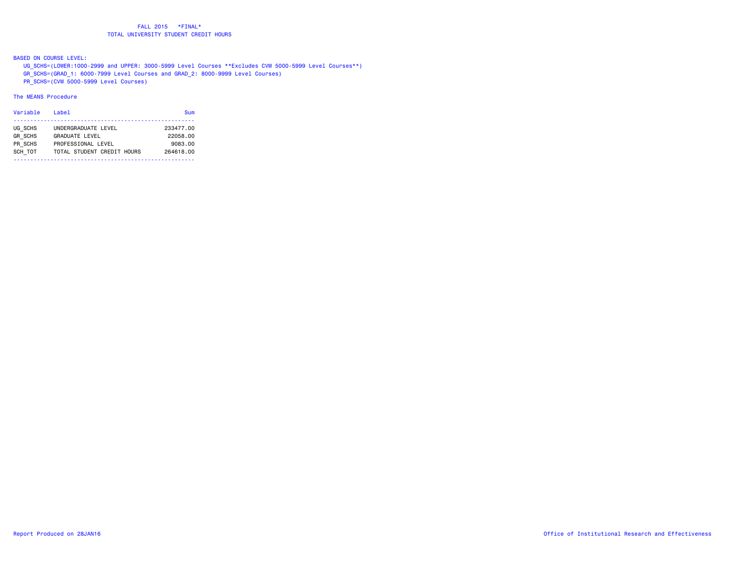# FALL 2015 *FINAL*
## TOTAL UNIVERSITY STUDENT CREDIT HOURS

BASED ON COURSE LEVEL:

- UG_SCHS=(LOWER:1000-2999 and UPPER: 3000-5999 Level Courses **Excludes CVM 5000-5999 Level Courses**)
- GR_SCHS=(GRAD_1: 6000-7999 Level Courses and GRAD_2: 8000-9999 Level Courses)
- PR_SCHS=(CVM 5000-5999 Level Courses)

The MEANS Procedure

| Variable | Label | Sum |
|---|---|---|
| UG_SCHS | UNDERGRADUATE LEVEL | 233477.00 |
| GR_SCHS | GRADUATE LEVEL | 22058.00 |
| PR_SCHS | PROFESSIONAL LEVEL | 9083.00 |
| SCH_TOT | TOTAL STUDENT CREDIT HOURS | 264618.00 |

Report Produced on 28JAN16

Office of Institutional Research and Effectiveness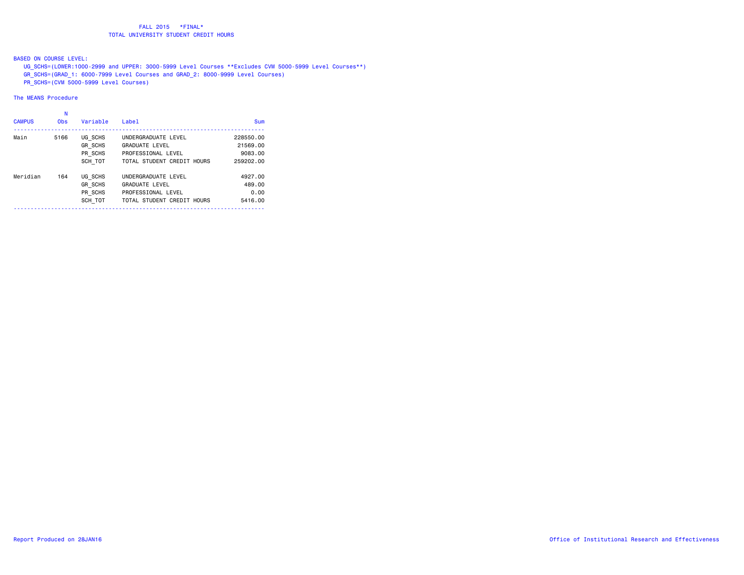# FALL 2015 *FINAL*
## TOTAL UNIVERSITY STUDENT CREDIT HOURS

BASED ON COURSE LEVEL:

UG_SCHS=(LOWER:1000-2999 and UPPER: 3000-5999 Level Courses **Excludes CVM 5000-5999 Level Courses**)
GR_SCHS=(GRAD_1: 6000-7999 Level Courses and GRAD_2: 8000-9999 Level Courses)
PR_SCHS=(CVM 5000-5999 Level Courses)

The MEANS Procedure

| CAMPUS | N Obs | Variable | Label | Sum |
|---|---|---|---|---|
| Main | 5166 | UG_SCHS | UNDERGRADUATE LEVEL | 228550.00 |
| | | GR_SCHS | GRADUATE LEVEL | 21569.00 |
| | | PR_SCHS | PROFESSIONAL LEVEL | 9083.00 |
| | | SCH_TOT | TOTAL STUDENT CREDIT HOURS | 259202.00 |
| Meridian | 164 | UG_SCHS | UNDERGRADUATE LEVEL | 4927.00 |
| | | GR_SCHS | GRADUATE LEVEL | 489.00 |
| | | PR_SCHS | PROFESSIONAL LEVEL | 0.00 |
| | | SCH_TOT | TOTAL STUDENT CREDIT HOURS | 5416.00 |

Report Produced on 28JAN16

Office of Institutional Research and Effectiveness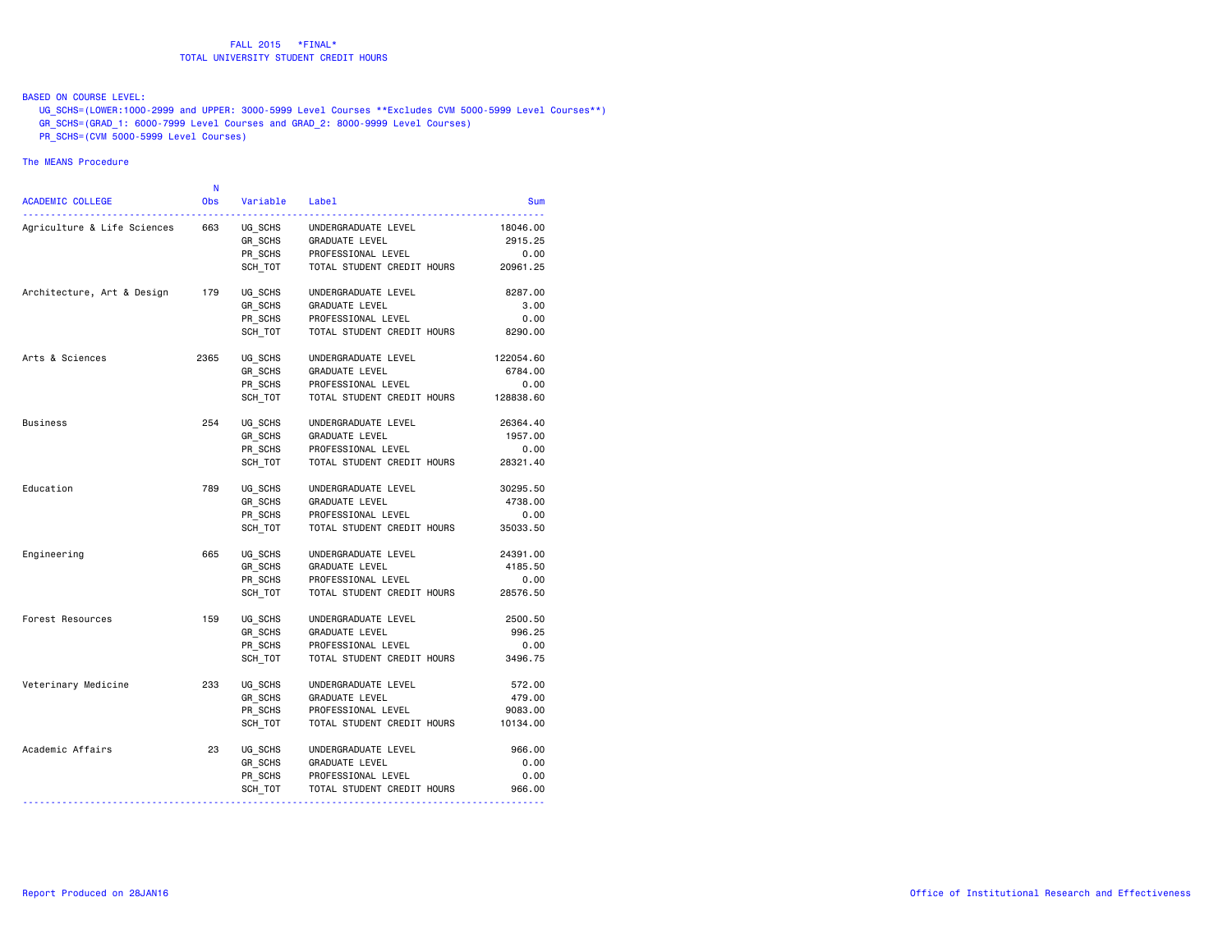FALL 2015 *FINAL*
TOTAL UNIVERSITY STUDENT CREDIT HOURS

BASED ON COURSE LEVEL:
UG_SCHS=(LOWER:1000-2999 and UPPER: 3000-5999 Level Courses **Excludes CVM 5000-5999 Level Courses**)
GR_SCHS=(GRAD_1: 6000-7999 Level Courses and GRAD_2: 8000-9999 Level Courses)
PR_SCHS=(CVM 5000-5999 Level Courses)

The MEANS Procedure

| ACADEMIC COLLEGE | N Obs | Variable | Label | Sum |
|---|---|---|---|---|
| Agriculture & Life Sciences | 663 | UG_SCHS | UNDERGRADUATE LEVEL | 18046.00 |
| | | GR_SCHS | GRADUATE LEVEL | 2915.25 |
| | | PR_SCHS | PROFESSIONAL LEVEL | 0.00 |
| | | SCH_TOT | TOTAL STUDENT CREDIT HOURS | 20961.25 |
| Architecture, Art & Design | 179 | UG_SCHS | UNDERGRADUATE LEVEL | 8287.00 |
| | | GR_SCHS | GRADUATE LEVEL | 3.00 |
| | | PR_SCHS | PROFESSIONAL LEVEL | 0.00 |
| | | SCH_TOT | TOTAL STUDENT CREDIT HOURS | 8290.00 |
| Arts & Sciences | 2365 | UG_SCHS | UNDERGRADUATE LEVEL | 122054.60 |
| | | GR_SCHS | GRADUATE LEVEL | 6784.00 |
| | | PR_SCHS | PROFESSIONAL LEVEL | 0.00 |
| | | SCH_TOT | TOTAL STUDENT CREDIT HOURS | 128838.60 |
| Business | 254 | UG_SCHS | UNDERGRADUATE LEVEL | 26364.40 |
| | | GR_SCHS | GRADUATE LEVEL | 1957.00 |
| | | PR_SCHS | PROFESSIONAL LEVEL | 0.00 |
| | | SCH_TOT | TOTAL STUDENT CREDIT HOURS | 28321.40 |
| Education | 789 | UG_SCHS | UNDERGRADUATE LEVEL | 30295.50 |
| | | GR_SCHS | GRADUATE LEVEL | 4738.00 |
| | | PR_SCHS | PROFESSIONAL LEVEL | 0.00 |
| | | SCH_TOT | TOTAL STUDENT CREDIT HOURS | 35033.50 |
| Engineering | 665 | UG_SCHS | UNDERGRADUATE LEVEL | 24391.00 |
| | | GR_SCHS | GRADUATE LEVEL | 4185.50 |
| | | PR_SCHS | PROFESSIONAL LEVEL | 0.00 |
| | | SCH_TOT | TOTAL STUDENT CREDIT HOURS | 28576.50 |
| Forest Resources | 159 | UG_SCHS | UNDERGRADUATE LEVEL | 2500.50 |
| | | GR_SCHS | GRADUATE LEVEL | 996.25 |
| | | PR_SCHS | PROFESSIONAL LEVEL | 0.00 |
| | | SCH_TOT | TOTAL STUDENT CREDIT HOURS | 3496.75 |
| Veterinary Medicine | 233 | UG_SCHS | UNDERGRADUATE LEVEL | 572.00 |
| | | GR_SCHS | GRADUATE LEVEL | 479.00 |
| | | PR_SCHS | PROFESSIONAL LEVEL | 9083.00 |
| | | SCH_TOT | TOTAL STUDENT CREDIT HOURS | 10134.00 |
| Academic Affairs | 23 | UG_SCHS | UNDERGRADUATE LEVEL | 966.00 |
| | | GR_SCHS | GRADUATE LEVEL | 0.00 |
| | | PR_SCHS | PROFESSIONAL LEVEL | 0.00 |
| | | SCH_TOT | TOTAL STUDENT CREDIT HOURS | 966.00 |

Report Produced on 28JAN16 — Office of Institutional Research and Effectiveness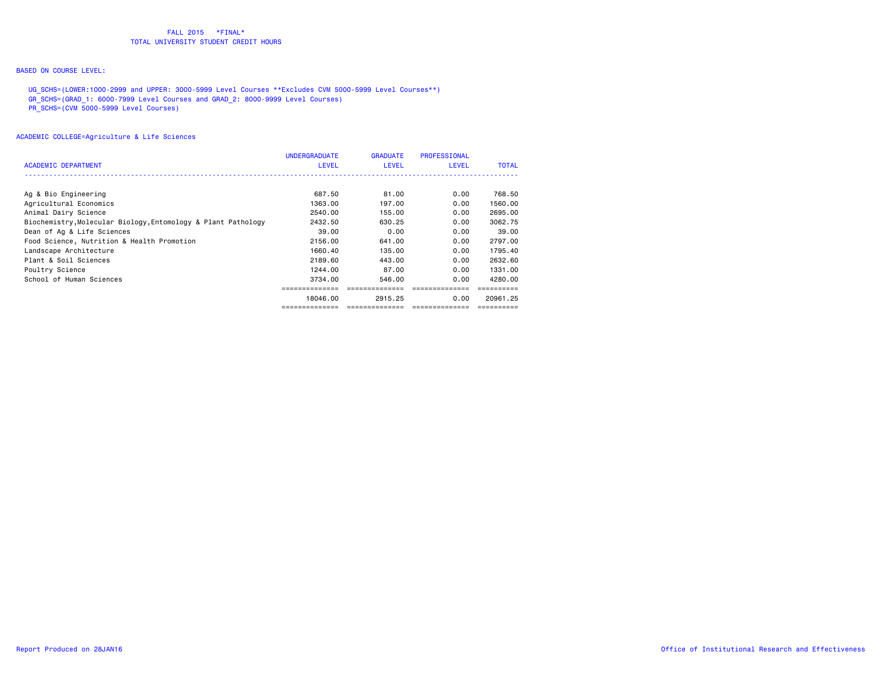FALL 2015 *FINAL*
TOTAL UNIVERSITY STUDENT CREDIT HOURS

BASED ON COURSE LEVEL:

UG_SCHS=(LOWER:1000-2999 and UPPER: 3000-5999 Level Courses **Excludes CVM 5000-5999 Level Courses**)
GR_SCHS=(GRAD_1: 6000-7999 Level Courses and GRAD_2: 8000-9999 Level Courses)
PR_SCHS=(CVM 5000-5999 Level Courses)

ACADEMIC COLLEGE=Agriculture & Life Sciences

| ACADEMIC DEPARTMENT | UNDERGRADUATE LEVEL | GRADUATE LEVEL | PROFESSIONAL LEVEL | TOTAL |
|---|---|---|---|---|
| Ag & Bio Engineering | 687.50 | 81.00 | 0.00 | 768.50 |
| Agricultural Economics | 1363.00 | 197.00 | 0.00 | 1560.00 |
| Animal Dairy Science | 2540.00 | 155.00 | 0.00 | 2695.00 |
| Biochemistry,Molecular Biology,Entomology & Plant Pathology | 2432.50 | 630.25 | 0.00 | 3062.75 |
| Dean of Ag & Life Sciences | 39.00 | 0.00 | 0.00 | 39.00 |
| Food Science, Nutrition & Health Promotion | 2156.00 | 641.00 | 0.00 | 2797.00 |
| Landscape Architecture | 1660.40 | 135.00 | 0.00 | 1795.40 |
| Plant & Soil Sciences | 2189.60 | 443.00 | 0.00 | 2632.60 |
| Poultry Science | 1244.00 | 87.00 | 0.00 | 1331.00 |
| School of Human Sciences | 3734.00 | 546.00 | 0.00 | 4280.00 |
| | 18046.00 | 2915.25 | 0.00 | 20961.25 |

Report Produced on 28JAN16

Office of Institutional Research and Effectiveness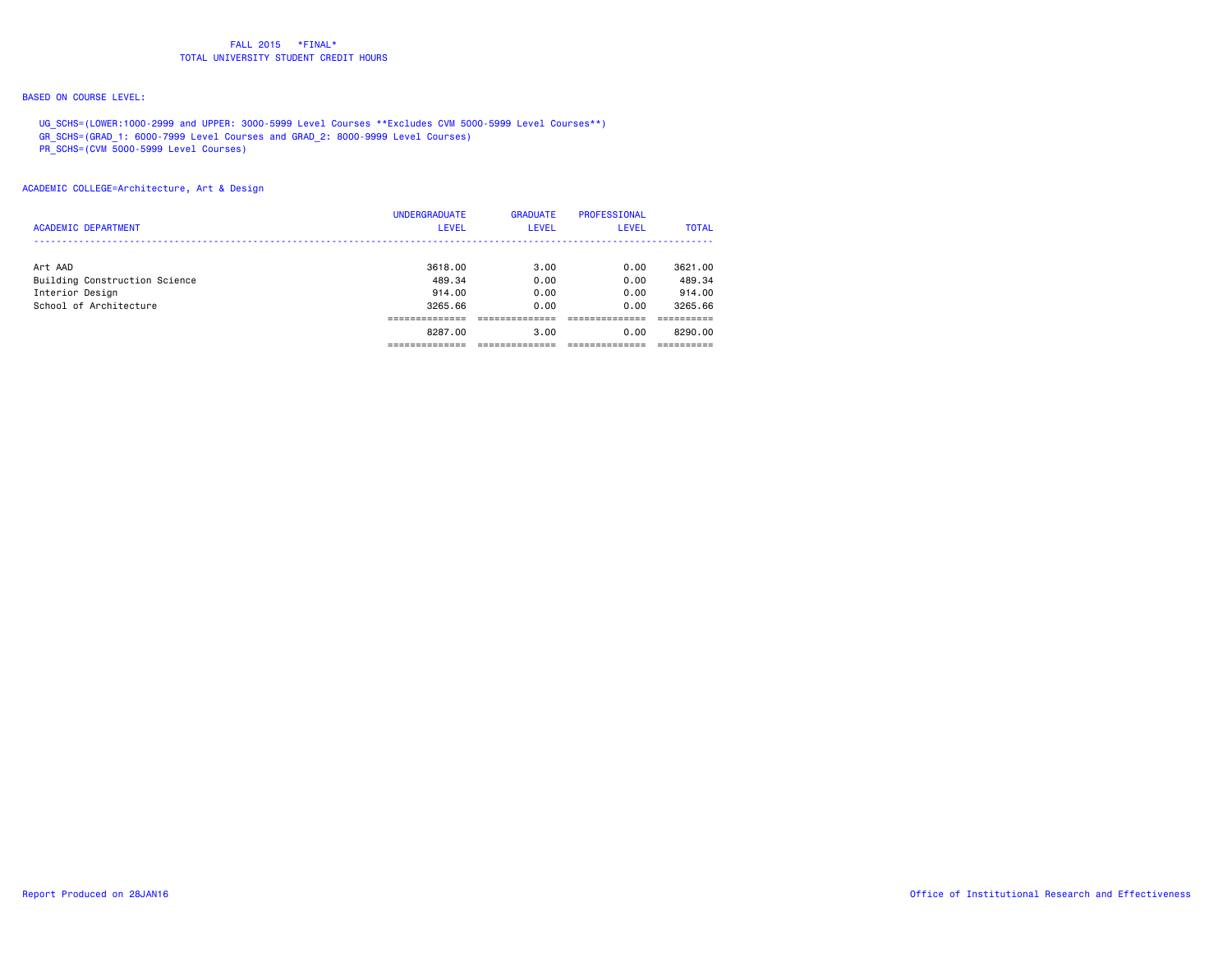FALL 2015 *FINAL*
TOTAL UNIVERSITY STUDENT CREDIT HOURS

BASED ON COURSE LEVEL:

UG_SCHS=(LOWER:1000-2999 and UPPER: 3000-5999 Level Courses **Excludes CVM 5000-5999 Level Courses**)
GR_SCHS=(GRAD_1: 6000-7999 Level Courses and GRAD_2: 8000-9999 Level Courses)
PR_SCHS=(CVM 5000-5999 Level Courses)

ACADEMIC COLLEGE=Architecture, Art & Design

| ACADEMIC DEPARTMENT | UNDERGRADUATE LEVEL | GRADUATE LEVEL | PROFESSIONAL LEVEL | TOTAL |
|---|---|---|---|---|
| Art AAD | 3618.00 | 3.00 | 0.00 | 3621.00 |
| Building Construction Science | 489.34 | 0.00 | 0.00 | 489.34 |
| Interior Design | 914.00 | 0.00 | 0.00 | 914.00 |
| School of Architecture | 3265.66 | 0.00 | 0.00 | 3265.66 |
| | 8287.00 | 3.00 | 0.00 | 8290.00 |

Report Produced on 28JAN16

Office of Institutional Research and Effectiveness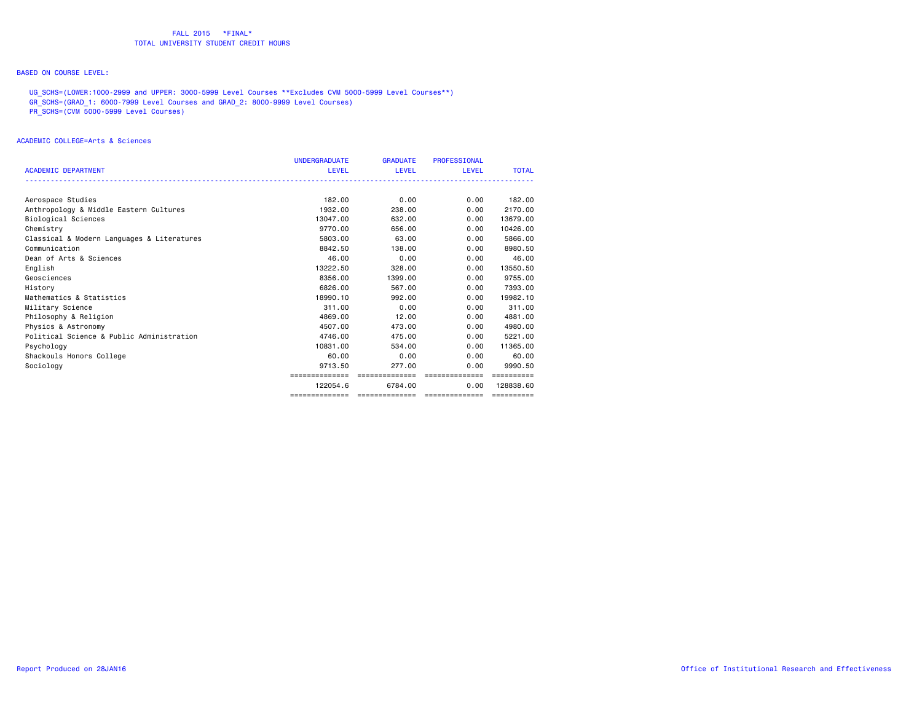FALL 2015 *FINAL*
TOTAL UNIVERSITY STUDENT CREDIT HOURS

BASED ON COURSE LEVEL:

UG_SCHS=(LOWER:1000-2999 and UPPER: 3000-5999 Level Courses **Excludes CVM 5000-5999 Level Courses**)
GR_SCHS=(GRAD_1: 6000-7999 Level Courses and GRAD_2: 8000-9999 Level Courses)
PR_SCHS=(CVM 5000-5999 Level Courses)

ACADEMIC COLLEGE=Arts & Sciences

| ACADEMIC DEPARTMENT | UNDERGRADUATE LEVEL | GRADUATE LEVEL | PROFESSIONAL LEVEL | TOTAL |
|---|---|---|---|---|
| Aerospace Studies | 182.00 | 0.00 | 0.00 | 182.00 |
| Anthropology & Middle Eastern Cultures | 1932.00 | 238.00 | 0.00 | 2170.00 |
| Biological Sciences | 13047.00 | 632.00 | 0.00 | 13679.00 |
| Chemistry | 9770.00 | 656.00 | 0.00 | 10426.00 |
| Classical & Modern Languages & Literatures | 5803.00 | 63.00 | 0.00 | 5866.00 |
| Communication | 8842.50 | 138.00 | 0.00 | 8980.50 |
| Dean of Arts & Sciences | 46.00 | 0.00 | 0.00 | 46.00 |
| English | 13222.50 | 328.00 | 0.00 | 13550.50 |
| Geosciences | 8356.00 | 1399.00 | 0.00 | 9755.00 |
| History | 6826.00 | 567.00 | 0.00 | 7393.00 |
| Mathematics & Statistics | 18990.10 | 992.00 | 0.00 | 19982.10 |
| Military Science | 311.00 | 0.00 | 0.00 | 311.00 |
| Philosophy & Religion | 4869.00 | 12.00 | 0.00 | 4881.00 |
| Physics & Astronomy | 4507.00 | 473.00 | 0.00 | 4980.00 |
| Political Science & Public Administration | 4746.00 | 475.00 | 0.00 | 5221.00 |
| Psychology | 10831.00 | 534.00 | 0.00 | 11365.00 |
| Shackouls Honors College | 60.00 | 0.00 | 0.00 | 60.00 |
| Sociology | 9713.50 | 277.00 | 0.00 | 9990.50 |
| | 122054.6 | 6784.00 | 0.00 | 128838.60 |

Report Produced on 28JAN16

Office of Institutional Research and Effectiveness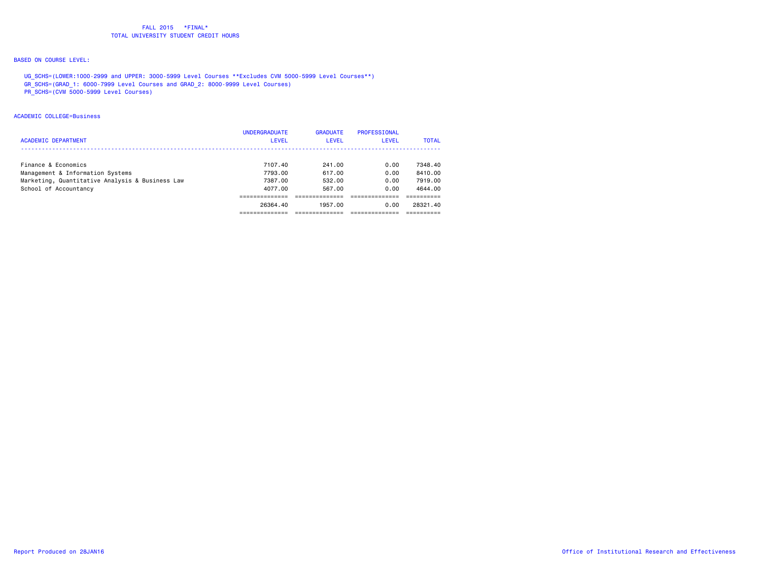FALL 2015 *FINAL*
TOTAL UNIVERSITY STUDENT CREDIT HOURS

BASED ON COURSE LEVEL:

UG_SCHS=(LOWER:1000-2999 and UPPER: 3000-5999 Level Courses **Excludes CVM 5000-5999 Level Courses**)
GR_SCHS=(GRAD_1: 6000-7999 Level Courses and GRAD_2: 8000-9999 Level Courses)
PR_SCHS=(CVM 5000-5999 Level Courses)

ACADEMIC COLLEGE=Business

| ACADEMIC DEPARTMENT | UNDERGRADUATE LEVEL | GRADUATE LEVEL | PROFESSIONAL LEVEL | TOTAL |
|---|---|---|---|---|
| Finance & Economics | 7107.40 | 241.00 | 0.00 | 7348.40 |
| Management & Information Systems | 7793.00 | 617.00 | 0.00 | 8410.00 |
| Marketing, Quantitative Analysis & Business Law | 7387.00 | 532.00 | 0.00 | 7919.00 |
| School of Accountancy | 4077.00 | 567.00 | 0.00 | 4644.00 |
| | 26364.40 | 1957.00 | 0.00 | 28321.40 |

Report Produced on 28JAN16

Office of Institutional Research and Effectiveness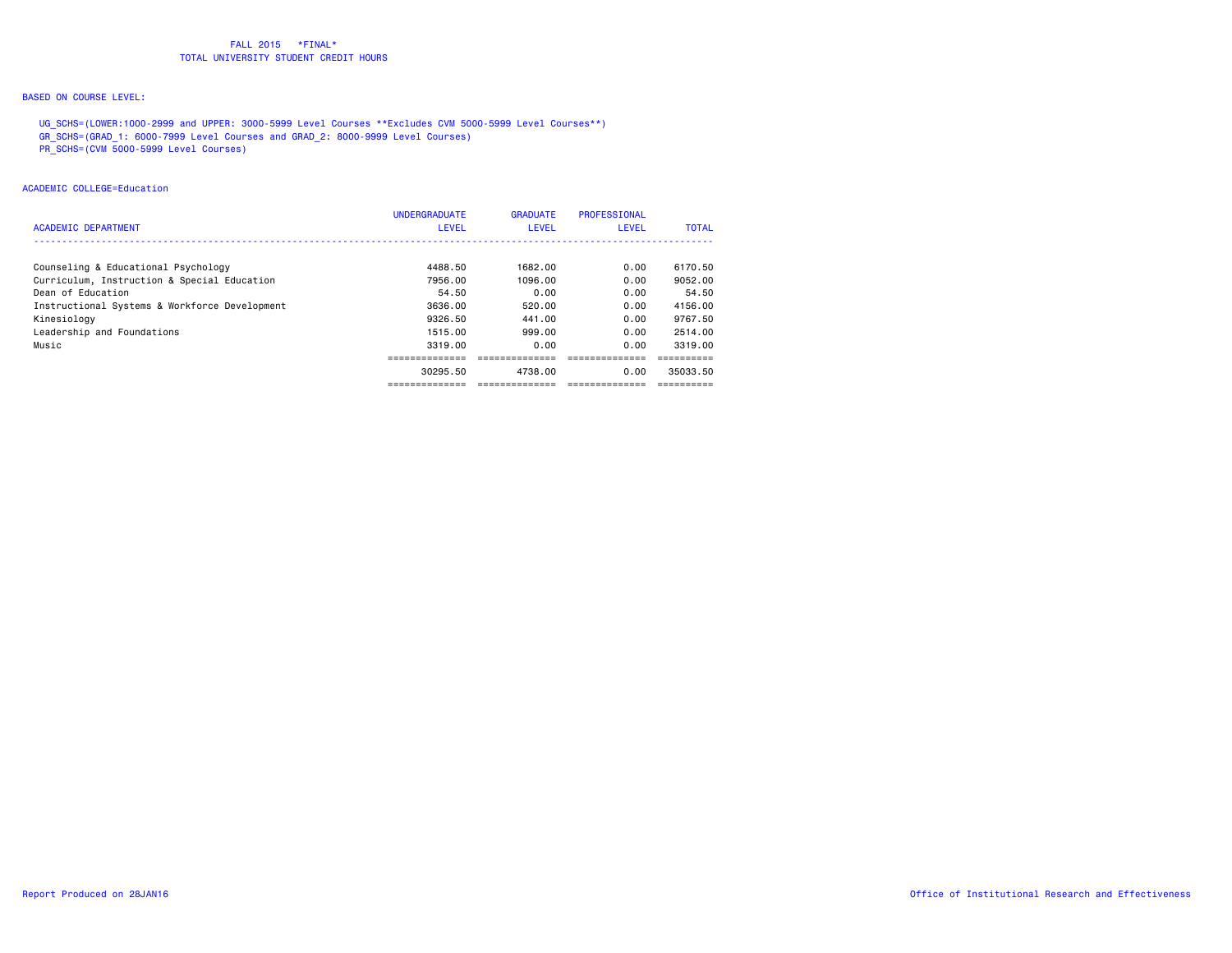FALL 2015 *FINAL*
TOTAL UNIVERSITY STUDENT CREDIT HOURS

BASED ON COURSE LEVEL:

UG_SCHS=(LOWER:1000-2999 and UPPER: 3000-5999 Level Courses **Excludes CVM 5000-5999 Level Courses**)
GR_SCHS=(GRAD_1: 6000-7999 Level Courses and GRAD_2: 8000-9999 Level Courses)
PR_SCHS=(CVM 5000-5999 Level Courses)

ACADEMIC COLLEGE=Education

| ACADEMIC DEPARTMENT | UNDERGRADUATE LEVEL | GRADUATE LEVEL | PROFESSIONAL LEVEL | TOTAL |
|---|---|---|---|---|
| Counseling & Educational Psychology | 4488.50 | 1682.00 | 0.00 | 6170.50 |
| Curriculum, Instruction & Special Education | 7956.00 | 1096.00 | 0.00 | 9052.00 |
| Dean of Education | 54.50 | 0.00 | 0.00 | 54.50 |
| Instructional Systems & Workforce Development | 3636.00 | 520.00 | 0.00 | 4156.00 |
| Kinesiology | 9326.50 | 441.00 | 0.00 | 9767.50 |
| Leadership and Foundations | 1515.00 | 999.00 | 0.00 | 2514.00 |
| Music | 3319.00 | 0.00 | 0.00 | 3319.00 |
| | 30295.50 | 4738.00 | 0.00 | 35033.50 |

Report Produced on 28JAN16 Office of Institutional Research and Effectiveness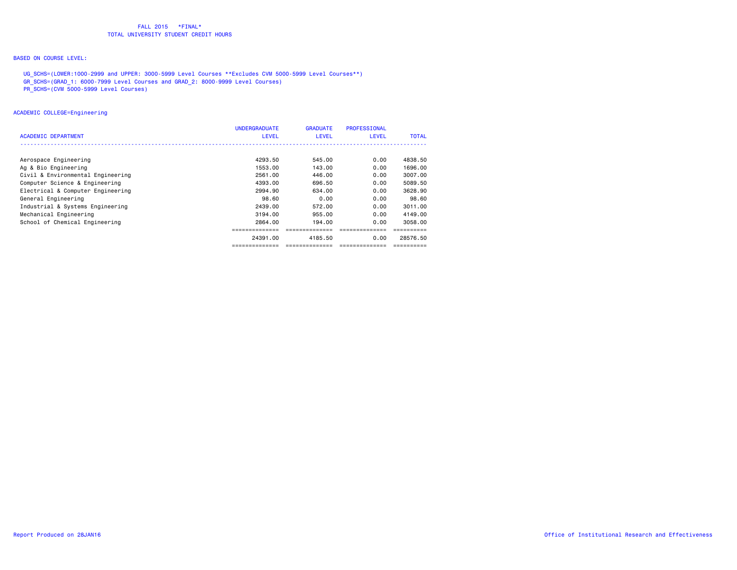FALL 2015 *FINAL*
TOTAL UNIVERSITY STUDENT CREDIT HOURS

BASED ON COURSE LEVEL:

UG_SCHS=(LOWER:1000-2999 and UPPER: 3000-5999 Level Courses **Excludes CVM 5000-5999 Level Courses**)
GR_SCHS=(GRAD_1: 6000-7999 Level Courses and GRAD_2: 8000-9999 Level Courses)
PR_SCHS=(CVM 5000-5999 Level Courses)

ACADEMIC COLLEGE=Engineering

| ACADEMIC DEPARTMENT | UNDERGRADUATE LEVEL | GRADUATE LEVEL | PROFESSIONAL LEVEL | TOTAL |
|---|---|---|---|---|
| Aerospace Engineering | 4293.50 | 545.00 | 0.00 | 4838.50 |
| Ag & Bio Engineering | 1553.00 | 143.00 | 0.00 | 1696.00 |
| Civil & Environmental Engineering | 2561.00 | 446.00 | 0.00 | 3007.00 |
| Computer Science & Engineering | 4393.00 | 696.50 | 0.00 | 5089.50 |
| Electrical & Computer Engineering | 2994.90 | 634.00 | 0.00 | 3628.90 |
| General Engineering | 98.60 | 0.00 | 0.00 | 98.60 |
| Industrial & Systems Engineering | 2439.00 | 572.00 | 0.00 | 3011.00 |
| Mechanical Engineering | 3194.00 | 955.00 | 0.00 | 4149.00 |
| School of Chemical Engineering | 2864.00 | 194.00 | 0.00 | 3058.00 |
| | 24391.00 | 4185.50 | 0.00 | 28576.50 |

Report Produced on 28JAN16

Office of Institutional Research and Effectiveness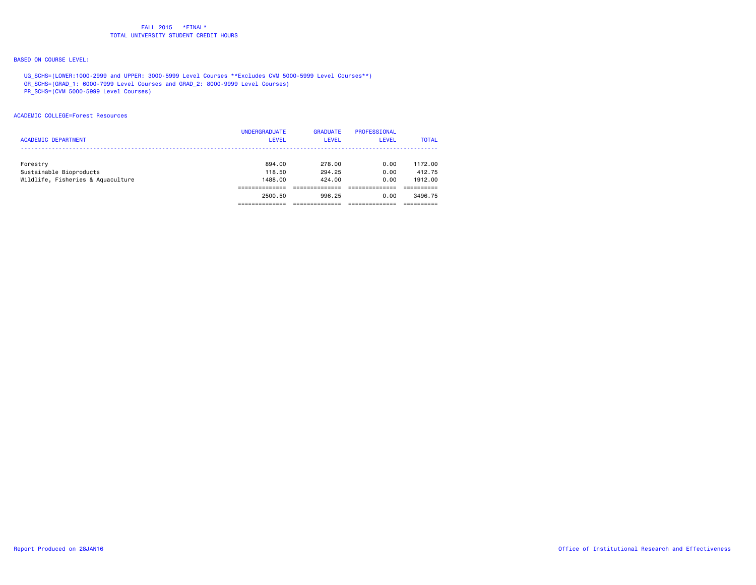FALL 2015 *FINAL*

TOTAL UNIVERSITY STUDENT CREDIT HOURS

BASED ON COURSE LEVEL:

UG_SCHS=(LOWER:1000-2999 and UPPER: 3000-5999 Level Courses **Excludes CVM 5000-5999 Level Courses**)
GR_SCHS=(GRAD_1: 6000-7999 Level Courses and GRAD_2: 8000-9999 Level Courses)
PR_SCHS=(CVM 5000-5999 Level Courses)

ACADEMIC COLLEGE=Forest Resources

| ACADEMIC DEPARTMENT | UNDERGRADUATE LEVEL | GRADUATE LEVEL | PROFESSIONAL LEVEL | TOTAL |
|---|---|---|---|---|
| Forestry | 894.00 | 278.00 | 0.00 | 1172.00 |
| Sustainable Bioproducts | 118.50 | 294.25 | 0.00 | 412.75 |
| Wildlife, Fisheries & Aquaculture | 1488.00 | 424.00 | 0.00 | 1912.00 |
| | 2500.50 | 996.25 | 0.00 | 3496.75 |

Report Produced on 28JAN16

Office of Institutional Research and Effectiveness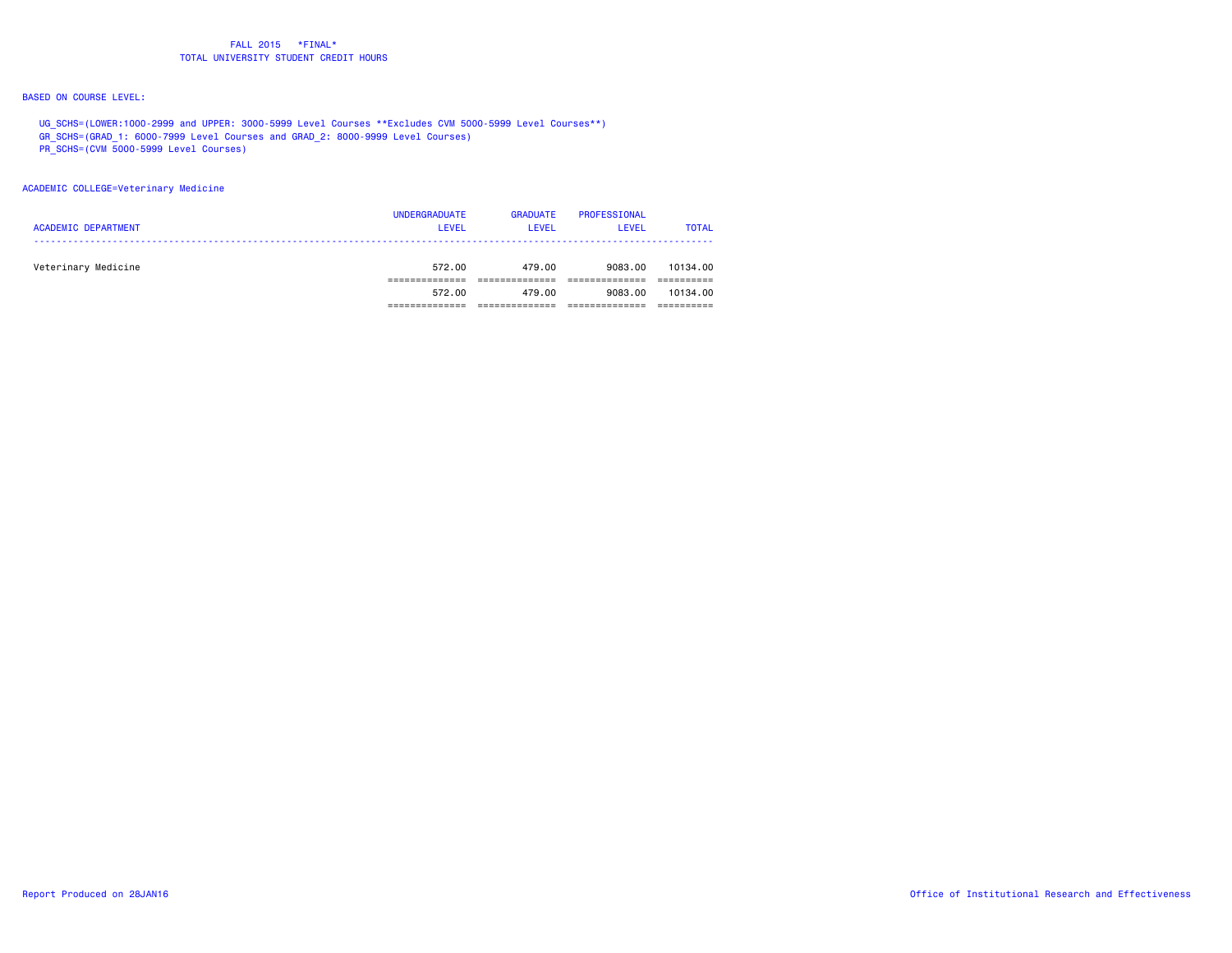FALL 2015 *FINAL*
TOTAL UNIVERSITY STUDENT CREDIT HOURS

BASED ON COURSE LEVEL:

UG_SCHS=(LOWER:1000-2999 and UPPER: 3000-5999 Level Courses **Excludes CVM 5000-5999 Level Courses**)
GR_SCHS=(GRAD_1: 6000-7999 Level Courses and GRAD_2: 8000-9999 Level Courses)
PR_SCHS=(CVM 5000-5999 Level Courses)

ACADEMIC COLLEGE=Veterinary Medicine

| ACADEMIC DEPARTMENT | UNDERGRADUATE LEVEL | GRADUATE LEVEL | PROFESSIONAL LEVEL | TOTAL |
|---|---|---|---|---|
| Veterinary Medicine | 572.00 | 479.00 | 9083.00 | 10134.00 |
| | 572.00 | 479.00 | 9083.00 | 10134.00 |

Report Produced on 28JAN16

Office of Institutional Research and Effectiveness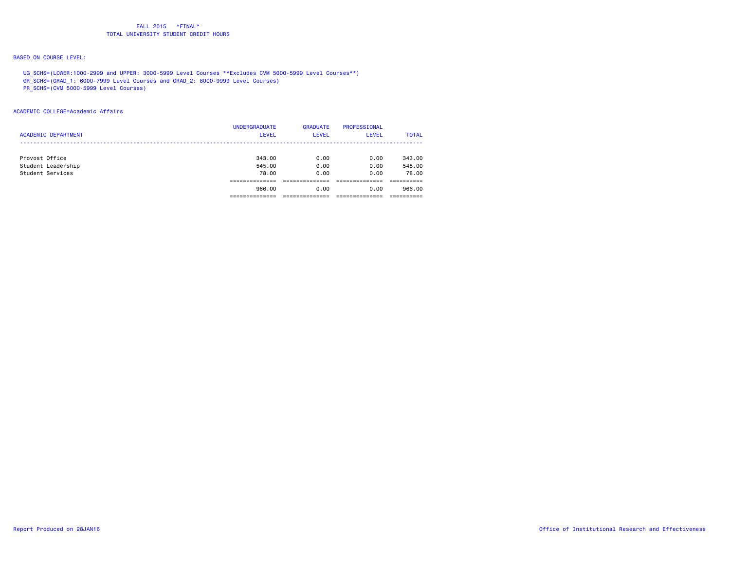FALL 2015 *FINAL*
TOTAL UNIVERSITY STUDENT CREDIT HOURS

BASED ON COURSE LEVEL:

UG_SCHS=(LOWER:1000-2999 and UPPER: 3000-5999 Level Courses **Excludes CVM 5000-5999 Level Courses**)
GR_SCHS=(GRAD_1: 6000-7999 Level Courses and GRAD_2: 8000-9999 Level Courses)
PR_SCHS=(CVM 5000-5999 Level Courses)

ACADEMIC COLLEGE=Academic Affairs

| ACADEMIC DEPARTMENT | UNDERGRADUATE LEVEL | GRADUATE LEVEL | PROFESSIONAL LEVEL | TOTAL |
|---|---|---|---|---|
| Provost Office | 343.00 | 0.00 | 0.00 | 343.00 |
| Student Leadership | 545.00 | 0.00 | 0.00 | 545.00 |
| Student Services | 78.00 | 0.00 | 0.00 | 78.00 |
| | 966.00 | 0.00 | 0.00 | 966.00 |

Report Produced on 28JAN16

Office of Institutional Research and Effectiveness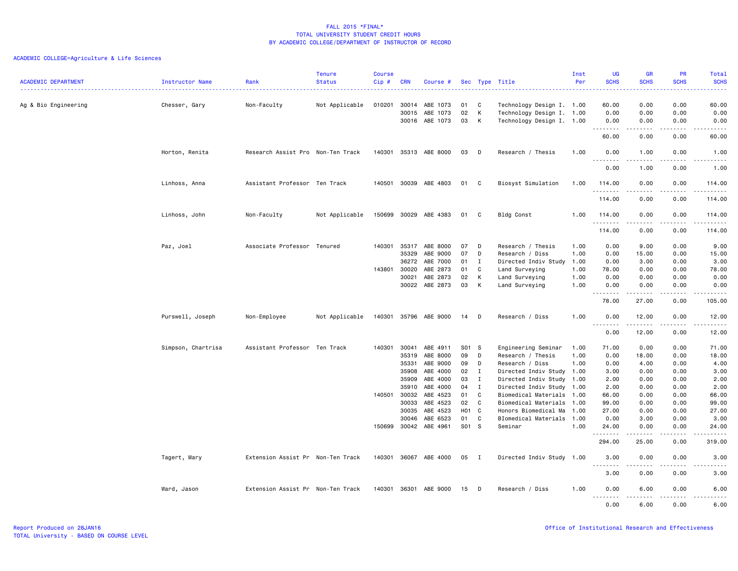# FALL 2015 *FINAL*
## TOTAL UNIVERSITY STUDENT CREDIT HOURS
## BY ACADEMIC COLLEGE/DEPARTMENT OF INSTRUCTOR OF RECORD

ACADEMIC COLLEGE=Agriculture & Life Sciences

| ACADEMIC DEPARTMENT | Instructor Name | Rank | Tenure Status | Course Cip # | CRN | Course # | Sec | Type | Title | Inst Per | UG SCHS | GR SCHS | PR SCHS | Total SCHS |
|---|---|---|---|---|---|---|---|---|---|---|---|---|---|---|
| Ag & Bio Engineering | Chesser, Gary | Non-Faculty | Not Applicable | 010201 | 30014 | ABE 1073 | 01 | C | Technology Design I. | 1.00 | 60.00 | 0.00 | 0.00 | 60.00 |
| | | | | | 30015 | ABE 1073 | 02 | K | Technology Design I. | 1.00 | 0.00 | 0.00 | 0.00 | 0.00 |
| | | | | | 30016 | ABE 1073 | 03 | K | Technology Design I. | 1.00 | 0.00 | 0.00 | 0.00 | 0.00 |
| | | | | | | | | | | | 60.00 | 0.00 | 0.00 | 60.00 |
| | Horton, Renita | Research Assist Pro | Non-Ten Track | 140301 | 35313 | ABE 8000 | 03 | D | Research / Thesis | 1.00 | 0.00 | 1.00 | 0.00 | 1.00 |
| | | | | | | | | | | | 0.00 | 1.00 | 0.00 | 1.00 |
| | Linhoss, Anna | Assistant Professor | Ten Track | 140501 | 30039 | ABE 4803 | 01 | C | Biosyst Simulation | 1.00 | 114.00 | 0.00 | 0.00 | 114.00 |
| | | | | | | | | | | | 114.00 | 0.00 | 0.00 | 114.00 |
| | Linhoss, John | Non-Faculty | Not Applicable | 150699 | 30029 | ABE 4383 | 01 | C | Bldg Const | 1.00 | 114.00 | 0.00 | 0.00 | 114.00 |
| | | | | | | | | | | | 114.00 | 0.00 | 0.00 | 114.00 |
| | Paz, Joel | Associate Professor | Tenured | 140301 | 35317 | ABE 8000 | 07 | D | Research / Thesis | 1.00 | 0.00 | 9.00 | 0.00 | 9.00 |
| | | | | | 35329 | ABE 9000 | 07 | D | Research / Diss | 1.00 | 0.00 | 15.00 | 0.00 | 15.00 |
| | | | | | 36272 | ABE 7000 | 01 | I | Directed Indiv Study | 1.00 | 0.00 | 3.00 | 0.00 | 3.00 |
| | | | | 143801 | 30020 | ABE 2873 | 01 | C | Land Surveying | 1.00 | 78.00 | 0.00 | 0.00 | 78.00 |
| | | | | | 30021 | ABE 2873 | 02 | K | Land Surveying | 1.00 | 0.00 | 0.00 | 0.00 | 0.00 |
| | | | | | 30022 | ABE 2873 | 03 | K | Land Surveying | 1.00 | 0.00 | 0.00 | 0.00 | 0.00 |
| | | | | | | | | | | | 78.00 | 27.00 | 0.00 | 105.00 |
| | Purswell, Joseph | Non-Employee | Not Applicable | 140301 | 35796 | ABE 9000 | 14 | D | Research / Diss | 1.00 | 0.00 | 12.00 | 0.00 | 12.00 |
| | | | | | | | | | | | 0.00 | 12.00 | 0.00 | 12.00 |
| | Simpson, Chartrisa | Assistant Professor | Ten Track | 140301 | 30041 | ABE 4911 | S01 | S | Engineering Seminar | 1.00 | 71.00 | 0.00 | 0.00 | 71.00 |
| | | | | | 35319 | ABE 8000 | 09 | D | Research / Thesis | 1.00 | 0.00 | 18.00 | 0.00 | 18.00 |
| | | | | | 35331 | ABE 9000 | 09 | D | Research / Diss | 1.00 | 0.00 | 4.00 | 0.00 | 4.00 |
| | | | | | 35908 | ABE 4000 | 02 | I | Directed Indiv Study | 1.00 | 3.00 | 0.00 | 0.00 | 3.00 |
| | | | | | 35909 | ABE 4000 | 03 | I | Directed Indiv Study | 1.00 | 2.00 | 0.00 | 0.00 | 2.00 |
| | | | | | 35910 | ABE 4000 | 04 | I | Directed Indiv Study | 1.00 | 2.00 | 0.00 | 0.00 | 2.00 |
| | | | | 140501 | 30032 | ABE 4523 | 01 | C | Biomedical Materials | 1.00 | 66.00 | 0.00 | 0.00 | 66.00 |
| | | | | | 30033 | ABE 4523 | 02 | C | Biomedical Materials | 1.00 | 99.00 | 0.00 | 0.00 | 99.00 |
| | | | | | 30035 | ABE 4523 | H01 | C | Honors Biomedical Ma | 1.00 | 27.00 | 0.00 | 0.00 | 27.00 |
| | | | | | 30046 | ABE 6523 | 01 | C | BIomedical Materials | 1.00 | 0.00 | 3.00 | 0.00 | 3.00 |
| | | | | 150699 | 30042 | ABE 4961 | S01 | S | Seminar | 1.00 | 24.00 | 0.00 | 0.00 | 24.00 |
| | | | | | | | | | | | 294.00 | 25.00 | 0.00 | 319.00 |
| | Tagert, Mary | Extension Assist Pr | Non-Ten Track | 140301 | 36067 | ABE 4000 | 05 | I | Directed Indiv Study | 1.00 | 3.00 | 0.00 | 0.00 | 3.00 |
| | | | | | | | | | | | 3.00 | 0.00 | 0.00 | 3.00 |
| | Ward, Jason | Extension Assist Pr | Non-Ten Track | 140301 | 36301 | ABE 9000 | 15 | D | Research / Diss | 1.00 | 0.00 | 6.00 | 0.00 | 6.00 |
| | | | | | | | | | | | 0.00 | 6.00 | 0.00 | 6.00 |

Report Produced on 28JAN16
TOTAL University - BASED ON COURSE LEVEL

Office of Institutional Research and Effectiveness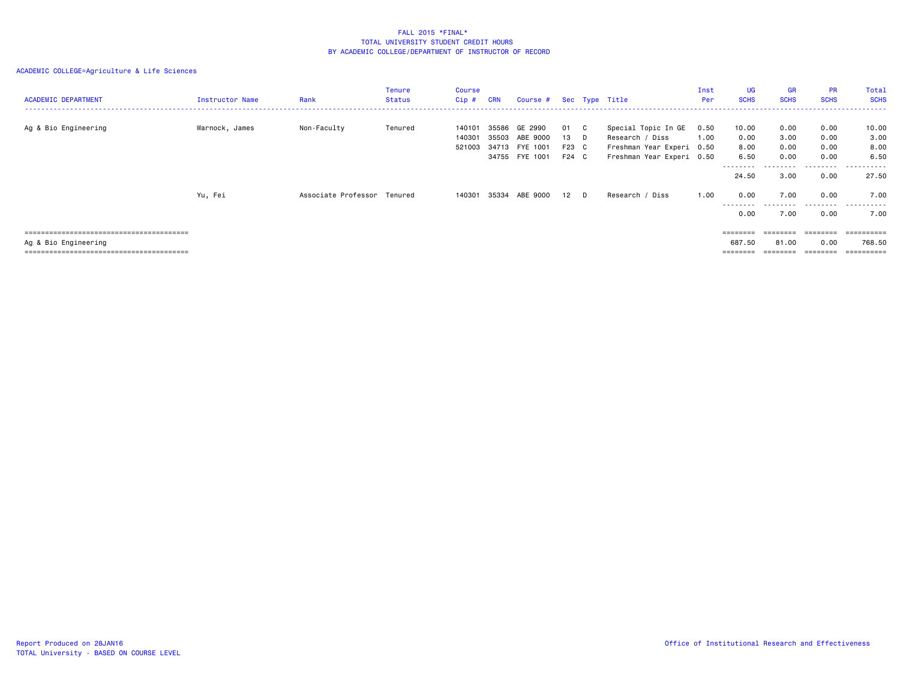FALL 2015 *FINAL*
TOTAL UNIVERSITY STUDENT CREDIT HOURS
BY ACADEMIC COLLEGE/DEPARTMENT OF INSTRUCTOR OF RECORD

ACADEMIC COLLEGE=Agriculture & Life Sciences

| ACADEMIC DEPARTMENT | Instructor Name | Rank | Tenure Status | Course Cip # | CRN | Course # | Sec | Type | Title | Inst Per | UG SCHS | GR SCHS | PR SCHS | Total SCHS |
|---|---|---|---|---|---|---|---|---|---|---|---|---|---|---|
| Ag & Bio Engineering | Warnock, James | Non-Faculty | Tenured | 140101 | 35586 | GE 2990 | 01 | C | Special Topic In GE | 0.50 | 10.00 | 0.00 | 0.00 | 10.00 |
| | | | | 140301 | 35503 | ABE 9000 | 13 | D | Research / Diss | 1.00 | 0.00 | 3.00 | 0.00 | 3.00 |
| | | | | 521003 | 34713 | FYE 1001 | F23 | C | Freshman Year Experi | 0.50 | 8.00 | 0.00 | 0.00 | 8.00 |
| | | | | | 34755 | FYE 1001 | F24 | C | Freshman Year Experi | 0.50 | 6.50 | 0.00 | 0.00 | 6.50 |
| | | | | | | | | | | | 24.50 | 3.00 | 0.00 | 27.50 |
| | Yu, Fei | Associate Professor | Tenured | 140301 | 35334 | ABE 9000 | 12 | D | Research / Diss | 1.00 | 0.00 | 7.00 | 0.00 | 7.00 |
| | | | | | | | | | | | 0.00 | 7.00 | 0.00 | 7.00 |
| Ag & Bio Engineering | | | | | | | | | | | 687.50 | 81.00 | 0.00 | 768.50 |

Report Produced on 28JAN16
TOTAL University - BASED ON COURSE LEVEL

Office of Institutional Research and Effectiveness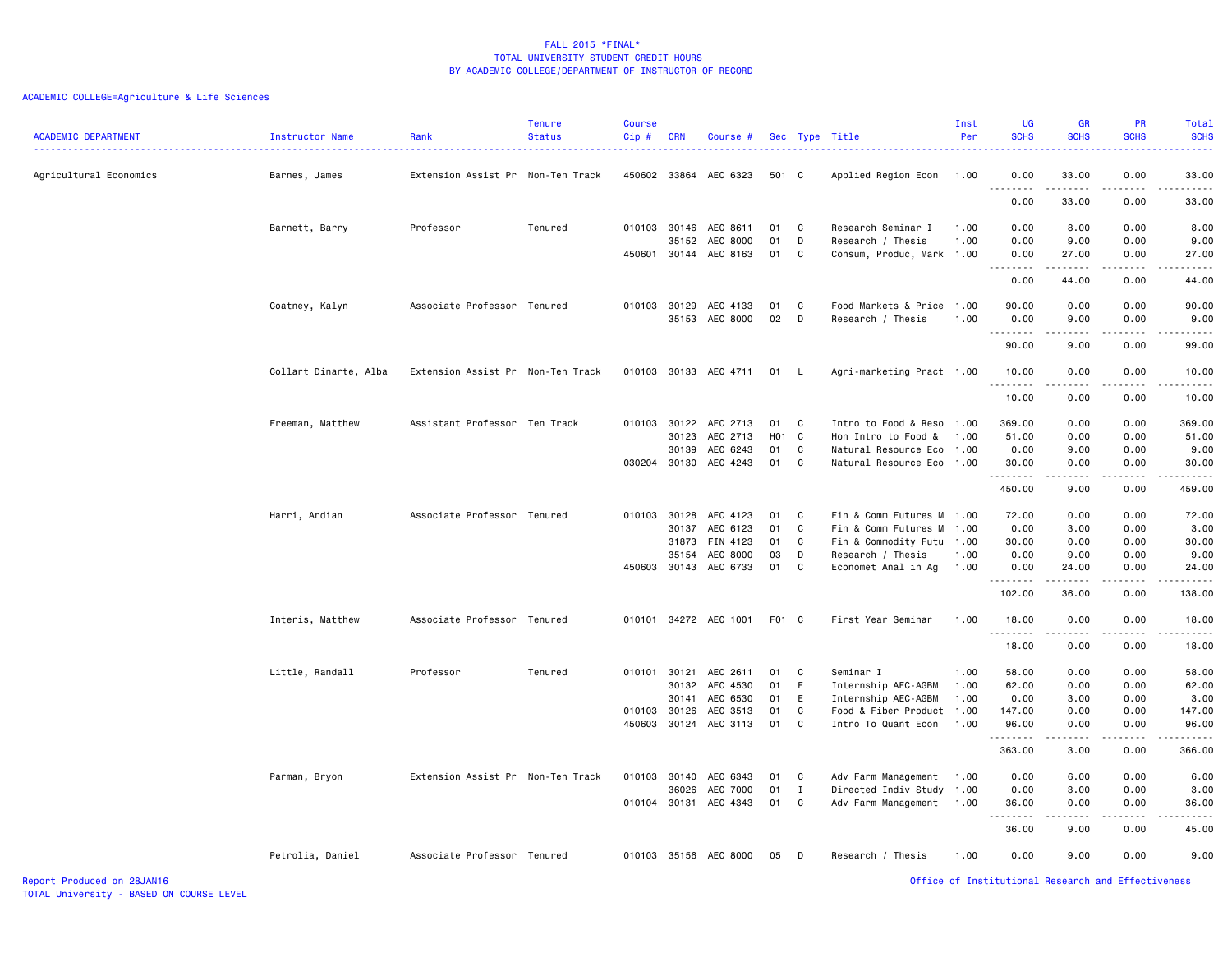FALL 2015 *FINAL*
TOTAL UNIVERSITY STUDENT CREDIT HOURS
BY ACADEMIC COLLEGE/DEPARTMENT OF INSTRUCTOR OF RECORD

ACADEMIC COLLEGE=Agriculture & Life Sciences

| ACADEMIC DEPARTMENT | Instructor Name | Rank | Tenure Status | Course Cip # | CRN | Course # | Sec | Type | Title | Inst Per | UG SCHS | GR SCHS | PR SCHS | Total SCHS |
|---|---|---|---|---|---|---|---|---|---|---|---|---|---|---|
| Agricultural Economics | Barnes, James | Extension Assist Pr | Non-Ten Track | 450602 | 33864 | AEC 6323 | 501 | C | Applied Region Econ | 1.00 | 0.00 | 33.00 | 0.00 | 33.00 |
| | | | | | | | | | | | 0.00 | 33.00 | 0.00 | 33.00 |
| | Barnett, Barry | Professor | Tenured | 010103 | 30146 | AEC 8611 | 01 | C | Research Seminar I | 1.00 | 0.00 | 8.00 | 0.00 | 8.00 |
| | | | | | 35152 | AEC 8000 | 01 | D | Research / Thesis | 1.00 | 0.00 | 9.00 | 0.00 | 9.00 |
| | | | | 450601 | 30144 | AEC 8163 | 01 | C | Consum, Produc, Mark | 1.00 | 0.00 | 27.00 | 0.00 | 27.00 |
| | | | | | | | | | | | 0.00 | 44.00 | 0.00 | 44.00 |
| | Coatney, Kalyn | Associate Professor | Tenured | 010103 | 30129 | AEC 4133 | 01 | C | Food Markets & Price | 1.00 | 90.00 | 0.00 | 0.00 | 90.00 |
| | | | | | 35153 | AEC 8000 | 02 | D | Research / Thesis | 1.00 | 0.00 | 9.00 | 0.00 | 9.00 |
| | | | | | | | | | | | 90.00 | 9.00 | 0.00 | 99.00 |
| | Collart Dinarte, Alba | Extension Assist Pr | Non-Ten Track | 010103 | 30133 | AEC 4711 | 01 | L | Agri-marketing Pract | 1.00 | 10.00 | 0.00 | 0.00 | 10.00 |
| | | | | | | | | | | | 10.00 | 0.00 | 0.00 | 10.00 |
| | Freeman, Matthew | Assistant Professor | Ten Track | 010103 | 30122 | AEC 2713 | 01 | C | Intro to Food & Reso | 1.00 | 369.00 | 0.00 | 0.00 | 369.00 |
| | | | | | 30123 | AEC 2713 | H01 | C | Hon Intro to Food & | 1.00 | 51.00 | 0.00 | 0.00 | 51.00 |
| | | | | | 30139 | AEC 6243 | 01 | C | Natural Resource Eco | 1.00 | 0.00 | 9.00 | 0.00 | 9.00 |
| | | | | 030204 | 30130 | AEC 4243 | 01 | C | Natural Resource Eco | 1.00 | 30.00 | 0.00 | 0.00 | 30.00 |
| | | | | | | | | | | | 450.00 | 9.00 | 0.00 | 459.00 |
| | Harri, Ardian | Associate Professor | Tenured | 010103 | 30128 | AEC 4123 | 01 | C | Fin & Comm Futures M | 1.00 | 72.00 | 0.00 | 0.00 | 72.00 |
| | | | | | 30137 | AEC 6123 | 01 | C | Fin & Comm Futures M | 1.00 | 0.00 | 3.00 | 0.00 | 3.00 |
| | | | | | 31873 | FIN 4123 | 01 | C | Fin & Commodity Futu | 1.00 | 30.00 | 0.00 | 0.00 | 30.00 |
| | | | | | 35154 | AEC 8000 | 03 | D | Research / Thesis | 1.00 | 0.00 | 9.00 | 0.00 | 9.00 |
| | | | | 450603 | 30143 | AEC 6733 | 01 | C | Economet Anal in Ag | 1.00 | 0.00 | 24.00 | 0.00 | 24.00 |
| | | | | | | | | | | | 102.00 | 36.00 | 0.00 | 138.00 |
| | Interis, Matthew | Associate Professor | Tenured | 010101 | 34272 | AEC 1001 | F01 | C | First Year Seminar | 1.00 | 18.00 | 0.00 | 0.00 | 18.00 |
| | | | | | | | | | | | 18.00 | 0.00 | 0.00 | 18.00 |
| | Little, Randall | Professor | Tenured | 010101 | 30121 | AEC 2611 | 01 | C | Seminar I | 1.00 | 58.00 | 0.00 | 0.00 | 58.00 |
| | | | | | 30132 | AEC 4530 | 01 | E | Internship AEC-AGBM | 1.00 | 62.00 | 0.00 | 0.00 | 62.00 |
| | | | | | 30141 | AEC 6530 | 01 | E | Internship AEC-AGBM | 1.00 | 0.00 | 3.00 | 0.00 | 3.00 |
| | | | | 010103 | 30126 | AEC 3513 | 01 | C | Food & Fiber Product | 1.00 | 147.00 | 0.00 | 0.00 | 147.00 |
| | | | | 450603 | 30124 | AEC 3113 | 01 | C | Intro To Quant Econ | 1.00 | 96.00 | 0.00 | 0.00 | 96.00 |
| | | | | | | | | | | | 363.00 | 3.00 | 0.00 | 366.00 |
| | Parman, Bryon | Extension Assist Pr | Non-Ten Track | 010103 | 30140 | AEC 6343 | 01 | C | Adv Farm Management | 1.00 | 0.00 | 6.00 | 0.00 | 6.00 |
| | | | | | 36026 | AEC 7000 | 01 | I | Directed Indiv Study | 1.00 | 0.00 | 3.00 | 0.00 | 3.00 |
| | | | | 010104 | 30131 | AEC 4343 | 01 | C | Adv Farm Management | 1.00 | 36.00 | 0.00 | 0.00 | 36.00 |
| | | | | | | | | | | | 36.00 | 9.00 | 0.00 | 45.00 |
| | Petrolia, Daniel | Associate Professor | Tenured | 010103 | 35156 | AEC 8000 | 05 | D | Research / Thesis | 1.00 | 0.00 | 9.00 | 0.00 | 9.00 |

Report Produced on 28JAN16
TOTAL University - BASED ON COURSE LEVEL
Office of Institutional Research and Effectiveness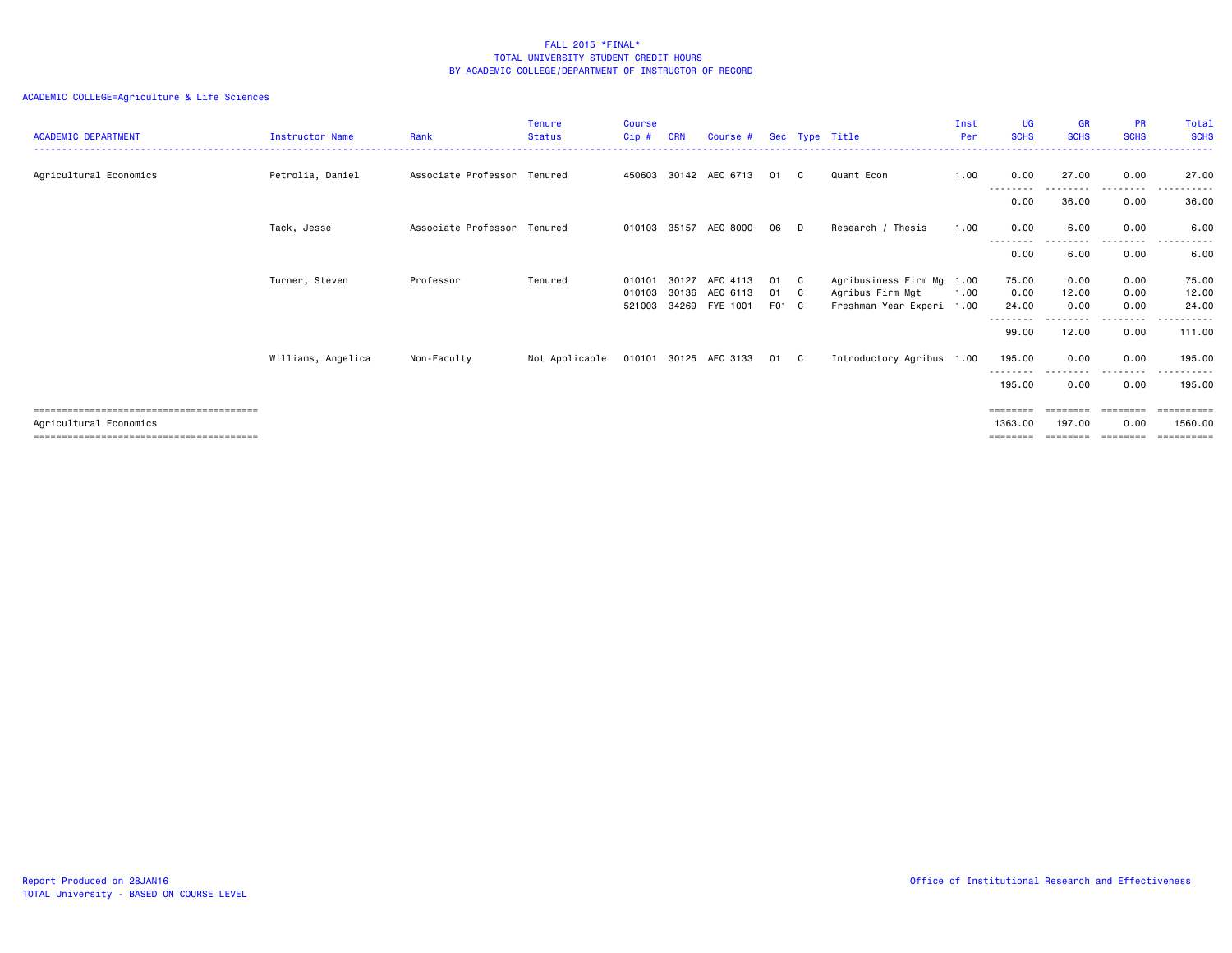FALL 2015 *FINAL*
TOTAL UNIVERSITY STUDENT CREDIT HOURS
BY ACADEMIC COLLEGE/DEPARTMENT OF INSTRUCTOR OF RECORD

ACADEMIC COLLEGE=Agriculture & Life Sciences

| ACADEMIC DEPARTMENT | Instructor Name | Rank | Tenure Status | Course Cip # | CRN | Course # | Sec | Type | Title | Inst Per | UG SCHS | GR SCHS | PR SCHS | Total SCHS |
|---|---|---|---|---|---|---|---|---|---|---|---|---|---|---|
| Agricultural Economics | Petrolia, Daniel | Associate Professor | Tenured | 450603 | 30142 | AEC 6713 | 01 | C | Quant Econ | 1.00 | 0.00 | 27.00 | 0.00 | 27.00 |
| | | | | | | | | | | | 0.00 | 36.00 | 0.00 | 36.00 |
| | Tack, Jesse | Associate Professor | Tenured | 010103 | 35157 | AEC 8000 | 06 | D | Research / Thesis | 1.00 | 0.00 | 6.00 | 0.00 | 6.00 |
| | | | | | | | | | | | 0.00 | 6.00 | 0.00 | 6.00 |
| | Turner, Steven | Professor | Tenured | 010101 | 30127 | AEC 4113 | 01 | C | Agribusiness Firm Mg | 1.00 | 75.00 | 0.00 | 0.00 | 75.00 |
| | | | | 010103 | 30136 | AEC 6113 | 01 | C | Agribus Firm Mgt | 1.00 | 0.00 | 12.00 | 0.00 | 12.00 |
| | | | | 521003 | 34269 | FYE 1001 | F01 | C | Freshman Year Experi | 1.00 | 24.00 | 0.00 | 0.00 | 24.00 |
| | | | | | | | | | | | 99.00 | 12.00 | 0.00 | 111.00 |
| | Williams, Angelica | Non-Faculty | Not Applicable | 010101 | 30125 | AEC 3133 | 01 | C | Introductory Agribus | 1.00 | 195.00 | 0.00 | 0.00 | 195.00 |
| | | | | | | | | | | | 195.00 | 0.00 | 0.00 | 195.00 |
| Agricultural Economics | | | | | | | | | | | 1363.00 | 197.00 | 0.00 | 1560.00 |

Report Produced on 28JAN16
TOTAL University - BASED ON COURSE LEVEL

Office of Institutional Research and Effectiveness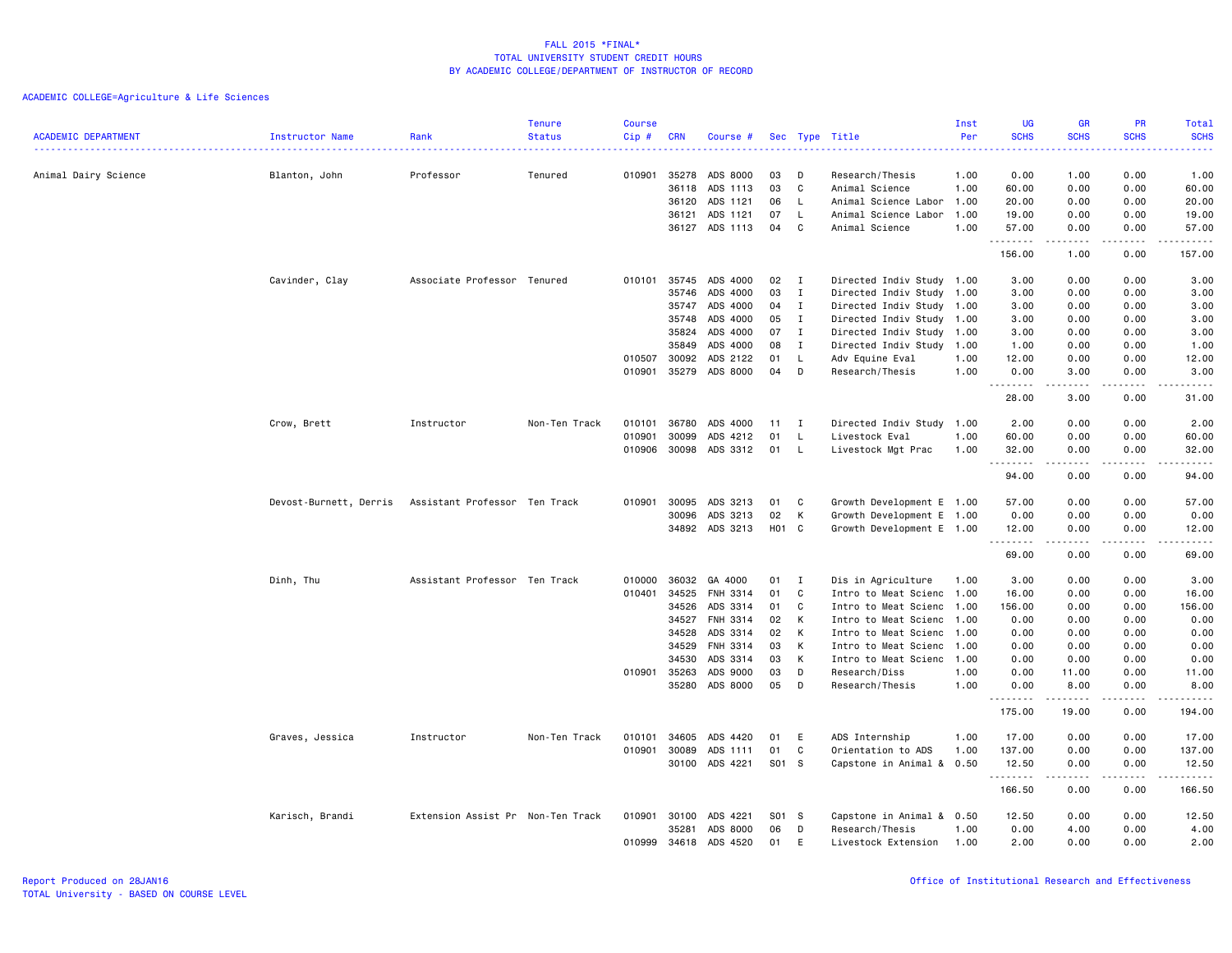FALL 2015 *FINAL*
TOTAL UNIVERSITY STUDENT CREDIT HOURS
BY ACADEMIC COLLEGE/DEPARTMENT OF INSTRUCTOR OF RECORD

ACADEMIC COLLEGE=Agriculture & Life Sciences

| ACADEMIC DEPARTMENT | Instructor Name | Rank | Tenure Status | Course Cip # | CRN | Course # | Sec | Type | Title | Inst Per | UG SCHS | GR SCHS | PR SCHS | Total SCHS |
|---|---|---|---|---|---|---|---|---|---|---|---|---|---|---|
| Animal Dairy Science | Blanton, John | Professor | Tenured | 010901 | 35278 | ADS 8000 | 03 | D | Research/Thesis | 1.00 | 0.00 | 1.00 | 0.00 | 1.00 |
| | | | | | 36118 | ADS 1113 | 03 | C | Animal Science | 1.00 | 60.00 | 0.00 | 0.00 | 60.00 |
| | | | | | 36120 | ADS 1121 | 06 | L | Animal Science Labor | 1.00 | 20.00 | 0.00 | 0.00 | 20.00 |
| | | | | | 36121 | ADS 1121 | 07 | L | Animal Science Labor | 1.00 | 19.00 | 0.00 | 0.00 | 19.00 |
| | | | | | 36127 | ADS 1113 | 04 | C | Animal Science | 1.00 | 57.00 | 0.00 | 0.00 | 57.00 |
| | | | | | | | | | | | 156.00 | 1.00 | 0.00 | 157.00 |
| | Cavinder, Clay | Associate Professor | Tenured | 010101 | 35745 | ADS 4000 | 02 | I | Directed Indiv Study | 1.00 | 3.00 | 0.00 | 0.00 | 3.00 |
| | | | | | 35746 | ADS 4000 | 03 | I | Directed Indiv Study | 1.00 | 3.00 | 0.00 | 0.00 | 3.00 |
| | | | | | 35747 | ADS 4000 | 04 | I | Directed Indiv Study | 1.00 | 3.00 | 0.00 | 0.00 | 3.00 |
| | | | | | 35748 | ADS 4000 | 05 | I | Directed Indiv Study | 1.00 | 3.00 | 0.00 | 0.00 | 3.00 |
| | | | | | 35824 | ADS 4000 | 07 | I | Directed Indiv Study | 1.00 | 3.00 | 0.00 | 0.00 | 3.00 |
| | | | | | 35849 | ADS 4000 | 08 | I | Directed Indiv Study | 1.00 | 1.00 | 0.00 | 0.00 | 1.00 |
| | | | | 010507 | 30092 | ADS 2122 | 01 | L | Adv Equine Eval | 1.00 | 12.00 | 0.00 | 0.00 | 12.00 |
| | | | | 010901 | 35279 | ADS 8000 | 04 | D | Research/Thesis | 1.00 | 0.00 | 3.00 | 0.00 | 3.00 |
| | | | | | | | | | | | 28.00 | 3.00 | 0.00 | 31.00 |
| | Crow, Brett | Instructor | Non-Ten Track | 010101 | 36780 | ADS 4000 | 11 | I | Directed Indiv Study | 1.00 | 2.00 | 0.00 | 0.00 | 2.00 |
| | | | | 010901 | 30099 | ADS 4212 | 01 | L | Livestock Eval | 1.00 | 60.00 | 0.00 | 0.00 | 60.00 |
| | | | | 010906 | 30098 | ADS 3312 | 01 | L | Livestock Mgt Prac | 1.00 | 32.00 | 0.00 | 0.00 | 32.00 |
| | | | | | | | | | | | 94.00 | 0.00 | 0.00 | 94.00 |
| | Devost-Burnett, Derris | Assistant Professor | Ten Track | 010901 | 30095 | ADS 3213 | 01 | C | Growth Development E | 1.00 | 57.00 | 0.00 | 0.00 | 57.00 |
| | | | | | 30096 | ADS 3213 | 02 | K | Growth Development E | 1.00 | 0.00 | 0.00 | 0.00 | 0.00 |
| | | | | | 34892 | ADS 3213 | H01 | C | Growth Development E | 1.00 | 12.00 | 0.00 | 0.00 | 12.00 |
| | | | | | | | | | | | 69.00 | 0.00 | 0.00 | 69.00 |
| | Dinh, Thu | Assistant Professor | Ten Track | 010000 | 36032 | GA 4000 | 01 | I | Dis in Agriculture | 1.00 | 3.00 | 0.00 | 0.00 | 3.00 |
| | | | | 010401 | 34525 | FNH 3314 | 01 | C | Intro to Meat Scienc | 1.00 | 16.00 | 0.00 | 0.00 | 16.00 |
| | | | | | 34526 | ADS 3314 | 01 | C | Intro to Meat Scienc | 1.00 | 156.00 | 0.00 | 0.00 | 156.00 |
| | | | | | 34527 | FNH 3314 | 02 | K | Intro to Meat Scienc | 1.00 | 0.00 | 0.00 | 0.00 | 0.00 |
| | | | | | 34528 | ADS 3314 | 02 | K | Intro to Meat Scienc | 1.00 | 0.00 | 0.00 | 0.00 | 0.00 |
| | | | | | 34529 | FNH 3314 | 03 | K | Intro to Meat Scienc | 1.00 | 0.00 | 0.00 | 0.00 | 0.00 |
| | | | | | 34530 | ADS 3314 | 03 | K | Intro to Meat Scienc | 1.00 | 0.00 | 0.00 | 0.00 | 0.00 |
| | | | | 010901 | 35263 | ADS 9000 | 03 | D | Research/Diss | 1.00 | 0.00 | 11.00 | 0.00 | 11.00 |
| | | | | | 35280 | ADS 8000 | 05 | D | Research/Thesis | 1.00 | 0.00 | 8.00 | 0.00 | 8.00 |
| | | | | | | | | | | | 175.00 | 19.00 | 0.00 | 194.00 |
| | Graves, Jessica | Instructor | Non-Ten Track | 010101 | 34605 | ADS 4420 | 01 | E | ADS Internship | 1.00 | 17.00 | 0.00 | 0.00 | 17.00 |
| | | | | 010901 | 30089 | ADS 1111 | 01 | C | Orientation to ADS | 1.00 | 137.00 | 0.00 | 0.00 | 137.00 |
| | | | | | 30100 | ADS 4221 | S01 | S | Capstone in Animal & | 0.50 | 12.50 | 0.00 | 0.00 | 12.50 |
| | | | | | | | | | | | 166.50 | 0.00 | 0.00 | 166.50 |
| | Karisch, Brandi | Extension Assist Pr | Non-Ten Track | 010901 | 30100 | ADS 4221 | S01 | S | Capstone in Animal & | 0.50 | 12.50 | 0.00 | 0.00 | 12.50 |
| | | | | | 35281 | ADS 8000 | 06 | D | Research/Thesis | 1.00 | 0.00 | 4.00 | 0.00 | 4.00 |
| | | | | 010999 | 34618 | ADS 4520 | 01 | E | Livestock Extension | 1.00 | 2.00 | 0.00 | 0.00 | 2.00 |

Report Produced on 28JAN16
TOTAL University - BASED ON COURSE LEVEL
Office of Institutional Research and Effectiveness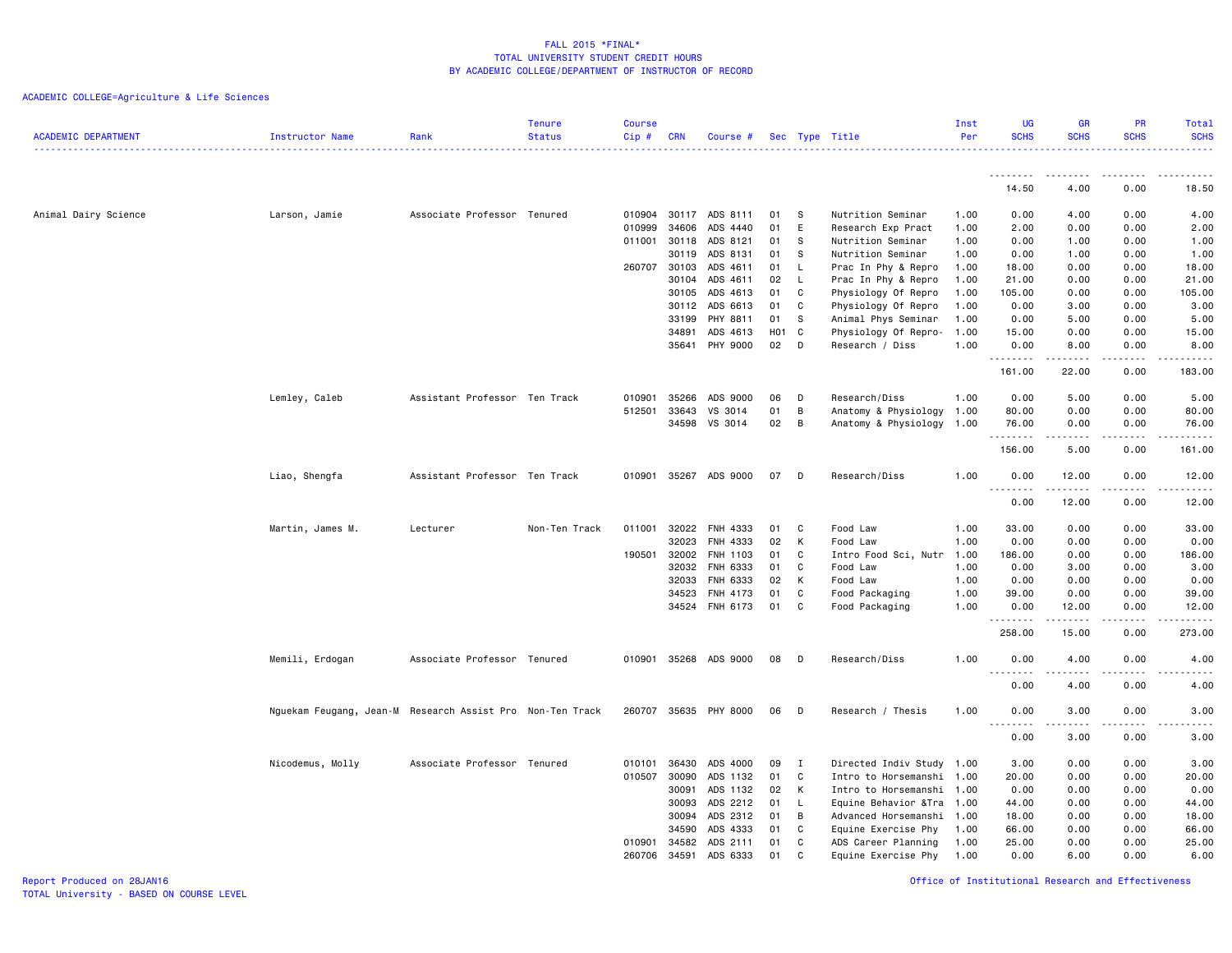# FALL 2015 *FINAL*
## TOTAL UNIVERSITY STUDENT CREDIT HOURS
## BY ACADEMIC COLLEGE/DEPARTMENT OF INSTRUCTOR OF RECORD

ACADEMIC COLLEGE=Agriculture & Life Sciences

| ACADEMIC DEPARTMENT | Instructor Name | Rank | Tenure Status | Course Cip # | CRN | Course # | Sec | Type | Title | Inst Per | UG SCHS | GR SCHS | PR SCHS | Total SCHS |
|---|---|---|---|---|---|---|---|---|---|---|---|---|---|---|
| | | | | | | | | | | | 14.50 | 4.00 | 0.00 | 18.50 |
| Animal Dairy Science | Larson, Jamie | Associate Professor | Tenured | 010904 | 30117 | ADS 8111 | 01 | S | Nutrition Seminar | 1.00 | 0.00 | 4.00 | 0.00 | 4.00 |
| | | | | 010999 | 34606 | ADS 4440 | 01 | E | Research Exp Pract | 1.00 | 2.00 | 0.00 | 0.00 | 2.00 |
| | | | | 011001 | 30118 | ADS 8121 | 01 | S | Nutrition Seminar | 1.00 | 0.00 | 1.00 | 0.00 | 1.00 |
| | | | | | 30119 | ADS 8131 | 01 | S | Nutrition Seminar | 1.00 | 0.00 | 1.00 | 0.00 | 1.00 |
| | | | | 260707 | 30103 | ADS 4611 | 01 | L | Prac In Phy & Repro | 1.00 | 18.00 | 0.00 | 0.00 | 18.00 |
| | | | | | 30104 | ADS 4611 | 02 | L | Prac In Phy & Repro | 1.00 | 21.00 | 0.00 | 0.00 | 21.00 |
| | | | | | 30105 | ADS 4613 | 01 | C | Physiology Of Repro | 1.00 | 105.00 | 0.00 | 0.00 | 105.00 |
| | | | | | 30112 | ADS 6613 | 01 | C | Physiology Of Repro | 1.00 | 0.00 | 3.00 | 0.00 | 3.00 |
| | | | | | 33199 | PHY 8811 | 01 | S | Animal Phys Seminar | 1.00 | 0.00 | 5.00 | 0.00 | 5.00 |
| | | | | | 34891 | ADS 4613 | H01 | C | Physiology Of Repro- | 1.00 | 15.00 | 0.00 | 0.00 | 15.00 |
| | | | | | 35641 | PHY 9000 | 02 | D | Research / Diss | 1.00 | 0.00 | 8.00 | 0.00 | 8.00 |
| | | | | | | | | | | | 161.00 | 22.00 | 0.00 | 183.00 |
| | Lemley, Caleb | Assistant Professor | Ten Track | 010901 | 35266 | ADS 9000 | 06 | D | Research/Diss | 1.00 | 0.00 | 5.00 | 0.00 | 5.00 |
| | | | | 512501 | 33643 | VS 3014 | 01 | B | Anatomy & Physiology | 1.00 | 80.00 | 0.00 | 0.00 | 80.00 |
| | | | | | 34598 | VS 3014 | 02 | B | Anatomy & Physiology | 1.00 | 76.00 | 0.00 | 0.00 | 76.00 |
| | | | | | | | | | | | 156.00 | 5.00 | 0.00 | 161.00 |
| | Liao, Shengfa | Assistant Professor | Ten Track | 010901 | 35267 | ADS 9000 | 07 | D | Research/Diss | 1.00 | 0.00 | 12.00 | 0.00 | 12.00 |
| | | | | | | | | | | | 0.00 | 12.00 | 0.00 | 12.00 |
| | Martin, James M. | Lecturer | Non-Ten Track | 011001 | 32022 | FNH 4333 | 01 | C | Food Law | 1.00 | 33.00 | 0.00 | 0.00 | 33.00 |
| | | | | | 32023 | FNH 4333 | 02 | K | Food Law | 1.00 | 0.00 | 0.00 | 0.00 | 0.00 |
| | | | | 190501 | 32002 | FNH 1103 | 01 | C | Intro Food Sci, Nutr | 1.00 | 186.00 | 0.00 | 0.00 | 186.00 |
| | | | | | 32032 | FNH 6333 | 01 | C | Food Law | 1.00 | 0.00 | 3.00 | 0.00 | 3.00 |
| | | | | | 32033 | FNH 6333 | 02 | K | Food Law | 1.00 | 0.00 | 0.00 | 0.00 | 0.00 |
| | | | | | 34523 | FNH 4173 | 01 | C | Food Packaging | 1.00 | 39.00 | 0.00 | 0.00 | 39.00 |
| | | | | | 34524 | FNH 6173 | 01 | C | Food Packaging | 1.00 | 0.00 | 12.00 | 0.00 | 12.00 |
| | | | | | | | | | | | 258.00 | 15.00 | 0.00 | 273.00 |
| | Memili, Erdogan | Associate Professor | Tenured | 010901 | 35268 | ADS 9000 | 08 | D | Research/Diss | 1.00 | 0.00 | 4.00 | 0.00 | 4.00 |
| | | | | | | | | | | | 0.00 | 4.00 | 0.00 | 4.00 |
| | Nguekam Feugang, Jean-M | Research Assist Pro | Non-Ten Track | 260707 | 35635 | PHY 8000 | 06 | D | Research / Thesis | 1.00 | 0.00 | 3.00 | 0.00 | 3.00 |
| | | | | | | | | | | | 0.00 | 3.00 | 0.00 | 3.00 |
| | Nicodemus, Molly | Associate Professor | Tenured | 010101 | 36430 | ADS 4000 | 09 | I | Directed Indiv Study | 1.00 | 3.00 | 0.00 | 0.00 | 3.00 |
| | | | | 010507 | 30090 | ADS 1132 | 01 | C | Intro to Horsemanshi | 1.00 | 20.00 | 0.00 | 0.00 | 20.00 |
| | | | | | 30091 | ADS 1132 | 02 | K | Intro to Horsemanshi | 1.00 | 0.00 | 0.00 | 0.00 | 0.00 |
| | | | | | 30093 | ADS 2212 | 01 | L | Equine Behavior &Tra | 1.00 | 44.00 | 0.00 | 0.00 | 44.00 |
| | | | | | 30094 | ADS 2312 | 01 | B | Advanced Horsemanshi | 1.00 | 18.00 | 0.00 | 0.00 | 18.00 |
| | | | | | 34590 | ADS 4333 | 01 | C | Equine Exercise Phy | 1.00 | 66.00 | 0.00 | 0.00 | 66.00 |
| | | | | 010901 | 34582 | ADS 2111 | 01 | C | ADS Career Planning | 1.00 | 25.00 | 0.00 | 0.00 | 25.00 |
| | | | | 260706 | 34591 | ADS 6333 | 01 | C | Equine Exercise Phy | 1.00 | 0.00 | 6.00 | 0.00 | 6.00 |

Report Produced on 28JAN16
TOTAL University - BASED ON COURSE LEVEL

Office of Institutional Research and Effectiveness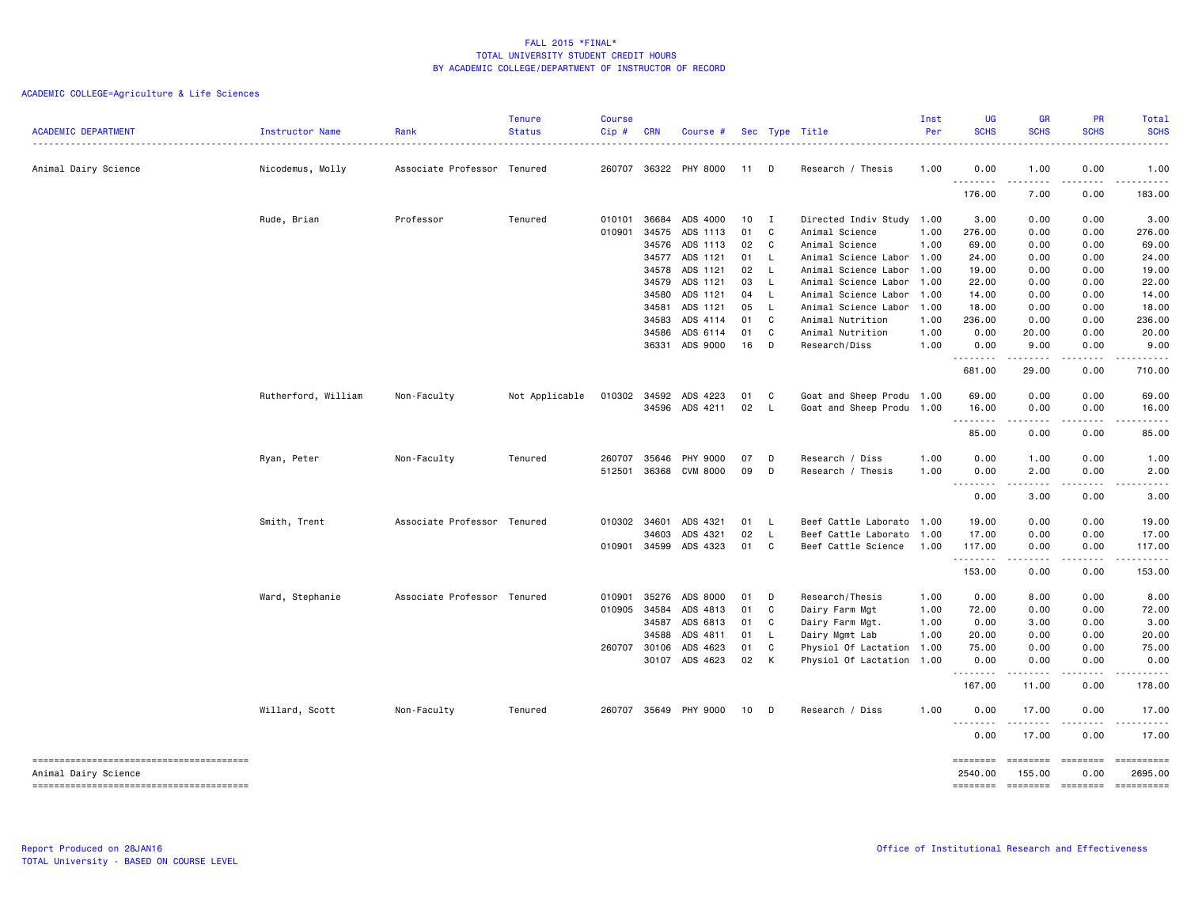FALL 2015 *FINAL*
TOTAL UNIVERSITY STUDENT CREDIT HOURS
BY ACADEMIC COLLEGE/DEPARTMENT OF INSTRUCTOR OF RECORD

ACADEMIC COLLEGE=Agriculture & Life Sciences

| ACADEMIC DEPARTMENT | Instructor Name | Rank | Tenure Status | Course Cip # | CRN | Course # | Sec | Type | Title | Inst Per | UG SCHS | GR SCHS | PR SCHS | Total SCHS |
|---|---|---|---|---|---|---|---|---|---|---|---|---|---|---|
| Animal Dairy Science | Nicodemus, Molly | Associate Professor | Tenured | 260707 | 36322 | PHY 8000 | 11 | D | Research / Thesis | 1.00 | 0.00 | 1.00 | 0.00 | 1.00 |
| | | | | | | | | | | | 176.00 | 7.00 | 0.00 | 183.00 |
| | Rude, Brian | Professor | Tenured | 010101 | 36684 | ADS 4000 | 10 | I | Directed Indiv Study | 1.00 | 3.00 | 0.00 | 0.00 | 3.00 |
| | | | | 010901 | 34575 | ADS 1113 | 01 | C | Animal Science | 1.00 | 276.00 | 0.00 | 0.00 | 276.00 |
| | | | | | 34576 | ADS 1113 | 02 | C | Animal Science | 1.00 | 69.00 | 0.00 | 0.00 | 69.00 |
| | | | | | 34577 | ADS 1121 | 01 | L | Animal Science Labor | 1.00 | 24.00 | 0.00 | 0.00 | 24.00 |
| | | | | | 34578 | ADS 1121 | 02 | L | Animal Science Labor | 1.00 | 19.00 | 0.00 | 0.00 | 19.00 |
| | | | | | 34579 | ADS 1121 | 03 | L | Animal Science Labor | 1.00 | 22.00 | 0.00 | 0.00 | 22.00 |
| | | | | | 34580 | ADS 1121 | 04 | L | Animal Science Labor | 1.00 | 14.00 | 0.00 | 0.00 | 14.00 |
| | | | | | 34581 | ADS 1121 | 05 | L | Animal Science Labor | 1.00 | 18.00 | 0.00 | 0.00 | 18.00 |
| | | | | | 34583 | ADS 4114 | 01 | C | Animal Nutrition | 1.00 | 236.00 | 0.00 | 0.00 | 236.00 |
| | | | | | 34586 | ADS 6114 | 01 | C | Animal Nutrition | 1.00 | 0.00 | 20.00 | 0.00 | 20.00 |
| | | | | | 36331 | ADS 9000 | 16 | D | Research/Diss | 1.00 | 0.00 | 9.00 | 0.00 | 9.00 |
| | | | | | | | | | | | 681.00 | 29.00 | 0.00 | 710.00 |
| | Rutherford, William | Non-Faculty | Not Applicable | 010302 | 34592 | ADS 4223 | 01 | C | Goat and Sheep Produ | 1.00 | 69.00 | 0.00 | 0.00 | 69.00 |
| | | | | | 34596 | ADS 4211 | 02 | L | Goat and Sheep Produ | 1.00 | 16.00 | 0.00 | 0.00 | 16.00 |
| | | | | | | | | | | | 85.00 | 0.00 | 0.00 | 85.00 |
| | Ryan, Peter | Non-Faculty | Tenured | 260707 | 35646 | PHY 9000 | 07 | D | Research / Diss | 1.00 | 0.00 | 1.00 | 0.00 | 1.00 |
| | | | | 512501 | 36368 | CVM 8000 | 09 | D | Research / Thesis | 1.00 | 0.00 | 2.00 | 0.00 | 2.00 |
| | | | | | | | | | | | 0.00 | 3.00 | 0.00 | 3.00 |
| | Smith, Trent | Associate Professor | Tenured | 010302 | 34601 | ADS 4321 | 01 | L | Beef Cattle Laborato | 1.00 | 19.00 | 0.00 | 0.00 | 19.00 |
| | | | | | 34603 | ADS 4321 | 02 | L | Beef Cattle Laborato | 1.00 | 17.00 | 0.00 | 0.00 | 17.00 |
| | | | | 010901 | 34599 | ADS 4323 | 01 | C | Beef Cattle Science | 1.00 | 117.00 | 0.00 | 0.00 | 117.00 |
| | | | | | | | | | | | 153.00 | 0.00 | 0.00 | 153.00 |
| | Ward, Stephanie | Associate Professor | Tenured | 010901 | 35276 | ADS 8000 | 01 | D | Research/Thesis | 1.00 | 0.00 | 8.00 | 0.00 | 8.00 |
| | | | | 010905 | 34584 | ADS 4813 | 01 | C | Dairy Farm Mgt | 1.00 | 72.00 | 0.00 | 0.00 | 72.00 |
| | | | | | 34587 | ADS 6813 | 01 | C | Dairy Farm Mgt. | 1.00 | 0.00 | 3.00 | 0.00 | 3.00 |
| | | | | | 34588 | ADS 4811 | 01 | L | Dairy Mgmt Lab | 1.00 | 20.00 | 0.00 | 0.00 | 20.00 |
| | | | | 260707 | 30106 | ADS 4623 | 01 | C | Physiol Of Lactation | 1.00 | 75.00 | 0.00 | 0.00 | 75.00 |
| | | | | | 30107 | ADS 4623 | 02 | K | Physiol Of Lactation | 1.00 | 0.00 | 0.00 | 0.00 | 0.00 |
| | | | | | | | | | | | 167.00 | 11.00 | 0.00 | 178.00 |
| | Willard, Scott | Non-Faculty | Tenured | 260707 | 35649 | PHY 9000 | 10 | D | Research / Diss | 1.00 | 0.00 | 17.00 | 0.00 | 17.00 |
| | | | | | | | | | | | 0.00 | 17.00 | 0.00 | 17.00 |
| Animal Dairy Science | | | | | | | | | | | 2540.00 | 155.00 | 0.00 | 2695.00 |

Report Produced on 28JAN16
TOTAL University - BASED ON COURSE LEVEL

Office of Institutional Research and Effectiveness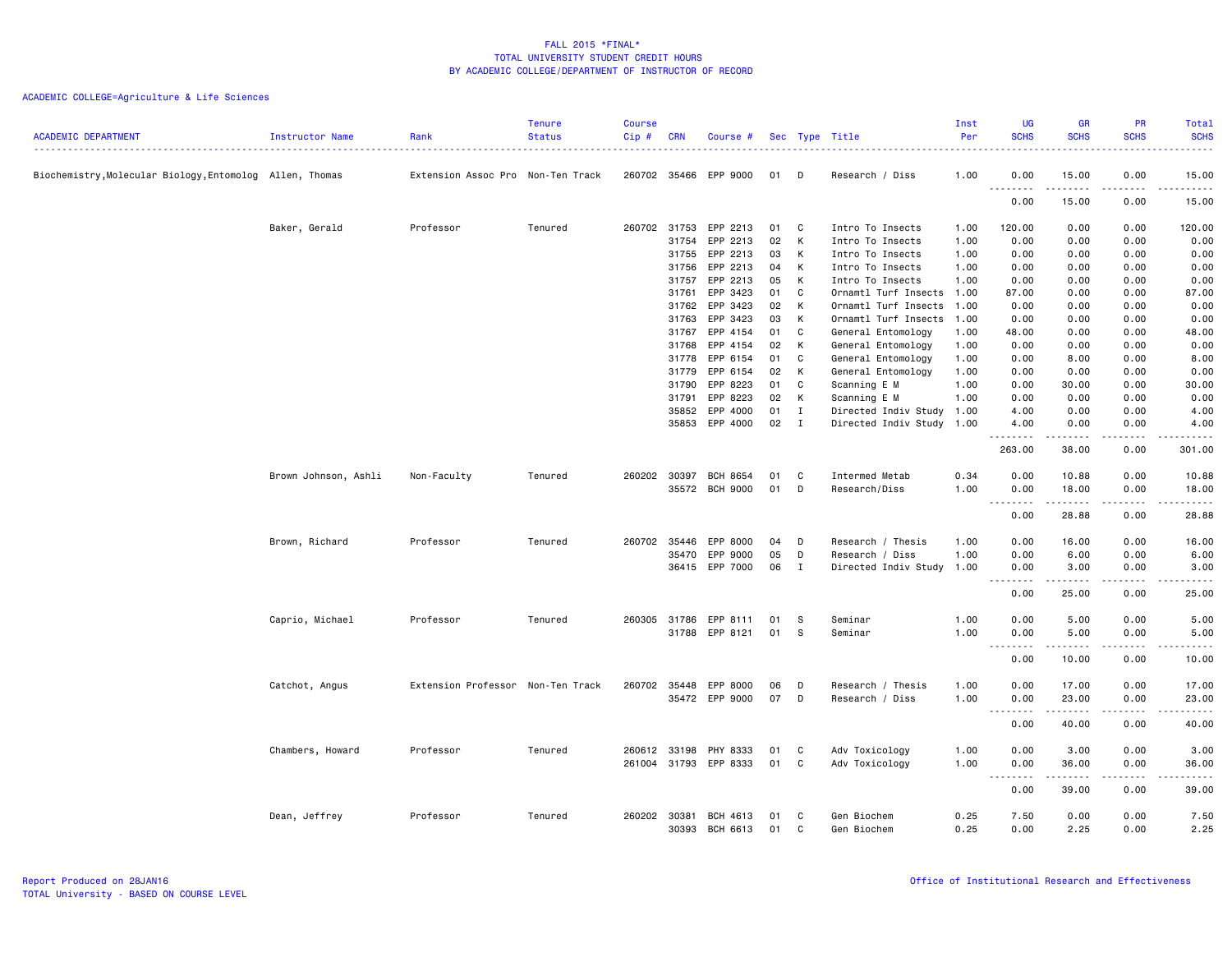FALL 2015 *FINAL*
TOTAL UNIVERSITY STUDENT CREDIT HOURS
BY ACADEMIC COLLEGE/DEPARTMENT OF INSTRUCTOR OF RECORD

ACADEMIC COLLEGE=Agriculture & Life Sciences

| ACADEMIC DEPARTMENT | Instructor Name | Rank | Tenure Status | Course Cip # | CRN | Course # | Sec | Type | Title | Inst Per | UG SCHS | GR SCHS | PR SCHS | Total SCHS |
|---|---|---|---|---|---|---|---|---|---|---|---|---|---|---|
| Biochemistry,Molecular Biology,Entomolog | Allen, Thomas | Extension Assoc Pro | Non-Ten Track | 260702 | 35466 | EPP 9000 | 01 | D | Research / Diss | 1.00 | 0.00 | 15.00 | 0.00 | 15.00 |
| | | | | | | | | | | | 0.00 | 15.00 | 0.00 | 15.00 |
| | Baker, Gerald | Professor | Tenured | 260702 | 31753 | EPP 2213 | 01 | C | Intro To Insects | 1.00 | 120.00 | 0.00 | 0.00 | 120.00 |
| | | | | | 31754 | EPP 2213 | 02 | K | Intro To Insects | 1.00 | 0.00 | 0.00 | 0.00 | 0.00 |
| | | | | | 31755 | EPP 2213 | 03 | K | Intro To Insects | 1.00 | 0.00 | 0.00 | 0.00 | 0.00 |
| | | | | | 31756 | EPP 2213 | 04 | K | Intro To Insects | 1.00 | 0.00 | 0.00 | 0.00 | 0.00 |
| | | | | | 31757 | EPP 2213 | 05 | K | Intro To Insects | 1.00 | 0.00 | 0.00 | 0.00 | 0.00 |
| | | | | | 31761 | EPP 3423 | 01 | C | Ornamtl Turf Insects | 1.00 | 87.00 | 0.00 | 0.00 | 87.00 |
| | | | | | 31762 | EPP 3423 | 02 | K | Ornamtl Turf Insects | 1.00 | 0.00 | 0.00 | 0.00 | 0.00 |
| | | | | | 31763 | EPP 3423 | 03 | K | Ornamtl Turf Insects | 1.00 | 0.00 | 0.00 | 0.00 | 0.00 |
| | | | | | 31767 | EPP 4154 | 01 | C | General Entomology | 1.00 | 48.00 | 0.00 | 0.00 | 48.00 |
| | | | | | 31768 | EPP 4154 | 02 | K | General Entomology | 1.00 | 0.00 | 0.00 | 0.00 | 0.00 |
| | | | | | 31778 | EPP 6154 | 01 | C | General Entomology | 1.00 | 0.00 | 8.00 | 0.00 | 8.00 |
| | | | | | 31779 | EPP 6154 | 02 | K | General Entomology | 1.00 | 0.00 | 0.00 | 0.00 | 0.00 |
| | | | | | 31790 | EPP 8223 | 01 | C | Scanning E M | 1.00 | 0.00 | 30.00 | 0.00 | 30.00 |
| | | | | | 31791 | EPP 8223 | 02 | K | Scanning E M | 1.00 | 0.00 | 0.00 | 0.00 | 0.00 |
| | | | | | 35852 | EPP 4000 | 01 | I | Directed Indiv Study | 1.00 | 4.00 | 0.00 | 0.00 | 4.00 |
| | | | | | 35853 | EPP 4000 | 02 | I | Directed Indiv Study | 1.00 | 4.00 | 0.00 | 0.00 | 4.00 |
| | | | | | | | | | | | 263.00 | 38.00 | 0.00 | 301.00 |
| | Brown Johnson, Ashli | Non-Faculty | Tenured | 260202 | 30397 | BCH 8654 | 01 | C | Intermed Metab | 0.34 | 0.00 | 10.88 | 0.00 | 10.88 |
| | | | | | 35572 | BCH 9000 | 01 | D | Research/Diss | 1.00 | 0.00 | 18.00 | 0.00 | 18.00 |
| | | | | | | | | | | | 0.00 | 28.88 | 0.00 | 28.88 |
| | Brown, Richard | Professor | Tenured | 260702 | 35446 | EPP 8000 | 04 | D | Research / Thesis | 1.00 | 0.00 | 16.00 | 0.00 | 16.00 |
| | | | | | 35470 | EPP 9000 | 05 | D | Research / Diss | 1.00 | 0.00 | 6.00 | 0.00 | 6.00 |
| | | | | | 36415 | EPP 7000 | 06 | I | Directed Indiv Study | 1.00 | 0.00 | 3.00 | 0.00 | 3.00 |
| | | | | | | | | | | | 0.00 | 25.00 | 0.00 | 25.00 |
| | Caprio, Michael | Professor | Tenured | 260305 | 31786 | EPP 8111 | 01 | S | Seminar | 1.00 | 0.00 | 5.00 | 0.00 | 5.00 |
| | | | | | 31788 | EPP 8121 | 01 | S | Seminar | 1.00 | 0.00 | 5.00 | 0.00 | 5.00 |
| | | | | | | | | | | | 0.00 | 10.00 | 0.00 | 10.00 |
| | Catchot, Angus | Extension Professor | Non-Ten Track | 260702 | 35448 | EPP 8000 | 06 | D | Research / Thesis | 1.00 | 0.00 | 17.00 | 0.00 | 17.00 |
| | | | | | 35472 | EPP 9000 | 07 | D | Research / Diss | 1.00 | 0.00 | 23.00 | 0.00 | 23.00 |
| | | | | | | | | | | | 0.00 | 40.00 | 0.00 | 40.00 |
| | Chambers, Howard | Professor | Tenured | 260612 | 33198 | PHY 8333 | 01 | C | Adv Toxicology | 1.00 | 0.00 | 3.00 | 0.00 | 3.00 |
| | | | | 261004 | 31793 | EPP 8333 | 01 | C | Adv Toxicology | 1.00 | 0.00 | 36.00 | 0.00 | 36.00 |
| | | | | | | | | | | | 0.00 | 39.00 | 0.00 | 39.00 |
| | Dean, Jeffrey | Professor | Tenured | 260202 | 30381 | BCH 4613 | 01 | C | Gen Biochem | 0.25 | 7.50 | 0.00 | 0.00 | 7.50 |
| | | | | | 30393 | BCH 6613 | 01 | C | Gen Biochem | 0.25 | 0.00 | 2.25 | 0.00 | 2.25 |

Report Produced on 28JAN16
TOTAL University - BASED ON COURSE LEVEL

Office of Institutional Research and Effectiveness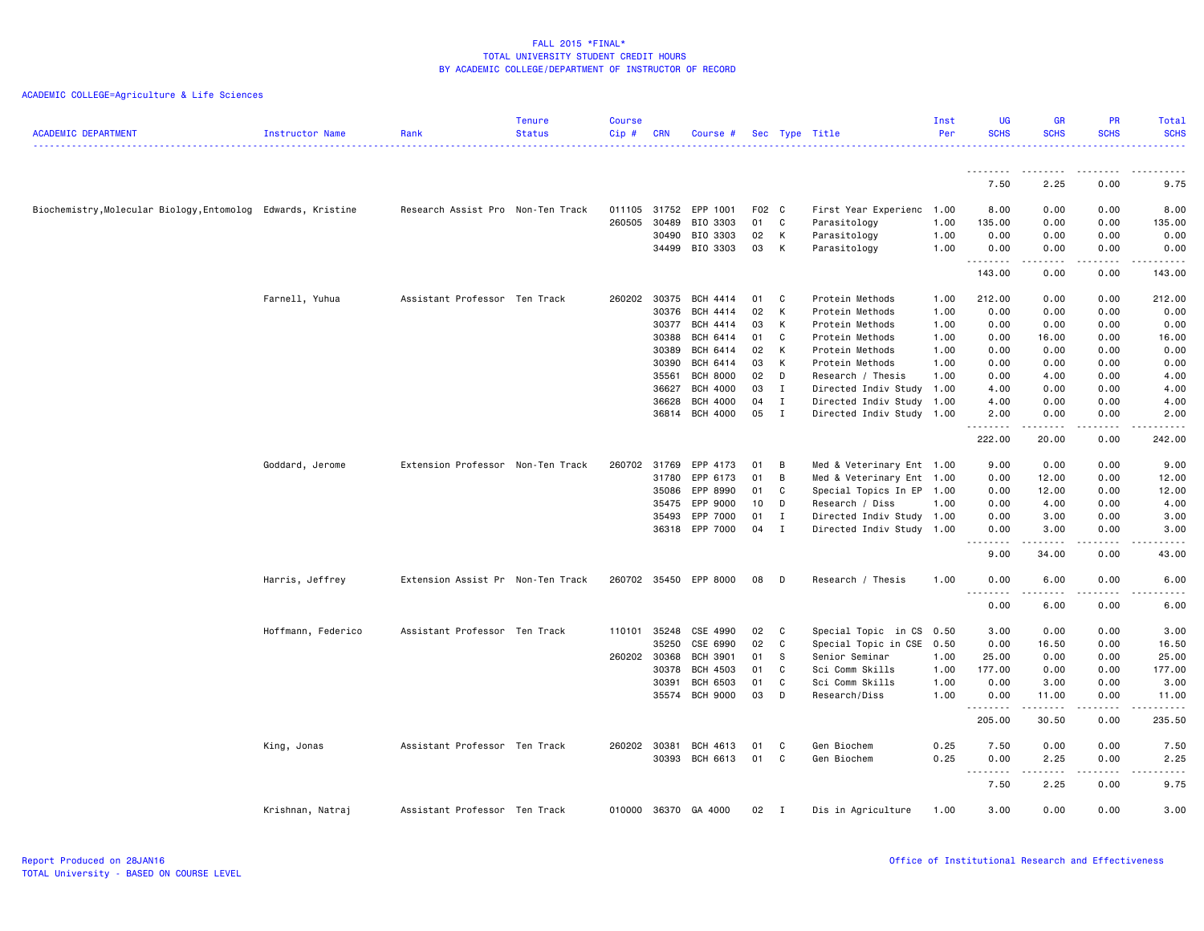FALL 2015 *FINAL*
TOTAL UNIVERSITY STUDENT CREDIT HOURS
BY ACADEMIC COLLEGE/DEPARTMENT OF INSTRUCTOR OF RECORD

ACADEMIC COLLEGE=Agriculture & Life Sciences

| ACADEMIC DEPARTMENT | Instructor Name | Rank | Tenure Status | Course Cip # | CRN | Course # | Sec | Type | Title | Inst Per | UG SCHS | GR SCHS | PR SCHS | Total SCHS |
|---|---|---|---|---|---|---|---|---|---|---|---|---|---|---|
| | | | | | | | | | | | 7.50 | 2.25 | 0.00 | 9.75 |
| Biochemistry,Molecular Biology,Entomolog | Edwards, Kristine | Research Assist Pro | Non-Ten Track | 011105 | 31752 | EPP 1001 | F02 | C | First Year Experienc | 1.00 | 8.00 | 0.00 | 0.00 | 8.00 |
| | | | | 260505 | 30489 | BIO 3303 | 01 | C | Parasitology | 1.00 | 135.00 | 0.00 | 0.00 | 135.00 |
| | | | | | 30490 | BIO 3303 | 02 | K | Parasitology | 1.00 | 0.00 | 0.00 | 0.00 | 0.00 |
| | | | | | 34499 | BIO 3303 | 03 | K | Parasitology | 1.00 | 0.00 | 0.00 | 0.00 | 0.00 |
| | | | | | | | | | | | 143.00 | 0.00 | 0.00 | 143.00 |
| | Farnell, Yuhua | Assistant Professor | Ten Track | 260202 | 30375 | BCH 4414 | 01 | C | Protein Methods | 1.00 | 212.00 | 0.00 | 0.00 | 212.00 |
| | | | | | 30376 | BCH 4414 | 02 | K | Protein Methods | 1.00 | 0.00 | 0.00 | 0.00 | 0.00 |
| | | | | | 30377 | BCH 4414 | 03 | K | Protein Methods | 1.00 | 0.00 | 0.00 | 0.00 | 0.00 |
| | | | | | 30388 | BCH 6414 | 01 | C | Protein Methods | 1.00 | 0.00 | 16.00 | 0.00 | 16.00 |
| | | | | | 30389 | BCH 6414 | 02 | K | Protein Methods | 1.00 | 0.00 | 0.00 | 0.00 | 0.00 |
| | | | | | 30390 | BCH 6414 | 03 | K | Protein Methods | 1.00 | 0.00 | 0.00 | 0.00 | 0.00 |
| | | | | | 35561 | BCH 8000 | 02 | D | Research / Thesis | 1.00 | 0.00 | 4.00 | 0.00 | 4.00 |
| | | | | | 36627 | BCH 4000 | 03 | I | Directed Indiv Study | 1.00 | 4.00 | 0.00 | 0.00 | 4.00 |
| | | | | | 36628 | BCH 4000 | 04 | I | Directed Indiv Study | 1.00 | 4.00 | 0.00 | 0.00 | 4.00 |
| | | | | | 36814 | BCH 4000 | 05 | I | Directed Indiv Study | 1.00 | 2.00 | 0.00 | 0.00 | 2.00 |
| | | | | | | | | | | | 222.00 | 20.00 | 0.00 | 242.00 |
| | Goddard, Jerome | Extension Professor | Non-Ten Track | 260702 | 31769 | EPP 4173 | 01 | B | Med & Veterinary Ent | 1.00 | 9.00 | 0.00 | 0.00 | 9.00 |
| | | | | | 31780 | EPP 6173 | 01 | B | Med & Veterinary Ent | 1.00 | 0.00 | 12.00 | 0.00 | 12.00 |
| | | | | | 35086 | EPP 8990 | 01 | C | Special Topics In EP | 1.00 | 0.00 | 12.00 | 0.00 | 12.00 |
| | | | | | 35475 | EPP 9000 | 10 | D | Research / Diss | 1.00 | 0.00 | 4.00 | 0.00 | 4.00 |
| | | | | | 35493 | EPP 7000 | 01 | I | Directed Indiv Study | 1.00 | 0.00 | 3.00 | 0.00 | 3.00 |
| | | | | | 36318 | EPP 7000 | 04 | I | Directed Indiv Study | 1.00 | 0.00 | 3.00 | 0.00 | 3.00 |
| | | | | | | | | | | | 9.00 | 34.00 | 0.00 | 43.00 |
| | Harris, Jeffrey | Extension Assist Pr | Non-Ten Track | 260702 | 35450 | EPP 8000 | 08 | D | Research / Thesis | 1.00 | 0.00 | 6.00 | 0.00 | 6.00 |
| | | | | | | | | | | | 0.00 | 6.00 | 0.00 | 6.00 |
| | Hoffmann, Federico | Assistant Professor | Ten Track | 110101 | 35248 | CSE 4990 | 02 | C | Special Topic in CS | 0.50 | 3.00 | 0.00 | 0.00 | 3.00 |
| | | | | | 35250 | CSE 6990 | 02 | C | Special Topic in CSE | 0.50 | 0.00 | 16.50 | 0.00 | 16.50 |
| | | | | 260202 | 30368 | BCH 3901 | 01 | S | Senior Seminar | 1.00 | 25.00 | 0.00 | 0.00 | 25.00 |
| | | | | | 30378 | BCH 4503 | 01 | C | Sci Comm Skills | 1.00 | 177.00 | 0.00 | 0.00 | 177.00 |
| | | | | | 30391 | BCH 6503 | 01 | C | Sci Comm Skills | 1.00 | 0.00 | 3.00 | 0.00 | 3.00 |
| | | | | | 35574 | BCH 9000 | 03 | D | Research/Diss | 1.00 | 0.00 | 11.00 | 0.00 | 11.00 |
| | | | | | | | | | | | 205.00 | 30.50 | 0.00 | 235.50 |
| | King, Jonas | Assistant Professor | Ten Track | 260202 | 30381 | BCH 4613 | 01 | C | Gen Biochem | 0.25 | 7.50 | 0.00 | 0.00 | 7.50 |
| | | | | | 30393 | BCH 6613 | 01 | C | Gen Biochem | 0.25 | 0.00 | 2.25 | 0.00 | 2.25 |
| | | | | | | | | | | | 7.50 | 2.25 | 0.00 | 9.75 |
| | Krishnan, Natraj | Assistant Professor | Ten Track | 010000 | 36370 | GA 4000 | 02 | I | Dis in Agriculture | 1.00 | 3.00 | 0.00 | 0.00 | 3.00 |

Report Produced on 28JAN16
TOTAL University - BASED ON COURSE LEVEL
Office of Institutional Research and Effectiveness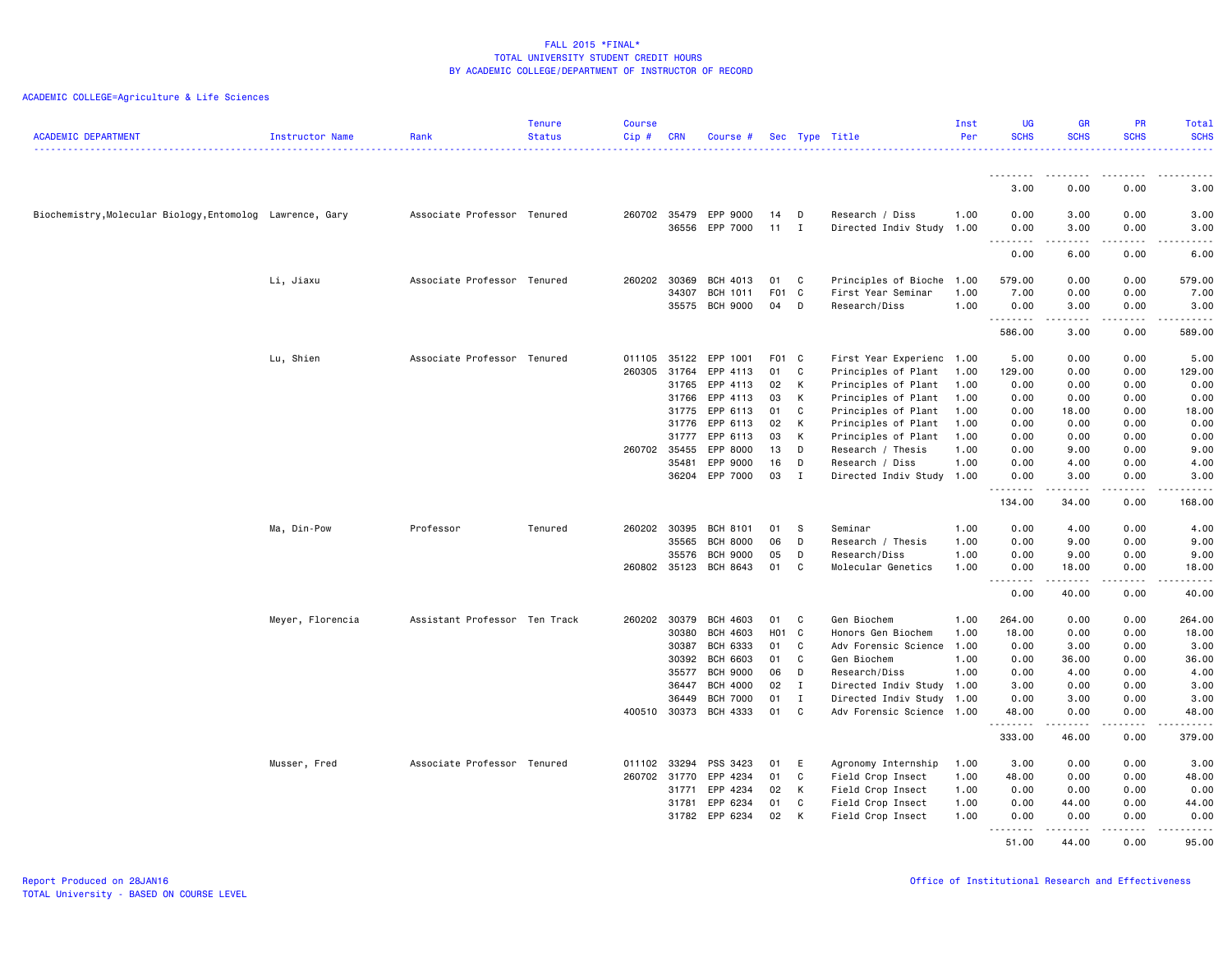FALL 2015 *FINAL*
TOTAL UNIVERSITY STUDENT CREDIT HOURS
BY ACADEMIC COLLEGE/DEPARTMENT OF INSTRUCTOR OF RECORD

ACADEMIC COLLEGE=Agriculture & Life Sciences

| ACADEMIC DEPARTMENT | Instructor Name | Rank | Tenure Status | Course Cip # | CRN | Course # | Sec | Type | Title | Inst Per | UG SCHS | GR SCHS | PR SCHS | Total SCHS |
|---|---|---|---|---|---|---|---|---|---|---|---|---|---|---|
| | | | | | | | | | | | 3.00 | 0.00 | 0.00 | 3.00 |
| Biochemistry,Molecular Biology,Entomolog | Lawrence, Gary | Associate Professor | Tenured | 260702 | 35479 | EPP 9000 | 14 | D | Research / Diss | 1.00 | 0.00 | 3.00 | 0.00 | 3.00 |
| | | | | | 36556 | EPP 7000 | 11 | I | Directed Indiv Study | 1.00 | 0.00 | 3.00 | 0.00 | 3.00 |
| | | | | | | | | | | | 0.00 | 6.00 | 0.00 | 6.00 |
| | Li, Jiaxu | Associate Professor | Tenured | 260202 | 30369 | BCH 4013 | 01 | C | Principles of Bioche | 1.00 | 579.00 | 0.00 | 0.00 | 579.00 |
| | | | | | 34307 | BCH 1011 | F01 | C | First Year Seminar | 1.00 | 7.00 | 0.00 | 0.00 | 7.00 |
| | | | | | 35575 | BCH 9000 | 04 | D | Research/Diss | 1.00 | 0.00 | 3.00 | 0.00 | 3.00 |
| | | | | | | | | | | | 586.00 | 3.00 | 0.00 | 589.00 |
| | Lu, Shien | Associate Professor | Tenured | 011105 | 35122 | EPP 1001 | F01 | C | First Year Experienc | 1.00 | 5.00 | 0.00 | 0.00 | 5.00 |
| | | | | 260305 | 31764 | EPP 4113 | 01 | C | Principles of Plant | 1.00 | 129.00 | 0.00 | 0.00 | 129.00 |
| | | | | | 31765 | EPP 4113 | 02 | K | Principles of Plant | 1.00 | 0.00 | 0.00 | 0.00 | 0.00 |
| | | | | | 31766 | EPP 4113 | 03 | K | Principles of Plant | 1.00 | 0.00 | 0.00 | 0.00 | 0.00 |
| | | | | | 31775 | EPP 6113 | 01 | C | Principles of Plant | 1.00 | 0.00 | 18.00 | 0.00 | 18.00 |
| | | | | | 31776 | EPP 6113 | 02 | K | Principles of Plant | 1.00 | 0.00 | 0.00 | 0.00 | 0.00 |
| | | | | | 31777 | EPP 6113 | 03 | K | Principles of Plant | 1.00 | 0.00 | 0.00 | 0.00 | 0.00 |
| | | | | 260702 | 35455 | EPP 8000 | 13 | D | Research / Thesis | 1.00 | 0.00 | 9.00 | 0.00 | 9.00 |
| | | | | | 35481 | EPP 9000 | 16 | D | Research / Diss | 1.00 | 0.00 | 4.00 | 0.00 | 4.00 |
| | | | | | 36204 | EPP 7000 | 03 | I | Directed Indiv Study | 1.00 | 0.00 | 3.00 | 0.00 | 3.00 |
| | | | | | | | | | | | 134.00 | 34.00 | 0.00 | 168.00 |
| | Ma, Din-Pow | Professor | Tenured | 260202 | 30395 | BCH 8101 | 01 | S | Seminar | 1.00 | 0.00 | 4.00 | 0.00 | 4.00 |
| | | | | | 35565 | BCH 8000 | 06 | D | Research / Thesis | 1.00 | 0.00 | 9.00 | 0.00 | 9.00 |
| | | | | | 35576 | BCH 9000 | 05 | D | Research/Diss | 1.00 | 0.00 | 9.00 | 0.00 | 9.00 |
| | | | | 260802 | 35123 | BCH 8643 | 01 | C | Molecular Genetics | 1.00 | 0.00 | 18.00 | 0.00 | 18.00 |
| | | | | | | | | | | | 0.00 | 40.00 | 0.00 | 40.00 |
| | Meyer, Florencia | Assistant Professor | Ten Track | 260202 | 30379 | BCH 4603 | 01 | C | Gen Biochem | 1.00 | 264.00 | 0.00 | 0.00 | 264.00 |
| | | | | | 30380 | BCH 4603 | H01 | C | Honors Gen Biochem | 1.00 | 18.00 | 0.00 | 0.00 | 18.00 |
| | | | | | 30387 | BCH 6333 | 01 | C | Adv Forensic Science | 1.00 | 0.00 | 3.00 | 0.00 | 3.00 |
| | | | | | 30392 | BCH 6603 | 01 | C | Gen Biochem | 1.00 | 0.00 | 36.00 | 0.00 | 36.00 |
| | | | | | 35577 | BCH 9000 | 06 | D | Research/Diss | 1.00 | 0.00 | 4.00 | 0.00 | 4.00 |
| | | | | | 36447 | BCH 4000 | 02 | I | Directed Indiv Study | 1.00 | 3.00 | 0.00 | 0.00 | 3.00 |
| | | | | | 36449 | BCH 7000 | 01 | I | Directed Indiv Study | 1.00 | 0.00 | 3.00 | 0.00 | 3.00 |
| | | | | 400510 | 30373 | BCH 4333 | 01 | C | Adv Forensic Science | 1.00 | 48.00 | 0.00 | 0.00 | 48.00 |
| | | | | | | | | | | | 333.00 | 46.00 | 0.00 | 379.00 |
| | Musser, Fred | Associate Professor | Tenured | 011102 | 33294 | PSS 3423 | 01 | E | Agronomy Internship | 1.00 | 3.00 | 0.00 | 0.00 | 3.00 |
| | | | | 260702 | 31770 | EPP 4234 | 01 | C | Field Crop Insect | 1.00 | 48.00 | 0.00 | 0.00 | 48.00 |
| | | | | | 31771 | EPP 4234 | 02 | K | Field Crop Insect | 1.00 | 0.00 | 0.00 | 0.00 | 0.00 |
| | | | | | 31781 | EPP 6234 | 01 | C | Field Crop Insect | 1.00 | 0.00 | 44.00 | 0.00 | 44.00 |
| | | | | | 31782 | EPP 6234 | 02 | K | Field Crop Insect | 1.00 | 0.00 | 0.00 | 0.00 | 0.00 |
| | | | | | | | | | | | 51.00 | 44.00 | 0.00 | 95.00 |

Report Produced on 28JAN16
TOTAL University - BASED ON COURSE LEVEL

Office of Institutional Research and Effectiveness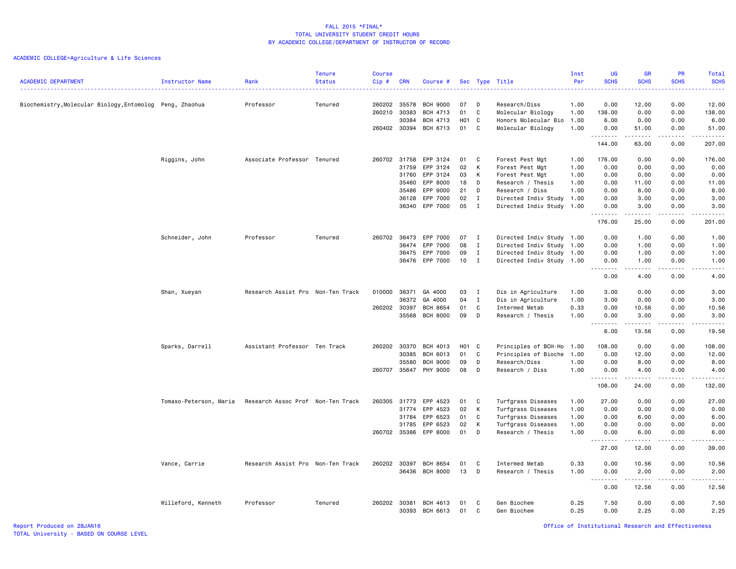FALL 2015 *FINAL*
TOTAL UNIVERSITY STUDENT CREDIT HOURS
BY ACADEMIC COLLEGE/DEPARTMENT OF INSTRUCTOR OF RECORD

ACADEMIC COLLEGE=Agriculture & Life Sciences

| ACADEMIC DEPARTMENT | Instructor Name | Rank | Tenure Status | Course Cip # | CRN | Course # | Sec | Type | Title | Inst Per | UG SCHS | GR SCHS | PR SCHS | Total SCHS |
|---|---|---|---|---|---|---|---|---|---|---|---|---|---|---|
| Biochemistry,Molecular Biology,Entomolog | Peng, Zhaohua | Professor | Tenured | 260202 | 35578 | BCH 9000 | 07 | D | Research/Diss | 1.00 | 0.00 | 12.00 | 0.00 | 12.00 |
| | | | | 260210 | 30383 | BCH 4713 | 01 | C | Molecular Biology | 1.00 | 138.00 | 0.00 | 0.00 | 138.00 |
| | | | | | 30384 | BCH 4713 | H01 | C | Honors Molecular Bio | 1.00 | 6.00 | 0.00 | 0.00 | 6.00 |
| | | | | 260402 | 30394 | BCH 6713 | 01 | C | Molecular Biology | 1.00 | 0.00 | 51.00 | 0.00 | 51.00 |
| | | | | | | | | | | | 144.00 | 63.00 | 0.00 | 207.00 |
| | Riggins, John | Associate Professor | Tenured | 260702 | 31758 | EPP 3124 | 01 | C | Forest Pest Mgt | 1.00 | 176.00 | 0.00 | 0.00 | 176.00 |
| | | | | | 31759 | EPP 3124 | 02 | K | Forest Pest Mgt | 1.00 | 0.00 | 0.00 | 0.00 | 0.00 |
| | | | | | 31760 | EPP 3124 | 03 | K | Forest Pest Mgt | 1.00 | 0.00 | 0.00 | 0.00 | 0.00 |
| | | | | | 35460 | EPP 8000 | 18 | D | Research / Thesis | 1.00 | 0.00 | 11.00 | 0.00 | 11.00 |
| | | | | | 35486 | EPP 9000 | 21 | D | Research / Diss | 1.00 | 0.00 | 8.00 | 0.00 | 8.00 |
| | | | | | 36128 | EPP 7000 | 02 | I | Directed Indiv Study | 1.00 | 0.00 | 3.00 | 0.00 | 3.00 |
| | | | | | 36340 | EPP 7000 | 05 | I | Directed Indiv Study | 1.00 | 0.00 | 3.00 | 0.00 | 3.00 |
| | | | | | | | | | | | 176.00 | 25.00 | 0.00 | 201.00 |
| | Schneider, John | Professor | Tenured | 260702 | 36473 | EPP 7000 | 07 | I | Directed Indiv Study | 1.00 | 0.00 | 1.00 | 0.00 | 1.00 |
| | | | | | 36474 | EPP 7000 | 08 | I | Directed Indiv Study | 1.00 | 0.00 | 1.00 | 0.00 | 1.00 |
| | | | | | 36475 | EPP 7000 | 09 | I | Directed Indiv Study | 1.00 | 0.00 | 1.00 | 0.00 | 1.00 |
| | | | | | 36476 | EPP 7000 | 10 | I | Directed Indiv Study | 1.00 | 0.00 | 1.00 | 0.00 | 1.00 |
| | | | | | | | | | | | 0.00 | 4.00 | 0.00 | 4.00 |
| | Shan, Xueyan | Research Assist Pro | Non-Ten Track | 010000 | 36371 | GA 4000 | 03 | I | Dis in Agriculture | 1.00 | 3.00 | 0.00 | 0.00 | 3.00 |
| | | | | | 36372 | GA 4000 | 04 | I | Dis in Agriculture | 1.00 | 3.00 | 0.00 | 0.00 | 3.00 |
| | | | | 260202 | 30397 | BCH 8654 | 01 | C | Intermed Metab | 0.33 | 0.00 | 10.56 | 0.00 | 10.56 |
| | | | | | 35568 | BCH 8000 | 09 | D | Research / Thesis | 1.00 | 0.00 | 3.00 | 0.00 | 3.00 |
| | | | | | | | | | | | 6.00 | 13.56 | 0.00 | 19.56 |
| | Sparks, Darrell | Assistant Professor | Ten Track | 260202 | 30370 | BCH 4013 | H01 | C | Principles of BCH-Ho | 1.00 | 108.00 | 0.00 | 0.00 | 108.00 |
| | | | | | 30385 | BCH 6013 | 01 | C | Principles of Bioche | 1.00 | 0.00 | 12.00 | 0.00 | 12.00 |
| | | | | | 35580 | BCH 9000 | 09 | D | Research/Diss | 1.00 | 0.00 | 8.00 | 0.00 | 8.00 |
| | | | | 260707 | 35647 | PHY 9000 | 08 | D | Research / Diss | 1.00 | 0.00 | 4.00 | 0.00 | 4.00 |
| | | | | | | | | | | | 108.00 | 24.00 | 0.00 | 132.00 |
| | Tomaso-Peterson, Maria | Research Assoc Prof | Non-Ten Track | 260305 | 31773 | EPP 4523 | 01 | C | Turfgrass Diseases | 1.00 | 27.00 | 0.00 | 0.00 | 27.00 |
| | | | | | 31774 | EPP 4523 | 02 | K | Turfgrass Diseases | 1.00 | 0.00 | 0.00 | 0.00 | 0.00 |
| | | | | | 31784 | EPP 6523 | 01 | C | Turfgrass Diseases | 1.00 | 0.00 | 6.00 | 0.00 | 6.00 |
| | | | | | 31785 | EPP 6523 | 02 | K | Turfgrass Diseases | 1.00 | 0.00 | 0.00 | 0.00 | 0.00 |
| | | | | 260702 | 35386 | EPP 8000 | 01 | D | Research / Thesis | 1.00 | 0.00 | 6.00 | 0.00 | 6.00 |
| | | | | | | | | | | | 27.00 | 12.00 | 0.00 | 39.00 |
| | Vance, Carrie | Research Assist Pro | Non-Ten Track | 260202 | 30397 | BCH 8654 | 01 | C | Intermed Metab | 0.33 | 0.00 | 10.56 | 0.00 | 10.56 |
| | | | | | 36436 | BCH 8000 | 13 | D | Research / Thesis | 1.00 | 0.00 | 2.00 | 0.00 | 2.00 |
| | | | | | | | | | | | 0.00 | 12.56 | 0.00 | 12.56 |
| | Willeford, Kenneth | Professor | Tenured | 260202 | 30381 | BCH 4613 | 01 | C | Gen Biochem | 0.25 | 7.50 | 0.00 | 0.00 | 7.50 |
| | | | | | 30393 | BCH 6613 | 01 | C | Gen Biochem | 0.25 | 0.00 | 2.25 | 0.00 | 2.25 |

Report Produced on 28JAN16
TOTAL University - BASED ON COURSE LEVEL

Office of Institutional Research and Effectiveness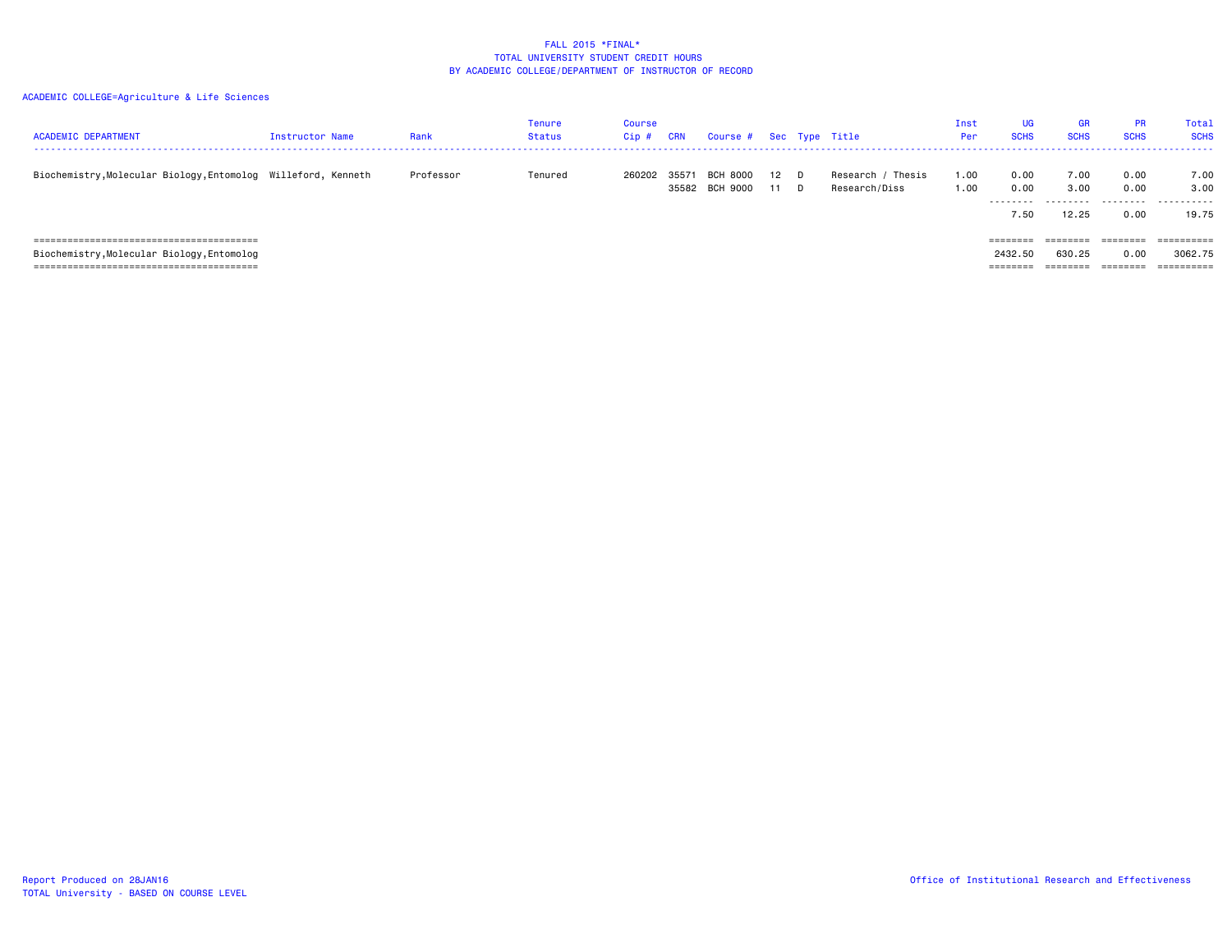# FALL 2015 *FINAL*
## TOTAL UNIVERSITY STUDENT CREDIT HOURS
## BY ACADEMIC COLLEGE/DEPARTMENT OF INSTRUCTOR OF RECORD

ACADEMIC COLLEGE=Agriculture & Life Sciences

| ACADEMIC DEPARTMENT | Instructor Name | Rank | Tenure Status | Course Cip # | CRN | Course # | Sec | Type | Title | Inst Per | UG SCHS | GR SCHS | PR SCHS | Total SCHS |
|---|---|---|---|---|---|---|---|---|---|---|---|---|---|---|
| Biochemistry,Molecular Biology,Entomolog | Willeford, Kenneth | Professor | Tenured | 260202 | 35571 | BCH 8000 | 12 | D | Research / Thesis | 1.00 | 0.00 | 7.00 | 0.00 | 7.00 |
| | | | | | 35582 | BCH 9000 | 11 | D | Research/Diss | 1.00 | 0.00 | 3.00 | 0.00 | 3.00 |
| | | | | | | | | | | | 7.50 | 12.25 | 0.00 | 19.75 |
| Biochemistry,Molecular Biology,Entomolog | | | | | | | | | | | 2432.50 | 630.25 | 0.00 | 3062.75 |

Report Produced on 28JAN16
TOTAL University - BASED ON COURSE LEVEL

Office of Institutional Research and Effectiveness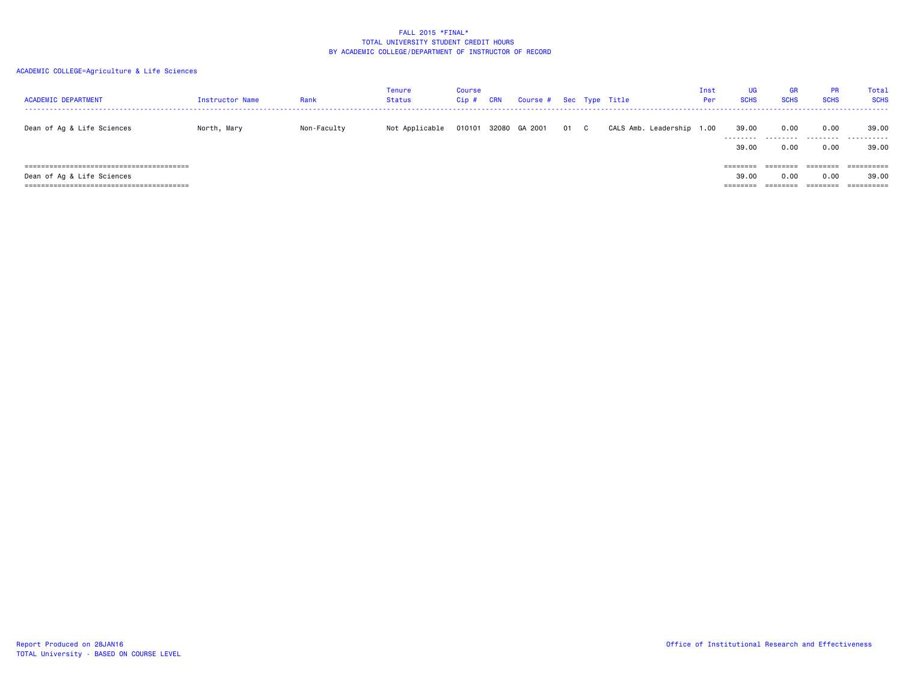FALL 2015 *FINAL*
TOTAL UNIVERSITY STUDENT CREDIT HOURS
BY ACADEMIC COLLEGE/DEPARTMENT OF INSTRUCTOR OF RECORD

ACADEMIC COLLEGE=Agriculture & Life Sciences

| ACADEMIC DEPARTMENT | Instructor Name | Rank | Tenure Status | Course Cip # | CRN | Course # | Sec | Type | Title | Inst Per | UG SCHS | GR SCHS | PR SCHS | Total SCHS |
|---|---|---|---|---|---|---|---|---|---|---|---|---|---|---|
| Dean of Ag & Life Sciences | North, Mary | Non-Faculty | Not Applicable | 010101 | 32080 | GA 2001 | 01 | C | CALS Amb. Leadership | 1.00 | 39.00 | 0.00 | 0.00 | 39.00 |
| | | | | | | | | | | | 39.00 | 0.00 | 0.00 | 39.00 |
| Dean of Ag & Life Sciences | | | | | | | | | | | 39.00 | 0.00 | 0.00 | 39.00 |

Report Produced on 28JAN16
TOTAL University - BASED ON COURSE LEVEL

Office of Institutional Research and Effectiveness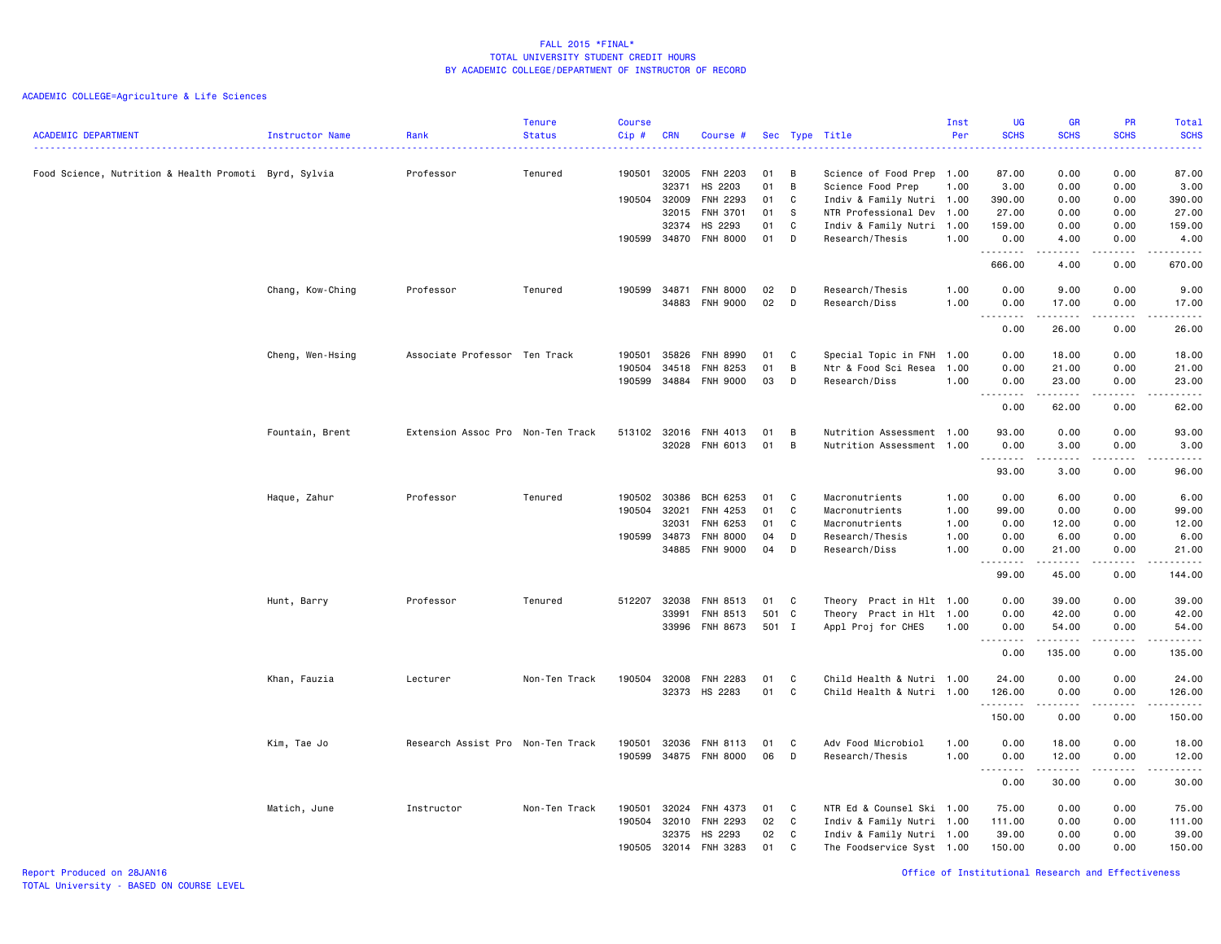FALL 2015 *FINAL*
TOTAL UNIVERSITY STUDENT CREDIT HOURS
BY ACADEMIC COLLEGE/DEPARTMENT OF INSTRUCTOR OF RECORD

ACADEMIC COLLEGE=Agriculture & Life Sciences

| ACADEMIC DEPARTMENT | Instructor Name | Rank | Tenure Status | Course Cip # | CRN | Course # | Sec | Type | Title | Inst Per | UG SCHS | GR SCHS | PR SCHS | Total SCHS |
|---|---|---|---|---|---|---|---|---|---|---|---|---|---|---|
| Food Science, Nutrition & Health Promoti | Byrd, Sylvia | Professor | Tenured | 190501 | 32005 | FNH 2203 | 01 | B | Science of Food Prep | 1.00 | 87.00 | 0.00 | 0.00 | 87.00 |
| | | | | | 32371 | HS 2203 | 01 | B | Science Food Prep | 1.00 | 3.00 | 0.00 | 0.00 | 3.00 |
| | | | | 190504 | 32009 | FNH 2293 | 01 | C | Indiv & Family Nutri | 1.00 | 390.00 | 0.00 | 0.00 | 390.00 |
| | | | | | 32015 | FNH 3701 | 01 | S | NTR Professional Dev | 1.00 | 27.00 | 0.00 | 0.00 | 27.00 |
| | | | | | 32374 | HS 2293 | 01 | C | Indiv & Family Nutri | 1.00 | 159.00 | 0.00 | 0.00 | 159.00 |
| | | | | 190599 | 34870 | FNH 8000 | 01 | D | Research/Thesis | 1.00 | 0.00 | 4.00 | 0.00 | 4.00 |
| | | | | | | | | | | | 666.00 | 4.00 | 0.00 | 670.00 |
| | Chang, Kow-Ching | Professor | Tenured | 190599 | 34871 | FNH 8000 | 02 | D | Research/Thesis | 1.00 | 0.00 | 9.00 | 0.00 | 9.00 |
| | | | | | 34883 | FNH 9000 | 02 | D | Research/Diss | 1.00 | 0.00 | 17.00 | 0.00 | 17.00 |
| | | | | | | | | | | | 0.00 | 26.00 | 0.00 | 26.00 |
| | Cheng, Wen-Hsing | Associate Professor | Ten Track | 190501 | 35826 | FNH 8990 | 01 | C | Special Topic in FNH | 1.00 | 0.00 | 18.00 | 0.00 | 18.00 |
| | | | | 190504 | 34518 | FNH 8253 | 01 | B | Ntr & Food Sci Resea | 1.00 | 0.00 | 21.00 | 0.00 | 21.00 |
| | | | | 190599 | 34884 | FNH 9000 | 03 | D | Research/Diss | 1.00 | 0.00 | 23.00 | 0.00 | 23.00 |
| | | | | | | | | | | | 0.00 | 62.00 | 0.00 | 62.00 |
| | Fountain, Brent | Extension Assoc Pro | Non-Ten Track | 513102 | 32016 | FNH 4013 | 01 | B | Nutrition Assessment | 1.00 | 93.00 | 0.00 | 0.00 | 93.00 |
| | | | | | 32028 | FNH 6013 | 01 | B | Nutrition Assessment | 1.00 | 0.00 | 3.00 | 0.00 | 3.00 |
| | | | | | | | | | | | 93.00 | 3.00 | 0.00 | 96.00 |
| | Haque, Zahur | Professor | Tenured | 190502 | 30386 | BCH 6253 | 01 | C | Macronutrients | 1.00 | 0.00 | 6.00 | 0.00 | 6.00 |
| | | | | 190504 | 32021 | FNH 4253 | 01 | C | Macronutrients | 1.00 | 99.00 | 0.00 | 0.00 | 99.00 |
| | | | | | 32031 | FNH 6253 | 01 | C | Macronutrients | 1.00 | 0.00 | 12.00 | 0.00 | 12.00 |
| | | | | 190599 | 34873 | FNH 8000 | 04 | D | Research/Thesis | 1.00 | 0.00 | 6.00 | 0.00 | 6.00 |
| | | | | | 34885 | FNH 9000 | 04 | D | Research/Diss | 1.00 | 0.00 | 21.00 | 0.00 | 21.00 |
| | | | | | | | | | | | 99.00 | 45.00 | 0.00 | 144.00 |
| | Hunt, Barry | Professor | Tenured | 512207 | 32038 | FNH 8513 | 01 | C | Theory Pract in Hlt | 1.00 | 0.00 | 39.00 | 0.00 | 39.00 |
| | | | | | 33991 | FNH 8513 | 501 | C | Theory Pract in Hlt | 1.00 | 0.00 | 42.00 | 0.00 | 42.00 |
| | | | | | 33996 | FNH 8673 | 501 | I | Appl Proj for CHES | 1.00 | 0.00 | 54.00 | 0.00 | 54.00 |
| | | | | | | | | | | | 0.00 | 135.00 | 0.00 | 135.00 |
| | Khan, Fauzia | Lecturer | Non-Ten Track | 190504 | 32008 | FNH 2283 | 01 | C | Child Health & Nutri | 1.00 | 24.00 | 0.00 | 0.00 | 24.00 |
| | | | | | 32373 | HS 2283 | 01 | C | Child Health & Nutri | 1.00 | 126.00 | 0.00 | 0.00 | 126.00 |
| | | | | | | | | | | | 150.00 | 0.00 | 0.00 | 150.00 |
| | Kim, Tae Jo | Research Assist Pro | Non-Ten Track | 190501 | 32036 | FNH 8113 | 01 | C | Adv Food Microbiol | 1.00 | 0.00 | 18.00 | 0.00 | 18.00 |
| | | | | 190599 | 34875 | FNH 8000 | 06 | D | Research/Thesis | 1.00 | 0.00 | 12.00 | 0.00 | 12.00 |
| | | | | | | | | | | | 0.00 | 30.00 | 0.00 | 30.00 |
| | Matich, June | Instructor | Non-Ten Track | 190501 | 32024 | FNH 4373 | 01 | C | NTR Ed & Counsel Ski | 1.00 | 75.00 | 0.00 | 0.00 | 75.00 |
| | | | | 190504 | 32010 | FNH 2293 | 02 | C | Indiv & Family Nutri | 1.00 | 111.00 | 0.00 | 0.00 | 111.00 |
| | | | | | 32375 | HS 2293 | 02 | C | Indiv & Family Nutri | 1.00 | 39.00 | 0.00 | 0.00 | 39.00 |
| | | | | 190505 | 32014 | FNH 3283 | 01 | C | The Foodservice Syst | 1.00 | 150.00 | 0.00 | 0.00 | 150.00 |

Report Produced on 28JAN16
TOTAL University - BASED ON COURSE LEVEL

Office of Institutional Research and Effectiveness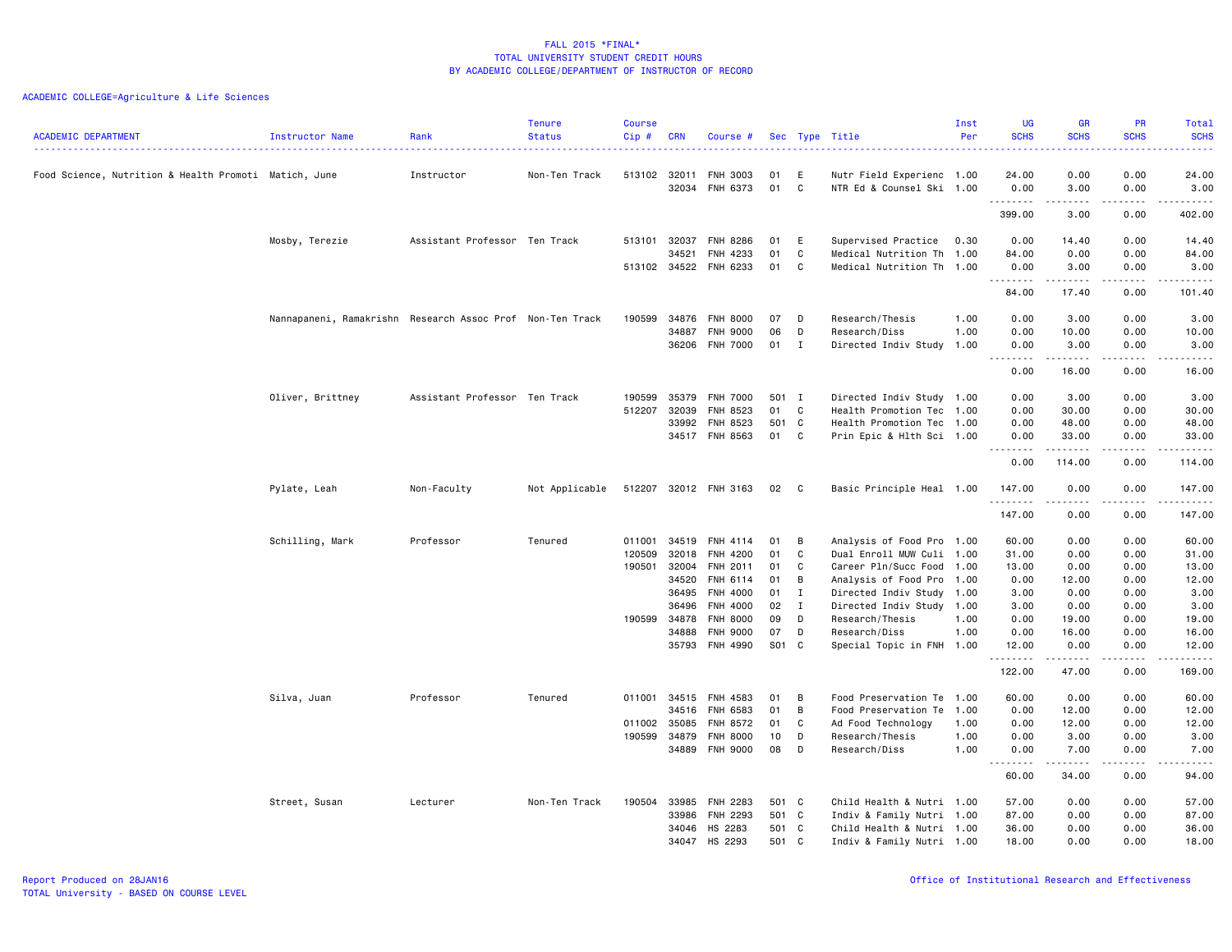FALL 2015 *FINAL*
TOTAL UNIVERSITY STUDENT CREDIT HOURS
BY ACADEMIC COLLEGE/DEPARTMENT OF INSTRUCTOR OF RECORD

ACADEMIC COLLEGE=Agriculture & Life Sciences

| ACADEMIC DEPARTMENT | Instructor Name | Rank | Tenure Status | Course Cip # | CRN | Course # | Sec | Type | Title | Inst Per | UG SCHS | GR SCHS | PR SCHS | Total SCHS |
|---|---|---|---|---|---|---|---|---|---|---|---|---|---|---|
| Food Science, Nutrition & Health Promoti | Matich, June | Instructor | Non-Ten Track | 513102 | 32011 | FNH 3003 | 01 | E | Nutr Field Experienc | 1.00 | 24.00 | 0.00 | 0.00 | 24.00 |
| | | | | | 32034 | FNH 6373 | 01 | C | NTR Ed & Counsel Ski | 1.00 | 0.00 | 3.00 | 0.00 | 3.00 |
| | | | | | | | | | | | 399.00 | 3.00 | 0.00 | 402.00 |
| | Mosby, Terezie | Assistant Professor | Ten Track | 513101 | 32037 | FNH 8286 | 01 | E | Supervised Practice | 0.30 | 0.00 | 14.40 | 0.00 | 14.40 |
| | | | | | 34521 | FNH 4233 | 01 | C | Medical Nutrition Th | 1.00 | 84.00 | 0.00 | 0.00 | 84.00 |
| | | | | 513102 | 34522 | FNH 6233 | 01 | C | Medical Nutrition Th | 1.00 | 0.00 | 3.00 | 0.00 | 3.00 |
| | | | | | | | | | | | 84.00 | 17.40 | 0.00 | 101.40 |
| | Nannapaneni, Ramakrishn | Research Assoc Prof | Non-Ten Track | 190599 | 34876 | FNH 8000 | 07 | D | Research/Thesis | 1.00 | 0.00 | 3.00 | 0.00 | 3.00 |
| | | | | | 34887 | FNH 9000 | 06 | D | Research/Diss | 1.00 | 0.00 | 10.00 | 0.00 | 10.00 |
| | | | | | 36206 | FNH 7000 | 01 | I | Directed Indiv Study | 1.00 | 0.00 | 3.00 | 0.00 | 3.00 |
| | | | | | | | | | | | 0.00 | 16.00 | 0.00 | 16.00 |
| | Oliver, Brittney | Assistant Professor | Ten Track | 190599 | 35379 | FNH 7000 | 501 | I | Directed Indiv Study | 1.00 | 0.00 | 3.00 | 0.00 | 3.00 |
| | | | | 512207 | 32039 | FNH 8523 | 01 | C | Health Promotion Tec | 1.00 | 0.00 | 30.00 | 0.00 | 30.00 |
| | | | | | 33992 | FNH 8523 | 501 | C | Health Promotion Tec | 1.00 | 0.00 | 48.00 | 0.00 | 48.00 |
| | | | | | 34517 | FNH 8563 | 01 | C | Prin Epic & Hlth Sci | 1.00 | 0.00 | 33.00 | 0.00 | 33.00 |
| | | | | | | | | | | | 0.00 | 114.00 | 0.00 | 114.00 |
| | Pylate, Leah | Non-Faculty | Not Applicable | 512207 | 32012 | FNH 3163 | 02 | C | Basic Principle Heal | 1.00 | 147.00 | 0.00 | 0.00 | 147.00 |
| | | | | | | | | | | | 147.00 | 0.00 | 0.00 | 147.00 |
| | Schilling, Mark | Professor | Tenured | 011001 | 34519 | FNH 4114 | 01 | B | Analysis of Food Pro | 1.00 | 60.00 | 0.00 | 0.00 | 60.00 |
| | | | | 120509 | 32018 | FNH 4200 | 01 | C | Dual Enroll MUW Culi | 1.00 | 31.00 | 0.00 | 0.00 | 31.00 |
| | | | | 190501 | 32004 | FNH 2011 | 01 | C | Career Pln/Succ Food | 1.00 | 13.00 | 0.00 | 0.00 | 13.00 |
| | | | | | 34520 | FNH 6114 | 01 | B | Analysis of Food Pro | 1.00 | 0.00 | 12.00 | 0.00 | 12.00 |
| | | | | | 36495 | FNH 4000 | 01 | I | Directed Indiv Study | 1.00 | 3.00 | 0.00 | 0.00 | 3.00 |
| | | | | | 36496 | FNH 4000 | 02 | I | Directed Indiv Study | 1.00 | 3.00 | 0.00 | 0.00 | 3.00 |
| | | | | 190599 | 34878 | FNH 8000 | 09 | D | Research/Thesis | 1.00 | 0.00 | 19.00 | 0.00 | 19.00 |
| | | | | | 34888 | FNH 9000 | 07 | D | Research/Diss | 1.00 | 0.00 | 16.00 | 0.00 | 16.00 |
| | | | | | 35793 | FNH 4990 | S01 | C | Special Topic in FNH | 1.00 | 12.00 | 0.00 | 0.00 | 12.00 |
| | | | | | | | | | | | 122.00 | 47.00 | 0.00 | 169.00 |
| | Silva, Juan | Professor | Tenured | 011001 | 34515 | FNH 4583 | 01 | B | Food Preservation Te | 1.00 | 60.00 | 0.00 | 0.00 | 60.00 |
| | | | | | 34516 | FNH 6583 | 01 | B | Food Preservation Te | 1.00 | 0.00 | 12.00 | 0.00 | 12.00 |
| | | | | 011002 | 35085 | FNH 8572 | 01 | C | Ad Food Technology | 1.00 | 0.00 | 12.00 | 0.00 | 12.00 |
| | | | | 190599 | 34879 | FNH 8000 | 10 | D | Research/Thesis | 1.00 | 0.00 | 3.00 | 0.00 | 3.00 |
| | | | | | 34889 | FNH 9000 | 08 | D | Research/Diss | 1.00 | 0.00 | 7.00 | 0.00 | 7.00 |
| | | | | | | | | | | | 60.00 | 34.00 | 0.00 | 94.00 |
| | Street, Susan | Lecturer | Non-Ten Track | 190504 | 33985 | FNH 2283 | 501 | C | Child Health & Nutri | 1.00 | 57.00 | 0.00 | 0.00 | 57.00 |
| | | | | | 33986 | FNH 2293 | 501 | C | Indiv & Family Nutri | 1.00 | 87.00 | 0.00 | 0.00 | 87.00 |
| | | | | | 34046 | HS 2283 | 501 | C | Child Health & Nutri | 1.00 | 36.00 | 0.00 | 0.00 | 36.00 |
| | | | | | 34047 | HS 2293 | 501 | C | Indiv & Family Nutri | 1.00 | 18.00 | 0.00 | 0.00 | 18.00 |

Report Produced on 28JAN16
TOTAL University - BASED ON COURSE LEVEL

Office of Institutional Research and Effectiveness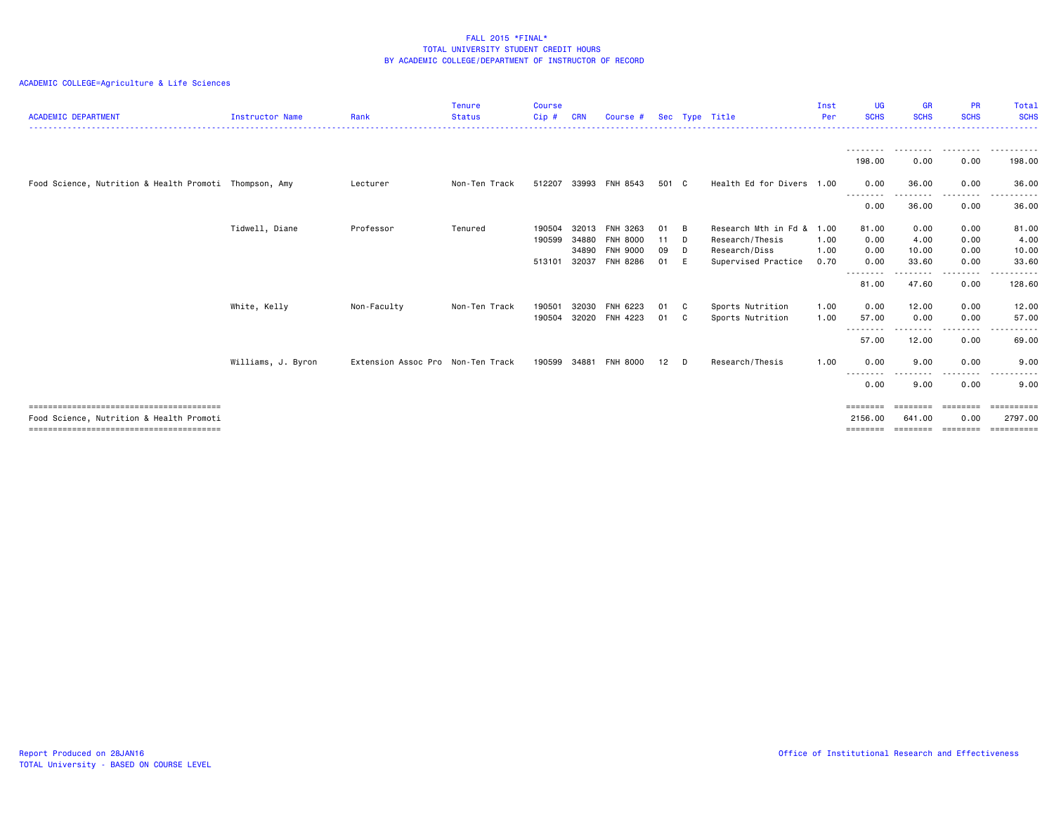FALL 2015 *FINAL*
TOTAL UNIVERSITY STUDENT CREDIT HOURS
BY ACADEMIC COLLEGE/DEPARTMENT OF INSTRUCTOR OF RECORD

ACADEMIC COLLEGE=Agriculture & Life Sciences

| ACADEMIC DEPARTMENT | Instructor Name | Rank | Tenure Status | Course Cip # | CRN | Course # | Sec | Type | Title | Inst Per | UG SCHS | GR SCHS | PR SCHS | Total SCHS |
|---|---|---|---|---|---|---|---|---|---|---|---|---|---|---|
| | | | | | | | | | | | 198.00 | 0.00 | 0.00 | 198.00 |
| Food Science, Nutrition & Health Promoti | Thompson, Amy | Lecturer | Non-Ten Track | 512207 | 33993 | FNH 8543 | 501 | C | Health Ed for Divers | 1.00 | 0.00 | 36.00 | 0.00 | 36.00 |
| | | | | | | | | | | | 0.00 | 36.00 | 0.00 | 36.00 |
| | Tidwell, Diane | Professor | Tenured | 190504 | 32013 | FNH 3263 | 01 | B | Research Mth in Fd & | 1.00 | 81.00 | 0.00 | 0.00 | 81.00 |
| | | | | 190599 | 34880 | FNH 8000 | 11 | D | Research/Thesis | 1.00 | 0.00 | 4.00 | 0.00 | 4.00 |
| | | | | | 34890 | FNH 9000 | 09 | D | Research/Diss | 1.00 | 0.00 | 10.00 | 0.00 | 10.00 |
| | | | | 513101 | 32037 | FNH 8286 | 01 | E | Supervised Practice | 0.70 | 0.00 | 33.60 | 0.00 | 33.60 |
| | | | | | | | | | | | 81.00 | 47.60 | 0.00 | 128.60 |
| | White, Kelly | Non-Faculty | Non-Ten Track | 190501 | 32030 | FNH 6223 | 01 | C | Sports Nutrition | 1.00 | 0.00 | 12.00 | 0.00 | 12.00 |
| | | | | 190504 | 32020 | FNH 4223 | 01 | C | Sports Nutrition | 1.00 | 57.00 | 0.00 | 0.00 | 57.00 |
| | | | | | | | | | | | 57.00 | 12.00 | 0.00 | 69.00 |
| | Williams, J. Byron | Extension Assoc Pro | Non-Ten Track | 190599 | 34881 | FNH 8000 | 12 | D | Research/Thesis | 1.00 | 0.00 | 9.00 | 0.00 | 9.00 |
| | | | | | | | | | | | 0.00 | 9.00 | 0.00 | 9.00 |
| Food Science, Nutrition & Health Promoti | | | | | | | | | | | 2156.00 | 641.00 | 0.00 | 2797.00 |

Report Produced on 28JAN16
TOTAL University - BASED ON COURSE LEVEL

Office of Institutional Research and Effectiveness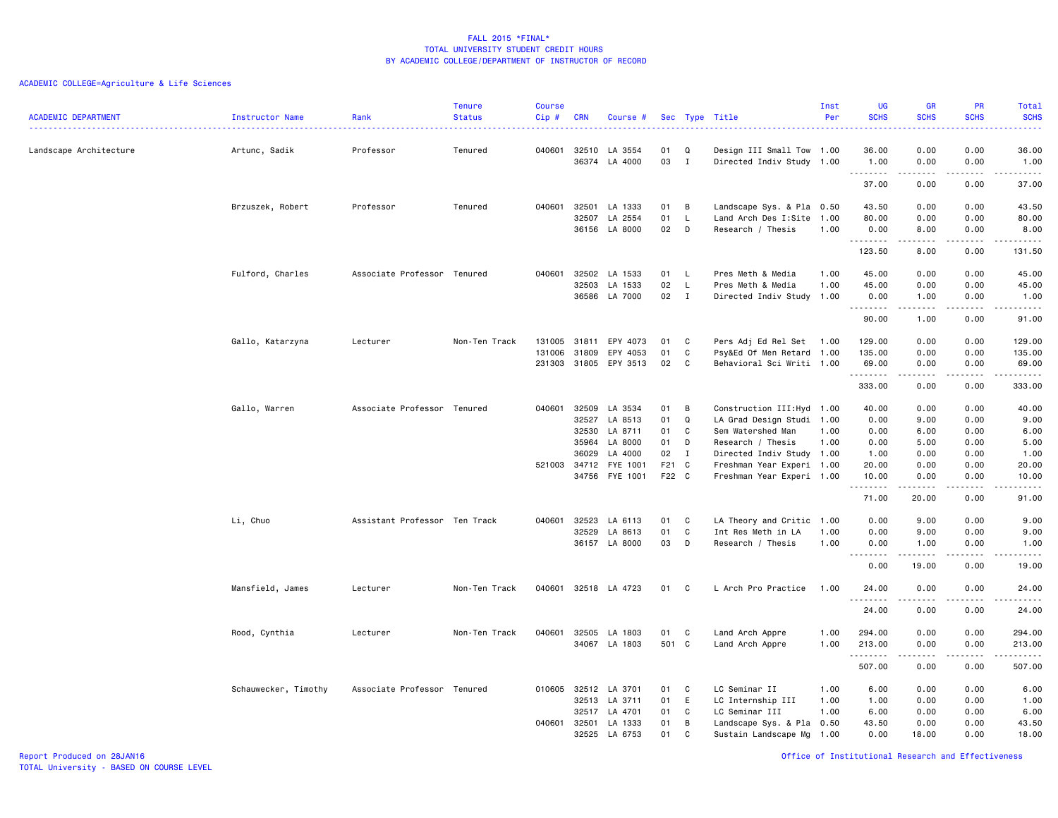FALL 2015 *FINAL*
TOTAL UNIVERSITY STUDENT CREDIT HOURS
BY ACADEMIC COLLEGE/DEPARTMENT OF INSTRUCTOR OF RECORD

ACADEMIC COLLEGE=Agriculture & Life Sciences

| ACADEMIC DEPARTMENT | Instructor Name | Rank | Tenure Status | Course Cip # | CRN | Course # | Sec | Type | Title | Inst Per | UG SCHS | GR SCHS | PR SCHS | Total SCHS |
|---|---|---|---|---|---|---|---|---|---|---|---|---|---|---|
| Landscape Architecture | Artunc, Sadik | Professor | Tenured | 040601 | 32510 | LA 3554 | 01 | Q | Design III Small Tow | 1.00 | 36.00 | 0.00 | 0.00 | 36.00 |
| | | | | | 36374 | LA 4000 | 03 | I | Directed Indiv Study | 1.00 | 1.00 | 0.00 | 0.00 | 1.00 |
| | | | | | | | | | | | 37.00 | 0.00 | 0.00 | 37.00 |
| | Brzuszek, Robert | Professor | Tenured | 040601 | 32501 | LA 1333 | 01 | B | Landscape Sys. & Pla | 0.50 | 43.50 | 0.00 | 0.00 | 43.50 |
| | | | | | 32507 | LA 2554 | 01 | L | Land Arch Des I:Site | 1.00 | 80.00 | 0.00 | 0.00 | 80.00 |
| | | | | | 36156 | LA 8000 | 02 | D | Research / Thesis | 1.00 | 0.00 | 8.00 | 0.00 | 8.00 |
| | | | | | | | | | | | 123.50 | 8.00 | 0.00 | 131.50 |
| | Fulford, Charles | Associate Professor | Tenured | 040601 | 32502 | LA 1533 | 01 | L | Pres Meth & Media | 1.00 | 45.00 | 0.00 | 0.00 | 45.00 |
| | | | | | 32503 | LA 1533 | 02 | L | Pres Meth & Media | 1.00 | 45.00 | 0.00 | 0.00 | 45.00 |
| | | | | | 36586 | LA 7000 | 02 | I | Directed Indiv Study | 1.00 | 0.00 | 1.00 | 0.00 | 1.00 |
| | | | | | | | | | | | 90.00 | 1.00 | 0.00 | 91.00 |
| | Gallo, Katarzyna | Lecturer | Non-Ten Track | 131005 | 31811 | EPY 4073 | 01 | C | Pers Adj Ed Rel Set | 1.00 | 129.00 | 0.00 | 0.00 | 129.00 |
| | | | | 131006 | 31809 | EPY 4053 | 01 | C | Psy&Ed Of Men Retard | 1.00 | 135.00 | 0.00 | 0.00 | 135.00 |
| | | | | 231303 | 31805 | EPY 3513 | 02 | C | Behavioral Sci Writi | 1.00 | 69.00 | 0.00 | 0.00 | 69.00 |
| | | | | | | | | | | | 333.00 | 0.00 | 0.00 | 333.00 |
| | Gallo, Warren | Associate Professor | Tenured | 040601 | 32509 | LA 3534 | 01 | B | Construction III:Hyd | 1.00 | 40.00 | 0.00 | 0.00 | 40.00 |
| | | | | | 32527 | LA 8513 | 01 | Q | LA Grad Design Studi | 1.00 | 0.00 | 9.00 | 0.00 | 9.00 |
| | | | | | 32530 | LA 8711 | 01 | C | Sem Watershed Man | 1.00 | 0.00 | 6.00 | 0.00 | 6.00 |
| | | | | | 35964 | LA 8000 | 01 | D | Research / Thesis | 1.00 | 0.00 | 5.00 | 0.00 | 5.00 |
| | | | | | 36029 | LA 4000 | 02 | I | Directed Indiv Study | 1.00 | 1.00 | 0.00 | 0.00 | 1.00 |
| | | | | 521003 | 34712 | FYE 1001 | F21 | C | Freshman Year Experi | 1.00 | 20.00 | 0.00 | 0.00 | 20.00 |
| | | | | | 34756 | FYE 1001 | F22 | C | Freshman Year Experi | 1.00 | 10.00 | 0.00 | 0.00 | 10.00 |
| | | | | | | | | | | | 71.00 | 20.00 | 0.00 | 91.00 |
| | Li, Chuo | Assistant Professor | Ten Track | 040601 | 32523 | LA 6113 | 01 | C | LA Theory and Critic | 1.00 | 0.00 | 9.00 | 0.00 | 9.00 |
| | | | | | 32529 | LA 8613 | 01 | C | Int Res Meth in LA | 1.00 | 0.00 | 9.00 | 0.00 | 9.00 |
| | | | | | 36157 | LA 8000 | 03 | D | Research / Thesis | 1.00 | 0.00 | 1.00 | 0.00 | 1.00 |
| | | | | | | | | | | | 0.00 | 19.00 | 0.00 | 19.00 |
| | Mansfield, James | Lecturer | Non-Ten Track | 040601 | 32518 | LA 4723 | 01 | C | L Arch Pro Practice | 1.00 | 24.00 | 0.00 | 0.00 | 24.00 |
| | | | | | | | | | | | 24.00 | 0.00 | 0.00 | 24.00 |
| | Rood, Cynthia | Lecturer | Non-Ten Track | 040601 | 32505 | LA 1803 | 01 | C | Land Arch Appre | 1.00 | 294.00 | 0.00 | 0.00 | 294.00 |
| | | | | | 34067 | LA 1803 | 501 | C | Land Arch Appre | 1.00 | 213.00 | 0.00 | 0.00 | 213.00 |
| | | | | | | | | | | | 507.00 | 0.00 | 0.00 | 507.00 |
| | Schauwecker, Timothy | Associate Professor | Tenured | 010605 | 32512 | LA 3701 | 01 | C | LC Seminar II | 1.00 | 6.00 | 0.00 | 0.00 | 6.00 |
| | | | | | 32513 | LA 3711 | 01 | E | LC Internship III | 1.00 | 1.00 | 0.00 | 0.00 | 1.00 |
| | | | | | 32517 | LA 4701 | 01 | C | LC Seminar III | 1.00 | 6.00 | 0.00 | 0.00 | 6.00 |
| | | | | 040601 | 32501 | LA 1333 | 01 | B | Landscape Sys. & Pla | 0.50 | 43.50 | 0.00 | 0.00 | 43.50 |
| | | | | | 32525 | LA 6753 | 01 | C | Sustain Landscape Mg | 1.00 | 0.00 | 18.00 | 0.00 | 18.00 |

Report Produced on 28JAN16
TOTAL University - BASED ON COURSE LEVEL

Office of Institutional Research and Effectiveness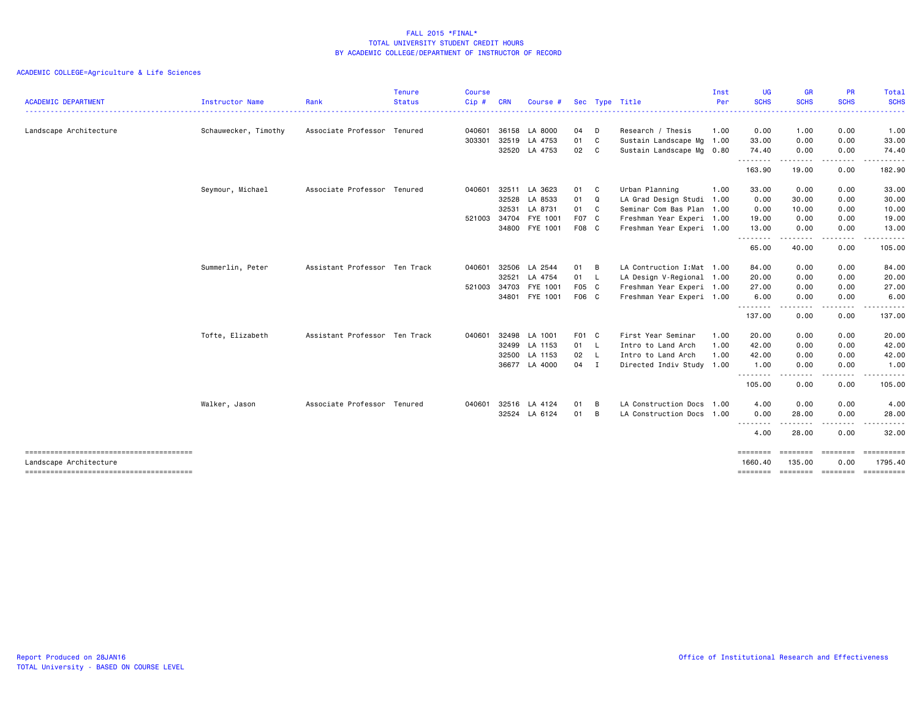FALL 2015 *FINAL*
TOTAL UNIVERSITY STUDENT CREDIT HOURS
BY ACADEMIC COLLEGE/DEPARTMENT OF INSTRUCTOR OF RECORD

ACADEMIC COLLEGE=Agriculture & Life Sciences

| ACADEMIC DEPARTMENT | Instructor Name | Rank | Tenure Status | Course Cip # | CRN | Course # | Sec | Type | Title | Inst Per | UG SCHS | GR SCHS | PR SCHS | Total SCHS |
|---|---|---|---|---|---|---|---|---|---|---|---|---|---|---|
| Landscape Architecture | Schauwecker, Timothy | Associate Professor | Tenured | 040601 | 36158 | LA 8000 | 04 | D | Research / Thesis | 1.00 | 0.00 | 1.00 | 0.00 | 1.00 |
| | | | | 303301 | 32519 | LA 4753 | 01 | C | Sustain Landscape Mg | 1.00 | 33.00 | 0.00 | 0.00 | 33.00 |
| | | | | | 32520 | LA 4753 | 02 | C | Sustain Landscape Mg | 0.80 | 74.40 | 0.00 | 0.00 | 74.40 |
| | | | | | | | | | | | 163.90 | 19.00 | 0.00 | 182.90 |
| | Seymour, Michael | Associate Professor | Tenured | 040601 | 32511 | LA 3623 | 01 | C | Urban Planning | 1.00 | 33.00 | 0.00 | 0.00 | 33.00 |
| | | | | | 32528 | LA 8533 | 01 | Q | LA Grad Design Studi | 1.00 | 0.00 | 30.00 | 0.00 | 30.00 |
| | | | | | 32531 | LA 8731 | 01 | C | Seminar Com Bas Plan | 1.00 | 0.00 | 10.00 | 0.00 | 10.00 |
| | | | | 521003 | 34704 | FYE 1001 | F07 | C | Freshman Year Experi | 1.00 | 19.00 | 0.00 | 0.00 | 19.00 |
| | | | | | 34800 | FYE 1001 | F08 | C | Freshman Year Experi | 1.00 | 13.00 | 0.00 | 0.00 | 13.00 |
| | | | | | | | | | | | 65.00 | 40.00 | 0.00 | 105.00 |
| | Summerlin, Peter | Assistant Professor | Ten Track | 040601 | 32506 | LA 2544 | 01 | B | LA Contruction I:Mat | 1.00 | 84.00 | 0.00 | 0.00 | 84.00 |
| | | | | | 32521 | LA 4754 | 01 | L | LA Design V-Regional | 1.00 | 20.00 | 0.00 | 0.00 | 20.00 |
| | | | | 521003 | 34703 | FYE 1001 | F05 | C | Freshman Year Experi | 1.00 | 27.00 | 0.00 | 0.00 | 27.00 |
| | | | | | 34801 | FYE 1001 | F06 | C | Freshman Year Experi | 1.00 | 6.00 | 0.00 | 0.00 | 6.00 |
| | | | | | | | | | | | 137.00 | 0.00 | 0.00 | 137.00 |
| | Tofte, Elizabeth | Assistant Professor | Ten Track | 040601 | 32498 | LA 1001 | F01 | C | First Year Seminar | 1.00 | 20.00 | 0.00 | 0.00 | 20.00 |
| | | | | | 32499 | LA 1153 | 01 | L | Intro to Land Arch | 1.00 | 42.00 | 0.00 | 0.00 | 42.00 |
| | | | | | 32500 | LA 1153 | 02 | L | Intro to Land Arch | 1.00 | 42.00 | 0.00 | 0.00 | 42.00 |
| | | | | | 36677 | LA 4000 | 04 | I | Directed Indiv Study | 1.00 | 1.00 | 0.00 | 0.00 | 1.00 |
| | | | | | | | | | | | 105.00 | 0.00 | 0.00 | 105.00 |
| | Walker, Jason | Associate Professor | Tenured | 040601 | 32516 | LA 4124 | 01 | B | LA Construction Docs | 1.00 | 4.00 | 0.00 | 0.00 | 4.00 |
| | | | | | 32524 | LA 6124 | 01 | B | LA Construction Docs | 1.00 | 0.00 | 28.00 | 0.00 | 28.00 |
| | | | | | | | | | | | 4.00 | 28.00 | 0.00 | 32.00 |
| Landscape Architecture | | | | | | | | | | | 1660.40 | 135.00 | 0.00 | 1795.40 |

Report Produced on 28JAN16
TOTAL University - BASED ON COURSE LEVEL

Office of Institutional Research and Effectiveness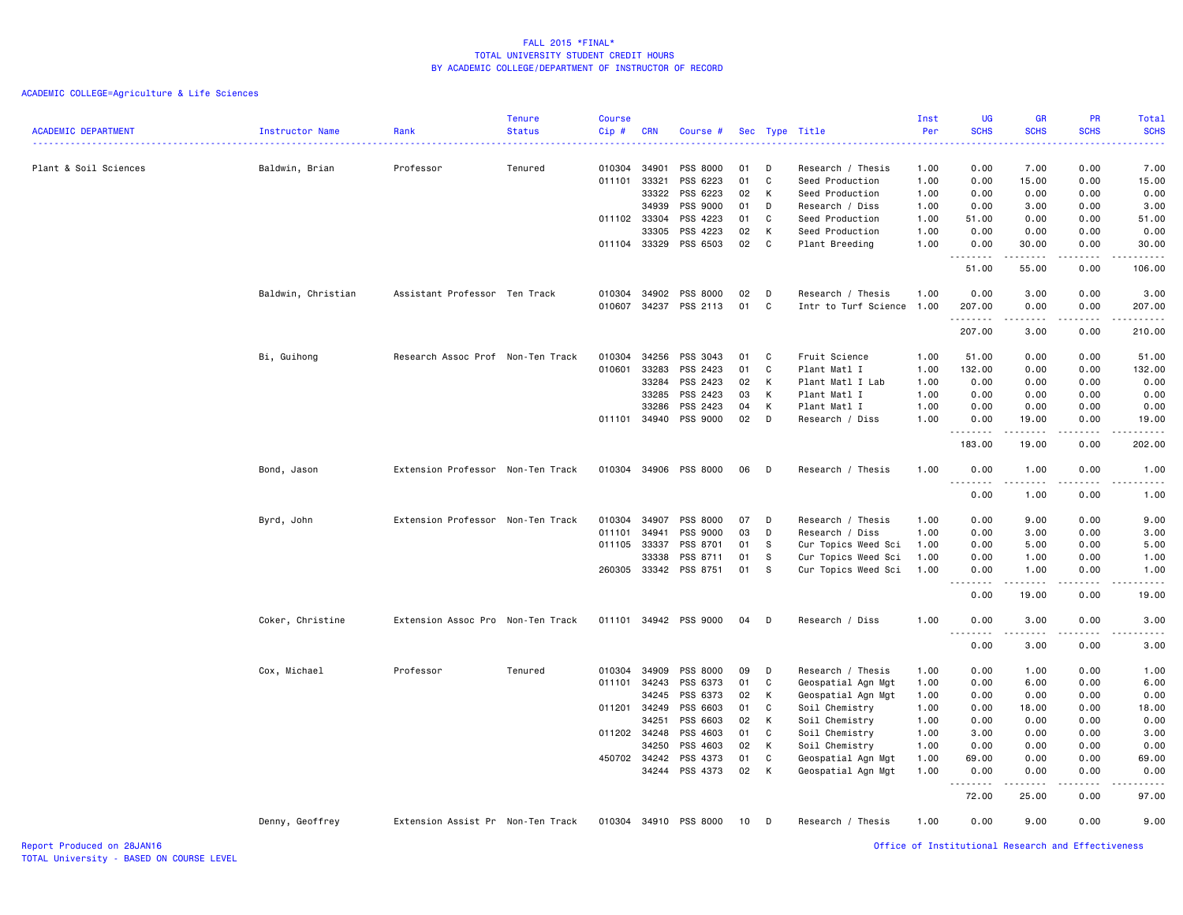FALL 2015 *FINAL*
TOTAL UNIVERSITY STUDENT CREDIT HOURS
BY ACADEMIC COLLEGE/DEPARTMENT OF INSTRUCTOR OF RECORD

ACADEMIC COLLEGE=Agriculture & Life Sciences

| ACADEMIC DEPARTMENT | Instructor Name | Rank | Tenure Status | Course Cip # | CRN | Course # | Sec | Type | Title | Inst Per | UG SCHS | GR SCHS | PR SCHS | Total SCHS |
|---|---|---|---|---|---|---|---|---|---|---|---|---|---|---|
| Plant & Soil Sciences | Baldwin, Brian | Professor | Tenured | 010304 | 34901 | PSS 8000 | 01 | D | Research / Thesis | 1.00 | 0.00 | 7.00 | 0.00 | 7.00 |
| | | | | 011101 | 33321 | PSS 6223 | 01 | C | Seed Production | 1.00 | 0.00 | 15.00 | 0.00 | 15.00 |
| | | | | | 33322 | PSS 6223 | 02 | K | Seed Production | 1.00 | 0.00 | 0.00 | 0.00 | 0.00 |
| | | | | | 34939 | PSS 9000 | 01 | D | Research / Diss | 1.00 | 0.00 | 3.00 | 0.00 | 3.00 |
| | | | | 011102 | 33304 | PSS 4223 | 01 | C | Seed Production | 1.00 | 51.00 | 0.00 | 0.00 | 51.00 |
| | | | | | 33305 | PSS 4223 | 02 | K | Seed Production | 1.00 | 0.00 | 0.00 | 0.00 | 0.00 |
| | | | | 011104 | 33329 | PSS 6503 | 02 | C | Plant Breeding | 1.00 | 0.00 | 30.00 | 0.00 | 30.00 |
| | | | | | | | | | | | 51.00 | 55.00 | 0.00 | 106.00 |
| | Baldwin, Christian | Assistant Professor | Ten Track | 010304 | 34902 | PSS 8000 | 02 | D | Research / Thesis | 1.00 | 0.00 | 3.00 | 0.00 | 3.00 |
| | | | | 010607 | 34237 | PSS 2113 | 01 | C | Intr to Turf Science | 1.00 | 207.00 | 0.00 | 0.00 | 207.00 |
| | | | | | | | | | | | 207.00 | 3.00 | 0.00 | 210.00 |
| | Bi, Guihong | Research Assoc Prof | Non-Ten Track | 010304 | 34256 | PSS 3043 | 01 | C | Fruit Science | 1.00 | 51.00 | 0.00 | 0.00 | 51.00 |
| | | | | 010601 | 33283 | PSS 2423 | 01 | C | Plant Matl I | 1.00 | 132.00 | 0.00 | 0.00 | 132.00 |
| | | | | | 33284 | PSS 2423 | 02 | K | Plant Matl I Lab | 1.00 | 0.00 | 0.00 | 0.00 | 0.00 |
| | | | | | 33285 | PSS 2423 | 03 | K | Plant Matl I | 1.00 | 0.00 | 0.00 | 0.00 | 0.00 |
| | | | | | 33286 | PSS 2423 | 04 | K | Plant Matl I | 1.00 | 0.00 | 0.00 | 0.00 | 0.00 |
| | | | | 011101 | 34940 | PSS 9000 | 02 | D | Research / Diss | 1.00 | 0.00 | 19.00 | 0.00 | 19.00 |
| | | | | | | | | | | | 183.00 | 19.00 | 0.00 | 202.00 |
| | Bond, Jason | Extension Professor | Non-Ten Track | 010304 | 34906 | PSS 8000 | 06 | D | Research / Thesis | 1.00 | 0.00 | 1.00 | 0.00 | 1.00 |
| | | | | | | | | | | | 0.00 | 1.00 | 0.00 | 1.00 |
| | Byrd, John | Extension Professor | Non-Ten Track | 010304 | 34907 | PSS 8000 | 07 | D | Research / Thesis | 1.00 | 0.00 | 9.00 | 0.00 | 9.00 |
| | | | | 011101 | 34941 | PSS 9000 | 03 | D | Research / Diss | 1.00 | 0.00 | 3.00 | 0.00 | 3.00 |
| | | | | 011105 | 33337 | PSS 8701 | 01 | S | Cur Topics Weed Sci | 1.00 | 0.00 | 5.00 | 0.00 | 5.00 |
| | | | | | 33338 | PSS 8711 | 01 | S | Cur Topics Weed Sci | 1.00 | 0.00 | 1.00 | 0.00 | 1.00 |
| | | | | 260305 | 33342 | PSS 8751 | 01 | S | Cur Topics Weed Sci | 1.00 | 0.00 | 1.00 | 0.00 | 1.00 |
| | | | | | | | | | | | 0.00 | 19.00 | 0.00 | 19.00 |
| | Coker, Christine | Extension Assoc Pro | Non-Ten Track | 011101 | 34942 | PSS 9000 | 04 | D | Research / Diss | 1.00 | 0.00 | 3.00 | 0.00 | 3.00 |
| | | | | | | | | | | | 0.00 | 3.00 | 0.00 | 3.00 |
| | Cox, Michael | Professor | Tenured | 010304 | 34909 | PSS 8000 | 09 | D | Research / Thesis | 1.00 | 0.00 | 1.00 | 0.00 | 1.00 |
| | | | | 011101 | 34243 | PSS 6373 | 01 | C | Geospatial Agn Mgt | 1.00 | 0.00 | 6.00 | 0.00 | 6.00 |
| | | | | | 34245 | PSS 6373 | 02 | K | Geospatial Agn Mgt | 1.00 | 0.00 | 0.00 | 0.00 | 0.00 |
| | | | | 011201 | 34249 | PSS 6603 | 01 | C | Soil Chemistry | 1.00 | 0.00 | 18.00 | 0.00 | 18.00 |
| | | | | | 34251 | PSS 6603 | 02 | K | Soil Chemistry | 1.00 | 0.00 | 0.00 | 0.00 | 0.00 |
| | | | | 011202 | 34248 | PSS 4603 | 01 | C | Soil Chemistry | 1.00 | 3.00 | 0.00 | 0.00 | 3.00 |
| | | | | | 34250 | PSS 4603 | 02 | K | Soil Chemistry | 1.00 | 0.00 | 0.00 | 0.00 | 0.00 |
| | | | | 450702 | 34242 | PSS 4373 | 01 | C | Geospatial Agn Mgt | 1.00 | 69.00 | 0.00 | 0.00 | 69.00 |
| | | | | | 34244 | PSS 4373 | 02 | K | Geospatial Agn Mgt | 1.00 | 0.00 | 0.00 | 0.00 | 0.00 |
| | | | | | | | | | | | 72.00 | 25.00 | 0.00 | 97.00 |
| | Denny, Geoffrey | Extension Assist Pr | Non-Ten Track | 010304 | 34910 | PSS 8000 | 10 | D | Research / Thesis | 1.00 | 0.00 | 9.00 | 0.00 | 9.00 |

Report Produced on 28JAN16
TOTAL University - BASED ON COURSE LEVEL

Office of Institutional Research and Effectiveness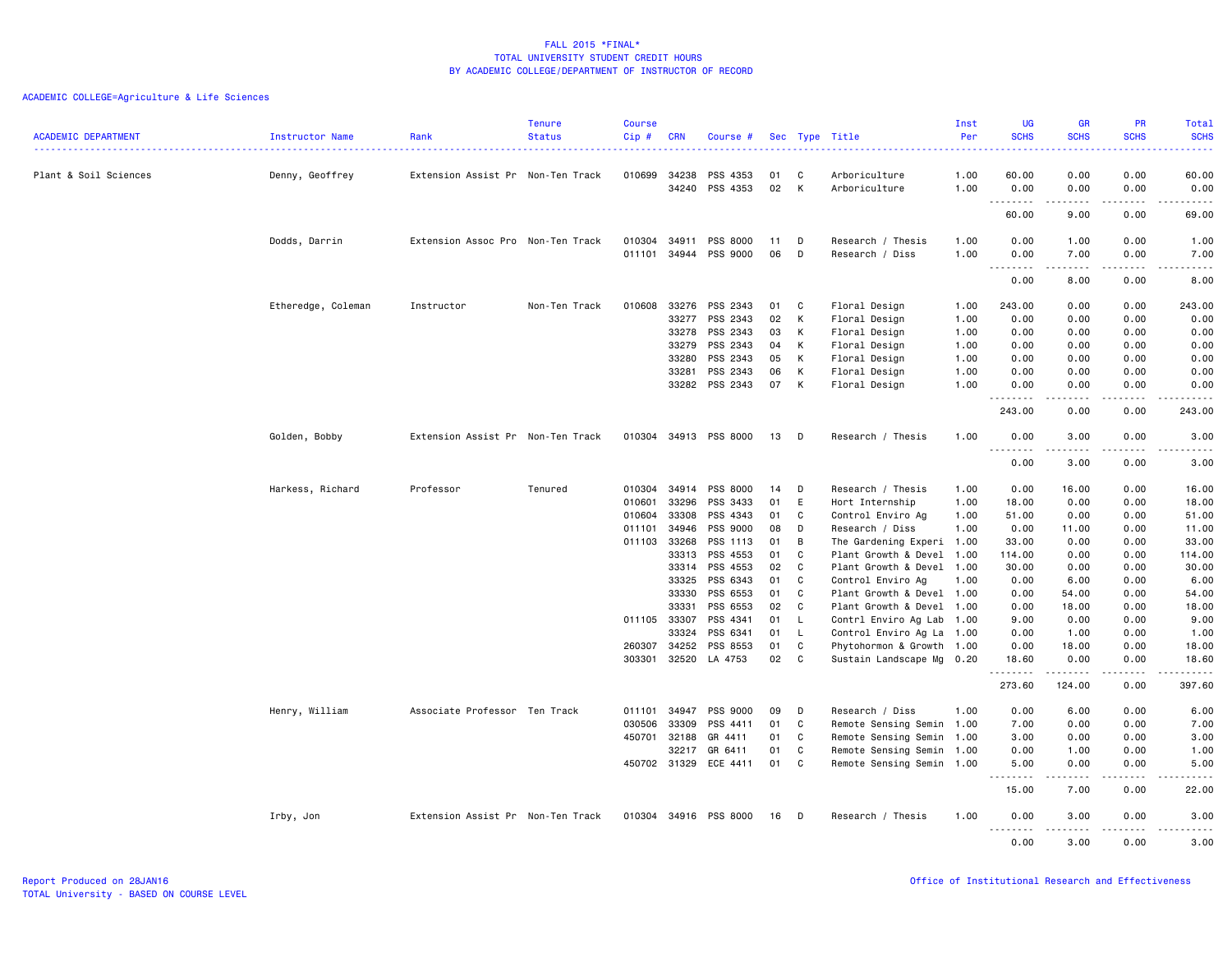FALL 2015 *FINAL*
TOTAL UNIVERSITY STUDENT CREDIT HOURS
BY ACADEMIC COLLEGE/DEPARTMENT OF INSTRUCTOR OF RECORD

ACADEMIC COLLEGE=Agriculture & Life Sciences

| ACADEMIC DEPARTMENT | Instructor Name | Rank | Tenure Status | Course Cip # | CRN | Course # | Sec | Type | Title | Inst Per | UG SCHS | GR SCHS | PR SCHS | Total SCHS |
|---|---|---|---|---|---|---|---|---|---|---|---|---|---|---|
| Plant & Soil Sciences | Denny, Geoffrey | Extension Assist Pr | Non-Ten Track | 010699 | 34238 | PSS 4353 | 01 | C | Arboriculture | 1.00 | 60.00 | 0.00 | 0.00 | 60.00 |
| | | | | | 34240 | PSS 4353 | 02 | K | Arboriculture | 1.00 | 0.00 | 0.00 | 0.00 | 0.00 |
| | | | | | | | | | | | 60.00 | 9.00 | 0.00 | 69.00 |
| | Dodds, Darrin | Extension Assoc Pro | Non-Ten Track | 010304 | 34911 | PSS 8000 | 11 | D | Research / Thesis | 1.00 | 0.00 | 1.00 | 0.00 | 1.00 |
| | | | | 011101 | 34944 | PSS 9000 | 06 | D | Research / Diss | 1.00 | 0.00 | 7.00 | 0.00 | 7.00 |
| | | | | | | | | | | | 0.00 | 8.00 | 0.00 | 8.00 |
| | Etheredge, Coleman | Instructor | Non-Ten Track | 010608 | 33276 | PSS 2343 | 01 | C | Floral Design | 1.00 | 243.00 | 0.00 | 0.00 | 243.00 |
| | | | | | 33277 | PSS 2343 | 02 | K | Floral Design | 1.00 | 0.00 | 0.00 | 0.00 | 0.00 |
| | | | | | 33278 | PSS 2343 | 03 | K | Floral Design | 1.00 | 0.00 | 0.00 | 0.00 | 0.00 |
| | | | | | 33279 | PSS 2343 | 04 | K | Floral Design | 1.00 | 0.00 | 0.00 | 0.00 | 0.00 |
| | | | | | 33280 | PSS 2343 | 05 | K | Floral Design | 1.00 | 0.00 | 0.00 | 0.00 | 0.00 |
| | | | | | 33281 | PSS 2343 | 06 | K | Floral Design | 1.00 | 0.00 | 0.00 | 0.00 | 0.00 |
| | | | | | 33282 | PSS 2343 | 07 | K | Floral Design | 1.00 | 0.00 | 0.00 | 0.00 | 0.00 |
| | | | | | | | | | | | 243.00 | 0.00 | 0.00 | 243.00 |
| | Golden, Bobby | Extension Assist Pr | Non-Ten Track | 010304 | 34913 | PSS 8000 | 13 | D | Research / Thesis | 1.00 | 0.00 | 3.00 | 0.00 | 3.00 |
| | | | | | | | | | | | 0.00 | 3.00 | 0.00 | 3.00 |
| | Harkess, Richard | Professor | Tenured | 010304 | 34914 | PSS 8000 | 14 | D | Research / Thesis | 1.00 | 0.00 | 16.00 | 0.00 | 16.00 |
| | | | | 010601 | 33296 | PSS 3433 | 01 | E | Hort Internship | 1.00 | 18.00 | 0.00 | 0.00 | 18.00 |
| | | | | 010604 | 33308 | PSS 4343 | 01 | C | Control Enviro Ag | 1.00 | 51.00 | 0.00 | 0.00 | 51.00 |
| | | | | 011101 | 34946 | PSS 9000 | 08 | D | Research / Diss | 1.00 | 0.00 | 11.00 | 0.00 | 11.00 |
| | | | | 011103 | 33268 | PSS 1113 | 01 | B | The Gardening Experi | 1.00 | 33.00 | 0.00 | 0.00 | 33.00 |
| | | | | | 33313 | PSS 4553 | 01 | C | Plant Growth & Devel | 1.00 | 114.00 | 0.00 | 0.00 | 114.00 |
| | | | | | 33314 | PSS 4553 | 02 | C | Plant Growth & Devel | 1.00 | 30.00 | 0.00 | 0.00 | 30.00 |
| | | | | | 33325 | PSS 6343 | 01 | C | Control Enviro Ag | 1.00 | 0.00 | 6.00 | 0.00 | 6.00 |
| | | | | | 33330 | PSS 6553 | 01 | C | Plant Growth & Devel | 1.00 | 0.00 | 54.00 | 0.00 | 54.00 |
| | | | | | 33331 | PSS 6553 | 02 | C | Plant Growth & Devel | 1.00 | 0.00 | 18.00 | 0.00 | 18.00 |
| | | | | 011105 | 33307 | PSS 4341 | 01 | L | Contrl Enviro Ag Lab | 1.00 | 9.00 | 0.00 | 0.00 | 9.00 |
| | | | | | 33324 | PSS 6341 | 01 | L | Control Enviro Ag La | 1.00 | 0.00 | 1.00 | 0.00 | 1.00 |
| | | | | 260307 | 34252 | PSS 8553 | 01 | C | Phytohormon & Growth | 1.00 | 0.00 | 18.00 | 0.00 | 18.00 |
| | | | | 303301 | 32520 | LA 4753 | 02 | C | Sustain Landscape Mg | 0.20 | 18.60 | 0.00 | 0.00 | 18.60 |
| | | | | | | | | | | | 273.60 | 124.00 | 0.00 | 397.60 |
| | Henry, William | Associate Professor | Ten Track | 011101 | 34947 | PSS 9000 | 09 | D | Research / Diss | 1.00 | 0.00 | 6.00 | 0.00 | 6.00 |
| | | | | 030506 | 33309 | PSS 4411 | 01 | C | Remote Sensing Semin | 1.00 | 7.00 | 0.00 | 0.00 | 7.00 |
| | | | | 450701 | 32188 | GR 4411 | 01 | C | Remote Sensing Semin | 1.00 | 3.00 | 0.00 | 0.00 | 3.00 |
| | | | | | 32217 | GR 6411 | 01 | C | Remote Sensing Semin | 1.00 | 0.00 | 1.00 | 0.00 | 1.00 |
| | | | | 450702 | 31329 | ECE 4411 | 01 | C | Remote Sensing Semin | 1.00 | 5.00 | 0.00 | 0.00 | 5.00 |
| | | | | | | | | | | | 15.00 | 7.00 | 0.00 | 22.00 |
| | Irby, Jon | Extension Assist Pr | Non-Ten Track | 010304 | 34916 | PSS 8000 | 16 | D | Research / Thesis | 1.00 | 0.00 | 3.00 | 0.00 | 3.00 |
| | | | | | | | | | | | 0.00 | 3.00 | 0.00 | 3.00 |

Report Produced on 28JAN16
TOTAL University - BASED ON COURSE LEVEL

Office of Institutional Research and Effectiveness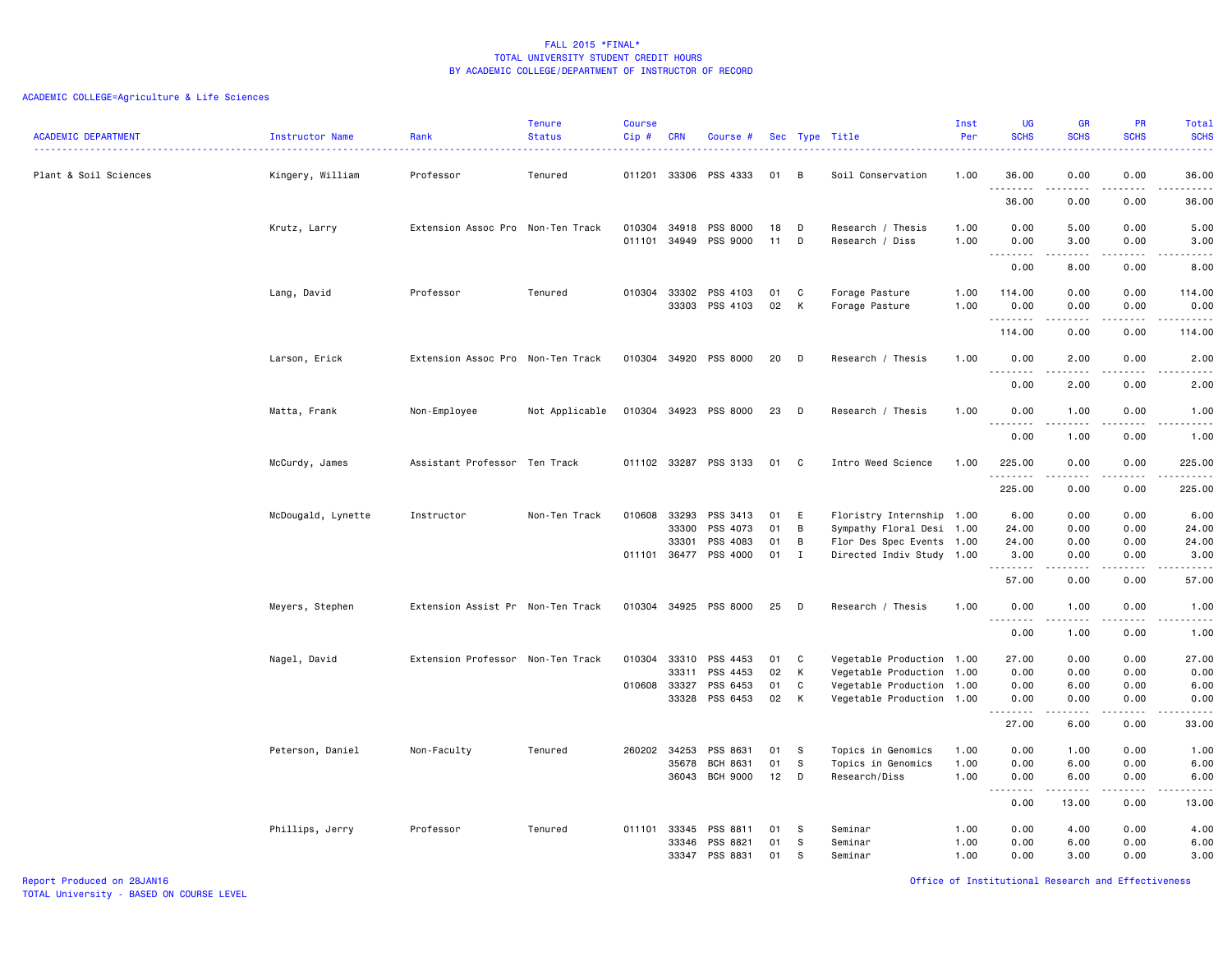FALL 2015 *FINAL*
TOTAL UNIVERSITY STUDENT CREDIT HOURS
BY ACADEMIC COLLEGE/DEPARTMENT OF INSTRUCTOR OF RECORD

ACADEMIC COLLEGE=Agriculture & Life Sciences

| ACADEMIC DEPARTMENT | Instructor Name | Rank | Tenure Status | Course Cip # | CRN | Course # | Sec | Type | Title | Inst Per | UG SCHS | GR SCHS | PR SCHS | Total SCHS |
|---|---|---|---|---|---|---|---|---|---|---|---|---|---|---|
| Plant & Soil Sciences | Kingery, William | Professor | Tenured | 011201 | 33306 | PSS 4333 | 01 | B | Soil Conservation | 1.00 | 36.00 | 0.00 | 0.00 | 36.00 |
| | | | | | | | | | | | 36.00 | 0.00 | 0.00 | 36.00 |
| | Krutz, Larry | Extension Assoc Pro | Non-Ten Track | 010304 | 34918 | PSS 8000 | 18 | D | Research / Thesis | 1.00 | 0.00 | 5.00 | 0.00 | 5.00 |
| | | | | 011101 | 34949 | PSS 9000 | 11 | D | Research / Diss | 1.00 | 0.00 | 3.00 | 0.00 | 3.00 |
| | | | | | | | | | | | 0.00 | 8.00 | 0.00 | 8.00 |
| | Lang, David | Professor | Tenured | 010304 | 33302 | PSS 4103 | 01 | C | Forage Pasture | 1.00 | 114.00 | 0.00 | 0.00 | 114.00 |
| | | | | | 33303 | PSS 4103 | 02 | K | Forage Pasture | 1.00 | 0.00 | 0.00 | 0.00 | 0.00 |
| | | | | | | | | | | | 114.00 | 0.00 | 0.00 | 114.00 |
| | Larson, Erick | Extension Assoc Pro | Non-Ten Track | 010304 | 34920 | PSS 8000 | 20 | D | Research / Thesis | 1.00 | 0.00 | 2.00 | 0.00 | 2.00 |
| | | | | | | | | | | | 0.00 | 2.00 | 0.00 | 2.00 |
| | Matta, Frank | Non-Employee | Not Applicable | 010304 | 34923 | PSS 8000 | 23 | D | Research / Thesis | 1.00 | 0.00 | 1.00 | 0.00 | 1.00 |
| | | | | | | | | | | | 0.00 | 1.00 | 0.00 | 1.00 |
| | McCurdy, James | Assistant Professor | Ten Track | 011102 | 33287 | PSS 3133 | 01 | C | Intro Weed Science | 1.00 | 225.00 | 0.00 | 0.00 | 225.00 |
| | | | | | | | | | | | 225.00 | 0.00 | 0.00 | 225.00 |
| | McDougald, Lynette | Instructor | Non-Ten Track | 010608 | 33293 | PSS 3413 | 01 | E | Floristry Internship | 1.00 | 6.00 | 0.00 | 0.00 | 6.00 |
| | | | | | 33300 | PSS 4073 | 01 | B | Sympathy Floral Desi | 1.00 | 24.00 | 0.00 | 0.00 | 24.00 |
| | | | | | 33301 | PSS 4083 | 01 | B | Flor Des Spec Events | 1.00 | 24.00 | 0.00 | 0.00 | 24.00 |
| | | | | 011101 | 36477 | PSS 4000 | 01 | I | Directed Indiv Study | 1.00 | 3.00 | 0.00 | 0.00 | 3.00 |
| | | | | | | | | | | | 57.00 | 0.00 | 0.00 | 57.00 |
| | Meyers, Stephen | Extension Assist Pr | Non-Ten Track | 010304 | 34925 | PSS 8000 | 25 | D | Research / Thesis | 1.00 | 0.00 | 1.00 | 0.00 | 1.00 |
| | | | | | | | | | | | 0.00 | 1.00 | 0.00 | 1.00 |
| | Nagel, David | Extension Professor | Non-Ten Track | 010304 | 33310 | PSS 4453 | 01 | C | Vegetable Production | 1.00 | 27.00 | 0.00 | 0.00 | 27.00 |
| | | | | | 33311 | PSS 4453 | 02 | K | Vegetable Production | 1.00 | 0.00 | 0.00 | 0.00 | 0.00 |
| | | | | 010608 | 33327 | PSS 6453 | 01 | C | Vegetable Production | 1.00 | 0.00 | 6.00 | 0.00 | 6.00 |
| | | | | | 33328 | PSS 6453 | 02 | K | Vegetable Production | 1.00 | 0.00 | 0.00 | 0.00 | 0.00 |
| | | | | | | | | | | | 27.00 | 6.00 | 0.00 | 33.00 |
| | Peterson, Daniel | Non-Faculty | Tenured | 260202 | 34253 | PSS 8631 | 01 | S | Topics in Genomics | 1.00 | 0.00 | 1.00 | 0.00 | 1.00 |
| | | | | | 35678 | BCH 8631 | 01 | S | Topics in Genomics | 1.00 | 0.00 | 6.00 | 0.00 | 6.00 |
| | | | | | 36043 | BCH 9000 | 12 | D | Research/Diss | 1.00 | 0.00 | 6.00 | 0.00 | 6.00 |
| | | | | | | | | | | | 0.00 | 13.00 | 0.00 | 13.00 |
| | Phillips, Jerry | Professor | Tenured | 011101 | 33345 | PSS 8811 | 01 | S | Seminar | 1.00 | 0.00 | 4.00 | 0.00 | 4.00 |
| | | | | | 33346 | PSS 8821 | 01 | S | Seminar | 1.00 | 0.00 | 6.00 | 0.00 | 6.00 |
| | | | | | 33347 | PSS 8831 | 01 | S | Seminar | 1.00 | 0.00 | 3.00 | 0.00 | 3.00 |

Report Produced on 28JAN16
TOTAL University - BASED ON COURSE LEVEL

Office of Institutional Research and Effectiveness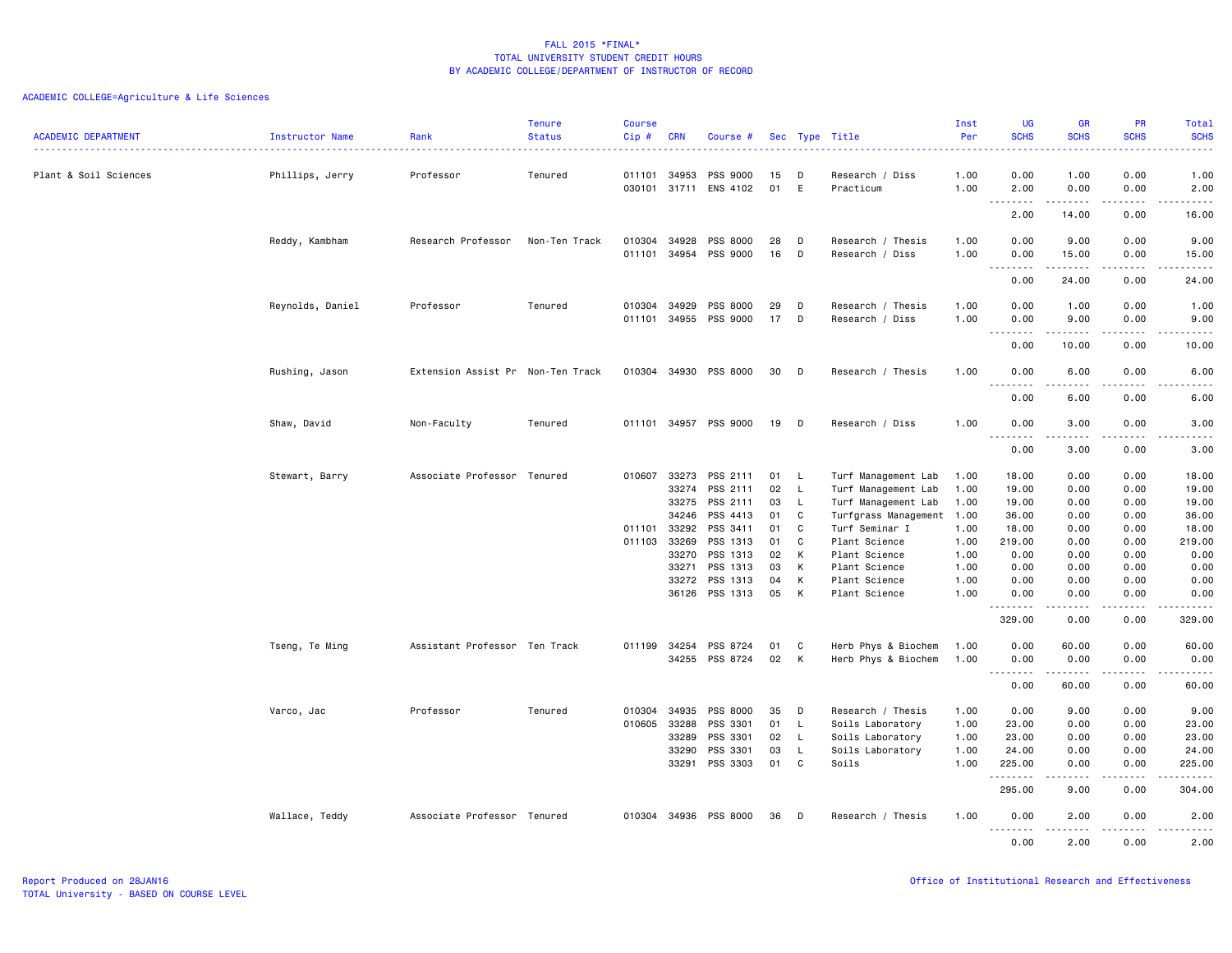## FALL 2015 *FINAL*
## TOTAL UNIVERSITY STUDENT CREDIT HOURS
## BY ACADEMIC COLLEGE/DEPARTMENT OF INSTRUCTOR OF RECORD

ACADEMIC COLLEGE=Agriculture & Life Sciences

| ACADEMIC DEPARTMENT | Instructor Name | Rank | Tenure Status | Course Cip # | CRN | Course # | Sec | Type | Title | Inst Per | UG SCHS | GR SCHS | PR SCHS | Total SCHS |
|---|---|---|---|---|---|---|---|---|---|---|---|---|---|---|
| Plant & Soil Sciences | Phillips, Jerry | Professor | Tenured | 011101 | 34953 | PSS 9000 | 15 | D | Research / Diss | 1.00 | 0.00 | 1.00 | 0.00 | 1.00 |
| | | | | 030101 | 31711 | ENS 4102 | 01 | E | Practicum | 1.00 | 2.00 | 0.00 | 0.00 | 2.00 |
| | | | | | | | | | | | 2.00 | 14.00 | 0.00 | 16.00 |
| | Reddy, Kambham | Research Professor | Non-Ten Track | 010304 | 34928 | PSS 8000 | 28 | D | Research / Thesis | 1.00 | 0.00 | 9.00 | 0.00 | 9.00 |
| | | | | 011101 | 34954 | PSS 9000 | 16 | D | Research / Diss | 1.00 | 0.00 | 15.00 | 0.00 | 15.00 |
| | | | | | | | | | | | 0.00 | 24.00 | 0.00 | 24.00 |
| | Reynolds, Daniel | Professor | Tenured | 010304 | 34929 | PSS 8000 | 29 | D | Research / Thesis | 1.00 | 0.00 | 1.00 | 0.00 | 1.00 |
| | | | | 011101 | 34955 | PSS 9000 | 17 | D | Research / Diss | 1.00 | 0.00 | 9.00 | 0.00 | 9.00 |
| | | | | | | | | | | | 0.00 | 10.00 | 0.00 | 10.00 |
| | Rushing, Jason | Extension Assist Pr | Non-Ten Track | 010304 | 34930 | PSS 8000 | 30 | D | Research / Thesis | 1.00 | 0.00 | 6.00 | 0.00 | 6.00 |
| | | | | | | | | | | | 0.00 | 6.00 | 0.00 | 6.00 |
| | Shaw, David | Non-Faculty | Tenured | 011101 | 34957 | PSS 9000 | 19 | D | Research / Diss | 1.00 | 0.00 | 3.00 | 0.00 | 3.00 |
| | | | | | | | | | | | 0.00 | 3.00 | 0.00 | 3.00 |
| | Stewart, Barry | Associate Professor | Tenured | 010607 | 33273 | PSS 2111 | 01 | L | Turf Management Lab | 1.00 | 18.00 | 0.00 | 0.00 | 18.00 |
| | | | | | 33274 | PSS 2111 | 02 | L | Turf Management Lab | 1.00 | 19.00 | 0.00 | 0.00 | 19.00 |
| | | | | | 33275 | PSS 2111 | 03 | L | Turf Management Lab | 1.00 | 19.00 | 0.00 | 0.00 | 19.00 |
| | | | | | 34246 | PSS 4413 | 01 | C | Turfgrass Management | 1.00 | 36.00 | 0.00 | 0.00 | 36.00 |
| | | | | 011101 | 33292 | PSS 3411 | 01 | C | Turf Seminar I | 1.00 | 18.00 | 0.00 | 0.00 | 18.00 |
| | | | | 011103 | 33269 | PSS 1313 | 01 | C | Plant Science | 1.00 | 219.00 | 0.00 | 0.00 | 219.00 |
| | | | | | 33270 | PSS 1313 | 02 | K | Plant Science | 1.00 | 0.00 | 0.00 | 0.00 | 0.00 |
| | | | | | 33271 | PSS 1313 | 03 | K | Plant Science | 1.00 | 0.00 | 0.00 | 0.00 | 0.00 |
| | | | | | 33272 | PSS 1313 | 04 | K | Plant Science | 1.00 | 0.00 | 0.00 | 0.00 | 0.00 |
| | | | | | 36126 | PSS 1313 | 05 | K | Plant Science | 1.00 | 0.00 | 0.00 | 0.00 | 0.00 |
| | | | | | | | | | | | 329.00 | 0.00 | 0.00 | 329.00 |
| | Tseng, Te Ming | Assistant Professor | Ten Track | 011199 | 34254 | PSS 8724 | 01 | C | Herb Phys & Biochem | 1.00 | 0.00 | 60.00 | 0.00 | 60.00 |
| | | | | | 34255 | PSS 8724 | 02 | K | Herb Phys & Biochem | 1.00 | 0.00 | 0.00 | 0.00 | 0.00 |
| | | | | | | | | | | | 0.00 | 60.00 | 0.00 | 60.00 |
| | Varco, Jac | Professor | Tenured | 010304 | 34935 | PSS 8000 | 35 | D | Research / Thesis | 1.00 | 0.00 | 9.00 | 0.00 | 9.00 |
| | | | | 010605 | 33288 | PSS 3301 | 01 | L | Soils Laboratory | 1.00 | 23.00 | 0.00 | 0.00 | 23.00 |
| | | | | | 33289 | PSS 3301 | 02 | L | Soils Laboratory | 1.00 | 23.00 | 0.00 | 0.00 | 23.00 |
| | | | | | 33290 | PSS 3301 | 03 | L | Soils Laboratory | 1.00 | 24.00 | 0.00 | 0.00 | 24.00 |
| | | | | | 33291 | PSS 3303 | 01 | C | Soils | 1.00 | 225.00 | 0.00 | 0.00 | 225.00 |
| | | | | | | | | | | | 295.00 | 9.00 | 0.00 | 304.00 |
| | Wallace, Teddy | Associate Professor | Tenured | 010304 | 34936 | PSS 8000 | 36 | D | Research / Thesis | 1.00 | 0.00 | 2.00 | 0.00 | 2.00 |
| | | | | | | | | | | | 0.00 | 2.00 | 0.00 | 2.00 |

Report Produced on 28JAN16
TOTAL University - BASED ON COURSE LEVEL

Office of Institutional Research and Effectiveness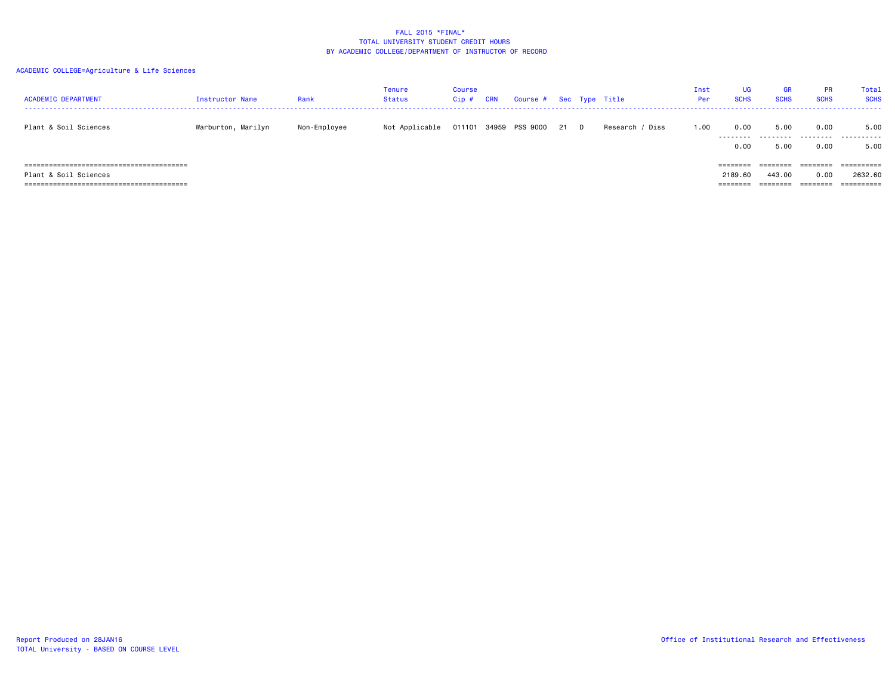# FALL 2015 *FINAL*
## TOTAL UNIVERSITY STUDENT CREDIT HOURS
## BY ACADEMIC COLLEGE/DEPARTMENT OF INSTRUCTOR OF RECORD

ACADEMIC COLLEGE=Agriculture & Life Sciences

| ACADEMIC DEPARTMENT | Instructor Name | Rank | Tenure Status | Course Cip # | CRN | Course # | Sec | Type | Title | Inst Per | UG SCHS | GR SCHS | PR SCHS | Total SCHS |
|---|---|---|---|---|---|---|---|---|---|---|---|---|---|---|
| Plant & Soil Sciences | Warburton, Marilyn | Non-Employee | Not Applicable | 011101 | 34959 | PSS 9000 | 21 | D | Research / Diss | 1.00 | 0.00 | 5.00 | 0.00 | 5.00 |
| | | | | | | | | | | | 0.00 | 5.00 | 0.00 | 5.00 |
| Plant & Soil Sciences | | | | | | | | | | | 2189.60 | 443.00 | 0.00 | 2632.60 |

Report Produced on 28JAN16
TOTAL University - BASED ON COURSE LEVEL

Office of Institutional Research and Effectiveness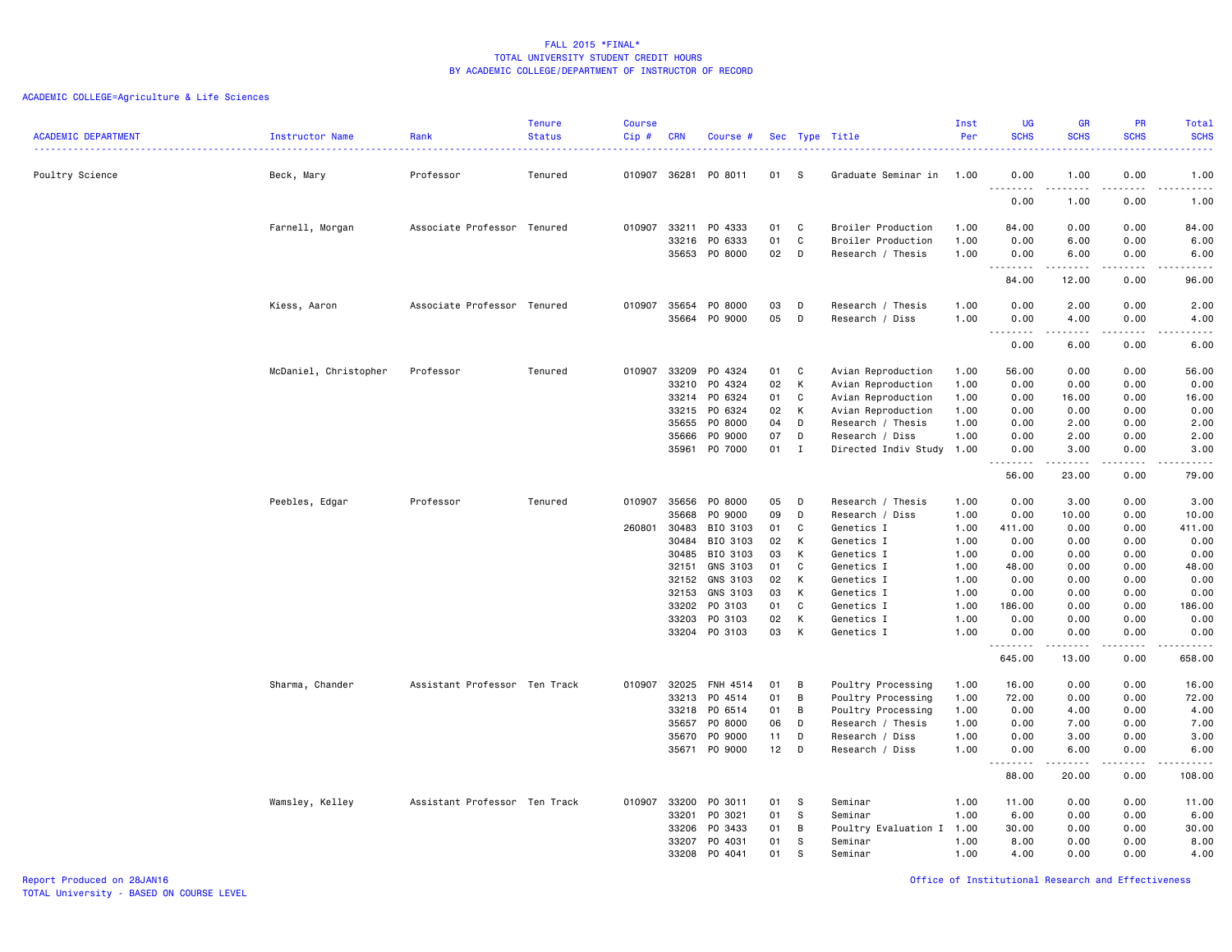FALL 2015 *FINAL*
TOTAL UNIVERSITY STUDENT CREDIT HOURS
BY ACADEMIC COLLEGE/DEPARTMENT OF INSTRUCTOR OF RECORD

ACADEMIC COLLEGE=Agriculture & Life Sciences

| ACADEMIC DEPARTMENT | Instructor Name | Rank | Tenure Status | Course Cip # | CRN | Course # | Sec | Type | Title | Inst Per | UG SCHS | GR SCHS | PR SCHS | Total SCHS |
|---|---|---|---|---|---|---|---|---|---|---|---|---|---|---|
| Poultry Science | Beck, Mary | Professor | Tenured | 010907 | 36281 | PO 8011 | 01 | S | Graduate Seminar in | 1.00 | 0.00 | 1.00 | 0.00 | 1.00 |
| | | | | | | | | | | | 0.00 | 1.00 | 0.00 | 1.00 |
| | Farnell, Morgan | Associate Professor | Tenured | 010907 | 33211 | PO 4333 | 01 | C | Broiler Production | 1.00 | 84.00 | 0.00 | 0.00 | 84.00 |
| | | | | | 33216 | PO 6333 | 01 | C | Broiler Production | 1.00 | 0.00 | 6.00 | 0.00 | 6.00 |
| | | | | | 35653 | PO 8000 | 02 | D | Research / Thesis | 1.00 | 0.00 | 6.00 | 0.00 | 6.00 |
| | | | | | | | | | | | 84.00 | 12.00 | 0.00 | 96.00 |
| | Kiess, Aaron | Associate Professor | Tenured | 010907 | 35654 | PO 8000 | 03 | D | Research / Thesis | 1.00 | 0.00 | 2.00 | 0.00 | 2.00 |
| | | | | | 35664 | PO 9000 | 05 | D | Research / Diss | 1.00 | 0.00 | 4.00 | 0.00 | 4.00 |
| | | | | | | | | | | | 0.00 | 6.00 | 0.00 | 6.00 |
| | McDaniel, Christopher | Professor | Tenured | 010907 | 33209 | PO 4324 | 01 | C | Avian Reproduction | 1.00 | 56.00 | 0.00 | 0.00 | 56.00 |
| | | | | | 33210 | PO 4324 | 02 | K | Avian Reproduction | 1.00 | 0.00 | 0.00 | 0.00 | 0.00 |
| | | | | | 33214 | PO 6324 | 01 | C | Avian Reproduction | 1.00 | 0.00 | 16.00 | 0.00 | 16.00 |
| | | | | | 33215 | PO 6324 | 02 | K | Avian Reproduction | 1.00 | 0.00 | 0.00 | 0.00 | 0.00 |
| | | | | | 35655 | PO 8000 | 04 | D | Research / Thesis | 1.00 | 0.00 | 2.00 | 0.00 | 2.00 |
| | | | | | 35666 | PO 9000 | 07 | D | Research / Diss | 1.00 | 0.00 | 2.00 | 0.00 | 2.00 |
| | | | | | 35961 | PO 7000 | 01 | I | Directed Indiv Study | 1.00 | 0.00 | 3.00 | 0.00 | 3.00 |
| | | | | | | | | | | | 56.00 | 23.00 | 0.00 | 79.00 |
| | Peebles, Edgar | Professor | Tenured | 010907 | 35656 | PO 8000 | 05 | D | Research / Thesis | 1.00 | 0.00 | 3.00 | 0.00 | 3.00 |
| | | | | | 35668 | PO 9000 | 09 | D | Research / Diss | 1.00 | 0.00 | 10.00 | 0.00 | 10.00 |
| | | | | 260801 | 30483 | BIO 3103 | 01 | C | Genetics I | 1.00 | 411.00 | 0.00 | 0.00 | 411.00 |
| | | | | | 30484 | BIO 3103 | 02 | K | Genetics I | 1.00 | 0.00 | 0.00 | 0.00 | 0.00 |
| | | | | | 30485 | BIO 3103 | 03 | K | Genetics I | 1.00 | 0.00 | 0.00 | 0.00 | 0.00 |
| | | | | | 32151 | GNS 3103 | 01 | C | Genetics I | 1.00 | 48.00 | 0.00 | 0.00 | 48.00 |
| | | | | | 32152 | GNS 3103 | 02 | K | Genetics I | 1.00 | 0.00 | 0.00 | 0.00 | 0.00 |
| | | | | | 32153 | GNS 3103 | 03 | K | Genetics I | 1.00 | 0.00 | 0.00 | 0.00 | 0.00 |
| | | | | | 33202 | PO 3103 | 01 | C | Genetics I | 1.00 | 186.00 | 0.00 | 0.00 | 186.00 |
| | | | | | 33203 | PO 3103 | 02 | K | Genetics I | 1.00 | 0.00 | 0.00 | 0.00 | 0.00 |
| | | | | | 33204 | PO 3103 | 03 | K | Genetics I | 1.00 | 0.00 | 0.00 | 0.00 | 0.00 |
| | | | | | | | | | | | 645.00 | 13.00 | 0.00 | 658.00 |
| | Sharma, Chander | Assistant Professor | Ten Track | 010907 | 32025 | FNH 4514 | 01 | B | Poultry Processing | 1.00 | 16.00 | 0.00 | 0.00 | 16.00 |
| | | | | | 33213 | PO 4514 | 01 | B | Poultry Processing | 1.00 | 72.00 | 0.00 | 0.00 | 72.00 |
| | | | | | 33218 | PO 6514 | 01 | B | Poultry Processing | 1.00 | 0.00 | 4.00 | 0.00 | 4.00 |
| | | | | | 35657 | PO 8000 | 06 | D | Research / Thesis | 1.00 | 0.00 | 7.00 | 0.00 | 7.00 |
| | | | | | 35670 | PO 9000 | 11 | D | Research / Diss | 1.00 | 0.00 | 3.00 | 0.00 | 3.00 |
| | | | | | 35671 | PO 9000 | 12 | D | Research / Diss | 1.00 | 0.00 | 6.00 | 0.00 | 6.00 |
| | | | | | | | | | | | 88.00 | 20.00 | 0.00 | 108.00 |
| | Wamsley, Kelley | Assistant Professor | Ten Track | 010907 | 33200 | PO 3011 | 01 | S | Seminar | 1.00 | 11.00 | 0.00 | 0.00 | 11.00 |
| | | | | | 33201 | PO 3021 | 01 | S | Seminar | 1.00 | 6.00 | 0.00 | 0.00 | 6.00 |
| | | | | | 33206 | PO 3433 | 01 | B | Poultry Evaluation I | 1.00 | 30.00 | 0.00 | 0.00 | 30.00 |
| | | | | | 33207 | PO 4031 | 01 | S | Seminar | 1.00 | 8.00 | 0.00 | 0.00 | 8.00 |
| | | | | | 33208 | PO 4041 | 01 | S | Seminar | 1.00 | 4.00 | 0.00 | 0.00 | 4.00 |

Report Produced on 28JAN16
TOTAL University - BASED ON COURSE LEVEL

Office of Institutional Research and Effectiveness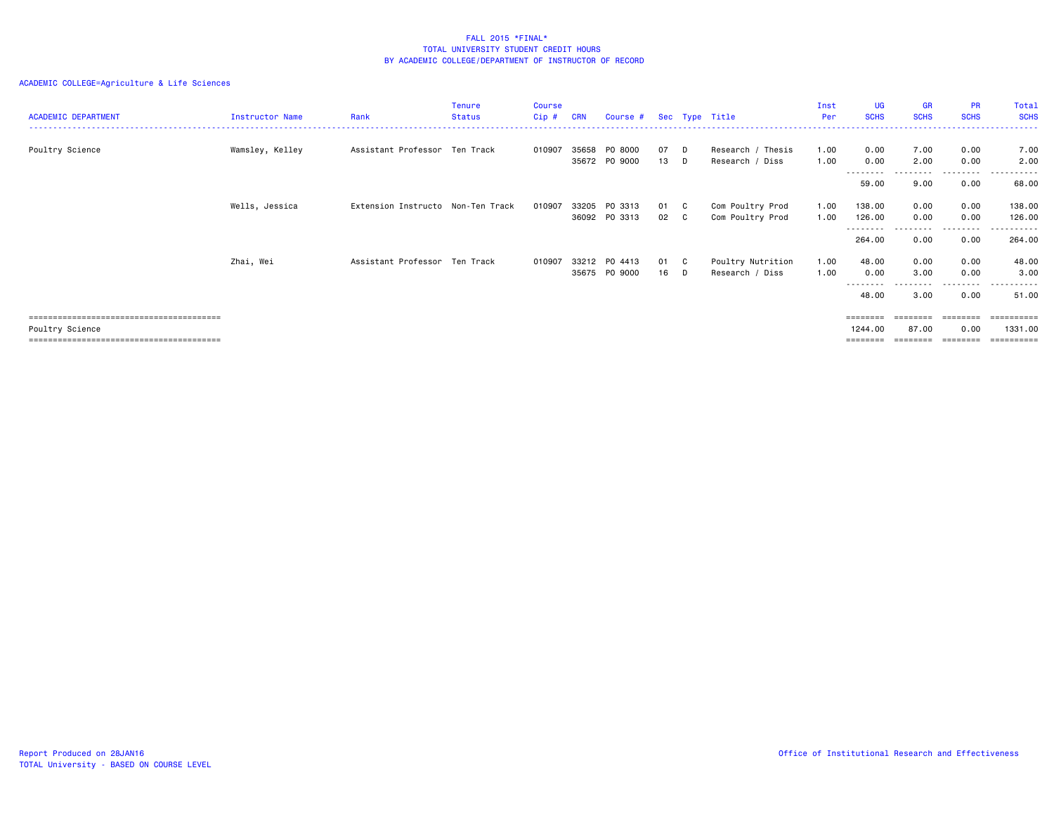FALL 2015 *FINAL*
TOTAL UNIVERSITY STUDENT CREDIT HOURS
BY ACADEMIC COLLEGE/DEPARTMENT OF INSTRUCTOR OF RECORD

ACADEMIC COLLEGE=Agriculture & Life Sciences

| ACADEMIC DEPARTMENT | Instructor Name | Rank | Tenure Status | Course Cip # | CRN | Course # | Sec | Type | Title | Inst Per | UG SCHS | GR SCHS | PR SCHS | Total SCHS |
|---|---|---|---|---|---|---|---|---|---|---|---|---|---|---|
| Poultry Science | Wamsley, Kelley | Assistant Professor | Ten Track | 010907 | 35658 | PO 8000 | 07 | D | Research / Thesis | 1.00 | 0.00 | 7.00 | 0.00 | 7.00 |
| | | | | | 35672 | PO 9000 | 13 | D | Research / Diss | 1.00 | 0.00 | 2.00 | 0.00 | 2.00 |
| | | | | | | | | | | | 59.00 | 9.00 | 0.00 | 68.00 |
| | Wells, Jessica | Extension Instructo | Non-Ten Track | 010907 | 33205 | PO 3313 | 01 | C | Com Poultry Prod | 1.00 | 138.00 | 0.00 | 0.00 | 138.00 |
| | | | | | 36092 | PO 3313 | 02 | C | Com Poultry Prod | 1.00 | 126.00 | 0.00 | 0.00 | 126.00 |
| | | | | | | | | | | | 264.00 | 0.00 | 0.00 | 264.00 |
| | Zhai, Wei | Assistant Professor | Ten Track | 010907 | 33212 | PO 4413 | 01 | C | Poultry Nutrition | 1.00 | 48.00 | 0.00 | 0.00 | 48.00 |
| | | | | | 35675 | PO 9000 | 16 | D | Research / Diss | 1.00 | 0.00 | 3.00 | 0.00 | 3.00 |
| | | | | | | | | | | | 48.00 | 3.00 | 0.00 | 51.00 |
| Poultry Science | | | | | | | | | | | 1244.00 | 87.00 | 0.00 | 1331.00 |

Report Produced on 28JAN16
TOTAL University - BASED ON COURSE LEVEL

Office of Institutional Research and Effectiveness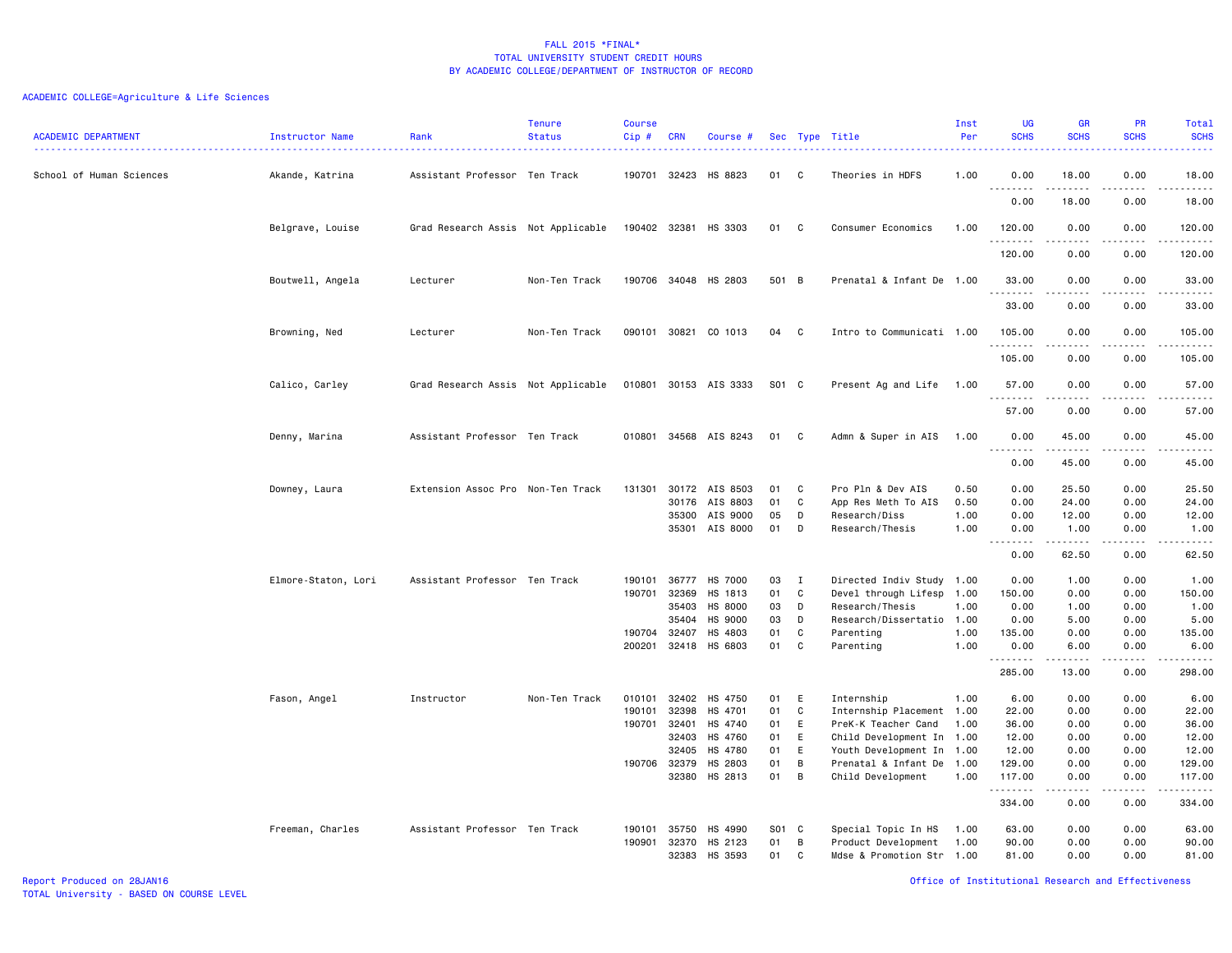FALL 2015 *FINAL*
TOTAL UNIVERSITY STUDENT CREDIT HOURS
BY ACADEMIC COLLEGE/DEPARTMENT OF INSTRUCTOR OF RECORD

ACADEMIC COLLEGE=Agriculture & Life Sciences

| ACADEMIC DEPARTMENT | Instructor Name | Rank | Tenure Status | Course Cip # | CRN | Course # | Sec | Type | Title | Inst Per | UG SCHS | GR SCHS | PR SCHS | Total SCHS |
|---|---|---|---|---|---|---|---|---|---|---|---|---|---|---|
| School of Human Sciences | Akande, Katrina | Assistant Professor | Ten Track | 190701 | 32423 | HS 8823 | 01 | C | Theories in HDFS | 1.00 | 0.00 | 18.00 | 0.00 | 18.00 |
| | | | | | | | | | | | 0.00 | 18.00 | 0.00 | 18.00 |
| | Belgrave, Louise | Grad Research Assis | Not Applicable | 190402 | 32381 | HS 3303 | 01 | C | Consumer Economics | 1.00 | 120.00 | 0.00 | 0.00 | 120.00 |
| | | | | | | | | | | | 120.00 | 0.00 | 0.00 | 120.00 |
| | Boutwell, Angela | Lecturer | Non-Ten Track | 190706 | 34048 | HS 2803 | 501 | B | Prenatal & Infant De | 1.00 | 33.00 | 0.00 | 0.00 | 33.00 |
| | | | | | | | | | | | 33.00 | 0.00 | 0.00 | 33.00 |
| | Browning, Ned | Lecturer | Non-Ten Track | 090101 | 30821 | CO 1013 | 04 | C | Intro to Communicati | 1.00 | 105.00 | 0.00 | 0.00 | 105.00 |
| | | | | | | | | | | | 105.00 | 0.00 | 0.00 | 105.00 |
| | Calico, Carley | Grad Research Assis | Not Applicable | 010801 | 30153 | AIS 3333 | S01 | C | Present Ag and Life | 1.00 | 57.00 | 0.00 | 0.00 | 57.00 |
| | | | | | | | | | | | 57.00 | 0.00 | 0.00 | 57.00 |
| | Denny, Marina | Assistant Professor | Ten Track | 010801 | 34568 | AIS 8243 | 01 | C | Admn & Super in AIS | 1.00 | 0.00 | 45.00 | 0.00 | 45.00 |
| | | | | | | | | | | | 0.00 | 45.00 | 0.00 | 45.00 |
| | Downey, Laura | Extension Assoc Pro | Non-Ten Track | 131301 | 30172 | AIS 8503 | 01 | C | Pro Pln & Dev AIS | 0.50 | 0.00 | 25.50 | 0.00 | 25.50 |
| | | | | | 30176 | AIS 8803 | 01 | C | App Res Meth To AIS | 0.50 | 0.00 | 24.00 | 0.00 | 24.00 |
| | | | | | 35300 | AIS 9000 | 05 | D | Research/Diss | 1.00 | 0.00 | 12.00 | 0.00 | 12.00 |
| | | | | | 35301 | AIS 8000 | 01 | D | Research/Thesis | 1.00 | 0.00 | 1.00 | 0.00 | 1.00 |
| | | | | | | | | | | | 0.00 | 62.50 | 0.00 | 62.50 |
| | Elmore-Staton, Lori | Assistant Professor | Ten Track | 190101 | 36777 | HS 7000 | 03 | I | Directed Indiv Study | 1.00 | 0.00 | 1.00 | 0.00 | 1.00 |
| | | | | 190701 | 32369 | HS 1813 | 01 | C | Devel through Lifesp | 1.00 | 150.00 | 0.00 | 0.00 | 150.00 |
| | | | | | 35403 | HS 8000 | 03 | D | Research/Thesis | 1.00 | 0.00 | 1.00 | 0.00 | 1.00 |
| | | | | | 35404 | HS 9000 | 03 | D | Research/Dissertatio | 1.00 | 0.00 | 5.00 | 0.00 | 5.00 |
| | | | | 190704 | 32407 | HS 4803 | 01 | C | Parenting | 1.00 | 135.00 | 0.00 | 0.00 | 135.00 |
| | | | | 200201 | 32418 | HS 6803 | 01 | C | Parenting | 1.00 | 0.00 | 6.00 | 0.00 | 6.00 |
| | | | | | | | | | | | 285.00 | 13.00 | 0.00 | 298.00 |
| | Fason, Angel | Instructor | Non-Ten Track | 010101 | 32402 | HS 4750 | 01 | E | Internship | 1.00 | 6.00 | 0.00 | 0.00 | 6.00 |
| | | | | 190101 | 32398 | HS 4701 | 01 | C | Internship Placement | 1.00 | 22.00 | 0.00 | 0.00 | 22.00 |
| | | | | 190701 | 32401 | HS 4740 | 01 | E | PreK-K Teacher Cand | 1.00 | 36.00 | 0.00 | 0.00 | 36.00 |
| | | | | | 32403 | HS 4760 | 01 | E | Child Development In | 1.00 | 12.00 | 0.00 | 0.00 | 12.00 |
| | | | | | 32405 | HS 4780 | 01 | E | Youth Development In | 1.00 | 12.00 | 0.00 | 0.00 | 12.00 |
| | | | | 190706 | 32379 | HS 2803 | 01 | B | Prenatal & Infant De | 1.00 | 129.00 | 0.00 | 0.00 | 129.00 |
| | | | | | 32380 | HS 2813 | 01 | B | Child Development | 1.00 | 117.00 | 0.00 | 0.00 | 117.00 |
| | | | | | | | | | | | 334.00 | 0.00 | 0.00 | 334.00 |
| | Freeman, Charles | Assistant Professor | Ten Track | 190101 | 35750 | HS 4990 | S01 | C | Special Topic In HS | 1.00 | 63.00 | 0.00 | 0.00 | 63.00 |
| | | | | 190901 | 32370 | HS 2123 | 01 | B | Product Development | 1.00 | 90.00 | 0.00 | 0.00 | 90.00 |
| | | | | | 32383 | HS 3593 | 01 | C | Mdse & Promotion Str | 1.00 | 81.00 | 0.00 | 0.00 | 81.00 |

Report Produced on 28JAN16
TOTAL University - BASED ON COURSE LEVEL

Office of Institutional Research and Effectiveness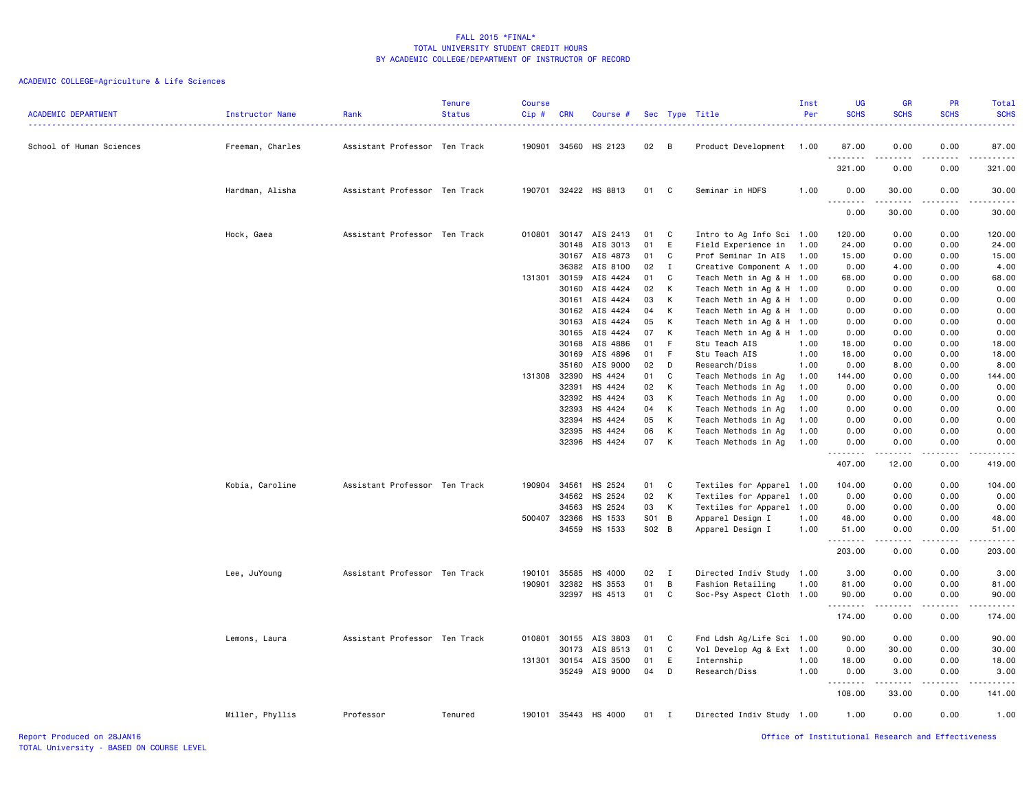FALL 2015 *FINAL*
TOTAL UNIVERSITY STUDENT CREDIT HOURS
BY ACADEMIC COLLEGE/DEPARTMENT OF INSTRUCTOR OF RECORD

ACADEMIC COLLEGE=Agriculture & Life Sciences

| ACADEMIC DEPARTMENT | Instructor Name | Rank | Tenure Status | Course Cip # | CRN | Course # | Sec | Type | Title | Inst Per | UG SCHS | GR SCHS | PR SCHS | Total SCHS |
|---|---|---|---|---|---|---|---|---|---|---|---|---|---|---|
| School of Human Sciences | Freeman, Charles | Assistant Professor | Ten Track | 190901 | 34560 | HS 2123 | 02 | B | Product Development | 1.00 | 87.00 | 0.00 | 0.00 | 87.00 |
| | | | | | | | | | | | 321.00 | 0.00 | 0.00 | 321.00 |
| | Hardman, Alisha | Assistant Professor | Ten Track | 190701 | 32422 | HS 8813 | 01 | C | Seminar in HDFS | 1.00 | 0.00 | 30.00 | 0.00 | 30.00 |
| | | | | | | | | | | | 0.00 | 30.00 | 0.00 | 30.00 |
| | Hock, Gaea | Assistant Professor | Ten Track | 010801 | 30147 | AIS 2413 | 01 | C | Intro to Ag Info Sci | 1.00 | 120.00 | 0.00 | 0.00 | 120.00 |
| | | | | | 30148 | AIS 3013 | 01 | E | Field Experience in | 1.00 | 24.00 | 0.00 | 0.00 | 24.00 |
| | | | | | 30167 | AIS 4873 | 01 | C | Prof Seminar In AIS | 1.00 | 15.00 | 0.00 | 0.00 | 15.00 |
| | | | | | 36382 | AIS 8100 | 02 | I | Creative Component A | 1.00 | 0.00 | 4.00 | 0.00 | 4.00 |
| | | | | 131301 | 30159 | AIS 4424 | 01 | C | Teach Meth in Ag & H | 1.00 | 68.00 | 0.00 | 0.00 | 68.00 |
| | | | | | 30160 | AIS 4424 | 02 | K | Teach Meth in Ag & H | 1.00 | 0.00 | 0.00 | 0.00 | 0.00 |
| | | | | | 30161 | AIS 4424 | 03 | K | Teach Meth in Ag & H | 1.00 | 0.00 | 0.00 | 0.00 | 0.00 |
| | | | | | 30162 | AIS 4424 | 04 | K | Teach Meth in Ag & H | 1.00 | 0.00 | 0.00 | 0.00 | 0.00 |
| | | | | | 30163 | AIS 4424 | 05 | K | Teach Meth in Ag & H | 1.00 | 0.00 | 0.00 | 0.00 | 0.00 |
| | | | | | 30165 | AIS 4424 | 07 | K | Teach Meth in Ag & H | 1.00 | 0.00 | 0.00 | 0.00 | 0.00 |
| | | | | | 30168 | AIS 4886 | 01 | F | Stu Teach AIS | 1.00 | 18.00 | 0.00 | 0.00 | 18.00 |
| | | | | | 30169 | AIS 4896 | 01 | F | Stu Teach AIS | 1.00 | 18.00 | 0.00 | 0.00 | 18.00 |
| | | | | | 35160 | AIS 9000 | 02 | D | Research/Diss | 1.00 | 0.00 | 8.00 | 0.00 | 8.00 |
| | | | | 131308 | 32390 | HS 4424 | 01 | C | Teach Methods in Ag | 1.00 | 144.00 | 0.00 | 0.00 | 144.00 |
| | | | | | 32391 | HS 4424 | 02 | K | Teach Methods in Ag | 1.00 | 0.00 | 0.00 | 0.00 | 0.00 |
| | | | | | 32392 | HS 4424 | 03 | K | Teach Methods in Ag | 1.00 | 0.00 | 0.00 | 0.00 | 0.00 |
| | | | | | 32393 | HS 4424 | 04 | K | Teach Methods in Ag | 1.00 | 0.00 | 0.00 | 0.00 | 0.00 |
| | | | | | 32394 | HS 4424 | 05 | K | Teach Methods in Ag | 1.00 | 0.00 | 0.00 | 0.00 | 0.00 |
| | | | | | 32395 | HS 4424 | 06 | K | Teach Methods in Ag | 1.00 | 0.00 | 0.00 | 0.00 | 0.00 |
| | | | | | 32396 | HS 4424 | 07 | K | Teach Methods in Ag | 1.00 | 0.00 | 0.00 | 0.00 | 0.00 |
| | | | | | | | | | | | 407.00 | 12.00 | 0.00 | 419.00 |
| | Kobia, Caroline | Assistant Professor | Ten Track | 190904 | 34561 | HS 2524 | 01 | C | Textiles for Apparel | 1.00 | 104.00 | 0.00 | 0.00 | 104.00 |
| | | | | | 34562 | HS 2524 | 02 | K | Textiles for Apparel | 1.00 | 0.00 | 0.00 | 0.00 | 0.00 |
| | | | | | 34563 | HS 2524 | 03 | K | Textiles for Apparel | 1.00 | 0.00 | 0.00 | 0.00 | 0.00 |
| | | | | 500407 | 32366 | HS 1533 | S01 | B | Apparel Design I | 1.00 | 48.00 | 0.00 | 0.00 | 48.00 |
| | | | | | 34559 | HS 1533 | S02 | B | Apparel Design I | 1.00 | 51.00 | 0.00 | 0.00 | 51.00 |
| | | | | | | | | | | | 203.00 | 0.00 | 0.00 | 203.00 |
| | Lee, JuYoung | Assistant Professor | Ten Track | 190101 | 35585 | HS 4000 | 02 | I | Directed Indiv Study | 1.00 | 3.00 | 0.00 | 0.00 | 3.00 |
| | | | | 190901 | 32382 | HS 3553 | 01 | B | Fashion Retailing | 1.00 | 81.00 | 0.00 | 0.00 | 81.00 |
| | | | | | 32397 | HS 4513 | 01 | C | Soc-Psy Aspect Cloth | 1.00 | 90.00 | 0.00 | 0.00 | 90.00 |
| | | | | | | | | | | | 174.00 | 0.00 | 0.00 | 174.00 |
| | Lemons, Laura | Assistant Professor | Ten Track | 010801 | 30155 | AIS 3803 | 01 | C | Fnd Ldsh Ag/Life Sci | 1.00 | 90.00 | 0.00 | 0.00 | 90.00 |
| | | | | | 30173 | AIS 8513 | 01 | C | Vol Develop Ag & Ext | 1.00 | 0.00 | 30.00 | 0.00 | 30.00 |
| | | | | 131301 | 30154 | AIS 3500 | 01 | E | Internship | 1.00 | 18.00 | 0.00 | 0.00 | 18.00 |
| | | | | | 35249 | AIS 9000 | 04 | D | Research/Diss | 1.00 | 0.00 | 3.00 | 0.00 | 3.00 |
| | | | | | | | | | | | 108.00 | 33.00 | 0.00 | 141.00 |
| | Miller, Phyllis | Professor | Tenured | 190101 | 35443 | HS 4000 | 01 | I | Directed Indiv Study | 1.00 | 1.00 | 0.00 | 0.00 | 1.00 |

Report Produced on 28JAN16
TOTAL University - BASED ON COURSE LEVEL
Office of Institutional Research and Effectiveness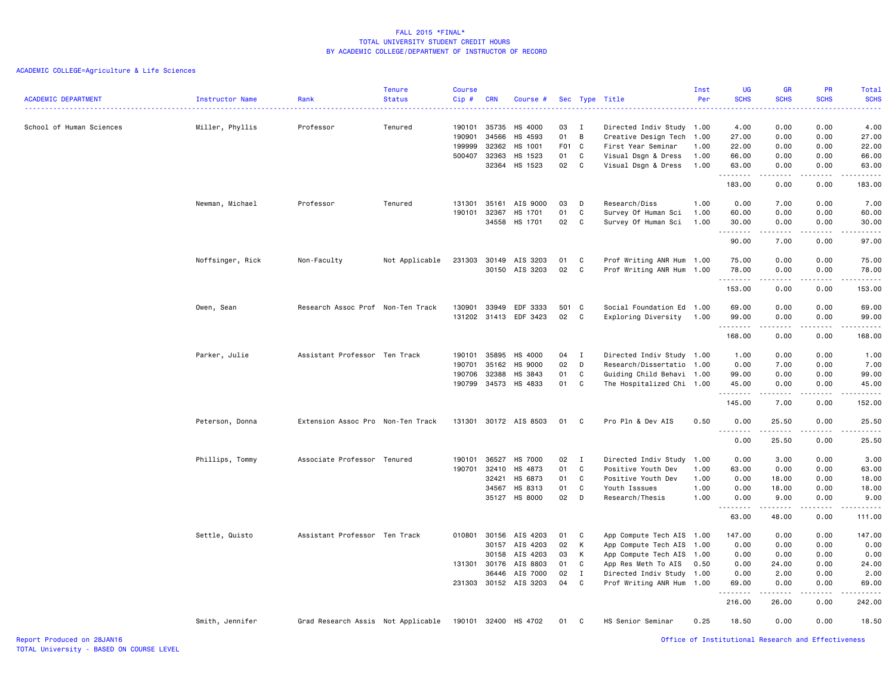FALL 2015 *FINAL*
TOTAL UNIVERSITY STUDENT CREDIT HOURS
BY ACADEMIC COLLEGE/DEPARTMENT OF INSTRUCTOR OF RECORD

ACADEMIC COLLEGE=Agriculture & Life Sciences

| ACADEMIC DEPARTMENT | Instructor Name | Rank | Tenure Status | Course Cip # | CRN | Course # | Sec | Type | Title | Inst Per | UG SCHS | GR SCHS | PR SCHS | Total SCHS |
|---|---|---|---|---|---|---|---|---|---|---|---|---|---|---|
| School of Human Sciences | Miller, Phyllis | Professor | Tenured | 190101 | 35735 | HS 4000 | 03 | I | Directed Indiv Study | 1.00 | 4.00 | 0.00 | 0.00 | 4.00 |
| | | | | 190901 | 34566 | HS 4593 | 01 | B | Creative Design Tech | 1.00 | 27.00 | 0.00 | 0.00 | 27.00 |
| | | | | 199999 | 32362 | HS 1001 | F01 | C | First Year Seminar | 1.00 | 22.00 | 0.00 | 0.00 | 22.00 |
| | | | | 500407 | 32363 | HS 1523 | 01 | C | Visual Dsgn & Dress | 1.00 | 66.00 | 0.00 | 0.00 | 66.00 |
| | | | | | 32364 | HS 1523 | 02 | C | Visual Dsgn & Dress | 1.00 | 63.00 | 0.00 | 0.00 | 63.00 |
| | | | | | | | | | | | 183.00 | 0.00 | 0.00 | 183.00 |
| | Newman, Michael | Professor | Tenured | 131301 | 35161 | AIS 9000 | 03 | D | Research/Diss | 1.00 | 0.00 | 7.00 | 0.00 | 7.00 |
| | | | | 190101 | 32367 | HS 1701 | 01 | C | Survey Of Human Sci | 1.00 | 60.00 | 0.00 | 0.00 | 60.00 |
| | | | | | 34558 | HS 1701 | 02 | C | Survey Of Human Sci | 1.00 | 30.00 | 0.00 | 0.00 | 30.00 |
| | | | | | | | | | | | 90.00 | 7.00 | 0.00 | 97.00 |
| | Noffsinger, Rick | Non-Faculty | Not Applicable | 231303 | 30149 | AIS 3203 | 01 | C | Prof Writing ANR Hum | 1.00 | 75.00 | 0.00 | 0.00 | 75.00 |
| | | | | | 30150 | AIS 3203 | 02 | C | Prof Writing ANR Hum | 1.00 | 78.00 | 0.00 | 0.00 | 78.00 |
| | | | | | | | | | | | 153.00 | 0.00 | 0.00 | 153.00 |
| | Owen, Sean | Research Assoc Prof | Non-Ten Track | 130901 | 33949 | EDF 3333 | 501 | C | Social Foundation Ed | 1.00 | 69.00 | 0.00 | 0.00 | 69.00 |
| | | | | 131202 | 31413 | EDF 3423 | 02 | C | Exploring Diversity | 1.00 | 99.00 | 0.00 | 0.00 | 99.00 |
| | | | | | | | | | | | 168.00 | 0.00 | 0.00 | 168.00 |
| | Parker, Julie | Assistant Professor | Ten Track | 190101 | 35895 | HS 4000 | 04 | I | Directed Indiv Study | 1.00 | 1.00 | 0.00 | 0.00 | 1.00 |
| | | | | 190701 | 35162 | HS 9000 | 02 | D | Research/Dissertatio | 1.00 | 0.00 | 7.00 | 0.00 | 7.00 |
| | | | | 190706 | 32388 | HS 3843 | 01 | C | Guiding Child Behavi | 1.00 | 99.00 | 0.00 | 0.00 | 99.00 |
| | | | | 190799 | 34573 | HS 4833 | 01 | C | The Hospitalized Chi | 1.00 | 45.00 | 0.00 | 0.00 | 45.00 |
| | | | | | | | | | | | 145.00 | 7.00 | 0.00 | 152.00 |
| | Peterson, Donna | Extension Assoc Pro | Non-Ten Track | 131301 | 30172 | AIS 8503 | 01 | C | Pro Pln & Dev AIS | 0.50 | 0.00 | 25.50 | 0.00 | 25.50 |
| | | | | | | | | | | | 0.00 | 25.50 | 0.00 | 25.50 |
| | Phillips, Tommy | Associate Professor | Tenured | 190101 | 36527 | HS 7000 | 02 | I | Directed Indiv Study | 1.00 | 0.00 | 3.00 | 0.00 | 3.00 |
| | | | | 190701 | 32410 | HS 4873 | 01 | C | Positive Youth Dev | 1.00 | 63.00 | 0.00 | 0.00 | 63.00 |
| | | | | | 32421 | HS 6873 | 01 | C | Positive Youth Dev | 1.00 | 0.00 | 18.00 | 0.00 | 18.00 |
| | | | | | 34567 | HS 8313 | 01 | C | Youth Isssues | 1.00 | 0.00 | 18.00 | 0.00 | 18.00 |
| | | | | | 35127 | HS 8000 | 02 | D | Research/Thesis | 1.00 | 0.00 | 9.00 | 0.00 | 9.00 |
| | | | | | | | | | | | 63.00 | 48.00 | 0.00 | 111.00 |
| | Settle, Quisto | Assistant Professor | Ten Track | 010801 | 30156 | AIS 4203 | 01 | C | App Compute Tech AIS | 1.00 | 147.00 | 0.00 | 0.00 | 147.00 |
| | | | | | 30157 | AIS 4203 | 02 | K | App Compute Tech AIS | 1.00 | 0.00 | 0.00 | 0.00 | 0.00 |
| | | | | | 30158 | AIS 4203 | 03 | K | App Compute Tech AIS | 1.00 | 0.00 | 0.00 | 0.00 | 0.00 |
| | | | | 131301 | 30176 | AIS 8803 | 01 | C | App Res Meth To AIS | 0.50 | 0.00 | 24.00 | 0.00 | 24.00 |
| | | | | | 36446 | AIS 7000 | 02 | I | Directed Indiv Study | 1.00 | 0.00 | 2.00 | 0.00 | 2.00 |
| | | | | 231303 | 30152 | AIS 3203 | 04 | C | Prof Writing ANR Hum | 1.00 | 69.00 | 0.00 | 0.00 | 69.00 |
| | | | | | | | | | | | 216.00 | 26.00 | 0.00 | 242.00 |
| | Smith, Jennifer | Grad Research Assis | Not Applicable | 190101 | 32400 | HS 4702 | 01 | C | HS Senior Seminar | 0.25 | 18.50 | 0.00 | 0.00 | 18.50 |

Report Produced on 28JAN16
TOTAL University - BASED ON COURSE LEVEL

Office of Institutional Research and Effectiveness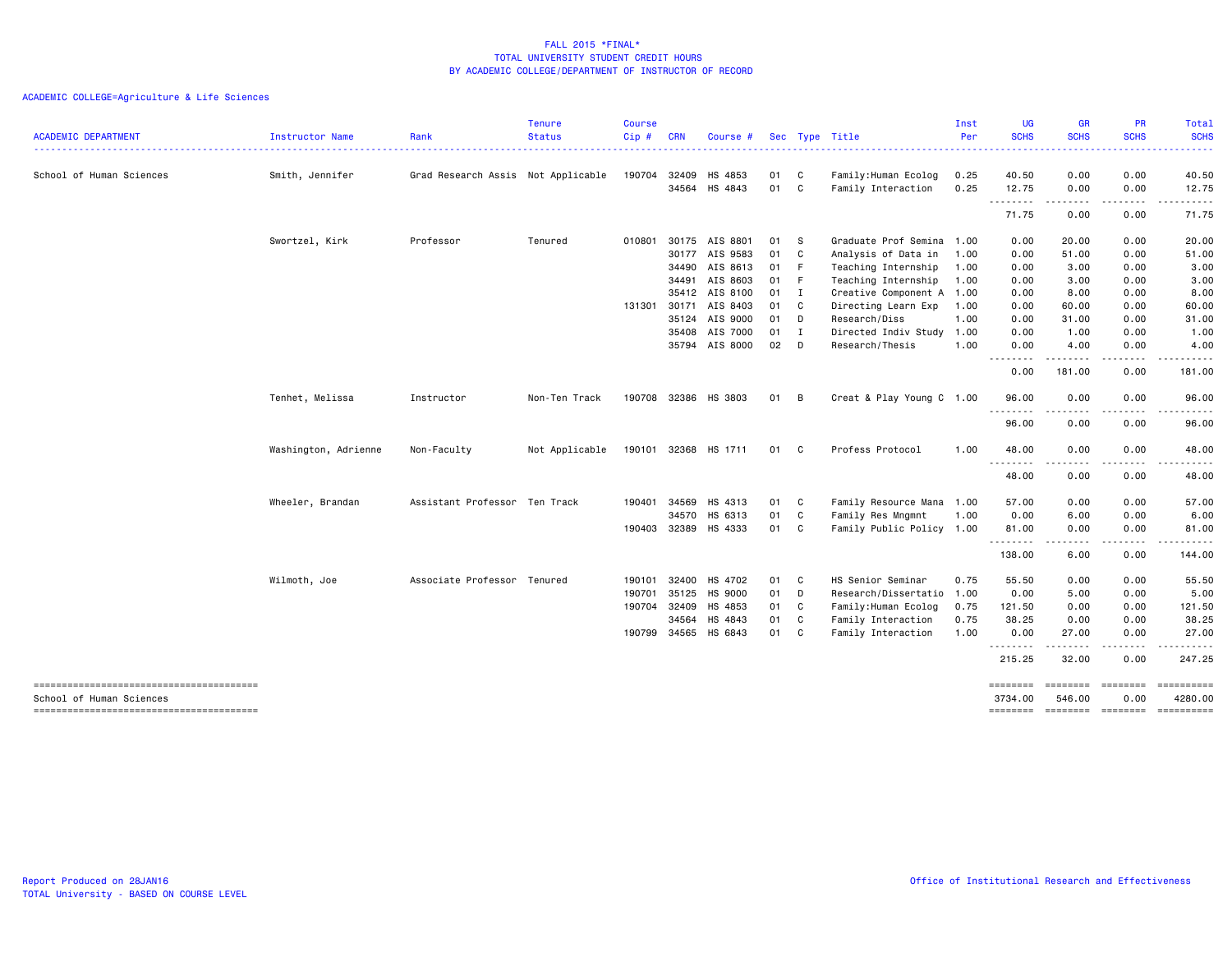FALL 2015 *FINAL*
TOTAL UNIVERSITY STUDENT CREDIT HOURS
BY ACADEMIC COLLEGE/DEPARTMENT OF INSTRUCTOR OF RECORD

ACADEMIC COLLEGE=Agriculture & Life Sciences

| ACADEMIC DEPARTMENT | Instructor Name | Rank | Tenure Status | Course Cip # | CRN | Course # | Sec | Type | Title | Inst Per | UG SCHS | GR SCHS | PR SCHS | Total SCHS |
|---|---|---|---|---|---|---|---|---|---|---|---|---|---|---|
| School of Human Sciences | Smith, Jennifer | Grad Research Assis | Not Applicable | 190704 | 32409 | HS 4853 | 01 | C | Family:Human Ecolog | 0.25 | 40.50 | 0.00 | 0.00 | 40.50 |
| | | | | | 34564 | HS 4843 | 01 | C | Family Interaction | 0.25 | 12.75 | 0.00 | 0.00 | 12.75 |
| | | | | | | | | | | | 71.75 | 0.00 | 0.00 | 71.75 |
| | Swortzel, Kirk | Professor | Tenured | 010801 | 30175 | AIS 8801 | 01 | S | Graduate Prof Semina | 1.00 | 0.00 | 20.00 | 0.00 | 20.00 |
| | | | | | 30177 | AIS 9583 | 01 | C | Analysis of Data in | 1.00 | 0.00 | 51.00 | 0.00 | 51.00 |
| | | | | | 34490 | AIS 8613 | 01 | F | Teaching Internship | 1.00 | 0.00 | 3.00 | 0.00 | 3.00 |
| | | | | | 34491 | AIS 8603 | 01 | F | Teaching Internship | 1.00 | 0.00 | 3.00 | 0.00 | 3.00 |
| | | | | | 35412 | AIS 8100 | 01 | I | Creative Component A | 1.00 | 0.00 | 8.00 | 0.00 | 8.00 |
| | | | | 131301 | 30171 | AIS 8403 | 01 | C | Directing Learn Exp | 1.00 | 0.00 | 60.00 | 0.00 | 60.00 |
| | | | | | 35124 | AIS 9000 | 01 | D | Research/Diss | 1.00 | 0.00 | 31.00 | 0.00 | 31.00 |
| | | | | | 35408 | AIS 7000 | 01 | I | Directed Indiv Study | 1.00 | 0.00 | 1.00 | 0.00 | 1.00 |
| | | | | | 35794 | AIS 8000 | 02 | D | Research/Thesis | 1.00 | 0.00 | 4.00 | 0.00 | 4.00 |
| | | | | | | | | | | | 0.00 | 181.00 | 0.00 | 181.00 |
| | Tenhet, Melissa | Instructor | Non-Ten Track | 190708 | 32386 | HS 3803 | 01 | B | Creat & Play Young C | 1.00 | 96.00 | 0.00 | 0.00 | 96.00 |
| | | | | | | | | | | | 96.00 | 0.00 | 0.00 | 96.00 |
| | Washington, Adrienne | Non-Faculty | Not Applicable | 190101 | 32368 | HS 1711 | 01 | C | Profess Protocol | 1.00 | 48.00 | 0.00 | 0.00 | 48.00 |
| | | | | | | | | | | | 48.00 | 0.00 | 0.00 | 48.00 |
| | Wheeler, Brandan | Assistant Professor | Ten Track | 190401 | 34569 | HS 4313 | 01 | C | Family Resource Mana | 1.00 | 57.00 | 0.00 | 0.00 | 57.00 |
| | | | | | 34570 | HS 6313 | 01 | C | Family Res Mngmnt | 1.00 | 0.00 | 6.00 | 0.00 | 6.00 |
| | | | | 190403 | 32389 | HS 4333 | 01 | C | Family Public Policy | 1.00 | 81.00 | 0.00 | 0.00 | 81.00 |
| | | | | | | | | | | | 138.00 | 6.00 | 0.00 | 144.00 |
| | Wilmoth, Joe | Associate Professor | Tenured | 190101 | 32400 | HS 4702 | 01 | C | HS Senior Seminar | 0.75 | 55.50 | 0.00 | 0.00 | 55.50 |
| | | | | 190701 | 35125 | HS 9000 | 01 | D | Research/Dissertatio | 1.00 | 0.00 | 5.00 | 0.00 | 5.00 |
| | | | | 190704 | 32409 | HS 4853 | 01 | C | Family:Human Ecolog | 0.75 | 121.50 | 0.00 | 0.00 | 121.50 |
| | | | | | 34564 | HS 4843 | 01 | C | Family Interaction | 0.75 | 38.25 | 0.00 | 0.00 | 38.25 |
| | | | | 190799 | 34565 | HS 6843 | 01 | C | Family Interaction | 1.00 | 0.00 | 27.00 | 0.00 | 27.00 |
| | | | | | | | | | | | 215.25 | 32.00 | 0.00 | 247.25 |
| School of Human Sciences | | | | | | | | | | | 3734.00 | 546.00 | 0.00 | 4280.00 |

Report Produced on 28JAN16
TOTAL University - BASED ON COURSE LEVEL

Office of Institutional Research and Effectiveness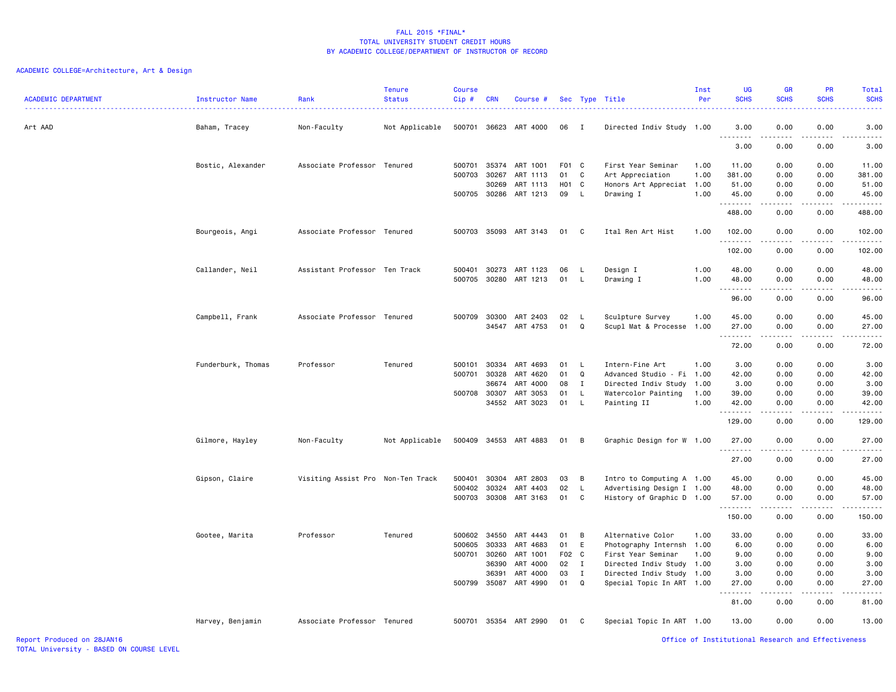FALL 2015 *FINAL*
TOTAL UNIVERSITY STUDENT CREDIT HOURS
BY ACADEMIC COLLEGE/DEPARTMENT OF INSTRUCTOR OF RECORD

ACADEMIC COLLEGE=Architecture, Art & Design

| ACADEMIC DEPARTMENT | Instructor Name | Rank | Tenure Status | Course Cip # | CRN | Course # | Sec | Type | Title | Inst Per | UG SCHS | GR SCHS | PR SCHS | Total SCHS |
|---|---|---|---|---|---|---|---|---|---|---|---|---|---|---|
| Art AAD | Baham, Tracey | Non-Faculty | Not Applicable | 500701 | 36623 | ART 4000 | 06 | I | Directed Indiv Study | 1.00 | 3.00 | 0.00 | 0.00 | 3.00 |
| | | | | | | | | | | | 3.00 | 0.00 | 0.00 | 3.00 |
| | Bostic, Alexander | Associate Professor | Tenured | 500701 | 35374 | ART 1001 | F01 | C | First Year Seminar | 1.00 | 11.00 | 0.00 | 0.00 | 11.00 |
| | | | | 500703 | 30267 | ART 1113 | 01 | C | Art Appreciation | 1.00 | 381.00 | 0.00 | 0.00 | 381.00 |
| | | | | | 30269 | ART 1113 | H01 | C | Honors Art Appreciat | 1.00 | 51.00 | 0.00 | 0.00 | 51.00 |
| | | | | 500705 | 30286 | ART 1213 | 09 | L | Drawing I | 1.00 | 45.00 | 0.00 | 0.00 | 45.00 |
| | | | | | | | | | | | 488.00 | 0.00 | 0.00 | 488.00 |
| | Bourgeois, Angi | Associate Professor | Tenured | 500703 | 35093 | ART 3143 | 01 | C | Ital Ren Art Hist | 1.00 | 102.00 | 0.00 | 0.00 | 102.00 |
| | | | | | | | | | | | 102.00 | 0.00 | 0.00 | 102.00 |
| | Callander, Neil | Assistant Professor | Ten Track | 500401 | 30273 | ART 1123 | 06 | L | Design I | 1.00 | 48.00 | 0.00 | 0.00 | 48.00 |
| | | | | 500705 | 30280 | ART 1213 | 01 | L | Drawing I | 1.00 | 48.00 | 0.00 | 0.00 | 48.00 |
| | | | | | | | | | | | 96.00 | 0.00 | 0.00 | 96.00 |
| | Campbell, Frank | Associate Professor | Tenured | 500709 | 30300 | ART 2403 | 02 | L | Sculpture Survey | 1.00 | 45.00 | 0.00 | 0.00 | 45.00 |
| | | | | | 34547 | ART 4753 | 01 | Q | Scupl Mat & Processe | 1.00 | 27.00 | 0.00 | 0.00 | 27.00 |
| | | | | | | | | | | | 72.00 | 0.00 | 0.00 | 72.00 |
| | Funderburk, Thomas | Professor | Tenured | 500101 | 30334 | ART 4693 | 01 | L | Intern-Fine Art | 1.00 | 3.00 | 0.00 | 0.00 | 3.00 |
| | | | | 500701 | 30328 | ART 4620 | 01 | Q | Advanced Studio - Fi | 1.00 | 42.00 | 0.00 | 0.00 | 42.00 |
| | | | | | 36674 | ART 4000 | 08 | I | Directed Indiv Study | 1.00 | 3.00 | 0.00 | 0.00 | 3.00 |
| | | | | 500708 | 30307 | ART 3053 | 01 | L | Watercolor Painting | 1.00 | 39.00 | 0.00 | 0.00 | 39.00 |
| | | | | | 34552 | ART 3023 | 01 | L | Painting II | 1.00 | 42.00 | 0.00 | 0.00 | 42.00 |
| | | | | | | | | | | | 129.00 | 0.00 | 0.00 | 129.00 |
| | Gilmore, Hayley | Non-Faculty | Not Applicable | 500409 | 34553 | ART 4883 | 01 | B | Graphic Design for W | 1.00 | 27.00 | 0.00 | 0.00 | 27.00 |
| | | | | | | | | | | | 27.00 | 0.00 | 0.00 | 27.00 |
| | Gipson, Claire | Visiting Assist Pro | Non-Ten Track | 500401 | 30304 | ART 2803 | 03 | B | Intro to Computing A | 1.00 | 45.00 | 0.00 | 0.00 | 45.00 |
| | | | | 500402 | 30324 | ART 4403 | 02 | L | Advertising Design I | 1.00 | 48.00 | 0.00 | 0.00 | 48.00 |
| | | | | 500703 | 30308 | ART 3163 | 01 | C | History of Graphic D | 1.00 | 57.00 | 0.00 | 0.00 | 57.00 |
| | | | | | | | | | | | 150.00 | 0.00 | 0.00 | 150.00 |
| | Gootee, Marita | Professor | Tenured | 500602 | 34550 | ART 4443 | 01 | B | Alternative Color | 1.00 | 33.00 | 0.00 | 0.00 | 33.00 |
| | | | | 500605 | 30333 | ART 4683 | 01 | E | Photography Internsh | 1.00 | 6.00 | 0.00 | 0.00 | 6.00 |
| | | | | 500701 | 30260 | ART 1001 | F02 | C | First Year Seminar | 1.00 | 9.00 | 0.00 | 0.00 | 9.00 |
| | | | | | 36390 | ART 4000 | 02 | I | Directed Indiv Study | 1.00 | 3.00 | 0.00 | 0.00 | 3.00 |
| | | | | | 36391 | ART 4000 | 03 | I | Directed Indiv Study | 1.00 | 3.00 | 0.00 | 0.00 | 3.00 |
| | | | | 500799 | 35087 | ART 4990 | 01 | Q | Special Topic In ART | 1.00 | 27.00 | 0.00 | 0.00 | 27.00 |
| | | | | | | | | | | | 81.00 | 0.00 | 0.00 | 81.00 |
| | Harvey, Benjamin | Associate Professor | Tenured | 500701 | 35354 | ART 2990 | 01 | C | Special Topic In ART | 1.00 | 13.00 | 0.00 | 0.00 | 13.00 |

Report Produced on 28JAN16
TOTAL University - BASED ON COURSE LEVEL
Office of Institutional Research and Effectiveness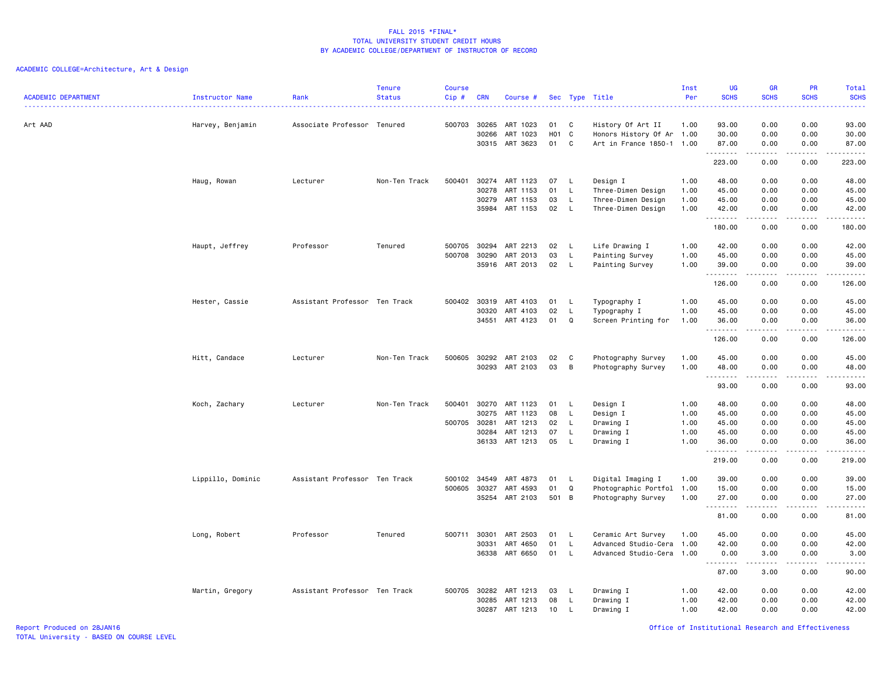# FALL 2015 *FINAL*
## TOTAL UNIVERSITY STUDENT CREDIT HOURS
## BY ACADEMIC COLLEGE/DEPARTMENT OF INSTRUCTOR OF RECORD

ACADEMIC COLLEGE=Architecture, Art & Design

| ACADEMIC DEPARTMENT | Instructor Name | Rank | Tenure Status | Course Cip # | CRN | Course # | Sec | Type | Title | Inst Per | UG SCHS | GR SCHS | PR SCHS | Total SCHS |
|---|---|---|---|---|---|---|---|---|---|---|---|---|---|---|
| Art AAD | Harvey, Benjamin | Associate Professor | Tenured | 500703 | 30265 | ART 1023 | 01 | C | History Of Art II | 1.00 | 93.00 | 0.00 | 0.00 | 93.00 |
| | | | | | 30266 | ART 1023 | H01 | C | Honors History Of Ar | 1.00 | 30.00 | 0.00 | 0.00 | 30.00 |
| | | | | | 30315 | ART 3623 | 01 | C | Art in France 1850-1 | 1.00 | 87.00 | 0.00 | 0.00 | 87.00 |
| | | | | | | | | | | | 223.00 | 0.00 | 0.00 | 223.00 |
| | Haug, Rowan | Lecturer | Non-Ten Track | 500401 | 30274 | ART 1123 | 07 | L | Design I | 1.00 | 48.00 | 0.00 | 0.00 | 48.00 |
| | | | | | 30278 | ART 1153 | 01 | L | Three-Dimen Design | 1.00 | 45.00 | 0.00 | 0.00 | 45.00 |
| | | | | | 30279 | ART 1153 | 03 | L | Three-Dimen Design | 1.00 | 45.00 | 0.00 | 0.00 | 45.00 |
| | | | | | 35984 | ART 1153 | 02 | L | Three-Dimen Design | 1.00 | 42.00 | 0.00 | 0.00 | 42.00 |
| | | | | | | | | | | | 180.00 | 0.00 | 0.00 | 180.00 |
| | Haupt, Jeffrey | Professor | Tenured | 500705 | 30294 | ART 2213 | 02 | L | Life Drawing I | 1.00 | 42.00 | 0.00 | 0.00 | 42.00 |
| | | | | 500708 | 30290 | ART 2013 | 03 | L | Painting Survey | 1.00 | 45.00 | 0.00 | 0.00 | 45.00 |
| | | | | | 35916 | ART 2013 | 02 | L | Painting Survey | 1.00 | 39.00 | 0.00 | 0.00 | 39.00 |
| | | | | | | | | | | | 126.00 | 0.00 | 0.00 | 126.00 |
| | Hester, Cassie | Assistant Professor | Ten Track | 500402 | 30319 | ART 4103 | 01 | L | Typography I | 1.00 | 45.00 | 0.00 | 0.00 | 45.00 |
| | | | | | 30320 | ART 4103 | 02 | L | Typography I | 1.00 | 45.00 | 0.00 | 0.00 | 45.00 |
| | | | | | 34551 | ART 4123 | 01 | Q | Screen Printing for | 1.00 | 36.00 | 0.00 | 0.00 | 36.00 |
| | | | | | | | | | | | 126.00 | 0.00 | 0.00 | 126.00 |
| | Hitt, Candace | Lecturer | Non-Ten Track | 500605 | 30292 | ART 2103 | 02 | C | Photography Survey | 1.00 | 45.00 | 0.00 | 0.00 | 45.00 |
| | | | | | 30293 | ART 2103 | 03 | B | Photography Survey | 1.00 | 48.00 | 0.00 | 0.00 | 48.00 |
| | | | | | | | | | | | 93.00 | 0.00 | 0.00 | 93.00 |
| | Koch, Zachary | Lecturer | Non-Ten Track | 500401 | 30270 | ART 1123 | 01 | L | Design I | 1.00 | 48.00 | 0.00 | 0.00 | 48.00 |
| | | | | | 30275 | ART 1123 | 08 | L | Design I | 1.00 | 45.00 | 0.00 | 0.00 | 45.00 |
| | | | | 500705 | 30281 | ART 1213 | 02 | L | Drawing I | 1.00 | 45.00 | 0.00 | 0.00 | 45.00 |
| | | | | | 30284 | ART 1213 | 07 | L | Drawing I | 1.00 | 45.00 | 0.00 | 0.00 | 45.00 |
| | | | | | 36133 | ART 1213 | 05 | L | Drawing I | 1.00 | 36.00 | 0.00 | 0.00 | 36.00 |
| | | | | | | | | | | | 219.00 | 0.00 | 0.00 | 219.00 |
| | Lippillo, Dominic | Assistant Professor | Ten Track | 500102 | 34549 | ART 4873 | 01 | L | Digital Imaging I | 1.00 | 39.00 | 0.00 | 0.00 | 39.00 |
| | | | | 500605 | 30327 | ART 4593 | 01 | Q | Photographic Portfol | 1.00 | 15.00 | 0.00 | 0.00 | 15.00 |
| | | | | | 35254 | ART 2103 | 501 | B | Photography Survey | 1.00 | 27.00 | 0.00 | 0.00 | 27.00 |
| | | | | | | | | | | | 81.00 | 0.00 | 0.00 | 81.00 |
| | Long, Robert | Professor | Tenured | 500711 | 30301 | ART 2503 | 01 | L | Ceramic Art Survey | 1.00 | 45.00 | 0.00 | 0.00 | 45.00 |
| | | | | | 30331 | ART 4650 | 01 | L | Advanced Studio-Cera | 1.00 | 42.00 | 0.00 | 0.00 | 42.00 |
| | | | | | 36338 | ART 6650 | 01 | L | Advanced Studio-Cera | 1.00 | 0.00 | 3.00 | 0.00 | 3.00 |
| | | | | | | | | | | | 87.00 | 3.00 | 0.00 | 90.00 |
| | Martin, Gregory | Assistant Professor | Ten Track | 500705 | 30282 | ART 1213 | 03 | L | Drawing I | 1.00 | 42.00 | 0.00 | 0.00 | 42.00 |
| | | | | | 30285 | ART 1213 | 08 | L | Drawing I | 1.00 | 42.00 | 0.00 | 0.00 | 42.00 |
| | | | | | 30287 | ART 1213 | 10 | L | Drawing I | 1.00 | 42.00 | 0.00 | 0.00 | 42.00 |

Report Produced on 28JAN16
TOTAL University - BASED ON COURSE LEVEL
Office of Institutional Research and Effectiveness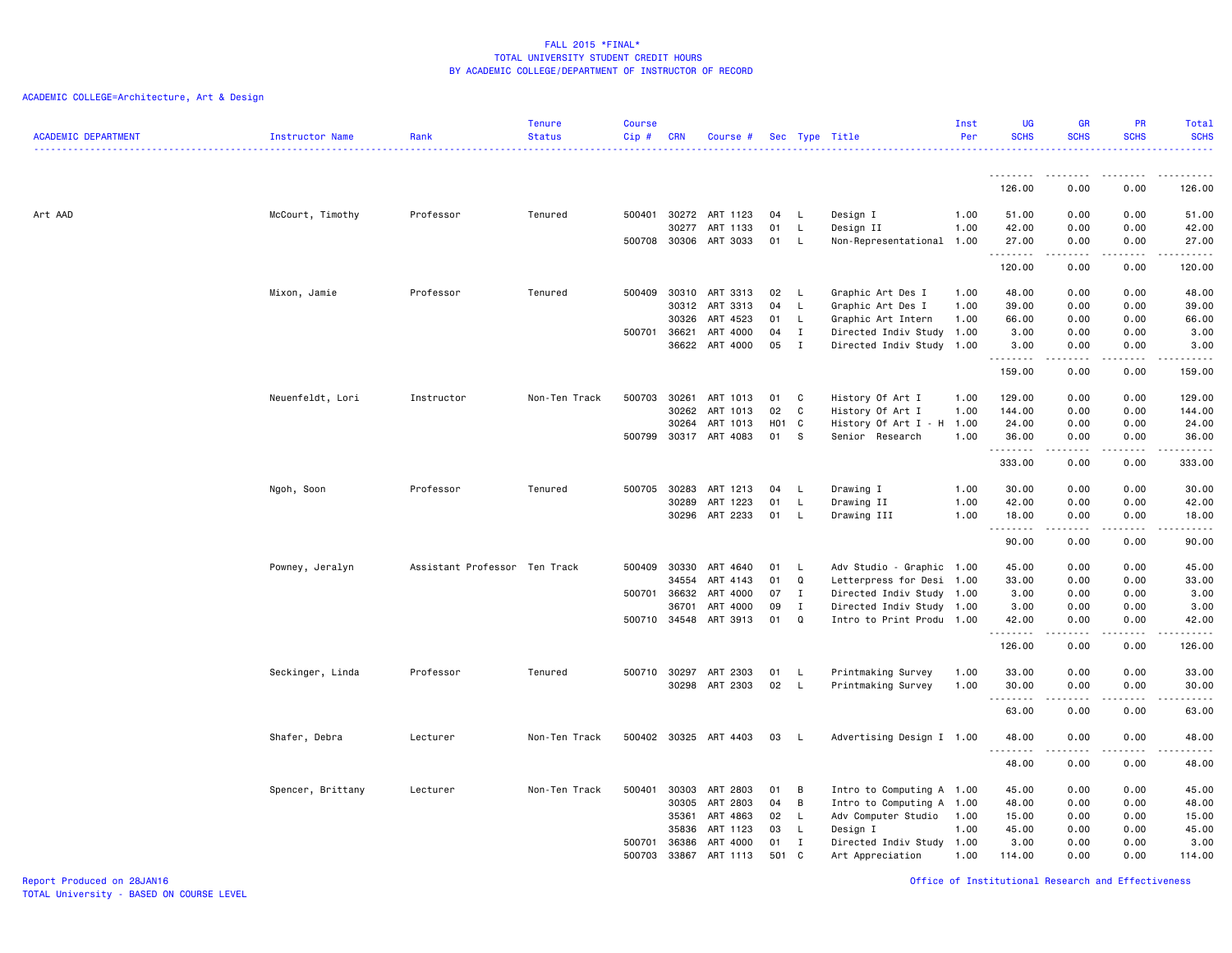FALL 2015 *FINAL*
TOTAL UNIVERSITY STUDENT CREDIT HOURS
BY ACADEMIC COLLEGE/DEPARTMENT OF INSTRUCTOR OF RECORD

ACADEMIC COLLEGE=Architecture, Art & Design

| ACADEMIC DEPARTMENT | Instructor Name | Rank | Tenure Status | Course Cip # | CRN | Course # | Sec | Type | Title | Inst Per | UG SCHS | GR SCHS | PR SCHS | Total SCHS |
|---|---|---|---|---|---|---|---|---|---|---|---|---|---|---|
| | | | | | | | | | | | 126.00 | 0.00 | 0.00 | 126.00 |
| Art AAD | McCourt, Timothy | Professor | Tenured | 500401 | 30272 | ART 1123 | 04 | L | Design I | 1.00 | 51.00 | 0.00 | 0.00 | 51.00 |
| | | | | | 30277 | ART 1133 | 01 | L | Design II | 1.00 | 42.00 | 0.00 | 0.00 | 42.00 |
| | | | | 500708 | 30306 | ART 3033 | 01 | L | Non-Representational | 1.00 | 27.00 | 0.00 | 0.00 | 27.00 |
| | | | | | | | | | | | 120.00 | 0.00 | 0.00 | 120.00 |
| | Mixon, Jamie | Professor | Tenured | 500409 | 30310 | ART 3313 | 02 | L | Graphic Art Des I | 1.00 | 48.00 | 0.00 | 0.00 | 48.00 |
| | | | | | 30312 | ART 3313 | 04 | L | Graphic Art Des I | 1.00 | 39.00 | 0.00 | 0.00 | 39.00 |
| | | | | | 30326 | ART 4523 | 01 | L | Graphic Art Intern | 1.00 | 66.00 | 0.00 | 0.00 | 66.00 |
| | | | | 500701 | 36621 | ART 4000 | 04 | I | Directed Indiv Study | 1.00 | 3.00 | 0.00 | 0.00 | 3.00 |
| | | | | | 36622 | ART 4000 | 05 | I | Directed Indiv Study | 1.00 | 3.00 | 0.00 | 0.00 | 3.00 |
| | | | | | | | | | | | 159.00 | 0.00 | 0.00 | 159.00 |
| | Neuenfeldt, Lori | Instructor | Non-Ten Track | 500703 | 30261 | ART 1013 | 01 | C | History Of Art I | 1.00 | 129.00 | 0.00 | 0.00 | 129.00 |
| | | | | | 30262 | ART 1013 | 02 | C | History Of Art I | 1.00 | 144.00 | 0.00 | 0.00 | 144.00 |
| | | | | | 30264 | ART 1013 | H01 | C | History Of Art I - H | 1.00 | 24.00 | 0.00 | 0.00 | 24.00 |
| | | | | 500799 | 30317 | ART 4083 | 01 | S | Senior Research | 1.00 | 36.00 | 0.00 | 0.00 | 36.00 |
| | | | | | | | | | | | 333.00 | 0.00 | 0.00 | 333.00 |
| | Ngoh, Soon | Professor | Tenured | 500705 | 30283 | ART 1213 | 04 | L | Drawing I | 1.00 | 30.00 | 0.00 | 0.00 | 30.00 |
| | | | | | 30289 | ART 1223 | 01 | L | Drawing II | 1.00 | 42.00 | 0.00 | 0.00 | 42.00 |
| | | | | | 30296 | ART 2233 | 01 | L | Drawing III | 1.00 | 18.00 | 0.00 | 0.00 | 18.00 |
| | | | | | | | | | | | 90.00 | 0.00 | 0.00 | 90.00 |
| | Powney, Jeralyn | Assistant Professor | Ten Track | 500409 | 30330 | ART 4640 | 01 | L | Adv Studio - Graphic | 1.00 | 45.00 | 0.00 | 0.00 | 45.00 |
| | | | | | 34554 | ART 4143 | 01 | Q | Letterpress for Desi | 1.00 | 33.00 | 0.00 | 0.00 | 33.00 |
| | | | | 500701 | 36632 | ART 4000 | 07 | I | Directed Indiv Study | 1.00 | 3.00 | 0.00 | 0.00 | 3.00 |
| | | | | | 36701 | ART 4000 | 09 | I | Directed Indiv Study | 1.00 | 3.00 | 0.00 | 0.00 | 3.00 |
| | | | | 500710 | 34548 | ART 3913 | 01 | Q | Intro to Print Produ | 1.00 | 42.00 | 0.00 | 0.00 | 42.00 |
| | | | | | | | | | | | 126.00 | 0.00 | 0.00 | 126.00 |
| | Seckinger, Linda | Professor | Tenured | 500710 | 30297 | ART 2303 | 01 | L | Printmaking Survey | 1.00 | 33.00 | 0.00 | 0.00 | 33.00 |
| | | | | | 30298 | ART 2303 | 02 | L | Printmaking Survey | 1.00 | 30.00 | 0.00 | 0.00 | 30.00 |
| | | | | | | | | | | | 63.00 | 0.00 | 0.00 | 63.00 |
| | Shafer, Debra | Lecturer | Non-Ten Track | 500402 | 30325 | ART 4403 | 03 | L | Advertising Design I | 1.00 | 48.00 | 0.00 | 0.00 | 48.00 |
| | | | | | | | | | | | 48.00 | 0.00 | 0.00 | 48.00 |
| | Spencer, Brittany | Lecturer | Non-Ten Track | 500401 | 30303 | ART 2803 | 01 | B | Intro to Computing A | 1.00 | 45.00 | 0.00 | 0.00 | 45.00 |
| | | | | | 30305 | ART 2803 | 04 | B | Intro to Computing A | 1.00 | 48.00 | 0.00 | 0.00 | 48.00 |
| | | | | | 35361 | ART 4863 | 02 | L | Adv Computer Studio | 1.00 | 15.00 | 0.00 | 0.00 | 15.00 |
| | | | | | 35836 | ART 1123 | 03 | L | Design I | 1.00 | 45.00 | 0.00 | 0.00 | 45.00 |
| | | | | 500701 | 36386 | ART 4000 | 01 | I | Directed Indiv Study | 1.00 | 3.00 | 0.00 | 0.00 | 3.00 |
| | | | | 500703 | 33867 | ART 1113 | 501 | C | Art Appreciation | 1.00 | 114.00 | 0.00 | 0.00 | 114.00 |

Report Produced on 28JAN16
TOTAL University - BASED ON COURSE LEVEL
Office of Institutional Research and Effectiveness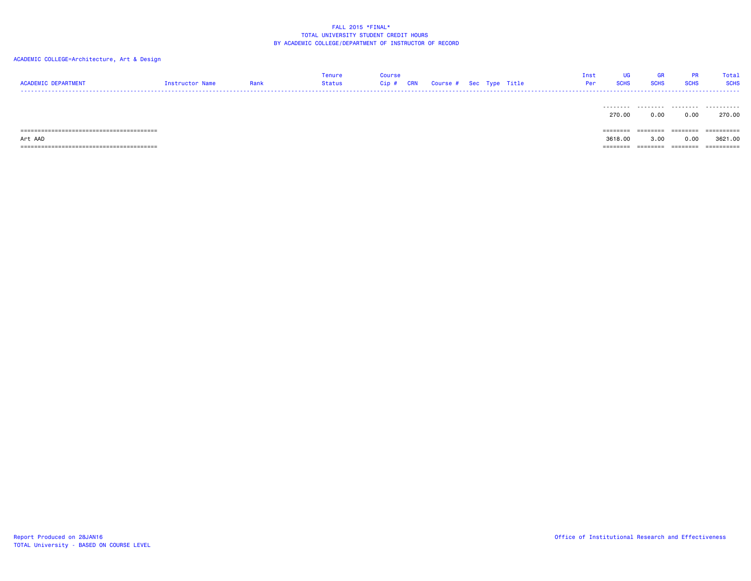FALL 2015 *FINAL*
TOTAL UNIVERSITY STUDENT CREDIT HOURS
BY ACADEMIC COLLEGE/DEPARTMENT OF INSTRUCTOR OF RECORD

ACADEMIC COLLEGE=Architecture, Art & Design

| ACADEMIC DEPARTMENT | Instructor Name | Rank | Tenure Status | Course Cip # | CRN | Course # | Sec | Type | Title | Inst Per | UG SCHS | GR SCHS | PR SCHS | Total SCHS |
|---|---|---|---|---|---|---|---|---|---|---|---|---|---|---|
| | | | | | | | | | | | 270.00 | 0.00 | 0.00 | 270.00 |
| Art AAD | | | | | | | | | | | 3618.00 | 3.00 | 0.00 | 3621.00 |

Report Produced on 28JAN16
TOTAL University - BASED ON COURSE LEVEL

Office of Institutional Research and Effectiveness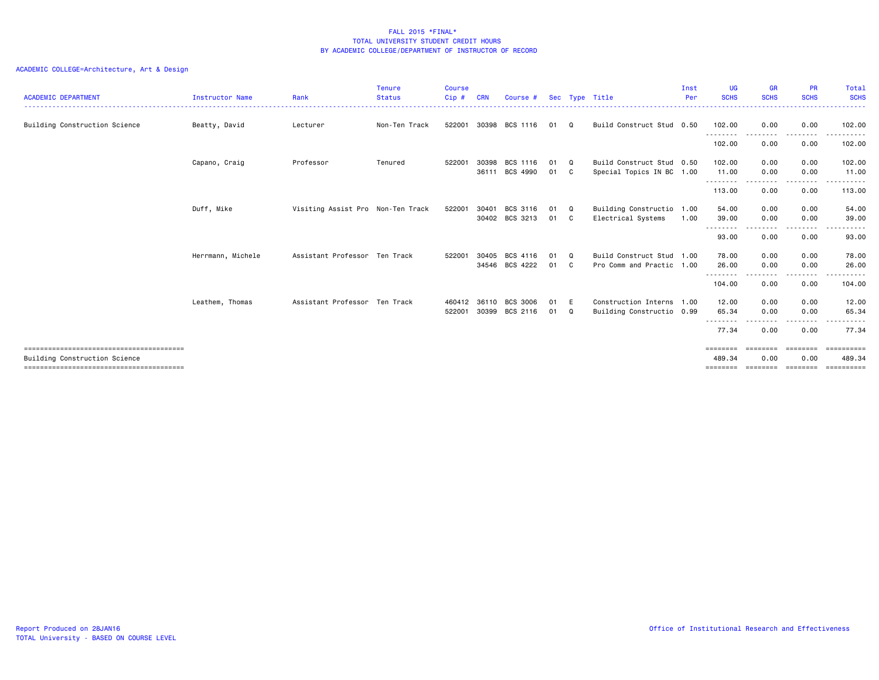FALL 2015 *FINAL*
TOTAL UNIVERSITY STUDENT CREDIT HOURS
BY ACADEMIC COLLEGE/DEPARTMENT OF INSTRUCTOR OF RECORD

ACADEMIC COLLEGE=Architecture, Art & Design

| ACADEMIC DEPARTMENT | Instructor Name | Rank | Tenure Status | Course Cip # | CRN | Course # | Sec | Type | Title | Inst Per | UG SCHS | GR SCHS | PR SCHS | Total SCHS |
|---|---|---|---|---|---|---|---|---|---|---|---|---|---|---|
| Building Construction Science | Beatty, David | Lecturer | Non-Ten Track | 522001 | 30398 | BCS 1116 | 01 | Q | Build Construct Stud | 0.50 | 102.00 | 0.00 | 0.00 | 102.00 |
| | | | | | | | | | | | 102.00 | 0.00 | 0.00 | 102.00 |
| | Capano, Craig | Professor | Tenured | 522001 | 30398 | BCS 1116 | 01 | Q | Build Construct Stud | 0.50 | 102.00 | 0.00 | 0.00 | 102.00 |
| | | | | | 36111 | BCS 4990 | 01 | C | Special Topics IN BC | 1.00 | 11.00 | 0.00 | 0.00 | 11.00 |
| | | | | | | | | | | | 113.00 | 0.00 | 0.00 | 113.00 |
| | Duff, Mike | Visiting Assist Pro | Non-Ten Track | 522001 | 30401 | BCS 3116 | 01 | Q | Building Constructio | 1.00 | 54.00 | 0.00 | 0.00 | 54.00 |
| | | | | | 30402 | BCS 3213 | 01 | C | Electrical Systems | 1.00 | 39.00 | 0.00 | 0.00 | 39.00 |
| | | | | | | | | | | | 93.00 | 0.00 | 0.00 | 93.00 |
| | Herrmann, Michele | Assistant Professor | Ten Track | 522001 | 30405 | BCS 4116 | 01 | Q | Build Construct Stud | 1.00 | 78.00 | 0.00 | 0.00 | 78.00 |
| | | | | | 34546 | BCS 4222 | 01 | C | Pro Comm and Practic | 1.00 | 26.00 | 0.00 | 0.00 | 26.00 |
| | | | | | | | | | | | 104.00 | 0.00 | 0.00 | 104.00 |
| | Leathem, Thomas | Assistant Professor | Ten Track | 460412 | 36110 | BCS 3006 | 01 | E | Construction Interns | 1.00 | 12.00 | 0.00 | 0.00 | 12.00 |
| | | | | 522001 | 30399 | BCS 2116 | 01 | Q | Building Constructio | 0.99 | 65.34 | 0.00 | 0.00 | 65.34 |
| | | | | | | | | | | | 77.34 | 0.00 | 0.00 | 77.34 |
| Building Construction Science | | | | | | | | | | | 489.34 | 0.00 | 0.00 | 489.34 |

Report Produced on 28JAN16
TOTAL University - BASED ON COURSE LEVEL

Office of Institutional Research and Effectiveness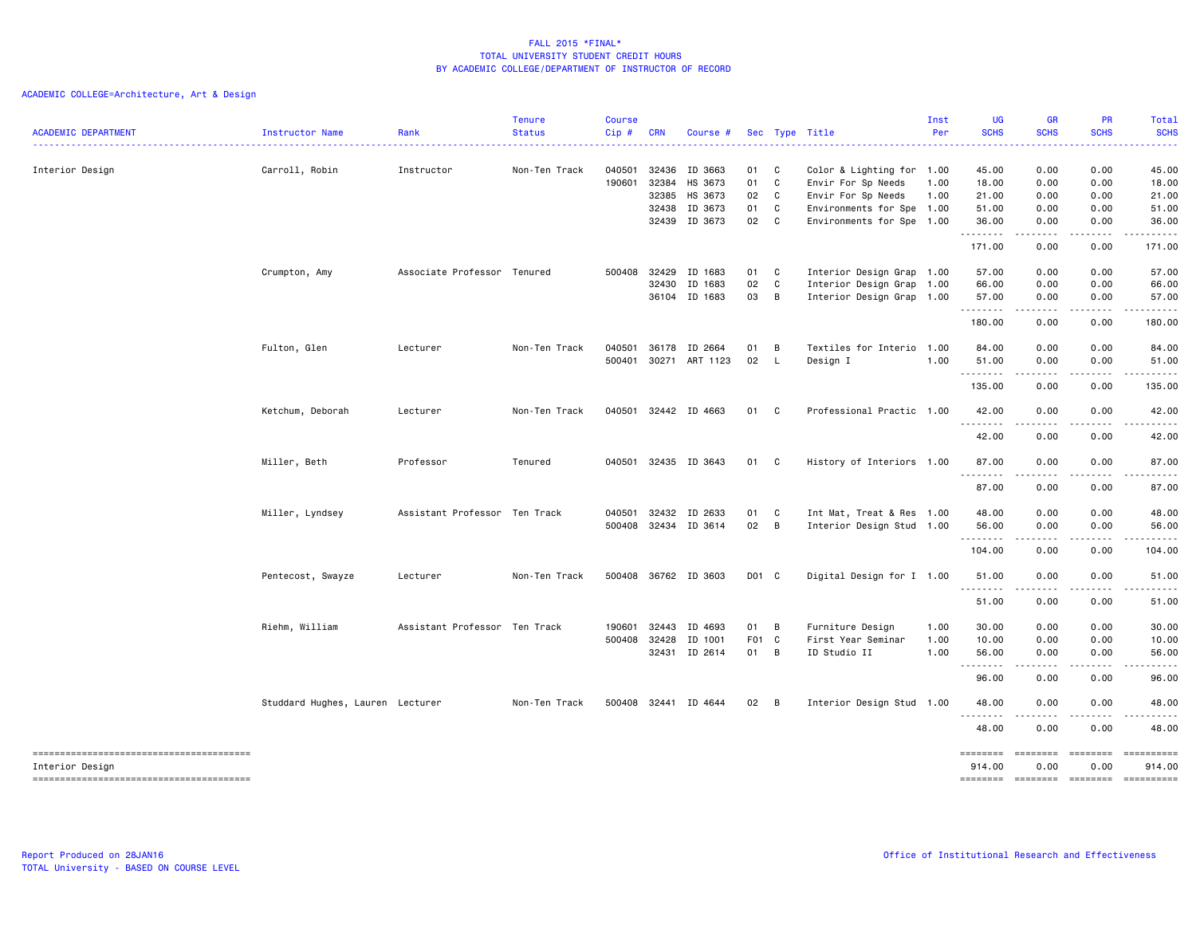FALL 2015 *FINAL*
TOTAL UNIVERSITY STUDENT CREDIT HOURS
BY ACADEMIC COLLEGE/DEPARTMENT OF INSTRUCTOR OF RECORD

ACADEMIC COLLEGE=Architecture, Art & Design

| ACADEMIC DEPARTMENT | Instructor Name | Rank | Tenure Status | Course Cip # | CRN | Course # | Sec | Type | Title | Inst Per | UG SCHS | GR SCHS | PR SCHS | Total SCHS |
|---|---|---|---|---|---|---|---|---|---|---|---|---|---|---|
| Interior Design | Carroll, Robin | Instructor | Non-Ten Track | 040501 | 32436 | ID 3663 | 01 | C | Color & Lighting for | 1.00 | 45.00 | 0.00 | 0.00 | 45.00 |
| | | | | 190601 | 32384 | HS 3673 | 01 | C | Envir For Sp Needs | 1.00 | 18.00 | 0.00 | 0.00 | 18.00 |
| | | | | | 32385 | HS 3673 | 02 | C | Envir For Sp Needs | 1.00 | 21.00 | 0.00 | 0.00 | 21.00 |
| | | | | | 32438 | ID 3673 | 01 | C | Environments for Spe | 1.00 | 51.00 | 0.00 | 0.00 | 51.00 |
| | | | | | 32439 | ID 3673 | 02 | C | Environments for Spe | 1.00 | 36.00 | 0.00 | 0.00 | 36.00 |
| | | | | | | | | | | | 171.00 | 0.00 | 0.00 | 171.00 |
| | Crumpton, Amy | Associate Professor | Tenured | 500408 | 32429 | ID 1683 | 01 | C | Interior Design Grap | 1.00 | 57.00 | 0.00 | 0.00 | 57.00 |
| | | | | | 32430 | ID 1683 | 02 | C | Interior Design Grap | 1.00 | 66.00 | 0.00 | 0.00 | 66.00 |
| | | | | | 36104 | ID 1683 | 03 | B | Interior Design Grap | 1.00 | 57.00 | 0.00 | 0.00 | 57.00 |
| | | | | | | | | | | | 180.00 | 0.00 | 0.00 | 180.00 |
| | Fulton, Glen | Lecturer | Non-Ten Track | 040501 | 36178 | ID 2664 | 01 | B | Textiles for Interio | 1.00 | 84.00 | 0.00 | 0.00 | 84.00 |
| | | | | 500401 | 30271 | ART 1123 | 02 | L | Design I | 1.00 | 51.00 | 0.00 | 0.00 | 51.00 |
| | | | | | | | | | | | 135.00 | 0.00 | 0.00 | 135.00 |
| | Ketchum, Deborah | Lecturer | Non-Ten Track | 040501 | 32442 | ID 4663 | 01 | C | Professional Practic | 1.00 | 42.00 | 0.00 | 0.00 | 42.00 |
| | | | | | | | | | | | 42.00 | 0.00 | 0.00 | 42.00 |
| | Miller, Beth | Professor | Tenured | 040501 | 32435 | ID 3643 | 01 | C | History of Interiors | 1.00 | 87.00 | 0.00 | 0.00 | 87.00 |
| | | | | | | | | | | | 87.00 | 0.00 | 0.00 | 87.00 |
| | Miller, Lyndsey | Assistant Professor | Ten Track | 040501 | 32432 | ID 2633 | 01 | C | Int Mat, Treat & Res | 1.00 | 48.00 | 0.00 | 0.00 | 48.00 |
| | | | | 500408 | 32434 | ID 3614 | 02 | B | Interior Design Stud | 1.00 | 56.00 | 0.00 | 0.00 | 56.00 |
| | | | | | | | | | | | 104.00 | 0.00 | 0.00 | 104.00 |
| | Pentecost, Swayze | Lecturer | Non-Ten Track | 500408 | 36762 | ID 3603 | D01 | C | Digital Design for I | 1.00 | 51.00 | 0.00 | 0.00 | 51.00 |
| | | | | | | | | | | | 51.00 | 0.00 | 0.00 | 51.00 |
| | Riehm, William | Assistant Professor | Ten Track | 190601 | 32443 | ID 4693 | 01 | B | Furniture Design | 1.00 | 30.00 | 0.00 | 0.00 | 30.00 |
| | | | | 500408 | 32428 | ID 1001 | F01 | C | First Year Seminar | 1.00 | 10.00 | 0.00 | 0.00 | 10.00 |
| | | | | | 32431 | ID 2614 | 01 | B | ID Studio II | 1.00 | 56.00 | 0.00 | 0.00 | 56.00 |
| | | | | | | | | | | | 96.00 | 0.00 | 0.00 | 96.00 |
| | Studdard Hughes, Lauren | Lecturer | Non-Ten Track | 500408 | 32441 | ID 4644 | 02 | B | Interior Design Stud | 1.00 | 48.00 | 0.00 | 0.00 | 48.00 |
| | | | | | | | | | | | 48.00 | 0.00 | 0.00 | 48.00 |
| Interior Design | | | | | | | | | | | 914.00 | 0.00 | 0.00 | 914.00 |

Report Produced on 28JAN16
TOTAL University - BASED ON COURSE LEVEL

Office of Institutional Research and Effectiveness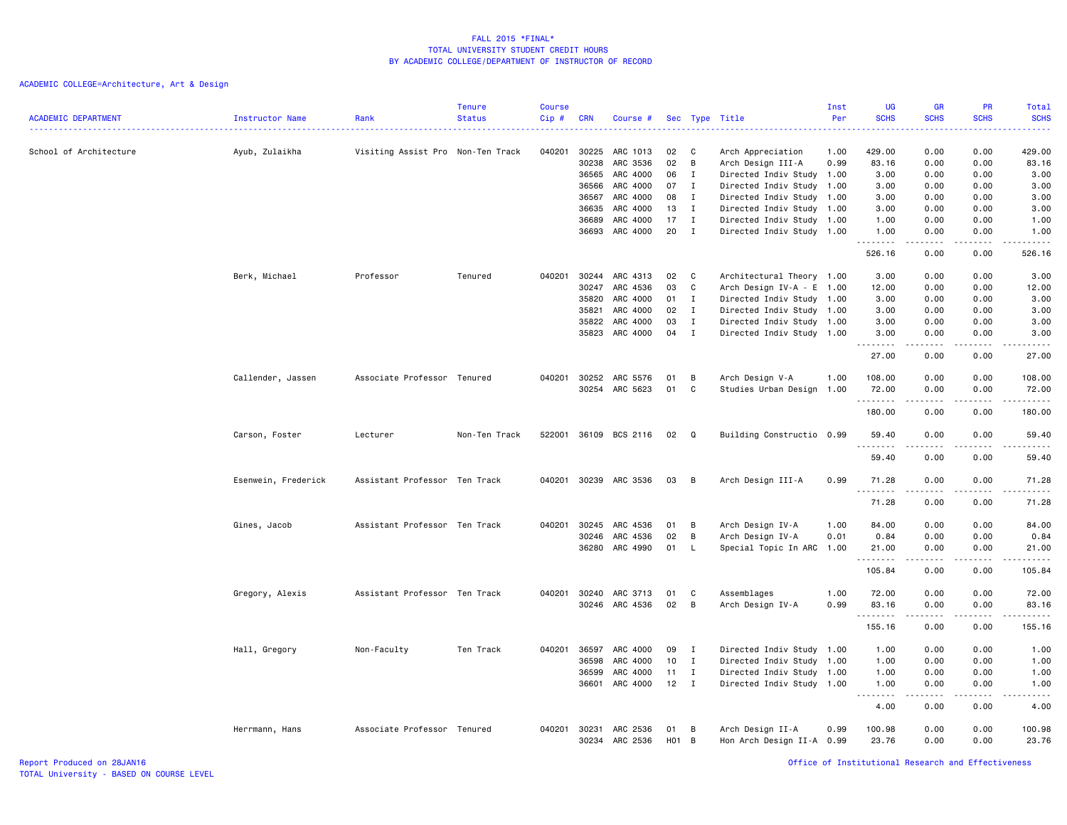FALL 2015 *FINAL*
TOTAL UNIVERSITY STUDENT CREDIT HOURS
BY ACADEMIC COLLEGE/DEPARTMENT OF INSTRUCTOR OF RECORD

ACADEMIC COLLEGE=Architecture, Art & Design

| ACADEMIC DEPARTMENT | Instructor Name | Rank | Tenure Status | Course Cip # | CRN | Course # | Sec | Type | Title | Inst Per | UG SCHS | GR SCHS | PR SCHS | Total SCHS |
|---|---|---|---|---|---|---|---|---|---|---|---|---|---|---|
| School of Architecture | Ayub, Zulaikha | Visiting Assist Pro | Non-Ten Track | 040201 | 30225 | ARC 1013 | 02 | C | Arch Appreciation | 1.00 | 429.00 | 0.00 | 0.00 | 429.00 |
| | | | | | 30238 | ARC 3536 | 02 | B | Arch Design III-A | 0.99 | 83.16 | 0.00 | 0.00 | 83.16 |
| | | | | | 36565 | ARC 4000 | 06 | I | Directed Indiv Study | 1.00 | 3.00 | 0.00 | 0.00 | 3.00 |
| | | | | | 36566 | ARC 4000 | 07 | I | Directed Indiv Study | 1.00 | 3.00 | 0.00 | 0.00 | 3.00 |
| | | | | | 36567 | ARC 4000 | 08 | I | Directed Indiv Study | 1.00 | 3.00 | 0.00 | 0.00 | 3.00 |
| | | | | | 36635 | ARC 4000 | 13 | I | Directed Indiv Study | 1.00 | 3.00 | 0.00 | 0.00 | 3.00 |
| | | | | | 36689 | ARC 4000 | 17 | I | Directed Indiv Study | 1.00 | 1.00 | 0.00 | 0.00 | 1.00 |
| | | | | | 36693 | ARC 4000 | 20 | I | Directed Indiv Study | 1.00 | 1.00 | 0.00 | 0.00 | 1.00 |
| | | | | | | | | | | | 526.16 | 0.00 | 0.00 | 526.16 |
| | Berk, Michael | Professor | Tenured | 040201 | 30244 | ARC 4313 | 02 | C | Architectural Theory | 1.00 | 3.00 | 0.00 | 0.00 | 3.00 |
| | | | | | 30247 | ARC 4536 | 03 | C | Arch Design IV-A - E | 1.00 | 12.00 | 0.00 | 0.00 | 12.00 |
| | | | | | 35820 | ARC 4000 | 01 | I | Directed Indiv Study | 1.00 | 3.00 | 0.00 | 0.00 | 3.00 |
| | | | | | 35821 | ARC 4000 | 02 | I | Directed Indiv Study | 1.00 | 3.00 | 0.00 | 0.00 | 3.00 |
| | | | | | 35822 | ARC 4000 | 03 | I | Directed Indiv Study | 1.00 | 3.00 | 0.00 | 0.00 | 3.00 |
| | | | | | 35823 | ARC 4000 | 04 | I | Directed Indiv Study | 1.00 | 3.00 | 0.00 | 0.00 | 3.00 |
| | | | | | | | | | | | 27.00 | 0.00 | 0.00 | 27.00 |
| | Callender, Jassen | Associate Professor | Tenured | 040201 | 30252 | ARC 5576 | 01 | B | Arch Design V-A | 1.00 | 108.00 | 0.00 | 0.00 | 108.00 |
| | | | | | 30254 | ARC 5623 | 01 | C | Studies Urban Design | 1.00 | 72.00 | 0.00 | 0.00 | 72.00 |
| | | | | | | | | | | | 180.00 | 0.00 | 0.00 | 180.00 |
| | Carson, Foster | Lecturer | Non-Ten Track | 522001 | 36109 | BCS 2116 | 02 | Q | Building Constructio | 0.99 | 59.40 | 0.00 | 0.00 | 59.40 |
| | | | | | | | | | | | 59.40 | 0.00 | 0.00 | 59.40 |
| | Esenwein, Frederick | Assistant Professor | Ten Track | 040201 | 30239 | ARC 3536 | 03 | B | Arch Design III-A | 0.99 | 71.28 | 0.00 | 0.00 | 71.28 |
| | | | | | | | | | | | 71.28 | 0.00 | 0.00 | 71.28 |
| | Gines, Jacob | Assistant Professor | Ten Track | 040201 | 30245 | ARC 4536 | 01 | B | Arch Design IV-A | 1.00 | 84.00 | 0.00 | 0.00 | 84.00 |
| | | | | | 30246 | ARC 4536 | 02 | B | Arch Design IV-A | 0.01 | 0.84 | 0.00 | 0.00 | 0.84 |
| | | | | | 36280 | ARC 4990 | 01 | L | Special Topic In ARC | 1.00 | 21.00 | 0.00 | 0.00 | 21.00 |
| | | | | | | | | | | | 105.84 | 0.00 | 0.00 | 105.84 |
| | Gregory, Alexis | Assistant Professor | Ten Track | 040201 | 30240 | ARC 3713 | 01 | C | Assemblages | 1.00 | 72.00 | 0.00 | 0.00 | 72.00 |
| | | | | | 30246 | ARC 4536 | 02 | B | Arch Design IV-A | 0.99 | 83.16 | 0.00 | 0.00 | 83.16 |
| | | | | | | | | | | | 155.16 | 0.00 | 0.00 | 155.16 |
| | Hall, Gregory | Non-Faculty | Ten Track | 040201 | 36597 | ARC 4000 | 09 | I | Directed Indiv Study | 1.00 | 1.00 | 0.00 | 0.00 | 1.00 |
| | | | | | 36598 | ARC 4000 | 10 | I | Directed Indiv Study | 1.00 | 1.00 | 0.00 | 0.00 | 1.00 |
| | | | | | 36599 | ARC 4000 | 11 | I | Directed Indiv Study | 1.00 | 1.00 | 0.00 | 0.00 | 1.00 |
| | | | | | 36601 | ARC 4000 | 12 | I | Directed Indiv Study | 1.00 | 1.00 | 0.00 | 0.00 | 1.00 |
| | | | | | | | | | | | 4.00 | 0.00 | 0.00 | 4.00 |
| | Herrmann, Hans | Associate Professor | Tenured | 040201 | 30231 | ARC 2536 | 01 | B | Arch Design II-A | 0.99 | 100.98 | 0.00 | 0.00 | 100.98 |
| | | | | | 30234 | ARC 2536 | H01 | B | Hon Arch Design II-A | 0.99 | 23.76 | 0.00 | 0.00 | 23.76 |

Report Produced on 28JAN16
TOTAL University - BASED ON COURSE LEVEL
Office of Institutional Research and Effectiveness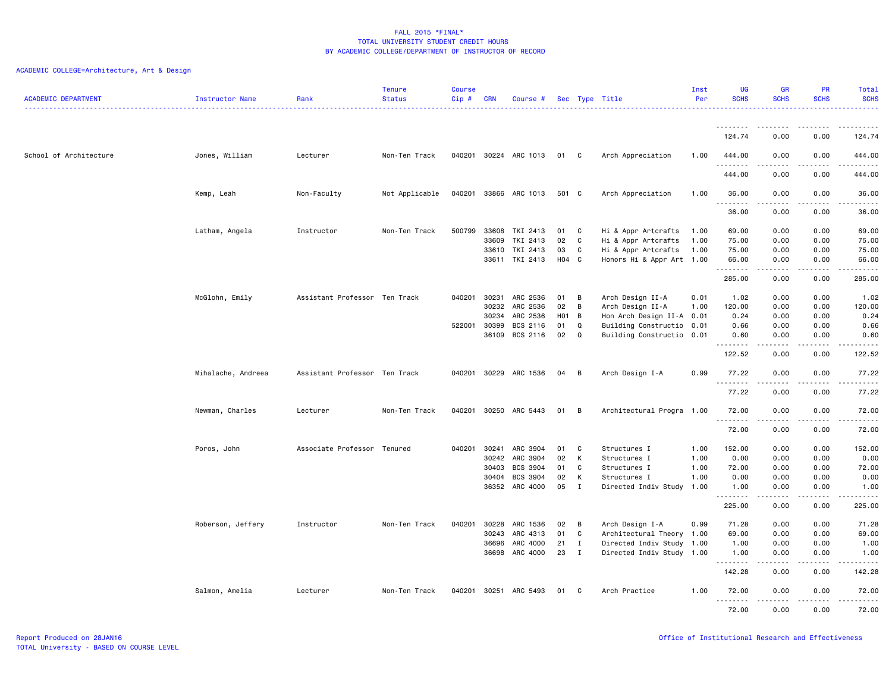FALL 2015 *FINAL*
TOTAL UNIVERSITY STUDENT CREDIT HOURS
BY ACADEMIC COLLEGE/DEPARTMENT OF INSTRUCTOR OF RECORD

ACADEMIC COLLEGE=Architecture, Art & Design

| ACADEMIC DEPARTMENT | Instructor Name | Rank | Tenure Status | Course Cip # | CRN | Course # | Sec | Type | Title | Inst Per | UG SCHS | GR SCHS | PR SCHS | Total SCHS |
|---|---|---|---|---|---|---|---|---|---|---|---|---|---|---|
| | | | | | | | | | | | 124.74 | 0.00 | 0.00 | 124.74 |
| School of Architecture | Jones, William | Lecturer | Non-Ten Track | 040201 | 30224 | ARC 1013 | 01 | C | Arch Appreciation | 1.00 | 444.00 | 0.00 | 0.00 | 444.00 |
| | | | | | | | | | | | 444.00 | 0.00 | 0.00 | 444.00 |
| | Kemp, Leah | Non-Faculty | Not Applicable | 040201 | 33866 | ARC 1013 | 501 | C | Arch Appreciation | 1.00 | 36.00 | 0.00 | 0.00 | 36.00 |
| | | | | | | | | | | | 36.00 | 0.00 | 0.00 | 36.00 |
| | Latham, Angela | Instructor | Non-Ten Track | 500799 | 33608 | TKI 2413 | 01 | C | Hi & Appr Artcrafts | 1.00 | 69.00 | 0.00 | 0.00 | 69.00 |
| | | | | | 33609 | TKI 2413 | 02 | C | Hi & Appr Artcrafts | 1.00 | 75.00 | 0.00 | 0.00 | 75.00 |
| | | | | | 33610 | TKI 2413 | 03 | C | Hi & Appr Artcrafts | 1.00 | 75.00 | 0.00 | 0.00 | 75.00 |
| | | | | | 33611 | TKI 2413 | H04 | C | Honors Hi & Appr Art | 1.00 | 66.00 | 0.00 | 0.00 | 66.00 |
| | | | | | | | | | | | 285.00 | 0.00 | 0.00 | 285.00 |
| | McGlohn, Emily | Assistant Professor | Ten Track | 040201 | 30231 | ARC 2536 | 01 | B | Arch Design II-A | 0.01 | 1.02 | 0.00 | 0.00 | 1.02 |
| | | | | | 30232 | ARC 2536 | 02 | B | Arch Design II-A | 1.00 | 120.00 | 0.00 | 0.00 | 120.00 |
| | | | | | 30234 | ARC 2536 | H01 | B | Hon Arch Design II-A | 0.01 | 0.24 | 0.00 | 0.00 | 0.24 |
| | | | | 522001 | 30399 | BCS 2116 | 01 | Q | Building Constructio | 0.01 | 0.66 | 0.00 | 0.00 | 0.66 |
| | | | | | 36109 | BCS 2116 | 02 | Q | Building Constructio | 0.01 | 0.60 | 0.00 | 0.00 | 0.60 |
| | | | | | | | | | | | 122.52 | 0.00 | 0.00 | 122.52 |
| | Mihalache, Andreea | Assistant Professor | Ten Track | 040201 | 30229 | ARC 1536 | 04 | B | Arch Design I-A | 0.99 | 77.22 | 0.00 | 0.00 | 77.22 |
| | | | | | | | | | | | 77.22 | 0.00 | 0.00 | 77.22 |
| | Newman, Charles | Lecturer | Non-Ten Track | 040201 | 30250 | ARC 5443 | 01 | B | Architectural Progra | 1.00 | 72.00 | 0.00 | 0.00 | 72.00 |
| | | | | | | | | | | | 72.00 | 0.00 | 0.00 | 72.00 |
| | Poros, John | Associate Professor | Tenured | 040201 | 30241 | ARC 3904 | 01 | C | Structures I | 1.00 | 152.00 | 0.00 | 0.00 | 152.00 |
| | | | | | 30242 | ARC 3904 | 02 | K | Structures I | 1.00 | 0.00 | 0.00 | 0.00 | 0.00 |
| | | | | | 30403 | BCS 3904 | 01 | C | Structures I | 1.00 | 72.00 | 0.00 | 0.00 | 72.00 |
| | | | | | 30404 | BCS 3904 | 02 | K | Structures I | 1.00 | 0.00 | 0.00 | 0.00 | 0.00 |
| | | | | | 36352 | ARC 4000 | 05 | I | Directed Indiv Study | 1.00 | 1.00 | 0.00 | 0.00 | 1.00 |
| | | | | | | | | | | | 225.00 | 0.00 | 0.00 | 225.00 |
| | Roberson, Jeffery | Instructor | Non-Ten Track | 040201 | 30228 | ARC 1536 | 02 | B | Arch Design I-A | 0.99 | 71.28 | 0.00 | 0.00 | 71.28 |
| | | | | | 30243 | ARC 4313 | 01 | C | Architectural Theory | 1.00 | 69.00 | 0.00 | 0.00 | 69.00 |
| | | | | | 36696 | ARC 4000 | 21 | I | Directed Indiv Study | 1.00 | 1.00 | 0.00 | 0.00 | 1.00 |
| | | | | | 36698 | ARC 4000 | 23 | I | Directed Indiv Study | 1.00 | 1.00 | 0.00 | 0.00 | 1.00 |
| | | | | | | | | | | | 142.28 | 0.00 | 0.00 | 142.28 |
| | Salmon, Amelia | Lecturer | Non-Ten Track | 040201 | 30251 | ARC 5493 | 01 | C | Arch Practice | 1.00 | 72.00 | 0.00 | 0.00 | 72.00 |
| | | | | | | | | | | | 72.00 | 0.00 | 0.00 | 72.00 |

Report Produced on 28JAN16
TOTAL University - BASED ON COURSE LEVEL

Office of Institutional Research and Effectiveness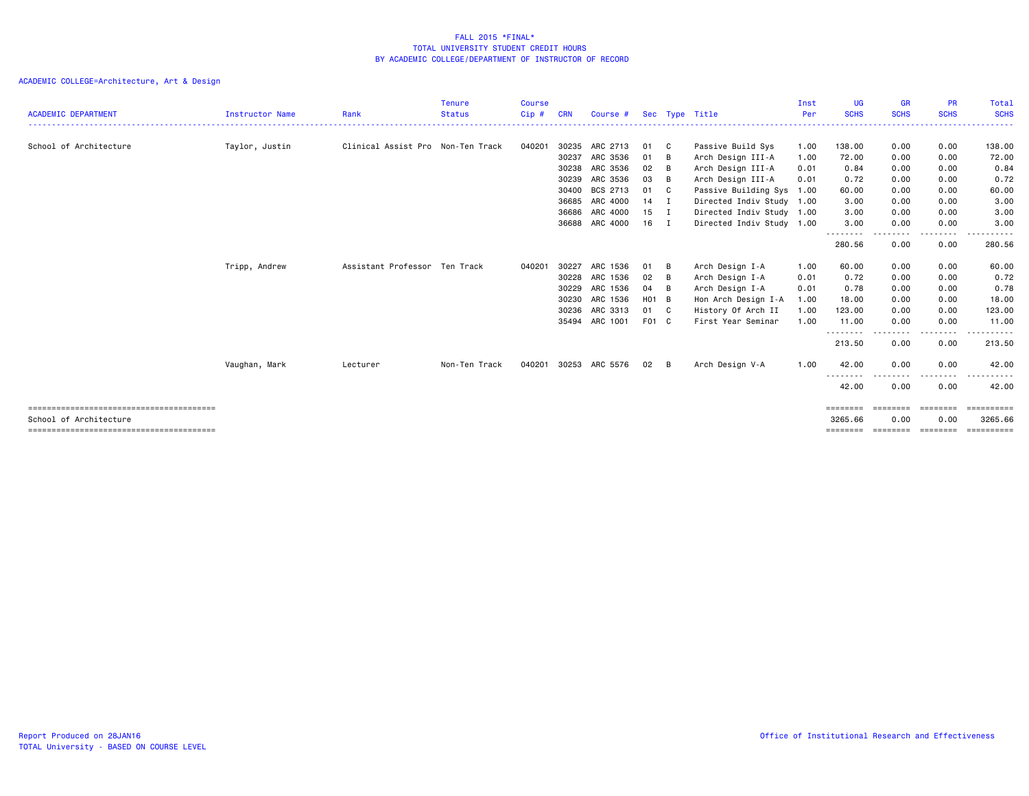FALL 2015 *FINAL*
TOTAL UNIVERSITY STUDENT CREDIT HOURS
BY ACADEMIC COLLEGE/DEPARTMENT OF INSTRUCTOR OF RECORD

ACADEMIC COLLEGE=Architecture, Art & Design

| ACADEMIC DEPARTMENT | Instructor Name | Rank | Tenure Status | Course Cip # | CRN | Course # | Sec | Type | Title | Inst Per | UG SCHS | GR SCHS | PR SCHS | Total SCHS |
|---|---|---|---|---|---|---|---|---|---|---|---|---|---|---|
| School of Architecture | Taylor, Justin | Clinical Assist Pro | Non-Ten Track | 040201 | 30235 | ARC 2713 | 01 | C | Passive Build Sys | 1.00 | 138.00 | 0.00 | 0.00 | 138.00 |
| | | | | | 30237 | ARC 3536 | 01 | B | Arch Design III-A | 1.00 | 72.00 | 0.00 | 0.00 | 72.00 |
| | | | | | 30238 | ARC 3536 | 02 | B | Arch Design III-A | 0.01 | 0.84 | 0.00 | 0.00 | 0.84 |
| | | | | | 30239 | ARC 3536 | 03 | B | Arch Design III-A | 0.01 | 0.72 | 0.00 | 0.00 | 0.72 |
| | | | | | 30400 | BCS 2713 | 01 | C | Passive Building Sys | 1.00 | 60.00 | 0.00 | 0.00 | 60.00 |
| | | | | | 36685 | ARC 4000 | 14 | I | Directed Indiv Study | 1.00 | 3.00 | 0.00 | 0.00 | 3.00 |
| | | | | | 36686 | ARC 4000 | 15 | I | Directed Indiv Study | 1.00 | 3.00 | 0.00 | 0.00 | 3.00 |
| | | | | | 36688 | ARC 4000 | 16 | I | Directed Indiv Study | 1.00 | 3.00 | 0.00 | 0.00 | 3.00 |
| | | | | | | | | | | | 280.56 | 0.00 | 0.00 | 280.56 |
| | Tripp, Andrew | Assistant Professor | Ten Track | 040201 | 30227 | ARC 1536 | 01 | B | Arch Design I-A | 1.00 | 60.00 | 0.00 | 0.00 | 60.00 |
| | | | | | 30228 | ARC 1536 | 02 | B | Arch Design I-A | 0.01 | 0.72 | 0.00 | 0.00 | 0.72 |
| | | | | | 30229 | ARC 1536 | 04 | B | Arch Design I-A | 0.01 | 0.78 | 0.00 | 0.00 | 0.78 |
| | | | | | 30230 | ARC 1536 | H01 | B | Hon Arch Design I-A | 1.00 | 18.00 | 0.00 | 0.00 | 18.00 |
| | | | | | 30236 | ARC 3313 | 01 | C | History Of Arch II | 1.00 | 123.00 | 0.00 | 0.00 | 123.00 |
| | | | | | 35494 | ARC 1001 | F01 | C | First Year Seminar | 1.00 | 11.00 | 0.00 | 0.00 | 11.00 |
| | | | | | | | | | | | 213.50 | 0.00 | 0.00 | 213.50 |
| | Vaughan, Mark | Lecturer | Non-Ten Track | 040201 | 30253 | ARC 5576 | 02 | B | Arch Design V-A | 1.00 | 42.00 | 0.00 | 0.00 | 42.00 |
| | | | | | | | | | | | 42.00 | 0.00 | 0.00 | 42.00 |
| School of Architecture | | | | | | | | | | | 3265.66 | 0.00 | 0.00 | 3265.66 |

Report Produced on 28JAN16
TOTAL University - BASED ON COURSE LEVEL

Office of Institutional Research and Effectiveness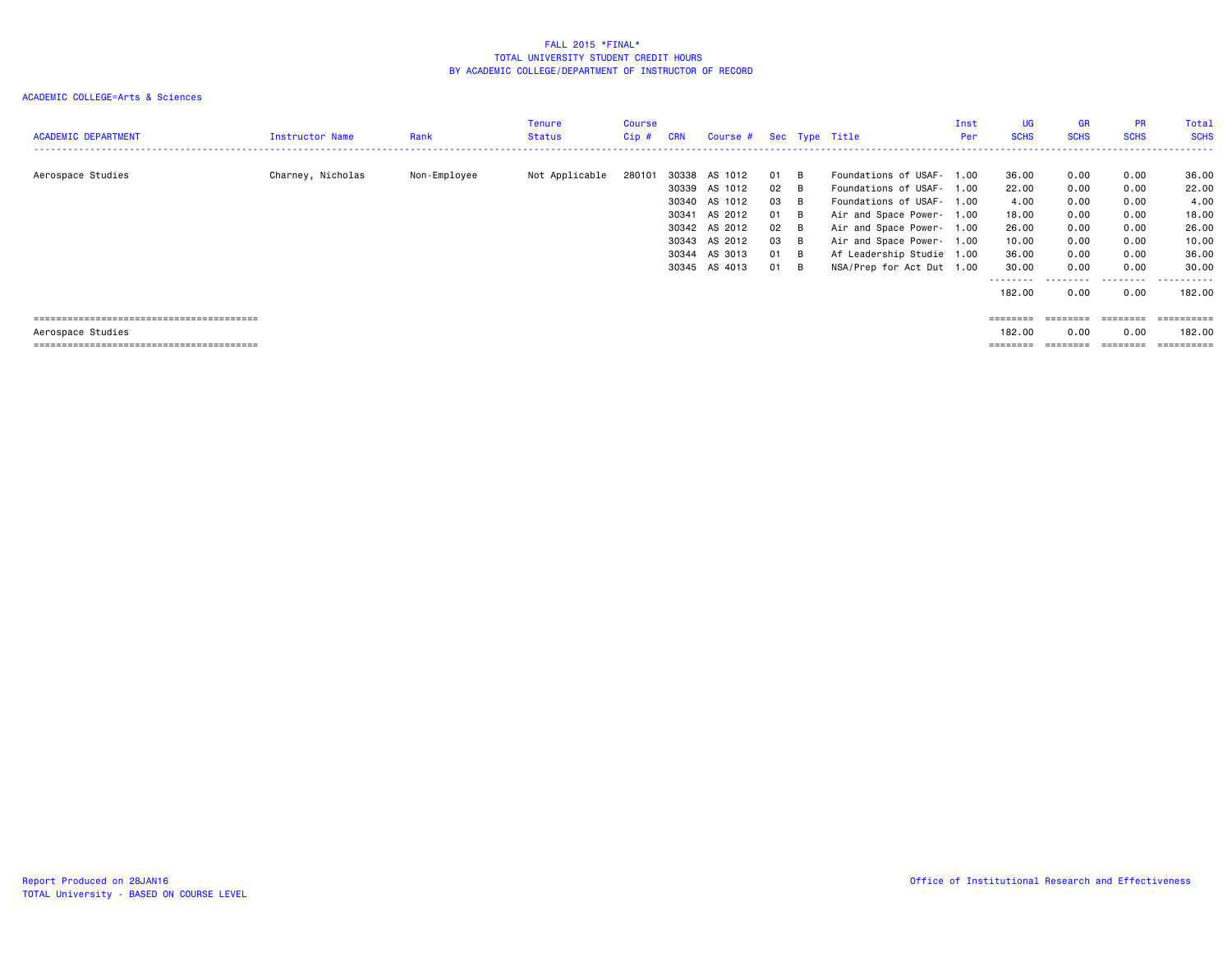FALL 2015 *FINAL*
TOTAL UNIVERSITY STUDENT CREDIT HOURS
BY ACADEMIC COLLEGE/DEPARTMENT OF INSTRUCTOR OF RECORD

ACADEMIC COLLEGE=Arts & Sciences

| ACADEMIC DEPARTMENT | Instructor Name | Rank | Tenure Status | Course Cip # | CRN | Course # | Sec | Type | Title | Inst Per | UG SCHS | GR SCHS | PR SCHS | Total SCHS |
|---|---|---|---|---|---|---|---|---|---|---|---|---|---|---|
| Aerospace Studies | Charney, Nicholas | Non-Employee | Not Applicable | 280101 | 30338 | AS 1012 | 01 | B | Foundations of USAF- | 1.00 | 36.00 | 0.00 | 0.00 | 36.00 |
| | | | | | 30339 | AS 1012 | 02 | B | Foundations of USAF- | 1.00 | 22.00 | 0.00 | 0.00 | 22.00 |
| | | | | | 30340 | AS 1012 | 03 | B | Foundations of USAF- | 1.00 | 4.00 | 0.00 | 0.00 | 4.00 |
| | | | | | 30341 | AS 2012 | 01 | B | Air and Space Power- | 1.00 | 18.00 | 0.00 | 0.00 | 18.00 |
| | | | | | 30342 | AS 2012 | 02 | B | Air and Space Power- | 1.00 | 26.00 | 0.00 | 0.00 | 26.00 |
| | | | | | 30343 | AS 2012 | 03 | B | Air and Space Power- | 1.00 | 10.00 | 0.00 | 0.00 | 10.00 |
| | | | | | 30344 | AS 3013 | 01 | B | Af Leadership Studie | 1.00 | 36.00 | 0.00 | 0.00 | 36.00 |
| | | | | | 30345 | AS 4013 | 01 | B | NSA/Prep for Act Dut | 1.00 | 30.00 | 0.00 | 0.00 | 30.00 |
| | | | | | | | | | | | 182.00 | 0.00 | 0.00 | 182.00 |
| Aerospace Studies | | | | | | | | | | | 182.00 | 0.00 | 0.00 | 182.00 |

Report Produced on 28JAN16
TOTAL University - BASED ON COURSE LEVEL

Office of Institutional Research and Effectiveness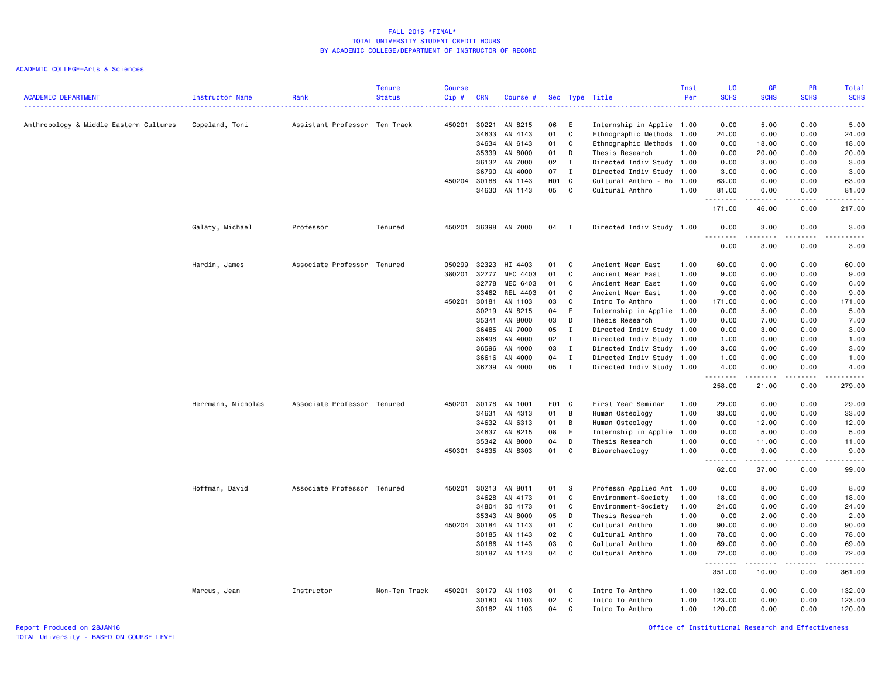FALL 2015 *FINAL*
TOTAL UNIVERSITY STUDENT CREDIT HOURS
BY ACADEMIC COLLEGE/DEPARTMENT OF INSTRUCTOR OF RECORD

ACADEMIC COLLEGE=Arts & Sciences

| ACADEMIC DEPARTMENT | Instructor Name | Rank | Tenure Status | Course Cip # | CRN | Course # | Sec | Type | Title | Inst Per | UG SCHS | GR SCHS | PR SCHS | Total SCHS |
|---|---|---|---|---|---|---|---|---|---|---|---|---|---|---|
| Anthropology & Middle Eastern Cultures | Copeland, Toni | Assistant Professor | Ten Track | 450201 | 30221 | AN 8215 | 06 | E | Internship in Applie | 1.00 | 0.00 | 5.00 | 0.00 | 5.00 |
| | | | | | 34633 | AN 4143 | 01 | C | Ethnographic Methods | 1.00 | 24.00 | 0.00 | 0.00 | 24.00 |
| | | | | | 34634 | AN 6143 | 01 | C | Ethnographic Methods | 1.00 | 0.00 | 18.00 | 0.00 | 18.00 |
| | | | | | 35339 | AN 8000 | 01 | D | Thesis Research | 1.00 | 0.00 | 20.00 | 0.00 | 20.00 |
| | | | | | 36132 | AN 7000 | 02 | I | Directed Indiv Study | 1.00 | 0.00 | 3.00 | 0.00 | 3.00 |
| | | | | | 36790 | AN 4000 | 07 | I | Directed Indiv Study | 1.00 | 3.00 | 0.00 | 0.00 | 3.00 |
| | | | | 450204 | 30188 | AN 1143 | H01 | C | Cultural Anthro - Ho | 1.00 | 63.00 | 0.00 | 0.00 | 63.00 |
| | | | | | 34630 | AN 1143 | 05 | C | Cultural Anthro | 1.00 | 81.00 | 0.00 | 0.00 | 81.00 |
| | | | | | | | | | | | 171.00 | 46.00 | 0.00 | 217.00 |
| | Galaty, Michael | Professor | Tenured | 450201 | 36398 | AN 7000 | 04 | I | Directed Indiv Study | 1.00 | 0.00 | 3.00 | 0.00 | 3.00 |
| | | | | | | | | | | | 0.00 | 3.00 | 0.00 | 3.00 |
| | Hardin, James | Associate Professor | Tenured | 050299 | 32323 | HI 4403 | 01 | C | Ancient Near East | 1.00 | 60.00 | 0.00 | 0.00 | 60.00 |
| | | | | 380201 | 32777 | MEC 4403 | 01 | C | Ancient Near East | 1.00 | 9.00 | 0.00 | 0.00 | 9.00 |
| | | | | | 32778 | MEC 6403 | 01 | C | Ancient Near East | 1.00 | 0.00 | 6.00 | 0.00 | 6.00 |
| | | | | | 33462 | REL 4403 | 01 | C | Ancient Near East | 1.00 | 9.00 | 0.00 | 0.00 | 9.00 |
| | | | | 450201 | 30181 | AN 1103 | 03 | C | Intro To Anthro | 1.00 | 171.00 | 0.00 | 0.00 | 171.00 |
| | | | | | 30219 | AN 8215 | 04 | E | Internship in Applie | 1.00 | 0.00 | 5.00 | 0.00 | 5.00 |
| | | | | | 35341 | AN 8000 | 03 | D | Thesis Research | 1.00 | 0.00 | 7.00 | 0.00 | 7.00 |
| | | | | | 36485 | AN 7000 | 05 | I | Directed Indiv Study | 1.00 | 0.00 | 3.00 | 0.00 | 3.00 |
| | | | | | 36498 | AN 4000 | 02 | I | Directed Indiv Study | 1.00 | 1.00 | 0.00 | 0.00 | 1.00 |
| | | | | | 36596 | AN 4000 | 03 | I | Directed Indiv Study | 1.00 | 3.00 | 0.00 | 0.00 | 3.00 |
| | | | | | 36616 | AN 4000 | 04 | I | Directed Indiv Study | 1.00 | 1.00 | 0.00 | 0.00 | 1.00 |
| | | | | | 36739 | AN 4000 | 05 | I | Directed Indiv Study | 1.00 | 4.00 | 0.00 | 0.00 | 4.00 |
| | | | | | | | | | | | 258.00 | 21.00 | 0.00 | 279.00 |
| | Herrmann, Nicholas | Associate Professor | Tenured | 450201 | 30178 | AN 1001 | F01 | C | First Year Seminar | 1.00 | 29.00 | 0.00 | 0.00 | 29.00 |
| | | | | | 34631 | AN 4313 | 01 | B | Human Osteology | 1.00 | 33.00 | 0.00 | 0.00 | 33.00 |
| | | | | | 34632 | AN 6313 | 01 | B | Human Osteology | 1.00 | 0.00 | 12.00 | 0.00 | 12.00 |
| | | | | | 34637 | AN 8215 | 08 | E | Internship in Applie | 1.00 | 0.00 | 5.00 | 0.00 | 5.00 |
| | | | | | 35342 | AN 8000 | 04 | D | Thesis Research | 1.00 | 0.00 | 11.00 | 0.00 | 11.00 |
| | | | | 450301 | 34635 | AN 8303 | 01 | C | Bioarchaeology | 1.00 | 0.00 | 9.00 | 0.00 | 9.00 |
| | | | | | | | | | | | 62.00 | 37.00 | 0.00 | 99.00 |
| | Hoffman, David | Associate Professor | Tenured | 450201 | 30213 | AN 8011 | 01 | S | Professn Applied Ant | 1.00 | 0.00 | 8.00 | 0.00 | 8.00 |
| | | | | | 34628 | AN 4173 | 01 | C | Environment-Society | 1.00 | 18.00 | 0.00 | 0.00 | 18.00 |
| | | | | | 34804 | SO 4173 | 01 | C | Environment-Society | 1.00 | 24.00 | 0.00 | 0.00 | 24.00 |
| | | | | | 35343 | AN 8000 | 05 | D | Thesis Research | 1.00 | 0.00 | 2.00 | 0.00 | 2.00 |
| | | | | 450204 | 30184 | AN 1143 | 01 | C | Cultural Anthro | 1.00 | 90.00 | 0.00 | 0.00 | 90.00 |
| | | | | | 30185 | AN 1143 | 02 | C | Cultural Anthro | 1.00 | 78.00 | 0.00 | 0.00 | 78.00 |
| | | | | | 30186 | AN 1143 | 03 | C | Cultural Anthro | 1.00 | 69.00 | 0.00 | 0.00 | 69.00 |
| | | | | | 30187 | AN 1143 | 04 | C | Cultural Anthro | 1.00 | 72.00 | 0.00 | 0.00 | 72.00 |
| | | | | | | | | | | | 351.00 | 10.00 | 0.00 | 361.00 |
| | Marcus, Jean | Instructor | Non-Ten Track | 450201 | 30179 | AN 1103 | 01 | C | Intro To Anthro | 1.00 | 132.00 | 0.00 | 0.00 | 132.00 |
| | | | | | 30180 | AN 1103 | 02 | C | Intro To Anthro | 1.00 | 123.00 | 0.00 | 0.00 | 123.00 |
| | | | | | 30182 | AN 1103 | 04 | C | Intro To Anthro | 1.00 | 120.00 | 0.00 | 0.00 | 120.00 |

Report Produced on 28JAN16
TOTAL University - BASED ON COURSE LEVEL

Office of Institutional Research and Effectiveness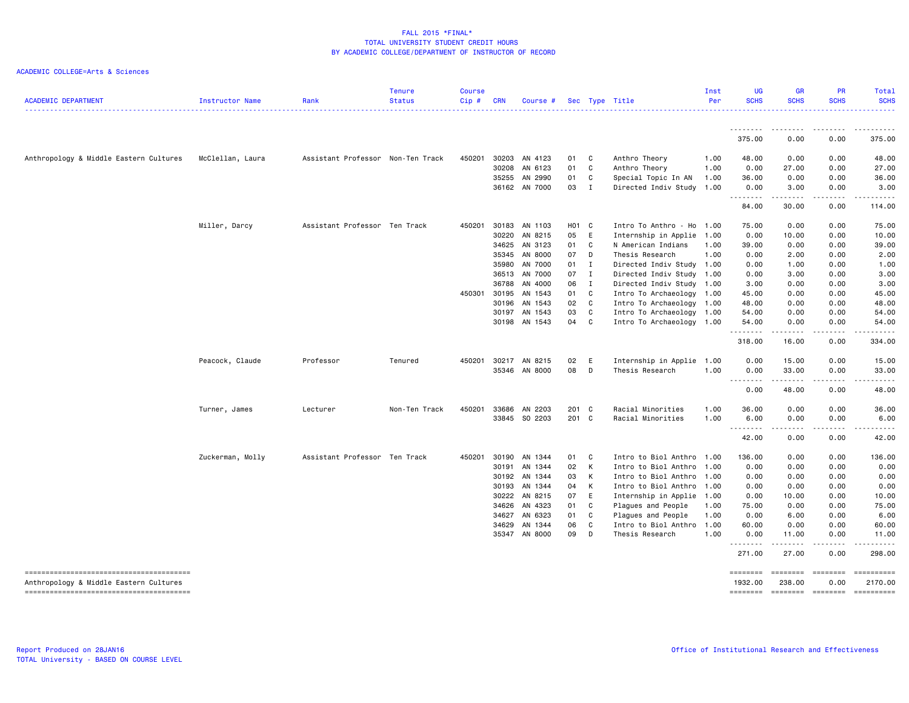FALL 2015 *FINAL*
TOTAL UNIVERSITY STUDENT CREDIT HOURS
BY ACADEMIC COLLEGE/DEPARTMENT OF INSTRUCTOR OF RECORD

ACADEMIC COLLEGE=Arts & Sciences

| ACADEMIC DEPARTMENT | Instructor Name | Rank | Tenure Status | Course Cip # | CRN | Course # | Sec | Type | Title | Inst Per | UG SCHS | GR SCHS | PR SCHS | Total SCHS |
|---|---|---|---|---|---|---|---|---|---|---|---|---|---|---|
| | | | | | | | | | | | 375.00 | 0.00 | 0.00 | 375.00 |
| Anthropology & Middle Eastern Cultures | McClellan, Laura | Assistant Professor | Non-Ten Track | 450201 | 30203 | AN 4123 | 01 | C | Anthro Theory | 1.00 | 48.00 | 0.00 | 0.00 | 48.00 |
| | | | | | 30208 | AN 6123 | 01 | C | Anthro Theory | 1.00 | 0.00 | 27.00 | 0.00 | 27.00 |
| | | | | | 35255 | AN 2990 | 01 | C | Special Topic In AN | 1.00 | 36.00 | 0.00 | 0.00 | 36.00 |
| | | | | | 36162 | AN 7000 | 03 | I | Directed Indiv Study | 1.00 | 0.00 | 3.00 | 0.00 | 3.00 |
| | | | | | | | | | | | 84.00 | 30.00 | 0.00 | 114.00 |
| | Miller, Darcy | Assistant Professor | Ten Track | 450201 | 30183 | AN 1103 | H01 | C | Intro To Anthro - Ho | 1.00 | 75.00 | 0.00 | 0.00 | 75.00 |
| | | | | | 30220 | AN 8215 | 05 | E | Internship in Applie | 1.00 | 0.00 | 10.00 | 0.00 | 10.00 |
| | | | | | 34625 | AN 3123 | 01 | C | N American Indians | 1.00 | 39.00 | 0.00 | 0.00 | 39.00 |
| | | | | | 35345 | AN 8000 | 07 | D | Thesis Research | 1.00 | 0.00 | 2.00 | 0.00 | 2.00 |
| | | | | | 35980 | AN 7000 | 01 | I | Directed Indiv Study | 1.00 | 0.00 | 1.00 | 0.00 | 1.00 |
| | | | | | 36513 | AN 7000 | 07 | I | Directed Indiv Study | 1.00 | 0.00 | 3.00 | 0.00 | 3.00 |
| | | | | | 36788 | AN 4000 | 06 | I | Directed Indiv Study | 1.00 | 3.00 | 0.00 | 0.00 | 3.00 |
| | | | | 450301 | 30195 | AN 1543 | 01 | C | Intro To Archaeology | 1.00 | 45.00 | 0.00 | 0.00 | 45.00 |
| | | | | | 30196 | AN 1543 | 02 | C | Intro To Archaeology | 1.00 | 48.00 | 0.00 | 0.00 | 48.00 |
| | | | | | 30197 | AN 1543 | 03 | C | Intro To Archaeology | 1.00 | 54.00 | 0.00 | 0.00 | 54.00 |
| | | | | | 30198 | AN 1543 | 04 | C | Intro To Archaeology | 1.00 | 54.00 | 0.00 | 0.00 | 54.00 |
| | | | | | | | | | | | 318.00 | 16.00 | 0.00 | 334.00 |
| | Peacock, Claude | Professor | Tenured | 450201 | 30217 | AN 8215 | 02 | E | Internship in Applie | 1.00 | 0.00 | 15.00 | 0.00 | 15.00 |
| | | | | | 35346 | AN 8000 | 08 | D | Thesis Research | 1.00 | 0.00 | 33.00 | 0.00 | 33.00 |
| | | | | | | | | | | | 0.00 | 48.00 | 0.00 | 48.00 |
| | Turner, James | Lecturer | Non-Ten Track | 450201 | 33686 | AN 2203 | 201 | C | Racial Minorities | 1.00 | 36.00 | 0.00 | 0.00 | 36.00 |
| | | | | | 33845 | SO 2203 | 201 | C | Racial Minorities | 1.00 | 6.00 | 0.00 | 0.00 | 6.00 |
| | | | | | | | | | | | 42.00 | 0.00 | 0.00 | 42.00 |
| | Zuckerman, Molly | Assistant Professor | Ten Track | 450201 | 30190 | AN 1344 | 01 | C | Intro to Biol Anthro | 1.00 | 136.00 | 0.00 | 0.00 | 136.00 |
| | | | | | 30191 | AN 1344 | 02 | K | Intro to Biol Anthro | 1.00 | 0.00 | 0.00 | 0.00 | 0.00 |
| | | | | | 30192 | AN 1344 | 03 | K | Intro to Biol Anthro | 1.00 | 0.00 | 0.00 | 0.00 | 0.00 |
| | | | | | 30193 | AN 1344 | 04 | K | Intro to Biol Anthro | 1.00 | 0.00 | 0.00 | 0.00 | 0.00 |
| | | | | | 30222 | AN 8215 | 07 | E | Internship in Applie | 1.00 | 0.00 | 10.00 | 0.00 | 10.00 |
| | | | | | 34626 | AN 4323 | 01 | C | Plagues and People | 1.00 | 75.00 | 0.00 | 0.00 | 75.00 |
| | | | | | 34627 | AN 6323 | 01 | C | Plagues and People | 1.00 | 0.00 | 6.00 | 0.00 | 6.00 |
| | | | | | 34629 | AN 1344 | 06 | C | Intro to Biol Anthro | 1.00 | 60.00 | 0.00 | 0.00 | 60.00 |
| | | | | | 35347 | AN 8000 | 09 | D | Thesis Research | 1.00 | 0.00 | 11.00 | 0.00 | 11.00 |
| | | | | | | | | | | | 271.00 | 27.00 | 0.00 | 298.00 |
| Anthropology & Middle Eastern Cultures | | | | | | | | | | | 1932.00 | 238.00 | 0.00 | 2170.00 |

Report Produced on 28JAN16
TOTAL University - BASED ON COURSE LEVEL

Office of Institutional Research and Effectiveness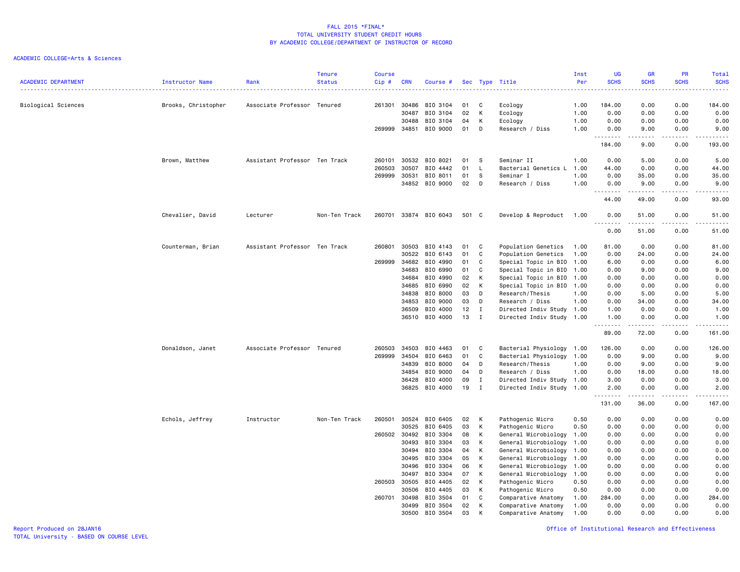## FALL 2015 *FINAL*
## TOTAL UNIVERSITY STUDENT CREDIT HOURS
## BY ACADEMIC COLLEGE/DEPARTMENT OF INSTRUCTOR OF RECORD

ACADEMIC COLLEGE=Arts & Sciences

| ACADEMIC DEPARTMENT | Instructor Name | Rank | Tenure Status | Course Cip # | CRN | Course # | Sec | Type | Title | Inst Per | UG SCHS | GR SCHS | PR SCHS | Total SCHS |
|---|---|---|---|---|---|---|---|---|---|---|---|---|---|---|
| Biological Sciences | Brooks, Christopher | Associate Professor | Tenured | 261301 | 30486 | BIO 3104 | 01 | C | Ecology | 1.00 | 184.00 | 0.00 | 0.00 | 184.00 |
| | | | | | 30487 | BIO 3104 | 02 | K | Ecology | 1.00 | 0.00 | 0.00 | 0.00 | 0.00 |
| | | | | | 30488 | BIO 3104 | 04 | K | Ecology | 1.00 | 0.00 | 0.00 | 0.00 | 0.00 |
| | | | | 269999 | 34851 | BIO 9000 | 01 | D | Research / Diss | 1.00 | 0.00 | 9.00 | 0.00 | 9.00 |
| | | | | | | | | | | | 184.00 | 9.00 | 0.00 | 193.00 |
| | Brown, Matthew | Assistant Professor | Ten Track | 260101 | 30532 | BIO 8021 | 01 | S | Seminar II | 1.00 | 0.00 | 5.00 | 0.00 | 5.00 |
| | | | | 260503 | 30507 | BIO 4442 | 01 | L | Bacterial Genetics L | 1.00 | 44.00 | 0.00 | 0.00 | 44.00 |
| | | | | 269999 | 30531 | BIO 8011 | 01 | S | Seminar I | 1.00 | 0.00 | 35.00 | 0.00 | 35.00 |
| | | | | | 34852 | BIO 9000 | 02 | D | Research / Diss | 1.00 | 0.00 | 9.00 | 0.00 | 9.00 |
| | | | | | | | | | | | 44.00 | 49.00 | 0.00 | 93.00 |
| | Chevalier, David | Lecturer | Non-Ten Track | 260701 | 33874 | BIO 6043 | 501 | C | Develop & Reproduct | 1.00 | 0.00 | 51.00 | 0.00 | 51.00 |
| | | | | | | | | | | | 0.00 | 51.00 | 0.00 | 51.00 |
| | Counterman, Brian | Assistant Professor | Ten Track | 260801 | 30503 | BIO 4143 | 01 | C | Population Genetics | 1.00 | 81.00 | 0.00 | 0.00 | 81.00 |
| | | | | | 30522 | BIO 6143 | 01 | C | Population Genetics | 1.00 | 0.00 | 24.00 | 0.00 | 24.00 |
| | | | | 269999 | 34682 | BIO 4990 | 01 | C | Special Topic in BIO | 1.00 | 6.00 | 0.00 | 0.00 | 6.00 |
| | | | | | 34683 | BIO 6990 | 01 | C | Special Topic in BIO | 1.00 | 0.00 | 9.00 | 0.00 | 9.00 |
| | | | | | 34684 | BIO 4990 | 02 | K | Special Topic in BIO | 1.00 | 0.00 | 0.00 | 0.00 | 0.00 |
| | | | | | 34685 | BIO 6990 | 02 | K | Special Topic in BIO | 1.00 | 0.00 | 0.00 | 0.00 | 0.00 |
| | | | | | 34838 | BIO 8000 | 03 | D | Research/Thesis | 1.00 | 0.00 | 5.00 | 0.00 | 5.00 |
| | | | | | 34853 | BIO 9000 | 03 | D | Research / Diss | 1.00 | 0.00 | 34.00 | 0.00 | 34.00 |
| | | | | | 36509 | BIO 4000 | 12 | I | Directed Indiv Study | 1.00 | 1.00 | 0.00 | 0.00 | 1.00 |
| | | | | | 36510 | BIO 4000 | 13 | I | Directed Indiv Study | 1.00 | 1.00 | 0.00 | 0.00 | 1.00 |
| | | | | | | | | | | | 89.00 | 72.00 | 0.00 | 161.00 |
| | Donaldson, Janet | Associate Professor | Tenured | 260503 | 34503 | BIO 4463 | 01 | C | Bacterial Physiology | 1.00 | 126.00 | 0.00 | 0.00 | 126.00 |
| | | | | 269999 | 34504 | BIO 6463 | 01 | C | Bacterial Physiology | 1.00 | 0.00 | 9.00 | 0.00 | 9.00 |
| | | | | | 34839 | BIO 8000 | 04 | D | Research/Thesis | 1.00 | 0.00 | 9.00 | 0.00 | 9.00 |
| | | | | | 34854 | BIO 9000 | 04 | D | Research / Diss | 1.00 | 0.00 | 18.00 | 0.00 | 18.00 |
| | | | | | 36428 | BIO 4000 | 09 | I | Directed Indiv Study | 1.00 | 3.00 | 0.00 | 0.00 | 3.00 |
| | | | | | 36825 | BIO 4000 | 19 | I | Directed Indiv Study | 1.00 | 2.00 | 0.00 | 0.00 | 2.00 |
| | | | | | | | | | | | 131.00 | 36.00 | 0.00 | 167.00 |
| | Echols, Jeffrey | Instructor | Non-Ten Track | 260501 | 30524 | BIO 6405 | 02 | K | Pathogenic Micro | 0.50 | 0.00 | 0.00 | 0.00 | 0.00 |
| | | | | | 30525 | BIO 6405 | 03 | K | Pathogenic Micro | 0.50 | 0.00 | 0.00 | 0.00 | 0.00 |
| | | | | 260502 | 30492 | BIO 3304 | 08 | K | General Microbiology | 1.00 | 0.00 | 0.00 | 0.00 | 0.00 |
| | | | | | 30493 | BIO 3304 | 03 | K | General Microbiology | 1.00 | 0.00 | 0.00 | 0.00 | 0.00 |
| | | | | | 30494 | BIO 3304 | 04 | K | General Microbiology | 1.00 | 0.00 | 0.00 | 0.00 | 0.00 |
| | | | | | 30495 | BIO 3304 | 05 | K | General Microbiology | 1.00 | 0.00 | 0.00 | 0.00 | 0.00 |
| | | | | | 30496 | BIO 3304 | 06 | K | General Microbiology | 1.00 | 0.00 | 0.00 | 0.00 | 0.00 |
| | | | | | 30497 | BIO 3304 | 07 | K | General Microbiology | 1.00 | 0.00 | 0.00 | 0.00 | 0.00 |
| | | | | 260503 | 30505 | BIO 4405 | 02 | K | Pathogenic Micro | 0.50 | 0.00 | 0.00 | 0.00 | 0.00 |
| | | | | | 30506 | BIO 4405 | 03 | K | Pathogenic Micro | 0.50 | 0.00 | 0.00 | 0.00 | 0.00 |
| | | | | 260701 | 30498 | BIO 3504 | 01 | C | Comparative Anatomy | 1.00 | 284.00 | 0.00 | 0.00 | 284.00 |
| | | | | | 30499 | BIO 3504 | 02 | K | Comparative Anatomy | 1.00 | 0.00 | 0.00 | 0.00 | 0.00 |
| | | | | | 30500 | BIO 3504 | 03 | K | Comparative Anatomy | 1.00 | 0.00 | 0.00 | 0.00 | 0.00 |

Report Produced on 28JAN16
TOTAL University - BASED ON COURSE LEVEL

Office of Institutional Research and Effectiveness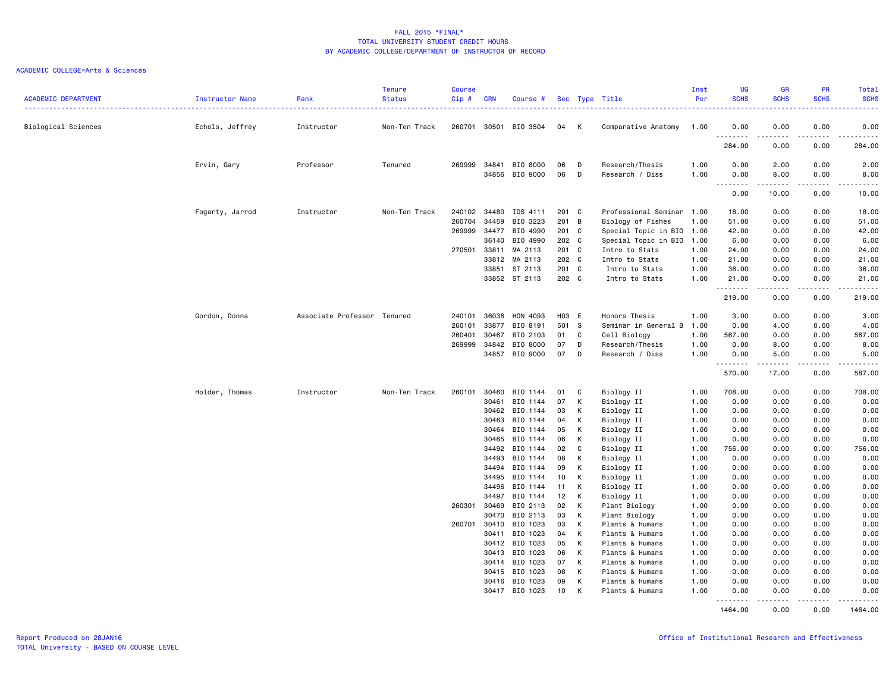FALL 2015 *FINAL*
TOTAL UNIVERSITY STUDENT CREDIT HOURS
BY ACADEMIC COLLEGE/DEPARTMENT OF INSTRUCTOR OF RECORD

ACADEMIC COLLEGE=Arts & Sciences

| ACADEMIC DEPARTMENT | Instructor Name | Rank | Tenure Status | Course Cip # | CRN | Course # | Sec | Type | Title | Inst Per | UG SCHS | GR SCHS | PR SCHS | Total SCHS |
|---|---|---|---|---|---|---|---|---|---|---|---|---|---|---|
| Biological Sciences | Echols, Jeffrey | Instructor | Non-Ten Track | 260701 | 30501 | BIO 3504 | 04 | K | Comparative Anatomy | 1.00 | 0.00 | 0.00 | 0.00 | 0.00 |
| | | | | | | | | | | | 284.00 | 0.00 | 0.00 | 284.00 |
| | Ervin, Gary | Professor | Tenured | 269999 | 34841 | BIO 8000 | 06 | D | Research/Thesis | 1.00 | 0.00 | 2.00 | 0.00 | 2.00 |
| | | | | | 34856 | BIO 9000 | 06 | D | Research / Diss | 1.00 | 0.00 | 8.00 | 0.00 | 8.00 |
| | | | | | | | | | | | 0.00 | 10.00 | 0.00 | 10.00 |
| | Fogarty, Jarrod | Instructor | Non-Ten Track | 240102 | 34480 | IDS 4111 | 201 | C | Professional Seminar | 1.00 | 18.00 | 0.00 | 0.00 | 18.00 |
| | | | | 260704 | 34459 | BIO 3223 | 201 | B | Biology of Fishes | 1.00 | 51.00 | 0.00 | 0.00 | 51.00 |
| | | | | 269999 | 34477 | BIO 4990 | 201 | C | Special Topic in BIO | 1.00 | 42.00 | 0.00 | 0.00 | 42.00 |
| | | | | | 36140 | BIO 4990 | 202 | C | Special Topic in BIO | 1.00 | 6.00 | 0.00 | 0.00 | 6.00 |
| | | | | 270501 | 33811 | MA 2113 | 201 | C | Intro to Stats | 1.00 | 24.00 | 0.00 | 0.00 | 24.00 |
| | | | | | 33812 | MA 2113 | 202 | C | Intro to Stats | 1.00 | 21.00 | 0.00 | 0.00 | 21.00 |
| | | | | | 33851 | ST 2113 | 201 | C | Intro to Stats | 1.00 | 36.00 | 0.00 | 0.00 | 36.00 |
| | | | | | 33852 | ST 2113 | 202 | C | Intro to Stats | 1.00 | 21.00 | 0.00 | 0.00 | 21.00 |
| | | | | | | | | | | | 219.00 | 0.00 | 0.00 | 219.00 |
| | Gordon, Donna | Associate Professor | Tenured | 240101 | 36036 | HON 4093 | H03 | E | Honors Thesis | 1.00 | 3.00 | 0.00 | 0.00 | 3.00 |
| | | | | 260101 | 33877 | BIO 8191 | 501 | S | Seminar in General B | 1.00 | 0.00 | 4.00 | 0.00 | 4.00 |
| | | | | 260401 | 30467 | BIO 2103 | 01 | C | Cell Biology | 1.00 | 567.00 | 0.00 | 0.00 | 567.00 |
| | | | | 269999 | 34842 | BIO 8000 | 07 | D | Research/Thesis | 1.00 | 0.00 | 8.00 | 0.00 | 8.00 |
| | | | | | 34857 | BIO 9000 | 07 | D | Research / Diss | 1.00 | 0.00 | 5.00 | 0.00 | 5.00 |
| | | | | | | | | | | | 570.00 | 17.00 | 0.00 | 587.00 |
| | Holder, Thomas | Instructor | Non-Ten Track | 260101 | 30460 | BIO 1144 | 01 | C | Biology II | 1.00 | 708.00 | 0.00 | 0.00 | 708.00 |
| | | | | | 30461 | BIO 1144 | 07 | K | Biology II | 1.00 | 0.00 | 0.00 | 0.00 | 0.00 |
| | | | | | 30462 | BIO 1144 | 03 | K | Biology II | 1.00 | 0.00 | 0.00 | 0.00 | 0.00 |
| | | | | | 30463 | BIO 1144 | 04 | K | Biology II | 1.00 | 0.00 | 0.00 | 0.00 | 0.00 |
| | | | | | 30464 | BIO 1144 | 05 | K | Biology II | 1.00 | 0.00 | 0.00 | 0.00 | 0.00 |
| | | | | | 30465 | BIO 1144 | 06 | K | Biology II | 1.00 | 0.00 | 0.00 | 0.00 | 0.00 |
| | | | | | 34492 | BIO 1144 | 02 | C | Biology II | 1.00 | 756.00 | 0.00 | 0.00 | 756.00 |
| | | | | | 34493 | BIO 1144 | 08 | K | Biology II | 1.00 | 0.00 | 0.00 | 0.00 | 0.00 |
| | | | | | 34494 | BIO 1144 | 09 | K | Biology II | 1.00 | 0.00 | 0.00 | 0.00 | 0.00 |
| | | | | | 34495 | BIO 1144 | 10 | K | Biology II | 1.00 | 0.00 | 0.00 | 0.00 | 0.00 |
| | | | | | 34496 | BIO 1144 | 11 | K | Biology II | 1.00 | 0.00 | 0.00 | 0.00 | 0.00 |
| | | | | | 34497 | BIO 1144 | 12 | K | Biology II | 1.00 | 0.00 | 0.00 | 0.00 | 0.00 |
| | | | | 260301 | 30469 | BIO 2113 | 02 | K | Plant Biology | 1.00 | 0.00 | 0.00 | 0.00 | 0.00 |
| | | | | | 30470 | BIO 2113 | 03 | K | Plant Biology | 1.00 | 0.00 | 0.00 | 0.00 | 0.00 |
| | | | | 260701 | 30410 | BIO 1023 | 03 | K | Plants & Humans | 1.00 | 0.00 | 0.00 | 0.00 | 0.00 |
| | | | | | 30411 | BIO 1023 | 04 | K | Plants & Humans | 1.00 | 0.00 | 0.00 | 0.00 | 0.00 |
| | | | | | 30412 | BIO 1023 | 05 | K | Plants & Humans | 1.00 | 0.00 | 0.00 | 0.00 | 0.00 |
| | | | | | 30413 | BIO 1023 | 06 | K | Plants & Humans | 1.00 | 0.00 | 0.00 | 0.00 | 0.00 |
| | | | | | 30414 | BIO 1023 | 07 | K | Plants & Humans | 1.00 | 0.00 | 0.00 | 0.00 | 0.00 |
| | | | | | 30415 | BIO 1023 | 08 | K | Plants & Humans | 1.00 | 0.00 | 0.00 | 0.00 | 0.00 |
| | | | | | 30416 | BIO 1023 | 09 | K | Plants & Humans | 1.00 | 0.00 | 0.00 | 0.00 | 0.00 |
| | | | | | 30417 | BIO 1023 | 10 | K | Plants & Humans | 1.00 | 0.00 | 0.00 | 0.00 | 0.00 |
| | | | | | | | | | | | 1464.00 | 0.00 | 0.00 | 1464.00 |

Report Produced on 28JAN16
TOTAL University - BASED ON COURSE LEVEL

Office of Institutional Research and Effectiveness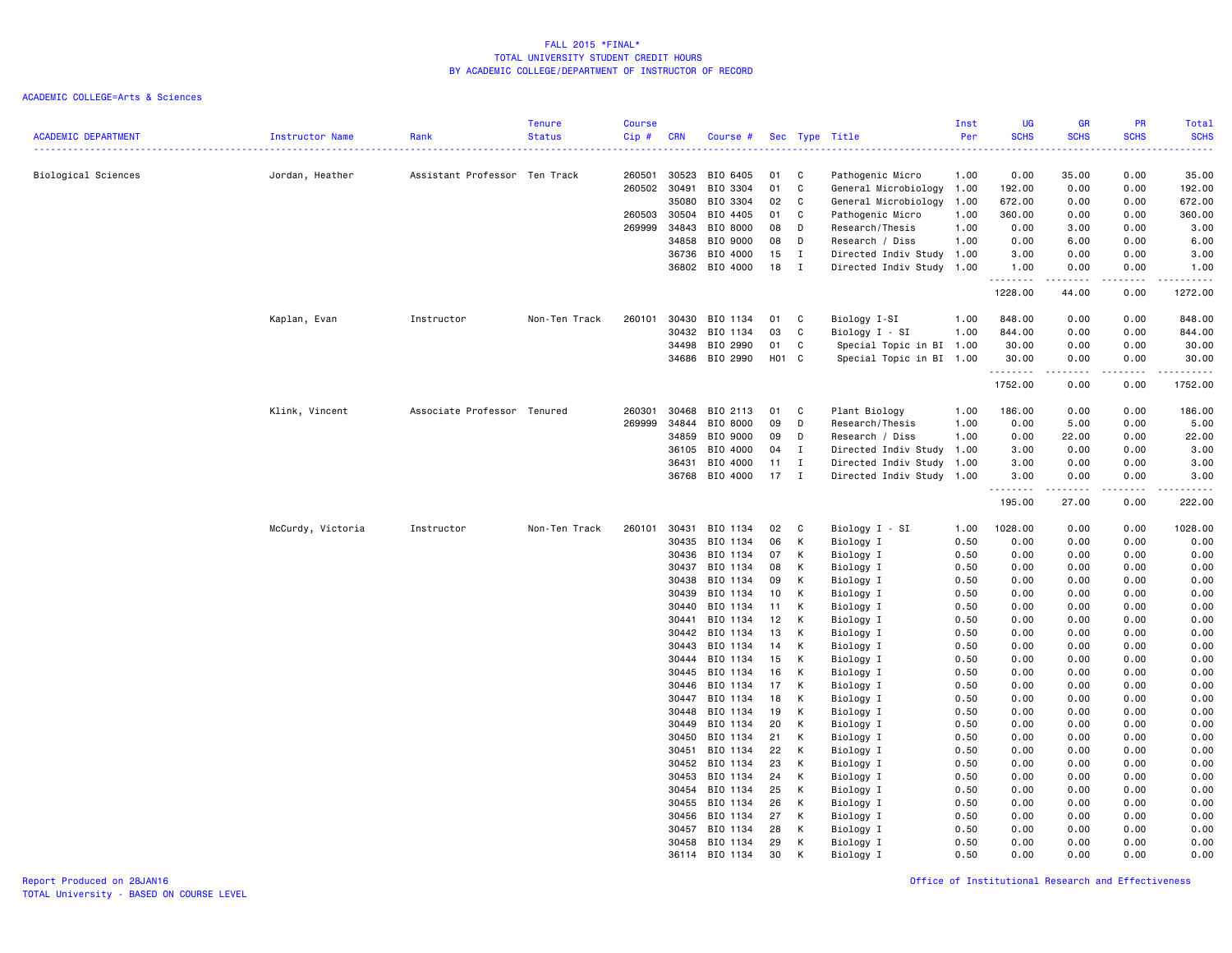# FALL 2015 *FINAL*
## TOTAL UNIVERSITY STUDENT CREDIT HOURS
## BY ACADEMIC COLLEGE/DEPARTMENT OF INSTRUCTOR OF RECORD

ACADEMIC COLLEGE=Arts & Sciences

| ACADEMIC DEPARTMENT | Instructor Name | Rank | Tenure Status | Course Cip # | CRN | Course # | Sec | Type | Title | Inst Per | UG SCHS | GR SCHS | PR SCHS | Total SCHS |
|---|---|---|---|---|---|---|---|---|---|---|---|---|---|---|
| Biological Sciences | Jordan, Heather | Assistant Professor | Ten Track | 260501 | 30523 | BIO 6405 | 01 | C | Pathogenic Micro | 1.00 | 0.00 | 35.00 | 0.00 | 35.00 |
| | | | | 260502 | 30491 | BIO 3304 | 01 | C | General Microbiology | 1.00 | 192.00 | 0.00 | 0.00 | 192.00 |
| | | | | | 35080 | BIO 3304 | 02 | C | General Microbiology | 1.00 | 672.00 | 0.00 | 0.00 | 672.00 |
| | | | | 260503 | 30504 | BIO 4405 | 01 | C | Pathogenic Micro | 1.00 | 360.00 | 0.00 | 0.00 | 360.00 |
| | | | | 269999 | 34843 | BIO 8000 | 08 | D | Research/Thesis | 1.00 | 0.00 | 3.00 | 0.00 | 3.00 |
| | | | | | 34858 | BIO 9000 | 08 | D | Research / Diss | 1.00 | 0.00 | 6.00 | 0.00 | 6.00 |
| | | | | | 36736 | BIO 4000 | 15 | I | Directed Indiv Study | 1.00 | 3.00 | 0.00 | 0.00 | 3.00 |
| | | | | | 36802 | BIO 4000 | 18 | I | Directed Indiv Study | 1.00 | 1.00 | 0.00 | 0.00 | 1.00 |
| | | | | | | | | | | | 1228.00 | 44.00 | 0.00 | 1272.00 |
| | Kaplan, Evan | Instructor | Non-Ten Track | 260101 | 30430 | BIO 1134 | 01 | C | Biology I-SI | 1.00 | 848.00 | 0.00 | 0.00 | 848.00 |
| | | | | | 30432 | BIO 1134 | 03 | C | Biology I - SI | 1.00 | 844.00 | 0.00 | 0.00 | 844.00 |
| | | | | | 34498 | BIO 2990 | 01 | C | Special Topic in BI | 1.00 | 30.00 | 0.00 | 0.00 | 30.00 |
| | | | | | 34686 | BIO 2990 | H01 | C | Special Topic in BI | 1.00 | 30.00 | 0.00 | 0.00 | 30.00 |
| | | | | | | | | | | | 1752.00 | 0.00 | 0.00 | 1752.00 |
| | Klink, Vincent | Associate Professor | Tenured | 260301 | 30468 | BIO 2113 | 01 | C | Plant Biology | 1.00 | 186.00 | 0.00 | 0.00 | 186.00 |
| | | | | 269999 | 34844 | BIO 8000 | 09 | D | Research/Thesis | 1.00 | 0.00 | 5.00 | 0.00 | 5.00 |
| | | | | | 34859 | BIO 9000 | 09 | D | Research / Diss | 1.00 | 0.00 | 22.00 | 0.00 | 22.00 |
| | | | | | 36105 | BIO 4000 | 04 | I | Directed Indiv Study | 1.00 | 3.00 | 0.00 | 0.00 | 3.00 |
| | | | | | 36431 | BIO 4000 | 11 | I | Directed Indiv Study | 1.00 | 3.00 | 0.00 | 0.00 | 3.00 |
| | | | | | 36768 | BIO 4000 | 17 | I | Directed Indiv Study | 1.00 | 3.00 | 0.00 | 0.00 | 3.00 |
| | | | | | | | | | | | 195.00 | 27.00 | 0.00 | 222.00 |
| | McCurdy, Victoria | Instructor | Non-Ten Track | 260101 | 30431 | BIO 1134 | 02 | C | Biology I - SI | 1.00 | 1028.00 | 0.00 | 0.00 | 1028.00 |
| | | | | | 30435 | BIO 1134 | 06 | K | Biology I | 0.50 | 0.00 | 0.00 | 0.00 | 0.00 |
| | | | | | 30436 | BIO 1134 | 07 | K | Biology I | 0.50 | 0.00 | 0.00 | 0.00 | 0.00 |
| | | | | | 30437 | BIO 1134 | 08 | K | Biology I | 0.50 | 0.00 | 0.00 | 0.00 | 0.00 |
| | | | | | 30438 | BIO 1134 | 09 | K | Biology I | 0.50 | 0.00 | 0.00 | 0.00 | 0.00 |
| | | | | | 30439 | BIO 1134 | 10 | K | Biology I | 0.50 | 0.00 | 0.00 | 0.00 | 0.00 |
| | | | | | 30440 | BIO 1134 | 11 | K | Biology I | 0.50 | 0.00 | 0.00 | 0.00 | 0.00 |
| | | | | | 30441 | BIO 1134 | 12 | K | Biology I | 0.50 | 0.00 | 0.00 | 0.00 | 0.00 |
| | | | | | 30442 | BIO 1134 | 13 | K | Biology I | 0.50 | 0.00 | 0.00 | 0.00 | 0.00 |
| | | | | | 30443 | BIO 1134 | 14 | K | Biology I | 0.50 | 0.00 | 0.00 | 0.00 | 0.00 |
| | | | | | 30444 | BIO 1134 | 15 | K | Biology I | 0.50 | 0.00 | 0.00 | 0.00 | 0.00 |
| | | | | | 30445 | BIO 1134 | 16 | K | Biology I | 0.50 | 0.00 | 0.00 | 0.00 | 0.00 |
| | | | | | 30446 | BIO 1134 | 17 | K | Biology I | 0.50 | 0.00 | 0.00 | 0.00 | 0.00 |
| | | | | | 30447 | BIO 1134 | 18 | K | Biology I | 0.50 | 0.00 | 0.00 | 0.00 | 0.00 |
| | | | | | 30448 | BIO 1134 | 19 | K | Biology I | 0.50 | 0.00 | 0.00 | 0.00 | 0.00 |
| | | | | | 30449 | BIO 1134 | 20 | K | Biology I | 0.50 | 0.00 | 0.00 | 0.00 | 0.00 |
| | | | | | 30450 | BIO 1134 | 21 | K | Biology I | 0.50 | 0.00 | 0.00 | 0.00 | 0.00 |
| | | | | | 30451 | BIO 1134 | 22 | K | Biology I | 0.50 | 0.00 | 0.00 | 0.00 | 0.00 |
| | | | | | 30452 | BIO 1134 | 23 | K | Biology I | 0.50 | 0.00 | 0.00 | 0.00 | 0.00 |
| | | | | | 30453 | BIO 1134 | 24 | K | Biology I | 0.50 | 0.00 | 0.00 | 0.00 | 0.00 |
| | | | | | 30454 | BIO 1134 | 25 | K | Biology I | 0.50 | 0.00 | 0.00 | 0.00 | 0.00 |
| | | | | | 30455 | BIO 1134 | 26 | K | Biology I | 0.50 | 0.00 | 0.00 | 0.00 | 0.00 |
| | | | | | 30456 | BIO 1134 | 27 | K | Biology I | 0.50 | 0.00 | 0.00 | 0.00 | 0.00 |
| | | | | | 30457 | BIO 1134 | 28 | K | Biology I | 0.50 | 0.00 | 0.00 | 0.00 | 0.00 |
| | | | | | 30458 | BIO 1134 | 29 | K | Biology I | 0.50 | 0.00 | 0.00 | 0.00 | 0.00 |
| | | | | | 36114 | BIO 1134 | 30 | K | Biology I | 0.50 | 0.00 | 0.00 | 0.00 | 0.00 |

Report Produced on 28JAN16
TOTAL University - BASED ON COURSE LEVEL

Office of Institutional Research and Effectiveness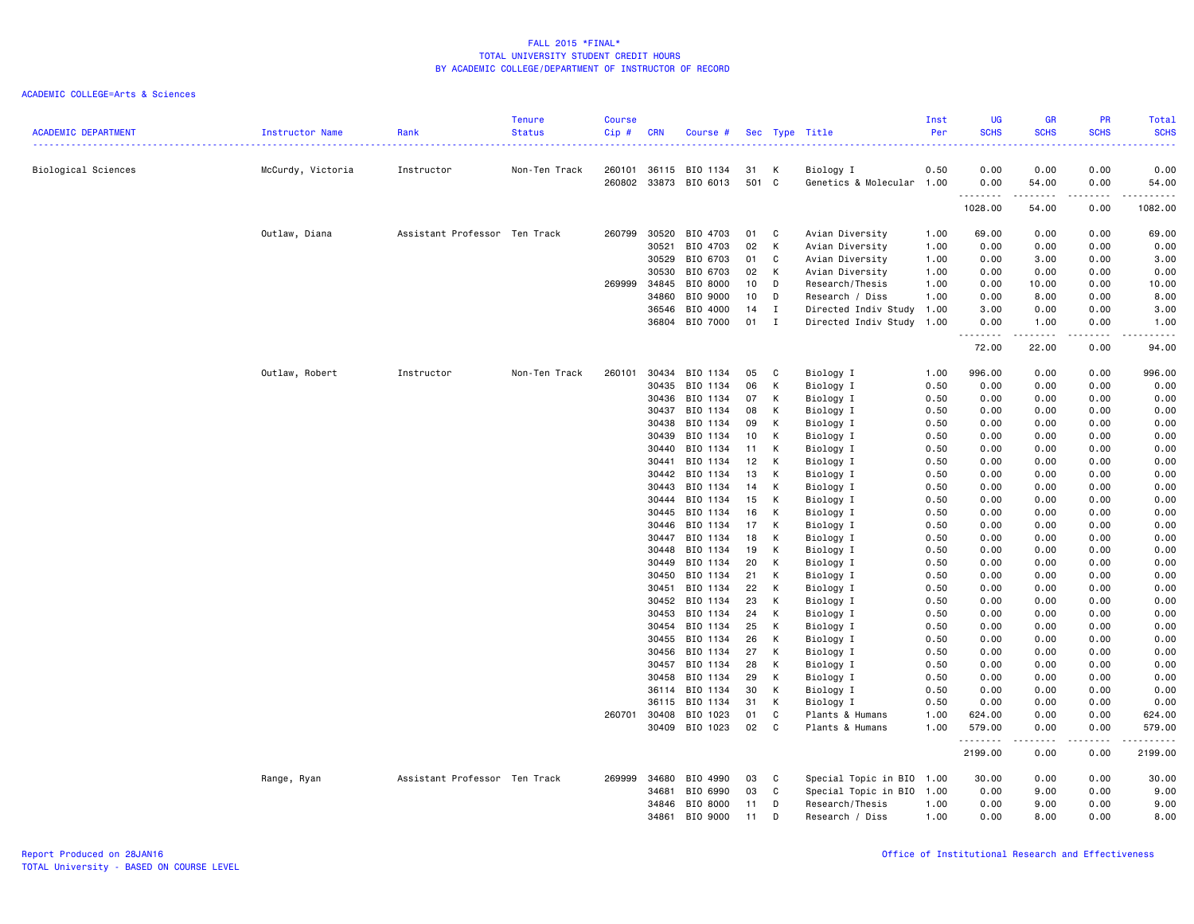# FALL 2015 *FINAL*
## TOTAL UNIVERSITY STUDENT CREDIT HOURS
## BY ACADEMIC COLLEGE/DEPARTMENT OF INSTRUCTOR OF RECORD

ACADEMIC COLLEGE=Arts & Sciences

| ACADEMIC DEPARTMENT | Instructor Name | Rank | Tenure Status | Course Cip # | CRN | Course # | Sec | Type | Title | Inst Per | UG SCHS | GR SCHS | PR SCHS | Total SCHS |
|---|---|---|---|---|---|---|---|---|---|---|---|---|---|---|
| Biological Sciences | McCurdy, Victoria | Instructor | Non-Ten Track | 260101 | 36115 | BIO 1134 | 31 | K | Biology I | 0.50 | 0.00 | 0.00 | 0.00 | 0.00 |
| | | | | 260802 | 33873 | BIO 6013 | 501 | C | Genetics & Molecular | 1.00 | 0.00 | 54.00 | 0.00 | 54.00 |
| | | | | | | | | | | | 1028.00 | 54.00 | 0.00 | 1082.00 |
| | Outlaw, Diana | Assistant Professor | Ten Track | 260799 | 30520 | BIO 4703 | 01 | C | Avian Diversity | 1.00 | 69.00 | 0.00 | 0.00 | 69.00 |
| | | | | | 30521 | BIO 4703 | 02 | K | Avian Diversity | 1.00 | 0.00 | 0.00 | 0.00 | 0.00 |
| | | | | | 30529 | BIO 6703 | 01 | C | Avian Diversity | 1.00 | 0.00 | 3.00 | 0.00 | 3.00 |
| | | | | | 30530 | BIO 6703 | 02 | K | Avian Diversity | 1.00 | 0.00 | 0.00 | 0.00 | 0.00 |
| | | | | 269999 | 34845 | BIO 8000 | 10 | D | Research/Thesis | 1.00 | 0.00 | 10.00 | 0.00 | 10.00 |
| | | | | | 34860 | BIO 9000 | 10 | D | Research / Diss | 1.00 | 0.00 | 8.00 | 0.00 | 8.00 |
| | | | | | 36546 | BIO 4000 | 14 | I | Directed Indiv Study | 1.00 | 3.00 | 0.00 | 0.00 | 3.00 |
| | | | | | 36804 | BIO 7000 | 01 | I | Directed Indiv Study | 1.00 | 0.00 | 1.00 | 0.00 | 1.00 |
| | | | | | | | | | | | 72.00 | 22.00 | 0.00 | 94.00 |
| | Outlaw, Robert | Instructor | Non-Ten Track | 260101 | 30434 | BIO 1134 | 05 | C | Biology I | 1.00 | 996.00 | 0.00 | 0.00 | 996.00 |
| | | | | | 30435 | BIO 1134 | 06 | K | Biology I | 0.50 | 0.00 | 0.00 | 0.00 | 0.00 |
| | | | | | 30436 | BIO 1134 | 07 | K | Biology I | 0.50 | 0.00 | 0.00 | 0.00 | 0.00 |
| | | | | | 30437 | BIO 1134 | 08 | K | Biology I | 0.50 | 0.00 | 0.00 | 0.00 | 0.00 |
| | | | | | 30438 | BIO 1134 | 09 | K | Biology I | 0.50 | 0.00 | 0.00 | 0.00 | 0.00 |
| | | | | | 30439 | BIO 1134 | 10 | K | Biology I | 0.50 | 0.00 | 0.00 | 0.00 | 0.00 |
| | | | | | 30440 | BIO 1134 | 11 | K | Biology I | 0.50 | 0.00 | 0.00 | 0.00 | 0.00 |
| | | | | | 30441 | BIO 1134 | 12 | K | Biology I | 0.50 | 0.00 | 0.00 | 0.00 | 0.00 |
| | | | | | 30442 | BIO 1134 | 13 | K | Biology I | 0.50 | 0.00 | 0.00 | 0.00 | 0.00 |
| | | | | | 30443 | BIO 1134 | 14 | K | Biology I | 0.50 | 0.00 | 0.00 | 0.00 | 0.00 |
| | | | | | 30444 | BIO 1134 | 15 | K | Biology I | 0.50 | 0.00 | 0.00 | 0.00 | 0.00 |
| | | | | | 30445 | BIO 1134 | 16 | K | Biology I | 0.50 | 0.00 | 0.00 | 0.00 | 0.00 |
| | | | | | 30446 | BIO 1134 | 17 | K | Biology I | 0.50 | 0.00 | 0.00 | 0.00 | 0.00 |
| | | | | | 30447 | BIO 1134 | 18 | K | Biology I | 0.50 | 0.00 | 0.00 | 0.00 | 0.00 |
| | | | | | 30448 | BIO 1134 | 19 | K | Biology I | 0.50 | 0.00 | 0.00 | 0.00 | 0.00 |
| | | | | | 30449 | BIO 1134 | 20 | K | Biology I | 0.50 | 0.00 | 0.00 | 0.00 | 0.00 |
| | | | | | 30450 | BIO 1134 | 21 | K | Biology I | 0.50 | 0.00 | 0.00 | 0.00 | 0.00 |
| | | | | | 30451 | BIO 1134 | 22 | K | Biology I | 0.50 | 0.00 | 0.00 | 0.00 | 0.00 |
| | | | | | 30452 | BIO 1134 | 23 | K | Biology I | 0.50 | 0.00 | 0.00 | 0.00 | 0.00 |
| | | | | | 30453 | BIO 1134 | 24 | K | Biology I | 0.50 | 0.00 | 0.00 | 0.00 | 0.00 |
| | | | | | 30454 | BIO 1134 | 25 | K | Biology I | 0.50 | 0.00 | 0.00 | 0.00 | 0.00 |
| | | | | | 30455 | BIO 1134 | 26 | K | Biology I | 0.50 | 0.00 | 0.00 | 0.00 | 0.00 |
| | | | | | 30456 | BIO 1134 | 27 | K | Biology I | 0.50 | 0.00 | 0.00 | 0.00 | 0.00 |
| | | | | | 30457 | BIO 1134 | 28 | K | Biology I | 0.50 | 0.00 | 0.00 | 0.00 | 0.00 |
| | | | | | 30458 | BIO 1134 | 29 | K | Biology I | 0.50 | 0.00 | 0.00 | 0.00 | 0.00 |
| | | | | | 36114 | BIO 1134 | 30 | K | Biology I | 0.50 | 0.00 | 0.00 | 0.00 | 0.00 |
| | | | | | 36115 | BIO 1134 | 31 | K | Biology I | 0.50 | 0.00 | 0.00 | 0.00 | 0.00 |
| | | | | 260701 | 30408 | BIO 1023 | 01 | C | Plants & Humans | 1.00 | 624.00 | 0.00 | 0.00 | 624.00 |
| | | | | | 30409 | BIO 1023 | 02 | C | Plants & Humans | 1.00 | 579.00 | 0.00 | 0.00 | 579.00 |
| | | | | | | | | | | | 2199.00 | 0.00 | 0.00 | 2199.00 |
| | Range, Ryan | Assistant Professor | Ten Track | 269999 | 34680 | BIO 4990 | 03 | C | Special Topic in BIO | 1.00 | 30.00 | 0.00 | 0.00 | 30.00 |
| | | | | | 34681 | BIO 6990 | 03 | C | Special Topic in BIO | 1.00 | 0.00 | 9.00 | 0.00 | 9.00 |
| | | | | | 34846 | BIO 8000 | 11 | D | Research/Thesis | 1.00 | 0.00 | 9.00 | 0.00 | 9.00 |
| | | | | | 34861 | BIO 9000 | 11 | D | Research / Diss | 1.00 | 0.00 | 8.00 | 0.00 | 8.00 |

Report Produced on 28JAN16
TOTAL University - BASED ON COURSE LEVEL

Office of Institutional Research and Effectiveness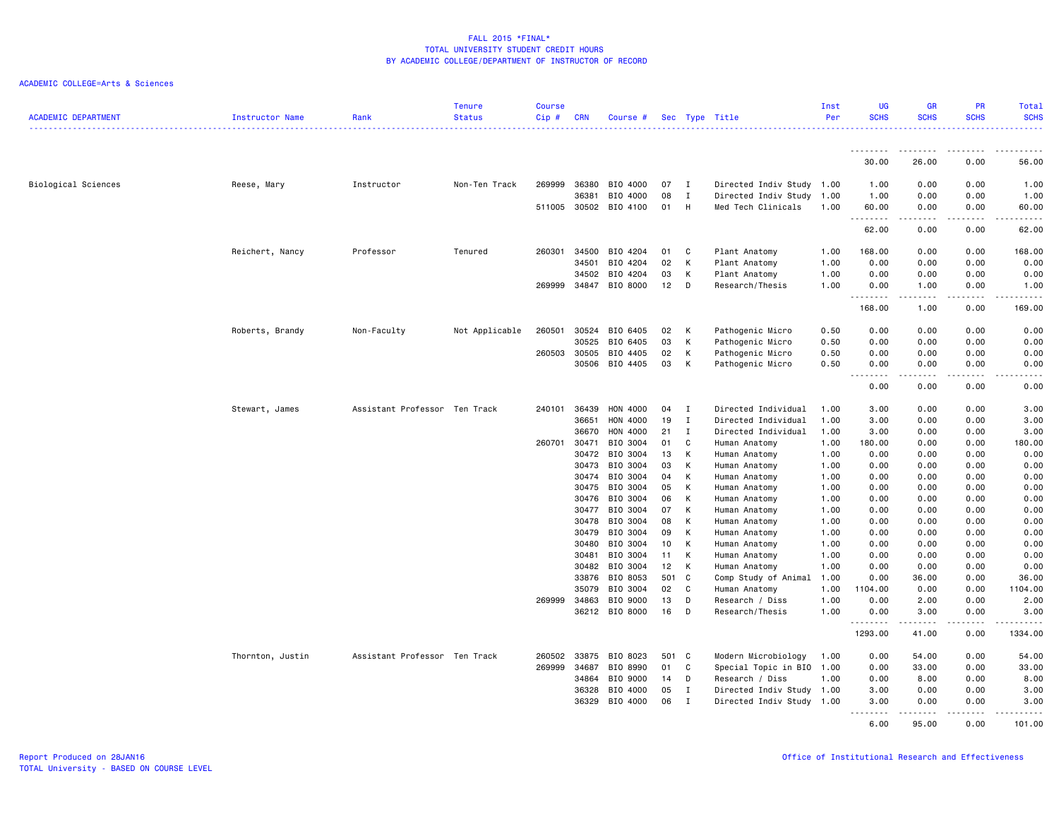FALL 2015 *FINAL*
TOTAL UNIVERSITY STUDENT CREDIT HOURS
BY ACADEMIC COLLEGE/DEPARTMENT OF INSTRUCTOR OF RECORD

ACADEMIC COLLEGE=Arts & Sciences

| ACADEMIC DEPARTMENT | Instructor Name | Rank | Tenure Status | Course Cip # | CRN | Course # | Sec | Type | Title | Inst Per | UG SCHS | GR SCHS | PR SCHS | Total SCHS |
|---|---|---|---|---|---|---|---|---|---|---|---|---|---|---|
| | | | | | | | | | | | 30.00 | 26.00 | 0.00 | 56.00 |
| Biological Sciences | Reese, Mary | Instructor | Non-Ten Track | 269999 | 36380 | BIO 4000 | 07 | I | Directed Indiv Study | 1.00 | 1.00 | 0.00 | 0.00 | 1.00 |
| | | | | | 36381 | BIO 4000 | 08 | I | Directed Indiv Study | 1.00 | 1.00 | 0.00 | 0.00 | 1.00 |
| | | | | 511005 | 30502 | BIO 4100 | 01 | H | Med Tech Clinicals | 1.00 | 60.00 | 0.00 | 0.00 | 60.00 |
| | | | | | | | | | | | 62.00 | 0.00 | 0.00 | 62.00 |
| | Reichert, Nancy | Professor | Tenured | 260301 | 34500 | BIO 4204 | 01 | C | Plant Anatomy | 1.00 | 168.00 | 0.00 | 0.00 | 168.00 |
| | | | | | 34501 | BIO 4204 | 02 | K | Plant Anatomy | 1.00 | 0.00 | 0.00 | 0.00 | 0.00 |
| | | | | | 34502 | BIO 4204 | 03 | K | Plant Anatomy | 1.00 | 0.00 | 0.00 | 0.00 | 0.00 |
| | | | | 269999 | 34847 | BIO 8000 | 12 | D | Research/Thesis | 1.00 | 0.00 | 1.00 | 0.00 | 1.00 |
| | | | | | | | | | | | 168.00 | 1.00 | 0.00 | 169.00 |
| | Roberts, Brandy | Non-Faculty | Not Applicable | 260501 | 30524 | BIO 6405 | 02 | K | Pathogenic Micro | 0.50 | 0.00 | 0.00 | 0.00 | 0.00 |
| | | | | | 30525 | BIO 6405 | 03 | K | Pathogenic Micro | 0.50 | 0.00 | 0.00 | 0.00 | 0.00 |
| | | | | 260503 | 30505 | BIO 4405 | 02 | K | Pathogenic Micro | 0.50 | 0.00 | 0.00 | 0.00 | 0.00 |
| | | | | | 30506 | BIO 4405 | 03 | K | Pathogenic Micro | 0.50 | 0.00 | 0.00 | 0.00 | 0.00 |
| | | | | | | | | | | | 0.00 | 0.00 | 0.00 | 0.00 |
| | Stewart, James | Assistant Professor | Ten Track | 240101 | 36439 | HON 4000 | 04 | I | Directed Individual | 1.00 | 3.00 | 0.00 | 0.00 | 3.00 |
| | | | | | 36651 | HON 4000 | 19 | I | Directed Individual | 1.00 | 3.00 | 0.00 | 0.00 | 3.00 |
| | | | | | 36670 | HON 4000 | 21 | I | Directed Individual | 1.00 | 3.00 | 0.00 | 0.00 | 3.00 |
| | | | | 260701 | 30471 | BIO 3004 | 01 | C | Human Anatomy | 1.00 | 180.00 | 0.00 | 0.00 | 180.00 |
| | | | | | 30472 | BIO 3004 | 13 | K | Human Anatomy | 1.00 | 0.00 | 0.00 | 0.00 | 0.00 |
| | | | | | 30473 | BIO 3004 | 03 | K | Human Anatomy | 1.00 | 0.00 | 0.00 | 0.00 | 0.00 |
| | | | | | 30474 | BIO 3004 | 04 | K | Human Anatomy | 1.00 | 0.00 | 0.00 | 0.00 | 0.00 |
| | | | | | 30475 | BIO 3004 | 05 | K | Human Anatomy | 1.00 | 0.00 | 0.00 | 0.00 | 0.00 |
| | | | | | 30476 | BIO 3004 | 06 | K | Human Anatomy | 1.00 | 0.00 | 0.00 | 0.00 | 0.00 |
| | | | | | 30477 | BIO 3004 | 07 | K | Human Anatomy | 1.00 | 0.00 | 0.00 | 0.00 | 0.00 |
| | | | | | 30478 | BIO 3004 | 08 | K | Human Anatomy | 1.00 | 0.00 | 0.00 | 0.00 | 0.00 |
| | | | | | 30479 | BIO 3004 | 09 | K | Human Anatomy | 1.00 | 0.00 | 0.00 | 0.00 | 0.00 |
| | | | | | 30480 | BIO 3004 | 10 | K | Human Anatomy | 1.00 | 0.00 | 0.00 | 0.00 | 0.00 |
| | | | | | 30481 | BIO 3004 | 11 | K | Human Anatomy | 1.00 | 0.00 | 0.00 | 0.00 | 0.00 |
| | | | | | 30482 | BIO 3004 | 12 | K | Human Anatomy | 1.00 | 0.00 | 0.00 | 0.00 | 0.00 |
| | | | | | 33876 | BIO 8053 | 501 | C | Comp Study of Animal | 1.00 | 0.00 | 36.00 | 0.00 | 36.00 |
| | | | | | 35079 | BIO 3004 | 02 | C | Human Anatomy | 1.00 | 1104.00 | 0.00 | 0.00 | 1104.00 |
| | | | | 269999 | 34863 | BIO 9000 | 13 | D | Research / Diss | 1.00 | 0.00 | 2.00 | 0.00 | 2.00 |
| | | | | | 36212 | BIO 8000 | 16 | D | Research/Thesis | 1.00 | 0.00 | 3.00 | 0.00 | 3.00 |
| | | | | | | | | | | | 1293.00 | 41.00 | 0.00 | 1334.00 |
| | Thornton, Justin | Assistant Professor | Ten Track | 260502 | 33875 | BIO 8023 | 501 | C | Modern Microbiology | 1.00 | 0.00 | 54.00 | 0.00 | 54.00 |
| | | | | 269999 | 34687 | BIO 8990 | 01 | C | Special Topic in BIO | 1.00 | 0.00 | 33.00 | 0.00 | 33.00 |
| | | | | | 34864 | BIO 9000 | 14 | D | Research / Diss | 1.00 | 0.00 | 8.00 | 0.00 | 8.00 |
| | | | | | 36328 | BIO 4000 | 05 | I | Directed Indiv Study | 1.00 | 3.00 | 0.00 | 0.00 | 3.00 |
| | | | | | 36329 | BIO 4000 | 06 | I | Directed Indiv Study | 1.00 | 3.00 | 0.00 | 0.00 | 3.00 |
| | | | | | | | | | | | 6.00 | 95.00 | 0.00 | 101.00 |

Report Produced on 28JAN16
TOTAL University - BASED ON COURSE LEVEL

Office of Institutional Research and Effectiveness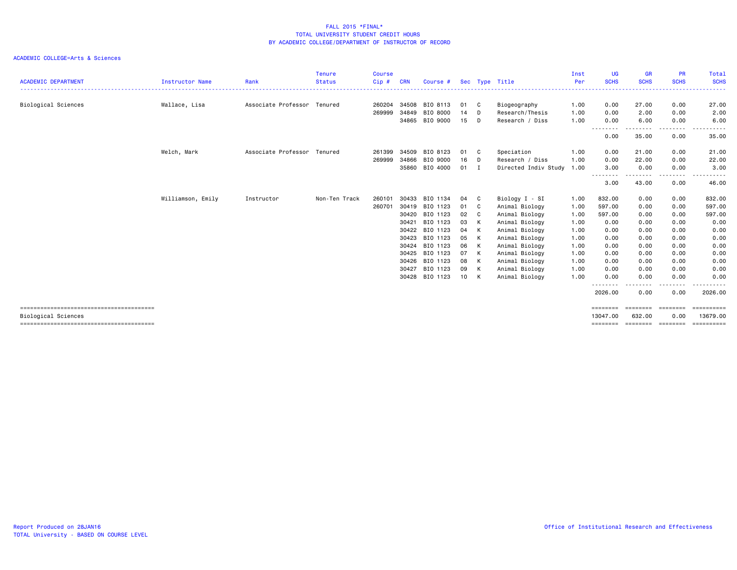FALL 2015 *FINAL*
TOTAL UNIVERSITY STUDENT CREDIT HOURS
BY ACADEMIC COLLEGE/DEPARTMENT OF INSTRUCTOR OF RECORD

ACADEMIC COLLEGE=Arts & Sciences

| ACADEMIC DEPARTMENT | Instructor Name | Rank | Tenure Status | Course Cip # | CRN | Course # | Sec | Type | Title | Inst Per | UG SCHS | GR SCHS | PR SCHS | Total SCHS |
|---|---|---|---|---|---|---|---|---|---|---|---|---|---|---|
| Biological Sciences | Wallace, Lisa | Associate Professor | Tenured | 260204 | 34508 | BIO 8113 | 01 | C | Biogeography | 1.00 | 0.00 | 27.00 | 0.00 | 27.00 |
| | | | | 269999 | 34849 | BIO 8000 | 14 | D | Research/Thesis | 1.00 | 0.00 | 2.00 | 0.00 | 2.00 |
| | | | | | 34865 | BIO 9000 | 15 | D | Research / Diss | 1.00 | 0.00 | 6.00 | 0.00 | 6.00 |
| | | | | | | | | | | | 0.00 | 35.00 | 0.00 | 35.00 |
| | Welch, Mark | Associate Professor | Tenured | 261399 | 34509 | BIO 8123 | 01 | C | Speciation | 1.00 | 0.00 | 21.00 | 0.00 | 21.00 |
| | | | | 269999 | 34866 | BIO 9000 | 16 | D | Research / Diss | 1.00 | 0.00 | 22.00 | 0.00 | 22.00 |
| | | | | | 35860 | BIO 4000 | 01 | I | Directed Indiv Study | 1.00 | 3.00 | 0.00 | 0.00 | 3.00 |
| | | | | | | | | | | | 3.00 | 43.00 | 0.00 | 46.00 |
| | Williamson, Emily | Instructor | Non-Ten Track | 260101 | 30433 | BIO 1134 | 04 | C | Biology I - SI | 1.00 | 832.00 | 0.00 | 0.00 | 832.00 |
| | | | | 260701 | 30419 | BIO 1123 | 01 | C | Animal Biology | 1.00 | 597.00 | 0.00 | 0.00 | 597.00 |
| | | | | | 30420 | BIO 1123 | 02 | C | Animal Biology | 1.00 | 597.00 | 0.00 | 0.00 | 597.00 |
| | | | | | 30421 | BIO 1123 | 03 | K | Animal Biology | 1.00 | 0.00 | 0.00 | 0.00 | 0.00 |
| | | | | | 30422 | BIO 1123 | 04 | K | Animal Biology | 1.00 | 0.00 | 0.00 | 0.00 | 0.00 |
| | | | | | 30423 | BIO 1123 | 05 | K | Animal Biology | 1.00 | 0.00 | 0.00 | 0.00 | 0.00 |
| | | | | | 30424 | BIO 1123 | 06 | K | Animal Biology | 1.00 | 0.00 | 0.00 | 0.00 | 0.00 |
| | | | | | 30425 | BIO 1123 | 07 | K | Animal Biology | 1.00 | 0.00 | 0.00 | 0.00 | 0.00 |
| | | | | | 30426 | BIO 1123 | 08 | K | Animal Biology | 1.00 | 0.00 | 0.00 | 0.00 | 0.00 |
| | | | | | 30427 | BIO 1123 | 09 | K | Animal Biology | 1.00 | 0.00 | 0.00 | 0.00 | 0.00 |
| | | | | | 30428 | BIO 1123 | 10 | K | Animal Biology | 1.00 | 0.00 | 0.00 | 0.00 | 0.00 |
| | | | | | | | | | | | 2026.00 | 0.00 | 0.00 | 2026.00 |
| Biological Sciences | | | | | | | | | | | 13047.00 | 632.00 | 0.00 | 13679.00 |

Report Produced on 28JAN16
TOTAL University - BASED ON COURSE LEVEL
Office of Institutional Research and Effectiveness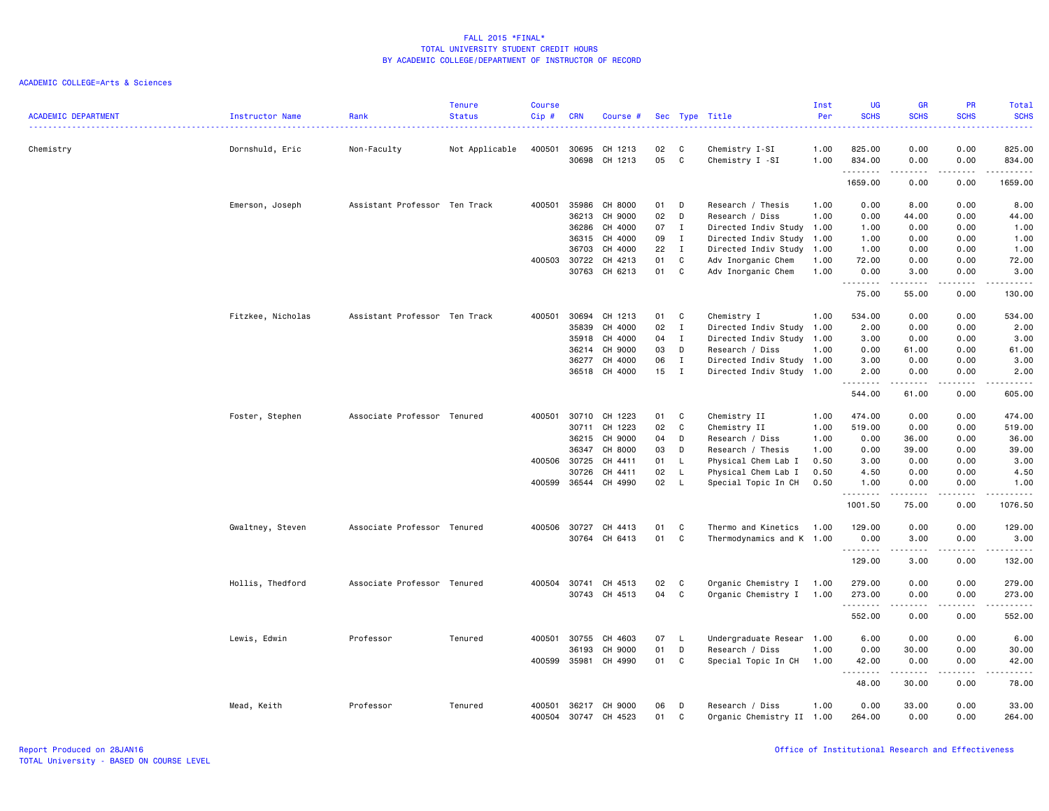FALL 2015 *FINAL*
TOTAL UNIVERSITY STUDENT CREDIT HOURS
BY ACADEMIC COLLEGE/DEPARTMENT OF INSTRUCTOR OF RECORD

ACADEMIC COLLEGE=Arts & Sciences

| ACADEMIC DEPARTMENT | Instructor Name | Rank | Tenure Status | Course Cip # | CRN | Course # | Sec | Type | Title | Inst Per | UG SCHS | GR SCHS | PR SCHS | Total SCHS |
|---|---|---|---|---|---|---|---|---|---|---|---|---|---|---|
| Chemistry | Dornshuld, Eric | Non-Faculty | Not Applicable | 400501 | 30695 | CH 1213 | 02 | C | Chemistry I-SI | 1.00 | 825.00 | 0.00 | 0.00 | 825.00 |
| | | | | | 30698 | CH 1213 | 05 | C | Chemistry I -SI | 1.00 | 834.00 | 0.00 | 0.00 | 834.00 |
| | | | | | | | | | | | 1659.00 | 0.00 | 0.00 | 1659.00 |
| | Emerson, Joseph | Assistant Professor | Ten Track | 400501 | 35986 | CH 8000 | 01 | D | Research / Thesis | 1.00 | 0.00 | 8.00 | 0.00 | 8.00 |
| | | | | | 36213 | CH 9000 | 02 | D | Research / Diss | 1.00 | 0.00 | 44.00 | 0.00 | 44.00 |
| | | | | | 36286 | CH 4000 | 07 | I | Directed Indiv Study | 1.00 | 1.00 | 0.00 | 0.00 | 1.00 |
| | | | | | 36315 | CH 4000 | 09 | I | Directed Indiv Study | 1.00 | 1.00 | 0.00 | 0.00 | 1.00 |
| | | | | | 36703 | CH 4000 | 22 | I | Directed Indiv Study | 1.00 | 1.00 | 0.00 | 0.00 | 1.00 |
| | | | | 400503 | 30722 | CH 4213 | 01 | C | Adv Inorganic Chem | 1.00 | 72.00 | 0.00 | 0.00 | 72.00 |
| | | | | | 30763 | CH 6213 | 01 | C | Adv Inorganic Chem | 1.00 | 0.00 | 3.00 | 0.00 | 3.00 |
| | | | | | | | | | | | 75.00 | 55.00 | 0.00 | 130.00 |
| | Fitzkee, Nicholas | Assistant Professor | Ten Track | 400501 | 30694 | CH 1213 | 01 | C | Chemistry I | 1.00 | 534.00 | 0.00 | 0.00 | 534.00 |
| | | | | | 35839 | CH 4000 | 02 | I | Directed Indiv Study | 1.00 | 2.00 | 0.00 | 0.00 | 2.00 |
| | | | | | 35918 | CH 4000 | 04 | I | Directed Indiv Study | 1.00 | 3.00 | 0.00 | 0.00 | 3.00 |
| | | | | | 36214 | CH 9000 | 03 | D | Research / Diss | 1.00 | 0.00 | 61.00 | 0.00 | 61.00 |
| | | | | | 36277 | CH 4000 | 06 | I | Directed Indiv Study | 1.00 | 3.00 | 0.00 | 0.00 | 3.00 |
| | | | | | 36518 | CH 4000 | 15 | I | Directed Indiv Study | 1.00 | 2.00 | 0.00 | 0.00 | 2.00 |
| | | | | | | | | | | | 544.00 | 61.00 | 0.00 | 605.00 |
| | Foster, Stephen | Associate Professor | Tenured | 400501 | 30710 | CH 1223 | 01 | C | Chemistry II | 1.00 | 474.00 | 0.00 | 0.00 | 474.00 |
| | | | | | 30711 | CH 1223 | 02 | C | Chemistry II | 1.00 | 519.00 | 0.00 | 0.00 | 519.00 |
| | | | | | 36215 | CH 9000 | 04 | D | Research / Diss | 1.00 | 0.00 | 36.00 | 0.00 | 36.00 |
| | | | | | 36347 | CH 8000 | 03 | D | Research / Thesis | 1.00 | 0.00 | 39.00 | 0.00 | 39.00 |
| | | | | 400506 | 30725 | CH 4411 | 01 | L | Physical Chem Lab I | 0.50 | 3.00 | 0.00 | 0.00 | 3.00 |
| | | | | | 30726 | CH 4411 | 02 | L | Physical Chem Lab I | 0.50 | 4.50 | 0.00 | 0.00 | 4.50 |
| | | | | 400599 | 36544 | CH 4990 | 02 | L | Special Topic In CH | 0.50 | 1.00 | 0.00 | 0.00 | 1.00 |
| | | | | | | | | | | | 1001.50 | 75.00 | 0.00 | 1076.50 |
| | Gwaltney, Steven | Associate Professor | Tenured | 400506 | 30727 | CH 4413 | 01 | C | Thermo and Kinetics | 1.00 | 129.00 | 0.00 | 0.00 | 129.00 |
| | | | | | 30764 | CH 6413 | 01 | C | Thermodynamics and K | 1.00 | 0.00 | 3.00 | 0.00 | 3.00 |
| | | | | | | | | | | | 129.00 | 3.00 | 0.00 | 132.00 |
| | Hollis, Thedford | Associate Professor | Tenured | 400504 | 30741 | CH 4513 | 02 | C | Organic Chemistry I | 1.00 | 279.00 | 0.00 | 0.00 | 279.00 |
| | | | | | 30743 | CH 4513 | 04 | C | Organic Chemistry I | 1.00 | 273.00 | 0.00 | 0.00 | 273.00 |
| | | | | | | | | | | | 552.00 | 0.00 | 0.00 | 552.00 |
| | Lewis, Edwin | Professor | Tenured | 400501 | 30755 | CH 4603 | 07 | L | Undergraduate Resear | 1.00 | 6.00 | 0.00 | 0.00 | 6.00 |
| | | | | | 36193 | CH 9000 | 01 | D | Research / Diss | 1.00 | 0.00 | 30.00 | 0.00 | 30.00 |
| | | | | 400599 | 35981 | CH 4990 | 01 | C | Special Topic In CH | 1.00 | 42.00 | 0.00 | 0.00 | 42.00 |
| | | | | | | | | | | | 48.00 | 30.00 | 0.00 | 78.00 |
| | Mead, Keith | Professor | Tenured | 400501 | 36217 | CH 9000 | 06 | D | Research / Diss | 1.00 | 0.00 | 33.00 | 0.00 | 33.00 |
| | | | | 400504 | 30747 | CH 4523 | 01 | C | Organic Chemistry II | 1.00 | 264.00 | 0.00 | 0.00 | 264.00 |

Report Produced on 28JAN16
TOTAL University - BASED ON COURSE LEVEL

Office of Institutional Research and Effectiveness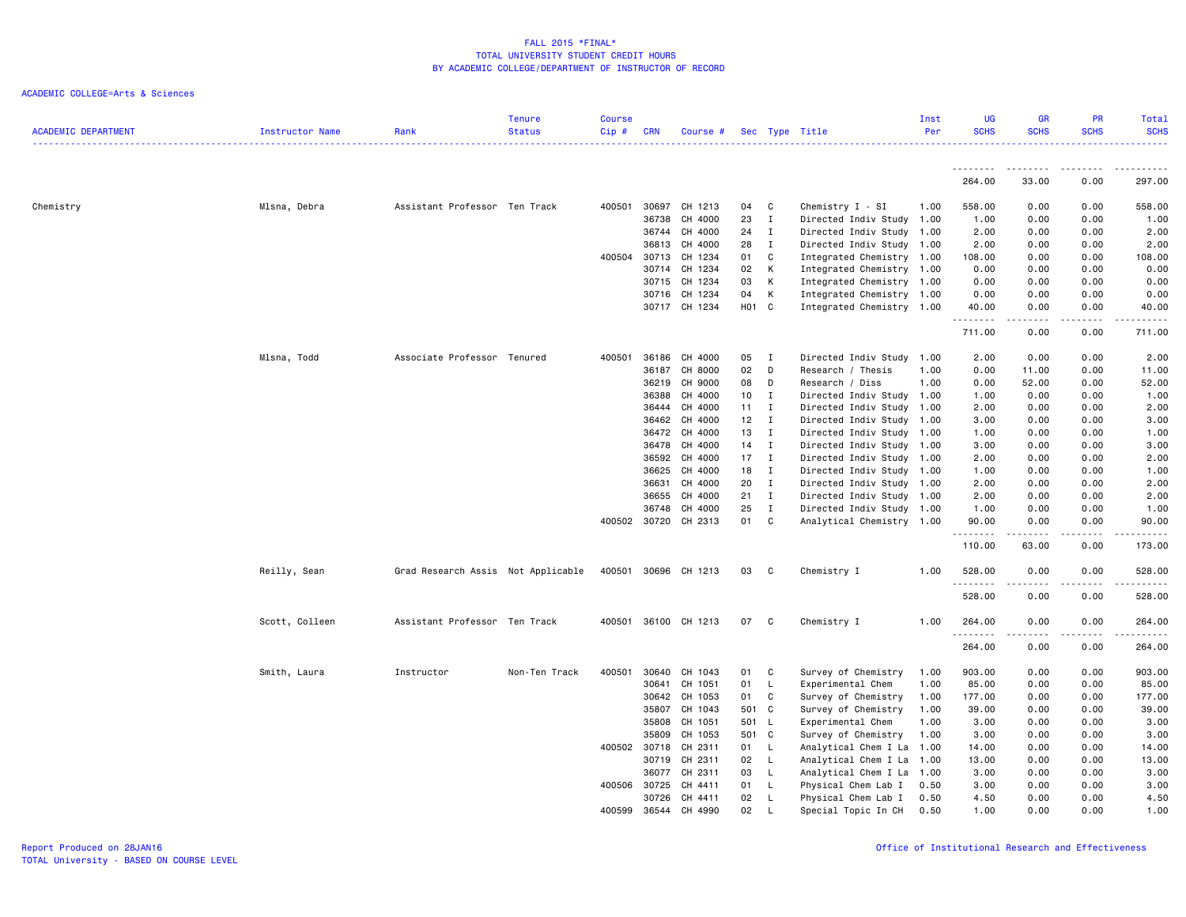FALL 2015 *FINAL*
TOTAL UNIVERSITY STUDENT CREDIT HOURS
BY ACADEMIC COLLEGE/DEPARTMENT OF INSTRUCTOR OF RECORD

ACADEMIC COLLEGE=Arts & Sciences

| ACADEMIC DEPARTMENT | Instructor Name | Rank | Tenure Status | Course Cip # | CRN | Course # | Sec | Type | Title | Inst Per | UG SCHS | GR SCHS | PR SCHS | Total SCHS |
|---|---|---|---|---|---|---|---|---|---|---|---|---|---|---|
| | | | | | | | | | | | 264.00 | 33.00 | 0.00 | 297.00 |
| Chemistry | Mlsna, Debra | Assistant Professor | Ten Track | 400501 | 30697 | CH 1213 | 04 | C | Chemistry I - SI | 1.00 | 558.00 | 0.00 | 0.00 | 558.00 |
| | | | | | 36738 | CH 4000 | 23 | I | Directed Indiv Study | 1.00 | 1.00 | 0.00 | 0.00 | 1.00 |
| | | | | | 36744 | CH 4000 | 24 | I | Directed Indiv Study | 1.00 | 2.00 | 0.00 | 0.00 | 2.00 |
| | | | | | 36813 | CH 4000 | 28 | I | Directed Indiv Study | 1.00 | 2.00 | 0.00 | 0.00 | 2.00 |
| | | | | 400504 | 30713 | CH 1234 | 01 | C | Integrated Chemistry | 1.00 | 108.00 | 0.00 | 0.00 | 108.00 |
| | | | | | 30714 | CH 1234 | 02 | K | Integrated Chemistry | 1.00 | 0.00 | 0.00 | 0.00 | 0.00 |
| | | | | | 30715 | CH 1234 | 03 | K | Integrated Chemistry | 1.00 | 0.00 | 0.00 | 0.00 | 0.00 |
| | | | | | 30716 | CH 1234 | 04 | K | Integrated Chemistry | 1.00 | 0.00 | 0.00 | 0.00 | 0.00 |
| | | | | | 30717 | CH 1234 | H01 | C | Integrated Chemistry | 1.00 | 40.00 | 0.00 | 0.00 | 40.00 |
| | | | | | | | | | | | 711.00 | 0.00 | 0.00 | 711.00 |
| | Mlsna, Todd | Associate Professor | Tenured | 400501 | 36186 | CH 4000 | 05 | I | Directed Indiv Study | 1.00 | 2.00 | 0.00 | 0.00 | 2.00 |
| | | | | | 36187 | CH 8000 | 02 | D | Research / Thesis | 1.00 | 0.00 | 11.00 | 0.00 | 11.00 |
| | | | | | 36219 | CH 9000 | 08 | D | Research / Diss | 1.00 | 0.00 | 52.00 | 0.00 | 52.00 |
| | | | | | 36388 | CH 4000 | 10 | I | Directed Indiv Study | 1.00 | 1.00 | 0.00 | 0.00 | 1.00 |
| | | | | | 36444 | CH 4000 | 11 | I | Directed Indiv Study | 1.00 | 2.00 | 0.00 | 0.00 | 2.00 |
| | | | | | 36462 | CH 4000 | 12 | I | Directed Indiv Study | 1.00 | 3.00 | 0.00 | 0.00 | 3.00 |
| | | | | | 36472 | CH 4000 | 13 | I | Directed Indiv Study | 1.00 | 1.00 | 0.00 | 0.00 | 1.00 |
| | | | | | 36478 | CH 4000 | 14 | I | Directed Indiv Study | 1.00 | 3.00 | 0.00 | 0.00 | 3.00 |
| | | | | | 36592 | CH 4000 | 17 | I | Directed Indiv Study | 1.00 | 2.00 | 0.00 | 0.00 | 2.00 |
| | | | | | 36625 | CH 4000 | 18 | I | Directed Indiv Study | 1.00 | 1.00 | 0.00 | 0.00 | 1.00 |
| | | | | | 36631 | CH 4000 | 20 | I | Directed Indiv Study | 1.00 | 2.00 | 0.00 | 0.00 | 2.00 |
| | | | | | 36655 | CH 4000 | 21 | I | Directed Indiv Study | 1.00 | 2.00 | 0.00 | 0.00 | 2.00 |
| | | | | | 36748 | CH 4000 | 25 | I | Directed Indiv Study | 1.00 | 1.00 | 0.00 | 0.00 | 1.00 |
| | | | | 400502 | 30720 | CH 2313 | 01 | C | Analytical Chemistry | 1.00 | 90.00 | 0.00 | 0.00 | 90.00 |
| | | | | | | | | | | | 110.00 | 63.00 | 0.00 | 173.00 |
| | Reilly, Sean | Grad Research Assis | Not Applicable | 400501 | 30696 | CH 1213 | 03 | C | Chemistry I | 1.00 | 528.00 | 0.00 | 0.00 | 528.00 |
| | | | | | | | | | | | 528.00 | 0.00 | 0.00 | 528.00 |
| | Scott, Colleen | Assistant Professor | Ten Track | 400501 | 36100 | CH 1213 | 07 | C | Chemistry I | 1.00 | 264.00 | 0.00 | 0.00 | 264.00 |
| | | | | | | | | | | | 264.00 | 0.00 | 0.00 | 264.00 |
| | Smith, Laura | Instructor | Non-Ten Track | 400501 | 30640 | CH 1043 | 01 | C | Survey of Chemistry | 1.00 | 903.00 | 0.00 | 0.00 | 903.00 |
| | | | | | 30641 | CH 1051 | 01 | L | Experimental Chem | 1.00 | 85.00 | 0.00 | 0.00 | 85.00 |
| | | | | | 30642 | CH 1053 | 01 | C | Survey of Chemistry | 1.00 | 177.00 | 0.00 | 0.00 | 177.00 |
| | | | | | 35807 | CH 1043 | 501 | C | Survey of Chemistry | 1.00 | 39.00 | 0.00 | 0.00 | 39.00 |
| | | | | | 35808 | CH 1051 | 501 | L | Experimental Chem | 1.00 | 3.00 | 0.00 | 0.00 | 3.00 |
| | | | | | 35809 | CH 1053 | 501 | C | Survey of Chemistry | 1.00 | 3.00 | 0.00 | 0.00 | 3.00 |
| | | | | 400502 | 30718 | CH 2311 | 01 | L | Analytical Chem I La | 1.00 | 14.00 | 0.00 | 0.00 | 14.00 |
| | | | | | 30719 | CH 2311 | 02 | L | Analytical Chem I La | 1.00 | 13.00 | 0.00 | 0.00 | 13.00 |
| | | | | | 36077 | CH 2311 | 03 | L | Analytical Chem I La | 1.00 | 3.00 | 0.00 | 0.00 | 3.00 |
| | | | | 400506 | 30725 | CH 4411 | 01 | L | Physical Chem Lab I | 0.50 | 3.00 | 0.00 | 0.00 | 3.00 |
| | | | | | 30726 | CH 4411 | 02 | L | Physical Chem Lab I | 0.50 | 4.50 | 0.00 | 0.00 | 4.50 |
| | | | | 400599 | 36544 | CH 4990 | 02 | L | Special Topic In CH | 0.50 | 1.00 | 0.00 | 0.00 | 1.00 |

Report Produced on 28JAN16
TOTAL University - BASED ON COURSE LEVEL

Office of Institutional Research and Effectiveness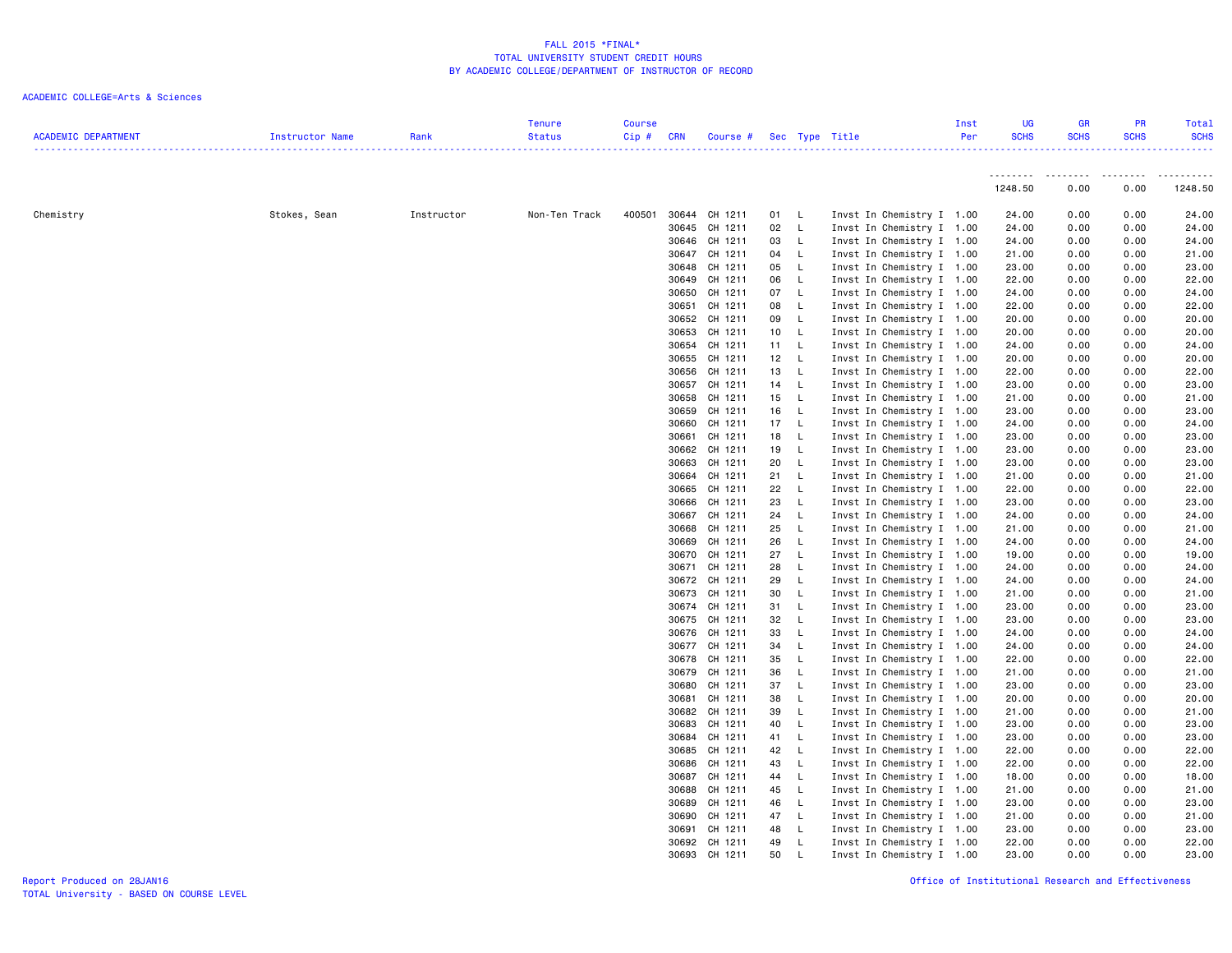FALL 2015 *FINAL*
TOTAL UNIVERSITY STUDENT CREDIT HOURS
BY ACADEMIC COLLEGE/DEPARTMENT OF INSTRUCTOR OF RECORD

ACADEMIC COLLEGE=Arts & Sciences

| ACADEMIC DEPARTMENT | Instructor Name | Rank | Tenure Status | Course Cip # | CRN | Course # | Sec | Type | Title | Inst Per | UG SCHS | GR SCHS | PR SCHS | Total SCHS |
|---|---|---|---|---|---|---|---|---|---|---|---|---|---|---|
| | | | | | | | | | | | 1248.50 | 0.00 | 0.00 | 1248.50 |
| Chemistry | Stokes, Sean | Instructor | Non-Ten Track | 400501 | 30644 | CH 1211 | 01 | L | Invst In Chemistry I | 1.00 | 24.00 | 0.00 | 0.00 | 24.00 |
| | | | | | 30645 | CH 1211 | 02 | L | Invst In Chemistry I | 1.00 | 24.00 | 0.00 | 0.00 | 24.00 |
| | | | | | 30646 | CH 1211 | 03 | L | Invst In Chemistry I | 1.00 | 24.00 | 0.00 | 0.00 | 24.00 |
| | | | | | 30647 | CH 1211 | 04 | L | Invst In Chemistry I | 1.00 | 21.00 | 0.00 | 0.00 | 21.00 |
| | | | | | 30648 | CH 1211 | 05 | L | Invst In Chemistry I | 1.00 | 23.00 | 0.00 | 0.00 | 23.00 |
| | | | | | 30649 | CH 1211 | 06 | L | Invst In Chemistry I | 1.00 | 22.00 | 0.00 | 0.00 | 22.00 |
| | | | | | 30650 | CH 1211 | 07 | L | Invst In Chemistry I | 1.00 | 24.00 | 0.00 | 0.00 | 24.00 |
| | | | | | 30651 | CH 1211 | 08 | L | Invst In Chemistry I | 1.00 | 22.00 | 0.00 | 0.00 | 22.00 |
| | | | | | 30652 | CH 1211 | 09 | L | Invst In Chemistry I | 1.00 | 20.00 | 0.00 | 0.00 | 20.00 |
| | | | | | 30653 | CH 1211 | 10 | L | Invst In Chemistry I | 1.00 | 20.00 | 0.00 | 0.00 | 20.00 |
| | | | | | 30654 | CH 1211 | 11 | L | Invst In Chemistry I | 1.00 | 24.00 | 0.00 | 0.00 | 24.00 |
| | | | | | 30655 | CH 1211 | 12 | L | Invst In Chemistry I | 1.00 | 20.00 | 0.00 | 0.00 | 20.00 |
| | | | | | 30656 | CH 1211 | 13 | L | Invst In Chemistry I | 1.00 | 22.00 | 0.00 | 0.00 | 22.00 |
| | | | | | 30657 | CH 1211 | 14 | L | Invst In Chemistry I | 1.00 | 23.00 | 0.00 | 0.00 | 23.00 |
| | | | | | 30658 | CH 1211 | 15 | L | Invst In Chemistry I | 1.00 | 21.00 | 0.00 | 0.00 | 21.00 |
| | | | | | 30659 | CH 1211 | 16 | L | Invst In Chemistry I | 1.00 | 23.00 | 0.00 | 0.00 | 23.00 |
| | | | | | 30660 | CH 1211 | 17 | L | Invst In Chemistry I | 1.00 | 24.00 | 0.00 | 0.00 | 24.00 |
| | | | | | 30661 | CH 1211 | 18 | L | Invst In Chemistry I | 1.00 | 23.00 | 0.00 | 0.00 | 23.00 |
| | | | | | 30662 | CH 1211 | 19 | L | Invst In Chemistry I | 1.00 | 23.00 | 0.00 | 0.00 | 23.00 |
| | | | | | 30663 | CH 1211 | 20 | L | Invst In Chemistry I | 1.00 | 23.00 | 0.00 | 0.00 | 23.00 |
| | | | | | 30664 | CH 1211 | 21 | L | Invst In Chemistry I | 1.00 | 21.00 | 0.00 | 0.00 | 21.00 |
| | | | | | 30665 | CH 1211 | 22 | L | Invst In Chemistry I | 1.00 | 22.00 | 0.00 | 0.00 | 22.00 |
| | | | | | 30666 | CH 1211 | 23 | L | Invst In Chemistry I | 1.00 | 23.00 | 0.00 | 0.00 | 23.00 |
| | | | | | 30667 | CH 1211 | 24 | L | Invst In Chemistry I | 1.00 | 24.00 | 0.00 | 0.00 | 24.00 |
| | | | | | 30668 | CH 1211 | 25 | L | Invst In Chemistry I | 1.00 | 21.00 | 0.00 | 0.00 | 21.00 |
| | | | | | 30669 | CH 1211 | 26 | L | Invst In Chemistry I | 1.00 | 24.00 | 0.00 | 0.00 | 24.00 |
| | | | | | 30670 | CH 1211 | 27 | L | Invst In Chemistry I | 1.00 | 19.00 | 0.00 | 0.00 | 19.00 |
| | | | | | 30671 | CH 1211 | 28 | L | Invst In Chemistry I | 1.00 | 24.00 | 0.00 | 0.00 | 24.00 |
| | | | | | 30672 | CH 1211 | 29 | L | Invst In Chemistry I | 1.00 | 24.00 | 0.00 | 0.00 | 24.00 |
| | | | | | 30673 | CH 1211 | 30 | L | Invst In Chemistry I | 1.00 | 21.00 | 0.00 | 0.00 | 21.00 |
| | | | | | 30674 | CH 1211 | 31 | L | Invst In Chemistry I | 1.00 | 23.00 | 0.00 | 0.00 | 23.00 |
| | | | | | 30675 | CH 1211 | 32 | L | Invst In Chemistry I | 1.00 | 23.00 | 0.00 | 0.00 | 23.00 |
| | | | | | 30676 | CH 1211 | 33 | L | Invst In Chemistry I | 1.00 | 24.00 | 0.00 | 0.00 | 24.00 |
| | | | | | 30677 | CH 1211 | 34 | L | Invst In Chemistry I | 1.00 | 24.00 | 0.00 | 0.00 | 24.00 |
| | | | | | 30678 | CH 1211 | 35 | L | Invst In Chemistry I | 1.00 | 22.00 | 0.00 | 0.00 | 22.00 |
| | | | | | 30679 | CH 1211 | 36 | L | Invst In Chemistry I | 1.00 | 21.00 | 0.00 | 0.00 | 21.00 |
| | | | | | 30680 | CH 1211 | 37 | L | Invst In Chemistry I | 1.00 | 23.00 | 0.00 | 0.00 | 23.00 |
| | | | | | 30681 | CH 1211 | 38 | L | Invst In Chemistry I | 1.00 | 20.00 | 0.00 | 0.00 | 20.00 |
| | | | | | 30682 | CH 1211 | 39 | L | Invst In Chemistry I | 1.00 | 21.00 | 0.00 | 0.00 | 21.00 |
| | | | | | 30683 | CH 1211 | 40 | L | Invst In Chemistry I | 1.00 | 23.00 | 0.00 | 0.00 | 23.00 |
| | | | | | 30684 | CH 1211 | 41 | L | Invst In Chemistry I | 1.00 | 23.00 | 0.00 | 0.00 | 23.00 |
| | | | | | 30685 | CH 1211 | 42 | L | Invst In Chemistry I | 1.00 | 22.00 | 0.00 | 0.00 | 22.00 |
| | | | | | 30686 | CH 1211 | 43 | L | Invst In Chemistry I | 1.00 | 22.00 | 0.00 | 0.00 | 22.00 |
| | | | | | 30687 | CH 1211 | 44 | L | Invst In Chemistry I | 1.00 | 18.00 | 0.00 | 0.00 | 18.00 |
| | | | | | 30688 | CH 1211 | 45 | L | Invst In Chemistry I | 1.00 | 21.00 | 0.00 | 0.00 | 21.00 |
| | | | | | 30689 | CH 1211 | 46 | L | Invst In Chemistry I | 1.00 | 23.00 | 0.00 | 0.00 | 23.00 |
| | | | | | 30690 | CH 1211 | 47 | L | Invst In Chemistry I | 1.00 | 21.00 | 0.00 | 0.00 | 21.00 |
| | | | | | 30691 | CH 1211 | 48 | L | Invst In Chemistry I | 1.00 | 23.00 | 0.00 | 0.00 | 23.00 |
| | | | | | 30692 | CH 1211 | 49 | L | Invst In Chemistry I | 1.00 | 22.00 | 0.00 | 0.00 | 22.00 |
| | | | | | 30693 | CH 1211 | 50 | L | Invst In Chemistry I | 1.00 | 23.00 | 0.00 | 0.00 | 23.00 |

Report Produced on 28JAN16
TOTAL University - BASED ON COURSE LEVEL

Office of Institutional Research and Effectiveness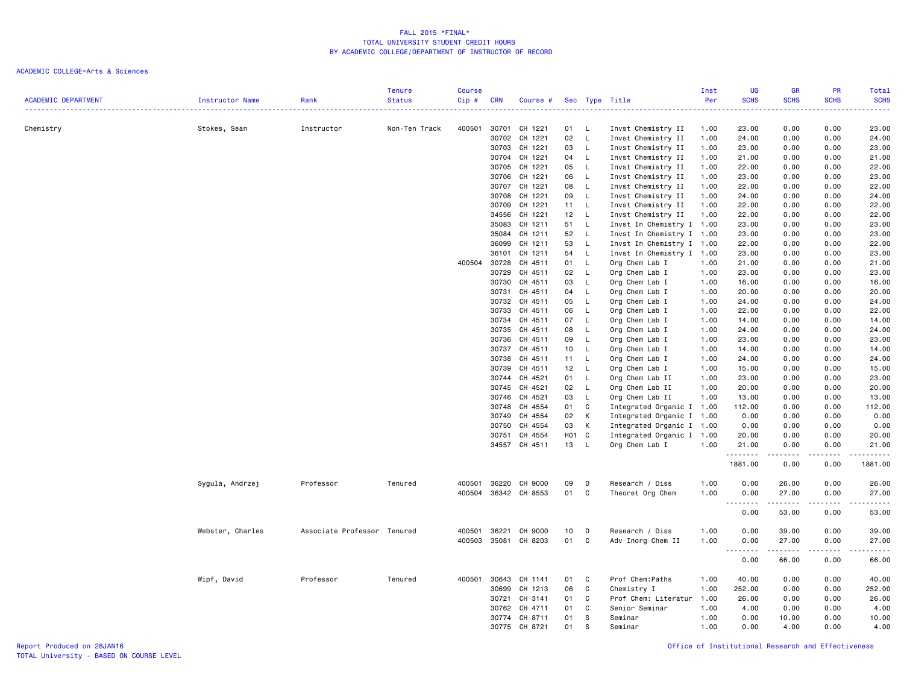FALL 2015 *FINAL*
TOTAL UNIVERSITY STUDENT CREDIT HOURS
BY ACADEMIC COLLEGE/DEPARTMENT OF INSTRUCTOR OF RECORD

ACADEMIC COLLEGE=Arts & Sciences

| ACADEMIC DEPARTMENT | Instructor Name | Rank | Tenure Status | Course Cip # | CRN | Course # | Sec | Type | Title | Inst Per | UG SCHS | GR SCHS | PR SCHS | Total SCHS |
|---|---|---|---|---|---|---|---|---|---|---|---|---|---|---|
| Chemistry | Stokes, Sean | Instructor | Non-Ten Track | 400501 | 30701 | CH 1221 | 01 | L | Invst Chemistry II | 1.00 | 23.00 | 0.00 | 0.00 | 23.00 |
| | | | | | 30702 | CH 1221 | 02 | L | Invst Chemistry II | 1.00 | 24.00 | 0.00 | 0.00 | 24.00 |
| | | | | | 30703 | CH 1221 | 03 | L | Invst Chemistry II | 1.00 | 23.00 | 0.00 | 0.00 | 23.00 |
| | | | | | 30704 | CH 1221 | 04 | L | Invst Chemistry II | 1.00 | 21.00 | 0.00 | 0.00 | 21.00 |
| | | | | | 30705 | CH 1221 | 05 | L | Invst Chemistry II | 1.00 | 22.00 | 0.00 | 0.00 | 22.00 |
| | | | | | 30706 | CH 1221 | 06 | L | Invst Chemistry II | 1.00 | 23.00 | 0.00 | 0.00 | 23.00 |
| | | | | | 30707 | CH 1221 | 08 | L | Invst Chemistry II | 1.00 | 22.00 | 0.00 | 0.00 | 22.00 |
| | | | | | 30708 | CH 1221 | 09 | L | Invst Chemistry II | 1.00 | 24.00 | 0.00 | 0.00 | 24.00 |
| | | | | | 30709 | CH 1221 | 11 | L | Invst Chemistry II | 1.00 | 22.00 | 0.00 | 0.00 | 22.00 |
| | | | | | 34556 | CH 1221 | 12 | L | Invst Chemistry II | 1.00 | 22.00 | 0.00 | 0.00 | 22.00 |
| | | | | | 35083 | CH 1211 | 51 | L | Invst In Chemistry I | 1.00 | 23.00 | 0.00 | 0.00 | 23.00 |
| | | | | | 35084 | CH 1211 | 52 | L | Invst In Chemistry I | 1.00 | 23.00 | 0.00 | 0.00 | 23.00 |
| | | | | | 36099 | CH 1211 | 53 | L | Invst In Chemistry I | 1.00 | 22.00 | 0.00 | 0.00 | 22.00 |
| | | | | | 36101 | CH 1211 | 54 | L | Invst In Chemistry I | 1.00 | 23.00 | 0.00 | 0.00 | 23.00 |
| | | | | 400504 | 30728 | CH 4511 | 01 | L | Org Chem Lab I | 1.00 | 21.00 | 0.00 | 0.00 | 21.00 |
| | | | | | 30729 | CH 4511 | 02 | L | Org Chem Lab I | 1.00 | 23.00 | 0.00 | 0.00 | 23.00 |
| | | | | | 30730 | CH 4511 | 03 | L | Org Chem Lab I | 1.00 | 16.00 | 0.00 | 0.00 | 16.00 |
| | | | | | 30731 | CH 4511 | 04 | L | Org Chem Lab I | 1.00 | 20.00 | 0.00 | 0.00 | 20.00 |
| | | | | | 30732 | CH 4511 | 05 | L | Org Chem Lab I | 1.00 | 24.00 | 0.00 | 0.00 | 24.00 |
| | | | | | 30733 | CH 4511 | 06 | L | Org Chem Lab I | 1.00 | 22.00 | 0.00 | 0.00 | 22.00 |
| | | | | | 30734 | CH 4511 | 07 | L | Org Chem Lab I | 1.00 | 14.00 | 0.00 | 0.00 | 14.00 |
| | | | | | 30735 | CH 4511 | 08 | L | Org Chem Lab I | 1.00 | 24.00 | 0.00 | 0.00 | 24.00 |
| | | | | | 30736 | CH 4511 | 09 | L | Org Chem Lab I | 1.00 | 23.00 | 0.00 | 0.00 | 23.00 |
| | | | | | 30737 | CH 4511 | 10 | L | Org Chem Lab I | 1.00 | 14.00 | 0.00 | 0.00 | 14.00 |
| | | | | | 30738 | CH 4511 | 11 | L | Org Chem Lab I | 1.00 | 24.00 | 0.00 | 0.00 | 24.00 |
| | | | | | 30739 | CH 4511 | 12 | L | Org Chem Lab I | 1.00 | 15.00 | 0.00 | 0.00 | 15.00 |
| | | | | | 30744 | CH 4521 | 01 | L | Org Chem Lab II | 1.00 | 23.00 | 0.00 | 0.00 | 23.00 |
| | | | | | 30745 | CH 4521 | 02 | L | Org Chem Lab II | 1.00 | 20.00 | 0.00 | 0.00 | 20.00 |
| | | | | | 30746 | CH 4521 | 03 | L | Org Chem Lab II | 1.00 | 13.00 | 0.00 | 0.00 | 13.00 |
| | | | | | 30748 | CH 4554 | 01 | C | Integrated Organic I | 1.00 | 112.00 | 0.00 | 0.00 | 112.00 |
| | | | | | 30749 | CH 4554 | 02 | K | Integrated Organic I | 1.00 | 0.00 | 0.00 | 0.00 | 0.00 |
| | | | | | 30750 | CH 4554 | 03 | K | Integrated Organic I | 1.00 | 0.00 | 0.00 | 0.00 | 0.00 |
| | | | | | 30751 | CH 4554 | H01 | C | Integrated Organic I | 1.00 | 20.00 | 0.00 | 0.00 | 20.00 |
| | | | | | 34557 | CH 4511 | 13 | L | Org Chem Lab I | 1.00 | 21.00 | 0.00 | 0.00 | 21.00 |
| | | | | | | | | | | | 1881.00 | 0.00 | 0.00 | 1881.00 |
| | Sygula, Andrzej | Professor | Tenured | 400501 | 36220 | CH 9000 | 09 | D | Research / Diss | 1.00 | 0.00 | 26.00 | 0.00 | 26.00 |
| | | | | 400504 | 36342 | CH 8553 | 01 | C | Theoret Org Chem | 1.00 | 0.00 | 27.00 | 0.00 | 27.00 |
| | | | | | | | | | | | 0.00 | 53.00 | 0.00 | 53.00 |
| | Webster, Charles | Associate Professor | Tenured | 400501 | 36221 | CH 9000 | 10 | D | Research / Diss | 1.00 | 0.00 | 39.00 | 0.00 | 39.00 |
| | | | | 400503 | 35081 | CH 8203 | 01 | C | Adv Inorg Chem II | 1.00 | 0.00 | 27.00 | 0.00 | 27.00 |
| | | | | | | | | | | | 0.00 | 66.00 | 0.00 | 66.00 |
| | Wipf, David | Professor | Tenured | 400501 | 30643 | CH 1141 | 01 | C | Prof Chem:Paths | 1.00 | 40.00 | 0.00 | 0.00 | 40.00 |
| | | | | | 30699 | CH 1213 | 06 | C | Chemistry I | 1.00 | 252.00 | 0.00 | 0.00 | 252.00 |
| | | | | | 30721 | CH 3141 | 01 | C | Prof Chem: Literatur | 1.00 | 26.00 | 0.00 | 0.00 | 26.00 |
| | | | | | 30762 | CH 4711 | 01 | C | Senior Seminar | 1.00 | 4.00 | 0.00 | 0.00 | 4.00 |
| | | | | | 30774 | CH 8711 | 01 | S | Seminar | 1.00 | 0.00 | 10.00 | 0.00 | 10.00 |
| | | | | | 30775 | CH 8721 | 01 | S | Seminar | 1.00 | 0.00 | 4.00 | 0.00 | 4.00 |

Report Produced on 28JAN16
TOTAL University - BASED ON COURSE LEVEL

Office of Institutional Research and Effectiveness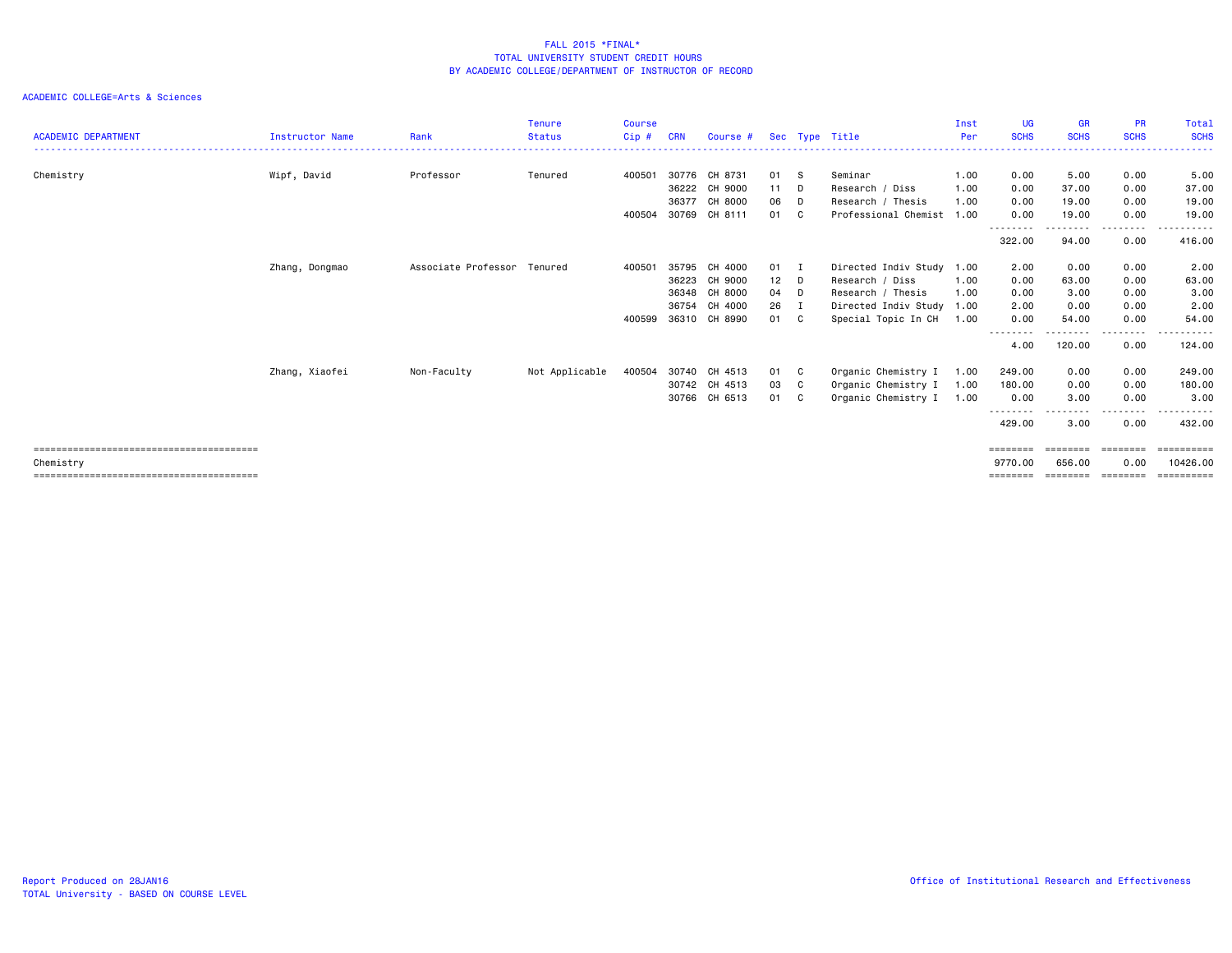FALL 2015 *FINAL*
TOTAL UNIVERSITY STUDENT CREDIT HOURS
BY ACADEMIC COLLEGE/DEPARTMENT OF INSTRUCTOR OF RECORD

ACADEMIC COLLEGE=Arts & Sciences

| ACADEMIC DEPARTMENT | Instructor Name | Rank | Tenure Status | Course Cip # | CRN | Course # | Sec | Type | Title | Inst Per | UG SCHS | GR SCHS | PR SCHS | Total SCHS |
|---|---|---|---|---|---|---|---|---|---|---|---|---|---|---|
| Chemistry | Wipf, David | Professor | Tenured | 400501 | 30776 | CH 8731 | 01 | S | Seminar | 1.00 | 0.00 | 5.00 | 0.00 | 5.00 |
| | | | | | 36222 | CH 9000 | 11 | D | Research / Diss | 1.00 | 0.00 | 37.00 | 0.00 | 37.00 |
| | | | | | 36377 | CH 8000 | 06 | D | Research / Thesis | 1.00 | 0.00 | 19.00 | 0.00 | 19.00 |
| | | | | 400504 | 30769 | CH 8111 | 01 | C | Professional Chemist | 1.00 | 0.00 | 19.00 | 0.00 | 19.00 |
| | | | | | | | | | | | 322.00 | 94.00 | 0.00 | 416.00 |
| | Zhang, Dongmao | Associate Professor | Tenured | 400501 | 35795 | CH 4000 | 01 | I | Directed Indiv Study | 1.00 | 2.00 | 0.00 | 0.00 | 2.00 |
| | | | | | 36223 | CH 9000 | 12 | D | Research / Diss | 1.00 | 0.00 | 63.00 | 0.00 | 63.00 |
| | | | | | 36348 | CH 8000 | 04 | D | Research / Thesis | 1.00 | 0.00 | 3.00 | 0.00 | 3.00 |
| | | | | | 36754 | CH 4000 | 26 | I | Directed Indiv Study | 1.00 | 2.00 | 0.00 | 0.00 | 2.00 |
| | | | | 400599 | 36310 | CH 8990 | 01 | C | Special Topic In CH | 1.00 | 0.00 | 54.00 | 0.00 | 54.00 |
| | | | | | | | | | | | 4.00 | 120.00 | 0.00 | 124.00 |
| | Zhang, Xiaofei | Non-Faculty | Not Applicable | 400504 | 30740 | CH 4513 | 01 | C | Organic Chemistry I | 1.00 | 249.00 | 0.00 | 0.00 | 249.00 |
| | | | | | 30742 | CH 4513 | 03 | C | Organic Chemistry I | 1.00 | 180.00 | 0.00 | 0.00 | 180.00 |
| | | | | | 30766 | CH 6513 | 01 | C | Organic Chemistry I | 1.00 | 0.00 | 3.00 | 0.00 | 3.00 |
| | | | | | | | | | | | 429.00 | 3.00 | 0.00 | 432.00 |
| Chemistry | | | | | | | | | | | 9770.00 | 656.00 | 0.00 | 10426.00 |

Report Produced on 28JAN16
TOTAL University - BASED ON COURSE LEVEL

Office of Institutional Research and Effectiveness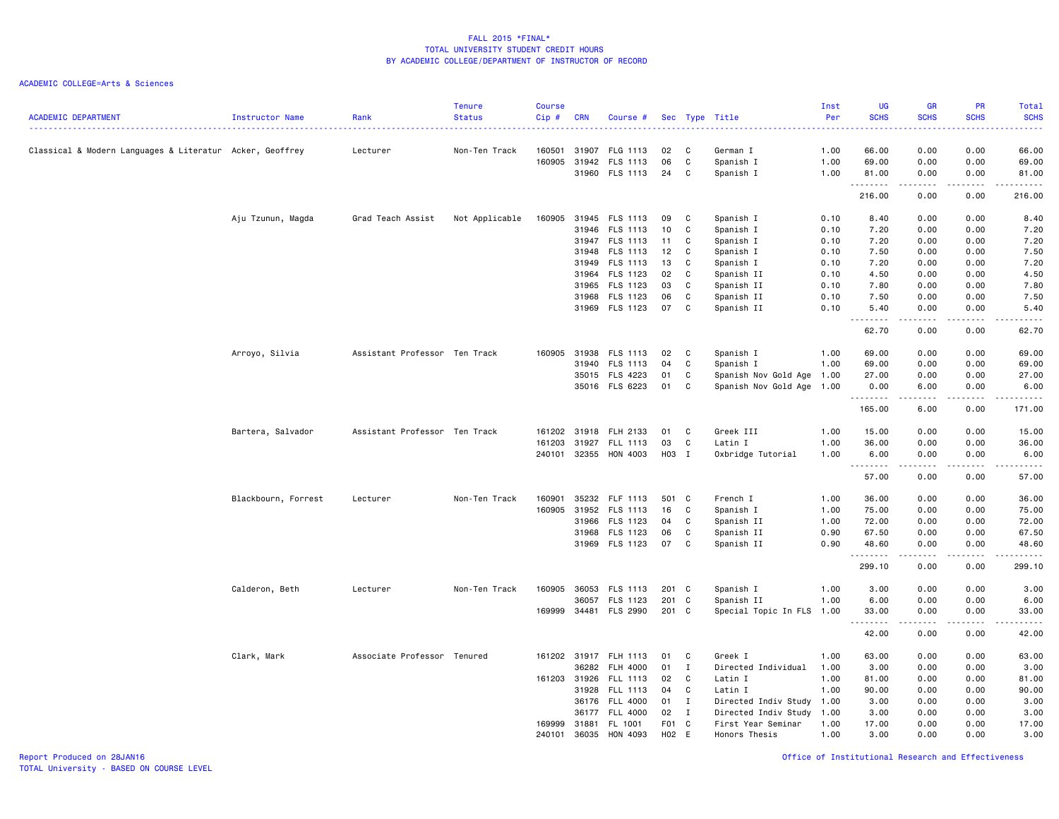# FALL 2015 *FINAL*
## TOTAL UNIVERSITY STUDENT CREDIT HOURS
### BY ACADEMIC COLLEGE/DEPARTMENT OF INSTRUCTOR OF RECORD

ACADEMIC COLLEGE=Arts & Sciences

| ACADEMIC DEPARTMENT | Instructor Name | Rank | Tenure Status | Course Cip # | CRN | Course # | Sec | Type | Title | Inst Per | UG SCHS | GR SCHS | PR SCHS | Total SCHS |
|---|---|---|---|---|---|---|---|---|---|---|---|---|---|---|
| Classical & Modern Languages & Literatur | Acker, Geoffrey | Lecturer | Non-Ten Track | 160501 | 31907 | FLG 1113 | 02 | C | German I | 1.00 | 66.00 | 0.00 | 0.00 | 66.00 |
| | | | | 160905 | 31942 | FLS 1113 | 06 | C | Spanish I | 1.00 | 69.00 | 0.00 | 0.00 | 69.00 |
| | | | | | 31960 | FLS 1113 | 24 | C | Spanish I | 1.00 | 81.00 | 0.00 | 0.00 | 81.00 |
| | | | | | | | | | | | 216.00 | 0.00 | 0.00 | 216.00 |
| | Aju Tzunun, Magda | Grad Teach Assist | Not Applicable | 160905 | 31945 | FLS 1113 | 09 | C | Spanish I | 0.10 | 8.40 | 0.00 | 0.00 | 8.40 |
| | | | | | 31946 | FLS 1113 | 10 | C | Spanish I | 0.10 | 7.20 | 0.00 | 0.00 | 7.20 |
| | | | | | 31947 | FLS 1113 | 11 | C | Spanish I | 0.10 | 7.20 | 0.00 | 0.00 | 7.20 |
| | | | | | 31948 | FLS 1113 | 12 | C | Spanish I | 0.10 | 7.50 | 0.00 | 0.00 | 7.50 |
| | | | | | 31949 | FLS 1113 | 13 | C | Spanish I | 0.10 | 7.20 | 0.00 | 0.00 | 7.20 |
| | | | | | 31964 | FLS 1123 | 02 | C | Spanish II | 0.10 | 4.50 | 0.00 | 0.00 | 4.50 |
| | | | | | 31965 | FLS 1123 | 03 | C | Spanish II | 0.10 | 7.80 | 0.00 | 0.00 | 7.80 |
| | | | | | 31968 | FLS 1123 | 06 | C | Spanish II | 0.10 | 7.50 | 0.00 | 0.00 | 7.50 |
| | | | | | 31969 | FLS 1123 | 07 | C | Spanish II | 0.10 | 5.40 | 0.00 | 0.00 | 5.40 |
| | | | | | | | | | | | 62.70 | 0.00 | 0.00 | 62.70 |
| | Arroyo, Silvia | Assistant Professor | Ten Track | 160905 | 31938 | FLS 1113 | 02 | C | Spanish I | 1.00 | 69.00 | 0.00 | 0.00 | 69.00 |
| | | | | | 31940 | FLS 1113 | 04 | C | Spanish I | 1.00 | 69.00 | 0.00 | 0.00 | 69.00 |
| | | | | | 35015 | FLS 4223 | 01 | C | Spanish Nov Gold Age | 1.00 | 27.00 | 0.00 | 0.00 | 27.00 |
| | | | | | 35016 | FLS 6223 | 01 | C | Spanish Nov Gold Age | 1.00 | 0.00 | 6.00 | 0.00 | 6.00 |
| | | | | | | | | | | | 165.00 | 6.00 | 0.00 | 171.00 |
| | Bartera, Salvador | Assistant Professor | Ten Track | 161202 | 31918 | FLH 2133 | 01 | C | Greek III | 1.00 | 15.00 | 0.00 | 0.00 | 15.00 |
| | | | | 161203 | 31927 | FLL 1113 | 03 | C | Latin I | 1.00 | 36.00 | 0.00 | 0.00 | 36.00 |
| | | | | 240101 | 32355 | HON 4003 | H03 | I | Oxbridge Tutorial | 1.00 | 6.00 | 0.00 | 0.00 | 6.00 |
| | | | | | | | | | | | 57.00 | 0.00 | 0.00 | 57.00 |
| | Blackbourn, Forrest | Lecturer | Non-Ten Track | 160901 | 35232 | FLF 1113 | 501 | C | French I | 1.00 | 36.00 | 0.00 | 0.00 | 36.00 |
| | | | | 160905 | 31952 | FLS 1113 | 16 | C | Spanish I | 1.00 | 75.00 | 0.00 | 0.00 | 75.00 |
| | | | | | 31966 | FLS 1123 | 04 | C | Spanish II | 1.00 | 72.00 | 0.00 | 0.00 | 72.00 |
| | | | | | 31968 | FLS 1123 | 06 | C | Spanish II | 0.90 | 67.50 | 0.00 | 0.00 | 67.50 |
| | | | | | 31969 | FLS 1123 | 07 | C | Spanish II | 0.90 | 48.60 | 0.00 | 0.00 | 48.60 |
| | | | | | | | | | | | 299.10 | 0.00 | 0.00 | 299.10 |
| | Calderon, Beth | Lecturer | Non-Ten Track | 160905 | 36053 | FLS 1113 | 201 | C | Spanish I | 1.00 | 3.00 | 0.00 | 0.00 | 3.00 |
| | | | | | 36057 | FLS 1123 | 201 | C | Spanish II | 1.00 | 6.00 | 0.00 | 0.00 | 6.00 |
| | | | | 169999 | 34481 | FLS 2990 | 201 | C | Special Topic In FLS | 1.00 | 33.00 | 0.00 | 0.00 | 33.00 |
| | | | | | | | | | | | 42.00 | 0.00 | 0.00 | 42.00 |
| | Clark, Mark | Associate Professor | Tenured | 161202 | 31917 | FLH 1113 | 01 | C | Greek I | 1.00 | 63.00 | 0.00 | 0.00 | 63.00 |
| | | | | | 36282 | FLH 4000 | 01 | I | Directed Individual | 1.00 | 3.00 | 0.00 | 0.00 | 3.00 |
| | | | | 161203 | 31926 | FLL 1113 | 02 | C | Latin I | 1.00 | 81.00 | 0.00 | 0.00 | 81.00 |
| | | | | | 31928 | FLL 1113 | 04 | C | Latin I | 1.00 | 90.00 | 0.00 | 0.00 | 90.00 |
| | | | | | 36176 | FLL 4000 | 01 | I | Directed Indiv Study | 1.00 | 3.00 | 0.00 | 0.00 | 3.00 |
| | | | | | 36177 | FLL 4000 | 02 | I | Directed Indiv Study | 1.00 | 3.00 | 0.00 | 0.00 | 3.00 |
| | | | | 169999 | 31881 | FL 1001 | F01 | C | First Year Seminar | 1.00 | 17.00 | 0.00 | 0.00 | 17.00 |
| | | | | 240101 | 36035 | HON 4093 | H02 | E | Honors Thesis | 1.00 | 3.00 | 0.00 | 0.00 | 3.00 |

Report Produced on 28JAN16
TOTAL University - BASED ON COURSE LEVEL

Office of Institutional Research and Effectiveness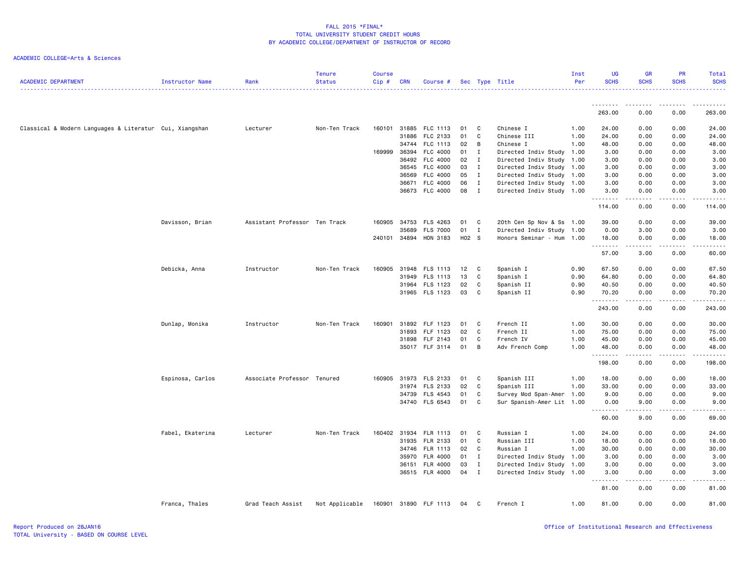FALL 2015 *FINAL*
TOTAL UNIVERSITY STUDENT CREDIT HOURS
BY ACADEMIC COLLEGE/DEPARTMENT OF INSTRUCTOR OF RECORD

ACADEMIC COLLEGE=Arts & Sciences

| ACADEMIC DEPARTMENT | Instructor Name | Rank | Tenure Status | Course Cip # | CRN | Course # | Sec | Type | Title | Inst Per | UG SCHS | GR SCHS | PR SCHS | Total SCHS |
|---|---|---|---|---|---|---|---|---|---|---|---|---|---|---|
| | | | | | | | | | | | 263.00 | 0.00 | 0.00 | 263.00 |
| Classical & Modern Languages & Literatur | Cui, Xiangshan | Lecturer | Non-Ten Track | 160101 | 31885 | FLC 1113 | 01 | C | Chinese I | 1.00 | 24.00 | 0.00 | 0.00 | 24.00 |
| | | | | | 31886 | FLC 2133 | 01 | C | Chinese III | 1.00 | 24.00 | 0.00 | 0.00 | 24.00 |
| | | | | | 34744 | FLC 1113 | 02 | B | Chinese I | 1.00 | 48.00 | 0.00 | 0.00 | 48.00 |
| | | | | 169999 | 36394 | FLC 4000 | 01 | I | Directed Indiv Study | 1.00 | 3.00 | 0.00 | 0.00 | 3.00 |
| | | | | | 36492 | FLC 4000 | 02 | I | Directed Indiv Study | 1.00 | 3.00 | 0.00 | 0.00 | 3.00 |
| | | | | | 36545 | FLC 4000 | 03 | I | Directed Indiv Study | 1.00 | 3.00 | 0.00 | 0.00 | 3.00 |
| | | | | | 36569 | FLC 4000 | 05 | I | Directed Indiv Study | 1.00 | 3.00 | 0.00 | 0.00 | 3.00 |
| | | | | | 36671 | FLC 4000 | 06 | I | Directed Indiv Study | 1.00 | 3.00 | 0.00 | 0.00 | 3.00 |
| | | | | | 36673 | FLC 4000 | 08 | I | Directed Indiv Study | 1.00 | 3.00 | 0.00 | 0.00 | 3.00 |
| | | | | | | | | | | | 114.00 | 0.00 | 0.00 | 114.00 |
| | Davisson, Brian | Assistant Professor | Ten Track | 160905 | 34753 | FLS 4263 | 01 | C | 20th Cen Sp Nov & Ss | 1.00 | 39.00 | 0.00 | 0.00 | 39.00 |
| | | | | | 35689 | FLS 7000 | 01 | I | Directed Indiv Study | 1.00 | 0.00 | 3.00 | 0.00 | 3.00 |
| | | | | 240101 | 34894 | HON 3183 | H02 | S | Honors Seminar - Hum | 1.00 | 18.00 | 0.00 | 0.00 | 18.00 |
| | | | | | | | | | | | 57.00 | 3.00 | 0.00 | 60.00 |
| | Debicka, Anna | Instructor | Non-Ten Track | 160905 | 31948 | FLS 1113 | 12 | C | Spanish I | 0.90 | 67.50 | 0.00 | 0.00 | 67.50 |
| | | | | | 31949 | FLS 1113 | 13 | C | Spanish I | 0.90 | 64.80 | 0.00 | 0.00 | 64.80 |
| | | | | | 31964 | FLS 1123 | 02 | C | Spanish II | 0.90 | 40.50 | 0.00 | 0.00 | 40.50 |
| | | | | | 31965 | FLS 1123 | 03 | C | Spanish II | 0.90 | 70.20 | 0.00 | 0.00 | 70.20 |
| | | | | | | | | | | | 243.00 | 0.00 | 0.00 | 243.00 |
| | Dunlap, Monika | Instructor | Non-Ten Track | 160901 | 31892 | FLF 1123 | 01 | C | French II | 1.00 | 30.00 | 0.00 | 0.00 | 30.00 |
| | | | | | 31893 | FLF 1123 | 02 | C | French II | 1.00 | 75.00 | 0.00 | 0.00 | 75.00 |
| | | | | | 31898 | FLF 2143 | 01 | C | French IV | 1.00 | 45.00 | 0.00 | 0.00 | 45.00 |
| | | | | | 35017 | FLF 3114 | 01 | B | Adv French Comp | 1.00 | 48.00 | 0.00 | 0.00 | 48.00 |
| | | | | | | | | | | | 198.00 | 0.00 | 0.00 | 198.00 |
| | Espinosa, Carlos | Associate Professor | Tenured | 160905 | 31973 | FLS 2133 | 01 | C | Spanish III | 1.00 | 18.00 | 0.00 | 0.00 | 18.00 |
| | | | | | 31974 | FLS 2133 | 02 | C | Spanish III | 1.00 | 33.00 | 0.00 | 0.00 | 33.00 |
| | | | | | 34739 | FLS 4543 | 01 | C | Survey Mod Span-Amer | 1.00 | 9.00 | 0.00 | 0.00 | 9.00 |
| | | | | | 34740 | FLS 6543 | 01 | C | Sur Spanish-Amer Lit | 1.00 | 0.00 | 9.00 | 0.00 | 9.00 |
| | | | | | | | | | | | 60.00 | 9.00 | 0.00 | 69.00 |
| | Fabel, Ekaterina | Lecturer | Non-Ten Track | 160402 | 31934 | FLR 1113 | 01 | C | Russian I | 1.00 | 24.00 | 0.00 | 0.00 | 24.00 |
| | | | | | 31935 | FLR 2133 | 01 | C | Russian III | 1.00 | 18.00 | 0.00 | 0.00 | 18.00 |
| | | | | | 34746 | FLR 1113 | 02 | C | Russian I | 1.00 | 30.00 | 0.00 | 0.00 | 30.00 |
| | | | | | 35970 | FLR 4000 | 01 | I | Directed Indiv Study | 1.00 | 3.00 | 0.00 | 0.00 | 3.00 |
| | | | | | 36151 | FLR 4000 | 03 | I | Directed Indiv Study | 1.00 | 3.00 | 0.00 | 0.00 | 3.00 |
| | | | | | 36515 | FLR 4000 | 04 | I | Directed Indiv Study | 1.00 | 3.00 | 0.00 | 0.00 | 3.00 |
| | | | | | | | | | | | 81.00 | 0.00 | 0.00 | 81.00 |
| | Franca, Thales | Grad Teach Assist | Not Applicable | 160901 | 31890 | FLF 1113 | 04 | C | French I | 1.00 | 81.00 | 0.00 | 0.00 | 81.00 |

Report Produced on 28JAN16
TOTAL University - BASED ON COURSE LEVEL

Office of Institutional Research and Effectiveness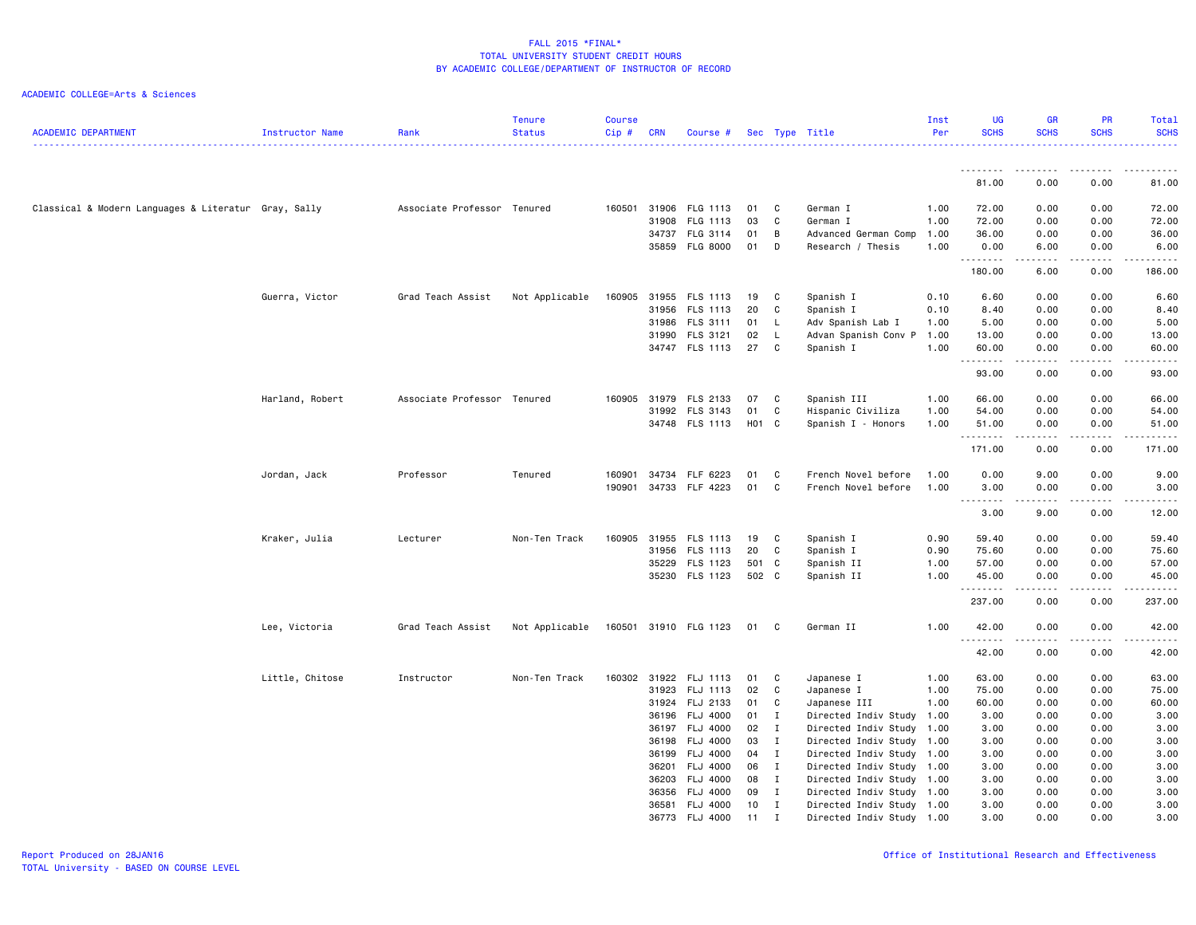FALL 2015 *FINAL*
TOTAL UNIVERSITY STUDENT CREDIT HOURS
BY ACADEMIC COLLEGE/DEPARTMENT OF INSTRUCTOR OF RECORD

ACADEMIC COLLEGE=Arts & Sciences

| ACADEMIC DEPARTMENT | Instructor Name | Rank | Tenure Status | Course Cip # | CRN | Course # | Sec | Type | Title | Inst Per | UG SCHS | GR SCHS | PR SCHS | Total SCHS |
|---|---|---|---|---|---|---|---|---|---|---|---|---|---|---|
| | | | | | | | | | | | 81.00 | 0.00 | 0.00 | 81.00 |
| Classical & Modern Languages & Literatur | Gray, Sally | Associate Professor | Tenured | 160501 | 31906 | FLG 1113 | 01 | C | German I | 1.00 | 72.00 | 0.00 | 0.00 | 72.00 |
| | | | | | 31908 | FLG 1113 | 03 | C | German I | 1.00 | 72.00 | 0.00 | 0.00 | 72.00 |
| | | | | | 34737 | FLG 3114 | 01 | B | Advanced German Comp | 1.00 | 36.00 | 0.00 | 0.00 | 36.00 |
| | | | | | 35859 | FLG 8000 | 01 | D | Research / Thesis | 1.00 | 0.00 | 6.00 | 0.00 | 6.00 |
| | | | | | | | | | | | 180.00 | 6.00 | 0.00 | 186.00 |
| | Guerra, Victor | Grad Teach Assist | Not Applicable | 160905 | 31955 | FLS 1113 | 19 | C | Spanish I | 0.10 | 6.60 | 0.00 | 0.00 | 6.60 |
| | | | | | 31956 | FLS 1113 | 20 | C | Spanish I | 0.10 | 8.40 | 0.00 | 0.00 | 8.40 |
| | | | | | 31986 | FLS 3111 | 01 | L | Adv Spanish Lab I | 1.00 | 5.00 | 0.00 | 0.00 | 5.00 |
| | | | | | 31990 | FLS 3121 | 02 | L | Advan Spanish Conv P | 1.00 | 13.00 | 0.00 | 0.00 | 13.00 |
| | | | | | 34747 | FLS 1113 | 27 | C | Spanish I | 1.00 | 60.00 | 0.00 | 0.00 | 60.00 |
| | | | | | | | | | | | 93.00 | 0.00 | 0.00 | 93.00 |
| | Harland, Robert | Associate Professor | Tenured | 160905 | 31979 | FLS 2133 | 07 | C | Spanish III | 1.00 | 66.00 | 0.00 | 0.00 | 66.00 |
| | | | | | 31992 | FLS 3143 | 01 | C | Hispanic Civiliza | 1.00 | 54.00 | 0.00 | 0.00 | 54.00 |
| | | | | | 34748 | FLS 1113 | H01 | C | Spanish I - Honors | 1.00 | 51.00 | 0.00 | 0.00 | 51.00 |
| | | | | | | | | | | | 171.00 | 0.00 | 0.00 | 171.00 |
| | Jordan, Jack | Professor | Tenured | 160901 | 34734 | FLF 6223 | 01 | C | French Novel before | 1.00 | 0.00 | 9.00 | 0.00 | 9.00 |
| | | | | 190901 | 34733 | FLF 4223 | 01 | C | French Novel before | 1.00 | 3.00 | 0.00 | 0.00 | 3.00 |
| | | | | | | | | | | | 3.00 | 9.00 | 0.00 | 12.00 |
| | Kraker, Julia | Lecturer | Non-Ten Track | 160905 | 31955 | FLS 1113 | 19 | C | Spanish I | 0.90 | 59.40 | 0.00 | 0.00 | 59.40 |
| | | | | | 31956 | FLS 1113 | 20 | C | Spanish I | 0.90 | 75.60 | 0.00 | 0.00 | 75.60 |
| | | | | | 35229 | FLS 1123 | 501 | C | Spanish II | 1.00 | 57.00 | 0.00 | 0.00 | 57.00 |
| | | | | | 35230 | FLS 1123 | 502 | C | Spanish II | 1.00 | 45.00 | 0.00 | 0.00 | 45.00 |
| | | | | | | | | | | | 237.00 | 0.00 | 0.00 | 237.00 |
| | Lee, Victoria | Grad Teach Assist | Not Applicable | 160501 | 31910 | FLG 1123 | 01 | C | German II | 1.00 | 42.00 | 0.00 | 0.00 | 42.00 |
| | | | | | | | | | | | 42.00 | 0.00 | 0.00 | 42.00 |
| | Little, Chitose | Instructor | Non-Ten Track | 160302 | 31922 | FLJ 1113 | 01 | C | Japanese I | 1.00 | 63.00 | 0.00 | 0.00 | 63.00 |
| | | | | | 31923 | FLJ 1113 | 02 | C | Japanese I | 1.00 | 75.00 | 0.00 | 0.00 | 75.00 |
| | | | | | 31924 | FLJ 2133 | 01 | C | Japanese III | 1.00 | 60.00 | 0.00 | 0.00 | 60.00 |
| | | | | | 36196 | FLJ 4000 | 01 | I | Directed Indiv Study | 1.00 | 3.00 | 0.00 | 0.00 | 3.00 |
| | | | | | 36197 | FLJ 4000 | 02 | I | Directed Indiv Study | 1.00 | 3.00 | 0.00 | 0.00 | 3.00 |
| | | | | | 36198 | FLJ 4000 | 03 | I | Directed Indiv Study | 1.00 | 3.00 | 0.00 | 0.00 | 3.00 |
| | | | | | 36199 | FLJ 4000 | 04 | I | Directed Indiv Study | 1.00 | 3.00 | 0.00 | 0.00 | 3.00 |
| | | | | | 36201 | FLJ 4000 | 06 | I | Directed Indiv Study | 1.00 | 3.00 | 0.00 | 0.00 | 3.00 |
| | | | | | 36203 | FLJ 4000 | 08 | I | Directed Indiv Study | 1.00 | 3.00 | 0.00 | 0.00 | 3.00 |
| | | | | | 36356 | FLJ 4000 | 09 | I | Directed Indiv Study | 1.00 | 3.00 | 0.00 | 0.00 | 3.00 |
| | | | | | 36581 | FLJ 4000 | 10 | I | Directed Indiv Study | 1.00 | 3.00 | 0.00 | 0.00 | 3.00 |
| | | | | | 36773 | FLJ 4000 | 11 | I | Directed Indiv Study | 1.00 | 3.00 | 0.00 | 0.00 | 3.00 |

Report Produced on 28JAN16
TOTAL University - BASED ON COURSE LEVEL

Office of Institutional Research and Effectiveness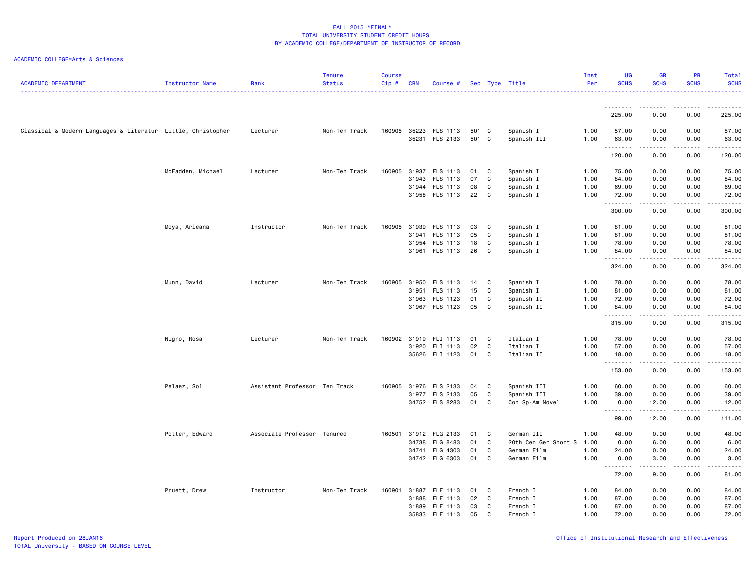FALL 2015 *FINAL*
TOTAL UNIVERSITY STUDENT CREDIT HOURS
BY ACADEMIC COLLEGE/DEPARTMENT OF INSTRUCTOR OF RECORD

ACADEMIC COLLEGE=Arts & Sciences

| ACADEMIC DEPARTMENT | Instructor Name | Rank | Tenure Status | Course Cip # | CRN | Course # | Sec | Type | Title | Inst Per | UG SCHS | GR SCHS | PR SCHS | Total SCHS |
|---|---|---|---|---|---|---|---|---|---|---|---|---|---|---|
| | | | | | | | | | | | 225.00 | 0.00 | 0.00 | 225.00 |
| Classical & Modern Languages & Literatur | Little, Christopher | Lecturer | Non-Ten Track | 160905 | 35223 | FLS 1113 | 501 | C | Spanish I | 1.00 | 57.00 | 0.00 | 0.00 | 57.00 |
| | | | | | 35231 | FLS 2133 | 501 | C | Spanish III | 1.00 | 63.00 | 0.00 | 0.00 | 63.00 |
| | | | | | | | | | | | 120.00 | 0.00 | 0.00 | 120.00 |
| | McFadden, Michael | Lecturer | Non-Ten Track | 160905 | 31937 | FLS 1113 | 01 | C | Spanish I | 1.00 | 75.00 | 0.00 | 0.00 | 75.00 |
| | | | | | 31943 | FLS 1113 | 07 | C | Spanish I | 1.00 | 84.00 | 0.00 | 0.00 | 84.00 |
| | | | | | 31944 | FLS 1113 | 08 | C | Spanish I | 1.00 | 69.00 | 0.00 | 0.00 | 69.00 |
| | | | | | 31958 | FLS 1113 | 22 | C | Spanish I | 1.00 | 72.00 | 0.00 | 0.00 | 72.00 |
| | | | | | | | | | | | 300.00 | 0.00 | 0.00 | 300.00 |
| | Moya, Arleana | Instructor | Non-Ten Track | 160905 | 31939 | FLS 1113 | 03 | C | Spanish I | 1.00 | 81.00 | 0.00 | 0.00 | 81.00 |
| | | | | | 31941 | FLS 1113 | 05 | C | Spanish I | 1.00 | 81.00 | 0.00 | 0.00 | 81.00 |
| | | | | | 31954 | FLS 1113 | 18 | C | Spanish I | 1.00 | 78.00 | 0.00 | 0.00 | 78.00 |
| | | | | | 31961 | FLS 1113 | 26 | C | Spanish I | 1.00 | 84.00 | 0.00 | 0.00 | 84.00 |
| | | | | | | | | | | | 324.00 | 0.00 | 0.00 | 324.00 |
| | Munn, David | Lecturer | Non-Ten Track | 160905 | 31950 | FLS 1113 | 14 | C | Spanish I | 1.00 | 78.00 | 0.00 | 0.00 | 78.00 |
| | | | | | 31951 | FLS 1113 | 15 | C | Spanish I | 1.00 | 81.00 | 0.00 | 0.00 | 81.00 |
| | | | | | 31963 | FLS 1123 | 01 | C | Spanish II | 1.00 | 72.00 | 0.00 | 0.00 | 72.00 |
| | | | | | 31967 | FLS 1123 | 05 | C | Spanish II | 1.00 | 84.00 | 0.00 | 0.00 | 84.00 |
| | | | | | | | | | | | 315.00 | 0.00 | 0.00 | 315.00 |
| | Nigro, Rosa | Lecturer | Non-Ten Track | 160902 | 31919 | FLI 1113 | 01 | C | Italian I | 1.00 | 78.00 | 0.00 | 0.00 | 78.00 |
| | | | | | 31920 | FLI 1113 | 02 | C | Italian I | 1.00 | 57.00 | 0.00 | 0.00 | 57.00 |
| | | | | | 35626 | FLI 1123 | 01 | C | Italian II | 1.00 | 18.00 | 0.00 | 0.00 | 18.00 |
| | | | | | | | | | | | 153.00 | 0.00 | 0.00 | 153.00 |
| | Pelaez, Sol | Assistant Professor | Ten Track | 160905 | 31976 | FLS 2133 | 04 | C | Spanish III | 1.00 | 60.00 | 0.00 | 0.00 | 60.00 |
| | | | | | 31977 | FLS 2133 | 05 | C | Spanish III | 1.00 | 39.00 | 0.00 | 0.00 | 39.00 |
| | | | | | 34752 | FLS 8283 | 01 | C | Con Sp-Am Novel | 1.00 | 0.00 | 12.00 | 0.00 | 12.00 |
| | | | | | | | | | | | 99.00 | 12.00 | 0.00 | 111.00 |
| | Potter, Edward | Associate Professor | Tenured | 160501 | 31912 | FLG 2133 | 01 | C | German III | 1.00 | 48.00 | 0.00 | 0.00 | 48.00 |
| | | | | | 34738 | FLG 8483 | 01 | C | 20th Cen Ger Short S | 1.00 | 0.00 | 6.00 | 0.00 | 6.00 |
| | | | | | 34741 | FLG 4303 | 01 | C | German Film | 1.00 | 24.00 | 0.00 | 0.00 | 24.00 |
| | | | | | 34742 | FLG 6303 | 01 | C | German Film | 1.00 | 0.00 | 3.00 | 0.00 | 3.00 |
| | | | | | | | | | | | 72.00 | 9.00 | 0.00 | 81.00 |
| | Pruett, Drew | Instructor | Non-Ten Track | 160901 | 31887 | FLF 1113 | 01 | C | French I | 1.00 | 84.00 | 0.00 | 0.00 | 84.00 |
| | | | | | 31888 | FLF 1113 | 02 | C | French I | 1.00 | 87.00 | 0.00 | 0.00 | 87.00 |
| | | | | | 31889 | FLF 1113 | 03 | C | French I | 1.00 | 87.00 | 0.00 | 0.00 | 87.00 |
| | | | | | 35833 | FLF 1113 | 05 | C | French I | 1.00 | 72.00 | 0.00 | 0.00 | 72.00 |

Report Produced on 28JAN16
TOTAL University - BASED ON COURSE LEVEL

Office of Institutional Research and Effectiveness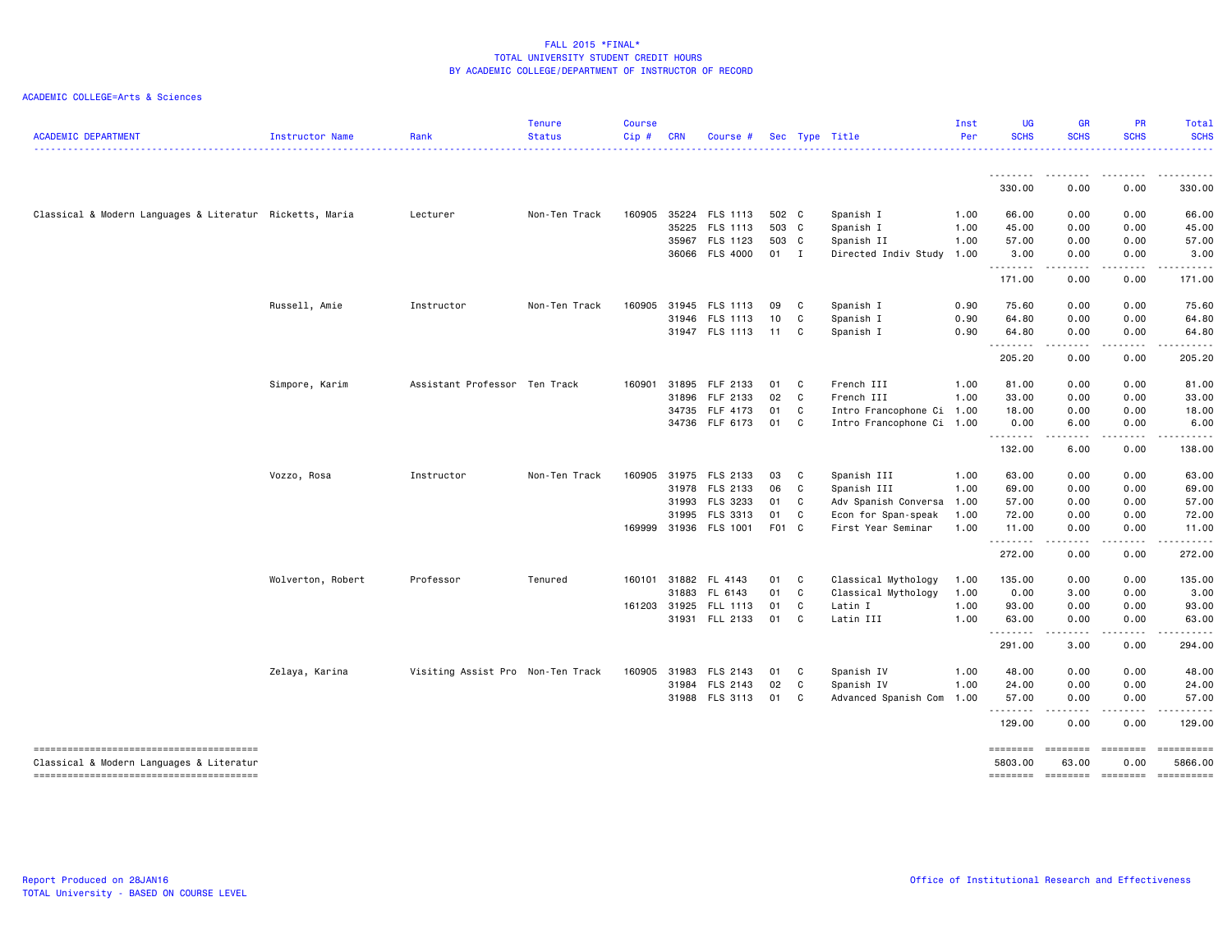# FALL 2015 *FINAL*
## TOTAL UNIVERSITY STUDENT CREDIT HOURS
### BY ACADEMIC COLLEGE/DEPARTMENT OF INSTRUCTOR OF RECORD

ACADEMIC COLLEGE=Arts & Sciences

| ACADEMIC DEPARTMENT | Instructor Name | Rank | Tenure Status | Course Cip # | CRN | Course # | Sec | Type | Title | Inst Per | UG SCHS | GR SCHS | PR SCHS | Total SCHS |
|---|---|---|---|---|---|---|---|---|---|---|---|---|---|---|
| | | | | | | | | | | | 330.00 | 0.00 | 0.00 | 330.00 |
| Classical & Modern Languages & Literatur | Ricketts, Maria | Lecturer | Non-Ten Track | 160905 | 35224 | FLS 1113 | 502 | C | Spanish I | 1.00 | 66.00 | 0.00 | 0.00 | 66.00 |
| | | | | | 35225 | FLS 1113 | 503 | C | Spanish I | 1.00 | 45.00 | 0.00 | 0.00 | 45.00 |
| | | | | | 35967 | FLS 1123 | 503 | C | Spanish II | 1.00 | 57.00 | 0.00 | 0.00 | 57.00 |
| | | | | | 36066 | FLS 4000 | 01 | I | Directed Indiv Study | 1.00 | 3.00 | 0.00 | 0.00 | 3.00 |
| | | | | | | | | | | | 171.00 | 0.00 | 0.00 | 171.00 |
| | Russell, Amie | Instructor | Non-Ten Track | 160905 | 31945 | FLS 1113 | 09 | C | Spanish I | 0.90 | 75.60 | 0.00 | 0.00 | 75.60 |
| | | | | | 31946 | FLS 1113 | 10 | C | Spanish I | 0.90 | 64.80 | 0.00 | 0.00 | 64.80 |
| | | | | | 31947 | FLS 1113 | 11 | C | Spanish I | 0.90 | 64.80 | 0.00 | 0.00 | 64.80 |
| | | | | | | | | | | | 205.20 | 0.00 | 0.00 | 205.20 |
| | Simpore, Karim | Assistant Professor | Ten Track | 160901 | 31895 | FLF 2133 | 01 | C | French III | 1.00 | 81.00 | 0.00 | 0.00 | 81.00 |
| | | | | | 31896 | FLF 2133 | 02 | C | French III | 1.00 | 33.00 | 0.00 | 0.00 | 33.00 |
| | | | | | 34735 | FLF 4173 | 01 | C | Intro Francophone Ci | 1.00 | 18.00 | 0.00 | 0.00 | 18.00 |
| | | | | | 34736 | FLF 6173 | 01 | C | Intro Francophone Ci | 1.00 | 0.00 | 6.00 | 0.00 | 6.00 |
| | | | | | | | | | | | 132.00 | 6.00 | 0.00 | 138.00 |
| | Vozzo, Rosa | Instructor | Non-Ten Track | 160905 | 31975 | FLS 2133 | 03 | C | Spanish III | 1.00 | 63.00 | 0.00 | 0.00 | 63.00 |
| | | | | | 31978 | FLS 2133 | 06 | C | Spanish III | 1.00 | 69.00 | 0.00 | 0.00 | 69.00 |
| | | | | | 31993 | FLS 3233 | 01 | C | Adv Spanish Conversa | 1.00 | 57.00 | 0.00 | 0.00 | 57.00 |
| | | | | | 31995 | FLS 3313 | 01 | C | Econ for Span-speak | 1.00 | 72.00 | 0.00 | 0.00 | 72.00 |
| | | | | 169999 | 31936 | FLS 1001 | F01 | C | First Year Seminar | 1.00 | 11.00 | 0.00 | 0.00 | 11.00 |
| | | | | | | | | | | | 272.00 | 0.00 | 0.00 | 272.00 |
| | Wolverton, Robert | Professor | Tenured | 160101 | 31882 | FL 4143 | 01 | C | Classical Mythology | 1.00 | 135.00 | 0.00 | 0.00 | 135.00 |
| | | | | | 31883 | FL 6143 | 01 | C | Classical Mythology | 1.00 | 0.00 | 3.00 | 0.00 | 3.00 |
| | | | | 161203 | 31925 | FLL 1113 | 01 | C | Latin I | 1.00 | 93.00 | 0.00 | 0.00 | 93.00 |
| | | | | | 31931 | FLL 2133 | 01 | C | Latin III | 1.00 | 63.00 | 0.00 | 0.00 | 63.00 |
| | | | | | | | | | | | 291.00 | 3.00 | 0.00 | 294.00 |
| | Zelaya, Karina | Visiting Assist Pro | Non-Ten Track | 160905 | 31983 | FLS 2143 | 01 | C | Spanish IV | 1.00 | 48.00 | 0.00 | 0.00 | 48.00 |
| | | | | | 31984 | FLS 2143 | 02 | C | Spanish IV | 1.00 | 24.00 | 0.00 | 0.00 | 24.00 |
| | | | | | 31988 | FLS 3113 | 01 | C | Advanced Spanish Com | 1.00 | 57.00 | 0.00 | 0.00 | 57.00 |
| | | | | | | | | | | | 129.00 | 0.00 | 0.00 | 129.00 |
| Classical & Modern Languages & Literatur | | | | | | | | | | | 5803.00 | 63.00 | 0.00 | 5866.00 |

Report Produced on 28JAN16
TOTAL University - BASED ON COURSE LEVEL

Office of Institutional Research and Effectiveness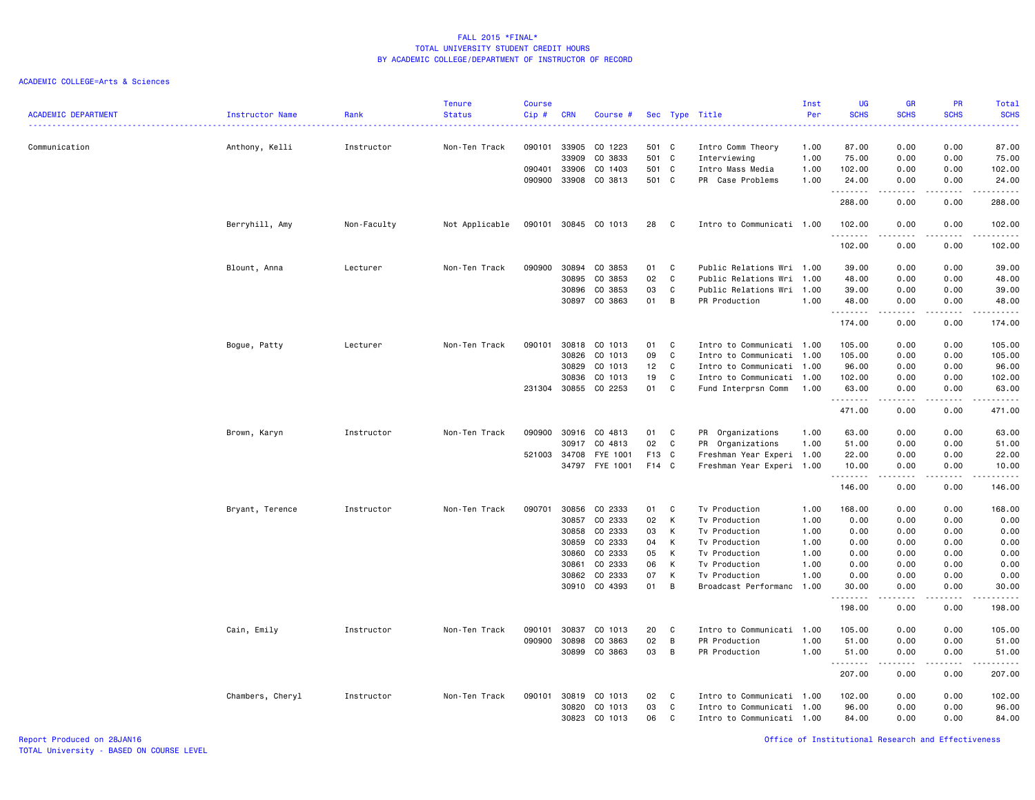FALL 2015 *FINAL*
TOTAL UNIVERSITY STUDENT CREDIT HOURS
BY ACADEMIC COLLEGE/DEPARTMENT OF INSTRUCTOR OF RECORD

ACADEMIC COLLEGE=Arts & Sciences

| ACADEMIC DEPARTMENT | Instructor Name | Rank | Tenure Status | Course Cip # | CRN | Course # | Sec | Type | Title | Inst Per | UG SCHS | GR SCHS | PR SCHS | Total SCHS |
|---|---|---|---|---|---|---|---|---|---|---|---|---|---|---|
| Communication | Anthony, Kelli | Instructor | Non-Ten Track | 090101 | 33905 | CO 1223 | 501 | C | Intro Comm Theory | 1.00 | 87.00 | 0.00 | 0.00 | 87.00 |
| | | | | | 33909 | CO 3833 | 501 | C | Interviewing | 1.00 | 75.00 | 0.00 | 0.00 | 75.00 |
| | | | | 090401 | 33906 | CO 1403 | 501 | C | Intro Mass Media | 1.00 | 102.00 | 0.00 | 0.00 | 102.00 |
| | | | | 090900 | 33908 | CO 3813 | 501 | C | PR Case Problems | 1.00 | 24.00 | 0.00 | 0.00 | 24.00 |
| | | | | | | | | | | | 288.00 | 0.00 | 0.00 | 288.00 |
| | Berryhill, Amy | Non-Faculty | Not Applicable | 090101 | 30845 | CO 1013 | 28 | C | Intro to Communicati | 1.00 | 102.00 | 0.00 | 0.00 | 102.00 |
| | | | | | | | | | | | 102.00 | 0.00 | 0.00 | 102.00 |
| | Blount, Anna | Lecturer | Non-Ten Track | 090900 | 30894 | CO 3853 | 01 | C | Public Relations Wri | 1.00 | 39.00 | 0.00 | 0.00 | 39.00 |
| | | | | | 30895 | CO 3853 | 02 | C | Public Relations Wri | 1.00 | 48.00 | 0.00 | 0.00 | 48.00 |
| | | | | | 30896 | CO 3853 | 03 | C | Public Relations Wri | 1.00 | 39.00 | 0.00 | 0.00 | 39.00 |
| | | | | | 30897 | CO 3863 | 01 | B | PR Production | 1.00 | 48.00 | 0.00 | 0.00 | 48.00 |
| | | | | | | | | | | | 174.00 | 0.00 | 0.00 | 174.00 |
| | Bogue, Patty | Lecturer | Non-Ten Track | 090101 | 30818 | CO 1013 | 01 | C | Intro to Communicati | 1.00 | 105.00 | 0.00 | 0.00 | 105.00 |
| | | | | | 30826 | CO 1013 | 09 | C | Intro to Communicati | 1.00 | 105.00 | 0.00 | 0.00 | 105.00 |
| | | | | | 30829 | CO 1013 | 12 | C | Intro to Communicati | 1.00 | 96.00 | 0.00 | 0.00 | 96.00 |
| | | | | | 30836 | CO 1013 | 19 | C | Intro to Communicati | 1.00 | 102.00 | 0.00 | 0.00 | 102.00 |
| | | | | 231304 | 30855 | CO 2253 | 01 | C | Fund Interprsn Comm | 1.00 | 63.00 | 0.00 | 0.00 | 63.00 |
| | | | | | | | | | | | 471.00 | 0.00 | 0.00 | 471.00 |
| | Brown, Karyn | Instructor | Non-Ten Track | 090900 | 30916 | CO 4813 | 01 | C | PR Organizations | 1.00 | 63.00 | 0.00 | 0.00 | 63.00 |
| | | | | | 30917 | CO 4813 | 02 | C | PR Organizations | 1.00 | 51.00 | 0.00 | 0.00 | 51.00 |
| | | | | 521003 | 34708 | FYE 1001 | F13 | C | Freshman Year Experi | 1.00 | 22.00 | 0.00 | 0.00 | 22.00 |
| | | | | | 34797 | FYE 1001 | F14 | C | Freshman Year Experi | 1.00 | 10.00 | 0.00 | 0.00 | 10.00 |
| | | | | | | | | | | | 146.00 | 0.00 | 0.00 | 146.00 |
| | Bryant, Terence | Instructor | Non-Ten Track | 090701 | 30856 | CO 2333 | 01 | C | Tv Production | 1.00 | 168.00 | 0.00 | 0.00 | 168.00 |
| | | | | | 30857 | CO 2333 | 02 | K | Tv Production | 1.00 | 0.00 | 0.00 | 0.00 | 0.00 |
| | | | | | 30858 | CO 2333 | 03 | K | Tv Production | 1.00 | 0.00 | 0.00 | 0.00 | 0.00 |
| | | | | | 30859 | CO 2333 | 04 | K | Tv Production | 1.00 | 0.00 | 0.00 | 0.00 | 0.00 |
| | | | | | 30860 | CO 2333 | 05 | K | Tv Production | 1.00 | 0.00 | 0.00 | 0.00 | 0.00 |
| | | | | | 30861 | CO 2333 | 06 | K | Tv Production | 1.00 | 0.00 | 0.00 | 0.00 | 0.00 |
| | | | | | 30862 | CO 2333 | 07 | K | Tv Production | 1.00 | 0.00 | 0.00 | 0.00 | 0.00 |
| | | | | | 30910 | CO 4393 | 01 | B | Broadcast Performanc | 1.00 | 30.00 | 0.00 | 0.00 | 30.00 |
| | | | | | | | | | | | 198.00 | 0.00 | 0.00 | 198.00 |
| | Cain, Emily | Instructor | Non-Ten Track | 090101 | 30837 | CO 1013 | 20 | C | Intro to Communicati | 1.00 | 105.00 | 0.00 | 0.00 | 105.00 |
| | | | | 090900 | 30898 | CO 3863 | 02 | B | PR Production | 1.00 | 51.00 | 0.00 | 0.00 | 51.00 |
| | | | | | 30899 | CO 3863 | 03 | B | PR Production | 1.00 | 51.00 | 0.00 | 0.00 | 51.00 |
| | | | | | | | | | | | 207.00 | 0.00 | 0.00 | 207.00 |
| | Chambers, Cheryl | Instructor | Non-Ten Track | 090101 | 30819 | CO 1013 | 02 | C | Intro to Communicati | 1.00 | 102.00 | 0.00 | 0.00 | 102.00 |
| | | | | | 30820 | CO 1013 | 03 | C | Intro to Communicati | 1.00 | 96.00 | 0.00 | 0.00 | 96.00 |
| | | | | | 30823 | CO 1013 | 06 | C | Intro to Communicati | 1.00 | 84.00 | 0.00 | 0.00 | 84.00 |

Report Produced on 28JAN16
TOTAL University - BASED ON COURSE LEVEL

Office of Institutional Research and Effectiveness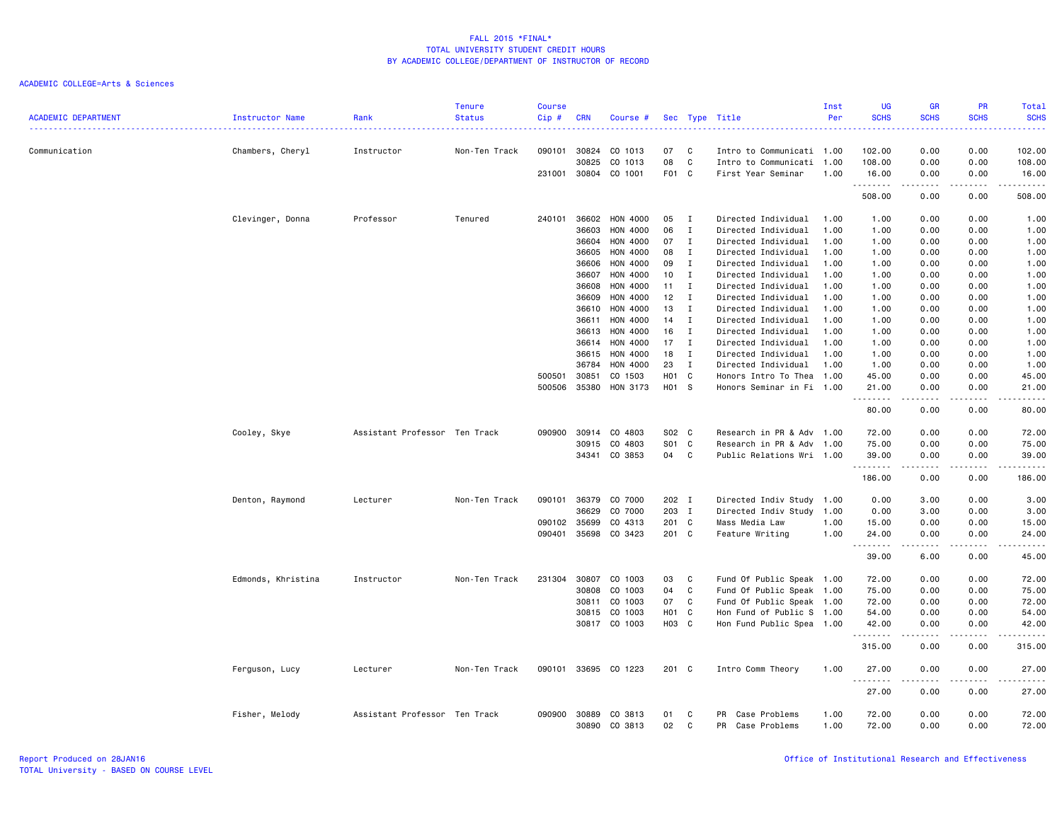# FALL 2015 *FINAL*
## TOTAL UNIVERSITY STUDENT CREDIT HOURS
### BY ACADEMIC COLLEGE/DEPARTMENT OF INSTRUCTOR OF RECORD

ACADEMIC COLLEGE=Arts & Sciences

| ACADEMIC DEPARTMENT | Instructor Name | Rank | Tenure Status | Course Cip # | CRN | Course # | Sec | Type | Title | Inst Per | UG SCHS | GR SCHS | PR SCHS | Total SCHS |
|---|---|---|---|---|---|---|---|---|---|---|---|---|---|---|
| Communication | Chambers, Cheryl | Instructor | Non-Ten Track | 090101 | 30824 | CO 1013 | 07 | C | Intro to Communicati | 1.00 | 102.00 | 0.00 | 0.00 | 102.00 |
| | | | | | 30825 | CO 1013 | 08 | C | Intro to Communicati | 1.00 | 108.00 | 0.00 | 0.00 | 108.00 |
| | | | | 231001 | 30804 | CO 1001 | F01 | C | First Year Seminar | 1.00 | 16.00 | 0.00 | 0.00 | 16.00 |
| | | | | | | | | | | | 508.00 | 0.00 | 0.00 | 508.00 |
| | Clevinger, Donna | Professor | Tenured | 240101 | 36602 | HON 4000 | 05 | I | Directed Individual | 1.00 | 1.00 | 0.00 | 0.00 | 1.00 |
| | | | | | 36603 | HON 4000 | 06 | I | Directed Individual | 1.00 | 1.00 | 0.00 | 0.00 | 1.00 |
| | | | | | 36604 | HON 4000 | 07 | I | Directed Individual | 1.00 | 1.00 | 0.00 | 0.00 | 1.00 |
| | | | | | 36605 | HON 4000 | 08 | I | Directed Individual | 1.00 | 1.00 | 0.00 | 0.00 | 1.00 |
| | | | | | 36606 | HON 4000 | 09 | I | Directed Individual | 1.00 | 1.00 | 0.00 | 0.00 | 1.00 |
| | | | | | 36607 | HON 4000 | 10 | I | Directed Individual | 1.00 | 1.00 | 0.00 | 0.00 | 1.00 |
| | | | | | 36608 | HON 4000 | 11 | I | Directed Individual | 1.00 | 1.00 | 0.00 | 0.00 | 1.00 |
| | | | | | 36609 | HON 4000 | 12 | I | Directed Individual | 1.00 | 1.00 | 0.00 | 0.00 | 1.00 |
| | | | | | 36610 | HON 4000 | 13 | I | Directed Individual | 1.00 | 1.00 | 0.00 | 0.00 | 1.00 |
| | | | | | 36611 | HON 4000 | 14 | I | Directed Individual | 1.00 | 1.00 | 0.00 | 0.00 | 1.00 |
| | | | | | 36613 | HON 4000 | 16 | I | Directed Individual | 1.00 | 1.00 | 0.00 | 0.00 | 1.00 |
| | | | | | 36614 | HON 4000 | 17 | I | Directed Individual | 1.00 | 1.00 | 0.00 | 0.00 | 1.00 |
| | | | | | 36615 | HON 4000 | 18 | I | Directed Individual | 1.00 | 1.00 | 0.00 | 0.00 | 1.00 |
| | | | | | 36784 | HON 4000 | 23 | I | Directed Individual | 1.00 | 1.00 | 0.00 | 0.00 | 1.00 |
| | | | | 500501 | 30851 | CO 1503 | H01 | C | Honors Intro To Thea | 1.00 | 45.00 | 0.00 | 0.00 | 45.00 |
| | | | | 500506 | 35380 | HON 3173 | H01 | S | Honors Seminar in Fi | 1.00 | 21.00 | 0.00 | 0.00 | 21.00 |
| | | | | | | | | | | | 80.00 | 0.00 | 0.00 | 80.00 |
| | Cooley, Skye | Assistant Professor | Ten Track | 090900 | 30914 | CO 4803 | S02 | C | Research in PR & Adv | 1.00 | 72.00 | 0.00 | 0.00 | 72.00 |
| | | | | | 30915 | CO 4803 | S01 | C | Research in PR & Adv | 1.00 | 75.00 | 0.00 | 0.00 | 75.00 |
| | | | | | 34341 | CO 3853 | 04 | C | Public Relations Wri | 1.00 | 39.00 | 0.00 | 0.00 | 39.00 |
| | | | | | | | | | | | 186.00 | 0.00 | 0.00 | 186.00 |
| | Denton, Raymond | Lecturer | Non-Ten Track | 090101 | 36379 | CO 7000 | 202 | I | Directed Indiv Study | 1.00 | 0.00 | 3.00 | 0.00 | 3.00 |
| | | | | | 36629 | CO 7000 | 203 | I | Directed Indiv Study | 1.00 | 0.00 | 3.00 | 0.00 | 3.00 |
| | | | | 090102 | 35699 | CO 4313 | 201 | C | Mass Media Law | 1.00 | 15.00 | 0.00 | 0.00 | 15.00 |
| | | | | 090401 | 35698 | CO 3423 | 201 | C | Feature Writing | 1.00 | 24.00 | 0.00 | 0.00 | 24.00 |
| | | | | | | | | | | | 39.00 | 6.00 | 0.00 | 45.00 |
| | Edmonds, Khristina | Instructor | Non-Ten Track | 231304 | 30807 | CO 1003 | 03 | C | Fund Of Public Speak | 1.00 | 72.00 | 0.00 | 0.00 | 72.00 |
| | | | | | 30808 | CO 1003 | 04 | C | Fund Of Public Speak | 1.00 | 75.00 | 0.00 | 0.00 | 75.00 |
| | | | | | 30811 | CO 1003 | 07 | C | Fund Of Public Speak | 1.00 | 72.00 | 0.00 | 0.00 | 72.00 |
| | | | | | 30815 | CO 1003 | H01 | C | Hon Fund of Public S | 1.00 | 54.00 | 0.00 | 0.00 | 54.00 |
| | | | | | 30817 | CO 1003 | H03 | C | Hon Fund Public Spea | 1.00 | 42.00 | 0.00 | 0.00 | 42.00 |
| | | | | | | | | | | | 315.00 | 0.00 | 0.00 | 315.00 |
| | Ferguson, Lucy | Lecturer | Non-Ten Track | 090101 | 33695 | CO 1223 | 201 | C | Intro Comm Theory | 1.00 | 27.00 | 0.00 | 0.00 | 27.00 |
| | | | | | | | | | | | 27.00 | 0.00 | 0.00 | 27.00 |
| | Fisher, Melody | Assistant Professor | Ten Track | 090900 | 30889 | CO 3813 | 01 | C | PR Case Problems | 1.00 | 72.00 | 0.00 | 0.00 | 72.00 |
| | | | | | 30890 | CO 3813 | 02 | C | PR Case Problems | 1.00 | 72.00 | 0.00 | 0.00 | 72.00 |

Report Produced on 28JAN16
TOTAL University - BASED ON COURSE LEVEL

Office of Institutional Research and Effectiveness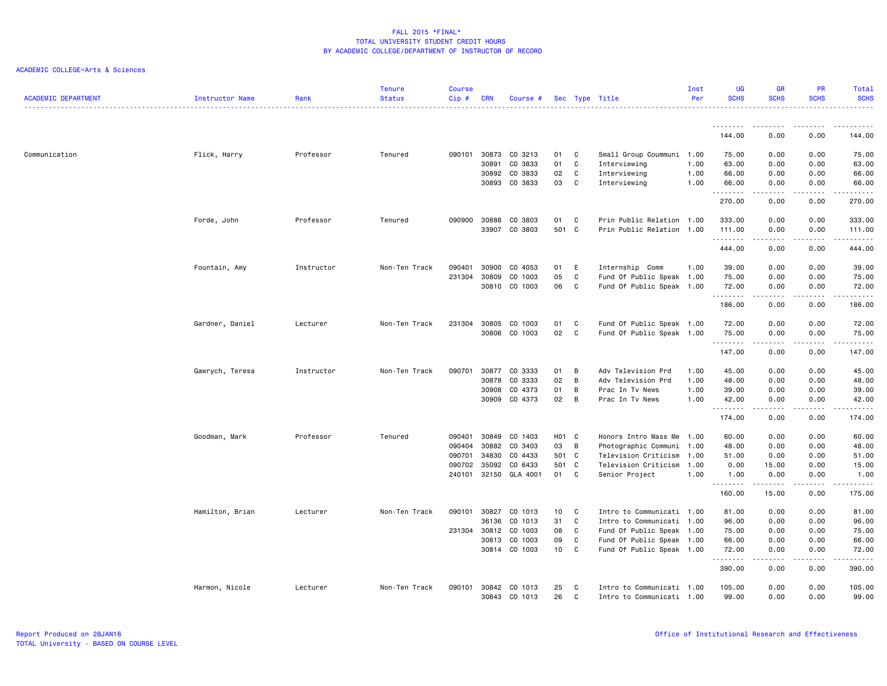# FALL 2015 *FINAL*
## TOTAL UNIVERSITY STUDENT CREDIT HOURS
## BY ACADEMIC COLLEGE/DEPARTMENT OF INSTRUCTOR OF RECORD

ACADEMIC COLLEGE=Arts & Sciences

| ACADEMIC DEPARTMENT | Instructor Name | Rank | Tenure Status | Course Cip # | CRN | Course # | Sec | Type | Title | Inst Per | UG SCHS | GR SCHS | PR SCHS | Total SCHS |
|---|---|---|---|---|---|---|---|---|---|---|---|---|---|---|
| | | | | | | | | | | | 144.00 | 0.00 | 0.00 | 144.00 |
| Communication | Flick, Harry | Professor | Tenured | 090101 | 30873 | CO 3213 | 01 | C | Small Group Coummuni | 1.00 | 75.00 | 0.00 | 0.00 | 75.00 |
| | | | | | 30891 | CO 3833 | 01 | C | Interviewing | 1.00 | 63.00 | 0.00 | 0.00 | 63.00 |
| | | | | | 30892 | CO 3833 | 02 | C | Interviewing | 1.00 | 66.00 | 0.00 | 0.00 | 66.00 |
| | | | | | 30893 | CO 3833 | 03 | C | Interviewing | 1.00 | 66.00 | 0.00 | 0.00 | 66.00 |
| | | | | | | | | | | | 270.00 | 0.00 | 0.00 | 270.00 |
| | Forde, John | Professor | Tenured | 090900 | 30888 | CO 3803 | 01 | C | Prin Public Relation | 1.00 | 333.00 | 0.00 | 0.00 | 333.00 |
| | | | | | 33907 | CO 3803 | 501 | C | Prin Public Relation | 1.00 | 111.00 | 0.00 | 0.00 | 111.00 |
| | | | | | | | | | | | 444.00 | 0.00 | 0.00 | 444.00 |
| | Fountain, Amy | Instructor | Non-Ten Track | 090401 | 30900 | CO 4053 | 01 | E | Internship Comm | 1.00 | 39.00 | 0.00 | 0.00 | 39.00 |
| | | | | 231304 | 30809 | CO 1003 | 05 | C | Fund Of Public Speak | 1.00 | 75.00 | 0.00 | 0.00 | 75.00 |
| | | | | | 30810 | CO 1003 | 06 | C | Fund Of Public Speak | 1.00 | 72.00 | 0.00 | 0.00 | 72.00 |
| | | | | | | | | | | | 186.00 | 0.00 | 0.00 | 186.00 |
| | Gardner, Daniel | Lecturer | Non-Ten Track | 231304 | 30805 | CO 1003 | 01 | C | Fund Of Public Speak | 1.00 | 72.00 | 0.00 | 0.00 | 72.00 |
| | | | | | 30806 | CO 1003 | 02 | C | Fund Of Public Speak | 1.00 | 75.00 | 0.00 | 0.00 | 75.00 |
| | | | | | | | | | | | 147.00 | 0.00 | 0.00 | 147.00 |
| | Gawrych, Teresa | Instructor | Non-Ten Track | 090701 | 30877 | CO 3333 | 01 | B | Adv Television Prd | 1.00 | 45.00 | 0.00 | 0.00 | 45.00 |
| | | | | | 30878 | CO 3333 | 02 | B | Adv Television Prd | 1.00 | 48.00 | 0.00 | 0.00 | 48.00 |
| | | | | | 30908 | CO 4373 | 01 | B | Prac In Tv News | 1.00 | 39.00 | 0.00 | 0.00 | 39.00 |
| | | | | | 30909 | CO 4373 | 02 | B | Prac In Tv News | 1.00 | 42.00 | 0.00 | 0.00 | 42.00 |
| | | | | | | | | | | | 174.00 | 0.00 | 0.00 | 174.00 |
| | Goodman, Mark | Professor | Tenured | 090401 | 30849 | CO 1403 | H01 | C | Honors Intro Mass Me | 1.00 | 60.00 | 0.00 | 0.00 | 60.00 |
| | | | | 090404 | 30882 | CO 3403 | 03 | B | Photographic Communi | 1.00 | 48.00 | 0.00 | 0.00 | 48.00 |
| | | | | 090701 | 34830 | CO 4433 | 501 | C | Television Criticism | 1.00 | 51.00 | 0.00 | 0.00 | 51.00 |
| | | | | 090702 | 35092 | CO 6433 | 501 | C | Television Criticism | 1.00 | 0.00 | 15.00 | 0.00 | 15.00 |
| | | | | 240101 | 32150 | GLA 4001 | 01 | C | Senior Project | 1.00 | 1.00 | 0.00 | 0.00 | 1.00 |
| | | | | | | | | | | | 160.00 | 15.00 | 0.00 | 175.00 |
| | Hamilton, Brian | Lecturer | Non-Ten Track | 090101 | 30827 | CO 1013 | 10 | C | Intro to Communicati | 1.00 | 81.00 | 0.00 | 0.00 | 81.00 |
| | | | | | 36136 | CO 1013 | 31 | C | Intro to Communicati | 1.00 | 96.00 | 0.00 | 0.00 | 96.00 |
| | | | | 231304 | 30812 | CO 1003 | 08 | C | Fund Of Public Speak | 1.00 | 75.00 | 0.00 | 0.00 | 75.00 |
| | | | | | 30813 | CO 1003 | 09 | C | Fund Of Public Speak | 1.00 | 66.00 | 0.00 | 0.00 | 66.00 |
| | | | | | 30814 | CO 1003 | 10 | C | Fund Of Public Speak | 1.00 | 72.00 | 0.00 | 0.00 | 72.00 |
| | | | | | | | | | | | 390.00 | 0.00 | 0.00 | 390.00 |
| | Harmon, Nicole | Lecturer | Non-Ten Track | 090101 | 30842 | CO 1013 | 25 | C | Intro to Communicati | 1.00 | 105.00 | 0.00 | 0.00 | 105.00 |
| | | | | | 30843 | CO 1013 | 26 | C | Intro to Communicati | 1.00 | 99.00 | 0.00 | 0.00 | 99.00 |

Report Produced on 28JAN16
TOTAL University - BASED ON COURSE LEVEL

Office of Institutional Research and Effectiveness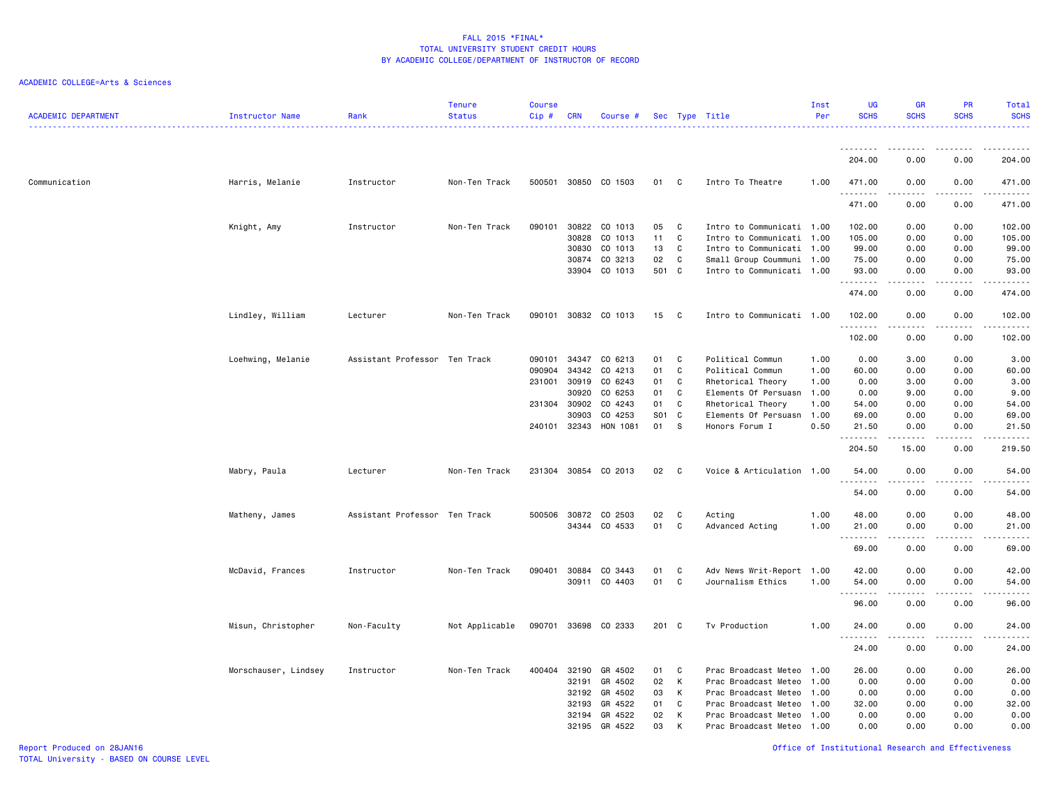FALL 2015 *FINAL*
TOTAL UNIVERSITY STUDENT CREDIT HOURS
BY ACADEMIC COLLEGE/DEPARTMENT OF INSTRUCTOR OF RECORD

ACADEMIC COLLEGE=Arts & Sciences

| ACADEMIC DEPARTMENT | Instructor Name | Rank | Tenure Status | Course Cip # | CRN | Course # | Sec | Type | Title | Inst Per | UG SCHS | GR SCHS | PR SCHS | Total SCHS |
|---|---|---|---|---|---|---|---|---|---|---|---|---|---|---|
| | | | | | | | | | | | 204.00 | 0.00 | 0.00 | 204.00 |
| Communication | Harris, Melanie | Instructor | Non-Ten Track | 500501 | 30850 | CO 1503 | 01 | C | Intro To Theatre | 1.00 | 471.00 | 0.00 | 0.00 | 471.00 |
| | | | | | | | | | | | 471.00 | 0.00 | 0.00 | 471.00 |
| | Knight, Amy | Instructor | Non-Ten Track | 090101 | 30822 | CO 1013 | 05 | C | Intro to Communicati | 1.00 | 102.00 | 0.00 | 0.00 | 102.00 |
| | | | | | 30828 | CO 1013 | 11 | C | Intro to Communicati | 1.00 | 105.00 | 0.00 | 0.00 | 105.00 |
| | | | | | 30830 | CO 1013 | 13 | C | Intro to Communicati | 1.00 | 99.00 | 0.00 | 0.00 | 99.00 |
| | | | | | 30874 | CO 3213 | 02 | C | Small Group Coummuni | 1.00 | 75.00 | 0.00 | 0.00 | 75.00 |
| | | | | | 33904 | CO 1013 | 501 | C | Intro to Communicati | 1.00 | 93.00 | 0.00 | 0.00 | 93.00 |
| | | | | | | | | | | | 474.00 | 0.00 | 0.00 | 474.00 |
| | Lindley, William | Lecturer | Non-Ten Track | 090101 | 30832 | CO 1013 | 15 | C | Intro to Communicati | 1.00 | 102.00 | 0.00 | 0.00 | 102.00 |
| | | | | | | | | | | | 102.00 | 0.00 | 0.00 | 102.00 |
| | Loehwing, Melanie | Assistant Professor | Ten Track | 090101 | 34347 | CO 6213 | 01 | C | Political Commun | 1.00 | 0.00 | 3.00 | 0.00 | 3.00 |
| | | | | 090904 | 34342 | CO 4213 | 01 | C | Political Commun | 1.00 | 60.00 | 0.00 | 0.00 | 60.00 |
| | | | | 231001 | 30919 | CO 6243 | 01 | C | Rhetorical Theory | 1.00 | 0.00 | 3.00 | 0.00 | 3.00 |
| | | | | | 30920 | CO 6253 | 01 | C | Elements Of Persuasn | 1.00 | 0.00 | 9.00 | 0.00 | 9.00 |
| | | | | 231304 | 30902 | CO 4243 | 01 | C | Rhetorical Theory | 1.00 | 54.00 | 0.00 | 0.00 | 54.00 |
| | | | | | 30903 | CO 4253 | S01 | C | Elements Of Persuasn | 1.00 | 69.00 | 0.00 | 0.00 | 69.00 |
| | | | | 240101 | 32343 | HON 1081 | 01 | S | Honors Forum I | 0.50 | 21.50 | 0.00 | 0.00 | 21.50 |
| | | | | | | | | | | | 204.50 | 15.00 | 0.00 | 219.50 |
| | Mabry, Paula | Lecturer | Non-Ten Track | 231304 | 30854 | CO 2013 | 02 | C | Voice & Articulation | 1.00 | 54.00 | 0.00 | 0.00 | 54.00 |
| | | | | | | | | | | | 54.00 | 0.00 | 0.00 | 54.00 |
| | Matheny, James | Assistant Professor | Ten Track | 500506 | 30872 | CO 2503 | 02 | C | Acting | 1.00 | 48.00 | 0.00 | 0.00 | 48.00 |
| | | | | | 34344 | CO 4533 | 01 | C | Advanced Acting | 1.00 | 21.00 | 0.00 | 0.00 | 21.00 |
| | | | | | | | | | | | 69.00 | 0.00 | 0.00 | 69.00 |
| | McDavid, Frances | Instructor | Non-Ten Track | 090401 | 30884 | CO 3443 | 01 | C | Adv News Writ-Report | 1.00 | 42.00 | 0.00 | 0.00 | 42.00 |
| | | | | | 30911 | CO 4403 | 01 | C | Journalism Ethics | 1.00 | 54.00 | 0.00 | 0.00 | 54.00 |
| | | | | | | | | | | | 96.00 | 0.00 | 0.00 | 96.00 |
| | Misun, Christopher | Non-Faculty | Not Applicable | 090701 | 33698 | CO 2333 | 201 | C | Tv Production | 1.00 | 24.00 | 0.00 | 0.00 | 24.00 |
| | | | | | | | | | | | 24.00 | 0.00 | 0.00 | 24.00 |
| | Morschauser, Lindsey | Instructor | Non-Ten Track | 400404 | 32190 | GR 4502 | 01 | C | Prac Broadcast Meteo | 1.00 | 26.00 | 0.00 | 0.00 | 26.00 |
| | | | | | 32191 | GR 4502 | 02 | K | Prac Broadcast Meteo | 1.00 | 0.00 | 0.00 | 0.00 | 0.00 |
| | | | | | 32192 | GR 4502 | 03 | K | Prac Broadcast Meteo | 1.00 | 0.00 | 0.00 | 0.00 | 0.00 |
| | | | | | 32193 | GR 4522 | 01 | C | Prac Broadcast Meteo | 1.00 | 32.00 | 0.00 | 0.00 | 32.00 |
| | | | | | 32194 | GR 4522 | 02 | K | Prac Broadcast Meteo | 1.00 | 0.00 | 0.00 | 0.00 | 0.00 |
| | | | | | 32195 | GR 4522 | 03 | K | Prac Broadcast Meteo | 1.00 | 0.00 | 0.00 | 0.00 | 0.00 |

Report Produced on 28JAN16
TOTAL University - BASED ON COURSE LEVEL

Office of Institutional Research and Effectiveness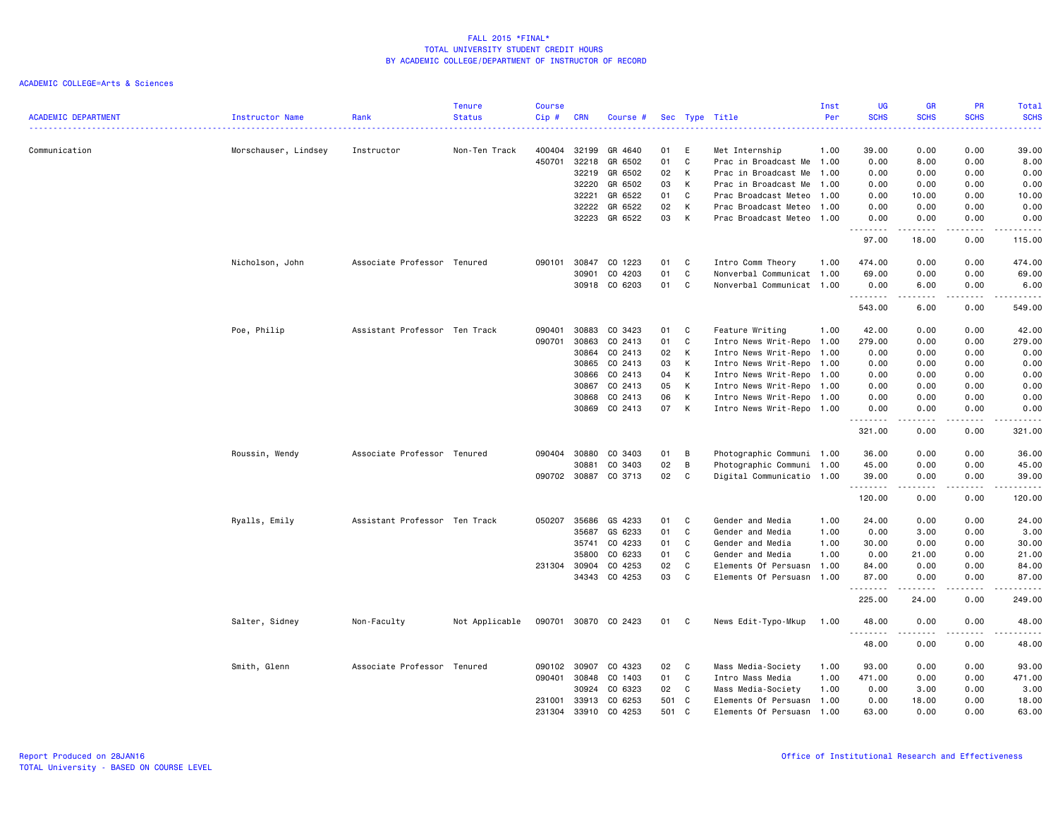FALL 2015 *FINAL*
TOTAL UNIVERSITY STUDENT CREDIT HOURS
BY ACADEMIC COLLEGE/DEPARTMENT OF INSTRUCTOR OF RECORD

ACADEMIC COLLEGE=Arts & Sciences

| ACADEMIC DEPARTMENT | Instructor Name | Rank | Tenure Status | Course Cip # | CRN | Course # | Sec | Type | Title | Inst Per | UG SCHS | GR SCHS | PR SCHS | Total SCHS |
|---|---|---|---|---|---|---|---|---|---|---|---|---|---|---|
| Communication | Morschauser, Lindsey | Instructor | Non-Ten Track | 400404 | 32199 | GR 4640 | 01 | E | Met Internship | 1.00 | 39.00 | 0.00 | 0.00 | 39.00 |
| | | | | 450701 | 32218 | GR 6502 | 01 | C | Prac in Broadcast Me | 1.00 | 0.00 | 8.00 | 0.00 | 8.00 |
| | | | | | 32219 | GR 6502 | 02 | K | Prac in Broadcast Me | 1.00 | 0.00 | 0.00 | 0.00 | 0.00 |
| | | | | | 32220 | GR 6502 | 03 | K | Prac in Broadcast Me | 1.00 | 0.00 | 0.00 | 0.00 | 0.00 |
| | | | | | 32221 | GR 6522 | 01 | C | Prac Broadcast Meteo | 1.00 | 0.00 | 10.00 | 0.00 | 10.00 |
| | | | | | 32222 | GR 6522 | 02 | K | Prac Broadcast Meteo | 1.00 | 0.00 | 0.00 | 0.00 | 0.00 |
| | | | | | 32223 | GR 6522 | 03 | K | Prac Broadcast Meteo | 1.00 | 0.00 | 0.00 | 0.00 | 0.00 |
| | | | | | | | | | | | 97.00 | 18.00 | 0.00 | 115.00 |
| | Nicholson, John | Associate Professor | Tenured | 090101 | 30847 | CO 1223 | 01 | C | Intro Comm Theory | 1.00 | 474.00 | 0.00 | 0.00 | 474.00 |
| | | | | | 30901 | CO 4203 | 01 | C | Nonverbal Communicat | 1.00 | 69.00 | 0.00 | 0.00 | 69.00 |
| | | | | | 30918 | CO 6203 | 01 | C | Nonverbal Communicat | 1.00 | 0.00 | 6.00 | 0.00 | 6.00 |
| | | | | | | | | | | | 543.00 | 6.00 | 0.00 | 549.00 |
| | Poe, Philip | Assistant Professor | Ten Track | 090401 | 30883 | CO 3423 | 01 | C | Feature Writing | 1.00 | 42.00 | 0.00 | 0.00 | 42.00 |
| | | | | 090701 | 30863 | CO 2413 | 01 | C | Intro News Writ-Repo | 1.00 | 279.00 | 0.00 | 0.00 | 279.00 |
| | | | | | 30864 | CO 2413 | 02 | K | Intro News Writ-Repo | 1.00 | 0.00 | 0.00 | 0.00 | 0.00 |
| | | | | | 30865 | CO 2413 | 03 | K | Intro News Writ-Repo | 1.00 | 0.00 | 0.00 | 0.00 | 0.00 |
| | | | | | 30866 | CO 2413 | 04 | K | Intro News Writ-Repo | 1.00 | 0.00 | 0.00 | 0.00 | 0.00 |
| | | | | | 30867 | CO 2413 | 05 | K | Intro News Writ-Repo | 1.00 | 0.00 | 0.00 | 0.00 | 0.00 |
| | | | | | 30868 | CO 2413 | 06 | K | Intro News Writ-Repo | 1.00 | 0.00 | 0.00 | 0.00 | 0.00 |
| | | | | | 30869 | CO 2413 | 07 | K | Intro News Writ-Repo | 1.00 | 0.00 | 0.00 | 0.00 | 0.00 |
| | | | | | | | | | | | 321.00 | 0.00 | 0.00 | 321.00 |
| | Roussin, Wendy | Associate Professor | Tenured | 090404 | 30880 | CO 3403 | 01 | B | Photographic Communi | 1.00 | 36.00 | 0.00 | 0.00 | 36.00 |
| | | | | | 30881 | CO 3403 | 02 | B | Photographic Communi | 1.00 | 45.00 | 0.00 | 0.00 | 45.00 |
| | | | | 090702 | 30887 | CO 3713 | 02 | C | Digital Communicatio | 1.00 | 39.00 | 0.00 | 0.00 | 39.00 |
| | | | | | | | | | | | 120.00 | 0.00 | 0.00 | 120.00 |
| | Ryalls, Emily | Assistant Professor | Ten Track | 050207 | 35686 | GS 4233 | 01 | C | Gender and Media | 1.00 | 24.00 | 0.00 | 0.00 | 24.00 |
| | | | | | 35687 | GS 6233 | 01 | C | Gender and Media | 1.00 | 0.00 | 3.00 | 0.00 | 3.00 |
| | | | | | 35741 | CO 4233 | 01 | C | Gender and Media | 1.00 | 30.00 | 0.00 | 0.00 | 30.00 |
| | | | | | 35800 | CO 6233 | 01 | C | Gender and Media | 1.00 | 0.00 | 21.00 | 0.00 | 21.00 |
| | | | | 231304 | 30904 | CO 4253 | 02 | C | Elements Of Persuasn | 1.00 | 84.00 | 0.00 | 0.00 | 84.00 |
| | | | | | 34343 | CO 4253 | 03 | C | Elements Of Persuasn | 1.00 | 87.00 | 0.00 | 0.00 | 87.00 |
| | | | | | | | | | | | 225.00 | 24.00 | 0.00 | 249.00 |
| | Salter, Sidney | Non-Faculty | Not Applicable | 090701 | 30870 | CO 2423 | 01 | C | News Edit-Typo-Mkup | 1.00 | 48.00 | 0.00 | 0.00 | 48.00 |
| | | | | | | | | | | | 48.00 | 0.00 | 0.00 | 48.00 |
| | Smith, Glenn | Associate Professor | Tenured | 090102 | 30907 | CO 4323 | 02 | C | Mass Media-Society | 1.00 | 93.00 | 0.00 | 0.00 | 93.00 |
| | | | | 090401 | 30848 | CO 1403 | 01 | C | Intro Mass Media | 1.00 | 471.00 | 0.00 | 0.00 | 471.00 |
| | | | | | 30924 | CO 6323 | 02 | C | Mass Media-Society | 1.00 | 0.00 | 3.00 | 0.00 | 3.00 |
| | | | | 231001 | 33913 | CO 6253 | 501 | C | Elements Of Persuasn | 1.00 | 0.00 | 18.00 | 0.00 | 18.00 |
| | | | | 231304 | 33910 | CO 4253 | 501 | C | Elements Of Persuasn | 1.00 | 63.00 | 0.00 | 0.00 | 63.00 |

Report Produced on 28JAN16
TOTAL University - BASED ON COURSE LEVEL

Office of Institutional Research and Effectiveness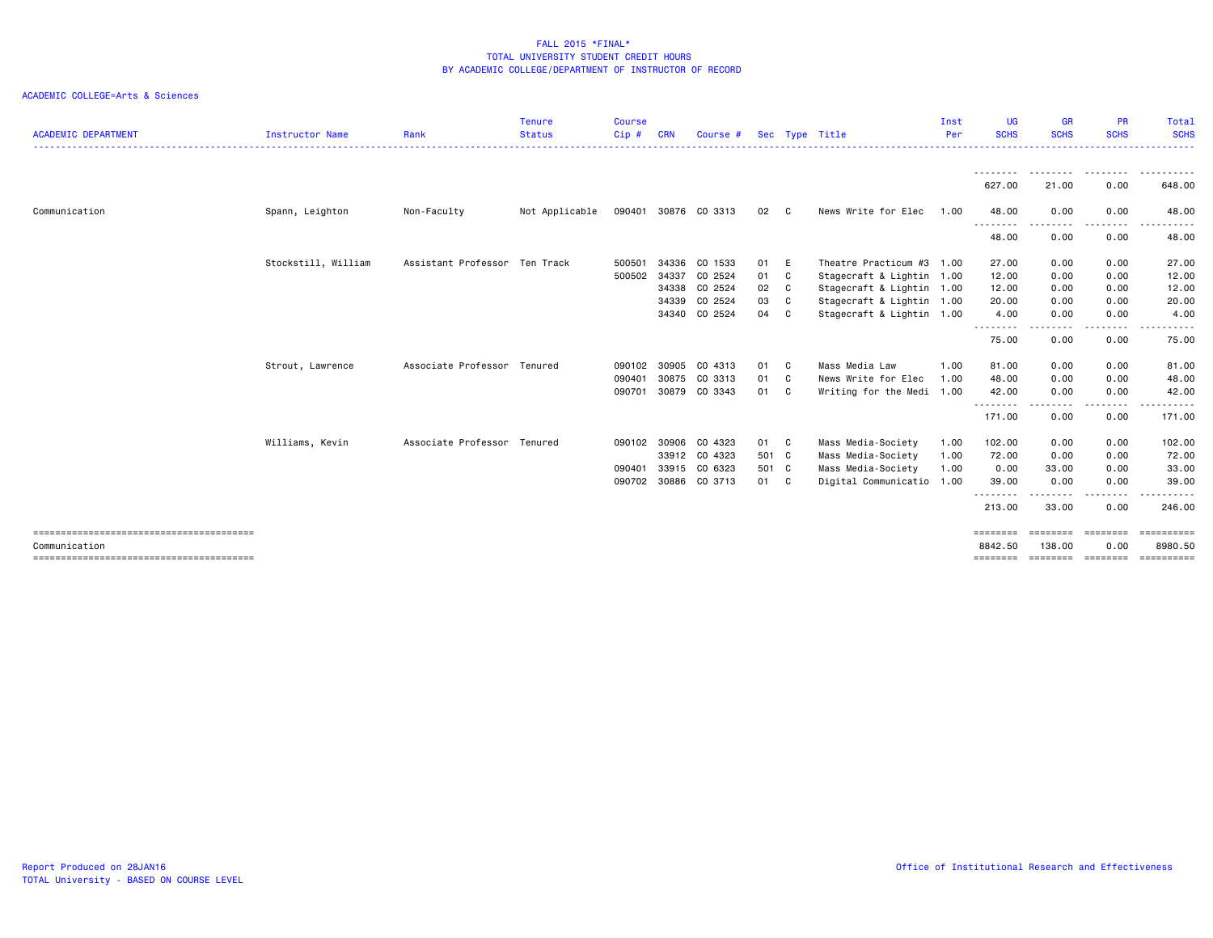FALL 2015 *FINAL*
TOTAL UNIVERSITY STUDENT CREDIT HOURS
BY ACADEMIC COLLEGE/DEPARTMENT OF INSTRUCTOR OF RECORD

ACADEMIC COLLEGE=Arts & Sciences

| ACADEMIC DEPARTMENT | Instructor Name | Rank | Tenure Status | Course Cip # | CRN | Course # | Sec | Type | Title | Inst Per | UG SCHS | GR SCHS | PR SCHS | Total SCHS |
|---|---|---|---|---|---|---|---|---|---|---|---|---|---|---|
| | | | | | | | | | | | 627.00 | 21.00 | 0.00 | 648.00 |
| Communication | Spann, Leighton | Non-Faculty | Not Applicable | 090401 | 30876 | CO 3313 | 02 | C | News Write for Elec | 1.00 | 48.00 | 0.00 | 0.00 | 48.00 |
| | | | | | | | | | | | 48.00 | 0.00 | 0.00 | 48.00 |
| | Stockstill, William | Assistant Professor | Ten Track | 500501 | 34336 | CO 1533 | 01 | E | Theatre Practicum #3 | 1.00 | 27.00 | 0.00 | 0.00 | 27.00 |
| | | | | 500502 | 34337 | CO 2524 | 01 | C | Stagecraft & Lightin | 1.00 | 12.00 | 0.00 | 0.00 | 12.00 |
| | | | | | 34338 | CO 2524 | 02 | C | Stagecraft & Lightin | 1.00 | 12.00 | 0.00 | 0.00 | 12.00 |
| | | | | | 34339 | CO 2524 | 03 | C | Stagecraft & Lightin | 1.00 | 20.00 | 0.00 | 0.00 | 20.00 |
| | | | | | 34340 | CO 2524 | 04 | C | Stagecraft & Lightin | 1.00 | 4.00 | 0.00 | 0.00 | 4.00 |
| | | | | | | | | | | | 75.00 | 0.00 | 0.00 | 75.00 |
| | Strout, Lawrence | Associate Professor | Tenured | 090102 | 30905 | CO 4313 | 01 | C | Mass Media Law | 1.00 | 81.00 | 0.00 | 0.00 | 81.00 |
| | | | | 090401 | 30875 | CO 3313 | 01 | C | News Write for Elec | 1.00 | 48.00 | 0.00 | 0.00 | 48.00 |
| | | | | 090701 | 30879 | CO 3343 | 01 | C | Writing for the Medi | 1.00 | 42.00 | 0.00 | 0.00 | 42.00 |
| | | | | | | | | | | | 171.00 | 0.00 | 0.00 | 171.00 |
| | Williams, Kevin | Associate Professor | Tenured | 090102 | 30906 | CO 4323 | 01 | C | Mass Media-Society | 1.00 | 102.00 | 0.00 | 0.00 | 102.00 |
| | | | | | 33912 | CO 4323 | 501 | C | Mass Media-Society | 1.00 | 72.00 | 0.00 | 0.00 | 72.00 |
| | | | | 090401 | 33915 | CO 6323 | 501 | C | Mass Media-Society | 1.00 | 0.00 | 33.00 | 0.00 | 33.00 |
| | | | | 090702 | 30886 | CO 3713 | 01 | C | Digital Communicatio | 1.00 | 39.00 | 0.00 | 0.00 | 39.00 |
| | | | | | | | | | | | 213.00 | 33.00 | 0.00 | 246.00 |
| Communication | | | | | | | | | | | 8842.50 | 138.00 | 0.00 | 8980.50 |

Report Produced on 28JAN16
TOTAL University - BASED ON COURSE LEVEL

Office of Institutional Research and Effectiveness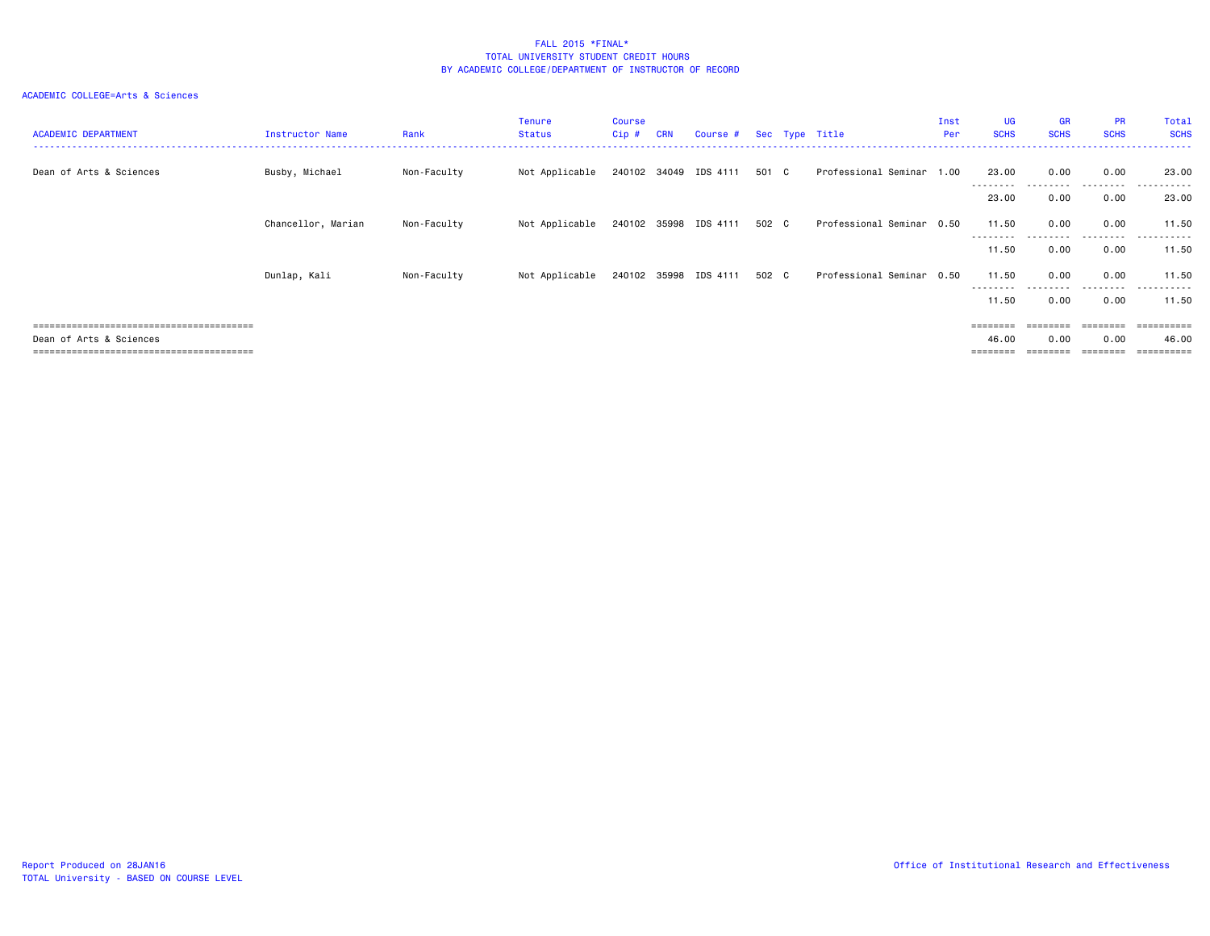# FALL 2015 *FINAL*
## TOTAL UNIVERSITY STUDENT CREDIT HOURS
## BY ACADEMIC COLLEGE/DEPARTMENT OF INSTRUCTOR OF RECORD

ACADEMIC COLLEGE=Arts & Sciences

| ACADEMIC DEPARTMENT | Instructor Name | Rank | Tenure Status | Course Cip # | CRN | Course # | Sec | Type | Title | Inst Per | UG SCHS | GR SCHS | PR SCHS | Total SCHS |
|---|---|---|---|---|---|---|---|---|---|---|---|---|---|---|
| Dean of Arts & Sciences | Busby, Michael | Non-Faculty | Not Applicable | 240102 | 34049 | IDS 4111 | 501 | C | Professional Seminar | 1.00 | 23.00 | 0.00 | 0.00 | 23.00 |
| | | | | | | | | | | | 23.00 | 0.00 | 0.00 | 23.00 |
| | Chancellor, Marian | Non-Faculty | Not Applicable | 240102 | 35998 | IDS 4111 | 502 | C | Professional Seminar | 0.50 | 11.50 | 0.00 | 0.00 | 11.50 |
| | | | | | | | | | | | 11.50 | 0.00 | 0.00 | 11.50 |
| | Dunlap, Kali | Non-Faculty | Not Applicable | 240102 | 35998 | IDS 4111 | 502 | C | Professional Seminar | 0.50 | 11.50 | 0.00 | 0.00 | 11.50 |
| | | | | | | | | | | | 11.50 | 0.00 | 0.00 | 11.50 |
| Dean of Arts & Sciences | | | | | | | | | | | 46.00 | 0.00 | 0.00 | 46.00 |

Report Produced on 28JAN16
TOTAL University - BASED ON COURSE LEVEL

Office of Institutional Research and Effectiveness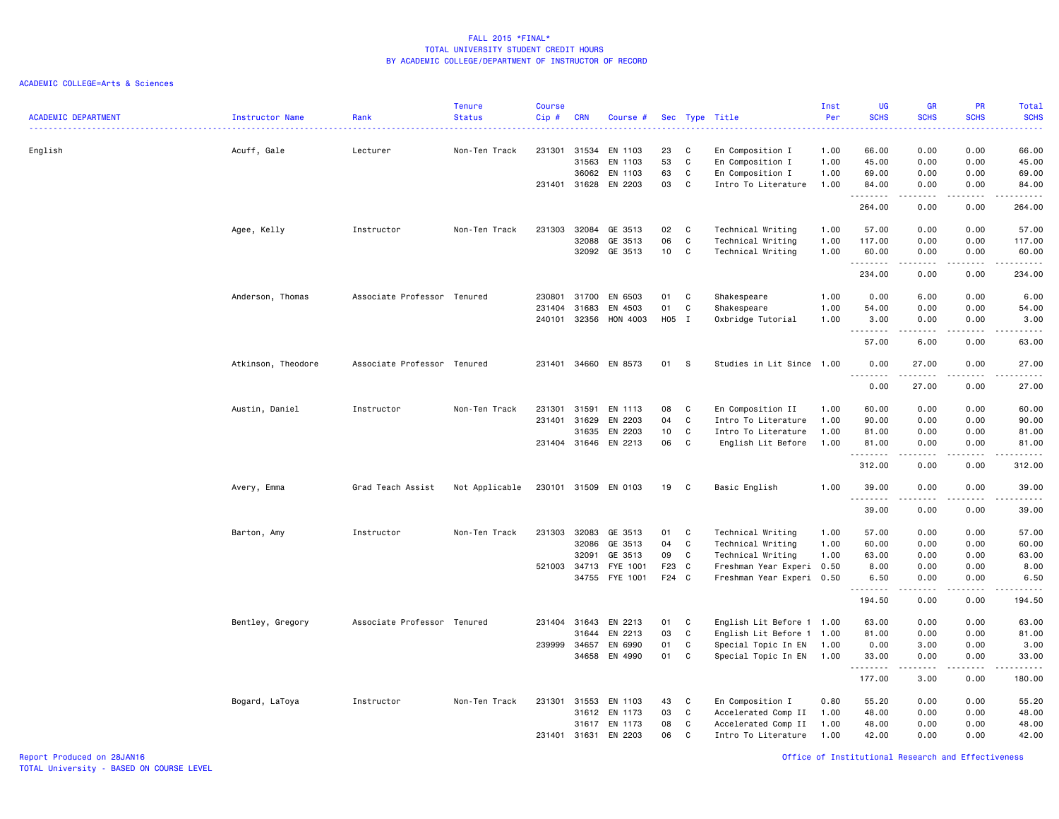FALL 2015 *FINAL*
TOTAL UNIVERSITY STUDENT CREDIT HOURS
BY ACADEMIC COLLEGE/DEPARTMENT OF INSTRUCTOR OF RECORD

ACADEMIC COLLEGE=Arts & Sciences

| ACADEMIC DEPARTMENT | Instructor Name | Rank | Tenure Status | Course Cip # | CRN | Course # | Sec | Type | Title | Inst Per | UG SCHS | GR SCHS | PR SCHS | Total SCHS |
|---|---|---|---|---|---|---|---|---|---|---|---|---|---|---|
| English | Acuff, Gale | Lecturer | Non-Ten Track | 231301 | 31534 | EN 1103 | 23 | C | En Composition I | 1.00 | 66.00 | 0.00 | 0.00 | 66.00 |
| | | | | | 31563 | EN 1103 | 53 | C | En Composition I | 1.00 | 45.00 | 0.00 | 0.00 | 45.00 |
| | | | | | 36062 | EN 1103 | 63 | C | En Composition I | 1.00 | 69.00 | 0.00 | 0.00 | 69.00 |
| | | | | 231401 | 31628 | EN 2203 | 03 | C | Intro To Literature | 1.00 | 84.00 | 0.00 | 0.00 | 84.00 |
| | | | | | | | | | | | 264.00 | 0.00 | 0.00 | 264.00 |
| | Agee, Kelly | Instructor | Non-Ten Track | 231303 | 32084 | GE 3513 | 02 | C | Technical Writing | 1.00 | 57.00 | 0.00 | 0.00 | 57.00 |
| | | | | | 32088 | GE 3513 | 06 | C | Technical Writing | 1.00 | 117.00 | 0.00 | 0.00 | 117.00 |
| | | | | | 32092 | GE 3513 | 10 | C | Technical Writing | 1.00 | 60.00 | 0.00 | 0.00 | 60.00 |
| | | | | | | | | | | | 234.00 | 0.00 | 0.00 | 234.00 |
| | Anderson, Thomas | Associate Professor | Tenured | 230801 | 31700 | EN 6503 | 01 | C | Shakespeare | 1.00 | 0.00 | 6.00 | 0.00 | 6.00 |
| | | | | 231404 | 31683 | EN 4503 | 01 | C | Shakespeare | 1.00 | 54.00 | 0.00 | 0.00 | 54.00 |
| | | | | 240101 | 32356 | HON 4003 | H05 | I | Oxbridge Tutorial | 1.00 | 3.00 | 0.00 | 0.00 | 3.00 |
| | | | | | | | | | | | 57.00 | 6.00 | 0.00 | 63.00 |
| | Atkinson, Theodore | Associate Professor | Tenured | 231401 | 34660 | EN 8573 | 01 | S | Studies in Lit Since | 1.00 | 0.00 | 27.00 | 0.00 | 27.00 |
| | | | | | | | | | | | 0.00 | 27.00 | 0.00 | 27.00 |
| | Austin, Daniel | Instructor | Non-Ten Track | 231301 | 31591 | EN 1113 | 08 | C | En Composition II | 1.00 | 60.00 | 0.00 | 0.00 | 60.00 |
| | | | | 231401 | 31629 | EN 2203 | 04 | C | Intro To Literature | 1.00 | 90.00 | 0.00 | 0.00 | 90.00 |
| | | | | | 31635 | EN 2203 | 10 | C | Intro To Literature | 1.00 | 81.00 | 0.00 | 0.00 | 81.00 |
| | | | | 231404 | 31646 | EN 2213 | 06 | C | English Lit Before | 1.00 | 81.00 | 0.00 | 0.00 | 81.00 |
| | | | | | | | | | | | 312.00 | 0.00 | 0.00 | 312.00 |
| | Avery, Emma | Grad Teach Assist | Not Applicable | 230101 | 31509 | EN 0103 | 19 | C | Basic English | 1.00 | 39.00 | 0.00 | 0.00 | 39.00 |
| | | | | | | | | | | | 39.00 | 0.00 | 0.00 | 39.00 |
| | Barton, Amy | Instructor | Non-Ten Track | 231303 | 32083 | GE 3513 | 01 | C | Technical Writing | 1.00 | 57.00 | 0.00 | 0.00 | 57.00 |
| | | | | | 32086 | GE 3513 | 04 | C | Technical Writing | 1.00 | 60.00 | 0.00 | 0.00 | 60.00 |
| | | | | | 32091 | GE 3513 | 09 | C | Technical Writing | 1.00 | 63.00 | 0.00 | 0.00 | 63.00 |
| | | | | 521003 | 34713 | FYE 1001 | F23 | C | Freshman Year Experi | 0.50 | 8.00 | 0.00 | 0.00 | 8.00 |
| | | | | | 34755 | FYE 1001 | F24 | C | Freshman Year Experi | 0.50 | 6.50 | 0.00 | 0.00 | 6.50 |
| | | | | | | | | | | | 194.50 | 0.00 | 0.00 | 194.50 |
| | Bentley, Gregory | Associate Professor | Tenured | 231404 | 31643 | EN 2213 | 01 | C | English Lit Before 1 | 1.00 | 63.00 | 0.00 | 0.00 | 63.00 |
| | | | | | 31644 | EN 2213 | 03 | C | English Lit Before 1 | 1.00 | 81.00 | 0.00 | 0.00 | 81.00 |
| | | | | 239999 | 34657 | EN 6990 | 01 | C | Special Topic In EN | 1.00 | 0.00 | 3.00 | 0.00 | 3.00 |
| | | | | | 34658 | EN 4990 | 01 | C | Special Topic In EN | 1.00 | 33.00 | 0.00 | 0.00 | 33.00 |
| | | | | | | | | | | | 177.00 | 3.00 | 0.00 | 180.00 |
| | Bogard, LaToya | Instructor | Non-Ten Track | 231301 | 31553 | EN 1103 | 43 | C | En Composition I | 0.80 | 55.20 | 0.00 | 0.00 | 55.20 |
| | | | | | 31612 | EN 1173 | 03 | C | Accelerated Comp II | 1.00 | 48.00 | 0.00 | 0.00 | 48.00 |
| | | | | | 31617 | EN 1173 | 08 | C | Accelerated Comp II | 1.00 | 48.00 | 0.00 | 0.00 | 48.00 |
| | | | | 231401 | 31631 | EN 2203 | 06 | C | Intro To Literature | 1.00 | 42.00 | 0.00 | 0.00 | 42.00 |

Report Produced on 28JAN16
TOTAL University - BASED ON COURSE LEVEL

Office of Institutional Research and Effectiveness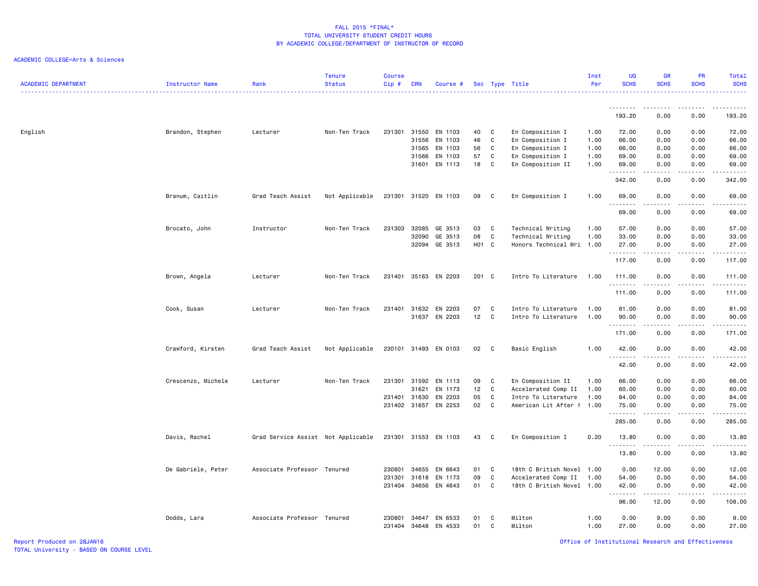FALL 2015 *FINAL*
TOTAL UNIVERSITY STUDENT CREDIT HOURS
BY ACADEMIC COLLEGE/DEPARTMENT OF INSTRUCTOR OF RECORD

ACADEMIC COLLEGE=Arts & Sciences

| ACADEMIC DEPARTMENT | Instructor Name | Rank | Tenure Status | Course Cip # | CRN | Course # | Sec | Type | Title | Inst Per | UG SCHS | GR SCHS | PR SCHS | Total SCHS |
|---|---|---|---|---|---|---|---|---|---|---|---|---|---|---|
| | | | | | | | | | | | 193.20 | 0.00 | 0.00 | 193.20 |
| English | Brandon, Stephen | Lecturer | Non-Ten Track | 231301 | 31550 | EN 1103 | 40 | C | En Composition I | 1.00 | 72.00 | 0.00 | 0.00 | 72.00 |
| | | | | | 31556 | EN 1103 | 46 | C | En Composition I | 1.00 | 66.00 | 0.00 | 0.00 | 66.00 |
| | | | | | 31565 | EN 1103 | 56 | C | En Composition I | 1.00 | 66.00 | 0.00 | 0.00 | 66.00 |
| | | | | | 31566 | EN 1103 | 57 | C | En Composition I | 1.00 | 69.00 | 0.00 | 0.00 | 69.00 |
| | | | | | 31601 | EN 1113 | 18 | C | En Composition II | 1.00 | 69.00 | 0.00 | 0.00 | 69.00 |
| | | | | | | | | | | | 342.00 | 0.00 | 0.00 | 342.00 |
| | Branum, Caitlin | Grad Teach Assist | Not Applicable | 231301 | 31520 | EN 1103 | 09 | C | En Composition I | 1.00 | 69.00 | 0.00 | 0.00 | 69.00 |
| | | | | | | | | | | | 69.00 | 0.00 | 0.00 | 69.00 |
| | Brocato, John | Instructor | Non-Ten Track | 231303 | 32085 | GE 3513 | 03 | C | Technical Writing | 1.00 | 57.00 | 0.00 | 0.00 | 57.00 |
| | | | | | 32090 | GE 3513 | 08 | C | Technical Writing | 1.00 | 33.00 | 0.00 | 0.00 | 33.00 |
| | | | | | 32094 | GE 3513 | H01 | C | Honors Technical Wri | 1.00 | 27.00 | 0.00 | 0.00 | 27.00 |
| | | | | | | | | | | | 117.00 | 0.00 | 0.00 | 117.00 |
| | Brown, Angela | Lecturer | Non-Ten Track | 231401 | 35163 | EN 2203 | 201 | C | Intro To Literature | 1.00 | 111.00 | 0.00 | 0.00 | 111.00 |
| | | | | | | | | | | | 111.00 | 0.00 | 0.00 | 111.00 |
| | Cook, Susan | Lecturer | Non-Ten Track | 231401 | 31632 | EN 2203 | 07 | C | Intro To Literature | 1.00 | 81.00 | 0.00 | 0.00 | 81.00 |
| | | | | | 31637 | EN 2203 | 12 | C | Intro To Literature | 1.00 | 90.00 | 0.00 | 0.00 | 90.00 |
| | | | | | | | | | | | 171.00 | 0.00 | 0.00 | 171.00 |
| | Crawford, Kirsten | Grad Teach Assist | Not Applicable | 230101 | 31493 | EN 0103 | 02 | C | Basic English | 1.00 | 42.00 | 0.00 | 0.00 | 42.00 |
| | | | | | | | | | | | 42.00 | 0.00 | 0.00 | 42.00 |
| | Crescenzo, Michele | Lecturer | Non-Ten Track | 231301 | 31592 | EN 1113 | 09 | C | En Composition II | 1.00 | 66.00 | 0.00 | 0.00 | 66.00 |
| | | | | | 31621 | EN 1173 | 12 | C | Accelerated Comp II | 1.00 | 60.00 | 0.00 | 0.00 | 60.00 |
| | | | | 231401 | 31630 | EN 2203 | 05 | C | Intro To Literature | 1.00 | 84.00 | 0.00 | 0.00 | 84.00 |
| | | | | 231402 | 31657 | EN 2253 | 02 | C | American Lit After 1 | 1.00 | 75.00 | 0.00 | 0.00 | 75.00 |
| | | | | | | | | | | | 285.00 | 0.00 | 0.00 | 285.00 |
| | Davis, Rachel | Grad Service Assist | Not Applicable | 231301 | 31553 | EN 1103 | 43 | C | En Composition I | 0.20 | 13.80 | 0.00 | 0.00 | 13.80 |
| | | | | | | | | | | | 13.80 | 0.00 | 0.00 | 13.80 |
| | De Gabriele, Peter | Associate Professor | Tenured | 230801 | 34655 | EN 6643 | 01 | C | 18th C British Novel | 1.00 | 0.00 | 12.00 | 0.00 | 12.00 |
| | | | | 231301 | 31618 | EN 1173 | 09 | C | Accelerated Comp II | 1.00 | 54.00 | 0.00 | 0.00 | 54.00 |
| | | | | 231404 | 34656 | EN 4643 | 01 | C | 18th C British Novel | 1.00 | 42.00 | 0.00 | 0.00 | 42.00 |
| | | | | | | | | | | | 96.00 | 12.00 | 0.00 | 108.00 |
| | Dodds, Lara | Associate Professor | Tenured | 230801 | 34647 | EN 6533 | 01 | C | Milton | 1.00 | 0.00 | 9.00 | 0.00 | 9.00 |
| | | | | 231404 | 34648 | EN 4533 | 01 | C | Milton | 1.00 | 27.00 | 0.00 | 0.00 | 27.00 |

Report Produced on 28JAN16
TOTAL University - BASED ON COURSE LEVEL
Office of Institutional Research and Effectiveness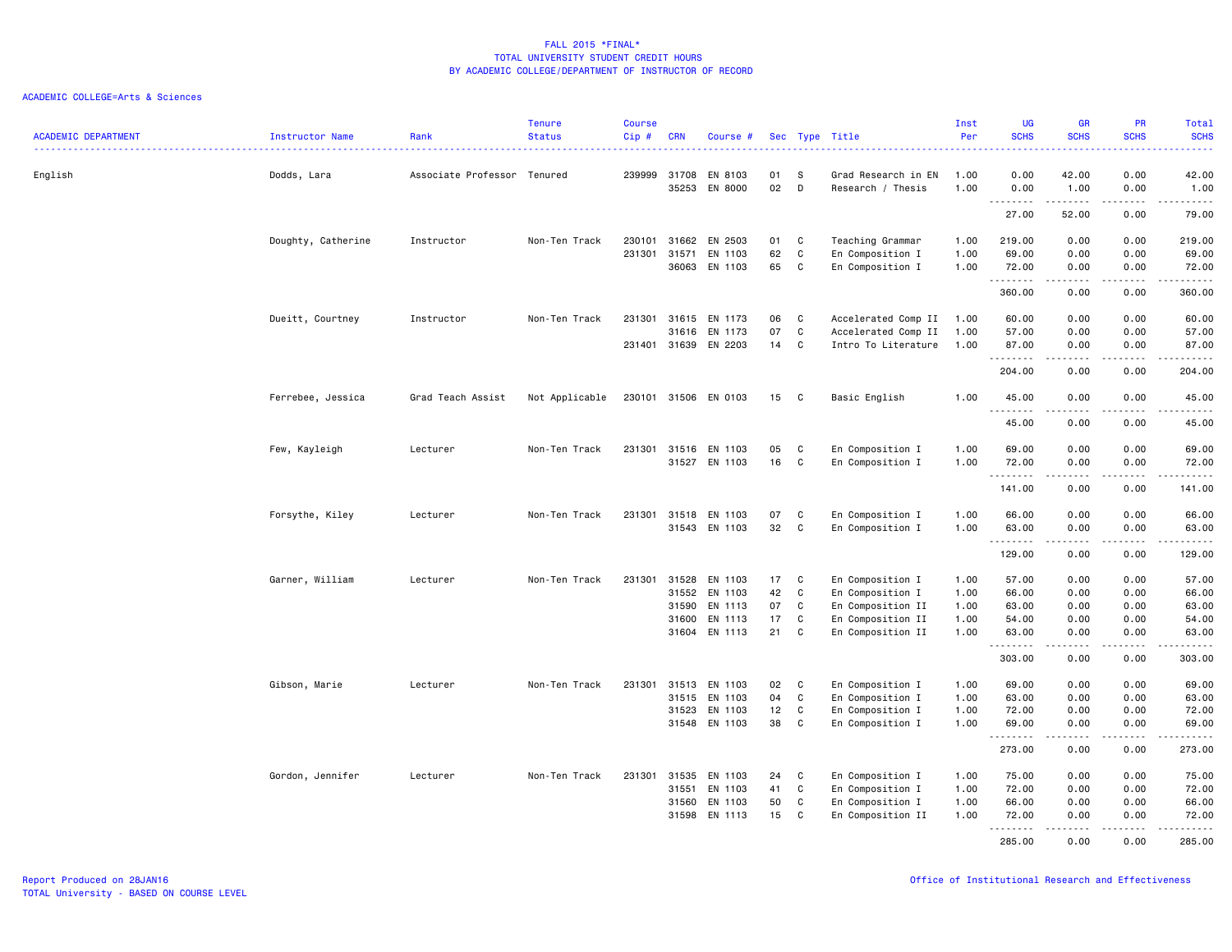# FALL 2015 *FINAL*
## TOTAL UNIVERSITY STUDENT CREDIT HOURS
### BY ACADEMIC COLLEGE/DEPARTMENT OF INSTRUCTOR OF RECORD

ACADEMIC COLLEGE=Arts & Sciences

| ACADEMIC DEPARTMENT | Instructor Name | Rank | Tenure Status | Course Cip # | CRN | Course # | Sec | Type | Title | Inst Per | UG SCHS | GR SCHS | PR SCHS | Total SCHS |
|---|---|---|---|---|---|---|---|---|---|---|---|---|---|---|
| English | Dodds, Lara | Associate Professor | Tenured | 239999 | 31708 | EN 8103 | 01 | S | Grad Research in EN | 1.00 | 0.00 | 42.00 | 0.00 | 42.00 |
| | | | | | 35253 | EN 8000 | 02 | D | Research / Thesis | 1.00 | 0.00 | 1.00 | 0.00 | 1.00 |
| | | | | | | | | | | | 27.00 | 52.00 | 0.00 | 79.00 |
| | Doughty, Catherine | Instructor | Non-Ten Track | 230101 | 31662 | EN 2503 | 01 | C | Teaching Grammar | 1.00 | 219.00 | 0.00 | 0.00 | 219.00 |
| | | | | 231301 | 31571 | EN 1103 | 62 | C | En Composition I | 1.00 | 69.00 | 0.00 | 0.00 | 69.00 |
| | | | | | 36063 | EN 1103 | 65 | C | En Composition I | 1.00 | 72.00 | 0.00 | 0.00 | 72.00 |
| | | | | | | | | | | | 360.00 | 0.00 | 0.00 | 360.00 |
| | Dueitt, Courtney | Instructor | Non-Ten Track | 231301 | 31615 | EN 1173 | 06 | C | Accelerated Comp II | 1.00 | 60.00 | 0.00 | 0.00 | 60.00 |
| | | | | | 31616 | EN 1173 | 07 | C | Accelerated Comp II | 1.00 | 57.00 | 0.00 | 0.00 | 57.00 |
| | | | | 231401 | 31639 | EN 2203 | 14 | C | Intro To Literature | 1.00 | 87.00 | 0.00 | 0.00 | 87.00 |
| | | | | | | | | | | | 204.00 | 0.00 | 0.00 | 204.00 |
| | Ferrebee, Jessica | Grad Teach Assist | Not Applicable | 230101 | 31506 | EN 0103 | 15 | C | Basic English | 1.00 | 45.00 | 0.00 | 0.00 | 45.00 |
| | | | | | | | | | | | 45.00 | 0.00 | 0.00 | 45.00 |
| | Few, Kayleigh | Lecturer | Non-Ten Track | 231301 | 31516 | EN 1103 | 05 | C | En Composition I | 1.00 | 69.00 | 0.00 | 0.00 | 69.00 |
| | | | | | 31527 | EN 1103 | 16 | C | En Composition I | 1.00 | 72.00 | 0.00 | 0.00 | 72.00 |
| | | | | | | | | | | | 141.00 | 0.00 | 0.00 | 141.00 |
| | Forsythe, Kiley | Lecturer | Non-Ten Track | 231301 | 31518 | EN 1103 | 07 | C | En Composition I | 1.00 | 66.00 | 0.00 | 0.00 | 66.00 |
| | | | | | 31543 | EN 1103 | 32 | C | En Composition I | 1.00 | 63.00 | 0.00 | 0.00 | 63.00 |
| | | | | | | | | | | | 129.00 | 0.00 | 0.00 | 129.00 |
| | Garner, William | Lecturer | Non-Ten Track | 231301 | 31528 | EN 1103 | 17 | C | En Composition I | 1.00 | 57.00 | 0.00 | 0.00 | 57.00 |
| | | | | | 31552 | EN 1103 | 42 | C | En Composition I | 1.00 | 66.00 | 0.00 | 0.00 | 66.00 |
| | | | | | 31590 | EN 1113 | 07 | C | En Composition II | 1.00 | 63.00 | 0.00 | 0.00 | 63.00 |
| | | | | | 31600 | EN 1113 | 17 | C | En Composition II | 1.00 | 54.00 | 0.00 | 0.00 | 54.00 |
| | | | | | 31604 | EN 1113 | 21 | C | En Composition II | 1.00 | 63.00 | 0.00 | 0.00 | 63.00 |
| | | | | | | | | | | | 303.00 | 0.00 | 0.00 | 303.00 |
| | Gibson, Marie | Lecturer | Non-Ten Track | 231301 | 31513 | EN 1103 | 02 | C | En Composition I | 1.00 | 69.00 | 0.00 | 0.00 | 69.00 |
| | | | | | 31515 | EN 1103 | 04 | C | En Composition I | 1.00 | 63.00 | 0.00 | 0.00 | 63.00 |
| | | | | | 31523 | EN 1103 | 12 | C | En Composition I | 1.00 | 72.00 | 0.00 | 0.00 | 72.00 |
| | | | | | 31548 | EN 1103 | 38 | C | En Composition I | 1.00 | 69.00 | 0.00 | 0.00 | 69.00 |
| | | | | | | | | | | | 273.00 | 0.00 | 0.00 | 273.00 |
| | Gordon, Jennifer | Lecturer | Non-Ten Track | 231301 | 31535 | EN 1103 | 24 | C | En Composition I | 1.00 | 75.00 | 0.00 | 0.00 | 75.00 |
| | | | | | 31551 | EN 1103 | 41 | C | En Composition I | 1.00 | 72.00 | 0.00 | 0.00 | 72.00 |
| | | | | | 31560 | EN 1103 | 50 | C | En Composition I | 1.00 | 66.00 | 0.00 | 0.00 | 66.00 |
| | | | | | 31598 | EN 1113 | 15 | C | En Composition II | 1.00 | 72.00 | 0.00 | 0.00 | 72.00 |
| | | | | | | | | | | | 285.00 | 0.00 | 0.00 | 285.00 |

Report Produced on 28JAN16
TOTAL University - BASED ON COURSE LEVEL

Office of Institutional Research and Effectiveness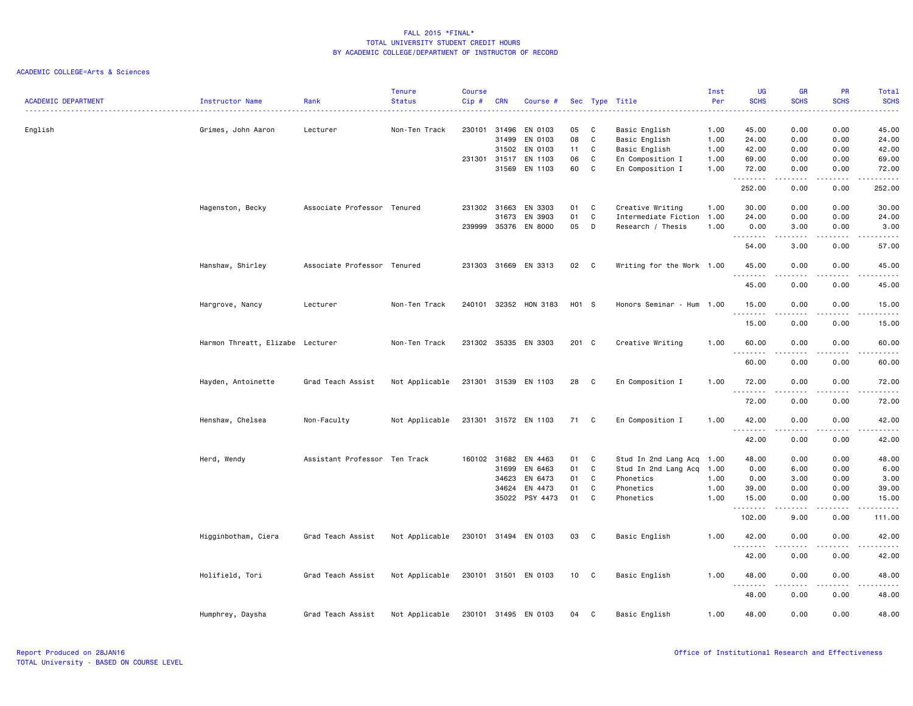FALL 2015 *FINAL*
TOTAL UNIVERSITY STUDENT CREDIT HOURS
BY ACADEMIC COLLEGE/DEPARTMENT OF INSTRUCTOR OF RECORD

ACADEMIC COLLEGE=Arts & Sciences

| ACADEMIC DEPARTMENT | Instructor Name | Rank | Tenure Status | Course Cip # | CRN | Course # | Sec | Type | Title | Inst Per | UG SCHS | GR SCHS | PR SCHS | Total SCHS |
|---|---|---|---|---|---|---|---|---|---|---|---|---|---|---|
| English | Grimes, John Aaron | Lecturer | Non-Ten Track | 230101 | 31496 | EN 0103 | 05 | C | Basic English | 1.00 | 45.00 | 0.00 | 0.00 | 45.00 |
| | | | | | 31499 | EN 0103 | 08 | C | Basic English | 1.00 | 24.00 | 0.00 | 0.00 | 24.00 |
| | | | | | 31502 | EN 0103 | 11 | C | Basic English | 1.00 | 42.00 | 0.00 | 0.00 | 42.00 |
| | | | | 231301 | 31517 | EN 1103 | 06 | C | En Composition I | 1.00 | 69.00 | 0.00 | 0.00 | 69.00 |
| | | | | | 31569 | EN 1103 | 60 | C | En Composition I | 1.00 | 72.00 | 0.00 | 0.00 | 72.00 |
| | | | | | | | | | | | 252.00 | 0.00 | 0.00 | 252.00 |
| | Hagenston, Becky | Associate Professor | Tenured | 231302 | 31663 | EN 3303 | 01 | C | Creative Writing | 1.00 | 30.00 | 0.00 | 0.00 | 30.00 |
| | | | | | 31673 | EN 3903 | 01 | C | Intermediate Fiction | 1.00 | 24.00 | 0.00 | 0.00 | 24.00 |
| | | | | 239999 | 35376 | EN 8000 | 05 | D | Research / Thesis | 1.00 | 0.00 | 3.00 | 0.00 | 3.00 |
| | | | | | | | | | | | 54.00 | 3.00 | 0.00 | 57.00 |
| | Hanshaw, Shirley | Associate Professor | Tenured | 231303 | 31669 | EN 3313 | 02 | C | Writing for the Work | 1.00 | 45.00 | 0.00 | 0.00 | 45.00 |
| | | | | | | | | | | | 45.00 | 0.00 | 0.00 | 45.00 |
| | Hargrove, Nancy | Lecturer | Non-Ten Track | 240101 | 32352 | HON 3183 | H01 | S | Honors Seminar - Hum | 1.00 | 15.00 | 0.00 | 0.00 | 15.00 |
| | | | | | | | | | | | 15.00 | 0.00 | 0.00 | 15.00 |
| | Harmon Threatt, Elizabe | Lecturer | Non-Ten Track | 231302 | 35335 | EN 3303 | 201 | C | Creative Writing | 1.00 | 60.00 | 0.00 | 0.00 | 60.00 |
| | | | | | | | | | | | 60.00 | 0.00 | 0.00 | 60.00 |
| | Hayden, Antoinette | Grad Teach Assist | Not Applicable | 231301 | 31539 | EN 1103 | 28 | C | En Composition I | 1.00 | 72.00 | 0.00 | 0.00 | 72.00 |
| | | | | | | | | | | | 72.00 | 0.00 | 0.00 | 72.00 |
| | Henshaw, Chelsea | Non-Faculty | Not Applicable | 231301 | 31572 | EN 1103 | 71 | C | En Composition I | 1.00 | 42.00 | 0.00 | 0.00 | 42.00 |
| | | | | | | | | | | | 42.00 | 0.00 | 0.00 | 42.00 |
| | Herd, Wendy | Assistant Professor | Ten Track | 160102 | 31682 | EN 4463 | 01 | C | Stud In 2nd Lang Acq | 1.00 | 48.00 | 0.00 | 0.00 | 48.00 |
| | | | | | 31699 | EN 6463 | 01 | C | Stud In 2nd Lang Acq | 1.00 | 0.00 | 6.00 | 0.00 | 6.00 |
| | | | | | 34623 | EN 6473 | 01 | C | Phonetics | 1.00 | 0.00 | 3.00 | 0.00 | 3.00 |
| | | | | | 34624 | EN 4473 | 01 | C | Phonetics | 1.00 | 39.00 | 0.00 | 0.00 | 39.00 |
| | | | | | 35022 | PSY 4473 | 01 | C | Phonetics | 1.00 | 15.00 | 0.00 | 0.00 | 15.00 |
| | | | | | | | | | | | 102.00 | 9.00 | 0.00 | 111.00 |
| | Higginbotham, Ciera | Grad Teach Assist | Not Applicable | 230101 | 31494 | EN 0103 | 03 | C | Basic English | 1.00 | 42.00 | 0.00 | 0.00 | 42.00 |
| | | | | | | | | | | | 42.00 | 0.00 | 0.00 | 42.00 |
| | Holifield, Tori | Grad Teach Assist | Not Applicable | 230101 | 31501 | EN 0103 | 10 | C | Basic English | 1.00 | 48.00 | 0.00 | 0.00 | 48.00 |
| | | | | | | | | | | | 48.00 | 0.00 | 0.00 | 48.00 |
| | Humphrey, Daysha | Grad Teach Assist | Not Applicable | 230101 | 31495 | EN 0103 | 04 | C | Basic English | 1.00 | 48.00 | 0.00 | 0.00 | 48.00 |

Report Produced on 28JAN16
TOTAL University - BASED ON COURSE LEVEL

Office of Institutional Research and Effectiveness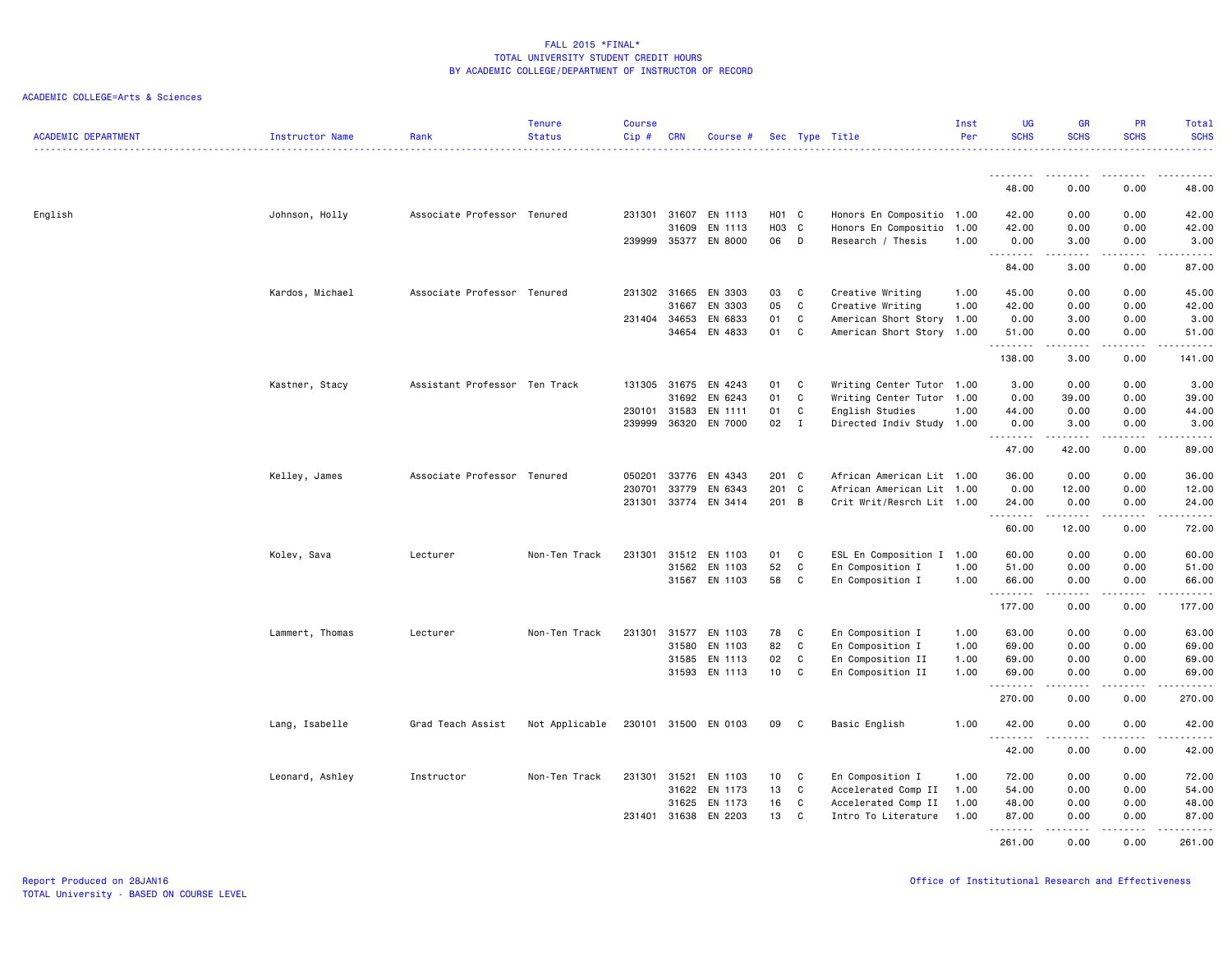# FALL 2015 *FINAL*
## TOTAL UNIVERSITY STUDENT CREDIT HOURS
## BY ACADEMIC COLLEGE/DEPARTMENT OF INSTRUCTOR OF RECORD

ACADEMIC COLLEGE=Arts & Sciences

| ACADEMIC DEPARTMENT | Instructor Name | Rank | Tenure Status | Course Cip # | CRN | Course # | Sec | Type | Title | Inst Per | UG SCHS | GR SCHS | PR SCHS | Total SCHS |
|---|---|---|---|---|---|---|---|---|---|---|---|---|---|---|
| | | | | | | | | | | | 48.00 | 0.00 | 0.00 | 48.00 |
| English | Johnson, Holly | Associate Professor | Tenured | 231301 | 31607 | EN 1113 | H01 | C | Honors En Compositio | 1.00 | 42.00 | 0.00 | 0.00 | 42.00 |
| | | | | | 31609 | EN 1113 | H03 | C | Honors En Compositio | 1.00 | 42.00 | 0.00 | 0.00 | 42.00 |
| | | | | 239999 | 35377 | EN 8000 | 06 | D | Research / Thesis | 1.00 | 0.00 | 3.00 | 0.00 | 3.00 |
| | | | | | | | | | | | 84.00 | 3.00 | 0.00 | 87.00 |
| | Kardos, Michael | Associate Professor | Tenured | 231302 | 31665 | EN 3303 | 03 | C | Creative Writing | 1.00 | 45.00 | 0.00 | 0.00 | 45.00 |
| | | | | | 31667 | EN 3303 | 05 | C | Creative Writing | 1.00 | 42.00 | 0.00 | 0.00 | 42.00 |
| | | | | 231404 | 34653 | EN 6833 | 01 | C | American Short Story | 1.00 | 0.00 | 3.00 | 0.00 | 3.00 |
| | | | | | 34654 | EN 4833 | 01 | C | American Short Story | 1.00 | 51.00 | 0.00 | 0.00 | 51.00 |
| | | | | | | | | | | | 138.00 | 3.00 | 0.00 | 141.00 |
| | Kastner, Stacy | Assistant Professor | Ten Track | 131305 | 31675 | EN 4243 | 01 | C | Writing Center Tutor | 1.00 | 3.00 | 0.00 | 0.00 | 3.00 |
| | | | | | 31692 | EN 6243 | 01 | C | Writing Center Tutor | 1.00 | 0.00 | 39.00 | 0.00 | 39.00 |
| | | | | 230101 | 31583 | EN 1111 | 01 | C | English Studies | 1.00 | 44.00 | 0.00 | 0.00 | 44.00 |
| | | | | 239999 | 36320 | EN 7000 | 02 | I | Directed Indiv Study | 1.00 | 0.00 | 3.00 | 0.00 | 3.00 |
| | | | | | | | | | | | 47.00 | 42.00 | 0.00 | 89.00 |
| | Kelley, James | Associate Professor | Tenured | 050201 | 33776 | EN 4343 | 201 | C | African American Lit | 1.00 | 36.00 | 0.00 | 0.00 | 36.00 |
| | | | | 230701 | 33779 | EN 6343 | 201 | C | African American Lit | 1.00 | 0.00 | 12.00 | 0.00 | 12.00 |
| | | | | 231301 | 33774 | EN 3414 | 201 | B | Crit Writ/Resrch Lit | 1.00 | 24.00 | 0.00 | 0.00 | 24.00 |
| | | | | | | | | | | | 60.00 | 12.00 | 0.00 | 72.00 |
| | Kolev, Sava | Lecturer | Non-Ten Track | 231301 | 31512 | EN 1103 | 01 | C | ESL En Composition I | 1.00 | 60.00 | 0.00 | 0.00 | 60.00 |
| | | | | | 31562 | EN 1103 | 52 | C | En Composition I | 1.00 | 51.00 | 0.00 | 0.00 | 51.00 |
| | | | | | 31567 | EN 1103 | 58 | C | En Composition I | 1.00 | 66.00 | 0.00 | 0.00 | 66.00 |
| | | | | | | | | | | | 177.00 | 0.00 | 0.00 | 177.00 |
| | Lammert, Thomas | Lecturer | Non-Ten Track | 231301 | 31577 | EN 1103 | 78 | C | En Composition I | 1.00 | 63.00 | 0.00 | 0.00 | 63.00 |
| | | | | | 31580 | EN 1103 | 82 | C | En Composition I | 1.00 | 69.00 | 0.00 | 0.00 | 69.00 |
| | | | | | 31585 | EN 1113 | 02 | C | En Composition II | 1.00 | 69.00 | 0.00 | 0.00 | 69.00 |
| | | | | | 31593 | EN 1113 | 10 | C | En Composition II | 1.00 | 69.00 | 0.00 | 0.00 | 69.00 |
| | | | | | | | | | | | 270.00 | 0.00 | 0.00 | 270.00 |
| | Lang, Isabelle | Grad Teach Assist | Not Applicable | 230101 | 31500 | EN 0103 | 09 | C | Basic English | 1.00 | 42.00 | 0.00 | 0.00 | 42.00 |
| | | | | | | | | | | | 42.00 | 0.00 | 0.00 | 42.00 |
| | Leonard, Ashley | Instructor | Non-Ten Track | 231301 | 31521 | EN 1103 | 10 | C | En Composition I | 1.00 | 72.00 | 0.00 | 0.00 | 72.00 |
| | | | | | 31622 | EN 1173 | 13 | C | Accelerated Comp II | 1.00 | 54.00 | 0.00 | 0.00 | 54.00 |
| | | | | | 31625 | EN 1173 | 16 | C | Accelerated Comp II | 1.00 | 48.00 | 0.00 | 0.00 | 48.00 |
| | | | | 231401 | 31638 | EN 2203 | 13 | C | Intro To Literature | 1.00 | 87.00 | 0.00 | 0.00 | 87.00 |
| | | | | | | | | | | | 261.00 | 0.00 | 0.00 | 261.00 |

Report Produced on 28JAN16
TOTAL University - BASED ON COURSE LEVEL

Office of Institutional Research and Effectiveness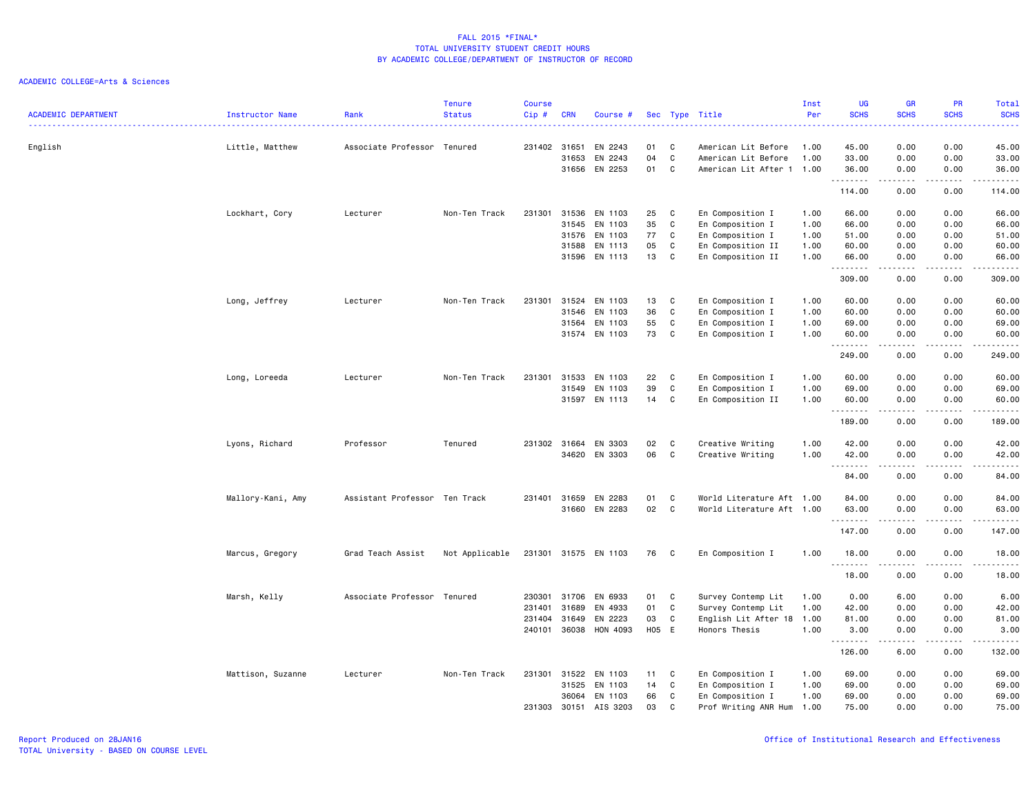FALL 2015 *FINAL*
TOTAL UNIVERSITY STUDENT CREDIT HOURS
BY ACADEMIC COLLEGE/DEPARTMENT OF INSTRUCTOR OF RECORD

ACADEMIC COLLEGE=Arts & Sciences

| ACADEMIC DEPARTMENT | Instructor Name | Rank | Tenure Status | Course Cip # | CRN | Course # | Sec | Type | Title | Inst Per | UG SCHS | GR SCHS | PR SCHS | Total SCHS |
|---|---|---|---|---|---|---|---|---|---|---|---|---|---|---|
| English | Little, Matthew | Associate Professor | Tenured | 231402 | 31651 | EN 2243 | 01 | C | American Lit Before | 1.00 | 45.00 | 0.00 | 0.00 | 45.00 |
| | | | | | 31653 | EN 2243 | 04 | C | American Lit Before | 1.00 | 33.00 | 0.00 | 0.00 | 33.00 |
| | | | | | 31656 | EN 2253 | 01 | C | American Lit After 1 | 1.00 | 36.00 | 0.00 | 0.00 | 36.00 |
| | | | | | | | | | | | 114.00 | 0.00 | 0.00 | 114.00 |
| | Lockhart, Cory | Lecturer | Non-Ten Track | 231301 | 31536 | EN 1103 | 25 | C | En Composition I | 1.00 | 66.00 | 0.00 | 0.00 | 66.00 |
| | | | | | 31545 | EN 1103 | 35 | C | En Composition I | 1.00 | 66.00 | 0.00 | 0.00 | 66.00 |
| | | | | | 31576 | EN 1103 | 77 | C | En Composition I | 1.00 | 51.00 | 0.00 | 0.00 | 51.00 |
| | | | | | 31588 | EN 1113 | 05 | C | En Composition II | 1.00 | 60.00 | 0.00 | 0.00 | 60.00 |
| | | | | | 31596 | EN 1113 | 13 | C | En Composition II | 1.00 | 66.00 | 0.00 | 0.00 | 66.00 |
| | | | | | | | | | | | 309.00 | 0.00 | 0.00 | 309.00 |
| | Long, Jeffrey | Lecturer | Non-Ten Track | 231301 | 31524 | EN 1103 | 13 | C | En Composition I | 1.00 | 60.00 | 0.00 | 0.00 | 60.00 |
| | | | | | 31546 | EN 1103 | 36 | C | En Composition I | 1.00 | 60.00 | 0.00 | 0.00 | 60.00 |
| | | | | | 31564 | EN 1103 | 55 | C | En Composition I | 1.00 | 69.00 | 0.00 | 0.00 | 69.00 |
| | | | | | 31574 | EN 1103 | 73 | C | En Composition I | 1.00 | 60.00 | 0.00 | 0.00 | 60.00 |
| | | | | | | | | | | | 249.00 | 0.00 | 0.00 | 249.00 |
| | Long, Loreeda | Lecturer | Non-Ten Track | 231301 | 31533 | EN 1103 | 22 | C | En Composition I | 1.00 | 60.00 | 0.00 | 0.00 | 60.00 |
| | | | | | 31549 | EN 1103 | 39 | C | En Composition I | 1.00 | 69.00 | 0.00 | 0.00 | 69.00 |
| | | | | | 31597 | EN 1113 | 14 | C | En Composition II | 1.00 | 60.00 | 0.00 | 0.00 | 60.00 |
| | | | | | | | | | | | 189.00 | 0.00 | 0.00 | 189.00 |
| | Lyons, Richard | Professor | Tenured | 231302 | 31664 | EN 3303 | 02 | C | Creative Writing | 1.00 | 42.00 | 0.00 | 0.00 | 42.00 |
| | | | | | 34620 | EN 3303 | 06 | C | Creative Writing | 1.00 | 42.00 | 0.00 | 0.00 | 42.00 |
| | | | | | | | | | | | 84.00 | 0.00 | 0.00 | 84.00 |
| | Mallory-Kani, Amy | Assistant Professor | Ten Track | 231401 | 31659 | EN 2283 | 01 | C | World Literature Aft | 1.00 | 84.00 | 0.00 | 0.00 | 84.00 |
| | | | | | 31660 | EN 2283 | 02 | C | World Literature Aft | 1.00 | 63.00 | 0.00 | 0.00 | 63.00 |
| | | | | | | | | | | | 147.00 | 0.00 | 0.00 | 147.00 |
| | Marcus, Gregory | Grad Teach Assist | Not Applicable | 231301 | 31575 | EN 1103 | 76 | C | En Composition I | 1.00 | 18.00 | 0.00 | 0.00 | 18.00 |
| | | | | | | | | | | | 18.00 | 0.00 | 0.00 | 18.00 |
| | Marsh, Kelly | Associate Professor | Tenured | 230301 | 31706 | EN 6933 | 01 | C | Survey Contemp Lit | 1.00 | 0.00 | 6.00 | 0.00 | 6.00 |
| | | | | 231401 | 31689 | EN 4933 | 01 | C | Survey Contemp Lit | 1.00 | 42.00 | 0.00 | 0.00 | 42.00 |
| | | | | 231404 | 31649 | EN 2223 | 03 | C | English Lit After 18 | 1.00 | 81.00 | 0.00 | 0.00 | 81.00 |
| | | | | 240101 | 36038 | HON 4093 | H05 | E | Honors Thesis | 1.00 | 3.00 | 0.00 | 0.00 | 3.00 |
| | | | | | | | | | | | 126.00 | 6.00 | 0.00 | 132.00 |
| | Mattison, Suzanne | Lecturer | Non-Ten Track | 231301 | 31522 | EN 1103 | 11 | C | En Composition I | 1.00 | 69.00 | 0.00 | 0.00 | 69.00 |
| | | | | | 31525 | EN 1103 | 14 | C | En Composition I | 1.00 | 69.00 | 0.00 | 0.00 | 69.00 |
| | | | | | 36064 | EN 1103 | 66 | C | En Composition I | 1.00 | 69.00 | 0.00 | 0.00 | 69.00 |
| | | | | 231303 | 30151 | AIS 3203 | 03 | C | Prof Writing ANR Hum | 1.00 | 75.00 | 0.00 | 0.00 | 75.00 |

Report Produced on 28JAN16
TOTAL University - BASED ON COURSE LEVEL

Office of Institutional Research and Effectiveness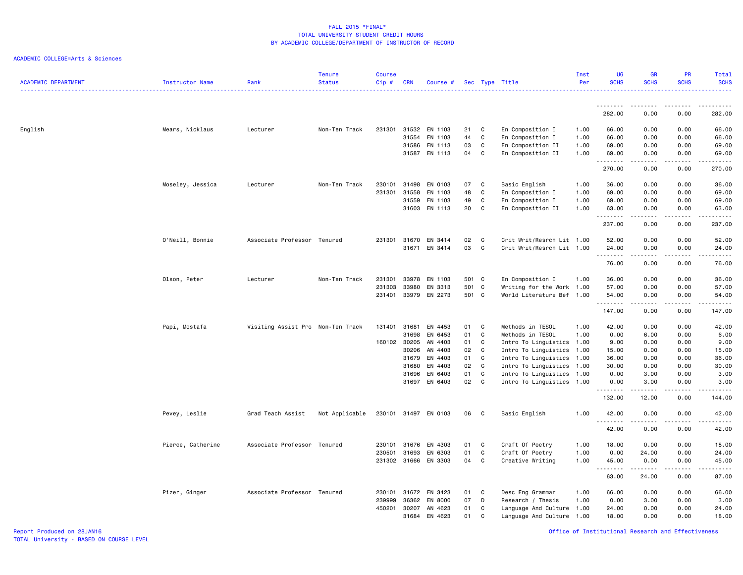FALL 2015 *FINAL*
TOTAL UNIVERSITY STUDENT CREDIT HOURS
BY ACADEMIC COLLEGE/DEPARTMENT OF INSTRUCTOR OF RECORD

ACADEMIC COLLEGE=Arts & Sciences

| ACADEMIC DEPARTMENT | Instructor Name | Rank | Tenure Status | Course Cip # | CRN | Course # | Sec | Type | Title | Inst Per | UG SCHS | GR SCHS | PR SCHS | Total SCHS |
|---|---|---|---|---|---|---|---|---|---|---|---|---|---|---|
| | | | | | | | | | | | 282.00 | 0.00 | 0.00 | 282.00 |
| English | Mears, Nicklaus | Lecturer | Non-Ten Track | 231301 | 31532 | EN 1103 | 21 | C | En Composition I | 1.00 | 66.00 | 0.00 | 0.00 | 66.00 |
| | | | | | 31554 | EN 1103 | 44 | C | En Composition I | 1.00 | 66.00 | 0.00 | 0.00 | 66.00 |
| | | | | | 31586 | EN 1113 | 03 | C | En Composition II | 1.00 | 69.00 | 0.00 | 0.00 | 69.00 |
| | | | | | 31587 | EN 1113 | 04 | C | En Composition II | 1.00 | 69.00 | 0.00 | 0.00 | 69.00 |
| | | | | | | | | | | | 270.00 | 0.00 | 0.00 | 270.00 |
| | Moseley, Jessica | Lecturer | Non-Ten Track | 230101 | 31498 | EN 0103 | 07 | C | Basic English | 1.00 | 36.00 | 0.00 | 0.00 | 36.00 |
| | | | | 231301 | 31558 | EN 1103 | 48 | C | En Composition I | 1.00 | 69.00 | 0.00 | 0.00 | 69.00 |
| | | | | | 31559 | EN 1103 | 49 | C | En Composition I | 1.00 | 69.00 | 0.00 | 0.00 | 69.00 |
| | | | | | 31603 | EN 1113 | 20 | C | En Composition II | 1.00 | 63.00 | 0.00 | 0.00 | 63.00 |
| | | | | | | | | | | | 237.00 | 0.00 | 0.00 | 237.00 |
| | O'Neill, Bonnie | Associate Professor | Tenured | 231301 | 31670 | EN 3414 | 02 | C | Crit Writ/Resrch Lit | 1.00 | 52.00 | 0.00 | 0.00 | 52.00 |
| | | | | | 31671 | EN 3414 | 03 | C | Crit Writ/Resrch Lit | 1.00 | 24.00 | 0.00 | 0.00 | 24.00 |
| | | | | | | | | | | | 76.00 | 0.00 | 0.00 | 76.00 |
| | Olson, Peter | Lecturer | Non-Ten Track | 231301 | 33978 | EN 1103 | 501 | C | En Composition I | 1.00 | 36.00 | 0.00 | 0.00 | 36.00 |
| | | | | 231303 | 33980 | EN 3313 | 501 | C | Writing for the Work | 1.00 | 57.00 | 0.00 | 0.00 | 57.00 |
| | | | | 231401 | 33979 | EN 2273 | 501 | C | World Literature Bef | 1.00 | 54.00 | 0.00 | 0.00 | 54.00 |
| | | | | | | | | | | | 147.00 | 0.00 | 0.00 | 147.00 |
| | Papi, Mostafa | Visiting Assist Pro | Non-Ten Track | 131401 | 31681 | EN 4453 | 01 | C | Methods in TESOL | 1.00 | 42.00 | 0.00 | 0.00 | 42.00 |
| | | | | | 31698 | EN 6453 | 01 | C | Methods in TESOL | 1.00 | 0.00 | 6.00 | 0.00 | 6.00 |
| | | | | 160102 | 30205 | AN 4403 | 01 | C | Intro To Linguistics | 1.00 | 9.00 | 0.00 | 0.00 | 9.00 |
| | | | | | 30206 | AN 4403 | 02 | C | Intro To Linguistics | 1.00 | 15.00 | 0.00 | 0.00 | 15.00 |
| | | | | | 31679 | EN 4403 | 01 | C | Intro To Linguistics | 1.00 | 36.00 | 0.00 | 0.00 | 36.00 |
| | | | | | 31680 | EN 4403 | 02 | C | Intro To Linguistics | 1.00 | 30.00 | 0.00 | 0.00 | 30.00 |
| | | | | | 31696 | EN 6403 | 01 | C | Intro To Linguistics | 1.00 | 0.00 | 3.00 | 0.00 | 3.00 |
| | | | | | 31697 | EN 6403 | 02 | C | Intro To Linguistics | 1.00 | 0.00 | 3.00 | 0.00 | 3.00 |
| | | | | | | | | | | | 132.00 | 12.00 | 0.00 | 144.00 |
| | Pevey, Leslie | Grad Teach Assist | Not Applicable | 230101 | 31497 | EN 0103 | 06 | C | Basic English | 1.00 | 42.00 | 0.00 | 0.00 | 42.00 |
| | | | | | | | | | | | 42.00 | 0.00 | 0.00 | 42.00 |
| | Pierce, Catherine | Associate Professor | Tenured | 230101 | 31676 | EN 4303 | 01 | C | Craft Of Poetry | 1.00 | 18.00 | 0.00 | 0.00 | 18.00 |
| | | | | 230501 | 31693 | EN 6303 | 01 | C | Craft Of Poetry | 1.00 | 0.00 | 24.00 | 0.00 | 24.00 |
| | | | | 231302 | 31666 | EN 3303 | 04 | C | Creative Writing | 1.00 | 45.00 | 0.00 | 0.00 | 45.00 |
| | | | | | | | | | | | 63.00 | 24.00 | 0.00 | 87.00 |
| | Pizer, Ginger | Associate Professor | Tenured | 230101 | 31672 | EN 3423 | 01 | C | Desc Eng Grammar | 1.00 | 66.00 | 0.00 | 0.00 | 66.00 |
| | | | | 239999 | 36362 | EN 8000 | 07 | D | Research / Thesis | 1.00 | 0.00 | 3.00 | 0.00 | 3.00 |
| | | | | 450201 | 30207 | AN 4623 | 01 | C | Language And Culture | 1.00 | 24.00 | 0.00 | 0.00 | 24.00 |
| | | | | | 31684 | EN 4623 | 01 | C | Language And Culture | 1.00 | 18.00 | 0.00 | 0.00 | 18.00 |

Report Produced on 28JAN16
TOTAL University - BASED ON COURSE LEVEL

Office of Institutional Research and Effectiveness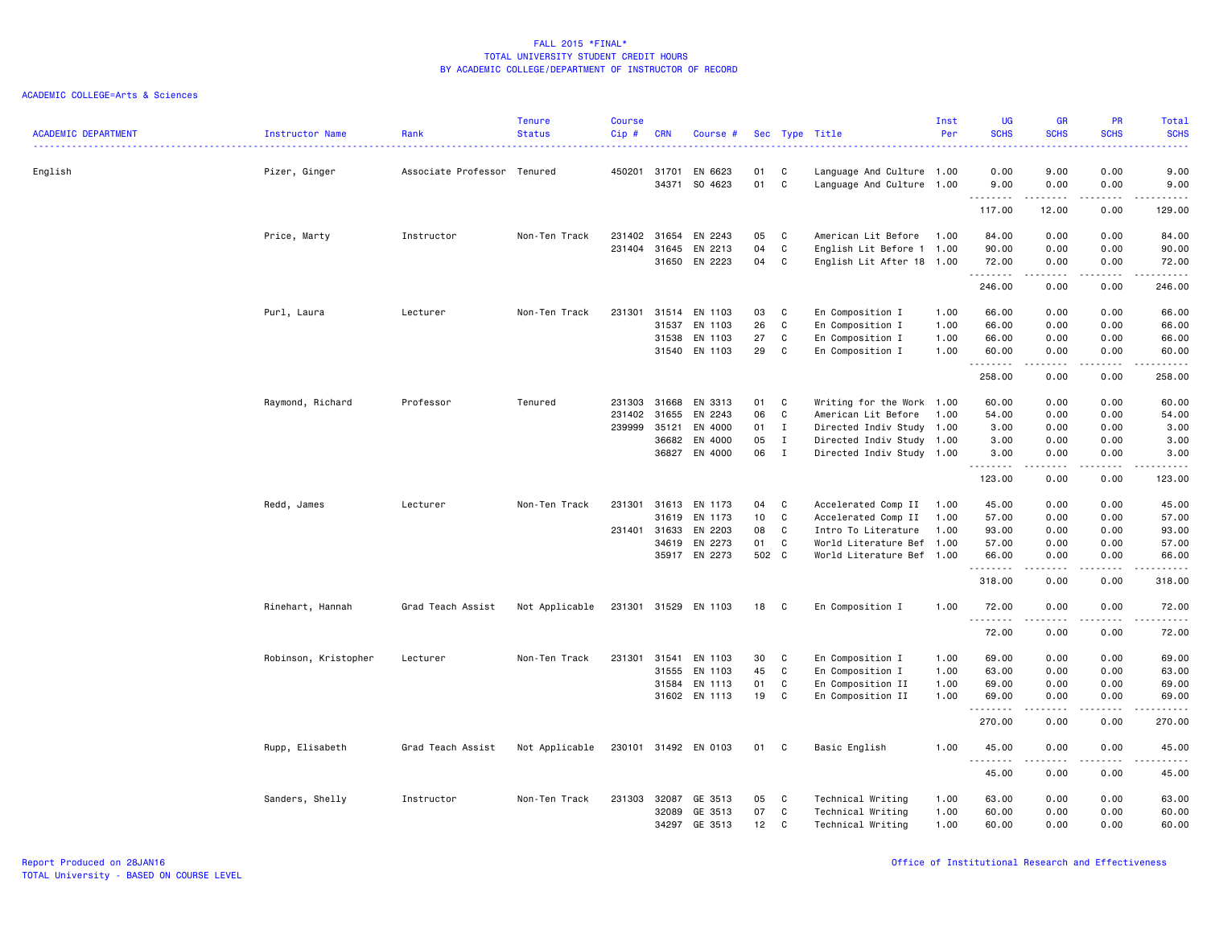# FALL 2015 *FINAL*
## TOTAL UNIVERSITY STUDENT CREDIT HOURS
## BY ACADEMIC COLLEGE/DEPARTMENT OF INSTRUCTOR OF RECORD

ACADEMIC COLLEGE=Arts & Sciences

| ACADEMIC DEPARTMENT | Instructor Name | Rank | Tenure Status | Course Cip # | CRN | Course # | Sec | Type | Title | Inst Per | UG SCHS | GR SCHS | PR SCHS | Total SCHS |
|---|---|---|---|---|---|---|---|---|---|---|---|---|---|---|
| English | Pizer, Ginger | Associate Professor | Tenured | 450201 | 31701 | EN 6623 | 01 | C | Language And Culture | 1.00 | 0.00 | 9.00 | 0.00 | 9.00 |
| | | | | | 34371 | SO 4623 | 01 | C | Language And Culture | 1.00 | 9.00 | 0.00 | 0.00 | 9.00 |
| | | | | | | | | | | | 117.00 | 12.00 | 0.00 | 129.00 |
| | Price, Marty | Instructor | Non-Ten Track | 231402 | 31654 | EN 2243 | 05 | C | American Lit Before | 1.00 | 84.00 | 0.00 | 0.00 | 84.00 |
| | | | | 231404 | 31645 | EN 2213 | 04 | C | English Lit Before 1 | 1.00 | 90.00 | 0.00 | 0.00 | 90.00 |
| | | | | | 31650 | EN 2223 | 04 | C | English Lit After 18 | 1.00 | 72.00 | 0.00 | 0.00 | 72.00 |
| | | | | | | | | | | | 246.00 | 0.00 | 0.00 | 246.00 |
| | Purl, Laura | Lecturer | Non-Ten Track | 231301 | 31514 | EN 1103 | 03 | C | En Composition I | 1.00 | 66.00 | 0.00 | 0.00 | 66.00 |
| | | | | | 31537 | EN 1103 | 26 | C | En Composition I | 1.00 | 66.00 | 0.00 | 0.00 | 66.00 |
| | | | | | 31538 | EN 1103 | 27 | C | En Composition I | 1.00 | 66.00 | 0.00 | 0.00 | 66.00 |
| | | | | | 31540 | EN 1103 | 29 | C | En Composition I | 1.00 | 60.00 | 0.00 | 0.00 | 60.00 |
| | | | | | | | | | | | 258.00 | 0.00 | 0.00 | 258.00 |
| | Raymond, Richard | Professor | Tenured | 231303 | 31668 | EN 3313 | 01 | C | Writing for the Work | 1.00 | 60.00 | 0.00 | 0.00 | 60.00 |
| | | | | 231402 | 31655 | EN 2243 | 06 | C | American Lit Before | 1.00 | 54.00 | 0.00 | 0.00 | 54.00 |
| | | | | 239999 | 35121 | EN 4000 | 01 | I | Directed Indiv Study | 1.00 | 3.00 | 0.00 | 0.00 | 3.00 |
| | | | | | 36682 | EN 4000 | 05 | I | Directed Indiv Study | 1.00 | 3.00 | 0.00 | 0.00 | 3.00 |
| | | | | | 36827 | EN 4000 | 06 | I | Directed Indiv Study | 1.00 | 3.00 | 0.00 | 0.00 | 3.00 |
| | | | | | | | | | | | 123.00 | 0.00 | 0.00 | 123.00 |
| | Redd, James | Lecturer | Non-Ten Track | 231301 | 31613 | EN 1173 | 04 | C | Accelerated Comp II | 1.00 | 45.00 | 0.00 | 0.00 | 45.00 |
| | | | | | 31619 | EN 1173 | 10 | C | Accelerated Comp II | 1.00 | 57.00 | 0.00 | 0.00 | 57.00 |
| | | | | 231401 | 31633 | EN 2203 | 08 | C | Intro To Literature | 1.00 | 93.00 | 0.00 | 0.00 | 93.00 |
| | | | | | 34619 | EN 2273 | 01 | C | World Literature Bef | 1.00 | 57.00 | 0.00 | 0.00 | 57.00 |
| | | | | | 35917 | EN 2273 | 502 | C | World Literature Bef | 1.00 | 66.00 | 0.00 | 0.00 | 66.00 |
| | | | | | | | | | | | 318.00 | 0.00 | 0.00 | 318.00 |
| | Rinehart, Hannah | Grad Teach Assist | Not Applicable | 231301 | 31529 | EN 1103 | 18 | C | En Composition I | 1.00 | 72.00 | 0.00 | 0.00 | 72.00 |
| | | | | | | | | | | | 72.00 | 0.00 | 0.00 | 72.00 |
| | Robinson, Kristopher | Lecturer | Non-Ten Track | 231301 | 31541 | EN 1103 | 30 | C | En Composition I | 1.00 | 69.00 | 0.00 | 0.00 | 69.00 |
| | | | | | 31555 | EN 1103 | 45 | C | En Composition I | 1.00 | 63.00 | 0.00 | 0.00 | 63.00 |
| | | | | | 31584 | EN 1113 | 01 | C | En Composition II | 1.00 | 69.00 | 0.00 | 0.00 | 69.00 |
| | | | | | 31602 | EN 1113 | 19 | C | En Composition II | 1.00 | 69.00 | 0.00 | 0.00 | 69.00 |
| | | | | | | | | | | | 270.00 | 0.00 | 0.00 | 270.00 |
| | Rupp, Elisabeth | Grad Teach Assist | Not Applicable | 230101 | 31492 | EN 0103 | 01 | C | Basic English | 1.00 | 45.00 | 0.00 | 0.00 | 45.00 |
| | | | | | | | | | | | 45.00 | 0.00 | 0.00 | 45.00 |
| | Sanders, Shelly | Instructor | Non-Ten Track | 231303 | 32087 | GE 3513 | 05 | C | Technical Writing | 1.00 | 63.00 | 0.00 | 0.00 | 63.00 |
| | | | | | 32089 | GE 3513 | 07 | C | Technical Writing | 1.00 | 60.00 | 0.00 | 0.00 | 60.00 |
| | | | | | 34297 | GE 3513 | 12 | C | Technical Writing | 1.00 | 60.00 | 0.00 | 0.00 | 60.00 |

Report Produced on 28JAN16
TOTAL University - BASED ON COURSE LEVEL

Office of Institutional Research and Effectiveness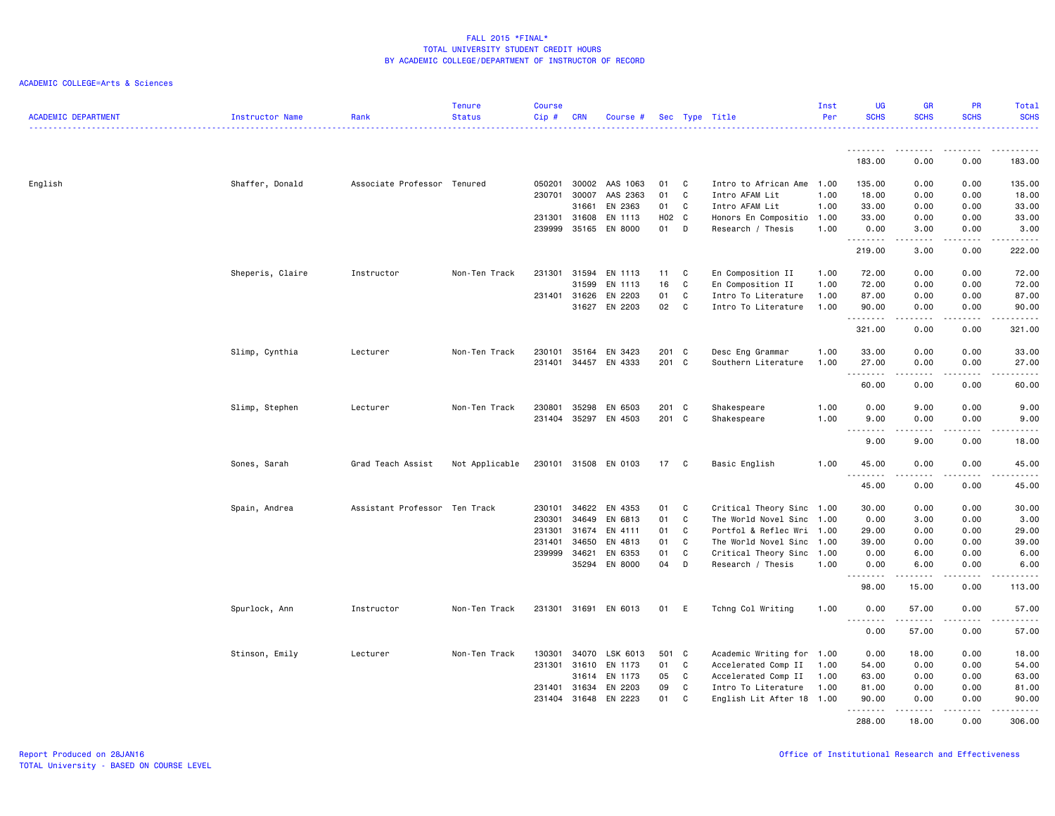FALL 2015 *FINAL*
TOTAL UNIVERSITY STUDENT CREDIT HOURS
BY ACADEMIC COLLEGE/DEPARTMENT OF INSTRUCTOR OF RECORD

ACADEMIC COLLEGE=Arts & Sciences

| ACADEMIC DEPARTMENT | Instructor Name | Rank | Tenure Status | Course Cip # | CRN | Course # | Sec | Type | Title | Inst Per | UG SCHS | GR SCHS | PR SCHS | Total SCHS |
|---|---|---|---|---|---|---|---|---|---|---|---|---|---|---|
| | | | | | | | | | | | 183.00 | 0.00 | 0.00 | 183.00 |
| English | Shaffer, Donald | Associate Professor | Tenured | 050201 | 30002 | AAS 1063 | 01 | C | Intro to African Ame | 1.00 | 135.00 | 0.00 | 0.00 | 135.00 |
| | | | | 230701 | 30007 | AAS 2363 | 01 | C | Intro AFAM Lit | 1.00 | 18.00 | 0.00 | 0.00 | 18.00 |
| | | | | | 31661 | EN 2363 | 01 | C | Intro AFAM Lit | 1.00 | 33.00 | 0.00 | 0.00 | 33.00 |
| | | | | 231301 | 31608 | EN 1113 | H02 | C | Honors En Compositio | 1.00 | 33.00 | 0.00 | 0.00 | 33.00 |
| | | | | 239999 | 35165 | EN 8000 | 01 | D | Research / Thesis | 1.00 | 0.00 | 3.00 | 0.00 | 3.00 |
| | | | | | | | | | | | 219.00 | 3.00 | 0.00 | 222.00 |
| | Sheperis, Claire | Instructor | Non-Ten Track | 231301 | 31594 | EN 1113 | 11 | C | En Composition II | 1.00 | 72.00 | 0.00 | 0.00 | 72.00 |
| | | | | | 31599 | EN 1113 | 16 | C | En Composition II | 1.00 | 72.00 | 0.00 | 0.00 | 72.00 |
| | | | | 231401 | 31626 | EN 2203 | 01 | C | Intro To Literature | 1.00 | 87.00 | 0.00 | 0.00 | 87.00 |
| | | | | | 31627 | EN 2203 | 02 | C | Intro To Literature | 1.00 | 90.00 | 0.00 | 0.00 | 90.00 |
| | | | | | | | | | | | 321.00 | 0.00 | 0.00 | 321.00 |
| | Slimp, Cynthia | Lecturer | Non-Ten Track | 230101 | 35164 | EN 3423 | 201 | C | Desc Eng Grammar | 1.00 | 33.00 | 0.00 | 0.00 | 33.00 |
| | | | | 231401 | 34457 | EN 4333 | 201 | C | Southern Literature | 1.00 | 27.00 | 0.00 | 0.00 | 27.00 |
| | | | | | | | | | | | 60.00 | 0.00 | 0.00 | 60.00 |
| | Slimp, Stephen | Lecturer | Non-Ten Track | 230801 | 35298 | EN 6503 | 201 | C | Shakespeare | 1.00 | 0.00 | 9.00 | 0.00 | 9.00 |
| | | | | 231404 | 35297 | EN 4503 | 201 | C | Shakespeare | 1.00 | 9.00 | 0.00 | 0.00 | 9.00 |
| | | | | | | | | | | | 9.00 | 9.00 | 0.00 | 18.00 |
| | Sones, Sarah | Grad Teach Assist | Not Applicable | 230101 | 31508 | EN 0103 | 17 | C | Basic English | 1.00 | 45.00 | 0.00 | 0.00 | 45.00 |
| | | | | | | | | | | | 45.00 | 0.00 | 0.00 | 45.00 |
| | Spain, Andrea | Assistant Professor | Ten Track | 230101 | 34622 | EN 4353 | 01 | C | Critical Theory Sinc | 1.00 | 30.00 | 0.00 | 0.00 | 30.00 |
| | | | | 230301 | 34649 | EN 6813 | 01 | C | The World Novel Sinc | 1.00 | 0.00 | 3.00 | 0.00 | 3.00 |
| | | | | 231301 | 31674 | EN 4111 | 01 | C | Portfol & Reflec Wri | 1.00 | 29.00 | 0.00 | 0.00 | 29.00 |
| | | | | 231401 | 34650 | EN 4813 | 01 | C | The World Novel Sinc | 1.00 | 39.00 | 0.00 | 0.00 | 39.00 |
| | | | | 239999 | 34621 | EN 6353 | 01 | C | Critical Theory Sinc | 1.00 | 0.00 | 6.00 | 0.00 | 6.00 |
| | | | | | 35294 | EN 8000 | 04 | D | Research / Thesis | 1.00 | 0.00 | 6.00 | 0.00 | 6.00 |
| | | | | | | | | | | | 98.00 | 15.00 | 0.00 | 113.00 |
| | Spurlock, Ann | Instructor | Non-Ten Track | 231301 | 31691 | EN 6013 | 01 | E | Tchng Col Writing | 1.00 | 0.00 | 57.00 | 0.00 | 57.00 |
| | | | | | | | | | | | 0.00 | 57.00 | 0.00 | 57.00 |
| | Stinson, Emily | Lecturer | Non-Ten Track | 130301 | 34070 | LSK 6013 | 501 | C | Academic Writing for | 1.00 | 0.00 | 18.00 | 0.00 | 18.00 |
| | | | | 231301 | 31610 | EN 1173 | 01 | C | Accelerated Comp II | 1.00 | 54.00 | 0.00 | 0.00 | 54.00 |
| | | | | | 31614 | EN 1173 | 05 | C | Accelerated Comp II | 1.00 | 63.00 | 0.00 | 0.00 | 63.00 |
| | | | | 231401 | 31634 | EN 2203 | 09 | C | Intro To Literature | 1.00 | 81.00 | 0.00 | 0.00 | 81.00 |
| | | | | 231404 | 31648 | EN 2223 | 01 | C | English Lit After 18 | 1.00 | 90.00 | 0.00 | 0.00 | 90.00 |
| | | | | | | | | | | | 288.00 | 18.00 | 0.00 | 306.00 |

Report Produced on 28JAN16
TOTAL University - BASED ON COURSE LEVEL

Office of Institutional Research and Effectiveness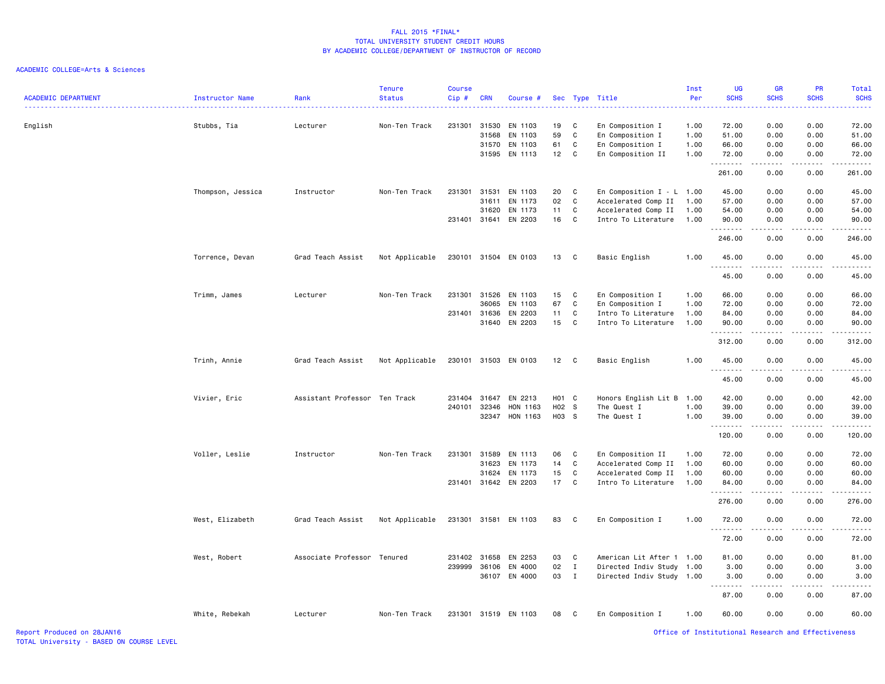FALL 2015 *FINAL*
TOTAL UNIVERSITY STUDENT CREDIT HOURS
BY ACADEMIC COLLEGE/DEPARTMENT OF INSTRUCTOR OF RECORD

ACADEMIC COLLEGE=Arts & Sciences

| ACADEMIC DEPARTMENT | Instructor Name | Rank | Tenure Status | Course Cip # | CRN | Course # | Sec | Type | Title | Inst Per | UG SCHS | GR SCHS | PR SCHS | Total SCHS |
|---|---|---|---|---|---|---|---|---|---|---|---|---|---|---|
| English | Stubbs, Tia | Lecturer | Non-Ten Track | 231301 | 31530 | EN 1103 | 19 | C | En Composition I | 1.00 | 72.00 | 0.00 | 0.00 | 72.00 |
| | | | | | 31568 | EN 1103 | 59 | C | En Composition I | 1.00 | 51.00 | 0.00 | 0.00 | 51.00 |
| | | | | | 31570 | EN 1103 | 61 | C | En Composition I | 1.00 | 66.00 | 0.00 | 0.00 | 66.00 |
| | | | | | 31595 | EN 1113 | 12 | C | En Composition II | 1.00 | 72.00 | 0.00 | 0.00 | 72.00 |
| | | | | | | | | | | | 261.00 | 0.00 | 0.00 | 261.00 |
| | Thompson, Jessica | Instructor | Non-Ten Track | 231301 | 31531 | EN 1103 | 20 | C | En Composition I - L | 1.00 | 45.00 | 0.00 | 0.00 | 45.00 |
| | | | | | 31611 | EN 1173 | 02 | C | Accelerated Comp II | 1.00 | 57.00 | 0.00 | 0.00 | 57.00 |
| | | | | | 31620 | EN 1173 | 11 | C | Accelerated Comp II | 1.00 | 54.00 | 0.00 | 0.00 | 54.00 |
| | | | | 231401 | 31641 | EN 2203 | 16 | C | Intro To Literature | 1.00 | 90.00 | 0.00 | 0.00 | 90.00 |
| | | | | | | | | | | | 246.00 | 0.00 | 0.00 | 246.00 |
| | Torrence, Devan | Grad Teach Assist | Not Applicable | 230101 | 31504 | EN 0103 | 13 | C | Basic English | 1.00 | 45.00 | 0.00 | 0.00 | 45.00 |
| | | | | | | | | | | | 45.00 | 0.00 | 0.00 | 45.00 |
| | Trimm, James | Lecturer | Non-Ten Track | 231301 | 31526 | EN 1103 | 15 | C | En Composition I | 1.00 | 66.00 | 0.00 | 0.00 | 66.00 |
| | | | | | 36065 | EN 1103 | 67 | C | En Composition I | 1.00 | 72.00 | 0.00 | 0.00 | 72.00 |
| | | | | 231401 | 31636 | EN 2203 | 11 | C | Intro To Literature | 1.00 | 84.00 | 0.00 | 0.00 | 84.00 |
| | | | | | 31640 | EN 2203 | 15 | C | Intro To Literature | 1.00 | 90.00 | 0.00 | 0.00 | 90.00 |
| | | | | | | | | | | | 312.00 | 0.00 | 0.00 | 312.00 |
| | Trinh, Annie | Grad Teach Assist | Not Applicable | 230101 | 31503 | EN 0103 | 12 | C | Basic English | 1.00 | 45.00 | 0.00 | 0.00 | 45.00 |
| | | | | | | | | | | | 45.00 | 0.00 | 0.00 | 45.00 |
| | Vivier, Eric | Assistant Professor | Ten Track | 231404 | 31647 | EN 2213 | H01 | C | Honors English Lit B | 1.00 | 42.00 | 0.00 | 0.00 | 42.00 |
| | | | | 240101 | 32346 | HON 1163 | H02 | S | The Quest I | 1.00 | 39.00 | 0.00 | 0.00 | 39.00 |
| | | | | | 32347 | HON 1163 | H03 | S | The Quest I | 1.00 | 39.00 | 0.00 | 0.00 | 39.00 |
| | | | | | | | | | | | 120.00 | 0.00 | 0.00 | 120.00 |
| | Voller, Leslie | Instructor | Non-Ten Track | 231301 | 31589 | EN 1113 | 06 | C | En Composition II | 1.00 | 72.00 | 0.00 | 0.00 | 72.00 |
| | | | | | 31623 | EN 1173 | 14 | C | Accelerated Comp II | 1.00 | 60.00 | 0.00 | 0.00 | 60.00 |
| | | | | | 31624 | EN 1173 | 15 | C | Accelerated Comp II | 1.00 | 60.00 | 0.00 | 0.00 | 60.00 |
| | | | | 231401 | 31642 | EN 2203 | 17 | C | Intro To Literature | 1.00 | 84.00 | 0.00 | 0.00 | 84.00 |
| | | | | | | | | | | | 276.00 | 0.00 | 0.00 | 276.00 |
| | West, Elizabeth | Grad Teach Assist | Not Applicable | 231301 | 31581 | EN 1103 | 83 | C | En Composition I | 1.00 | 72.00 | 0.00 | 0.00 | 72.00 |
| | | | | | | | | | | | 72.00 | 0.00 | 0.00 | 72.00 |
| | West, Robert | Associate Professor | Tenured | 231402 | 31658 | EN 2253 | 03 | C | American Lit After 1 | 1.00 | 81.00 | 0.00 | 0.00 | 81.00 |
| | | | | 239999 | 36106 | EN 4000 | 02 | I | Directed Indiv Study | 1.00 | 3.00 | 0.00 | 0.00 | 3.00 |
| | | | | | 36107 | EN 4000 | 03 | I | Directed Indiv Study | 1.00 | 3.00 | 0.00 | 0.00 | 3.00 |
| | | | | | | | | | | | 87.00 | 0.00 | 0.00 | 87.00 |
| | White, Rebekah | Lecturer | Non-Ten Track | 231301 | 31519 | EN 1103 | 08 | C | En Composition I | 1.00 | 60.00 | 0.00 | 0.00 | 60.00 |

Report Produced on 28JAN16
TOTAL University - BASED ON COURSE LEVEL

Office of Institutional Research and Effectiveness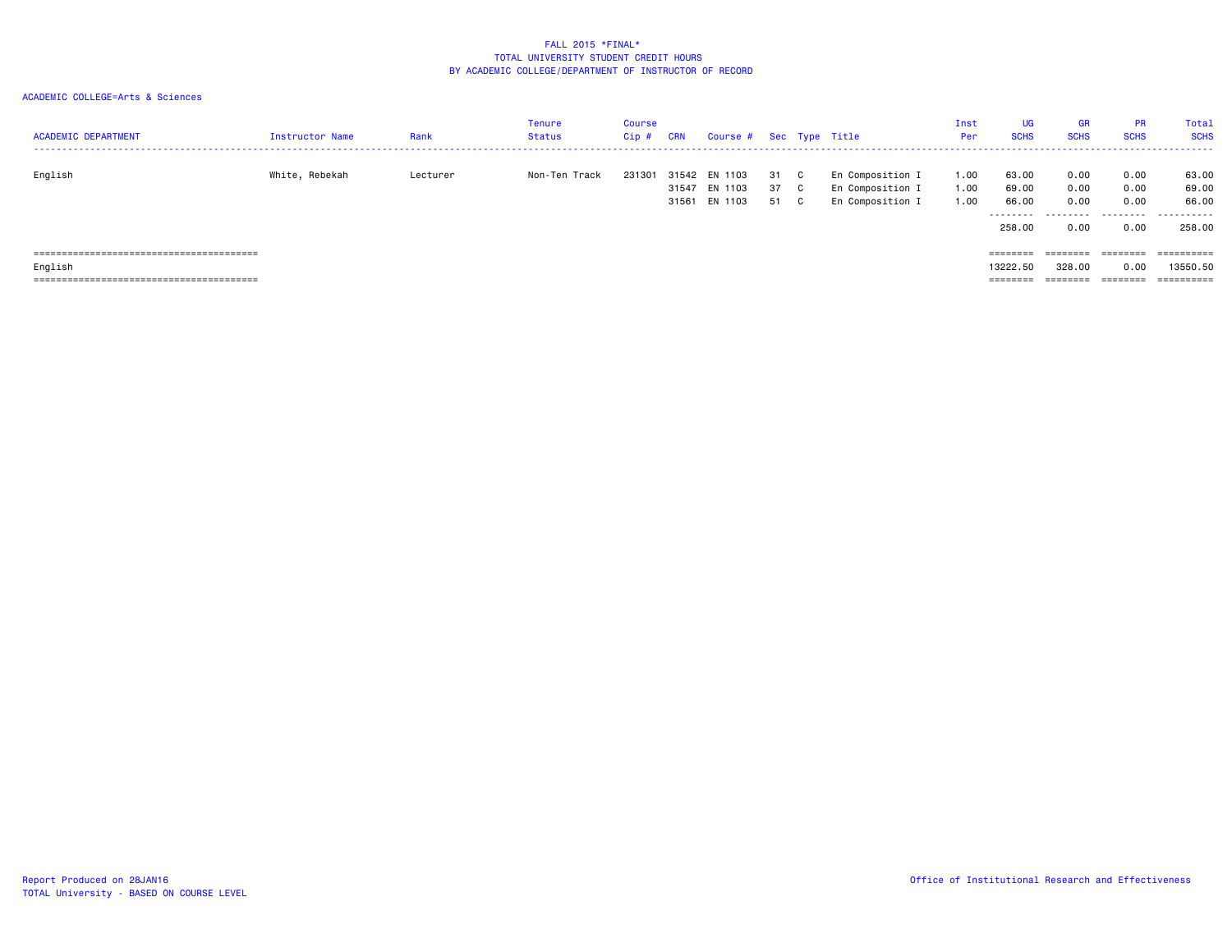FALL 2015 *FINAL*
TOTAL UNIVERSITY STUDENT CREDIT HOURS
BY ACADEMIC COLLEGE/DEPARTMENT OF INSTRUCTOR OF RECORD

ACADEMIC COLLEGE=Arts & Sciences

| ACADEMIC DEPARTMENT | Instructor Name | Rank | Tenure Status | Course Cip # | CRN | Course # | Sec | Type | Title | Inst Per | UG SCHS | GR SCHS | PR SCHS | Total SCHS |
|---|---|---|---|---|---|---|---|---|---|---|---|---|---|---|
| English | White, Rebekah | Lecturer | Non-Ten Track | 231301 | 31542 | EN 1103 | 31 | C | En Composition I | 1.00 | 63.00 | 0.00 | 0.00 | 63.00 |
| | | | | | 31547 | EN 1103 | 37 | C | En Composition I | 1.00 | 69.00 | 0.00 | 0.00 | 69.00 |
| | | | | | 31561 | EN 1103 | 51 | C | En Composition I | 1.00 | 66.00 | 0.00 | 0.00 | 66.00 |
| | | | | | | | | | | | 258.00 | 0.00 | 0.00 | 258.00 |
| English | | | | | | | | | | | 13222.50 | 328.00 | 0.00 | 13550.50 |

Report Produced on 28JAN16
TOTAL University - BASED ON COURSE LEVEL

Office of Institutional Research and Effectiveness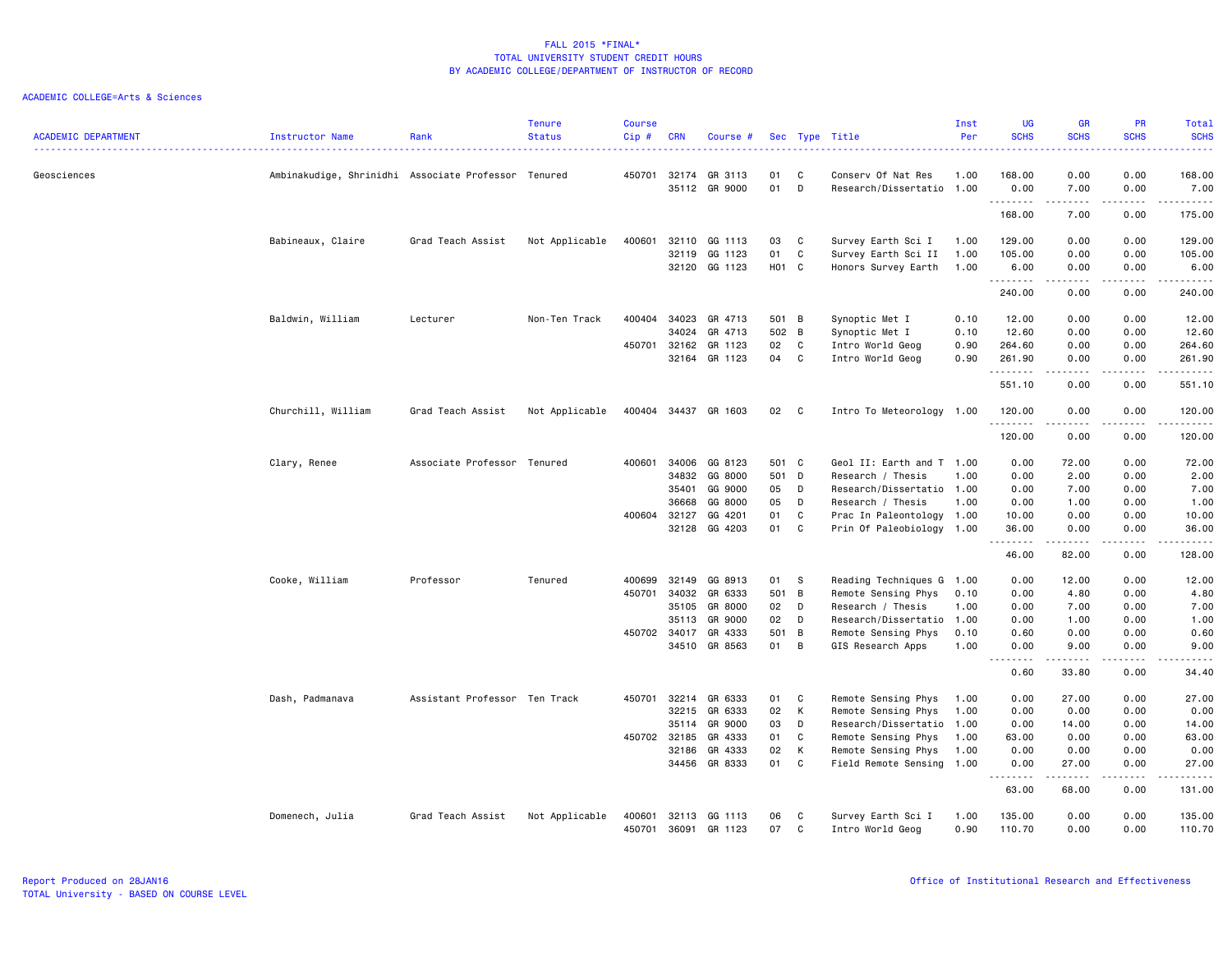FALL 2015 *FINAL*
TOTAL UNIVERSITY STUDENT CREDIT HOURS
BY ACADEMIC COLLEGE/DEPARTMENT OF INSTRUCTOR OF RECORD

ACADEMIC COLLEGE=Arts & Sciences

| ACADEMIC DEPARTMENT | Instructor Name | Rank | Tenure Status | Course Cip # | CRN | Course # | Sec | Type | Title | Inst Per | UG SCHS | GR SCHS | PR SCHS | Total SCHS |
|---|---|---|---|---|---|---|---|---|---|---|---|---|---|---|
| Geosciences | Ambinakudige, Shrinidhi | Associate Professor | Tenured | 450701 | 32174 | GR 3113 | 01 | C | Conserv Of Nat Res | 1.00 | 168.00 | 0.00 | 0.00 | 168.00 |
| | | | | | 35112 | GR 9000 | 01 | D | Research/Dissertatio | 1.00 | 0.00 | 7.00 | 0.00 | 7.00 |
| | | | | | | | | | | | 168.00 | 7.00 | 0.00 | 175.00 |
| | Babineaux, Claire | Grad Teach Assist | Not Applicable | 400601 | 32110 | GG 1113 | 03 | C | Survey Earth Sci I | 1.00 | 129.00 | 0.00 | 0.00 | 129.00 |
| | | | | | 32119 | GG 1123 | 01 | C | Survey Earth Sci II | 1.00 | 105.00 | 0.00 | 0.00 | 105.00 |
| | | | | | 32120 | GG 1123 | H01 | C | Honors Survey Earth | 1.00 | 6.00 | 0.00 | 0.00 | 6.00 |
| | | | | | | | | | | | 240.00 | 0.00 | 0.00 | 240.00 |
| | Baldwin, William | Lecturer | Non-Ten Track | 400404 | 34023 | GR 4713 | 501 | B | Synoptic Met I | 0.10 | 12.00 | 0.00 | 0.00 | 12.00 |
| | | | | | 34024 | GR 4713 | 502 | B | Synoptic Met I | 0.10 | 12.60 | 0.00 | 0.00 | 12.60 |
| | | | | 450701 | 32162 | GR 1123 | 02 | C | Intro World Geog | 0.90 | 264.60 | 0.00 | 0.00 | 264.60 |
| | | | | | 32164 | GR 1123 | 04 | C | Intro World Geog | 0.90 | 261.90 | 0.00 | 0.00 | 261.90 |
| | | | | | | | | | | | 551.10 | 0.00 | 0.00 | 551.10 |
| | Churchill, William | Grad Teach Assist | Not Applicable | 400404 | 34437 | GR 1603 | 02 | C | Intro To Meteorology | 1.00 | 120.00 | 0.00 | 0.00 | 120.00 |
| | | | | | | | | | | | 120.00 | 0.00 | 0.00 | 120.00 |
| | Clary, Renee | Associate Professor | Tenured | 400601 | 34006 | GG 8123 | 501 | C | Geol II: Earth and T | 1.00 | 0.00 | 72.00 | 0.00 | 72.00 |
| | | | | | 34832 | GG 8000 | 501 | D | Research / Thesis | 1.00 | 0.00 | 2.00 | 0.00 | 2.00 |
| | | | | | 35401 | GG 9000 | 05 | D | Research/Dissertatio | 1.00 | 0.00 | 7.00 | 0.00 | 7.00 |
| | | | | | 36668 | GG 8000 | 05 | D | Research / Thesis | 1.00 | 0.00 | 1.00 | 0.00 | 1.00 |
| | | | | 400604 | 32127 | GG 4201 | 01 | C | Prac In Paleontology | 1.00 | 10.00 | 0.00 | 0.00 | 10.00 |
| | | | | | 32128 | GG 4203 | 01 | C | Prin Of Paleobiology | 1.00 | 36.00 | 0.00 | 0.00 | 36.00 |
| | | | | | | | | | | | 46.00 | 82.00 | 0.00 | 128.00 |
| | Cooke, William | Professor | Tenured | 400699 | 32149 | GG 8913 | 01 | S | Reading Techniques G | 1.00 | 0.00 | 12.00 | 0.00 | 12.00 |
| | | | | 450701 | 34032 | GR 6333 | 501 | B | Remote Sensing Phys | 0.10 | 0.00 | 4.80 | 0.00 | 4.80 |
| | | | | | 35105 | GR 8000 | 02 | D | Research / Thesis | 1.00 | 0.00 | 7.00 | 0.00 | 7.00 |
| | | | | | 35113 | GR 9000 | 02 | D | Research/Dissertatio | 1.00 | 0.00 | 1.00 | 0.00 | 1.00 |
| | | | | 450702 | 34017 | GR 4333 | 501 | B | Remote Sensing Phys | 0.10 | 0.60 | 0.00 | 0.00 | 0.60 |
| | | | | | 34510 | GR 8563 | 01 | B | GIS Research Apps | 1.00 | 0.00 | 9.00 | 0.00 | 9.00 |
| | | | | | | | | | | | 0.60 | 33.80 | 0.00 | 34.40 |
| | Dash, Padmanava | Assistant Professor | Ten Track | 450701 | 32214 | GR 6333 | 01 | C | Remote Sensing Phys | 1.00 | 0.00 | 27.00 | 0.00 | 27.00 |
| | | | | | 32215 | GR 6333 | 02 | K | Remote Sensing Phys | 1.00 | 0.00 | 0.00 | 0.00 | 0.00 |
| | | | | | 35114 | GR 9000 | 03 | D | Research/Dissertatio | 1.00 | 0.00 | 14.00 | 0.00 | 14.00 |
| | | | | 450702 | 32185 | GR 4333 | 01 | C | Remote Sensing Phys | 1.00 | 63.00 | 0.00 | 0.00 | 63.00 |
| | | | | | 32186 | GR 4333 | 02 | K | Remote Sensing Phys | 1.00 | 0.00 | 0.00 | 0.00 | 0.00 |
| | | | | | 34456 | GR 8333 | 01 | C | Field Remote Sensing | 1.00 | 0.00 | 27.00 | 0.00 | 27.00 |
| | | | | | | | | | | | 63.00 | 68.00 | 0.00 | 131.00 |
| | Domenech, Julia | Grad Teach Assist | Not Applicable | 400601 | 32113 | GG 1113 | 06 | C | Survey Earth Sci I | 1.00 | 135.00 | 0.00 | 0.00 | 135.00 |
| | | | | 450701 | 36091 | GR 1123 | 07 | C | Intro World Geog | 0.90 | 110.70 | 0.00 | 0.00 | 110.70 |

Report Produced on 28JAN16
TOTAL University - BASED ON COURSE LEVEL

Office of Institutional Research and Effectiveness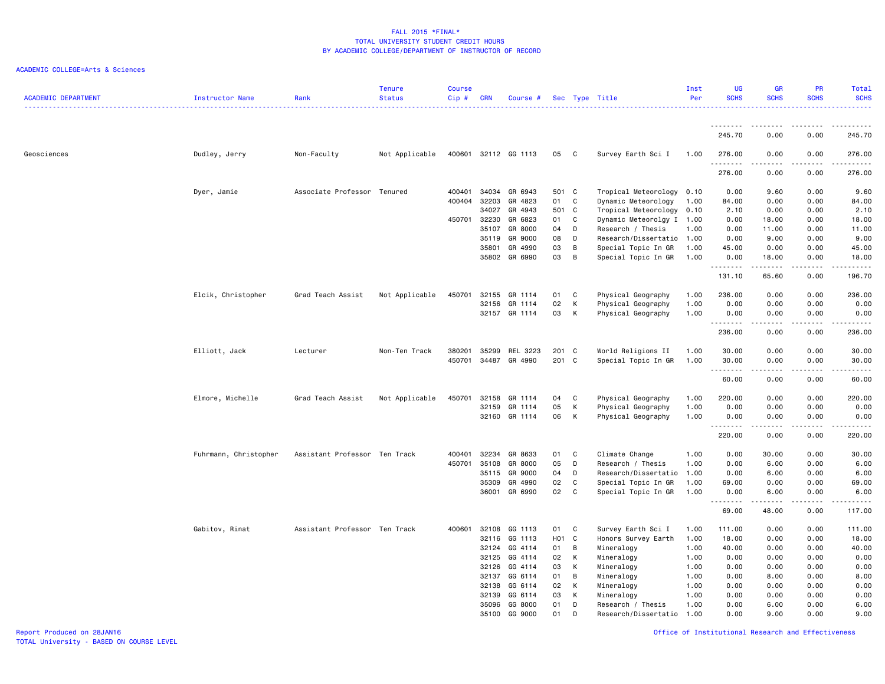FALL 2015 *FINAL*
TOTAL UNIVERSITY STUDENT CREDIT HOURS
BY ACADEMIC COLLEGE/DEPARTMENT OF INSTRUCTOR OF RECORD

ACADEMIC COLLEGE=Arts & Sciences

| ACADEMIC DEPARTMENT | Instructor Name | Rank | Tenure Status | Course Cip # | CRN | Course # | Sec | Type | Title | Inst Per | UG SCHS | GR SCHS | PR SCHS | Total SCHS |
|---|---|---|---|---|---|---|---|---|---|---|---|---|---|---|
| | | | | | | | | | | | 245.70 | 0.00 | 0.00 | 245.70 |
| Geosciences | Dudley, Jerry | Non-Faculty | Not Applicable | 400601 | 32112 | GG 1113 | 05 | C | Survey Earth Sci I | 1.00 | 276.00 | 0.00 | 0.00 | 276.00 |
| | | | | | | | | | | | 276.00 | 0.00 | 0.00 | 276.00 |
| | Dyer, Jamie | Associate Professor | Tenured | 400401 | 34034 | GR 6943 | 501 | C | Tropical Meteorology | 0.10 | 0.00 | 9.60 | 0.00 | 9.60 |
| | | | | 400404 | 32203 | GR 4823 | 01 | C | Dynamic Meteorology | 1.00 | 84.00 | 0.00 | 0.00 | 84.00 |
| | | | | | 34027 | GR 4943 | 501 | C | Tropical Meteorology | 0.10 | 2.10 | 0.00 | 0.00 | 2.10 |
| | | | | 450701 | 32230 | GR 6823 | 01 | C | Dynamic Meteorolgy I | 1.00 | 0.00 | 18.00 | 0.00 | 18.00 |
| | | | | | 35107 | GR 8000 | 04 | D | Research / Thesis | 1.00 | 0.00 | 11.00 | 0.00 | 11.00 |
| | | | | | 35119 | GR 9000 | 08 | D | Research/Dissertatio | 1.00 | 0.00 | 9.00 | 0.00 | 9.00 |
| | | | | | 35801 | GR 4990 | 03 | B | Special Topic In GR | 1.00 | 45.00 | 0.00 | 0.00 | 45.00 |
| | | | | | 35802 | GR 6990 | 03 | B | Special Topic In GR | 1.00 | 0.00 | 18.00 | 0.00 | 18.00 |
| | | | | | | | | | | | 131.10 | 65.60 | 0.00 | 196.70 |
| | Elcik, Christopher | Grad Teach Assist | Not Applicable | 450701 | 32155 | GR 1114 | 01 | C | Physical Geography | 1.00 | 236.00 | 0.00 | 0.00 | 236.00 |
| | | | | | 32156 | GR 1114 | 02 | K | Physical Geography | 1.00 | 0.00 | 0.00 | 0.00 | 0.00 |
| | | | | | 32157 | GR 1114 | 03 | K | Physical Geography | 1.00 | 0.00 | 0.00 | 0.00 | 0.00 |
| | | | | | | | | | | | 236.00 | 0.00 | 0.00 | 236.00 |
| | Elliott, Jack | Lecturer | Non-Ten Track | 380201 | 35299 | REL 3223 | 201 | C | World Religions II | 1.00 | 30.00 | 0.00 | 0.00 | 30.00 |
| | | | | 450701 | 34487 | GR 4990 | 201 | C | Special Topic In GR | 1.00 | 30.00 | 0.00 | 0.00 | 30.00 |
| | | | | | | | | | | | 60.00 | 0.00 | 0.00 | 60.00 |
| | Elmore, Michelle | Grad Teach Assist | Not Applicable | 450701 | 32158 | GR 1114 | 04 | C | Physical Geography | 1.00 | 220.00 | 0.00 | 0.00 | 220.00 |
| | | | | | 32159 | GR 1114 | 05 | K | Physical Geography | 1.00 | 0.00 | 0.00 | 0.00 | 0.00 |
| | | | | | 32160 | GR 1114 | 06 | K | Physical Geography | 1.00 | 0.00 | 0.00 | 0.00 | 0.00 |
| | | | | | | | | | | | 220.00 | 0.00 | 0.00 | 220.00 |
| | Fuhrmann, Christopher | Assistant Professor | Ten Track | 400401 | 32234 | GR 8633 | 01 | C | Climate Change | 1.00 | 0.00 | 30.00 | 0.00 | 30.00 |
| | | | | 450701 | 35108 | GR 8000 | 05 | D | Research / Thesis | 1.00 | 0.00 | 6.00 | 0.00 | 6.00 |
| | | | | | 35115 | GR 9000 | 04 | D | Research/Dissertatio | 1.00 | 0.00 | 6.00 | 0.00 | 6.00 |
| | | | | | 35309 | GR 4990 | 02 | C | Special Topic In GR | 1.00 | 69.00 | 0.00 | 0.00 | 69.00 |
| | | | | | 36001 | GR 6990 | 02 | C | Special Topic In GR | 1.00 | 0.00 | 6.00 | 0.00 | 6.00 |
| | | | | | | | | | | | 69.00 | 48.00 | 0.00 | 117.00 |
| | Gabitov, Rinat | Assistant Professor | Ten Track | 400601 | 32108 | GG 1113 | 01 | C | Survey Earth Sci I | 1.00 | 111.00 | 0.00 | 0.00 | 111.00 |
| | | | | | 32116 | GG 1113 | H01 | C | Honors Survey Earth | 1.00 | 18.00 | 0.00 | 0.00 | 18.00 |
| | | | | | 32124 | GG 4114 | 01 | B | Mineralogy | 1.00 | 40.00 | 0.00 | 0.00 | 40.00 |
| | | | | | 32125 | GG 4114 | 02 | K | Mineralogy | 1.00 | 0.00 | 0.00 | 0.00 | 0.00 |
| | | | | | 32126 | GG 4114 | 03 | K | Mineralogy | 1.00 | 0.00 | 0.00 | 0.00 | 0.00 |
| | | | | | 32137 | GG 6114 | 01 | B | Mineralogy | 1.00 | 0.00 | 8.00 | 0.00 | 8.00 |
| | | | | | 32138 | GG 6114 | 02 | K | Mineralogy | 1.00 | 0.00 | 0.00 | 0.00 | 0.00 |
| | | | | | 32139 | GG 6114 | 03 | K | Mineralogy | 1.00 | 0.00 | 0.00 | 0.00 | 0.00 |
| | | | | | 35096 | GG 8000 | 01 | D | Research / Thesis | 1.00 | 0.00 | 6.00 | 0.00 | 6.00 |
| | | | | | 35100 | GG 9000 | 01 | D | Research/Dissertatio | 1.00 | 0.00 | 9.00 | 0.00 | 9.00 |

Report Produced on 28JAN16
TOTAL University - BASED ON COURSE LEVEL
Office of Institutional Research and Effectiveness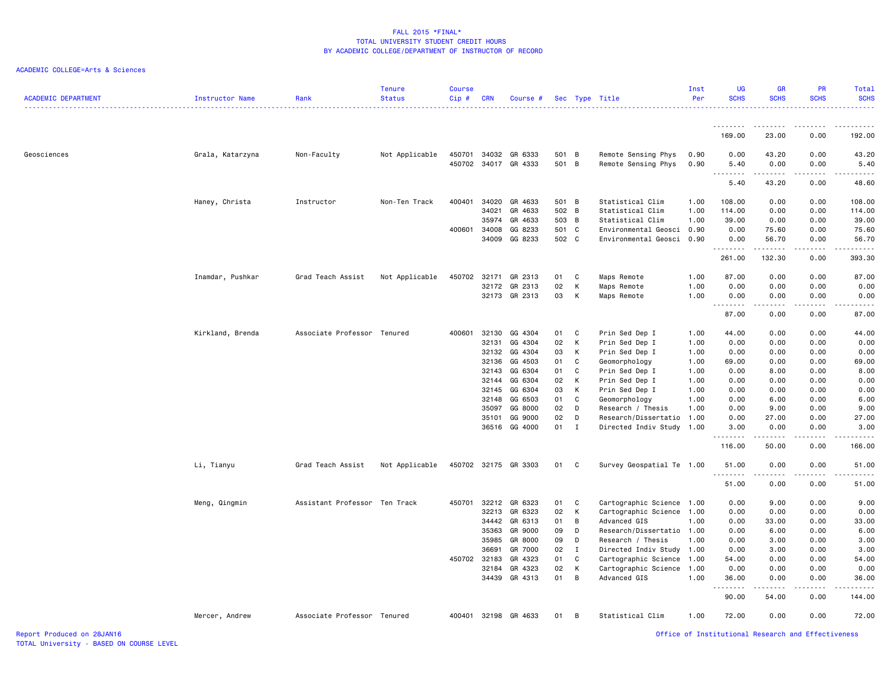FALL 2015 *FINAL*
TOTAL UNIVERSITY STUDENT CREDIT HOURS
BY ACADEMIC COLLEGE/DEPARTMENT OF INSTRUCTOR OF RECORD

ACADEMIC COLLEGE=Arts & Sciences

| ACADEMIC DEPARTMENT | Instructor Name | Rank | Tenure Status | Course Cip # | CRN | Course # | Sec | Type | Title | Inst Per | UG SCHS | GR SCHS | PR SCHS | Total SCHS |
|---|---|---|---|---|---|---|---|---|---|---|---|---|---|---|
| | | | | | | | | | | | 169.00 | 23.00 | 0.00 | 192.00 |
| Geosciences | Grala, Katarzyna | Non-Faculty | Not Applicable | 450701 | 34032 | GR 6333 | 501 | B | Remote Sensing Phys | 0.90 | 0.00 | 43.20 | 0.00 | 43.20 |
| | | | | 450702 | 34017 | GR 4333 | 501 | B | Remote Sensing Phys | 0.90 | 5.40 | 0.00 | 0.00 | 5.40 |
| | | | | | | | | | | | 5.40 | 43.20 | 0.00 | 48.60 |
| | Haney, Christa | Instructor | Non-Ten Track | 400401 | 34020 | GR 4633 | 501 | B | Statistical Clim | 1.00 | 108.00 | 0.00 | 0.00 | 108.00 |
| | | | | | 34021 | GR 4633 | 502 | B | Statistical Clim | 1.00 | 114.00 | 0.00 | 0.00 | 114.00 |
| | | | | | 35974 | GR 4633 | 503 | B | Statistical Clim | 1.00 | 39.00 | 0.00 | 0.00 | 39.00 |
| | | | | 400601 | 34008 | GG 8233 | 501 | C | Environmental Geosci | 0.90 | 0.00 | 75.60 | 0.00 | 75.60 |
| | | | | | 34009 | GG 8233 | 502 | C | Environmental Geosci | 0.90 | 0.00 | 56.70 | 0.00 | 56.70 |
| | | | | | | | | | | | 261.00 | 132.30 | 0.00 | 393.30 |
| | Inamdar, Pushkar | Grad Teach Assist | Not Applicable | 450702 | 32171 | GR 2313 | 01 | C | Maps Remote | 1.00 | 87.00 | 0.00 | 0.00 | 87.00 |
| | | | | | 32172 | GR 2313 | 02 | K | Maps Remote | 1.00 | 0.00 | 0.00 | 0.00 | 0.00 |
| | | | | | 32173 | GR 2313 | 03 | K | Maps Remote | 1.00 | 0.00 | 0.00 | 0.00 | 0.00 |
| | | | | | | | | | | | 87.00 | 0.00 | 0.00 | 87.00 |
| | Kirkland, Brenda | Associate Professor | Tenured | 400601 | 32130 | GG 4304 | 01 | C | Prin Sed Dep I | 1.00 | 44.00 | 0.00 | 0.00 | 44.00 |
| | | | | | 32131 | GG 4304 | 02 | K | Prin Sed Dep I | 1.00 | 0.00 | 0.00 | 0.00 | 0.00 |
| | | | | | 32132 | GG 4304 | 03 | K | Prin Sed Dep I | 1.00 | 0.00 | 0.00 | 0.00 | 0.00 |
| | | | | | 32136 | GG 4503 | 01 | C | Geomorphology | 1.00 | 69.00 | 0.00 | 0.00 | 69.00 |
| | | | | | 32143 | GG 6304 | 01 | C | Prin Sed Dep I | 1.00 | 0.00 | 8.00 | 0.00 | 8.00 |
| | | | | | 32144 | GG 6304 | 02 | K | Prin Sed Dep I | 1.00 | 0.00 | 0.00 | 0.00 | 0.00 |
| | | | | | 32145 | GG 6304 | 03 | K | Prin Sed Dep I | 1.00 | 0.00 | 0.00 | 0.00 | 0.00 |
| | | | | | 32148 | GG 6503 | 01 | C | Geomorphology | 1.00 | 0.00 | 6.00 | 0.00 | 6.00 |
| | | | | | 35097 | GG 8000 | 02 | D | Research / Thesis | 1.00 | 0.00 | 9.00 | 0.00 | 9.00 |
| | | | | | 35101 | GG 9000 | 02 | D | Research/Dissertatio | 1.00 | 0.00 | 27.00 | 0.00 | 27.00 |
| | | | | | 36516 | GG 4000 | 01 | I | Directed Indiv Study | 1.00 | 3.00 | 0.00 | 0.00 | 3.00 |
| | | | | | | | | | | | 116.00 | 50.00 | 0.00 | 166.00 |
| | Li, Tianyu | Grad Teach Assist | Not Applicable | 450702 | 32175 | GR 3303 | 01 | C | Survey Geospatial Te | 1.00 | 51.00 | 0.00 | 0.00 | 51.00 |
| | | | | | | | | | | | 51.00 | 0.00 | 0.00 | 51.00 |
| | Meng, Qingmin | Assistant Professor | Ten Track | 450701 | 32212 | GR 6323 | 01 | C | Cartographic Science | 1.00 | 0.00 | 9.00 | 0.00 | 9.00 |
| | | | | | 32213 | GR 6323 | 02 | K | Cartographic Science | 1.00 | 0.00 | 0.00 | 0.00 | 0.00 |
| | | | | | 34442 | GR 6313 | 01 | B | Advanced GIS | 1.00 | 0.00 | 33.00 | 0.00 | 33.00 |
| | | | | | 35363 | GR 9000 | 09 | D | Research/Dissertatio | 1.00 | 0.00 | 6.00 | 0.00 | 6.00 |
| | | | | | 35985 | GR 8000 | 09 | D | Research / Thesis | 1.00 | 0.00 | 3.00 | 0.00 | 3.00 |
| | | | | | 36691 | GR 7000 | 02 | I | Directed Indiv Study | 1.00 | 0.00 | 3.00 | 0.00 | 3.00 |
| | | | | 450702 | 32183 | GR 4323 | 01 | C | Cartographic Science | 1.00 | 54.00 | 0.00 | 0.00 | 54.00 |
| | | | | | 32184 | GR 4323 | 02 | K | Cartographic Science | 1.00 | 0.00 | 0.00 | 0.00 | 0.00 |
| | | | | | 34439 | GR 4313 | 01 | B | Advanced GIS | 1.00 | 36.00 | 0.00 | 0.00 | 36.00 |
| | | | | | | | | | | | 90.00 | 54.00 | 0.00 | 144.00 |
| | Mercer, Andrew | Associate Professor | Tenured | 400401 | 32198 | GR 4633 | 01 | B | Statistical Clim | 1.00 | 72.00 | 0.00 | 0.00 | 72.00 |

Report Produced on 28JAN16
TOTAL University - BASED ON COURSE LEVEL
Office of Institutional Research and Effectiveness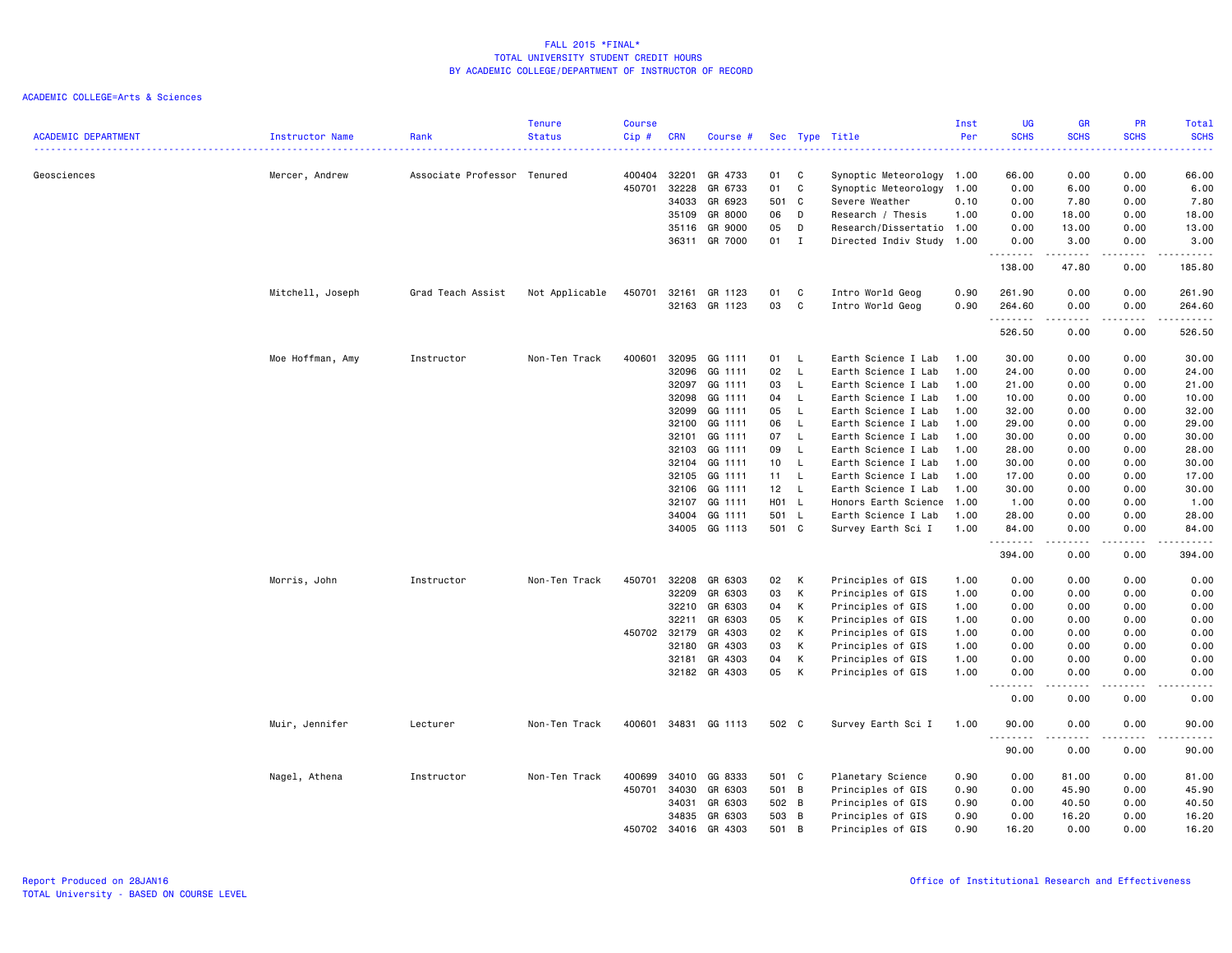FALL 2015 *FINAL*
TOTAL UNIVERSITY STUDENT CREDIT HOURS
BY ACADEMIC COLLEGE/DEPARTMENT OF INSTRUCTOR OF RECORD

ACADEMIC COLLEGE=Arts & Sciences

| ACADEMIC DEPARTMENT | Instructor Name | Rank | Tenure Status | Course Cip # | CRN | Course # | Sec | Type | Title | Inst Per | UG SCHS | GR SCHS | PR SCHS | Total SCHS |
|---|---|---|---|---|---|---|---|---|---|---|---|---|---|---|
| Geosciences | Mercer, Andrew | Associate Professor | Tenured | 400404 | 32201 | GR 4733 | 01 | C | Synoptic Meteorology | 1.00 | 66.00 | 0.00 | 0.00 | 66.00 |
| | | | | 450701 | 32228 | GR 6733 | 01 | C | Synoptic Meteorology | 1.00 | 0.00 | 6.00 | 0.00 | 6.00 |
| | | | | | 34033 | GR 6923 | 501 | C | Severe Weather | 0.10 | 0.00 | 7.80 | 0.00 | 7.80 |
| | | | | | 35109 | GR 8000 | 06 | D | Research / Thesis | 1.00 | 0.00 | 18.00 | 0.00 | 18.00 |
| | | | | | 35116 | GR 9000 | 05 | D | Research/Dissertatio | 1.00 | 0.00 | 13.00 | 0.00 | 13.00 |
| | | | | | 36311 | GR 7000 | 01 | I | Directed Indiv Study | 1.00 | 0.00 | 3.00 | 0.00 | 3.00 |
| | | | | | | | | | | | 138.00 | 47.80 | 0.00 | 185.80 |
| | Mitchell, Joseph | Grad Teach Assist | Not Applicable | 450701 | 32161 | GR 1123 | 01 | C | Intro World Geog | 0.90 | 261.90 | 0.00 | 0.00 | 261.90 |
| | | | | | 32163 | GR 1123 | 03 | C | Intro World Geog | 0.90 | 264.60 | 0.00 | 0.00 | 264.60 |
| | | | | | | | | | | | 526.50 | 0.00 | 0.00 | 526.50 |
| | Moe Hoffman, Amy | Instructor | Non-Ten Track | 400601 | 32095 | GG 1111 | 01 | L | Earth Science I Lab | 1.00 | 30.00 | 0.00 | 0.00 | 30.00 |
| | | | | | 32096 | GG 1111 | 02 | L | Earth Science I Lab | 1.00 | 24.00 | 0.00 | 0.00 | 24.00 |
| | | | | | 32097 | GG 1111 | 03 | L | Earth Science I Lab | 1.00 | 21.00 | 0.00 | 0.00 | 21.00 |
| | | | | | 32098 | GG 1111 | 04 | L | Earth Science I Lab | 1.00 | 10.00 | 0.00 | 0.00 | 10.00 |
| | | | | | 32099 | GG 1111 | 05 | L | Earth Science I Lab | 1.00 | 32.00 | 0.00 | 0.00 | 32.00 |
| | | | | | 32100 | GG 1111 | 06 | L | Earth Science I Lab | 1.00 | 29.00 | 0.00 | 0.00 | 29.00 |
| | | | | | 32101 | GG 1111 | 07 | L | Earth Science I Lab | 1.00 | 30.00 | 0.00 | 0.00 | 30.00 |
| | | | | | 32103 | GG 1111 | 09 | L | Earth Science I Lab | 1.00 | 28.00 | 0.00 | 0.00 | 28.00 |
| | | | | | 32104 | GG 1111 | 10 | L | Earth Science I Lab | 1.00 | 30.00 | 0.00 | 0.00 | 30.00 |
| | | | | | 32105 | GG 1111 | 11 | L | Earth Science I Lab | 1.00 | 17.00 | 0.00 | 0.00 | 17.00 |
| | | | | | 32106 | GG 1111 | 12 | L | Earth Science I Lab | 1.00 | 30.00 | 0.00 | 0.00 | 30.00 |
| | | | | | 32107 | GG 1111 | H01 | L | Honors Earth Science | 1.00 | 1.00 | 0.00 | 0.00 | 1.00 |
| | | | | | 34004 | GG 1111 | 501 | L | Earth Science I Lab | 1.00 | 28.00 | 0.00 | 0.00 | 28.00 |
| | | | | | 34005 | GG 1113 | 501 | C | Survey Earth Sci I | 1.00 | 84.00 | 0.00 | 0.00 | 84.00 |
| | | | | | | | | | | | 394.00 | 0.00 | 0.00 | 394.00 |
| | Morris, John | Instructor | Non-Ten Track | 450701 | 32208 | GR 6303 | 02 | K | Principles of GIS | 1.00 | 0.00 | 0.00 | 0.00 | 0.00 |
| | | | | | 32209 | GR 6303 | 03 | K | Principles of GIS | 1.00 | 0.00 | 0.00 | 0.00 | 0.00 |
| | | | | | 32210 | GR 6303 | 04 | K | Principles of GIS | 1.00 | 0.00 | 0.00 | 0.00 | 0.00 |
| | | | | | 32211 | GR 6303 | 05 | K | Principles of GIS | 1.00 | 0.00 | 0.00 | 0.00 | 0.00 |
| | | | | 450702 | 32179 | GR 4303 | 02 | K | Principles of GIS | 1.00 | 0.00 | 0.00 | 0.00 | 0.00 |
| | | | | | 32180 | GR 4303 | 03 | K | Principles of GIS | 1.00 | 0.00 | 0.00 | 0.00 | 0.00 |
| | | | | | 32181 | GR 4303 | 04 | K | Principles of GIS | 1.00 | 0.00 | 0.00 | 0.00 | 0.00 |
| | | | | | 32182 | GR 4303 | 05 | K | Principles of GIS | 1.00 | 0.00 | 0.00 | 0.00 | 0.00 |
| | | | | | | | | | | | 0.00 | 0.00 | 0.00 | 0.00 |
| | Muir, Jennifer | Lecturer | Non-Ten Track | 400601 | 34831 | GG 1113 | 502 | C | Survey Earth Sci I | 1.00 | 90.00 | 0.00 | 0.00 | 90.00 |
| | | | | | | | | | | | 90.00 | 0.00 | 0.00 | 90.00 |
| | Nagel, Athena | Instructor | Non-Ten Track | 400699 | 34010 | GG 8333 | 501 | C | Planetary Science | 0.90 | 0.00 | 81.00 | 0.00 | 81.00 |
| | | | | 450701 | 34030 | GR 6303 | 501 | B | Principles of GIS | 0.90 | 0.00 | 45.90 | 0.00 | 45.90 |
| | | | | | 34031 | GR 6303 | 502 | B | Principles of GIS | 0.90 | 0.00 | 40.50 | 0.00 | 40.50 |
| | | | | | 34835 | GR 6303 | 503 | B | Principles of GIS | 0.90 | 0.00 | 16.20 | 0.00 | 16.20 |
| | | | | 450702 | 34016 | GR 4303 | 501 | B | Principles of GIS | 0.90 | 16.20 | 0.00 | 0.00 | 16.20 |

Report Produced on 28JAN16
TOTAL University - BASED ON COURSE LEVEL

Office of Institutional Research and Effectiveness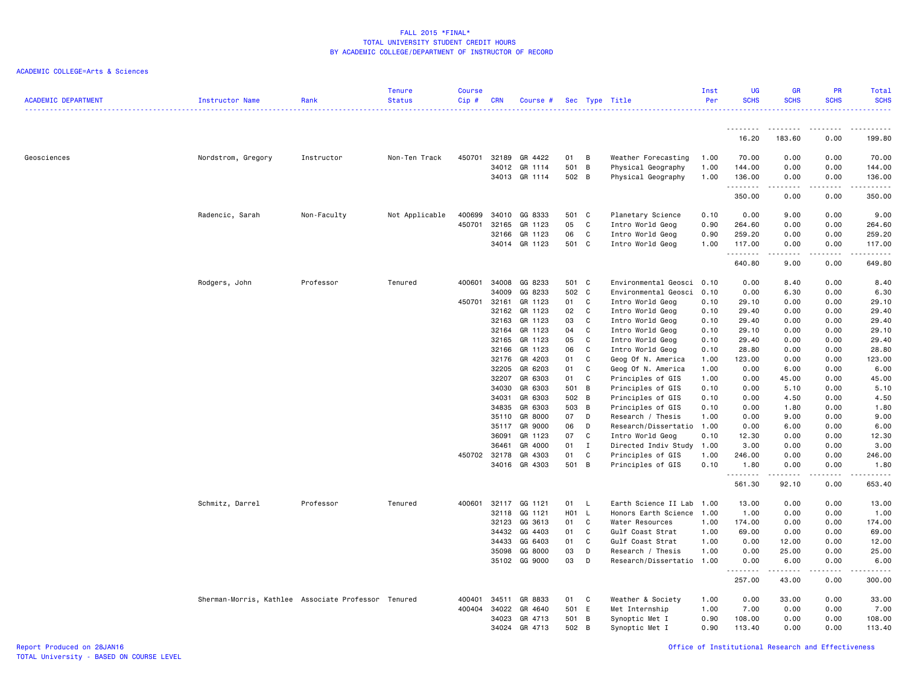FALL 2015 *FINAL*
TOTAL UNIVERSITY STUDENT CREDIT HOURS
BY ACADEMIC COLLEGE/DEPARTMENT OF INSTRUCTOR OF RECORD

ACADEMIC COLLEGE=Arts & Sciences

| ACADEMIC DEPARTMENT | Instructor Name | Rank | Tenure Status | Course Cip # | CRN | Course # | Sec | Type | Title | Inst Per | UG SCHS | GR SCHS | PR SCHS | Total SCHS |
|---|---|---|---|---|---|---|---|---|---|---|---|---|---|---|
| | | | | | | | | | | | 16.20 | 183.60 | 0.00 | 199.80 |
| Geosciences | Nordstrom, Gregory | Instructor | Non-Ten Track | 450701 | 32189 | GR 4422 | 01 | B | Weather Forecasting | 1.00 | 70.00 | 0.00 | 0.00 | 70.00 |
| | | | | | 34012 | GR 1114 | 501 | B | Physical Geography | 1.00 | 144.00 | 0.00 | 0.00 | 144.00 |
| | | | | | 34013 | GR 1114 | 502 | B | Physical Geography | 1.00 | 136.00 | 0.00 | 0.00 | 136.00 |
| | | | | | | | | | | | 350.00 | 0.00 | 0.00 | 350.00 |
| | Radencic, Sarah | Non-Faculty | Not Applicable | 400699 | 34010 | GG 8333 | 501 | C | Planetary Science | 0.10 | 0.00 | 9.00 | 0.00 | 9.00 |
| | | | | 450701 | 32165 | GR 1123 | 05 | C | Intro World Geog | 0.90 | 264.60 | 0.00 | 0.00 | 264.60 |
| | | | | | 32166 | GR 1123 | 06 | C | Intro World Geog | 0.90 | 259.20 | 0.00 | 0.00 | 259.20 |
| | | | | | 34014 | GR 1123 | 501 | C | Intro World Geog | 1.00 | 117.00 | 0.00 | 0.00 | 117.00 |
| | | | | | | | | | | | 640.80 | 9.00 | 0.00 | 649.80 |
| | Rodgers, John | Professor | Tenured | 400601 | 34008 | GG 8233 | 501 | C | Environmental Geosci | 0.10 | 0.00 | 8.40 | 0.00 | 8.40 |
| | | | | | 34009 | GG 8233 | 502 | C | Environmental Geosci | 0.10 | 0.00 | 6.30 | 0.00 | 6.30 |
| | | | | 450701 | 32161 | GR 1123 | 01 | C | Intro World Geog | 0.10 | 29.10 | 0.00 | 0.00 | 29.10 |
| | | | | | 32162 | GR 1123 | 02 | C | Intro World Geog | 0.10 | 29.40 | 0.00 | 0.00 | 29.40 |
| | | | | | 32163 | GR 1123 | 03 | C | Intro World Geog | 0.10 | 29.40 | 0.00 | 0.00 | 29.40 |
| | | | | | 32164 | GR 1123 | 04 | C | Intro World Geog | 0.10 | 29.10 | 0.00 | 0.00 | 29.10 |
| | | | | | 32165 | GR 1123 | 05 | C | Intro World Geog | 0.10 | 29.40 | 0.00 | 0.00 | 29.40 |
| | | | | | 32166 | GR 1123 | 06 | C | Intro World Geog | 0.10 | 28.80 | 0.00 | 0.00 | 28.80 |
| | | | | | 32176 | GR 4203 | 01 | C | Geog Of N. America | 1.00 | 123.00 | 0.00 | 0.00 | 123.00 |
| | | | | | 32205 | GR 6203 | 01 | C | Geog Of N. America | 1.00 | 0.00 | 6.00 | 0.00 | 6.00 |
| | | | | | 32207 | GR 6303 | 01 | C | Principles of GIS | 1.00 | 0.00 | 45.00 | 0.00 | 45.00 |
| | | | | | 34030 | GR 6303 | 501 | B | Principles of GIS | 0.10 | 0.00 | 5.10 | 0.00 | 5.10 |
| | | | | | 34031 | GR 6303 | 502 | B | Principles of GIS | 0.10 | 0.00 | 4.50 | 0.00 | 4.50 |
| | | | | | 34835 | GR 6303 | 503 | B | Principles of GIS | 0.10 | 0.00 | 1.80 | 0.00 | 1.80 |
| | | | | | 35110 | GR 8000 | 07 | D | Research / Thesis | 1.00 | 0.00 | 9.00 | 0.00 | 9.00 |
| | | | | | 35117 | GR 9000 | 06 | D | Research/Dissertatio | 1.00 | 0.00 | 6.00 | 0.00 | 6.00 |
| | | | | | 36091 | GR 1123 | 07 | C | Intro World Geog | 0.10 | 12.30 | 0.00 | 0.00 | 12.30 |
| | | | | | 36461 | GR 4000 | 01 | I | Directed Indiv Study | 1.00 | 3.00 | 0.00 | 0.00 | 3.00 |
| | | | | 450702 | 32178 | GR 4303 | 01 | C | Principles of GIS | 1.00 | 246.00 | 0.00 | 0.00 | 246.00 |
| | | | | | 34016 | GR 4303 | 501 | B | Principles of GIS | 0.10 | 1.80 | 0.00 | 0.00 | 1.80 |
| | | | | | | | | | | | 561.30 | 92.10 | 0.00 | 653.40 |
| | Schmitz, Darrel | Professor | Tenured | 400601 | 32117 | GG 1121 | 01 | L | Earth Science II Lab | 1.00 | 13.00 | 0.00 | 0.00 | 13.00 |
| | | | | | 32118 | GG 1121 | H01 | L | Honors Earth Science | 1.00 | 1.00 | 0.00 | 0.00 | 1.00 |
| | | | | | 32123 | GG 3613 | 01 | C | Water Resources | 1.00 | 174.00 | 0.00 | 0.00 | 174.00 |
| | | | | | 34432 | GG 4403 | 01 | C | Gulf Coast Strat | 1.00 | 69.00 | 0.00 | 0.00 | 69.00 |
| | | | | | 34433 | GG 6403 | 01 | C | Gulf Coast Strat | 1.00 | 0.00 | 12.00 | 0.00 | 12.00 |
| | | | | | 35098 | GG 8000 | 03 | D | Research / Thesis | 1.00 | 0.00 | 25.00 | 0.00 | 25.00 |
| | | | | | 35102 | GG 9000 | 03 | D | Research/Dissertatio | 1.00 | 0.00 | 6.00 | 0.00 | 6.00 |
| | | | | | | | | | | | 257.00 | 43.00 | 0.00 | 300.00 |
| | Sherman-Morris, Kathlee | Associate Professor | Tenured | 400401 | 34511 | GR 8833 | 01 | C | Weather & Society | 1.00 | 0.00 | 33.00 | 0.00 | 33.00 |
| | | | | 400404 | 34022 | GR 4640 | 501 | E | Met Internship | 1.00 | 7.00 | 0.00 | 0.00 | 7.00 |
| | | | | | 34023 | GR 4713 | 501 | B | Synoptic Met I | 0.90 | 108.00 | 0.00 | 0.00 | 108.00 |
| | | | | | 34024 | GR 4713 | 502 | B | Synoptic Met I | 0.90 | 113.40 | 0.00 | 0.00 | 113.40 |

Report Produced on 28JAN16
TOTAL University - BASED ON COURSE LEVEL
Office of Institutional Research and Effectiveness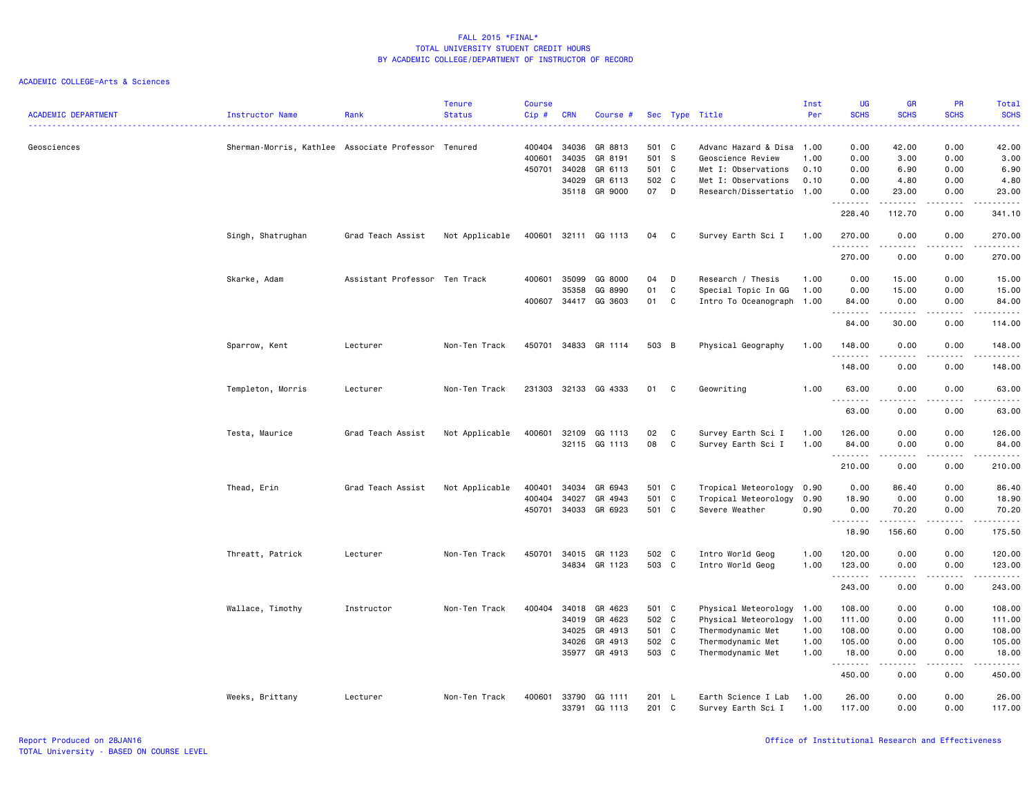FALL 2015 *FINAL*
TOTAL UNIVERSITY STUDENT CREDIT HOURS
BY ACADEMIC COLLEGE/DEPARTMENT OF INSTRUCTOR OF RECORD

ACADEMIC COLLEGE=Arts & Sciences

| ACADEMIC DEPARTMENT | Instructor Name | Rank | Tenure Status | Course Cip # | CRN | Course # | Sec | Type | Title | Inst Per | UG SCHS | GR SCHS | PR SCHS | Total SCHS |
|---|---|---|---|---|---|---|---|---|---|---|---|---|---|---|
| Geosciences | Sherman-Morris, Kathlee | Associate Professor | Tenured | 400404 | 34036 | GR 8813 | 501 | C | Advanc Hazard & Disa | 1.00 | 0.00 | 42.00 | 0.00 | 42.00 |
| | | | | 400601 | 34035 | GR 8191 | 501 | S | Geoscience Review | 1.00 | 0.00 | 3.00 | 0.00 | 3.00 |
| | | | | 450701 | 34028 | GR 6113 | 501 | C | Met I: Observations | 0.10 | 0.00 | 6.90 | 0.00 | 6.90 |
| | | | | | 34029 | GR 6113 | 502 | C | Met I: Observations | 0.10 | 0.00 | 4.80 | 0.00 | 4.80 |
| | | | | | 35118 | GR 9000 | 07 | D | Research/Dissertatio | 1.00 | 0.00 | 23.00 | 0.00 | 23.00 |
| | | | | | | | | | | | 228.40 | 112.70 | 0.00 | 341.10 |
| | Singh, Shatrughan | Grad Teach Assist | Not Applicable | 400601 | 32111 | GG 1113 | 04 | C | Survey Earth Sci I | 1.00 | 270.00 | 0.00 | 0.00 | 270.00 |
| | | | | | | | | | | | 270.00 | 0.00 | 0.00 | 270.00 |
| | Skarke, Adam | Assistant Professor | Ten Track | 400601 | 35099 | GG 8000 | 04 | D | Research / Thesis | 1.00 | 0.00 | 15.00 | 0.00 | 15.00 |
| | | | | | 35358 | GG 8990 | 01 | C | Special Topic In GG | 1.00 | 0.00 | 15.00 | 0.00 | 15.00 |
| | | | | 400607 | 34417 | GG 3603 | 01 | C | Intro To Oceanograph | 1.00 | 84.00 | 0.00 | 0.00 | 84.00 |
| | | | | | | | | | | | 84.00 | 30.00 | 0.00 | 114.00 |
| | Sparrow, Kent | Lecturer | Non-Ten Track | 450701 | 34833 | GR 1114 | 503 | B | Physical Geography | 1.00 | 148.00 | 0.00 | 0.00 | 148.00 |
| | | | | | | | | | | | 148.00 | 0.00 | 0.00 | 148.00 |
| | Templeton, Morris | Lecturer | Non-Ten Track | 231303 | 32133 | GG 4333 | 01 | C | Geowriting | 1.00 | 63.00 | 0.00 | 0.00 | 63.00 |
| | | | | | | | | | | | 63.00 | 0.00 | 0.00 | 63.00 |
| | Testa, Maurice | Grad Teach Assist | Not Applicable | 400601 | 32109 | GG 1113 | 02 | C | Survey Earth Sci I | 1.00 | 126.00 | 0.00 | 0.00 | 126.00 |
| | | | | | 32115 | GG 1113 | 08 | C | Survey Earth Sci I | 1.00 | 84.00 | 0.00 | 0.00 | 84.00 |
| | | | | | | | | | | | 210.00 | 0.00 | 0.00 | 210.00 |
| | Thead, Erin | Grad Teach Assist | Not Applicable | 400401 | 34034 | GR 6943 | 501 | C | Tropical Meteorology | 0.90 | 0.00 | 86.40 | 0.00 | 86.40 |
| | | | | 400404 | 34027 | GR 4943 | 501 | C | Tropical Meteorology | 0.90 | 18.90 | 0.00 | 0.00 | 18.90 |
| | | | | 450701 | 34033 | GR 6923 | 501 | C | Severe Weather | 0.90 | 0.00 | 70.20 | 0.00 | 70.20 |
| | | | | | | | | | | | 18.90 | 156.60 | 0.00 | 175.50 |
| | Threatt, Patrick | Lecturer | Non-Ten Track | 450701 | 34015 | GR 1123 | 502 | C | Intro World Geog | 1.00 | 120.00 | 0.00 | 0.00 | 120.00 |
| | | | | | 34834 | GR 1123 | 503 | C | Intro World Geog | 1.00 | 123.00 | 0.00 | 0.00 | 123.00 |
| | | | | | | | | | | | 243.00 | 0.00 | 0.00 | 243.00 |
| | Wallace, Timothy | Instructor | Non-Ten Track | 400404 | 34018 | GR 4623 | 501 | C | Physical Meteorology | 1.00 | 108.00 | 0.00 | 0.00 | 108.00 |
| | | | | | 34019 | GR 4623 | 502 | C | Physical Meteorology | 1.00 | 111.00 | 0.00 | 0.00 | 111.00 |
| | | | | | 34025 | GR 4913 | 501 | C | Thermodynamic Met | 1.00 | 108.00 | 0.00 | 0.00 | 108.00 |
| | | | | | 34026 | GR 4913 | 502 | C | Thermodynamic Met | 1.00 | 105.00 | 0.00 | 0.00 | 105.00 |
| | | | | | 35977 | GR 4913 | 503 | C | Thermodynamic Met | 1.00 | 18.00 | 0.00 | 0.00 | 18.00 |
| | | | | | | | | | | | 450.00 | 0.00 | 0.00 | 450.00 |
| | Weeks, Brittany | Lecturer | Non-Ten Track | 400601 | 33790 | GG 1111 | 201 | L | Earth Science I Lab | 1.00 | 26.00 | 0.00 | 0.00 | 26.00 |
| | | | | | 33791 | GG 1113 | 201 | C | Survey Earth Sci I | 1.00 | 117.00 | 0.00 | 0.00 | 117.00 |

Report Produced on 28JAN16
TOTAL University - BASED ON COURSE LEVEL

Office of Institutional Research and Effectiveness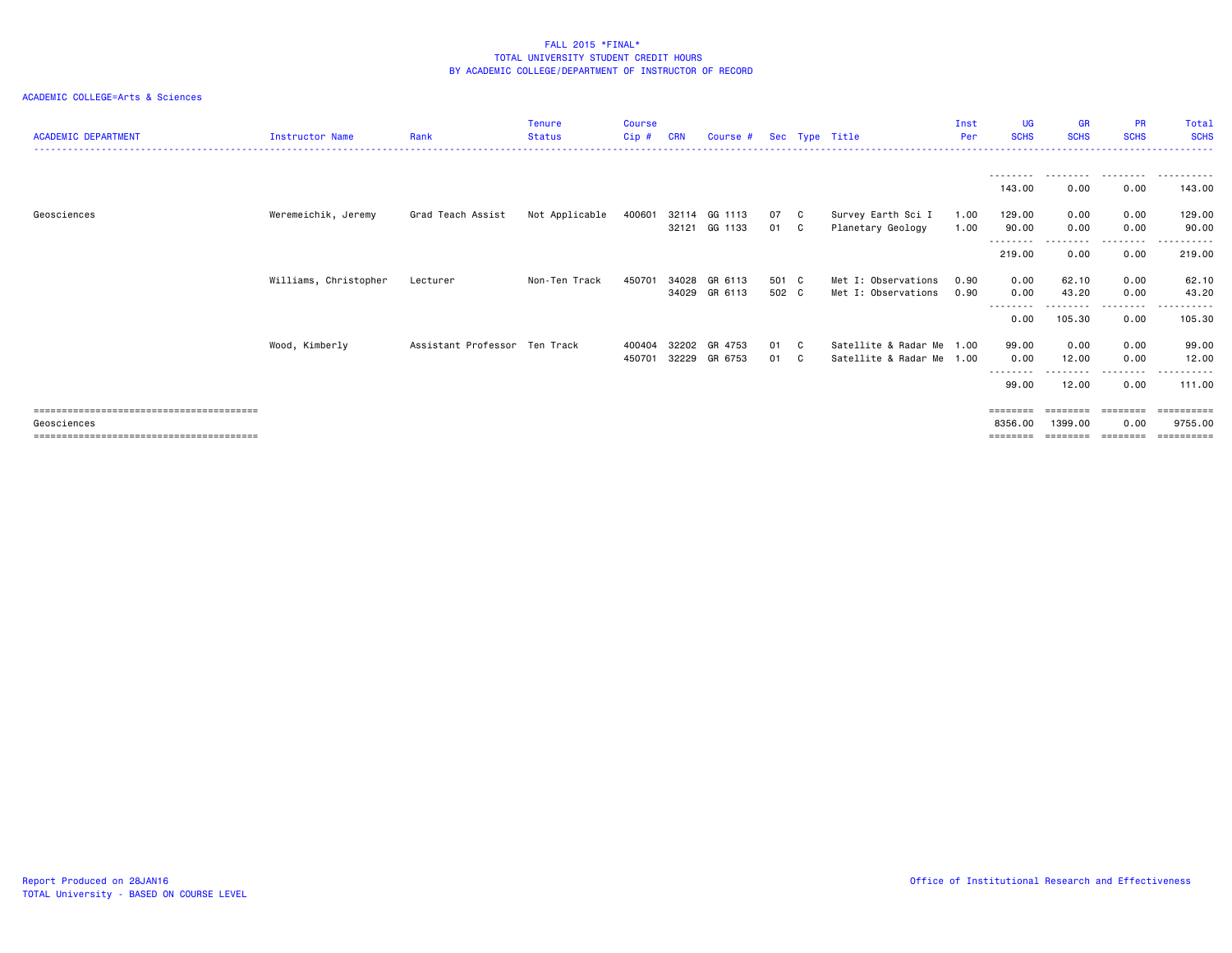FALL 2015 *FINAL*
TOTAL UNIVERSITY STUDENT CREDIT HOURS
BY ACADEMIC COLLEGE/DEPARTMENT OF INSTRUCTOR OF RECORD

ACADEMIC COLLEGE=Arts & Sciences

| ACADEMIC DEPARTMENT | Instructor Name | Rank | Tenure Status | Course Cip # | CRN | Course # | Sec | Type | Title | Inst Per | UG SCHS | GR SCHS | PR SCHS | Total SCHS |
|---|---|---|---|---|---|---|---|---|---|---|---|---|---|---|
| | | | | | | | | | | | 143.00 | 0.00 | 0.00 | 143.00 |
| Geosciences | Weremeichik, Jeremy | Grad Teach Assist | Not Applicable | 400601 | 32114 | GG 1113 | 07 | C | Survey Earth Sci I | 1.00 | 129.00 | 0.00 | 0.00 | 129.00 |
| | | | | | 32121 | GG 1133 | 01 | C | Planetary Geology | 1.00 | 90.00 | 0.00 | 0.00 | 90.00 |
| | | | | | | | | | | | 219.00 | 0.00 | 0.00 | 219.00 |
| | Williams, Christopher | Lecturer | Non-Ten Track | 450701 | 34028 | GR 6113 | 501 | C | Met I: Observations | 0.90 | 0.00 | 62.10 | 0.00 | 62.10 |
| | | | | | 34029 | GR 6113 | 502 | C | Met I: Observations | 0.90 | 0.00 | 43.20 | 0.00 | 43.20 |
| | | | | | | | | | | | 0.00 | 105.30 | 0.00 | 105.30 |
| | Wood, Kimberly | Assistant Professor | Ten Track | 400404 | 32202 | GR 4753 | 01 | C | Satellite & Radar Me | 1.00 | 99.00 | 0.00 | 0.00 | 99.00 |
| | | | | 450701 | 32229 | GR 6753 | 01 | C | Satellite & Radar Me | 1.00 | 0.00 | 12.00 | 0.00 | 12.00 |
| | | | | | | | | | | | 99.00 | 12.00 | 0.00 | 111.00 |
| Geosciences | | | | | | | | | | | 8356.00 | 1399.00 | 0.00 | 9755.00 |

Report Produced on 28JAN16
TOTAL University - BASED ON COURSE LEVEL

Office of Institutional Research and Effectiveness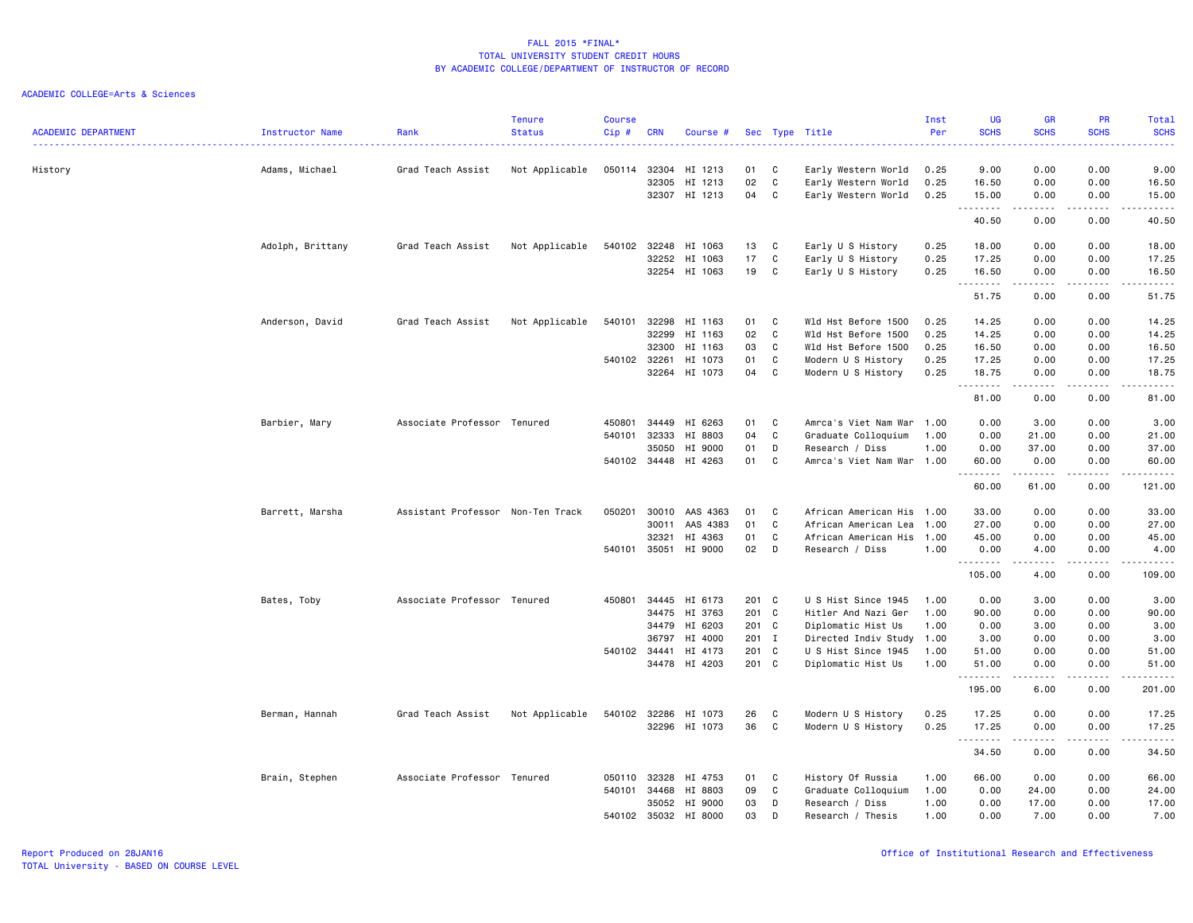FALL 2015 *FINAL*
TOTAL UNIVERSITY STUDENT CREDIT HOURS
BY ACADEMIC COLLEGE/DEPARTMENT OF INSTRUCTOR OF RECORD

ACADEMIC COLLEGE=Arts & Sciences

| ACADEMIC DEPARTMENT | Instructor Name | Rank | Tenure Status | Course Cip # | CRN | Course # | Sec | Type | Title | Inst Per | UG SCHS | GR SCHS | PR SCHS | Total SCHS |
|---|---|---|---|---|---|---|---|---|---|---|---|---|---|---|
| History | Adams, Michael | Grad Teach Assist | Not Applicable | 050114 | 32304 | HI 1213 | 01 | C | Early Western World | 0.25 | 9.00 | 0.00 | 0.00 | 9.00 |
| | | | | | 32305 | HI 1213 | 02 | C | Early Western World | 0.25 | 16.50 | 0.00 | 0.00 | 16.50 |
| | | | | | 32307 | HI 1213 | 04 | C | Early Western World | 0.25 | 15.00 | 0.00 | 0.00 | 15.00 |
| | | | | | | | | | | | 40.50 | 0.00 | 0.00 | 40.50 |
| | Adolph, Brittany | Grad Teach Assist | Not Applicable | 540102 | 32248 | HI 1063 | 13 | C | Early U S History | 0.25 | 18.00 | 0.00 | 0.00 | 18.00 |
| | | | | | 32252 | HI 1063 | 17 | C | Early U S History | 0.25 | 17.25 | 0.00 | 0.00 | 17.25 |
| | | | | | 32254 | HI 1063 | 19 | C | Early U S History | 0.25 | 16.50 | 0.00 | 0.00 | 16.50 |
| | | | | | | | | | | | 51.75 | 0.00 | 0.00 | 51.75 |
| | Anderson, David | Grad Teach Assist | Not Applicable | 540101 | 32298 | HI 1163 | 01 | C | Wld Hst Before 1500 | 0.25 | 14.25 | 0.00 | 0.00 | 14.25 |
| | | | | | 32299 | HI 1163 | 02 | C | Wld Hst Before 1500 | 0.25 | 14.25 | 0.00 | 0.00 | 14.25 |
| | | | | | 32300 | HI 1163 | 03 | C | Wld Hst Before 1500 | 0.25 | 16.50 | 0.00 | 0.00 | 16.50 |
| | | | | 540102 | 32261 | HI 1073 | 01 | C | Modern U S History | 0.25 | 17.25 | 0.00 | 0.00 | 17.25 |
| | | | | | 32264 | HI 1073 | 04 | C | Modern U S History | 0.25 | 18.75 | 0.00 | 0.00 | 18.75 |
| | | | | | | | | | | | 81.00 | 0.00 | 0.00 | 81.00 |
| | Barbier, Mary | Associate Professor | Tenured | 450801 | 34449 | HI 6263 | 01 | C | Amrca's Viet Nam War | 1.00 | 0.00 | 3.00 | 0.00 | 3.00 |
| | | | | 540101 | 32333 | HI 8803 | 04 | C | Graduate Colloquium | 1.00 | 0.00 | 21.00 | 0.00 | 21.00 |
| | | | | | 35050 | HI 9000 | 01 | D | Research / Diss | 1.00 | 0.00 | 37.00 | 0.00 | 37.00 |
| | | | | 540102 | 34448 | HI 4263 | 01 | C | Amrca's Viet Nam War | 1.00 | 60.00 | 0.00 | 0.00 | 60.00 |
| | | | | | | | | | | | 60.00 | 61.00 | 0.00 | 121.00 |
| | Barrett, Marsha | Assistant Professor | Non-Ten Track | 050201 | 30010 | AAS 4363 | 01 | C | African American His | 1.00 | 33.00 | 0.00 | 0.00 | 33.00 |
| | | | | | 30011 | AAS 4383 | 01 | C | African American Lea | 1.00 | 27.00 | 0.00 | 0.00 | 27.00 |
| | | | | | 32321 | HI 4363 | 01 | C | African American His | 1.00 | 45.00 | 0.00 | 0.00 | 45.00 |
| | | | | 540101 | 35051 | HI 9000 | 02 | D | Research / Diss | 1.00 | 0.00 | 4.00 | 0.00 | 4.00 |
| | | | | | | | | | | | 105.00 | 4.00 | 0.00 | 109.00 |
| | Bates, Toby | Associate Professor | Tenured | 450801 | 34445 | HI 6173 | 201 | C | U S Hist Since 1945 | 1.00 | 0.00 | 3.00 | 0.00 | 3.00 |
| | | | | | 34475 | HI 3763 | 201 | C | Hitler And Nazi Ger | 1.00 | 90.00 | 0.00 | 0.00 | 90.00 |
| | | | | | 34479 | HI 6203 | 201 | C | Diplomatic Hist Us | 1.00 | 0.00 | 3.00 | 0.00 | 3.00 |
| | | | | | 36797 | HI 4000 | 201 | I | Directed Indiv Study | 1.00 | 3.00 | 0.00 | 0.00 | 3.00 |
| | | | | 540102 | 34441 | HI 4173 | 201 | C | U S Hist Since 1945 | 1.00 | 51.00 | 0.00 | 0.00 | 51.00 |
| | | | | | 34478 | HI 4203 | 201 | C | Diplomatic Hist Us | 1.00 | 51.00 | 0.00 | 0.00 | 51.00 |
| | | | | | | | | | | | 195.00 | 6.00 | 0.00 | 201.00 |
| | Berman, Hannah | Grad Teach Assist | Not Applicable | 540102 | 32286 | HI 1073 | 26 | C | Modern U S History | 0.25 | 17.25 | 0.00 | 0.00 | 17.25 |
| | | | | | 32296 | HI 1073 | 36 | C | Modern U S History | 0.25 | 17.25 | 0.00 | 0.00 | 17.25 |
| | | | | | | | | | | | 34.50 | 0.00 | 0.00 | 34.50 |
| | Brain, Stephen | Associate Professor | Tenured | 050110 | 32328 | HI 4753 | 01 | C | History Of Russia | 1.00 | 66.00 | 0.00 | 0.00 | 66.00 |
| | | | | 540101 | 34468 | HI 8803 | 09 | C | Graduate Colloquium | 1.00 | 0.00 | 24.00 | 0.00 | 24.00 |
| | | | | | 35052 | HI 9000 | 03 | D | Research / Diss | 1.00 | 0.00 | 17.00 | 0.00 | 17.00 |
| | | | | 540102 | 35032 | HI 8000 | 03 | D | Research / Thesis | 1.00 | 0.00 | 7.00 | 0.00 | 7.00 |

Report Produced on 28JAN16
TOTAL University - BASED ON COURSE LEVEL

Office of Institutional Research and Effectiveness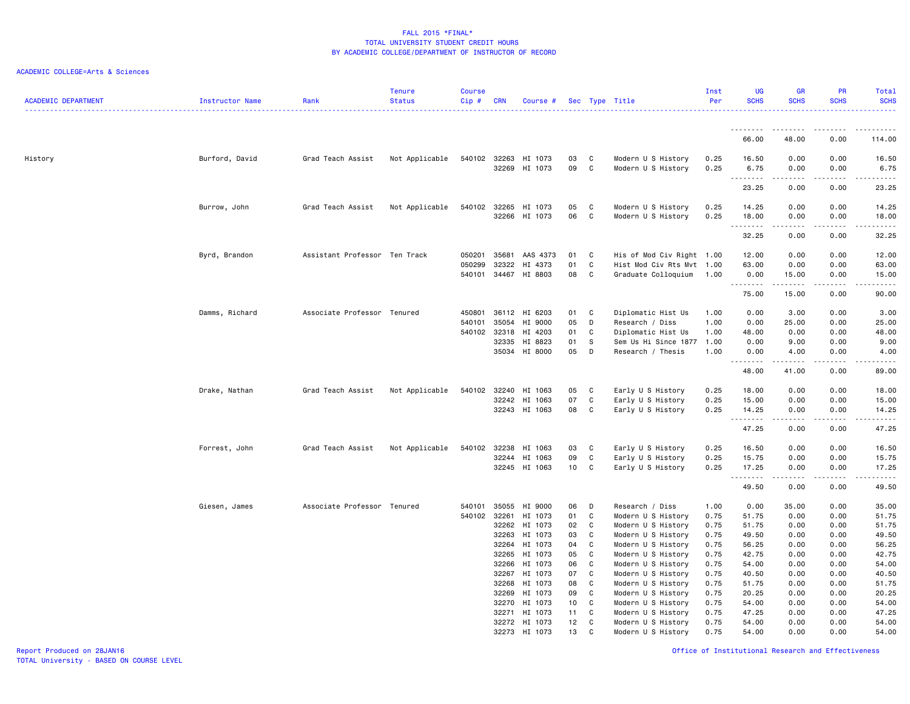FALL 2015 *FINAL*
TOTAL UNIVERSITY STUDENT CREDIT HOURS
BY ACADEMIC COLLEGE/DEPARTMENT OF INSTRUCTOR OF RECORD

ACADEMIC COLLEGE=Arts & Sciences

| ACADEMIC DEPARTMENT | Instructor Name | Rank | Tenure Status | Course Cip # | CRN | Course # | Sec | Type | Title | Inst Per | UG SCHS | GR SCHS | PR SCHS | Total SCHS |
|---|---|---|---|---|---|---|---|---|---|---|---|---|---|---|
| | | | | | | | | | | | 66.00 | 48.00 | 0.00 | 114.00 |
| History | Burford, David | Grad Teach Assist | Not Applicable | 540102 | 32263 | HI 1073 | 03 | C | Modern U S History | 0.25 | 16.50 | 0.00 | 0.00 | 16.50 |
| | | | | | 32269 | HI 1073 | 09 | C | Modern U S History | 0.25 | 6.75 | 0.00 | 0.00 | 6.75 |
| | | | | | | | | | | | 23.25 | 0.00 | 0.00 | 23.25 |
| | Burrow, John | Grad Teach Assist | Not Applicable | 540102 | 32265 | HI 1073 | 05 | C | Modern U S History | 0.25 | 14.25 | 0.00 | 0.00 | 14.25 |
| | | | | | 32266 | HI 1073 | 06 | C | Modern U S History | 0.25 | 18.00 | 0.00 | 0.00 | 18.00 |
| | | | | | | | | | | | 32.25 | 0.00 | 0.00 | 32.25 |
| | Byrd, Brandon | Assistant Professor | Ten Track | 050201 | 35681 | AAS 4373 | 01 | C | His of Mod Civ Right | 1.00 | 12.00 | 0.00 | 0.00 | 12.00 |
| | | | | 050299 | 32322 | HI 4373 | 01 | C | Hist Mod Civ Rts Mvt | 1.00 | 63.00 | 0.00 | 0.00 | 63.00 |
| | | | | 540101 | 34467 | HI 8803 | 08 | C | Graduate Colloquium | 1.00 | 0.00 | 15.00 | 0.00 | 15.00 |
| | | | | | | | | | | | 75.00 | 15.00 | 0.00 | 90.00 |
| | Damms, Richard | Associate Professor | Tenured | 450801 | 36112 | HI 6203 | 01 | C | Diplomatic Hist Us | 1.00 | 0.00 | 3.00 | 0.00 | 3.00 |
| | | | | 540101 | 35054 | HI 9000 | 05 | D | Research / Diss | 1.00 | 0.00 | 25.00 | 0.00 | 25.00 |
| | | | | 540102 | 32318 | HI 4203 | 01 | C | Diplomatic Hist Us | 1.00 | 48.00 | 0.00 | 0.00 | 48.00 |
| | | | | | 32335 | HI 8823 | 01 | S | Sem Us Hi Since 1877 | 1.00 | 0.00 | 9.00 | 0.00 | 9.00 |
| | | | | | 35034 | HI 8000 | 05 | D | Research / Thesis | 1.00 | 0.00 | 4.00 | 0.00 | 4.00 |
| | | | | | | | | | | | 48.00 | 41.00 | 0.00 | 89.00 |
| | Drake, Nathan | Grad Teach Assist | Not Applicable | 540102 | 32240 | HI 1063 | 05 | C | Early U S History | 0.25 | 18.00 | 0.00 | 0.00 | 18.00 |
| | | | | | 32242 | HI 1063 | 07 | C | Early U S History | 0.25 | 15.00 | 0.00 | 0.00 | 15.00 |
| | | | | | 32243 | HI 1063 | 08 | C | Early U S History | 0.25 | 14.25 | 0.00 | 0.00 | 14.25 |
| | | | | | | | | | | | 47.25 | 0.00 | 0.00 | 47.25 |
| | Forrest, John | Grad Teach Assist | Not Applicable | 540102 | 32238 | HI 1063 | 03 | C | Early U S History | 0.25 | 16.50 | 0.00 | 0.00 | 16.50 |
| | | | | | 32244 | HI 1063 | 09 | C | Early U S History | 0.25 | 15.75 | 0.00 | 0.00 | 15.75 |
| | | | | | 32245 | HI 1063 | 10 | C | Early U S History | 0.25 | 17.25 | 0.00 | 0.00 | 17.25 |
| | | | | | | | | | | | 49.50 | 0.00 | 0.00 | 49.50 |
| | Giesen, James | Associate Professor | Tenured | 540101 | 35055 | HI 9000 | 06 | D | Research / Diss | 1.00 | 0.00 | 35.00 | 0.00 | 35.00 |
| | | | | 540102 | 32261 | HI 1073 | 01 | C | Modern U S History | 0.75 | 51.75 | 0.00 | 0.00 | 51.75 |
| | | | | | 32262 | HI 1073 | 02 | C | Modern U S History | 0.75 | 51.75 | 0.00 | 0.00 | 51.75 |
| | | | | | 32263 | HI 1073 | 03 | C | Modern U S History | 0.75 | 49.50 | 0.00 | 0.00 | 49.50 |
| | | | | | 32264 | HI 1073 | 04 | C | Modern U S History | 0.75 | 56.25 | 0.00 | 0.00 | 56.25 |
| | | | | | 32265 | HI 1073 | 05 | C | Modern U S History | 0.75 | 42.75 | 0.00 | 0.00 | 42.75 |
| | | | | | 32266 | HI 1073 | 06 | C | Modern U S History | 0.75 | 54.00 | 0.00 | 0.00 | 54.00 |
| | | | | | 32267 | HI 1073 | 07 | C | Modern U S History | 0.75 | 40.50 | 0.00 | 0.00 | 40.50 |
| | | | | | 32268 | HI 1073 | 08 | C | Modern U S History | 0.75 | 51.75 | 0.00 | 0.00 | 51.75 |
| | | | | | 32269 | HI 1073 | 09 | C | Modern U S History | 0.75 | 20.25 | 0.00 | 0.00 | 20.25 |
| | | | | | 32270 | HI 1073 | 10 | C | Modern U S History | 0.75 | 54.00 | 0.00 | 0.00 | 54.00 |
| | | | | | 32271 | HI 1073 | 11 | C | Modern U S History | 0.75 | 47.25 | 0.00 | 0.00 | 47.25 |
| | | | | | 32272 | HI 1073 | 12 | C | Modern U S History | 0.75 | 54.00 | 0.00 | 0.00 | 54.00 |
| | | | | | 32273 | HI 1073 | 13 | C | Modern U S History | 0.75 | 54.00 | 0.00 | 0.00 | 54.00 |

Report Produced on 28JAN16
TOTAL University - BASED ON COURSE LEVEL
Office of Institutional Research and Effectiveness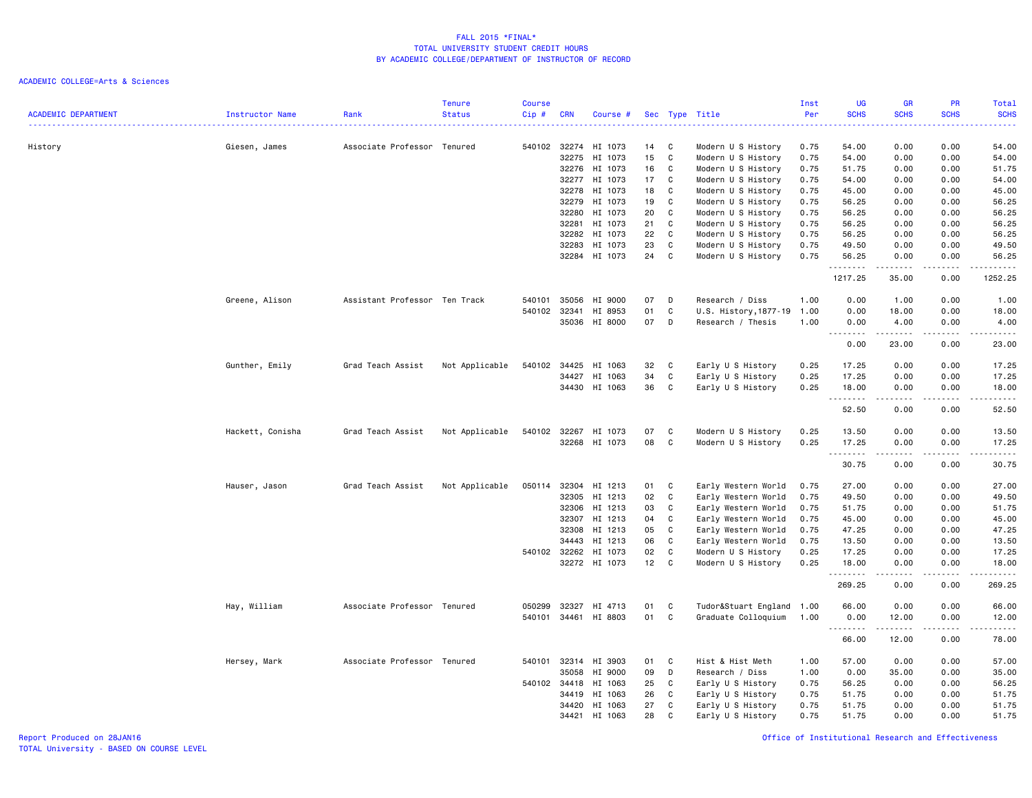# FALL 2015 *FINAL*
## TOTAL UNIVERSITY STUDENT CREDIT HOURS
## BY ACADEMIC COLLEGE/DEPARTMENT OF INSTRUCTOR OF RECORD

ACADEMIC COLLEGE=Arts & Sciences

| ACADEMIC DEPARTMENT | Instructor Name | Rank | Tenure Status | Course Cip # | CRN | Course # | Sec | Type | Title | Inst Per | UG SCHS | GR SCHS | PR SCHS | Total SCHS |
|---|---|---|---|---|---|---|---|---|---|---|---|---|---|---|
| History | Giesen, James | Associate Professor | Tenured | 540102 | 32274 | HI 1073 | 14 | C | Modern U S History | 0.75 | 54.00 | 0.00 | 0.00 | 54.00 |
| | | | | | 32275 | HI 1073 | 15 | C | Modern U S History | 0.75 | 54.00 | 0.00 | 0.00 | 54.00 |
| | | | | | 32276 | HI 1073 | 16 | C | Modern U S History | 0.75 | 51.75 | 0.00 | 0.00 | 51.75 |
| | | | | | 32277 | HI 1073 | 17 | C | Modern U S History | 0.75 | 54.00 | 0.00 | 0.00 | 54.00 |
| | | | | | 32278 | HI 1073 | 18 | C | Modern U S History | 0.75 | 45.00 | 0.00 | 0.00 | 45.00 |
| | | | | | 32279 | HI 1073 | 19 | C | Modern U S History | 0.75 | 56.25 | 0.00 | 0.00 | 56.25 |
| | | | | | 32280 | HI 1073 | 20 | C | Modern U S History | 0.75 | 56.25 | 0.00 | 0.00 | 56.25 |
| | | | | | 32281 | HI 1073 | 21 | C | Modern U S History | 0.75 | 56.25 | 0.00 | 0.00 | 56.25 |
| | | | | | 32282 | HI 1073 | 22 | C | Modern U S History | 0.75 | 56.25 | 0.00 | 0.00 | 56.25 |
| | | | | | 32283 | HI 1073 | 23 | C | Modern U S History | 0.75 | 49.50 | 0.00 | 0.00 | 49.50 |
| | | | | | 32284 | HI 1073 | 24 | C | Modern U S History | 0.75 | 56.25 | 0.00 | 0.00 | 56.25 |
| | | | | | | | | | | | 1217.25 | 35.00 | 0.00 | 1252.25 |
| | Greene, Alison | Assistant Professor | Ten Track | 540101 | 35056 | HI 9000 | 07 | D | Research / Diss | 1.00 | 0.00 | 1.00 | 0.00 | 1.00 |
| | | | | 540102 | 32341 | HI 8953 | 01 | C | U.S. History,1877-19 | 1.00 | 0.00 | 18.00 | 0.00 | 18.00 |
| | | | | | 35036 | HI 8000 | 07 | D | Research / Thesis | 1.00 | 0.00 | 4.00 | 0.00 | 4.00 |
| | | | | | | | | | | | 0.00 | 23.00 | 0.00 | 23.00 |
| | Gunther, Emily | Grad Teach Assist | Not Applicable | 540102 | 34425 | HI 1063 | 32 | C | Early U S History | 0.25 | 17.25 | 0.00 | 0.00 | 17.25 |
| | | | | | 34427 | HI 1063 | 34 | C | Early U S History | 0.25 | 17.25 | 0.00 | 0.00 | 17.25 |
| | | | | | 34430 | HI 1063 | 36 | C | Early U S History | 0.25 | 18.00 | 0.00 | 0.00 | 18.00 |
| | | | | | | | | | | | 52.50 | 0.00 | 0.00 | 52.50 |
| | Hackett, Conisha | Grad Teach Assist | Not Applicable | 540102 | 32267 | HI 1073 | 07 | C | Modern U S History | 0.25 | 13.50 | 0.00 | 0.00 | 13.50 |
| | | | | | 32268 | HI 1073 | 08 | C | Modern U S History | 0.25 | 17.25 | 0.00 | 0.00 | 17.25 |
| | | | | | | | | | | | 30.75 | 0.00 | 0.00 | 30.75 |
| | Hauser, Jason | Grad Teach Assist | Not Applicable | 050114 | 32304 | HI 1213 | 01 | C | Early Western World | 0.75 | 27.00 | 0.00 | 0.00 | 27.00 |
| | | | | | 32305 | HI 1213 | 02 | C | Early Western World | 0.75 | 49.50 | 0.00 | 0.00 | 49.50 |
| | | | | | 32306 | HI 1213 | 03 | C | Early Western World | 0.75 | 51.75 | 0.00 | 0.00 | 51.75 |
| | | | | | 32307 | HI 1213 | 04 | C | Early Western World | 0.75 | 45.00 | 0.00 | 0.00 | 45.00 |
| | | | | | 32308 | HI 1213 | 05 | C | Early Western World | 0.75 | 47.25 | 0.00 | 0.00 | 47.25 |
| | | | | | 34443 | HI 1213 | 06 | C | Early Western World | 0.75 | 13.50 | 0.00 | 0.00 | 13.50 |
| | | | | 540102 | 32262 | HI 1073 | 02 | C | Modern U S History | 0.25 | 17.25 | 0.00 | 0.00 | 17.25 |
| | | | | | 32272 | HI 1073 | 12 | C | Modern U S History | 0.25 | 18.00 | 0.00 | 0.00 | 18.00 |
| | | | | | | | | | | | 269.25 | 0.00 | 0.00 | 269.25 |
| | Hay, William | Associate Professor | Tenured | 050299 | 32327 | HI 4713 | 01 | C | Tudor&Stuart England | 1.00 | 66.00 | 0.00 | 0.00 | 66.00 |
| | | | | 540101 | 34461 | HI 8803 | 01 | C | Graduate Colloquium | 1.00 | 0.00 | 12.00 | 0.00 | 12.00 |
| | | | | | | | | | | | 66.00 | 12.00 | 0.00 | 78.00 |
| | Hersey, Mark | Associate Professor | Tenured | 540101 | 32314 | HI 3903 | 01 | C | Hist & Hist Meth | 1.00 | 57.00 | 0.00 | 0.00 | 57.00 |
| | | | | | 35058 | HI 9000 | 09 | D | Research / Diss | 1.00 | 0.00 | 35.00 | 0.00 | 35.00 |
| | | | | 540102 | 34418 | HI 1063 | 25 | C | Early U S History | 0.75 | 56.25 | 0.00 | 0.00 | 56.25 |
| | | | | | 34419 | HI 1063 | 26 | C | Early U S History | 0.75 | 51.75 | 0.00 | 0.00 | 51.75 |
| | | | | | 34420 | HI 1063 | 27 | C | Early U S History | 0.75 | 51.75 | 0.00 | 0.00 | 51.75 |
| | | | | | 34421 | HI 1063 | 28 | C | Early U S History | 0.75 | 51.75 | 0.00 | 0.00 | 51.75 |

Report Produced on 28JAN16
TOTAL University - BASED ON COURSE LEVEL

Office of Institutional Research and Effectiveness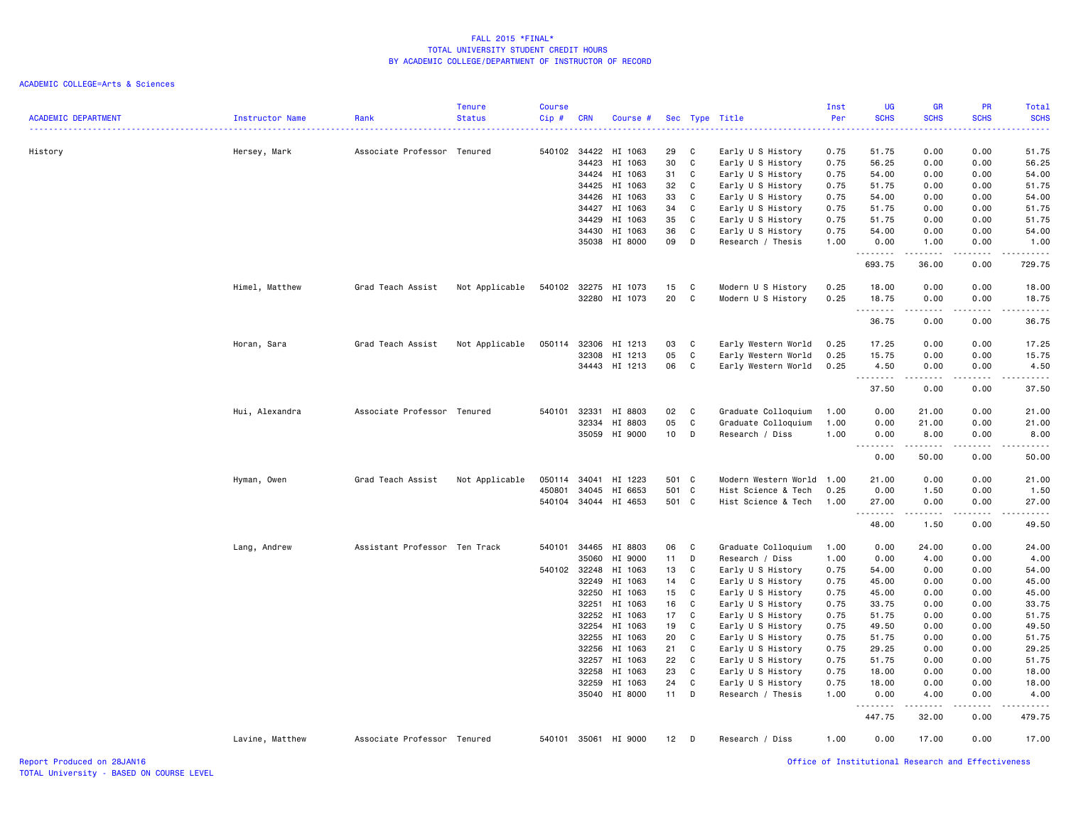FALL 2015 *FINAL*
TOTAL UNIVERSITY STUDENT CREDIT HOURS
BY ACADEMIC COLLEGE/DEPARTMENT OF INSTRUCTOR OF RECORD

ACADEMIC COLLEGE=Arts & Sciences

| ACADEMIC DEPARTMENT | Instructor Name | Rank | Tenure Status | Course Cip # | CRN | Course # | Sec | Type | Title | Inst Per | UG SCHS | GR SCHS | PR SCHS | Total SCHS |
|---|---|---|---|---|---|---|---|---|---|---|---|---|---|---|
| History | Hersey, Mark | Associate Professor | Tenured | 540102 | 34422 | HI 1063 | 29 | C | Early U S History | 0.75 | 51.75 | 0.00 | 0.00 | 51.75 |
| | | | | | 34423 | HI 1063 | 30 | C | Early U S History | 0.75 | 56.25 | 0.00 | 0.00 | 56.25 |
| | | | | | 34424 | HI 1063 | 31 | C | Early U S History | 0.75 | 54.00 | 0.00 | 0.00 | 54.00 |
| | | | | | 34425 | HI 1063 | 32 | C | Early U S History | 0.75 | 51.75 | 0.00 | 0.00 | 51.75 |
| | | | | | 34426 | HI 1063 | 33 | C | Early U S History | 0.75 | 54.00 | 0.00 | 0.00 | 54.00 |
| | | | | | 34427 | HI 1063 | 34 | C | Early U S History | 0.75 | 51.75 | 0.00 | 0.00 | 51.75 |
| | | | | | 34429 | HI 1063 | 35 | C | Early U S History | 0.75 | 51.75 | 0.00 | 0.00 | 51.75 |
| | | | | | 34430 | HI 1063 | 36 | C | Early U S History | 0.75 | 54.00 | 0.00 | 0.00 | 54.00 |
| | | | | | 35038 | HI 8000 | 09 | D | Research / Thesis | 1.00 | 0.00 | 1.00 | 0.00 | 1.00 |
| | | | | | | | | | | | 693.75 | 36.00 | 0.00 | 729.75 |
| | Himel, Matthew | Grad Teach Assist | Not Applicable | 540102 | 32275 | HI 1073 | 15 | C | Modern U S History | 0.25 | 18.00 | 0.00 | 0.00 | 18.00 |
| | | | | | 32280 | HI 1073 | 20 | C | Modern U S History | 0.25 | 18.75 | 0.00 | 0.00 | 18.75 |
| | | | | | | | | | | | 36.75 | 0.00 | 0.00 | 36.75 |
| | Horan, Sara | Grad Teach Assist | Not Applicable | 050114 | 32306 | HI 1213 | 03 | C | Early Western World | 0.25 | 17.25 | 0.00 | 0.00 | 17.25 |
| | | | | | 32308 | HI 1213 | 05 | C | Early Western World | 0.25 | 15.75 | 0.00 | 0.00 | 15.75 |
| | | | | | 34443 | HI 1213 | 06 | C | Early Western World | 0.25 | 4.50 | 0.00 | 0.00 | 4.50 |
| | | | | | | | | | | | 37.50 | 0.00 | 0.00 | 37.50 |
| | Hui, Alexandra | Associate Professor | Tenured | 540101 | 32331 | HI 8803 | 02 | C | Graduate Colloquium | 1.00 | 0.00 | 21.00 | 0.00 | 21.00 |
| | | | | | 32334 | HI 8803 | 05 | C | Graduate Colloquium | 1.00 | 0.00 | 21.00 | 0.00 | 21.00 |
| | | | | | 35059 | HI 9000 | 10 | D | Research / Diss | 1.00 | 0.00 | 8.00 | 0.00 | 8.00 |
| | | | | | | | | | | | 0.00 | 50.00 | 0.00 | 50.00 |
| | Hyman, Owen | Grad Teach Assist | Not Applicable | 050114 | 34041 | HI 1223 | 501 | C | Modern Western World | 1.00 | 21.00 | 0.00 | 0.00 | 21.00 |
| | | | | 450801 | 34045 | HI 6653 | 501 | C | Hist Science & Tech | 0.25 | 0.00 | 1.50 | 0.00 | 1.50 |
| | | | | 540104 | 34044 | HI 4653 | 501 | C | Hist Science & Tech | 1.00 | 27.00 | 0.00 | 0.00 | 27.00 |
| | | | | | | | | | | | 48.00 | 1.50 | 0.00 | 49.50 |
| | Lang, Andrew | Assistant Professor | Ten Track | 540101 | 34465 | HI 8803 | 06 | C | Graduate Colloquium | 1.00 | 0.00 | 24.00 | 0.00 | 24.00 |
| | | | | | 35060 | HI 9000 | 11 | D | Research / Diss | 1.00 | 0.00 | 4.00 | 0.00 | 4.00 |
| | | | | 540102 | 32248 | HI 1063 | 13 | C | Early U S History | 0.75 | 54.00 | 0.00 | 0.00 | 54.00 |
| | | | | | 32249 | HI 1063 | 14 | C | Early U S History | 0.75 | 45.00 | 0.00 | 0.00 | 45.00 |
| | | | | | 32250 | HI 1063 | 15 | C | Early U S History | 0.75 | 45.00 | 0.00 | 0.00 | 45.00 |
| | | | | | 32251 | HI 1063 | 16 | C | Early U S History | 0.75 | 33.75 | 0.00 | 0.00 | 33.75 |
| | | | | | 32252 | HI 1063 | 17 | C | Early U S History | 0.75 | 51.75 | 0.00 | 0.00 | 51.75 |
| | | | | | 32254 | HI 1063 | 19 | C | Early U S History | 0.75 | 49.50 | 0.00 | 0.00 | 49.50 |
| | | | | | 32255 | HI 1063 | 20 | C | Early U S History | 0.75 | 51.75 | 0.00 | 0.00 | 51.75 |
| | | | | | 32256 | HI 1063 | 21 | C | Early U S History | 0.75 | 29.25 | 0.00 | 0.00 | 29.25 |
| | | | | | 32257 | HI 1063 | 22 | C | Early U S History | 0.75 | 51.75 | 0.00 | 0.00 | 51.75 |
| | | | | | 32258 | HI 1063 | 23 | C | Early U S History | 0.75 | 18.00 | 0.00 | 0.00 | 18.00 |
| | | | | | 32259 | HI 1063 | 24 | C | Early U S History | 0.75 | 18.00 | 0.00 | 0.00 | 18.00 |
| | | | | | 35040 | HI 8000 | 11 | D | Research / Thesis | 1.00 | 0.00 | 4.00 | 0.00 | 4.00 |
| | | | | | | | | | | | 447.75 | 32.00 | 0.00 | 479.75 |
| | Lavine, Matthew | Associate Professor | Tenured | 540101 | 35061 | HI 9000 | 12 | D | Research / Diss | 1.00 | 0.00 | 17.00 | 0.00 | 17.00 |

Report Produced on 28JAN16
TOTAL University - BASED ON COURSE LEVEL
Office of Institutional Research and Effectiveness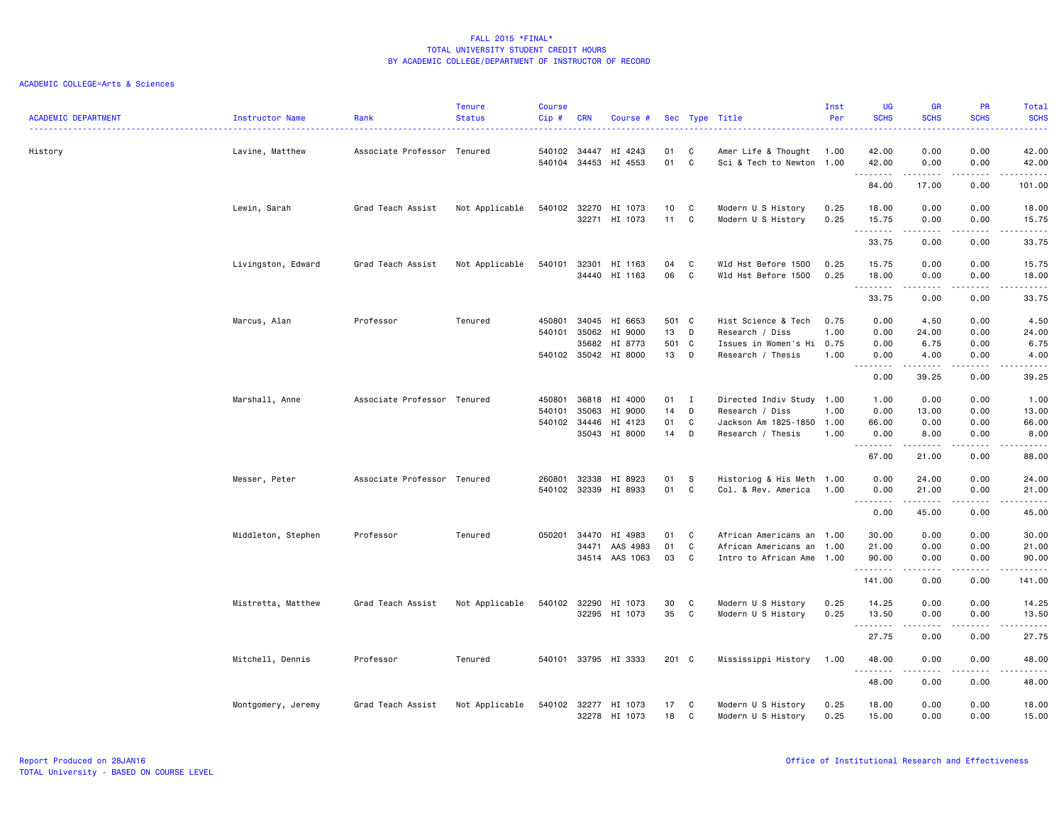FALL 2015 *FINAL*
TOTAL UNIVERSITY STUDENT CREDIT HOURS
BY ACADEMIC COLLEGE/DEPARTMENT OF INSTRUCTOR OF RECORD

ACADEMIC COLLEGE=Arts & Sciences

| ACADEMIC DEPARTMENT | Instructor Name | Rank | Tenure Status | Course Cip # | CRN | Course # | Sec | Type | Title | Inst Per | UG SCHS | GR SCHS | PR SCHS | Total SCHS |
|---|---|---|---|---|---|---|---|---|---|---|---|---|---|---|
| History | Lavine, Matthew | Associate Professor | Tenured | 540102 | 34447 | HI 4243 | 01 | C | Amer Life & Thought | 1.00 | 42.00 | 0.00 | 0.00 | 42.00 |
| | | | | 540104 | 34453 | HI 4553 | 01 | C | Sci & Tech to Newton | 1.00 | 42.00 | 0.00 | 0.00 | 42.00 |
| | | | | | | | | | | | 84.00 | 17.00 | 0.00 | 101.00 |
| | Lewin, Sarah | Grad Teach Assist | Not Applicable | 540102 | 32270 | HI 1073 | 10 | C | Modern U S History | 0.25 | 18.00 | 0.00 | 0.00 | 18.00 |
| | | | | | 32271 | HI 1073 | 11 | C | Modern U S History | 0.25 | 15.75 | 0.00 | 0.00 | 15.75 |
| | | | | | | | | | | | 33.75 | 0.00 | 0.00 | 33.75 |
| | Livingston, Edward | Grad Teach Assist | Not Applicable | 540101 | 32301 | HI 1163 | 04 | C | Wld Hst Before 1500 | 0.25 | 15.75 | 0.00 | 0.00 | 15.75 |
| | | | | | 34440 | HI 1163 | 06 | C | Wld Hst Before 1500 | 0.25 | 18.00 | 0.00 | 0.00 | 18.00 |
| | | | | | | | | | | | 33.75 | 0.00 | 0.00 | 33.75 |
| | Marcus, Alan | Professor | Tenured | 450801 | 34045 | HI 6653 | 501 | C | Hist Science & Tech | 0.75 | 0.00 | 4.50 | 0.00 | 4.50 |
| | | | | 540101 | 35062 | HI 9000 | 13 | D | Research / Diss | 1.00 | 0.00 | 24.00 | 0.00 | 24.00 |
| | | | | | 35682 | HI 8773 | 501 | C | Issues in Women's Hi | 0.75 | 0.00 | 6.75 | 0.00 | 6.75 |
| | | | | 540102 | 35042 | HI 8000 | 13 | D | Research / Thesis | 1.00 | 0.00 | 4.00 | 0.00 | 4.00 |
| | | | | | | | | | | | 0.00 | 39.25 | 0.00 | 39.25 |
| | Marshall, Anne | Associate Professor | Tenured | 450801 | 36818 | HI 4000 | 01 | I | Directed Indiv Study | 1.00 | 1.00 | 0.00 | 0.00 | 1.00 |
| | | | | 540101 | 35063 | HI 9000 | 14 | D | Research / Diss | 1.00 | 0.00 | 13.00 | 0.00 | 13.00 |
| | | | | 540102 | 34446 | HI 4123 | 01 | C | Jackson Am 1825-1850 | 1.00 | 66.00 | 0.00 | 0.00 | 66.00 |
| | | | | | 35043 | HI 8000 | 14 | D | Research / Thesis | 1.00 | 0.00 | 8.00 | 0.00 | 8.00 |
| | | | | | | | | | | | 67.00 | 21.00 | 0.00 | 88.00 |
| | Messer, Peter | Associate Professor | Tenured | 260801 | 32338 | HI 8923 | 01 | S | Historiog & His Meth | 1.00 | 0.00 | 24.00 | 0.00 | 24.00 |
| | | | | 540102 | 32339 | HI 8933 | 01 | C | Col. & Rev. America | 1.00 | 0.00 | 21.00 | 0.00 | 21.00 |
| | | | | | | | | | | | 0.00 | 45.00 | 0.00 | 45.00 |
| | Middleton, Stephen | Professor | Tenured | 050201 | 34470 | HI 4983 | 01 | C | African Americans an | 1.00 | 30.00 | 0.00 | 0.00 | 30.00 |
| | | | | | 34471 | AAS 4983 | 01 | C | African Americans an | 1.00 | 21.00 | 0.00 | 0.00 | 21.00 |
| | | | | | 34514 | AAS 1063 | 03 | C | Intro to African Ame | 1.00 | 90.00 | 0.00 | 0.00 | 90.00 |
| | | | | | | | | | | | 141.00 | 0.00 | 0.00 | 141.00 |
| | Mistretta, Matthew | Grad Teach Assist | Not Applicable | 540102 | 32290 | HI 1073 | 30 | C | Modern U S History | 0.25 | 14.25 | 0.00 | 0.00 | 14.25 |
| | | | | | 32295 | HI 1073 | 35 | C | Modern U S History | 0.25 | 13.50 | 0.00 | 0.00 | 13.50 |
| | | | | | | | | | | | 27.75 | 0.00 | 0.00 | 27.75 |
| | Mitchell, Dennis | Professor | Tenured | 540101 | 33795 | HI 3333 | 201 | C | Mississippi History | 1.00 | 48.00 | 0.00 | 0.00 | 48.00 |
| | | | | | | | | | | | 48.00 | 0.00 | 0.00 | 48.00 |
| | Montgomery, Jeremy | Grad Teach Assist | Not Applicable | 540102 | 32277 | HI 1073 | 17 | C | Modern U S History | 0.25 | 18.00 | 0.00 | 0.00 | 18.00 |
| | | | | | 32278 | HI 1073 | 18 | C | Modern U S History | 0.25 | 15.00 | 0.00 | 0.00 | 15.00 |

Report Produced on 28JAN16
TOTAL University - BASED ON COURSE LEVEL

Office of Institutional Research and Effectiveness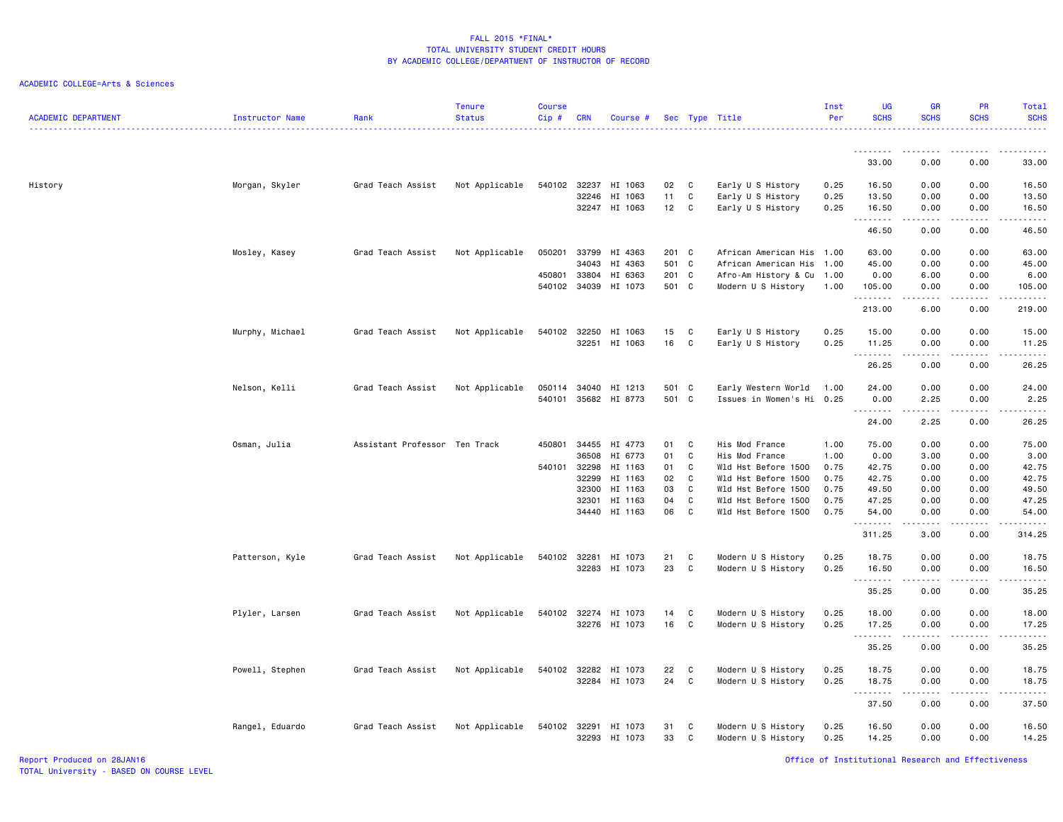FALL 2015 *FINAL*
TOTAL UNIVERSITY STUDENT CREDIT HOURS
BY ACADEMIC COLLEGE/DEPARTMENT OF INSTRUCTOR OF RECORD

ACADEMIC COLLEGE=Arts & Sciences

| ACADEMIC DEPARTMENT | Instructor Name | Rank | Tenure Status | Course Cip # | CRN | Course # | Sec | Type | Title | Inst Per | UG SCHS | GR SCHS | PR SCHS | Total SCHS |
|---|---|---|---|---|---|---|---|---|---|---|---|---|---|---|
| | | | | | | | | | | | 33.00 | 0.00 | 0.00 | 33.00 |
| History | Morgan, Skyler | Grad Teach Assist | Not Applicable | 540102 | 32237 | HI 1063 | 02 | C | Early U S History | 0.25 | 16.50 | 0.00 | 0.00 | 16.50 |
| | | | | | 32246 | HI 1063 | 11 | C | Early U S History | 0.25 | 13.50 | 0.00 | 0.00 | 13.50 |
| | | | | | 32247 | HI 1063 | 12 | C | Early U S History | 0.25 | 16.50 | 0.00 | 0.00 | 16.50 |
| | | | | | | | | | | | 46.50 | 0.00 | 0.00 | 46.50 |
| | Mosley, Kasey | Grad Teach Assist | Not Applicable | 050201 | 33799 | HI 4363 | 201 | C | African American His | 1.00 | 63.00 | 0.00 | 0.00 | 63.00 |
| | | | | | 34043 | HI 4363 | 501 | C | African American His | 1.00 | 45.00 | 0.00 | 0.00 | 45.00 |
| | | | | 450801 | 33804 | HI 6363 | 201 | C | Afro-Am History & Cu | 1.00 | 0.00 | 6.00 | 0.00 | 6.00 |
| | | | | 540102 | 34039 | HI 1073 | 501 | C | Modern U S History | 1.00 | 105.00 | 0.00 | 0.00 | 105.00 |
| | | | | | | | | | | | 213.00 | 6.00 | 0.00 | 219.00 |
| | Murphy, Michael | Grad Teach Assist | Not Applicable | 540102 | 32250 | HI 1063 | 15 | C | Early U S History | 0.25 | 15.00 | 0.00 | 0.00 | 15.00 |
| | | | | | 32251 | HI 1063 | 16 | C | Early U S History | 0.25 | 11.25 | 0.00 | 0.00 | 11.25 |
| | | | | | | | | | | | 26.25 | 0.00 | 0.00 | 26.25 |
| | Nelson, Kelli | Grad Teach Assist | Not Applicable | 050114 | 34040 | HI 1213 | 501 | C | Early Western World | 1.00 | 24.00 | 0.00 | 0.00 | 24.00 |
| | | | | 540101 | 35682 | HI 8773 | 501 | C | Issues in Women's Hi | 0.25 | 0.00 | 2.25 | 0.00 | 2.25 |
| | | | | | | | | | | | 24.00 | 2.25 | 0.00 | 26.25 |
| | Osman, Julia | Assistant Professor | Ten Track | 450801 | 34455 | HI 4773 | 01 | C | His Mod France | 1.00 | 75.00 | 0.00 | 0.00 | 75.00 |
| | | | | | 36508 | HI 6773 | 01 | C | His Mod France | 1.00 | 0.00 | 3.00 | 0.00 | 3.00 |
| | | | | 540101 | 32298 | HI 1163 | 01 | C | Wld Hst Before 1500 | 0.75 | 42.75 | 0.00 | 0.00 | 42.75 |
| | | | | | 32299 | HI 1163 | 02 | C | Wld Hst Before 1500 | 0.75 | 42.75 | 0.00 | 0.00 | 42.75 |
| | | | | | 32300 | HI 1163 | 03 | C | Wld Hst Before 1500 | 0.75 | 49.50 | 0.00 | 0.00 | 49.50 |
| | | | | | 32301 | HI 1163 | 04 | C | Wld Hst Before 1500 | 0.75 | 47.25 | 0.00 | 0.00 | 47.25 |
| | | | | | 34440 | HI 1163 | 06 | C | Wld Hst Before 1500 | 0.75 | 54.00 | 0.00 | 0.00 | 54.00 |
| | | | | | | | | | | | 311.25 | 3.00 | 0.00 | 314.25 |
| | Patterson, Kyle | Grad Teach Assist | Not Applicable | 540102 | 32281 | HI 1073 | 21 | C | Modern U S History | 0.25 | 18.75 | 0.00 | 0.00 | 18.75 |
| | | | | | 32283 | HI 1073 | 23 | C | Modern U S History | 0.25 | 16.50 | 0.00 | 0.00 | 16.50 |
| | | | | | | | | | | | 35.25 | 0.00 | 0.00 | 35.25 |
| | Plyler, Larsen | Grad Teach Assist | Not Applicable | 540102 | 32274 | HI 1073 | 14 | C | Modern U S History | 0.25 | 18.00 | 0.00 | 0.00 | 18.00 |
| | | | | | 32276 | HI 1073 | 16 | C | Modern U S History | 0.25 | 17.25 | 0.00 | 0.00 | 17.25 |
| | | | | | | | | | | | 35.25 | 0.00 | 0.00 | 35.25 |
| | Powell, Stephen | Grad Teach Assist | Not Applicable | 540102 | 32282 | HI 1073 | 22 | C | Modern U S History | 0.25 | 18.75 | 0.00 | 0.00 | 18.75 |
| | | | | | 32284 | HI 1073 | 24 | C | Modern U S History | 0.25 | 18.75 | 0.00 | 0.00 | 18.75 |
| | | | | | | | | | | | 37.50 | 0.00 | 0.00 | 37.50 |
| | Rangel, Eduardo | Grad Teach Assist | Not Applicable | 540102 | 32291 | HI 1073 | 31 | C | Modern U S History | 0.25 | 16.50 | 0.00 | 0.00 | 16.50 |
| | | | | | 32293 | HI 1073 | 33 | C | Modern U S History | 0.25 | 14.25 | 0.00 | 0.00 | 14.25 |

Report Produced on 28JAN16
TOTAL University - BASED ON COURSE LEVEL

Office of Institutional Research and Effectiveness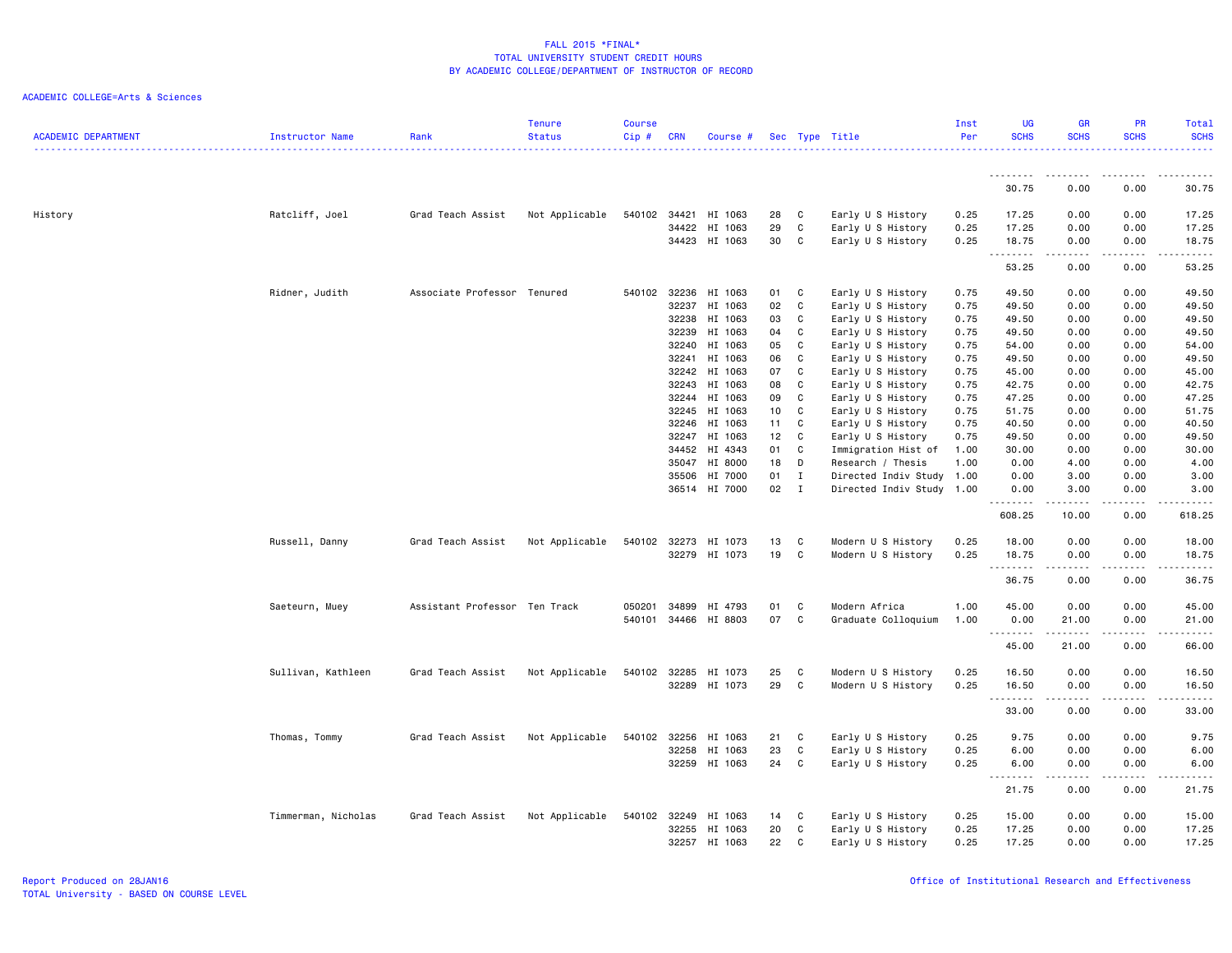FALL 2015 *FINAL*
TOTAL UNIVERSITY STUDENT CREDIT HOURS
BY ACADEMIC COLLEGE/DEPARTMENT OF INSTRUCTOR OF RECORD

ACADEMIC COLLEGE=Arts & Sciences

| ACADEMIC DEPARTMENT | Instructor Name | Rank | Tenure Status | Course Cip # | CRN | Course # | Sec | Type | Title | Inst Per | UG SCHS | GR SCHS | PR SCHS | Total SCHS |
|---|---|---|---|---|---|---|---|---|---|---|---|---|---|---|
| | | | | | | | | | | | 30.75 | 0.00 | 0.00 | 30.75 |
| History | Ratcliff, Joel | Grad Teach Assist | Not Applicable | 540102 | 34421 | HI 1063 | 28 | C | Early U S History | 0.25 | 17.25 | 0.00 | 0.00 | 17.25 |
| | | | | | 34422 | HI 1063 | 29 | C | Early U S History | 0.25 | 17.25 | 0.00 | 0.00 | 17.25 |
| | | | | | 34423 | HI 1063 | 30 | C | Early U S History | 0.25 | 18.75 | 0.00 | 0.00 | 18.75 |
| | | | | | | | | | | | 53.25 | 0.00 | 0.00 | 53.25 |
| | Ridner, Judith | Associate Professor | Tenured | 540102 | 32236 | HI 1063 | 01 | C | Early U S History | 0.75 | 49.50 | 0.00 | 0.00 | 49.50 |
| | | | | | 32237 | HI 1063 | 02 | C | Early U S History | 0.75 | 49.50 | 0.00 | 0.00 | 49.50 |
| | | | | | 32238 | HI 1063 | 03 | C | Early U S History | 0.75 | 49.50 | 0.00 | 0.00 | 49.50 |
| | | | | | 32239 | HI 1063 | 04 | C | Early U S History | 0.75 | 49.50 | 0.00 | 0.00 | 49.50 |
| | | | | | 32240 | HI 1063 | 05 | C | Early U S History | 0.75 | 54.00 | 0.00 | 0.00 | 54.00 |
| | | | | | 32241 | HI 1063 | 06 | C | Early U S History | 0.75 | 49.50 | 0.00 | 0.00 | 49.50 |
| | | | | | 32242 | HI 1063 | 07 | C | Early U S History | 0.75 | 45.00 | 0.00 | 0.00 | 45.00 |
| | | | | | 32243 | HI 1063 | 08 | C | Early U S History | 0.75 | 42.75 | 0.00 | 0.00 | 42.75 |
| | | | | | 32244 | HI 1063 | 09 | C | Early U S History | 0.75 | 47.25 | 0.00 | 0.00 | 47.25 |
| | | | | | 32245 | HI 1063 | 10 | C | Early U S History | 0.75 | 51.75 | 0.00 | 0.00 | 51.75 |
| | | | | | 32246 | HI 1063 | 11 | C | Early U S History | 0.75 | 40.50 | 0.00 | 0.00 | 40.50 |
| | | | | | 32247 | HI 1063 | 12 | C | Early U S History | 0.75 | 49.50 | 0.00 | 0.00 | 49.50 |
| | | | | | 34452 | HI 4343 | 01 | C | Immigration Hist of | 1.00 | 30.00 | 0.00 | 0.00 | 30.00 |
| | | | | | 35047 | HI 8000 | 18 | D | Research / Thesis | 1.00 | 0.00 | 4.00 | 0.00 | 4.00 |
| | | | | | 35506 | HI 7000 | 01 | I | Directed Indiv Study | 1.00 | 0.00 | 3.00 | 0.00 | 3.00 |
| | | | | | 36514 | HI 7000 | 02 | I | Directed Indiv Study | 1.00 | 0.00 | 3.00 | 0.00 | 3.00 |
| | | | | | | | | | | | 608.25 | 10.00 | 0.00 | 618.25 |
| | Russell, Danny | Grad Teach Assist | Not Applicable | 540102 | 32273 | HI 1073 | 13 | C | Modern U S History | 0.25 | 18.00 | 0.00 | 0.00 | 18.00 |
| | | | | | 32279 | HI 1073 | 19 | C | Modern U S History | 0.25 | 18.75 | 0.00 | 0.00 | 18.75 |
| | | | | | | | | | | | 36.75 | 0.00 | 0.00 | 36.75 |
| | Saeteurn, Muey | Assistant Professor | Ten Track | 050201 | 34899 | HI 4793 | 01 | C | Modern Africa | 1.00 | 45.00 | 0.00 | 0.00 | 45.00 |
| | | | | 540101 | 34466 | HI 8803 | 07 | C | Graduate Colloquium | 1.00 | 0.00 | 21.00 | 0.00 | 21.00 |
| | | | | | | | | | | | 45.00 | 21.00 | 0.00 | 66.00 |
| | Sullivan, Kathleen | Grad Teach Assist | Not Applicable | 540102 | 32285 | HI 1073 | 25 | C | Modern U S History | 0.25 | 16.50 | 0.00 | 0.00 | 16.50 |
| | | | | | 32289 | HI 1073 | 29 | C | Modern U S History | 0.25 | 16.50 | 0.00 | 0.00 | 16.50 |
| | | | | | | | | | | | 33.00 | 0.00 | 0.00 | 33.00 |
| | Thomas, Tommy | Grad Teach Assist | Not Applicable | 540102 | 32256 | HI 1063 | 21 | C | Early U S History | 0.25 | 9.75 | 0.00 | 0.00 | 9.75 |
| | | | | | 32258 | HI 1063 | 23 | C | Early U S History | 0.25 | 6.00 | 0.00 | 0.00 | 6.00 |
| | | | | | 32259 | HI 1063 | 24 | C | Early U S History | 0.25 | 6.00 | 0.00 | 0.00 | 6.00 |
| | | | | | | | | | | | 21.75 | 0.00 | 0.00 | 21.75 |
| | Timmerman, Nicholas | Grad Teach Assist | Not Applicable | 540102 | 32249 | HI 1063 | 14 | C | Early U S History | 0.25 | 15.00 | 0.00 | 0.00 | 15.00 |
| | | | | | 32255 | HI 1063 | 20 | C | Early U S History | 0.25 | 17.25 | 0.00 | 0.00 | 17.25 |
| | | | | | 32257 | HI 1063 | 22 | C | Early U S History | 0.25 | 17.25 | 0.00 | 0.00 | 17.25 |

Report Produced on 28JAN16
TOTAL University - BASED ON COURSE LEVEL

Office of Institutional Research and Effectiveness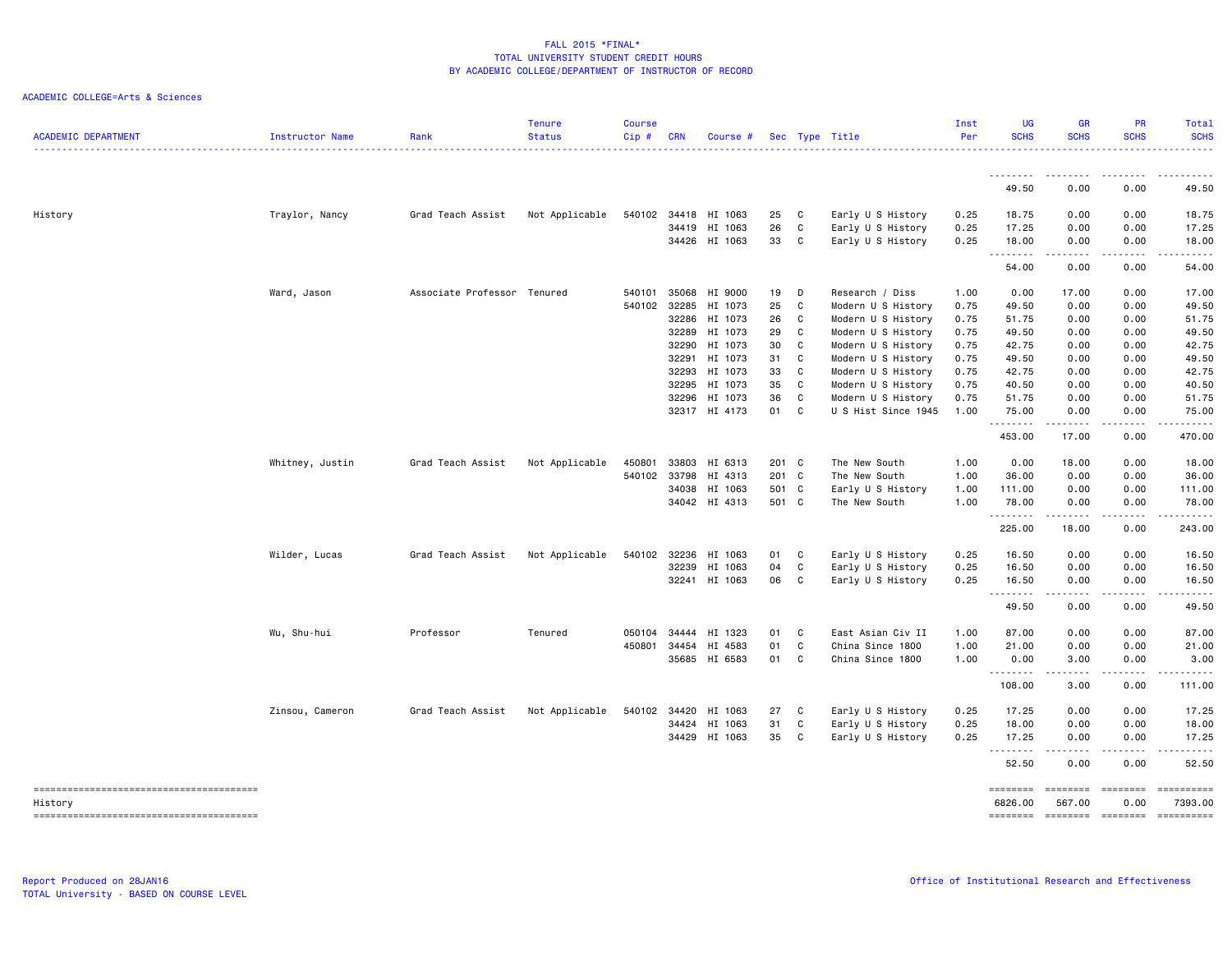FALL 2015 *FINAL*
TOTAL UNIVERSITY STUDENT CREDIT HOURS
BY ACADEMIC COLLEGE/DEPARTMENT OF INSTRUCTOR OF RECORD

ACADEMIC COLLEGE=Arts & Sciences

| ACADEMIC DEPARTMENT | Instructor Name | Rank | Tenure Status | Course Cip # | CRN | Course # | Sec | Type | Title | Inst Per | UG SCHS | GR SCHS | PR SCHS | Total SCHS |
|---|---|---|---|---|---|---|---|---|---|---|---|---|---|---|
| | | | | | | | | | | | 49.50 | 0.00 | 0.00 | 49.50 |
| History | Traylor, Nancy | Grad Teach Assist | Not Applicable | 540102 | 34418 | HI 1063 | 25 | C | Early U S History | 0.25 | 18.75 | 0.00 | 0.00 | 18.75 |
| | | | | | 34419 | HI 1063 | 26 | C | Early U S History | 0.25 | 17.25 | 0.00 | 0.00 | 17.25 |
| | | | | | 34426 | HI 1063 | 33 | C | Early U S History | 0.25 | 18.00 | 0.00 | 0.00 | 18.00 |
| | | | | | | | | | | | 54.00 | 0.00 | 0.00 | 54.00 |
| | Ward, Jason | Associate Professor | Tenured | 540101 | 35068 | HI 9000 | 19 | D | Research / Diss | 1.00 | 0.00 | 17.00 | 0.00 | 17.00 |
| | | | | 540102 | 32285 | HI 1073 | 25 | C | Modern U S History | 0.75 | 49.50 | 0.00 | 0.00 | 49.50 |
| | | | | | 32286 | HI 1073 | 26 | C | Modern U S History | 0.75 | 51.75 | 0.00 | 0.00 | 51.75 |
| | | | | | 32289 | HI 1073 | 29 | C | Modern U S History | 0.75 | 49.50 | 0.00 | 0.00 | 49.50 |
| | | | | | 32290 | HI 1073 | 30 | C | Modern U S History | 0.75 | 42.75 | 0.00 | 0.00 | 42.75 |
| | | | | | 32291 | HI 1073 | 31 | C | Modern U S History | 0.75 | 49.50 | 0.00 | 0.00 | 49.50 |
| | | | | | 32293 | HI 1073 | 33 | C | Modern U S History | 0.75 | 42.75 | 0.00 | 0.00 | 42.75 |
| | | | | | 32295 | HI 1073 | 35 | C | Modern U S History | 0.75 | 40.50 | 0.00 | 0.00 | 40.50 |
| | | | | | 32296 | HI 1073 | 36 | C | Modern U S History | 0.75 | 51.75 | 0.00 | 0.00 | 51.75 |
| | | | | | 32317 | HI 4173 | 01 | C | U S Hist Since 1945 | 1.00 | 75.00 | 0.00 | 0.00 | 75.00 |
| | | | | | | | | | | | 453.00 | 17.00 | 0.00 | 470.00 |
| | Whitney, Justin | Grad Teach Assist | Not Applicable | 450801 | 33803 | HI 6313 | 201 | C | The New South | 1.00 | 0.00 | 18.00 | 0.00 | 18.00 |
| | | | | 540102 | 33798 | HI 4313 | 201 | C | The New South | 1.00 | 36.00 | 0.00 | 0.00 | 36.00 |
| | | | | | 34038 | HI 1063 | 501 | C | Early U S History | 1.00 | 111.00 | 0.00 | 0.00 | 111.00 |
| | | | | | 34042 | HI 4313 | 501 | C | The New South | 1.00 | 78.00 | 0.00 | 0.00 | 78.00 |
| | | | | | | | | | | | 225.00 | 18.00 | 0.00 | 243.00 |
| | Wilder, Lucas | Grad Teach Assist | Not Applicable | 540102 | 32236 | HI 1063 | 01 | C | Early U S History | 0.25 | 16.50 | 0.00 | 0.00 | 16.50 |
| | | | | | 32239 | HI 1063 | 04 | C | Early U S History | 0.25 | 16.50 | 0.00 | 0.00 | 16.50 |
| | | | | | 32241 | HI 1063 | 06 | C | Early U S History | 0.25 | 16.50 | 0.00 | 0.00 | 16.50 |
| | | | | | | | | | | | 49.50 | 0.00 | 0.00 | 49.50 |
| | Wu, Shu-hui | Professor | Tenured | 050104 | 34444 | HI 1323 | 01 | C | East Asian Civ II | 1.00 | 87.00 | 0.00 | 0.00 | 87.00 |
| | | | | 450801 | 34454 | HI 4583 | 01 | C | China Since 1800 | 1.00 | 21.00 | 0.00 | 0.00 | 21.00 |
| | | | | | 35685 | HI 6583 | 01 | C | China Since 1800 | 1.00 | 0.00 | 3.00 | 0.00 | 3.00 |
| | | | | | | | | | | | 108.00 | 3.00 | 0.00 | 111.00 |
| | Zinsou, Cameron | Grad Teach Assist | Not Applicable | 540102 | 34420 | HI 1063 | 27 | C | Early U S History | 0.25 | 17.25 | 0.00 | 0.00 | 17.25 |
| | | | | | 34424 | HI 1063 | 31 | C | Early U S History | 0.25 | 18.00 | 0.00 | 0.00 | 18.00 |
| | | | | | 34429 | HI 1063 | 35 | C | Early U S History | 0.25 | 17.25 | 0.00 | 0.00 | 17.25 |
| | | | | | | | | | | | 52.50 | 0.00 | 0.00 | 52.50 |
| History | | | | | | | | | | | 6826.00 | 567.00 | 0.00 | 7393.00 |

Report Produced on 28JAN16
TOTAL University - BASED ON COURSE LEVEL

Office of Institutional Research and Effectiveness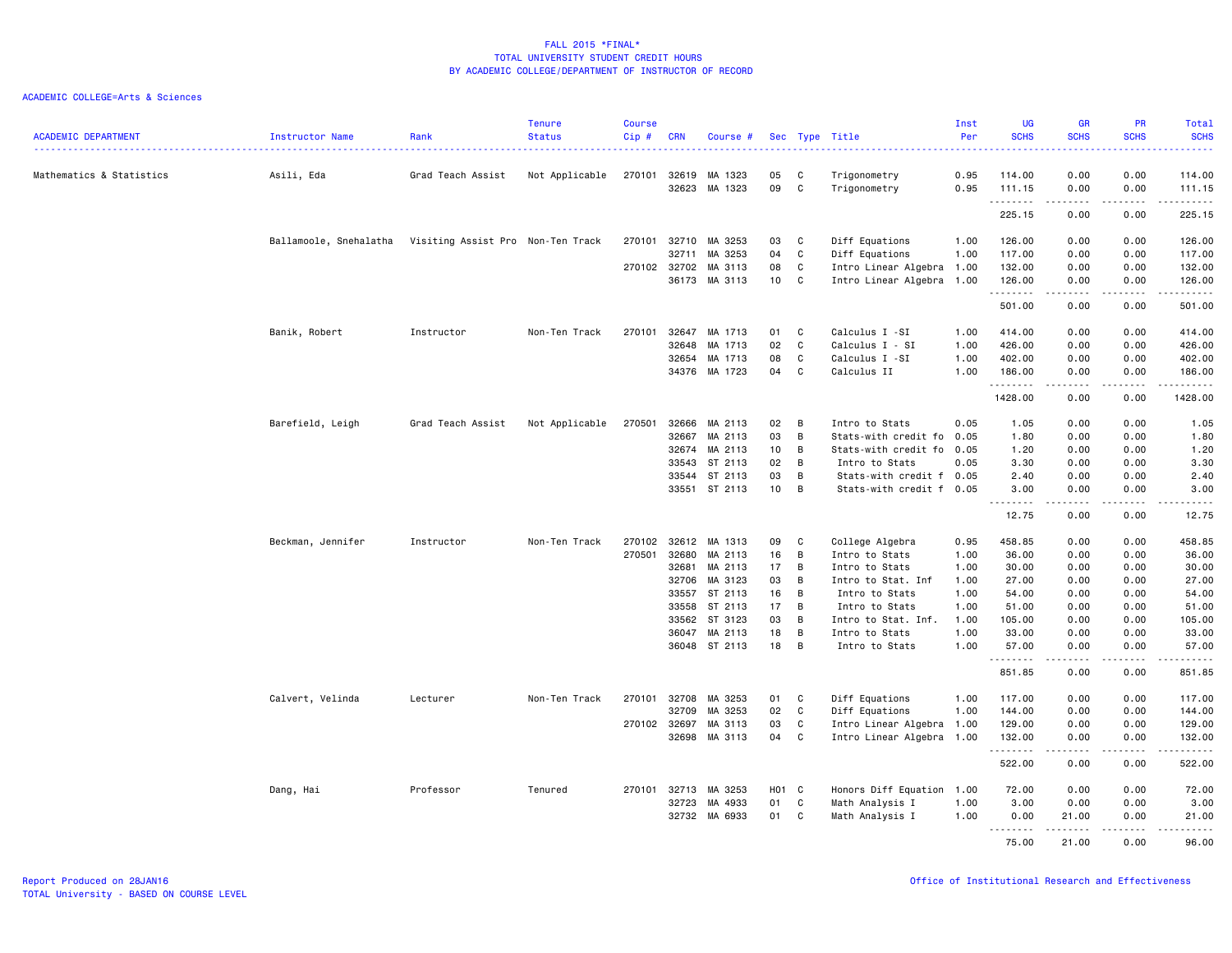FALL 2015 *FINAL*
TOTAL UNIVERSITY STUDENT CREDIT HOURS
BY ACADEMIC COLLEGE/DEPARTMENT OF INSTRUCTOR OF RECORD

ACADEMIC COLLEGE=Arts & Sciences

| ACADEMIC DEPARTMENT | Instructor Name | Rank | Tenure Status | Course Cip # | CRN | Course # | Sec | Type | Title | Inst Per | UG SCHS | GR SCHS | PR SCHS | Total SCHS |
|---|---|---|---|---|---|---|---|---|---|---|---|---|---|---|
| Mathematics & Statistics | Asili, Eda | Grad Teach Assist | Not Applicable | 270101 | 32619 | MA 1323 | 05 | C | Trigonometry | 0.95 | 114.00 | 0.00 | 0.00 | 114.00 |
| | | | | | 32623 | MA 1323 | 09 | C | Trigonometry | 0.95 | 111.15 | 0.00 | 0.00 | 111.15 |
| | | | | | | | | | | | 225.15 | 0.00 | 0.00 | 225.15 |
| | Ballamoole, Snehalatha | Visiting Assist Pro | Non-Ten Track | 270101 | 32710 | MA 3253 | 03 | C | Diff Equations | 1.00 | 126.00 | 0.00 | 0.00 | 126.00 |
| | | | | | 32711 | MA 3253 | 04 | C | Diff Equations | 1.00 | 117.00 | 0.00 | 0.00 | 117.00 |
| | | | | 270102 | 32702 | MA 3113 | 08 | C | Intro Linear Algebra | 1.00 | 132.00 | 0.00 | 0.00 | 132.00 |
| | | | | | 36173 | MA 3113 | 10 | C | Intro Linear Algebra | 1.00 | 126.00 | 0.00 | 0.00 | 126.00 |
| | | | | | | | | | | | 501.00 | 0.00 | 0.00 | 501.00 |
| | Banik, Robert | Instructor | Non-Ten Track | 270101 | 32647 | MA 1713 | 01 | C | Calculus I -SI | 1.00 | 414.00 | 0.00 | 0.00 | 414.00 |
| | | | | | 32648 | MA 1713 | 02 | C | Calculus I - SI | 1.00 | 426.00 | 0.00 | 0.00 | 426.00 |
| | | | | | 32654 | MA 1713 | 08 | C | Calculus I -SI | 1.00 | 402.00 | 0.00 | 0.00 | 402.00 |
| | | | | | 34376 | MA 1723 | 04 | C | Calculus II | 1.00 | 186.00 | 0.00 | 0.00 | 186.00 |
| | | | | | | | | | | | 1428.00 | 0.00 | 0.00 | 1428.00 |
| | Barefield, Leigh | Grad Teach Assist | Not Applicable | 270501 | 32666 | MA 2113 | 02 | B | Intro to Stats | 0.05 | 1.05 | 0.00 | 0.00 | 1.05 |
| | | | | | 32667 | MA 2113 | 03 | B | Stats-with credit fo | 0.05 | 1.80 | 0.00 | 0.00 | 1.80 |
| | | | | | 32674 | MA 2113 | 10 | B | Stats-with credit fo | 0.05 | 1.20 | 0.00 | 0.00 | 1.20 |
| | | | | | 33543 | ST 2113 | 02 | B | Intro to Stats | 0.05 | 3.30 | 0.00 | 0.00 | 3.30 |
| | | | | | 33544 | ST 2113 | 03 | B | Stats-with credit f | 0.05 | 2.40 | 0.00 | 0.00 | 2.40 |
| | | | | | 33551 | ST 2113 | 10 | B | Stats-with credit f | 0.05 | 3.00 | 0.00 | 0.00 | 3.00 |
| | | | | | | | | | | | 12.75 | 0.00 | 0.00 | 12.75 |
| | Beckman, Jennifer | Instructor | Non-Ten Track | 270102 | 32612 | MA 1313 | 09 | C | College Algebra | 0.95 | 458.85 | 0.00 | 0.00 | 458.85 |
| | | | | 270501 | 32680 | MA 2113 | 16 | B | Intro to Stats | 1.00 | 36.00 | 0.00 | 0.00 | 36.00 |
| | | | | | 32681 | MA 2113 | 17 | B | Intro to Stats | 1.00 | 30.00 | 0.00 | 0.00 | 30.00 |
| | | | | | 32706 | MA 3123 | 03 | B | Intro to Stat. Inf | 1.00 | 27.00 | 0.00 | 0.00 | 27.00 |
| | | | | | 33557 | ST 2113 | 16 | B | Intro to Stats | 1.00 | 54.00 | 0.00 | 0.00 | 54.00 |
| | | | | | 33558 | ST 2113 | 17 | B | Intro to Stats | 1.00 | 51.00 | 0.00 | 0.00 | 51.00 |
| | | | | | 33562 | ST 3123 | 03 | B | Intro to Stat. Inf. | 1.00 | 105.00 | 0.00 | 0.00 | 105.00 |
| | | | | | 36047 | MA 2113 | 18 | B | Intro to Stats | 1.00 | 33.00 | 0.00 | 0.00 | 33.00 |
| | | | | | 36048 | ST 2113 | 18 | B | Intro to Stats | 1.00 | 57.00 | 0.00 | 0.00 | 57.00 |
| | | | | | | | | | | | 851.85 | 0.00 | 0.00 | 851.85 |
| | Calvert, Velinda | Lecturer | Non-Ten Track | 270101 | 32708 | MA 3253 | 01 | C | Diff Equations | 1.00 | 117.00 | 0.00 | 0.00 | 117.00 |
| | | | | | 32709 | MA 3253 | 02 | C | Diff Equations | 1.00 | 144.00 | 0.00 | 0.00 | 144.00 |
| | | | | 270102 | 32697 | MA 3113 | 03 | C | Intro Linear Algebra | 1.00 | 129.00 | 0.00 | 0.00 | 129.00 |
| | | | | | 32698 | MA 3113 | 04 | C | Intro Linear Algebra | 1.00 | 132.00 | 0.00 | 0.00 | 132.00 |
| | | | | | | | | | | | 522.00 | 0.00 | 0.00 | 522.00 |
| | Dang, Hai | Professor | Tenured | 270101 | 32713 | MA 3253 | H01 | C | Honors Diff Equation | 1.00 | 72.00 | 0.00 | 0.00 | 72.00 |
| | | | | | 32723 | MA 4933 | 01 | C | Math Analysis I | 1.00 | 3.00 | 0.00 | 0.00 | 3.00 |
| | | | | | 32732 | MA 6933 | 01 | C | Math Analysis I | 1.00 | 0.00 | 21.00 | 0.00 | 21.00 |
| | | | | | | | | | | | 75.00 | 21.00 | 0.00 | 96.00 |

Report Produced on 28JAN16
TOTAL University - BASED ON COURSE LEVEL

Office of Institutional Research and Effectiveness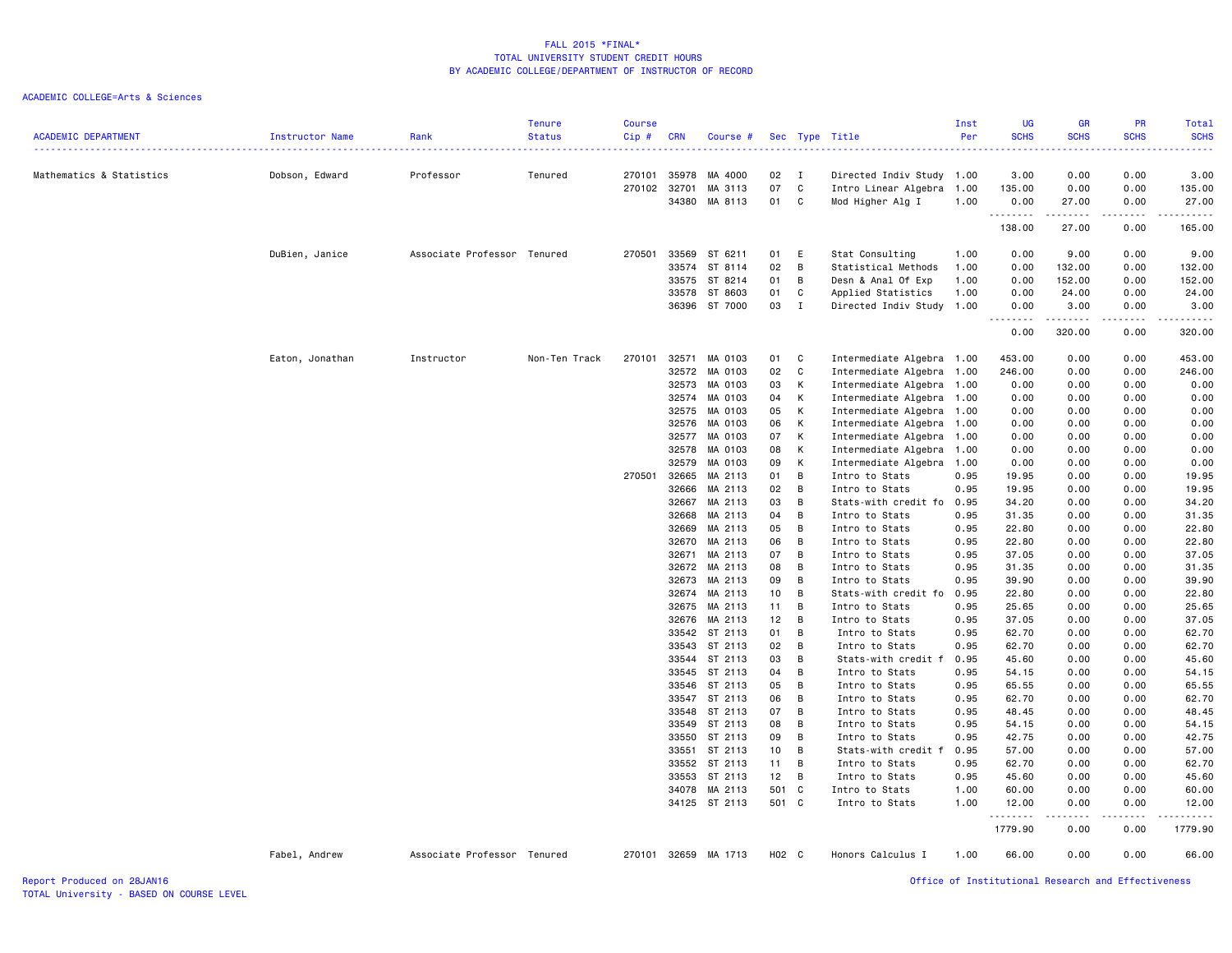FALL 2015 *FINAL*
TOTAL UNIVERSITY STUDENT CREDIT HOURS
BY ACADEMIC COLLEGE/DEPARTMENT OF INSTRUCTOR OF RECORD

ACADEMIC COLLEGE=Arts & Sciences

| ACADEMIC DEPARTMENT | Instructor Name | Rank | Tenure Status | Course Cip # | CRN | Course # | Sec | Type | Title | Inst Per | UG SCHS | GR SCHS | PR SCHS | Total SCHS |
|---|---|---|---|---|---|---|---|---|---|---|---|---|---|---|
| Mathematics & Statistics | Dobson, Edward | Professor | Tenured | 270101 | 35978 | MA 4000 | 02 | I | Directed Indiv Study | 1.00 | 3.00 | 0.00 | 0.00 | 3.00 |
| | | | | 270102 | 32701 | MA 3113 | 07 | C | Intro Linear Algebra | 1.00 | 135.00 | 0.00 | 0.00 | 135.00 |
| | | | | | 34380 | MA 8113 | 01 | C | Mod Higher Alg I | 1.00 | 0.00 | 27.00 | 0.00 | 27.00 |
| | | | | | | | | | | | 138.00 | 27.00 | 0.00 | 165.00 |
| | DuBien, Janice | Associate Professor | Tenured | 270501 | 33569 | ST 6211 | 01 | E | Stat Consulting | 1.00 | 0.00 | 9.00 | 0.00 | 9.00 |
| | | | | | 33574 | ST 8114 | 02 | B | Statistical Methods | 1.00 | 0.00 | 132.00 | 0.00 | 132.00 |
| | | | | | 33575 | ST 8214 | 01 | B | Desn & Anal Of Exp | 1.00 | 0.00 | 152.00 | 0.00 | 152.00 |
| | | | | | 33578 | ST 8603 | 01 | C | Applied Statistics | 1.00 | 0.00 | 24.00 | 0.00 | 24.00 |
| | | | | | 36396 | ST 7000 | 03 | I | Directed Indiv Study | 1.00 | 0.00 | 3.00 | 0.00 | 3.00 |
| | | | | | | | | | | | 0.00 | 320.00 | 0.00 | 320.00 |
| | Eaton, Jonathan | Instructor | Non-Ten Track | 270101 | 32571 | MA 0103 | 01 | C | Intermediate Algebra | 1.00 | 453.00 | 0.00 | 0.00 | 453.00 |
| | | | | | 32572 | MA 0103 | 02 | C | Intermediate Algebra | 1.00 | 246.00 | 0.00 | 0.00 | 246.00 |
| | | | | | 32573 | MA 0103 | 03 | K | Intermediate Algebra | 1.00 | 0.00 | 0.00 | 0.00 | 0.00 |
| | | | | | 32574 | MA 0103 | 04 | K | Intermediate Algebra | 1.00 | 0.00 | 0.00 | 0.00 | 0.00 |
| | | | | | 32575 | MA 0103 | 05 | K | Intermediate Algebra | 1.00 | 0.00 | 0.00 | 0.00 | 0.00 |
| | | | | | 32576 | MA 0103 | 06 | K | Intermediate Algebra | 1.00 | 0.00 | 0.00 | 0.00 | 0.00 |
| | | | | | 32577 | MA 0103 | 07 | K | Intermediate Algebra | 1.00 | 0.00 | 0.00 | 0.00 | 0.00 |
| | | | | | 32578 | MA 0103 | 08 | K | Intermediate Algebra | 1.00 | 0.00 | 0.00 | 0.00 | 0.00 |
| | | | | | 32579 | MA 0103 | 09 | K | Intermediate Algebra | 1.00 | 0.00 | 0.00 | 0.00 | 0.00 |
| | | | | 270501 | 32665 | MA 2113 | 01 | B | Intro to Stats | 0.95 | 19.95 | 0.00 | 0.00 | 19.95 |
| | | | | | 32666 | MA 2113 | 02 | B | Intro to Stats | 0.95 | 19.95 | 0.00 | 0.00 | 19.95 |
| | | | | | 32667 | MA 2113 | 03 | B | Stats-with credit fo | 0.95 | 34.20 | 0.00 | 0.00 | 34.20 |
| | | | | | 32668 | MA 2113 | 04 | B | Intro to Stats | 0.95 | 31.35 | 0.00 | 0.00 | 31.35 |
| | | | | | 32669 | MA 2113 | 05 | B | Intro to Stats | 0.95 | 22.80 | 0.00 | 0.00 | 22.80 |
| | | | | | 32670 | MA 2113 | 06 | B | Intro to Stats | 0.95 | 22.80 | 0.00 | 0.00 | 22.80 |
| | | | | | 32671 | MA 2113 | 07 | B | Intro to Stats | 0.95 | 37.05 | 0.00 | 0.00 | 37.05 |
| | | | | | 32672 | MA 2113 | 08 | B | Intro to Stats | 0.95 | 31.35 | 0.00 | 0.00 | 31.35 |
| | | | | | 32673 | MA 2113 | 09 | B | Intro to Stats | 0.95 | 39.90 | 0.00 | 0.00 | 39.90 |
| | | | | | 32674 | MA 2113 | 10 | B | Stats-with credit fo | 0.95 | 22.80 | 0.00 | 0.00 | 22.80 |
| | | | | | 32675 | MA 2113 | 11 | B | Intro to Stats | 0.95 | 25.65 | 0.00 | 0.00 | 25.65 |
| | | | | | 32676 | MA 2113 | 12 | B | Intro to Stats | 0.95 | 37.05 | 0.00 | 0.00 | 37.05 |
| | | | | | 33542 | ST 2113 | 01 | B | Intro to Stats | 0.95 | 62.70 | 0.00 | 0.00 | 62.70 |
| | | | | | 33543 | ST 2113 | 02 | B | Intro to Stats | 0.95 | 62.70 | 0.00 | 0.00 | 62.70 |
| | | | | | 33544 | ST 2113 | 03 | B | Stats-with credit f | 0.95 | 45.60 | 0.00 | 0.00 | 45.60 |
| | | | | | 33545 | ST 2113 | 04 | B | Intro to Stats | 0.95 | 54.15 | 0.00 | 0.00 | 54.15 |
| | | | | | 33546 | ST 2113 | 05 | B | Intro to Stats | 0.95 | 65.55 | 0.00 | 0.00 | 65.55 |
| | | | | | 33547 | ST 2113 | 06 | B | Intro to Stats | 0.95 | 62.70 | 0.00 | 0.00 | 62.70 |
| | | | | | 33548 | ST 2113 | 07 | B | Intro to Stats | 0.95 | 48.45 | 0.00 | 0.00 | 48.45 |
| | | | | | 33549 | ST 2113 | 08 | B | Intro to Stats | 0.95 | 54.15 | 0.00 | 0.00 | 54.15 |
| | | | | | 33550 | ST 2113 | 09 | B | Intro to Stats | 0.95 | 42.75 | 0.00 | 0.00 | 42.75 |
| | | | | | 33551 | ST 2113 | 10 | B | Stats-with credit f | 0.95 | 57.00 | 0.00 | 0.00 | 57.00 |
| | | | | | 33552 | ST 2113 | 11 | B | Intro to Stats | 0.95 | 62.70 | 0.00 | 0.00 | 62.70 |
| | | | | | 33553 | ST 2113 | 12 | B | Intro to Stats | 0.95 | 45.60 | 0.00 | 0.00 | 45.60 |
| | | | | | 34078 | MA 2113 | 501 | C | Intro to Stats | 1.00 | 60.00 | 0.00 | 0.00 | 60.00 |
| | | | | | 34125 | ST 2113 | 501 | C | Intro to Stats | 1.00 | 12.00 | 0.00 | 0.00 | 12.00 |
| | | | | | | | | | | | 1779.90 | 0.00 | 0.00 | 1779.90 |
| | Fabel, Andrew | Associate Professor | Tenured | 270101 | 32659 | MA 1713 | H02 | C | Honors Calculus I | 1.00 | 66.00 | 0.00 | 0.00 | 66.00 |

Report Produced on 28JAN16
TOTAL University - BASED ON COURSE LEVEL

Office of Institutional Research and Effectiveness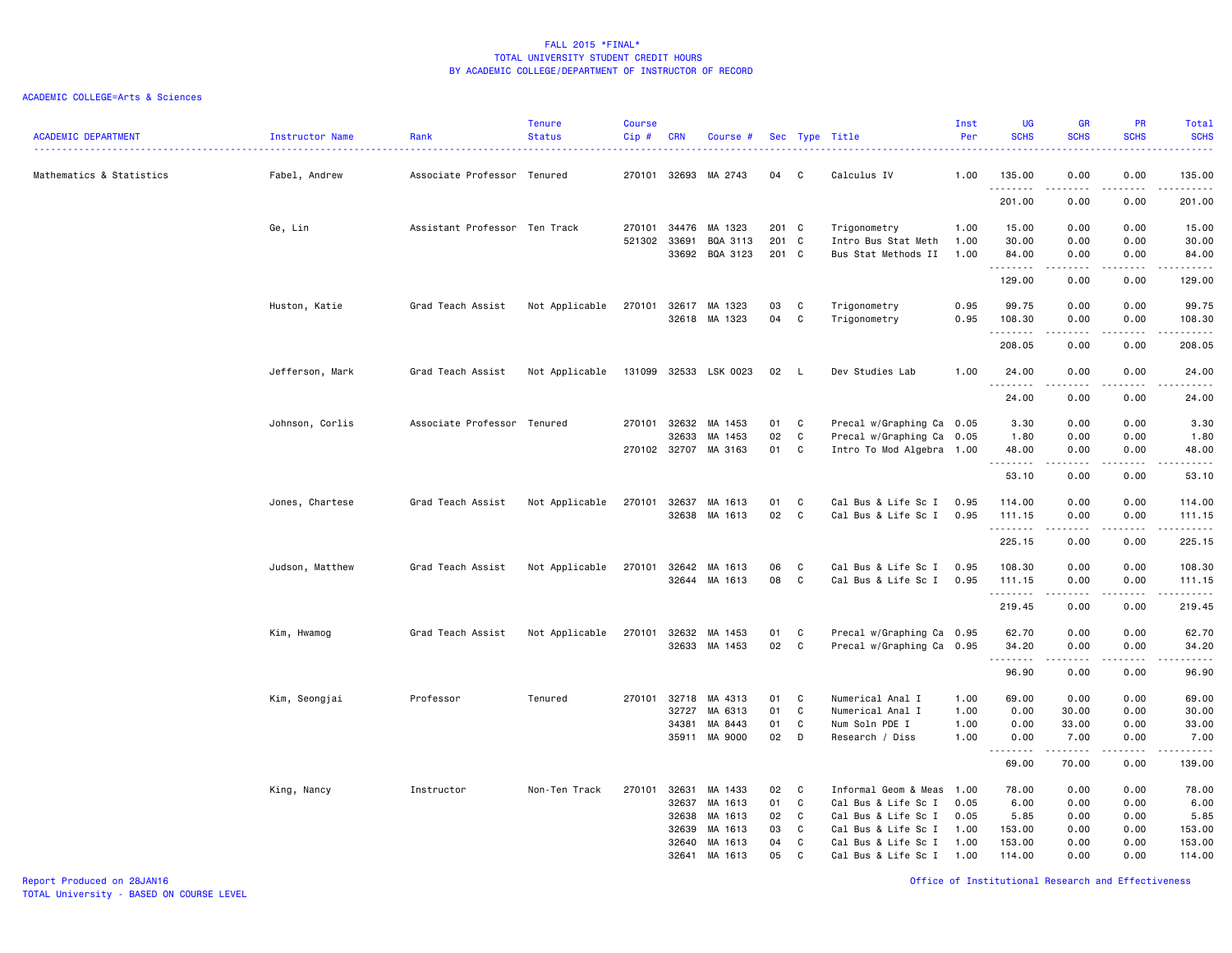FALL 2015 *FINAL*
TOTAL UNIVERSITY STUDENT CREDIT HOURS
BY ACADEMIC COLLEGE/DEPARTMENT OF INSTRUCTOR OF RECORD

ACADEMIC COLLEGE=Arts & Sciences

| ACADEMIC DEPARTMENT | Instructor Name | Rank | Tenure Status | Course Cip # | CRN | Course # | Sec | Type | Title | Inst Per | UG SCHS | GR SCHS | PR SCHS | Total SCHS |
|---|---|---|---|---|---|---|---|---|---|---|---|---|---|---|
| Mathematics & Statistics | Fabel, Andrew | Associate Professor | Tenured | 270101 | 32693 | MA 2743 | 04 | C | Calculus IV | 1.00 | 135.00 | 0.00 | 0.00 | 135.00 |
| | | | | | | | | | | | 201.00 | 0.00 | 0.00 | 201.00 |
| | Ge, Lin | Assistant Professor | Ten Track | 270101 | 34476 | MA 1323 | 201 | C | Trigonometry | 1.00 | 15.00 | 0.00 | 0.00 | 15.00 |
| | | | | 521302 | 33691 | BQA 3113 | 201 | C | Intro Bus Stat Meth | 1.00 | 30.00 | 0.00 | 0.00 | 30.00 |
| | | | | | 33692 | BQA 3123 | 201 | C | Bus Stat Methods II | 1.00 | 84.00 | 0.00 | 0.00 | 84.00 |
| | | | | | | | | | | | 129.00 | 0.00 | 0.00 | 129.00 |
| | Huston, Katie | Grad Teach Assist | Not Applicable | 270101 | 32617 | MA 1323 | 03 | C | Trigonometry | 0.95 | 99.75 | 0.00 | 0.00 | 99.75 |
| | | | | | 32618 | MA 1323 | 04 | C | Trigonometry | 0.95 | 108.30 | 0.00 | 0.00 | 108.30 |
| | | | | | | | | | | | 208.05 | 0.00 | 0.00 | 208.05 |
| | Jefferson, Mark | Grad Teach Assist | Not Applicable | 131099 | 32533 | LSK 0023 | 02 | L | Dev Studies Lab | 1.00 | 24.00 | 0.00 | 0.00 | 24.00 |
| | | | | | | | | | | | 24.00 | 0.00 | 0.00 | 24.00 |
| | Johnson, Corlis | Associate Professor | Tenured | 270101 | 32632 | MA 1453 | 01 | C | Precal w/Graphing Ca | 0.05 | 3.30 | 0.00 | 0.00 | 3.30 |
| | | | | | 32633 | MA 1453 | 02 | C | Precal w/Graphing Ca | 0.05 | 1.80 | 0.00 | 0.00 | 1.80 |
| | | | | 270102 | 32707 | MA 3163 | 01 | C | Intro To Mod Algebra | 1.00 | 48.00 | 0.00 | 0.00 | 48.00 |
| | | | | | | | | | | | 53.10 | 0.00 | 0.00 | 53.10 |
| | Jones, Chartese | Grad Teach Assist | Not Applicable | 270101 | 32637 | MA 1613 | 01 | C | Cal Bus & Life Sc I | 0.95 | 114.00 | 0.00 | 0.00 | 114.00 |
| | | | | | 32638 | MA 1613 | 02 | C | Cal Bus & Life Sc I | 0.95 | 111.15 | 0.00 | 0.00 | 111.15 |
| | | | | | | | | | | | 225.15 | 0.00 | 0.00 | 225.15 |
| | Judson, Matthew | Grad Teach Assist | Not Applicable | 270101 | 32642 | MA 1613 | 06 | C | Cal Bus & Life Sc I | 0.95 | 108.30 | 0.00 | 0.00 | 108.30 |
| | | | | | 32644 | MA 1613 | 08 | C | Cal Bus & Life Sc I | 0.95 | 111.15 | 0.00 | 0.00 | 111.15 |
| | | | | | | | | | | | 219.45 | 0.00 | 0.00 | 219.45 |
| | Kim, Hwamog | Grad Teach Assist | Not Applicable | 270101 | 32632 | MA 1453 | 01 | C | Precal w/Graphing Ca | 0.95 | 62.70 | 0.00 | 0.00 | 62.70 |
| | | | | | 32633 | MA 1453 | 02 | C | Precal w/Graphing Ca | 0.95 | 34.20 | 0.00 | 0.00 | 34.20 |
| | | | | | | | | | | | 96.90 | 0.00 | 0.00 | 96.90 |
| | Kim, Seongjai | Professor | Tenured | 270101 | 32718 | MA 4313 | 01 | C | Numerical Anal I | 1.00 | 69.00 | 0.00 | 0.00 | 69.00 |
| | | | | | 32727 | MA 6313 | 01 | C | Numerical Anal I | 1.00 | 0.00 | 30.00 | 0.00 | 30.00 |
| | | | | | 34381 | MA 8443 | 01 | C | Num Soln PDE I | 1.00 | 0.00 | 33.00 | 0.00 | 33.00 |
| | | | | | 35911 | MA 9000 | 02 | D | Research / Diss | 1.00 | 0.00 | 7.00 | 0.00 | 7.00 |
| | | | | | | | | | | | 69.00 | 70.00 | 0.00 | 139.00 |
| | King, Nancy | Instructor | Non-Ten Track | 270101 | 32631 | MA 1433 | 02 | C | Informal Geom & Meas | 1.00 | 78.00 | 0.00 | 0.00 | 78.00 |
| | | | | | 32637 | MA 1613 | 01 | C | Cal Bus & Life Sc I | 0.05 | 6.00 | 0.00 | 0.00 | 6.00 |
| | | | | | 32638 | MA 1613 | 02 | C | Cal Bus & Life Sc I | 0.05 | 5.85 | 0.00 | 0.00 | 5.85 |
| | | | | | 32639 | MA 1613 | 03 | C | Cal Bus & Life Sc I | 1.00 | 153.00 | 0.00 | 0.00 | 153.00 |
| | | | | | 32640 | MA 1613 | 04 | C | Cal Bus & Life Sc I | 1.00 | 153.00 | 0.00 | 0.00 | 153.00 |
| | | | | | 32641 | MA 1613 | 05 | C | Cal Bus & Life Sc I | 1.00 | 114.00 | 0.00 | 0.00 | 114.00 |

Report Produced on 28JAN16
TOTAL University - BASED ON COURSE LEVEL

Office of Institutional Research and Effectiveness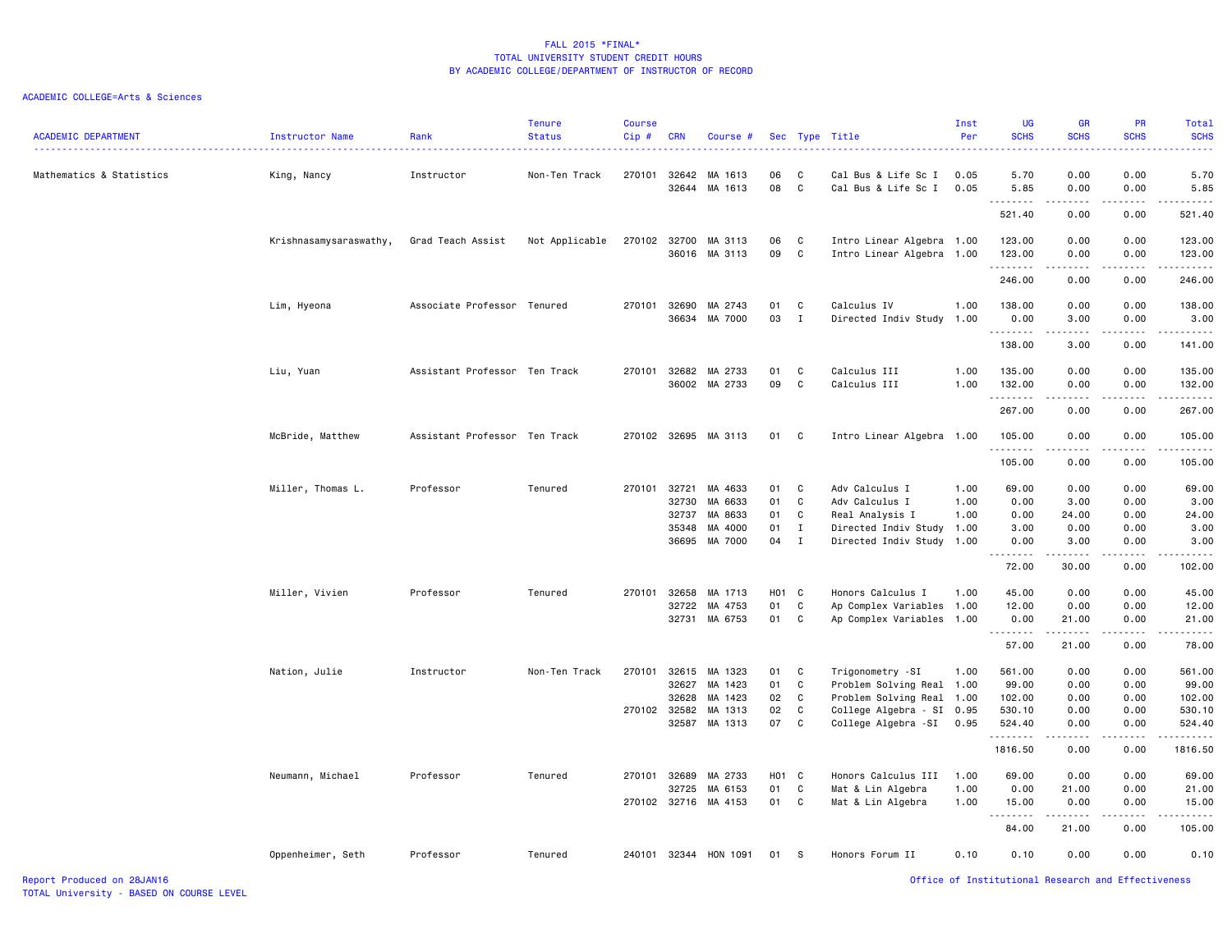FALL 2015 *FINAL*
TOTAL UNIVERSITY STUDENT CREDIT HOURS
BY ACADEMIC COLLEGE/DEPARTMENT OF INSTRUCTOR OF RECORD

ACADEMIC COLLEGE=Arts & Sciences

| ACADEMIC DEPARTMENT | Instructor Name | Rank | Tenure Status | Course Cip # | CRN | Course # | Sec | Type | Title | Inst Per | UG SCHS | GR SCHS | PR SCHS | Total SCHS |
|---|---|---|---|---|---|---|---|---|---|---|---|---|---|---|
| Mathematics & Statistics | King, Nancy | Instructor | Non-Ten Track | 270101 | 32642 | MA 1613 | 06 | C | Cal Bus & Life Sc I | 0.05 | 5.70 | 0.00 | 0.00 | 5.70 |
| | | | | | 32644 | MA 1613 | 08 | C | Cal Bus & Life Sc I | 0.05 | 5.85 | 0.00 | 0.00 | 5.85 |
| | | | | | | | | | | | 521.40 | 0.00 | 0.00 | 521.40 |
| | Krishnasamysaraswathy, | Grad Teach Assist | Not Applicable | 270102 | 32700 | MA 3113 | 06 | C | Intro Linear Algebra | 1.00 | 123.00 | 0.00 | 0.00 | 123.00 |
| | | | | | 36016 | MA 3113 | 09 | C | Intro Linear Algebra | 1.00 | 123.00 | 0.00 | 0.00 | 123.00 |
| | | | | | | | | | | | 246.00 | 0.00 | 0.00 | 246.00 |
| | Lim, Hyeona | Associate Professor | Tenured | 270101 | 32690 | MA 2743 | 01 | C | Calculus IV | 1.00 | 138.00 | 0.00 | 0.00 | 138.00 |
| | | | | | 36634 | MA 7000 | 03 | I | Directed Indiv Study | 1.00 | 0.00 | 3.00 | 0.00 | 3.00 |
| | | | | | | | | | | | 138.00 | 3.00 | 0.00 | 141.00 |
| | Liu, Yuan | Assistant Professor | Ten Track | 270101 | 32682 | MA 2733 | 01 | C | Calculus III | 1.00 | 135.00 | 0.00 | 0.00 | 135.00 |
| | | | | | 36002 | MA 2733 | 09 | C | Calculus III | 1.00 | 132.00 | 0.00 | 0.00 | 132.00 |
| | | | | | | | | | | | 267.00 | 0.00 | 0.00 | 267.00 |
| | McBride, Matthew | Assistant Professor | Ten Track | 270102 | 32695 | MA 3113 | 01 | C | Intro Linear Algebra | 1.00 | 105.00 | 0.00 | 0.00 | 105.00 |
| | | | | | | | | | | | 105.00 | 0.00 | 0.00 | 105.00 |
| | Miller, Thomas L. | Professor | Tenured | 270101 | 32721 | MA 4633 | 01 | C | Adv Calculus I | 1.00 | 69.00 | 0.00 | 0.00 | 69.00 |
| | | | | | 32730 | MA 6633 | 01 | C | Adv Calculus I | 1.00 | 0.00 | 3.00 | 0.00 | 3.00 |
| | | | | | 32737 | MA 8633 | 01 | C | Real Analysis I | 1.00 | 0.00 | 24.00 | 0.00 | 24.00 |
| | | | | | 35348 | MA 4000 | 01 | I | Directed Indiv Study | 1.00 | 3.00 | 0.00 | 0.00 | 3.00 |
| | | | | | 36695 | MA 7000 | 04 | I | Directed Indiv Study | 1.00 | 0.00 | 3.00 | 0.00 | 3.00 |
| | | | | | | | | | | | 72.00 | 30.00 | 0.00 | 102.00 |
| | Miller, Vivien | Professor | Tenured | 270101 | 32658 | MA 1713 | H01 | C | Honors Calculus I | 1.00 | 45.00 | 0.00 | 0.00 | 45.00 |
| | | | | | 32722 | MA 4753 | 01 | C | Ap Complex Variables | 1.00 | 12.00 | 0.00 | 0.00 | 12.00 |
| | | | | | 32731 | MA 6753 | 01 | C | Ap Complex Variables | 1.00 | 0.00 | 21.00 | 0.00 | 21.00 |
| | | | | | | | | | | | 57.00 | 21.00 | 0.00 | 78.00 |
| | Nation, Julie | Instructor | Non-Ten Track | 270101 | 32615 | MA 1323 | 01 | C | Trigonometry -SI | 1.00 | 561.00 | 0.00 | 0.00 | 561.00 |
| | | | | | 32627 | MA 1423 | 01 | C | Problem Solving Real | 1.00 | 99.00 | 0.00 | 0.00 | 99.00 |
| | | | | | 32628 | MA 1423 | 02 | C | Problem Solving Real | 1.00 | 102.00 | 0.00 | 0.00 | 102.00 |
| | | | | 270102 | 32582 | MA 1313 | 02 | C | College Algebra - SI | 0.95 | 530.10 | 0.00 | 0.00 | 530.10 |
| | | | | | 32587 | MA 1313 | 07 | C | College Algebra -SI | 0.95 | 524.40 | 0.00 | 0.00 | 524.40 |
| | | | | | | | | | | | 1816.50 | 0.00 | 0.00 | 1816.50 |
| | Neumann, Michael | Professor | Tenured | 270101 | 32689 | MA 2733 | H01 | C | Honors Calculus III | 1.00 | 69.00 | 0.00 | 0.00 | 69.00 |
| | | | | | 32725 | MA 6153 | 01 | C | Mat & Lin Algebra | 1.00 | 0.00 | 21.00 | 0.00 | 21.00 |
| | | | | 270102 | 32716 | MA 4153 | 01 | C | Mat & Lin Algebra | 1.00 | 15.00 | 0.00 | 0.00 | 15.00 |
| | | | | | | | | | | | 84.00 | 21.00 | 0.00 | 105.00 |
| | Oppenheimer, Seth | Professor | Tenured | 240101 | 32344 | HON 1091 | 01 | S | Honors Forum II | 0.10 | 0.10 | 0.00 | 0.00 | 0.10 |

Report Produced on 28JAN16
TOTAL University - BASED ON COURSE LEVEL
Office of Institutional Research and Effectiveness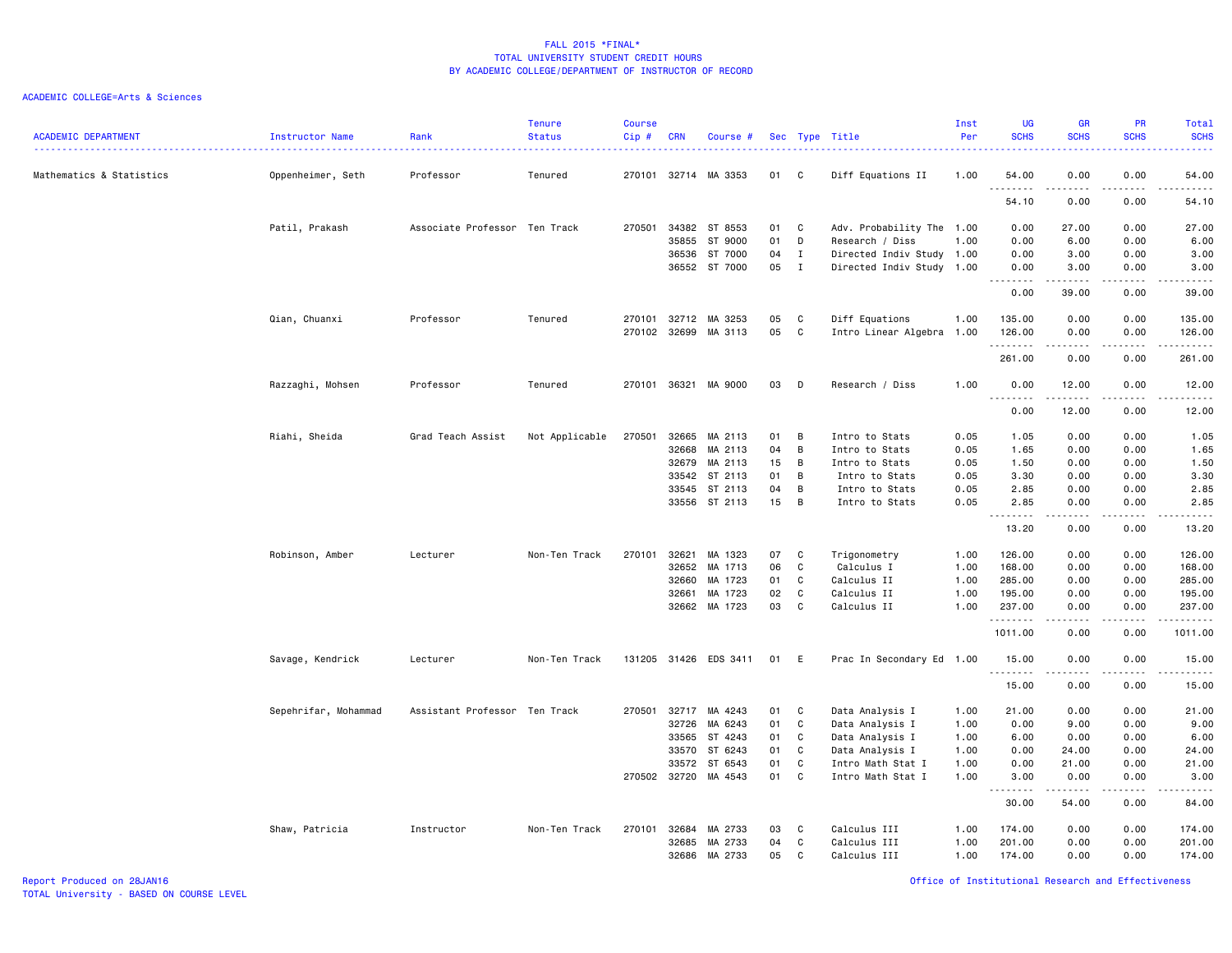FALL 2015 *FINAL*
TOTAL UNIVERSITY STUDENT CREDIT HOURS
BY ACADEMIC COLLEGE/DEPARTMENT OF INSTRUCTOR OF RECORD

ACADEMIC COLLEGE=Arts & Sciences

| ACADEMIC DEPARTMENT | Instructor Name | Rank | Tenure Status | Course Cip # | CRN | Course # | Sec | Type | Title | Inst Per | UG SCHS | GR SCHS | PR SCHS | Total SCHS |
|---|---|---|---|---|---|---|---|---|---|---|---|---|---|---|
| Mathematics & Statistics | Oppenheimer, Seth | Professor | Tenured | 270101 | 32714 | MA 3353 | 01 | C | Diff Equations II | 1.00 | 54.00 | 0.00 | 0.00 | 54.00 |
| | | | | | | | | | | | 54.10 | 0.00 | 0.00 | 54.10 |
| | Patil, Prakash | Associate Professor | Ten Track | 270501 | 34382 | ST 8553 | 01 | C | Adv. Probability The | 1.00 | 0.00 | 27.00 | 0.00 | 27.00 |
| | | | | | 35855 | ST 9000 | 01 | D | Research / Diss | 1.00 | 0.00 | 6.00 | 0.00 | 6.00 |
| | | | | | 36536 | ST 7000 | 04 | I | Directed Indiv Study | 1.00 | 0.00 | 3.00 | 0.00 | 3.00 |
| | | | | | 36552 | ST 7000 | 05 | I | Directed Indiv Study | 1.00 | 0.00 | 3.00 | 0.00 | 3.00 |
| | | | | | | | | | | | 0.00 | 39.00 | 0.00 | 39.00 |
| | Qian, Chuanxi | Professor | Tenured | 270101 | 32712 | MA 3253 | 05 | C | Diff Equations | 1.00 | 135.00 | 0.00 | 0.00 | 135.00 |
| | | | | 270102 | 32699 | MA 3113 | 05 | C | Intro Linear Algebra | 1.00 | 126.00 | 0.00 | 0.00 | 126.00 |
| | | | | | | | | | | | 261.00 | 0.00 | 0.00 | 261.00 |
| | Razzaghi, Mohsen | Professor | Tenured | 270101 | 36321 | MA 9000 | 03 | D | Research / Diss | 1.00 | 0.00 | 12.00 | 0.00 | 12.00 |
| | | | | | | | | | | | 0.00 | 12.00 | 0.00 | 12.00 |
| | Riahi, Sheida | Grad Teach Assist | Not Applicable | 270501 | 32665 | MA 2113 | 01 | B | Intro to Stats | 0.05 | 1.05 | 0.00 | 0.00 | 1.05 |
| | | | | | 32668 | MA 2113 | 04 | B | Intro to Stats | 0.05 | 1.65 | 0.00 | 0.00 | 1.65 |
| | | | | | 32679 | MA 2113 | 15 | B | Intro to Stats | 0.05 | 1.50 | 0.00 | 0.00 | 1.50 |
| | | | | | 33542 | ST 2113 | 01 | B | Intro to Stats | 0.05 | 3.30 | 0.00 | 0.00 | 3.30 |
| | | | | | 33545 | ST 2113 | 04 | B | Intro to Stats | 0.05 | 2.85 | 0.00 | 0.00 | 2.85 |
| | | | | | 33556 | ST 2113 | 15 | B | Intro to Stats | 0.05 | 2.85 | 0.00 | 0.00 | 2.85 |
| | | | | | | | | | | | 13.20 | 0.00 | 0.00 | 13.20 |
| | Robinson, Amber | Lecturer | Non-Ten Track | 270101 | 32621 | MA 1323 | 07 | C | Trigonometry | 1.00 | 126.00 | 0.00 | 0.00 | 126.00 |
| | | | | | 32652 | MA 1713 | 06 | C | Calculus I | 1.00 | 168.00 | 0.00 | 0.00 | 168.00 |
| | | | | | 32660 | MA 1723 | 01 | C | Calculus II | 1.00 | 285.00 | 0.00 | 0.00 | 285.00 |
| | | | | | 32661 | MA 1723 | 02 | C | Calculus II | 1.00 | 195.00 | 0.00 | 0.00 | 195.00 |
| | | | | | 32662 | MA 1723 | 03 | C | Calculus II | 1.00 | 237.00 | 0.00 | 0.00 | 237.00 |
| | | | | | | | | | | | 1011.00 | 0.00 | 0.00 | 1011.00 |
| | Savage, Kendrick | Lecturer | Non-Ten Track | 131205 | 31426 | EDS 3411 | 01 | E | Prac In Secondary Ed | 1.00 | 15.00 | 0.00 | 0.00 | 15.00 |
| | | | | | | | | | | | 15.00 | 0.00 | 0.00 | 15.00 |
| | Sepehrifar, Mohammad | Assistant Professor | Ten Track | 270501 | 32717 | MA 4243 | 01 | C | Data Analysis I | 1.00 | 21.00 | 0.00 | 0.00 | 21.00 |
| | | | | | 32726 | MA 6243 | 01 | C | Data Analysis I | 1.00 | 0.00 | 9.00 | 0.00 | 9.00 |
| | | | | | 33565 | ST 4243 | 01 | C | Data Analysis I | 1.00 | 6.00 | 0.00 | 0.00 | 6.00 |
| | | | | | 33570 | ST 6243 | 01 | C | Data Analysis I | 1.00 | 0.00 | 24.00 | 0.00 | 24.00 |
| | | | | | 33572 | ST 6543 | 01 | C | Intro Math Stat I | 1.00 | 0.00 | 21.00 | 0.00 | 21.00 |
| | | | | 270502 | 32720 | MA 4543 | 01 | C | Intro Math Stat I | 1.00 | 3.00 | 0.00 | 0.00 | 3.00 |
| | | | | | | | | | | | 30.00 | 54.00 | 0.00 | 84.00 |
| | Shaw, Patricia | Instructor | Non-Ten Track | 270101 | 32684 | MA 2733 | 03 | C | Calculus III | 1.00 | 174.00 | 0.00 | 0.00 | 174.00 |
| | | | | | 32685 | MA 2733 | 04 | C | Calculus III | 1.00 | 201.00 | 0.00 | 0.00 | 201.00 |
| | | | | | 32686 | MA 2733 | 05 | C | Calculus III | 1.00 | 174.00 | 0.00 | 0.00 | 174.00 |

Report Produced on 28JAN16
TOTAL University - BASED ON COURSE LEVEL
Office of Institutional Research and Effectiveness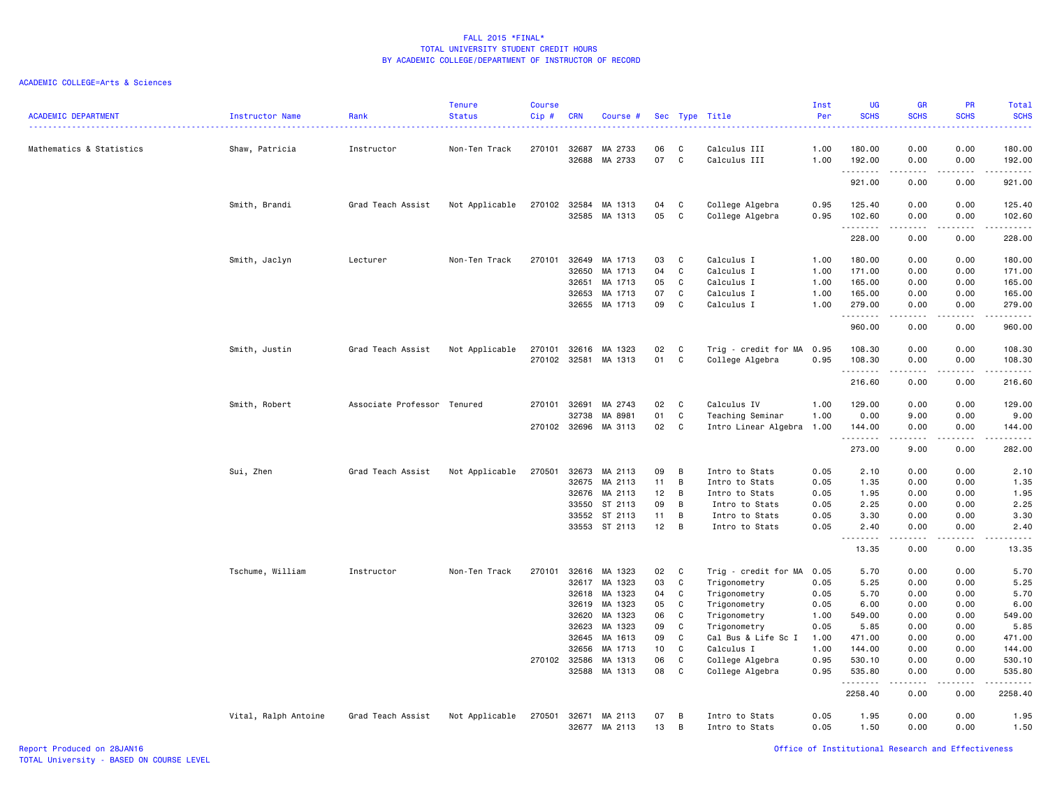FALL 2015 *FINAL*
TOTAL UNIVERSITY STUDENT CREDIT HOURS
BY ACADEMIC COLLEGE/DEPARTMENT OF INSTRUCTOR OF RECORD

ACADEMIC COLLEGE=Arts & Sciences

| ACADEMIC DEPARTMENT | Instructor Name | Rank | Tenure Status | Course Cip # | CRN | Course # | Sec | Type | Title | Inst Per | UG SCHS | GR SCHS | PR SCHS | Total SCHS |
|---|---|---|---|---|---|---|---|---|---|---|---|---|---|---|
| Mathematics & Statistics | Shaw, Patricia | Instructor | Non-Ten Track | 270101 | 32687 | MA 2733 | 06 | C | Calculus III | 1.00 | 180.00 | 0.00 | 0.00 | 180.00 |
| | | | | | 32688 | MA 2733 | 07 | C | Calculus III | 1.00 | 192.00 | 0.00 | 0.00 | 192.00 |
| | | | | | | | | | | | 921.00 | 0.00 | 0.00 | 921.00 |
| | Smith, Brandi | Grad Teach Assist | Not Applicable | 270102 | 32584 | MA 1313 | 04 | C | College Algebra | 0.95 | 125.40 | 0.00 | 0.00 | 125.40 |
| | | | | | 32585 | MA 1313 | 05 | C | College Algebra | 0.95 | 102.60 | 0.00 | 0.00 | 102.60 |
| | | | | | | | | | | | 228.00 | 0.00 | 0.00 | 228.00 |
| | Smith, Jaclyn | Lecturer | Non-Ten Track | 270101 | 32649 | MA 1713 | 03 | C | Calculus I | 1.00 | 180.00 | 0.00 | 0.00 | 180.00 |
| | | | | | 32650 | MA 1713 | 04 | C | Calculus I | 1.00 | 171.00 | 0.00 | 0.00 | 171.00 |
| | | | | | 32651 | MA 1713 | 05 | C | Calculus I | 1.00 | 165.00 | 0.00 | 0.00 | 165.00 |
| | | | | | 32653 | MA 1713 | 07 | C | Calculus I | 1.00 | 165.00 | 0.00 | 0.00 | 165.00 |
| | | | | | 32655 | MA 1713 | 09 | C | Calculus I | 1.00 | 279.00 | 0.00 | 0.00 | 279.00 |
| | | | | | | | | | | | 960.00 | 0.00 | 0.00 | 960.00 |
| | Smith, Justin | Grad Teach Assist | Not Applicable | 270101 | 32616 | MA 1323 | 02 | C | Trig - credit for MA | 0.95 | 108.30 | 0.00 | 0.00 | 108.30 |
| | | | | 270102 | 32581 | MA 1313 | 01 | C | College Algebra | 0.95 | 108.30 | 0.00 | 0.00 | 108.30 |
| | | | | | | | | | | | 216.60 | 0.00 | 0.00 | 216.60 |
| | Smith, Robert | Associate Professor | Tenured | 270101 | 32691 | MA 2743 | 02 | C | Calculus IV | 1.00 | 129.00 | 0.00 | 0.00 | 129.00 |
| | | | | | 32738 | MA 8981 | 01 | C | Teaching Seminar | 1.00 | 0.00 | 9.00 | 0.00 | 9.00 |
| | | | | 270102 | 32696 | MA 3113 | 02 | C | Intro Linear Algebra | 1.00 | 144.00 | 0.00 | 0.00 | 144.00 |
| | | | | | | | | | | | 273.00 | 9.00 | 0.00 | 282.00 |
| | Sui, Zhen | Grad Teach Assist | Not Applicable | 270501 | 32673 | MA 2113 | 09 | B | Intro to Stats | 0.05 | 2.10 | 0.00 | 0.00 | 2.10 |
| | | | | | 32675 | MA 2113 | 11 | B | Intro to Stats | 0.05 | 1.35 | 0.00 | 0.00 | 1.35 |
| | | | | | 32676 | MA 2113 | 12 | B | Intro to Stats | 0.05 | 1.95 | 0.00 | 0.00 | 1.95 |
| | | | | | 33550 | ST 2113 | 09 | B | Intro to Stats | 0.05 | 2.25 | 0.00 | 0.00 | 2.25 |
| | | | | | 33552 | ST 2113 | 11 | B | Intro to Stats | 0.05 | 3.30 | 0.00 | 0.00 | 3.30 |
| | | | | | 33553 | ST 2113 | 12 | B | Intro to Stats | 0.05 | 2.40 | 0.00 | 0.00 | 2.40 |
| | | | | | | | | | | | 13.35 | 0.00 | 0.00 | 13.35 |
| | Tschume, William | Instructor | Non-Ten Track | 270101 | 32616 | MA 1323 | 02 | C | Trig - credit for MA | 0.05 | 5.70 | 0.00 | 0.00 | 5.70 |
| | | | | | 32617 | MA 1323 | 03 | C | Trigonometry | 0.05 | 5.25 | 0.00 | 0.00 | 5.25 |
| | | | | | 32618 | MA 1323 | 04 | C | Trigonometry | 0.05 | 5.70 | 0.00 | 0.00 | 5.70 |
| | | | | | 32619 | MA 1323 | 05 | C | Trigonometry | 0.05 | 6.00 | 0.00 | 0.00 | 6.00 |
| | | | | | 32620 | MA 1323 | 06 | C | Trigonometry | 1.00 | 549.00 | 0.00 | 0.00 | 549.00 |
| | | | | | 32623 | MA 1323 | 09 | C | Trigonometry | 0.05 | 5.85 | 0.00 | 0.00 | 5.85 |
| | | | | | 32645 | MA 1613 | 09 | C | Cal Bus & Life Sc I | 1.00 | 471.00 | 0.00 | 0.00 | 471.00 |
| | | | | | 32656 | MA 1713 | 10 | C | Calculus I | 1.00 | 144.00 | 0.00 | 0.00 | 144.00 |
| | | | | 270102 | 32586 | MA 1313 | 06 | C | College Algebra | 0.95 | 530.10 | 0.00 | 0.00 | 530.10 |
| | | | | | 32588 | MA 1313 | 08 | C | College Algebra | 0.95 | 535.80 | 0.00 | 0.00 | 535.80 |
| | | | | | | | | | | | 2258.40 | 0.00 | 0.00 | 2258.40 |
| | Vital, Ralph Antoine | Grad Teach Assist | Not Applicable | 270501 | 32671 | MA 2113 | 07 | B | Intro to Stats | 0.05 | 1.95 | 0.00 | 0.00 | 1.95 |
| | | | | | 32677 | MA 2113 | 13 | B | Intro to Stats | 0.05 | 1.50 | 0.00 | 0.00 | 1.50 |

Report Produced on 28JAN16
TOTAL University - BASED ON COURSE LEVEL

Office of Institutional Research and Effectiveness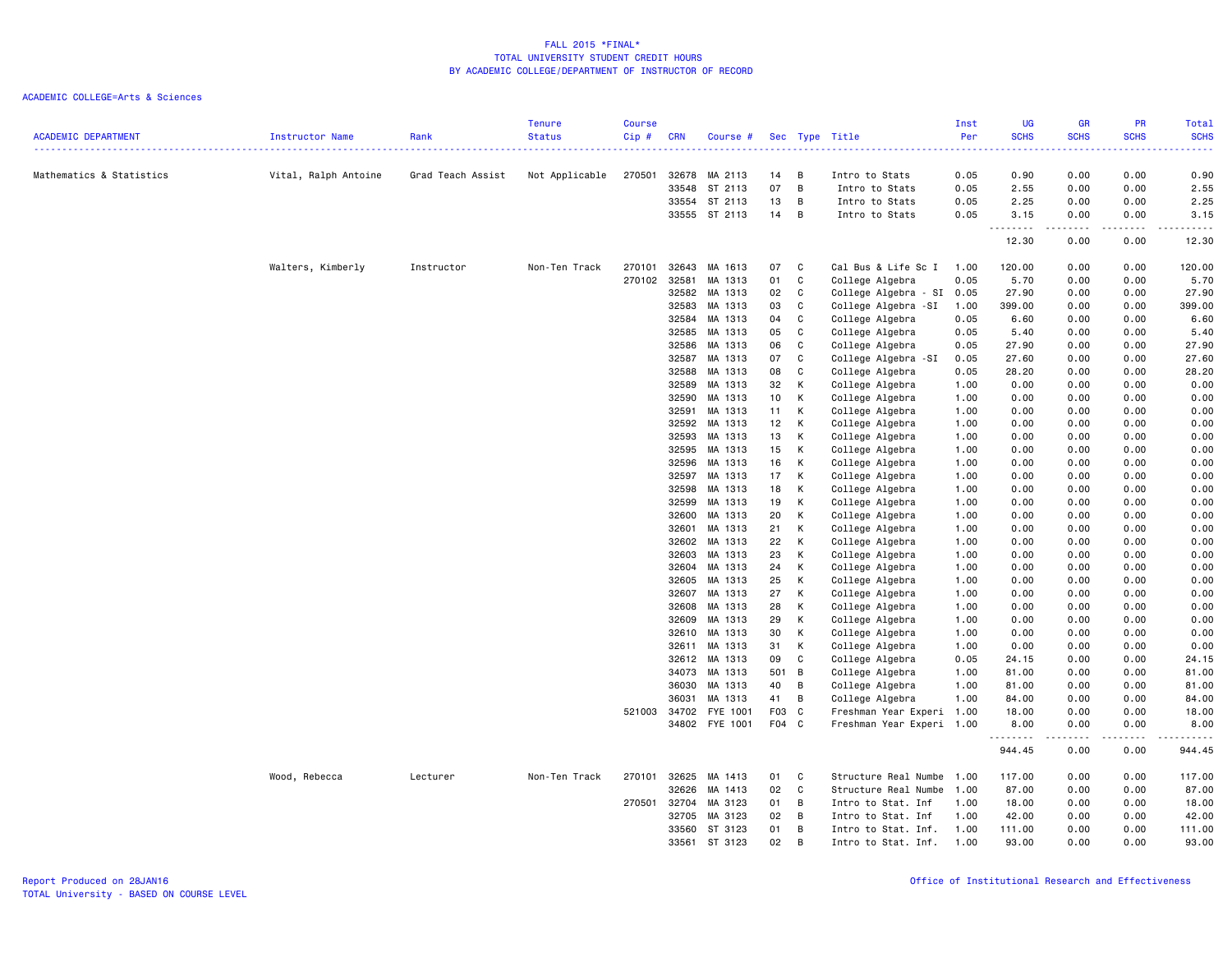FALL 2015 *FINAL*
TOTAL UNIVERSITY STUDENT CREDIT HOURS
BY ACADEMIC COLLEGE/DEPARTMENT OF INSTRUCTOR OF RECORD

ACADEMIC COLLEGE=Arts & Sciences

| ACADEMIC DEPARTMENT | Instructor Name | Rank | Tenure Status | Course Cip # | CRN | Course # | Sec | Type | Title | Inst Per | UG SCHS | GR SCHS | PR SCHS | Total SCHS |
|---|---|---|---|---|---|---|---|---|---|---|---|---|---|---|
| Mathematics & Statistics | Vital, Ralph Antoine | Grad Teach Assist | Not Applicable | 270501 | 32678 | MA 2113 | 14 | B | Intro to Stats | 0.05 | 0.90 | 0.00 | 0.00 | 0.90 |
| | | | | | 33548 | ST 2113 | 07 | B | Intro to Stats | 0.05 | 2.55 | 0.00 | 0.00 | 2.55 |
| | | | | | 33554 | ST 2113 | 13 | B | Intro to Stats | 0.05 | 2.25 | 0.00 | 0.00 | 2.25 |
| | | | | | 33555 | ST 2113 | 14 | B | Intro to Stats | 0.05 | 3.15 | 0.00 | 0.00 | 3.15 |
| | | | | | | | | | | | 12.30 | 0.00 | 0.00 | 12.30 |
| | Walters, Kimberly | Instructor | Non-Ten Track | 270101 | 32643 | MA 1613 | 07 | C | Cal Bus & Life Sc I | 1.00 | 120.00 | 0.00 | 0.00 | 120.00 |
| | | | | 270102 | 32581 | MA 1313 | 01 | C | College Algebra | 0.05 | 5.70 | 0.00 | 0.00 | 5.70 |
| | | | | | 32582 | MA 1313 | 02 | C | College Algebra - SI | 0.05 | 27.90 | 0.00 | 0.00 | 27.90 |
| | | | | | 32583 | MA 1313 | 03 | C | College Algebra -SI | 1.00 | 399.00 | 0.00 | 0.00 | 399.00 |
| | | | | | 32584 | MA 1313 | 04 | C | College Algebra | 0.05 | 6.60 | 0.00 | 0.00 | 6.60 |
| | | | | | 32585 | MA 1313 | 05 | C | College Algebra | 0.05 | 5.40 | 0.00 | 0.00 | 5.40 |
| | | | | | 32586 | MA 1313 | 06 | C | College Algebra | 0.05 | 27.90 | 0.00 | 0.00 | 27.90 |
| | | | | | 32587 | MA 1313 | 07 | C | College Algebra -SI | 0.05 | 27.60 | 0.00 | 0.00 | 27.60 |
| | | | | | 32588 | MA 1313 | 08 | C | College Algebra | 0.05 | 28.20 | 0.00 | 0.00 | 28.20 |
| | | | | | 32589 | MA 1313 | 32 | K | College Algebra | 1.00 | 0.00 | 0.00 | 0.00 | 0.00 |
| | | | | | 32590 | MA 1313 | 10 | K | College Algebra | 1.00 | 0.00 | 0.00 | 0.00 | 0.00 |
| | | | | | 32591 | MA 1313 | 11 | K | College Algebra | 1.00 | 0.00 | 0.00 | 0.00 | 0.00 |
| | | | | | 32592 | MA 1313 | 12 | K | College Algebra | 1.00 | 0.00 | 0.00 | 0.00 | 0.00 |
| | | | | | 32593 | MA 1313 | 13 | K | College Algebra | 1.00 | 0.00 | 0.00 | 0.00 | 0.00 |
| | | | | | 32595 | MA 1313 | 15 | K | College Algebra | 1.00 | 0.00 | 0.00 | 0.00 | 0.00 |
| | | | | | 32596 | MA 1313 | 16 | K | College Algebra | 1.00 | 0.00 | 0.00 | 0.00 | 0.00 |
| | | | | | 32597 | MA 1313 | 17 | K | College Algebra | 1.00 | 0.00 | 0.00 | 0.00 | 0.00 |
| | | | | | 32598 | MA 1313 | 18 | K | College Algebra | 1.00 | 0.00 | 0.00 | 0.00 | 0.00 |
| | | | | | 32599 | MA 1313 | 19 | K | College Algebra | 1.00 | 0.00 | 0.00 | 0.00 | 0.00 |
| | | | | | 32600 | MA 1313 | 20 | K | College Algebra | 1.00 | 0.00 | 0.00 | 0.00 | 0.00 |
| | | | | | 32601 | MA 1313 | 21 | K | College Algebra | 1.00 | 0.00 | 0.00 | 0.00 | 0.00 |
| | | | | | 32602 | MA 1313 | 22 | K | College Algebra | 1.00 | 0.00 | 0.00 | 0.00 | 0.00 |
| | | | | | 32603 | MA 1313 | 23 | K | College Algebra | 1.00 | 0.00 | 0.00 | 0.00 | 0.00 |
| | | | | | 32604 | MA 1313 | 24 | K | College Algebra | 1.00 | 0.00 | 0.00 | 0.00 | 0.00 |
| | | | | | 32605 | MA 1313 | 25 | K | College Algebra | 1.00 | 0.00 | 0.00 | 0.00 | 0.00 |
| | | | | | 32607 | MA 1313 | 27 | K | College Algebra | 1.00 | 0.00 | 0.00 | 0.00 | 0.00 |
| | | | | | 32608 | MA 1313 | 28 | K | College Algebra | 1.00 | 0.00 | 0.00 | 0.00 | 0.00 |
| | | | | | 32609 | MA 1313 | 29 | K | College Algebra | 1.00 | 0.00 | 0.00 | 0.00 | 0.00 |
| | | | | | 32610 | MA 1313 | 30 | K | College Algebra | 1.00 | 0.00 | 0.00 | 0.00 | 0.00 |
| | | | | | 32611 | MA 1313 | 31 | K | College Algebra | 1.00 | 0.00 | 0.00 | 0.00 | 0.00 |
| | | | | | 32612 | MA 1313 | 09 | C | College Algebra | 0.05 | 24.15 | 0.00 | 0.00 | 24.15 |
| | | | | | 34073 | MA 1313 | 501 | B | College Algebra | 1.00 | 81.00 | 0.00 | 0.00 | 81.00 |
| | | | | | 36030 | MA 1313 | 40 | B | College Algebra | 1.00 | 81.00 | 0.00 | 0.00 | 81.00 |
| | | | | | 36031 | MA 1313 | 41 | B | College Algebra | 1.00 | 84.00 | 0.00 | 0.00 | 84.00 |
| | | | | 521003 | 34702 | FYE 1001 | F03 | C | Freshman Year Experi | 1.00 | 18.00 | 0.00 | 0.00 | 18.00 |
| | | | | | 34802 | FYE 1001 | F04 | C | Freshman Year Experi | 1.00 | 8.00 | 0.00 | 0.00 | 8.00 |
| | | | | | | | | | | | 944.45 | 0.00 | 0.00 | 944.45 |
| | Wood, Rebecca | Lecturer | Non-Ten Track | 270101 | 32625 | MA 1413 | 01 | C | Structure Real Numbe | 1.00 | 117.00 | 0.00 | 0.00 | 117.00 |
| | | | | | 32626 | MA 1413 | 02 | C | Structure Real Numbe | 1.00 | 87.00 | 0.00 | 0.00 | 87.00 |
| | | | | 270501 | 32704 | MA 3123 | 01 | B | Intro to Stat. Inf | 1.00 | 18.00 | 0.00 | 0.00 | 18.00 |
| | | | | | 32705 | MA 3123 | 02 | B | Intro to Stat. Inf | 1.00 | 42.00 | 0.00 | 0.00 | 42.00 |
| | | | | | 33560 | ST 3123 | 01 | B | Intro to Stat. Inf. | 1.00 | 111.00 | 0.00 | 0.00 | 111.00 |
| | | | | | 33561 | ST 3123 | 02 | B | Intro to Stat. Inf. | 1.00 | 93.00 | 0.00 | 0.00 | 93.00 |

Report Produced on 28JAN16
TOTAL University - BASED ON COURSE LEVEL

Office of Institutional Research and Effectiveness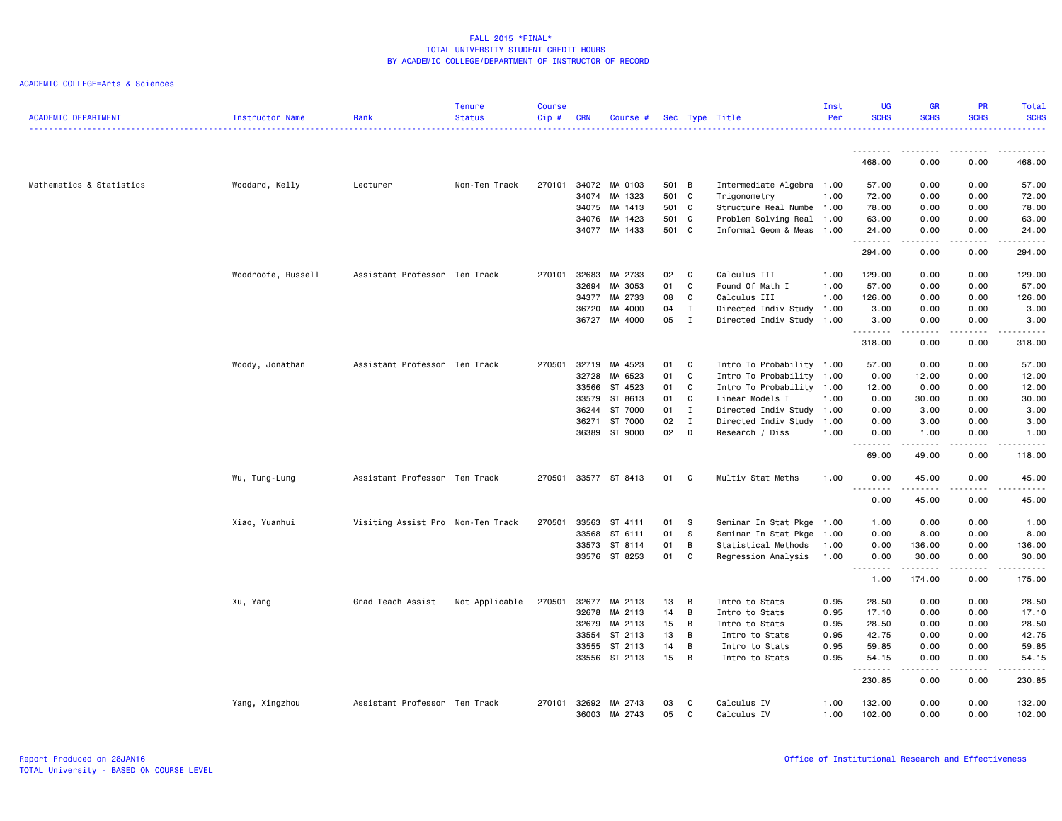# FALL 2015 *FINAL*
## TOTAL UNIVERSITY STUDENT CREDIT HOURS
## BY ACADEMIC COLLEGE/DEPARTMENT OF INSTRUCTOR OF RECORD

ACADEMIC COLLEGE=Arts & Sciences

| ACADEMIC DEPARTMENT | Instructor Name | Rank | Tenure Status | Course Cip # | CRN | Course # | Sec | Type | Title | Inst Per | UG SCHS | GR SCHS | PR SCHS | Total SCHS |
|---|---|---|---|---|---|---|---|---|---|---|---|---|---|---|
| | | | | | | | | | | | 468.00 | 0.00 | 0.00 | 468.00 |
| Mathematics & Statistics | Woodard, Kelly | Lecturer | Non-Ten Track | 270101 | 34072 | MA 0103 | 501 | B | Intermediate Algebra | 1.00 | 57.00 | 0.00 | 0.00 | 57.00 |
| | | | | | 34074 | MA 1323 | 501 | C | Trigonometry | 1.00 | 72.00 | 0.00 | 0.00 | 72.00 |
| | | | | | 34075 | MA 1413 | 501 | C | Structure Real Numbe | 1.00 | 78.00 | 0.00 | 0.00 | 78.00 |
| | | | | | 34076 | MA 1423 | 501 | C | Problem Solving Real | 1.00 | 63.00 | 0.00 | 0.00 | 63.00 |
| | | | | | 34077 | MA 1433 | 501 | C | Informal Geom & Meas | 1.00 | 24.00 | 0.00 | 0.00 | 24.00 |
| | | | | | | | | | | | 294.00 | 0.00 | 0.00 | 294.00 |
| | Woodroofe, Russell | Assistant Professor | Ten Track | 270101 | 32683 | MA 2733 | 02 | C | Calculus III | 1.00 | 129.00 | 0.00 | 0.00 | 129.00 |
| | | | | | 32694 | MA 3053 | 01 | C | Found Of Math I | 1.00 | 57.00 | 0.00 | 0.00 | 57.00 |
| | | | | | 34377 | MA 2733 | 08 | C | Calculus III | 1.00 | 126.00 | 0.00 | 0.00 | 126.00 |
| | | | | | 36720 | MA 4000 | 04 | I | Directed Indiv Study | 1.00 | 3.00 | 0.00 | 0.00 | 3.00 |
| | | | | | 36727 | MA 4000 | 05 | I | Directed Indiv Study | 1.00 | 3.00 | 0.00 | 0.00 | 3.00 |
| | | | | | | | | | | | 318.00 | 0.00 | 0.00 | 318.00 |
| | Woody, Jonathan | Assistant Professor | Ten Track | 270501 | 32719 | MA 4523 | 01 | C | Intro To Probability | 1.00 | 57.00 | 0.00 | 0.00 | 57.00 |
| | | | | | 32728 | MA 6523 | 01 | C | Intro To Probability | 1.00 | 0.00 | 12.00 | 0.00 | 12.00 |
| | | | | | 33566 | ST 4523 | 01 | C | Intro To Probability | 1.00 | 12.00 | 0.00 | 0.00 | 12.00 |
| | | | | | 33579 | ST 8613 | 01 | C | Linear Models I | 1.00 | 0.00 | 30.00 | 0.00 | 30.00 |
| | | | | | 36244 | ST 7000 | 01 | I | Directed Indiv Study | 1.00 | 0.00 | 3.00 | 0.00 | 3.00 |
| | | | | | 36271 | ST 7000 | 02 | I | Directed Indiv Study | 1.00 | 0.00 | 3.00 | 0.00 | 3.00 |
| | | | | | 36389 | ST 9000 | 02 | D | Research / Diss | 1.00 | 0.00 | 1.00 | 0.00 | 1.00 |
| | | | | | | | | | | | 69.00 | 49.00 | 0.00 | 118.00 |
| | Wu, Tung-Lung | Assistant Professor | Ten Track | 270501 | 33577 | ST 8413 | 01 | C | Multiv Stat Meths | 1.00 | 0.00 | 45.00 | 0.00 | 45.00 |
| | | | | | | | | | | | 0.00 | 45.00 | 0.00 | 45.00 |
| | Xiao, Yuanhui | Visiting Assist Pro | Non-Ten Track | 270501 | 33563 | ST 4111 | 01 | S | Seminar In Stat Pkge | 1.00 | 1.00 | 0.00 | 0.00 | 1.00 |
| | | | | | 33568 | ST 6111 | 01 | S | Seminar In Stat Pkge | 1.00 | 0.00 | 8.00 | 0.00 | 8.00 |
| | | | | | 33573 | ST 8114 | 01 | B | Statistical Methods | 1.00 | 0.00 | 136.00 | 0.00 | 136.00 |
| | | | | | 33576 | ST 8253 | 01 | C | Regression Analysis | 1.00 | 0.00 | 30.00 | 0.00 | 30.00 |
| | | | | | | | | | | | 1.00 | 174.00 | 0.00 | 175.00 |
| | Xu, Yang | Grad Teach Assist | Not Applicable | 270501 | 32677 | MA 2113 | 13 | B | Intro to Stats | 0.95 | 28.50 | 0.00 | 0.00 | 28.50 |
| | | | | | 32678 | MA 2113 | 14 | B | Intro to Stats | 0.95 | 17.10 | 0.00 | 0.00 | 17.10 |
| | | | | | 32679 | MA 2113 | 15 | B | Intro to Stats | 0.95 | 28.50 | 0.00 | 0.00 | 28.50 |
| | | | | | 33554 | ST 2113 | 13 | B | Intro to Stats | 0.95 | 42.75 | 0.00 | 0.00 | 42.75 |
| | | | | | 33555 | ST 2113 | 14 | B | Intro to Stats | 0.95 | 59.85 | 0.00 | 0.00 | 59.85 |
| | | | | | 33556 | ST 2113 | 15 | B | Intro to Stats | 0.95 | 54.15 | 0.00 | 0.00 | 54.15 |
| | | | | | | | | | | | 230.85 | 0.00 | 0.00 | 230.85 |
| | Yang, Xingzhou | Assistant Professor | Ten Track | 270101 | 32692 | MA 2743 | 03 | C | Calculus IV | 1.00 | 132.00 | 0.00 | 0.00 | 132.00 |
| | | | | | 36003 | MA 2743 | 05 | C | Calculus IV | 1.00 | 102.00 | 0.00 | 0.00 | 102.00 |

Report Produced on 28JAN16
TOTAL University - BASED ON COURSE LEVEL

Office of Institutional Research and Effectiveness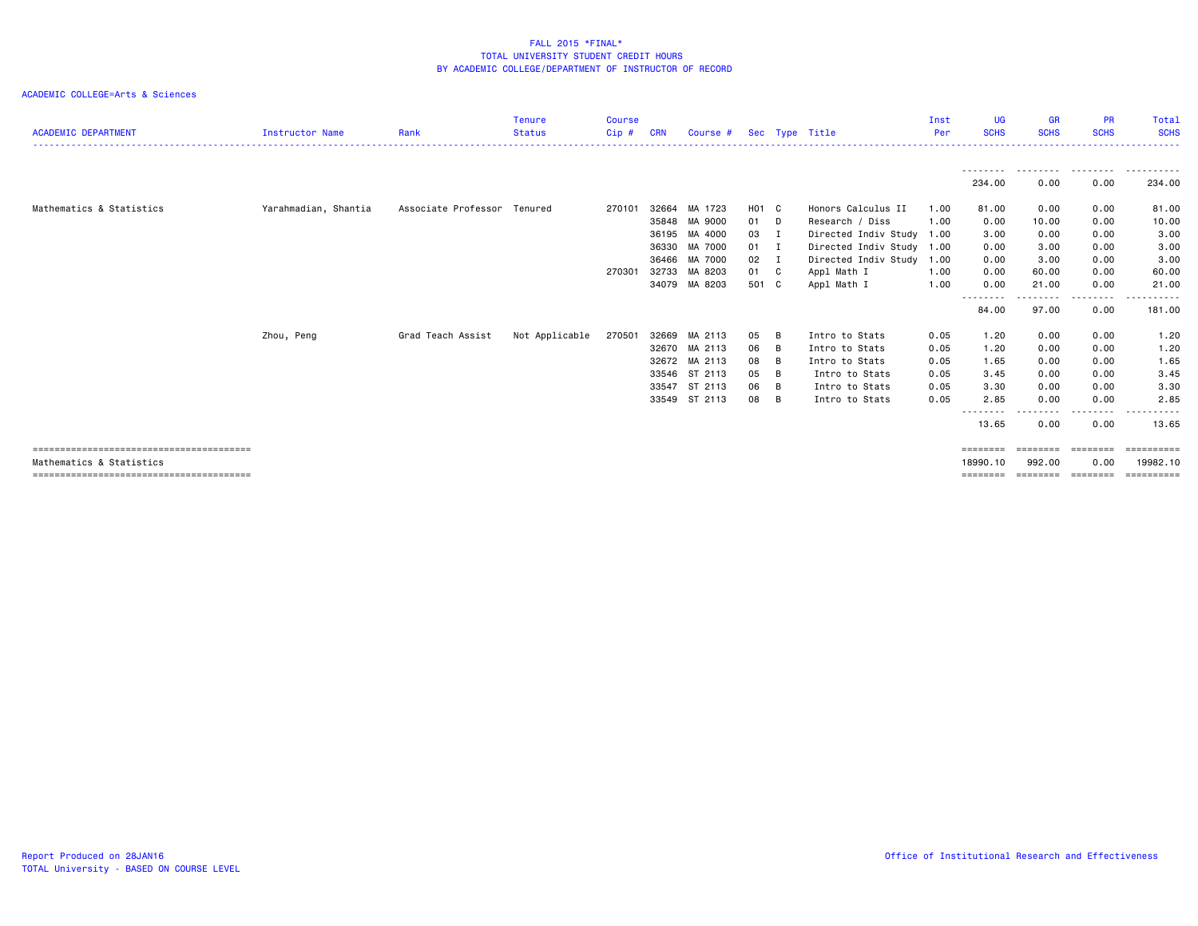FALL 2015 *FINAL*
TOTAL UNIVERSITY STUDENT CREDIT HOURS
BY ACADEMIC COLLEGE/DEPARTMENT OF INSTRUCTOR OF RECORD

ACADEMIC COLLEGE=Arts & Sciences

| ACADEMIC DEPARTMENT | Instructor Name | Rank | Tenure Status | Course Cip # | CRN | Course # | Sec | Type | Title | Inst Per | UG SCHS | GR SCHS | PR SCHS | Total SCHS |
|---|---|---|---|---|---|---|---|---|---|---|---|---|---|---|
| | | | | | | | | | | | 234.00 | 0.00 | 0.00 | 234.00 |
| Mathematics & Statistics | Yarahmadian, Shantia | Associate Professor | Tenured | 270101 | 32664 | MA 1723 | H01 | C | Honors Calculus II | 1.00 | 81.00 | 0.00 | 0.00 | 81.00 |
| | | | | | 35848 | MA 9000 | 01 | D | Research / Diss | 1.00 | 0.00 | 10.00 | 0.00 | 10.00 |
| | | | | | 36195 | MA 4000 | 03 | I | Directed Indiv Study | 1.00 | 3.00 | 0.00 | 0.00 | 3.00 |
| | | | | | 36330 | MA 7000 | 01 | I | Directed Indiv Study | 1.00 | 0.00 | 3.00 | 0.00 | 3.00 |
| | | | | | 36466 | MA 7000 | 02 | I | Directed Indiv Study | 1.00 | 0.00 | 3.00 | 0.00 | 3.00 |
| | | | | 270301 | 32733 | MA 8203 | 01 | C | Appl Math I | 1.00 | 0.00 | 60.00 | 0.00 | 60.00 |
| | | | | | 34079 | MA 8203 | 501 | C | Appl Math I | 1.00 | 0.00 | 21.00 | 0.00 | 21.00 |
| | | | | | | | | | | | 84.00 | 97.00 | 0.00 | 181.00 |
| | Zhou, Peng | Grad Teach Assist | Not Applicable | 270501 | 32669 | MA 2113 | 05 | B | Intro to Stats | 0.05 | 1.20 | 0.00 | 0.00 | 1.20 |
| | | | | | 32670 | MA 2113 | 06 | B | Intro to Stats | 0.05 | 1.20 | 0.00 | 0.00 | 1.20 |
| | | | | | 32672 | MA 2113 | 08 | B | Intro to Stats | 0.05 | 1.65 | 0.00 | 0.00 | 1.65 |
| | | | | | 33546 | ST 2113 | 05 | B | Intro to Stats | 0.05 | 3.45 | 0.00 | 0.00 | 3.45 |
| | | | | | 33547 | ST 2113 | 06 | B | Intro to Stats | 0.05 | 3.30 | 0.00 | 0.00 | 3.30 |
| | | | | | 33549 | ST 2113 | 08 | B | Intro to Stats | 0.05 | 2.85 | 0.00 | 0.00 | 2.85 |
| | | | | | | | | | | | 13.65 | 0.00 | 0.00 | 13.65 |
| Mathematics & Statistics | | | | | | | | | | | 18990.10 | 992.00 | 0.00 | 19982.10 |

Report Produced on 28JAN16
TOTAL University - BASED ON COURSE LEVEL

Office of Institutional Research and Effectiveness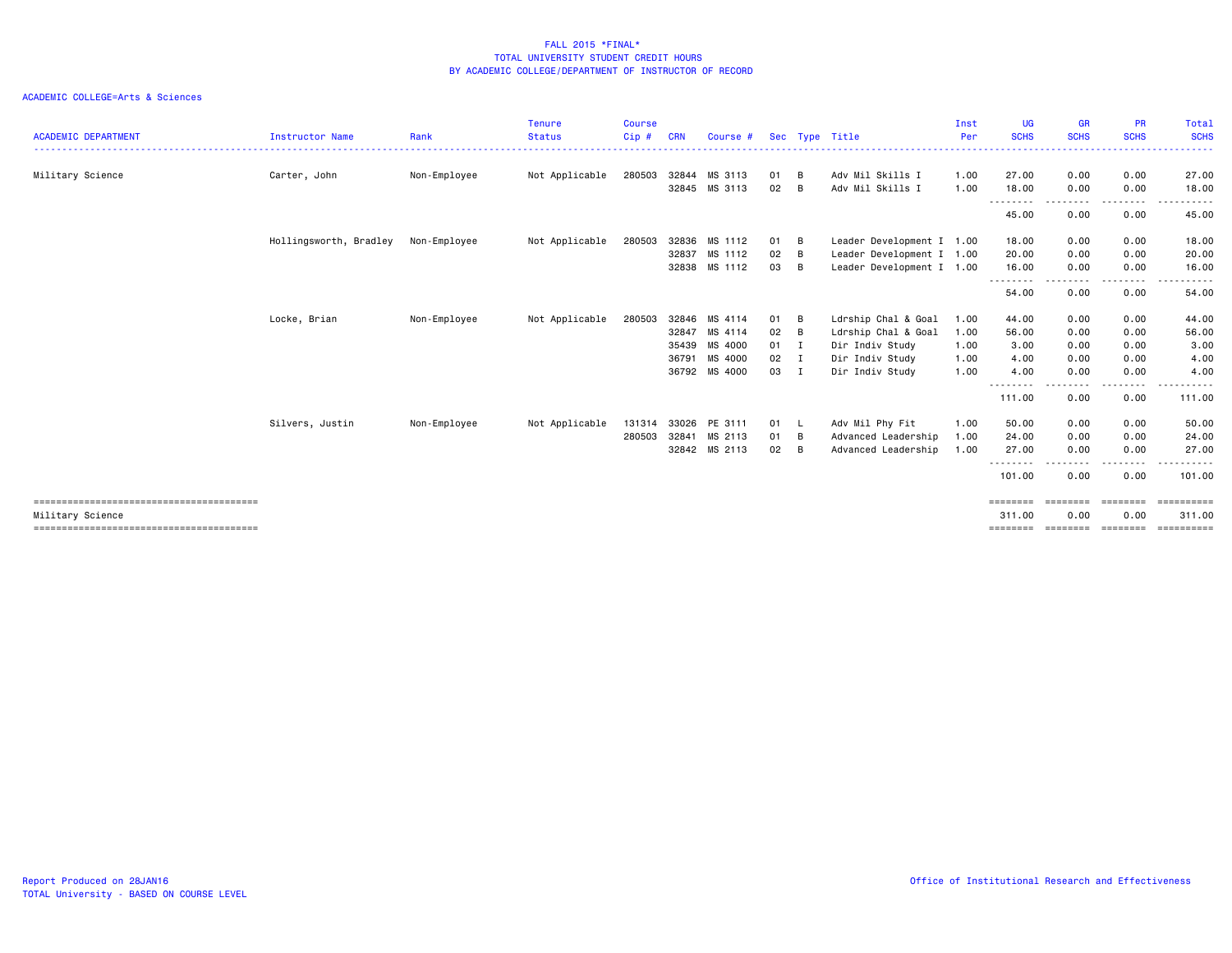# FALL 2015 *FINAL*
## TOTAL UNIVERSITY STUDENT CREDIT HOURS
## BY ACADEMIC COLLEGE/DEPARTMENT OF INSTRUCTOR OF RECORD

ACADEMIC COLLEGE=Arts & Sciences

| ACADEMIC DEPARTMENT | Instructor Name | Rank | Tenure Status | Course Cip # | CRN | Course # | Sec | Type | Title | Inst Per | UG SCHS | GR SCHS | PR SCHS | Total SCHS |
|---|---|---|---|---|---|---|---|---|---|---|---|---|---|---|
| Military Science | Carter, John | Non-Employee | Not Applicable | 280503 | 32844 | MS 3113 | 01 | B | Adv Mil Skills I | 1.00 | 27.00 | 0.00 | 0.00 | 27.00 |
| | | | | | 32845 | MS 3113 | 02 | B | Adv Mil Skills I | 1.00 | 18.00 | 0.00 | 0.00 | 18.00 |
| | | | | | | | | | | | 45.00 | 0.00 | 0.00 | 45.00 |
| | Hollingsworth, Bradley | Non-Employee | Not Applicable | 280503 | 32836 | MS 1112 | 01 | B | Leader Development I | 1.00 | 18.00 | 0.00 | 0.00 | 18.00 |
| | | | | | 32837 | MS 1112 | 02 | B | Leader Development I | 1.00 | 20.00 | 0.00 | 0.00 | 20.00 |
| | | | | | 32838 | MS 1112 | 03 | B | Leader Development I | 1.00 | 16.00 | 0.00 | 0.00 | 16.00 |
| | | | | | | | | | | | 54.00 | 0.00 | 0.00 | 54.00 |
| | Locke, Brian | Non-Employee | Not Applicable | 280503 | 32846 | MS 4114 | 01 | B | Ldrship Chal & Goal | 1.00 | 44.00 | 0.00 | 0.00 | 44.00 |
| | | | | | 32847 | MS 4114 | 02 | B | Ldrship Chal & Goal | 1.00 | 56.00 | 0.00 | 0.00 | 56.00 |
| | | | | | 35439 | MS 4000 | 01 | I | Dir Indiv Study | 1.00 | 3.00 | 0.00 | 0.00 | 3.00 |
| | | | | | 36791 | MS 4000 | 02 | I | Dir Indiv Study | 1.00 | 4.00 | 0.00 | 0.00 | 4.00 |
| | | | | | 36792 | MS 4000 | 03 | I | Dir Indiv Study | 1.00 | 4.00 | 0.00 | 0.00 | 4.00 |
| | | | | | | | | | | | 111.00 | 0.00 | 0.00 | 111.00 |
| | Silvers, Justin | Non-Employee | Not Applicable | 131314 | 33026 | PE 3111 | 01 | L | Adv Mil Phy Fit | 1.00 | 50.00 | 0.00 | 0.00 | 50.00 |
| | | | | 280503 | 32841 | MS 2113 | 01 | B | Advanced Leadership | 1.00 | 24.00 | 0.00 | 0.00 | 24.00 |
| | | | | | 32842 | MS 2113 | 02 | B | Advanced Leadership | 1.00 | 27.00 | 0.00 | 0.00 | 27.00 |
| | | | | | | | | | | | 101.00 | 0.00 | 0.00 | 101.00 |
| Military Science | | | | | | | | | | | 311.00 | 0.00 | 0.00 | 311.00 |

Report Produced on 28JAN16
TOTAL University - BASED ON COURSE LEVEL

Office of Institutional Research and Effectiveness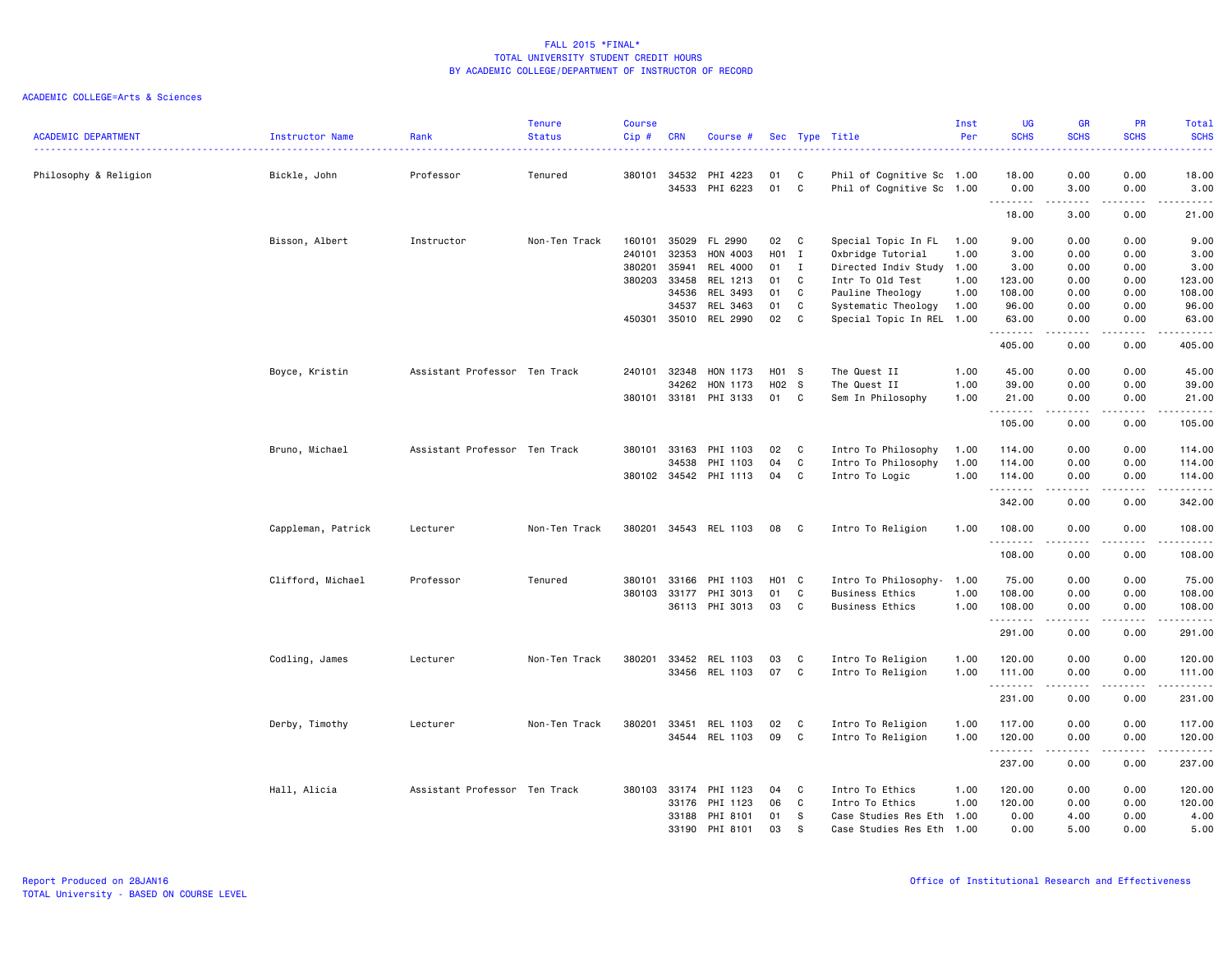FALL 2015 *FINAL*
TOTAL UNIVERSITY STUDENT CREDIT HOURS
BY ACADEMIC COLLEGE/DEPARTMENT OF INSTRUCTOR OF RECORD

ACADEMIC COLLEGE=Arts & Sciences

| ACADEMIC DEPARTMENT | Instructor Name | Rank | Tenure Status | Course Cip # | CRN | Course # | Sec | Type | Title | Inst Per | UG SCHS | GR SCHS | PR SCHS | Total SCHS |
|---|---|---|---|---|---|---|---|---|---|---|---|---|---|---|
| Philosophy & Religion | Bickle, John | Professor | Tenured | 380101 | 34532 | PHI 4223 | 01 | C | Phil of Cognitive Sc | 1.00 | 18.00 | 0.00 | 0.00 | 18.00 |
| | | | | | 34533 | PHI 6223 | 01 | C | Phil of Cognitive Sc | 1.00 | 0.00 | 3.00 | 0.00 | 3.00 |
| | | | | | | | | | | | 18.00 | 3.00 | 0.00 | 21.00 |
| | Bisson, Albert | Instructor | Non-Ten Track | 160101 | 35029 | FL 2990 | 02 | C | Special Topic In FL | 1.00 | 9.00 | 0.00 | 0.00 | 9.00 |
| | | | | 240101 | 32353 | HON 4003 | H01 | I | Oxbridge Tutorial | 1.00 | 3.00 | 0.00 | 0.00 | 3.00 |
| | | | | 380201 | 35941 | REL 4000 | 01 | I | Directed Indiv Study | 1.00 | 3.00 | 0.00 | 0.00 | 3.00 |
| | | | | 380203 | 33458 | REL 1213 | 01 | C | Intr To Old Test | 1.00 | 123.00 | 0.00 | 0.00 | 123.00 |
| | | | | | 34536 | REL 3493 | 01 | C | Pauline Theology | 1.00 | 108.00 | 0.00 | 0.00 | 108.00 |
| | | | | | 34537 | REL 3463 | 01 | C | Systematic Theology | 1.00 | 96.00 | 0.00 | 0.00 | 96.00 |
| | | | | 450301 | 35010 | REL 2990 | 02 | C | Special Topic In REL | 1.00 | 63.00 | 0.00 | 0.00 | 63.00 |
| | | | | | | | | | | | 405.00 | 0.00 | 0.00 | 405.00 |
| | Boyce, Kristin | Assistant Professor | Ten Track | 240101 | 32348 | HON 1173 | H01 | S | The Quest II | 1.00 | 45.00 | 0.00 | 0.00 | 45.00 |
| | | | | | 34262 | HON 1173 | H02 | S | The Quest II | 1.00 | 39.00 | 0.00 | 0.00 | 39.00 |
| | | | | 380101 | 33181 | PHI 3133 | 01 | C | Sem In Philosophy | 1.00 | 21.00 | 0.00 | 0.00 | 21.00 |
| | | | | | | | | | | | 105.00 | 0.00 | 0.00 | 105.00 |
| | Bruno, Michael | Assistant Professor | Ten Track | 380101 | 33163 | PHI 1103 | 02 | C | Intro To Philosophy | 1.00 | 114.00 | 0.00 | 0.00 | 114.00 |
| | | | | | 34538 | PHI 1103 | 04 | C | Intro To Philosophy | 1.00 | 114.00 | 0.00 | 0.00 | 114.00 |
| | | | | 380102 | 34542 | PHI 1113 | 04 | C | Intro To Logic | 1.00 | 114.00 | 0.00 | 0.00 | 114.00 |
| | | | | | | | | | | | 342.00 | 0.00 | 0.00 | 342.00 |
| | Cappleman, Patrick | Lecturer | Non-Ten Track | 380201 | 34543 | REL 1103 | 08 | C | Intro To Religion | 1.00 | 108.00 | 0.00 | 0.00 | 108.00 |
| | | | | | | | | | | | 108.00 | 0.00 | 0.00 | 108.00 |
| | Clifford, Michael | Professor | Tenured | 380101 | 33166 | PHI 1103 | H01 | C | Intro To Philosophy- | 1.00 | 75.00 | 0.00 | 0.00 | 75.00 |
| | | | | 380103 | 33177 | PHI 3013 | 01 | C | Business Ethics | 1.00 | 108.00 | 0.00 | 0.00 | 108.00 |
| | | | | | 36113 | PHI 3013 | 03 | C | Business Ethics | 1.00 | 108.00 | 0.00 | 0.00 | 108.00 |
| | | | | | | | | | | | 291.00 | 0.00 | 0.00 | 291.00 |
| | Codling, James | Lecturer | Non-Ten Track | 380201 | 33452 | REL 1103 | 03 | C | Intro To Religion | 1.00 | 120.00 | 0.00 | 0.00 | 120.00 |
| | | | | | 33456 | REL 1103 | 07 | C | Intro To Religion | 1.00 | 111.00 | 0.00 | 0.00 | 111.00 |
| | | | | | | | | | | | 231.00 | 0.00 | 0.00 | 231.00 |
| | Derby, Timothy | Lecturer | Non-Ten Track | 380201 | 33451 | REL 1103 | 02 | C | Intro To Religion | 1.00 | 117.00 | 0.00 | 0.00 | 117.00 |
| | | | | | 34544 | REL 1103 | 09 | C | Intro To Religion | 1.00 | 120.00 | 0.00 | 0.00 | 120.00 |
| | | | | | | | | | | | 237.00 | 0.00 | 0.00 | 237.00 |
| | Hall, Alicia | Assistant Professor | Ten Track | 380103 | 33174 | PHI 1123 | 04 | C | Intro To Ethics | 1.00 | 120.00 | 0.00 | 0.00 | 120.00 |
| | | | | | 33176 | PHI 1123 | 06 | C | Intro To Ethics | 1.00 | 120.00 | 0.00 | 0.00 | 120.00 |
| | | | | | 33188 | PHI 8101 | 01 | S | Case Studies Res Eth | 1.00 | 0.00 | 4.00 | 0.00 | 4.00 |
| | | | | | 33190 | PHI 8101 | 03 | S | Case Studies Res Eth | 1.00 | 0.00 | 5.00 | 0.00 | 5.00 |

Report Produced on 28JAN16
TOTAL University - BASED ON COURSE LEVEL

Office of Institutional Research and Effectiveness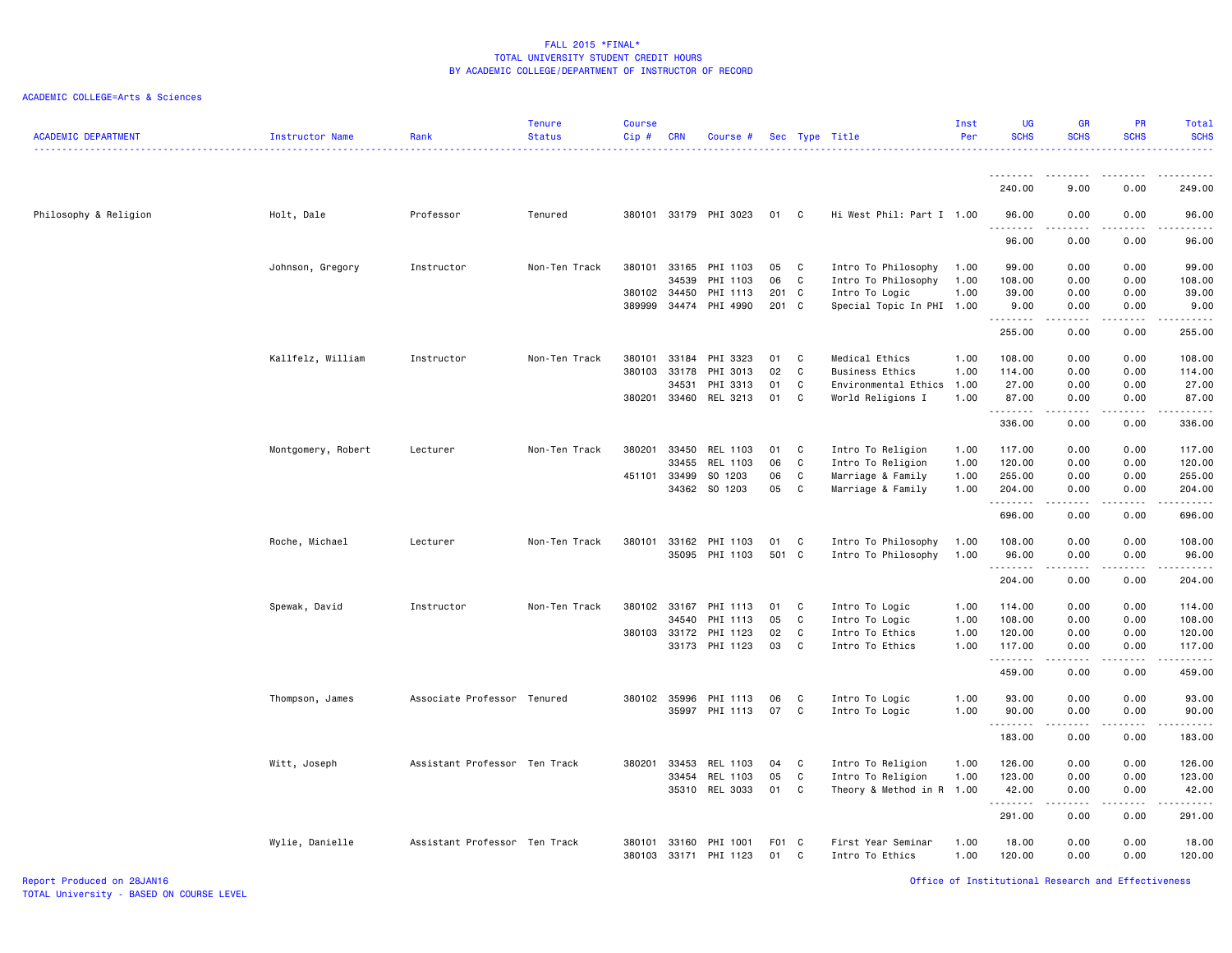# FALL 2015 *FINAL*
## TOTAL UNIVERSITY STUDENT CREDIT HOURS
## BY ACADEMIC COLLEGE/DEPARTMENT OF INSTRUCTOR OF RECORD

ACADEMIC COLLEGE=Arts & Sciences

| ACADEMIC DEPARTMENT | Instructor Name | Rank | Tenure Status | Course Cip # | CRN | Course # | Sec | Type | Title | Inst Per | UG SCHS | GR SCHS | PR SCHS | Total SCHS |
|---|---|---|---|---|---|---|---|---|---|---|---|---|---|---|
| | | | | | | | | | | | 240.00 | 9.00 | 0.00 | 249.00 |
| Philosophy & Religion | Holt, Dale | Professor | Tenured | 380101 | 33179 | PHI 3023 | 01 | C | Hi West Phil: Part I | 1.00 | 96.00 | 0.00 | 0.00 | 96.00 |
| | | | | | | | | | | | 96.00 | 0.00 | 0.00 | 96.00 |
| | Johnson, Gregory | Instructor | Non-Ten Track | 380101 | 33165 | PHI 1103 | 05 | C | Intro To Philosophy | 1.00 | 99.00 | 0.00 | 0.00 | 99.00 |
| | | | | | 34539 | PHI 1103 | 06 | C | Intro To Philosophy | 1.00 | 108.00 | 0.00 | 0.00 | 108.00 |
| | | | | 380102 | 34450 | PHI 1113 | 201 | C | Intro To Logic | 1.00 | 39.00 | 0.00 | 0.00 | 39.00 |
| | | | | 389999 | 34474 | PHI 4990 | 201 | C | Special Topic In PHI | 1.00 | 9.00 | 0.00 | 0.00 | 9.00 |
| | | | | | | | | | | | 255.00 | 0.00 | 0.00 | 255.00 |
| | Kallfelz, William | Instructor | Non-Ten Track | 380101 | 33184 | PHI 3323 | 01 | C | Medical Ethics | 1.00 | 108.00 | 0.00 | 0.00 | 108.00 |
| | | | | 380103 | 33178 | PHI 3013 | 02 | C | Business Ethics | 1.00 | 114.00 | 0.00 | 0.00 | 114.00 |
| | | | | | 34531 | PHI 3313 | 01 | C | Environmental Ethics | 1.00 | 27.00 | 0.00 | 0.00 | 27.00 |
| | | | | 380201 | 33460 | REL 3213 | 01 | C | World Religions I | 1.00 | 87.00 | 0.00 | 0.00 | 87.00 |
| | | | | | | | | | | | 336.00 | 0.00 | 0.00 | 336.00 |
| | Montgomery, Robert | Lecturer | Non-Ten Track | 380201 | 33450 | REL 1103 | 01 | C | Intro To Religion | 1.00 | 117.00 | 0.00 | 0.00 | 117.00 |
| | | | | | 33455 | REL 1103 | 06 | C | Intro To Religion | 1.00 | 120.00 | 0.00 | 0.00 | 120.00 |
| | | | | 451101 | 33499 | SO 1203 | 06 | C | Marriage & Family | 1.00 | 255.00 | 0.00 | 0.00 | 255.00 |
| | | | | | 34362 | SO 1203 | 05 | C | Marriage & Family | 1.00 | 204.00 | 0.00 | 0.00 | 204.00 |
| | | | | | | | | | | | 696.00 | 0.00 | 0.00 | 696.00 |
| | Roche, Michael | Lecturer | Non-Ten Track | 380101 | 33162 | PHI 1103 | 01 | C | Intro To Philosophy | 1.00 | 108.00 | 0.00 | 0.00 | 108.00 |
| | | | | | 35095 | PHI 1103 | 501 | C | Intro To Philosophy | 1.00 | 96.00 | 0.00 | 0.00 | 96.00 |
| | | | | | | | | | | | 204.00 | 0.00 | 0.00 | 204.00 |
| | Spewak, David | Instructor | Non-Ten Track | 380102 | 33167 | PHI 1113 | 01 | C | Intro To Logic | 1.00 | 114.00 | 0.00 | 0.00 | 114.00 |
| | | | | | 34540 | PHI 1113 | 05 | C | Intro To Logic | 1.00 | 108.00 | 0.00 | 0.00 | 108.00 |
| | | | | 380103 | 33172 | PHI 1123 | 02 | C | Intro To Ethics | 1.00 | 120.00 | 0.00 | 0.00 | 120.00 |
| | | | | | 33173 | PHI 1123 | 03 | C | Intro To Ethics | 1.00 | 117.00 | 0.00 | 0.00 | 117.00 |
| | | | | | | | | | | | 459.00 | 0.00 | 0.00 | 459.00 |
| | Thompson, James | Associate Professor | Tenured | 380102 | 35996 | PHI 1113 | 06 | C | Intro To Logic | 1.00 | 93.00 | 0.00 | 0.00 | 93.00 |
| | | | | | 35997 | PHI 1113 | 07 | C | Intro To Logic | 1.00 | 90.00 | 0.00 | 0.00 | 90.00 |
| | | | | | | | | | | | 183.00 | 0.00 | 0.00 | 183.00 |
| | Witt, Joseph | Assistant Professor | Ten Track | 380201 | 33453 | REL 1103 | 04 | C | Intro To Religion | 1.00 | 126.00 | 0.00 | 0.00 | 126.00 |
| | | | | | 33454 | REL 1103 | 05 | C | Intro To Religion | 1.00 | 123.00 | 0.00 | 0.00 | 123.00 |
| | | | | | 35310 | REL 3033 | 01 | C | Theory & Method in R | 1.00 | 42.00 | 0.00 | 0.00 | 42.00 |
| | | | | | | | | | | | 291.00 | 0.00 | 0.00 | 291.00 |
| | Wylie, Danielle | Assistant Professor | Ten Track | 380101 | 33160 | PHI 1001 | F01 | C | First Year Seminar | 1.00 | 18.00 | 0.00 | 0.00 | 18.00 |
| | | | | 380103 | 33171 | PHI 1123 | 01 | C | Intro To Ethics | 1.00 | 120.00 | 0.00 | 0.00 | 120.00 |

Report Produced on 28JAN16
TOTAL University - BASED ON COURSE LEVEL

Office of Institutional Research and Effectiveness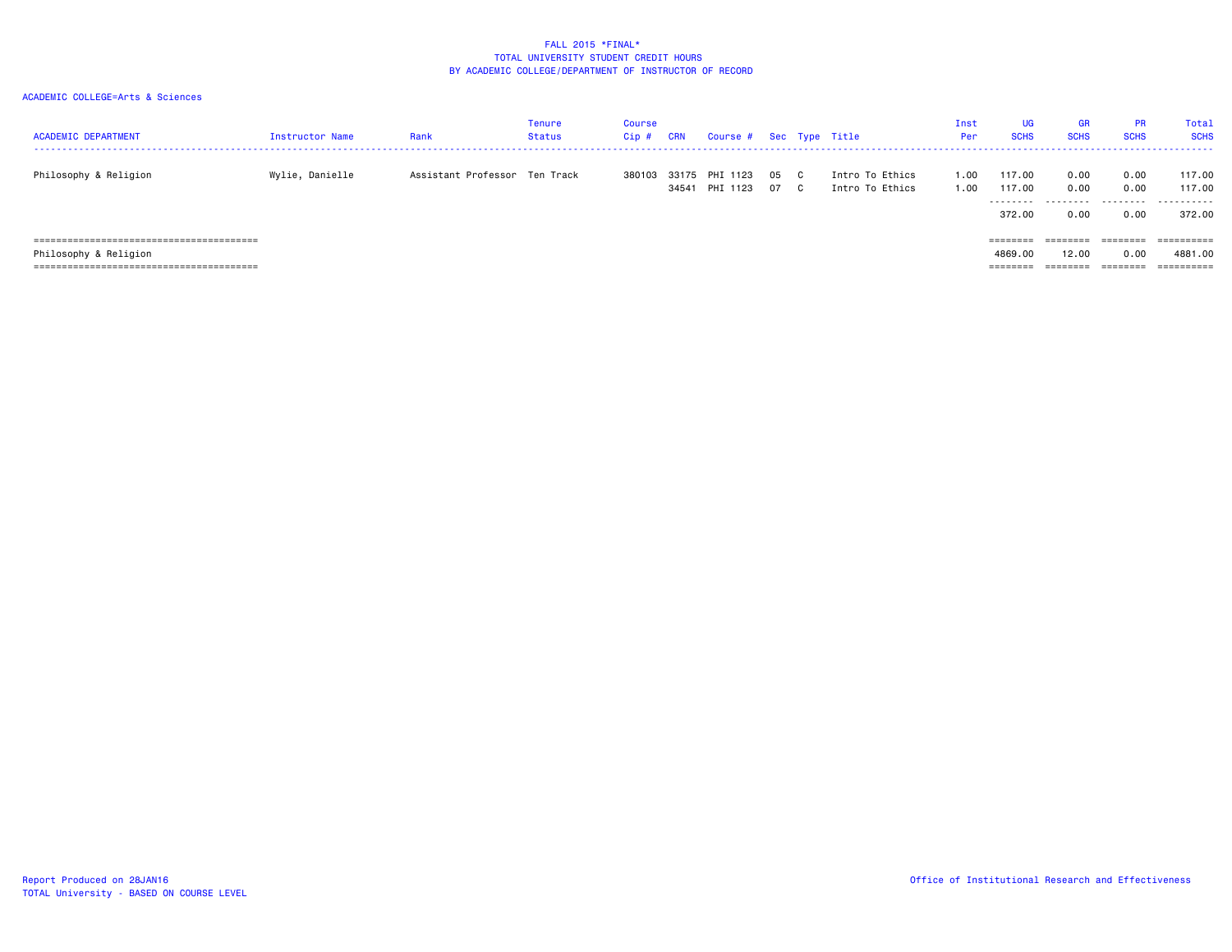FALL 2015 *FINAL*
TOTAL UNIVERSITY STUDENT CREDIT HOURS
BY ACADEMIC COLLEGE/DEPARTMENT OF INSTRUCTOR OF RECORD

ACADEMIC COLLEGE=Arts & Sciences

| ACADEMIC DEPARTMENT | Instructor Name | Rank | Tenure Status | Course Cip # | CRN | Course # | Sec | Type | Title | Inst Per | UG SCHS | GR SCHS | PR SCHS | Total SCHS |
|---|---|---|---|---|---|---|---|---|---|---|---|---|---|---|
| Philosophy & Religion | Wylie, Danielle | Assistant Professor | Ten Track | 380103 | 33175 | PHI 1123 | 05 | C | Intro To Ethics | 1.00 | 117.00 | 0.00 | 0.00 | 117.00 |
| | | | | | 34541 | PHI 1123 | 07 | C | Intro To Ethics | 1.00 | 117.00 | 0.00 | 0.00 | 117.00 |
| | | | | | | | | | | | 372.00 | 0.00 | 0.00 | 372.00 |
| Philosophy & Religion | | | | | | | | | | | 4869.00 | 12.00 | 0.00 | 4881.00 |

Report Produced on 28JAN16
TOTAL University - BASED ON COURSE LEVEL

Office of Institutional Research and Effectiveness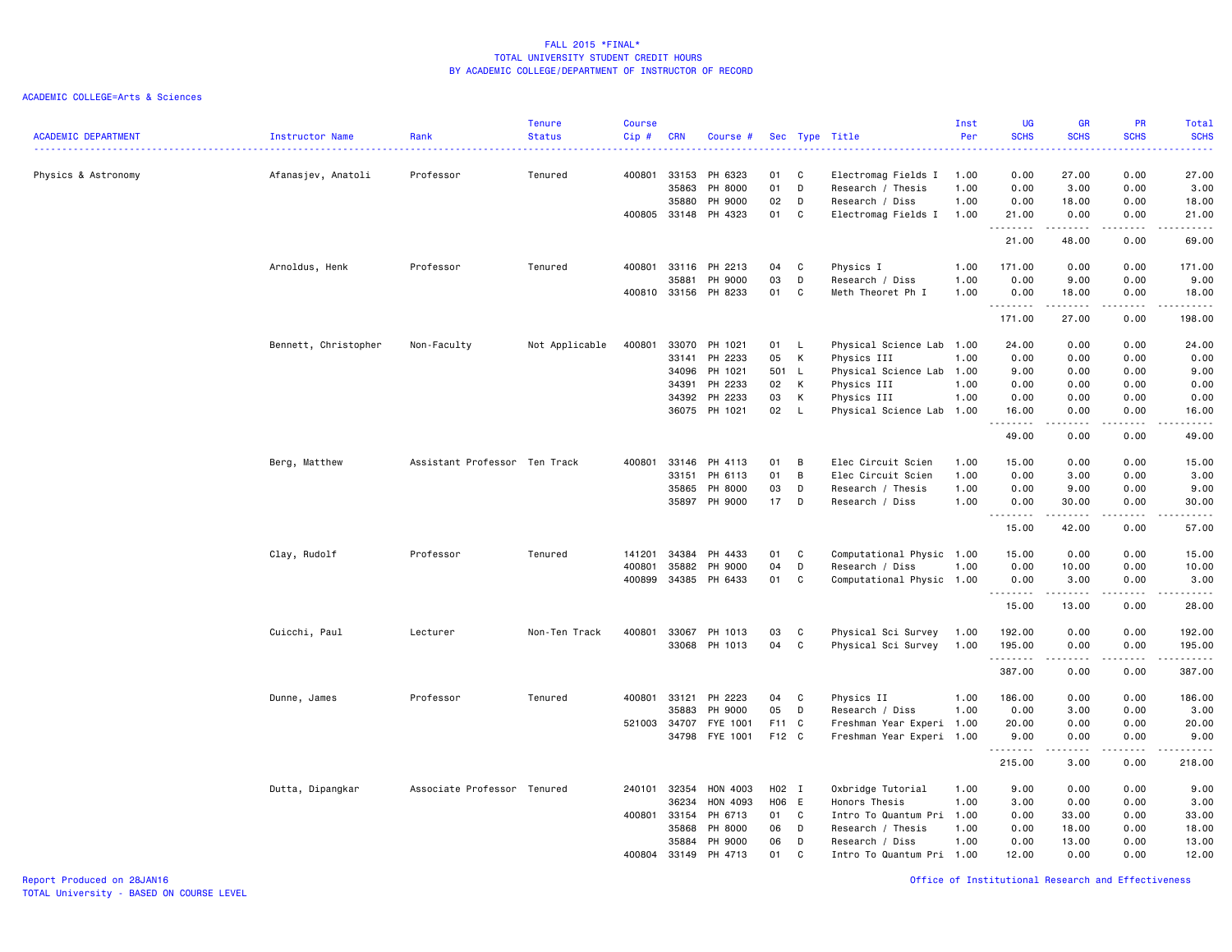FALL 2015 *FINAL*
TOTAL UNIVERSITY STUDENT CREDIT HOURS
BY ACADEMIC COLLEGE/DEPARTMENT OF INSTRUCTOR OF RECORD

ACADEMIC COLLEGE=Arts & Sciences

| ACADEMIC DEPARTMENT | Instructor Name | Rank | Tenure Status | Course Cip # | CRN | Course # | Sec | Type | Title | Inst Per | UG SCHS | GR SCHS | PR SCHS | Total SCHS |
|---|---|---|---|---|---|---|---|---|---|---|---|---|---|---|
| Physics & Astronomy | Afanasjev, Anatoli | Professor | Tenured | 400801 | 33153 | PH 6323 | 01 | C | Electromag Fields I | 1.00 | 0.00 | 27.00 | 0.00 | 27.00 |
| | | | | | 35863 | PH 8000 | 01 | D | Research / Thesis | 1.00 | 0.00 | 3.00 | 0.00 | 3.00 |
| | | | | | 35880 | PH 9000 | 02 | D | Research / Diss | 1.00 | 0.00 | 18.00 | 0.00 | 18.00 |
| | | | | 400805 | 33148 | PH 4323 | 01 | C | Electromag Fields I | 1.00 | 21.00 | 0.00 | 0.00 | 21.00 |
| | | | | | | | | | | | 21.00 | 48.00 | 0.00 | 69.00 |
| | Arnoldus, Henk | Professor | Tenured | 400801 | 33116 | PH 2213 | 04 | C | Physics I | 1.00 | 171.00 | 0.00 | 0.00 | 171.00 |
| | | | | | 35881 | PH 9000 | 03 | D | Research / Diss | 1.00 | 0.00 | 9.00 | 0.00 | 9.00 |
| | | | | 400810 | 33156 | PH 8233 | 01 | C | Meth Theoret Ph I | 1.00 | 0.00 | 18.00 | 0.00 | 18.00 |
| | | | | | | | | | | | 171.00 | 27.00 | 0.00 | 198.00 |
| | Bennett, Christopher | Non-Faculty | Not Applicable | 400801 | 33070 | PH 1021 | 01 | L | Physical Science Lab | 1.00 | 24.00 | 0.00 | 0.00 | 24.00 |
| | | | | | 33141 | PH 2233 | 05 | K | Physics III | 1.00 | 0.00 | 0.00 | 0.00 | 0.00 |
| | | | | | 34096 | PH 1021 | 501 | L | Physical Science Lab | 1.00 | 9.00 | 0.00 | 0.00 | 9.00 |
| | | | | | 34391 | PH 2233 | 02 | K | Physics III | 1.00 | 0.00 | 0.00 | 0.00 | 0.00 |
| | | | | | 34392 | PH 2233 | 03 | K | Physics III | 1.00 | 0.00 | 0.00 | 0.00 | 0.00 |
| | | | | | 36075 | PH 1021 | 02 | L | Physical Science Lab | 1.00 | 16.00 | 0.00 | 0.00 | 16.00 |
| | | | | | | | | | | | 49.00 | 0.00 | 0.00 | 49.00 |
| | Berg, Matthew | Assistant Professor | Ten Track | 400801 | 33146 | PH 4113 | 01 | B | Elec Circuit Scien | 1.00 | 15.00 | 0.00 | 0.00 | 15.00 |
| | | | | | 33151 | PH 6113 | 01 | B | Elec Circuit Scien | 1.00 | 0.00 | 3.00 | 0.00 | 3.00 |
| | | | | | 35865 | PH 8000 | 03 | D | Research / Thesis | 1.00 | 0.00 | 9.00 | 0.00 | 9.00 |
| | | | | | 35897 | PH 9000 | 17 | D | Research / Diss | 1.00 | 0.00 | 30.00 | 0.00 | 30.00 |
| | | | | | | | | | | | 15.00 | 42.00 | 0.00 | 57.00 |
| | Clay, Rudolf | Professor | Tenured | 141201 | 34384 | PH 4433 | 01 | C | Computational Physic | 1.00 | 15.00 | 0.00 | 0.00 | 15.00 |
| | | | | 400801 | 35882 | PH 9000 | 04 | D | Research / Diss | 1.00 | 0.00 | 10.00 | 0.00 | 10.00 |
| | | | | 400899 | 34385 | PH 6433 | 01 | C | Computational Physic | 1.00 | 0.00 | 3.00 | 0.00 | 3.00 |
| | | | | | | | | | | | 15.00 | 13.00 | 0.00 | 28.00 |
| | Cuicchi, Paul | Lecturer | Non-Ten Track | 400801 | 33067 | PH 1013 | 03 | C | Physical Sci Survey | 1.00 | 192.00 | 0.00 | 0.00 | 192.00 |
| | | | | | 33068 | PH 1013 | 04 | C | Physical Sci Survey | 1.00 | 195.00 | 0.00 | 0.00 | 195.00 |
| | | | | | | | | | | | 387.00 | 0.00 | 0.00 | 387.00 |
| | Dunne, James | Professor | Tenured | 400801 | 33121 | PH 2223 | 04 | C | Physics II | 1.00 | 186.00 | 0.00 | 0.00 | 186.00 |
| | | | | | 35883 | PH 9000 | 05 | D | Research / Diss | 1.00 | 0.00 | 3.00 | 0.00 | 3.00 |
| | | | | 521003 | 34707 | FYE 1001 | F11 | C | Freshman Year Experi | 1.00 | 20.00 | 0.00 | 0.00 | 20.00 |
| | | | | | 34798 | FYE 1001 | F12 | C | Freshman Year Experi | 1.00 | 9.00 | 0.00 | 0.00 | 9.00 |
| | | | | | | | | | | | 215.00 | 3.00 | 0.00 | 218.00 |
| | Dutta, Dipangkar | Associate Professor | Tenured | 240101 | 32354 | HON 4003 | H02 | I | Oxbridge Tutorial | 1.00 | 9.00 | 0.00 | 0.00 | 9.00 |
| | | | | | 36234 | HON 4093 | H06 | E | Honors Thesis | 1.00 | 3.00 | 0.00 | 0.00 | 3.00 |
| | | | | 400801 | 33154 | PH 6713 | 01 | C | Intro To Quantum Pri | 1.00 | 0.00 | 33.00 | 0.00 | 33.00 |
| | | | | | 35868 | PH 8000 | 06 | D | Research / Thesis | 1.00 | 0.00 | 18.00 | 0.00 | 18.00 |
| | | | | | 35884 | PH 9000 | 06 | D | Research / Diss | 1.00 | 0.00 | 13.00 | 0.00 | 13.00 |
| | | | | 400804 | 33149 | PH 4713 | 01 | C | Intro To Quantum Pri | 1.00 | 12.00 | 0.00 | 0.00 | 12.00 |

Report Produced on 28JAN16
TOTAL University - BASED ON COURSE LEVEL

Office of Institutional Research and Effectiveness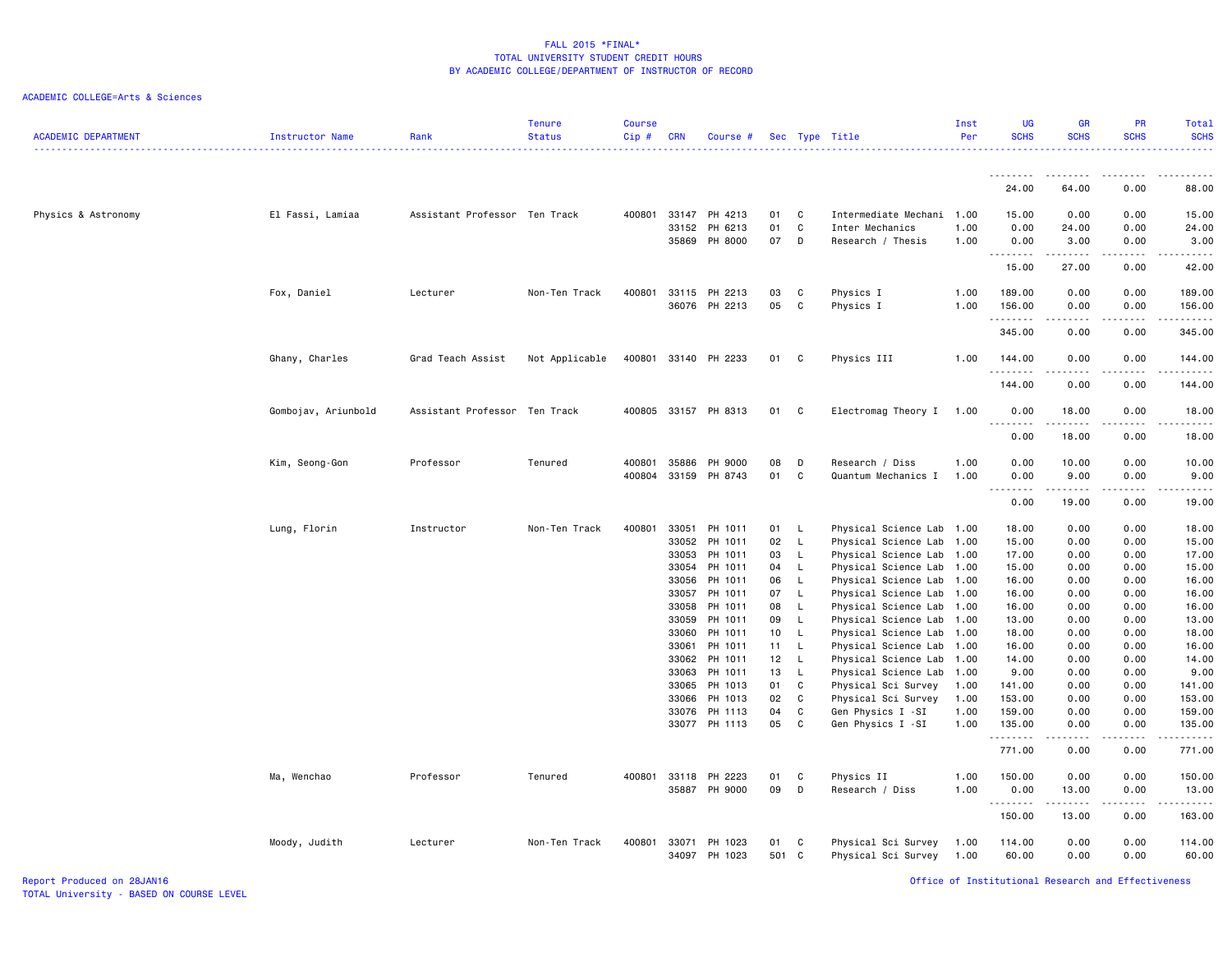FALL 2015 *FINAL*
TOTAL UNIVERSITY STUDENT CREDIT HOURS
BY ACADEMIC COLLEGE/DEPARTMENT OF INSTRUCTOR OF RECORD

ACADEMIC COLLEGE=Arts & Sciences

| ACADEMIC DEPARTMENT | Instructor Name | Rank | Tenure Status | Course Cip # | CRN | Course # | Sec | Type | Title | Inst Per | UG SCHS | GR SCHS | PR SCHS | Total SCHS |
|---|---|---|---|---|---|---|---|---|---|---|---|---|---|---|
| | | | | | | | | | | | 24.00 | 64.00 | 0.00 | 88.00 |
| Physics & Astronomy | El Fassi, Lamiaa | Assistant Professor | Ten Track | 400801 | 33147 | PH 4213 | 01 | C | Intermediate Mechani | 1.00 | 15.00 | 0.00 | 0.00 | 15.00 |
| | | | | | 33152 | PH 6213 | 01 | C | Inter Mechanics | 1.00 | 0.00 | 24.00 | 0.00 | 24.00 |
| | | | | | 35869 | PH 8000 | 07 | D | Research / Thesis | 1.00 | 0.00 | 3.00 | 0.00 | 3.00 |
| | | | | | | | | | | | 15.00 | 27.00 | 0.00 | 42.00 |
| | Fox, Daniel | Lecturer | Non-Ten Track | 400801 | 33115 | PH 2213 | 03 | C | Physics I | 1.00 | 189.00 | 0.00 | 0.00 | 189.00 |
| | | | | | 36076 | PH 2213 | 05 | C | Physics I | 1.00 | 156.00 | 0.00 | 0.00 | 156.00 |
| | | | | | | | | | | | 345.00 | 0.00 | 0.00 | 345.00 |
| | Ghany, Charles | Grad Teach Assist | Not Applicable | 400801 | 33140 | PH 2233 | 01 | C | Physics III | 1.00 | 144.00 | 0.00 | 0.00 | 144.00 |
| | | | | | | | | | | | 144.00 | 0.00 | 0.00 | 144.00 |
| | Gombojav, Ariunbold | Assistant Professor | Ten Track | 400805 | 33157 | PH 8313 | 01 | C | Electromag Theory I | 1.00 | 0.00 | 18.00 | 0.00 | 18.00 |
| | | | | | | | | | | | 0.00 | 18.00 | 0.00 | 18.00 |
| | Kim, Seong-Gon | Professor | Tenured | 400801 | 35886 | PH 9000 | 08 | D | Research / Diss | 1.00 | 0.00 | 10.00 | 0.00 | 10.00 |
| | | | | 400804 | 33159 | PH 8743 | 01 | C | Quantum Mechanics I | 1.00 | 0.00 | 9.00 | 0.00 | 9.00 |
| | | | | | | | | | | | 0.00 | 19.00 | 0.00 | 19.00 |
| | Lung, Florin | Instructor | Non-Ten Track | 400801 | 33051 | PH 1011 | 01 | L | Physical Science Lab | 1.00 | 18.00 | 0.00 | 0.00 | 18.00 |
| | | | | | 33052 | PH 1011 | 02 | L | Physical Science Lab | 1.00 | 15.00 | 0.00 | 0.00 | 15.00 |
| | | | | | 33053 | PH 1011 | 03 | L | Physical Science Lab | 1.00 | 17.00 | 0.00 | 0.00 | 17.00 |
| | | | | | 33054 | PH 1011 | 04 | L | Physical Science Lab | 1.00 | 15.00 | 0.00 | 0.00 | 15.00 |
| | | | | | 33056 | PH 1011 | 06 | L | Physical Science Lab | 1.00 | 16.00 | 0.00 | 0.00 | 16.00 |
| | | | | | 33057 | PH 1011 | 07 | L | Physical Science Lab | 1.00 | 16.00 | 0.00 | 0.00 | 16.00 |
| | | | | | 33058 | PH 1011 | 08 | L | Physical Science Lab | 1.00 | 16.00 | 0.00 | 0.00 | 16.00 |
| | | | | | 33059 | PH 1011 | 09 | L | Physical Science Lab | 1.00 | 13.00 | 0.00 | 0.00 | 13.00 |
| | | | | | 33060 | PH 1011 | 10 | L | Physical Science Lab | 1.00 | 18.00 | 0.00 | 0.00 | 18.00 |
| | | | | | 33061 | PH 1011 | 11 | L | Physical Science Lab | 1.00 | 16.00 | 0.00 | 0.00 | 16.00 |
| | | | | | 33062 | PH 1011 | 12 | L | Physical Science Lab | 1.00 | 14.00 | 0.00 | 0.00 | 14.00 |
| | | | | | 33063 | PH 1011 | 13 | L | Physical Science Lab | 1.00 | 9.00 | 0.00 | 0.00 | 9.00 |
| | | | | | 33065 | PH 1013 | 01 | C | Physical Sci Survey | 1.00 | 141.00 | 0.00 | 0.00 | 141.00 |
| | | | | | 33066 | PH 1013 | 02 | C | Physical Sci Survey | 1.00 | 153.00 | 0.00 | 0.00 | 153.00 |
| | | | | | 33076 | PH 1113 | 04 | C | Gen Physics I -SI | 1.00 | 159.00 | 0.00 | 0.00 | 159.00 |
| | | | | | 33077 | PH 1113 | 05 | C | Gen Physics I -SI | 1.00 | 135.00 | 0.00 | 0.00 | 135.00 |
| | | | | | | | | | | | 771.00 | 0.00 | 0.00 | 771.00 |
| | Ma, Wenchao | Professor | Tenured | 400801 | 33118 | PH 2223 | 01 | C | Physics II | 1.00 | 150.00 | 0.00 | 0.00 | 150.00 |
| | | | | | 35887 | PH 9000 | 09 | D | Research / Diss | 1.00 | 0.00 | 13.00 | 0.00 | 13.00 |
| | | | | | | | | | | | 150.00 | 13.00 | 0.00 | 163.00 |
| | Moody, Judith | Lecturer | Non-Ten Track | 400801 | 33071 | PH 1023 | 01 | C | Physical Sci Survey | 1.00 | 114.00 | 0.00 | 0.00 | 114.00 |
| | | | | | 34097 | PH 1023 | 501 | C | Physical Sci Survey | 1.00 | 60.00 | 0.00 | 0.00 | 60.00 |

Report Produced on 28JAN16
TOTAL University - BASED ON COURSE LEVEL
Office of Institutional Research and Effectiveness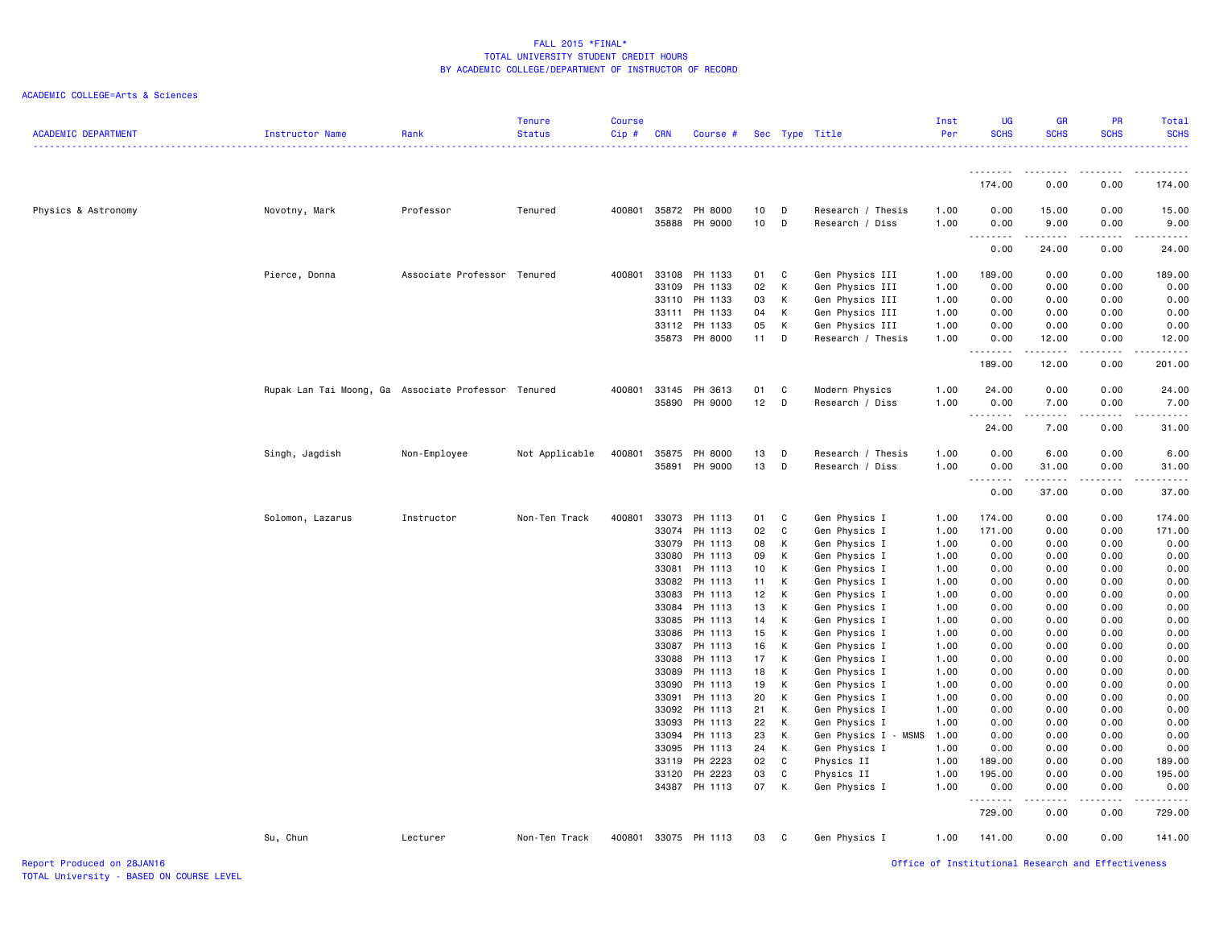FALL 2015 *FINAL*
TOTAL UNIVERSITY STUDENT CREDIT HOURS
BY ACADEMIC COLLEGE/DEPARTMENT OF INSTRUCTOR OF RECORD

ACADEMIC COLLEGE=Arts & Sciences

| ACADEMIC DEPARTMENT | Instructor Name | Rank | Tenure Status | Course Cip # | CRN | Course # | Sec | Type | Title | Inst Per | UG SCHS | GR SCHS | PR SCHS | Total SCHS |
|---|---|---|---|---|---|---|---|---|---|---|---|---|---|---|
| | | | | | | | | | | | 174.00 | 0.00 | 0.00 | 174.00 |
| Physics & Astronomy | Novotny, Mark | Professor | Tenured | 400801 | 35872 | PH 8000 | 10 | D | Research / Thesis | 1.00 | 0.00 | 15.00 | 0.00 | 15.00 |
| | | | | | 35888 | PH 9000 | 10 | D | Research / Diss | 1.00 | 0.00 | 9.00 | 0.00 | 9.00 |
| | | | | | | | | | | | 0.00 | 24.00 | 0.00 | 24.00 |
| | Pierce, Donna | Associate Professor | Tenured | 400801 | 33108 | PH 1133 | 01 | C | Gen Physics III | 1.00 | 189.00 | 0.00 | 0.00 | 189.00 |
| | | | | | 33109 | PH 1133 | 02 | K | Gen Physics III | 1.00 | 0.00 | 0.00 | 0.00 | 0.00 |
| | | | | | 33110 | PH 1133 | 03 | K | Gen Physics III | 1.00 | 0.00 | 0.00 | 0.00 | 0.00 |
| | | | | | 33111 | PH 1133 | 04 | K | Gen Physics III | 1.00 | 0.00 | 0.00 | 0.00 | 0.00 |
| | | | | | 33112 | PH 1133 | 05 | K | Gen Physics III | 1.00 | 0.00 | 0.00 | 0.00 | 0.00 |
| | | | | | 35873 | PH 8000 | 11 | D | Research / Thesis | 1.00 | 0.00 | 12.00 | 0.00 | 12.00 |
| | | | | | | | | | | | 189.00 | 12.00 | 0.00 | 201.00 |
| | Rupak Lan Tai Moong, Ga | Associate Professor | Tenured | 400801 | 33145 | PH 3613 | 01 | C | Modern Physics | 1.00 | 24.00 | 0.00 | 0.00 | 24.00 |
| | | | | | 35890 | PH 9000 | 12 | D | Research / Diss | 1.00 | 0.00 | 7.00 | 0.00 | 7.00 |
| | | | | | | | | | | | 24.00 | 7.00 | 0.00 | 31.00 |
| | Singh, Jagdish | Non-Employee | Not Applicable | 400801 | 35875 | PH 8000 | 13 | D | Research / Thesis | 1.00 | 0.00 | 6.00 | 0.00 | 6.00 |
| | | | | | 35891 | PH 9000 | 13 | D | Research / Diss | 1.00 | 0.00 | 31.00 | 0.00 | 31.00 |
| | | | | | | | | | | | 0.00 | 37.00 | 0.00 | 37.00 |
| | Solomon, Lazarus | Instructor | Non-Ten Track | 400801 | 33073 | PH 1113 | 01 | C | Gen Physics I | 1.00 | 174.00 | 0.00 | 0.00 | 174.00 |
| | | | | | 33074 | PH 1113 | 02 | C | Gen Physics I | 1.00 | 171.00 | 0.00 | 0.00 | 171.00 |
| | | | | | 33079 | PH 1113 | 08 | K | Gen Physics I | 1.00 | 0.00 | 0.00 | 0.00 | 0.00 |
| | | | | | 33080 | PH 1113 | 09 | K | Gen Physics I | 1.00 | 0.00 | 0.00 | 0.00 | 0.00 |
| | | | | | 33081 | PH 1113 | 10 | K | Gen Physics I | 1.00 | 0.00 | 0.00 | 0.00 | 0.00 |
| | | | | | 33082 | PH 1113 | 11 | K | Gen Physics I | 1.00 | 0.00 | 0.00 | 0.00 | 0.00 |
| | | | | | 33083 | PH 1113 | 12 | K | Gen Physics I | 1.00 | 0.00 | 0.00 | 0.00 | 0.00 |
| | | | | | 33084 | PH 1113 | 13 | K | Gen Physics I | 1.00 | 0.00 | 0.00 | 0.00 | 0.00 |
| | | | | | 33085 | PH 1113 | 14 | K | Gen Physics I | 1.00 | 0.00 | 0.00 | 0.00 | 0.00 |
| | | | | | 33086 | PH 1113 | 15 | K | Gen Physics I | 1.00 | 0.00 | 0.00 | 0.00 | 0.00 |
| | | | | | 33087 | PH 1113 | 16 | K | Gen Physics I | 1.00 | 0.00 | 0.00 | 0.00 | 0.00 |
| | | | | | 33088 | PH 1113 | 17 | K | Gen Physics I | 1.00 | 0.00 | 0.00 | 0.00 | 0.00 |
| | | | | | 33089 | PH 1113 | 18 | K | Gen Physics I | 1.00 | 0.00 | 0.00 | 0.00 | 0.00 |
| | | | | | 33090 | PH 1113 | 19 | K | Gen Physics I | 1.00 | 0.00 | 0.00 | 0.00 | 0.00 |
| | | | | | 33091 | PH 1113 | 20 | K | Gen Physics I | 1.00 | 0.00 | 0.00 | 0.00 | 0.00 |
| | | | | | 33092 | PH 1113 | 21 | K | Gen Physics I | 1.00 | 0.00 | 0.00 | 0.00 | 0.00 |
| | | | | | 33093 | PH 1113 | 22 | K | Gen Physics I | 1.00 | 0.00 | 0.00 | 0.00 | 0.00 |
| | | | | | 33094 | PH 1113 | 23 | K | Gen Physics I - MSMS | 1.00 | 0.00 | 0.00 | 0.00 | 0.00 |
| | | | | | 33095 | PH 1113 | 24 | K | Gen Physics I | 1.00 | 0.00 | 0.00 | 0.00 | 0.00 |
| | | | | | 33119 | PH 2223 | 02 | C | Physics II | 1.00 | 189.00 | 0.00 | 0.00 | 189.00 |
| | | | | | 33120 | PH 2223 | 03 | C | Physics II | 1.00 | 195.00 | 0.00 | 0.00 | 195.00 |
| | | | | | 34387 | PH 1113 | 07 | K | Gen Physics I | 1.00 | 0.00 | 0.00 | 0.00 | 0.00 |
| | | | | | | | | | | | 729.00 | 0.00 | 0.00 | 729.00 |
| | Su, Chun | Lecturer | Non-Ten Track | 400801 | 33075 | PH 1113 | 03 | C | Gen Physics I | 1.00 | 141.00 | 0.00 | 0.00 | 141.00 |

Report Produced on 28JAN16
TOTAL University - BASED ON COURSE LEVEL
Office of Institutional Research and Effectiveness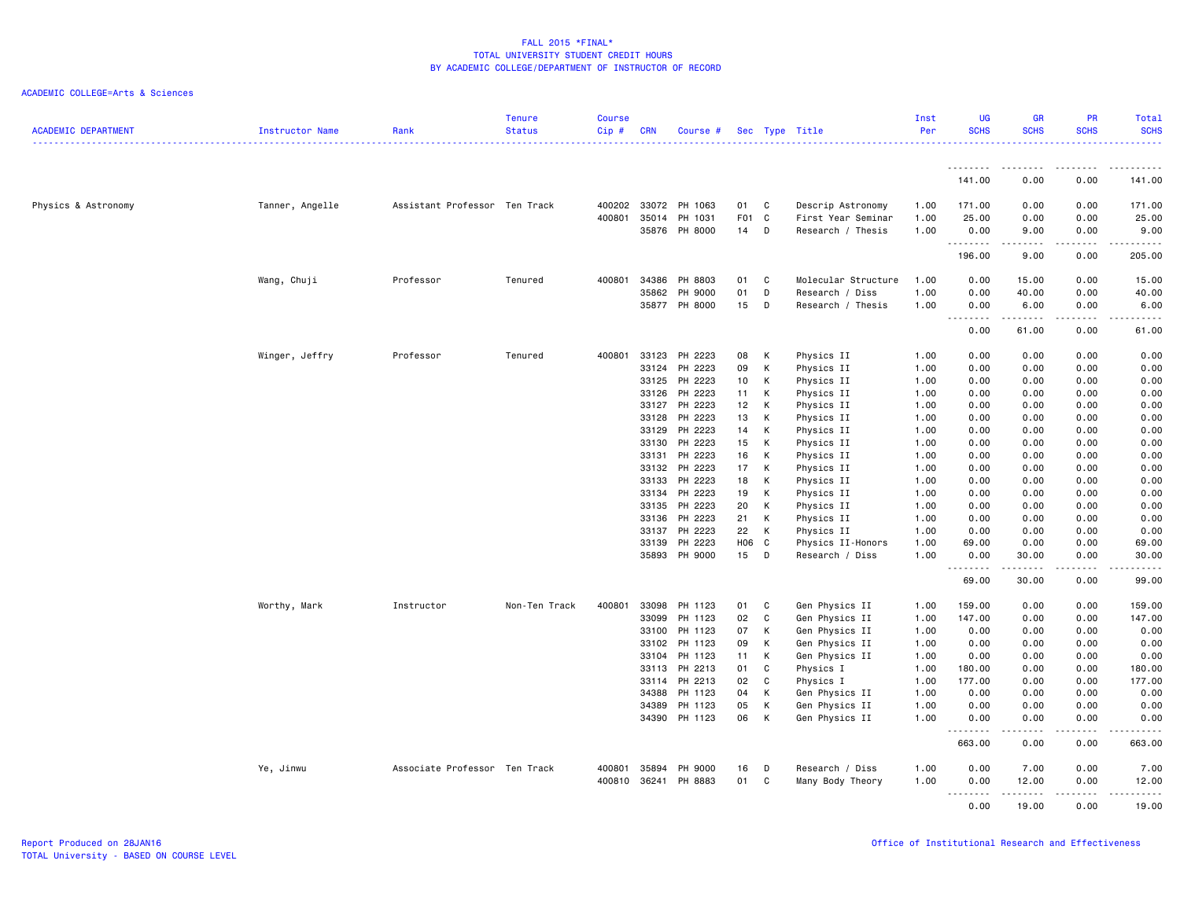FALL 2015 *FINAL*
TOTAL UNIVERSITY STUDENT CREDIT HOURS
BY ACADEMIC COLLEGE/DEPARTMENT OF INSTRUCTOR OF RECORD

ACADEMIC COLLEGE=Arts & Sciences

| ACADEMIC DEPARTMENT | Instructor Name | Rank | Tenure Status | Course Cip # | CRN | Course # | Sec | Type | Title | Inst Per | UG SCHS | GR SCHS | PR SCHS | Total SCHS |
|---|---|---|---|---|---|---|---|---|---|---|---|---|---|---|
| | | | | | | | | | | | 141.00 | 0.00 | 0.00 | 141.00 |
| Physics & Astronomy | Tanner, Angelle | Assistant Professor | Ten Track | 400202 | 33072 | PH 1063 | 01 | C | Descrip Astronomy | 1.00 | 171.00 | 0.00 | 0.00 | 171.00 |
| | | | | 400801 | 35014 | PH 1031 | F01 | C | First Year Seminar | 1.00 | 25.00 | 0.00 | 0.00 | 25.00 |
| | | | | | 35876 | PH 8000 | 14 | D | Research / Thesis | 1.00 | 0.00 | 9.00 | 0.00 | 9.00 |
| | | | | | | | | | | | 196.00 | 9.00 | 0.00 | 205.00 |
| | Wang, Chuji | Professor | Tenured | 400801 | 34386 | PH 8803 | 01 | C | Molecular Structure | 1.00 | 0.00 | 15.00 | 0.00 | 15.00 |
| | | | | | 35862 | PH 9000 | 01 | D | Research / Diss | 1.00 | 0.00 | 40.00 | 0.00 | 40.00 |
| | | | | | 35877 | PH 8000 | 15 | D | Research / Thesis | 1.00 | 0.00 | 6.00 | 0.00 | 6.00 |
| | | | | | | | | | | | 0.00 | 61.00 | 0.00 | 61.00 |
| | Winger, Jeffry | Professor | Tenured | 400801 | 33123 | PH 2223 | 08 | K | Physics II | 1.00 | 0.00 | 0.00 | 0.00 | 0.00 |
| | | | | | 33124 | PH 2223 | 09 | K | Physics II | 1.00 | 0.00 | 0.00 | 0.00 | 0.00 |
| | | | | | 33125 | PH 2223 | 10 | K | Physics II | 1.00 | 0.00 | 0.00 | 0.00 | 0.00 |
| | | | | | 33126 | PH 2223 | 11 | K | Physics II | 1.00 | 0.00 | 0.00 | 0.00 | 0.00 |
| | | | | | 33127 | PH 2223 | 12 | K | Physics II | 1.00 | 0.00 | 0.00 | 0.00 | 0.00 |
| | | | | | 33128 | PH 2223 | 13 | K | Physics II | 1.00 | 0.00 | 0.00 | 0.00 | 0.00 |
| | | | | | 33129 | PH 2223 | 14 | K | Physics II | 1.00 | 0.00 | 0.00 | 0.00 | 0.00 |
| | | | | | 33130 | PH 2223 | 15 | K | Physics II | 1.00 | 0.00 | 0.00 | 0.00 | 0.00 |
| | | | | | 33131 | PH 2223 | 16 | K | Physics II | 1.00 | 0.00 | 0.00 | 0.00 | 0.00 |
| | | | | | 33132 | PH 2223 | 17 | K | Physics II | 1.00 | 0.00 | 0.00 | 0.00 | 0.00 |
| | | | | | 33133 | PH 2223 | 18 | K | Physics II | 1.00 | 0.00 | 0.00 | 0.00 | 0.00 |
| | | | | | 33134 | PH 2223 | 19 | K | Physics II | 1.00 | 0.00 | 0.00 | 0.00 | 0.00 |
| | | | | | 33135 | PH 2223 | 20 | K | Physics II | 1.00 | 0.00 | 0.00 | 0.00 | 0.00 |
| | | | | | 33136 | PH 2223 | 21 | K | Physics II | 1.00 | 0.00 | 0.00 | 0.00 | 0.00 |
| | | | | | 33137 | PH 2223 | 22 | K | Physics II | 1.00 | 0.00 | 0.00 | 0.00 | 0.00 |
| | | | | | 33139 | PH 2223 | H06 | C | Physics II-Honors | 1.00 | 69.00 | 0.00 | 0.00 | 69.00 |
| | | | | | 35893 | PH 9000 | 15 | D | Research / Diss | 1.00 | 0.00 | 30.00 | 0.00 | 30.00 |
| | | | | | | | | | | | 69.00 | 30.00 | 0.00 | 99.00 |
| | Worthy, Mark | Instructor | Non-Ten Track | 400801 | 33098 | PH 1123 | 01 | C | Gen Physics II | 1.00 | 159.00 | 0.00 | 0.00 | 159.00 |
| | | | | | 33099 | PH 1123 | 02 | C | Gen Physics II | 1.00 | 147.00 | 0.00 | 0.00 | 147.00 |
| | | | | | 33100 | PH 1123 | 07 | K | Gen Physics II | 1.00 | 0.00 | 0.00 | 0.00 | 0.00 |
| | | | | | 33102 | PH 1123 | 09 | K | Gen Physics II | 1.00 | 0.00 | 0.00 | 0.00 | 0.00 |
| | | | | | 33104 | PH 1123 | 11 | K | Gen Physics II | 1.00 | 0.00 | 0.00 | 0.00 | 0.00 |
| | | | | | 33113 | PH 2213 | 01 | C | Physics I | 1.00 | 180.00 | 0.00 | 0.00 | 180.00 |
| | | | | | 33114 | PH 2213 | 02 | C | Physics I | 1.00 | 177.00 | 0.00 | 0.00 | 177.00 |
| | | | | | 34388 | PH 1123 | 04 | K | Gen Physics II | 1.00 | 0.00 | 0.00 | 0.00 | 0.00 |
| | | | | | 34389 | PH 1123 | 05 | K | Gen Physics II | 1.00 | 0.00 | 0.00 | 0.00 | 0.00 |
| | | | | | 34390 | PH 1123 | 06 | K | Gen Physics II | 1.00 | 0.00 | 0.00 | 0.00 | 0.00 |
| | | | | | | | | | | | 663.00 | 0.00 | 0.00 | 663.00 |
| | Ye, Jinwu | Associate Professor | Ten Track | 400801 | 35894 | PH 9000 | 16 | D | Research / Diss | 1.00 | 0.00 | 7.00 | 0.00 | 7.00 |
| | | | | 400810 | 36241 | PH 8883 | 01 | C | Many Body Theory | 1.00 | 0.00 | 12.00 | 0.00 | 12.00 |
| | | | | | | | | | | | 0.00 | 19.00 | 0.00 | 19.00 |

Report Produced on 28JAN16
TOTAL University - BASED ON COURSE LEVEL

Office of Institutional Research and Effectiveness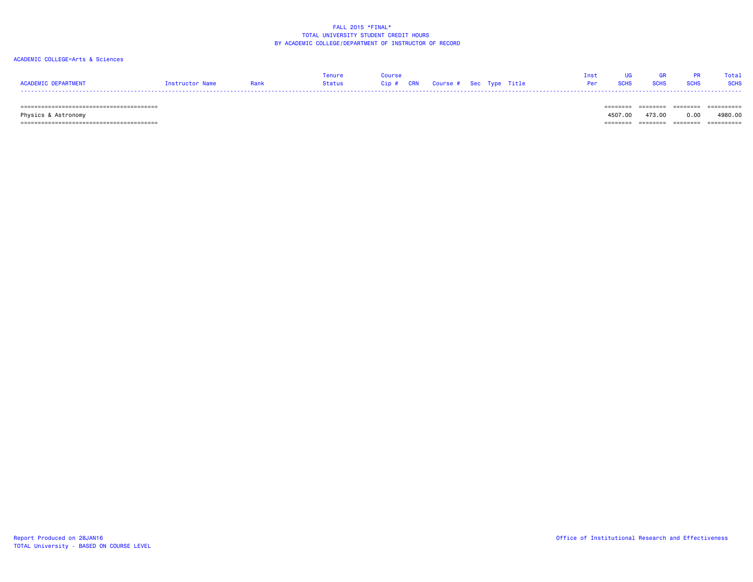FALL 2015 *FINAL*
TOTAL UNIVERSITY STUDENT CREDIT HOURS
BY ACADEMIC COLLEGE/DEPARTMENT OF INSTRUCTOR OF RECORD

ACADEMIC COLLEGE=Arts & Sciences

| ACADEMIC DEPARTMENT | Instructor Name | Rank | Tenure Status | Course Cip # | CRN | Course # | Sec | Type | Title | Inst Per | UG SCHS | GR SCHS | PR SCHS | Total SCHS |
|---|---|---|---|---|---|---|---|---|---|---|---|---|---|---|
| Physics & Astronomy | | | | | | | | | | | 4507.00 | 473.00 | 0.00 | 4980.00 |

Report Produced on 28JAN16
TOTAL University - BASED ON COURSE LEVEL

Office of Institutional Research and Effectiveness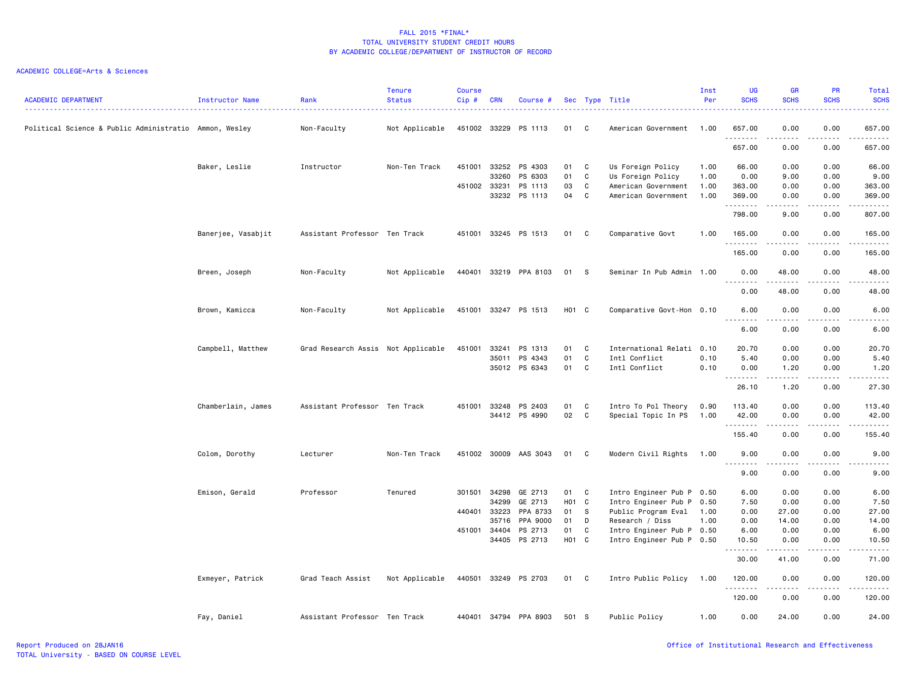# FALL 2015 *FINAL*
## TOTAL UNIVERSITY STUDENT CREDIT HOURS
## BY ACADEMIC COLLEGE/DEPARTMENT OF INSTRUCTOR OF RECORD

ACADEMIC COLLEGE=Arts & Sciences

| ACADEMIC DEPARTMENT | Instructor Name | Rank | Tenure Status | Course Cip # | CRN | Course # | Sec | Type | Title | Inst Per | UG SCHS | GR SCHS | PR SCHS | Total SCHS |
|---|---|---|---|---|---|---|---|---|---|---|---|---|---|---|
| Political Science & Public Administratio | Ammon, Wesley | Non-Faculty | Not Applicable | 451002 | 33229 | PS 1113 | 01 | C | American Government | 1.00 | 657.00 | 0.00 | 0.00 | 657.00 |
| | | | | | | | | | | | 657.00 | 0.00 | 0.00 | 657.00 |
| | Baker, Leslie | Instructor | Non-Ten Track | 451001 | 33252 | PS 4303 | 01 | C | Us Foreign Policy | 1.00 | 66.00 | 0.00 | 0.00 | 66.00 |
| | | | | | 33260 | PS 6303 | 01 | C | Us Foreign Policy | 1.00 | 0.00 | 9.00 | 0.00 | 9.00 |
| | | | | 451002 | 33231 | PS 1113 | 03 | C | American Government | 1.00 | 363.00 | 0.00 | 0.00 | 363.00 |
| | | | | | 33232 | PS 1113 | 04 | C | American Government | 1.00 | 369.00 | 0.00 | 0.00 | 369.00 |
| | | | | | | | | | | | 798.00 | 9.00 | 0.00 | 807.00 |
| | Banerjee, Vasabjit | Assistant Professor | Ten Track | 451001 | 33245 | PS 1513 | 01 | C | Comparative Govt | 1.00 | 165.00 | 0.00 | 0.00 | 165.00 |
| | | | | | | | | | | | 165.00 | 0.00 | 0.00 | 165.00 |
| | Breen, Joseph | Non-Faculty | Not Applicable | 440401 | 33219 | PPA 8103 | 01 | S | Seminar In Pub Admin | 1.00 | 0.00 | 48.00 | 0.00 | 48.00 |
| | | | | | | | | | | | 0.00 | 48.00 | 0.00 | 48.00 |
| | Brown, Kamicca | Non-Faculty | Not Applicable | 451001 | 33247 | PS 1513 | H01 | C | Comparative Govt-Hon | 0.10 | 6.00 | 0.00 | 0.00 | 6.00 |
| | | | | | | | | | | | 6.00 | 0.00 | 0.00 | 6.00 |
| | Campbell, Matthew | Grad Research Assis | Not Applicable | 451001 | 33241 | PS 1313 | 01 | C | International Relati | 0.10 | 20.70 | 0.00 | 0.00 | 20.70 |
| | | | | | 35011 | PS 4343 | 01 | C | Intl Conflict | 0.10 | 5.40 | 0.00 | 0.00 | 5.40 |
| | | | | | 35012 | PS 6343 | 01 | C | Intl Conflict | 0.10 | 0.00 | 1.20 | 0.00 | 1.20 |
| | | | | | | | | | | | 26.10 | 1.20 | 0.00 | 27.30 |
| | Chamberlain, James | Assistant Professor | Ten Track | 451001 | 33248 | PS 2403 | 01 | C | Intro To Pol Theory | 0.90 | 113.40 | 0.00 | 0.00 | 113.40 |
| | | | | | 34412 | PS 4990 | 02 | C | Special Topic In PS | 1.00 | 42.00 | 0.00 | 0.00 | 42.00 |
| | | | | | | | | | | | 155.40 | 0.00 | 0.00 | 155.40 |
| | Colom, Dorothy | Lecturer | Non-Ten Track | 451002 | 30009 | AAS 3043 | 01 | C | Modern Civil Rights | 1.00 | 9.00 | 0.00 | 0.00 | 9.00 |
| | | | | | | | | | | | 9.00 | 0.00 | 0.00 | 9.00 |
| | Emison, Gerald | Professor | Tenured | 301501 | 34298 | GE 2713 | 01 | C | Intro Engineer Pub P | 0.50 | 6.00 | 0.00 | 0.00 | 6.00 |
| | | | | | 34299 | GE 2713 | H01 | C | Intro Engineer Pub P | 0.50 | 7.50 | 0.00 | 0.00 | 7.50 |
| | | | | 440401 | 33223 | PPA 8733 | 01 | S | Public Program Eval | 1.00 | 0.00 | 27.00 | 0.00 | 27.00 |
| | | | | | 35716 | PPA 9000 | 01 | D | Research / Diss | 1.00 | 0.00 | 14.00 | 0.00 | 14.00 |
| | | | | 451001 | 34404 | PS 2713 | 01 | C | Intro Engineer Pub P | 0.50 | 6.00 | 0.00 | 0.00 | 6.00 |
| | | | | | 34405 | PS 2713 | H01 | C | Intro Engineer Pub P | 0.50 | 10.50 | 0.00 | 0.00 | 10.50 |
| | | | | | | | | | | | 30.00 | 41.00 | 0.00 | 71.00 |
| | Exmeyer, Patrick | Grad Teach Assist | Not Applicable | 440501 | 33249 | PS 2703 | 01 | C | Intro Public Policy | 1.00 | 120.00 | 0.00 | 0.00 | 120.00 |
| | | | | | | | | | | | 120.00 | 0.00 | 0.00 | 120.00 |
| | Fay, Daniel | Assistant Professor | Ten Track | 440401 | 34794 | PPA 8903 | 501 | S | Public Policy | 1.00 | 0.00 | 24.00 | 0.00 | 24.00 |

Report Produced on 28JAN16
TOTAL University - BASED ON COURSE LEVEL

Office of Institutional Research and Effectiveness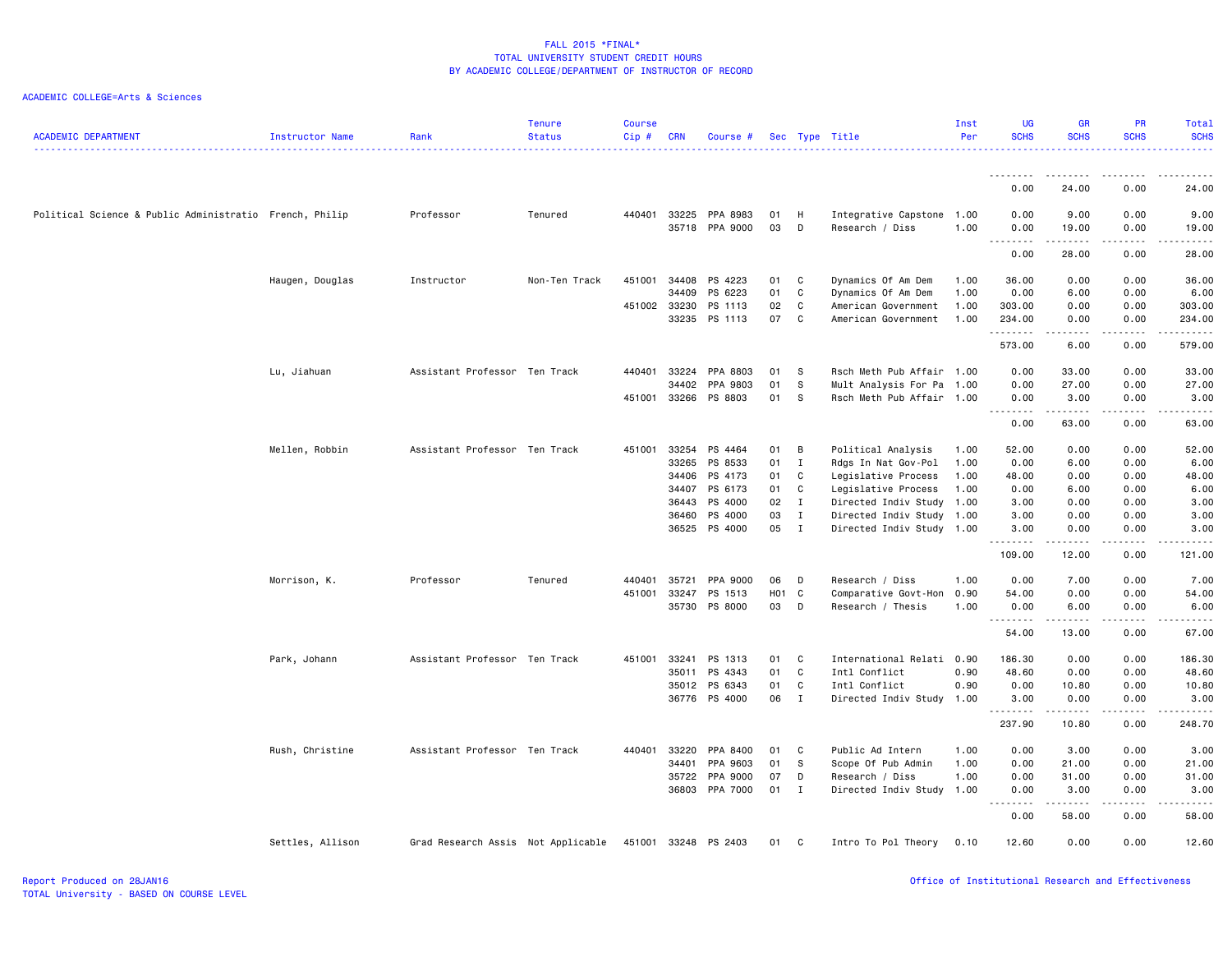FALL 2015 *FINAL*
TOTAL UNIVERSITY STUDENT CREDIT HOURS
BY ACADEMIC COLLEGE/DEPARTMENT OF INSTRUCTOR OF RECORD

ACADEMIC COLLEGE=Arts & Sciences

| ACADEMIC DEPARTMENT | Instructor Name | Rank | Tenure Status | Course Cip # | CRN | Course # | Sec | Type | Title | Inst Per | UG SCHS | GR SCHS | PR SCHS | Total SCHS |
|---|---|---|---|---|---|---|---|---|---|---|---|---|---|---|
| | | | | | | | | | | | 0.00 | 24.00 | 0.00 | 24.00 |
| Political Science & Public Administratio | French, Philip | Professor | Tenured | 440401 | 33225 | PPA 8983 | 01 | H | Integrative Capstone | 1.00 | 0.00 | 9.00 | 0.00 | 9.00 |
| | | | | | 35718 | PPA 9000 | 03 | D | Research / Diss | 1.00 | 0.00 | 19.00 | 0.00 | 19.00 |
| | | | | | | | | | | | 0.00 | 28.00 | 0.00 | 28.00 |
| | Haugen, Douglas | Instructor | Non-Ten Track | 451001 | 34408 | PS 4223 | 01 | C | Dynamics Of Am Dem | 1.00 | 36.00 | 0.00 | 0.00 | 36.00 |
| | | | | | 34409 | PS 6223 | 01 | C | Dynamics Of Am Dem | 1.00 | 0.00 | 6.00 | 0.00 | 6.00 |
| | | | | 451002 | 33230 | PS 1113 | 02 | C | American Government | 1.00 | 303.00 | 0.00 | 0.00 | 303.00 |
| | | | | | 33235 | PS 1113 | 07 | C | American Government | 1.00 | 234.00 | 0.00 | 0.00 | 234.00 |
| | | | | | | | | | | | 573.00 | 6.00 | 0.00 | 579.00 |
| | Lu, Jiahuan | Assistant Professor | Ten Track | 440401 | 33224 | PPA 8803 | 01 | S | Rsch Meth Pub Affair | 1.00 | 0.00 | 33.00 | 0.00 | 33.00 |
| | | | | | 34402 | PPA 9803 | 01 | S | Mult Analysis For Pa | 1.00 | 0.00 | 27.00 | 0.00 | 27.00 |
| | | | | 451001 | 33266 | PS 8803 | 01 | S | Rsch Meth Pub Affair | 1.00 | 0.00 | 3.00 | 0.00 | 3.00 |
| | | | | | | | | | | | 0.00 | 63.00 | 0.00 | 63.00 |
| | Mellen, Robbin | Assistant Professor | Ten Track | 451001 | 33254 | PS 4464 | 01 | B | Political Analysis | 1.00 | 52.00 | 0.00 | 0.00 | 52.00 |
| | | | | | 33265 | PS 8533 | 01 | I | Rdgs In Nat Gov-Pol | 1.00 | 0.00 | 6.00 | 0.00 | 6.00 |
| | | | | | 34406 | PS 4173 | 01 | C | Legislative Process | 1.00 | 48.00 | 0.00 | 0.00 | 48.00 |
| | | | | | 34407 | PS 6173 | 01 | C | Legislative Process | 1.00 | 0.00 | 6.00 | 0.00 | 6.00 |
| | | | | | 36443 | PS 4000 | 02 | I | Directed Indiv Study | 1.00 | 3.00 | 0.00 | 0.00 | 3.00 |
| | | | | | 36460 | PS 4000 | 03 | I | Directed Indiv Study | 1.00 | 3.00 | 0.00 | 0.00 | 3.00 |
| | | | | | 36525 | PS 4000 | 05 | I | Directed Indiv Study | 1.00 | 3.00 | 0.00 | 0.00 | 3.00 |
| | | | | | | | | | | | 109.00 | 12.00 | 0.00 | 121.00 |
| | Morrison, K. | Professor | Tenured | 440401 | 35721 | PPA 9000 | 06 | D | Research / Diss | 1.00 | 0.00 | 7.00 | 0.00 | 7.00 |
| | | | | 451001 | 33247 | PS 1513 | H01 | C | Comparative Govt-Hon | 0.90 | 54.00 | 0.00 | 0.00 | 54.00 |
| | | | | | 35730 | PS 8000 | 03 | D | Research / Thesis | 1.00 | 0.00 | 6.00 | 0.00 | 6.00 |
| | | | | | | | | | | | 54.00 | 13.00 | 0.00 | 67.00 |
| | Park, Johann | Assistant Professor | Ten Track | 451001 | 33241 | PS 1313 | 01 | C | International Relati | 0.90 | 186.30 | 0.00 | 0.00 | 186.30 |
| | | | | | 35011 | PS 4343 | 01 | C | Intl Conflict | 0.90 | 48.60 | 0.00 | 0.00 | 48.60 |
| | | | | | 35012 | PS 6343 | 01 | C | Intl Conflict | 0.90 | 0.00 | 10.80 | 0.00 | 10.80 |
| | | | | | 36776 | PS 4000 | 06 | I | Directed Indiv Study | 1.00 | 3.00 | 0.00 | 0.00 | 3.00 |
| | | | | | | | | | | | 237.90 | 10.80 | 0.00 | 248.70 |
| | Rush, Christine | Assistant Professor | Ten Track | 440401 | 33220 | PPA 8400 | 01 | C | Public Ad Intern | 1.00 | 0.00 | 3.00 | 0.00 | 3.00 |
| | | | | | 34401 | PPA 9603 | 01 | S | Scope Of Pub Admin | 1.00 | 0.00 | 21.00 | 0.00 | 21.00 |
| | | | | | 35722 | PPA 9000 | 07 | D | Research / Diss | 1.00 | 0.00 | 31.00 | 0.00 | 31.00 |
| | | | | | 36803 | PPA 7000 | 01 | I | Directed Indiv Study | 1.00 | 0.00 | 3.00 | 0.00 | 3.00 |
| | | | | | | | | | | | 0.00 | 58.00 | 0.00 | 58.00 |
| | Settles, Allison | Grad Research Assis | Not Applicable | 451001 | 33248 | PS 2403 | 01 | C | Intro To Pol Theory | 0.10 | 12.60 | 0.00 | 0.00 | 12.60 |

Report Produced on 28JAN16
TOTAL University - BASED ON COURSE LEVEL

Office of Institutional Research and Effectiveness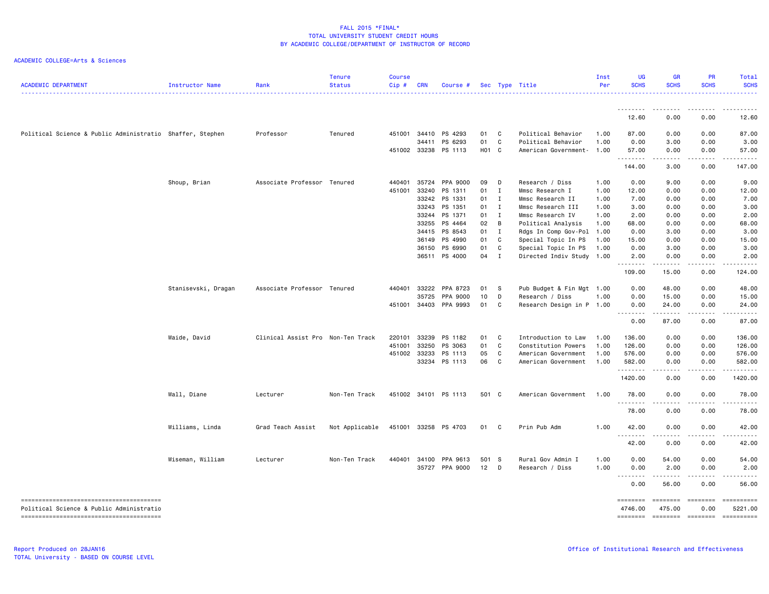FALL 2015 *FINAL*
TOTAL UNIVERSITY STUDENT CREDIT HOURS
BY ACADEMIC COLLEGE/DEPARTMENT OF INSTRUCTOR OF RECORD

ACADEMIC COLLEGE=Arts & Sciences

| ACADEMIC DEPARTMENT | Instructor Name | Rank | Tenure Status | Course Cip # | CRN | Course # | Sec | Type | Title | Inst Per | UG SCHS | GR SCHS | PR SCHS | Total SCHS |
|---|---|---|---|---|---|---|---|---|---|---|---|---|---|---|
| | | | | | | | | | | | 12.60 | 0.00 | 0.00 | 12.60 |
| Political Science & Public Administratio | Shaffer, Stephen | Professor | Tenured | 451001 | 34410 | PS 4293 | 01 | C | Political Behavior | 1.00 | 87.00 | 0.00 | 0.00 | 87.00 |
| | | | | | 34411 | PS 6293 | 01 | C | Political Behavior | 1.00 | 0.00 | 3.00 | 0.00 | 3.00 |
| | | | | 451002 | 33238 | PS 1113 | H01 | C | American Government- | 1.00 | 57.00 | 0.00 | 0.00 | 57.00 |
| | | | | | | | | | | | 144.00 | 3.00 | 0.00 | 147.00 |
| | Shoup, Brian | Associate Professor | Tenured | 440401 | 35724 | PPA 9000 | 09 | D | Research / Diss | 1.00 | 0.00 | 9.00 | 0.00 | 9.00 |
| | | | | 451001 | 33240 | PS 1311 | 01 | I | Mmsc Research I | 1.00 | 12.00 | 0.00 | 0.00 | 12.00 |
| | | | | | 33242 | PS 1331 | 01 | I | Mmsc Research II | 1.00 | 7.00 | 0.00 | 0.00 | 7.00 |
| | | | | | 33243 | PS 1351 | 01 | I | Mmsc Research III | 1.00 | 3.00 | 0.00 | 0.00 | 3.00 |
| | | | | | 33244 | PS 1371 | 01 | I | Mmsc Research IV | 1.00 | 2.00 | 0.00 | 0.00 | 2.00 |
| | | | | | 33255 | PS 4464 | 02 | B | Political Analysis | 1.00 | 68.00 | 0.00 | 0.00 | 68.00 |
| | | | | | 34415 | PS 8543 | 01 | I | Rdgs In Comp Gov-Pol | 1.00 | 0.00 | 3.00 | 0.00 | 3.00 |
| | | | | | 36149 | PS 4990 | 01 | C | Special Topic In PS | 1.00 | 15.00 | 0.00 | 0.00 | 15.00 |
| | | | | | 36150 | PS 6990 | 01 | C | Special Topic In PS | 1.00 | 0.00 | 3.00 | 0.00 | 3.00 |
| | | | | | 36511 | PS 4000 | 04 | I | Directed Indiv Study | 1.00 | 2.00 | 0.00 | 0.00 | 2.00 |
| | | | | | | | | | | | 109.00 | 15.00 | 0.00 | 124.00 |
| | Stanisevski, Dragan | Associate Professor | Tenured | 440401 | 33222 | PPA 8723 | 01 | S | Pub Budget & Fin Mgt | 1.00 | 0.00 | 48.00 | 0.00 | 48.00 |
| | | | | | 35725 | PPA 9000 | 10 | D | Research / Diss | 1.00 | 0.00 | 15.00 | 0.00 | 15.00 |
| | | | | 451001 | 34403 | PPA 9993 | 01 | C | Research Design in P | 1.00 | 0.00 | 24.00 | 0.00 | 24.00 |
| | | | | | | | | | | | 0.00 | 87.00 | 0.00 | 87.00 |
| | Waide, David | Clinical Assist Pro | Non-Ten Track | 220101 | 33239 | PS 1182 | 01 | C | Introduction to Law | 1.00 | 136.00 | 0.00 | 0.00 | 136.00 |
| | | | | 451001 | 33250 | PS 3063 | 01 | C | Constitution Powers | 1.00 | 126.00 | 0.00 | 0.00 | 126.00 |
| | | | | 451002 | 33233 | PS 1113 | 05 | C | American Government | 1.00 | 576.00 | 0.00 | 0.00 | 576.00 |
| | | | | | 33234 | PS 1113 | 06 | C | American Government | 1.00 | 582.00 | 0.00 | 0.00 | 582.00 |
| | | | | | | | | | | | 1420.00 | 0.00 | 0.00 | 1420.00 |
| | Wall, Diane | Lecturer | Non-Ten Track | 451002 | 34101 | PS 1113 | 501 | C | American Government | 1.00 | 78.00 | 0.00 | 0.00 | 78.00 |
| | | | | | | | | | | | 78.00 | 0.00 | 0.00 | 78.00 |
| | Williams, Linda | Grad Teach Assist | Not Applicable | 451001 | 33258 | PS 4703 | 01 | C | Prin Pub Adm | 1.00 | 42.00 | 0.00 | 0.00 | 42.00 |
| | | | | | | | | | | | 42.00 | 0.00 | 0.00 | 42.00 |
| | Wiseman, William | Lecturer | Non-Ten Track | 440401 | 34100 | PPA 9613 | 501 | S | Rural Gov Admin I | 1.00 | 0.00 | 54.00 | 0.00 | 54.00 |
| | | | | | 35727 | PPA 9000 | 12 | D | Research / Diss | 1.00 | 0.00 | 2.00 | 0.00 | 2.00 |
| | | | | | | | | | | | 0.00 | 56.00 | 0.00 | 56.00 |
| Political Science & Public Administratio | | | | | | | | | | | 4746.00 | 475.00 | 0.00 | 5221.00 |

Report Produced on 28JAN16
TOTAL University - BASED ON COURSE LEVEL

Office of Institutional Research and Effectiveness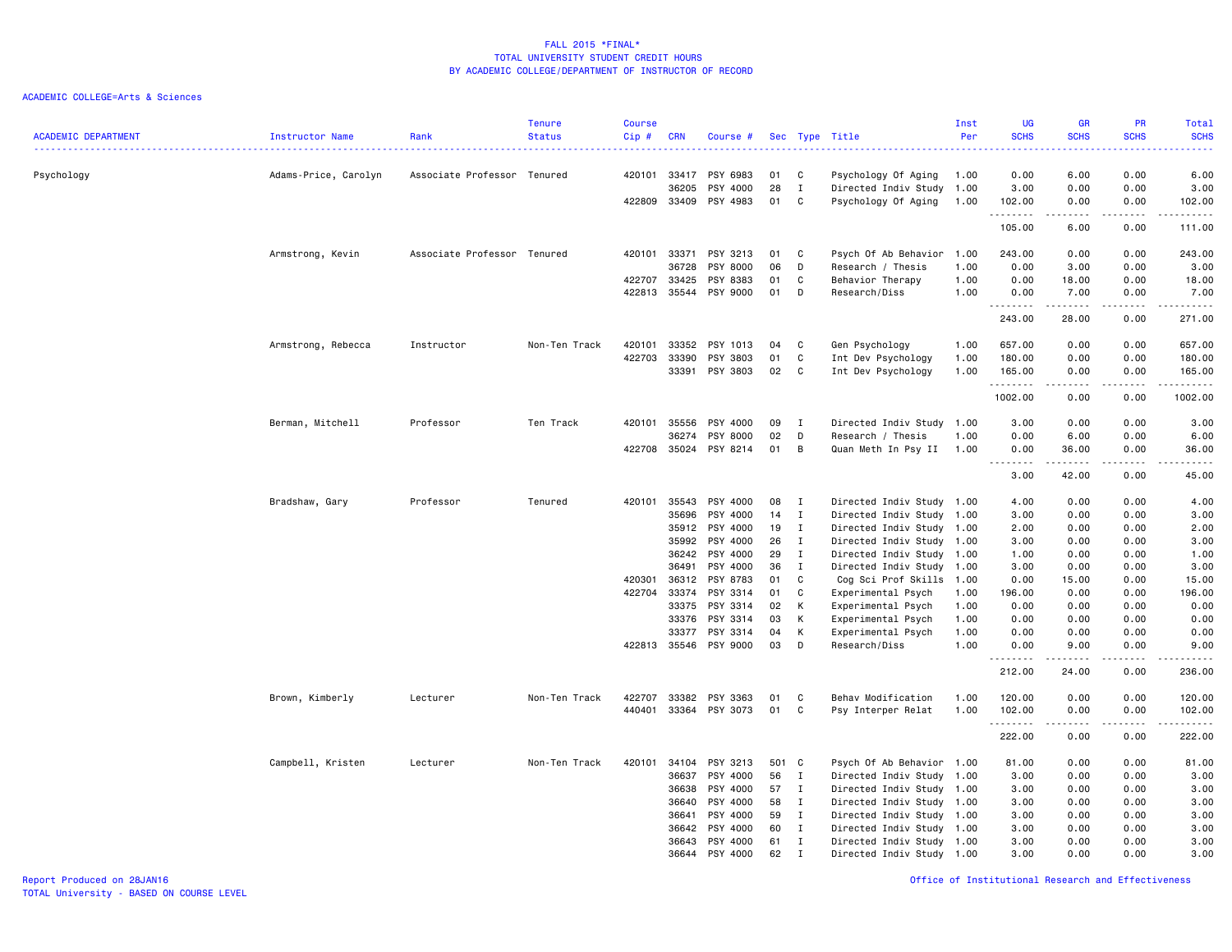FALL 2015 *FINAL*
TOTAL UNIVERSITY STUDENT CREDIT HOURS
BY ACADEMIC COLLEGE/DEPARTMENT OF INSTRUCTOR OF RECORD

ACADEMIC COLLEGE=Arts & Sciences

| ACADEMIC DEPARTMENT | Instructor Name | Rank | Tenure Status | Course Cip # | CRN | Course # | Sec | Type | Title | Inst Per | UG SCHS | GR SCHS | PR SCHS | Total SCHS |
|---|---|---|---|---|---|---|---|---|---|---|---|---|---|---|
| Psychology | Adams-Price, Carolyn | Associate Professor | Tenured | 420101 | 33417 | PSY 6983 | 01 | C | Psychology Of Aging | 1.00 | 0.00 | 6.00 | 0.00 | 6.00 |
| | | | | | 36205 | PSY 4000 | 28 | I | Directed Indiv Study | 1.00 | 3.00 | 0.00 | 0.00 | 3.00 |
| | | | | 422809 | 33409 | PSY 4983 | 01 | C | Psychology Of Aging | 1.00 | 102.00 | 0.00 | 0.00 | 102.00 |
| | | | | | | | | | | | 105.00 | 6.00 | 0.00 | 111.00 |
| | Armstrong, Kevin | Associate Professor | Tenured | 420101 | 33371 | PSY 3213 | 01 | C | Psych Of Ab Behavior | 1.00 | 243.00 | 0.00 | 0.00 | 243.00 |
| | | | | | 36728 | PSY 8000 | 06 | D | Research / Thesis | 1.00 | 0.00 | 3.00 | 0.00 | 3.00 |
| | | | | 422707 | 33425 | PSY 8383 | 01 | C | Behavior Therapy | 1.00 | 0.00 | 18.00 | 0.00 | 18.00 |
| | | | | 422813 | 35544 | PSY 9000 | 01 | D | Research/Diss | 1.00 | 0.00 | 7.00 | 0.00 | 7.00 |
| | | | | | | | | | | | 243.00 | 28.00 | 0.00 | 271.00 |
| | Armstrong, Rebecca | Instructor | Non-Ten Track | 420101 | 33352 | PSY 1013 | 04 | C | Gen Psychology | 1.00 | 657.00 | 0.00 | 0.00 | 657.00 |
| | | | | 422703 | 33390 | PSY 3803 | 01 | C | Int Dev Psychology | 1.00 | 180.00 | 0.00 | 0.00 | 180.00 |
| | | | | | 33391 | PSY 3803 | 02 | C | Int Dev Psychology | 1.00 | 165.00 | 0.00 | 0.00 | 165.00 |
| | | | | | | | | | | | 1002.00 | 0.00 | 0.00 | 1002.00 |
| | Berman, Mitchell | Professor | Ten Track | 420101 | 35556 | PSY 4000 | 09 | I | Directed Indiv Study | 1.00 | 3.00 | 0.00 | 0.00 | 3.00 |
| | | | | | 36274 | PSY 8000 | 02 | D | Research / Thesis | 1.00 | 0.00 | 6.00 | 0.00 | 6.00 |
| | | | | 422708 | 35024 | PSY 8214 | 01 | B | Quan Meth In Psy II | 1.00 | 0.00 | 36.00 | 0.00 | 36.00 |
| | | | | | | | | | | | 3.00 | 42.00 | 0.00 | 45.00 |
| | Bradshaw, Gary | Professor | Tenured | 420101 | 35543 | PSY 4000 | 08 | I | Directed Indiv Study | 1.00 | 4.00 | 0.00 | 0.00 | 4.00 |
| | | | | | 35696 | PSY 4000 | 14 | I | Directed Indiv Study | 1.00 | 3.00 | 0.00 | 0.00 | 3.00 |
| | | | | | 35912 | PSY 4000 | 19 | I | Directed Indiv Study | 1.00 | 2.00 | 0.00 | 0.00 | 2.00 |
| | | | | | 35992 | PSY 4000 | 26 | I | Directed Indiv Study | 1.00 | 3.00 | 0.00 | 0.00 | 3.00 |
| | | | | | 36242 | PSY 4000 | 29 | I | Directed Indiv Study | 1.00 | 1.00 | 0.00 | 0.00 | 1.00 |
| | | | | | 36491 | PSY 4000 | 36 | I | Directed Indiv Study | 1.00 | 3.00 | 0.00 | 0.00 | 3.00 |
| | | | | 420301 | 36312 | PSY 8783 | 01 | C | Cog Sci Prof Skills | 1.00 | 0.00 | 15.00 | 0.00 | 15.00 |
| | | | | 422704 | 33374 | PSY 3314 | 01 | C | Experimental Psych | 1.00 | 196.00 | 0.00 | 0.00 | 196.00 |
| | | | | | 33375 | PSY 3314 | 02 | K | Experimental Psych | 1.00 | 0.00 | 0.00 | 0.00 | 0.00 |
| | | | | | 33376 | PSY 3314 | 03 | K | Experimental Psych | 1.00 | 0.00 | 0.00 | 0.00 | 0.00 |
| | | | | | 33377 | PSY 3314 | 04 | K | Experimental Psych | 1.00 | 0.00 | 0.00 | 0.00 | 0.00 |
| | | | | 422813 | 35546 | PSY 9000 | 03 | D | Research/Diss | 1.00 | 0.00 | 9.00 | 0.00 | 9.00 |
| | | | | | | | | | | | 212.00 | 24.00 | 0.00 | 236.00 |
| | Brown, Kimberly | Lecturer | Non-Ten Track | 422707 | 33382 | PSY 3363 | 01 | C | Behav Modification | 1.00 | 120.00 | 0.00 | 0.00 | 120.00 |
| | | | | 440401 | 33364 | PSY 3073 | 01 | C | Psy Interper Relat | 1.00 | 102.00 | 0.00 | 0.00 | 102.00 |
| | | | | | | | | | | | 222.00 | 0.00 | 0.00 | 222.00 |
| | Campbell, Kristen | Lecturer | Non-Ten Track | 420101 | 34104 | PSY 3213 | 501 | C | Psych Of Ab Behavior | 1.00 | 81.00 | 0.00 | 0.00 | 81.00 |
| | | | | | 36637 | PSY 4000 | 56 | I | Directed Indiv Study | 1.00 | 3.00 | 0.00 | 0.00 | 3.00 |
| | | | | | 36638 | PSY 4000 | 57 | I | Directed Indiv Study | 1.00 | 3.00 | 0.00 | 0.00 | 3.00 |
| | | | | | 36640 | PSY 4000 | 58 | I | Directed Indiv Study | 1.00 | 3.00 | 0.00 | 0.00 | 3.00 |
| | | | | | 36641 | PSY 4000 | 59 | I | Directed Indiv Study | 1.00 | 3.00 | 0.00 | 0.00 | 3.00 |
| | | | | | 36642 | PSY 4000 | 60 | I | Directed Indiv Study | 1.00 | 3.00 | 0.00 | 0.00 | 3.00 |
| | | | | | 36643 | PSY 4000 | 61 | I | Directed Indiv Study | 1.00 | 3.00 | 0.00 | 0.00 | 3.00 |
| | | | | | 36644 | PSY 4000 | 62 | I | Directed Indiv Study | 1.00 | 3.00 | 0.00 | 0.00 | 3.00 |

Report Produced on 28JAN16
TOTAL University - BASED ON COURSE LEVEL

Office of Institutional Research and Effectiveness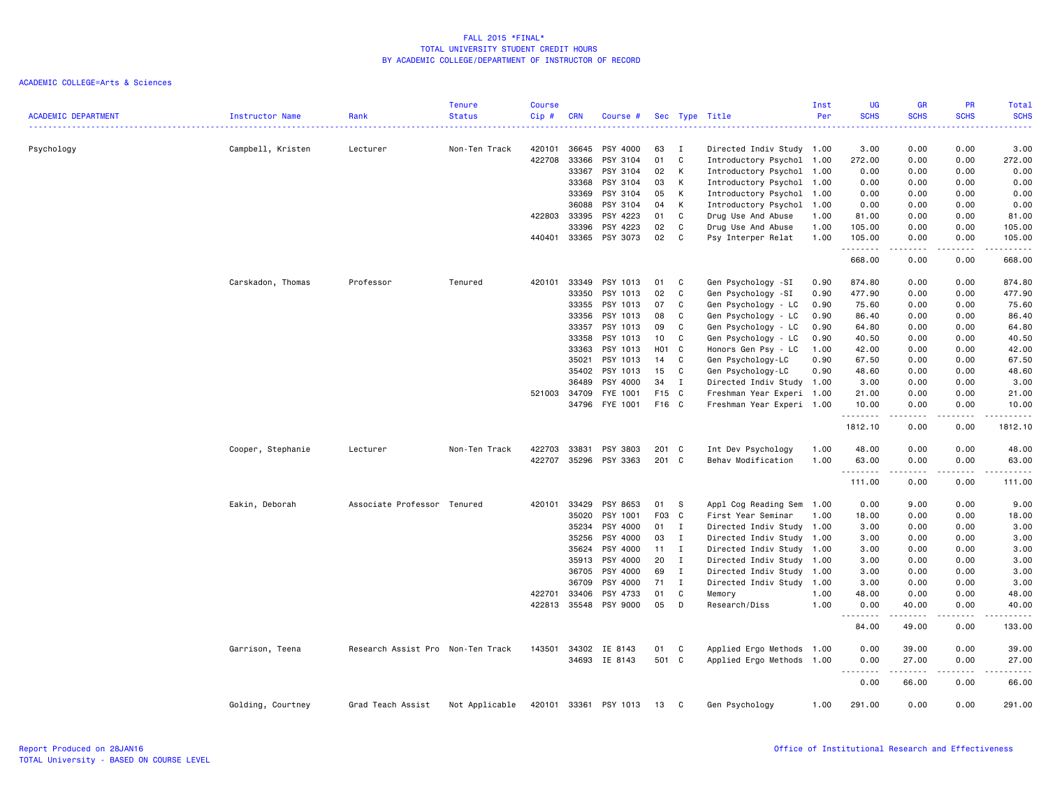FALL 2015 *FINAL*
TOTAL UNIVERSITY STUDENT CREDIT HOURS
BY ACADEMIC COLLEGE/DEPARTMENT OF INSTRUCTOR OF RECORD

ACADEMIC COLLEGE=Arts & Sciences

| ACADEMIC DEPARTMENT | Instructor Name | Rank | Tenure Status | Course Cip # | CRN | Course # | Sec | Type | Title | Inst Per | UG SCHS | GR SCHS | PR SCHS | Total SCHS |
|---|---|---|---|---|---|---|---|---|---|---|---|---|---|---|
| Psychology | Campbell, Kristen | Lecturer | Non-Ten Track | 420101 | 36645 | PSY 4000 | 63 | I | Directed Indiv Study | 1.00 | 3.00 | 0.00 | 0.00 | 3.00 |
| | | | | 422708 | 33366 | PSY 3104 | 01 | C | Introductory Psychol | 1.00 | 272.00 | 0.00 | 0.00 | 272.00 |
| | | | | | 33367 | PSY 3104 | 02 | K | Introductory Psychol | 1.00 | 0.00 | 0.00 | 0.00 | 0.00 |
| | | | | | 33368 | PSY 3104 | 03 | K | Introductory Psychol | 1.00 | 0.00 | 0.00 | 0.00 | 0.00 |
| | | | | | 33369 | PSY 3104 | 05 | K | Introductory Psychol | 1.00 | 0.00 | 0.00 | 0.00 | 0.00 |
| | | | | | 36088 | PSY 3104 | 04 | K | Introductory Psychol | 1.00 | 0.00 | 0.00 | 0.00 | 0.00 |
| | | | | 422803 | 33395 | PSY 4223 | 01 | C | Drug Use And Abuse | 1.00 | 81.00 | 0.00 | 0.00 | 81.00 |
| | | | | | 33396 | PSY 4223 | 02 | C | Drug Use And Abuse | 1.00 | 105.00 | 0.00 | 0.00 | 105.00 |
| | | | | 440401 | 33365 | PSY 3073 | 02 | C | Psy Interper Relat | 1.00 | 105.00 | 0.00 | 0.00 | 105.00 |
| | | | | | | | | | | | 668.00 | 0.00 | 0.00 | 668.00 |
| | Carskadon, Thomas | Professor | Tenured | 420101 | 33349 | PSY 1013 | 01 | C | Gen Psychology -SI | 0.90 | 874.80 | 0.00 | 0.00 | 874.80 |
| | | | | | 33350 | PSY 1013 | 02 | C | Gen Psychology -SI | 0.90 | 477.90 | 0.00 | 0.00 | 477.90 |
| | | | | | 33355 | PSY 1013 | 07 | C | Gen Psychology - LC | 0.90 | 75.60 | 0.00 | 0.00 | 75.60 |
| | | | | | 33356 | PSY 1013 | 08 | C | Gen Psychology - LC | 0.90 | 86.40 | 0.00 | 0.00 | 86.40 |
| | | | | | 33357 | PSY 1013 | 09 | C | Gen Psychology - LC | 0.90 | 64.80 | 0.00 | 0.00 | 64.80 |
| | | | | | 33358 | PSY 1013 | 10 | C | Gen Psychology - LC | 0.90 | 40.50 | 0.00 | 0.00 | 40.50 |
| | | | | | 33363 | PSY 1013 | H01 | C | Honors Gen Psy - LC | 1.00 | 42.00 | 0.00 | 0.00 | 42.00 |
| | | | | | 35021 | PSY 1013 | 14 | C | Gen Psychology-LC | 0.90 | 67.50 | 0.00 | 0.00 | 67.50 |
| | | | | | 35402 | PSY 1013 | 15 | C | Gen Psychology-LC | 0.90 | 48.60 | 0.00 | 0.00 | 48.60 |
| | | | | | 36489 | PSY 4000 | 34 | I | Directed Indiv Study | 1.00 | 3.00 | 0.00 | 0.00 | 3.00 |
| | | | | 521003 | 34709 | FYE 1001 | F15 | C | Freshman Year Experi | 1.00 | 21.00 | 0.00 | 0.00 | 21.00 |
| | | | | | 34796 | FYE 1001 | F16 | C | Freshman Year Experi | 1.00 | 10.00 | 0.00 | 0.00 | 10.00 |
| | | | | | | | | | | | 1812.10 | 0.00 | 0.00 | 1812.10 |
| | Cooper, Stephanie | Lecturer | Non-Ten Track | 422703 | 33831 | PSY 3803 | 201 | C | Int Dev Psychology | 1.00 | 48.00 | 0.00 | 0.00 | 48.00 |
| | | | | 422707 | 35296 | PSY 3363 | 201 | C | Behav Modification | 1.00 | 63.00 | 0.00 | 0.00 | 63.00 |
| | | | | | | | | | | | 111.00 | 0.00 | 0.00 | 111.00 |
| | Eakin, Deborah | Associate Professor | Tenured | 420101 | 33429 | PSY 8653 | 01 | S | Appl Cog Reading Sem | 1.00 | 0.00 | 9.00 | 0.00 | 9.00 |
| | | | | | 35020 | PSY 1001 | F03 | C | First Year Seminar | 1.00 | 18.00 | 0.00 | 0.00 | 18.00 |
| | | | | | 35234 | PSY 4000 | 01 | I | Directed Indiv Study | 1.00 | 3.00 | 0.00 | 0.00 | 3.00 |
| | | | | | 35256 | PSY 4000 | 03 | I | Directed Indiv Study | 1.00 | 3.00 | 0.00 | 0.00 | 3.00 |
| | | | | | 35624 | PSY 4000 | 11 | I | Directed Indiv Study | 1.00 | 3.00 | 0.00 | 0.00 | 3.00 |
| | | | | | 35913 | PSY 4000 | 20 | I | Directed Indiv Study | 1.00 | 3.00 | 0.00 | 0.00 | 3.00 |
| | | | | | 36705 | PSY 4000 | 69 | I | Directed Indiv Study | 1.00 | 3.00 | 0.00 | 0.00 | 3.00 |
| | | | | | 36709 | PSY 4000 | 71 | I | Directed Indiv Study | 1.00 | 3.00 | 0.00 | 0.00 | 3.00 |
| | | | | 422701 | 33406 | PSY 4733 | 01 | C | Memory | 1.00 | 48.00 | 0.00 | 0.00 | 48.00 |
| | | | | 422813 | 35548 | PSY 9000 | 05 | D | Research/Diss | 1.00 | 0.00 | 40.00 | 0.00 | 40.00 |
| | | | | | | | | | | | 84.00 | 49.00 | 0.00 | 133.00 |
| | Garrison, Teena | Research Assist Pro | Non-Ten Track | 143501 | 34302 | IE 8143 | 01 | C | Applied Ergo Methods | 1.00 | 0.00 | 39.00 | 0.00 | 39.00 |
| | | | | | 34693 | IE 8143 | 501 | C | Applied Ergo Methods | 1.00 | 0.00 | 27.00 | 0.00 | 27.00 |
| | | | | | | | | | | | 0.00 | 66.00 | 0.00 | 66.00 |
| | Golding, Courtney | Grad Teach Assist | Not Applicable | 420101 | 33361 | PSY 1013 | 13 | C | Gen Psychology | 1.00 | 291.00 | 0.00 | 0.00 | 291.00 |

Report Produced on 28JAN16
TOTAL University - BASED ON COURSE LEVEL

Office of Institutional Research and Effectiveness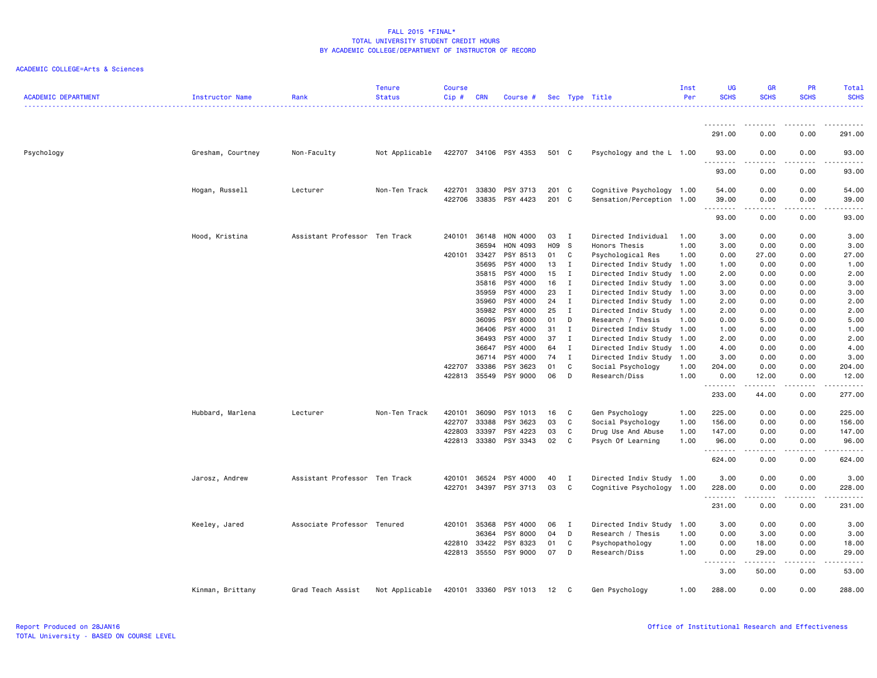FALL 2015 *FINAL*
TOTAL UNIVERSITY STUDENT CREDIT HOURS
BY ACADEMIC COLLEGE/DEPARTMENT OF INSTRUCTOR OF RECORD

ACADEMIC COLLEGE=Arts & Sciences

| ACADEMIC DEPARTMENT | Instructor Name | Rank | Tenure Status | Course Cip # | CRN | Course # | Sec | Type | Title | Inst Per | UG SCHS | GR SCHS | PR SCHS | Total SCHS |
|---|---|---|---|---|---|---|---|---|---|---|---|---|---|---|
| | | | | | | | | | | | 291.00 | 0.00 | 0.00 | 291.00 |
| Psychology | Gresham, Courtney | Non-Faculty | Not Applicable | 422707 | 34106 | PSY 4353 | 501 | C | Psychology and the L | 1.00 | 93.00 | 0.00 | 0.00 | 93.00 |
| | | | | | | | | | | | 93.00 | 0.00 | 0.00 | 93.00 |
| | Hogan, Russell | Lecturer | Non-Ten Track | 422701 | 33830 | PSY 3713 | 201 | C | Cognitive Psychology | 1.00 | 54.00 | 0.00 | 0.00 | 54.00 |
| | | | | 422706 | 33835 | PSY 4423 | 201 | C | Sensation/Perception | 1.00 | 39.00 | 0.00 | 0.00 | 39.00 |
| | | | | | | | | | | | 93.00 | 0.00 | 0.00 | 93.00 |
| | Hood, Kristina | Assistant Professor | Ten Track | 240101 | 36148 | HON 4000 | 03 | I | Directed Individual | 1.00 | 3.00 | 0.00 | 0.00 | 3.00 |
| | | | | | 36594 | HON 4093 | H09 | S | Honors Thesis | 1.00 | 3.00 | 0.00 | 0.00 | 3.00 |
| | | | | 420101 | 33427 | PSY 8513 | 01 | C | Psychological Res | 1.00 | 0.00 | 27.00 | 0.00 | 27.00 |
| | | | | | 35695 | PSY 4000 | 13 | I | Directed Indiv Study | 1.00 | 1.00 | 0.00 | 0.00 | 1.00 |
| | | | | | 35815 | PSY 4000 | 15 | I | Directed Indiv Study | 1.00 | 2.00 | 0.00 | 0.00 | 2.00 |
| | | | | | 35816 | PSY 4000 | 16 | I | Directed Indiv Study | 1.00 | 3.00 | 0.00 | 0.00 | 3.00 |
| | | | | | 35959 | PSY 4000 | 23 | I | Directed Indiv Study | 1.00 | 3.00 | 0.00 | 0.00 | 3.00 |
| | | | | | 35960 | PSY 4000 | 24 | I | Directed Indiv Study | 1.00 | 2.00 | 0.00 | 0.00 | 2.00 |
| | | | | | 35982 | PSY 4000 | 25 | I | Directed Indiv Study | 1.00 | 2.00 | 0.00 | 0.00 | 2.00 |
| | | | | | 36095 | PSY 8000 | 01 | D | Research / Thesis | 1.00 | 0.00 | 5.00 | 0.00 | 5.00 |
| | | | | | 36406 | PSY 4000 | 31 | I | Directed Indiv Study | 1.00 | 1.00 | 0.00 | 0.00 | 1.00 |
| | | | | | 36493 | PSY 4000 | 37 | I | Directed Indiv Study | 1.00 | 2.00 | 0.00 | 0.00 | 2.00 |
| | | | | | 36647 | PSY 4000 | 64 | I | Directed Indiv Study | 1.00 | 4.00 | 0.00 | 0.00 | 4.00 |
| | | | | | 36714 | PSY 4000 | 74 | I | Directed Indiv Study | 1.00 | 3.00 | 0.00 | 0.00 | 3.00 |
| | | | | 422707 | 33386 | PSY 3623 | 01 | C | Social Psychology | 1.00 | 204.00 | 0.00 | 0.00 | 204.00 |
| | | | | 422813 | 35549 | PSY 9000 | 06 | D | Research/Diss | 1.00 | 0.00 | 12.00 | 0.00 | 12.00 |
| | | | | | | | | | | | 233.00 | 44.00 | 0.00 | 277.00 |
| | Hubbard, Marlena | Lecturer | Non-Ten Track | 420101 | 36090 | PSY 1013 | 16 | C | Gen Psychology | 1.00 | 225.00 | 0.00 | 0.00 | 225.00 |
| | | | | 422707 | 33388 | PSY 3623 | 03 | C | Social Psychology | 1.00 | 156.00 | 0.00 | 0.00 | 156.00 |
| | | | | 422803 | 33397 | PSY 4223 | 03 | C | Drug Use And Abuse | 1.00 | 147.00 | 0.00 | 0.00 | 147.00 |
| | | | | 422813 | 33380 | PSY 3343 | 02 | C | Psych Of Learning | 1.00 | 96.00 | 0.00 | 0.00 | 96.00 |
| | | | | | | | | | | | 624.00 | 0.00 | 0.00 | 624.00 |
| | Jarosz, Andrew | Assistant Professor | Ten Track | 420101 | 36524 | PSY 4000 | 40 | I | Directed Indiv Study | 1.00 | 3.00 | 0.00 | 0.00 | 3.00 |
| | | | | 422701 | 34397 | PSY 3713 | 03 | C | Cognitive Psychology | 1.00 | 228.00 | 0.00 | 0.00 | 228.00 |
| | | | | | | | | | | | 231.00 | 0.00 | 0.00 | 231.00 |
| | Keeley, Jared | Associate Professor | Tenured | 420101 | 35368 | PSY 4000 | 06 | I | Directed Indiv Study | 1.00 | 3.00 | 0.00 | 0.00 | 3.00 |
| | | | | | 36364 | PSY 8000 | 04 | D | Research / Thesis | 1.00 | 0.00 | 3.00 | 0.00 | 3.00 |
| | | | | 422810 | 33422 | PSY 8323 | 01 | C | Psychopathology | 1.00 | 0.00 | 18.00 | 0.00 | 18.00 |
| | | | | 422813 | 35550 | PSY 9000 | 07 | D | Research/Diss | 1.00 | 0.00 | 29.00 | 0.00 | 29.00 |
| | | | | | | | | | | | 3.00 | 50.00 | 0.00 | 53.00 |
| | Kinman, Brittany | Grad Teach Assist | Not Applicable | 420101 | 33360 | PSY 1013 | 12 | C | Gen Psychology | 1.00 | 288.00 | 0.00 | 0.00 | 288.00 |

Report Produced on 28JAN16
TOTAL University - BASED ON COURSE LEVEL

Office of Institutional Research and Effectiveness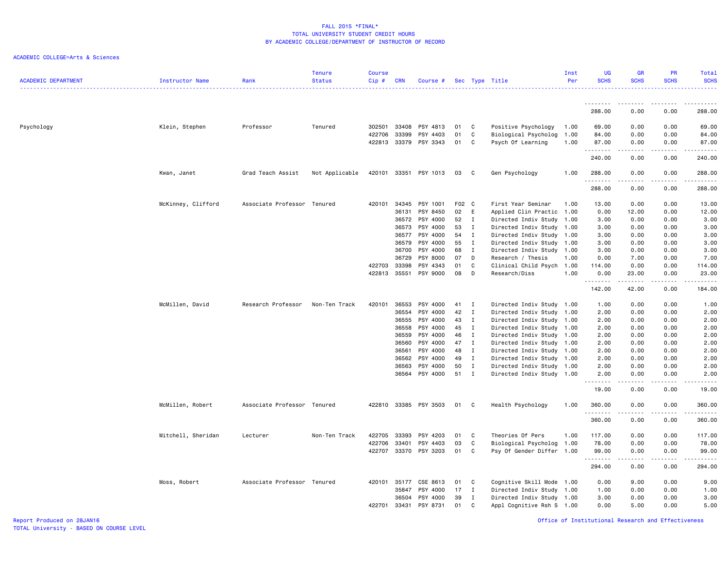FALL 2015 *FINAL*
TOTAL UNIVERSITY STUDENT CREDIT HOURS
BY ACADEMIC COLLEGE/DEPARTMENT OF INSTRUCTOR OF RECORD

ACADEMIC COLLEGE=Arts & Sciences

| ACADEMIC DEPARTMENT | Instructor Name | Rank | Tenure Status | Course Cip # | CRN | Course # | Sec | Type | Title | Inst Per | UG SCHS | GR SCHS | PR SCHS | Total SCHS |
|---|---|---|---|---|---|---|---|---|---|---|---|---|---|---|
| | | | | | | | | | | | 288.00 | 0.00 | 0.00 | 288.00 |
| Psychology | Klein, Stephen | Professor | Tenured | 302501 | 33408 | PSY 4813 | 01 | C | Positive Psychology | 1.00 | 69.00 | 0.00 | 0.00 | 69.00 |
| | | | | 422706 | 33399 | PSY 4403 | 01 | C | Biological Psycholog | 1.00 | 84.00 | 0.00 | 0.00 | 84.00 |
| | | | | 422813 | 33379 | PSY 3343 | 01 | C | Psych Of Learning | 1.00 | 87.00 | 0.00 | 0.00 | 87.00 |
| | | | | | | | | | | | 240.00 | 0.00 | 0.00 | 240.00 |
| | Kwan, Janet | Grad Teach Assist | Not Applicable | 420101 | 33351 | PSY 1013 | 03 | C | Gen Psychology | 1.00 | 288.00 | 0.00 | 0.00 | 288.00 |
| | | | | | | | | | | | 288.00 | 0.00 | 0.00 | 288.00 |
| | McKinney, Clifford | Associate Professor | Tenured | 420101 | 34345 | PSY 1001 | F02 | C | First Year Seminar | 1.00 | 13.00 | 0.00 | 0.00 | 13.00 |
| | | | | | 36131 | PSY 8450 | 02 | E | Applied Clin Practic | 1.00 | 0.00 | 12.00 | 0.00 | 12.00 |
| | | | | | 36572 | PSY 4000 | 52 | I | Directed Indiv Study | 1.00 | 3.00 | 0.00 | 0.00 | 3.00 |
| | | | | | 36573 | PSY 4000 | 53 | I | Directed Indiv Study | 1.00 | 3.00 | 0.00 | 0.00 | 3.00 |
| | | | | | 36577 | PSY 4000 | 54 | I | Directed Indiv Study | 1.00 | 3.00 | 0.00 | 0.00 | 3.00 |
| | | | | | 36579 | PSY 4000 | 55 | I | Directed Indiv Study | 1.00 | 3.00 | 0.00 | 0.00 | 3.00 |
| | | | | | 36700 | PSY 4000 | 68 | I | Directed Indiv Study | 1.00 | 3.00 | 0.00 | 0.00 | 3.00 |
| | | | | | 36729 | PSY 8000 | 07 | D | Research / Thesis | 1.00 | 0.00 | 7.00 | 0.00 | 7.00 |
| | | | | 422703 | 33398 | PSY 4343 | 01 | C | Clinical Child Psych | 1.00 | 114.00 | 0.00 | 0.00 | 114.00 |
| | | | | 422813 | 35551 | PSY 9000 | 08 | D | Research/Diss | 1.00 | 0.00 | 23.00 | 0.00 | 23.00 |
| | | | | | | | | | | | 142.00 | 42.00 | 0.00 | 184.00 |
| | McMillen, David | Research Professor | Non-Ten Track | 420101 | 36553 | PSY 4000 | 41 | I | Directed Indiv Study | 1.00 | 1.00 | 0.00 | 0.00 | 1.00 |
| | | | | | 36554 | PSY 4000 | 42 | I | Directed Indiv Study | 1.00 | 2.00 | 0.00 | 0.00 | 2.00 |
| | | | | | 36555 | PSY 4000 | 43 | I | Directed Indiv Study | 1.00 | 2.00 | 0.00 | 0.00 | 2.00 |
| | | | | | 36558 | PSY 4000 | 45 | I | Directed Indiv Study | 1.00 | 2.00 | 0.00 | 0.00 | 2.00 |
| | | | | | 36559 | PSY 4000 | 46 | I | Directed Indiv Study | 1.00 | 2.00 | 0.00 | 0.00 | 2.00 |
| | | | | | 36560 | PSY 4000 | 47 | I | Directed Indiv Study | 1.00 | 2.00 | 0.00 | 0.00 | 2.00 |
| | | | | | 36561 | PSY 4000 | 48 | I | Directed Indiv Study | 1.00 | 2.00 | 0.00 | 0.00 | 2.00 |
| | | | | | 36562 | PSY 4000 | 49 | I | Directed Indiv Study | 1.00 | 2.00 | 0.00 | 0.00 | 2.00 |
| | | | | | 36563 | PSY 4000 | 50 | I | Directed Indiv Study | 1.00 | 2.00 | 0.00 | 0.00 | 2.00 |
| | | | | | 36564 | PSY 4000 | 51 | I | Directed Indiv Study | 1.00 | 2.00 | 0.00 | 0.00 | 2.00 |
| | | | | | | | | | | | 19.00 | 0.00 | 0.00 | 19.00 |
| | McMillen, Robert | Associate Professor | Tenured | 422810 | 33385 | PSY 3503 | 01 | C | Health Psychology | 1.00 | 360.00 | 0.00 | 0.00 | 360.00 |
| | | | | | | | | | | | 360.00 | 0.00 | 0.00 | 360.00 |
| | Mitchell, Sheridan | Lecturer | Non-Ten Track | 422705 | 33393 | PSY 4203 | 01 | C | Theories Of Pers | 1.00 | 117.00 | 0.00 | 0.00 | 117.00 |
| | | | | 422706 | 33401 | PSY 4403 | 03 | C | Biological Psycholog | 1.00 | 78.00 | 0.00 | 0.00 | 78.00 |
| | | | | 422707 | 33370 | PSY 3203 | 01 | C | Psy Of Gender Differ | 1.00 | 99.00 | 0.00 | 0.00 | 99.00 |
| | | | | | | | | | | | 294.00 | 0.00 | 0.00 | 294.00 |
| | Moss, Robert | Associate Professor | Tenured | 420101 | 35177 | CSE 8613 | 01 | C | Cognitive Skill Mode | 1.00 | 0.00 | 9.00 | 0.00 | 9.00 |
| | | | | | 35847 | PSY 4000 | 17 | I | Directed Indiv Study | 1.00 | 1.00 | 0.00 | 0.00 | 1.00 |
| | | | | | 36504 | PSY 4000 | 39 | I | Directed Indiv Study | 1.00 | 3.00 | 0.00 | 0.00 | 3.00 |
| | | | | 422701 | 33431 | PSY 8731 | 01 | C | Appl Cognitive Rsh S | 1.00 | 0.00 | 5.00 | 0.00 | 5.00 |

Report Produced on 28JAN16
TOTAL University - BASED ON COURSE LEVEL

Office of Institutional Research and Effectiveness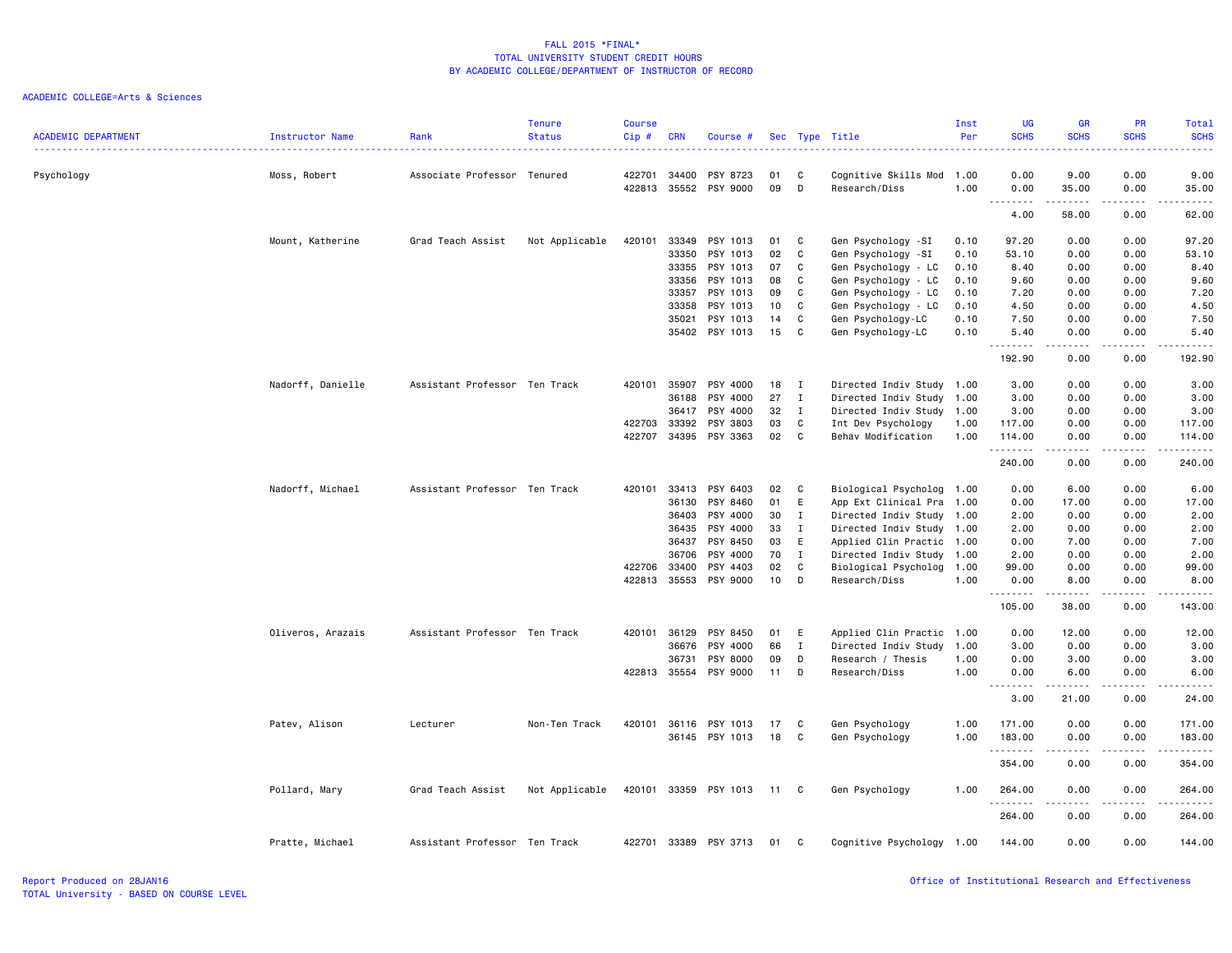FALL 2015 *FINAL*
TOTAL UNIVERSITY STUDENT CREDIT HOURS
BY ACADEMIC COLLEGE/DEPARTMENT OF INSTRUCTOR OF RECORD

ACADEMIC COLLEGE=Arts & Sciences

| ACADEMIC DEPARTMENT | Instructor Name | Rank | Tenure Status | Course Cip # | CRN | Course # | Sec | Type | Title | Inst Per | UG SCHS | GR SCHS | PR SCHS | Total SCHS |
|---|---|---|---|---|---|---|---|---|---|---|---|---|---|---|
| Psychology | Moss, Robert | Associate Professor | Tenured | 422701 | 34400 | PSY 8723 | 01 | C | Cognitive Skills Mod | 1.00 | 0.00 | 9.00 | 0.00 | 9.00 |
| | | | | 422813 | 35552 | PSY 9000 | 09 | D | Research/Diss | 1.00 | 0.00 | 35.00 | 0.00 | 35.00 |
| | | | | | | | | | | | 4.00 | 58.00 | 0.00 | 62.00 |
| | Mount, Katherine | Grad Teach Assist | Not Applicable | 420101 | 33349 | PSY 1013 | 01 | C | Gen Psychology -SI | 0.10 | 97.20 | 0.00 | 0.00 | 97.20 |
| | | | | | 33350 | PSY 1013 | 02 | C | Gen Psychology -SI | 0.10 | 53.10 | 0.00 | 0.00 | 53.10 |
| | | | | | 33355 | PSY 1013 | 07 | C | Gen Psychology - LC | 0.10 | 8.40 | 0.00 | 0.00 | 8.40 |
| | | | | | 33356 | PSY 1013 | 08 | C | Gen Psychology - LC | 0.10 | 9.60 | 0.00 | 0.00 | 9.60 |
| | | | | | 33357 | PSY 1013 | 09 | C | Gen Psychology - LC | 0.10 | 7.20 | 0.00 | 0.00 | 7.20 |
| | | | | | 33358 | PSY 1013 | 10 | C | Gen Psychology - LC | 0.10 | 4.50 | 0.00 | 0.00 | 4.50 |
| | | | | | 35021 | PSY 1013 | 14 | C | Gen Psychology-LC | 0.10 | 7.50 | 0.00 | 0.00 | 7.50 |
| | | | | | 35402 | PSY 1013 | 15 | C | Gen Psychology-LC | 0.10 | 5.40 | 0.00 | 0.00 | 5.40 |
| | | | | | | | | | | | 192.90 | 0.00 | 0.00 | 192.90 |
| | Nadorff, Danielle | Assistant Professor | Ten Track | 420101 | 35907 | PSY 4000 | 18 | I | Directed Indiv Study | 1.00 | 3.00 | 0.00 | 0.00 | 3.00 |
| | | | | | 36188 | PSY 4000 | 27 | I | Directed Indiv Study | 1.00 | 3.00 | 0.00 | 0.00 | 3.00 |
| | | | | | 36417 | PSY 4000 | 32 | I | Directed Indiv Study | 1.00 | 3.00 | 0.00 | 0.00 | 3.00 |
| | | | | 422703 | 33392 | PSY 3803 | 03 | C | Int Dev Psychology | 1.00 | 117.00 | 0.00 | 0.00 | 117.00 |
| | | | | 422707 | 34395 | PSY 3363 | 02 | C | Behav Modification | 1.00 | 114.00 | 0.00 | 0.00 | 114.00 |
| | | | | | | | | | | | 240.00 | 0.00 | 0.00 | 240.00 |
| | Nadorff, Michael | Assistant Professor | Ten Track | 420101 | 33413 | PSY 6403 | 02 | C | Biological Psycholog | 1.00 | 0.00 | 6.00 | 0.00 | 6.00 |
| | | | | | 36130 | PSY 8460 | 01 | E | App Ext Clinical Pra | 1.00 | 0.00 | 17.00 | 0.00 | 17.00 |
| | | | | | 36403 | PSY 4000 | 30 | I | Directed Indiv Study | 1.00 | 2.00 | 0.00 | 0.00 | 2.00 |
| | | | | | 36435 | PSY 4000 | 33 | I | Directed Indiv Study | 1.00 | 2.00 | 0.00 | 0.00 | 2.00 |
| | | | | | 36437 | PSY 8450 | 03 | E | Applied Clin Practic | 1.00 | 0.00 | 7.00 | 0.00 | 7.00 |
| | | | | | 36706 | PSY 4000 | 70 | I | Directed Indiv Study | 1.00 | 2.00 | 0.00 | 0.00 | 2.00 |
| | | | | 422706 | 33400 | PSY 4403 | 02 | C | Biological Psycholog | 1.00 | 99.00 | 0.00 | 0.00 | 99.00 |
| | | | | 422813 | 35553 | PSY 9000 | 10 | D | Research/Diss | 1.00 | 0.00 | 8.00 | 0.00 | 8.00 |
| | | | | | | | | | | | 105.00 | 38.00 | 0.00 | 143.00 |
| | Oliveros, Arazais | Assistant Professor | Ten Track | 420101 | 36129 | PSY 8450 | 01 | E | Applied Clin Practic | 1.00 | 0.00 | 12.00 | 0.00 | 12.00 |
| | | | | | 36676 | PSY 4000 | 66 | I | Directed Indiv Study | 1.00 | 3.00 | 0.00 | 0.00 | 3.00 |
| | | | | | 36731 | PSY 8000 | 09 | D | Research / Thesis | 1.00 | 0.00 | 3.00 | 0.00 | 3.00 |
| | | | | 422813 | 35554 | PSY 9000 | 11 | D | Research/Diss | 1.00 | 0.00 | 6.00 | 0.00 | 6.00 |
| | | | | | | | | | | | 3.00 | 21.00 | 0.00 | 24.00 |
| | Patev, Alison | Lecturer | Non-Ten Track | 420101 | 36116 | PSY 1013 | 17 | C | Gen Psychology | 1.00 | 171.00 | 0.00 | 0.00 | 171.00 |
| | | | | | 36145 | PSY 1013 | 18 | C | Gen Psychology | 1.00 | 183.00 | 0.00 | 0.00 | 183.00 |
| | | | | | | | | | | | 354.00 | 0.00 | 0.00 | 354.00 |
| | Pollard, Mary | Grad Teach Assist | Not Applicable | 420101 | 33359 | PSY 1013 | 11 | C | Gen Psychology | 1.00 | 264.00 | 0.00 | 0.00 | 264.00 |
| | | | | | | | | | | | 264.00 | 0.00 | 0.00 | 264.00 |
| | Pratte, Michael | Assistant Professor | Ten Track | 422701 | 33389 | PSY 3713 | 01 | C | Cognitive Psychology | 1.00 | 144.00 | 0.00 | 0.00 | 144.00 |

Report Produced on 28JAN16
TOTAL University - BASED ON COURSE LEVEL

Office of Institutional Research and Effectiveness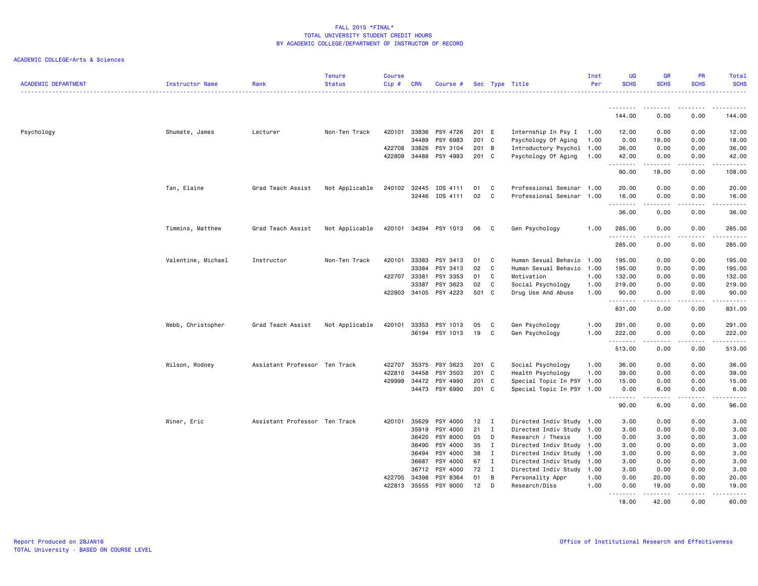FALL 2015 *FINAL*
TOTAL UNIVERSITY STUDENT CREDIT HOURS
BY ACADEMIC COLLEGE/DEPARTMENT OF INSTRUCTOR OF RECORD

ACADEMIC COLLEGE=Arts & Sciences

| ACADEMIC DEPARTMENT | Instructor Name | Rank | Tenure Status | Course Cip # | CRN | Course # | Sec | Type | Title | Inst Per | UG SCHS | GR SCHS | PR SCHS | Total SCHS |
|---|---|---|---|---|---|---|---|---|---|---|---|---|---|---|
| | | | | | | | | | | | 144.00 | 0.00 | 0.00 | 144.00 |
| Psychology | Shumate, James | Lecturer | Non-Ten Track | 420101 | 33836 | PSY 4726 | 201 | E | Internship In Psy I | 1.00 | 12.00 | 0.00 | 0.00 | 12.00 |
| | | | | | 34489 | PSY 6983 | 201 | C | Psychology Of Aging | 1.00 | 0.00 | 18.00 | 0.00 | 18.00 |
| | | | | 422708 | 33826 | PSY 3104 | 201 | B | Introductory Psychol | 1.00 | 36.00 | 0.00 | 0.00 | 36.00 |
| | | | | 422809 | 34488 | PSY 4983 | 201 | C | Psychology Of Aging | 1.00 | 42.00 | 0.00 | 0.00 | 42.00 |
| | | | | | | | | | | | 90.00 | 18.00 | 0.00 | 108.00 |
| | Tan, Elaine | Grad Teach Assist | Not Applicable | 240102 | 32445 | IDS 4111 | 01 | C | Professional Seminar | 1.00 | 20.00 | 0.00 | 0.00 | 20.00 |
| | | | | | 32446 | IDS 4111 | 02 | C | Professional Seminar | 1.00 | 16.00 | 0.00 | 0.00 | 16.00 |
| | | | | | | | | | | | 36.00 | 0.00 | 0.00 | 36.00 |
| | Timmins, Matthew | Grad Teach Assist | Not Applicable | 420101 | 34394 | PSY 1013 | 06 | C | Gen Psychology | 1.00 | 285.00 | 0.00 | 0.00 | 285.00 |
| | | | | | | | | | | | 285.00 | 0.00 | 0.00 | 285.00 |
| | Valentine, Michael | Instructor | Non-Ten Track | 420101 | 33383 | PSY 3413 | 01 | C | Human Sexual Behavio | 1.00 | 195.00 | 0.00 | 0.00 | 195.00 |
| | | | | | 33384 | PSY 3413 | 02 | C | Human Sexual Behavio | 1.00 | 195.00 | 0.00 | 0.00 | 195.00 |
| | | | | 422707 | 33381 | PSY 3353 | 01 | C | Motivation | 1.00 | 132.00 | 0.00 | 0.00 | 132.00 |
| | | | | | 33387 | PSY 3623 | 02 | C | Social Psychology | 1.00 | 219.00 | 0.00 | 0.00 | 219.00 |
| | | | | 422803 | 34105 | PSY 4223 | 501 | C | Drug Use And Abuse | 1.00 | 90.00 | 0.00 | 0.00 | 90.00 |
| | | | | | | | | | | | 831.00 | 0.00 | 0.00 | 831.00 |
| | Webb, Christopher | Grad Teach Assist | Not Applicable | 420101 | 33353 | PSY 1013 | 05 | C | Gen Psychology | 1.00 | 291.00 | 0.00 | 0.00 | 291.00 |
| | | | | | 36194 | PSY 1013 | 19 | C | Gen Psychology | 1.00 | 222.00 | 0.00 | 0.00 | 222.00 |
| | | | | | | | | | | | 513.00 | 0.00 | 0.00 | 513.00 |
| | Wilson, Rodney | Assistant Professor | Ten Track | 422707 | 35375 | PSY 3623 | 201 | C | Social Psychology | 1.00 | 36.00 | 0.00 | 0.00 | 36.00 |
| | | | | 422810 | 34458 | PSY 3503 | 201 | C | Health Psychology | 1.00 | 39.00 | 0.00 | 0.00 | 39.00 |
| | | | | 429999 | 34472 | PSY 4990 | 201 | C | Special Topic In PSY | 1.00 | 15.00 | 0.00 | 0.00 | 15.00 |
| | | | | | 34473 | PSY 6990 | 201 | C | Special Topic In PSY | 1.00 | 0.00 | 6.00 | 0.00 | 6.00 |
| | | | | | | | | | | | 90.00 | 6.00 | 0.00 | 96.00 |
| | Winer, Eric | Assistant Professor | Ten Track | 420101 | 35629 | PSY 4000 | 12 | I | Directed Indiv Study | 1.00 | 3.00 | 0.00 | 0.00 | 3.00 |
| | | | | | 35919 | PSY 4000 | 21 | I | Directed Indiv Study | 1.00 | 3.00 | 0.00 | 0.00 | 3.00 |
| | | | | | 36420 | PSY 8000 | 05 | D | Research / Thesis | 1.00 | 0.00 | 3.00 | 0.00 | 3.00 |
| | | | | | 36490 | PSY 4000 | 35 | I | Directed Indiv Study | 1.00 | 3.00 | 0.00 | 0.00 | 3.00 |
| | | | | | 36494 | PSY 4000 | 38 | I | Directed Indiv Study | 1.00 | 3.00 | 0.00 | 0.00 | 3.00 |
| | | | | | 36687 | PSY 4000 | 67 | I | Directed Indiv Study | 1.00 | 3.00 | 0.00 | 0.00 | 3.00 |
| | | | | | 36712 | PSY 4000 | 72 | I | Directed Indiv Study | 1.00 | 3.00 | 0.00 | 0.00 | 3.00 |
| | | | | 422705 | 34398 | PSY 8364 | 01 | B | Personality Appr | 1.00 | 0.00 | 20.00 | 0.00 | 20.00 |
| | | | | 422813 | 35555 | PSY 9000 | 12 | D | Research/Diss | 1.00 | 0.00 | 19.00 | 0.00 | 19.00 |
| | | | | | | | | | | | 18.00 | 42.00 | 0.00 | 60.00 |

Report Produced on 28JAN16
TOTAL University - BASED ON COURSE LEVEL

Office of Institutional Research and Effectiveness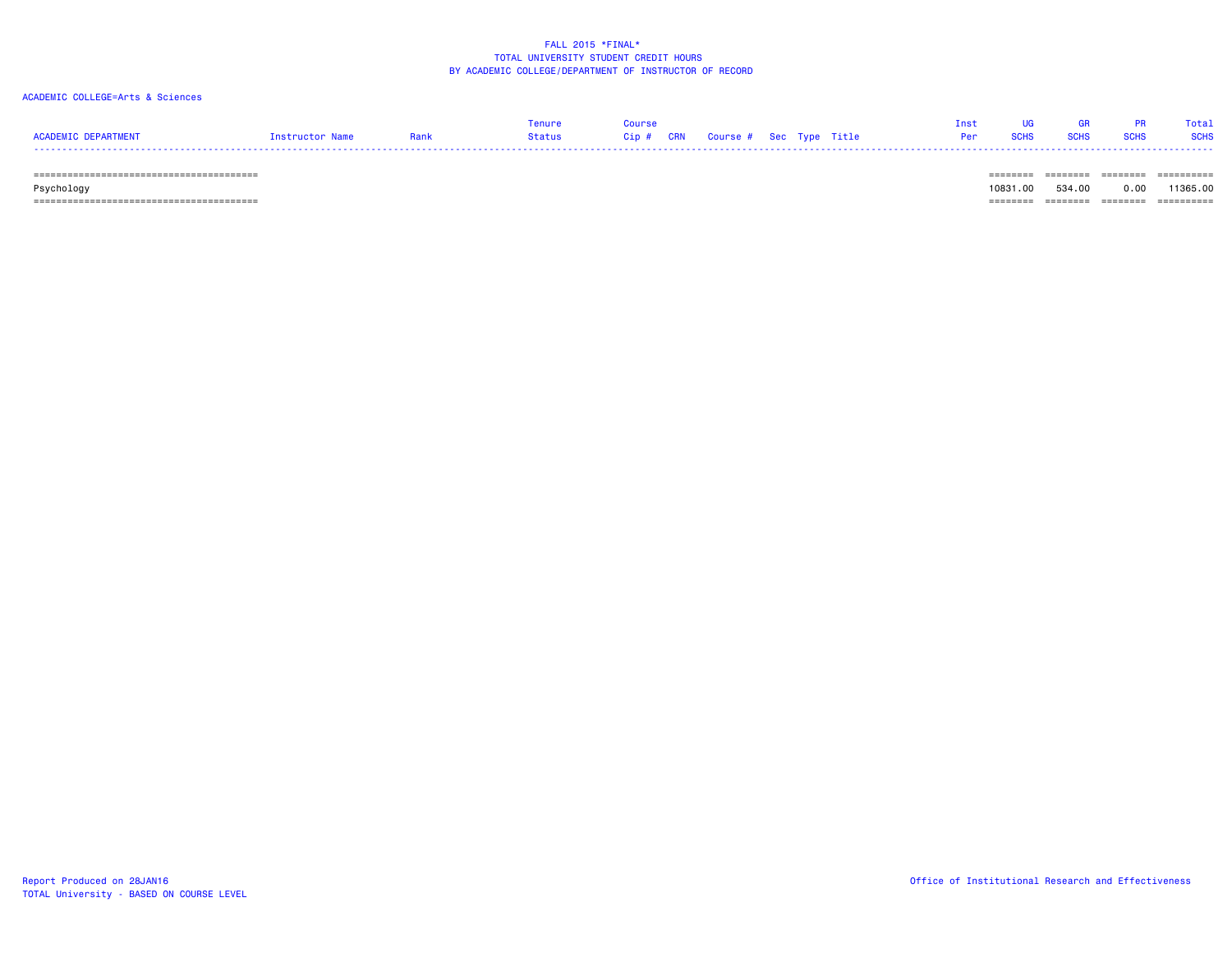FALL 2015 *FINAL*
TOTAL UNIVERSITY STUDENT CREDIT HOURS
BY ACADEMIC COLLEGE/DEPARTMENT OF INSTRUCTOR OF RECORD

ACADEMIC COLLEGE=Arts & Sciences

| ACADEMIC DEPARTMENT | Instructor Name | Rank | Tenure Status | Course Cip # | CRN | Course # | Sec | Type | Title | Inst Per | UG SCHS | GR SCHS | PR SCHS | Total SCHS |
|---|---|---|---|---|---|---|---|---|---|---|---|---|---|---|
| Psychology | | | | | | | | | | | 10831.00 | 534.00 | 0.00 | 11365.00 |

Report Produced on 28JAN16
TOTAL University - BASED ON COURSE LEVEL

Office of Institutional Research and Effectiveness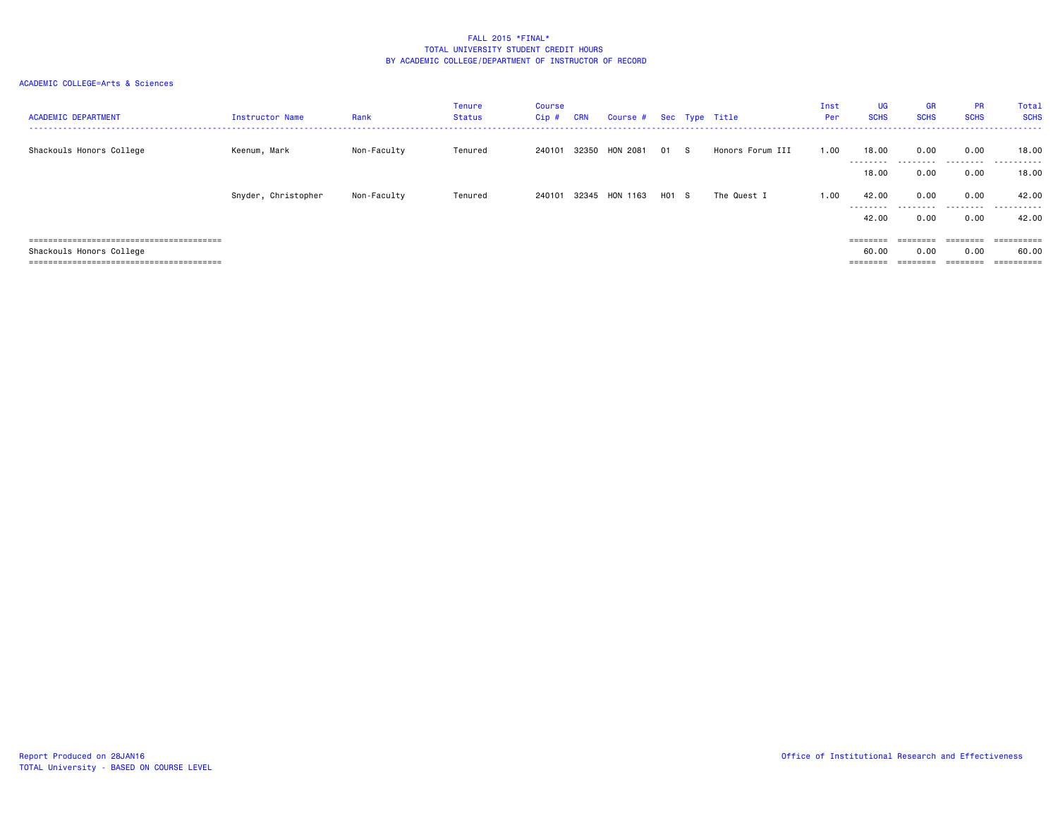# FALL 2015 *FINAL*
## TOTAL UNIVERSITY STUDENT CREDIT HOURS
## BY ACADEMIC COLLEGE/DEPARTMENT OF INSTRUCTOR OF RECORD

ACADEMIC COLLEGE=Arts & Sciences

| ACADEMIC DEPARTMENT | Instructor Name | Rank | Tenure Status | Course Cip # | CRN | Course # | Sec | Type | Title | Inst Per | UG SCHS | GR SCHS | PR SCHS | Total SCHS |
|---|---|---|---|---|---|---|---|---|---|---|---|---|---|---|
| Shackouls Honors College | Keenum, Mark | Non-Faculty | Tenured | 240101 | 32350 | HON 2081 | 01 | S | Honors Forum III | 1.00 | 18.00 | 0.00 | 0.00 | 18.00 |
| | | | | | | | | | | | 18.00 | 0.00 | 0.00 | 18.00 |
| | Snyder, Christopher | Non-Faculty | Tenured | 240101 | 32345 | HON 1163 | H01 | S | The Quest I | 1.00 | 42.00 | 0.00 | 0.00 | 42.00 |
| | | | | | | | | | | | 42.00 | 0.00 | 0.00 | 42.00 |
| Shackouls Honors College | | | | | | | | | | | 60.00 | 0.00 | 0.00 | 60.00 |

Report Produced on 28JAN16
TOTAL University - BASED ON COURSE LEVEL

Office of Institutional Research and Effectiveness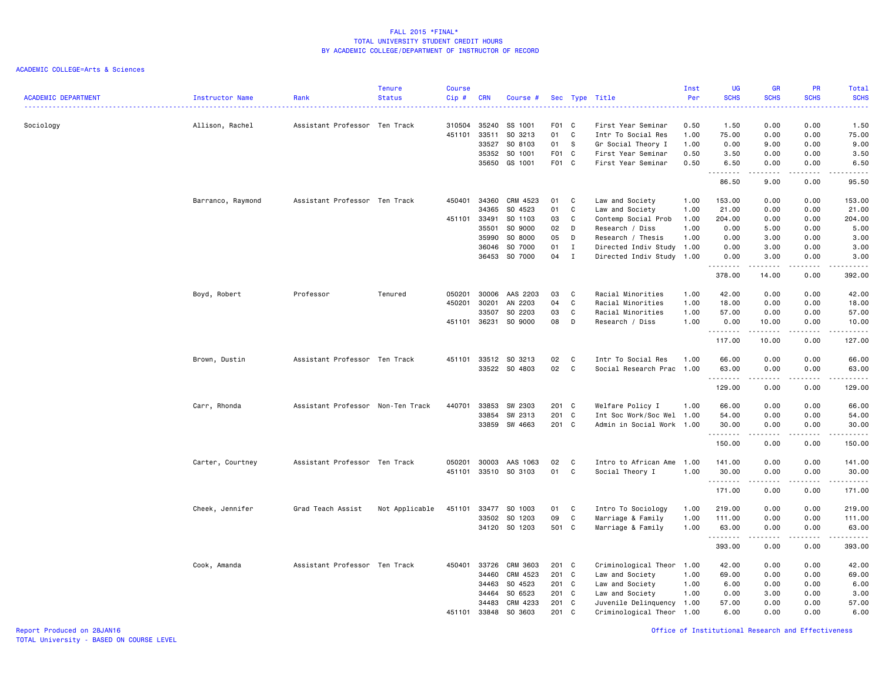FALL 2015 *FINAL*
TOTAL UNIVERSITY STUDENT CREDIT HOURS
BY ACADEMIC COLLEGE/DEPARTMENT OF INSTRUCTOR OF RECORD

ACADEMIC COLLEGE=Arts & Sciences

| ACADEMIC DEPARTMENT | Instructor Name | Rank | Tenure Status | Course Cip # | CRN | Course # | Sec | Type | Title | Inst Per | UG SCHS | GR SCHS | PR SCHS | Total SCHS |
|---|---|---|---|---|---|---|---|---|---|---|---|---|---|---|
| Sociology | Allison, Rachel | Assistant Professor | Ten Track | 310504 | 35240 | SS 1001 | F01 | C | First Year Seminar | 0.50 | 1.50 | 0.00 | 0.00 | 1.50 |
| | | | | 451101 | 33511 | SO 3213 | 01 | C | Intr To Social Res | 1.00 | 75.00 | 0.00 | 0.00 | 75.00 |
| | | | | | 33527 | SO 8103 | 01 | S | Gr Social Theory I | 1.00 | 0.00 | 9.00 | 0.00 | 9.00 |
| | | | | | 35352 | SO 1001 | F01 | C | First Year Seminar | 0.50 | 3.50 | 0.00 | 0.00 | 3.50 |
| | | | | | 35650 | GS 1001 | F01 | C | First Year Seminar | 0.50 | 6.50 | 0.00 | 0.00 | 6.50 |
| | | | | | | | | | | | 86.50 | 9.00 | 0.00 | 95.50 |
| | Barranco, Raymond | Assistant Professor | Ten Track | 450401 | 34360 | CRM 4523 | 01 | C | Law and Society | 1.00 | 153.00 | 0.00 | 0.00 | 153.00 |
| | | | | | 34365 | SO 4523 | 01 | C | Law and Society | 1.00 | 21.00 | 0.00 | 0.00 | 21.00 |
| | | | | 451101 | 33491 | SO 1103 | 03 | C | Contemp Social Prob | 1.00 | 204.00 | 0.00 | 0.00 | 204.00 |
| | | | | | 35501 | SO 9000 | 02 | D | Research / Diss | 1.00 | 0.00 | 5.00 | 0.00 | 5.00 |
| | | | | | 35990 | SO 8000 | 05 | D | Research / Thesis | 1.00 | 0.00 | 3.00 | 0.00 | 3.00 |
| | | | | | 36046 | SO 7000 | 01 | I | Directed Indiv Study | 1.00 | 0.00 | 3.00 | 0.00 | 3.00 |
| | | | | | 36453 | SO 7000 | 04 | I | Directed Indiv Study | 1.00 | 0.00 | 3.00 | 0.00 | 3.00 |
| | | | | | | | | | | | 378.00 | 14.00 | 0.00 | 392.00 |
| | Boyd, Robert | Professor | Tenured | 050201 | 30006 | AAS 2203 | 03 | C | Racial Minorities | 1.00 | 42.00 | 0.00 | 0.00 | 42.00 |
| | | | | 450201 | 30201 | AN 2203 | 04 | C | Racial Minorities | 1.00 | 18.00 | 0.00 | 0.00 | 18.00 |
| | | | | | 33507 | SO 2203 | 03 | C | Racial Minorities | 1.00 | 57.00 | 0.00 | 0.00 | 57.00 |
| | | | | 451101 | 36231 | SO 9000 | 08 | D | Research / Diss | 1.00 | 0.00 | 10.00 | 0.00 | 10.00 |
| | | | | | | | | | | | 117.00 | 10.00 | 0.00 | 127.00 |
| | Brown, Dustin | Assistant Professor | Ten Track | 451101 | 33512 | SO 3213 | 02 | C | Intr To Social Res | 1.00 | 66.00 | 0.00 | 0.00 | 66.00 |
| | | | | | 33522 | SO 4803 | 02 | C | Social Research Prac | 1.00 | 63.00 | 0.00 | 0.00 | 63.00 |
| | | | | | | | | | | | 129.00 | 0.00 | 0.00 | 129.00 |
| | Carr, Rhonda | Assistant Professor | Non-Ten Track | 440701 | 33853 | SW 2303 | 201 | C | Welfare Policy I | 1.00 | 66.00 | 0.00 | 0.00 | 66.00 |
| | | | | | 33854 | SW 2313 | 201 | C | Int Soc Work/Soc Wel | 1.00 | 54.00 | 0.00 | 0.00 | 54.00 |
| | | | | | 33859 | SW 4663 | 201 | C | Admin in Social Work | 1.00 | 30.00 | 0.00 | 0.00 | 30.00 |
| | | | | | | | | | | | 150.00 | 0.00 | 0.00 | 150.00 |
| | Carter, Courtney | Assistant Professor | Ten Track | 050201 | 30003 | AAS 1063 | 02 | C | Intro to African Ame | 1.00 | 141.00 | 0.00 | 0.00 | 141.00 |
| | | | | 451101 | 33510 | SO 3103 | 01 | C | Social Theory I | 1.00 | 30.00 | 0.00 | 0.00 | 30.00 |
| | | | | | | | | | | | 171.00 | 0.00 | 0.00 | 171.00 |
| | Cheek, Jennifer | Grad Teach Assist | Not Applicable | 451101 | 33477 | SO 1003 | 01 | C | Intro To Sociology | 1.00 | 219.00 | 0.00 | 0.00 | 219.00 |
| | | | | | 33502 | SO 1203 | 09 | C | Marriage & Family | 1.00 | 111.00 | 0.00 | 0.00 | 111.00 |
| | | | | | 34120 | SO 1203 | 501 | C | Marriage & Family | 1.00 | 63.00 | 0.00 | 0.00 | 63.00 |
| | | | | | | | | | | | 393.00 | 0.00 | 0.00 | 393.00 |
| | Cook, Amanda | Assistant Professor | Ten Track | 450401 | 33726 | CRM 3603 | 201 | C | Criminological Theor | 1.00 | 42.00 | 0.00 | 0.00 | 42.00 |
| | | | | | 34460 | CRM 4523 | 201 | C | Law and Society | 1.00 | 69.00 | 0.00 | 0.00 | 69.00 |
| | | | | | 34463 | SO 4523 | 201 | C | Law and Society | 1.00 | 6.00 | 0.00 | 0.00 | 6.00 |
| | | | | | 34464 | SO 6523 | 201 | C | Law and Society | 1.00 | 0.00 | 3.00 | 0.00 | 3.00 |
| | | | | | 34483 | CRM 4233 | 201 | C | Juvenile Delinquency | 1.00 | 57.00 | 0.00 | 0.00 | 57.00 |
| | | | | 451101 | 33848 | SO 3603 | 201 | C | Criminological Theor | 1.00 | 6.00 | 0.00 | 0.00 | 6.00 |

Report Produced on 28JAN16
TOTAL University - BASED ON COURSE LEVEL
Office of Institutional Research and Effectiveness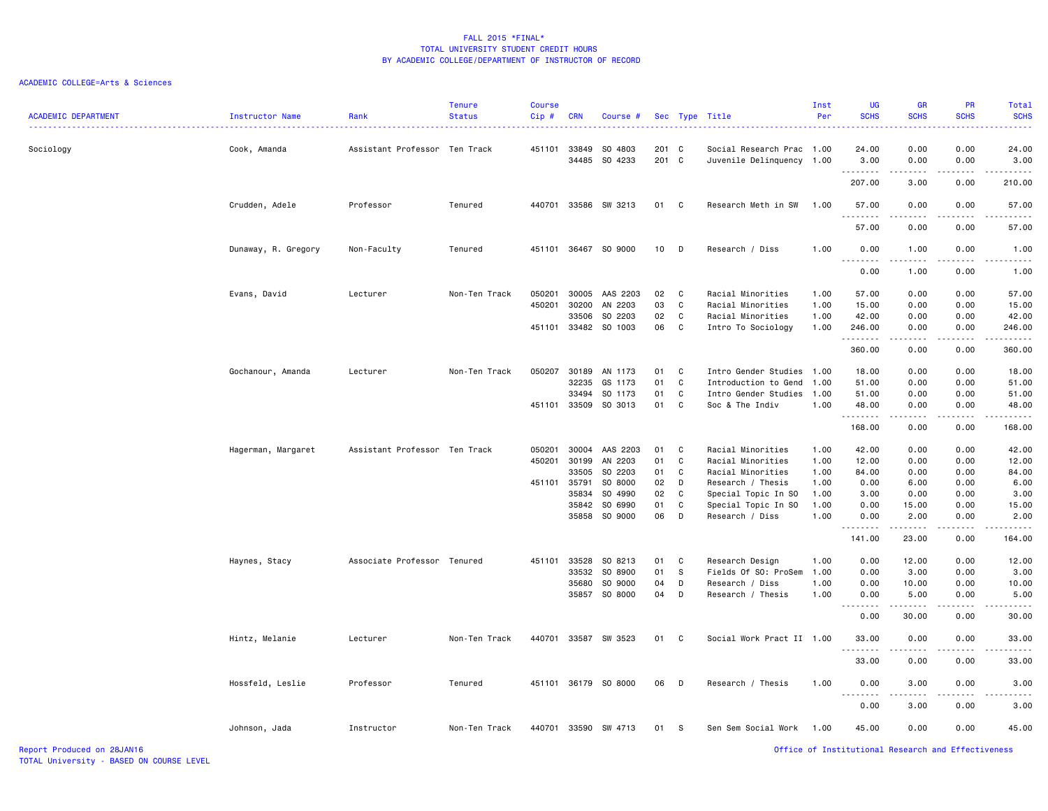FALL 2015 *FINAL*
TOTAL UNIVERSITY STUDENT CREDIT HOURS
BY ACADEMIC COLLEGE/DEPARTMENT OF INSTRUCTOR OF RECORD

ACADEMIC COLLEGE=Arts & Sciences

| ACADEMIC DEPARTMENT | Instructor Name | Rank | Tenure Status | Course Cip # | CRN | Course # | Sec | Type | Title | Inst Per | UG SCHS | GR SCHS | PR SCHS | Total SCHS |
|---|---|---|---|---|---|---|---|---|---|---|---|---|---|---|
| Sociology | Cook, Amanda | Assistant Professor | Ten Track | 451101 | 33849 | SO 4803 | 201 | C | Social Research Prac | 1.00 | 24.00 | 0.00 | 0.00 | 24.00 |
| | | | | | 34485 | SO 4233 | 201 | C | Juvenile Delinquency | 1.00 | 3.00 | 0.00 | 0.00 | 3.00 |
| | | | | | | | | | | | 207.00 | 3.00 | 0.00 | 210.00 |
| | Crudden, Adele | Professor | Tenured | 440701 | 33586 | SW 3213 | 01 | C | Research Meth in SW | 1.00 | 57.00 | 0.00 | 0.00 | 57.00 |
| | | | | | | | | | | | 57.00 | 0.00 | 0.00 | 57.00 |
| | Dunaway, R. Gregory | Non-Faculty | Tenured | 451101 | 36467 | SO 9000 | 10 | D | Research / Diss | 1.00 | 0.00 | 1.00 | 0.00 | 1.00 |
| | | | | | | | | | | | 0.00 | 1.00 | 0.00 | 1.00 |
| | Evans, David | Lecturer | Non-Ten Track | 050201 | 30005 | AAS 2203 | 02 | C | Racial Minorities | 1.00 | 57.00 | 0.00 | 0.00 | 57.00 |
| | | | | 450201 | 30200 | AN 2203 | 03 | C | Racial Minorities | 1.00 | 15.00 | 0.00 | 0.00 | 15.00 |
| | | | | | 33506 | SO 2203 | 02 | C | Racial Minorities | 1.00 | 42.00 | 0.00 | 0.00 | 42.00 |
| | | | | 451101 | 33482 | SO 1003 | 06 | C | Intro To Sociology | 1.00 | 246.00 | 0.00 | 0.00 | 246.00 |
| | | | | | | | | | | | 360.00 | 0.00 | 0.00 | 360.00 |
| | Gochanour, Amanda | Lecturer | Non-Ten Track | 050207 | 30189 | AN 1173 | 01 | C | Intro Gender Studies | 1.00 | 18.00 | 0.00 | 0.00 | 18.00 |
| | | | | | 32235 | GS 1173 | 01 | C | Introduction to Gend | 1.00 | 51.00 | 0.00 | 0.00 | 51.00 |
| | | | | | 33494 | SO 1173 | 01 | C | Intro Gender Studies | 1.00 | 51.00 | 0.00 | 0.00 | 51.00 |
| | | | | 451101 | 33509 | SO 3013 | 01 | C | Soc & The Indiv | 1.00 | 48.00 | 0.00 | 0.00 | 48.00 |
| | | | | | | | | | | | 168.00 | 0.00 | 0.00 | 168.00 |
| | Hagerman, Margaret | Assistant Professor | Ten Track | 050201 | 30004 | AAS 2203 | 01 | C | Racial Minorities | 1.00 | 42.00 | 0.00 | 0.00 | 42.00 |
| | | | | 450201 | 30199 | AN 2203 | 01 | C | Racial Minorities | 1.00 | 12.00 | 0.00 | 0.00 | 12.00 |
| | | | | | 33505 | SO 2203 | 01 | C | Racial Minorities | 1.00 | 84.00 | 0.00 | 0.00 | 84.00 |
| | | | | 451101 | 35791 | SO 8000 | 02 | D | Research / Thesis | 1.00 | 0.00 | 6.00 | 0.00 | 6.00 |
| | | | | | 35834 | SO 4990 | 02 | C | Special Topic In SO | 1.00 | 3.00 | 0.00 | 0.00 | 3.00 |
| | | | | | 35842 | SO 6990 | 01 | C | Special Topic In SO | 1.00 | 0.00 | 15.00 | 0.00 | 15.00 |
| | | | | | 35858 | SO 9000 | 06 | D | Research / Diss | 1.00 | 0.00 | 2.00 | 0.00 | 2.00 |
| | | | | | | | | | | | 141.00 | 23.00 | 0.00 | 164.00 |
| | Haynes, Stacy | Associate Professor | Tenured | 451101 | 33528 | SO 8213 | 01 | C | Research Design | 1.00 | 0.00 | 12.00 | 0.00 | 12.00 |
| | | | | | 33532 | SO 8900 | 01 | S | Fields Of SO: ProSem | 1.00 | 0.00 | 3.00 | 0.00 | 3.00 |
| | | | | | 35680 | SO 9000 | 04 | D | Research / Diss | 1.00 | 0.00 | 10.00 | 0.00 | 10.00 |
| | | | | | 35857 | SO 8000 | 04 | D | Research / Thesis | 1.00 | 0.00 | 5.00 | 0.00 | 5.00 |
| | | | | | | | | | | | 0.00 | 30.00 | 0.00 | 30.00 |
| | Hintz, Melanie | Lecturer | Non-Ten Track | 440701 | 33587 | SW 3523 | 01 | C | Social Work Pract II | 1.00 | 33.00 | 0.00 | 0.00 | 33.00 |
| | | | | | | | | | | | 33.00 | 0.00 | 0.00 | 33.00 |
| | Hossfeld, Leslie | Professor | Tenured | 451101 | 36179 | SO 8000 | 06 | D | Research / Thesis | 1.00 | 0.00 | 3.00 | 0.00 | 3.00 |
| | | | | | | | | | | | 0.00 | 3.00 | 0.00 | 3.00 |
| | Johnson, Jada | Instructor | Non-Ten Track | 440701 | 33590 | SW 4713 | 01 | S | Sen Sem Social Work | 1.00 | 45.00 | 0.00 | 0.00 | 45.00 |

Report Produced on 28JAN16
TOTAL University - BASED ON COURSE LEVEL

Office of Institutional Research and Effectiveness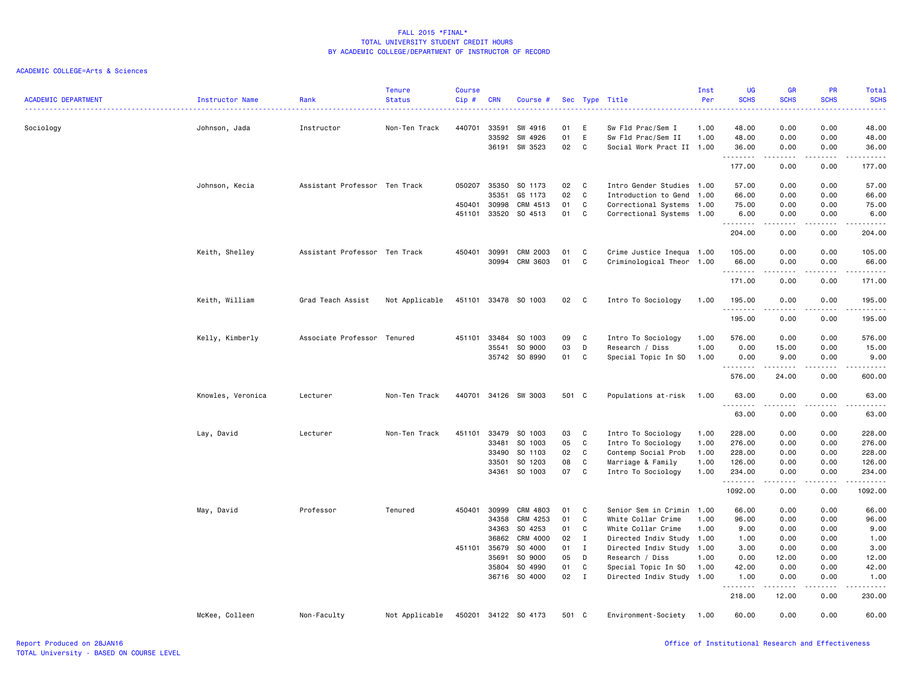FALL 2015 *FINAL*
TOTAL UNIVERSITY STUDENT CREDIT HOURS
BY ACADEMIC COLLEGE/DEPARTMENT OF INSTRUCTOR OF RECORD

ACADEMIC COLLEGE=Arts & Sciences

| ACADEMIC DEPARTMENT | Instructor Name | Rank | Tenure Status | Course Cip # | CRN | Course # | Sec | Type | Title | Inst Per | UG SCHS | GR SCHS | PR SCHS | Total SCHS |
|---|---|---|---|---|---|---|---|---|---|---|---|---|---|---|
| Sociology | Johnson, Jada | Instructor | Non-Ten Track | 440701 | 33591 | SW 4916 | 01 | E | Sw Fld Prac/Sem I | 1.00 | 48.00 | 0.00 | 0.00 | 48.00 |
| | | | | | 33592 | SW 4926 | 01 | E | Sw Fld Prac/Sem II | 1.00 | 48.00 | 0.00 | 0.00 | 48.00 |
| | | | | | 36191 | SW 3523 | 02 | C | Social Work Pract II | 1.00 | 36.00 | 0.00 | 0.00 | 36.00 |
| | | | | | | | | | | | 177.00 | 0.00 | 0.00 | 177.00 |
| | Johnson, Kecia | Assistant Professor | Ten Track | 050207 | 35350 | SO 1173 | 02 | C | Intro Gender Studies | 1.00 | 57.00 | 0.00 | 0.00 | 57.00 |
| | | | | | 35351 | GS 1173 | 02 | C | Introduction to Gend | 1.00 | 66.00 | 0.00 | 0.00 | 66.00 |
| | | | | 450401 | 30998 | CRM 4513 | 01 | C | Correctional Systems | 1.00 | 75.00 | 0.00 | 0.00 | 75.00 |
| | | | | 451101 | 33520 | SO 4513 | 01 | C | Correctional Systems | 1.00 | 6.00 | 0.00 | 0.00 | 6.00 |
| | | | | | | | | | | | 204.00 | 0.00 | 0.00 | 204.00 |
| | Keith, Shelley | Assistant Professor | Ten Track | 450401 | 30991 | CRM 2003 | 01 | C | Crime Justice Inequa | 1.00 | 105.00 | 0.00 | 0.00 | 105.00 |
| | | | | | 30994 | CRM 3603 | 01 | C | Criminological Theor | 1.00 | 66.00 | 0.00 | 0.00 | 66.00 |
| | | | | | | | | | | | 171.00 | 0.00 | 0.00 | 171.00 |
| | Keith, William | Grad Teach Assist | Not Applicable | 451101 | 33478 | SO 1003 | 02 | C | Intro To Sociology | 1.00 | 195.00 | 0.00 | 0.00 | 195.00 |
| | | | | | | | | | | | 195.00 | 0.00 | 0.00 | 195.00 |
| | Kelly, Kimberly | Associate Professor | Tenured | 451101 | 33484 | SO 1003 | 09 | C | Intro To Sociology | 1.00 | 576.00 | 0.00 | 0.00 | 576.00 |
| | | | | | 35541 | SO 9000 | 03 | D | Research / Diss | 1.00 | 0.00 | 15.00 | 0.00 | 15.00 |
| | | | | | 35742 | SO 8990 | 01 | C | Special Topic In SO | 1.00 | 0.00 | 9.00 | 0.00 | 9.00 |
| | | | | | | | | | | | 576.00 | 24.00 | 0.00 | 600.00 |
| | Knowles, Veronica | Lecturer | Non-Ten Track | 440701 | 34126 | SW 3003 | 501 | C | Populations at-risk | 1.00 | 63.00 | 0.00 | 0.00 | 63.00 |
| | | | | | | | | | | | 63.00 | 0.00 | 0.00 | 63.00 |
| | Lay, David | Lecturer | Non-Ten Track | 451101 | 33479 | SO 1003 | 03 | C | Intro To Sociology | 1.00 | 228.00 | 0.00 | 0.00 | 228.00 |
| | | | | | 33481 | SO 1003 | 05 | C | Intro To Sociology | 1.00 | 276.00 | 0.00 | 0.00 | 276.00 |
| | | | | | 33490 | SO 1103 | 02 | C | Contemp Social Prob | 1.00 | 228.00 | 0.00 | 0.00 | 228.00 |
| | | | | | 33501 | SO 1203 | 08 | C | Marriage & Family | 1.00 | 126.00 | 0.00 | 0.00 | 126.00 |
| | | | | | 34361 | SO 1003 | 07 | C | Intro To Sociology | 1.00 | 234.00 | 0.00 | 0.00 | 234.00 |
| | | | | | | | | | | | 1092.00 | 0.00 | 0.00 | 1092.00 |
| | May, David | Professor | Tenured | 450401 | 30999 | CRM 4803 | 01 | C | Senior Sem in Crimin | 1.00 | 66.00 | 0.00 | 0.00 | 66.00 |
| | | | | | 34358 | CRM 4253 | 01 | C | White Collar Crime | 1.00 | 96.00 | 0.00 | 0.00 | 96.00 |
| | | | | | 34363 | SO 4253 | 01 | C | White Collar Crime | 1.00 | 9.00 | 0.00 | 0.00 | 9.00 |
| | | | | | 36862 | CRM 4000 | 02 | I | Directed Indiv Study | 1.00 | 1.00 | 0.00 | 0.00 | 1.00 |
| | | | | 451101 | 35679 | SO 4000 | 01 | I | Directed Indiv Study | 1.00 | 3.00 | 0.00 | 0.00 | 3.00 |
| | | | | | 35691 | SO 9000 | 05 | D | Research / Diss | 1.00 | 0.00 | 12.00 | 0.00 | 12.00 |
| | | | | | 35804 | SO 4990 | 01 | C | Special Topic In SO | 1.00 | 42.00 | 0.00 | 0.00 | 42.00 |
| | | | | | 36716 | SO 4000 | 02 | I | Directed Indiv Study | 1.00 | 1.00 | 0.00 | 0.00 | 1.00 |
| | | | | | | | | | | | 218.00 | 12.00 | 0.00 | 230.00 |
| | McKee, Colleen | Non-Faculty | Not Applicable | 450201 | 34122 | SO 4173 | 501 | C | Environment-Society | 1.00 | 60.00 | 0.00 | 0.00 | 60.00 |

Report Produced on 28JAN16
TOTAL University - BASED ON COURSE LEVEL

Office of Institutional Research and Effectiveness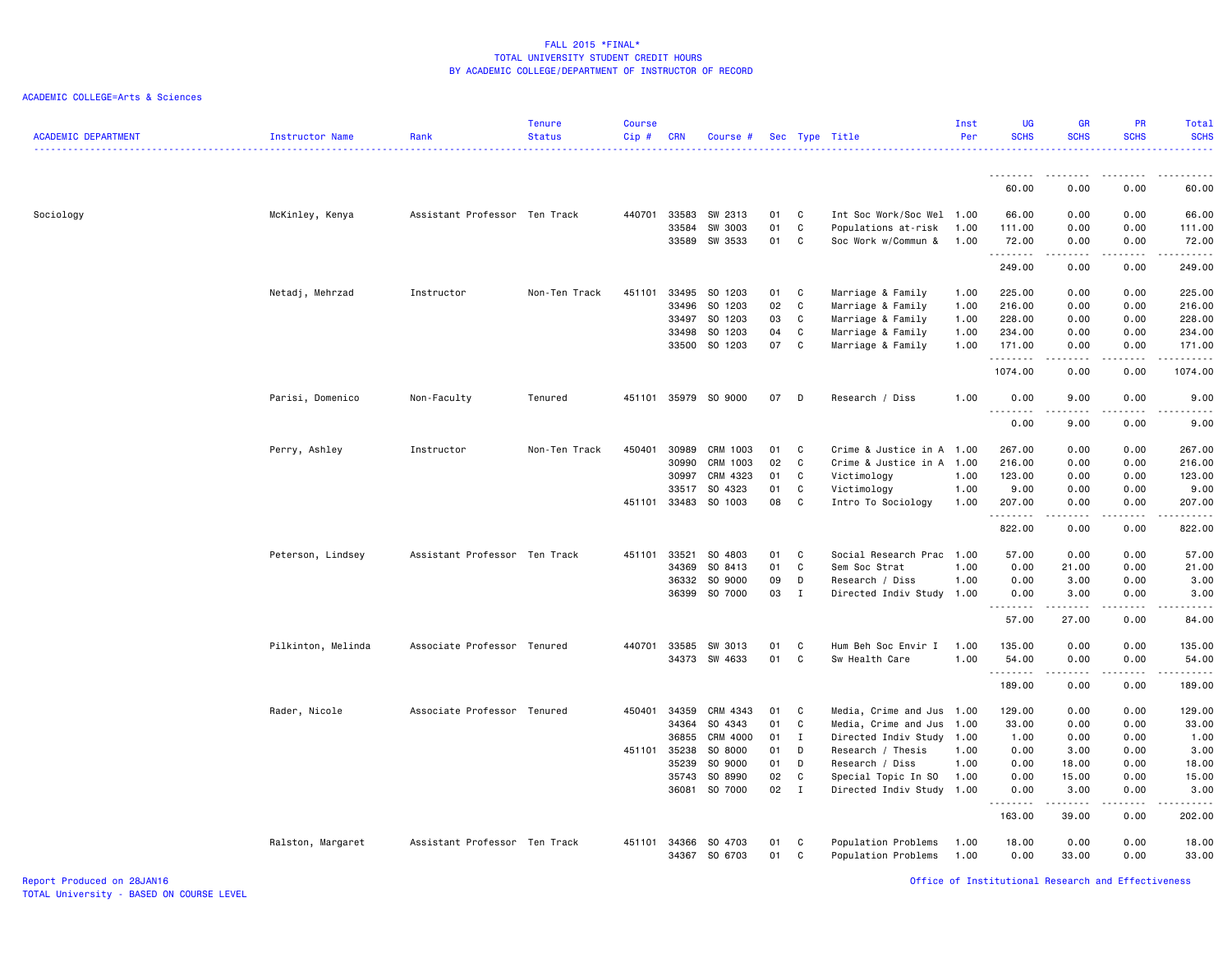FALL 2015 *FINAL*
TOTAL UNIVERSITY STUDENT CREDIT HOURS
BY ACADEMIC COLLEGE/DEPARTMENT OF INSTRUCTOR OF RECORD

ACADEMIC COLLEGE=Arts & Sciences

| ACADEMIC DEPARTMENT | Instructor Name | Rank | Tenure Status | Course Cip # | CRN | Course # | Sec | Type | Title | Inst Per | UG SCHS | GR SCHS | PR SCHS | Total SCHS |
|---|---|---|---|---|---|---|---|---|---|---|---|---|---|---|
| | | | | | | | | | | | 60.00 | 0.00 | 0.00 | 60.00 |
| Sociology | McKinley, Kenya | Assistant Professor | Ten Track | 440701 | 33583 | SW 2313 | 01 | C | Int Soc Work/Soc Wel | 1.00 | 66.00 | 0.00 | 0.00 | 66.00 |
| | | | | | 33584 | SW 3003 | 01 | C | Populations at-risk | 1.00 | 111.00 | 0.00 | 0.00 | 111.00 |
| | | | | | 33589 | SW 3533 | 01 | C | Soc Work w/Commun & | 1.00 | 72.00 | 0.00 | 0.00 | 72.00 |
| | | | | | | | | | | | 249.00 | 0.00 | 0.00 | 249.00 |
| | Netadj, Mehrzad | Instructor | Non-Ten Track | 451101 | 33495 | SO 1203 | 01 | C | Marriage & Family | 1.00 | 225.00 | 0.00 | 0.00 | 225.00 |
| | | | | | 33496 | SO 1203 | 02 | C | Marriage & Family | 1.00 | 216.00 | 0.00 | 0.00 | 216.00 |
| | | | | | 33497 | SO 1203 | 03 | C | Marriage & Family | 1.00 | 228.00 | 0.00 | 0.00 | 228.00 |
| | | | | | 33498 | SO 1203 | 04 | C | Marriage & Family | 1.00 | 234.00 | 0.00 | 0.00 | 234.00 |
| | | | | | 33500 | SO 1203 | 07 | C | Marriage & Family | 1.00 | 171.00 | 0.00 | 0.00 | 171.00 |
| | | | | | | | | | | | 1074.00 | 0.00 | 0.00 | 1074.00 |
| | Parisi, Domenico | Non-Faculty | Tenured | 451101 | 35979 | SO 9000 | 07 | D | Research / Diss | 1.00 | 0.00 | 9.00 | 0.00 | 9.00 |
| | | | | | | | | | | | 0.00 | 9.00 | 0.00 | 9.00 |
| | Perry, Ashley | Instructor | Non-Ten Track | 450401 | 30989 | CRM 1003 | 01 | C | Crime & Justice in A | 1.00 | 267.00 | 0.00 | 0.00 | 267.00 |
| | | | | | 30990 | CRM 1003 | 02 | C | Crime & Justice in A | 1.00 | 216.00 | 0.00 | 0.00 | 216.00 |
| | | | | | 30997 | CRM 4323 | 01 | C | Victimology | 1.00 | 123.00 | 0.00 | 0.00 | 123.00 |
| | | | | | 33517 | SO 4323 | 01 | C | Victimology | 1.00 | 9.00 | 0.00 | 0.00 | 9.00 |
| | | | | 451101 | 33483 | SO 1003 | 08 | C | Intro To Sociology | 1.00 | 207.00 | 0.00 | 0.00 | 207.00 |
| | | | | | | | | | | | 822.00 | 0.00 | 0.00 | 822.00 |
| | Peterson, Lindsey | Assistant Professor | Ten Track | 451101 | 33521 | SO 4803 | 01 | C | Social Research Prac | 1.00 | 57.00 | 0.00 | 0.00 | 57.00 |
| | | | | | 34369 | SO 8413 | 01 | C | Sem Soc Strat | 1.00 | 0.00 | 21.00 | 0.00 | 21.00 |
| | | | | | 36332 | SO 9000 | 09 | D | Research / Diss | 1.00 | 0.00 | 3.00 | 0.00 | 3.00 |
| | | | | | 36399 | SO 7000 | 03 | I | Directed Indiv Study | 1.00 | 0.00 | 3.00 | 0.00 | 3.00 |
| | | | | | | | | | | | 57.00 | 27.00 | 0.00 | 84.00 |
| | Pilkinton, Melinda | Associate Professor | Tenured | 440701 | 33585 | SW 3013 | 01 | C | Hum Beh Soc Envir I | 1.00 | 135.00 | 0.00 | 0.00 | 135.00 |
| | | | | | 34373 | SW 4633 | 01 | C | Sw Health Care | 1.00 | 54.00 | 0.00 | 0.00 | 54.00 |
| | | | | | | | | | | | 189.00 | 0.00 | 0.00 | 189.00 |
| | Rader, Nicole | Associate Professor | Tenured | 450401 | 34359 | CRM 4343 | 01 | C | Media, Crime and Jus | 1.00 | 129.00 | 0.00 | 0.00 | 129.00 |
| | | | | | 34364 | SO 4343 | 01 | C | Media, Crime and Jus | 1.00 | 33.00 | 0.00 | 0.00 | 33.00 |
| | | | | | 36855 | CRM 4000 | 01 | I | Directed Indiv Study | 1.00 | 1.00 | 0.00 | 0.00 | 1.00 |
| | | | | 451101 | 35238 | SO 8000 | 01 | D | Research / Thesis | 1.00 | 0.00 | 3.00 | 0.00 | 3.00 |
| | | | | | 35239 | SO 9000 | 01 | D | Research / Diss | 1.00 | 0.00 | 18.00 | 0.00 | 18.00 |
| | | | | | 35743 | SO 8990 | 02 | C | Special Topic In SO | 1.00 | 0.00 | 15.00 | 0.00 | 15.00 |
| | | | | | 36081 | SO 7000 | 02 | I | Directed Indiv Study | 1.00 | 0.00 | 3.00 | 0.00 | 3.00 |
| | | | | | | | | | | | 163.00 | 39.00 | 0.00 | 202.00 |
| | Ralston, Margaret | Assistant Professor | Ten Track | 451101 | 34366 | SO 4703 | 01 | C | Population Problems | 1.00 | 18.00 | 0.00 | 0.00 | 18.00 |
| | | | | | 34367 | SO 6703 | 01 | C | Population Problems | 1.00 | 0.00 | 33.00 | 0.00 | 33.00 |

Report Produced on 28JAN16
TOTAL University - BASED ON COURSE LEVEL
Office of Institutional Research and Effectiveness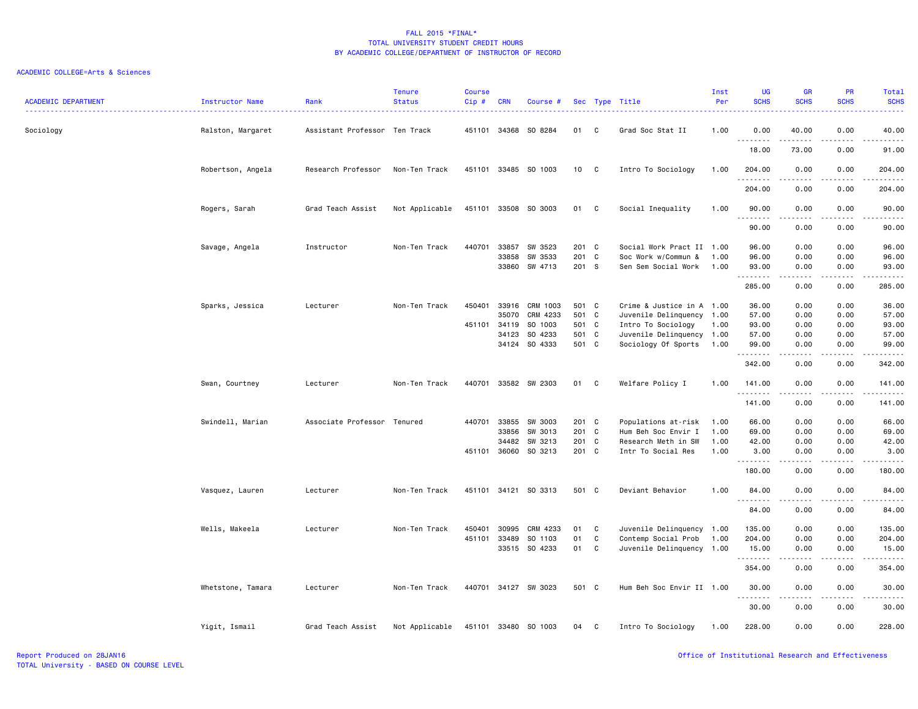FALL 2015 *FINAL*
TOTAL UNIVERSITY STUDENT CREDIT HOURS
BY ACADEMIC COLLEGE/DEPARTMENT OF INSTRUCTOR OF RECORD

ACADEMIC COLLEGE=Arts & Sciences

| ACADEMIC DEPARTMENT | Instructor Name | Rank | Tenure Status | Course Cip # | CRN | Course # | Sec | Type | Title | Inst Per | UG SCHS | GR SCHS | PR SCHS | Total SCHS |
|---|---|---|---|---|---|---|---|---|---|---|---|---|---|---|
| Sociology | Ralston, Margaret | Assistant Professor | Ten Track | 451101 | 34368 | SO 8284 | 01 | C | Grad Soc Stat II | 1.00 | 0.00 | 40.00 | 0.00 | 40.00 |
| | | | | | | | | | | | 18.00 | 73.00 | 0.00 | 91.00 |
| | Robertson, Angela | Research Professor | Non-Ten Track | 451101 | 33485 | SO 1003 | 10 | C | Intro To Sociology | 1.00 | 204.00 | 0.00 | 0.00 | 204.00 |
| | | | | | | | | | | | 204.00 | 0.00 | 0.00 | 204.00 |
| | Rogers, Sarah | Grad Teach Assist | Not Applicable | 451101 | 33508 | SO 3003 | 01 | C | Social Inequality | 1.00 | 90.00 | 0.00 | 0.00 | 90.00 |
| | | | | | | | | | | | 90.00 | 0.00 | 0.00 | 90.00 |
| | Savage, Angela | Instructor | Non-Ten Track | 440701 | 33857 | SW 3523 | 201 | C | Social Work Pract II | 1.00 | 96.00 | 0.00 | 0.00 | 96.00 |
| | | | | | 33858 | SW 3533 | 201 | C | Soc Work w/Commun & | 1.00 | 96.00 | 0.00 | 0.00 | 96.00 |
| | | | | | 33860 | SW 4713 | 201 | S | Sen Sem Social Work | 1.00 | 93.00 | 0.00 | 0.00 | 93.00 |
| | | | | | | | | | | | 285.00 | 0.00 | 0.00 | 285.00 |
| | Sparks, Jessica | Lecturer | Non-Ten Track | 450401 | 33916 | CRM 1003 | 501 | C | Crime & Justice in A | 1.00 | 36.00 | 0.00 | 0.00 | 36.00 |
| | | | | | 35070 | CRM 4233 | 501 | C | Juvenile Delinquency | 1.00 | 57.00 | 0.00 | 0.00 | 57.00 |
| | | | | 451101 | 34119 | SO 1003 | 501 | C | Intro To Sociology | 1.00 | 93.00 | 0.00 | 0.00 | 93.00 |
| | | | | | 34123 | SO 4233 | 501 | C | Juvenile Delinquency | 1.00 | 57.00 | 0.00 | 0.00 | 57.00 |
| | | | | | 34124 | SO 4333 | 501 | C | Sociology Of Sports | 1.00 | 99.00 | 0.00 | 0.00 | 99.00 |
| | | | | | | | | | | | 342.00 | 0.00 | 0.00 | 342.00 |
| | Swan, Courtney | Lecturer | Non-Ten Track | 440701 | 33582 | SW 2303 | 01 | C | Welfare Policy I | 1.00 | 141.00 | 0.00 | 0.00 | 141.00 |
| | | | | | | | | | | | 141.00 | 0.00 | 0.00 | 141.00 |
| | Swindell, Marian | Associate Professor | Tenured | 440701 | 33855 | SW 3003 | 201 | C | Populations at-risk | 1.00 | 66.00 | 0.00 | 0.00 | 66.00 |
| | | | | | 33856 | SW 3013 | 201 | C | Hum Beh Soc Envir I | 1.00 | 69.00 | 0.00 | 0.00 | 69.00 |
| | | | | | 34482 | SW 3213 | 201 | C | Research Meth in SW | 1.00 | 42.00 | 0.00 | 0.00 | 42.00 |
| | | | | 451101 | 36060 | SO 3213 | 201 | C | Intr To Social Res | 1.00 | 3.00 | 0.00 | 0.00 | 3.00 |
| | | | | | | | | | | | 180.00 | 0.00 | 0.00 | 180.00 |
| | Vasquez, Lauren | Lecturer | Non-Ten Track | 451101 | 34121 | SO 3313 | 501 | C | Deviant Behavior | 1.00 | 84.00 | 0.00 | 0.00 | 84.00 |
| | | | | | | | | | | | 84.00 | 0.00 | 0.00 | 84.00 |
| | Wells, Makeela | Lecturer | Non-Ten Track | 450401 | 30995 | CRM 4233 | 01 | C | Juvenile Delinquency | 1.00 | 135.00 | 0.00 | 0.00 | 135.00 |
| | | | | 451101 | 33489 | SO 1103 | 01 | C | Contemp Social Prob | 1.00 | 204.00 | 0.00 | 0.00 | 204.00 |
| | | | | | 33515 | SO 4233 | 01 | C | Juvenile Delinquency | 1.00 | 15.00 | 0.00 | 0.00 | 15.00 |
| | | | | | | | | | | | 354.00 | 0.00 | 0.00 | 354.00 |
| | Whetstone, Tamara | Lecturer | Non-Ten Track | 440701 | 34127 | SW 3023 | 501 | C | Hum Beh Soc Envir II | 1.00 | 30.00 | 0.00 | 0.00 | 30.00 |
| | | | | | | | | | | | 30.00 | 0.00 | 0.00 | 30.00 |
| | Yigit, Ismail | Grad Teach Assist | Not Applicable | 451101 | 33480 | SO 1003 | 04 | C | Intro To Sociology | 1.00 | 228.00 | 0.00 | 0.00 | 228.00 |

Report Produced on 28JAN16
TOTAL University - BASED ON COURSE LEVEL

Office of Institutional Research and Effectiveness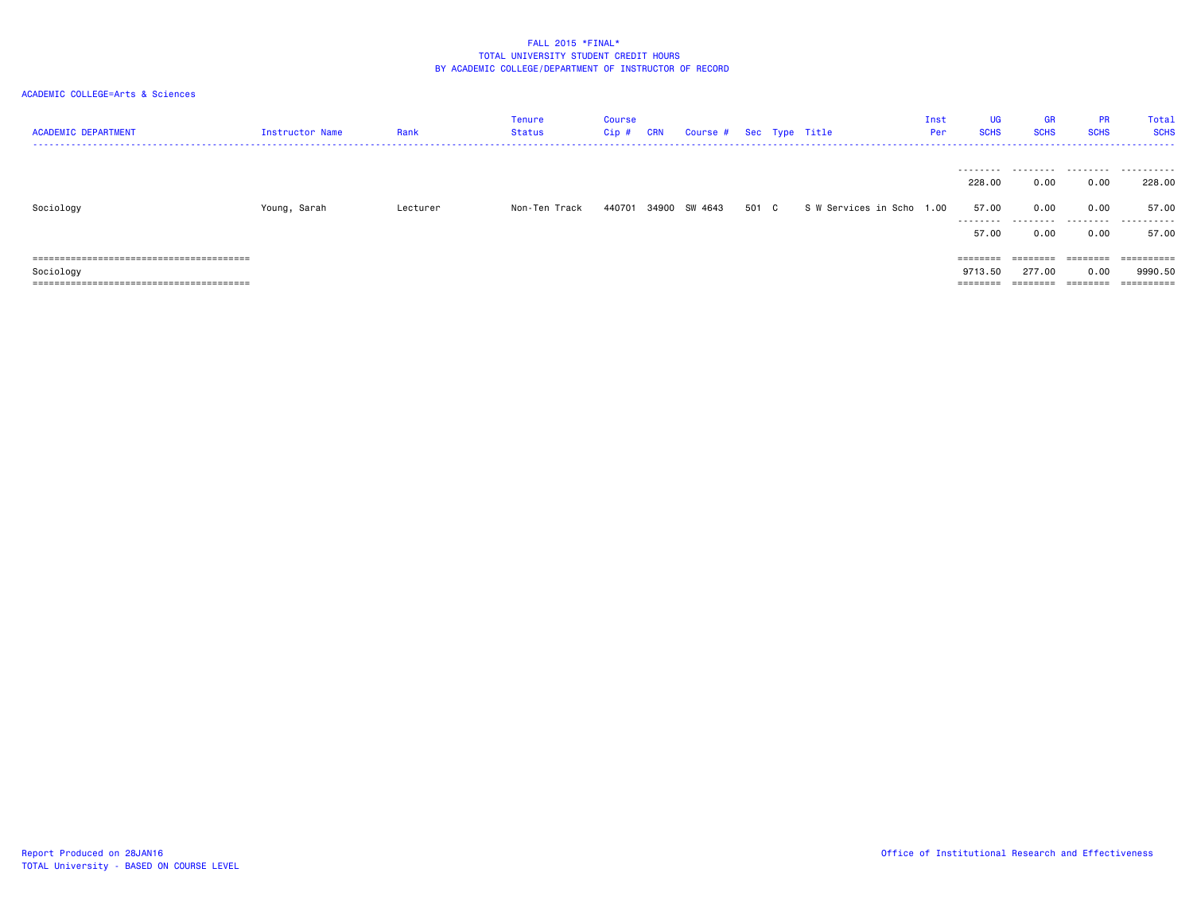FALL 2015 *FINAL*
TOTAL UNIVERSITY STUDENT CREDIT HOURS
BY ACADEMIC COLLEGE/DEPARTMENT OF INSTRUCTOR OF RECORD

ACADEMIC COLLEGE=Arts & Sciences

| ACADEMIC DEPARTMENT | Instructor Name | Rank | Tenure Status | Course Cip # | CRN | Course # | Sec | Type | Title | Inst Per | UG SCHS | GR SCHS | PR SCHS | Total SCHS |
|---|---|---|---|---|---|---|---|---|---|---|---|---|---|---|
| | | | | | | | | | | | 228.00 | 0.00 | 0.00 | 228.00 |
| Sociology | Young, Sarah | Lecturer | Non-Ten Track | 440701 | 34900 | SW 4643 | 501 | C | S W Services in Scho | 1.00 | 57.00 | 0.00 | 0.00 | 57.00 |
| | | | | | | | | | | | 57.00 | 0.00 | 0.00 | 57.00 |
| Sociology | | | | | | | | | | | 9713.50 | 277.00 | 0.00 | 9990.50 |

Report Produced on 28JAN16
TOTAL University - BASED ON COURSE LEVEL

Office of Institutional Research and Effectiveness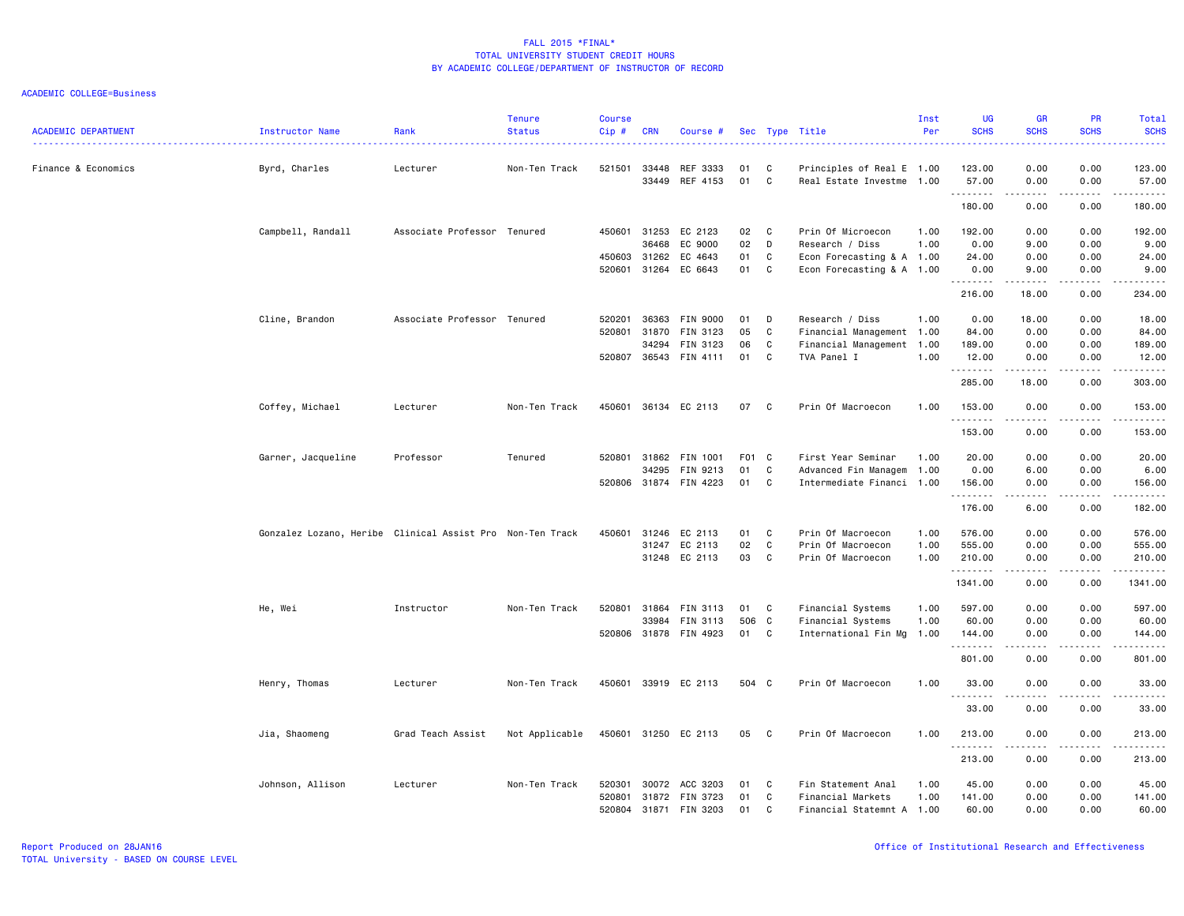FALL 2015 *FINAL*
TOTAL UNIVERSITY STUDENT CREDIT HOURS
BY ACADEMIC COLLEGE/DEPARTMENT OF INSTRUCTOR OF RECORD

ACADEMIC COLLEGE=Business

| ACADEMIC DEPARTMENT | Instructor Name | Rank | Tenure Status | Course Cip # | CRN | Course # | Sec | Type | Title | Inst Per | UG SCHS | GR SCHS | PR SCHS | Total SCHS |
|---|---|---|---|---|---|---|---|---|---|---|---|---|---|---|
| Finance & Economics | Byrd, Charles | Lecturer | Non-Ten Track | 521501 | 33448 | REF 3333 | 01 | C | Principles of Real E | 1.00 | 123.00 | 0.00 | 0.00 | 123.00 |
| | | | | | 33449 | REF 4153 | 01 | C | Real Estate Investme | 1.00 | 57.00 | 0.00 | 0.00 | 57.00 |
| | | | | | | | | | | | 180.00 | 0.00 | 0.00 | 180.00 |
| | Campbell, Randall | Associate Professor | Tenured | 450601 | 31253 | EC 2123 | 02 | C | Prin Of Microecon | 1.00 | 192.00 | 0.00 | 0.00 | 192.00 |
| | | | | | 36468 | EC 9000 | 02 | D | Research / Diss | 1.00 | 0.00 | 9.00 | 0.00 | 9.00 |
| | | | | 450603 | 31262 | EC 4643 | 01 | C | Econ Forecasting & A | 1.00 | 24.00 | 0.00 | 0.00 | 24.00 |
| | | | | 520601 | 31264 | EC 6643 | 01 | C | Econ Forecasting & A | 1.00 | 0.00 | 9.00 | 0.00 | 9.00 |
| | | | | | | | | | | | 216.00 | 18.00 | 0.00 | 234.00 |
| | Cline, Brandon | Associate Professor | Tenured | 520201 | 36363 | FIN 9000 | 01 | D | Research / Diss | 1.00 | 0.00 | 18.00 | 0.00 | 18.00 |
| | | | | 520801 | 31870 | FIN 3123 | 05 | C | Financial Management | 1.00 | 84.00 | 0.00 | 0.00 | 84.00 |
| | | | | | 34294 | FIN 3123 | 06 | C | Financial Management | 1.00 | 189.00 | 0.00 | 0.00 | 189.00 |
| | | | | 520807 | 36543 | FIN 4111 | 01 | C | TVA Panel I | 1.00 | 12.00 | 0.00 | 0.00 | 12.00 |
| | | | | | | | | | | | 285.00 | 18.00 | 0.00 | 303.00 |
| | Coffey, Michael | Lecturer | Non-Ten Track | 450601 | 36134 | EC 2113 | 07 | C | Prin Of Macroecon | 1.00 | 153.00 | 0.00 | 0.00 | 153.00 |
| | | | | | | | | | | | 153.00 | 0.00 | 0.00 | 153.00 |
| | Garner, Jacqueline | Professor | Tenured | 520801 | 31862 | FIN 1001 | F01 | C | First Year Seminar | 1.00 | 20.00 | 0.00 | 0.00 | 20.00 |
| | | | | | 34295 | FIN 9213 | 01 | C | Advanced Fin Managem | 1.00 | 0.00 | 6.00 | 0.00 | 6.00 |
| | | | | 520806 | 31874 | FIN 4223 | 01 | C | Intermediate Financi | 1.00 | 156.00 | 0.00 | 0.00 | 156.00 |
| | | | | | | | | | | | 176.00 | 6.00 | 0.00 | 182.00 |
| | Gonzalez Lozano, Heribe | Clinical Assist Pro | Non-Ten Track | 450601 | 31246 | EC 2113 | 01 | C | Prin Of Macroecon | 1.00 | 576.00 | 0.00 | 0.00 | 576.00 |
| | | | | | 31247 | EC 2113 | 02 | C | Prin Of Macroecon | 1.00 | 555.00 | 0.00 | 0.00 | 555.00 |
| | | | | | 31248 | EC 2113 | 03 | C | Prin Of Macroecon | 1.00 | 210.00 | 0.00 | 0.00 | 210.00 |
| | | | | | | | | | | | 1341.00 | 0.00 | 0.00 | 1341.00 |
| | He, Wei | Instructor | Non-Ten Track | 520801 | 31864 | FIN 3113 | 01 | C | Financial Systems | 1.00 | 597.00 | 0.00 | 0.00 | 597.00 |
| | | | | | 33984 | FIN 3113 | 506 | C | Financial Systems | 1.00 | 60.00 | 0.00 | 0.00 | 60.00 |
| | | | | 520806 | 31878 | FIN 4923 | 01 | C | International Fin Mg | 1.00 | 144.00 | 0.00 | 0.00 | 144.00 |
| | | | | | | | | | | | 801.00 | 0.00 | 0.00 | 801.00 |
| | Henry, Thomas | Lecturer | Non-Ten Track | 450601 | 33919 | EC 2113 | 504 | C | Prin Of Macroecon | 1.00 | 33.00 | 0.00 | 0.00 | 33.00 |
| | | | | | | | | | | | 33.00 | 0.00 | 0.00 | 33.00 |
| | Jia, Shaomeng | Grad Teach Assist | Not Applicable | 450601 | 31250 | EC 2113 | 05 | C | Prin Of Macroecon | 1.00 | 213.00 | 0.00 | 0.00 | 213.00 |
| | | | | | | | | | | | 213.00 | 0.00 | 0.00 | 213.00 |
| | Johnson, Allison | Lecturer | Non-Ten Track | 520301 | 30072 | ACC 3203 | 01 | C | Fin Statement Anal | 1.00 | 45.00 | 0.00 | 0.00 | 45.00 |
| | | | | 520801 | 31872 | FIN 3723 | 01 | C | Financial Markets | 1.00 | 141.00 | 0.00 | 0.00 | 141.00 |
| | | | | 520804 | 31871 | FIN 3203 | 01 | C | Financial Statemnt A | 1.00 | 60.00 | 0.00 | 0.00 | 60.00 |

Report Produced on 28JAN16
TOTAL University - BASED ON COURSE LEVEL

Office of Institutional Research and Effectiveness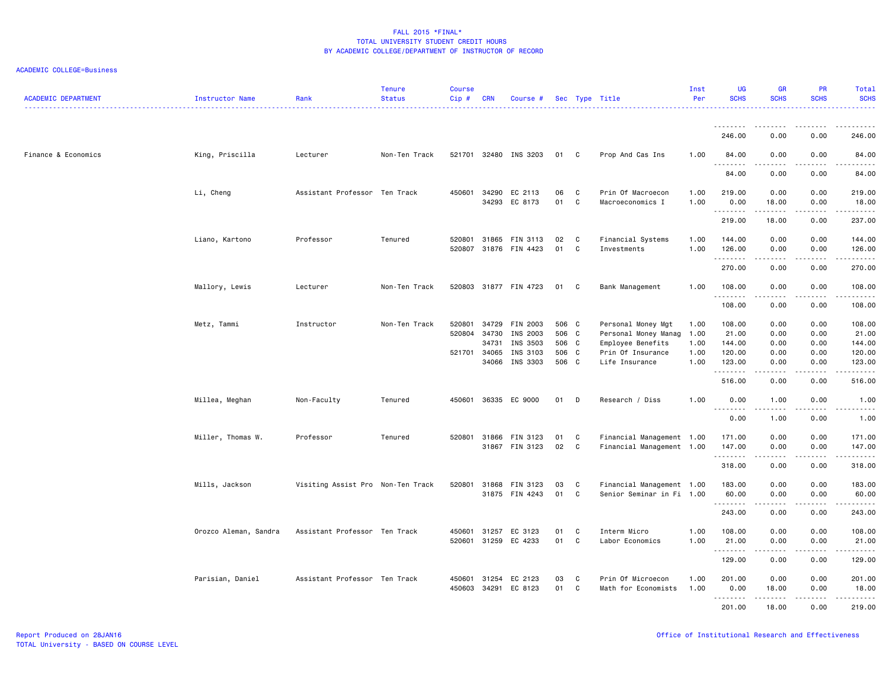FALL 2015 *FINAL*
TOTAL UNIVERSITY STUDENT CREDIT HOURS
BY ACADEMIC COLLEGE/DEPARTMENT OF INSTRUCTOR OF RECORD

ACADEMIC COLLEGE=Business

| ACADEMIC DEPARTMENT | Instructor Name | Rank | Tenure Status | Course Cip # | CRN | Course # | Sec | Type | Title | Inst Per | UG SCHS | GR SCHS | PR SCHS | Total SCHS |
|---|---|---|---|---|---|---|---|---|---|---|---|---|---|---|
| | | | | | | | | | | | 246.00 | 0.00 | 0.00 | 246.00 |
| Finance & Economics | King, Priscilla | Lecturer | Non-Ten Track | 521701 | 32480 | INS 3203 | 01 | C | Prop And Cas Ins | 1.00 | 84.00 | 0.00 | 0.00 | 84.00 |
| | | | | | | | | | | | 84.00 | 0.00 | 0.00 | 84.00 |
| | Li, Cheng | Assistant Professor | Ten Track | 450601 | 34290 | EC 2113 | 06 | C | Prin Of Macroecon | 1.00 | 219.00 | 0.00 | 0.00 | 219.00 |
| | | | | | 34293 | EC 8173 | 01 | C | Macroeconomics I | 1.00 | 0.00 | 18.00 | 0.00 | 18.00 |
| | | | | | | | | | | | 219.00 | 18.00 | 0.00 | 237.00 |
| | Liano, Kartono | Professor | Tenured | 520801 | 31865 | FIN 3113 | 02 | C | Financial Systems | 1.00 | 144.00 | 0.00 | 0.00 | 144.00 |
| | | | | 520807 | 31876 | FIN 4423 | 01 | C | Investments | 1.00 | 126.00 | 0.00 | 0.00 | 126.00 |
| | | | | | | | | | | | 270.00 | 0.00 | 0.00 | 270.00 |
| | Mallory, Lewis | Lecturer | Non-Ten Track | 520803 | 31877 | FIN 4723 | 01 | C | Bank Management | 1.00 | 108.00 | 0.00 | 0.00 | 108.00 |
| | | | | | | | | | | | 108.00 | 0.00 | 0.00 | 108.00 |
| | Metz, Tammi | Instructor | Non-Ten Track | 520801 | 34729 | FIN 2003 | 506 | C | Personal Money Mgt | 1.00 | 108.00 | 0.00 | 0.00 | 108.00 |
| | | | | 520804 | 34730 | INS 2003 | 506 | C | Personal Money Manag | 1.00 | 21.00 | 0.00 | 0.00 | 21.00 |
| | | | | | 34731 | INS 3503 | 506 | C | Employee Benefits | 1.00 | 144.00 | 0.00 | 0.00 | 144.00 |
| | | | | 521701 | 34065 | INS 3103 | 506 | C | Prin Of Insurance | 1.00 | 120.00 | 0.00 | 0.00 | 120.00 |
| | | | | | 34066 | INS 3303 | 506 | C | Life Insurance | 1.00 | 123.00 | 0.00 | 0.00 | 123.00 |
| | | | | | | | | | | | 516.00 | 0.00 | 0.00 | 516.00 |
| | Millea, Meghan | Non-Faculty | Tenured | 450601 | 36335 | EC 9000 | 01 | D | Research / Diss | 1.00 | 0.00 | 1.00 | 0.00 | 1.00 |
| | | | | | | | | | | | 0.00 | 1.00 | 0.00 | 1.00 |
| | Miller, Thomas W. | Professor | Tenured | 520801 | 31866 | FIN 3123 | 01 | C | Financial Management | 1.00 | 171.00 | 0.00 | 0.00 | 171.00 |
| | | | | | 31867 | FIN 3123 | 02 | C | Financial Management | 1.00 | 147.00 | 0.00 | 0.00 | 147.00 |
| | | | | | | | | | | | 318.00 | 0.00 | 0.00 | 318.00 |
| | Mills, Jackson | Visiting Assist Pro | Non-Ten Track | 520801 | 31868 | FIN 3123 | 03 | C | Financial Management | 1.00 | 183.00 | 0.00 | 0.00 | 183.00 |
| | | | | | 31875 | FIN 4243 | 01 | C | Senior Seminar in Fi | 1.00 | 60.00 | 0.00 | 0.00 | 60.00 |
| | | | | | | | | | | | 243.00 | 0.00 | 0.00 | 243.00 |
| | Orozco Aleman, Sandra | Assistant Professor | Ten Track | 450601 | 31257 | EC 3123 | 01 | C | Interm Micro | 1.00 | 108.00 | 0.00 | 0.00 | 108.00 |
| | | | | 520601 | 31259 | EC 4233 | 01 | C | Labor Economics | 1.00 | 21.00 | 0.00 | 0.00 | 21.00 |
| | | | | | | | | | | | 129.00 | 0.00 | 0.00 | 129.00 |
| | Parisian, Daniel | Assistant Professor | Ten Track | 450601 | 31254 | EC 2123 | 03 | C | Prin Of Microecon | 1.00 | 201.00 | 0.00 | 0.00 | 201.00 |
| | | | | 450603 | 34291 | EC 8123 | 01 | C | Math for Economists | 1.00 | 0.00 | 18.00 | 0.00 | 18.00 |
| | | | | | | | | | | | 201.00 | 18.00 | 0.00 | 219.00 |

Report Produced on 28JAN16
TOTAL University - BASED ON COURSE LEVEL

Office of Institutional Research and Effectiveness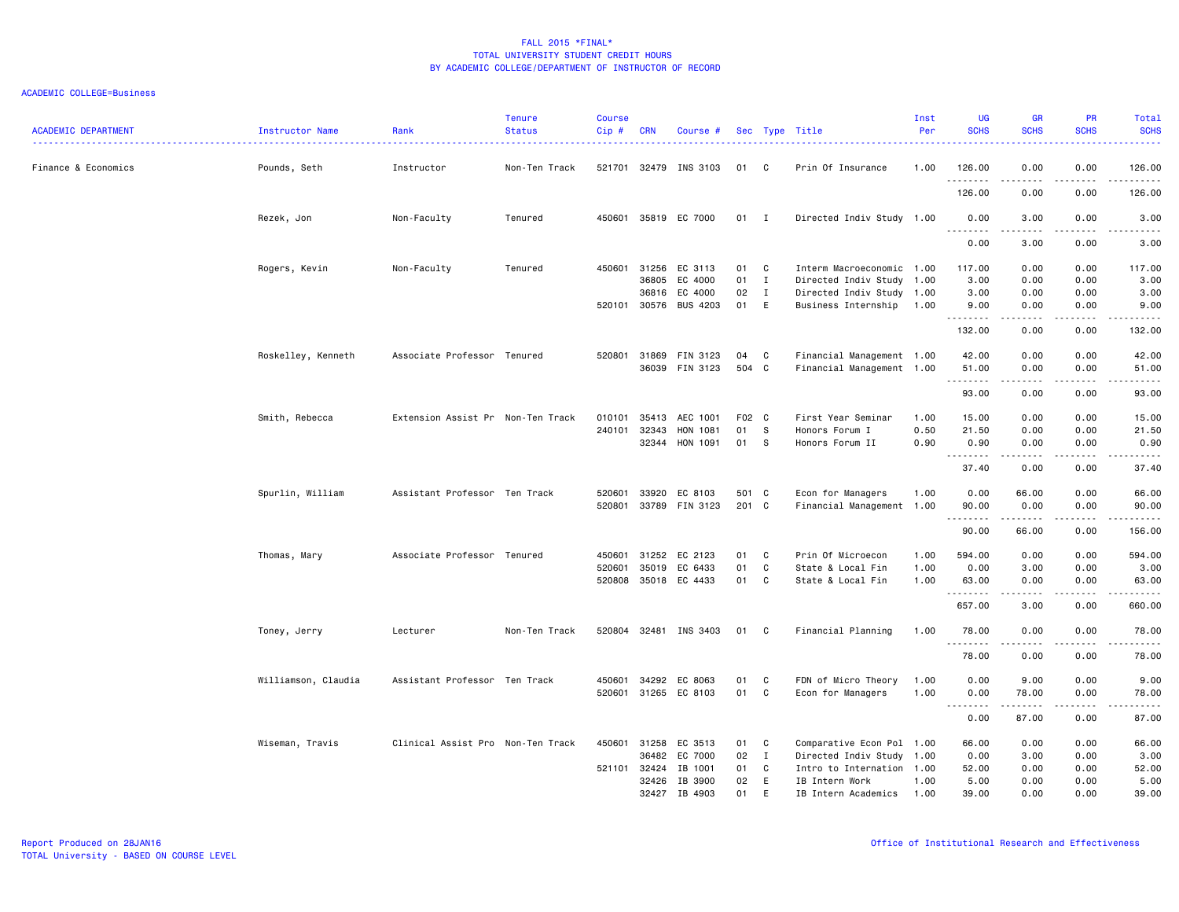FALL 2015 *FINAL*
TOTAL UNIVERSITY STUDENT CREDIT HOURS
BY ACADEMIC COLLEGE/DEPARTMENT OF INSTRUCTOR OF RECORD

ACADEMIC COLLEGE=Business

| ACADEMIC DEPARTMENT | Instructor Name | Rank | Tenure Status | Course Cip # | CRN | Course # | Sec | Type | Title | Inst Per | UG SCHS | GR SCHS | PR SCHS | Total SCHS |
|---|---|---|---|---|---|---|---|---|---|---|---|---|---|---|
| Finance & Economics | Pounds, Seth | Instructor | Non-Ten Track | 521701 | 32479 | INS 3103 | 01 | C | Prin Of Insurance | 1.00 | 126.00 | 0.00 | 0.00 | 126.00 |
| | | | | | | | | | | | 126.00 | 0.00 | 0.00 | 126.00 |
| | Rezek, Jon | Non-Faculty | Tenured | 450601 | 35819 | EC 7000 | 01 | I | Directed Indiv Study | 1.00 | 0.00 | 3.00 | 0.00 | 3.00 |
| | | | | | | | | | | | 0.00 | 3.00 | 0.00 | 3.00 |
| | Rogers, Kevin | Non-Faculty | Tenured | 450601 | 31256 | EC 3113 | 01 | C | Interm Macroeconomic | 1.00 | 117.00 | 0.00 | 0.00 | 117.00 |
| | | | | | 36805 | EC 4000 | 01 | I | Directed Indiv Study | 1.00 | 3.00 | 0.00 | 0.00 | 3.00 |
| | | | | | 36816 | EC 4000 | 02 | I | Directed Indiv Study | 1.00 | 3.00 | 0.00 | 0.00 | 3.00 |
| | | | | 520101 | 30576 | BUS 4203 | 01 | E | Business Internship | 1.00 | 9.00 | 0.00 | 0.00 | 9.00 |
| | | | | | | | | | | | 132.00 | 0.00 | 0.00 | 132.00 |
| | Roskelley, Kenneth | Associate Professor | Tenured | 520801 | 31869 | FIN 3123 | 04 | C | Financial Management | 1.00 | 42.00 | 0.00 | 0.00 | 42.00 |
| | | | | | 36039 | FIN 3123 | 504 | C | Financial Management | 1.00 | 51.00 | 0.00 | 0.00 | 51.00 |
| | | | | | | | | | | | 93.00 | 0.00 | 0.00 | 93.00 |
| | Smith, Rebecca | Extension Assist Pr | Non-Ten Track | 010101 | 35413 | AEC 1001 | F02 | C | First Year Seminar | 1.00 | 15.00 | 0.00 | 0.00 | 15.00 |
| | | | | 240101 | 32343 | HON 1081 | 01 | S | Honors Forum I | 0.50 | 21.50 | 0.00 | 0.00 | 21.50 |
| | | | | | 32344 | HON 1091 | 01 | S | Honors Forum II | 0.90 | 0.90 | 0.00 | 0.00 | 0.90 |
| | | | | | | | | | | | 37.40 | 0.00 | 0.00 | 37.40 |
| | Spurlin, William | Assistant Professor | Ten Track | 520601 | 33920 | EC 8103 | 501 | C | Econ for Managers | 1.00 | 0.00 | 66.00 | 0.00 | 66.00 |
| | | | | 520801 | 33789 | FIN 3123 | 201 | C | Financial Management | 1.00 | 90.00 | 0.00 | 0.00 | 90.00 |
| | | | | | | | | | | | 90.00 | 66.00 | 0.00 | 156.00 |
| | Thomas, Mary | Associate Professor | Tenured | 450601 | 31252 | EC 2123 | 01 | C | Prin Of Microecon | 1.00 | 594.00 | 0.00 | 0.00 | 594.00 |
| | | | | 520601 | 35019 | EC 6433 | 01 | C | State & Local Fin | 1.00 | 0.00 | 3.00 | 0.00 | 3.00 |
| | | | | 520808 | 35018 | EC 4433 | 01 | C | State & Local Fin | 1.00 | 63.00 | 0.00 | 0.00 | 63.00 |
| | | | | | | | | | | | 657.00 | 3.00 | 0.00 | 660.00 |
| | Toney, Jerry | Lecturer | Non-Ten Track | 520804 | 32481 | INS 3403 | 01 | C | Financial Planning | 1.00 | 78.00 | 0.00 | 0.00 | 78.00 |
| | | | | | | | | | | | 78.00 | 0.00 | 0.00 | 78.00 |
| | Williamson, Claudia | Assistant Professor | Ten Track | 450601 | 34292 | EC 8063 | 01 | C | FDN of Micro Theory | 1.00 | 0.00 | 9.00 | 0.00 | 9.00 |
| | | | | 520601 | 31265 | EC 8103 | 01 | C | Econ for Managers | 1.00 | 0.00 | 78.00 | 0.00 | 78.00 |
| | | | | | | | | | | | 0.00 | 87.00 | 0.00 | 87.00 |
| | Wiseman, Travis | Clinical Assist Pro | Non-Ten Track | 450601 | 31258 | EC 3513 | 01 | C | Comparative Econ Pol | 1.00 | 66.00 | 0.00 | 0.00 | 66.00 |
| | | | | | 36482 | EC 7000 | 02 | I | Directed Indiv Study | 1.00 | 0.00 | 3.00 | 0.00 | 3.00 |
| | | | | 521101 | 32424 | IB 1001 | 01 | C | Intro to Internation | 1.00 | 52.00 | 0.00 | 0.00 | 52.00 |
| | | | | | 32426 | IB 3900 | 02 | E | IB Intern Work | 1.00 | 5.00 | 0.00 | 0.00 | 5.00 |
| | | | | | 32427 | IB 4903 | 01 | E | IB Intern Academics | 1.00 | 39.00 | 0.00 | 0.00 | 39.00 |

Report Produced on 28JAN16
TOTAL University - BASED ON COURSE LEVEL

Office of Institutional Research and Effectiveness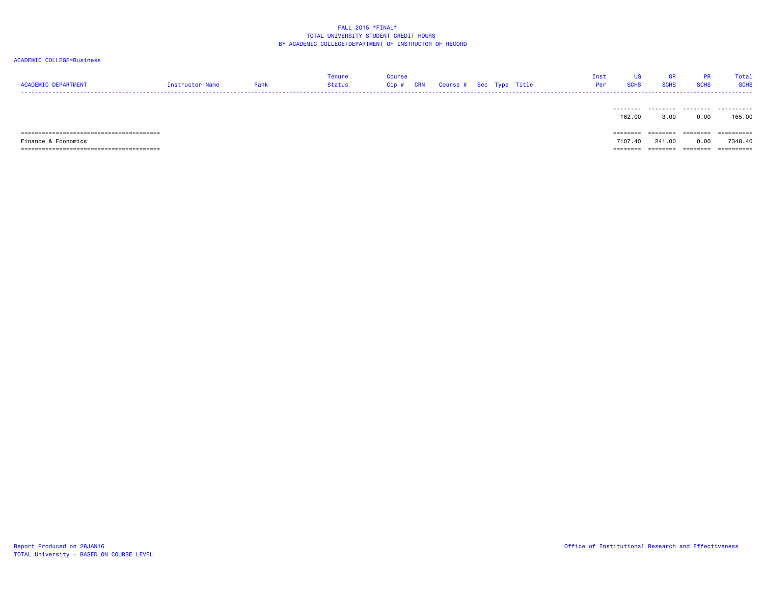FALL 2015 *FINAL*
TOTAL UNIVERSITY STUDENT CREDIT HOURS
BY ACADEMIC COLLEGE/DEPARTMENT OF INSTRUCTOR OF RECORD

ACADEMIC COLLEGE=Business

| ACADEMIC DEPARTMENT | Instructor Name | Rank | Tenure Status | Course Cip # | CRN | Course # | Sec | Type | Title | Inst Per | UG SCHS | GR SCHS | PR SCHS | Total SCHS |
|---|---|---|---|---|---|---|---|---|---|---|---|---|---|---|
| | | | | | | | | | | | 162.00 | 3.00 | 0.00 | 165.00 |
| Finance & Economics | | | | | | | | | | | 7107.40 | 241.00 | 0.00 | 7348.40 |

Report Produced on 28JAN16
TOTAL University - BASED ON COURSE LEVEL

Office of Institutional Research and Effectiveness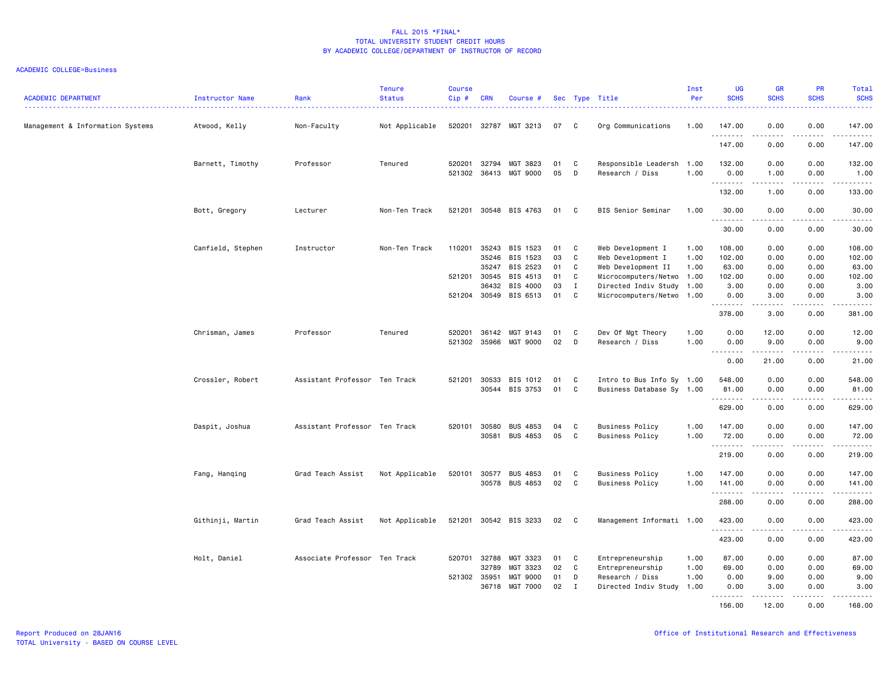FALL 2015 *FINAL*
TOTAL UNIVERSITY STUDENT CREDIT HOURS
BY ACADEMIC COLLEGE/DEPARTMENT OF INSTRUCTOR OF RECORD

ACADEMIC COLLEGE=Business

| ACADEMIC DEPARTMENT | Instructor Name | Rank | Tenure Status | Course Cip # | CRN | Course # | Sec | Type | Title | Inst Per | UG SCHS | GR SCHS | PR SCHS | Total SCHS |
|---|---|---|---|---|---|---|---|---|---|---|---|---|---|---|
| Management & Information Systems | Atwood, Kelly | Non-Faculty | Not Applicable | 520201 | 32787 | MGT 3213 | 07 | C | Org Communications | 1.00 | 147.00 | 0.00 | 0.00 | 147.00 |
| | | | | | | | | | | | 147.00 | 0.00 | 0.00 | 147.00 |
| | Barnett, Timothy | Professor | Tenured | 520201 | 32794 | MGT 3823 | 01 | C | Responsible Leadersh | 1.00 | 132.00 | 0.00 | 0.00 | 132.00 |
| | | | | 521302 | 36413 | MGT 9000 | 05 | D | Research / Diss | 1.00 | 0.00 | 1.00 | 0.00 | 1.00 |
| | | | | | | | | | | | 132.00 | 1.00 | 0.00 | 133.00 |
| | Bott, Gregory | Lecturer | Non-Ten Track | 521201 | 30548 | BIS 4763 | 01 | C | BIS Senior Seminar | 1.00 | 30.00 | 0.00 | 0.00 | 30.00 |
| | | | | | | | | | | | 30.00 | 0.00 | 0.00 | 30.00 |
| | Canfield, Stephen | Instructor | Non-Ten Track | 110201 | 35243 | BIS 1523 | 01 | C | Web Development I | 1.00 | 108.00 | 0.00 | 0.00 | 108.00 |
| | | | | | 35246 | BIS 1523 | 03 | C | Web Development I | 1.00 | 102.00 | 0.00 | 0.00 | 102.00 |
| | | | | | 35247 | BIS 2523 | 01 | C | Web Development II | 1.00 | 63.00 | 0.00 | 0.00 | 63.00 |
| | | | | 521201 | 30545 | BIS 4513 | 01 | C | Microcomputers/Netwo | 1.00 | 102.00 | 0.00 | 0.00 | 102.00 |
| | | | | | 36432 | BIS 4000 | 03 | I | Directed Indiv Study | 1.00 | 3.00 | 0.00 | 0.00 | 3.00 |
| | | | | 521204 | 30549 | BIS 6513 | 01 | C | Microcomputers/Netwo | 1.00 | 0.00 | 3.00 | 0.00 | 3.00 |
| | | | | | | | | | | | 378.00 | 3.00 | 0.00 | 381.00 |
| | Chrisman, James | Professor | Tenured | 520201 | 36142 | MGT 9143 | 01 | C | Dev Of Mgt Theory | 1.00 | 0.00 | 12.00 | 0.00 | 12.00 |
| | | | | 521302 | 35966 | MGT 9000 | 02 | D | Research / Diss | 1.00 | 0.00 | 9.00 | 0.00 | 9.00 |
| | | | | | | | | | | | 0.00 | 21.00 | 0.00 | 21.00 |
| | Crossler, Robert | Assistant Professor | Ten Track | 521201 | 30533 | BIS 1012 | 01 | C | Intro to Bus Info Sy | 1.00 | 548.00 | 0.00 | 0.00 | 548.00 |
| | | | | | 30544 | BIS 3753 | 01 | C | Business Database Sy | 1.00 | 81.00 | 0.00 | 0.00 | 81.00 |
| | | | | | | | | | | | 629.00 | 0.00 | 0.00 | 629.00 |
| | Daspit, Joshua | Assistant Professor | Ten Track | 520101 | 30580 | BUS 4853 | 04 | C | Business Policy | 1.00 | 147.00 | 0.00 | 0.00 | 147.00 |
| | | | | | 30581 | BUS 4853 | 05 | C | Business Policy | 1.00 | 72.00 | 0.00 | 0.00 | 72.00 |
| | | | | | | | | | | | 219.00 | 0.00 | 0.00 | 219.00 |
| | Fang, Hanqing | Grad Teach Assist | Not Applicable | 520101 | 30577 | BUS 4853 | 01 | C | Business Policy | 1.00 | 147.00 | 0.00 | 0.00 | 147.00 |
| | | | | | 30578 | BUS 4853 | 02 | C | Business Policy | 1.00 | 141.00 | 0.00 | 0.00 | 141.00 |
| | | | | | | | | | | | 288.00 | 0.00 | 0.00 | 288.00 |
| | Githinji, Martin | Grad Teach Assist | Not Applicable | 521201 | 30542 | BIS 3233 | 02 | C | Management Informati | 1.00 | 423.00 | 0.00 | 0.00 | 423.00 |
| | | | | | | | | | | | 423.00 | 0.00 | 0.00 | 423.00 |
| | Holt, Daniel | Associate Professor | Ten Track | 520701 | 32788 | MGT 3323 | 01 | C | Entrepreneurship | 1.00 | 87.00 | 0.00 | 0.00 | 87.00 |
| | | | | | 32789 | MGT 3323 | 02 | C | Entrepreneurship | 1.00 | 69.00 | 0.00 | 0.00 | 69.00 |
| | | | | 521302 | 35951 | MGT 9000 | 01 | D | Research / Diss | 1.00 | 0.00 | 9.00 | 0.00 | 9.00 |
| | | | | | 36718 | MGT 7000 | 02 | I | Directed Indiv Study | 1.00 | 0.00 | 3.00 | 0.00 | 3.00 |
| | | | | | | | | | | | 156.00 | 12.00 | 0.00 | 168.00 |

Report Produced on 28JAN16
TOTAL University - BASED ON COURSE LEVEL

Office of Institutional Research and Effectiveness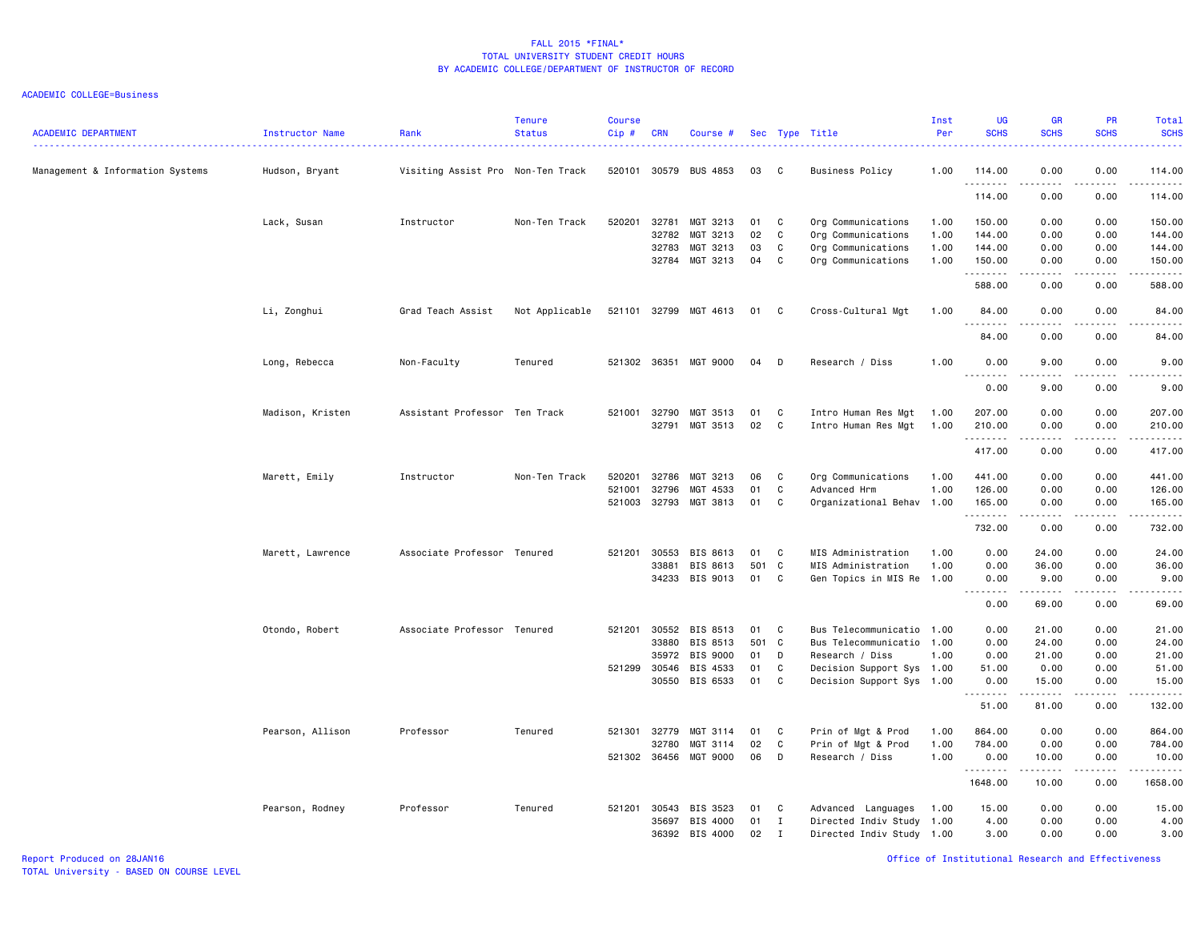FALL 2015 *FINAL*
TOTAL UNIVERSITY STUDENT CREDIT HOURS
BY ACADEMIC COLLEGE/DEPARTMENT OF INSTRUCTOR OF RECORD

ACADEMIC COLLEGE=Business

| ACADEMIC DEPARTMENT | Instructor Name | Rank | Tenure Status | Course Cip # | CRN | Course # | Sec | Type | Title | Inst Per | UG SCHS | GR SCHS | PR SCHS | Total SCHS |
|---|---|---|---|---|---|---|---|---|---|---|---|---|---|---|
| Management & Information Systems | Hudson, Bryant | Visiting Assist Pro | Non-Ten Track | 520101 | 30579 | BUS 4853 | 03 | C | Business Policy | 1.00 | 114.00 | 0.00 | 0.00 | 114.00 |
| | | | | | | | | | | | 114.00 | 0.00 | 0.00 | 114.00 |
| | Lack, Susan | Instructor | Non-Ten Track | 520201 | 32781 | MGT 3213 | 01 | C | Org Communications | 1.00 | 150.00 | 0.00 | 0.00 | 150.00 |
| | | | | | 32782 | MGT 3213 | 02 | C | Org Communications | 1.00 | 144.00 | 0.00 | 0.00 | 144.00 |
| | | | | | 32783 | MGT 3213 | 03 | C | Org Communications | 1.00 | 144.00 | 0.00 | 0.00 | 144.00 |
| | | | | | 32784 | MGT 3213 | 04 | C | Org Communications | 1.00 | 150.00 | 0.00 | 0.00 | 150.00 |
| | | | | | | | | | | | 588.00 | 0.00 | 0.00 | 588.00 |
| | Li, Zonghui | Grad Teach Assist | Not Applicable | 521101 | 32799 | MGT 4613 | 01 | C | Cross-Cultural Mgt | 1.00 | 84.00 | 0.00 | 0.00 | 84.00 |
| | | | | | | | | | | | 84.00 | 0.00 | 0.00 | 84.00 |
| | Long, Rebecca | Non-Faculty | Tenured | 521302 | 36351 | MGT 9000 | 04 | D | Research / Diss | 1.00 | 0.00 | 9.00 | 0.00 | 9.00 |
| | | | | | | | | | | | 0.00 | 9.00 | 0.00 | 9.00 |
| | Madison, Kristen | Assistant Professor | Ten Track | 521001 | 32790 | MGT 3513 | 01 | C | Intro Human Res Mgt | 1.00 | 207.00 | 0.00 | 0.00 | 207.00 |
| | | | | | 32791 | MGT 3513 | 02 | C | Intro Human Res Mgt | 1.00 | 210.00 | 0.00 | 0.00 | 210.00 |
| | | | | | | | | | | | 417.00 | 0.00 | 0.00 | 417.00 |
| | Marett, Emily | Instructor | Non-Ten Track | 520201 | 32786 | MGT 3213 | 06 | C | Org Communications | 1.00 | 441.00 | 0.00 | 0.00 | 441.00 |
| | | | | 521001 | 32796 | MGT 4533 | 01 | C | Advanced Hrm | 1.00 | 126.00 | 0.00 | 0.00 | 126.00 |
| | | | | 521003 | 32793 | MGT 3813 | 01 | C | Organizational Behav | 1.00 | 165.00 | 0.00 | 0.00 | 165.00 |
| | | | | | | | | | | | 732.00 | 0.00 | 0.00 | 732.00 |
| | Marett, Lawrence | Associate Professor | Tenured | 521201 | 30553 | BIS 8613 | 01 | C | MIS Administration | 1.00 | 0.00 | 24.00 | 0.00 | 24.00 |
| | | | | | 33881 | BIS 8613 | 501 | C | MIS Administration | 1.00 | 0.00 | 36.00 | 0.00 | 36.00 |
| | | | | | 34233 | BIS 9013 | 01 | C | Gen Topics in MIS Re | 1.00 | 0.00 | 9.00 | 0.00 | 9.00 |
| | | | | | | | | | | | 0.00 | 69.00 | 0.00 | 69.00 |
| | Otondo, Robert | Associate Professor | Tenured | 521201 | 30552 | BIS 8513 | 01 | C | Bus Telecommunicatio | 1.00 | 0.00 | 21.00 | 0.00 | 21.00 |
| | | | | | 33880 | BIS 8513 | 501 | C | Bus Telecommunicatio | 1.00 | 0.00 | 24.00 | 0.00 | 24.00 |
| | | | | | 35972 | BIS 9000 | 01 | D | Research / Diss | 1.00 | 0.00 | 21.00 | 0.00 | 21.00 |
| | | | | 521299 | 30546 | BIS 4533 | 01 | C | Decision Support Sys | 1.00 | 51.00 | 0.00 | 0.00 | 51.00 |
| | | | | | 30550 | BIS 6533 | 01 | C | Decision Support Sys | 1.00 | 0.00 | 15.00 | 0.00 | 15.00 |
| | | | | | | | | | | | 51.00 | 81.00 | 0.00 | 132.00 |
| | Pearson, Allison | Professor | Tenured | 521301 | 32779 | MGT 3114 | 01 | C | Prin of Mgt & Prod | 1.00 | 864.00 | 0.00 | 0.00 | 864.00 |
| | | | | | 32780 | MGT 3114 | 02 | C | Prin of Mgt & Prod | 1.00 | 784.00 | 0.00 | 0.00 | 784.00 |
| | | | | 521302 | 36456 | MGT 9000 | 06 | D | Research / Diss | 1.00 | 0.00 | 10.00 | 0.00 | 10.00 |
| | | | | | | | | | | | 1648.00 | 10.00 | 0.00 | 1658.00 |
| | Pearson, Rodney | Professor | Tenured | 521201 | 30543 | BIS 3523 | 01 | C | Advanced Languages | 1.00 | 15.00 | 0.00 | 0.00 | 15.00 |
| | | | | | 35697 | BIS 4000 | 01 | I | Directed Indiv Study | 1.00 | 4.00 | 0.00 | 0.00 | 4.00 |
| | | | | | 36392 | BIS 4000 | 02 | I | Directed Indiv Study | 1.00 | 3.00 | 0.00 | 0.00 | 3.00 |

Report Produced on 28JAN16
TOTAL University - BASED ON COURSE LEVEL

Office of Institutional Research and Effectiveness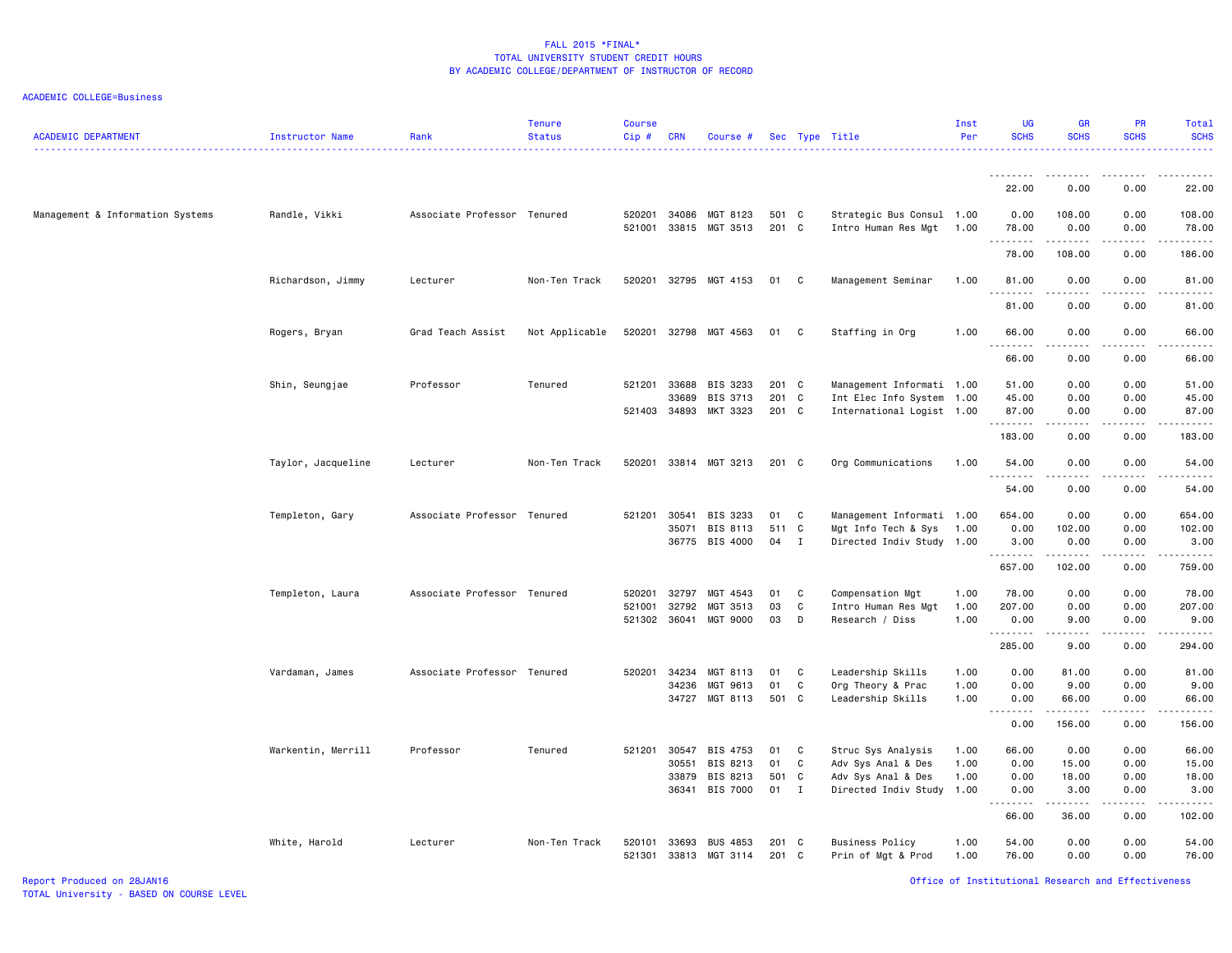FALL 2015 *FINAL*
TOTAL UNIVERSITY STUDENT CREDIT HOURS
BY ACADEMIC COLLEGE/DEPARTMENT OF INSTRUCTOR OF RECORD

ACADEMIC COLLEGE=Business

| ACADEMIC DEPARTMENT | Instructor Name | Rank | Tenure Status | Course Cip # | CRN | Course # | Sec | Type | Title | Inst Per | UG SCHS | GR SCHS | PR SCHS | Total SCHS |
|---|---|---|---|---|---|---|---|---|---|---|---|---|---|---|
| | | | | | | | | | | | 22.00 | 0.00 | 0.00 | 22.00 |
| Management & Information Systems | Randle, Vikki | Associate Professor | Tenured | 520201 | 34086 | MGT 8123 | 501 | C | Strategic Bus Consul | 1.00 | 0.00 | 108.00 | 0.00 | 108.00 |
| | | | | 521001 | 33815 | MGT 3513 | 201 | C | Intro Human Res Mgt | 1.00 | 78.00 | 0.00 | 0.00 | 78.00 |
| | | | | | | | | | | | 78.00 | 108.00 | 0.00 | 186.00 |
| | Richardson, Jimmy | Lecturer | Non-Ten Track | 520201 | 32795 | MGT 4153 | 01 | C | Management Seminar | 1.00 | 81.00 | 0.00 | 0.00 | 81.00 |
| | | | | | | | | | | | 81.00 | 0.00 | 0.00 | 81.00 |
| | Rogers, Bryan | Grad Teach Assist | Not Applicable | 520201 | 32798 | MGT 4563 | 01 | C | Staffing in Org | 1.00 | 66.00 | 0.00 | 0.00 | 66.00 |
| | | | | | | | | | | | 66.00 | 0.00 | 0.00 | 66.00 |
| | Shin, Seungjae | Professor | Tenured | 521201 | 33688 | BIS 3233 | 201 | C | Management Informati | 1.00 | 51.00 | 0.00 | 0.00 | 51.00 |
| | | | | | 33689 | BIS 3713 | 201 | C | Int Elec Info System | 1.00 | 45.00 | 0.00 | 0.00 | 45.00 |
| | | | | 521403 | 34893 | MKT 3323 | 201 | C | International Logist | 1.00 | 87.00 | 0.00 | 0.00 | 87.00 |
| | | | | | | | | | | | 183.00 | 0.00 | 0.00 | 183.00 |
| | Taylor, Jacqueline | Lecturer | Non-Ten Track | 520201 | 33814 | MGT 3213 | 201 | C | Org Communications | 1.00 | 54.00 | 0.00 | 0.00 | 54.00 |
| | | | | | | | | | | | 54.00 | 0.00 | 0.00 | 54.00 |
| | Templeton, Gary | Associate Professor | Tenured | 521201 | 30541 | BIS 3233 | 01 | C | Management Informati | 1.00 | 654.00 | 0.00 | 0.00 | 654.00 |
| | | | | | 35071 | BIS 8113 | 511 | C | Mgt Info Tech & Sys | 1.00 | 0.00 | 102.00 | 0.00 | 102.00 |
| | | | | | 36775 | BIS 4000 | 04 | I | Directed Indiv Study | 1.00 | 3.00 | 0.00 | 0.00 | 3.00 |
| | | | | | | | | | | | 657.00 | 102.00 | 0.00 | 759.00 |
| | Templeton, Laura | Associate Professor | Tenured | 520201 | 32797 | MGT 4543 | 01 | C | Compensation Mgt | 1.00 | 78.00 | 0.00 | 0.00 | 78.00 |
| | | | | 521001 | 32792 | MGT 3513 | 03 | C | Intro Human Res Mgt | 1.00 | 207.00 | 0.00 | 0.00 | 207.00 |
| | | | | 521302 | 36041 | MGT 9000 | 03 | D | Research / Diss | 1.00 | 0.00 | 9.00 | 0.00 | 9.00 |
| | | | | | | | | | | | 285.00 | 9.00 | 0.00 | 294.00 |
| | Vardaman, James | Associate Professor | Tenured | 520201 | 34234 | MGT 8113 | 01 | C | Leadership Skills | 1.00 | 0.00 | 81.00 | 0.00 | 81.00 |
| | | | | | 34236 | MGT 9613 | 01 | C | Org Theory & Prac | 1.00 | 0.00 | 9.00 | 0.00 | 9.00 |
| | | | | | 34727 | MGT 8113 | 501 | C | Leadership Skills | 1.00 | 0.00 | 66.00 | 0.00 | 66.00 |
| | | | | | | | | | | | 0.00 | 156.00 | 0.00 | 156.00 |
| | Warkentin, Merrill | Professor | Tenured | 521201 | 30547 | BIS 4753 | 01 | C | Struc Sys Analysis | 1.00 | 66.00 | 0.00 | 0.00 | 66.00 |
| | | | | | 30551 | BIS 8213 | 01 | C | Adv Sys Anal & Des | 1.00 | 0.00 | 15.00 | 0.00 | 15.00 |
| | | | | | 33879 | BIS 8213 | 501 | C | Adv Sys Anal & Des | 1.00 | 0.00 | 18.00 | 0.00 | 18.00 |
| | | | | | 36341 | BIS 7000 | 01 | I | Directed Indiv Study | 1.00 | 0.00 | 3.00 | 0.00 | 3.00 |
| | | | | | | | | | | | 66.00 | 36.00 | 0.00 | 102.00 |
| | White, Harold | Lecturer | Non-Ten Track | 520101 | 33693 | BUS 4853 | 201 | C | Business Policy | 1.00 | 54.00 | 0.00 | 0.00 | 54.00 |
| | | | | 521301 | 33813 | MGT 3114 | 201 | C | Prin of Mgt & Prod | 1.00 | 76.00 | 0.00 | 0.00 | 76.00 |

Report Produced on 28JAN16
TOTAL University - BASED ON COURSE LEVEL
Office of Institutional Research and Effectiveness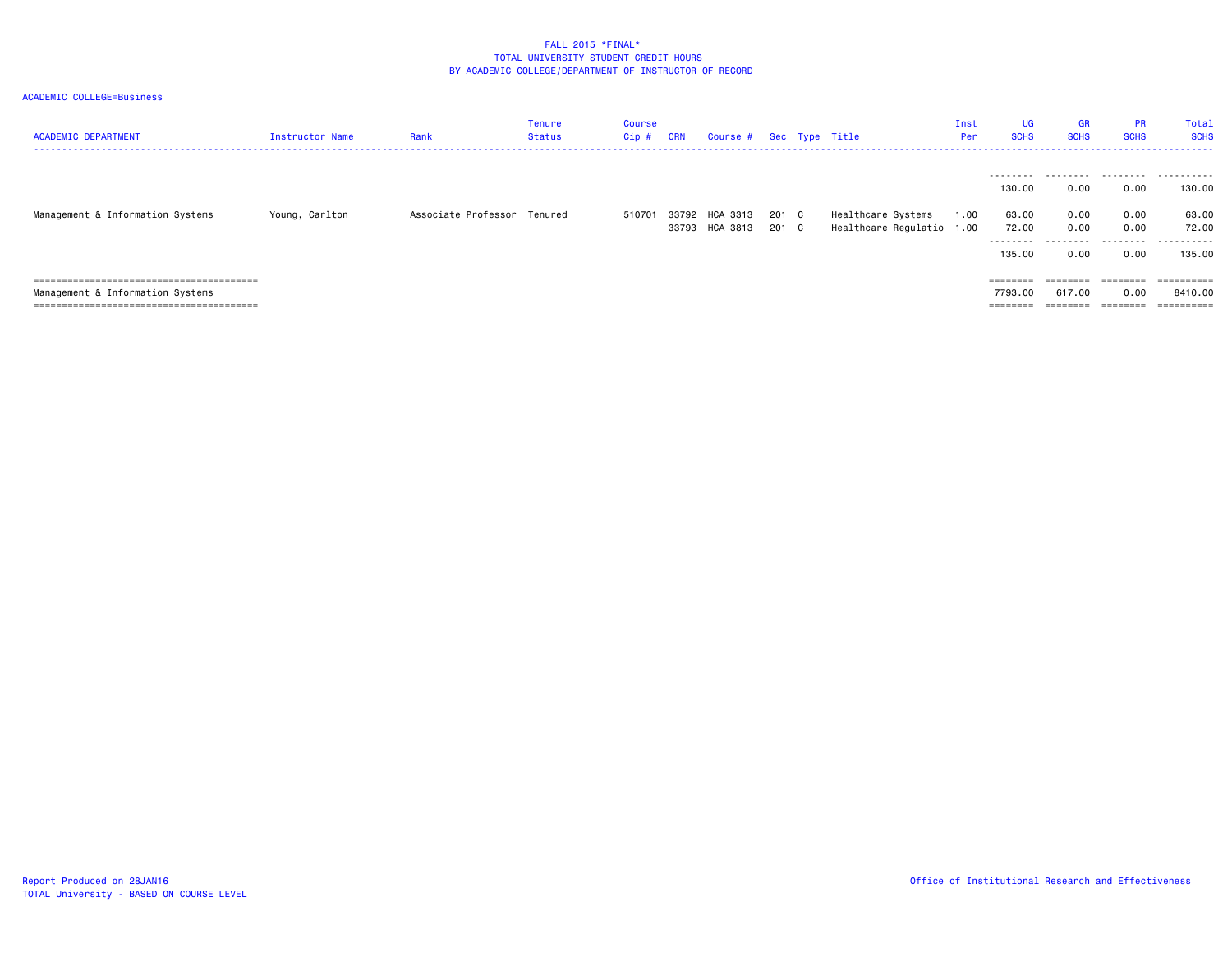FALL 2015 *FINAL*
TOTAL UNIVERSITY STUDENT CREDIT HOURS
BY ACADEMIC COLLEGE/DEPARTMENT OF INSTRUCTOR OF RECORD

ACADEMIC COLLEGE=Business

| ACADEMIC DEPARTMENT | Instructor Name | Rank | Tenure Status | Course Cip # | CRN | Course # | Sec | Type | Title | Inst Per | UG SCHS | GR SCHS | PR SCHS | Total SCHS |
|---|---|---|---|---|---|---|---|---|---|---|---|---|---|---|
| | | | | | | | | | | | 130.00 | 0.00 | 0.00 | 130.00 |
| Management & Information Systems | Young, Carlton | Associate Professor | Tenured | 510701 | 33792 | HCA 3313 | 201 | C | Healthcare Systems | 1.00 | 63.00 | 0.00 | 0.00 | 63.00 |
| | | | | | 33793 | HCA 3813 | 201 | C | Healthcare Regulatio | 1.00 | 72.00 | 0.00 | 0.00 | 72.00 |
| | | | | | | | | | | | 135.00 | 0.00 | 0.00 | 135.00 |
| Management & Information Systems | | | | | | | | | | | 7793.00 | 617.00 | 0.00 | 8410.00 |

Report Produced on 28JAN16
TOTAL University - BASED ON COURSE LEVEL

Office of Institutional Research and Effectiveness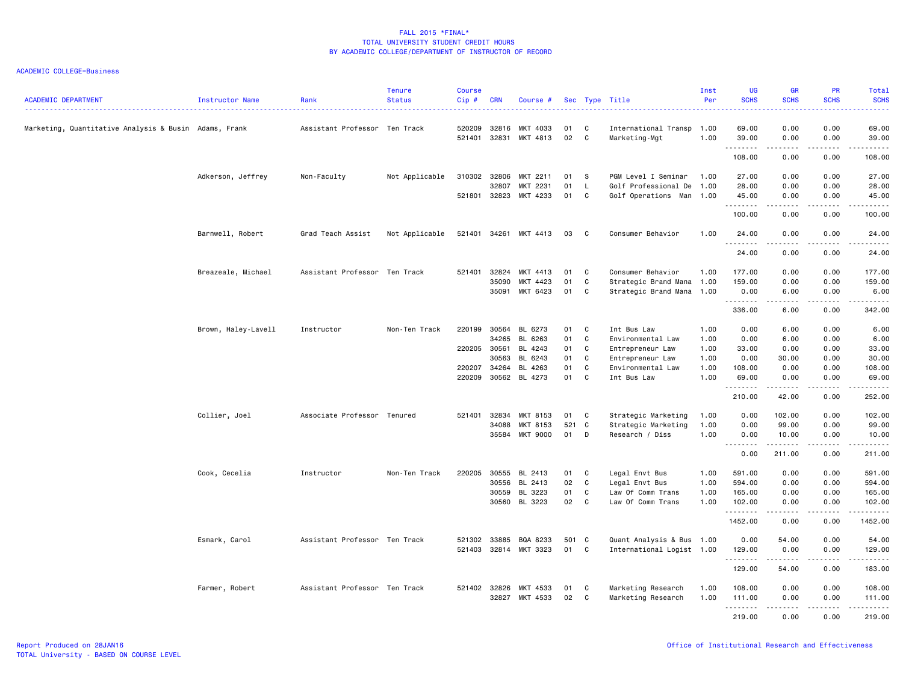FALL 2015 *FINAL*
TOTAL UNIVERSITY STUDENT CREDIT HOURS
BY ACADEMIC COLLEGE/DEPARTMENT OF INSTRUCTOR OF RECORD

ACADEMIC COLLEGE=Business

| ACADEMIC DEPARTMENT | Instructor Name | Rank | Tenure Status | Course Cip # | CRN | Course # | Sec | Type | Title | Inst Per | UG SCHS | GR SCHS | PR SCHS | Total SCHS |
|---|---|---|---|---|---|---|---|---|---|---|---|---|---|---|
| Marketing, Quantitative Analysis & Busin | Adams, Frank | Assistant Professor | Ten Track | 520209 | 32816 | MKT 4033 | 01 | C | International Transp | 1.00 | 69.00 | 0.00 | 0.00 | 69.00 |
| | | | | 521401 | 32831 | MKT 4813 | 02 | C | Marketing-Mgt | 1.00 | 39.00 | 0.00 | 0.00 | 39.00 |
| | | | | | | | | | | | 108.00 | 0.00 | 0.00 | 108.00 |
| | Adkerson, Jeffrey | Non-Faculty | Not Applicable | 310302 | 32806 | MKT 2211 | 01 | S | PGM Level I Seminar | 1.00 | 27.00 | 0.00 | 0.00 | 27.00 |
| | | | | | 32807 | MKT 2231 | 01 | L | Golf Professional De | 1.00 | 28.00 | 0.00 | 0.00 | 28.00 |
| | | | | 521801 | 32823 | MKT 4233 | 01 | C | Golf Operations Man | 1.00 | 45.00 | 0.00 | 0.00 | 45.00 |
| | | | | | | | | | | | 100.00 | 0.00 | 0.00 | 100.00 |
| | Barnwell, Robert | Grad Teach Assist | Not Applicable | 521401 | 34261 | MKT 4413 | 03 | C | Consumer Behavior | 1.00 | 24.00 | 0.00 | 0.00 | 24.00 |
| | | | | | | | | | | | 24.00 | 0.00 | 0.00 | 24.00 |
| | Breazeale, Michael | Assistant Professor | Ten Track | 521401 | 32824 | MKT 4413 | 01 | C | Consumer Behavior | 1.00 | 177.00 | 0.00 | 0.00 | 177.00 |
| | | | | | 35090 | MKT 4423 | 01 | C | Strategic Brand Mana | 1.00 | 159.00 | 0.00 | 0.00 | 159.00 |
| | | | | | 35091 | MKT 6423 | 01 | C | Strategic Brand Mana | 1.00 | 0.00 | 6.00 | 0.00 | 6.00 |
| | | | | | | | | | | | 336.00 | 6.00 | 0.00 | 342.00 |
| | Brown, Haley-Lavell | Instructor | Non-Ten Track | 220199 | 30564 | BL 6273 | 01 | C | Int Bus Law | 1.00 | 0.00 | 6.00 | 0.00 | 6.00 |
| | | | | | 34265 | BL 6263 | 01 | C | Environmental Law | 1.00 | 0.00 | 6.00 | 0.00 | 6.00 |
| | | | | 220205 | 30561 | BL 4243 | 01 | C | Entrepreneur Law | 1.00 | 33.00 | 0.00 | 0.00 | 33.00 |
| | | | | | 30563 | BL 6243 | 01 | C | Entrepreneur Law | 1.00 | 0.00 | 30.00 | 0.00 | 30.00 |
| | | | | 220207 | 34264 | BL 4263 | 01 | C | Environmental Law | 1.00 | 108.00 | 0.00 | 0.00 | 108.00 |
| | | | | 220209 | 30562 | BL 4273 | 01 | C | Int Bus Law | 1.00 | 69.00 | 0.00 | 0.00 | 69.00 |
| | | | | | | | | | | | 210.00 | 42.00 | 0.00 | 252.00 |
| | Collier, Joel | Associate Professor | Tenured | 521401 | 32834 | MKT 8153 | 01 | C | Strategic Marketing | 1.00 | 0.00 | 102.00 | 0.00 | 102.00 |
| | | | | | 34088 | MKT 8153 | 521 | C | Strategic Marketing | 1.00 | 0.00 | 99.00 | 0.00 | 99.00 |
| | | | | | 35584 | MKT 9000 | 01 | D | Research / Diss | 1.00 | 0.00 | 10.00 | 0.00 | 10.00 |
| | | | | | | | | | | | 0.00 | 211.00 | 0.00 | 211.00 |
| | Cook, Cecelia | Instructor | Non-Ten Track | 220205 | 30555 | BL 2413 | 01 | C | Legal Envt Bus | 1.00 | 591.00 | 0.00 | 0.00 | 591.00 |
| | | | | | 30556 | BL 2413 | 02 | C | Legal Envt Bus | 1.00 | 594.00 | 0.00 | 0.00 | 594.00 |
| | | | | | 30559 | BL 3223 | 01 | C | Law Of Comm Trans | 1.00 | 165.00 | 0.00 | 0.00 | 165.00 |
| | | | | | 30560 | BL 3223 | 02 | C | Law Of Comm Trans | 1.00 | 102.00 | 0.00 | 0.00 | 102.00 |
| | | | | | | | | | | | 1452.00 | 0.00 | 0.00 | 1452.00 |
| | Esmark, Carol | Assistant Professor | Ten Track | 521302 | 33885 | BQA 8233 | 501 | C | Quant Analysis & Bus | 1.00 | 0.00 | 54.00 | 0.00 | 54.00 |
| | | | | 521403 | 32814 | MKT 3323 | 01 | C | International Logist | 1.00 | 129.00 | 0.00 | 0.00 | 129.00 |
| | | | | | | | | | | | 129.00 | 54.00 | 0.00 | 183.00 |
| | Farmer, Robert | Assistant Professor | Ten Track | 521402 | 32826 | MKT 4533 | 01 | C | Marketing Research | 1.00 | 108.00 | 0.00 | 0.00 | 108.00 |
| | | | | | 32827 | MKT 4533 | 02 | C | Marketing Research | 1.00 | 111.00 | 0.00 | 0.00 | 111.00 |
| | | | | | | | | | | | 219.00 | 0.00 | 0.00 | 219.00 |

Report Produced on 28JAN16
TOTAL University - BASED ON COURSE LEVEL

Office of Institutional Research and Effectiveness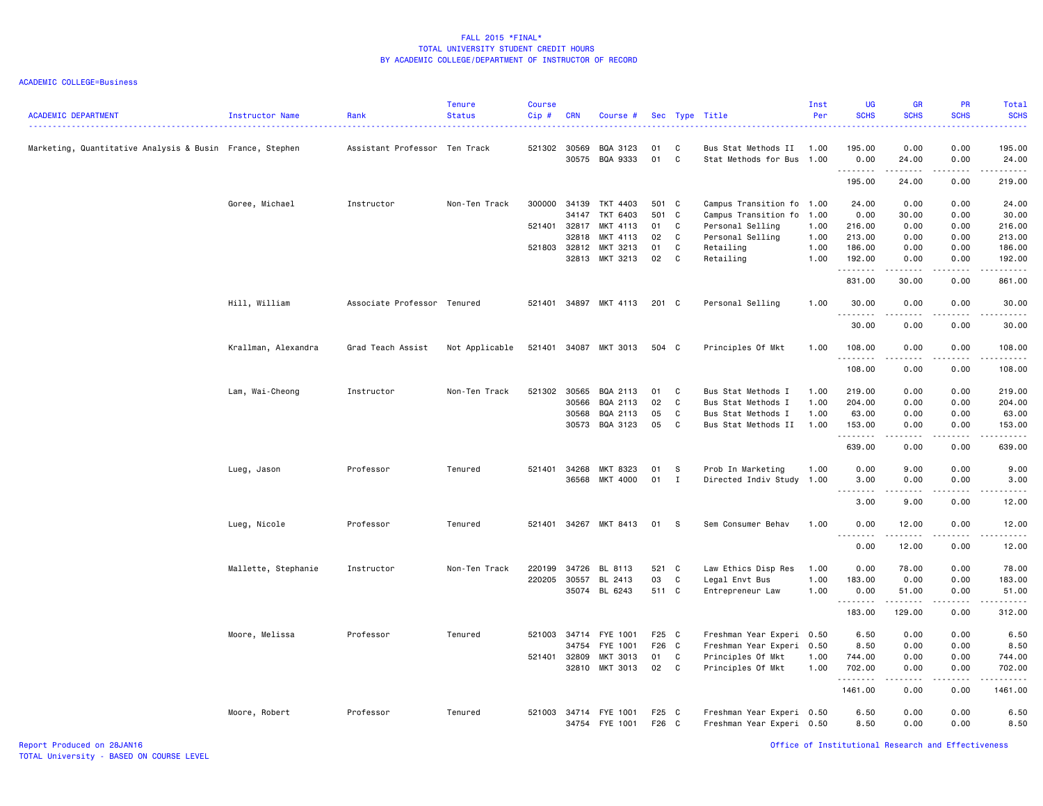FALL 2015 *FINAL*
TOTAL UNIVERSITY STUDENT CREDIT HOURS
BY ACADEMIC COLLEGE/DEPARTMENT OF INSTRUCTOR OF RECORD

ACADEMIC COLLEGE=Business

| ACADEMIC DEPARTMENT | Instructor Name | Rank | Tenure Status | Course Cip # | CRN | Course # | Sec | Type | Title | Inst Per | UG SCHS | GR SCHS | PR SCHS | Total SCHS |
|---|---|---|---|---|---|---|---|---|---|---|---|---|---|---|
| Marketing, Quantitative Analysis & Busin | France, Stephen | Assistant Professor | Ten Track | 521302 | 30569 | BQA 3123 | 01 | C | Bus Stat Methods II | 1.00 | 195.00 | 0.00 | 0.00 | 195.00 |
| | | | | | 30575 | BQA 9333 | 01 | C | Stat Methods for Bus | 1.00 | 0.00 | 24.00 | 0.00 | 24.00 |
| | | | | | | | | | | | 195.00 | 24.00 | 0.00 | 219.00 |
| | Goree, Michael | Instructor | Non-Ten Track | 300000 | 34139 | TKT 4403 | 501 | C | Campus Transition fo | 1.00 | 24.00 | 0.00 | 0.00 | 24.00 |
| | | | | | 34147 | TKT 6403 | 501 | C | Campus Transition fo | 1.00 | 0.00 | 30.00 | 0.00 | 30.00 |
| | | | | 521401 | 32817 | MKT 4113 | 01 | C | Personal Selling | 1.00 | 216.00 | 0.00 | 0.00 | 216.00 |
| | | | | | 32818 | MKT 4113 | 02 | C | Personal Selling | 1.00 | 213.00 | 0.00 | 0.00 | 213.00 |
| | | | | 521803 | 32812 | MKT 3213 | 01 | C | Retailing | 1.00 | 186.00 | 0.00 | 0.00 | 186.00 |
| | | | | | 32813 | MKT 3213 | 02 | C | Retailing | 1.00 | 192.00 | 0.00 | 0.00 | 192.00 |
| | | | | | | | | | | | 831.00 | 30.00 | 0.00 | 861.00 |
| | Hill, William | Associate Professor | Tenured | 521401 | 34897 | MKT 4113 | 201 | C | Personal Selling | 1.00 | 30.00 | 0.00 | 0.00 | 30.00 |
| | | | | | | | | | | | 30.00 | 0.00 | 0.00 | 30.00 |
| | Krallman, Alexandra | Grad Teach Assist | Not Applicable | 521401 | 34087 | MKT 3013 | 504 | C | Principles Of Mkt | 1.00 | 108.00 | 0.00 | 0.00 | 108.00 |
| | | | | | | | | | | | 108.00 | 0.00 | 0.00 | 108.00 |
| | Lam, Wai-Cheong | Instructor | Non-Ten Track | 521302 | 30565 | BQA 2113 | 01 | C | Bus Stat Methods I | 1.00 | 219.00 | 0.00 | 0.00 | 219.00 |
| | | | | | 30566 | BQA 2113 | 02 | C | Bus Stat Methods I | 1.00 | 204.00 | 0.00 | 0.00 | 204.00 |
| | | | | | 30568 | BQA 2113 | 05 | C | Bus Stat Methods I | 1.00 | 63.00 | 0.00 | 0.00 | 63.00 |
| | | | | | 30573 | BQA 3123 | 05 | C | Bus Stat Methods II | 1.00 | 153.00 | 0.00 | 0.00 | 153.00 |
| | | | | | | | | | | | 639.00 | 0.00 | 0.00 | 639.00 |
| | Lueg, Jason | Professor | Tenured | 521401 | 34268 | MKT 8323 | 01 | S | Prob In Marketing | 1.00 | 0.00 | 9.00 | 0.00 | 9.00 |
| | | | | | 36568 | MKT 4000 | 01 | I | Directed Indiv Study | 1.00 | 3.00 | 0.00 | 0.00 | 3.00 |
| | | | | | | | | | | | 3.00 | 9.00 | 0.00 | 12.00 |
| | Lueg, Nicole | Professor | Tenured | 521401 | 34267 | MKT 8413 | 01 | S | Sem Consumer Behav | 1.00 | 0.00 | 12.00 | 0.00 | 12.00 |
| | | | | | | | | | | | 0.00 | 12.00 | 0.00 | 12.00 |
| | Mallette, Stephanie | Instructor | Non-Ten Track | 220199 | 34726 | BL 8113 | 521 | C | Law Ethics Disp Res | 1.00 | 0.00 | 78.00 | 0.00 | 78.00 |
| | | | | 220205 | 30557 | BL 2413 | 03 | C | Legal Envt Bus | 1.00 | 183.00 | 0.00 | 0.00 | 183.00 |
| | | | | | 35074 | BL 6243 | 511 | C | Entrepreneur Law | 1.00 | 0.00 | 51.00 | 0.00 | 51.00 |
| | | | | | | | | | | | 183.00 | 129.00 | 0.00 | 312.00 |
| | Moore, Melissa | Professor | Tenured | 521003 | 34714 | FYE 1001 | F25 | C | Freshman Year Experi | 0.50 | 6.50 | 0.00 | 0.00 | 6.50 |
| | | | | | 34754 | FYE 1001 | F26 | C | Freshman Year Experi | 0.50 | 8.50 | 0.00 | 0.00 | 8.50 |
| | | | | 521401 | 32809 | MKT 3013 | 01 | C | Principles Of Mkt | 1.00 | 744.00 | 0.00 | 0.00 | 744.00 |
| | | | | | 32810 | MKT 3013 | 02 | C | Principles Of Mkt | 1.00 | 702.00 | 0.00 | 0.00 | 702.00 |
| | | | | | | | | | | | 1461.00 | 0.00 | 0.00 | 1461.00 |
| | Moore, Robert | Professor | Tenured | 521003 | 34714 | FYE 1001 | F25 | C | Freshman Year Experi | 0.50 | 6.50 | 0.00 | 0.00 | 6.50 |
| | | | | | 34754 | FYE 1001 | F26 | C | Freshman Year Experi | 0.50 | 8.50 | 0.00 | 0.00 | 8.50 |

Report Produced on 28JAN16
TOTAL University - BASED ON COURSE LEVEL

Office of Institutional Research and Effectiveness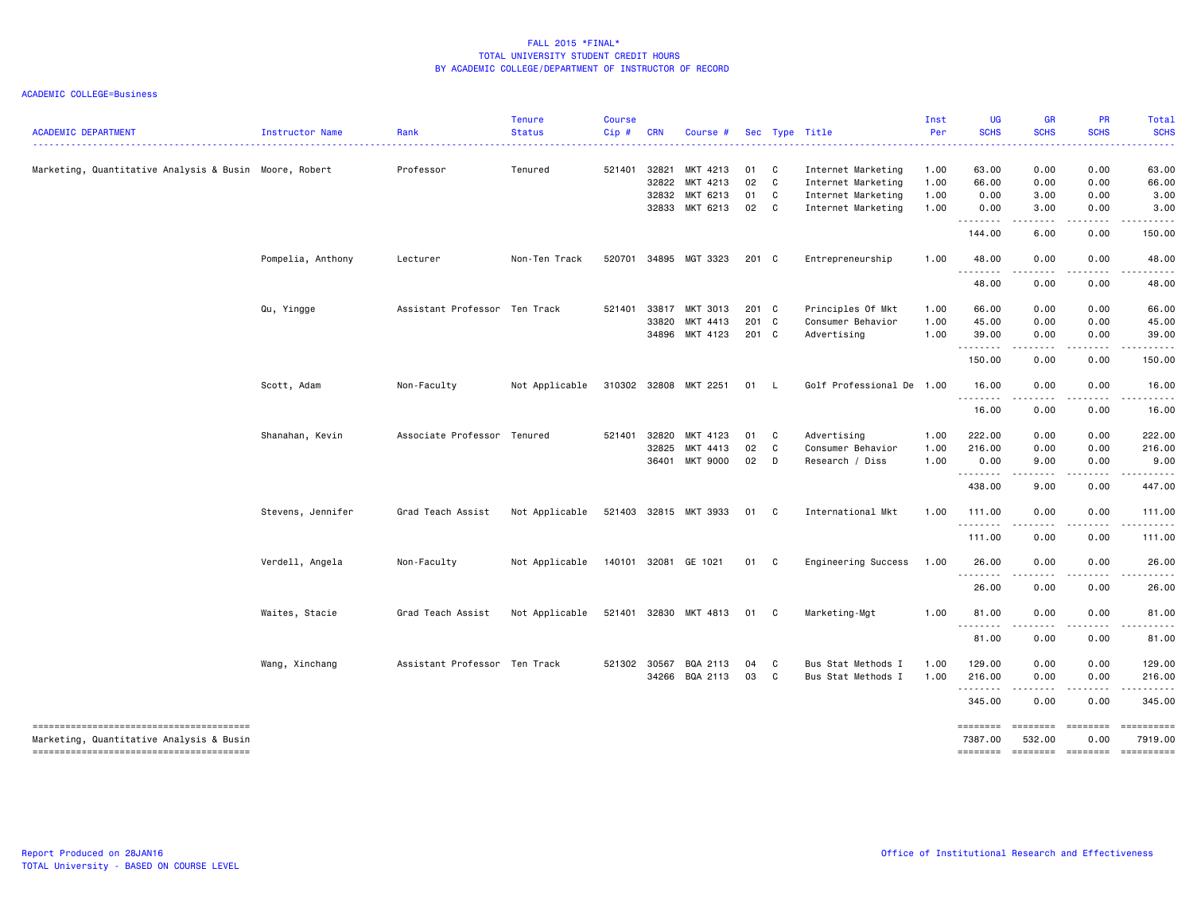FALL 2015 *FINAL*
TOTAL UNIVERSITY STUDENT CREDIT HOURS
BY ACADEMIC COLLEGE/DEPARTMENT OF INSTRUCTOR OF RECORD

ACADEMIC COLLEGE=Business

| ACADEMIC DEPARTMENT | Instructor Name | Rank | Tenure Status | Course Cip # | CRN | Course # | Sec | Type | Title | Inst Per | UG SCHS | GR SCHS | PR SCHS | Total SCHS |
|---|---|---|---|---|---|---|---|---|---|---|---|---|---|---|
| Marketing, Quantitative Analysis & Busin | Moore, Robert | Professor | Tenured | 521401 | 32821 | MKT 4213 | 01 | C | Internet Marketing | 1.00 | 63.00 | 0.00 | 0.00 | 63.00 |
| | | | | | 32822 | MKT 4213 | 02 | C | Internet Marketing | 1.00 | 66.00 | 0.00 | 0.00 | 66.00 |
| | | | | | 32832 | MKT 6213 | 01 | C | Internet Marketing | 1.00 | 0.00 | 3.00 | 0.00 | 3.00 |
| | | | | | 32833 | MKT 6213 | 02 | C | Internet Marketing | 1.00 | 0.00 | 3.00 | 0.00 | 3.00 |
| | | | | | | | | | | | 144.00 | 6.00 | 0.00 | 150.00 |
| | Pompelia, Anthony | Lecturer | Non-Ten Track | 520701 | 34895 | MGT 3323 | 201 | C | Entrepreneurship | 1.00 | 48.00 | 0.00 | 0.00 | 48.00 |
| | | | | | | | | | | | 48.00 | 0.00 | 0.00 | 48.00 |
| | Qu, Yingge | Assistant Professor | Ten Track | 521401 | 33817 | MKT 3013 | 201 | C | Principles Of Mkt | 1.00 | 66.00 | 0.00 | 0.00 | 66.00 |
| | | | | | 33820 | MKT 4413 | 201 | C | Consumer Behavior | 1.00 | 45.00 | 0.00 | 0.00 | 45.00 |
| | | | | | 34896 | MKT 4123 | 201 | C | Advertising | 1.00 | 39.00 | 0.00 | 0.00 | 39.00 |
| | | | | | | | | | | | 150.00 | 0.00 | 0.00 | 150.00 |
| | Scott, Adam | Non-Faculty | Not Applicable | 310302 | 32808 | MKT 2251 | 01 | L | Golf Professional De | 1.00 | 16.00 | 0.00 | 0.00 | 16.00 |
| | | | | | | | | | | | 16.00 | 0.00 | 0.00 | 16.00 |
| | Shanahan, Kevin | Associate Professor | Tenured | 521401 | 32820 | MKT 4123 | 01 | C | Advertising | 1.00 | 222.00 | 0.00 | 0.00 | 222.00 |
| | | | | | 32825 | MKT 4413 | 02 | C | Consumer Behavior | 1.00 | 216.00 | 0.00 | 0.00 | 216.00 |
| | | | | | 36401 | MKT 9000 | 02 | D | Research / Diss | 1.00 | 0.00 | 9.00 | 0.00 | 9.00 |
| | | | | | | | | | | | 438.00 | 9.00 | 0.00 | 447.00 |
| | Stevens, Jennifer | Grad Teach Assist | Not Applicable | 521403 | 32815 | MKT 3933 | 01 | C | International Mkt | 1.00 | 111.00 | 0.00 | 0.00 | 111.00 |
| | | | | | | | | | | | 111.00 | 0.00 | 0.00 | 111.00 |
| | Verdell, Angela | Non-Faculty | Not Applicable | 140101 | 32081 | GE 1021 | 01 | C | Engineering Success | 1.00 | 26.00 | 0.00 | 0.00 | 26.00 |
| | | | | | | | | | | | 26.00 | 0.00 | 0.00 | 26.00 |
| | Waites, Stacie | Grad Teach Assist | Not Applicable | 521401 | 32830 | MKT 4813 | 01 | C | Marketing-Mgt | 1.00 | 81.00 | 0.00 | 0.00 | 81.00 |
| | | | | | | | | | | | 81.00 | 0.00 | 0.00 | 81.00 |
| | Wang, Xinchang | Assistant Professor | Ten Track | 521302 | 30567 | BQA 2113 | 04 | C | Bus Stat Methods I | 1.00 | 129.00 | 0.00 | 0.00 | 129.00 |
| | | | | | 34266 | BQA 2113 | 03 | C | Bus Stat Methods I | 1.00 | 216.00 | 0.00 | 0.00 | 216.00 |
| | | | | | | | | | | | 345.00 | 0.00 | 0.00 | 345.00 |
| Marketing, Quantitative Analysis & Busin | | | | | | | | | | | 7387.00 | 532.00 | 0.00 | 7919.00 |

Report Produced on 28JAN16
TOTAL University - BASED ON COURSE LEVEL

Office of Institutional Research and Effectiveness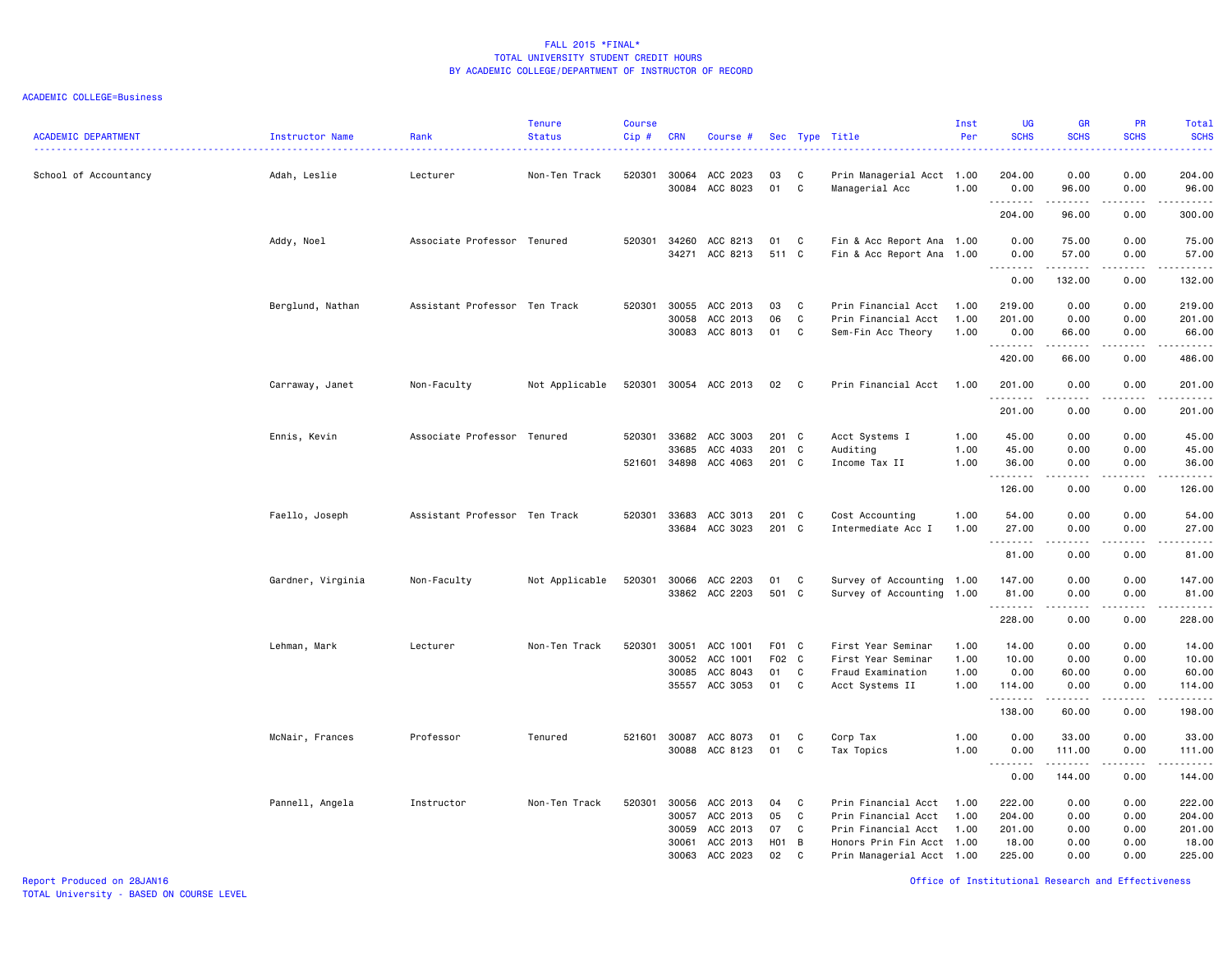FALL 2015 *FINAL*
TOTAL UNIVERSITY STUDENT CREDIT HOURS
BY ACADEMIC COLLEGE/DEPARTMENT OF INSTRUCTOR OF RECORD

ACADEMIC COLLEGE=Business

| ACADEMIC DEPARTMENT | Instructor Name | Rank | Tenure Status | Course Cip # | CRN | Course # | Sec | Type | Title | Inst Per | UG SCHS | GR SCHS | PR SCHS | Total SCHS |
|---|---|---|---|---|---|---|---|---|---|---|---|---|---|---|
| School of Accountancy | Adah, Leslie | Lecturer | Non-Ten Track | 520301 | 30064 | ACC 2023 | 03 | C | Prin Managerial Acct | 1.00 | 204.00 | 0.00 | 0.00 | 204.00 |
| | | | | | 30084 | ACC 8023 | 01 | C | Managerial Acc | 1.00 | 0.00 | 96.00 | 0.00 | 96.00 |
| | | | | | | | | | | | 204.00 | 96.00 | 0.00 | 300.00 |
| | Addy, Noel | Associate Professor | Tenured | 520301 | 34260 | ACC 8213 | 01 | C | Fin & Acc Report Ana | 1.00 | 0.00 | 75.00 | 0.00 | 75.00 |
| | | | | | 34271 | ACC 8213 | 511 | C | Fin & Acc Report Ana | 1.00 | 0.00 | 57.00 | 0.00 | 57.00 |
| | | | | | | | | | | | 0.00 | 132.00 | 0.00 | 132.00 |
| | Berglund, Nathan | Assistant Professor | Ten Track | 520301 | 30055 | ACC 2013 | 03 | C | Prin Financial Acct | 1.00 | 219.00 | 0.00 | 0.00 | 219.00 |
| | | | | | 30058 | ACC 2013 | 06 | C | Prin Financial Acct | 1.00 | 201.00 | 0.00 | 0.00 | 201.00 |
| | | | | | 30083 | ACC 8013 | 01 | C | Sem-Fin Acc Theory | 1.00 | 0.00 | 66.00 | 0.00 | 66.00 |
| | | | | | | | | | | | 420.00 | 66.00 | 0.00 | 486.00 |
| | Carraway, Janet | Non-Faculty | Not Applicable | 520301 | 30054 | ACC 2013 | 02 | C | Prin Financial Acct | 1.00 | 201.00 | 0.00 | 0.00 | 201.00 |
| | | | | | | | | | | | 201.00 | 0.00 | 0.00 | 201.00 |
| | Ennis, Kevin | Associate Professor | Tenured | 520301 | 33682 | ACC 3003 | 201 | C | Acct Systems I | 1.00 | 45.00 | 0.00 | 0.00 | 45.00 |
| | | | | | 33685 | ACC 4033 | 201 | C | Auditing | 1.00 | 45.00 | 0.00 | 0.00 | 45.00 |
| | | | | 521601 | 34898 | ACC 4063 | 201 | C | Income Tax II | 1.00 | 36.00 | 0.00 | 0.00 | 36.00 |
| | | | | | | | | | | | 126.00 | 0.00 | 0.00 | 126.00 |
| | Faello, Joseph | Assistant Professor | Ten Track | 520301 | 33683 | ACC 3013 | 201 | C | Cost Accounting | 1.00 | 54.00 | 0.00 | 0.00 | 54.00 |
| | | | | | 33684 | ACC 3023 | 201 | C | Intermediate Acc I | 1.00 | 27.00 | 0.00 | 0.00 | 27.00 |
| | | | | | | | | | | | 81.00 | 0.00 | 0.00 | 81.00 |
| | Gardner, Virginia | Non-Faculty | Not Applicable | 520301 | 30066 | ACC 2203 | 01 | C | Survey of Accounting | 1.00 | 147.00 | 0.00 | 0.00 | 147.00 |
| | | | | | 33862 | ACC 2203 | 501 | C | Survey of Accounting | 1.00 | 81.00 | 0.00 | 0.00 | 81.00 |
| | | | | | | | | | | | 228.00 | 0.00 | 0.00 | 228.00 |
| | Lehman, Mark | Lecturer | Non-Ten Track | 520301 | 30051 | ACC 1001 | F01 | C | First Year Seminar | 1.00 | 14.00 | 0.00 | 0.00 | 14.00 |
| | | | | | 30052 | ACC 1001 | F02 | C | First Year Seminar | 1.00 | 10.00 | 0.00 | 0.00 | 10.00 |
| | | | | | 30085 | ACC 8043 | 01 | C | Fraud Examination | 1.00 | 0.00 | 60.00 | 0.00 | 60.00 |
| | | | | | 35557 | ACC 3053 | 01 | C | Acct Systems II | 1.00 | 114.00 | 0.00 | 0.00 | 114.00 |
| | | | | | | | | | | | 138.00 | 60.00 | 0.00 | 198.00 |
| | McNair, Frances | Professor | Tenured | 521601 | 30087 | ACC 8073 | 01 | C | Corp Tax | 1.00 | 0.00 | 33.00 | 0.00 | 33.00 |
| | | | | | 30088 | ACC 8123 | 01 | C | Tax Topics | 1.00 | 0.00 | 111.00 | 0.00 | 111.00 |
| | | | | | | | | | | | 0.00 | 144.00 | 0.00 | 144.00 |
| | Pannell, Angela | Instructor | Non-Ten Track | 520301 | 30056 | ACC 2013 | 04 | C | Prin Financial Acct | 1.00 | 222.00 | 0.00 | 0.00 | 222.00 |
| | | | | | 30057 | ACC 2013 | 05 | C | Prin Financial Acct | 1.00 | 204.00 | 0.00 | 0.00 | 204.00 |
| | | | | | 30059 | ACC 2013 | 07 | C | Prin Financial Acct | 1.00 | 201.00 | 0.00 | 0.00 | 201.00 |
| | | | | | 30061 | ACC 2013 | H01 | B | Honors Prin Fin Acct | 1.00 | 18.00 | 0.00 | 0.00 | 18.00 |
| | | | | | 30063 | ACC 2023 | 02 | C | Prin Managerial Acct | 1.00 | 225.00 | 0.00 | 0.00 | 225.00 |

Report Produced on 28JAN16
TOTAL University - BASED ON COURSE LEVEL

Office of Institutional Research and Effectiveness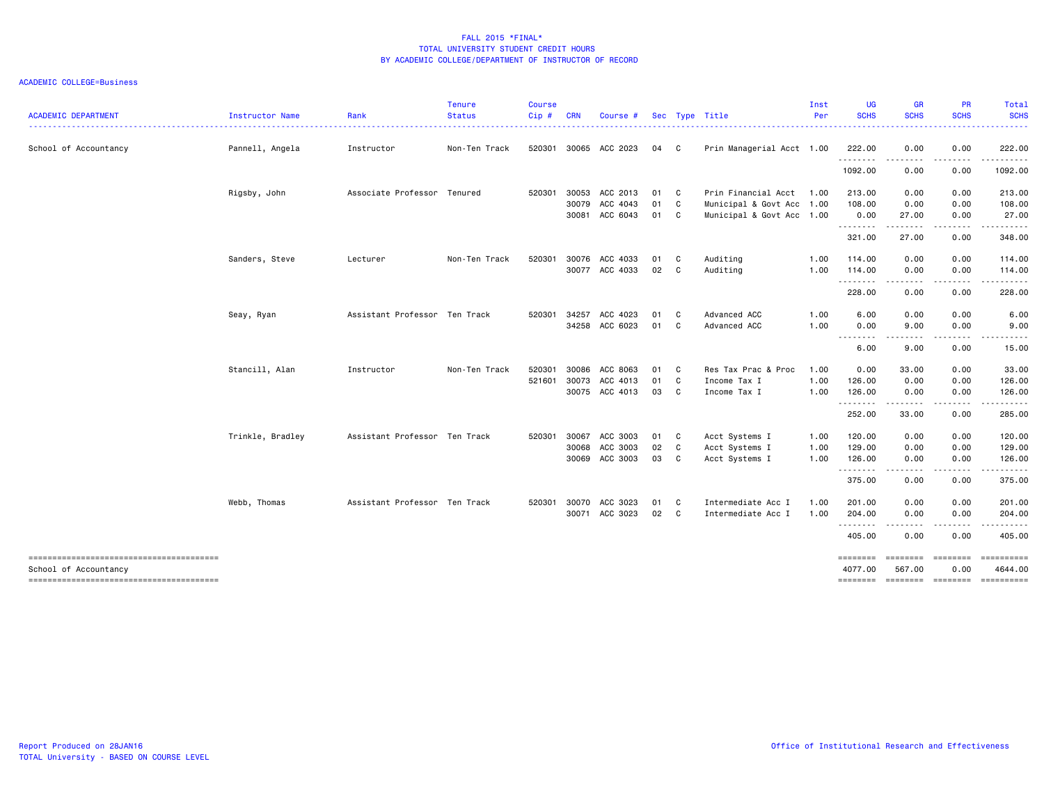FALL 2015 *FINAL*
TOTAL UNIVERSITY STUDENT CREDIT HOURS
BY ACADEMIC COLLEGE/DEPARTMENT OF INSTRUCTOR OF RECORD

ACADEMIC COLLEGE=Business

| ACADEMIC DEPARTMENT | Instructor Name | Rank | Tenure Status | Course Cip # | CRN | Course # | Sec | Type | Title | Inst Per | UG SCHS | GR SCHS | PR SCHS | Total SCHS |
|---|---|---|---|---|---|---|---|---|---|---|---|---|---|---|
| School of Accountancy | Pannell, Angela | Instructor | Non-Ten Track | 520301 | 30065 | ACC 2023 | 04 | C | Prin Managerial Acct | 1.00 | 222.00 | 0.00 | 0.00 | 222.00 |
| | | | | | | | | | | | 1092.00 | 0.00 | 0.00 | 1092.00 |
| | Rigsby, John | Associate Professor | Tenured | 520301 | 30053 | ACC 2013 | 01 | C | Prin Financial Acct | 1.00 | 213.00 | 0.00 | 0.00 | 213.00 |
| | | | | | 30079 | ACC 4043 | 01 | C | Municipal & Govt Acc | 1.00 | 108.00 | 0.00 | 0.00 | 108.00 |
| | | | | | 30081 | ACC 6043 | 01 | C | Municipal & Govt Acc | 1.00 | 0.00 | 27.00 | 0.00 | 27.00 |
| | | | | | | | | | | | 321.00 | 27.00 | 0.00 | 348.00 |
| | Sanders, Steve | Lecturer | Non-Ten Track | 520301 | 30076 | ACC 4033 | 01 | C | Auditing | 1.00 | 114.00 | 0.00 | 0.00 | 114.00 |
| | | | | | 30077 | ACC 4033 | 02 | C | Auditing | 1.00 | 114.00 | 0.00 | 0.00 | 114.00 |
| | | | | | | | | | | | 228.00 | 0.00 | 0.00 | 228.00 |
| | Seay, Ryan | Assistant Professor | Ten Track | 520301 | 34257 | ACC 4023 | 01 | C | Advanced ACC | 1.00 | 6.00 | 0.00 | 0.00 | 6.00 |
| | | | | | 34258 | ACC 6023 | 01 | C | Advanced ACC | 1.00 | 0.00 | 9.00 | 0.00 | 9.00 |
| | | | | | | | | | | | 6.00 | 9.00 | 0.00 | 15.00 |
| | Stancill, Alan | Instructor | Non-Ten Track | 520301 | 30086 | ACC 8063 | 01 | C | Res Tax Prac & Proc | 1.00 | 0.00 | 33.00 | 0.00 | 33.00 |
| | | | | 521601 | 30073 | ACC 4013 | 01 | C | Income Tax I | 1.00 | 126.00 | 0.00 | 0.00 | 126.00 |
| | | | | | 30075 | ACC 4013 | 03 | C | Income Tax I | 1.00 | 126.00 | 0.00 | 0.00 | 126.00 |
| | | | | | | | | | | | 252.00 | 33.00 | 0.00 | 285.00 |
| | Trinkle, Bradley | Assistant Professor | Ten Track | 520301 | 30067 | ACC 3003 | 01 | C | Acct Systems I | 1.00 | 120.00 | 0.00 | 0.00 | 120.00 |
| | | | | | 30068 | ACC 3003 | 02 | C | Acct Systems I | 1.00 | 129.00 | 0.00 | 0.00 | 129.00 |
| | | | | | 30069 | ACC 3003 | 03 | C | Acct Systems I | 1.00 | 126.00 | 0.00 | 0.00 | 126.00 |
| | | | | | | | | | | | 375.00 | 0.00 | 0.00 | 375.00 |
| | Webb, Thomas | Assistant Professor | Ten Track | 520301 | 30070 | ACC 3023 | 01 | C | Intermediate Acc I | 1.00 | 201.00 | 0.00 | 0.00 | 201.00 |
| | | | | | 30071 | ACC 3023 | 02 | C | Intermediate Acc I | 1.00 | 204.00 | 0.00 | 0.00 | 204.00 |
| | | | | | | | | | | | 405.00 | 0.00 | 0.00 | 405.00 |
| School of Accountancy | | | | | | | | | | | 4077.00 | 567.00 | 0.00 | 4644.00 |

Report Produced on 28JAN16
TOTAL University - BASED ON COURSE LEVEL

Office of Institutional Research and Effectiveness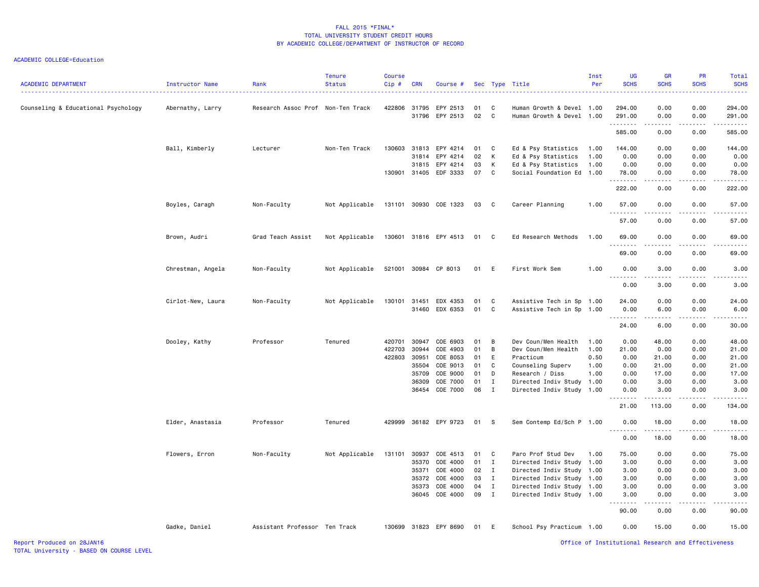FALL 2015 *FINAL*
TOTAL UNIVERSITY STUDENT CREDIT HOURS
BY ACADEMIC COLLEGE/DEPARTMENT OF INSTRUCTOR OF RECORD

ACADEMIC COLLEGE=Education

| ACADEMIC DEPARTMENT | Instructor Name | Rank | Tenure Status | Course Cip # | CRN | Course # | Sec | Type | Title | Inst Per | UG SCHS | GR SCHS | PR SCHS | Total SCHS |
|---|---|---|---|---|---|---|---|---|---|---|---|---|---|---|
| Counseling & Educational Psychology | Abernathy, Larry | Research Assoc Prof | Non-Ten Track | 422806 | 31795 | EPY 2513 | 01 | C | Human Growth & Devel | 1.00 | 294.00 | 0.00 | 0.00 | 294.00 |
| | | | | | 31796 | EPY 2513 | 02 | C | Human Growth & Devel | 1.00 | 291.00 | 0.00 | 0.00 | 291.00 |
| | | | | | | | | | | | 585.00 | 0.00 | 0.00 | 585.00 |
| | Ball, Kimberly | Lecturer | Non-Ten Track | 130603 | 31813 | EPY 4214 | 01 | C | Ed & Psy Statistics | 1.00 | 144.00 | 0.00 | 0.00 | 144.00 |
| | | | | | 31814 | EPY 4214 | 02 | K | Ed & Psy Statistics | 1.00 | 0.00 | 0.00 | 0.00 | 0.00 |
| | | | | | 31815 | EPY 4214 | 03 | K | Ed & Psy Statistics | 1.00 | 0.00 | 0.00 | 0.00 | 0.00 |
| | | | | 130901 | 31405 | EDF 3333 | 07 | C | Social Foundation Ed | 1.00 | 78.00 | 0.00 | 0.00 | 78.00 |
| | | | | | | | | | | | 222.00 | 0.00 | 0.00 | 222.00 |
| | Boyles, Caragh | Non-Faculty | Not Applicable | 131101 | 30930 | COE 1323 | 03 | C | Career Planning | 1.00 | 57.00 | 0.00 | 0.00 | 57.00 |
| | | | | | | | | | | | 57.00 | 0.00 | 0.00 | 57.00 |
| | Brown, Audri | Grad Teach Assist | Not Applicable | 130601 | 31816 | EPY 4513 | 01 | C | Ed Research Methods | 1.00 | 69.00 | 0.00 | 0.00 | 69.00 |
| | | | | | | | | | | | 69.00 | 0.00 | 0.00 | 69.00 |
| | Chrestman, Angela | Non-Faculty | Not Applicable | 521001 | 30984 | CP 8013 | 01 | E | First Work Sem | 1.00 | 0.00 | 3.00 | 0.00 | 3.00 |
| | | | | | | | | | | | 0.00 | 3.00 | 0.00 | 3.00 |
| | Cirlot-New, Laura | Non-Faculty | Not Applicable | 130101 | 31451 | EDX 4353 | 01 | C | Assistive Tech in Sp | 1.00 | 24.00 | 0.00 | 0.00 | 24.00 |
| | | | | | 31460 | EDX 6353 | 01 | C | Assistive Tech in Sp | 1.00 | 0.00 | 6.00 | 0.00 | 6.00 |
| | | | | | | | | | | | 24.00 | 6.00 | 0.00 | 30.00 |
| | Dooley, Kathy | Professor | Tenured | 420701 | 30947 | COE 6903 | 01 | B | Dev Coun/Men Health | 1.00 | 0.00 | 48.00 | 0.00 | 48.00 |
| | | | | 422703 | 30944 | COE 4903 | 01 | B | Dev Coun/Men Health | 1.00 | 21.00 | 0.00 | 0.00 | 21.00 |
| | | | | 422803 | 30951 | COE 8053 | 01 | E | Practicum | 0.50 | 0.00 | 21.00 | 0.00 | 21.00 |
| | | | | | 35504 | COE 9013 | 01 | C | Counseling Superv | 1.00 | 0.00 | 21.00 | 0.00 | 21.00 |
| | | | | | 35709 | COE 9000 | 01 | D | Research / Diss | 1.00 | 0.00 | 17.00 | 0.00 | 17.00 |
| | | | | | 36309 | COE 7000 | 01 | I | Directed Indiv Study | 1.00 | 0.00 | 3.00 | 0.00 | 3.00 |
| | | | | | 36454 | COE 7000 | 06 | I | Directed Indiv Study | 1.00 | 0.00 | 3.00 | 0.00 | 3.00 |
| | | | | | | | | | | | 21.00 | 113.00 | 0.00 | 134.00 |
| | Elder, Anastasia | Professor | Tenured | 429999 | 36182 | EPY 9723 | 01 | S | Sem Contemp Ed/Sch P | 1.00 | 0.00 | 18.00 | 0.00 | 18.00 |
| | | | | | | | | | | | 0.00 | 18.00 | 0.00 | 18.00 |
| | Flowers, Erron | Non-Faculty | Not Applicable | 131101 | 30937 | COE 4513 | 01 | C | Paro Prof Stud Dev | 1.00 | 75.00 | 0.00 | 0.00 | 75.00 |
| | | | | | 35370 | COE 4000 | 01 | I | Directed Indiv Study | 1.00 | 3.00 | 0.00 | 0.00 | 3.00 |
| | | | | | 35371 | COE 4000 | 02 | I | Directed Indiv Study | 1.00 | 3.00 | 0.00 | 0.00 | 3.00 |
| | | | | | 35372 | COE 4000 | 03 | I | Directed Indiv Study | 1.00 | 3.00 | 0.00 | 0.00 | 3.00 |
| | | | | | 35373 | COE 4000 | 04 | I | Directed Indiv Study | 1.00 | 3.00 | 0.00 | 0.00 | 3.00 |
| | | | | | 36045 | COE 4000 | 09 | I | Directed Indiv Study | 1.00 | 3.00 | 0.00 | 0.00 | 3.00 |
| | | | | | | | | | | | 90.00 | 0.00 | 0.00 | 90.00 |
| | Gadke, Daniel | Assistant Professor | Ten Track | 130699 | 31823 | EPY 8690 | 01 | E | School Psy Practicum | 1.00 | 0.00 | 15.00 | 0.00 | 15.00 |

Report Produced on 28JAN16
TOTAL University - BASED ON COURSE LEVEL

Office of Institutional Research and Effectiveness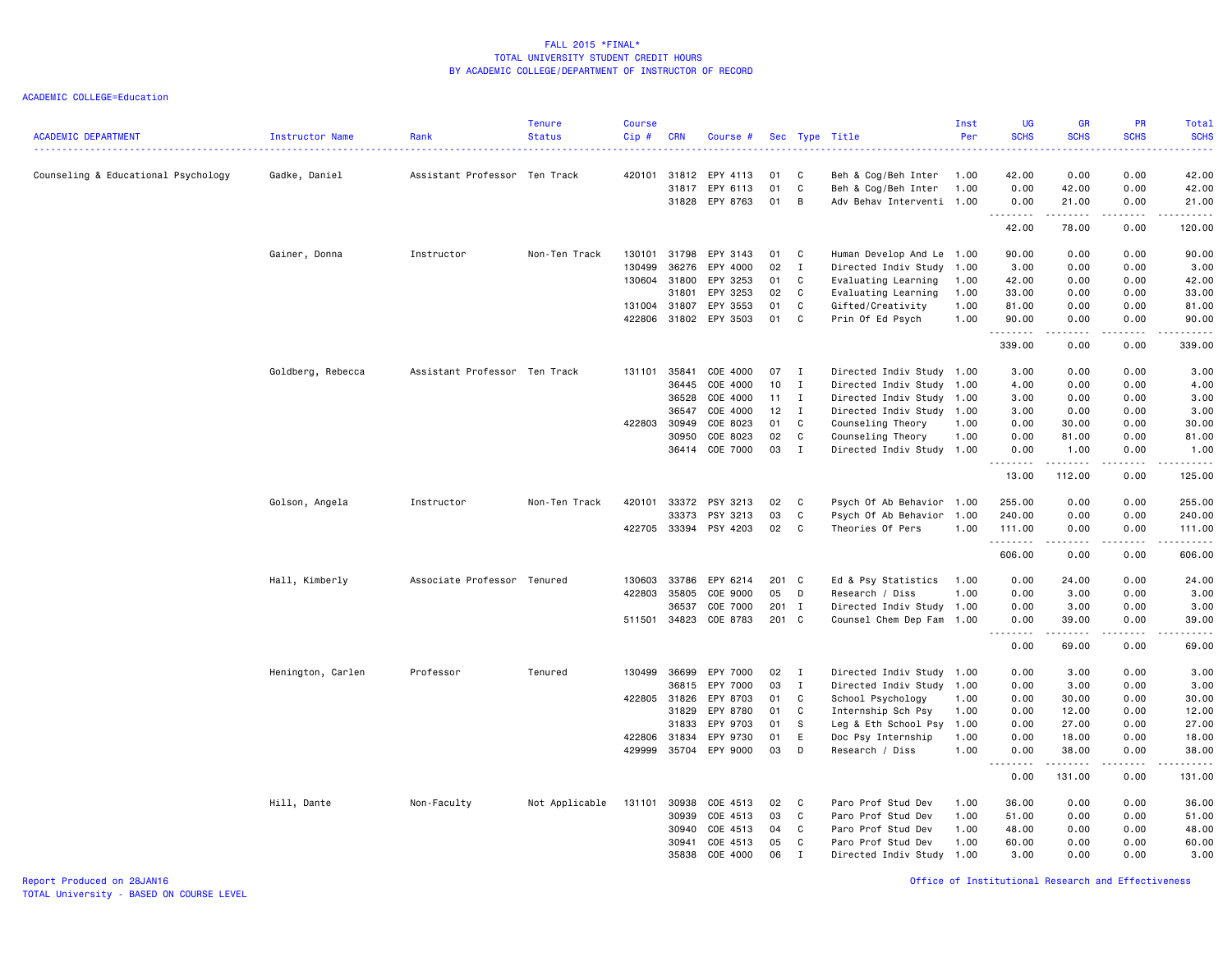# FALL 2015 *FINAL*
## TOTAL UNIVERSITY STUDENT CREDIT HOURS
## BY ACADEMIC COLLEGE/DEPARTMENT OF INSTRUCTOR OF RECORD

ACADEMIC COLLEGE=Education

| ACADEMIC DEPARTMENT | Instructor Name | Rank | Tenure Status | Course Cip # | CRN | Course # | Sec | Type | Title | Inst Per | UG SCHS | GR SCHS | PR SCHS | Total SCHS |
|---|---|---|---|---|---|---|---|---|---|---|---|---|---|---|
| Counseling & Educational Psychology | Gadke, Daniel | Assistant Professor | Ten Track | 420101 | 31812 | EPY 4113 | 01 | C | Beh & Cog/Beh Inter | 1.00 | 42.00 | 0.00 | 0.00 | 42.00 |
| | | | | | 31817 | EPY 6113 | 01 | C | Beh & Cog/Beh Inter | 1.00 | 0.00 | 42.00 | 0.00 | 42.00 |
| | | | | | 31828 | EPY 8763 | 01 | B | Adv Behav Interventi | 1.00 | 0.00 | 21.00 | 0.00 | 21.00 |
| | | | | | | | | | | | 42.00 | 78.00 | 0.00 | 120.00 |
| | Gainer, Donna | Instructor | Non-Ten Track | 130101 | 31798 | EPY 3143 | 01 | C | Human Develop And Le | 1.00 | 90.00 | 0.00 | 0.00 | 90.00 |
| | | | | 130499 | 36276 | EPY 4000 | 02 | I | Directed Indiv Study | 1.00 | 3.00 | 0.00 | 0.00 | 3.00 |
| | | | | 130604 | 31800 | EPY 3253 | 01 | C | Evaluating Learning | 1.00 | 42.00 | 0.00 | 0.00 | 42.00 |
| | | | | | 31801 | EPY 3253 | 02 | C | Evaluating Learning | 1.00 | 33.00 | 0.00 | 0.00 | 33.00 |
| | | | | 131004 | 31807 | EPY 3553 | 01 | C | Gifted/Creativity | 1.00 | 81.00 | 0.00 | 0.00 | 81.00 |
| | | | | 422806 | 31802 | EPY 3503 | 01 | C | Prin Of Ed Psych | 1.00 | 90.00 | 0.00 | 0.00 | 90.00 |
| | | | | | | | | | | | 339.00 | 0.00 | 0.00 | 339.00 |
| | Goldberg, Rebecca | Assistant Professor | Ten Track | 131101 | 35841 | COE 4000 | 07 | I | Directed Indiv Study | 1.00 | 3.00 | 0.00 | 0.00 | 3.00 |
| | | | | | 36445 | COE 4000 | 10 | I | Directed Indiv Study | 1.00 | 4.00 | 0.00 | 0.00 | 4.00 |
| | | | | | 36528 | COE 4000 | 11 | I | Directed Indiv Study | 1.00 | 3.00 | 0.00 | 0.00 | 3.00 |
| | | | | | 36547 | COE 4000 | 12 | I | Directed Indiv Study | 1.00 | 3.00 | 0.00 | 0.00 | 3.00 |
| | | | | 422803 | 30949 | COE 8023 | 01 | C | Counseling Theory | 1.00 | 0.00 | 30.00 | 0.00 | 30.00 |
| | | | | | 30950 | COE 8023 | 02 | C | Counseling Theory | 1.00 | 0.00 | 81.00 | 0.00 | 81.00 |
| | | | | | 36414 | COE 7000 | 03 | I | Directed Indiv Study | 1.00 | 0.00 | 1.00 | 0.00 | 1.00 |
| | | | | | | | | | | | 13.00 | 112.00 | 0.00 | 125.00 |
| | Golson, Angela | Instructor | Non-Ten Track | 420101 | 33372 | PSY 3213 | 02 | C | Psych Of Ab Behavior | 1.00 | 255.00 | 0.00 | 0.00 | 255.00 |
| | | | | | 33373 | PSY 3213 | 03 | C | Psych Of Ab Behavior | 1.00 | 240.00 | 0.00 | 0.00 | 240.00 |
| | | | | 422705 | 33394 | PSY 4203 | 02 | C | Theories Of Pers | 1.00 | 111.00 | 0.00 | 0.00 | 111.00 |
| | | | | | | | | | | | 606.00 | 0.00 | 0.00 | 606.00 |
| | Hall, Kimberly | Associate Professor | Tenured | 130603 | 33786 | EPY 6214 | 201 | C | Ed & Psy Statistics | 1.00 | 0.00 | 24.00 | 0.00 | 24.00 |
| | | | | 422803 | 35805 | COE 9000 | 05 | D | Research / Diss | 1.00 | 0.00 | 3.00 | 0.00 | 3.00 |
| | | | | | 36537 | COE 7000 | 201 | I | Directed Indiv Study | 1.00 | 0.00 | 3.00 | 0.00 | 3.00 |
| | | | | 511501 | 34823 | COE 8783 | 201 | C | Counsel Chem Dep Fam | 1.00 | 0.00 | 39.00 | 0.00 | 39.00 |
| | | | | | | | | | | | 0.00 | 69.00 | 0.00 | 69.00 |
| | Henington, Carlen | Professor | Tenured | 130499 | 36699 | EPY 7000 | 02 | I | Directed Indiv Study | 1.00 | 0.00 | 3.00 | 0.00 | 3.00 |
| | | | | | 36815 | EPY 7000 | 03 | I | Directed Indiv Study | 1.00 | 0.00 | 3.00 | 0.00 | 3.00 |
| | | | | 422805 | 31826 | EPY 8703 | 01 | C | School Psychology | 1.00 | 0.00 | 30.00 | 0.00 | 30.00 |
| | | | | | 31829 | EPY 8780 | 01 | C | Internship Sch Psy | 1.00 | 0.00 | 12.00 | 0.00 | 12.00 |
| | | | | | 31833 | EPY 9703 | 01 | S | Leg & Eth School Psy | 1.00 | 0.00 | 27.00 | 0.00 | 27.00 |
| | | | | 422806 | 31834 | EPY 9730 | 01 | E | Doc Psy Internship | 1.00 | 0.00 | 18.00 | 0.00 | 18.00 |
| | | | | 429999 | 35704 | EPY 9000 | 03 | D | Research / Diss | 1.00 | 0.00 | 38.00 | 0.00 | 38.00 |
| | | | | | | | | | | | 0.00 | 131.00 | 0.00 | 131.00 |
| | Hill, Dante | Non-Faculty | Not Applicable | 131101 | 30938 | COE 4513 | 02 | C | Paro Prof Stud Dev | 1.00 | 36.00 | 0.00 | 0.00 | 36.00 |
| | | | | | 30939 | COE 4513 | 03 | C | Paro Prof Stud Dev | 1.00 | 51.00 | 0.00 | 0.00 | 51.00 |
| | | | | | 30940 | COE 4513 | 04 | C | Paro Prof Stud Dev | 1.00 | 48.00 | 0.00 | 0.00 | 48.00 |
| | | | | | 30941 | COE 4513 | 05 | C | Paro Prof Stud Dev | 1.00 | 60.00 | 0.00 | 0.00 | 60.00 |
| | | | | | 35838 | COE 4000 | 06 | I | Directed Indiv Study | 1.00 | 3.00 | 0.00 | 0.00 | 3.00 |

Report Produced on 28JAN16
TOTAL University - BASED ON COURSE LEVEL

Office of Institutional Research and Effectiveness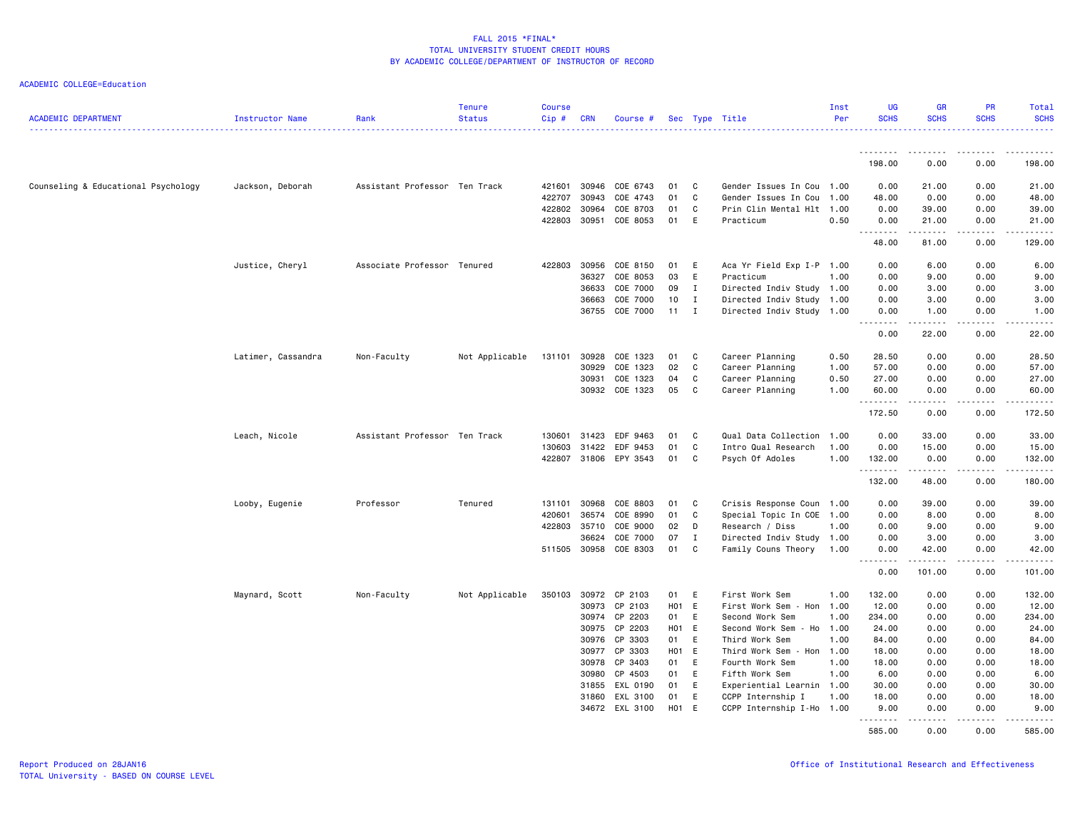FALL 2015 *FINAL*
TOTAL UNIVERSITY STUDENT CREDIT HOURS
BY ACADEMIC COLLEGE/DEPARTMENT OF INSTRUCTOR OF RECORD

ACADEMIC COLLEGE=Education

| ACADEMIC DEPARTMENT | Instructor Name | Rank | Tenure Status | Course Cip # | CRN | Course # | Sec | Type | Title | Inst Per | UG SCHS | GR SCHS | PR SCHS | Total SCHS |
|---|---|---|---|---|---|---|---|---|---|---|---|---|---|---|
| | | | | | | | | | | | 198.00 | 0.00 | 0.00 | 198.00 |
| Counseling & Educational Psychology | Jackson, Deborah | Assistant Professor | Ten Track | 421601 | 30946 | COE 6743 | 01 | C | Gender Issues In Cou | 1.00 | 0.00 | 21.00 | 0.00 | 21.00 |
| | | | | 422707 | 30943 | COE 4743 | 01 | C | Gender Issues In Cou | 1.00 | 48.00 | 0.00 | 0.00 | 48.00 |
| | | | | 422802 | 30964 | COE 8703 | 01 | C | Prin Clin Mental Hlt | 1.00 | 0.00 | 39.00 | 0.00 | 39.00 |
| | | | | 422803 | 30951 | COE 8053 | 01 | E | Practicum | 0.50 | 0.00 | 21.00 | 0.00 | 21.00 |
| | | | | | | | | | | | 48.00 | 81.00 | 0.00 | 129.00 |
| | Justice, Cheryl | Associate Professor | Tenured | 422803 | 30956 | COE 8150 | 01 | E | Aca Yr Field Exp I-P | 1.00 | 0.00 | 6.00 | 0.00 | 6.00 |
| | | | | | 36327 | COE 8053 | 03 | E | Practicum | 1.00 | 0.00 | 9.00 | 0.00 | 9.00 |
| | | | | | 36633 | COE 7000 | 09 | I | Directed Indiv Study | 1.00 | 0.00 | 3.00 | 0.00 | 3.00 |
| | | | | | 36663 | COE 7000 | 10 | I | Directed Indiv Study | 1.00 | 0.00 | 3.00 | 0.00 | 3.00 |
| | | | | | 36755 | COE 7000 | 11 | I | Directed Indiv Study | 1.00 | 0.00 | 1.00 | 0.00 | 1.00 |
| | | | | | | | | | | | 0.00 | 22.00 | 0.00 | 22.00 |
| | Latimer, Cassandra | Non-Faculty | Not Applicable | 131101 | 30928 | COE 1323 | 01 | C | Career Planning | 0.50 | 28.50 | 0.00 | 0.00 | 28.50 |
| | | | | | 30929 | COE 1323 | 02 | C | Career Planning | 1.00 | 57.00 | 0.00 | 0.00 | 57.00 |
| | | | | | 30931 | COE 1323 | 04 | C | Career Planning | 0.50 | 27.00 | 0.00 | 0.00 | 27.00 |
| | | | | | 30932 | COE 1323 | 05 | C | Career Planning | 1.00 | 60.00 | 0.00 | 0.00 | 60.00 |
| | | | | | | | | | | | 172.50 | 0.00 | 0.00 | 172.50 |
| | Leach, Nicole | Assistant Professor | Ten Track | 130601 | 31423 | EDF 9463 | 01 | C | Qual Data Collection | 1.00 | 0.00 | 33.00 | 0.00 | 33.00 |
| | | | | 130603 | 31422 | EDF 9453 | 01 | C | Intro Qual Research | 1.00 | 0.00 | 15.00 | 0.00 | 15.00 |
| | | | | 422807 | 31806 | EPY 3543 | 01 | C | Psych Of Adoles | 1.00 | 132.00 | 0.00 | 0.00 | 132.00 |
| | | | | | | | | | | | 132.00 | 48.00 | 0.00 | 180.00 |
| | Looby, Eugenie | Professor | Tenured | 131101 | 30968 | COE 8803 | 01 | C | Crisis Response Coun | 1.00 | 0.00 | 39.00 | 0.00 | 39.00 |
| | | | | 420601 | 36574 | COE 8990 | 01 | C | Special Topic In COE | 1.00 | 0.00 | 8.00 | 0.00 | 8.00 |
| | | | | 422803 | 35710 | COE 9000 | 02 | D | Research / Diss | 1.00 | 0.00 | 9.00 | 0.00 | 9.00 |
| | | | | | 36624 | COE 7000 | 07 | I | Directed Indiv Study | 1.00 | 0.00 | 3.00 | 0.00 | 3.00 |
| | | | | 511505 | 30958 | COE 8303 | 01 | C | Family Couns Theory | 1.00 | 0.00 | 42.00 | 0.00 | 42.00 |
| | | | | | | | | | | | 0.00 | 101.00 | 0.00 | 101.00 |
| | Maynard, Scott | Non-Faculty | Not Applicable | 350103 | 30972 | CP 2103 | 01 | E | First Work Sem | 1.00 | 132.00 | 0.00 | 0.00 | 132.00 |
| | | | | | 30973 | CP 2103 | H01 | E | First Work Sem - Hon | 1.00 | 12.00 | 0.00 | 0.00 | 12.00 |
| | | | | | 30974 | CP 2203 | 01 | E | Second Work Sem | 1.00 | 234.00 | 0.00 | 0.00 | 234.00 |
| | | | | | 30975 | CP 2203 | H01 | E | Second Work Sem - Ho | 1.00 | 24.00 | 0.00 | 0.00 | 24.00 |
| | | | | | 30976 | CP 3303 | 01 | E | Third Work Sem | 1.00 | 84.00 | 0.00 | 0.00 | 84.00 |
| | | | | | 30977 | CP 3303 | H01 | E | Third Work Sem - Hon | 1.00 | 18.00 | 0.00 | 0.00 | 18.00 |
| | | | | | 30978 | CP 3403 | 01 | E | Fourth Work Sem | 1.00 | 18.00 | 0.00 | 0.00 | 18.00 |
| | | | | | 30980 | CP 4503 | 01 | E | Fifth Work Sem | 1.00 | 6.00 | 0.00 | 0.00 | 6.00 |
| | | | | | 31855 | EXL 0190 | 01 | E | Experiential Learnin | 1.00 | 30.00 | 0.00 | 0.00 | 30.00 |
| | | | | | 31860 | EXL 3100 | 01 | E | CCPP Internship I | 1.00 | 18.00 | 0.00 | 0.00 | 18.00 |
| | | | | | 34672 | EXL 3100 | H01 | E | CCPP Internship I-Ho | 1.00 | 9.00 | 0.00 | 0.00 | 9.00 |
| | | | | | | | | | | | 585.00 | 0.00 | 0.00 | 585.00 |

Report Produced on 28JAN16
TOTAL University - BASED ON COURSE LEVEL

Office of Institutional Research and Effectiveness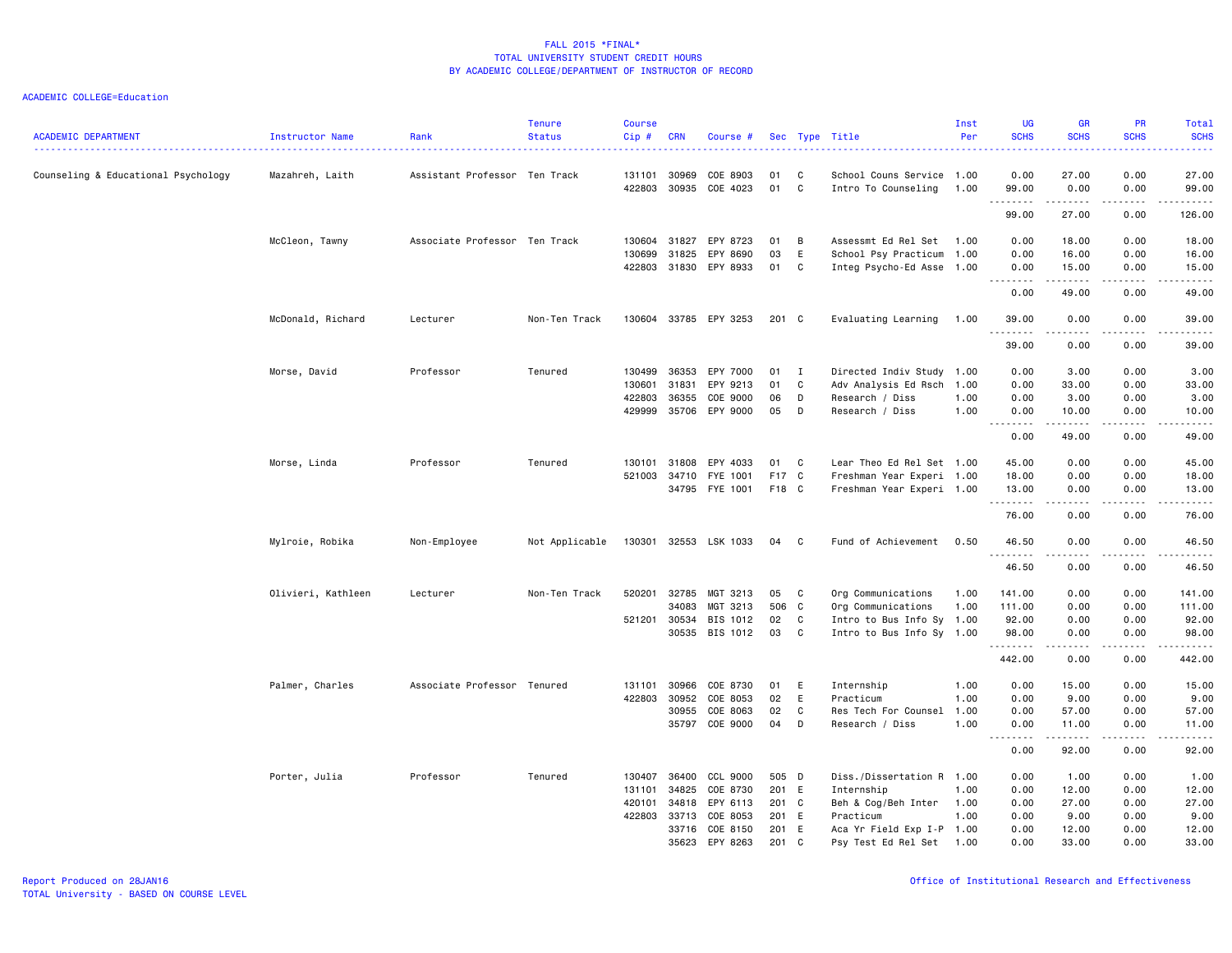FALL 2015 *FINAL*
TOTAL UNIVERSITY STUDENT CREDIT HOURS
BY ACADEMIC COLLEGE/DEPARTMENT OF INSTRUCTOR OF RECORD

ACADEMIC COLLEGE=Education

| ACADEMIC DEPARTMENT | Instructor Name | Rank | Tenure Status | Course Cip # | CRN | Course # | Sec | Type | Title | Inst Per | UG SCHS | GR SCHS | PR SCHS | Total SCHS |
|---|---|---|---|---|---|---|---|---|---|---|---|---|---|---|
| Counseling & Educational Psychology | Mazahreh, Laith | Assistant Professor | Ten Track | 131101 | 30969 | COE 8903 | 01 | C | School Couns Service | 1.00 | 0.00 | 27.00 | 0.00 | 27.00 |
| | | | | 422803 | 30935 | COE 4023 | 01 | C | Intro To Counseling | 1.00 | 99.00 | 0.00 | 0.00 | 99.00 |
| | | | | | | | | | | | 99.00 | 27.00 | 0.00 | 126.00 |
| | McCleon, Tawny | Associate Professor | Ten Track | 130604 | 31827 | EPY 8723 | 01 | B | Assessmt Ed Rel Set | 1.00 | 0.00 | 18.00 | 0.00 | 18.00 |
| | | | | 130699 | 31825 | EPY 8690 | 03 | E | School Psy Practicum | 1.00 | 0.00 | 16.00 | 0.00 | 16.00 |
| | | | | 422803 | 31830 | EPY 8933 | 01 | C | Integ Psycho-Ed Asse | 1.00 | 0.00 | 15.00 | 0.00 | 15.00 |
| | | | | | | | | | | | 0.00 | 49.00 | 0.00 | 49.00 |
| | McDonald, Richard | Lecturer | Non-Ten Track | 130604 | 33785 | EPY 3253 | 201 | C | Evaluating Learning | 1.00 | 39.00 | 0.00 | 0.00 | 39.00 |
| | | | | | | | | | | | 39.00 | 0.00 | 0.00 | 39.00 |
| | Morse, David | Professor | Tenured | 130499 | 36353 | EPY 7000 | 01 | I | Directed Indiv Study | 1.00 | 0.00 | 3.00 | 0.00 | 3.00 |
| | | | | 130601 | 31831 | EPY 9213 | 01 | C | Adv Analysis Ed Rsch | 1.00 | 0.00 | 33.00 | 0.00 | 33.00 |
| | | | | 422803 | 36355 | COE 9000 | 06 | D | Research / Diss | 1.00 | 0.00 | 3.00 | 0.00 | 3.00 |
| | | | | 429999 | 35706 | EPY 9000 | 05 | D | Research / Diss | 1.00 | 0.00 | 10.00 | 0.00 | 10.00 |
| | | | | | | | | | | | 0.00 | 49.00 | 0.00 | 49.00 |
| | Morse, Linda | Professor | Tenured | 130101 | 31808 | EPY 4033 | 01 | C | Lear Theo Ed Rel Set | 1.00 | 45.00 | 0.00 | 0.00 | 45.00 |
| | | | | 521003 | 34710 | FYE 1001 | F17 | C | Freshman Year Experi | 1.00 | 18.00 | 0.00 | 0.00 | 18.00 |
| | | | | | 34795 | FYE 1001 | F18 | C | Freshman Year Experi | 1.00 | 13.00 | 0.00 | 0.00 | 13.00 |
| | | | | | | | | | | | 76.00 | 0.00 | 0.00 | 76.00 |
| | Mylroie, Robika | Non-Employee | Not Applicable | 130301 | 32553 | LSK 1033 | 04 | C | Fund of Achievement | 0.50 | 46.50 | 0.00 | 0.00 | 46.50 |
| | | | | | | | | | | | 46.50 | 0.00 | 0.00 | 46.50 |
| | Olivieri, Kathleen | Lecturer | Non-Ten Track | 520201 | 32785 | MGT 3213 | 05 | C | Org Communications | 1.00 | 141.00 | 0.00 | 0.00 | 141.00 |
| | | | | | 34083 | MGT 3213 | 506 | C | Org Communications | 1.00 | 111.00 | 0.00 | 0.00 | 111.00 |
| | | | | 521201 | 30534 | BIS 1012 | 02 | C | Intro to Bus Info Sy | 1.00 | 92.00 | 0.00 | 0.00 | 92.00 |
| | | | | | 30535 | BIS 1012 | 03 | C | Intro to Bus Info Sy | 1.00 | 98.00 | 0.00 | 0.00 | 98.00 |
| | | | | | | | | | | | 442.00 | 0.00 | 0.00 | 442.00 |
| | Palmer, Charles | Associate Professor | Tenured | 131101 | 30966 | COE 8730 | 01 | E | Internship | 1.00 | 0.00 | 15.00 | 0.00 | 15.00 |
| | | | | 422803 | 30952 | COE 8053 | 02 | E | Practicum | 1.00 | 0.00 | 9.00 | 0.00 | 9.00 |
| | | | | | 30955 | COE 8063 | 02 | C | Res Tech For Counsel | 1.00 | 0.00 | 57.00 | 0.00 | 57.00 |
| | | | | | 35797 | COE 9000 | 04 | D | Research / Diss | 1.00 | 0.00 | 11.00 | 0.00 | 11.00 |
| | | | | | | | | | | | 0.00 | 92.00 | 0.00 | 92.00 |
| | Porter, Julia | Professor | Tenured | 130407 | 36400 | CCL 9000 | 505 | D | Diss./Dissertation R | 1.00 | 0.00 | 1.00 | 0.00 | 1.00 |
| | | | | 131101 | 34825 | COE 8730 | 201 | E | Internship | 1.00 | 0.00 | 12.00 | 0.00 | 12.00 |
| | | | | 420101 | 34818 | EPY 6113 | 201 | C | Beh & Cog/Beh Inter | 1.00 | 0.00 | 27.00 | 0.00 | 27.00 |
| | | | | 422803 | 33713 | COE 8053 | 201 | E | Practicum | 1.00 | 0.00 | 9.00 | 0.00 | 9.00 |
| | | | | | 33716 | COE 8150 | 201 | E | Aca Yr Field Exp I-P | 1.00 | 0.00 | 12.00 | 0.00 | 12.00 |
| | | | | | 35623 | EPY 8263 | 201 | C | Psy Test Ed Rel Set | 1.00 | 0.00 | 33.00 | 0.00 | 33.00 |

Report Produced on 28JAN16
TOTAL University - BASED ON COURSE LEVEL

Office of Institutional Research and Effectiveness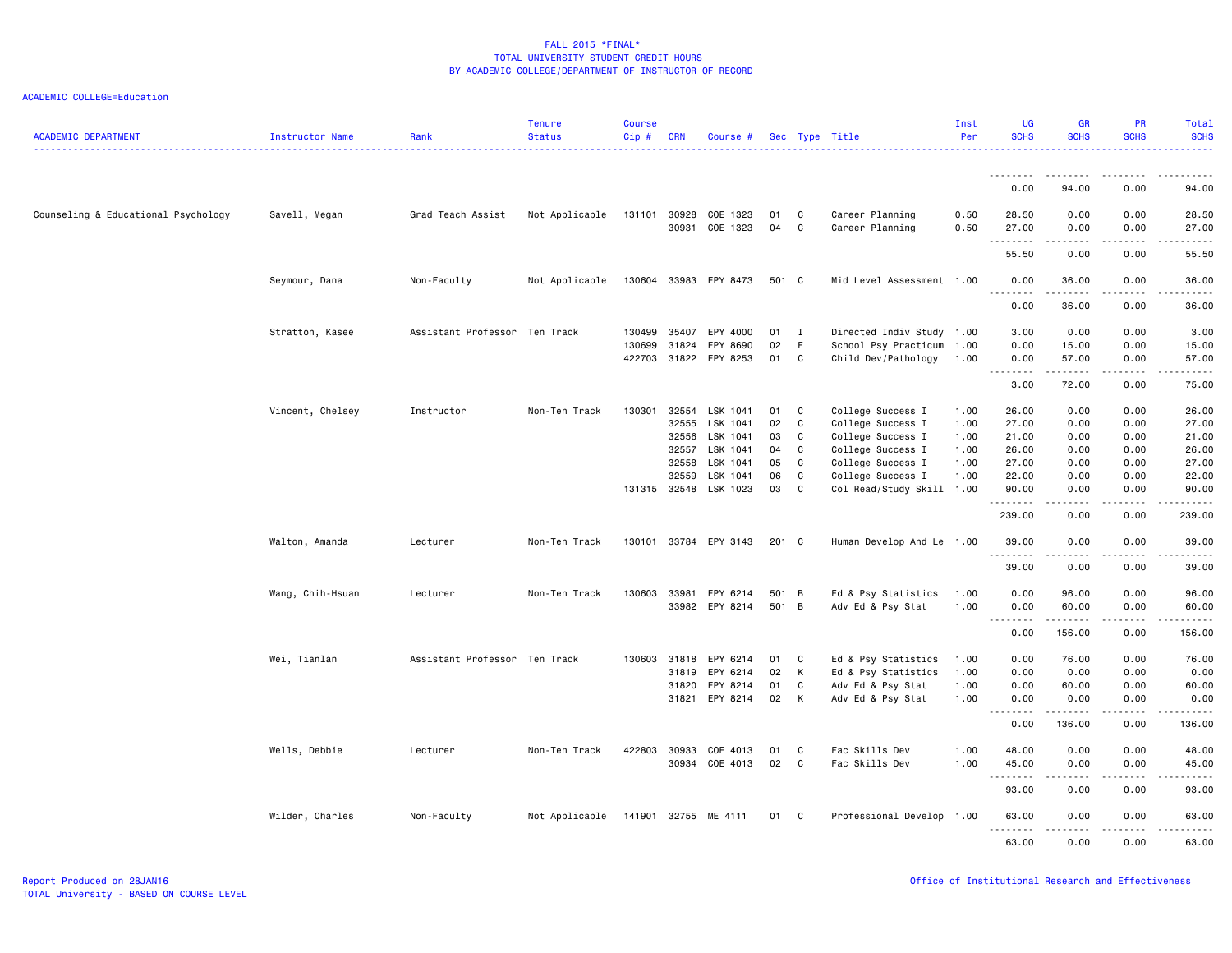FALL 2015 *FINAL*
TOTAL UNIVERSITY STUDENT CREDIT HOURS
BY ACADEMIC COLLEGE/DEPARTMENT OF INSTRUCTOR OF RECORD

ACADEMIC COLLEGE=Education

| ACADEMIC DEPARTMENT | Instructor Name | Rank | Tenure Status | Course Cip # | CRN | Course # | Sec | Type | Title | Inst Per | UG SCHS | GR SCHS | PR SCHS | Total SCHS |
|---|---|---|---|---|---|---|---|---|---|---|---|---|---|---|
| | | | | | | | | | | | 0.00 | 94.00 | 0.00 | 94.00 |
| Counseling & Educational Psychology | Savell, Megan | Grad Teach Assist | Not Applicable | 131101 | 30928 | COE 1323 | 01 | C | Career Planning | 0.50 | 28.50 | 0.00 | 0.00 | 28.50 |
| | | | | | 30931 | COE 1323 | 04 | C | Career Planning | 0.50 | 27.00 | 0.00 | 0.00 | 27.00 |
| | | | | | | | | | | | 55.50 | 0.00 | 0.00 | 55.50 |
| | Seymour, Dana | Non-Faculty | Not Applicable | 130604 | 33983 | EPY 8473 | 501 | C | Mid Level Assessment | 1.00 | 0.00 | 36.00 | 0.00 | 36.00 |
| | | | | | | | | | | | 0.00 | 36.00 | 0.00 | 36.00 |
| | Stratton, Kasee | Assistant Professor | Ten Track | 130499 | 35407 | EPY 4000 | 01 | I | Directed Indiv Study | 1.00 | 3.00 | 0.00 | 0.00 | 3.00 |
| | | | | 130699 | 31824 | EPY 8690 | 02 | E | School Psy Practicum | 1.00 | 0.00 | 15.00 | 0.00 | 15.00 |
| | | | | 422703 | 31822 | EPY 8253 | 01 | C | Child Dev/Pathology | 1.00 | 0.00 | 57.00 | 0.00 | 57.00 |
| | | | | | | | | | | | 3.00 | 72.00 | 0.00 | 75.00 |
| | Vincent, Chelsey | Instructor | Non-Ten Track | 130301 | 32554 | LSK 1041 | 01 | C | College Success I | 1.00 | 26.00 | 0.00 | 0.00 | 26.00 |
| | | | | | 32555 | LSK 1041 | 02 | C | College Success I | 1.00 | 27.00 | 0.00 | 0.00 | 27.00 |
| | | | | | 32556 | LSK 1041 | 03 | C | College Success I | 1.00 | 21.00 | 0.00 | 0.00 | 21.00 |
| | | | | | 32557 | LSK 1041 | 04 | C | College Success I | 1.00 | 26.00 | 0.00 | 0.00 | 26.00 |
| | | | | | 32558 | LSK 1041 | 05 | C | College Success I | 1.00 | 27.00 | 0.00 | 0.00 | 27.00 |
| | | | | | 32559 | LSK 1041 | 06 | C | College Success I | 1.00 | 22.00 | 0.00 | 0.00 | 22.00 |
| | | | | 131315 | 32548 | LSK 1023 | 03 | C | Col Read/Study Skill | 1.00 | 90.00 | 0.00 | 0.00 | 90.00 |
| | | | | | | | | | | | 239.00 | 0.00 | 0.00 | 239.00 |
| | Walton, Amanda | Lecturer | Non-Ten Track | 130101 | 33784 | EPY 3143 | 201 | C | Human Develop And Le | 1.00 | 39.00 | 0.00 | 0.00 | 39.00 |
| | | | | | | | | | | | 39.00 | 0.00 | 0.00 | 39.00 |
| | Wang, Chih-Hsuan | Lecturer | Non-Ten Track | 130603 | 33981 | EPY 6214 | 501 | B | Ed & Psy Statistics | 1.00 | 0.00 | 96.00 | 0.00 | 96.00 |
| | | | | | 33982 | EPY 8214 | 501 | B | Adv Ed & Psy Stat | 1.00 | 0.00 | 60.00 | 0.00 | 60.00 |
| | | | | | | | | | | | 0.00 | 156.00 | 0.00 | 156.00 |
| | Wei, Tianlan | Assistant Professor | Ten Track | 130603 | 31818 | EPY 6214 | 01 | C | Ed & Psy Statistics | 1.00 | 0.00 | 76.00 | 0.00 | 76.00 |
| | | | | | 31819 | EPY 6214 | 02 | K | Ed & Psy Statistics | 1.00 | 0.00 | 0.00 | 0.00 | 0.00 |
| | | | | | 31820 | EPY 8214 | 01 | C | Adv Ed & Psy Stat | 1.00 | 0.00 | 60.00 | 0.00 | 60.00 |
| | | | | | 31821 | EPY 8214 | 02 | K | Adv Ed & Psy Stat | 1.00 | 0.00 | 0.00 | 0.00 | 0.00 |
| | | | | | | | | | | | 0.00 | 136.00 | 0.00 | 136.00 |
| | Wells, Debbie | Lecturer | Non-Ten Track | 422803 | 30933 | COE 4013 | 01 | C | Fac Skills Dev | 1.00 | 48.00 | 0.00 | 0.00 | 48.00 |
| | | | | | 30934 | COE 4013 | 02 | C | Fac Skills Dev | 1.00 | 45.00 | 0.00 | 0.00 | 45.00 |
| | | | | | | | | | | | 93.00 | 0.00 | 0.00 | 93.00 |
| | Wilder, Charles | Non-Faculty | Not Applicable | 141901 | 32755 | ME 4111 | 01 | C | Professional Develop | 1.00 | 63.00 | 0.00 | 0.00 | 63.00 |
| | | | | | | | | | | | 63.00 | 0.00 | 0.00 | 63.00 |

Report Produced on 28JAN16
TOTAL University - BASED ON COURSE LEVEL

Office of Institutional Research and Effectiveness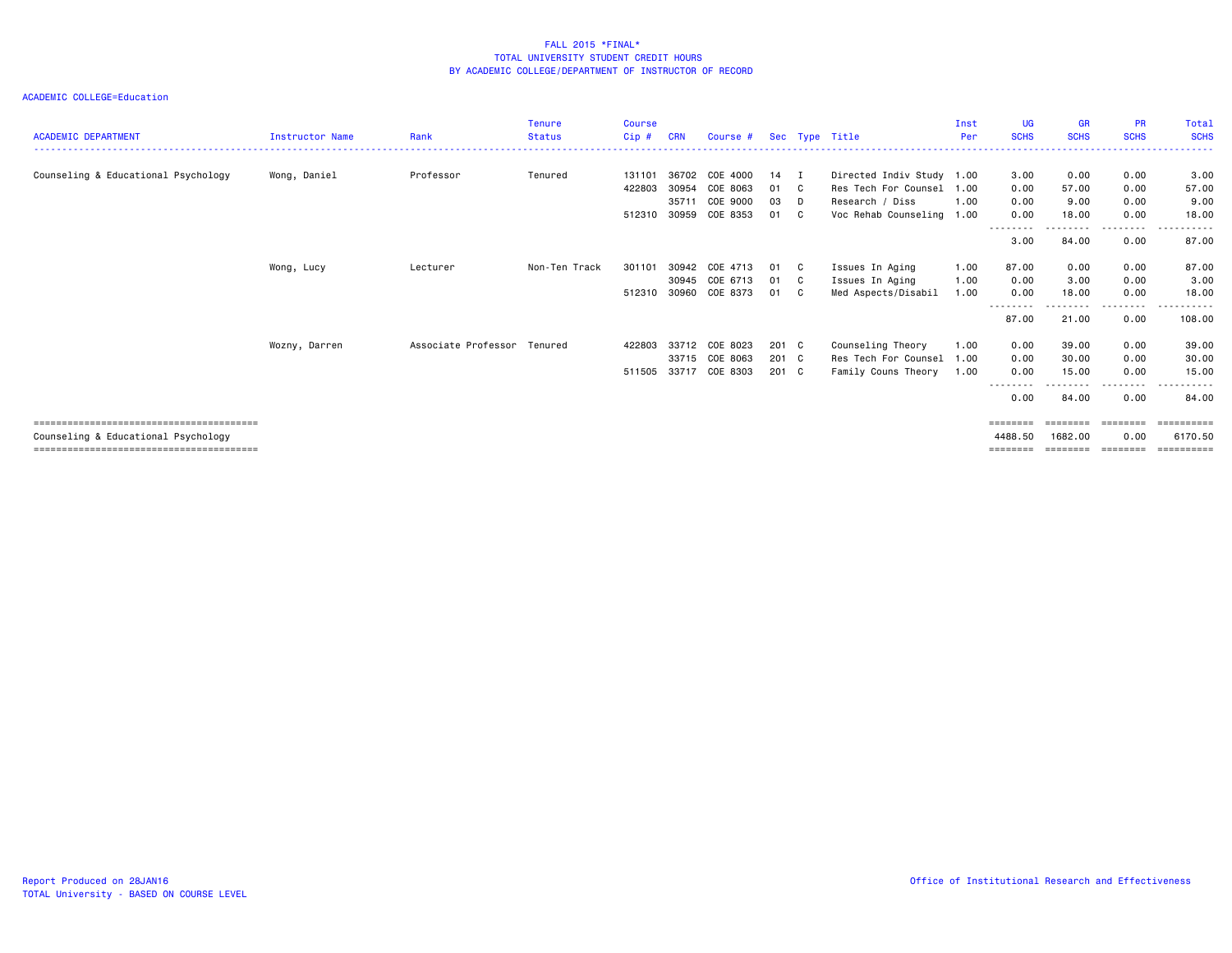FALL 2015 *FINAL*
TOTAL UNIVERSITY STUDENT CREDIT HOURS
BY ACADEMIC COLLEGE/DEPARTMENT OF INSTRUCTOR OF RECORD

ACADEMIC COLLEGE=Education

| ACADEMIC DEPARTMENT | Instructor Name | Rank | Tenure Status | Course Cip # | CRN | Course # | Sec | Type | Title | Inst Per | UG SCHS | GR SCHS | PR SCHS | Total SCHS |
|---|---|---|---|---|---|---|---|---|---|---|---|---|---|---|
| Counseling & Educational Psychology | Wong, Daniel | Professor | Tenured | 131101 | 36702 | COE 4000 | 14 | I | Directed Indiv Study | 1.00 | 3.00 | 0.00 | 0.00 | 3.00 |
| | | | | 422803 | 30954 | COE 8063 | 01 | C | Res Tech For Counsel | 1.00 | 0.00 | 57.00 | 0.00 | 57.00 |
| | | | | | 35711 | COE 9000 | 03 | D | Research / Diss | 1.00 | 0.00 | 9.00 | 0.00 | 9.00 |
| | | | | 512310 | 30959 | COE 8353 | 01 | C | Voc Rehab Counseling | 1.00 | 0.00 | 18.00 | 0.00 | 18.00 |
| | | | | | | | | | | | 3.00 | 84.00 | 0.00 | 87.00 |
| | Wong, Lucy | Lecturer | Non-Ten Track | 301101 | 30942 | COE 4713 | 01 | C | Issues In Aging | 1.00 | 87.00 | 0.00 | 0.00 | 87.00 |
| | | | | | 30945 | COE 6713 | 01 | C | Issues In Aging | 1.00 | 0.00 | 3.00 | 0.00 | 3.00 |
| | | | | 512310 | 30960 | COE 8373 | 01 | C | Med Aspects/Disabil | 1.00 | 0.00 | 18.00 | 0.00 | 18.00 |
| | | | | | | | | | | | 87.00 | 21.00 | 0.00 | 108.00 |
| | Wozny, Darren | Associate Professor | Tenured | 422803 | 33712 | COE 8023 | 201 | C | Counseling Theory | 1.00 | 0.00 | 39.00 | 0.00 | 39.00 |
| | | | | | 33715 | COE 8063 | 201 | C | Res Tech For Counsel | 1.00 | 0.00 | 30.00 | 0.00 | 30.00 |
| | | | | 511505 | 33717 | COE 8303 | 201 | C | Family Couns Theory | 1.00 | 0.00 | 15.00 | 0.00 | 15.00 |
| | | | | | | | | | | | 0.00 | 84.00 | 0.00 | 84.00 |
| Counseling & Educational Psychology | | | | | | | | | | | 4488.50 | 1682.00 | 0.00 | 6170.50 |

Report Produced on 28JAN16
TOTAL University - BASED ON COURSE LEVEL

Office of Institutional Research and Effectiveness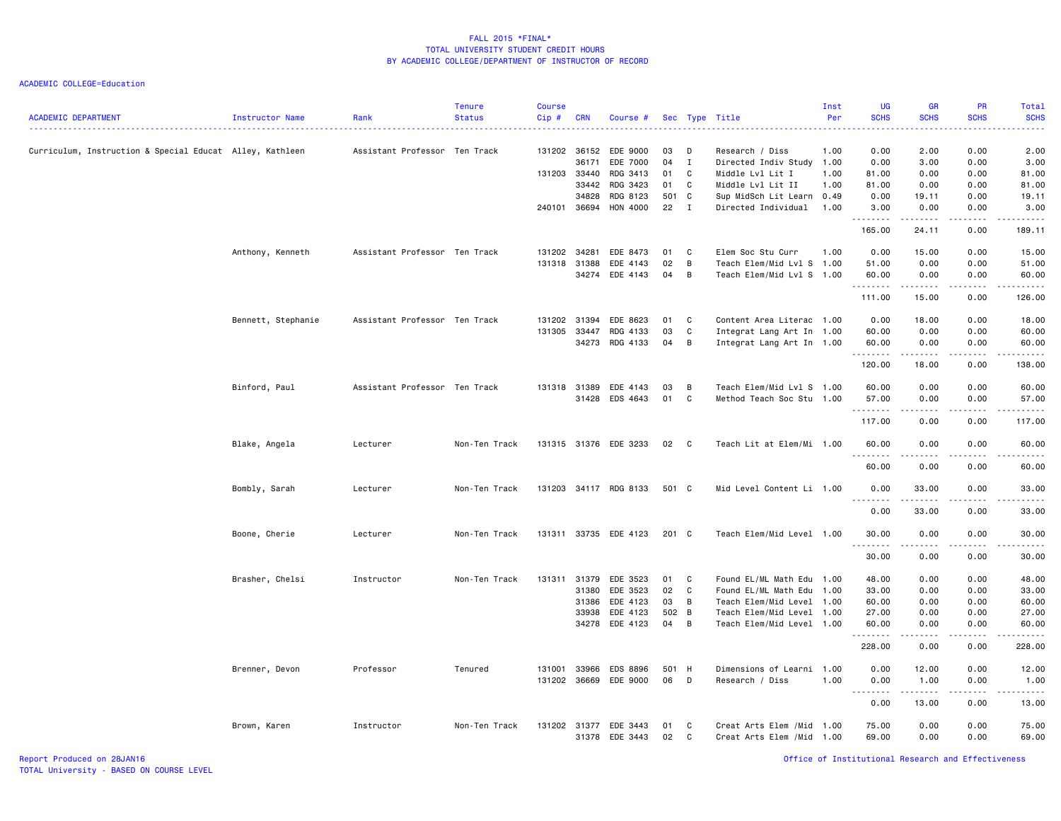# FALL 2015 *FINAL*
## TOTAL UNIVERSITY STUDENT CREDIT HOURS
## BY ACADEMIC COLLEGE/DEPARTMENT OF INSTRUCTOR OF RECORD

ACADEMIC COLLEGE=Education

| ACADEMIC DEPARTMENT | Instructor Name | Rank | Tenure Status | Course Cip # | CRN | Course # | Sec | Type | Title | Inst Per | UG SCHS | GR SCHS | PR SCHS | Total SCHS |
|---|---|---|---|---|---|---|---|---|---|---|---|---|---|---|
| Curriculum, Instruction & Special Educat | Alley, Kathleen | Assistant Professor | Ten Track | 131202 | 36152 | EDE 9000 | 03 | D | Research / Diss | 1.00 | 0.00 | 2.00 | 0.00 | 2.00 |
| | | | | | 36171 | EDE 7000 | 04 | I | Directed Indiv Study | 1.00 | 0.00 | 3.00 | 0.00 | 3.00 |
| | | | | 131203 | 33440 | RDG 3413 | 01 | C | Middle Lvl Lit I | 1.00 | 81.00 | 0.00 | 0.00 | 81.00 |
| | | | | | 33442 | RDG 3423 | 01 | C | Middle Lvl Lit II | 1.00 | 81.00 | 0.00 | 0.00 | 81.00 |
| | | | | | 34828 | RDG 8123 | 501 | C | Sup MidSch Lit Learn | 0.49 | 0.00 | 19.11 | 0.00 | 19.11 |
| | | | | 240101 | 36694 | HON 4000 | 22 | I | Directed Individual | 1.00 | 3.00 | 0.00 | 0.00 | 3.00 |
| | | | | | | | | | | | 165.00 | 24.11 | 0.00 | 189.11 |
| | Anthony, Kenneth | Assistant Professor | Ten Track | 131202 | 34281 | EDE 8473 | 01 | C | Elem Soc Stu Curr | 1.00 | 0.00 | 15.00 | 0.00 | 15.00 |
| | | | | 131318 | 31388 | EDE 4143 | 02 | B | Teach Elem/Mid Lvl S | 1.00 | 51.00 | 0.00 | 0.00 | 51.00 |
| | | | | | 34274 | EDE 4143 | 04 | B | Teach Elem/Mid Lvl S | 1.00 | 60.00 | 0.00 | 0.00 | 60.00 |
| | | | | | | | | | | | 111.00 | 15.00 | 0.00 | 126.00 |
| | Bennett, Stephanie | Assistant Professor | Ten Track | 131202 | 31394 | EDE 8623 | 01 | C | Content Area Literac | 1.00 | 0.00 | 18.00 | 0.00 | 18.00 |
| | | | | 131305 | 33447 | RDG 4133 | 03 | C | Integrat Lang Art In | 1.00 | 60.00 | 0.00 | 0.00 | 60.00 |
| | | | | | 34273 | RDG 4133 | 04 | B | Integrat Lang Art In | 1.00 | 60.00 | 0.00 | 0.00 | 60.00 |
| | | | | | | | | | | | 120.00 | 18.00 | 0.00 | 138.00 |
| | Binford, Paul | Assistant Professor | Ten Track | 131318 | 31389 | EDE 4143 | 03 | B | Teach Elem/Mid Lvl S | 1.00 | 60.00 | 0.00 | 0.00 | 60.00 |
| | | | | | 31428 | EDS 4643 | 01 | C | Method Teach Soc Stu | 1.00 | 57.00 | 0.00 | 0.00 | 57.00 |
| | | | | | | | | | | | 117.00 | 0.00 | 0.00 | 117.00 |
| | Blake, Angela | Lecturer | Non-Ten Track | 131315 | 31376 | EDE 3233 | 02 | C | Teach Lit at Elem/Mi | 1.00 | 60.00 | 0.00 | 0.00 | 60.00 |
| | | | | | | | | | | | 60.00 | 0.00 | 0.00 | 60.00 |
| | Bombly, Sarah | Lecturer | Non-Ten Track | 131203 | 34117 | RDG 8133 | 501 | C | Mid Level Content Li | 1.00 | 0.00 | 33.00 | 0.00 | 33.00 |
| | | | | | | | | | | | 0.00 | 33.00 | 0.00 | 33.00 |
| | Boone, Cherie | Lecturer | Non-Ten Track | 131311 | 33735 | EDE 4123 | 201 | C | Teach Elem/Mid Level | 1.00 | 30.00 | 0.00 | 0.00 | 30.00 |
| | | | | | | | | | | | 30.00 | 0.00 | 0.00 | 30.00 |
| | Brasher, Chelsi | Instructor | Non-Ten Track | 131311 | 31379 | EDE 3523 | 01 | C | Found EL/ML Math Edu | 1.00 | 48.00 | 0.00 | 0.00 | 48.00 |
| | | | | | 31380 | EDE 3523 | 02 | C | Found EL/ML Math Edu | 1.00 | 33.00 | 0.00 | 0.00 | 33.00 |
| | | | | | 31386 | EDE 4123 | 03 | B | Teach Elem/Mid Level | 1.00 | 60.00 | 0.00 | 0.00 | 60.00 |
| | | | | | 33938 | EDE 4123 | 502 | B | Teach Elem/Mid Level | 1.00 | 27.00 | 0.00 | 0.00 | 27.00 |
| | | | | | 34278 | EDE 4123 | 04 | B | Teach Elem/Mid Level | 1.00 | 60.00 | 0.00 | 0.00 | 60.00 |
| | | | | | | | | | | | 228.00 | 0.00 | 0.00 | 228.00 |
| | Brenner, Devon | Professor | Tenured | 131001 | 33966 | EDS 8896 | 501 | H | Dimensions of Learni | 1.00 | 0.00 | 12.00 | 0.00 | 12.00 |
| | | | | 131202 | 36669 | EDE 9000 | 06 | D | Research / Diss | 1.00 | 0.00 | 1.00 | 0.00 | 1.00 |
| | | | | | | | | | | | 0.00 | 13.00 | 0.00 | 13.00 |
| | Brown, Karen | Instructor | Non-Ten Track | 131202 | 31377 | EDE 3443 | 01 | C | Creat Arts Elem /Mid | 1.00 | 75.00 | 0.00 | 0.00 | 75.00 |
| | | | | | 31378 | EDE 3443 | 02 | C | Creat Arts Elem /Mid | 1.00 | 69.00 | 0.00 | 0.00 | 69.00 |

Report Produced on 28JAN16
TOTAL University - BASED ON COURSE LEVEL

Office of Institutional Research and Effectiveness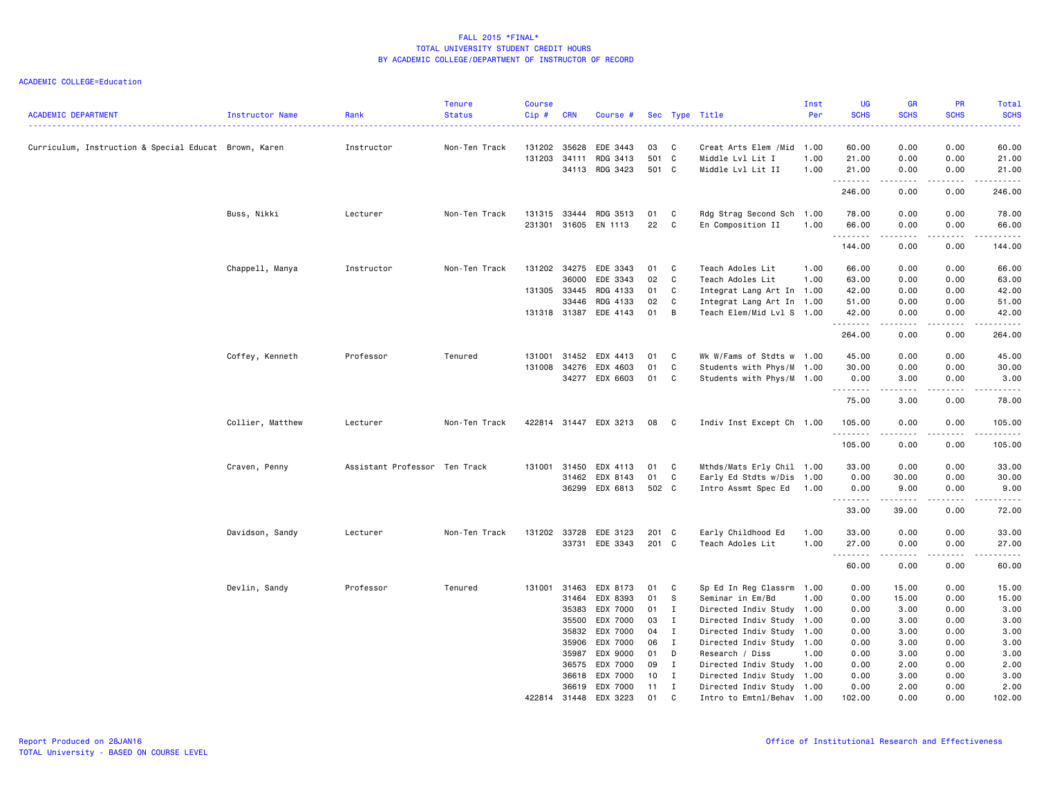# FALL 2015 *FINAL*
## TOTAL UNIVERSITY STUDENT CREDIT HOURS
## BY ACADEMIC COLLEGE/DEPARTMENT OF INSTRUCTOR OF RECORD

ACADEMIC COLLEGE=Education

| ACADEMIC DEPARTMENT | Instructor Name | Rank | Tenure Status | Course Cip # | CRN | Course # | Sec | Type | Title | Inst Per | UG SCHS | GR SCHS | PR SCHS | Total SCHS |
|---|---|---|---|---|---|---|---|---|---|---|---|---|---|---|
| Curriculum, Instruction & Special Educat | Brown, Karen | Instructor | Non-Ten Track | 131202 | 35628 | EDE 3443 | 03 | C | Creat Arts Elem /Mid | 1.00 | 60.00 | 0.00 | 0.00 | 60.00 |
| | | | | 131203 | 34111 | RDG 3413 | 501 | C | Middle Lvl Lit I | 1.00 | 21.00 | 0.00 | 0.00 | 21.00 |
| | | | | | 34113 | RDG 3423 | 501 | C | Middle Lvl Lit II | 1.00 | 21.00 | 0.00 | 0.00 | 21.00 |
| | | | | | | | | | | | 246.00 | 0.00 | 0.00 | 246.00 |
| | Buss, Nikki | Lecturer | Non-Ten Track | 131315 | 33444 | RDG 3513 | 01 | C | Rdg Strag Second Sch | 1.00 | 78.00 | 0.00 | 0.00 | 78.00 |
| | | | | 231301 | 31605 | EN 1113 | 22 | C | En Composition II | 1.00 | 66.00 | 0.00 | 0.00 | 66.00 |
| | | | | | | | | | | | 144.00 | 0.00 | 0.00 | 144.00 |
| | Chappell, Manya | Instructor | Non-Ten Track | 131202 | 34275 | EDE 3343 | 01 | C | Teach Adoles Lit | 1.00 | 66.00 | 0.00 | 0.00 | 66.00 |
| | | | | | 36000 | EDE 3343 | 02 | C | Teach Adoles Lit | 1.00 | 63.00 | 0.00 | 0.00 | 63.00 |
| | | | | 131305 | 33445 | RDG 4133 | 01 | C | Integrat Lang Art In | 1.00 | 42.00 | 0.00 | 0.00 | 42.00 |
| | | | | | 33446 | RDG 4133 | 02 | C | Integrat Lang Art In | 1.00 | 51.00 | 0.00 | 0.00 | 51.00 |
| | | | | 131318 | 31387 | EDE 4143 | 01 | B | Teach Elem/Mid Lvl S | 1.00 | 42.00 | 0.00 | 0.00 | 42.00 |
| | | | | | | | | | | | 264.00 | 0.00 | 0.00 | 264.00 |
| | Coffey, Kenneth | Professor | Tenured | 131001 | 31452 | EDX 4413 | 01 | C | Wk W/Fams of Stdts w | 1.00 | 45.00 | 0.00 | 0.00 | 45.00 |
| | | | | 131008 | 34276 | EDX 4603 | 01 | C | Students with Phys/M | 1.00 | 30.00 | 0.00 | 0.00 | 30.00 |
| | | | | | 34277 | EDX 6603 | 01 | C | Students with Phys/M | 1.00 | 0.00 | 3.00 | 0.00 | 3.00 |
| | | | | | | | | | | | 75.00 | 3.00 | 0.00 | 78.00 |
| | Collier, Matthew | Lecturer | Non-Ten Track | 422814 | 31447 | EDX 3213 | 08 | C | Indiv Inst Except Ch | 1.00 | 105.00 | 0.00 | 0.00 | 105.00 |
| | | | | | | | | | | | 105.00 | 0.00 | 0.00 | 105.00 |
| | Craven, Penny | Assistant Professor | Ten Track | 131001 | 31450 | EDX 4113 | 01 | C | Mthds/Mats Erly Chil | 1.00 | 33.00 | 0.00 | 0.00 | 33.00 |
| | | | | | 31462 | EDX 8143 | 01 | C | Early Ed Stdts w/Dis | 1.00 | 0.00 | 30.00 | 0.00 | 30.00 |
| | | | | | 36299 | EDX 6813 | 502 | C | Intro Assmt Spec Ed | 1.00 | 0.00 | 9.00 | 0.00 | 9.00 |
| | | | | | | | | | | | 33.00 | 39.00 | 0.00 | 72.00 |
| | Davidson, Sandy | Lecturer | Non-Ten Track | 131202 | 33728 | EDE 3123 | 201 | C | Early Childhood Ed | 1.00 | 33.00 | 0.00 | 0.00 | 33.00 |
| | | | | | 33731 | EDE 3343 | 201 | C | Teach Adoles Lit | 1.00 | 27.00 | 0.00 | 0.00 | 27.00 |
| | | | | | | | | | | | 60.00 | 0.00 | 0.00 | 60.00 |
| | Devlin, Sandy | Professor | Tenured | 131001 | 31463 | EDX 8173 | 01 | C | Sp Ed In Reg Classrm | 1.00 | 0.00 | 15.00 | 0.00 | 15.00 |
| | | | | | 31464 | EDX 8393 | 01 | S | Seminar in Em/Bd | 1.00 | 0.00 | 15.00 | 0.00 | 15.00 |
| | | | | | 35383 | EDX 7000 | 01 | I | Directed Indiv Study | 1.00 | 0.00 | 3.00 | 0.00 | 3.00 |
| | | | | | 35500 | EDX 7000 | 03 | I | Directed Indiv Study | 1.00 | 0.00 | 3.00 | 0.00 | 3.00 |
| | | | | | 35832 | EDX 7000 | 04 | I | Directed Indiv Study | 1.00 | 0.00 | 3.00 | 0.00 | 3.00 |
| | | | | | 35906 | EDX 7000 | 06 | I | Directed Indiv Study | 1.00 | 0.00 | 3.00 | 0.00 | 3.00 |
| | | | | | 35987 | EDX 9000 | 01 | D | Research / Diss | 1.00 | 0.00 | 3.00 | 0.00 | 3.00 |
| | | | | | 36575 | EDX 7000 | 09 | I | Directed Indiv Study | 1.00 | 0.00 | 2.00 | 0.00 | 2.00 |
| | | | | | 36618 | EDX 7000 | 10 | I | Directed Indiv Study | 1.00 | 0.00 | 3.00 | 0.00 | 3.00 |
| | | | | | 36619 | EDX 7000 | 11 | I | Directed Indiv Study | 1.00 | 0.00 | 2.00 | 0.00 | 2.00 |
| | | | | 422814 | 31448 | EDX 3223 | 01 | C | Intro to Emtnl/Behav | 1.00 | 102.00 | 0.00 | 0.00 | 102.00 |

Report Produced on 28JAN16
TOTAL University - BASED ON COURSE LEVEL

Office of Institutional Research and Effectiveness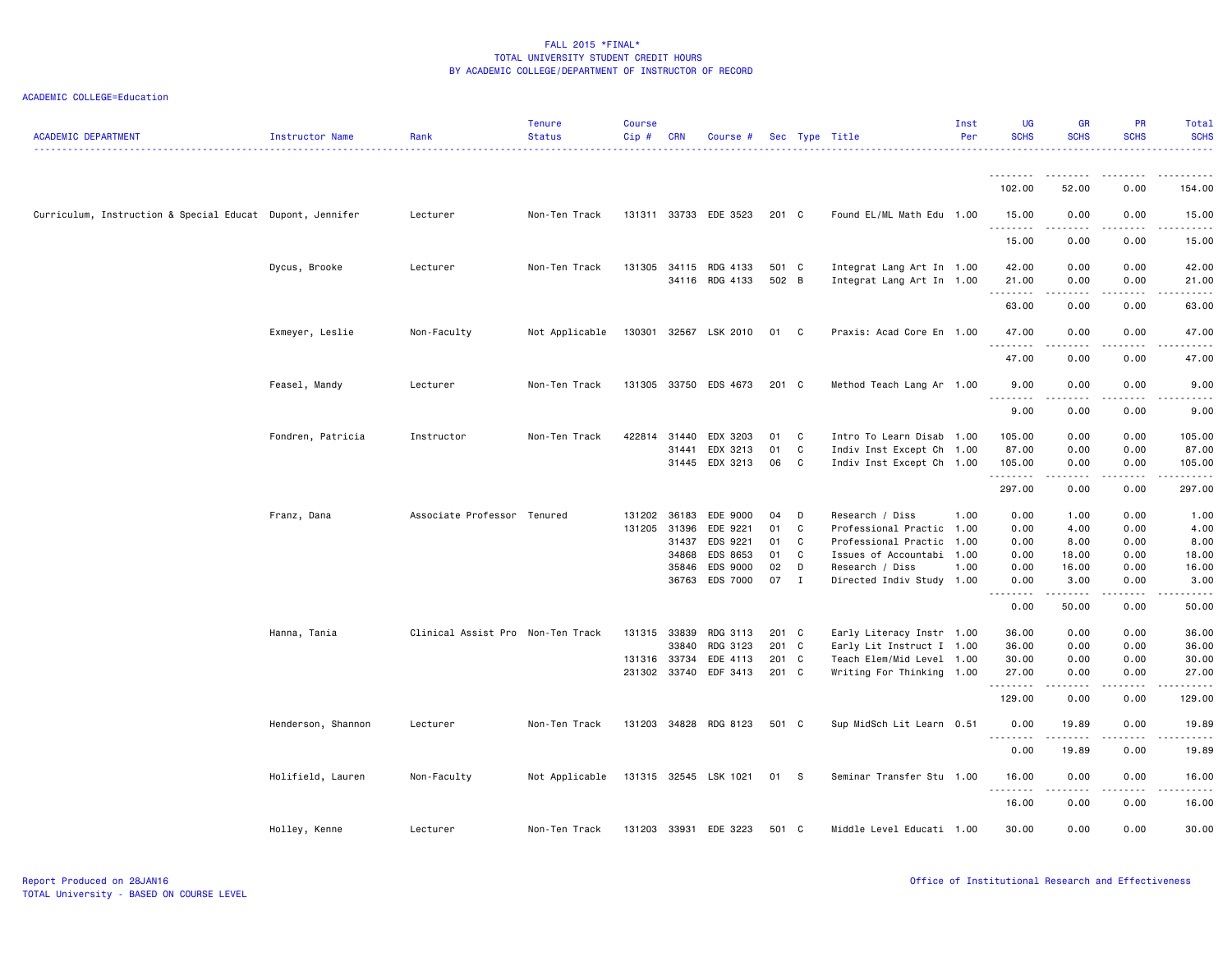FALL 2015 *FINAL*
TOTAL UNIVERSITY STUDENT CREDIT HOURS
BY ACADEMIC COLLEGE/DEPARTMENT OF INSTRUCTOR OF RECORD

ACADEMIC COLLEGE=Education

| ACADEMIC DEPARTMENT | Instructor Name | Rank | Tenure Status | Course Cip # | CRN | Course # | Sec | Type | Title | Inst Per | UG SCHS | GR SCHS | PR SCHS | Total SCHS |
|---|---|---|---|---|---|---|---|---|---|---|---|---|---|---|
| | | | | | | | | | | | 102.00 | 52.00 | 0.00 | 154.00 |
| Curriculum, Instruction & Special Educat | Dupont, Jennifer | Lecturer | Non-Ten Track | 131311 | 33733 | EDE 3523 | 201 | C | Found EL/ML Math Edu | 1.00 | 15.00 | 0.00 | 0.00 | 15.00 |
| | | | | | | | | | | | 15.00 | 0.00 | 0.00 | 15.00 |
| | Dycus, Brooke | Lecturer | Non-Ten Track | 131305 | 34115 | RDG 4133 | 501 | C | Integrat Lang Art In | 1.00 | 42.00 | 0.00 | 0.00 | 42.00 |
| | | | | | 34116 | RDG 4133 | 502 | B | Integrat Lang Art In | 1.00 | 21.00 | 0.00 | 0.00 | 21.00 |
| | | | | | | | | | | | 63.00 | 0.00 | 0.00 | 63.00 |
| | Exmeyer, Leslie | Non-Faculty | Not Applicable | 130301 | 32567 | LSK 2010 | 01 | C | Praxis: Acad Core En | 1.00 | 47.00 | 0.00 | 0.00 | 47.00 |
| | | | | | | | | | | | 47.00 | 0.00 | 0.00 | 47.00 |
| | Feasel, Mandy | Lecturer | Non-Ten Track | 131305 | 33750 | EDS 4673 | 201 | C | Method Teach Lang Ar | 1.00 | 9.00 | 0.00 | 0.00 | 9.00 |
| | | | | | | | | | | | 9.00 | 0.00 | 0.00 | 9.00 |
| | Fondren, Patricia | Instructor | Non-Ten Track | 422814 | 31440 | EDX 3203 | 01 | C | Intro To Learn Disab | 1.00 | 105.00 | 0.00 | 0.00 | 105.00 |
| | | | | | 31441 | EDX 3213 | 01 | C | Indiv Inst Except Ch | 1.00 | 87.00 | 0.00 | 0.00 | 87.00 |
| | | | | | 31445 | EDX 3213 | 06 | C | Indiv Inst Except Ch | 1.00 | 105.00 | 0.00 | 0.00 | 105.00 |
| | | | | | | | | | | | 297.00 | 0.00 | 0.00 | 297.00 |
| | Franz, Dana | Associate Professor | Tenured | 131202 | 36183 | EDE 9000 | 04 | D | Research / Diss | 1.00 | 0.00 | 1.00 | 0.00 | 1.00 |
| | | | | 131205 | 31396 | EDE 9221 | 01 | C | Professional Practic | 1.00 | 0.00 | 4.00 | 0.00 | 4.00 |
| | | | | | 31437 | EDS 9221 | 01 | C | Professional Practic | 1.00 | 0.00 | 8.00 | 0.00 | 8.00 |
| | | | | | 34868 | EDS 8653 | 01 | C | Issues of Accountabi | 1.00 | 0.00 | 18.00 | 0.00 | 18.00 |
| | | | | | 35846 | EDS 9000 | 02 | D | Research / Diss | 1.00 | 0.00 | 16.00 | 0.00 | 16.00 |
| | | | | | 36763 | EDS 7000 | 07 | I | Directed Indiv Study | 1.00 | 0.00 | 3.00 | 0.00 | 3.00 |
| | | | | | | | | | | | 0.00 | 50.00 | 0.00 | 50.00 |
| | Hanna, Tania | Clinical Assist Pro | Non-Ten Track | 131315 | 33839 | RDG 3113 | 201 | C | Early Literacy Instr | 1.00 | 36.00 | 0.00 | 0.00 | 36.00 |
| | | | | | 33840 | RDG 3123 | 201 | C | Early Lit Instruct I | 1.00 | 36.00 | 0.00 | 0.00 | 36.00 |
| | | | | 131316 | 33734 | EDE 4113 | 201 | C | Teach Elem/Mid Level | 1.00 | 30.00 | 0.00 | 0.00 | 30.00 |
| | | | | 231302 | 33740 | EDF 3413 | 201 | C | Writing For Thinking | 1.00 | 27.00 | 0.00 | 0.00 | 27.00 |
| | | | | | | | | | | | 129.00 | 0.00 | 0.00 | 129.00 |
| | Henderson, Shannon | Lecturer | Non-Ten Track | 131203 | 34828 | RDG 8123 | 501 | C | Sup MidSch Lit Learn | 0.51 | 0.00 | 19.89 | 0.00 | 19.89 |
| | | | | | | | | | | | 0.00 | 19.89 | 0.00 | 19.89 |
| | Holifield, Lauren | Non-Faculty | Not Applicable | 131315 | 32545 | LSK 1021 | 01 | S | Seminar Transfer Stu | 1.00 | 16.00 | 0.00 | 0.00 | 16.00 |
| | | | | | | | | | | | 16.00 | 0.00 | 0.00 | 16.00 |
| | Holley, Kenne | Lecturer | Non-Ten Track | 131203 | 33931 | EDE 3223 | 501 | C | Middle Level Educati | 1.00 | 30.00 | 0.00 | 0.00 | 30.00 |

Report Produced on 28JAN16
TOTAL University - BASED ON COURSE LEVEL

Office of Institutional Research and Effectiveness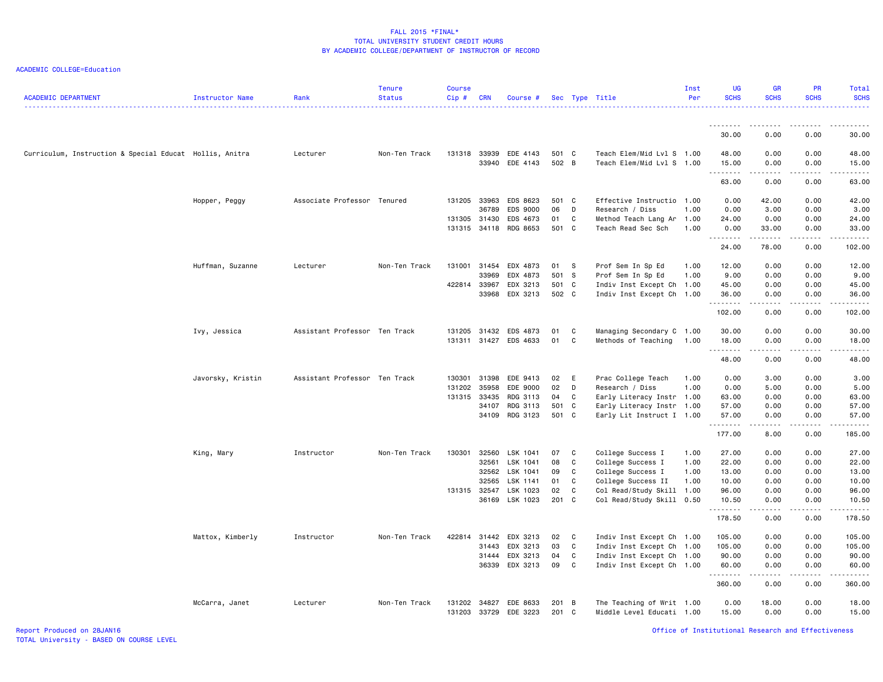FALL 2015 *FINAL*
TOTAL UNIVERSITY STUDENT CREDIT HOURS
BY ACADEMIC COLLEGE/DEPARTMENT OF INSTRUCTOR OF RECORD

ACADEMIC COLLEGE=Education

| ACADEMIC DEPARTMENT | Instructor Name | Rank | Tenure Status | Course Cip # | CRN | Course # | Sec | Type | Title | Inst Per | UG SCHS | GR SCHS | PR SCHS | Total SCHS |
|---|---|---|---|---|---|---|---|---|---|---|---|---|---|---|
| | | | | | | | | | | | 30.00 | 0.00 | 0.00 | 30.00 |
| Curriculum, Instruction & Special Educat | Hollis, Anitra | Lecturer | Non-Ten Track | 131318 | 33939 | EDE 4143 | 501 | C | Teach Elem/Mid Lvl S | 1.00 | 48.00 | 0.00 | 0.00 | 48.00 |
| | | | | | 33940 | EDE 4143 | 502 | B | Teach Elem/Mid Lvl S | 1.00 | 15.00 | 0.00 | 0.00 | 15.00 |
| | | | | | | | | | | | 63.00 | 0.00 | 0.00 | 63.00 |
| | Hopper, Peggy | Associate Professor | Tenured | 131205 | 33963 | EDS 8623 | 501 | C | Effective Instructio | 1.00 | 0.00 | 42.00 | 0.00 | 42.00 |
| | | | | | 36789 | EDS 9000 | 06 | D | Research / Diss | 1.00 | 0.00 | 3.00 | 0.00 | 3.00 |
| | | | | 131305 | 31430 | EDS 4673 | 01 | C | Method Teach Lang Ar | 1.00 | 24.00 | 0.00 | 0.00 | 24.00 |
| | | | | 131315 | 34118 | RDG 8653 | 501 | C | Teach Read Sec Sch | 1.00 | 0.00 | 33.00 | 0.00 | 33.00 |
| | | | | | | | | | | | 24.00 | 78.00 | 0.00 | 102.00 |
| | Huffman, Suzanne | Lecturer | Non-Ten Track | 131001 | 31454 | EDX 4873 | 01 | S | Prof Sem In Sp Ed | 1.00 | 12.00 | 0.00 | 0.00 | 12.00 |
| | | | | | 33969 | EDX 4873 | 501 | S | Prof Sem In Sp Ed | 1.00 | 9.00 | 0.00 | 0.00 | 9.00 |
| | | | | 422814 | 33967 | EDX 3213 | 501 | C | Indiv Inst Except Ch | 1.00 | 45.00 | 0.00 | 0.00 | 45.00 |
| | | | | | 33968 | EDX 3213 | 502 | C | Indiv Inst Except Ch | 1.00 | 36.00 | 0.00 | 0.00 | 36.00 |
| | | | | | | | | | | | 102.00 | 0.00 | 0.00 | 102.00 |
| | Ivy, Jessica | Assistant Professor | Ten Track | 131205 | 31432 | EDS 4873 | 01 | C | Managing Secondary C | 1.00 | 30.00 | 0.00 | 0.00 | 30.00 |
| | | | | 131311 | 31427 | EDS 4633 | 01 | C | Methods of Teaching | 1.00 | 18.00 | 0.00 | 0.00 | 18.00 |
| | | | | | | | | | | | 48.00 | 0.00 | 0.00 | 48.00 |
| | Javorsky, Kristin | Assistant Professor | Ten Track | 130301 | 31398 | EDE 9413 | 02 | E | Prac College Teach | 1.00 | 0.00 | 3.00 | 0.00 | 3.00 |
| | | | | 131202 | 35958 | EDE 9000 | 02 | D | Research / Diss | 1.00 | 0.00 | 5.00 | 0.00 | 5.00 |
| | | | | 131315 | 33435 | RDG 3113 | 04 | C | Early Literacy Instr | 1.00 | 63.00 | 0.00 | 0.00 | 63.00 |
| | | | | | 34107 | RDG 3113 | 501 | C | Early Literacy Instr | 1.00 | 57.00 | 0.00 | 0.00 | 57.00 |
| | | | | | 34109 | RDG 3123 | 501 | C | Early Lit Instruct I | 1.00 | 57.00 | 0.00 | 0.00 | 57.00 |
| | | | | | | | | | | | 177.00 | 8.00 | 0.00 | 185.00 |
| | King, Mary | Instructor | Non-Ten Track | 130301 | 32560 | LSK 1041 | 07 | C | College Success I | 1.00 | 27.00 | 0.00 | 0.00 | 27.00 |
| | | | | | 32561 | LSK 1041 | 08 | C | College Success I | 1.00 | 22.00 | 0.00 | 0.00 | 22.00 |
| | | | | | 32562 | LSK 1041 | 09 | C | College Success I | 1.00 | 13.00 | 0.00 | 0.00 | 13.00 |
| | | | | | 32565 | LSK 1141 | 01 | C | College Success II | 1.00 | 10.00 | 0.00 | 0.00 | 10.00 |
| | | | | 131315 | 32547 | LSK 1023 | 02 | C | Col Read/Study Skill | 1.00 | 96.00 | 0.00 | 0.00 | 96.00 |
| | | | | | 36169 | LSK 1023 | 201 | C | Col Read/Study Skill | 0.50 | 10.50 | 0.00 | 0.00 | 10.50 |
| | | | | | | | | | | | 178.50 | 0.00 | 0.00 | 178.50 |
| | Mattox, Kimberly | Instructor | Non-Ten Track | 422814 | 31442 | EDX 3213 | 02 | C | Indiv Inst Except Ch | 1.00 | 105.00 | 0.00 | 0.00 | 105.00 |
| | | | | | 31443 | EDX 3213 | 03 | C | Indiv Inst Except Ch | 1.00 | 105.00 | 0.00 | 0.00 | 105.00 |
| | | | | | 31444 | EDX 3213 | 04 | C | Indiv Inst Except Ch | 1.00 | 90.00 | 0.00 | 0.00 | 90.00 |
| | | | | | 36339 | EDX 3213 | 09 | C | Indiv Inst Except Ch | 1.00 | 60.00 | 0.00 | 0.00 | 60.00 |
| | | | | | | | | | | | 360.00 | 0.00 | 0.00 | 360.00 |
| | McCarra, Janet | Lecturer | Non-Ten Track | 131202 | 34827 | EDE 8633 | 201 | B | The Teaching of Writ | 1.00 | 0.00 | 18.00 | 0.00 | 18.00 |
| | | | | 131203 | 33729 | EDE 3223 | 201 | C | Middle Level Educati | 1.00 | 15.00 | 0.00 | 0.00 | 15.00 |

Report Produced on 28JAN16
TOTAL University - BASED ON COURSE LEVEL

Office of Institutional Research and Effectiveness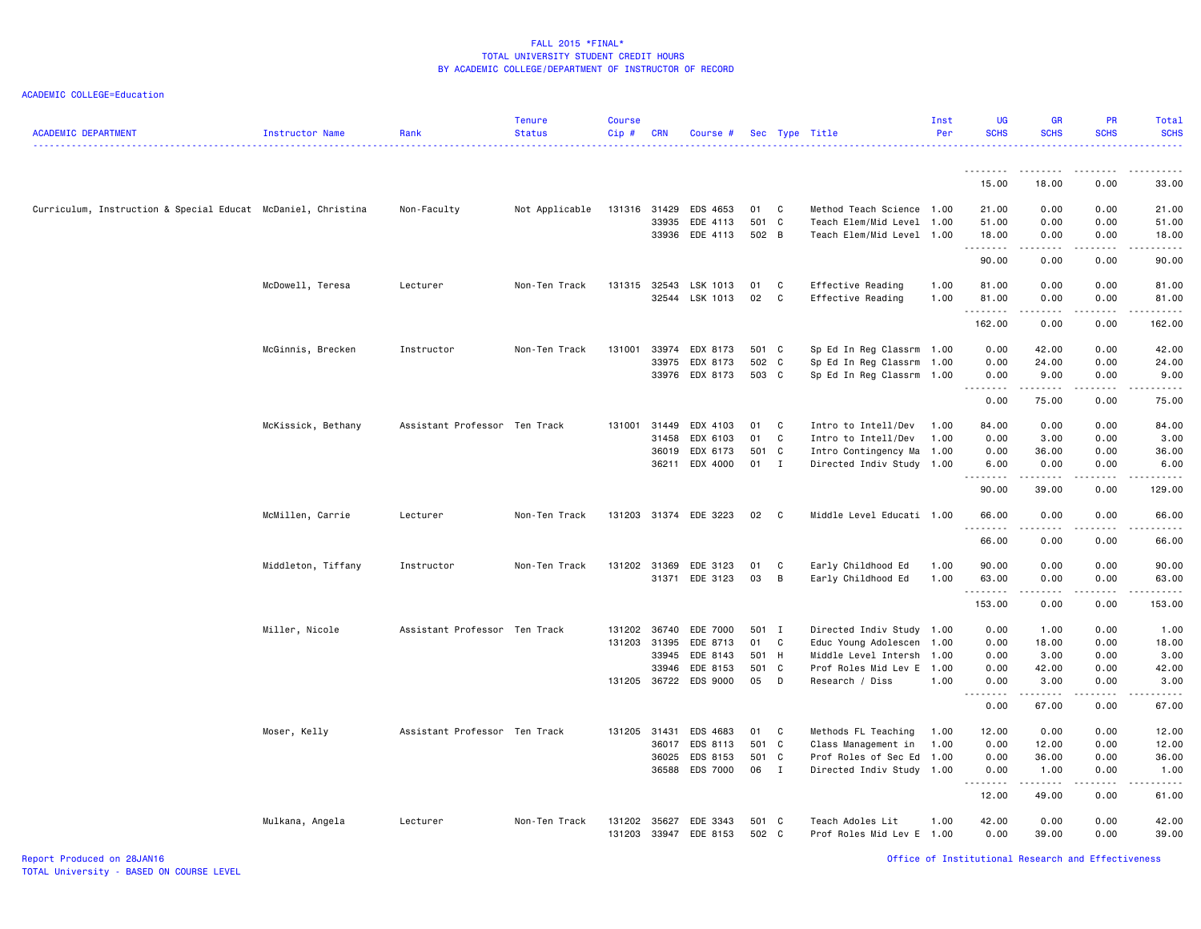FALL 2015 *FINAL*
TOTAL UNIVERSITY STUDENT CREDIT HOURS
BY ACADEMIC COLLEGE/DEPARTMENT OF INSTRUCTOR OF RECORD

ACADEMIC COLLEGE=Education

| ACADEMIC DEPARTMENT | Instructor Name | Rank | Tenure Status | Course Cip # | CRN | Course # | Sec | Type | Title | Inst Per | UG SCHS | GR SCHS | PR SCHS | Total SCHS |
|---|---|---|---|---|---|---|---|---|---|---|---|---|---|---|
| | | | | | | | | | | | 15.00 | 18.00 | 0.00 | 33.00 |
| Curriculum, Instruction & Special Educat | McDaniel, Christina | Non-Faculty | Not Applicable | 131316 | 31429 | EDS 4653 | 01 | C | Method Teach Science | 1.00 | 21.00 | 0.00 | 0.00 | 21.00 |
| | | | | | 33935 | EDE 4113 | 501 | C | Teach Elem/Mid Level | 1.00 | 51.00 | 0.00 | 0.00 | 51.00 |
| | | | | | 33936 | EDE 4113 | 502 | B | Teach Elem/Mid Level | 1.00 | 18.00 | 0.00 | 0.00 | 18.00 |
| | | | | | | | | | | | 90.00 | 0.00 | 0.00 | 90.00 |
| | McDowell, Teresa | Lecturer | Non-Ten Track | 131315 | 32543 | LSK 1013 | 01 | C | Effective Reading | 1.00 | 81.00 | 0.00 | 0.00 | 81.00 |
| | | | | | 32544 | LSK 1013 | 02 | C | Effective Reading | 1.00 | 81.00 | 0.00 | 0.00 | 81.00 |
| | | | | | | | | | | | 162.00 | 0.00 | 0.00 | 162.00 |
| | McGinnis, Brecken | Instructor | Non-Ten Track | 131001 | 33974 | EDX 8173 | 501 | C | Sp Ed In Reg Classrm | 1.00 | 0.00 | 42.00 | 0.00 | 42.00 |
| | | | | | 33975 | EDX 8173 | 502 | C | Sp Ed In Reg Classrm | 1.00 | 0.00 | 24.00 | 0.00 | 24.00 |
| | | | | | 33976 | EDX 8173 | 503 | C | Sp Ed In Reg Classrm | 1.00 | 0.00 | 9.00 | 0.00 | 9.00 |
| | | | | | | | | | | | 0.00 | 75.00 | 0.00 | 75.00 |
| | McKissick, Bethany | Assistant Professor | Ten Track | 131001 | 31449 | EDX 4103 | 01 | C | Intro to Intell/Dev | 1.00 | 84.00 | 0.00 | 0.00 | 84.00 |
| | | | | | 31458 | EDX 6103 | 01 | C | Intro to Intell/Dev | 1.00 | 0.00 | 3.00 | 0.00 | 3.00 |
| | | | | | 36019 | EDX 6173 | 501 | C | Intro Contingency Ma | 1.00 | 0.00 | 36.00 | 0.00 | 36.00 |
| | | | | | 36211 | EDX 4000 | 01 | I | Directed Indiv Study | 1.00 | 6.00 | 0.00 | 0.00 | 6.00 |
| | | | | | | | | | | | 90.00 | 39.00 | 0.00 | 129.00 |
| | McMillen, Carrie | Lecturer | Non-Ten Track | 131203 | 31374 | EDE 3223 | 02 | C | Middle Level Educati | 1.00 | 66.00 | 0.00 | 0.00 | 66.00 |
| | | | | | | | | | | | 66.00 | 0.00 | 0.00 | 66.00 |
| | Middleton, Tiffany | Instructor | Non-Ten Track | 131202 | 31369 | EDE 3123 | 01 | C | Early Childhood Ed | 1.00 | 90.00 | 0.00 | 0.00 | 90.00 |
| | | | | | 31371 | EDE 3123 | 03 | B | Early Childhood Ed | 1.00 | 63.00 | 0.00 | 0.00 | 63.00 |
| | | | | | | | | | | | 153.00 | 0.00 | 0.00 | 153.00 |
| | Miller, Nicole | Assistant Professor | Ten Track | 131202 | 36740 | EDE 7000 | 501 | I | Directed Indiv Study | 1.00 | 0.00 | 1.00 | 0.00 | 1.00 |
| | | | | 131203 | 31395 | EDE 8713 | 01 | C | Educ Young Adolescen | 1.00 | 0.00 | 18.00 | 0.00 | 18.00 |
| | | | | | 33945 | EDE 8143 | 501 | H | Middle Level Intersh | 1.00 | 0.00 | 3.00 | 0.00 | 3.00 |
| | | | | | 33946 | EDE 8153 | 501 | C | Prof Roles Mid Lev E | 1.00 | 0.00 | 42.00 | 0.00 | 42.00 |
| | | | | 131205 | 36722 | EDS 9000 | 05 | D | Research / Diss | 1.00 | 0.00 | 3.00 | 0.00 | 3.00 |
| | | | | | | | | | | | 0.00 | 67.00 | 0.00 | 67.00 |
| | Moser, Kelly | Assistant Professor | Ten Track | 131205 | 31431 | EDS 4683 | 01 | C | Methods FL Teaching | 1.00 | 12.00 | 0.00 | 0.00 | 12.00 |
| | | | | | 36017 | EDS 8113 | 501 | C | Class Management in | 1.00 | 0.00 | 12.00 | 0.00 | 12.00 |
| | | | | | 36025 | EDS 8153 | 501 | C | Prof Roles of Sec Ed | 1.00 | 0.00 | 36.00 | 0.00 | 36.00 |
| | | | | | 36588 | EDS 7000 | 06 | I | Directed Indiv Study | 1.00 | 0.00 | 1.00 | 0.00 | 1.00 |
| | | | | | | | | | | | 12.00 | 49.00 | 0.00 | 61.00 |
| | Mulkana, Angela | Lecturer | Non-Ten Track | 131202 | 35627 | EDE 3343 | 501 | C | Teach Adoles Lit | 1.00 | 42.00 | 0.00 | 0.00 | 42.00 |
| | | | | 131203 | 33947 | EDE 8153 | 502 | C | Prof Roles Mid Lev E | 1.00 | 0.00 | 39.00 | 0.00 | 39.00 |

Report Produced on 28JAN16
TOTAL University - BASED ON COURSE LEVEL

Office of Institutional Research and Effectiveness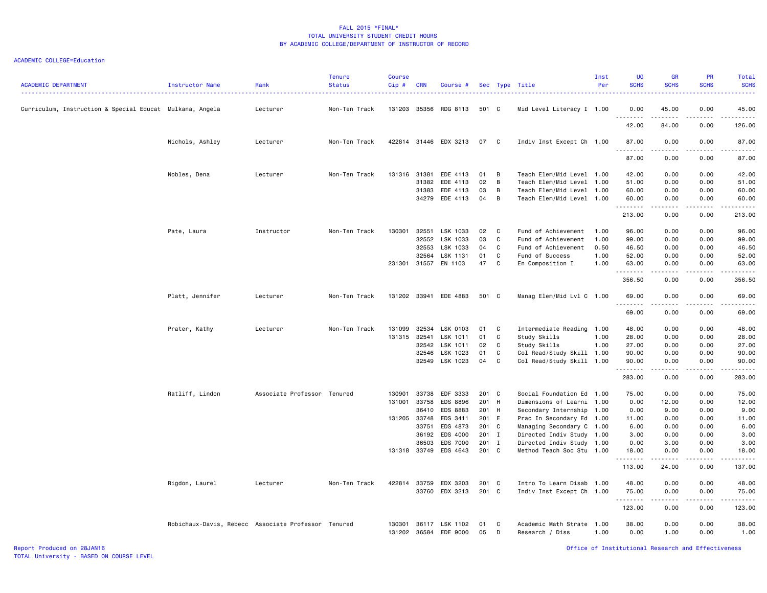FALL 2015 *FINAL*
TOTAL UNIVERSITY STUDENT CREDIT HOURS
BY ACADEMIC COLLEGE/DEPARTMENT OF INSTRUCTOR OF RECORD

ACADEMIC COLLEGE=Education

| ACADEMIC DEPARTMENT | Instructor Name | Rank | Tenure Status | Course Cip # | CRN | Course # | Sec | Type | Title | Inst Per | UG SCHS | GR SCHS | PR SCHS | Total SCHS |
|---|---|---|---|---|---|---|---|---|---|---|---|---|---|---|
| Curriculum, Instruction & Special Educat | Mulkana, Angela | Lecturer | Non-Ten Track | 131203 | 35356 | RDG 8113 | 501 | C | Mid Level Literacy I | 1.00 | 0.00 | 45.00 | 0.00 | 45.00 |
| | | | | | | | | | | | 42.00 | 84.00 | 0.00 | 126.00 |
| | Nichols, Ashley | Lecturer | Non-Ten Track | 422814 | 31446 | EDX 3213 | 07 | C | Indiv Inst Except Ch | 1.00 | 87.00 | 0.00 | 0.00 | 87.00 |
| | | | | | | | | | | | 87.00 | 0.00 | 0.00 | 87.00 |
| | Nobles, Dena | Lecturer | Non-Ten Track | 131316 | 31381 | EDE 4113 | 01 | B | Teach Elem/Mid Level | 1.00 | 42.00 | 0.00 | 0.00 | 42.00 |
| | | | | | 31382 | EDE 4113 | 02 | B | Teach Elem/Mid Level | 1.00 | 51.00 | 0.00 | 0.00 | 51.00 |
| | | | | | 31383 | EDE 4113 | 03 | B | Teach Elem/Mid Level | 1.00 | 60.00 | 0.00 | 0.00 | 60.00 |
| | | | | | 34279 | EDE 4113 | 04 | B | Teach Elem/Mid Level | 1.00 | 60.00 | 0.00 | 0.00 | 60.00 |
| | | | | | | | | | | | 213.00 | 0.00 | 0.00 | 213.00 |
| | Pate, Laura | Instructor | Non-Ten Track | 130301 | 32551 | LSK 1033 | 02 | C | Fund of Achievement | 1.00 | 96.00 | 0.00 | 0.00 | 96.00 |
| | | | | | 32552 | LSK 1033 | 03 | C | Fund of Achievement | 1.00 | 99.00 | 0.00 | 0.00 | 99.00 |
| | | | | | 32553 | LSK 1033 | 04 | C | Fund of Achievement | 0.50 | 46.50 | 0.00 | 0.00 | 46.50 |
| | | | | | 32564 | LSK 1131 | 01 | C | Fund of Success | 1.00 | 52.00 | 0.00 | 0.00 | 52.00 |
| | | | | 231301 | 31557 | EN 1103 | 47 | C | En Composition I | 1.00 | 63.00 | 0.00 | 0.00 | 63.00 |
| | | | | | | | | | | | 356.50 | 0.00 | 0.00 | 356.50 |
| | Platt, Jennifer | Lecturer | Non-Ten Track | 131202 | 33941 | EDE 4883 | 501 | C | Manag Elem/Mid Lvl C | 1.00 | 69.00 | 0.00 | 0.00 | 69.00 |
| | | | | | | | | | | | 69.00 | 0.00 | 0.00 | 69.00 |
| | Prater, Kathy | Lecturer | Non-Ten Track | 131099 | 32534 | LSK 0103 | 01 | C | Intermediate Reading | 1.00 | 48.00 | 0.00 | 0.00 | 48.00 |
| | | | | 131315 | 32541 | LSK 1011 | 01 | C | Study Skills | 1.00 | 28.00 | 0.00 | 0.00 | 28.00 |
| | | | | | 32542 | LSK 1011 | 02 | C | Study Skills | 1.00 | 27.00 | 0.00 | 0.00 | 27.00 |
| | | | | | 32546 | LSK 1023 | 01 | C | Col Read/Study Skill | 1.00 | 90.00 | 0.00 | 0.00 | 90.00 |
| | | | | | 32549 | LSK 1023 | 04 | C | Col Read/Study Skill | 1.00 | 90.00 | 0.00 | 0.00 | 90.00 |
| | | | | | | | | | | | 283.00 | 0.00 | 0.00 | 283.00 |
| | Ratliff, Lindon | Associate Professor | Tenured | 130901 | 33738 | EDF 3333 | 201 | C | Social Foundation Ed | 1.00 | 75.00 | 0.00 | 0.00 | 75.00 |
| | | | | 131001 | 33758 | EDS 8896 | 201 | H | Dimensions of Learni | 1.00 | 0.00 | 12.00 | 0.00 | 12.00 |
| | | | | | 36410 | EDS 8883 | 201 | H | Secondary Internship | 1.00 | 0.00 | 9.00 | 0.00 | 9.00 |
| | | | | 131205 | 33748 | EDS 3411 | 201 | E | Prac In Secondary Ed | 1.00 | 11.00 | 0.00 | 0.00 | 11.00 |
| | | | | | 33751 | EDS 4873 | 201 | C | Managing Secondary C | 1.00 | 6.00 | 0.00 | 0.00 | 6.00 |
| | | | | | 36192 | EDS 4000 | 201 | I | Directed Indiv Study | 1.00 | 3.00 | 0.00 | 0.00 | 3.00 |
| | | | | | 36503 | EDS 7000 | 201 | I | Directed Indiv Study | 1.00 | 0.00 | 3.00 | 0.00 | 3.00 |
| | | | | 131318 | 33749 | EDS 4643 | 201 | C | Method Teach Soc Stu | 1.00 | 18.00 | 0.00 | 0.00 | 18.00 |
| | | | | | | | | | | | 113.00 | 24.00 | 0.00 | 137.00 |
| | Rigdon, Laurel | Lecturer | Non-Ten Track | 422814 | 33759 | EDX 3203 | 201 | C | Intro To Learn Disab | 1.00 | 48.00 | 0.00 | 0.00 | 48.00 |
| | | | | | 33760 | EDX 3213 | 201 | C | Indiv Inst Except Ch | 1.00 | 75.00 | 0.00 | 0.00 | 75.00 |
| | | | | | | | | | | | 123.00 | 0.00 | 0.00 | 123.00 |
| | Robichaux-Davis, Rebecc | Associate Professor | Tenured | 130301 | 36117 | LSK 1102 | 01 | C | Academic Math Strate | 1.00 | 38.00 | 0.00 | 0.00 | 38.00 |
| | | | | 131202 | 36584 | EDE 9000 | 05 | D | Research / Diss | 1.00 | 0.00 | 1.00 | 0.00 | 1.00 |

Report Produced on 28JAN16
TOTAL University - BASED ON COURSE LEVEL

Office of Institutional Research and Effectiveness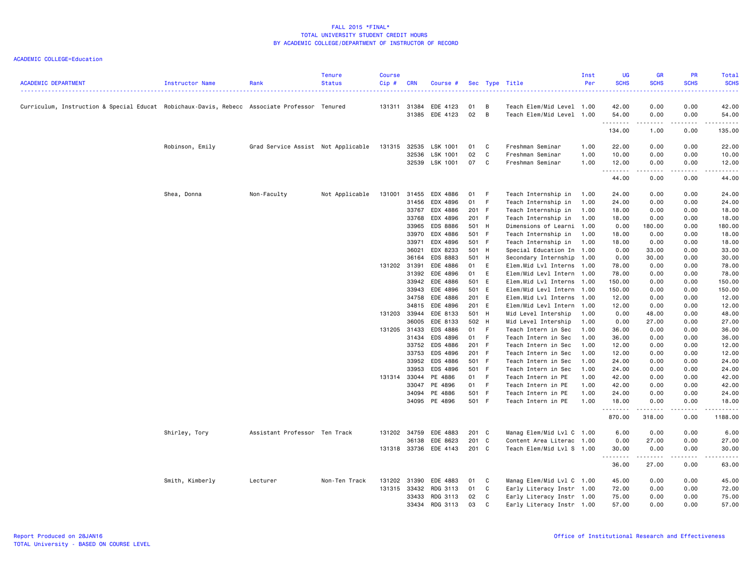FALL 2015 *FINAL*
TOTAL UNIVERSITY STUDENT CREDIT HOURS
BY ACADEMIC COLLEGE/DEPARTMENT OF INSTRUCTOR OF RECORD

ACADEMIC COLLEGE=Education

| ACADEMIC DEPARTMENT | Instructor Name | Rank | Tenure Status | Course Cip # | CRN | Course # | Sec | Type | Title | Inst Per | UG SCHS | GR SCHS | PR SCHS | Total SCHS |
|---|---|---|---|---|---|---|---|---|---|---|---|---|---|---|
| Curriculum, Instruction & Special Educat | Robichaux-Davis, Rebecc | Associate Professor | Tenured | 131311 | 31384 | EDE 4123 | 01 | B | Teach Elem/Mid Level | 1.00 | 42.00 | 0.00 | 0.00 | 42.00 |
| | | | | | 31385 | EDE 4123 | 02 | B | Teach Elem/Mid Level | 1.00 | 54.00 | 0.00 | 0.00 | 54.00 |
| | | | | | | | | | | | 134.00 | 1.00 | 0.00 | 135.00 |
| | Robinson, Emily | Grad Service Assist | Not Applicable | 131315 | 32535 | LSK 1001 | 01 | C | Freshman Seminar | 1.00 | 22.00 | 0.00 | 0.00 | 22.00 |
| | | | | | 32536 | LSK 1001 | 02 | C | Freshman Seminar | 1.00 | 10.00 | 0.00 | 0.00 | 10.00 |
| | | | | | 32539 | LSK 1001 | 07 | C | Freshman Seminar | 1.00 | 12.00 | 0.00 | 0.00 | 12.00 |
| | | | | | | | | | | | 44.00 | 0.00 | 0.00 | 44.00 |
| | Shea, Donna | Non-Faculty | Not Applicable | 131001 | 31455 | EDX 4886 | 01 | F | Teach Internship in | 1.00 | 24.00 | 0.00 | 0.00 | 24.00 |
| | | | | | 31456 | EDX 4896 | 01 | F | Teach Internship in | 1.00 | 24.00 | 0.00 | 0.00 | 24.00 |
| | | | | | 33767 | EDX 4886 | 201 | F | Teach Internship in | 1.00 | 18.00 | 0.00 | 0.00 | 18.00 |
| | | | | | 33768 | EDX 4896 | 201 | F | Teach Internship in | 1.00 | 18.00 | 0.00 | 0.00 | 18.00 |
| | | | | | 33965 | EDS 8886 | 501 | H | Dimensions of Learni | 1.00 | 0.00 | 180.00 | 0.00 | 180.00 |
| | | | | | 33970 | EDX 4886 | 501 | F | Teach Internship in | 1.00 | 18.00 | 0.00 | 0.00 | 18.00 |
| | | | | | 33971 | EDX 4896 | 501 | F | Teach Internship in | 1.00 | 18.00 | 0.00 | 0.00 | 18.00 |
| | | | | | 36021 | EDX 8233 | 501 | H | Special Education In | 1.00 | 0.00 | 33.00 | 0.00 | 33.00 |
| | | | | | 36164 | EDS 8883 | 501 | H | Secondary Internship | 1.00 | 0.00 | 30.00 | 0.00 | 30.00 |
| | | | | 131202 | 31391 | EDE 4886 | 01 | E | Elem.Mid Lvl Interns | 1.00 | 78.00 | 0.00 | 0.00 | 78.00 |
| | | | | | 31392 | EDE 4896 | 01 | E | Elem/Mid Levl Intern | 1.00 | 78.00 | 0.00 | 0.00 | 78.00 |
| | | | | | 33942 | EDE 4886 | 501 | E | Elem.Mid Lvl Interns | 1.00 | 150.00 | 0.00 | 0.00 | 150.00 |
| | | | | | 33943 | EDE 4896 | 501 | E | Elem/Mid Levl Intern | 1.00 | 150.00 | 0.00 | 0.00 | 150.00 |
| | | | | | 34758 | EDE 4886 | 201 | E | Elem.Mid Lvl Interns | 1.00 | 12.00 | 0.00 | 0.00 | 12.00 |
| | | | | | 34815 | EDE 4896 | 201 | E | Elem/Mid Levl Intern | 1.00 | 12.00 | 0.00 | 0.00 | 12.00 |
| | | | | 131203 | 33944 | EDE 8133 | 501 | H | Mid Level Intership | 1.00 | 0.00 | 48.00 | 0.00 | 48.00 |
| | | | | | 36005 | EDE 8133 | 502 | H | Mid Level Intership | 1.00 | 0.00 | 27.00 | 0.00 | 27.00 |
| | | | | 131205 | 31433 | EDS 4886 | 01 | F | Teach Intern in Sec | 1.00 | 36.00 | 0.00 | 0.00 | 36.00 |
| | | | | | 31434 | EDS 4896 | 01 | F | Teach Intern in Sec | 1.00 | 36.00 | 0.00 | 0.00 | 36.00 |
| | | | | | 33752 | EDS 4886 | 201 | F | Teach Intern in Sec | 1.00 | 12.00 | 0.00 | 0.00 | 12.00 |
| | | | | | 33753 | EDS 4896 | 201 | F | Teach Intern in Sec | 1.00 | 12.00 | 0.00 | 0.00 | 12.00 |
| | | | | | 33952 | EDS 4886 | 501 | F | Teach Intern in Sec | 1.00 | 24.00 | 0.00 | 0.00 | 24.00 |
| | | | | | 33953 | EDS 4896 | 501 | F | Teach Intern in Sec | 1.00 | 24.00 | 0.00 | 0.00 | 24.00 |
| | | | | 131314 | 33044 | PE 4886 | 01 | F | Teach Intern in PE | 1.00 | 42.00 | 0.00 | 0.00 | 42.00 |
| | | | | | 33047 | PE 4896 | 01 | F | Teach Intern in PE | 1.00 | 42.00 | 0.00 | 0.00 | 42.00 |
| | | | | | 34094 | PE 4886 | 501 | F | Teach Intern in PE | 1.00 | 24.00 | 0.00 | 0.00 | 24.00 |
| | | | | | 34095 | PE 4896 | 501 | F | Teach Intern in PE | 1.00 | 18.00 | 0.00 | 0.00 | 18.00 |
| | | | | | | | | | | | 870.00 | 318.00 | 0.00 | 1188.00 |
| | Shirley, Tory | Assistant Professor | Ten Track | 131202 | 34759 | EDE 4883 | 201 | C | Manag Elem/Mid Lvl C | 1.00 | 6.00 | 0.00 | 0.00 | 6.00 |
| | | | | | 36138 | EDE 8623 | 201 | C | Content Area Literac | 1.00 | 0.00 | 27.00 | 0.00 | 27.00 |
| | | | | 131318 | 33736 | EDE 4143 | 201 | C | Teach Elem/Mid Lvl S | 1.00 | 30.00 | 0.00 | 0.00 | 30.00 |
| | | | | | | | | | | | 36.00 | 27.00 | 0.00 | 63.00 |
| | Smith, Kimberly | Lecturer | Non-Ten Track | 131202 | 31390 | EDE 4883 | 01 | C | Manag Elem/Mid Lvl C | 1.00 | 45.00 | 0.00 | 0.00 | 45.00 |
| | | | | 131315 | 33432 | RDG 3113 | 01 | C | Early Literacy Instr | 1.00 | 72.00 | 0.00 | 0.00 | 72.00 |
| | | | | | 33433 | RDG 3113 | 02 | C | Early Literacy Instr | 1.00 | 75.00 | 0.00 | 0.00 | 75.00 |
| | | | | | 33434 | RDG 3113 | 03 | C | Early Literacy Instr | 1.00 | 57.00 | 0.00 | 0.00 | 57.00 |

Report Produced on 28JAN16
TOTAL University - BASED ON COURSE LEVEL

Office of Institutional Research and Effectiveness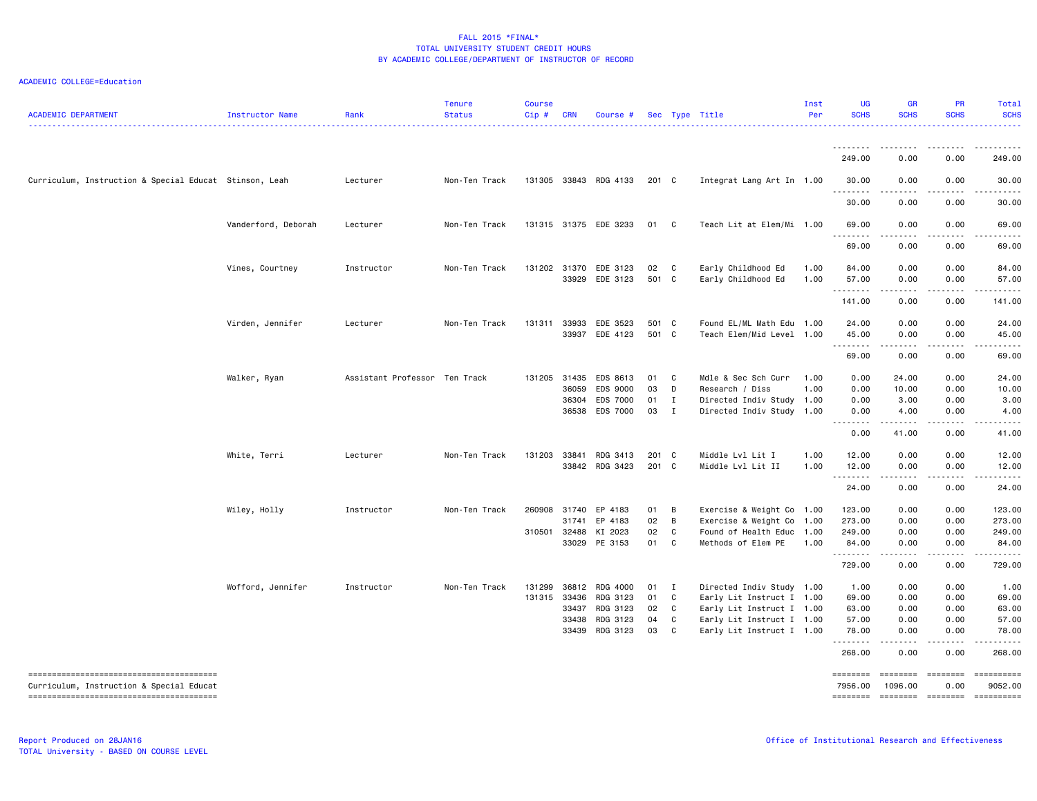FALL 2015 *FINAL*
TOTAL UNIVERSITY STUDENT CREDIT HOURS
BY ACADEMIC COLLEGE/DEPARTMENT OF INSTRUCTOR OF RECORD

ACADEMIC COLLEGE=Education

| ACADEMIC DEPARTMENT | Instructor Name | Rank | Tenure Status | Course Cip # | CRN | Course # | Sec | Type | Title | Inst Per | UG SCHS | GR SCHS | PR SCHS | Total SCHS |
|---|---|---|---|---|---|---|---|---|---|---|---|---|---|---|
| | | | | | | | | | | | 249.00 | 0.00 | 0.00 | 249.00 |
| Curriculum, Instruction & Special Educat | Stinson, Leah | Lecturer | Non-Ten Track | 131305 | 33843 | RDG 4133 | 201 | C | Integrat Lang Art In | 1.00 | 30.00 | 0.00 | 0.00 | 30.00 |
| | | | | | | | | | | | 30.00 | 0.00 | 0.00 | 30.00 |
| | Vanderford, Deborah | Lecturer | Non-Ten Track | 131315 | 31375 | EDE 3233 | 01 | C | Teach Lit at Elem/Mi | 1.00 | 69.00 | 0.00 | 0.00 | 69.00 |
| | | | | | | | | | | | 69.00 | 0.00 | 0.00 | 69.00 |
| | Vines, Courtney | Instructor | Non-Ten Track | 131202 | 31370 | EDE 3123 | 02 | C | Early Childhood Ed | 1.00 | 84.00 | 0.00 | 0.00 | 84.00 |
| | | | | | 33929 | EDE 3123 | 501 | C | Early Childhood Ed | 1.00 | 57.00 | 0.00 | 0.00 | 57.00 |
| | | | | | | | | | | | 141.00 | 0.00 | 0.00 | 141.00 |
| | Virden, Jennifer | Lecturer | Non-Ten Track | 131311 | 33933 | EDE 3523 | 501 | C | Found EL/ML Math Edu | 1.00 | 24.00 | 0.00 | 0.00 | 24.00 |
| | | | | | 33937 | EDE 4123 | 501 | C | Teach Elem/Mid Level | 1.00 | 45.00 | 0.00 | 0.00 | 45.00 |
| | | | | | | | | | | | 69.00 | 0.00 | 0.00 | 69.00 |
| | Walker, Ryan | Assistant Professor | Ten Track | 131205 | 31435 | EDS 8613 | 01 | C | Mdle & Sec Sch Curr | 1.00 | 0.00 | 24.00 | 0.00 | 24.00 |
| | | | | | 36059 | EDS 9000 | 03 | D | Research / Diss | 1.00 | 0.00 | 10.00 | 0.00 | 10.00 |
| | | | | | 36304 | EDS 7000 | 01 | I | Directed Indiv Study | 1.00 | 0.00 | 3.00 | 0.00 | 3.00 |
| | | | | | 36538 | EDS 7000 | 03 | I | Directed Indiv Study | 1.00 | 0.00 | 4.00 | 0.00 | 4.00 |
| | | | | | | | | | | | 0.00 | 41.00 | 0.00 | 41.00 |
| | White, Terri | Lecturer | Non-Ten Track | 131203 | 33841 | RDG 3413 | 201 | C | Middle Lvl Lit I | 1.00 | 12.00 | 0.00 | 0.00 | 12.00 |
| | | | | | 33842 | RDG 3423 | 201 | C | Middle Lvl Lit II | 1.00 | 12.00 | 0.00 | 0.00 | 12.00 |
| | | | | | | | | | | | 24.00 | 0.00 | 0.00 | 24.00 |
| | Wiley, Holly | Instructor | Non-Ten Track | 260908 | 31740 | EP 4183 | 01 | B | Exercise & Weight Co | 1.00 | 123.00 | 0.00 | 0.00 | 123.00 |
| | | | | | 31741 | EP 4183 | 02 | B | Exercise & Weight Co | 1.00 | 273.00 | 0.00 | 0.00 | 273.00 |
| | | | | 310501 | 32488 | KI 2023 | 02 | C | Found of Health Educ | 1.00 | 249.00 | 0.00 | 0.00 | 249.00 |
| | | | | | 33029 | PE 3153 | 01 | C | Methods of Elem PE | 1.00 | 84.00 | 0.00 | 0.00 | 84.00 |
| | | | | | | | | | | | 729.00 | 0.00 | 0.00 | 729.00 |
| | Wofford, Jennifer | Instructor | Non-Ten Track | 131299 | 36812 | RDG 4000 | 01 | I | Directed Indiv Study | 1.00 | 1.00 | 0.00 | 0.00 | 1.00 |
| | | | | 131315 | 33436 | RDG 3123 | 01 | C | Early Lit Instruct I | 1.00 | 69.00 | 0.00 | 0.00 | 69.00 |
| | | | | | 33437 | RDG 3123 | 02 | C | Early Lit Instruct I | 1.00 | 63.00 | 0.00 | 0.00 | 63.00 |
| | | | | | 33438 | RDG 3123 | 04 | C | Early Lit Instruct I | 1.00 | 57.00 | 0.00 | 0.00 | 57.00 |
| | | | | | 33439 | RDG 3123 | 03 | C | Early Lit Instruct I | 1.00 | 78.00 | 0.00 | 0.00 | 78.00 |
| | | | | | | | | | | | 268.00 | 0.00 | 0.00 | 268.00 |
| Curriculum, Instruction & Special Educat | | | | | | | | | | | 7956.00 | 1096.00 | 0.00 | 9052.00 |

Report Produced on 28JAN16
TOTAL University - BASED ON COURSE LEVEL

Office of Institutional Research and Effectiveness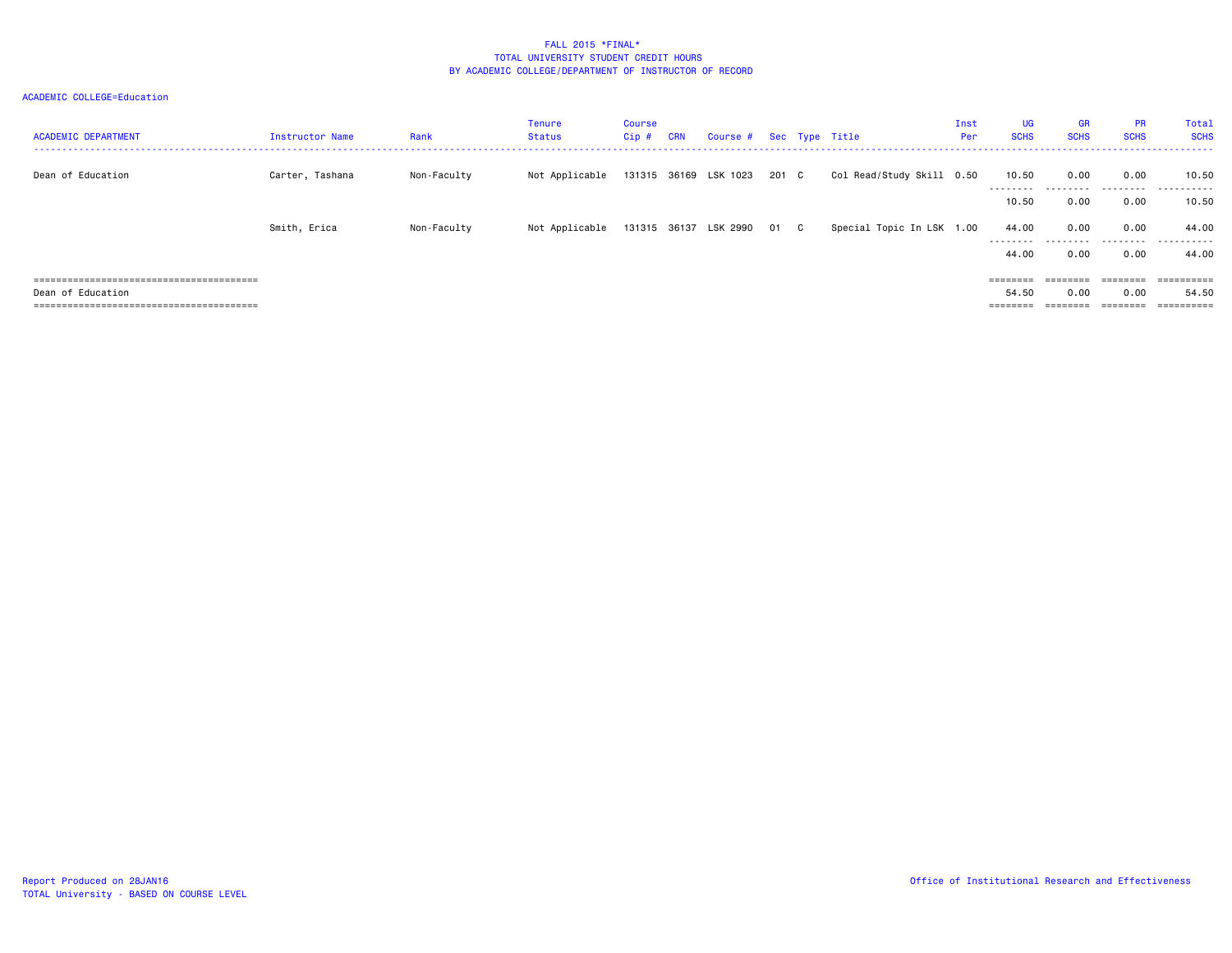FALL 2015 *FINAL*
TOTAL UNIVERSITY STUDENT CREDIT HOURS
BY ACADEMIC COLLEGE/DEPARTMENT OF INSTRUCTOR OF RECORD

ACADEMIC COLLEGE=Education

| ACADEMIC DEPARTMENT | Instructor Name | Rank | Tenure Status | Course Cip # | CRN | Course # | Sec | Type | Title | Inst Per | UG SCHS | GR SCHS | PR SCHS | Total SCHS |
|---|---|---|---|---|---|---|---|---|---|---|---|---|---|---|
| Dean of Education | Carter, Tashana | Non-Faculty | Not Applicable | 131315 | 36169 | LSK 1023 | 201 | C | Col Read/Study Skill | 0.50 | 10.50 | 0.00 | 0.00 | 10.50 |
| | | | | | | | | | | | 10.50 | 0.00 | 0.00 | 10.50 |
| | Smith, Erica | Non-Faculty | Not Applicable | 131315 | 36137 | LSK 2990 | 01 | C | Special Topic In LSK | 1.00 | 44.00 | 0.00 | 0.00 | 44.00 |
| | | | | | | | | | | | 44.00 | 0.00 | 0.00 | 44.00 |
| Dean of Education | | | | | | | | | | | 54.50 | 0.00 | 0.00 | 54.50 |

Report Produced on 28JAN16
TOTAL University - BASED ON COURSE LEVEL

Office of Institutional Research and Effectiveness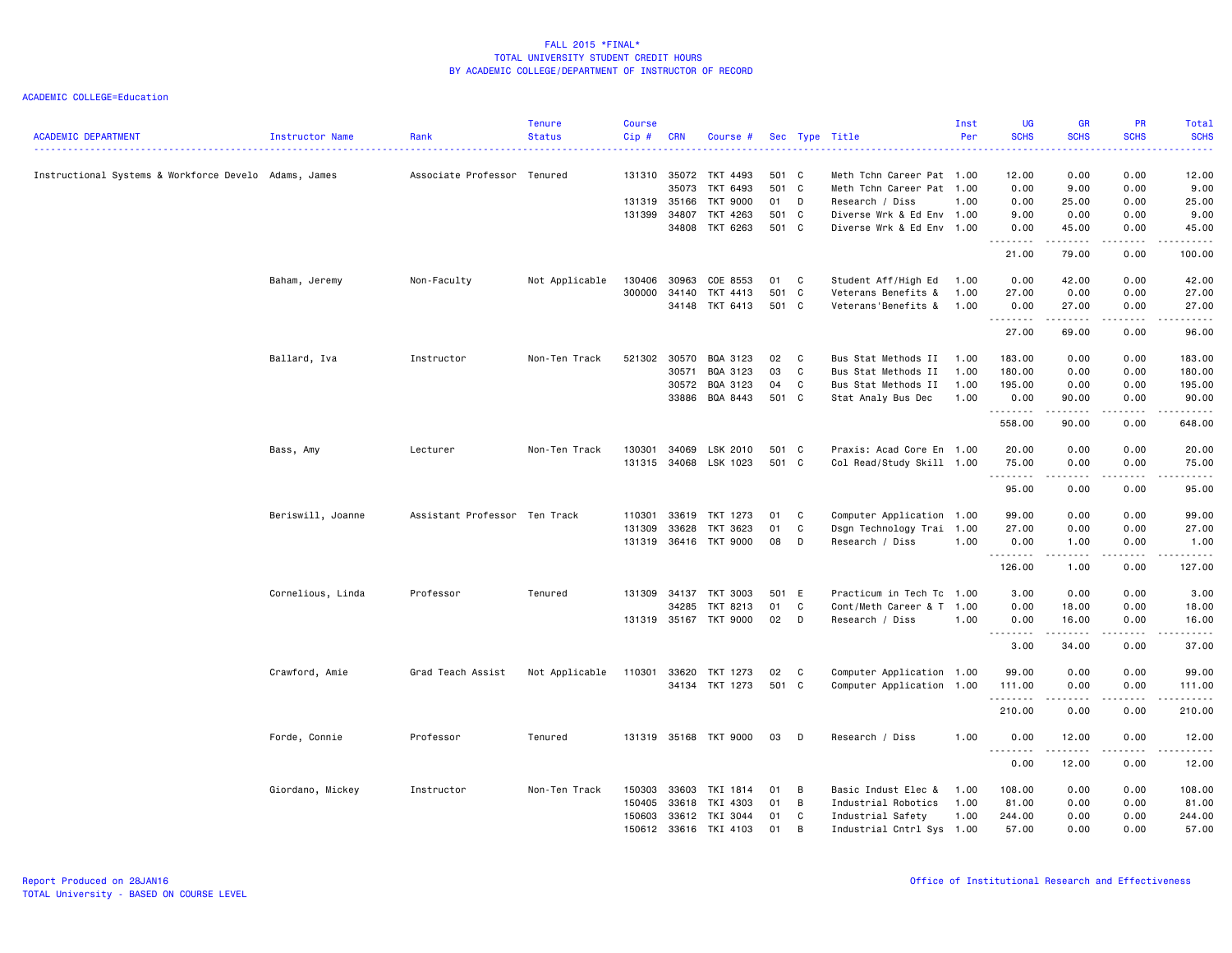FALL 2015 *FINAL*
TOTAL UNIVERSITY STUDENT CREDIT HOURS
BY ACADEMIC COLLEGE/DEPARTMENT OF INSTRUCTOR OF RECORD

ACADEMIC COLLEGE=Education

| ACADEMIC DEPARTMENT | Instructor Name | Rank | Tenure Status | Course Cip # | CRN | Course # | Sec | Type | Title | Inst Per | UG SCHS | GR SCHS | PR SCHS | Total SCHS |
|---|---|---|---|---|---|---|---|---|---|---|---|---|---|---|
| Instructional Systems & Workforce Develo | Adams, James | Associate Professor | Tenured | 131310 | 35072 | TKT 4493 | 501 | C | Meth Tchn Career Pat | 1.00 | 12.00 | 0.00 | 0.00 | 12.00 |
| | | | | | 35073 | TKT 6493 | 501 | C | Meth Tchn Career Pat | 1.00 | 0.00 | 9.00 | 0.00 | 9.00 |
| | | | | 131319 | 35166 | TKT 9000 | 01 | D | Research / Diss | 1.00 | 0.00 | 25.00 | 0.00 | 25.00 |
| | | | | 131399 | 34807 | TKT 4263 | 501 | C | Diverse Wrk & Ed Env | 1.00 | 9.00 | 0.00 | 0.00 | 9.00 |
| | | | | | 34808 | TKT 6263 | 501 | C | Diverse Wrk & Ed Env | 1.00 | 0.00 | 45.00 | 0.00 | 45.00 |
| | | | | | | | | | | | 21.00 | 79.00 | 0.00 | 100.00 |
| | Baham, Jeremy | Non-Faculty | Not Applicable | 130406 | 30963 | COE 8553 | 01 | C | Student Aff/High Ed | 1.00 | 0.00 | 42.00 | 0.00 | 42.00 |
| | | | | 300000 | 34140 | TKT 4413 | 501 | C | Veterans Benefits & | 1.00 | 27.00 | 0.00 | 0.00 | 27.00 |
| | | | | | 34148 | TKT 6413 | 501 | C | Veterans'Benefits & | 1.00 | 0.00 | 27.00 | 0.00 | 27.00 |
| | | | | | | | | | | | 27.00 | 69.00 | 0.00 | 96.00 |
| | Ballard, Iva | Instructor | Non-Ten Track | 521302 | 30570 | BQA 3123 | 02 | C | Bus Stat Methods II | 1.00 | 183.00 | 0.00 | 0.00 | 183.00 |
| | | | | | 30571 | BQA 3123 | 03 | C | Bus Stat Methods II | 1.00 | 180.00 | 0.00 | 0.00 | 180.00 |
| | | | | | 30572 | BQA 3123 | 04 | C | Bus Stat Methods II | 1.00 | 195.00 | 0.00 | 0.00 | 195.00 |
| | | | | | 33886 | BQA 8443 | 501 | C | Stat Analy Bus Dec | 1.00 | 0.00 | 90.00 | 0.00 | 90.00 |
| | | | | | | | | | | | 558.00 | 90.00 | 0.00 | 648.00 |
| | Bass, Amy | Lecturer | Non-Ten Track | 130301 | 34069 | LSK 2010 | 501 | C | Praxis: Acad Core En | 1.00 | 20.00 | 0.00 | 0.00 | 20.00 |
| | | | | 131315 | 34068 | LSK 1023 | 501 | C | Col Read/Study Skill | 1.00 | 75.00 | 0.00 | 0.00 | 75.00 |
| | | | | | | | | | | | 95.00 | 0.00 | 0.00 | 95.00 |
| | Beriswill, Joanne | Assistant Professor | Ten Track | 110301 | 33619 | TKT 1273 | 01 | C | Computer Application | 1.00 | 99.00 | 0.00 | 0.00 | 99.00 |
| | | | | 131309 | 33628 | TKT 3623 | 01 | C | Dsgn Technology Trai | 1.00 | 27.00 | 0.00 | 0.00 | 27.00 |
| | | | | 131319 | 36416 | TKT 9000 | 08 | D | Research / Diss | 1.00 | 0.00 | 1.00 | 0.00 | 1.00 |
| | | | | | | | | | | | 126.00 | 1.00 | 0.00 | 127.00 |
| | Cornelious, Linda | Professor | Tenured | 131309 | 34137 | TKT 3003 | 501 | E | Practicum in Tech Tc | 1.00 | 3.00 | 0.00 | 0.00 | 3.00 |
| | | | | | 34285 | TKT 8213 | 01 | C | Cont/Meth Career & T | 1.00 | 0.00 | 18.00 | 0.00 | 18.00 |
| | | | | 131319 | 35167 | TKT 9000 | 02 | D | Research / Diss | 1.00 | 0.00 | 16.00 | 0.00 | 16.00 |
| | | | | | | | | | | | 3.00 | 34.00 | 0.00 | 37.00 |
| | Crawford, Amie | Grad Teach Assist | Not Applicable | 110301 | 33620 | TKT 1273 | 02 | C | Computer Application | 1.00 | 99.00 | 0.00 | 0.00 | 99.00 |
| | | | | | 34134 | TKT 1273 | 501 | C | Computer Application | 1.00 | 111.00 | 0.00 | 0.00 | 111.00 |
| | | | | | | | | | | | 210.00 | 0.00 | 0.00 | 210.00 |
| | Forde, Connie | Professor | Tenured | 131319 | 35168 | TKT 9000 | 03 | D | Research / Diss | 1.00 | 0.00 | 12.00 | 0.00 | 12.00 |
| | | | | | | | | | | | 0.00 | 12.00 | 0.00 | 12.00 |
| | Giordano, Mickey | Instructor | Non-Ten Track | 150303 | 33603 | TKI 1814 | 01 | B | Basic Indust Elec & | 1.00 | 108.00 | 0.00 | 0.00 | 108.00 |
| | | | | 150405 | 33618 | TKI 4303 | 01 | B | Industrial Robotics | 1.00 | 81.00 | 0.00 | 0.00 | 81.00 |
| | | | | 150603 | 33612 | TKI 3044 | 01 | C | Industrial Safety | 1.00 | 244.00 | 0.00 | 0.00 | 244.00 |
| | | | | 150612 | 33616 | TKI 4103 | 01 | B | Industrial Cntrl Sys | 1.00 | 57.00 | 0.00 | 0.00 | 57.00 |

Report Produced on 28JAN16
TOTAL University - BASED ON COURSE LEVEL

Office of Institutional Research and Effectiveness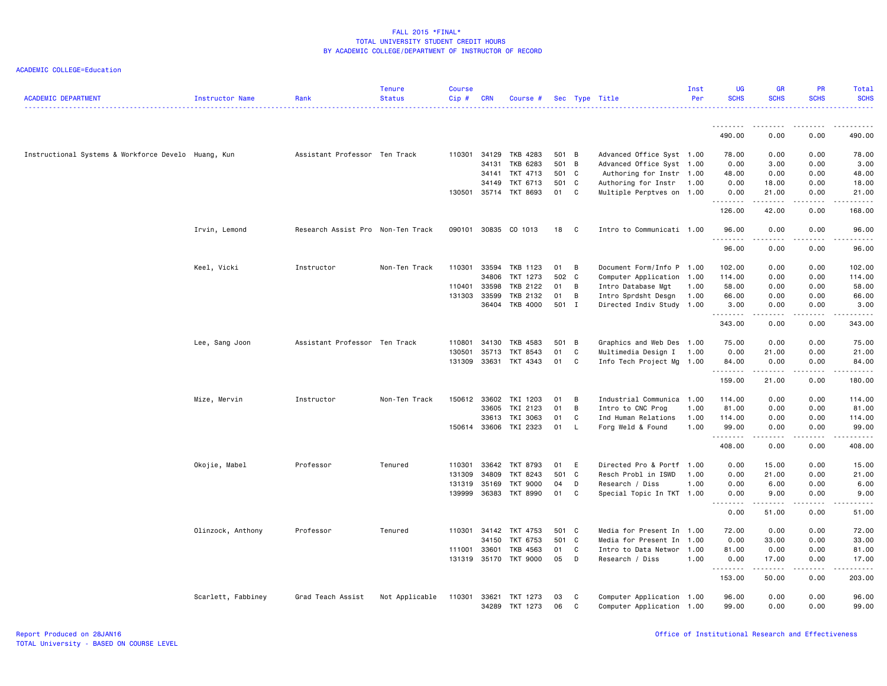FALL 2015 *FINAL*
TOTAL UNIVERSITY STUDENT CREDIT HOURS
BY ACADEMIC COLLEGE/DEPARTMENT OF INSTRUCTOR OF RECORD

ACADEMIC COLLEGE=Education

| ACADEMIC DEPARTMENT | Instructor Name | Rank | Tenure Status | Course Cip # | CRN | Course # | Sec | Type | Title | Inst Per | UG SCHS | GR SCHS | PR SCHS | Total SCHS |
|---|---|---|---|---|---|---|---|---|---|---|---|---|---|---|
| | | | | | | | | | | | 490.00 | 0.00 | 0.00 | 490.00 |
| Instructional Systems & Workforce Develo | Huang, Kun | Assistant Professor | Ten Track | 110301 | 34129 | TKB 4283 | 501 | B | Advanced Office Syst | 1.00 | 78.00 | 0.00 | 0.00 | 78.00 |
| | | | | | 34131 | TKB 6283 | 501 | B | Advanced Office Syst | 1.00 | 0.00 | 3.00 | 0.00 | 3.00 |
| | | | | | 34141 | TKT 4713 | 501 | C | Authoring for Instr | 1.00 | 48.00 | 0.00 | 0.00 | 48.00 |
| | | | | | 34149 | TKT 6713 | 501 | C | Authoring for Instr | 1.00 | 0.00 | 18.00 | 0.00 | 18.00 |
| | | | | 130501 | 35714 | TKT 8693 | 01 | C | Multiple Perptves on | 1.00 | 0.00 | 21.00 | 0.00 | 21.00 |
| | | | | | | | | | | | 126.00 | 42.00 | 0.00 | 168.00 |
| | Irvin, Lemond | Research Assist Pro | Non-Ten Track | 090101 | 30835 | CO 1013 | 18 | C | Intro to Communicati | 1.00 | 96.00 | 0.00 | 0.00 | 96.00 |
| | | | | | | | | | | | 96.00 | 0.00 | 0.00 | 96.00 |
| | Keel, Vicki | Instructor | Non-Ten Track | 110301 | 33594 | TKB 1123 | 01 | B | Document Form/Info P | 1.00 | 102.00 | 0.00 | 0.00 | 102.00 |
| | | | | | 34806 | TKT 1273 | 502 | C | Computer Application | 1.00 | 114.00 | 0.00 | 0.00 | 114.00 |
| | | | | 110401 | 33598 | TKB 2122 | 01 | B | Intro Database Mgt | 1.00 | 58.00 | 0.00 | 0.00 | 58.00 |
| | | | | 131303 | 33599 | TKB 2132 | 01 | B | Intro Sprdsht Desgn | 1.00 | 66.00 | 0.00 | 0.00 | 66.00 |
| | | | | | 36404 | TKB 4000 | 501 | I | Directed Indiv Study | 1.00 | 3.00 | 0.00 | 0.00 | 3.00 |
| | | | | | | | | | | | 343.00 | 0.00 | 0.00 | 343.00 |
| | Lee, Sang Joon | Assistant Professor | Ten Track | 110801 | 34130 | TKB 4583 | 501 | B | Graphics and Web Des | 1.00 | 75.00 | 0.00 | 0.00 | 75.00 |
| | | | | 130501 | 35713 | TKT 8543 | 01 | C | Multimedia Design I | 1.00 | 0.00 | 21.00 | 0.00 | 21.00 |
| | | | | 131309 | 33631 | TKT 4343 | 01 | C | Info Tech Project Mg | 1.00 | 84.00 | 0.00 | 0.00 | 84.00 |
| | | | | | | | | | | | 159.00 | 21.00 | 0.00 | 180.00 |
| | Mize, Mervin | Instructor | Non-Ten Track | 150612 | 33602 | TKI 1203 | 01 | B | Industrial Communica | 1.00 | 114.00 | 0.00 | 0.00 | 114.00 |
| | | | | | 33605 | TKI 2123 | 01 | B | Intro to CNC Prog | 1.00 | 81.00 | 0.00 | 0.00 | 81.00 |
| | | | | | 33613 | TKI 3063 | 01 | C | Ind Human Relations | 1.00 | 114.00 | 0.00 | 0.00 | 114.00 |
| | | | | 150614 | 33606 | TKI 2323 | 01 | L | Forg Weld & Found | 1.00 | 99.00 | 0.00 | 0.00 | 99.00 |
| | | | | | | | | | | | 408.00 | 0.00 | 0.00 | 408.00 |
| | Okojie, Mabel | Professor | Tenured | 110301 | 33642 | TKT 8793 | 01 | E | Directed Pro & Portf | 1.00 | 0.00 | 15.00 | 0.00 | 15.00 |
| | | | | 131309 | 34809 | TKT 8243 | 501 | C | Resch Probl in ISWD | 1.00 | 0.00 | 21.00 | 0.00 | 21.00 |
| | | | | 131319 | 35169 | TKT 9000 | 04 | D | Research / Diss | 1.00 | 0.00 | 6.00 | 0.00 | 6.00 |
| | | | | 139999 | 36383 | TKT 8990 | 01 | C | Special Topic In TKT | 1.00 | 0.00 | 9.00 | 0.00 | 9.00 |
| | | | | | | | | | | | 0.00 | 51.00 | 0.00 | 51.00 |
| | Olinzock, Anthony | Professor | Tenured | 110301 | 34142 | TKT 4753 | 501 | C | Media for Present In | 1.00 | 72.00 | 0.00 | 0.00 | 72.00 |
| | | | | | 34150 | TKT 6753 | 501 | C | Media for Present In | 1.00 | 0.00 | 33.00 | 0.00 | 33.00 |
| | | | | 111001 | 33601 | TKB 4563 | 01 | C | Intro to Data Networ | 1.00 | 81.00 | 0.00 | 0.00 | 81.00 |
| | | | | 131319 | 35170 | TKT 9000 | 05 | D | Research / Diss | 1.00 | 0.00 | 17.00 | 0.00 | 17.00 |
| | | | | | | | | | | | 153.00 | 50.00 | 0.00 | 203.00 |
| | Scarlett, Fabbiney | Grad Teach Assist | Not Applicable | 110301 | 33621 | TKT 1273 | 03 | C | Computer Application | 1.00 | 96.00 | 0.00 | 0.00 | 96.00 |
| | | | | | 34289 | TKT 1273 | 06 | C | Computer Application | 1.00 | 99.00 | 0.00 | 0.00 | 99.00 |

Report Produced on 28JAN16
TOTAL University - BASED ON COURSE LEVEL

Office of Institutional Research and Effectiveness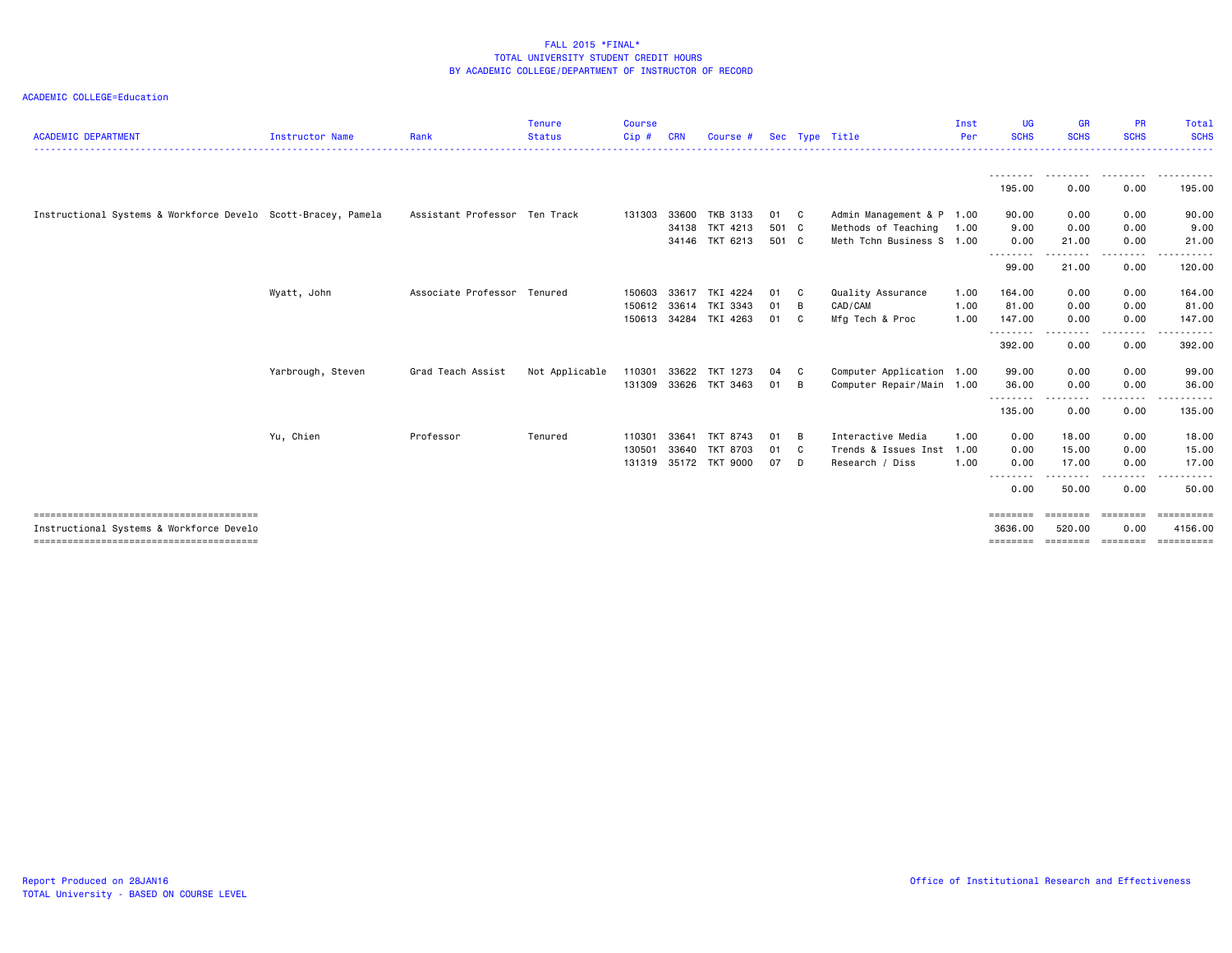FALL 2015 *FINAL*
TOTAL UNIVERSITY STUDENT CREDIT HOURS
BY ACADEMIC COLLEGE/DEPARTMENT OF INSTRUCTOR OF RECORD

ACADEMIC COLLEGE=Education

| ACADEMIC DEPARTMENT | Instructor Name | Rank | Tenure Status | Course Cip # | CRN | Course # | Sec | Type | Title | Inst Per | UG SCHS | GR SCHS | PR SCHS | Total SCHS |
|---|---|---|---|---|---|---|---|---|---|---|---|---|---|---|
| | | | | | | | | | | | 195.00 | 0.00 | 0.00 | 195.00 |
| Instructional Systems & Workforce Develo | Scott-Bracey, Pamela | Assistant Professor | Ten Track | 131303 | 33600 | TKB 3133 | 01 | C | Admin Management & P | 1.00 | 90.00 | 0.00 | 0.00 | 90.00 |
| | | | | | 34138 | TKT 4213 | 501 | C | Methods of Teaching | 1.00 | 9.00 | 0.00 | 0.00 | 9.00 |
| | | | | | 34146 | TKT 6213 | 501 | C | Meth Tchn Business S | 1.00 | 0.00 | 21.00 | 0.00 | 21.00 |
| | | | | | | | | | | | 99.00 | 21.00 | 0.00 | 120.00 |
| | Wyatt, John | Associate Professor | Tenured | 150603 | 33617 | TKI 4224 | 01 | C | Quality Assurance | 1.00 | 164.00 | 0.00 | 0.00 | 164.00 |
| | | | | 150612 | 33614 | TKI 3343 | 01 | B | CAD/CAM | 1.00 | 81.00 | 0.00 | 0.00 | 81.00 |
| | | | | 150613 | 34284 | TKI 4263 | 01 | C | Mfg Tech & Proc | 1.00 | 147.00 | 0.00 | 0.00 | 147.00 |
| | | | | | | | | | | | 392.00 | 0.00 | 0.00 | 392.00 |
| | Yarbrough, Steven | Grad Teach Assist | Not Applicable | 110301 | 33622 | TKT 1273 | 04 | C | Computer Application | 1.00 | 99.00 | 0.00 | 0.00 | 99.00 |
| | | | | 131309 | 33626 | TKT 3463 | 01 | B | Computer Repair/Main | 1.00 | 36.00 | 0.00 | 0.00 | 36.00 |
| | | | | | | | | | | | 135.00 | 0.00 | 0.00 | 135.00 |
| | Yu, Chien | Professor | Tenured | 110301 | 33641 | TKT 8743 | 01 | B | Interactive Media | 1.00 | 0.00 | 18.00 | 0.00 | 18.00 |
| | | | | 130501 | 33640 | TKT 8703 | 01 | C | Trends & Issues Inst | 1.00 | 0.00 | 15.00 | 0.00 | 15.00 |
| | | | | 131319 | 35172 | TKT 9000 | 07 | D | Research / Diss | 1.00 | 0.00 | 17.00 | 0.00 | 17.00 |
| | | | | | | | | | | | 0.00 | 50.00 | 0.00 | 50.00 |
| Instructional Systems & Workforce Develo | | | | | | | | | | | 3636.00 | 520.00 | 0.00 | 4156.00 |

Report Produced on 28JAN16
TOTAL University - BASED ON COURSE LEVEL

Office of Institutional Research and Effectiveness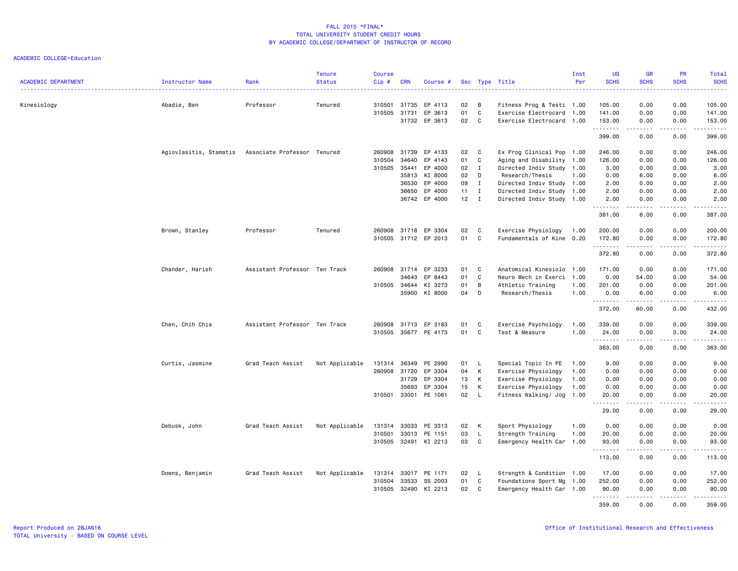# FALL 2015 *FINAL*
## TOTAL UNIVERSITY STUDENT CREDIT HOURS
### BY ACADEMIC COLLEGE/DEPARTMENT OF INSTRUCTOR OF RECORD

ACADEMIC COLLEGE=Education

| ACADEMIC DEPARTMENT | Instructor Name | Rank | Tenure Status | Course Cip # | CRN | Course # | Sec | Type | Title | Inst Per | UG SCHS | GR SCHS | PR SCHS | Total SCHS |
|---|---|---|---|---|---|---|---|---|---|---|---|---|---|---|
| Kinesiology | Abadie, Ben | Professor | Tenured | 310501 | 31735 | EP 4113 | 02 | B | Fitness Prog & Testi | 1.00 | 105.00 | 0.00 | 0.00 | 105.00 |
| | | | | 310505 | 31731 | EP 3613 | 01 | C | Exercise Electrocard | 1.00 | 141.00 | 0.00 | 0.00 | 141.00 |
| | | | | | 31732 | EP 3613 | 02 | C | Exercise Electrocard | 1.00 | 153.00 | 0.00 | 0.00 | 153.00 |
| | | | | | | | | | | | 399.00 | 0.00 | 0.00 | 399.00 |
| | Agiovlasitis, Stamatis | Associate Professor | Tenured | 260908 | 31739 | EP 4133 | 02 | C | Ex Prog Clinical Pop | 1.00 | 246.00 | 0.00 | 0.00 | 246.00 |
| | | | | 310504 | 34640 | EP 4143 | 01 | C | Aging and Disability | 1.00 | 126.00 | 0.00 | 0.00 | 126.00 |
| | | | | 310505 | 35441 | EP 4000 | 02 | I | Directed Indiv Study | 1.00 | 3.00 | 0.00 | 0.00 | 3.00 |
| | | | | | 35813 | KI 8000 | 02 | D | Research/Thesis | 1.00 | 0.00 | 6.00 | 0.00 | 6.00 |
| | | | | | 36530 | EP 4000 | 09 | I | Directed Indiv Study | 1.00 | 2.00 | 0.00 | 0.00 | 2.00 |
| | | | | | 36650 | EP 4000 | 11 | I | Directed Indiv Study | 1.00 | 2.00 | 0.00 | 0.00 | 2.00 |
| | | | | | 36742 | EP 4000 | 12 | I | Directed Indiv Study | 1.00 | 2.00 | 0.00 | 0.00 | 2.00 |
| | | | | | | | | | | | 381.00 | 6.00 | 0.00 | 387.00 |
| | Brown, Stanley | Professor | Tenured | 260908 | 31718 | EP 3304 | 02 | C | Exercise Physiology | 1.00 | 200.00 | 0.00 | 0.00 | 200.00 |
| | | | | 310505 | 31712 | EP 2013 | 01 | C | Fundamentals of Kine | 0.20 | 172.80 | 0.00 | 0.00 | 172.80 |
| | | | | | | | | | | | 372.80 | 0.00 | 0.00 | 372.80 |
| | Chander, Harish | Assistant Professor | Ten Track | 260908 | 31714 | EP 3233 | 01 | C | Anatomical Kinesiolo | 1.00 | 171.00 | 0.00 | 0.00 | 171.00 |
| | | | | | 34643 | EP 8443 | 01 | C | Neuro Mech in Exerci | 1.00 | 0.00 | 54.00 | 0.00 | 54.00 |
| | | | | 310505 | 34644 | KI 3273 | 01 | B | Athletic Training | 1.00 | 201.00 | 0.00 | 0.00 | 201.00 |
| | | | | | 35900 | KI 8000 | 04 | D | Research/Thesis | 1.00 | 0.00 | 6.00 | 0.00 | 6.00 |
| | | | | | | | | | | | 372.00 | 60.00 | 0.00 | 432.00 |
| | Chen, Chih Chia | Assistant Professor | Ten Track | 260908 | 31713 | EP 3183 | 01 | C | Exercise Psychology | 1.00 | 339.00 | 0.00 | 0.00 | 339.00 |
| | | | | 310505 | 35677 | PE 4173 | 01 | C | Test & Measure | 1.00 | 24.00 | 0.00 | 0.00 | 24.00 |
| | | | | | | | | | | | 363.00 | 0.00 | 0.00 | 363.00 |
| | Curtis, Jasmine | Grad Teach Assist | Not Applicable | 131314 | 36349 | PE 2990 | 01 | L | Special Topic In PE | 1.00 | 9.00 | 0.00 | 0.00 | 9.00 |
| | | | | 260908 | 31720 | EP 3304 | 04 | K | Exercise Physiology | 1.00 | 0.00 | 0.00 | 0.00 | 0.00 |
| | | | | | 31729 | EP 3304 | 13 | K | Exercise Physiology | 1.00 | 0.00 | 0.00 | 0.00 | 0.00 |
| | | | | | 35693 | EP 3304 | 15 | K | Exercise Physiology | 1.00 | 0.00 | 0.00 | 0.00 | 0.00 |
| | | | | 310501 | 33001 | PE 1061 | 02 | L | Fitness Walking/ Jog | 1.00 | 20.00 | 0.00 | 0.00 | 20.00 |
| | | | | | | | | | | | 29.00 | 0.00 | 0.00 | 29.00 |
| | Debusk, John | Grad Teach Assist | Not Applicable | 131314 | 33033 | PE 3313 | 02 | K | Sport Physiology | 1.00 | 0.00 | 0.00 | 0.00 | 0.00 |
| | | | | 310501 | 33013 | PE 1151 | 03 | L | Strength Training | 1.00 | 20.00 | 0.00 | 0.00 | 20.00 |
| | | | | 310505 | 32491 | KI 2213 | 03 | C | Emergency Health Car | 1.00 | 93.00 | 0.00 | 0.00 | 93.00 |
| | | | | | | | | | | | 113.00 | 0.00 | 0.00 | 113.00 |
| | Downs, Benjamin | Grad Teach Assist | Not Applicable | 131314 | 33017 | PE 1171 | 02 | L | Strength & Condition | 1.00 | 17.00 | 0.00 | 0.00 | 17.00 |
| | | | | 310504 | 33533 | SS 2003 | 01 | C | Foundations Sport Mg | 1.00 | 252.00 | 0.00 | 0.00 | 252.00 |
| | | | | 310505 | 32490 | KI 2213 | 02 | C | Emergency Health Car | 1.00 | 90.00 | 0.00 | 0.00 | 90.00 |
| | | | | | | | | | | | 359.00 | 0.00 | 0.00 | 359.00 |

Report Produced on 28JAN16
TOTAL University - BASED ON COURSE LEVEL

Office of Institutional Research and Effectiveness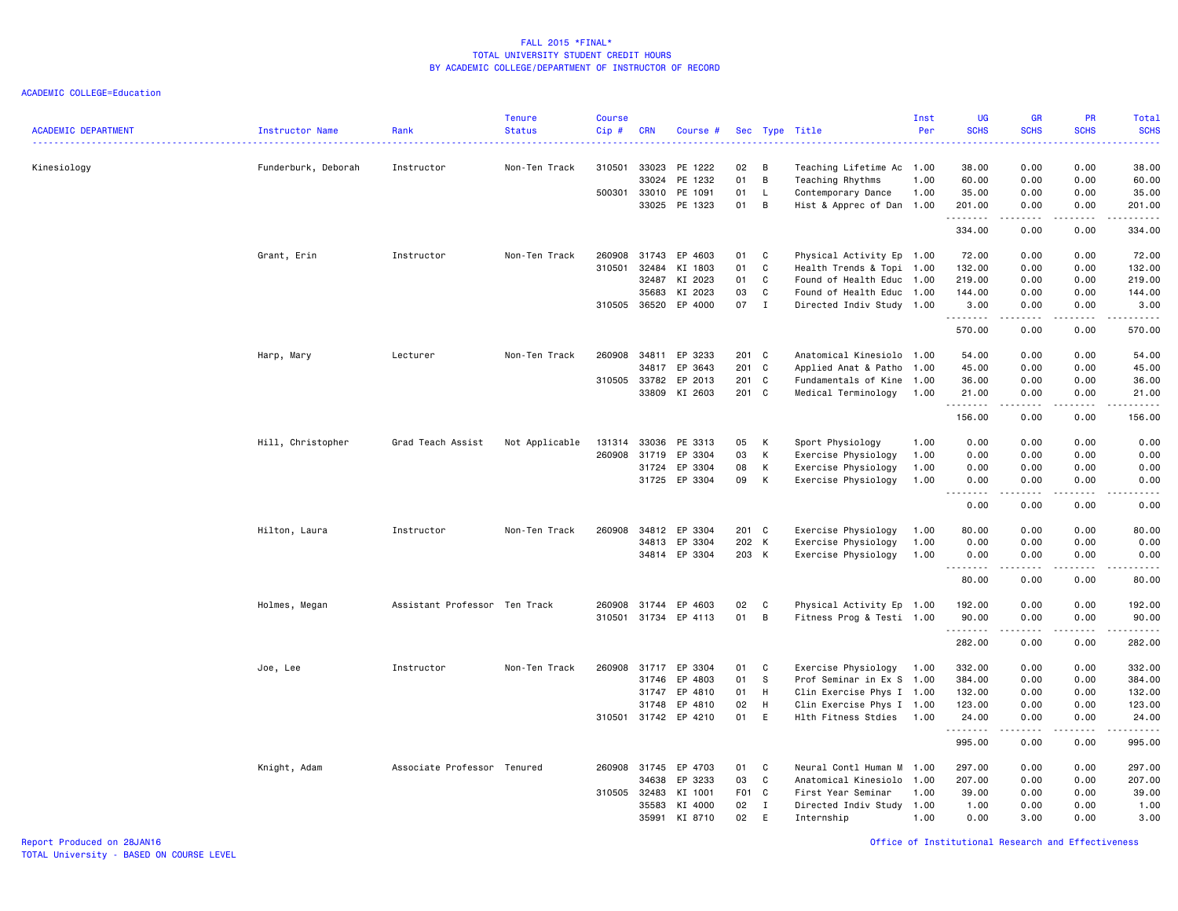FALL 2015 *FINAL*
TOTAL UNIVERSITY STUDENT CREDIT HOURS
BY ACADEMIC COLLEGE/DEPARTMENT OF INSTRUCTOR OF RECORD

ACADEMIC COLLEGE=Education

| ACADEMIC DEPARTMENT | Instructor Name | Rank | Tenure Status | Course Cip # | CRN | Course # | Sec | Type | Title | Inst Per | UG SCHS | GR SCHS | PR SCHS | Total SCHS |
|---|---|---|---|---|---|---|---|---|---|---|---|---|---|---|
| Kinesiology | Funderburk, Deborah | Instructor | Non-Ten Track | 310501 | 33023 | PE 1222 | 02 | B | Teaching Lifetime Ac | 1.00 | 38.00 | 0.00 | 0.00 | 38.00 |
| | | | | | 33024 | PE 1232 | 01 | B | Teaching Rhythms | 1.00 | 60.00 | 0.00 | 0.00 | 60.00 |
| | | | | 500301 | 33010 | PE 1091 | 01 | L | Contemporary Dance | 1.00 | 35.00 | 0.00 | 0.00 | 35.00 |
| | | | | | 33025 | PE 1323 | 01 | B | Hist & Apprec of Dan | 1.00 | 201.00 | 0.00 | 0.00 | 201.00 |
| | | | | | | | | | | | 334.00 | 0.00 | 0.00 | 334.00 |
| | Grant, Erin | Instructor | Non-Ten Track | 260908 | 31743 | EP 4603 | 01 | C | Physical Activity Ep | 1.00 | 72.00 | 0.00 | 0.00 | 72.00 |
| | | | | 310501 | 32484 | KI 1803 | 01 | C | Health Trends & Topi | 1.00 | 132.00 | 0.00 | 0.00 | 132.00 |
| | | | | | 32487 | KI 2023 | 01 | C | Found of Health Educ | 1.00 | 219.00 | 0.00 | 0.00 | 219.00 |
| | | | | | 35683 | KI 2023 | 03 | C | Found of Health Educ | 1.00 | 144.00 | 0.00 | 0.00 | 144.00 |
| | | | | 310505 | 36520 | EP 4000 | 07 | I | Directed Indiv Study | 1.00 | 3.00 | 0.00 | 0.00 | 3.00 |
| | | | | | | | | | | | 570.00 | 0.00 | 0.00 | 570.00 |
| | Harp, Mary | Lecturer | Non-Ten Track | 260908 | 34811 | EP 3233 | 201 | C | Anatomical Kinesiolo | 1.00 | 54.00 | 0.00 | 0.00 | 54.00 |
| | | | | | 34817 | EP 3643 | 201 | C | Applied Anat & Patho | 1.00 | 45.00 | 0.00 | 0.00 | 45.00 |
| | | | | 310505 | 33782 | EP 2013 | 201 | C | Fundamentals of Kine | 1.00 | 36.00 | 0.00 | 0.00 | 36.00 |
| | | | | | 33809 | KI 2603 | 201 | C | Medical Terminology | 1.00 | 21.00 | 0.00 | 0.00 | 21.00 |
| | | | | | | | | | | | 156.00 | 0.00 | 0.00 | 156.00 |
| | Hill, Christopher | Grad Teach Assist | Not Applicable | 131314 | 33036 | PE 3313 | 05 | K | Sport Physiology | 1.00 | 0.00 | 0.00 | 0.00 | 0.00 |
| | | | | 260908 | 31719 | EP 3304 | 03 | K | Exercise Physiology | 1.00 | 0.00 | 0.00 | 0.00 | 0.00 |
| | | | | | 31724 | EP 3304 | 08 | K | Exercise Physiology | 1.00 | 0.00 | 0.00 | 0.00 | 0.00 |
| | | | | | 31725 | EP 3304 | 09 | K | Exercise Physiology | 1.00 | 0.00 | 0.00 | 0.00 | 0.00 |
| | | | | | | | | | | | 0.00 | 0.00 | 0.00 | 0.00 |
| | Hilton, Laura | Instructor | Non-Ten Track | 260908 | 34812 | EP 3304 | 201 | C | Exercise Physiology | 1.00 | 80.00 | 0.00 | 0.00 | 80.00 |
| | | | | | 34813 | EP 3304 | 202 | K | Exercise Physiology | 1.00 | 0.00 | 0.00 | 0.00 | 0.00 |
| | | | | | 34814 | EP 3304 | 203 | K | Exercise Physiology | 1.00 | 0.00 | 0.00 | 0.00 | 0.00 |
| | | | | | | | | | | | 80.00 | 0.00 | 0.00 | 80.00 |
| | Holmes, Megan | Assistant Professor | Ten Track | 260908 | 31744 | EP 4603 | 02 | C | Physical Activity Ep | 1.00 | 192.00 | 0.00 | 0.00 | 192.00 |
| | | | | 310501 | 31734 | EP 4113 | 01 | B | Fitness Prog & Testi | 1.00 | 90.00 | 0.00 | 0.00 | 90.00 |
| | | | | | | | | | | | 282.00 | 0.00 | 0.00 | 282.00 |
| | Joe, Lee | Instructor | Non-Ten Track | 260908 | 31717 | EP 3304 | 01 | C | Exercise Physiology | 1.00 | 332.00 | 0.00 | 0.00 | 332.00 |
| | | | | | 31746 | EP 4803 | 01 | S | Prof Seminar in Ex S | 1.00 | 384.00 | 0.00 | 0.00 | 384.00 |
| | | | | | 31747 | EP 4810 | 01 | H | Clin Exercise Phys I | 1.00 | 132.00 | 0.00 | 0.00 | 132.00 |
| | | | | | 31748 | EP 4810 | 02 | H | Clin Exercise Phys I | 1.00 | 123.00 | 0.00 | 0.00 | 123.00 |
| | | | | 310501 | 31742 | EP 4210 | 01 | E | Hlth Fitness Stdies | 1.00 | 24.00 | 0.00 | 0.00 | 24.00 |
| | | | | | | | | | | | 995.00 | 0.00 | 0.00 | 995.00 |
| | Knight, Adam | Associate Professor | Tenured | 260908 | 31745 | EP 4703 | 01 | C | Neural Contl Human M | 1.00 | 297.00 | 0.00 | 0.00 | 297.00 |
| | | | | | 34638 | EP 3233 | 03 | C | Anatomical Kinesiolo | 1.00 | 207.00 | 0.00 | 0.00 | 207.00 |
| | | | | 310505 | 32483 | KI 1001 | F01 | C | First Year Seminar | 1.00 | 39.00 | 0.00 | 0.00 | 39.00 |
| | | | | | 35583 | KI 4000 | 02 | I | Directed Indiv Study | 1.00 | 1.00 | 0.00 | 0.00 | 1.00 |
| | | | | | 35991 | KI 8710 | 02 | E | Internship | 1.00 | 0.00 | 3.00 | 0.00 | 3.00 |

Report Produced on 28JAN16
TOTAL University - BASED ON COURSE LEVEL

Office of Institutional Research and Effectiveness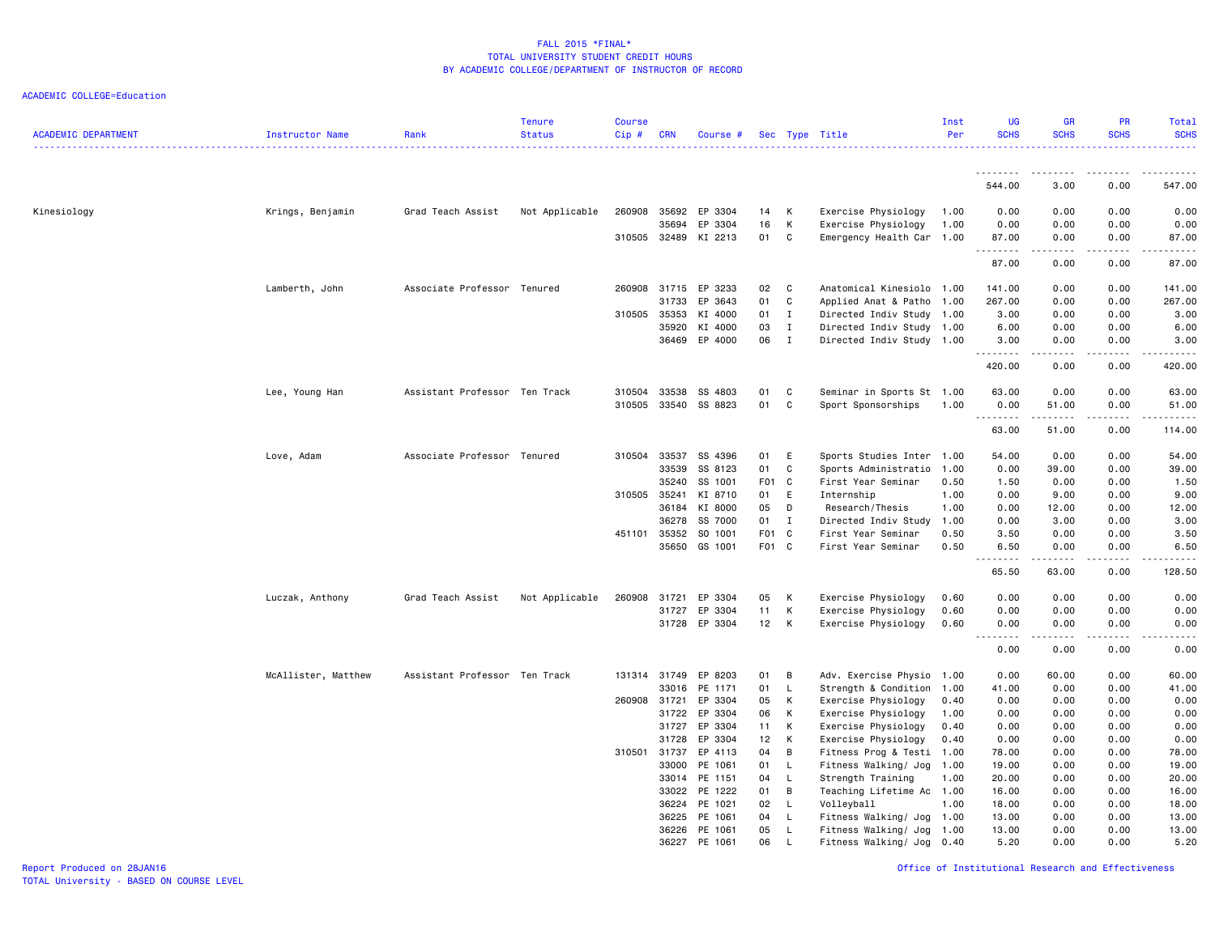FALL 2015 *FINAL*
TOTAL UNIVERSITY STUDENT CREDIT HOURS
BY ACADEMIC COLLEGE/DEPARTMENT OF INSTRUCTOR OF RECORD

ACADEMIC COLLEGE=Education

| ACADEMIC DEPARTMENT | Instructor Name | Rank | Tenure Status | Course Cip # | CRN | Course # | Sec | Type | Title | Inst Per | UG SCHS | GR SCHS | PR SCHS | Total SCHS |
|---|---|---|---|---|---|---|---|---|---|---|---|---|---|---|
| | | | | | | | | | | | 544.00 | 3.00 | 0.00 | 547.00 |
| Kinesiology | Krings, Benjamin | Grad Teach Assist | Not Applicable | 260908 | 35692 | EP 3304 | 14 | K | Exercise Physiology | 1.00 | 0.00 | 0.00 | 0.00 | 0.00 |
| | | | | | 35694 | EP 3304 | 16 | K | Exercise Physiology | 1.00 | 0.00 | 0.00 | 0.00 | 0.00 |
| | | | | 310505 | 32489 | KI 2213 | 01 | C | Emergency Health Car | 1.00 | 87.00 | 0.00 | 0.00 | 87.00 |
| | | | | | | | | | | | 87.00 | 0.00 | 0.00 | 87.00 |
| | Lamberth, John | Associate Professor | Tenured | 260908 | 31715 | EP 3233 | 02 | C | Anatomical Kinesiolo | 1.00 | 141.00 | 0.00 | 0.00 | 141.00 |
| | | | | | 31733 | EP 3643 | 01 | C | Applied Anat & Patho | 1.00 | 267.00 | 0.00 | 0.00 | 267.00 |
| | | | | 310505 | 35353 | KI 4000 | 01 | I | Directed Indiv Study | 1.00 | 3.00 | 0.00 | 0.00 | 3.00 |
| | | | | | 35920 | KI 4000 | 03 | I | Directed Indiv Study | 1.00 | 6.00 | 0.00 | 0.00 | 6.00 |
| | | | | | 36469 | EP 4000 | 06 | I | Directed Indiv Study | 1.00 | 3.00 | 0.00 | 0.00 | 3.00 |
| | | | | | | | | | | | 420.00 | 0.00 | 0.00 | 420.00 |
| | Lee, Young Han | Assistant Professor | Ten Track | 310504 | 33538 | SS 4803 | 01 | C | Seminar in Sports St | 1.00 | 63.00 | 0.00 | 0.00 | 63.00 |
| | | | | 310505 | 33540 | SS 8823 | 01 | C | Sport Sponsorships | 1.00 | 0.00 | 51.00 | 0.00 | 51.00 |
| | | | | | | | | | | | 63.00 | 51.00 | 0.00 | 114.00 |
| | Love, Adam | Associate Professor | Tenured | 310504 | 33537 | SS 4396 | 01 | E | Sports Studies Inter | 1.00 | 54.00 | 0.00 | 0.00 | 54.00 |
| | | | | | 33539 | SS 8123 | 01 | C | Sports Administratio | 1.00 | 0.00 | 39.00 | 0.00 | 39.00 |
| | | | | | 35240 | SS 1001 | F01 | C | First Year Seminar | 0.50 | 1.50 | 0.00 | 0.00 | 1.50 |
| | | | | 310505 | 35241 | KI 8710 | 01 | E | Internship | 1.00 | 0.00 | 9.00 | 0.00 | 9.00 |
| | | | | | 36184 | KI 8000 | 05 | D | Research/Thesis | 1.00 | 0.00 | 12.00 | 0.00 | 12.00 |
| | | | | | 36278 | SS 7000 | 01 | I | Directed Indiv Study | 1.00 | 0.00 | 3.00 | 0.00 | 3.00 |
| | | | | 451101 | 35352 | SO 1001 | F01 | C | First Year Seminar | 0.50 | 3.50 | 0.00 | 0.00 | 3.50 |
| | | | | | 35650 | GS 1001 | F01 | C | First Year Seminar | 0.50 | 6.50 | 0.00 | 0.00 | 6.50 |
| | | | | | | | | | | | 65.50 | 63.00 | 0.00 | 128.50 |
| | Luczak, Anthony | Grad Teach Assist | Not Applicable | 260908 | 31721 | EP 3304 | 05 | K | Exercise Physiology | 0.60 | 0.00 | 0.00 | 0.00 | 0.00 |
| | | | | | 31727 | EP 3304 | 11 | K | Exercise Physiology | 0.60 | 0.00 | 0.00 | 0.00 | 0.00 |
| | | | | | 31728 | EP 3304 | 12 | K | Exercise Physiology | 0.60 | 0.00 | 0.00 | 0.00 | 0.00 |
| | | | | | | | | | | | 0.00 | 0.00 | 0.00 | 0.00 |
| | McAllister, Matthew | Assistant Professor | Ten Track | 131314 | 31749 | EP 8203 | 01 | B | Adv. Exercise Physio | 1.00 | 0.00 | 60.00 | 0.00 | 60.00 |
| | | | | | 33016 | PE 1171 | 01 | L | Strength & Condition | 1.00 | 41.00 | 0.00 | 0.00 | 41.00 |
| | | | | 260908 | 31721 | EP 3304 | 05 | K | Exercise Physiology | 0.40 | 0.00 | 0.00 | 0.00 | 0.00 |
| | | | | | 31722 | EP 3304 | 06 | K | Exercise Physiology | 1.00 | 0.00 | 0.00 | 0.00 | 0.00 |
| | | | | | 31727 | EP 3304 | 11 | K | Exercise Physiology | 0.40 | 0.00 | 0.00 | 0.00 | 0.00 |
| | | | | | 31728 | EP 3304 | 12 | K | Exercise Physiology | 0.40 | 0.00 | 0.00 | 0.00 | 0.00 |
| | | | | 310501 | 31737 | EP 4113 | 04 | B | Fitness Prog & Testi | 1.00 | 78.00 | 0.00 | 0.00 | 78.00 |
| | | | | | 33000 | PE 1061 | 01 | L | Fitness Walking/ Jog | 1.00 | 19.00 | 0.00 | 0.00 | 19.00 |
| | | | | | 33014 | PE 1151 | 04 | L | Strength Training | 1.00 | 20.00 | 0.00 | 0.00 | 20.00 |
| | | | | | 33022 | PE 1222 | 01 | B | Teaching Lifetime Ac | 1.00 | 16.00 | 0.00 | 0.00 | 16.00 |
| | | | | | 36224 | PE 1021 | 02 | L | Volleyball | 1.00 | 18.00 | 0.00 | 0.00 | 18.00 |
| | | | | | 36225 | PE 1061 | 04 | L | Fitness Walking/ Jog | 1.00 | 13.00 | 0.00 | 0.00 | 13.00 |
| | | | | | 36226 | PE 1061 | 05 | L | Fitness Walking/ Jog | 1.00 | 13.00 | 0.00 | 0.00 | 13.00 |
| | | | | | 36227 | PE 1061 | 06 | L | Fitness Walking/ Jog | 0.40 | 5.20 | 0.00 | 0.00 | 5.20 |

Report Produced on 28JAN16
TOTAL University - BASED ON COURSE LEVEL

Office of Institutional Research and Effectiveness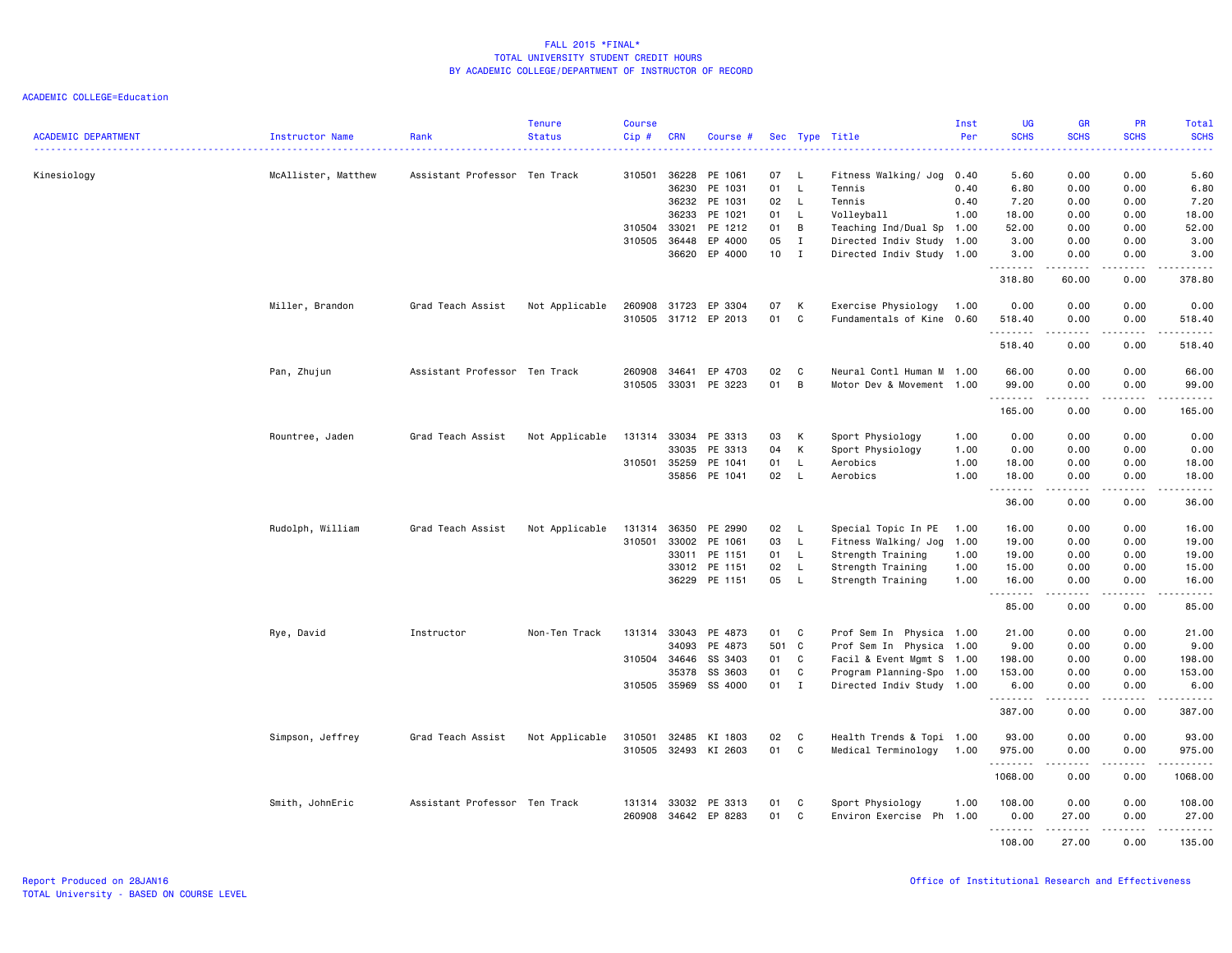FALL 2015 *FINAL*
TOTAL UNIVERSITY STUDENT CREDIT HOURS
BY ACADEMIC COLLEGE/DEPARTMENT OF INSTRUCTOR OF RECORD

ACADEMIC COLLEGE=Education

| ACADEMIC DEPARTMENT | Instructor Name | Rank | Tenure Status | Course Cip # | CRN | Course # | Sec | Type | Title | Inst Per | UG SCHS | GR SCHS | PR SCHS | Total SCHS |
|---|---|---|---|---|---|---|---|---|---|---|---|---|---|---|
| Kinesiology | McAllister, Matthew | Assistant Professor | Ten Track | 310501 | 36228 | PE 1061 | 07 | L | Fitness Walking/ Jog | 0.40 | 5.60 | 0.00 | 0.00 | 5.60 |
| | | | | | 36230 | PE 1031 | 01 | L | Tennis | 0.40 | 6.80 | 0.00 | 0.00 | 6.80 |
| | | | | | 36232 | PE 1031 | 02 | L | Tennis | 0.40 | 7.20 | 0.00 | 0.00 | 7.20 |
| | | | | | 36233 | PE 1021 | 01 | L | Volleyball | 1.00 | 18.00 | 0.00 | 0.00 | 18.00 |
| | | | | 310504 | 33021 | PE 1212 | 01 | B | Teaching Ind/Dual Sp | 1.00 | 52.00 | 0.00 | 0.00 | 52.00 |
| | | | | 310505 | 36448 | EP 4000 | 05 | I | Directed Indiv Study | 1.00 | 3.00 | 0.00 | 0.00 | 3.00 |
| | | | | | 36620 | EP 4000 | 10 | I | Directed Indiv Study | 1.00 | 3.00 | 0.00 | 0.00 | 3.00 |
| | | | | | | | | | | | 318.80 | 60.00 | 0.00 | 378.80 |
| | Miller, Brandon | Grad Teach Assist | Not Applicable | 260908 | 31723 | EP 3304 | 07 | K | Exercise Physiology | 1.00 | 0.00 | 0.00 | 0.00 | 0.00 |
| | | | | 310505 | 31712 | EP 2013 | 01 | C | Fundamentals of Kine | 0.60 | 518.40 | 0.00 | 0.00 | 518.40 |
| | | | | | | | | | | | 518.40 | 0.00 | 0.00 | 518.40 |
| | Pan, Zhujun | Assistant Professor | Ten Track | 260908 | 34641 | EP 4703 | 02 | C | Neural Contl Human M | 1.00 | 66.00 | 0.00 | 0.00 | 66.00 |
| | | | | 310505 | 33031 | PE 3223 | 01 | B | Motor Dev & Movement | 1.00 | 99.00 | 0.00 | 0.00 | 99.00 |
| | | | | | | | | | | | 165.00 | 0.00 | 0.00 | 165.00 |
| | Rountree, Jaden | Grad Teach Assist | Not Applicable | 131314 | 33034 | PE 3313 | 03 | K | Sport Physiology | 1.00 | 0.00 | 0.00 | 0.00 | 0.00 |
| | | | | | 33035 | PE 3313 | 04 | K | Sport Physiology | 1.00 | 0.00 | 0.00 | 0.00 | 0.00 |
| | | | | 310501 | 35259 | PE 1041 | 01 | L | Aerobics | 1.00 | 18.00 | 0.00 | 0.00 | 18.00 |
| | | | | | 35856 | PE 1041 | 02 | L | Aerobics | 1.00 | 18.00 | 0.00 | 0.00 | 18.00 |
| | | | | | | | | | | | 36.00 | 0.00 | 0.00 | 36.00 |
| | Rudolph, William | Grad Teach Assist | Not Applicable | 131314 | 36350 | PE 2990 | 02 | L | Special Topic In PE | 1.00 | 16.00 | 0.00 | 0.00 | 16.00 |
| | | | | 310501 | 33002 | PE 1061 | 03 | L | Fitness Walking/ Jog | 1.00 | 19.00 | 0.00 | 0.00 | 19.00 |
| | | | | | 33011 | PE 1151 | 01 | L | Strength Training | 1.00 | 19.00 | 0.00 | 0.00 | 19.00 |
| | | | | | 33012 | PE 1151 | 02 | L | Strength Training | 1.00 | 15.00 | 0.00 | 0.00 | 15.00 |
| | | | | | 36229 | PE 1151 | 05 | L | Strength Training | 1.00 | 16.00 | 0.00 | 0.00 | 16.00 |
| | | | | | | | | | | | 85.00 | 0.00 | 0.00 | 85.00 |
| | Rye, David | Instructor | Non-Ten Track | 131314 | 33043 | PE 4873 | 01 | C | Prof Sem In Physica | 1.00 | 21.00 | 0.00 | 0.00 | 21.00 |
| | | | | | 34093 | PE 4873 | 501 | C | Prof Sem In Physica | 1.00 | 9.00 | 0.00 | 0.00 | 9.00 |
| | | | | 310504 | 34646 | SS 3403 | 01 | C | Facil & Event Mgmt S | 1.00 | 198.00 | 0.00 | 0.00 | 198.00 |
| | | | | | 35378 | SS 3603 | 01 | C | Program Planning-Spo | 1.00 | 153.00 | 0.00 | 0.00 | 153.00 |
| | | | | 310505 | 35969 | SS 4000 | 01 | I | Directed Indiv Study | 1.00 | 6.00 | 0.00 | 0.00 | 6.00 |
| | | | | | | | | | | | 387.00 | 0.00 | 0.00 | 387.00 |
| | Simpson, Jeffrey | Grad Teach Assist | Not Applicable | 310501 | 32485 | KI 1803 | 02 | C | Health Trends & Topi | 1.00 | 93.00 | 0.00 | 0.00 | 93.00 |
| | | | | 310505 | 32493 | KI 2603 | 01 | C | Medical Terminology | 1.00 | 975.00 | 0.00 | 0.00 | 975.00 |
| | | | | | | | | | | | 1068.00 | 0.00 | 0.00 | 1068.00 |
| | Smith, JohnEric | Assistant Professor | Ten Track | 131314 | 33032 | PE 3313 | 01 | C | Sport Physiology | 1.00 | 108.00 | 0.00 | 0.00 | 108.00 |
| | | | | 260908 | 34642 | EP 8283 | 01 | C | Environ Exercise Ph | 1.00 | 0.00 | 27.00 | 0.00 | 27.00 |
| | | | | | | | | | | | 108.00 | 27.00 | 0.00 | 135.00 |

Report Produced on 28JAN16
TOTAL University - BASED ON COURSE LEVEL

Office of Institutional Research and Effectiveness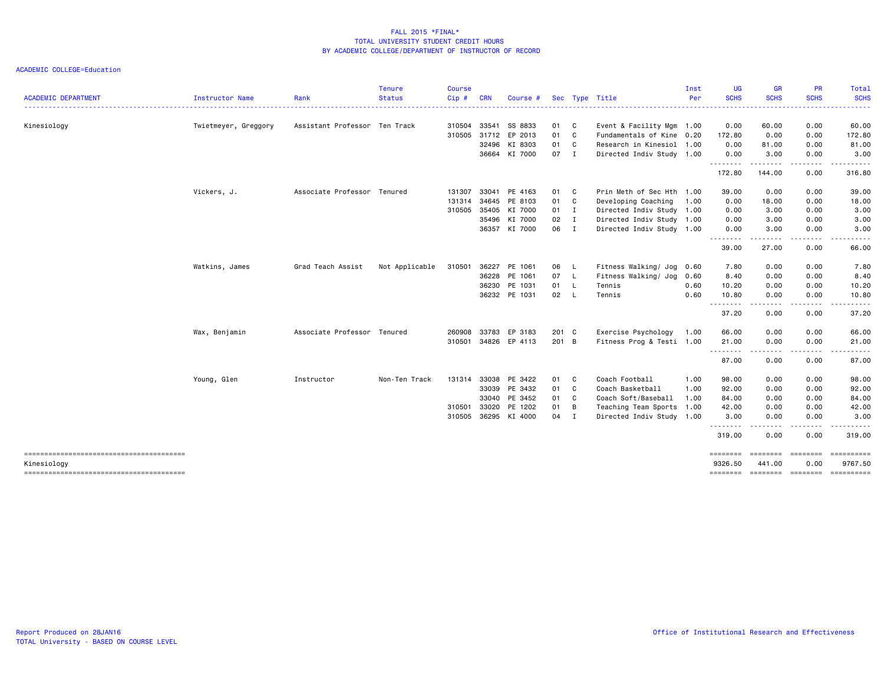FALL 2015 *FINAL*
TOTAL UNIVERSITY STUDENT CREDIT HOURS
BY ACADEMIC COLLEGE/DEPARTMENT OF INSTRUCTOR OF RECORD

ACADEMIC COLLEGE=Education

| ACADEMIC DEPARTMENT | Instructor Name | Rank | Tenure Status | Course Cip # | CRN | Course # | Sec | Type | Title | Inst Per | UG SCHS | GR SCHS | PR SCHS | Total SCHS |
|---|---|---|---|---|---|---|---|---|---|---|---|---|---|---|
| Kinesiology | Twietmeyer, Greggory | Assistant Professor | Ten Track | 310504 | 33541 | SS 8833 | 01 | C | Event & Facility Mgm | 1.00 | 0.00 | 60.00 | 0.00 | 60.00 |
| | | | | 310505 | 31712 | EP 2013 | 01 | C | Fundamentals of Kine | 0.20 | 172.80 | 0.00 | 0.00 | 172.80 |
| | | | | | 32496 | KI 8303 | 01 | C | Research in Kinesiol | 1.00 | 0.00 | 81.00 | 0.00 | 81.00 |
| | | | | | 36664 | KI 7000 | 07 | I | Directed Indiv Study | 1.00 | 0.00 | 3.00 | 0.00 | 3.00 |
| | | | | | | | | | | | 172.80 | 144.00 | 0.00 | 316.80 |
| | Vickers, J. | Associate Professor | Tenured | 131307 | 33041 | PE 4163 | 01 | C | Prin Meth of Sec Hth | 1.00 | 39.00 | 0.00 | 0.00 | 39.00 |
| | | | | 131314 | 34645 | PE 8103 | 01 | C | Developing Coaching | 1.00 | 0.00 | 18.00 | 0.00 | 18.00 |
| | | | | 310505 | 35405 | KI 7000 | 01 | I | Directed Indiv Study | 1.00 | 0.00 | 3.00 | 0.00 | 3.00 |
| | | | | | 35496 | KI 7000 | 02 | I | Directed Indiv Study | 1.00 | 0.00 | 3.00 | 0.00 | 3.00 |
| | | | | | 36357 | KI 7000 | 06 | I | Directed Indiv Study | 1.00 | 0.00 | 3.00 | 0.00 | 3.00 |
| | | | | | | | | | | | 39.00 | 27.00 | 0.00 | 66.00 |
| | Watkins, James | Grad Teach Assist | Not Applicable | 310501 | 36227 | PE 1061 | 06 | L | Fitness Walking/ Jog | 0.60 | 7.80 | 0.00 | 0.00 | 7.80 |
| | | | | | 36228 | PE 1061 | 07 | L | Fitness Walking/ Jog | 0.60 | 8.40 | 0.00 | 0.00 | 8.40 |
| | | | | | 36230 | PE 1031 | 01 | L | Tennis | 0.60 | 10.20 | 0.00 | 0.00 | 10.20 |
| | | | | | 36232 | PE 1031 | 02 | L | Tennis | 0.60 | 10.80 | 0.00 | 0.00 | 10.80 |
| | | | | | | | | | | | 37.20 | 0.00 | 0.00 | 37.20 |
| | Wax, Benjamin | Associate Professor | Tenured | 260908 | 33783 | EP 3183 | 201 | C | Exercise Psychology | 1.00 | 66.00 | 0.00 | 0.00 | 66.00 |
| | | | | 310501 | 34826 | EP 4113 | 201 | B | Fitness Prog & Testi | 1.00 | 21.00 | 0.00 | 0.00 | 21.00 |
| | | | | | | | | | | | 87.00 | 0.00 | 0.00 | 87.00 |
| | Young, Glen | Instructor | Non-Ten Track | 131314 | 33038 | PE 3422 | 01 | C | Coach Football | 1.00 | 98.00 | 0.00 | 0.00 | 98.00 |
| | | | | | 33039 | PE 3432 | 01 | C | Coach Basketball | 1.00 | 92.00 | 0.00 | 0.00 | 92.00 |
| | | | | | 33040 | PE 3452 | 01 | C | Coach Soft/Baseball | 1.00 | 84.00 | 0.00 | 0.00 | 84.00 |
| | | | | 310501 | 33020 | PE 1202 | 01 | B | Teaching Team Sports | 1.00 | 42.00 | 0.00 | 0.00 | 42.00 |
| | | | | 310505 | 36295 | KI 4000 | 04 | I | Directed Indiv Study | 1.00 | 3.00 | 0.00 | 0.00 | 3.00 |
| | | | | | | | | | | | 319.00 | 0.00 | 0.00 | 319.00 |
| Kinesiology | | | | | | | | | | | 9326.50 | 441.00 | 0.00 | 9767.50 |

Report Produced on 28JAN16
TOTAL University - BASED ON COURSE LEVEL

Office of Institutional Research and Effectiveness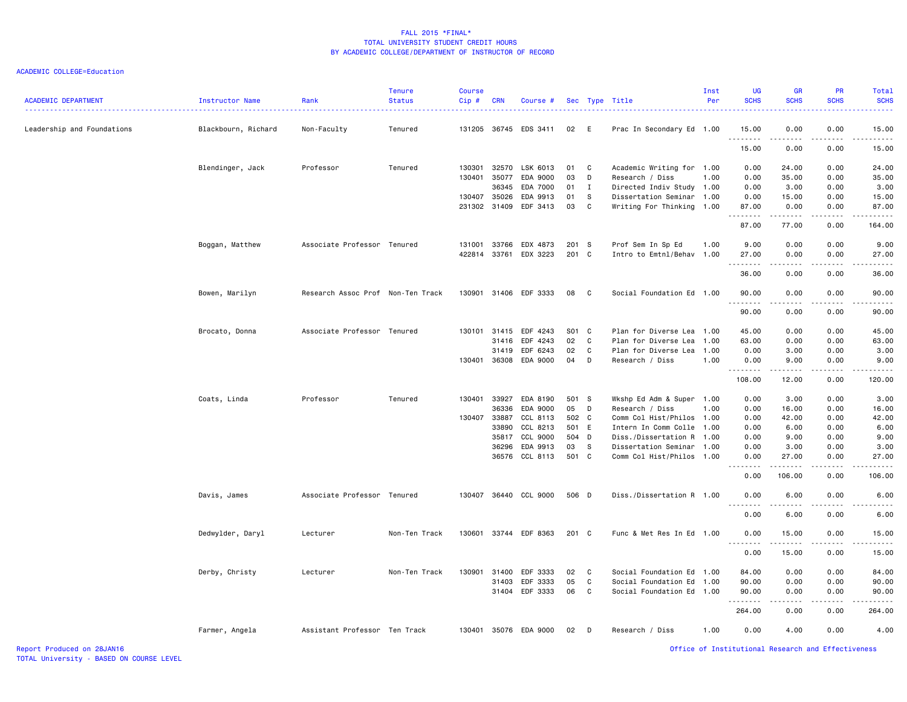FALL 2015 *FINAL*
TOTAL UNIVERSITY STUDENT CREDIT HOURS
BY ACADEMIC COLLEGE/DEPARTMENT OF INSTRUCTOR OF RECORD

ACADEMIC COLLEGE=Education

| ACADEMIC DEPARTMENT | Instructor Name | Rank | Tenure Status | Course Cip # | CRN | Course # | Sec | Type | Title | Inst Per | UG SCHS | GR SCHS | PR SCHS | Total SCHS |
|---|---|---|---|---|---|---|---|---|---|---|---|---|---|---|
| Leadership and Foundations | Blackbourn, Richard | Non-Faculty | Tenured | 131205 | 36745 | EDS 3411 | 02 | E | Prac In Secondary Ed | 1.00 | 15.00 | 0.00 | 0.00 | 15.00 |
| | | | | | | | | | | | 15.00 | 0.00 | 0.00 | 15.00 |
| | Blendinger, Jack | Professor | Tenured | 130301 | 32570 | LSK 6013 | 01 | C | Academic Writing for | 1.00 | 0.00 | 24.00 | 0.00 | 24.00 |
| | | | | 130401 | 35077 | EDA 9000 | 03 | D | Research / Diss | 1.00 | 0.00 | 35.00 | 0.00 | 35.00 |
| | | | | | 36345 | EDA 7000 | 01 | I | Directed Indiv Study | 1.00 | 0.00 | 3.00 | 0.00 | 3.00 |
| | | | | 130407 | 35026 | EDA 9913 | 01 | S | Dissertation Seminar | 1.00 | 0.00 | 15.00 | 0.00 | 15.00 |
| | | | | 231302 | 31409 | EDF 3413 | 03 | C | Writing For Thinking | 1.00 | 87.00 | 0.00 | 0.00 | 87.00 |
| | | | | | | | | | | | 87.00 | 77.00 | 0.00 | 164.00 |
| | Boggan, Matthew | Associate Professor | Tenured | 131001 | 33766 | EDX 4873 | 201 | S | Prof Sem In Sp Ed | 1.00 | 9.00 | 0.00 | 0.00 | 9.00 |
| | | | | 422814 | 33761 | EDX 3223 | 201 | C | Intro to Emtnl/Behav | 1.00 | 27.00 | 0.00 | 0.00 | 27.00 |
| | | | | | | | | | | | 36.00 | 0.00 | 0.00 | 36.00 |
| | Bowen, Marilyn | Research Assoc Prof | Non-Ten Track | 130901 | 31406 | EDF 3333 | 08 | C | Social Foundation Ed | 1.00 | 90.00 | 0.00 | 0.00 | 90.00 |
| | | | | | | | | | | | 90.00 | 0.00 | 0.00 | 90.00 |
| | Brocato, Donna | Associate Professor | Tenured | 130101 | 31415 | EDF 4243 | S01 | C | Plan for Diverse Lea | 1.00 | 45.00 | 0.00 | 0.00 | 45.00 |
| | | | | | 31416 | EDF 4243 | 02 | C | Plan for Diverse Lea | 1.00 | 63.00 | 0.00 | 0.00 | 63.00 |
| | | | | | 31419 | EDF 6243 | 02 | C | Plan for Diverse Lea | 1.00 | 0.00 | 3.00 | 0.00 | 3.00 |
| | | | | 130401 | 36308 | EDA 9000 | 04 | D | Research / Diss | 1.00 | 0.00 | 9.00 | 0.00 | 9.00 |
| | | | | | | | | | | | 108.00 | 12.00 | 0.00 | 120.00 |
| | Coats, Linda | Professor | Tenured | 130401 | 33927 | EDA 8190 | 501 | S | Wkshp Ed Adm & Super | 1.00 | 0.00 | 3.00 | 0.00 | 3.00 |
| | | | | | 36336 | EDA 9000 | 05 | D | Research / Diss | 1.00 | 0.00 | 16.00 | 0.00 | 16.00 |
| | | | | 130407 | 33887 | CCL 8113 | 502 | C | Comm Col Hist/Philos | 1.00 | 0.00 | 42.00 | 0.00 | 42.00 |
| | | | | | 33890 | CCL 8213 | 501 | E | Intern In Comm Colle | 1.00 | 0.00 | 6.00 | 0.00 | 6.00 |
| | | | | | 35817 | CCL 9000 | 504 | D | Diss./Dissertation R | 1.00 | 0.00 | 9.00 | 0.00 | 9.00 |
| | | | | | 36296 | EDA 9913 | 03 | S | Dissertation Seminar | 1.00 | 0.00 | 3.00 | 0.00 | 3.00 |
| | | | | | 36576 | CCL 8113 | 501 | C | Comm Col Hist/Philos | 1.00 | 0.00 | 27.00 | 0.00 | 27.00 |
| | | | | | | | | | | | 0.00 | 106.00 | 0.00 | 106.00 |
| | Davis, James | Associate Professor | Tenured | 130407 | 36440 | CCL 9000 | 506 | D | Diss./Dissertation R | 1.00 | 0.00 | 6.00 | 0.00 | 6.00 |
| | | | | | | | | | | | 0.00 | 6.00 | 0.00 | 6.00 |
| | Dedwylder, Daryl | Lecturer | Non-Ten Track | 130601 | 33744 | EDF 8363 | 201 | C | Func & Met Res In Ed | 1.00 | 0.00 | 15.00 | 0.00 | 15.00 |
| | | | | | | | | | | | 0.00 | 15.00 | 0.00 | 15.00 |
| | Derby, Christy | Lecturer | Non-Ten Track | 130901 | 31400 | EDF 3333 | 02 | C | Social Foundation Ed | 1.00 | 84.00 | 0.00 | 0.00 | 84.00 |
| | | | | | 31403 | EDF 3333 | 05 | C | Social Foundation Ed | 1.00 | 90.00 | 0.00 | 0.00 | 90.00 |
| | | | | | 31404 | EDF 3333 | 06 | C | Social Foundation Ed | 1.00 | 90.00 | 0.00 | 0.00 | 90.00 |
| | | | | | | | | | | | 264.00 | 0.00 | 0.00 | 264.00 |
| | Farmer, Angela | Assistant Professor | Ten Track | 130401 | 35076 | EDA 9000 | 02 | D | Research / Diss | 1.00 | 0.00 | 4.00 | 0.00 | 4.00 |

Report Produced on 28JAN16
TOTAL University - BASED ON COURSE LEVEL
Office of Institutional Research and Effectiveness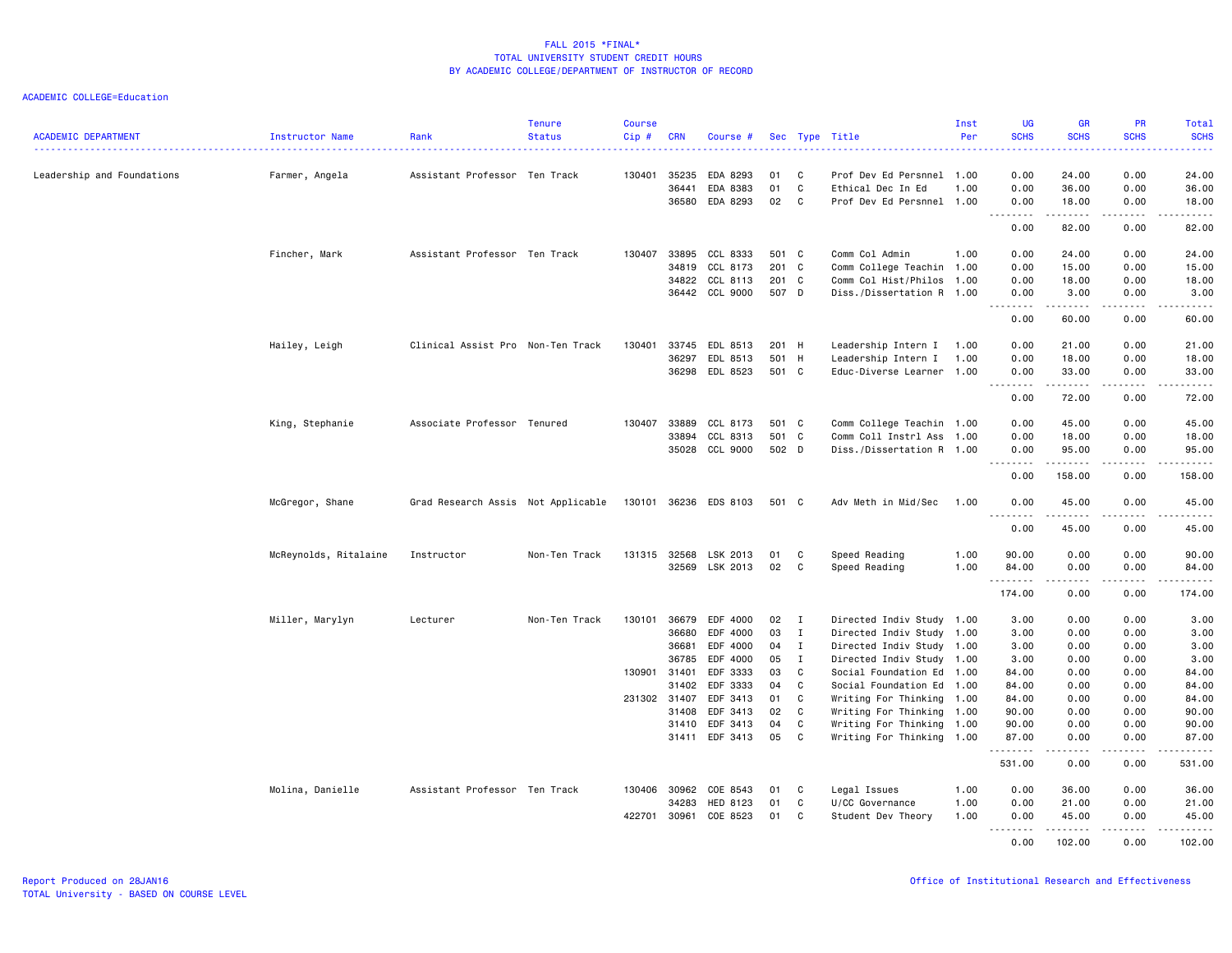# FALL 2015 *FINAL*
## TOTAL UNIVERSITY STUDENT CREDIT HOURS
## BY ACADEMIC COLLEGE/DEPARTMENT OF INSTRUCTOR OF RECORD

ACADEMIC COLLEGE=Education

| ACADEMIC DEPARTMENT | Instructor Name | Rank | Tenure Status | Course Cip # | CRN | Course # | Sec | Type | Title | Inst Per | UG SCHS | GR SCHS | PR SCHS | Total SCHS |
|---|---|---|---|---|---|---|---|---|---|---|---|---|---|---|
| Leadership and Foundations | Farmer, Angela | Assistant Professor | Ten Track | 130401 | 35235 | EDA 8293 | 01 | C | Prof Dev Ed Persnnel | 1.00 | 0.00 | 24.00 | 0.00 | 24.00 |
| | | | | | 36441 | EDA 8383 | 01 | C | Ethical Dec In Ed | 1.00 | 0.00 | 36.00 | 0.00 | 36.00 |
| | | | | | 36580 | EDA 8293 | 02 | C | Prof Dev Ed Persnnel | 1.00 | 0.00 | 18.00 | 0.00 | 18.00 |
| | | | | | | | | | | | 0.00 | 82.00 | 0.00 | 82.00 |
| | Fincher, Mark | Assistant Professor | Ten Track | 130407 | 33895 | CCL 8333 | 501 | C | Comm Col Admin | 1.00 | 0.00 | 24.00 | 0.00 | 24.00 |
| | | | | | 34819 | CCL 8173 | 201 | C | Comm College Teachin | 1.00 | 0.00 | 15.00 | 0.00 | 15.00 |
| | | | | | 34822 | CCL 8113 | 201 | C | Comm Col Hist/Philos | 1.00 | 0.00 | 18.00 | 0.00 | 18.00 |
| | | | | | 36442 | CCL 9000 | 507 | D | Diss./Dissertation R | 1.00 | 0.00 | 3.00 | 0.00 | 3.00 |
| | | | | | | | | | | | 0.00 | 60.00 | 0.00 | 60.00 |
| | Hailey, Leigh | Clinical Assist Pro | Non-Ten Track | 130401 | 33745 | EDL 8513 | 201 | H | Leadership Intern I | 1.00 | 0.00 | 21.00 | 0.00 | 21.00 |
| | | | | | 36297 | EDL 8513 | 501 | H | Leadership Intern I | 1.00 | 0.00 | 18.00 | 0.00 | 18.00 |
| | | | | | 36298 | EDL 8523 | 501 | C | Educ-Diverse Learner | 1.00 | 0.00 | 33.00 | 0.00 | 33.00 |
| | | | | | | | | | | | 0.00 | 72.00 | 0.00 | 72.00 |
| | King, Stephanie | Associate Professor | Tenured | 130407 | 33889 | CCL 8173 | 501 | C | Comm College Teachin | 1.00 | 0.00 | 45.00 | 0.00 | 45.00 |
| | | | | | 33894 | CCL 8313 | 501 | C | Comm Coll Instrl Ass | 1.00 | 0.00 | 18.00 | 0.00 | 18.00 |
| | | | | | 35028 | CCL 9000 | 502 | D | Diss./Dissertation R | 1.00 | 0.00 | 95.00 | 0.00 | 95.00 |
| | | | | | | | | | | | 0.00 | 158.00 | 0.00 | 158.00 |
| | McGregor, Shane | Grad Research Assis | Not Applicable | 130101 | 36236 | EDS 8103 | 501 | C | Adv Meth in Mid/Sec | 1.00 | 0.00 | 45.00 | 0.00 | 45.00 |
| | | | | | | | | | | | 0.00 | 45.00 | 0.00 | 45.00 |
| | McReynolds, Ritalaine | Instructor | Non-Ten Track | 131315 | 32568 | LSK 2013 | 01 | C | Speed Reading | 1.00 | 90.00 | 0.00 | 0.00 | 90.00 |
| | | | | | 32569 | LSK 2013 | 02 | C | Speed Reading | 1.00 | 84.00 | 0.00 | 0.00 | 84.00 |
| | | | | | | | | | | | 174.00 | 0.00 | 0.00 | 174.00 |
| | Miller, Marylyn | Lecturer | Non-Ten Track | 130101 | 36679 | EDF 4000 | 02 | I | Directed Indiv Study | 1.00 | 3.00 | 0.00 | 0.00 | 3.00 |
| | | | | | 36680 | EDF 4000 | 03 | I | Directed Indiv Study | 1.00 | 3.00 | 0.00 | 0.00 | 3.00 |
| | | | | | 36681 | EDF 4000 | 04 | I | Directed Indiv Study | 1.00 | 3.00 | 0.00 | 0.00 | 3.00 |
| | | | | | 36785 | EDF 4000 | 05 | I | Directed Indiv Study | 1.00 | 3.00 | 0.00 | 0.00 | 3.00 |
| | | | | 130901 | 31401 | EDF 3333 | 03 | C | Social Foundation Ed | 1.00 | 84.00 | 0.00 | 0.00 | 84.00 |
| | | | | | 31402 | EDF 3333 | 04 | C | Social Foundation Ed | 1.00 | 84.00 | 0.00 | 0.00 | 84.00 |
| | | | | 231302 | 31407 | EDF 3413 | 01 | C | Writing For Thinking | 1.00 | 84.00 | 0.00 | 0.00 | 84.00 |
| | | | | | 31408 | EDF 3413 | 02 | C | Writing For Thinking | 1.00 | 90.00 | 0.00 | 0.00 | 90.00 |
| | | | | | 31410 | EDF 3413 | 04 | C | Writing For Thinking | 1.00 | 90.00 | 0.00 | 0.00 | 90.00 |
| | | | | | 31411 | EDF 3413 | 05 | C | Writing For Thinking | 1.00 | 87.00 | 0.00 | 0.00 | 87.00 |
| | | | | | | | | | | | 531.00 | 0.00 | 0.00 | 531.00 |
| | Molina, Danielle | Assistant Professor | Ten Track | 130406 | 30962 | COE 8543 | 01 | C | Legal Issues | 1.00 | 0.00 | 36.00 | 0.00 | 36.00 |
| | | | | | 34283 | HED 8123 | 01 | C | U/CC Governance | 1.00 | 0.00 | 21.00 | 0.00 | 21.00 |
| | | | | 422701 | 30961 | COE 8523 | 01 | C | Student Dev Theory | 1.00 | 0.00 | 45.00 | 0.00 | 45.00 |
| | | | | | | | | | | | 0.00 | 102.00 | 0.00 | 102.00 |

Report Produced on 28JAN16
TOTAL University - BASED ON COURSE LEVEL

Office of Institutional Research and Effectiveness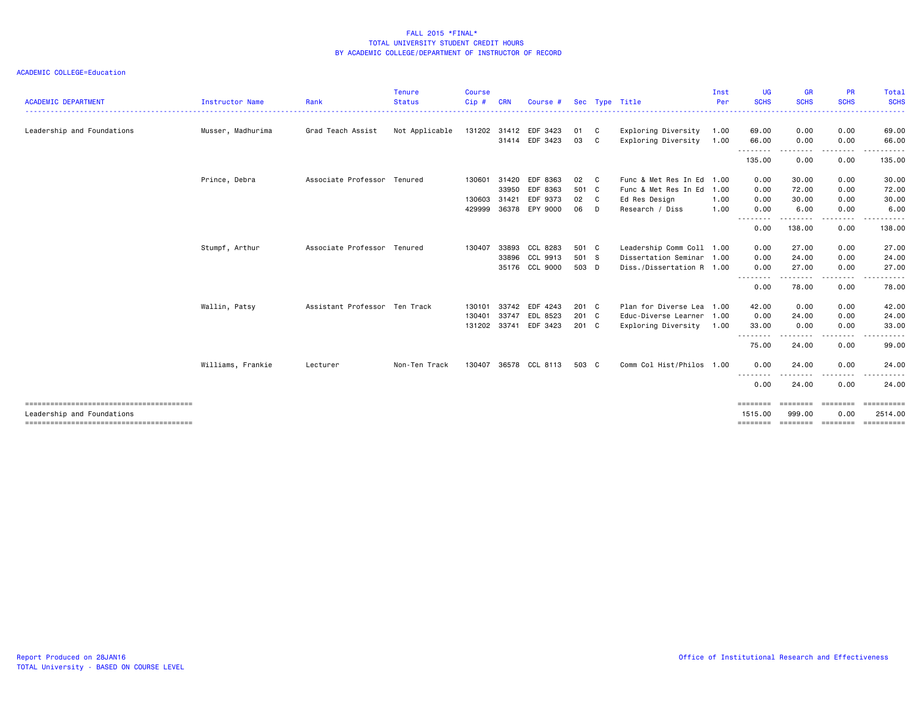FALL 2015 *FINAL*
TOTAL UNIVERSITY STUDENT CREDIT HOURS
BY ACADEMIC COLLEGE/DEPARTMENT OF INSTRUCTOR OF RECORD

ACADEMIC COLLEGE=Education

| ACADEMIC DEPARTMENT | Instructor Name | Rank | Tenure Status | Course Cip # | CRN | Course # | Sec | Type | Title | Inst Per | UG SCHS | GR SCHS | PR SCHS | Total SCHS |
|---|---|---|---|---|---|---|---|---|---|---|---|---|---|---|
| Leadership and Foundations | Musser, Madhurima | Grad Teach Assist | Not Applicable | 131202 | 31412 | EDF 3423 | 01 | C | Exploring Diversity | 1.00 | 69.00 | 0.00 | 0.00 | 69.00 |
| | | | | | 31414 | EDF 3423 | 03 | C | Exploring Diversity | 1.00 | 66.00 | 0.00 | 0.00 | 66.00 |
| | | | | | | | | | | | 135.00 | 0.00 | 0.00 | 135.00 |
| | Prince, Debra | Associate Professor | Tenured | 130601 | 31420 | EDF 8363 | 02 | C | Func & Met Res In Ed | 1.00 | 0.00 | 30.00 | 0.00 | 30.00 |
| | | | | | 33950 | EDF 8363 | 501 | C | Func & Met Res In Ed | 1.00 | 0.00 | 72.00 | 0.00 | 72.00 |
| | | | | 130603 | 31421 | EDF 9373 | 02 | C | Ed Res Design | 1.00 | 0.00 | 30.00 | 0.00 | 30.00 |
| | | | | 429999 | 36378 | EPY 9000 | 06 | D | Research / Diss | 1.00 | 0.00 | 6.00 | 0.00 | 6.00 |
| | | | | | | | | | | | 0.00 | 138.00 | 0.00 | 138.00 |
| | Stumpf, Arthur | Associate Professor | Tenured | 130407 | 33893 | CCL 8283 | 501 | C | Leadership Comm Coll | 1.00 | 0.00 | 27.00 | 0.00 | 27.00 |
| | | | | | 33896 | CCL 9913 | 501 | S | Dissertation Seminar | 1.00 | 0.00 | 24.00 | 0.00 | 24.00 |
| | | | | | 35176 | CCL 9000 | 503 | D | Diss./Dissertation R | 1.00 | 0.00 | 27.00 | 0.00 | 27.00 |
| | | | | | | | | | | | 0.00 | 78.00 | 0.00 | 78.00 |
| | Wallin, Patsy | Assistant Professor | Ten Track | 130101 | 33742 | EDF 4243 | 201 | C | Plan for Diverse Lea | 1.00 | 42.00 | 0.00 | 0.00 | 42.00 |
| | | | | 130401 | 33747 | EDL 8523 | 201 | C | Educ-Diverse Learner | 1.00 | 0.00 | 24.00 | 0.00 | 24.00 |
| | | | | 131202 | 33741 | EDF 3423 | 201 | C | Exploring Diversity | 1.00 | 33.00 | 0.00 | 0.00 | 33.00 |
| | | | | | | | | | | | 75.00 | 24.00 | 0.00 | 99.00 |
| | Williams, Frankie | Lecturer | Non-Ten Track | 130407 | 36578 | CCL 8113 | 503 | C | Comm Col Hist/Philos | 1.00 | 0.00 | 24.00 | 0.00 | 24.00 |
| | | | | | | | | | | | 0.00 | 24.00 | 0.00 | 24.00 |
| Leadership and Foundations | | | | | | | | | | | 1515.00 | 999.00 | 0.00 | 2514.00 |

Report Produced on 28JAN16
TOTAL University - BASED ON COURSE LEVEL

Office of Institutional Research and Effectiveness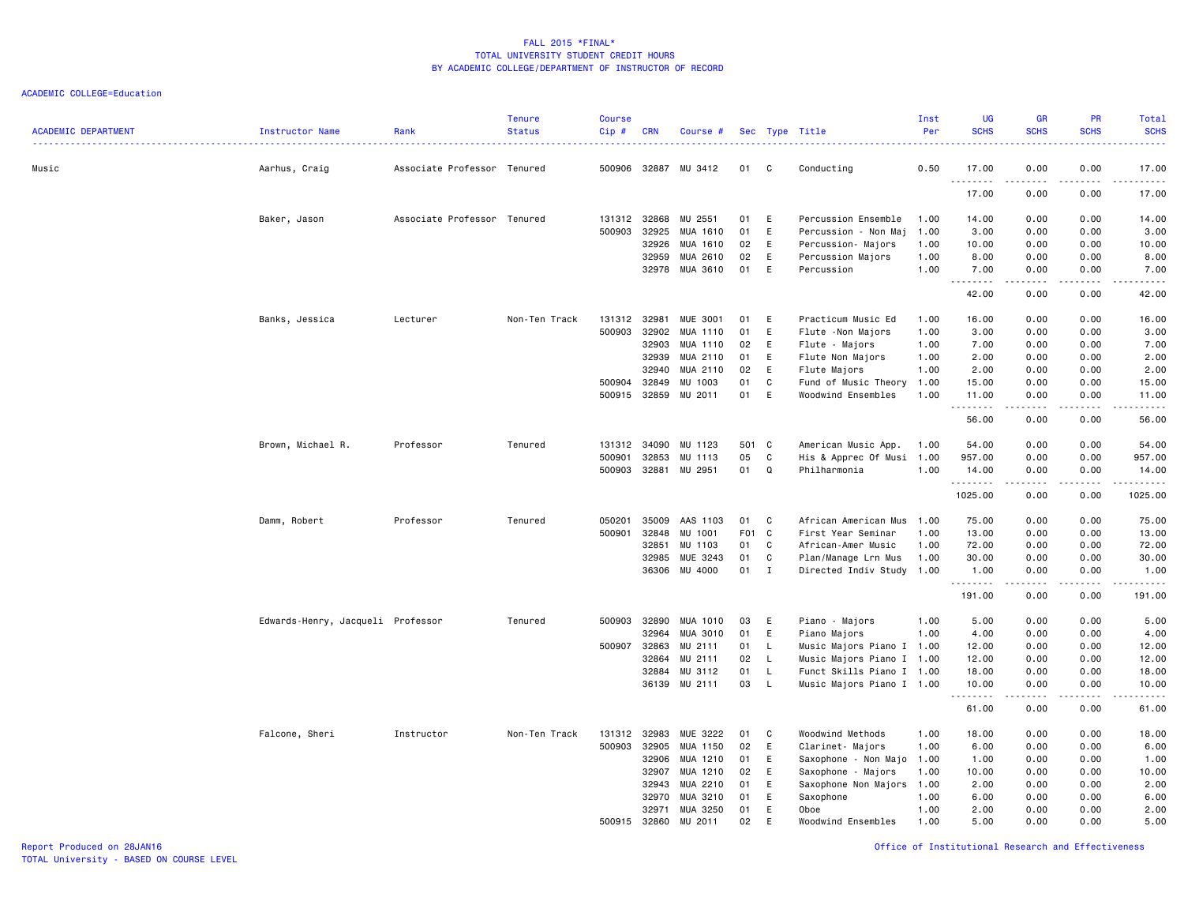FALL 2015 *FINAL*
TOTAL UNIVERSITY STUDENT CREDIT HOURS
BY ACADEMIC COLLEGE/DEPARTMENT OF INSTRUCTOR OF RECORD

ACADEMIC COLLEGE=Education

| ACADEMIC DEPARTMENT | Instructor Name | Rank | Tenure Status | Course Cip # | CRN | Course # | Sec | Type | Title | Inst Per | UG SCHS | GR SCHS | PR SCHS | Total SCHS |
|---|---|---|---|---|---|---|---|---|---|---|---|---|---|---|
| Music | Aarhus, Craig | Associate Professor | Tenured | 500906 | 32887 | MU 3412 | 01 | C | Conducting | 0.50 | 17.00 | 0.00 | 0.00 | 17.00 |
| | | | | | | | | | | | 17.00 | 0.00 | 0.00 | 17.00 |
| | Baker, Jason | Associate Professor | Tenured | 131312 | 32868 | MU 2551 | 01 | E | Percussion Ensemble | 1.00 | 14.00 | 0.00 | 0.00 | 14.00 |
| | | | | 500903 | 32925 | MUA 1610 | 01 | E | Percussion - Non Maj | 1.00 | 3.00 | 0.00 | 0.00 | 3.00 |
| | | | | | 32926 | MUA 1610 | 02 | E | Percussion- Majors | 1.00 | 10.00 | 0.00 | 0.00 | 10.00 |
| | | | | | 32959 | MUA 2610 | 02 | E | Percussion Majors | 1.00 | 8.00 | 0.00 | 0.00 | 8.00 |
| | | | | | 32978 | MUA 3610 | 01 | E | Percussion | 1.00 | 7.00 | 0.00 | 0.00 | 7.00 |
| | | | | | | | | | | | 42.00 | 0.00 | 0.00 | 42.00 |
| | Banks, Jessica | Lecturer | Non-Ten Track | 131312 | 32981 | MUE 3001 | 01 | E | Practicum Music Ed | 1.00 | 16.00 | 0.00 | 0.00 | 16.00 |
| | | | | 500903 | 32902 | MUA 1110 | 01 | E | Flute -Non Majors | 1.00 | 3.00 | 0.00 | 0.00 | 3.00 |
| | | | | | 32903 | MUA 1110 | 02 | E | Flute - Majors | 1.00 | 7.00 | 0.00 | 0.00 | 7.00 |
| | | | | | 32939 | MUA 2110 | 01 | E | Flute Non Majors | 1.00 | 2.00 | 0.00 | 0.00 | 2.00 |
| | | | | | 32940 | MUA 2110 | 02 | E | Flute Majors | 1.00 | 2.00 | 0.00 | 0.00 | 2.00 |
| | | | | 500904 | 32849 | MU 1003 | 01 | C | Fund of Music Theory | 1.00 | 15.00 | 0.00 | 0.00 | 15.00 |
| | | | | 500915 | 32859 | MU 2011 | 01 | E | Woodwind Ensembles | 1.00 | 11.00 | 0.00 | 0.00 | 11.00 |
| | | | | | | | | | | | 56.00 | 0.00 | 0.00 | 56.00 |
| | Brown, Michael R. | Professor | Tenured | 131312 | 34090 | MU 1123 | 501 | C | American Music App. | 1.00 | 54.00 | 0.00 | 0.00 | 54.00 |
| | | | | 500901 | 32853 | MU 1113 | 05 | C | His & Apprec Of Musi | 1.00 | 957.00 | 0.00 | 0.00 | 957.00 |
| | | | | 500903 | 32881 | MU 2951 | 01 | Q | Philharmonia | 1.00 | 14.00 | 0.00 | 0.00 | 14.00 |
| | | | | | | | | | | | 1025.00 | 0.00 | 0.00 | 1025.00 |
| | Damm, Robert | Professor | Tenured | 050201 | 35009 | AAS 1103 | 01 | C | African American Mus | 1.00 | 75.00 | 0.00 | 0.00 | 75.00 |
| | | | | 500901 | 32848 | MU 1001 | F01 | C | First Year Seminar | 1.00 | 13.00 | 0.00 | 0.00 | 13.00 |
| | | | | | 32851 | MU 1103 | 01 | C | African-Amer Music | 1.00 | 72.00 | 0.00 | 0.00 | 72.00 |
| | | | | | 32985 | MUE 3243 | 01 | C | Plan/Manage Lrn Mus | 1.00 | 30.00 | 0.00 | 0.00 | 30.00 |
| | | | | | 36306 | MU 4000 | 01 | I | Directed Indiv Study | 1.00 | 1.00 | 0.00 | 0.00 | 1.00 |
| | | | | | | | | | | | 191.00 | 0.00 | 0.00 | 191.00 |
| | Edwards-Henry, Jacqueli | Professor | Tenured | 500903 | 32890 | MUA 1010 | 03 | E | Piano - Majors | 1.00 | 5.00 | 0.00 | 0.00 | 5.00 |
| | | | | | 32964 | MUA 3010 | 01 | E | Piano Majors | 1.00 | 4.00 | 0.00 | 0.00 | 4.00 |
| | | | | 500907 | 32863 | MU 2111 | 01 | L | Music Majors Piano I | 1.00 | 12.00 | 0.00 | 0.00 | 12.00 |
| | | | | | 32864 | MU 2111 | 02 | L | Music Majors Piano I | 1.00 | 12.00 | 0.00 | 0.00 | 12.00 |
| | | | | | 32884 | MU 3112 | 01 | L | Funct Skills Piano I | 1.00 | 18.00 | 0.00 | 0.00 | 18.00 |
| | | | | | 36139 | MU 2111 | 03 | L | Music Majors Piano I | 1.00 | 10.00 | 0.00 | 0.00 | 10.00 |
| | | | | | | | | | | | 61.00 | 0.00 | 0.00 | 61.00 |
| | Falcone, Sheri | Instructor | Non-Ten Track | 131312 | 32983 | MUE 3222 | 01 | C | Woodwind Methods | 1.00 | 18.00 | 0.00 | 0.00 | 18.00 |
| | | | | 500903 | 32905 | MUA 1150 | 02 | E | Clarinet- Majors | 1.00 | 6.00 | 0.00 | 0.00 | 6.00 |
| | | | | | 32906 | MUA 1210 | 01 | E | Saxophone - Non Majo | 1.00 | 1.00 | 0.00 | 0.00 | 1.00 |
| | | | | | 32907 | MUA 1210 | 02 | E | Saxophone - Majors | 1.00 | 10.00 | 0.00 | 0.00 | 10.00 |
| | | | | | 32943 | MUA 2210 | 01 | E | Saxophone Non Majors | 1.00 | 2.00 | 0.00 | 0.00 | 2.00 |
| | | | | | 32970 | MUA 3210 | 01 | E | Saxophone | 1.00 | 6.00 | 0.00 | 0.00 | 6.00 |
| | | | | | 32971 | MUA 3250 | 01 | E | Oboe | 1.00 | 2.00 | 0.00 | 0.00 | 2.00 |
| | | | | 500915 | 32860 | MU 2011 | 02 | E | Woodwind Ensembles | 1.00 | 5.00 | 0.00 | 0.00 | 5.00 |

Report Produced on 28JAN16
TOTAL University - BASED ON COURSE LEVEL
Office of Institutional Research and Effectiveness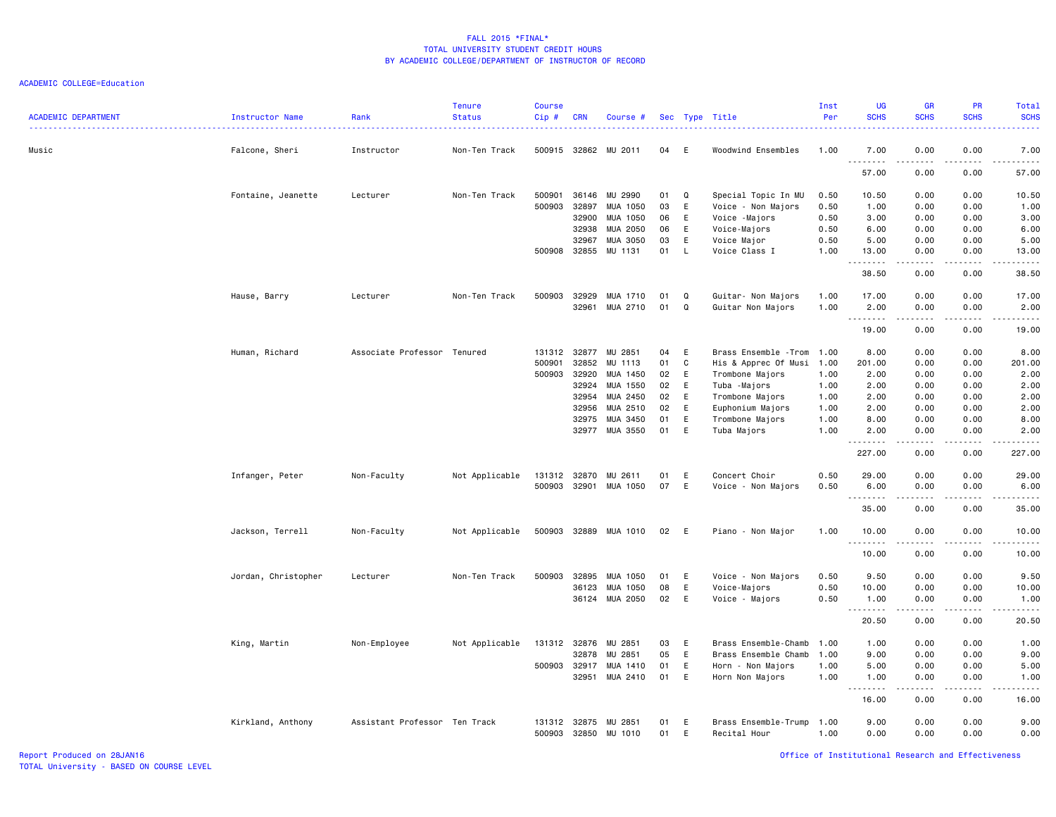FALL 2015 *FINAL*
TOTAL UNIVERSITY STUDENT CREDIT HOURS
BY ACADEMIC COLLEGE/DEPARTMENT OF INSTRUCTOR OF RECORD

ACADEMIC COLLEGE=Education

| ACADEMIC DEPARTMENT | Instructor Name | Rank | Tenure Status | Course Cip # | CRN | Course # | Sec | Type | Title | Inst Per | UG SCHS | GR SCHS | PR SCHS | Total SCHS |
|---|---|---|---|---|---|---|---|---|---|---|---|---|---|---|
| Music | Falcone, Sheri | Instructor | Non-Ten Track | 500915 | 32862 | MU 2011 | 04 | E | Woodwind Ensembles | 1.00 | 7.00 | 0.00 | 0.00 | 7.00 |
| | | | | | | | | | | | 57.00 | 0.00 | 0.00 | 57.00 |
| | Fontaine, Jeanette | Lecturer | Non-Ten Track | 500901 | 36146 | MU 2990 | 01 | Q | Special Topic In MU | 0.50 | 10.50 | 0.00 | 0.00 | 10.50 |
| | | | | 500903 | 32897 | MUA 1050 | 03 | E | Voice - Non Majors | 0.50 | 1.00 | 0.00 | 0.00 | 1.00 |
| | | | | | 32900 | MUA 1050 | 06 | E | Voice -Majors | 0.50 | 3.00 | 0.00 | 0.00 | 3.00 |
| | | | | | 32938 | MUA 2050 | 06 | E | Voice-Majors | 0.50 | 6.00 | 0.00 | 0.00 | 6.00 |
| | | | | | 32967 | MUA 3050 | 03 | E | Voice Major | 0.50 | 5.00 | 0.00 | 0.00 | 5.00 |
| | | | | 500908 | 32855 | MU 1131 | 01 | L | Voice Class I | 1.00 | 13.00 | 0.00 | 0.00 | 13.00 |
| | | | | | | | | | | | 38.50 | 0.00 | 0.00 | 38.50 |
| | Hause, Barry | Lecturer | Non-Ten Track | 500903 | 32929 | MUA 1710 | 01 | Q | Guitar- Non Majors | 1.00 | 17.00 | 0.00 | 0.00 | 17.00 |
| | | | | | 32961 | MUA 2710 | 01 | Q | Guitar Non Majors | 1.00 | 2.00 | 0.00 | 0.00 | 2.00 |
| | | | | | | | | | | | 19.00 | 0.00 | 0.00 | 19.00 |
| | Human, Richard | Associate Professor | Tenured | 131312 | 32877 | MU 2851 | 04 | E | Brass Ensemble -Trom | 1.00 | 8.00 | 0.00 | 0.00 | 8.00 |
| | | | | 500901 | 32852 | MU 1113 | 01 | C | His & Apprec Of Musi | 1.00 | 201.00 | 0.00 | 0.00 | 201.00 |
| | | | | 500903 | 32920 | MUA 1450 | 02 | E | Trombone Majors | 1.00 | 2.00 | 0.00 | 0.00 | 2.00 |
| | | | | | 32924 | MUA 1550 | 02 | E | Tuba -Majors | 1.00 | 2.00 | 0.00 | 0.00 | 2.00 |
| | | | | | 32954 | MUA 2450 | 02 | E | Trombone Majors | 1.00 | 2.00 | 0.00 | 0.00 | 2.00 |
| | | | | | 32956 | MUA 2510 | 02 | E | Euphonium Majors | 1.00 | 2.00 | 0.00 | 0.00 | 2.00 |
| | | | | | 32975 | MUA 3450 | 01 | E | Trombone Majors | 1.00 | 8.00 | 0.00 | 0.00 | 8.00 |
| | | | | | 32977 | MUA 3550 | 01 | E | Tuba Majors | 1.00 | 2.00 | 0.00 | 0.00 | 2.00 |
| | | | | | | | | | | | 227.00 | 0.00 | 0.00 | 227.00 |
| | Infanger, Peter | Non-Faculty | Not Applicable | 131312 | 32870 | MU 2611 | 01 | E | Concert Choir | 0.50 | 29.00 | 0.00 | 0.00 | 29.00 |
| | | | | 500903 | 32901 | MUA 1050 | 07 | E | Voice - Non Majors | 0.50 | 6.00 | 0.00 | 0.00 | 6.00 |
| | | | | | | | | | | | 35.00 | 0.00 | 0.00 | 35.00 |
| | Jackson, Terrell | Non-Faculty | Not Applicable | 500903 | 32889 | MUA 1010 | 02 | E | Piano - Non Major | 1.00 | 10.00 | 0.00 | 0.00 | 10.00 |
| | | | | | | | | | | | 10.00 | 0.00 | 0.00 | 10.00 |
| | Jordan, Christopher | Lecturer | Non-Ten Track | 500903 | 32895 | MUA 1050 | 01 | E | Voice - Non Majors | 0.50 | 9.50 | 0.00 | 0.00 | 9.50 |
| | | | | | 36123 | MUA 1050 | 08 | E | Voice-Majors | 0.50 | 10.00 | 0.00 | 0.00 | 10.00 |
| | | | | | 36124 | MUA 2050 | 02 | E | Voice - Majors | 0.50 | 1.00 | 0.00 | 0.00 | 1.00 |
| | | | | | | | | | | | 20.50 | 0.00 | 0.00 | 20.50 |
| | King, Martin | Non-Employee | Not Applicable | 131312 | 32876 | MU 2851 | 03 | E | Brass Ensemble-Chamb | 1.00 | 1.00 | 0.00 | 0.00 | 1.00 |
| | | | | | 32878 | MU 2851 | 05 | E | Brass Ensemble Chamb | 1.00 | 9.00 | 0.00 | 0.00 | 9.00 |
| | | | | 500903 | 32917 | MUA 1410 | 01 | E | Horn - Non Majors | 1.00 | 5.00 | 0.00 | 0.00 | 5.00 |
| | | | | | 32951 | MUA 2410 | 01 | E | Horn Non Majors | 1.00 | 1.00 | 0.00 | 0.00 | 1.00 |
| | | | | | | | | | | | 16.00 | 0.00 | 0.00 | 16.00 |
| | Kirkland, Anthony | Assistant Professor | Ten Track | 131312 | 32875 | MU 2851 | 01 | E | Brass Ensemble-Trump | 1.00 | 9.00 | 0.00 | 0.00 | 9.00 |
| | | | | 500903 | 32850 | MU 1010 | 01 | E | Recital Hour | 1.00 | 0.00 | 0.00 | 0.00 | 0.00 |

Report Produced on 28JAN16
TOTAL University - BASED ON COURSE LEVEL

Office of Institutional Research and Effectiveness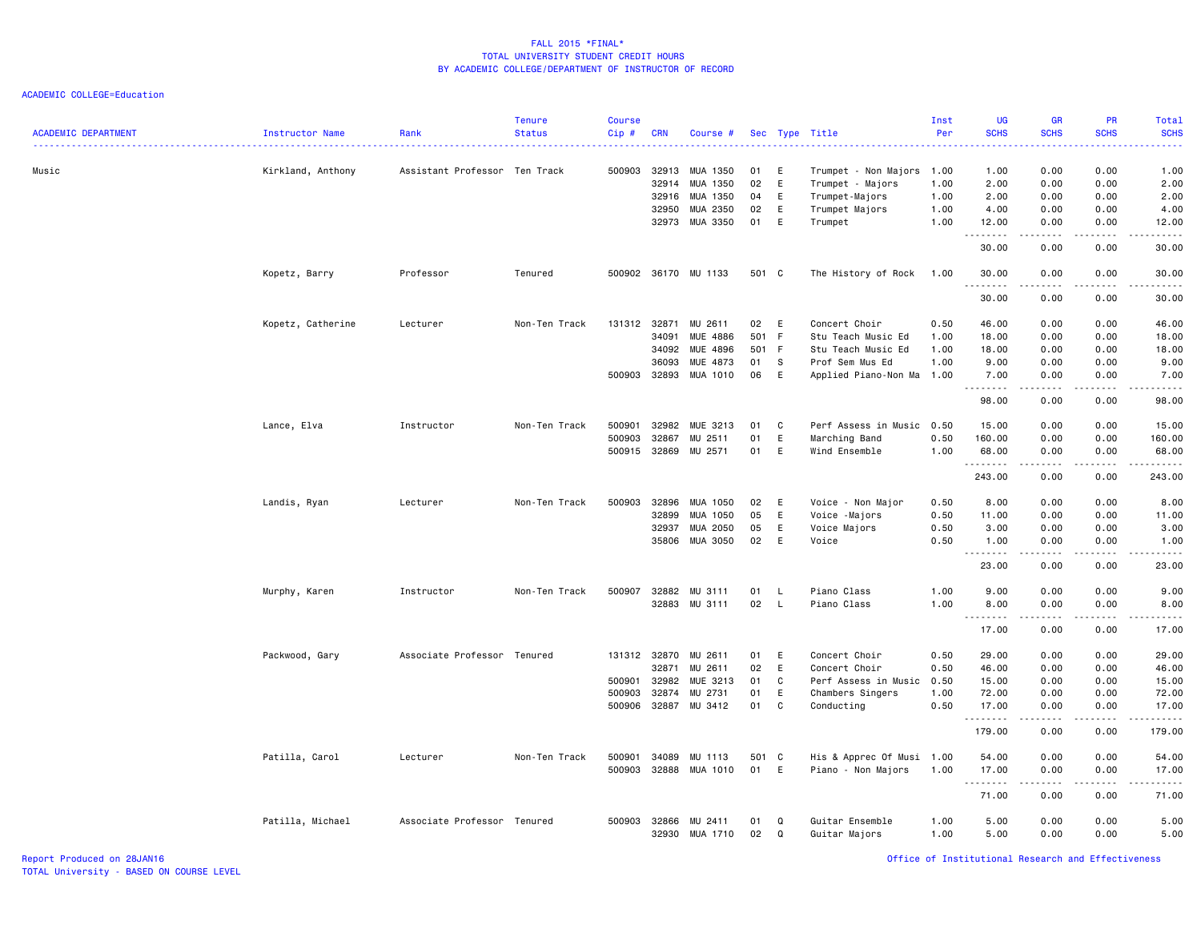FALL 2015 *FINAL*
TOTAL UNIVERSITY STUDENT CREDIT HOURS
BY ACADEMIC COLLEGE/DEPARTMENT OF INSTRUCTOR OF RECORD

ACADEMIC COLLEGE=Education

| ACADEMIC DEPARTMENT | Instructor Name | Rank | Tenure Status | Course Cip # | CRN | Course # | Sec | Type | Title | Inst Per | UG SCHS | GR SCHS | PR SCHS | Total SCHS |
|---|---|---|---|---|---|---|---|---|---|---|---|---|---|---|
| Music | Kirkland, Anthony | Assistant Professor | Ten Track | 500903 | 32913 | MUA 1350 | 01 | E | Trumpet - Non Majors | 1.00 | 1.00 | 0.00 | 0.00 | 1.00 |
| | | | | | 32914 | MUA 1350 | 02 | E | Trumpet - Majors | 1.00 | 2.00 | 0.00 | 0.00 | 2.00 |
| | | | | | 32916 | MUA 1350 | 04 | E | Trumpet-Majors | 1.00 | 2.00 | 0.00 | 0.00 | 2.00 |
| | | | | | 32950 | MUA 2350 | 02 | E | Trumpet Majors | 1.00 | 4.00 | 0.00 | 0.00 | 4.00 |
| | | | | | 32973 | MUA 3350 | 01 | E | Trumpet | 1.00 | 12.00 | 0.00 | 0.00 | 12.00 |
| | | | | | | | | | | | 30.00 | 0.00 | 0.00 | 30.00 |
| | Kopetz, Barry | Professor | Tenured | 500902 | 36170 | MU 1133 | 501 | C | The History of Rock | 1.00 | 30.00 | 0.00 | 0.00 | 30.00 |
| | | | | | | | | | | | 30.00 | 0.00 | 0.00 | 30.00 |
| | Kopetz, Catherine | Lecturer | Non-Ten Track | 131312 | 32871 | MU 2611 | 02 | E | Concert Choir | 0.50 | 46.00 | 0.00 | 0.00 | 46.00 |
| | | | | | 34091 | MUE 4886 | 501 | F | Stu Teach Music Ed | 1.00 | 18.00 | 0.00 | 0.00 | 18.00 |
| | | | | | 34092 | MUE 4896 | 501 | F | Stu Teach Music Ed | 1.00 | 18.00 | 0.00 | 0.00 | 18.00 |
| | | | | | 36093 | MUE 4873 | 01 | S | Prof Sem Mus Ed | 1.00 | 9.00 | 0.00 | 0.00 | 9.00 |
| | | | | 500903 | 32893 | MUA 1010 | 06 | E | Applied Piano-Non Ma | 1.00 | 7.00 | 0.00 | 0.00 | 7.00 |
| | | | | | | | | | | | 98.00 | 0.00 | 0.00 | 98.00 |
| | Lance, Elva | Instructor | Non-Ten Track | 500901 | 32982 | MUE 3213 | 01 | C | Perf Assess in Music | 0.50 | 15.00 | 0.00 | 0.00 | 15.00 |
| | | | | 500903 | 32867 | MU 2511 | 01 | E | Marching Band | 0.50 | 160.00 | 0.00 | 0.00 | 160.00 |
| | | | | 500915 | 32869 | MU 2571 | 01 | E | Wind Ensemble | 1.00 | 68.00 | 0.00 | 0.00 | 68.00 |
| | | | | | | | | | | | 243.00 | 0.00 | 0.00 | 243.00 |
| | Landis, Ryan | Lecturer | Non-Ten Track | 500903 | 32896 | MUA 1050 | 02 | E | Voice - Non Major | 0.50 | 8.00 | 0.00 | 0.00 | 8.00 |
| | | | | | 32899 | MUA 1050 | 05 | E | Voice -Majors | 0.50 | 11.00 | 0.00 | 0.00 | 11.00 |
| | | | | | 32937 | MUA 2050 | 05 | E | Voice Majors | 0.50 | 3.00 | 0.00 | 0.00 | 3.00 |
| | | | | | 35806 | MUA 3050 | 02 | E | Voice | 0.50 | 1.00 | 0.00 | 0.00 | 1.00 |
| | | | | | | | | | | | 23.00 | 0.00 | 0.00 | 23.00 |
| | Murphy, Karen | Instructor | Non-Ten Track | 500907 | 32882 | MU 3111 | 01 | L | Piano Class | 1.00 | 9.00 | 0.00 | 0.00 | 9.00 |
| | | | | | 32883 | MU 3111 | 02 | L | Piano Class | 1.00 | 8.00 | 0.00 | 0.00 | 8.00 |
| | | | | | | | | | | | 17.00 | 0.00 | 0.00 | 17.00 |
| | Packwood, Gary | Associate Professor | Tenured | 131312 | 32870 | MU 2611 | 01 | E | Concert Choir | 0.50 | 29.00 | 0.00 | 0.00 | 29.00 |
| | | | | | 32871 | MU 2611 | 02 | E | Concert Choir | 0.50 | 46.00 | 0.00 | 0.00 | 46.00 |
| | | | | 500901 | 32982 | MUE 3213 | 01 | C | Perf Assess in Music | 0.50 | 15.00 | 0.00 | 0.00 | 15.00 |
| | | | | 500903 | 32874 | MU 2731 | 01 | E | Chambers Singers | 1.00 | 72.00 | 0.00 | 0.00 | 72.00 |
| | | | | 500906 | 32887 | MU 3412 | 01 | C | Conducting | 0.50 | 17.00 | 0.00 | 0.00 | 17.00 |
| | | | | | | | | | | | 179.00 | 0.00 | 0.00 | 179.00 |
| | Patilla, Carol | Lecturer | Non-Ten Track | 500901 | 34089 | MU 1113 | 501 | C | His & Apprec Of Musi | 1.00 | 54.00 | 0.00 | 0.00 | 54.00 |
| | | | | 500903 | 32888 | MUA 1010 | 01 | E | Piano - Non Majors | 1.00 | 17.00 | 0.00 | 0.00 | 17.00 |
| | | | | | | | | | | | 71.00 | 0.00 | 0.00 | 71.00 |
| | Patilla, Michael | Associate Professor | Tenured | 500903 | 32866 | MU 2411 | 01 | Q | Guitar Ensemble | 1.00 | 5.00 | 0.00 | 0.00 | 5.00 |
| | | | | | 32930 | MUA 1710 | 02 | Q | Guitar Majors | 1.00 | 5.00 | 0.00 | 0.00 | 5.00 |

Report Produced on 28JAN16
TOTAL University - BASED ON COURSE LEVEL

Office of Institutional Research and Effectiveness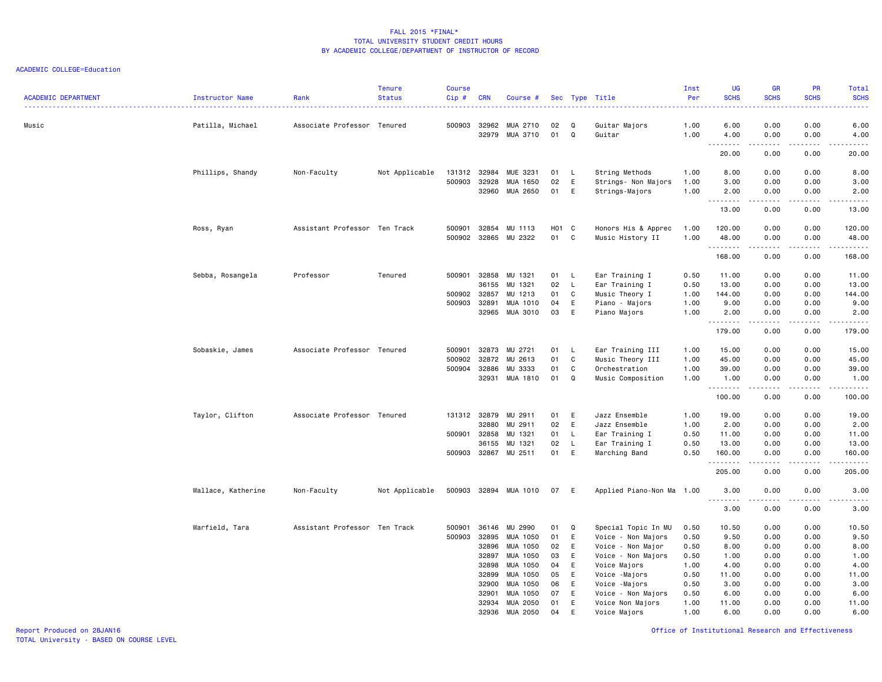FALL 2015 *FINAL*
TOTAL UNIVERSITY STUDENT CREDIT HOURS
BY ACADEMIC COLLEGE/DEPARTMENT OF INSTRUCTOR OF RECORD

ACADEMIC COLLEGE=Education

| ACADEMIC DEPARTMENT | Instructor Name | Rank | Tenure Status | Course Cip # | CRN | Course # | Sec | Type | Title | Inst Per | UG SCHS | GR SCHS | PR SCHS | Total SCHS |
|---|---|---|---|---|---|---|---|---|---|---|---|---|---|---|
| Music | Patilla, Michael | Associate Professor | Tenured | 500903 | 32962 | MUA 2710 | 02 | Q | Guitar Majors | 1.00 | 6.00 | 0.00 | 0.00 | 6.00 |
| | | | | | 32979 | MUA 3710 | 01 | Q | Guitar | 1.00 | 4.00 | 0.00 | 0.00 | 4.00 |
| | | | | | | | | | | | 20.00 | 0.00 | 0.00 | 20.00 |
| | Phillips, Shandy | Non-Faculty | Not Applicable | 131312 | 32984 | MUE 3231 | 01 | L | String Methods | 1.00 | 8.00 | 0.00 | 0.00 | 8.00 |
| | | | | 500903 | 32928 | MUA 1650 | 02 | E | Strings- Non Majors | 1.00 | 3.00 | 0.00 | 0.00 | 3.00 |
| | | | | | 32960 | MUA 2650 | 01 | E | Strings-Majors | 1.00 | 2.00 | 0.00 | 0.00 | 2.00 |
| | | | | | | | | | | | 13.00 | 0.00 | 0.00 | 13.00 |
| | Ross, Ryan | Assistant Professor | Ten Track | 500901 | 32854 | MU 1113 | H01 | C | Honors His & Apprec | 1.00 | 120.00 | 0.00 | 0.00 | 120.00 |
| | | | | 500902 | 32865 | MU 2322 | 01 | C | Music History II | 1.00 | 48.00 | 0.00 | 0.00 | 48.00 |
| | | | | | | | | | | | 168.00 | 0.00 | 0.00 | 168.00 |
| | Sebba, Rosangela | Professor | Tenured | 500901 | 32858 | MU 1321 | 01 | L | Ear Training I | 0.50 | 11.00 | 0.00 | 0.00 | 11.00 |
| | | | | | 36155 | MU 1321 | 02 | L | Ear Training I | 0.50 | 13.00 | 0.00 | 0.00 | 13.00 |
| | | | | 500902 | 32857 | MU 1213 | 01 | C | Music Theory I | 1.00 | 144.00 | 0.00 | 0.00 | 144.00 |
| | | | | 500903 | 32891 | MUA 1010 | 04 | E | Piano - Majors | 1.00 | 9.00 | 0.00 | 0.00 | 9.00 |
| | | | | | 32965 | MUA 3010 | 03 | E | Piano Majors | 1.00 | 2.00 | 0.00 | 0.00 | 2.00 |
| | | | | | | | | | | | 179.00 | 0.00 | 0.00 | 179.00 |
| | Sobaskie, James | Associate Professor | Tenured | 500901 | 32873 | MU 2721 | 01 | L | Ear Training III | 1.00 | 15.00 | 0.00 | 0.00 | 15.00 |
| | | | | 500902 | 32872 | MU 2613 | 01 | C | Music Theory III | 1.00 | 45.00 | 0.00 | 0.00 | 45.00 |
| | | | | 500904 | 32886 | MU 3333 | 01 | C | Orchestration | 1.00 | 39.00 | 0.00 | 0.00 | 39.00 |
| | | | | | 32931 | MUA 1810 | 01 | Q | Music Composition | 1.00 | 1.00 | 0.00 | 0.00 | 1.00 |
| | | | | | | | | | | | 100.00 | 0.00 | 0.00 | 100.00 |
| | Taylor, Clifton | Associate Professor | Tenured | 131312 | 32879 | MU 2911 | 01 | E | Jazz Ensemble | 1.00 | 19.00 | 0.00 | 0.00 | 19.00 |
| | | | | | 32880 | MU 2911 | 02 | E | Jazz Ensemble | 1.00 | 2.00 | 0.00 | 0.00 | 2.00 |
| | | | | 500901 | 32858 | MU 1321 | 01 | L | Ear Training I | 0.50 | 11.00 | 0.00 | 0.00 | 11.00 |
| | | | | | 36155 | MU 1321 | 02 | L | Ear Training I | 0.50 | 13.00 | 0.00 | 0.00 | 13.00 |
| | | | | 500903 | 32867 | MU 2511 | 01 | E | Marching Band | 0.50 | 160.00 | 0.00 | 0.00 | 160.00 |
| | | | | | | | | | | | 205.00 | 0.00 | 0.00 | 205.00 |
| | Wallace, Katherine | Non-Faculty | Not Applicable | 500903 | 32894 | MUA 1010 | 07 | E | Applied Piano-Non Ma | 1.00 | 3.00 | 0.00 | 0.00 | 3.00 |
| | | | | | | | | | | | 3.00 | 0.00 | 0.00 | 3.00 |
| | Warfield, Tara | Assistant Professor | Ten Track | 500901 | 36146 | MU 2990 | 01 | Q | Special Topic In MU | 0.50 | 10.50 | 0.00 | 0.00 | 10.50 |
| | | | | 500903 | 32895 | MUA 1050 | 01 | E | Voice - Non Majors | 0.50 | 9.50 | 0.00 | 0.00 | 9.50 |
| | | | | | 32896 | MUA 1050 | 02 | E | Voice - Non Major | 0.50 | 8.00 | 0.00 | 0.00 | 8.00 |
| | | | | | 32897 | MUA 1050 | 03 | E | Voice - Non Majors | 0.50 | 1.00 | 0.00 | 0.00 | 1.00 |
| | | | | | 32898 | MUA 1050 | 04 | E | Voice Majors | 1.00 | 4.00 | 0.00 | 0.00 | 4.00 |
| | | | | | 32899 | MUA 1050 | 05 | E | Voice -Majors | 0.50 | 11.00 | 0.00 | 0.00 | 11.00 |
| | | | | | 32900 | MUA 1050 | 06 | E | Voice -Majors | 0.50 | 3.00 | 0.00 | 0.00 | 3.00 |
| | | | | | 32901 | MUA 1050 | 07 | E | Voice - Non Majors | 0.50 | 6.00 | 0.00 | 0.00 | 6.00 |
| | | | | | 32934 | MUA 2050 | 01 | E | Voice Non Majors | 1.00 | 11.00 | 0.00 | 0.00 | 11.00 |
| | | | | | 32936 | MUA 2050 | 04 | E | Voice Majors | 1.00 | 6.00 | 0.00 | 0.00 | 6.00 |

Report Produced on 28JAN16
TOTAL University - BASED ON COURSE LEVEL

Office of Institutional Research and Effectiveness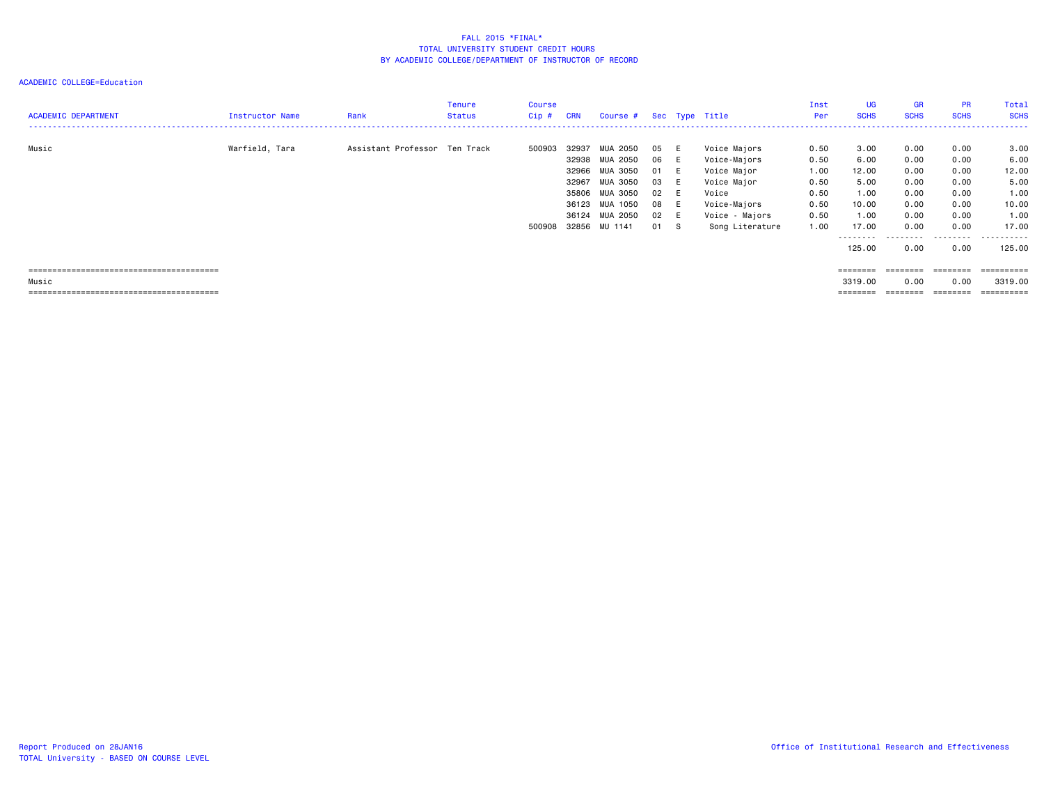# FALL 2015 *FINAL*
## TOTAL UNIVERSITY STUDENT CREDIT HOURS
## BY ACADEMIC COLLEGE/DEPARTMENT OF INSTRUCTOR OF RECORD

ACADEMIC COLLEGE=Education

| ACADEMIC DEPARTMENT | Instructor Name | Rank | Tenure Status | Course Cip # | CRN | Course # | Sec | Type | Title | Inst Per | UG SCHS | GR SCHS | PR SCHS | Total SCHS |
|---|---|---|---|---|---|---|---|---|---|---|---|---|---|---|
| Music | Warfield, Tara | Assistant Professor | Ten Track | 500903 | 32937 | MUA 2050 | 05 | E | Voice Majors | 0.50 | 3.00 | 0.00 | 0.00 | 3.00 |
| | | | | | 32938 | MUA 2050 | 06 | E | Voice-Majors | 0.50 | 6.00 | 0.00 | 0.00 | 6.00 |
| | | | | | 32966 | MUA 3050 | 01 | E | Voice Major | 1.00 | 12.00 | 0.00 | 0.00 | 12.00 |
| | | | | | 32967 | MUA 3050 | 03 | E | Voice Major | 0.50 | 5.00 | 0.00 | 0.00 | 5.00 |
| | | | | | 35806 | MUA 3050 | 02 | E | Voice | 0.50 | 1.00 | 0.00 | 0.00 | 1.00 |
| | | | | | 36123 | MUA 1050 | 08 | E | Voice-Majors | 0.50 | 10.00 | 0.00 | 0.00 | 10.00 |
| | | | | | 36124 | MUA 2050 | 02 | E | Voice - Majors | 0.50 | 1.00 | 0.00 | 0.00 | 1.00 |
| | | | | 500908 | 32856 | MU 1141 | 01 | S | Song Literature | 1.00 | 17.00 | 0.00 | 0.00 | 17.00 |
| | | | | | | | | | | | 125.00 | 0.00 | 0.00 | 125.00 |
| Music | | | | | | | | | | | 3319.00 | 0.00 | 0.00 | 3319.00 |

Report Produced on 28JAN16
TOTAL University - BASED ON COURSE LEVEL

Office of Institutional Research and Effectiveness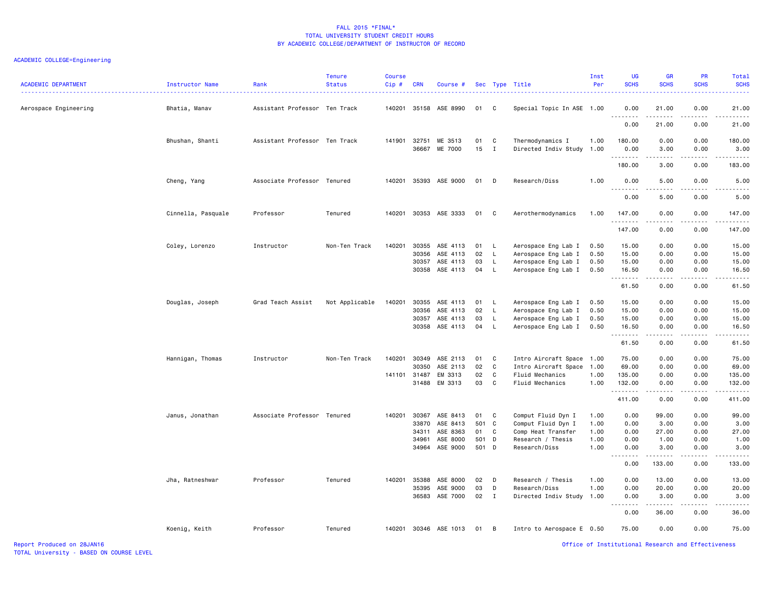# FALL 2015 *FINAL*
## TOTAL UNIVERSITY STUDENT CREDIT HOURS
## BY ACADEMIC COLLEGE/DEPARTMENT OF INSTRUCTOR OF RECORD

ACADEMIC COLLEGE=Engineering

| ACADEMIC DEPARTMENT | Instructor Name | Rank | Tenure Status | Course Cip # | CRN | Course # | Sec | Type | Title | Inst Per | UG SCHS | GR SCHS | PR SCHS | Total SCHS |
|---|---|---|---|---|---|---|---|---|---|---|---|---|---|---|
| Aerospace Engineering | Bhatia, Manav | Assistant Professor | Ten Track | 140201 | 35158 | ASE 8990 | 01 | C | Special Topic In ASE | 1.00 | 0.00 | 21.00 | 0.00 | 21.00 |
| | | | | | | | | | | | 0.00 | 21.00 | 0.00 | 21.00 |
| | Bhushan, Shanti | Assistant Professor | Ten Track | 141901 | 32751 | ME 3513 | 01 | C | Thermodynamics I | 1.00 | 180.00 | 0.00 | 0.00 | 180.00 |
| | | | | | 36667 | ME 7000 | 15 | I | Directed Indiv Study | 1.00 | 0.00 | 3.00 | 0.00 | 3.00 |
| | | | | | | | | | | | 180.00 | 3.00 | 0.00 | 183.00 |
| | Cheng, Yang | Associate Professor | Tenured | 140201 | 35393 | ASE 9000 | 01 | D | Research/Diss | 1.00 | 0.00 | 5.00 | 0.00 | 5.00 |
| | | | | | | | | | | | 0.00 | 5.00 | 0.00 | 5.00 |
| | Cinnella, Pasquale | Professor | Tenured | 140201 | 30353 | ASE 3333 | 01 | C | Aerothermodynamics | 1.00 | 147.00 | 0.00 | 0.00 | 147.00 |
| | | | | | | | | | | | 147.00 | 0.00 | 0.00 | 147.00 |
| | Coley, Lorenzo | Instructor | Non-Ten Track | 140201 | 30355 | ASE 4113 | 01 | L | Aerospace Eng Lab I | 0.50 | 15.00 | 0.00 | 0.00 | 15.00 |
| | | | | | 30356 | ASE 4113 | 02 | L | Aerospace Eng Lab I | 0.50 | 15.00 | 0.00 | 0.00 | 15.00 |
| | | | | | 30357 | ASE 4113 | 03 | L | Aerospace Eng Lab I | 0.50 | 15.00 | 0.00 | 0.00 | 15.00 |
| | | | | | 30358 | ASE 4113 | 04 | L | Aerospace Eng Lab I | 0.50 | 16.50 | 0.00 | 0.00 | 16.50 |
| | | | | | | | | | | | 61.50 | 0.00 | 0.00 | 61.50 |
| | Douglas, Joseph | Grad Teach Assist | Not Applicable | 140201 | 30355 | ASE 4113 | 01 | L | Aerospace Eng Lab I | 0.50 | 15.00 | 0.00 | 0.00 | 15.00 |
| | | | | | 30356 | ASE 4113 | 02 | L | Aerospace Eng Lab I | 0.50 | 15.00 | 0.00 | 0.00 | 15.00 |
| | | | | | 30357 | ASE 4113 | 03 | L | Aerospace Eng Lab I | 0.50 | 15.00 | 0.00 | 0.00 | 15.00 |
| | | | | | 30358 | ASE 4113 | 04 | L | Aerospace Eng Lab I | 0.50 | 16.50 | 0.00 | 0.00 | 16.50 |
| | | | | | | | | | | | 61.50 | 0.00 | 0.00 | 61.50 |
| | Hannigan, Thomas | Instructor | Non-Ten Track | 140201 | 30349 | ASE 2113 | 01 | C | Intro Aircraft Space | 1.00 | 75.00 | 0.00 | 0.00 | 75.00 |
| | | | | | 30350 | ASE 2113 | 02 | C | Intro Aircraft Space | 1.00 | 69.00 | 0.00 | 0.00 | 69.00 |
| | | | | 141101 | 31487 | EM 3313 | 02 | C | Fluid Mechanics | 1.00 | 135.00 | 0.00 | 0.00 | 135.00 |
| | | | | | 31488 | EM 3313 | 03 | C | Fluid Mechanics | 1.00 | 132.00 | 0.00 | 0.00 | 132.00 |
| | | | | | | | | | | | 411.00 | 0.00 | 0.00 | 411.00 |
| | Janus, Jonathan | Associate Professor | Tenured | 140201 | 30367 | ASE 8413 | 01 | C | Comput Fluid Dyn I | 1.00 | 0.00 | 99.00 | 0.00 | 99.00 |
| | | | | | 33870 | ASE 8413 | 501 | C | Comput Fluid Dyn I | 1.00 | 0.00 | 3.00 | 0.00 | 3.00 |
| | | | | | 34311 | ASE 8363 | 01 | C | Comp Heat Transfer | 1.00 | 0.00 | 27.00 | 0.00 | 27.00 |
| | | | | | 34961 | ASE 8000 | 501 | D | Research / Thesis | 1.00 | 0.00 | 1.00 | 0.00 | 1.00 |
| | | | | | 34964 | ASE 9000 | 501 | D | Research/Diss | 1.00 | 0.00 | 3.00 | 0.00 | 3.00 |
| | | | | | | | | | | | 0.00 | 133.00 | 0.00 | 133.00 |
| | Jha, Ratneshwar | Professor | Tenured | 140201 | 35388 | ASE 8000 | 02 | D | Research / Thesis | 1.00 | 0.00 | 13.00 | 0.00 | 13.00 |
| | | | | | 35395 | ASE 9000 | 03 | D | Research/Diss | 1.00 | 0.00 | 20.00 | 0.00 | 20.00 |
| | | | | | 36583 | ASE 7000 | 02 | I | Directed Indiv Study | 1.00 | 0.00 | 3.00 | 0.00 | 3.00 |
| | | | | | | | | | | | 0.00 | 36.00 | 0.00 | 36.00 |
| | Koenig, Keith | Professor | Tenured | 140201 | 30346 | ASE 1013 | 01 | B | Intro to Aerospace E | 0.50 | 75.00 | 0.00 | 0.00 | 75.00 |

Report Produced on 28JAN16
TOTAL University - BASED ON COURSE LEVEL

Office of Institutional Research and Effectiveness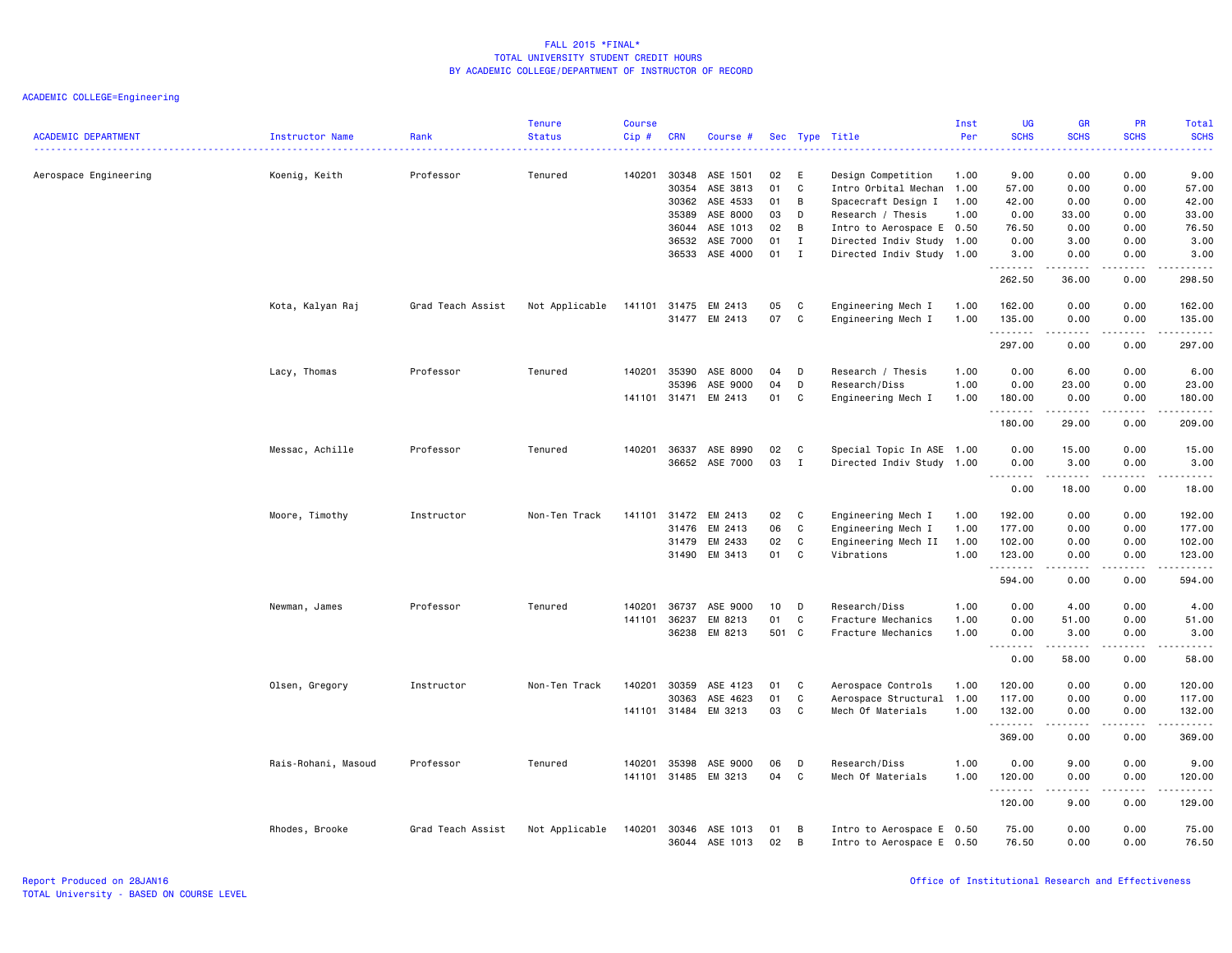FALL 2015 *FINAL*
TOTAL UNIVERSITY STUDENT CREDIT HOURS
BY ACADEMIC COLLEGE/DEPARTMENT OF INSTRUCTOR OF RECORD

ACADEMIC COLLEGE=Engineering

| ACADEMIC DEPARTMENT | Instructor Name | Rank | Tenure Status | Course Cip # | CRN | Course # | Sec | Type | Title | Inst Per | UG SCHS | GR SCHS | PR SCHS | Total SCHS |
|---|---|---|---|---|---|---|---|---|---|---|---|---|---|---|
| Aerospace Engineering | Koenig, Keith | Professor | Tenured | 140201 | 30348 | ASE 1501 | 02 | E | Design Competition | 1.00 | 9.00 | 0.00 | 0.00 | 9.00 |
| | | | | | 30354 | ASE 3813 | 01 | C | Intro Orbital Mechan | 1.00 | 57.00 | 0.00 | 0.00 | 57.00 |
| | | | | | 30362 | ASE 4533 | 01 | B | Spacecraft Design I | 1.00 | 42.00 | 0.00 | 0.00 | 42.00 |
| | | | | | 35389 | ASE 8000 | 03 | D | Research / Thesis | 1.00 | 0.00 | 33.00 | 0.00 | 33.00 |
| | | | | | 36044 | ASE 1013 | 02 | B | Intro to Aerospace E | 0.50 | 76.50 | 0.00 | 0.00 | 76.50 |
| | | | | | 36532 | ASE 7000 | 01 | I | Directed Indiv Study | 1.00 | 0.00 | 3.00 | 0.00 | 3.00 |
| | | | | | 36533 | ASE 4000 | 01 | I | Directed Indiv Study | 1.00 | 3.00 | 0.00 | 0.00 | 3.00 |
| | | | | | | | | | | | 262.50 | 36.00 | 0.00 | 298.50 |
| | Kota, Kalyan Raj | Grad Teach Assist | Not Applicable | 141101 | 31475 | EM 2413 | 05 | C | Engineering Mech I | 1.00 | 162.00 | 0.00 | 0.00 | 162.00 |
| | | | | | 31477 | EM 2413 | 07 | C | Engineering Mech I | 1.00 | 135.00 | 0.00 | 0.00 | 135.00 |
| | | | | | | | | | | | 297.00 | 0.00 | 0.00 | 297.00 |
| | Lacy, Thomas | Professor | Tenured | 140201 | 35390 | ASE 8000 | 04 | D | Research / Thesis | 1.00 | 0.00 | 6.00 | 0.00 | 6.00 |
| | | | | | 35396 | ASE 9000 | 04 | D | Research/Diss | 1.00 | 0.00 | 23.00 | 0.00 | 23.00 |
| | | | | 141101 | 31471 | EM 2413 | 01 | C | Engineering Mech I | 1.00 | 180.00 | 0.00 | 0.00 | 180.00 |
| | | | | | | | | | | | 180.00 | 29.00 | 0.00 | 209.00 |
| | Messac, Achille | Professor | Tenured | 140201 | 36337 | ASE 8990 | 02 | C | Special Topic In ASE | 1.00 | 0.00 | 15.00 | 0.00 | 15.00 |
| | | | | | 36652 | ASE 7000 | 03 | I | Directed Indiv Study | 1.00 | 0.00 | 3.00 | 0.00 | 3.00 |
| | | | | | | | | | | | 0.00 | 18.00 | 0.00 | 18.00 |
| | Moore, Timothy | Instructor | Non-Ten Track | 141101 | 31472 | EM 2413 | 02 | C | Engineering Mech I | 1.00 | 192.00 | 0.00 | 0.00 | 192.00 |
| | | | | | 31476 | EM 2413 | 06 | C | Engineering Mech I | 1.00 | 177.00 | 0.00 | 0.00 | 177.00 |
| | | | | | 31479 | EM 2433 | 02 | C | Engineering Mech II | 1.00 | 102.00 | 0.00 | 0.00 | 102.00 |
| | | | | | 31490 | EM 3413 | 01 | C | Vibrations | 1.00 | 123.00 | 0.00 | 0.00 | 123.00 |
| | | | | | | | | | | | 594.00 | 0.00 | 0.00 | 594.00 |
| | Newman, James | Professor | Tenured | 140201 | 36737 | ASE 9000 | 10 | D | Research/Diss | 1.00 | 0.00 | 4.00 | 0.00 | 4.00 |
| | | | | 141101 | 36237 | EM 8213 | 01 | C | Fracture Mechanics | 1.00 | 0.00 | 51.00 | 0.00 | 51.00 |
| | | | | | 36238 | EM 8213 | 501 | C | Fracture Mechanics | 1.00 | 0.00 | 3.00 | 0.00 | 3.00 |
| | | | | | | | | | | | 0.00 | 58.00 | 0.00 | 58.00 |
| | Olsen, Gregory | Instructor | Non-Ten Track | 140201 | 30359 | ASE 4123 | 01 | C | Aerospace Controls | 1.00 | 120.00 | 0.00 | 0.00 | 120.00 |
| | | | | | 30363 | ASE 4623 | 01 | C | Aerospace Structural | 1.00 | 117.00 | 0.00 | 0.00 | 117.00 |
| | | | | 141101 | 31484 | EM 3213 | 03 | C | Mech Of Materials | 1.00 | 132.00 | 0.00 | 0.00 | 132.00 |
| | | | | | | | | | | | 369.00 | 0.00 | 0.00 | 369.00 |
| | Rais-Rohani, Masoud | Professor | Tenured | 140201 | 35398 | ASE 9000 | 06 | D | Research/Diss | 1.00 | 0.00 | 9.00 | 0.00 | 9.00 |
| | | | | 141101 | 31485 | EM 3213 | 04 | C | Mech Of Materials | 1.00 | 120.00 | 0.00 | 0.00 | 120.00 |
| | | | | | | | | | | | 120.00 | 9.00 | 0.00 | 129.00 |
| | Rhodes, Brooke | Grad Teach Assist | Not Applicable | 140201 | 30346 | ASE 1013 | 01 | B | Intro to Aerospace E | 0.50 | 75.00 | 0.00 | 0.00 | 75.00 |
| | | | | | 36044 | ASE 1013 | 02 | B | Intro to Aerospace E | 0.50 | 76.50 | 0.00 | 0.00 | 76.50 |

Report Produced on 28JAN16
TOTAL University - BASED ON COURSE LEVEL

Office of Institutional Research and Effectiveness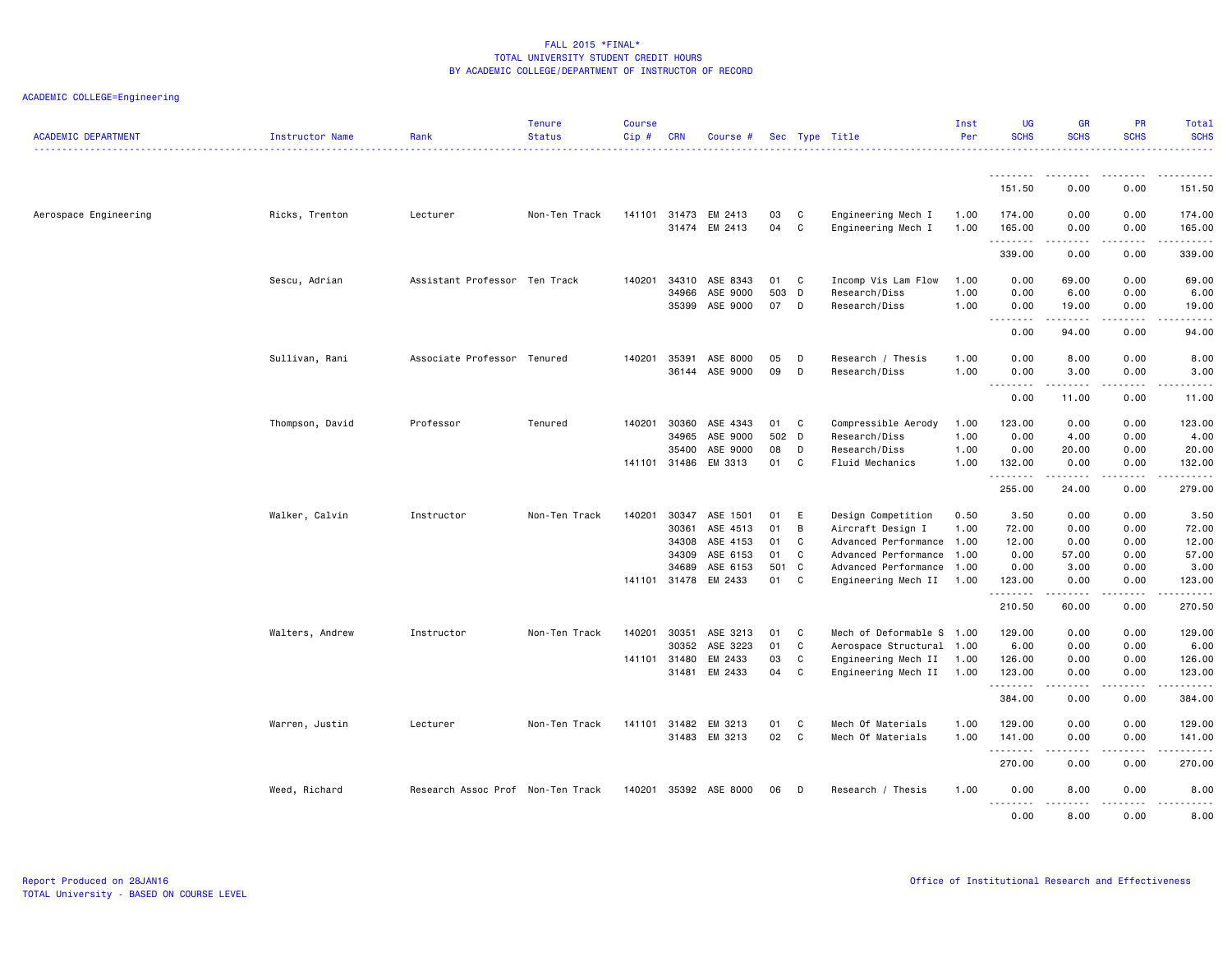FALL 2015 *FINAL*
TOTAL UNIVERSITY STUDENT CREDIT HOURS
BY ACADEMIC COLLEGE/DEPARTMENT OF INSTRUCTOR OF RECORD

ACADEMIC COLLEGE=Engineering

| ACADEMIC DEPARTMENT | Instructor Name | Rank | Tenure Status | Course Cip # | CRN | Course # | Sec | Type | Title | Inst Per | UG SCHS | GR SCHS | PR SCHS | Total SCHS |
|---|---|---|---|---|---|---|---|---|---|---|---|---|---|---|
| | | | | | | | | | | | 151.50 | 0.00 | 0.00 | 151.50 |
| Aerospace Engineering | Ricks, Trenton | Lecturer | Non-Ten Track | 141101 | 31473 | EM 2413 | 03 | C | Engineering Mech I | 1.00 | 174.00 | 0.00 | 0.00 | 174.00 |
| | | | | | 31474 | EM 2413 | 04 | C | Engineering Mech I | 1.00 | 165.00 | 0.00 | 0.00 | 165.00 |
| | | | | | | | | | | | 339.00 | 0.00 | 0.00 | 339.00 |
| | Sescu, Adrian | Assistant Professor | Ten Track | 140201 | 34310 | ASE 8343 | 01 | C | Incomp Vis Lam Flow | 1.00 | 0.00 | 69.00 | 0.00 | 69.00 |
| | | | | | 34966 | ASE 9000 | 503 | D | Research/Diss | 1.00 | 0.00 | 6.00 | 0.00 | 6.00 |
| | | | | | 35399 | ASE 9000 | 07 | D | Research/Diss | 1.00 | 0.00 | 19.00 | 0.00 | 19.00 |
| | | | | | | | | | | | 0.00 | 94.00 | 0.00 | 94.00 |
| | Sullivan, Rani | Associate Professor | Tenured | 140201 | 35391 | ASE 8000 | 05 | D | Research / Thesis | 1.00 | 0.00 | 8.00 | 0.00 | 8.00 |
| | | | | | 36144 | ASE 9000 | 09 | D | Research/Diss | 1.00 | 0.00 | 3.00 | 0.00 | 3.00 |
| | | | | | | | | | | | 0.00 | 11.00 | 0.00 | 11.00 |
| | Thompson, David | Professor | Tenured | 140201 | 30360 | ASE 4343 | 01 | C | Compressible Aerody | 1.00 | 123.00 | 0.00 | 0.00 | 123.00 |
| | | | | | 34965 | ASE 9000 | 502 | D | Research/Diss | 1.00 | 0.00 | 4.00 | 0.00 | 4.00 |
| | | | | | 35400 | ASE 9000 | 08 | D | Research/Diss | 1.00 | 0.00 | 20.00 | 0.00 | 20.00 |
| | | | | 141101 | 31486 | EM 3313 | 01 | C | Fluid Mechanics | 1.00 | 132.00 | 0.00 | 0.00 | 132.00 |
| | | | | | | | | | | | 255.00 | 24.00 | 0.00 | 279.00 |
| | Walker, Calvin | Instructor | Non-Ten Track | 140201 | 30347 | ASE 1501 | 01 | E | Design Competition | 0.50 | 3.50 | 0.00 | 0.00 | 3.50 |
| | | | | | 30361 | ASE 4513 | 01 | B | Aircraft Design I | 1.00 | 72.00 | 0.00 | 0.00 | 72.00 |
| | | | | | 34308 | ASE 4153 | 01 | C | Advanced Performance | 1.00 | 12.00 | 0.00 | 0.00 | 12.00 |
| | | | | | 34309 | ASE 6153 | 01 | C | Advanced Performance | 1.00 | 0.00 | 57.00 | 0.00 | 57.00 |
| | | | | | 34689 | ASE 6153 | 501 | C | Advanced Performance | 1.00 | 0.00 | 3.00 | 0.00 | 3.00 |
| | | | | 141101 | 31478 | EM 2433 | 01 | C | Engineering Mech II | 1.00 | 123.00 | 0.00 | 0.00 | 123.00 |
| | | | | | | | | | | | 210.50 | 60.00 | 0.00 | 270.50 |
| | Walters, Andrew | Instructor | Non-Ten Track | 140201 | 30351 | ASE 3213 | 01 | C | Mech of Deformable S | 1.00 | 129.00 | 0.00 | 0.00 | 129.00 |
| | | | | | 30352 | ASE 3223 | 01 | C | Aerospace Structural | 1.00 | 6.00 | 0.00 | 0.00 | 6.00 |
| | | | | 141101 | 31480 | EM 2433 | 03 | C | Engineering Mech II | 1.00 | 126.00 | 0.00 | 0.00 | 126.00 |
| | | | | | 31481 | EM 2433 | 04 | C | Engineering Mech II | 1.00 | 123.00 | 0.00 | 0.00 | 123.00 |
| | | | | | | | | | | | 384.00 | 0.00 | 0.00 | 384.00 |
| | Warren, Justin | Lecturer | Non-Ten Track | 141101 | 31482 | EM 3213 | 01 | C | Mech Of Materials | 1.00 | 129.00 | 0.00 | 0.00 | 129.00 |
| | | | | | 31483 | EM 3213 | 02 | C | Mech Of Materials | 1.00 | 141.00 | 0.00 | 0.00 | 141.00 |
| | | | | | | | | | | | 270.00 | 0.00 | 0.00 | 270.00 |
| | Weed, Richard | Research Assoc Prof | Non-Ten Track | 140201 | 35392 | ASE 8000 | 06 | D | Research / Thesis | 1.00 | 0.00 | 8.00 | 0.00 | 8.00 |
| | | | | | | | | | | | 0.00 | 8.00 | 0.00 | 8.00 |

Report Produced on 28JAN16
TOTAL University - BASED ON COURSE LEVEL

Office of Institutional Research and Effectiveness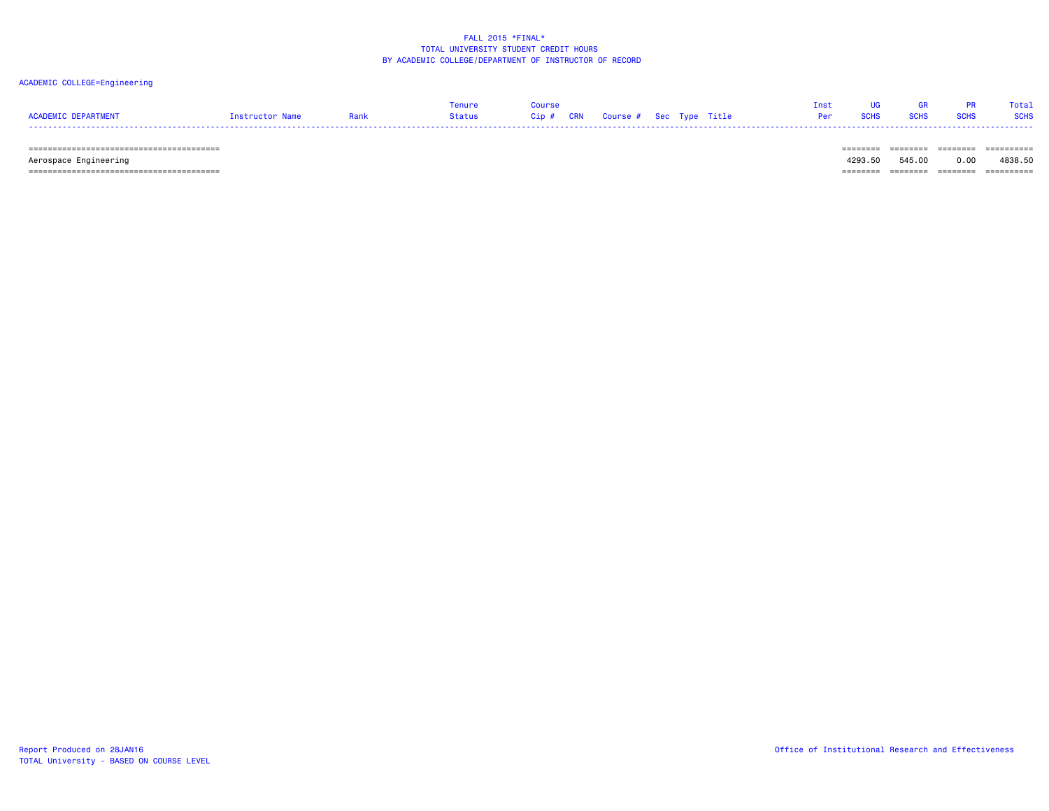FALL 2015 *FINAL*
TOTAL UNIVERSITY STUDENT CREDIT HOURS
BY ACADEMIC COLLEGE/DEPARTMENT OF INSTRUCTOR OF RECORD

ACADEMIC COLLEGE=Engineering

| ACADEMIC DEPARTMENT | Instructor Name | Rank | Tenure Status | Course Cip # | CRN | Course # | Sec | Type | Title | Inst Per | UG SCHS | GR SCHS | PR SCHS | Total SCHS |
|---|---|---|---|---|---|---|---|---|---|---|---|---|---|---|
| Aerospace Engineering | | | | | | | | | | | 4293.50 | 545.00 | 0.00 | 4838.50 |

Report Produced on 28JAN16
TOTAL University - BASED ON COURSE LEVEL

Office of Institutional Research and Effectiveness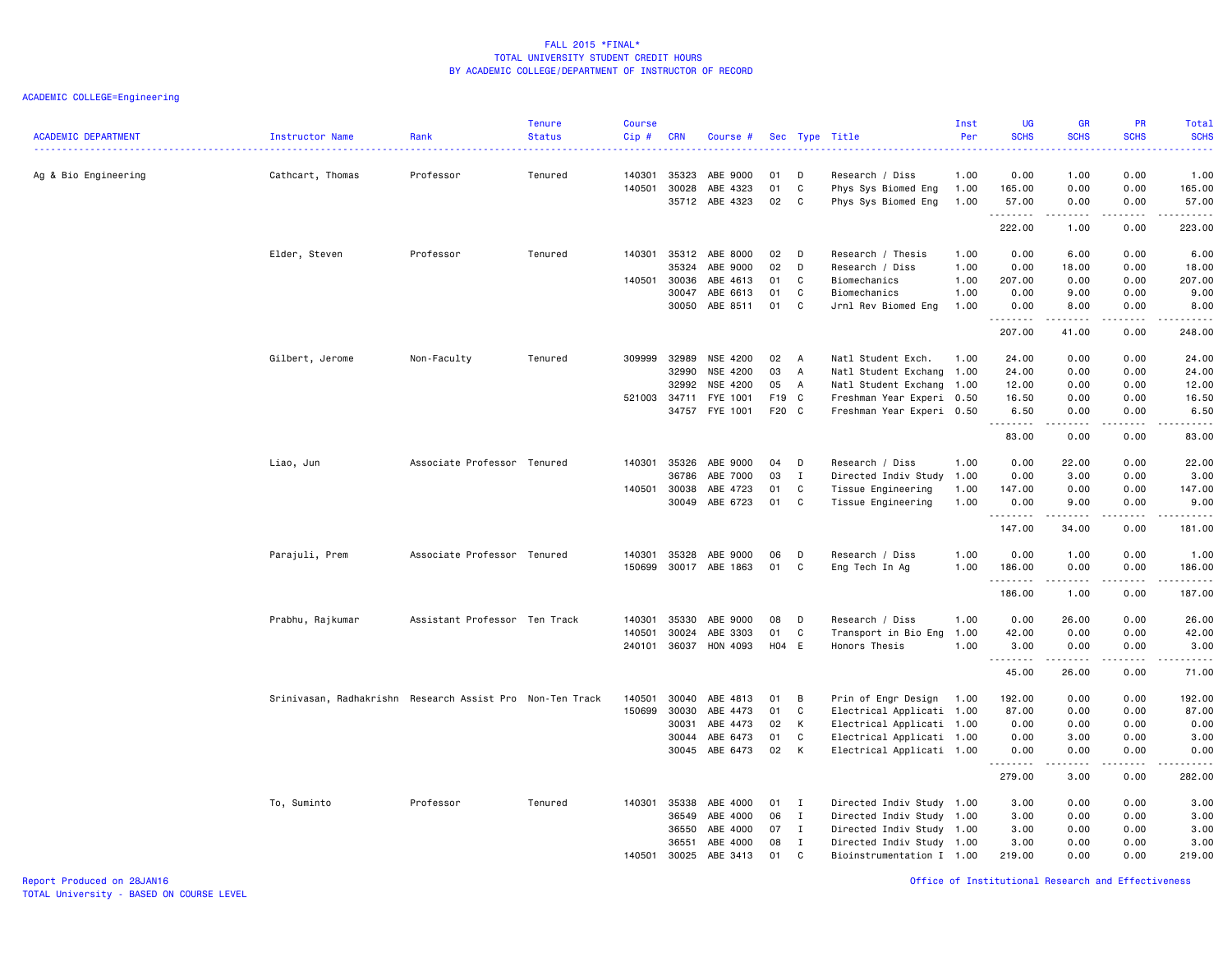# FALL 2015 *FINAL*
## TOTAL UNIVERSITY STUDENT CREDIT HOURS
### BY ACADEMIC COLLEGE/DEPARTMENT OF INSTRUCTOR OF RECORD

ACADEMIC COLLEGE=Engineering

| ACADEMIC DEPARTMENT | Instructor Name | Rank | Tenure Status | Course Cip # | CRN | Course # | Sec | Type | Title | Inst Per | UG SCHS | GR SCHS | PR SCHS | Total SCHS |
|---|---|---|---|---|---|---|---|---|---|---|---|---|---|---|
| Ag & Bio Engineering | Cathcart, Thomas | Professor | Tenured | 140301 | 35323 | ABE 9000 | 01 | D | Research / Diss | 1.00 | 0.00 | 1.00 | 0.00 | 1.00 |
| | | | | 140501 | 30028 | ABE 4323 | 01 | C | Phys Sys Biomed Eng | 1.00 | 165.00 | 0.00 | 0.00 | 165.00 |
| | | | | | 35712 | ABE 4323 | 02 | C | Phys Sys Biomed Eng | 1.00 | 57.00 | 0.00 | 0.00 | 57.00 |
| | | | | | | | | | | | 222.00 | 1.00 | 0.00 | 223.00 |
| | Elder, Steven | Professor | Tenured | 140301 | 35312 | ABE 8000 | 02 | D | Research / Thesis | 1.00 | 0.00 | 6.00 | 0.00 | 6.00 |
| | | | | | 35324 | ABE 9000 | 02 | D | Research / Diss | 1.00 | 0.00 | 18.00 | 0.00 | 18.00 |
| | | | | 140501 | 30036 | ABE 4613 | 01 | C | Biomechanics | 1.00 | 207.00 | 0.00 | 0.00 | 207.00 |
| | | | | | 30047 | ABE 6613 | 01 | C | Biomechanics | 1.00 | 0.00 | 9.00 | 0.00 | 9.00 |
| | | | | | 30050 | ABE 8511 | 01 | C | Jrnl Rev Biomed Eng | 1.00 | 0.00 | 8.00 | 0.00 | 8.00 |
| | | | | | | | | | | | 207.00 | 41.00 | 0.00 | 248.00 |
| | Gilbert, Jerome | Non-Faculty | Tenured | 309999 | 32989 | NSE 4200 | 02 | A | Natl Student Exch. | 1.00 | 24.00 | 0.00 | 0.00 | 24.00 |
| | | | | | 32990 | NSE 4200 | 03 | A | Natl Student Exchang | 1.00 | 24.00 | 0.00 | 0.00 | 24.00 |
| | | | | | 32992 | NSE 4200 | 05 | A | Natl Student Exchang | 1.00 | 12.00 | 0.00 | 0.00 | 12.00 |
| | | | | 521003 | 34711 | FYE 1001 | F19 | C | Freshman Year Experi | 0.50 | 16.50 | 0.00 | 0.00 | 16.50 |
| | | | | | 34757 | FYE 1001 | F20 | C | Freshman Year Experi | 0.50 | 6.50 | 0.00 | 0.00 | 6.50 |
| | | | | | | | | | | | 83.00 | 0.00 | 0.00 | 83.00 |
| | Liao, Jun | Associate Professor | Tenured | 140301 | 35326 | ABE 9000 | 04 | D | Research / Diss | 1.00 | 0.00 | 22.00 | 0.00 | 22.00 |
| | | | | | 36786 | ABE 7000 | 03 | I | Directed Indiv Study | 1.00 | 0.00 | 3.00 | 0.00 | 3.00 |
| | | | | 140501 | 30038 | ABE 4723 | 01 | C | Tissue Engineering | 1.00 | 147.00 | 0.00 | 0.00 | 147.00 |
| | | | | | 30049 | ABE 6723 | 01 | C | Tissue Engineering | 1.00 | 0.00 | 9.00 | 0.00 | 9.00 |
| | | | | | | | | | | | 147.00 | 34.00 | 0.00 | 181.00 |
| | Parajuli, Prem | Associate Professor | Tenured | 140301 | 35328 | ABE 9000 | 06 | D | Research / Diss | 1.00 | 0.00 | 1.00 | 0.00 | 1.00 |
| | | | | 150699 | 30017 | ABE 1863 | 01 | C | Eng Tech In Ag | 1.00 | 186.00 | 0.00 | 0.00 | 186.00 |
| | | | | | | | | | | | 186.00 | 1.00 | 0.00 | 187.00 |
| | Prabhu, Rajkumar | Assistant Professor | Ten Track | 140301 | 35330 | ABE 9000 | 08 | D | Research / Diss | 1.00 | 0.00 | 26.00 | 0.00 | 26.00 |
| | | | | 140501 | 30024 | ABE 3303 | 01 | C | Transport in Bio Eng | 1.00 | 42.00 | 0.00 | 0.00 | 42.00 |
| | | | | 240101 | 36037 | HON 4093 | H04 | E | Honors Thesis | 1.00 | 3.00 | 0.00 | 0.00 | 3.00 |
| | | | | | | | | | | | 45.00 | 26.00 | 0.00 | 71.00 |
| | Srinivasan, Radhakrishn | Research Assist Pro | Non-Ten Track | 140501 | 30040 | ABE 4813 | 01 | B | Prin of Engr Design | 1.00 | 192.00 | 0.00 | 0.00 | 192.00 |
| | | | | 150699 | 30030 | ABE 4473 | 01 | C | Electrical Applicati | 1.00 | 87.00 | 0.00 | 0.00 | 87.00 |
| | | | | | 30031 | ABE 4473 | 02 | K | Electrical Applicati | 1.00 | 0.00 | 0.00 | 0.00 | 0.00 |
| | | | | | 30044 | ABE 6473 | 01 | C | Electrical Applicati | 1.00 | 0.00 | 3.00 | 0.00 | 3.00 |
| | | | | | 30045 | ABE 6473 | 02 | K | Electrical Applicati | 1.00 | 0.00 | 0.00 | 0.00 | 0.00 |
| | | | | | | | | | | | 279.00 | 3.00 | 0.00 | 282.00 |
| | To, Suminto | Professor | Tenured | 140301 | 35338 | ABE 4000 | 01 | I | Directed Indiv Study | 1.00 | 3.00 | 0.00 | 0.00 | 3.00 |
| | | | | | 36549 | ABE 4000 | 06 | I | Directed Indiv Study | 1.00 | 3.00 | 0.00 | 0.00 | 3.00 |
| | | | | | 36550 | ABE 4000 | 07 | I | Directed Indiv Study | 1.00 | 3.00 | 0.00 | 0.00 | 3.00 |
| | | | | | 36551 | ABE 4000 | 08 | I | Directed Indiv Study | 1.00 | 3.00 | 0.00 | 0.00 | 3.00 |
| | | | | 140501 | 30025 | ABE 3413 | 01 | C | Bioinstrumentation I | 1.00 | 219.00 | 0.00 | 0.00 | 219.00 |

Report Produced on 28JAN16
TOTAL University - BASED ON COURSE LEVEL

Office of Institutional Research and Effectiveness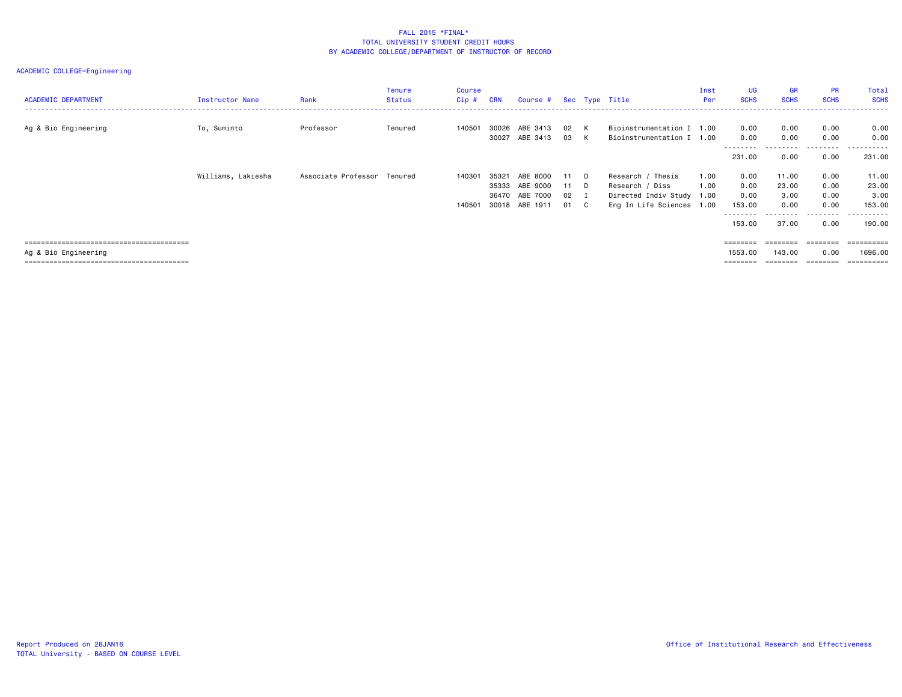# FALL 2015 *FINAL*
## TOTAL UNIVERSITY STUDENT CREDIT HOURS
## BY ACADEMIC COLLEGE/DEPARTMENT OF INSTRUCTOR OF RECORD

ACADEMIC COLLEGE=Engineering

| ACADEMIC DEPARTMENT | Instructor Name | Rank | Tenure Status | Course Cip # | CRN | Course # | Sec | Type | Title | Inst Per | UG SCHS | GR SCHS | PR SCHS | Total SCHS |
|---|---|---|---|---|---|---|---|---|---|---|---|---|---|---|
| Ag & Bio Engineering | To, Suminto | Professor | Tenured | 140501 | 30026 | ABE 3413 | 02 | K | Bioinstrumentation I | 1.00 | 0.00 | 0.00 | 0.00 | 0.00 |
| | | | | | 30027 | ABE 3413 | 03 | K | Bioinstrumentation I | 1.00 | 0.00 | 0.00 | 0.00 | 0.00 |
| | | | | | | | | | | | 231.00 | 0.00 | 0.00 | 231.00 |
| | Williams, Lakiesha | Associate Professor | Tenured | 140301 | 35321 | ABE 8000 | 11 | D | Research / Thesis | 1.00 | 0.00 | 11.00 | 0.00 | 11.00 |
| | | | | | 35333 | ABE 9000 | 11 | D | Research / Diss | 1.00 | 0.00 | 23.00 | 0.00 | 23.00 |
| | | | | | 36470 | ABE 7000 | 02 | I | Directed Indiv Study | 1.00 | 0.00 | 3.00 | 0.00 | 3.00 |
| | | | | 140501 | 30018 | ABE 1911 | 01 | C | Eng In Life Sciences | 1.00 | 153.00 | 0.00 | 0.00 | 153.00 |
| | | | | | | | | | | | 153.00 | 37.00 | 0.00 | 190.00 |
| Ag & Bio Engineering | | | | | | | | | | | 1553.00 | 143.00 | 0.00 | 1696.00 |

Report Produced on 28JAN16
TOTAL University - BASED ON COURSE LEVEL

Office of Institutional Research and Effectiveness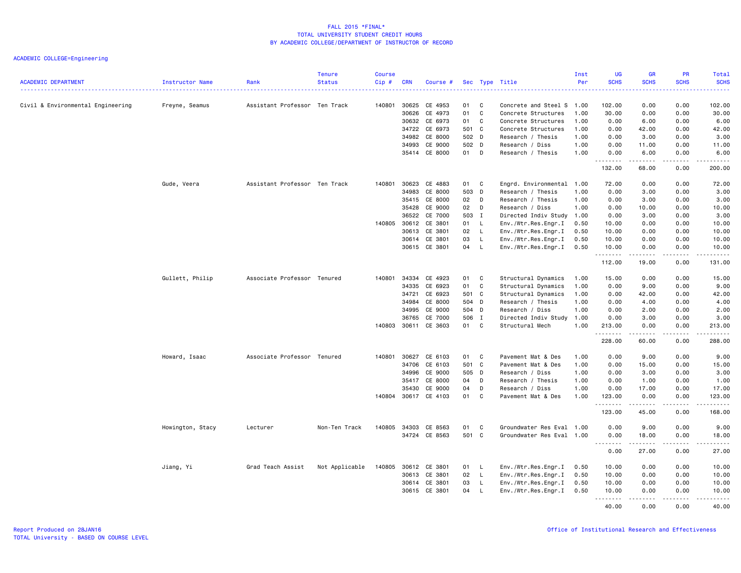# FALL 2015 *FINAL*
## TOTAL UNIVERSITY STUDENT CREDIT HOURS
## BY ACADEMIC COLLEGE/DEPARTMENT OF INSTRUCTOR OF RECORD

ACADEMIC COLLEGE=Engineering

| ACADEMIC DEPARTMENT | Instructor Name | Rank | Tenure Status | Course Cip # | CRN | Course # | Sec | Type | Title | Inst Per | UG SCHS | GR SCHS | PR SCHS | Total SCHS |
|---|---|---|---|---|---|---|---|---|---|---|---|---|---|---|
| Civil & Environmental Engineering | Freyne, Seamus | Assistant Professor | Ten Track | 140801 | 30625 | CE 4953 | 01 | C | Concrete and Steel S | 1.00 | 102.00 | 0.00 | 0.00 | 102.00 |
| | | | | | 30626 | CE 4973 | 01 | C | Concrete Structures | 1.00 | 30.00 | 0.00 | 0.00 | 30.00 |
| | | | | | 30632 | CE 6973 | 01 | C | Concrete Structures | 1.00 | 0.00 | 6.00 | 0.00 | 6.00 |
| | | | | | 34722 | CE 6973 | 501 | C | Concrete Structures | 1.00 | 0.00 | 42.00 | 0.00 | 42.00 |
| | | | | | 34982 | CE 8000 | 502 | D | Research / Thesis | 1.00 | 0.00 | 3.00 | 0.00 | 3.00 |
| | | | | | 34993 | CE 9000 | 502 | D | Research / Diss | 1.00 | 0.00 | 11.00 | 0.00 | 11.00 |
| | | | | | 35414 | CE 8000 | 01 | D | Research / Thesis | 1.00 | 0.00 | 6.00 | 0.00 | 6.00 |
| | | | | | | | | | | | 132.00 | 68.00 | 0.00 | 200.00 |
| | Gude, Veera | Assistant Professor | Ten Track | 140801 | 30623 | CE 4883 | 01 | C | Engrd. Environmental | 1.00 | 72.00 | 0.00 | 0.00 | 72.00 |
| | | | | | 34983 | CE 8000 | 503 | D | Research / Thesis | 1.00 | 0.00 | 3.00 | 0.00 | 3.00 |
| | | | | | 35415 | CE 8000 | 02 | D | Research / Thesis | 1.00 | 0.00 | 3.00 | 0.00 | 3.00 |
| | | | | | 35428 | CE 9000 | 02 | D | Research / Diss | 1.00 | 0.00 | 10.00 | 0.00 | 10.00 |
| | | | | | 36522 | CE 7000 | 503 | I | Directed Indiv Study | 1.00 | 0.00 | 3.00 | 0.00 | 3.00 |
| | | | | 140805 | 30612 | CE 3801 | 01 | L | Env./Wtr.Res.Engr.I | 0.50 | 10.00 | 0.00 | 0.00 | 10.00 |
| | | | | | 30613 | CE 3801 | 02 | L | Env./Wtr.Res.Engr.I | 0.50 | 10.00 | 0.00 | 0.00 | 10.00 |
| | | | | | 30614 | CE 3801 | 03 | L | Env./Wtr.Res.Engr.I | 0.50 | 10.00 | 0.00 | 0.00 | 10.00 |
| | | | | | 30615 | CE 3801 | 04 | L | Env./Wtr.Res.Engr.I | 0.50 | 10.00 | 0.00 | 0.00 | 10.00 |
| | | | | | | | | | | | 112.00 | 19.00 | 0.00 | 131.00 |
| | Gullett, Philip | Associate Professor | Tenured | 140801 | 34334 | CE 4923 | 01 | C | Structural Dynamics | 1.00 | 15.00 | 0.00 | 0.00 | 15.00 |
| | | | | | 34335 | CE 6923 | 01 | C | Structural Dynamics | 1.00 | 0.00 | 9.00 | 0.00 | 9.00 |
| | | | | | 34721 | CE 6923 | 501 | C | Structural Dynamics | 1.00 | 0.00 | 42.00 | 0.00 | 42.00 |
| | | | | | 34984 | CE 8000 | 504 | D | Research / Thesis | 1.00 | 0.00 | 4.00 | 0.00 | 4.00 |
| | | | | | 34995 | CE 9000 | 504 | D | Research / Diss | 1.00 | 0.00 | 2.00 | 0.00 | 2.00 |
| | | | | | 36765 | CE 7000 | 506 | I | Directed Indiv Study | 1.00 | 0.00 | 3.00 | 0.00 | 3.00 |
| | | | | 140803 | 30611 | CE 3603 | 01 | C | Structural Mech | 1.00 | 213.00 | 0.00 | 0.00 | 213.00 |
| | | | | | | | | | | | 228.00 | 60.00 | 0.00 | 288.00 |
| | Howard, Isaac | Associate Professor | Tenured | 140801 | 30627 | CE 6103 | 01 | C | Pavement Mat & Des | 1.00 | 0.00 | 9.00 | 0.00 | 9.00 |
| | | | | | 34706 | CE 6103 | 501 | C | Pavement Mat & Des | 1.00 | 0.00 | 15.00 | 0.00 | 15.00 |
| | | | | | 34996 | CE 9000 | 505 | D | Research / Diss | 1.00 | 0.00 | 3.00 | 0.00 | 3.00 |
| | | | | | 35417 | CE 8000 | 04 | D | Research / Thesis | 1.00 | 0.00 | 1.00 | 0.00 | 1.00 |
| | | | | | 35430 | CE 9000 | 04 | D | Research / Diss | 1.00 | 0.00 | 17.00 | 0.00 | 17.00 |
| | | | | 140804 | 30617 | CE 4103 | 01 | C | Pavement Mat & Des | 1.00 | 123.00 | 0.00 | 0.00 | 123.00 |
| | | | | | | | | | | | 123.00 | 45.00 | 0.00 | 168.00 |
| | Howington, Stacy | Lecturer | Non-Ten Track | 140805 | 34303 | CE 8563 | 01 | C | Groundwater Res Eval | 1.00 | 0.00 | 9.00 | 0.00 | 9.00 |
| | | | | | 34724 | CE 8563 | 501 | C | Groundwater Res Eval | 1.00 | 0.00 | 18.00 | 0.00 | 18.00 |
| | | | | | | | | | | | 0.00 | 27.00 | 0.00 | 27.00 |
| | Jiang, Yi | Grad Teach Assist | Not Applicable | 140805 | 30612 | CE 3801 | 01 | L | Env./Wtr.Res.Engr.I | 0.50 | 10.00 | 0.00 | 0.00 | 10.00 |
| | | | | | 30613 | CE 3801 | 02 | L | Env./Wtr.Res.Engr.I | 0.50 | 10.00 | 0.00 | 0.00 | 10.00 |
| | | | | | 30614 | CE 3801 | 03 | L | Env./Wtr.Res.Engr.I | 0.50 | 10.00 | 0.00 | 0.00 | 10.00 |
| | | | | | 30615 | CE 3801 | 04 | L | Env./Wtr.Res.Engr.I | 0.50 | 10.00 | 0.00 | 0.00 | 10.00 |
| | | | | | | | | | | | 40.00 | 0.00 | 0.00 | 40.00 |

Report Produced on 28JAN16
TOTAL University - BASED ON COURSE LEVEL

Office of Institutional Research and Effectiveness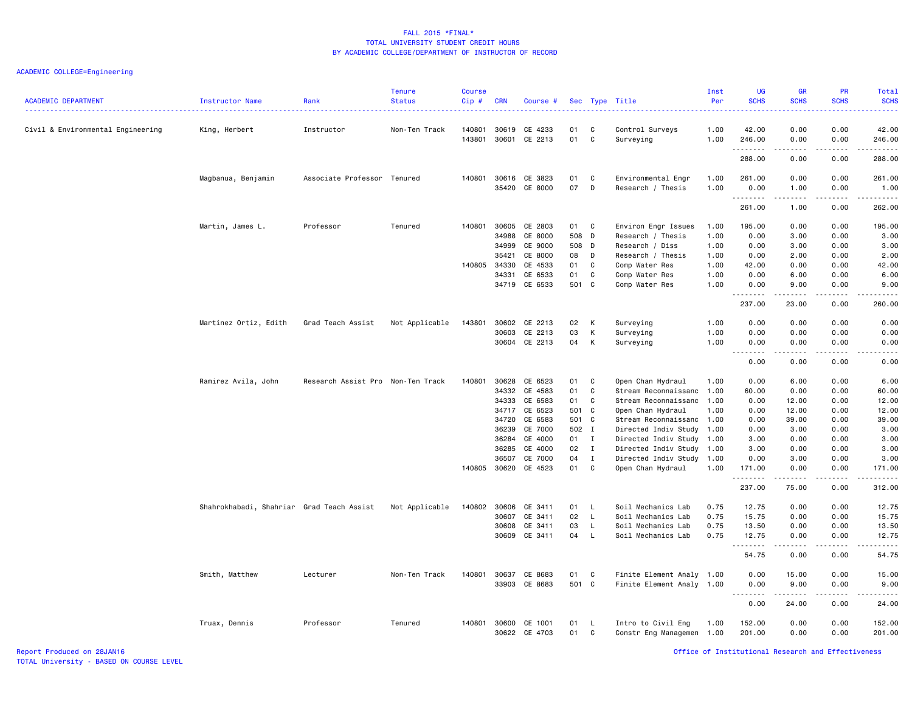# FALL 2015 *FINAL*
## TOTAL UNIVERSITY STUDENT CREDIT HOURS
## BY ACADEMIC COLLEGE/DEPARTMENT OF INSTRUCTOR OF RECORD

ACADEMIC COLLEGE=Engineering

| ACADEMIC DEPARTMENT | Instructor Name | Rank | Tenure Status | Course Cip # | CRN | Course # | Sec | Type | Title | Inst Per | UG SCHS | GR SCHS | PR SCHS | Total SCHS |
|---|---|---|---|---|---|---|---|---|---|---|---|---|---|---|
| Civil & Environmental Engineering | King, Herbert | Instructor | Non-Ten Track | 140801 | 30619 | CE 4233 | 01 | C | Control Surveys | 1.00 | 42.00 | 0.00 | 0.00 | 42.00 |
| | | | | 143801 | 30601 | CE 2213 | 01 | C | Surveying | 1.00 | 246.00 | 0.00 | 0.00 | 246.00 |
| | | | | | | | | | | | 288.00 | 0.00 | 0.00 | 288.00 |
| | Magbanua, Benjamin | Associate Professor | Tenured | 140801 | 30616 | CE 3823 | 01 | C | Environmental Engr | 1.00 | 261.00 | 0.00 | 0.00 | 261.00 |
| | | | | | 35420 | CE 8000 | 07 | D | Research / Thesis | 1.00 | 0.00 | 1.00 | 0.00 | 1.00 |
| | | | | | | | | | | | 261.00 | 1.00 | 0.00 | 262.00 |
| | Martin, James L. | Professor | Tenured | 140801 | 30605 | CE 2803 | 01 | C | Environ Engr Issues | 1.00 | 195.00 | 0.00 | 0.00 | 195.00 |
| | | | | | 34988 | CE 8000 | 508 | D | Research / Thesis | 1.00 | 0.00 | 3.00 | 0.00 | 3.00 |
| | | | | | 34999 | CE 9000 | 508 | D | Research / Diss | 1.00 | 0.00 | 3.00 | 0.00 | 3.00 |
| | | | | | 35421 | CE 8000 | 08 | D | Research / Thesis | 1.00 | 0.00 | 2.00 | 0.00 | 2.00 |
| | | | | 140805 | 34330 | CE 4533 | 01 | C | Comp Water Res | 1.00 | 42.00 | 0.00 | 0.00 | 42.00 |
| | | | | | 34331 | CE 6533 | 01 | C | Comp Water Res | 1.00 | 0.00 | 6.00 | 0.00 | 6.00 |
| | | | | | 34719 | CE 6533 | 501 | C | Comp Water Res | 1.00 | 0.00 | 9.00 | 0.00 | 9.00 |
| | | | | | | | | | | | 237.00 | 23.00 | 0.00 | 260.00 |
| | Martinez Ortiz, Edith | Grad Teach Assist | Not Applicable | 143801 | 30602 | CE 2213 | 02 | K | Surveying | 1.00 | 0.00 | 0.00 | 0.00 | 0.00 |
| | | | | | 30603 | CE 2213 | 03 | K | Surveying | 1.00 | 0.00 | 0.00 | 0.00 | 0.00 |
| | | | | | 30604 | CE 2213 | 04 | K | Surveying | 1.00 | 0.00 | 0.00 | 0.00 | 0.00 |
| | | | | | | | | | | | 0.00 | 0.00 | 0.00 | 0.00 |
| | Ramirez Avila, John | Research Assist Pro | Non-Ten Track | 140801 | 30628 | CE 6523 | 01 | C | Open Chan Hydraul | 1.00 | 0.00 | 6.00 | 0.00 | 6.00 |
| | | | | | 34332 | CE 4583 | 01 | C | Stream Reconnaissanc | 1.00 | 60.00 | 0.00 | 0.00 | 60.00 |
| | | | | | 34333 | CE 6583 | 01 | C | Stream Reconnaissanc | 1.00 | 0.00 | 12.00 | 0.00 | 12.00 |
| | | | | | 34717 | CE 6523 | 501 | C | Open Chan Hydraul | 1.00 | 0.00 | 12.00 | 0.00 | 12.00 |
| | | | | | 34720 | CE 6583 | 501 | C | Stream Reconnaissanc | 1.00 | 0.00 | 39.00 | 0.00 | 39.00 |
| | | | | | 36239 | CE 7000 | 502 | I | Directed Indiv Study | 1.00 | 0.00 | 3.00 | 0.00 | 3.00 |
| | | | | | 36284 | CE 4000 | 01 | I | Directed Indiv Study | 1.00 | 3.00 | 0.00 | 0.00 | 3.00 |
| | | | | | 36285 | CE 4000 | 02 | I | Directed Indiv Study | 1.00 | 3.00 | 0.00 | 0.00 | 3.00 |
| | | | | | 36507 | CE 7000 | 04 | I | Directed Indiv Study | 1.00 | 0.00 | 3.00 | 0.00 | 3.00 |
| | | | | 140805 | 30620 | CE 4523 | 01 | C | Open Chan Hydraul | 1.00 | 171.00 | 0.00 | 0.00 | 171.00 |
| | | | | | | | | | | | 237.00 | 75.00 | 0.00 | 312.00 |
| | Shahrokhabadi, Shahriar | Grad Teach Assist | Not Applicable | 140802 | 30606 | CE 3411 | 01 | L | Soil Mechanics Lab | 0.75 | 12.75 | 0.00 | 0.00 | 12.75 |
| | | | | | 30607 | CE 3411 | 02 | L | Soil Mechanics Lab | 0.75 | 15.75 | 0.00 | 0.00 | 15.75 |
| | | | | | 30608 | CE 3411 | 03 | L | Soil Mechanics Lab | 0.75 | 13.50 | 0.00 | 0.00 | 13.50 |
| | | | | | 30609 | CE 3411 | 04 | L | Soil Mechanics Lab | 0.75 | 12.75 | 0.00 | 0.00 | 12.75 |
| | | | | | | | | | | | 54.75 | 0.00 | 0.00 | 54.75 |
| | Smith, Matthew | Lecturer | Non-Ten Track | 140801 | 30637 | CE 8683 | 01 | C | Finite Element Analy | 1.00 | 0.00 | 15.00 | 0.00 | 15.00 |
| | | | | | 33903 | CE 8683 | 501 | C | Finite Element Analy | 1.00 | 0.00 | 9.00 | 0.00 | 9.00 |
| | | | | | | | | | | | 0.00 | 24.00 | 0.00 | 24.00 |
| | Truax, Dennis | Professor | Tenured | 140801 | 30600 | CE 1001 | 01 | L | Intro to Civil Eng | 1.00 | 152.00 | 0.00 | 0.00 | 152.00 |
| | | | | | 30622 | CE 4703 | 01 | C | Constr Eng Managemen | 1.00 | 201.00 | 0.00 | 0.00 | 201.00 |

Report Produced on 28JAN16
TOTAL University - BASED ON COURSE LEVEL

Office of Institutional Research and Effectiveness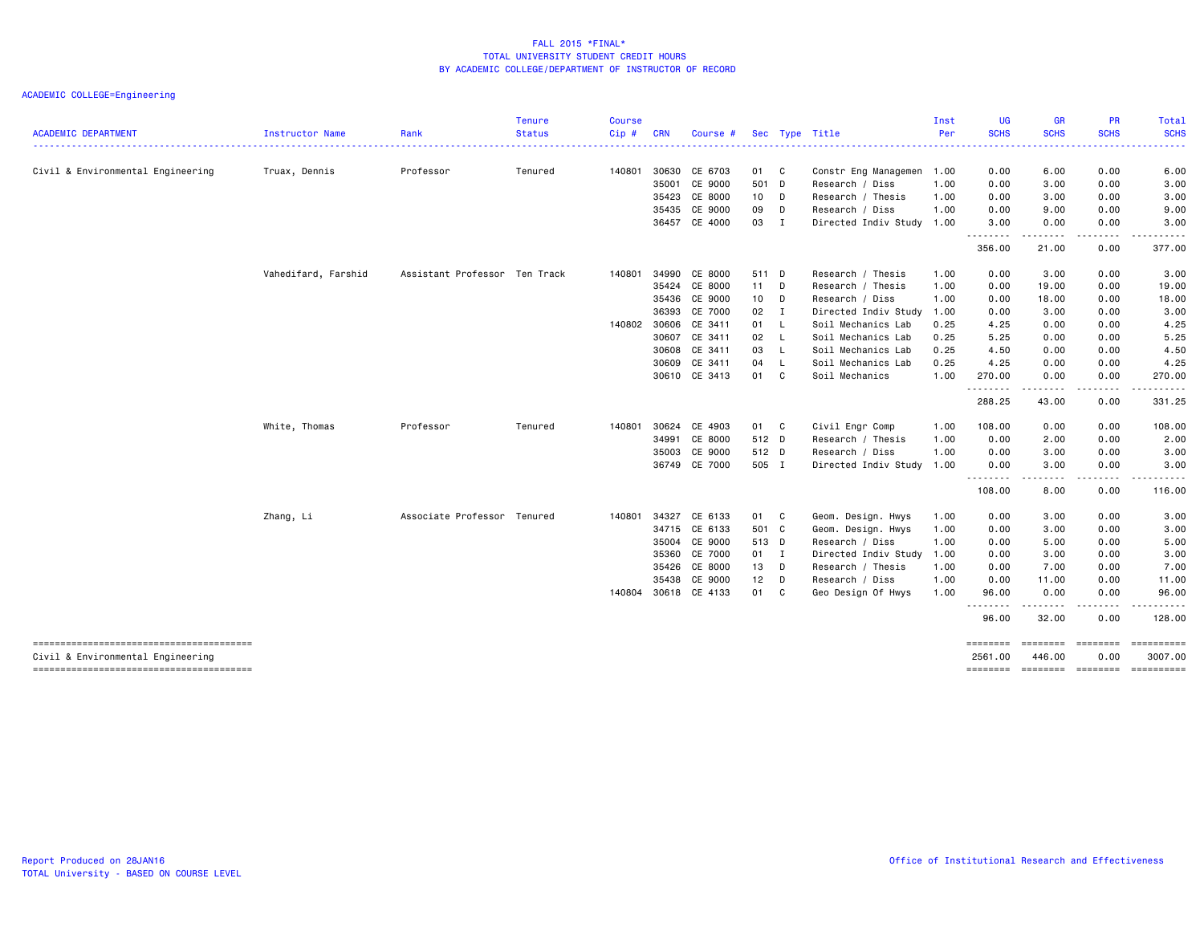FALL 2015 *FINAL*
TOTAL UNIVERSITY STUDENT CREDIT HOURS
BY ACADEMIC COLLEGE/DEPARTMENT OF INSTRUCTOR OF RECORD

ACADEMIC COLLEGE=Engineering

| ACADEMIC DEPARTMENT | Instructor Name | Rank | Tenure Status | Course Cip # | CRN | Course # | Sec | Type | Title | Inst Per | UG SCHS | GR SCHS | PR SCHS | Total SCHS |
|---|---|---|---|---|---|---|---|---|---|---|---|---|---|---|
| Civil & Environmental Engineering | Truax, Dennis | Professor | Tenured | 140801 | 30630 | CE 6703 | 01 | C | Constr Eng Managemen | 1.00 | 0.00 | 6.00 | 0.00 | 6.00 |
| | | | | | 35001 | CE 9000 | 501 | D | Research / Diss | 1.00 | 0.00 | 3.00 | 0.00 | 3.00 |
| | | | | | 35423 | CE 8000 | 10 | D | Research / Thesis | 1.00 | 0.00 | 3.00 | 0.00 | 3.00 |
| | | | | | 35435 | CE 9000 | 09 | D | Research / Diss | 1.00 | 0.00 | 9.00 | 0.00 | 9.00 |
| | | | | | 36457 | CE 4000 | 03 | I | Directed Indiv Study | 1.00 | 3.00 | 0.00 | 0.00 | 3.00 |
| | | | | | | | | | | | 356.00 | 21.00 | 0.00 | 377.00 |
| | Vahedifard, Farshid | Assistant Professor | Ten Track | 140801 | 34990 | CE 8000 | 511 | D | Research / Thesis | 1.00 | 0.00 | 3.00 | 0.00 | 3.00 |
| | | | | | 35424 | CE 8000 | 11 | D | Research / Thesis | 1.00 | 0.00 | 19.00 | 0.00 | 19.00 |
| | | | | | 35436 | CE 9000 | 10 | D | Research / Diss | 1.00 | 0.00 | 18.00 | 0.00 | 18.00 |
| | | | | | 36393 | CE 7000 | 02 | I | Directed Indiv Study | 1.00 | 0.00 | 3.00 | 0.00 | 3.00 |
| | | | | 140802 | 30606 | CE 3411 | 01 | L | Soil Mechanics Lab | 0.25 | 4.25 | 0.00 | 0.00 | 4.25 |
| | | | | | 30607 | CE 3411 | 02 | L | Soil Mechanics Lab | 0.25 | 5.25 | 0.00 | 0.00 | 5.25 |
| | | | | | 30608 | CE 3411 | 03 | L | Soil Mechanics Lab | 0.25 | 4.50 | 0.00 | 0.00 | 4.50 |
| | | | | | 30609 | CE 3411 | 04 | L | Soil Mechanics Lab | 0.25 | 4.25 | 0.00 | 0.00 | 4.25 |
| | | | | | 30610 | CE 3413 | 01 | C | Soil Mechanics | 1.00 | 270.00 | 0.00 | 0.00 | 270.00 |
| | | | | | | | | | | | 288.25 | 43.00 | 0.00 | 331.25 |
| | White, Thomas | Professor | Tenured | 140801 | 30624 | CE 4903 | 01 | C | Civil Engr Comp | 1.00 | 108.00 | 0.00 | 0.00 | 108.00 |
| | | | | | 34991 | CE 8000 | 512 | D | Research / Thesis | 1.00 | 0.00 | 2.00 | 0.00 | 2.00 |
| | | | | | 35003 | CE 9000 | 512 | D | Research / Diss | 1.00 | 0.00 | 3.00 | 0.00 | 3.00 |
| | | | | | 36749 | CE 7000 | 505 | I | Directed Indiv Study | 1.00 | 0.00 | 3.00 | 0.00 | 3.00 |
| | | | | | | | | | | | 108.00 | 8.00 | 0.00 | 116.00 |
| | Zhang, Li | Associate Professor | Tenured | 140801 | 34327 | CE 6133 | 01 | C | Geom. Design. Hwys | 1.00 | 0.00 | 3.00 | 0.00 | 3.00 |
| | | | | | 34715 | CE 6133 | 501 | C | Geom. Design. Hwys | 1.00 | 0.00 | 3.00 | 0.00 | 3.00 |
| | | | | | 35004 | CE 9000 | 513 | D | Research / Diss | 1.00 | 0.00 | 5.00 | 0.00 | 5.00 |
| | | | | | 35360 | CE 7000 | 01 | I | Directed Indiv Study | 1.00 | 0.00 | 3.00 | 0.00 | 3.00 |
| | | | | | 35426 | CE 8000 | 13 | D | Research / Thesis | 1.00 | 0.00 | 7.00 | 0.00 | 7.00 |
| | | | | | 35438 | CE 9000 | 12 | D | Research / Diss | 1.00 | 0.00 | 11.00 | 0.00 | 11.00 |
| | | | | 140804 | 30618 | CE 4133 | 01 | C | Geo Design Of Hwys | 1.00 | 96.00 | 0.00 | 0.00 | 96.00 |
| | | | | | | | | | | | 96.00 | 32.00 | 0.00 | 128.00 |
| Civil & Environmental Engineering | | | | | | | | | | | 2561.00 | 446.00 | 0.00 | 3007.00 |

Report Produced on 28JAN16
TOTAL University - BASED ON COURSE LEVEL

Office of Institutional Research and Effectiveness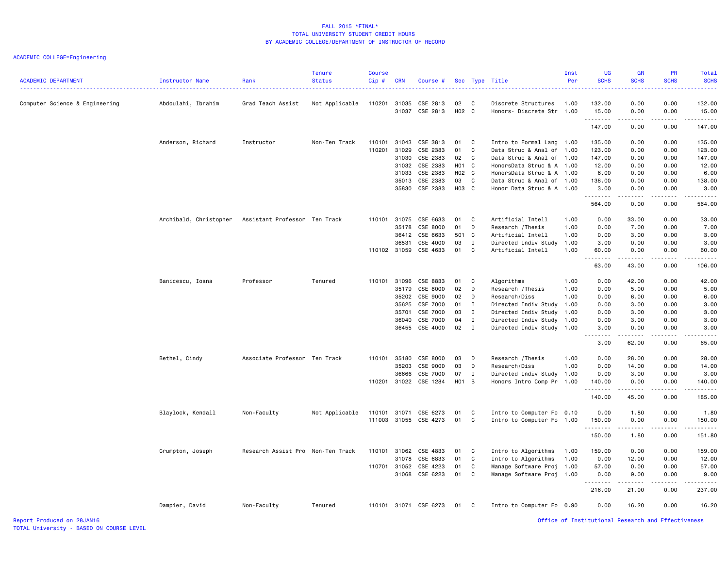FALL 2015 *FINAL*
TOTAL UNIVERSITY STUDENT CREDIT HOURS
BY ACADEMIC COLLEGE/DEPARTMENT OF INSTRUCTOR OF RECORD

ACADEMIC COLLEGE=Engineering

| ACADEMIC DEPARTMENT | Instructor Name | Rank | Tenure Status | Course Cip # | CRN | Course # | Sec | Type | Title | Inst Per | UG SCHS | GR SCHS | PR SCHS | Total SCHS |
|---|---|---|---|---|---|---|---|---|---|---|---|---|---|---|
| Computer Science & Engineering | Abdoulahi, Ibrahim | Grad Teach Assist | Not Applicable | 110201 | 31035 | CSE 2813 | 02 | C | Discrete Structures | 1.00 | 132.00 | 0.00 | 0.00 | 132.00 |
| | | | | | 31037 | CSE 2813 | H02 | C | Honors- Discrete Str | 1.00 | 15.00 | 0.00 | 0.00 | 15.00 |
| | | | | | | | | | | | 147.00 | 0.00 | 0.00 | 147.00 |
| | Anderson, Richard | Instructor | Non-Ten Track | 110101 | 31043 | CSE 3813 | 01 | C | Intro to Formal Lang | 1.00 | 135.00 | 0.00 | 0.00 | 135.00 |
| | | | | 110201 | 31029 | CSE 2383 | 01 | C | Data Struc & Anal of | 1.00 | 123.00 | 0.00 | 0.00 | 123.00 |
| | | | | | 31030 | CSE 2383 | 02 | C | Data Struc & Anal of | 1.00 | 147.00 | 0.00 | 0.00 | 147.00 |
| | | | | | 31032 | CSE 2383 | H01 | C | HonorsData Struc & A | 1.00 | 12.00 | 0.00 | 0.00 | 12.00 |
| | | | | | 31033 | CSE 2383 | H02 | C | HonorsData Struc & A | 1.00 | 6.00 | 0.00 | 0.00 | 6.00 |
| | | | | | 35013 | CSE 2383 | 03 | C | Data Struc & Anal of | 1.00 | 138.00 | 0.00 | 0.00 | 138.00 |
| | | | | | 35830 | CSE 2383 | H03 | C | Honor Data Struc & A | 1.00 | 3.00 | 0.00 | 0.00 | 3.00 |
| | | | | | | | | | | | 564.00 | 0.00 | 0.00 | 564.00 |
| | Archibald, Christopher | Assistant Professor | Ten Track | 110101 | 31075 | CSE 6633 | 01 | C | Artificial Intell | 1.00 | 0.00 | 33.00 | 0.00 | 33.00 |
| | | | | | 35178 | CSE 8000 | 01 | D | Research /Thesis | 1.00 | 0.00 | 7.00 | 0.00 | 7.00 |
| | | | | | 36412 | CSE 6633 | 501 | C | Artificial Intell | 1.00 | 0.00 | 3.00 | 0.00 | 3.00 |
| | | | | | 36531 | CSE 4000 | 03 | I | Directed Indiv Study | 1.00 | 3.00 | 0.00 | 0.00 | 3.00 |
| | | | | 110102 | 31059 | CSE 4633 | 01 | C | Artificial Intell | 1.00 | 60.00 | 0.00 | 0.00 | 60.00 |
| | | | | | | | | | | | 63.00 | 43.00 | 0.00 | 106.00 |
| | Banicescu, Ioana | Professor | Tenured | 110101 | 31096 | CSE 8833 | 01 | C | Algorithms | 1.00 | 0.00 | 42.00 | 0.00 | 42.00 |
| | | | | | 35179 | CSE 8000 | 02 | D | Research /Thesis | 1.00 | 0.00 | 5.00 | 0.00 | 5.00 |
| | | | | | 35202 | CSE 9000 | 02 | D | Research/Diss | 1.00 | 0.00 | 6.00 | 0.00 | 6.00 |
| | | | | | 35625 | CSE 7000 | 01 | I | Directed Indiv Study | 1.00 | 0.00 | 3.00 | 0.00 | 3.00 |
| | | | | | 35701 | CSE 7000 | 03 | I | Directed Indiv Study | 1.00 | 0.00 | 3.00 | 0.00 | 3.00 |
| | | | | | 36040 | CSE 7000 | 04 | I | Directed Indiv Study | 1.00 | 0.00 | 3.00 | 0.00 | 3.00 |
| | | | | | 36455 | CSE 4000 | 02 | I | Directed Indiv Study | 1.00 | 3.00 | 0.00 | 0.00 | 3.00 |
| | | | | | | | | | | | 3.00 | 62.00 | 0.00 | 65.00 |
| | Bethel, Cindy | Associate Professor | Ten Track | 110101 | 35180 | CSE 8000 | 03 | D | Research /Thesis | 1.00 | 0.00 | 28.00 | 0.00 | 28.00 |
| | | | | | 35203 | CSE 9000 | 03 | D | Research/Diss | 1.00 | 0.00 | 14.00 | 0.00 | 14.00 |
| | | | | | 36666 | CSE 7000 | 07 | I | Directed Indiv Study | 1.00 | 0.00 | 3.00 | 0.00 | 3.00 |
| | | | | 110201 | 31022 | CSE 1284 | H01 | B | Honors Intro Comp Pr | 1.00 | 140.00 | 0.00 | 0.00 | 140.00 |
| | | | | | | | | | | | 140.00 | 45.00 | 0.00 | 185.00 |
| | Blaylock, Kendall | Non-Faculty | Not Applicable | 110101 | 31071 | CSE 6273 | 01 | C | Intro to Computer Fo | 0.10 | 0.00 | 1.80 | 0.00 | 1.80 |
| | | | | 111003 | 31055 | CSE 4273 | 01 | C | Intro to Computer Fo | 1.00 | 150.00 | 0.00 | 0.00 | 150.00 |
| | | | | | | | | | | | 150.00 | 1.80 | 0.00 | 151.80 |
| | Crumpton, Joseph | Research Assist Pro | Non-Ten Track | 110101 | 31062 | CSE 4833 | 01 | C | Intro to Algorithms | 1.00 | 159.00 | 0.00 | 0.00 | 159.00 |
| | | | | | 31078 | CSE 6833 | 01 | C | Intro to Algorithms | 1.00 | 0.00 | 12.00 | 0.00 | 12.00 |
| | | | | 110701 | 31052 | CSE 4223 | 01 | C | Manage Software Proj | 1.00 | 57.00 | 0.00 | 0.00 | 57.00 |
| | | | | | 31068 | CSE 6223 | 01 | C | Manage Software Proj | 1.00 | 0.00 | 9.00 | 0.00 | 9.00 |
| | | | | | | | | | | | 216.00 | 21.00 | 0.00 | 237.00 |
| | Dampier, David | Non-Faculty | Tenured | 110101 | 31071 | CSE 6273 | 01 | C | Intro to Computer Fo | 0.90 | 0.00 | 16.20 | 0.00 | 16.20 |

Report Produced on 28JAN16
TOTAL University - BASED ON COURSE LEVEL
Office of Institutional Research and Effectiveness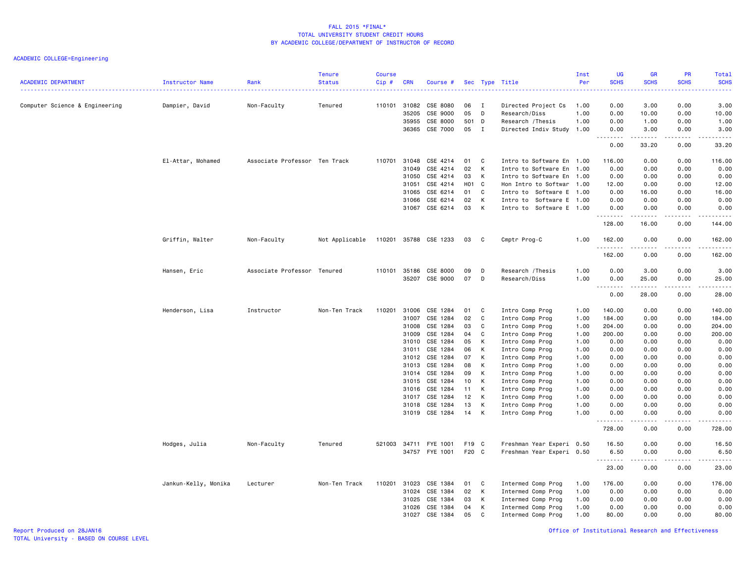# FALL 2015 *FINAL*
## TOTAL UNIVERSITY STUDENT CREDIT HOURS
## BY ACADEMIC COLLEGE/DEPARTMENT OF INSTRUCTOR OF RECORD

ACADEMIC COLLEGE=Engineering

| ACADEMIC DEPARTMENT | Instructor Name | Rank | Tenure Status | Course Cip # | CRN | Course # | Sec | Type | Title | Inst Per | UG SCHS | GR SCHS | PR SCHS | Total SCHS |
|---|---|---|---|---|---|---|---|---|---|---|---|---|---|---|
| Computer Science & Engineering | Dampier, David | Non-Faculty | Tenured | 110101 | 31082 | CSE 8080 | 06 | I | Directed Project Cs | 1.00 | 0.00 | 3.00 | 0.00 | 3.00 |
| | | | | | 35205 | CSE 9000 | 05 | D | Research/Diss | 1.00 | 0.00 | 10.00 | 0.00 | 10.00 |
| | | | | | 35955 | CSE 8000 | 501 | D | Research /Thesis | 1.00 | 0.00 | 1.00 | 0.00 | 1.00 |
| | | | | | 36365 | CSE 7000 | 05 | I | Directed Indiv Study | 1.00 | 0.00 | 3.00 | 0.00 | 3.00 |
| | | | | | | | | | | | 0.00 | 33.20 | 0.00 | 33.20 |
| | El-Attar, Mohamed | Associate Professor | Ten Track | 110701 | 31048 | CSE 4214 | 01 | C | Intro to Software En | 1.00 | 116.00 | 0.00 | 0.00 | 116.00 |
| | | | | | 31049 | CSE 4214 | 02 | K | Intro to Software En | 1.00 | 0.00 | 0.00 | 0.00 | 0.00 |
| | | | | | 31050 | CSE 4214 | 03 | K | Intro to Software En | 1.00 | 0.00 | 0.00 | 0.00 | 0.00 |
| | | | | | 31051 | CSE 4214 | H01 | C | Hon Intro to Softwar | 1.00 | 12.00 | 0.00 | 0.00 | 12.00 |
| | | | | | 31065 | CSE 6214 | 01 | C | Intro to  Software E | 1.00 | 0.00 | 16.00 | 0.00 | 16.00 |
| | | | | | 31066 | CSE 6214 | 02 | K | Intro to  Software E | 1.00 | 0.00 | 0.00 | 0.00 | 0.00 |
| | | | | | 31067 | CSE 6214 | 03 | K | Intro to  Software E | 1.00 | 0.00 | 0.00 | 0.00 | 0.00 |
| | | | | | | | | | | | 128.00 | 16.00 | 0.00 | 144.00 |
| | Griffin, Walter | Non-Faculty | Not Applicable | 110201 | 35788 | CSE 1233 | 03 | C | Cmptr Prog-C | 1.00 | 162.00 | 0.00 | 0.00 | 162.00 |
| | | | | | | | | | | | 162.00 | 0.00 | 0.00 | 162.00 |
| | Hansen, Eric | Associate Professor | Tenured | 110101 | 35186 | CSE 8000 | 09 | D | Research /Thesis | 1.00 | 0.00 | 3.00 | 0.00 | 3.00 |
| | | | | | 35207 | CSE 9000 | 07 | D | Research/Diss | 1.00 | 0.00 | 25.00 | 0.00 | 25.00 |
| | | | | | | | | | | | 0.00 | 28.00 | 0.00 | 28.00 |
| | Henderson, Lisa | Instructor | Non-Ten Track | 110201 | 31006 | CSE 1284 | 01 | C | Intro Comp Prog | 1.00 | 140.00 | 0.00 | 0.00 | 140.00 |
| | | | | | 31007 | CSE 1284 | 02 | C | Intro Comp Prog | 1.00 | 184.00 | 0.00 | 0.00 | 184.00 |
| | | | | | 31008 | CSE 1284 | 03 | C | Intro Comp Prog | 1.00 | 204.00 | 0.00 | 0.00 | 204.00 |
| | | | | | 31009 | CSE 1284 | 04 | C | Intro Comp Prog | 1.00 | 200.00 | 0.00 | 0.00 | 200.00 |
| | | | | | 31010 | CSE 1284 | 05 | K | Intro Comp Prog | 1.00 | 0.00 | 0.00 | 0.00 | 0.00 |
| | | | | | 31011 | CSE 1284 | 06 | K | Intro Comp Prog | 1.00 | 0.00 | 0.00 | 0.00 | 0.00 |
| | | | | | 31012 | CSE 1284 | 07 | K | Intro Comp Prog | 1.00 | 0.00 | 0.00 | 0.00 | 0.00 |
| | | | | | 31013 | CSE 1284 | 08 | K | Intro Comp Prog | 1.00 | 0.00 | 0.00 | 0.00 | 0.00 |
| | | | | | 31014 | CSE 1284 | 09 | K | Intro Comp Prog | 1.00 | 0.00 | 0.00 | 0.00 | 0.00 |
| | | | | | 31015 | CSE 1284 | 10 | K | Intro Comp Prog | 1.00 | 0.00 | 0.00 | 0.00 | 0.00 |
| | | | | | 31016 | CSE 1284 | 11 | K | Intro Comp Prog | 1.00 | 0.00 | 0.00 | 0.00 | 0.00 |
| | | | | | 31017 | CSE 1284 | 12 | K | Intro Comp Prog | 1.00 | 0.00 | 0.00 | 0.00 | 0.00 |
| | | | | | 31018 | CSE 1284 | 13 | K | Intro Comp Prog | 1.00 | 0.00 | 0.00 | 0.00 | 0.00 |
| | | | | | 31019 | CSE 1284 | 14 | K | Intro Comp Prog | 1.00 | 0.00 | 0.00 | 0.00 | 0.00 |
| | | | | | | | | | | | 728.00 | 0.00 | 0.00 | 728.00 |
| | Hodges, Julia | Non-Faculty | Tenured | 521003 | 34711 | FYE 1001 | F19 | C | Freshman Year Experi | 0.50 | 16.50 | 0.00 | 0.00 | 16.50 |
| | | | | | 34757 | FYE 1001 | F20 | C | Freshman Year Experi | 0.50 | 6.50 | 0.00 | 0.00 | 6.50 |
| | | | | | | | | | | | 23.00 | 0.00 | 0.00 | 23.00 |
| | Jankun-Kelly, Monika | Lecturer | Non-Ten Track | 110201 | 31023 | CSE 1384 | 01 | C | Intermed Comp Prog | 1.00 | 176.00 | 0.00 | 0.00 | 176.00 |
| | | | | | 31024 | CSE 1384 | 02 | K | Intermed Comp Prog | 1.00 | 0.00 | 0.00 | 0.00 | 0.00 |
| | | | | | 31025 | CSE 1384 | 03 | K | Intermed Comp Prog | 1.00 | 0.00 | 0.00 | 0.00 | 0.00 |
| | | | | | 31026 | CSE 1384 | 04 | K | Intermed Comp Prog | 1.00 | 0.00 | 0.00 | 0.00 | 0.00 |
| | | | | | 31027 | CSE 1384 | 05 | C | Intermed Comp Prog | 1.00 | 80.00 | 0.00 | 0.00 | 80.00 |

Report Produced on 28JAN16
TOTAL University - BASED ON COURSE LEVEL

Office of Institutional Research and Effectiveness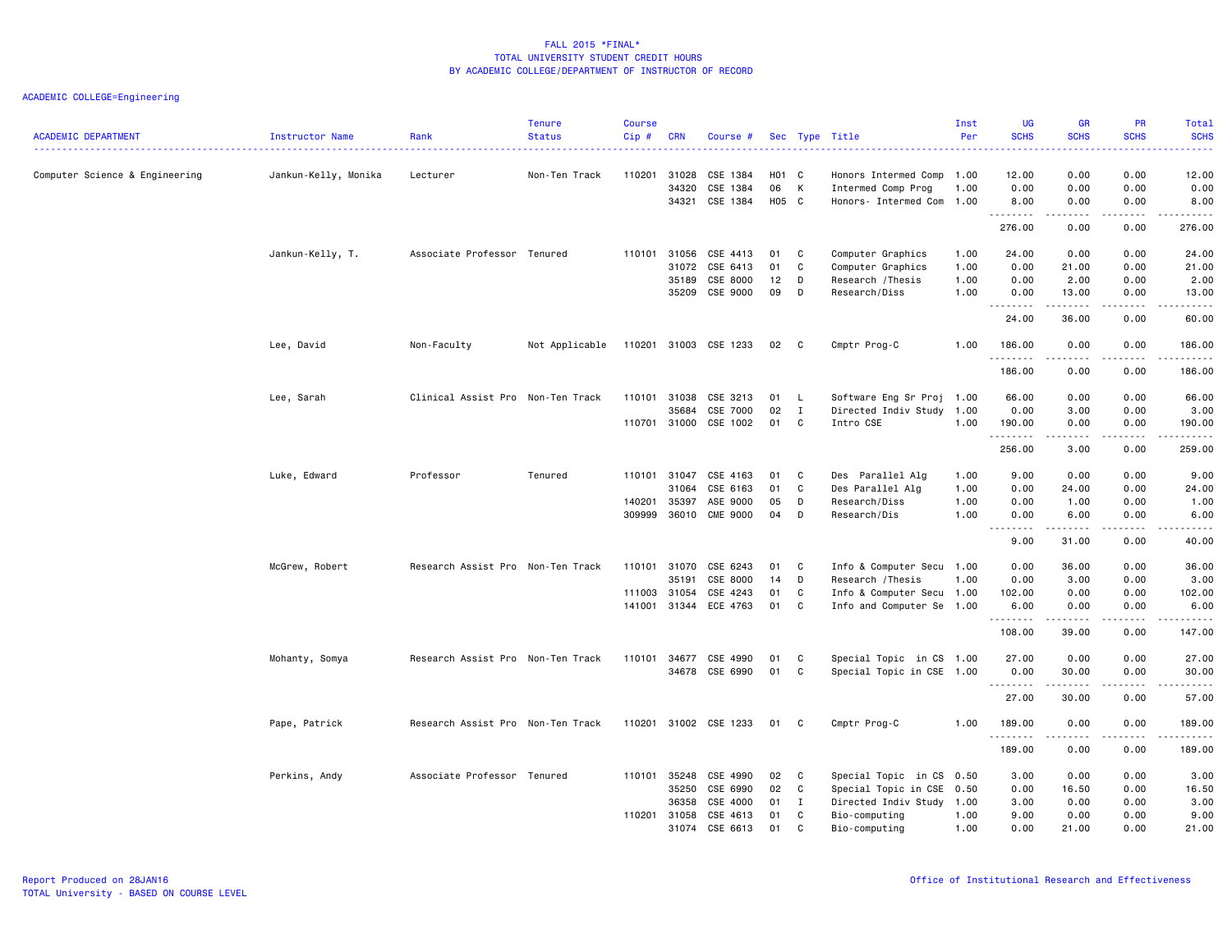FALL 2015 *FINAL*
TOTAL UNIVERSITY STUDENT CREDIT HOURS
BY ACADEMIC COLLEGE/DEPARTMENT OF INSTRUCTOR OF RECORD

ACADEMIC COLLEGE=Engineering

| ACADEMIC DEPARTMENT | Instructor Name | Rank | Tenure Status | Course Cip # | CRN | Course # | Sec | Type | Title | Inst Per | UG SCHS | GR SCHS | PR SCHS | Total SCHS |
|---|---|---|---|---|---|---|---|---|---|---|---|---|---|---|
| Computer Science & Engineering | Jankun-Kelly, Monika | Lecturer | Non-Ten Track | 110201 | 31028 | CSE 1384 | H01 | C | Honors Intermed Comp | 1.00 | 12.00 | 0.00 | 0.00 | 12.00 |
| | | | | | 34320 | CSE 1384 | 06 | K | Intermed Comp Prog | 1.00 | 0.00 | 0.00 | 0.00 | 0.00 |
| | | | | | 34321 | CSE 1384 | H05 | C | Honors- Intermed Com | 1.00 | 8.00 | 0.00 | 0.00 | 8.00 |
| | | | | | | | | | | | 276.00 | 0.00 | 0.00 | 276.00 |
| | Jankun-Kelly, T. | Associate Professor | Tenured | 110101 | 31056 | CSE 4413 | 01 | C | Computer Graphics | 1.00 | 24.00 | 0.00 | 0.00 | 24.00 |
| | | | | | 31072 | CSE 6413 | 01 | C | Computer Graphics | 1.00 | 0.00 | 21.00 | 0.00 | 21.00 |
| | | | | | 35189 | CSE 8000 | 12 | D | Research /Thesis | 1.00 | 0.00 | 2.00 | 0.00 | 2.00 |
| | | | | | 35209 | CSE 9000 | 09 | D | Research/Diss | 1.00 | 0.00 | 13.00 | 0.00 | 13.00 |
| | | | | | | | | | | | 24.00 | 36.00 | 0.00 | 60.00 |
| | Lee, David | Non-Faculty | Not Applicable | 110201 | 31003 | CSE 1233 | 02 | C | Cmptr Prog-C | 1.00 | 186.00 | 0.00 | 0.00 | 186.00 |
| | | | | | | | | | | | 186.00 | 0.00 | 0.00 | 186.00 |
| | Lee, Sarah | Clinical Assist Pro | Non-Ten Track | 110101 | 31038 | CSE 3213 | 01 | L | Software Eng Sr Proj | 1.00 | 66.00 | 0.00 | 0.00 | 66.00 |
| | | | | | 35684 | CSE 7000 | 02 | I | Directed Indiv Study | 1.00 | 0.00 | 3.00 | 0.00 | 3.00 |
| | | | | 110701 | 31000 | CSE 1002 | 01 | C | Intro CSE | 1.00 | 190.00 | 0.00 | 0.00 | 190.00 |
| | | | | | | | | | | | 256.00 | 3.00 | 0.00 | 259.00 |
| | Luke, Edward | Professor | Tenured | 110101 | 31047 | CSE 4163 | 01 | C | Des Parallel Alg | 1.00 | 9.00 | 0.00 | 0.00 | 9.00 |
| | | | | | 31064 | CSE 6163 | 01 | C | Des Parallel Alg | 1.00 | 0.00 | 24.00 | 0.00 | 24.00 |
| | | | | 140201 | 35397 | ASE 9000 | 05 | D | Research/Diss | 1.00 | 0.00 | 1.00 | 0.00 | 1.00 |
| | | | | 309999 | 36010 | CME 9000 | 04 | D | Research/Dis | 1.00 | 0.00 | 6.00 | 0.00 | 6.00 |
| | | | | | | | | | | | 9.00 | 31.00 | 0.00 | 40.00 |
| | McGrew, Robert | Research Assist Pro | Non-Ten Track | 110101 | 31070 | CSE 6243 | 01 | C | Info & Computer Secu | 1.00 | 0.00 | 36.00 | 0.00 | 36.00 |
| | | | | | 35191 | CSE 8000 | 14 | D | Research /Thesis | 1.00 | 0.00 | 3.00 | 0.00 | 3.00 |
| | | | | 111003 | 31054 | CSE 4243 | 01 | C | Info & Computer Secu | 1.00 | 102.00 | 0.00 | 0.00 | 102.00 |
| | | | | 141001 | 31344 | ECE 4763 | 01 | C | Info and Computer Se | 1.00 | 6.00 | 0.00 | 0.00 | 6.00 |
| | | | | | | | | | | | 108.00 | 39.00 | 0.00 | 147.00 |
| | Mohanty, Somya | Research Assist Pro | Non-Ten Track | 110101 | 34677 | CSE 4990 | 01 | C | Special Topic in CS | 1.00 | 27.00 | 0.00 | 0.00 | 27.00 |
| | | | | | 34678 | CSE 6990 | 01 | C | Special Topic in CSE | 1.00 | 0.00 | 30.00 | 0.00 | 30.00 |
| | | | | | | | | | | | 27.00 | 30.00 | 0.00 | 57.00 |
| | Pape, Patrick | Research Assist Pro | Non-Ten Track | 110201 | 31002 | CSE 1233 | 01 | C | Cmptr Prog-C | 1.00 | 189.00 | 0.00 | 0.00 | 189.00 |
| | | | | | | | | | | | 189.00 | 0.00 | 0.00 | 189.00 |
| | Perkins, Andy | Associate Professor | Tenured | 110101 | 35248 | CSE 4990 | 02 | C | Special Topic in CS | 0.50 | 3.00 | 0.00 | 0.00 | 3.00 |
| | | | | | 35250 | CSE 6990 | 02 | C | Special Topic in CSE | 0.50 | 0.00 | 16.50 | 0.00 | 16.50 |
| | | | | | 36358 | CSE 4000 | 01 | I | Directed Indiv Study | 1.00 | 3.00 | 0.00 | 0.00 | 3.00 |
| | | | | 110201 | 31058 | CSE 4613 | 01 | C | Bio-computing | 1.00 | 9.00 | 0.00 | 0.00 | 9.00 |
| | | | | | 31074 | CSE 6613 | 01 | C | Bio-computing | 1.00 | 0.00 | 21.00 | 0.00 | 21.00 |

Report Produced on 28JAN16
TOTAL University - BASED ON COURSE LEVEL

Office of Institutional Research and Effectiveness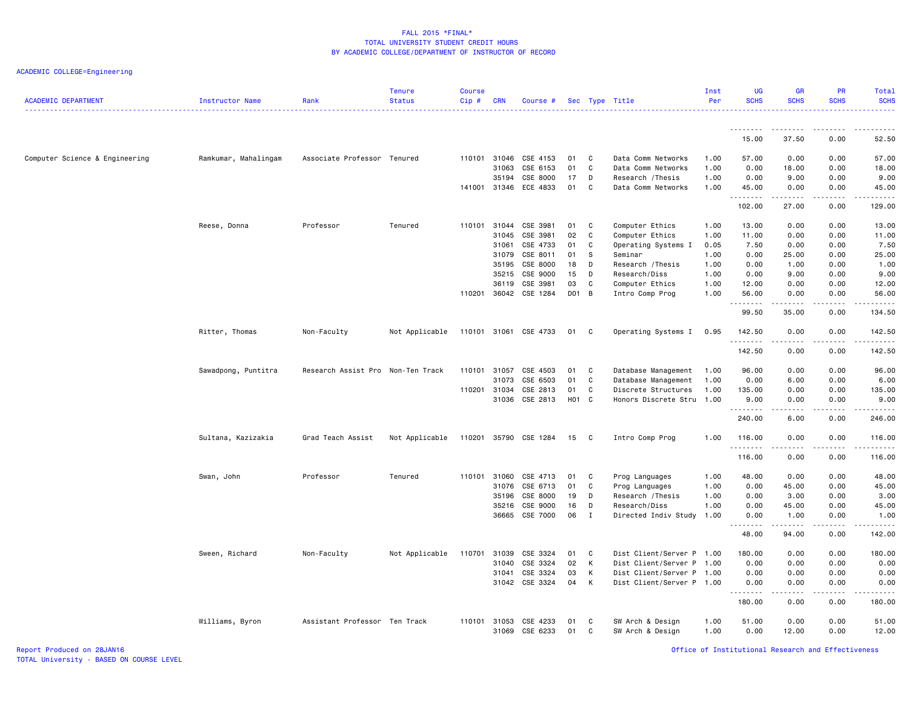FALL 2015 *FINAL*
TOTAL UNIVERSITY STUDENT CREDIT HOURS
BY ACADEMIC COLLEGE/DEPARTMENT OF INSTRUCTOR OF RECORD

ACADEMIC COLLEGE=Engineering

| ACADEMIC DEPARTMENT | Instructor Name | Rank | Tenure Status | Course Cip # | CRN | Course # | Sec | Type | Title | Inst Per | UG SCHS | GR SCHS | PR SCHS | Total SCHS |
|---|---|---|---|---|---|---|---|---|---|---|---|---|---|---|
| | | | | | | | | | | | 15.00 | 37.50 | 0.00 | 52.50 |
| Computer Science & Engineering | Ramkumar, Mahalingam | Associate Professor | Tenured | 110101 | 31046 | CSE 4153 | 01 | C | Data Comm Networks | 1.00 | 57.00 | 0.00 | 0.00 | 57.00 |
| | | | | | 31063 | CSE 6153 | 01 | C | Data Comm Networks | 1.00 | 0.00 | 18.00 | 0.00 | 18.00 |
| | | | | | 35194 | CSE 8000 | 17 | D | Research /Thesis | 1.00 | 0.00 | 9.00 | 0.00 | 9.00 |
| | | | | 141001 | 31346 | ECE 4833 | 01 | C | Data Comm Networks | 1.00 | 45.00 | 0.00 | 0.00 | 45.00 |
| | | | | | | | | | | | 102.00 | 27.00 | 0.00 | 129.00 |
| | Reese, Donna | Professor | Tenured | 110101 | 31044 | CSE 3981 | 01 | C | Computer Ethics | 1.00 | 13.00 | 0.00 | 0.00 | 13.00 |
| | | | | | 31045 | CSE 3981 | 02 | C | Computer Ethics | 1.00 | 11.00 | 0.00 | 0.00 | 11.00 |
| | | | | | 31061 | CSE 4733 | 01 | C | Operating Systems I | 0.05 | 7.50 | 0.00 | 0.00 | 7.50 |
| | | | | | 31079 | CSE 8011 | 01 | S | Seminar | 1.00 | 0.00 | 25.00 | 0.00 | 25.00 |
| | | | | | 35195 | CSE 8000 | 18 | D | Research /Thesis | 1.00 | 0.00 | 1.00 | 0.00 | 1.00 |
| | | | | | 35215 | CSE 9000 | 15 | D | Research/Diss | 1.00 | 0.00 | 9.00 | 0.00 | 9.00 |
| | | | | | 36119 | CSE 3981 | 03 | C | Computer Ethics | 1.00 | 12.00 | 0.00 | 0.00 | 12.00 |
| | | | | 110201 | 36042 | CSE 1284 | D01 | B | Intro Comp Prog | 1.00 | 56.00 | 0.00 | 0.00 | 56.00 |
| | | | | | | | | | | | 99.50 | 35.00 | 0.00 | 134.50 |
| | Ritter, Thomas | Non-Faculty | Not Applicable | 110101 | 31061 | CSE 4733 | 01 | C | Operating Systems I | 0.95 | 142.50 | 0.00 | 0.00 | 142.50 |
| | | | | | | | | | | | 142.50 | 0.00 | 0.00 | 142.50 |
| | Sawadpong, Puntitra | Research Assist Pro | Non-Ten Track | 110101 | 31057 | CSE 4503 | 01 | C | Database Management | 1.00 | 96.00 | 0.00 | 0.00 | 96.00 |
| | | | | | 31073 | CSE 6503 | 01 | C | Database Management | 1.00 | 0.00 | 6.00 | 0.00 | 6.00 |
| | | | | 110201 | 31034 | CSE 2813 | 01 | C | Discrete Structures | 1.00 | 135.00 | 0.00 | 0.00 | 135.00 |
| | | | | | 31036 | CSE 2813 | H01 | C | Honors Discrete Stru | 1.00 | 9.00 | 0.00 | 0.00 | 9.00 |
| | | | | | | | | | | | 240.00 | 6.00 | 0.00 | 246.00 |
| | Sultana, Kazizakia | Grad Teach Assist | Not Applicable | 110201 | 35790 | CSE 1284 | 15 | C | Intro Comp Prog | 1.00 | 116.00 | 0.00 | 0.00 | 116.00 |
| | | | | | | | | | | | 116.00 | 0.00 | 0.00 | 116.00 |
| | Swan, John | Professor | Tenured | 110101 | 31060 | CSE 4713 | 01 | C | Prog Languages | 1.00 | 48.00 | 0.00 | 0.00 | 48.00 |
| | | | | | 31076 | CSE 6713 | 01 | C | Prog Languages | 1.00 | 0.00 | 45.00 | 0.00 | 45.00 |
| | | | | | 35196 | CSE 8000 | 19 | D | Research /Thesis | 1.00 | 0.00 | 3.00 | 0.00 | 3.00 |
| | | | | | 35216 | CSE 9000 | 16 | D | Research/Diss | 1.00 | 0.00 | 45.00 | 0.00 | 45.00 |
| | | | | | 36665 | CSE 7000 | 06 | I | Directed Indiv Study | 1.00 | 0.00 | 1.00 | 0.00 | 1.00 |
| | | | | | | | | | | | 48.00 | 94.00 | 0.00 | 142.00 |
| | Sween, Richard | Non-Faculty | Not Applicable | 110701 | 31039 | CSE 3324 | 01 | C | Dist Client/Server P | 1.00 | 180.00 | 0.00 | 0.00 | 180.00 |
| | | | | | 31040 | CSE 3324 | 02 | K | Dist Client/Server P | 1.00 | 0.00 | 0.00 | 0.00 | 0.00 |
| | | | | | 31041 | CSE 3324 | 03 | K | Dist Client/Server P | 1.00 | 0.00 | 0.00 | 0.00 | 0.00 |
| | | | | | 31042 | CSE 3324 | 04 | K | Dist Client/Server P | 1.00 | 0.00 | 0.00 | 0.00 | 0.00 |
| | | | | | | | | | | | 180.00 | 0.00 | 0.00 | 180.00 |
| | Williams, Byron | Assistant Professor | Ten Track | 110101 | 31053 | CSE 4233 | 01 | C | SW Arch & Design | 1.00 | 51.00 | 0.00 | 0.00 | 51.00 |
| | | | | | 31069 | CSE 6233 | 01 | C | SW Arch & Design | 1.00 | 0.00 | 12.00 | 0.00 | 12.00 |

Report Produced on 28JAN16
TOTAL University - BASED ON COURSE LEVEL

Office of Institutional Research and Effectiveness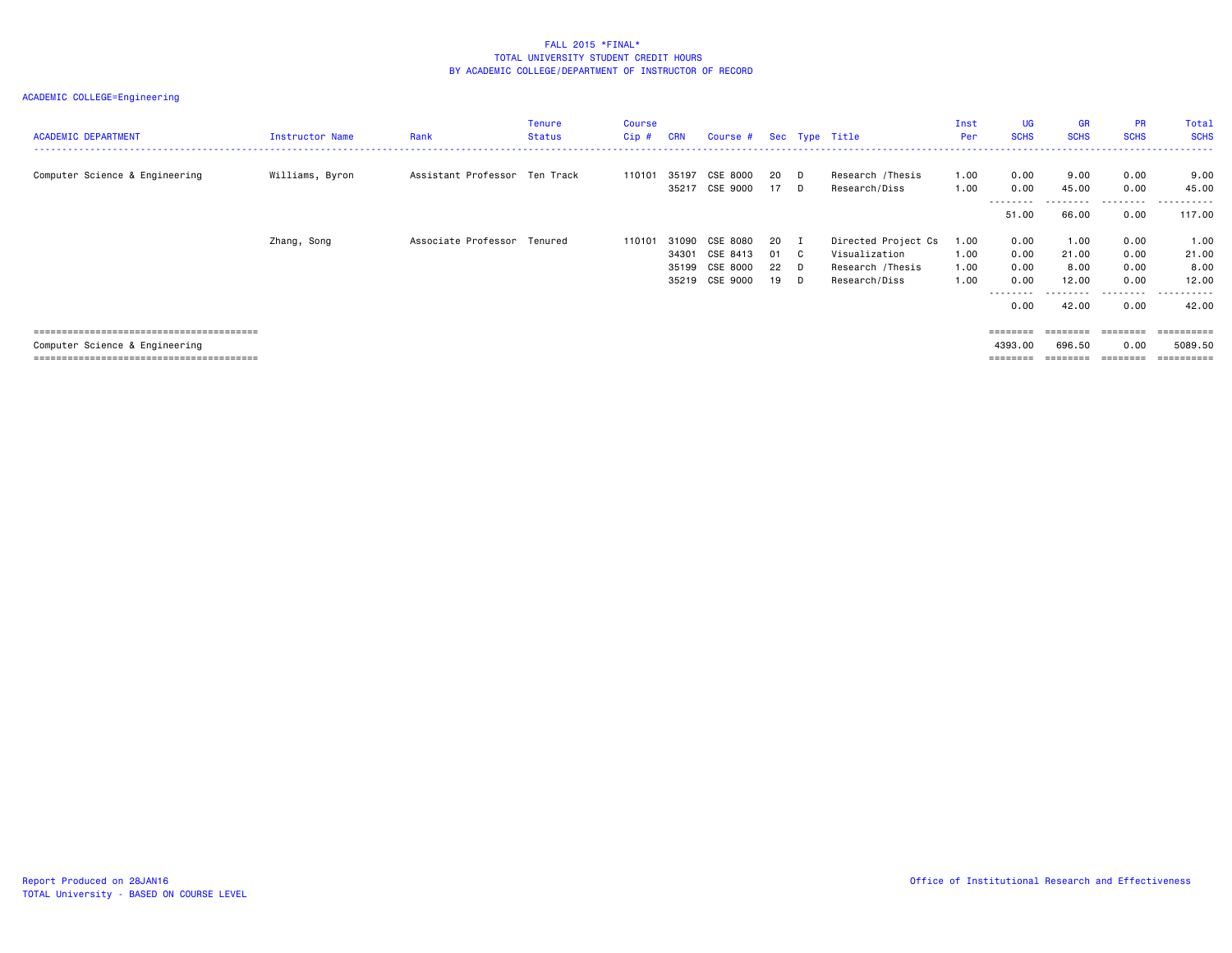FALL 2015 *FINAL*
TOTAL UNIVERSITY STUDENT CREDIT HOURS
BY ACADEMIC COLLEGE/DEPARTMENT OF INSTRUCTOR OF RECORD

ACADEMIC COLLEGE=Engineering

| ACADEMIC DEPARTMENT | Instructor Name | Rank | Tenure Status | Course Cip # | CRN | Course # | Sec | Type | Title | Inst Per | UG SCHS | GR SCHS | PR SCHS | Total SCHS |
|---|---|---|---|---|---|---|---|---|---|---|---|---|---|---|
| Computer Science & Engineering | Williams, Byron | Assistant Professor | Ten Track | 110101 | 35197 | CSE 8000 | 20 | D | Research /Thesis | 1.00 | 0.00 | 9.00 | 0.00 | 9.00 |
| | | | | | 35217 | CSE 9000 | 17 | D | Research/Diss | 1.00 | 0.00 | 45.00 | 0.00 | 45.00 |
| | | | | | | | | | | | 51.00 | 66.00 | 0.00 | 117.00 |
| | Zhang, Song | Associate Professor | Tenured | 110101 | 31090 | CSE 8080 | 20 | I | Directed Project Cs | 1.00 | 0.00 | 1.00 | 0.00 | 1.00 |
| | | | | | 34301 | CSE 8413 | 01 | C | Visualization | 1.00 | 0.00 | 21.00 | 0.00 | 21.00 |
| | | | | | 35199 | CSE 8000 | 22 | D | Research /Thesis | 1.00 | 0.00 | 8.00 | 0.00 | 8.00 |
| | | | | | 35219 | CSE 9000 | 19 | D | Research/Diss | 1.00 | 0.00 | 12.00 | 0.00 | 12.00 |
| | | | | | | | | | | | 0.00 | 42.00 | 0.00 | 42.00 |
| Computer Science & Engineering | | | | | | | | | | | 4393.00 | 696.50 | 0.00 | 5089.50 |

Report Produced on 28JAN16
TOTAL University - BASED ON COURSE LEVEL

Office of Institutional Research and Effectiveness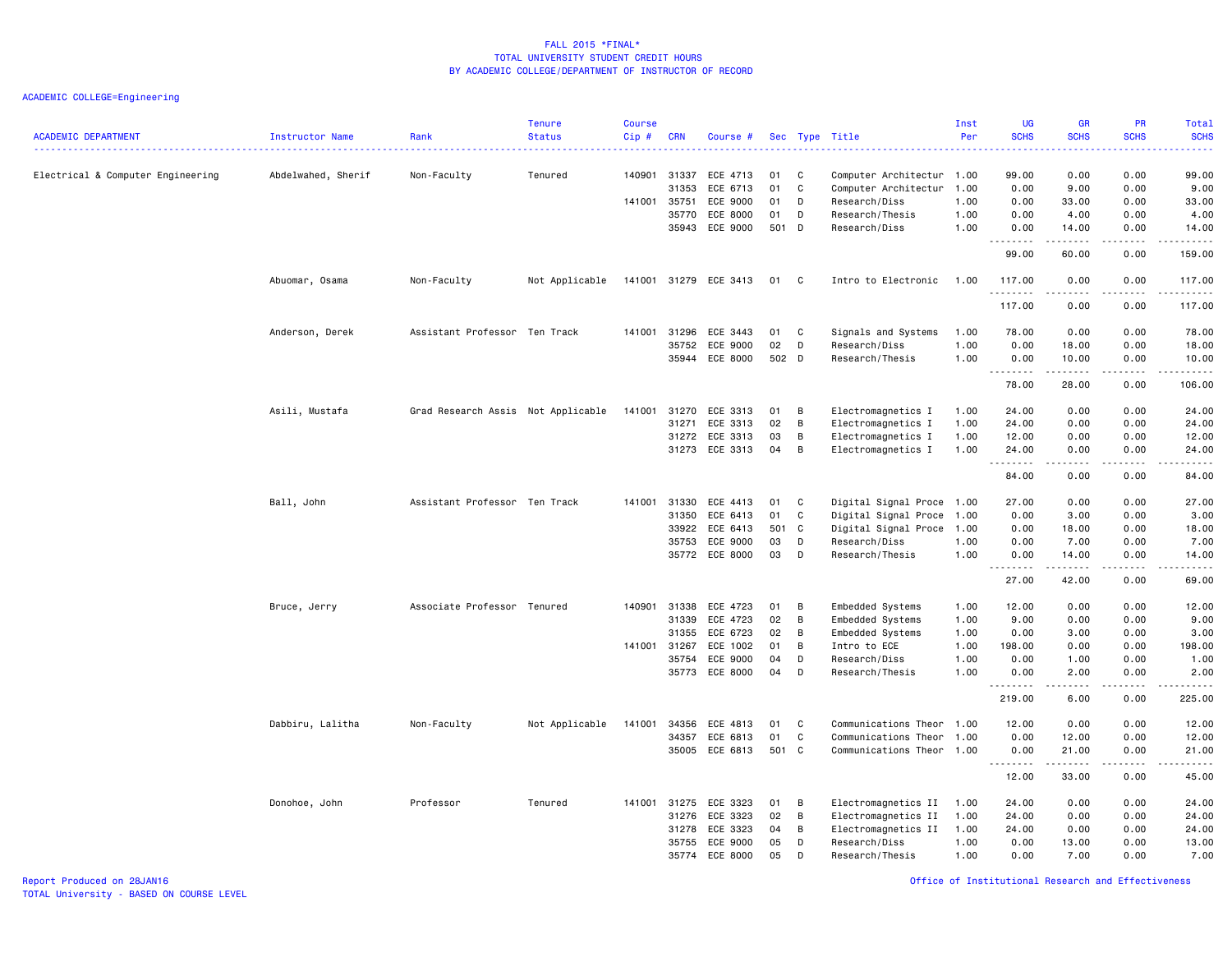FALL 2015 *FINAL*
TOTAL UNIVERSITY STUDENT CREDIT HOURS
BY ACADEMIC COLLEGE/DEPARTMENT OF INSTRUCTOR OF RECORD

ACADEMIC COLLEGE=Engineering

| ACADEMIC DEPARTMENT | Instructor Name | Rank | Tenure Status | Course Cip # | CRN | Course # | Sec | Type | Title | Inst Per | UG SCHS | GR SCHS | PR SCHS | Total SCHS |
|---|---|---|---|---|---|---|---|---|---|---|---|---|---|---|
| Electrical & Computer Engineering | Abdelwahed, Sherif | Non-Faculty | Tenured | 140901 | 31337 | ECE 4713 | 01 | C | Computer Architectur | 1.00 | 99.00 | 0.00 | 0.00 | 99.00 |
| | | | | | 31353 | ECE 6713 | 01 | C | Computer Architectur | 1.00 | 0.00 | 9.00 | 0.00 | 9.00 |
| | | | | 141001 | 35751 | ECE 9000 | 01 | D | Research/Diss | 1.00 | 0.00 | 33.00 | 0.00 | 33.00 |
| | | | | | 35770 | ECE 8000 | 01 | D | Research/Thesis | 1.00 | 0.00 | 4.00 | 0.00 | 4.00 |
| | | | | | 35943 | ECE 9000 | 501 | D | Research/Diss | 1.00 | 0.00 | 14.00 | 0.00 | 14.00 |
| | | | | | | | | | | | 99.00 | 60.00 | 0.00 | 159.00 |
| | Abuomar, Osama | Non-Faculty | Not Applicable | 141001 | 31279 | ECE 3413 | 01 | C | Intro to Electronic | 1.00 | 117.00 | 0.00 | 0.00 | 117.00 |
| | | | | | | | | | | | 117.00 | 0.00 | 0.00 | 117.00 |
| | Anderson, Derek | Assistant Professor | Ten Track | 141001 | 31296 | ECE 3443 | 01 | C | Signals and Systems | 1.00 | 78.00 | 0.00 | 0.00 | 78.00 |
| | | | | | 35752 | ECE 9000 | 02 | D | Research/Diss | 1.00 | 0.00 | 18.00 | 0.00 | 18.00 |
| | | | | | 35944 | ECE 8000 | 502 | D | Research/Thesis | 1.00 | 0.00 | 10.00 | 0.00 | 10.00 |
| | | | | | | | | | | | 78.00 | 28.00 | 0.00 | 106.00 |
| | Asili, Mustafa | Grad Research Assis | Not Applicable | 141001 | 31270 | ECE 3313 | 01 | B | Electromagnetics I | 1.00 | 24.00 | 0.00 | 0.00 | 24.00 |
| | | | | | 31271 | ECE 3313 | 02 | B | Electromagnetics I | 1.00 | 24.00 | 0.00 | 0.00 | 24.00 |
| | | | | | 31272 | ECE 3313 | 03 | B | Electromagnetics I | 1.00 | 12.00 | 0.00 | 0.00 | 12.00 |
| | | | | | 31273 | ECE 3313 | 04 | B | Electromagnetics I | 1.00 | 24.00 | 0.00 | 0.00 | 24.00 |
| | | | | | | | | | | | 84.00 | 0.00 | 0.00 | 84.00 |
| | Ball, John | Assistant Professor | Ten Track | 141001 | 31330 | ECE 4413 | 01 | C | Digital Signal Proce | 1.00 | 27.00 | 0.00 | 0.00 | 27.00 |
| | | | | | 31350 | ECE 6413 | 01 | C | Digital Signal Proce | 1.00 | 0.00 | 3.00 | 0.00 | 3.00 |
| | | | | | 33922 | ECE 6413 | 501 | C | Digital Signal Proce | 1.00 | 0.00 | 18.00 | 0.00 | 18.00 |
| | | | | | 35753 | ECE 9000 | 03 | D | Research/Diss | 1.00 | 0.00 | 7.00 | 0.00 | 7.00 |
| | | | | | 35772 | ECE 8000 | 03 | D | Research/Thesis | 1.00 | 0.00 | 14.00 | 0.00 | 14.00 |
| | | | | | | | | | | | 27.00 | 42.00 | 0.00 | 69.00 |
| | Bruce, Jerry | Associate Professor | Tenured | 140901 | 31338 | ECE 4723 | 01 | B | Embedded Systems | 1.00 | 12.00 | 0.00 | 0.00 | 12.00 |
| | | | | | 31339 | ECE 4723 | 02 | B | Embedded Systems | 1.00 | 9.00 | 0.00 | 0.00 | 9.00 |
| | | | | | 31355 | ECE 6723 | 02 | B | Embedded Systems | 1.00 | 0.00 | 3.00 | 0.00 | 3.00 |
| | | | | 141001 | 31267 | ECE 1002 | 01 | B | Intro to ECE | 1.00 | 198.00 | 0.00 | 0.00 | 198.00 |
| | | | | | 35754 | ECE 9000 | 04 | D | Research/Diss | 1.00 | 0.00 | 1.00 | 0.00 | 1.00 |
| | | | | | 35773 | ECE 8000 | 04 | D | Research/Thesis | 1.00 | 0.00 | 2.00 | 0.00 | 2.00 |
| | | | | | | | | | | | 219.00 | 6.00 | 0.00 | 225.00 |
| | Dabbiru, Lalitha | Non-Faculty | Not Applicable | 141001 | 34356 | ECE 4813 | 01 | C | Communications Theor | 1.00 | 12.00 | 0.00 | 0.00 | 12.00 |
| | | | | | 34357 | ECE 6813 | 01 | C | Communications Theor | 1.00 | 0.00 | 12.00 | 0.00 | 12.00 |
| | | | | | 35005 | ECE 6813 | 501 | C | Communications Theor | 1.00 | 0.00 | 21.00 | 0.00 | 21.00 |
| | | | | | | | | | | | 12.00 | 33.00 | 0.00 | 45.00 |
| | Donohoe, John | Professor | Tenured | 141001 | 31275 | ECE 3323 | 01 | B | Electromagnetics II | 1.00 | 24.00 | 0.00 | 0.00 | 24.00 |
| | | | | | 31276 | ECE 3323 | 02 | B | Electromagnetics II | 1.00 | 24.00 | 0.00 | 0.00 | 24.00 |
| | | | | | 31278 | ECE 3323 | 04 | B | Electromagnetics II | 1.00 | 24.00 | 0.00 | 0.00 | 24.00 |
| | | | | | 35755 | ECE 9000 | 05 | D | Research/Diss | 1.00 | 0.00 | 13.00 | 0.00 | 13.00 |
| | | | | | 35774 | ECE 8000 | 05 | D | Research/Thesis | 1.00 | 0.00 | 7.00 | 0.00 | 7.00 |

Report Produced on 28JAN16
TOTAL University - BASED ON COURSE LEVEL
Office of Institutional Research and Effectiveness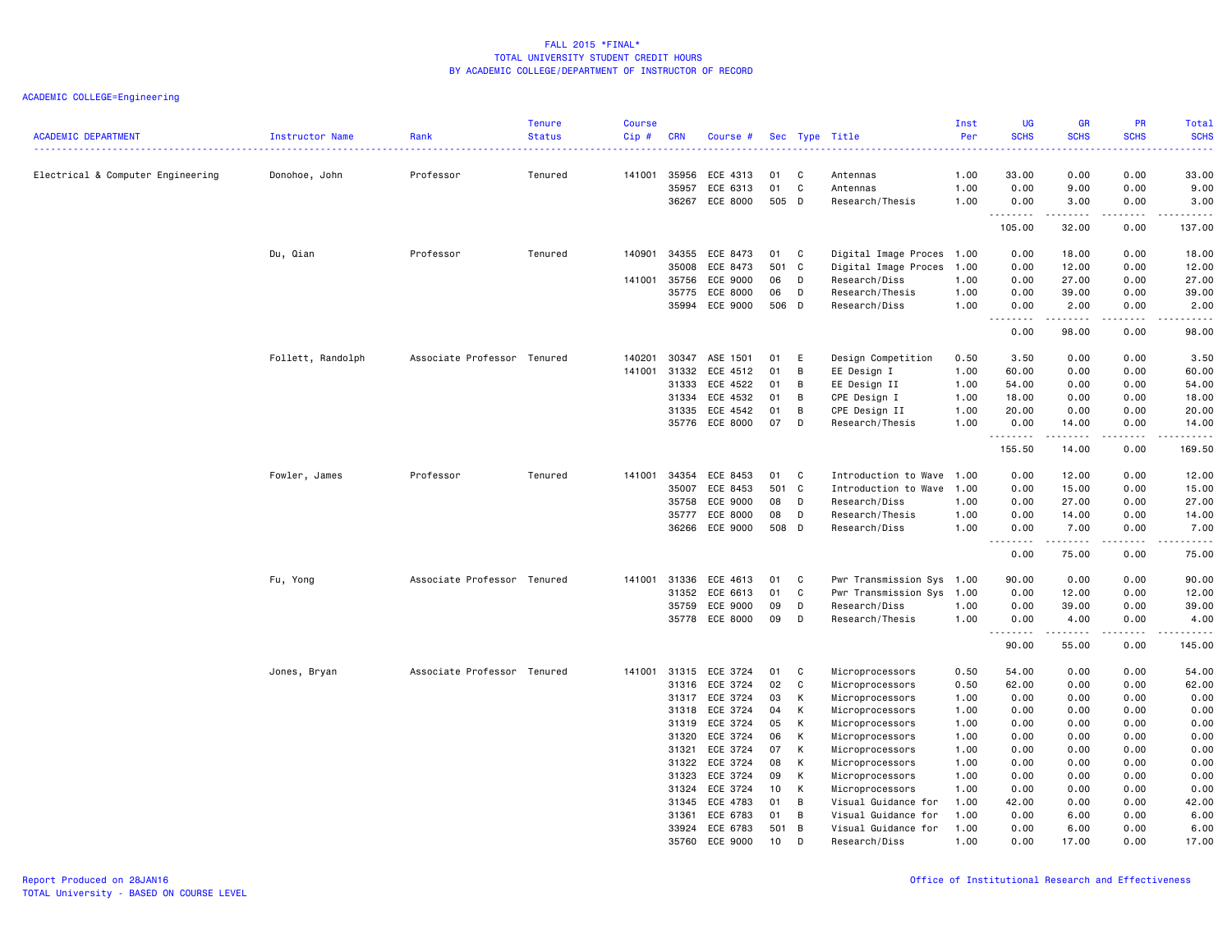FALL 2015 *FINAL*
TOTAL UNIVERSITY STUDENT CREDIT HOURS
BY ACADEMIC COLLEGE/DEPARTMENT OF INSTRUCTOR OF RECORD

ACADEMIC COLLEGE=Engineering

| ACADEMIC DEPARTMENT | Instructor Name | Rank | Tenure Status | Course Cip # | CRN | Course # | Sec | Type | Title | Inst Per | UG SCHS | GR SCHS | PR SCHS | Total SCHS |
|---|---|---|---|---|---|---|---|---|---|---|---|---|---|---|
| Electrical & Computer Engineering | Donohoe, John | Professor | Tenured | 141001 | 35956 | ECE 4313 | 01 | C | Antennas | 1.00 | 33.00 | 0.00 | 0.00 | 33.00 |
| | | | | | 35957 | ECE 6313 | 01 | C | Antennas | 1.00 | 0.00 | 9.00 | 0.00 | 9.00 |
| | | | | | 36267 | ECE 8000 | 505 | D | Research/Thesis | 1.00 | 0.00 | 3.00 | 0.00 | 3.00 |
| | | | | | | | | | | | 105.00 | 32.00 | 0.00 | 137.00 |
| | Du, Qian | Professor | Tenured | 140901 | 34355 | ECE 8473 | 01 | C | Digital Image Proces | 1.00 | 0.00 | 18.00 | 0.00 | 18.00 |
| | | | | | 35008 | ECE 8473 | 501 | C | Digital Image Proces | 1.00 | 0.00 | 12.00 | 0.00 | 12.00 |
| | | | | 141001 | 35756 | ECE 9000 | 06 | D | Research/Diss | 1.00 | 0.00 | 27.00 | 0.00 | 27.00 |
| | | | | | 35775 | ECE 8000 | 06 | D | Research/Thesis | 1.00 | 0.00 | 39.00 | 0.00 | 39.00 |
| | | | | | 35994 | ECE 9000 | 506 | D | Research/Diss | 1.00 | 0.00 | 2.00 | 0.00 | 2.00 |
| | | | | | | | | | | | 0.00 | 98.00 | 0.00 | 98.00 |
| | Follett, Randolph | Associate Professor | Tenured | 140201 | 30347 | ASE 1501 | 01 | E | Design Competition | 0.50 | 3.50 | 0.00 | 0.00 | 3.50 |
| | | | | 141001 | 31332 | ECE 4512 | 01 | B | EE Design I | 1.00 | 60.00 | 0.00 | 0.00 | 60.00 |
| | | | | | 31333 | ECE 4522 | 01 | B | EE Design II | 1.00 | 54.00 | 0.00 | 0.00 | 54.00 |
| | | | | | 31334 | ECE 4532 | 01 | B | CPE Design I | 1.00 | 18.00 | 0.00 | 0.00 | 18.00 |
| | | | | | 31335 | ECE 4542 | 01 | B | CPE Design II | 1.00 | 20.00 | 0.00 | 0.00 | 20.00 |
| | | | | | 35776 | ECE 8000 | 07 | D | Research/Thesis | 1.00 | 0.00 | 14.00 | 0.00 | 14.00 |
| | | | | | | | | | | | 155.50 | 14.00 | 0.00 | 169.50 |
| | Fowler, James | Professor | Tenured | 141001 | 34354 | ECE 8453 | 01 | C | Introduction to Wave | 1.00 | 0.00 | 12.00 | 0.00 | 12.00 |
| | | | | | 35007 | ECE 8453 | 501 | C | Introduction to Wave | 1.00 | 0.00 | 15.00 | 0.00 | 15.00 |
| | | | | | 35758 | ECE 9000 | 08 | D | Research/Diss | 1.00 | 0.00 | 27.00 | 0.00 | 27.00 |
| | | | | | 35777 | ECE 8000 | 08 | D | Research/Thesis | 1.00 | 0.00 | 14.00 | 0.00 | 14.00 |
| | | | | | 36266 | ECE 9000 | 508 | D | Research/Diss | 1.00 | 0.00 | 7.00 | 0.00 | 7.00 |
| | | | | | | | | | | | 0.00 | 75.00 | 0.00 | 75.00 |
| | Fu, Yong | Associate Professor | Tenured | 141001 | 31336 | ECE 4613 | 01 | C | Pwr Transmission Sys | 1.00 | 90.00 | 0.00 | 0.00 | 90.00 |
| | | | | | 31352 | ECE 6613 | 01 | C | Pwr Transmission Sys | 1.00 | 0.00 | 12.00 | 0.00 | 12.00 |
| | | | | | 35759 | ECE 9000 | 09 | D | Research/Diss | 1.00 | 0.00 | 39.00 | 0.00 | 39.00 |
| | | | | | 35778 | ECE 8000 | 09 | D | Research/Thesis | 1.00 | 0.00 | 4.00 | 0.00 | 4.00 |
| | | | | | | | | | | | 90.00 | 55.00 | 0.00 | 145.00 |
| | Jones, Bryan | Associate Professor | Tenured | 141001 | 31315 | ECE 3724 | 01 | C | Microprocessors | 0.50 | 54.00 | 0.00 | 0.00 | 54.00 |
| | | | | | 31316 | ECE 3724 | 02 | C | Microprocessors | 0.50 | 62.00 | 0.00 | 0.00 | 62.00 |
| | | | | | 31317 | ECE 3724 | 03 | K | Microprocessors | 1.00 | 0.00 | 0.00 | 0.00 | 0.00 |
| | | | | | 31318 | ECE 3724 | 04 | K | Microprocessors | 1.00 | 0.00 | 0.00 | 0.00 | 0.00 |
| | | | | | 31319 | ECE 3724 | 05 | K | Microprocessors | 1.00 | 0.00 | 0.00 | 0.00 | 0.00 |
| | | | | | 31320 | ECE 3724 | 06 | K | Microprocessors | 1.00 | 0.00 | 0.00 | 0.00 | 0.00 |
| | | | | | 31321 | ECE 3724 | 07 | K | Microprocessors | 1.00 | 0.00 | 0.00 | 0.00 | 0.00 |
| | | | | | 31322 | ECE 3724 | 08 | K | Microprocessors | 1.00 | 0.00 | 0.00 | 0.00 | 0.00 |
| | | | | | 31323 | ECE 3724 | 09 | K | Microprocessors | 1.00 | 0.00 | 0.00 | 0.00 | 0.00 |
| | | | | | 31324 | ECE 3724 | 10 | K | Microprocessors | 1.00 | 0.00 | 0.00 | 0.00 | 0.00 |
| | | | | | 31345 | ECE 4783 | 01 | B | Visual Guidance for | 1.00 | 42.00 | 0.00 | 0.00 | 42.00 |
| | | | | | 31361 | ECE 6783 | 01 | B | Visual Guidance for | 1.00 | 0.00 | 6.00 | 0.00 | 6.00 |
| | | | | | 33924 | ECE 6783 | 501 | B | Visual Guidance for | 1.00 | 0.00 | 6.00 | 0.00 | 6.00 |
| | | | | | 35760 | ECE 9000 | 10 | D | Research/Diss | 1.00 | 0.00 | 17.00 | 0.00 | 17.00 |

Report Produced on 28JAN16
TOTAL University - BASED ON COURSE LEVEL

Office of Institutional Research and Effectiveness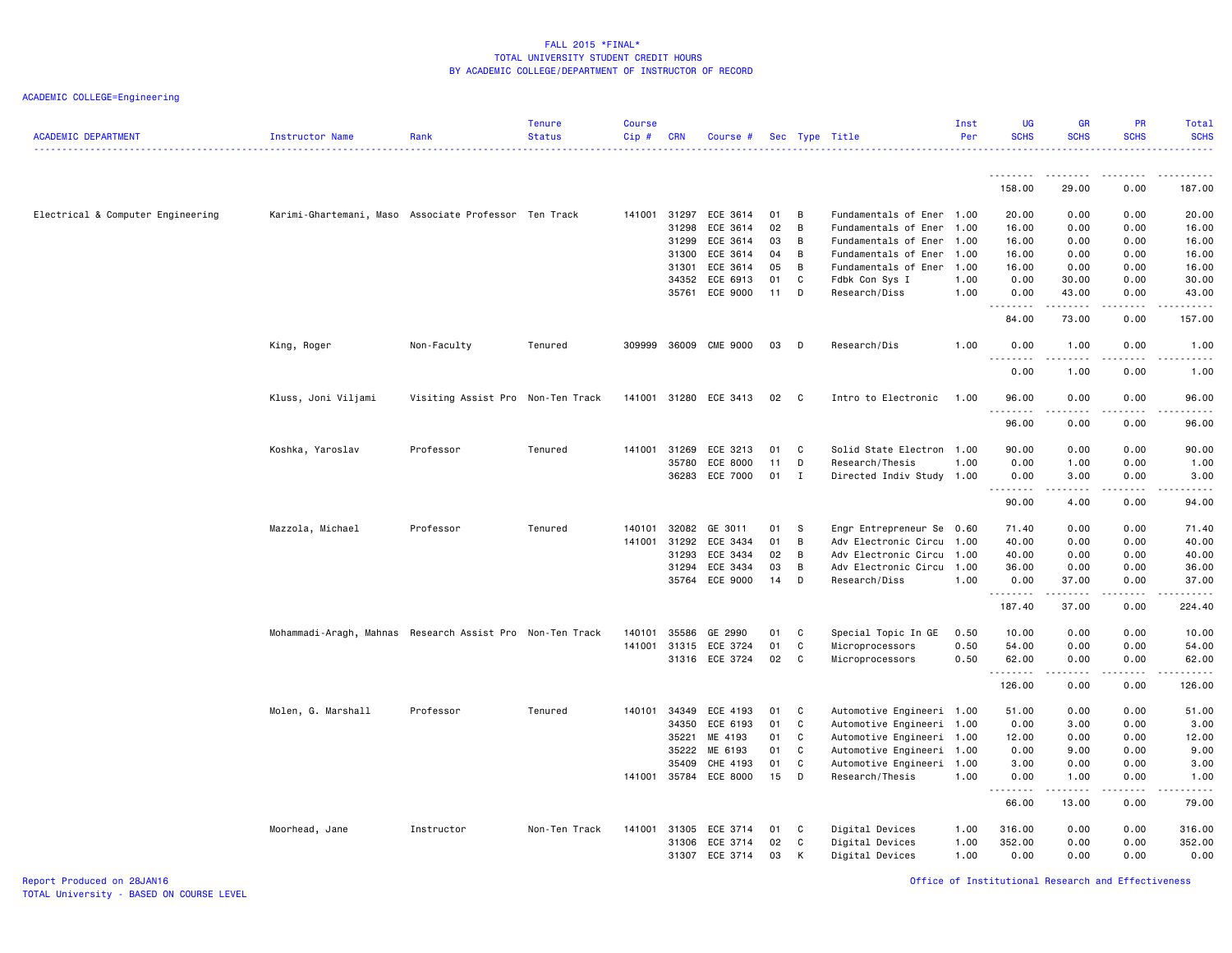FALL 2015 *FINAL*
TOTAL UNIVERSITY STUDENT CREDIT HOURS
BY ACADEMIC COLLEGE/DEPARTMENT OF INSTRUCTOR OF RECORD

ACADEMIC COLLEGE=Engineering

| ACADEMIC DEPARTMENT | Instructor Name | Rank | Tenure Status | Course Cip # | CRN | Course # | Sec | Type | Title | Inst Per | UG SCHS | GR SCHS | PR SCHS | Total SCHS |
|---|---|---|---|---|---|---|---|---|---|---|---|---|---|---|
| | | | | | | | | | | | 158.00 | 29.00 | 0.00 | 187.00 |
| Electrical & Computer Engineering | Karimi-Ghartemani, Maso | Associate Professor | Ten Track | 141001 | 31297 | ECE 3614 | 01 | B | Fundamentals of Ener | 1.00 | 20.00 | 0.00 | 0.00 | 20.00 |
| | | | | | 31298 | ECE 3614 | 02 | B | Fundamentals of Ener | 1.00 | 16.00 | 0.00 | 0.00 | 16.00 |
| | | | | | 31299 | ECE 3614 | 03 | B | Fundamentals of Ener | 1.00 | 16.00 | 0.00 | 0.00 | 16.00 |
| | | | | | 31300 | ECE 3614 | 04 | B | Fundamentals of Ener | 1.00 | 16.00 | 0.00 | 0.00 | 16.00 |
| | | | | | 31301 | ECE 3614 | 05 | B | Fundamentals of Ener | 1.00 | 16.00 | 0.00 | 0.00 | 16.00 |
| | | | | | 34352 | ECE 6913 | 01 | C | Fdbk Con Sys I | 1.00 | 0.00 | 30.00 | 0.00 | 30.00 |
| | | | | | 35761 | ECE 9000 | 11 | D | Research/Diss | 1.00 | 0.00 | 43.00 | 0.00 | 43.00 |
| | | | | | | | | | | | 84.00 | 73.00 | 0.00 | 157.00 |
| | King, Roger | Non-Faculty | Tenured | 309999 | 36009 | CME 9000 | 03 | D | Research/Dis | 1.00 | 0.00 | 1.00 | 0.00 | 1.00 |
| | | | | | | | | | | | 0.00 | 1.00 | 0.00 | 1.00 |
| | Kluss, Joni Viljami | Visiting Assist Pro | Non-Ten Track | 141001 | 31280 | ECE 3413 | 02 | C | Intro to Electronic | 1.00 | 96.00 | 0.00 | 0.00 | 96.00 |
| | | | | | | | | | | | 96.00 | 0.00 | 0.00 | 96.00 |
| | Koshka, Yaroslav | Professor | Tenured | 141001 | 31269 | ECE 3213 | 01 | C | Solid State Electron | 1.00 | 90.00 | 0.00 | 0.00 | 90.00 |
| | | | | | 35780 | ECE 8000 | 11 | D | Research/Thesis | 1.00 | 0.00 | 1.00 | 0.00 | 1.00 |
| | | | | | 36283 | ECE 7000 | 01 | I | Directed Indiv Study | 1.00 | 0.00 | 3.00 | 0.00 | 3.00 |
| | | | | | | | | | | | 90.00 | 4.00 | 0.00 | 94.00 |
| | Mazzola, Michael | Professor | Tenured | 140101 | 32082 | GE 3011 | 01 | S | Engr Entrepreneur Se | 0.60 | 71.40 | 0.00 | 0.00 | 71.40 |
| | | | | 141001 | 31292 | ECE 3434 | 01 | B | Adv Electronic Circu | 1.00 | 40.00 | 0.00 | 0.00 | 40.00 |
| | | | | | 31293 | ECE 3434 | 02 | B | Adv Electronic Circu | 1.00 | 40.00 | 0.00 | 0.00 | 40.00 |
| | | | | | 31294 | ECE 3434 | 03 | B | Adv Electronic Circu | 1.00 | 36.00 | 0.00 | 0.00 | 36.00 |
| | | | | | 35764 | ECE 9000 | 14 | D | Research/Diss | 1.00 | 0.00 | 37.00 | 0.00 | 37.00 |
| | | | | | | | | | | | 187.40 | 37.00 | 0.00 | 224.40 |
| | Mohammadi-Aragh, Mahnas | Research Assist Pro | Non-Ten Track | 140101 | 35586 | GE 2990 | 01 | C | Special Topic In GE | 0.50 | 10.00 | 0.00 | 0.00 | 10.00 |
| | | | | 141001 | 31315 | ECE 3724 | 01 | C | Microprocessors | 0.50 | 54.00 | 0.00 | 0.00 | 54.00 |
| | | | | | 31316 | ECE 3724 | 02 | C | Microprocessors | 0.50 | 62.00 | 0.00 | 0.00 | 62.00 |
| | | | | | | | | | | | 126.00 | 0.00 | 0.00 | 126.00 |
| | Molen, G. Marshall | Professor | Tenured | 140101 | 34349 | ECE 4193 | 01 | C | Automotive Engineeri | 1.00 | 51.00 | 0.00 | 0.00 | 51.00 |
| | | | | | 34350 | ECE 6193 | 01 | C | Automotive Engineeri | 1.00 | 0.00 | 3.00 | 0.00 | 3.00 |
| | | | | | 35221 | ME 4193 | 01 | C | Automotive Engineeri | 1.00 | 12.00 | 0.00 | 0.00 | 12.00 |
| | | | | | 35222 | ME 6193 | 01 | C | Automotive Engineeri | 1.00 | 0.00 | 9.00 | 0.00 | 9.00 |
| | | | | | 35409 | CHE 4193 | 01 | C | Automotive Engineeri | 1.00 | 3.00 | 0.00 | 0.00 | 3.00 |
| | | | | 141001 | 35784 | ECE 8000 | 15 | D | Research/Thesis | 1.00 | 0.00 | 1.00 | 0.00 | 1.00 |
| | | | | | | | | | | | 66.00 | 13.00 | 0.00 | 79.00 |
| | Moorhead, Jane | Instructor | Non-Ten Track | 141001 | 31305 | ECE 3714 | 01 | C | Digital Devices | 1.00 | 316.00 | 0.00 | 0.00 | 316.00 |
| | | | | | 31306 | ECE 3714 | 02 | C | Digital Devices | 1.00 | 352.00 | 0.00 | 0.00 | 352.00 |
| | | | | | 31307 | ECE 3714 | 03 | K | Digital Devices | 1.00 | 0.00 | 0.00 | 0.00 | 0.00 |

Report Produced on 28JAN16
TOTAL University - BASED ON COURSE LEVEL

Office of Institutional Research and Effectiveness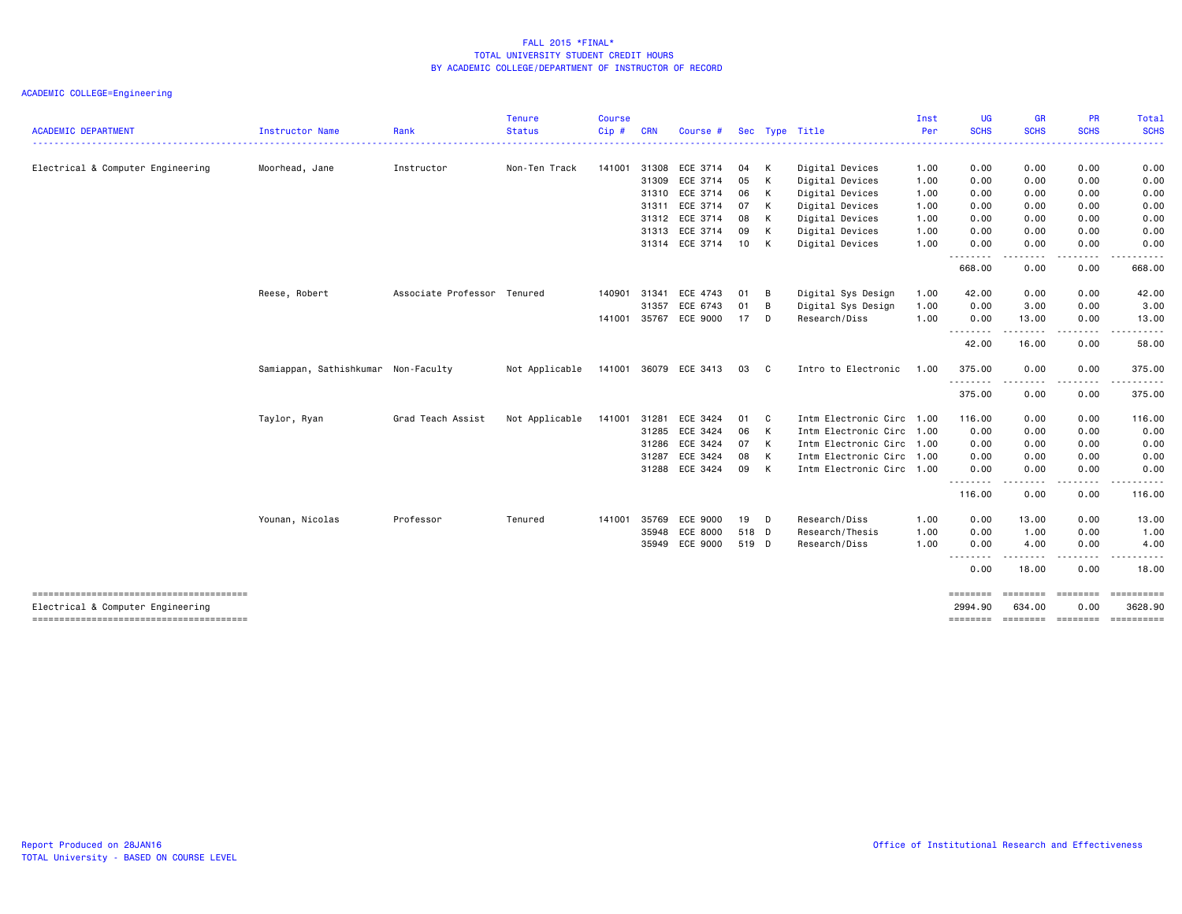FALL 2015 *FINAL*
TOTAL UNIVERSITY STUDENT CREDIT HOURS
BY ACADEMIC COLLEGE/DEPARTMENT OF INSTRUCTOR OF RECORD

ACADEMIC COLLEGE=Engineering

| ACADEMIC DEPARTMENT | Instructor Name | Rank | Tenure Status | Course Cip # | CRN | Course # | Sec | Type | Title | Inst Per | UG SCHS | GR SCHS | PR SCHS | Total SCHS |
|---|---|---|---|---|---|---|---|---|---|---|---|---|---|---|
| Electrical & Computer Engineering | Moorhead, Jane | Instructor | Non-Ten Track | 141001 | 31308 | ECE 3714 | 04 | K | Digital Devices | 1.00 | 0.00 | 0.00 | 0.00 | 0.00 |
| | | | | | 31309 | ECE 3714 | 05 | K | Digital Devices | 1.00 | 0.00 | 0.00 | 0.00 | 0.00 |
| | | | | | 31310 | ECE 3714 | 06 | K | Digital Devices | 1.00 | 0.00 | 0.00 | 0.00 | 0.00 |
| | | | | | 31311 | ECE 3714 | 07 | K | Digital Devices | 1.00 | 0.00 | 0.00 | 0.00 | 0.00 |
| | | | | | 31312 | ECE 3714 | 08 | K | Digital Devices | 1.00 | 0.00 | 0.00 | 0.00 | 0.00 |
| | | | | | 31313 | ECE 3714 | 09 | K | Digital Devices | 1.00 | 0.00 | 0.00 | 0.00 | 0.00 |
| | | | | | 31314 | ECE 3714 | 10 | K | Digital Devices | 1.00 | 0.00 | 0.00 | 0.00 | 0.00 |
| | | | | | | | | | | | 668.00 | 0.00 | 0.00 | 668.00 |
| | Reese, Robert | Associate Professor | Tenured | 140901 | 31341 | ECE 4743 | 01 | B | Digital Sys Design | 1.00 | 42.00 | 0.00 | 0.00 | 42.00 |
| | | | | | 31357 | ECE 6743 | 01 | B | Digital Sys Design | 1.00 | 0.00 | 3.00 | 0.00 | 3.00 |
| | | | | 141001 | 35767 | ECE 9000 | 17 | D | Research/Diss | 1.00 | 0.00 | 13.00 | 0.00 | 13.00 |
| | | | | | | | | | | | 42.00 | 16.00 | 0.00 | 58.00 |
| | Samiappan, Sathishkumar | Non-Faculty | Not Applicable | 141001 | 36079 | ECE 3413 | 03 | C | Intro to Electronic | 1.00 | 375.00 | 0.00 | 0.00 | 375.00 |
| | | | | | | | | | | | 375.00 | 0.00 | 0.00 | 375.00 |
| | Taylor, Ryan | Grad Teach Assist | Not Applicable | 141001 | 31281 | ECE 3424 | 01 | C | Intm Electronic Circ | 1.00 | 116.00 | 0.00 | 0.00 | 116.00 |
| | | | | | 31285 | ECE 3424 | 06 | K | Intm Electronic Circ | 1.00 | 0.00 | 0.00 | 0.00 | 0.00 |
| | | | | | 31286 | ECE 3424 | 07 | K | Intm Electronic Circ | 1.00 | 0.00 | 0.00 | 0.00 | 0.00 |
| | | | | | 31287 | ECE 3424 | 08 | K | Intm Electronic Circ | 1.00 | 0.00 | 0.00 | 0.00 | 0.00 |
| | | | | | 31288 | ECE 3424 | 09 | K | Intm Electronic Circ | 1.00 | 0.00 | 0.00 | 0.00 | 0.00 |
| | | | | | | | | | | | 116.00 | 0.00 | 0.00 | 116.00 |
| | Younan, Nicolas | Professor | Tenured | 141001 | 35769 | ECE 9000 | 19 | D | Research/Diss | 1.00 | 0.00 | 13.00 | 0.00 | 13.00 |
| | | | | | 35948 | ECE 8000 | 518 | D | Research/Thesis | 1.00 | 0.00 | 1.00 | 0.00 | 1.00 |
| | | | | | 35949 | ECE 9000 | 519 | D | Research/Diss | 1.00 | 0.00 | 4.00 | 0.00 | 4.00 |
| | | | | | | | | | | | 0.00 | 18.00 | 0.00 | 18.00 |
| Electrical & Computer Engineering | | | | | | | | | | | 2994.90 | 634.00 | 0.00 | 3628.90 |

Report Produced on 28JAN16
TOTAL University - BASED ON COURSE LEVEL

Office of Institutional Research and Effectiveness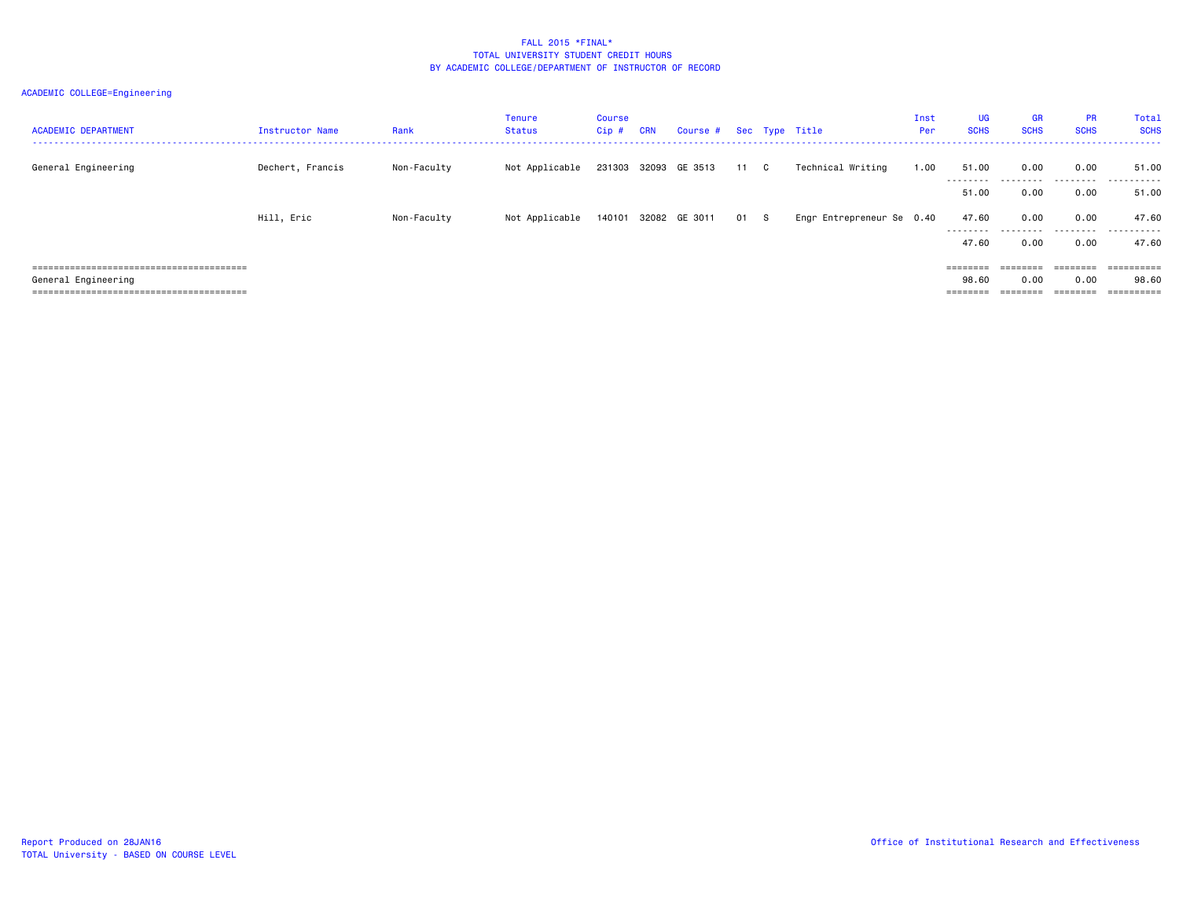FALL 2015 *FINAL*
TOTAL UNIVERSITY STUDENT CREDIT HOURS
BY ACADEMIC COLLEGE/DEPARTMENT OF INSTRUCTOR OF RECORD

ACADEMIC COLLEGE=Engineering

| ACADEMIC DEPARTMENT | Instructor Name | Rank | Tenure Status | Course Cip # | CRN | Course # | Sec | Type | Title | Inst Per | UG SCHS | GR SCHS | PR SCHS | Total SCHS |
|---|---|---|---|---|---|---|---|---|---|---|---|---|---|---|
| General Engineering | Dechert, Francis | Non-Faculty | Not Applicable | 231303 | 32093 | GE 3513 | 11 | C | Technical Writing | 1.00 | 51.00 | 0.00 | 0.00 | 51.00 |
| | | | | | | | | | | | 51.00 | 0.00 | 0.00 | 51.00 |
| | Hill, Eric | Non-Faculty | Not Applicable | 140101 | 32082 | GE 3011 | 01 | S | Engr Entrepreneur Se | 0.40 | 47.60 | 0.00 | 0.00 | 47.60 |
| | | | | | | | | | | | 47.60 | 0.00 | 0.00 | 47.60 |
| General Engineering | | | | | | | | | | | 98.60 | 0.00 | 0.00 | 98.60 |

Report Produced on 28JAN16
TOTAL University - BASED ON COURSE LEVEL

Office of Institutional Research and Effectiveness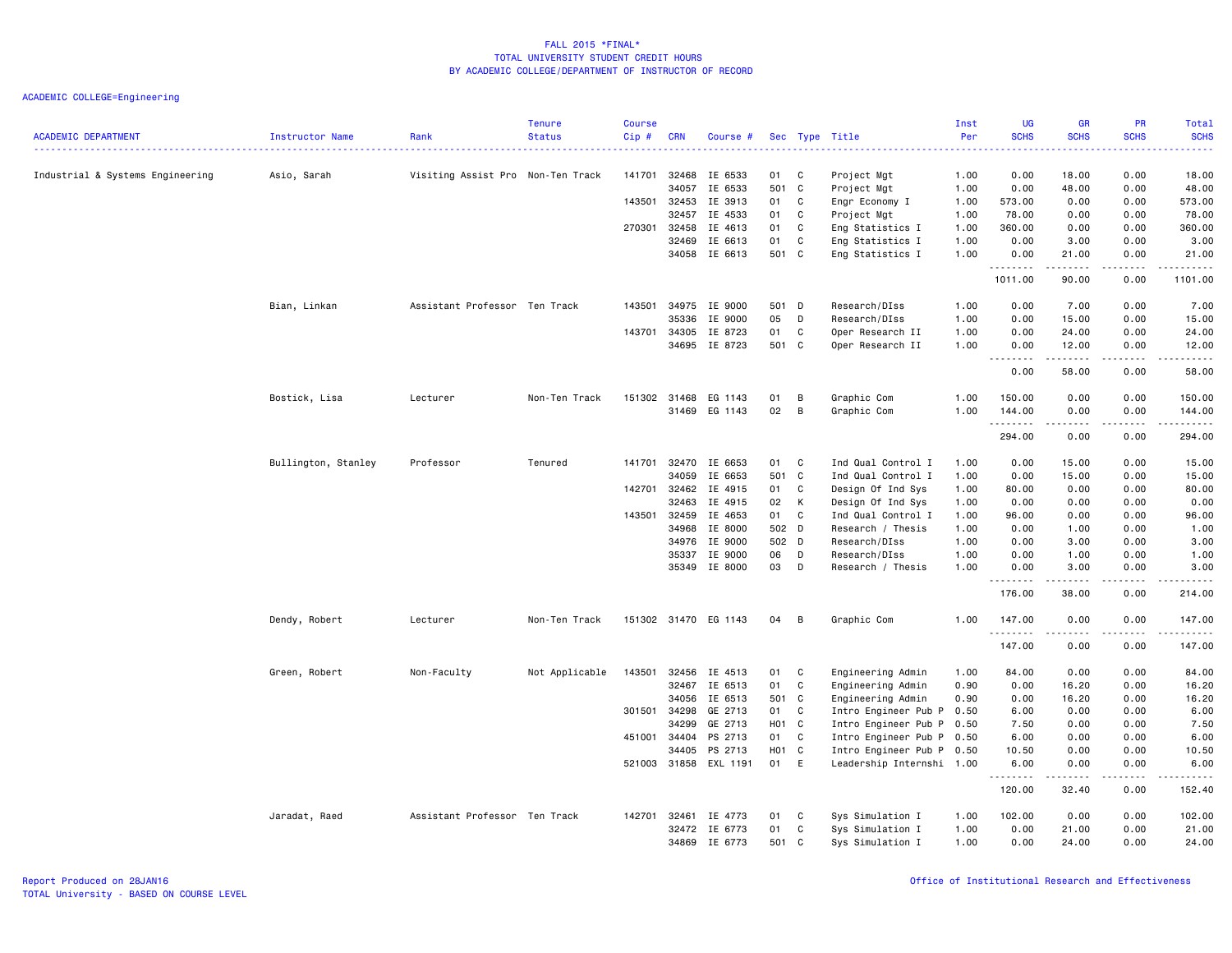# FALL 2015 *FINAL*
## TOTAL UNIVERSITY STUDENT CREDIT HOURS
### BY ACADEMIC COLLEGE/DEPARTMENT OF INSTRUCTOR OF RECORD

ACADEMIC COLLEGE=Engineering

| ACADEMIC DEPARTMENT | Instructor Name | Rank | Tenure Status | Course Cip # | CRN | Course # | Sec | Type | Title | Inst Per | UG SCHS | GR SCHS | PR SCHS | Total SCHS |
|---|---|---|---|---|---|---|---|---|---|---|---|---|---|---|
| Industrial & Systems Engineering | Asio, Sarah | Visiting Assist Pro | Non-Ten Track | 141701 | 32468 | IE 6533 | 01 | C | Project Mgt | 1.00 | 0.00 | 18.00 | 0.00 | 18.00 |
| | | | | | 34057 | IE 6533 | 501 | C | Project Mgt | 1.00 | 0.00 | 48.00 | 0.00 | 48.00 |
| | | | | 143501 | 32453 | IE 3913 | 01 | C | Engr Economy I | 1.00 | 573.00 | 0.00 | 0.00 | 573.00 |
| | | | | | 32457 | IE 4533 | 01 | C | Project Mgt | 1.00 | 78.00 | 0.00 | 0.00 | 78.00 |
| | | | | 270301 | 32458 | IE 4613 | 01 | C | Eng Statistics I | 1.00 | 360.00 | 0.00 | 0.00 | 360.00 |
| | | | | | 32469 | IE 6613 | 01 | C | Eng Statistics I | 1.00 | 0.00 | 3.00 | 0.00 | 3.00 |
| | | | | | 34058 | IE 6613 | 501 | C | Eng Statistics I | 1.00 | 0.00 | 21.00 | 0.00 | 21.00 |
| | | | | | | | | | | | 1011.00 | 90.00 | 0.00 | 1101.00 |
| | Bian, Linkan | Assistant Professor | Ten Track | 143501 | 34975 | IE 9000 | 501 | D | Research/DIss | 1.00 | 0.00 | 7.00 | 0.00 | 7.00 |
| | | | | | 35336 | IE 9000 | 05 | D | Research/DIss | 1.00 | 0.00 | 15.00 | 0.00 | 15.00 |
| | | | | 143701 | 34305 | IE 8723 | 01 | C | Oper Research II | 1.00 | 0.00 | 24.00 | 0.00 | 24.00 |
| | | | | | 34695 | IE 8723 | 501 | C | Oper Research II | 1.00 | 0.00 | 12.00 | 0.00 | 12.00 |
| | | | | | | | | | | | 0.00 | 58.00 | 0.00 | 58.00 |
| | Bostick, Lisa | Lecturer | Non-Ten Track | 151302 | 31468 | EG 1143 | 01 | B | Graphic Com | 1.00 | 150.00 | 0.00 | 0.00 | 150.00 |
| | | | | | 31469 | EG 1143 | 02 | B | Graphic Com | 1.00 | 144.00 | 0.00 | 0.00 | 144.00 |
| | | | | | | | | | | | 294.00 | 0.00 | 0.00 | 294.00 |
| | Bullington, Stanley | Professor | Tenured | 141701 | 32470 | IE 6653 | 01 | C | Ind Qual Control I | 1.00 | 0.00 | 15.00 | 0.00 | 15.00 |
| | | | | | 34059 | IE 6653 | 501 | C | Ind Qual Control I | 1.00 | 0.00 | 15.00 | 0.00 | 15.00 |
| | | | | 142701 | 32462 | IE 4915 | 01 | C | Design Of Ind Sys | 1.00 | 80.00 | 0.00 | 0.00 | 80.00 |
| | | | | | 32463 | IE 4915 | 02 | K | Design Of Ind Sys | 1.00 | 0.00 | 0.00 | 0.00 | 0.00 |
| | | | | 143501 | 32459 | IE 4653 | 01 | C | Ind Qual Control I | 1.00 | 96.00 | 0.00 | 0.00 | 96.00 |
| | | | | | 34968 | IE 8000 | 502 | D | Research / Thesis | 1.00 | 0.00 | 1.00 | 0.00 | 1.00 |
| | | | | | 34976 | IE 9000 | 502 | D | Research/DIss | 1.00 | 0.00 | 3.00 | 0.00 | 3.00 |
| | | | | | 35337 | IE 9000 | 06 | D | Research/DIss | 1.00 | 0.00 | 1.00 | 0.00 | 1.00 |
| | | | | | 35349 | IE 8000 | 03 | D | Research / Thesis | 1.00 | 0.00 | 3.00 | 0.00 | 3.00 |
| | | | | | | | | | | | 176.00 | 38.00 | 0.00 | 214.00 |
| | Dendy, Robert | Lecturer | Non-Ten Track | 151302 | 31470 | EG 1143 | 04 | B | Graphic Com | 1.00 | 147.00 | 0.00 | 0.00 | 147.00 |
| | | | | | | | | | | | 147.00 | 0.00 | 0.00 | 147.00 |
| | Green, Robert | Non-Faculty | Not Applicable | 143501 | 32456 | IE 4513 | 01 | C | Engineering Admin | 1.00 | 84.00 | 0.00 | 0.00 | 84.00 |
| | | | | | 32467 | IE 6513 | 01 | C | Engineering Admin | 0.90 | 0.00 | 16.20 | 0.00 | 16.20 |
| | | | | | 34056 | IE 6513 | 501 | C | Engineering Admin | 0.90 | 0.00 | 16.20 | 0.00 | 16.20 |
| | | | | 301501 | 34298 | GE 2713 | 01 | C | Intro Engineer Pub P | 0.50 | 6.00 | 0.00 | 0.00 | 6.00 |
| | | | | | 34299 | GE 2713 | H01 | C | Intro Engineer Pub P | 0.50 | 7.50 | 0.00 | 0.00 | 7.50 |
| | | | | 451001 | 34404 | PS 2713 | 01 | C | Intro Engineer Pub P | 0.50 | 6.00 | 0.00 | 0.00 | 6.00 |
| | | | | | 34405 | PS 2713 | H01 | C | Intro Engineer Pub P | 0.50 | 10.50 | 0.00 | 0.00 | 10.50 |
| | | | | 521003 | 31858 | EXL 1191 | 01 | E | Leadership Internshi | 1.00 | 6.00 | 0.00 | 0.00 | 6.00 |
| | | | | | | | | | | | 120.00 | 32.40 | 0.00 | 152.40 |
| | Jaradat, Raed | Assistant Professor | Ten Track | 142701 | 32461 | IE 4773 | 01 | C | Sys Simulation I | 1.00 | 102.00 | 0.00 | 0.00 | 102.00 |
| | | | | | 32472 | IE 6773 | 01 | C | Sys Simulation I | 1.00 | 0.00 | 21.00 | 0.00 | 21.00 |
| | | | | | 34869 | IE 6773 | 501 | C | Sys Simulation I | 1.00 | 0.00 | 24.00 | 0.00 | 24.00 |

Report Produced on 28JAN16
TOTAL University - BASED ON COURSE LEVEL

Office of Institutional Research and Effectiveness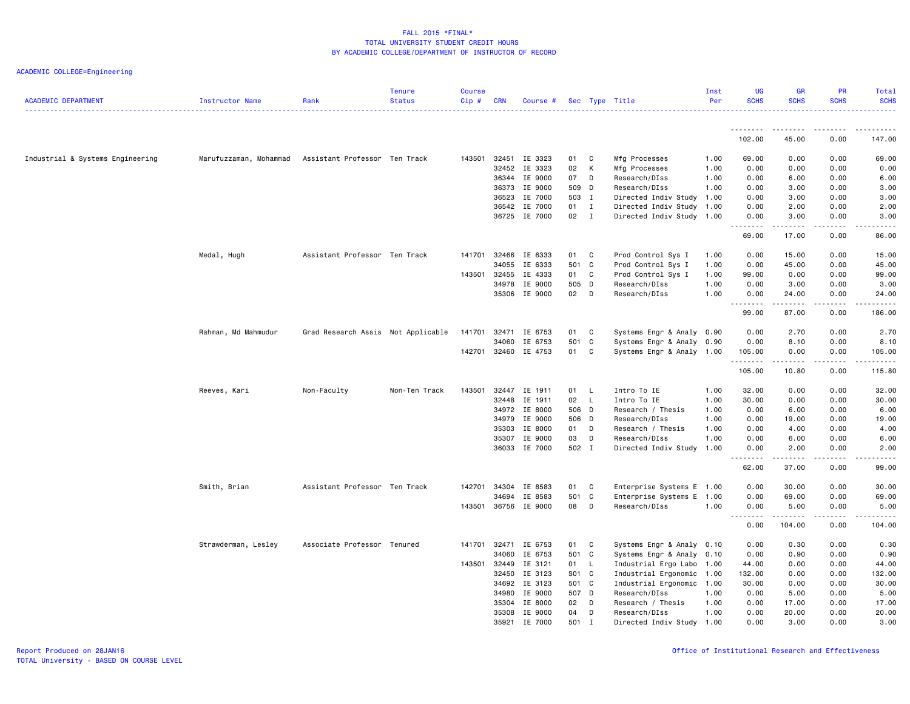FALL 2015 *FINAL*
TOTAL UNIVERSITY STUDENT CREDIT HOURS
BY ACADEMIC COLLEGE/DEPARTMENT OF INSTRUCTOR OF RECORD

ACADEMIC COLLEGE=Engineering

| ACADEMIC DEPARTMENT | Instructor Name | Rank | Tenure Status | Course Cip # | CRN | Course # | Sec | Type | Title | Inst Per | UG SCHS | GR SCHS | PR SCHS | Total SCHS |
|---|---|---|---|---|---|---|---|---|---|---|---|---|---|---|
| | | | | | | | | | | | 102.00 | 45.00 | 0.00 | 147.00 |
| Industrial & Systems Engineering | Marufuzzaman, Mohammad | Assistant Professor | Ten Track | 143501 | 32451 | IE 3323 | 01 | C | Mfg Processes | 1.00 | 69.00 | 0.00 | 0.00 | 69.00 |
| | | | | | 32452 | IE 3323 | 02 | K | Mfg Processes | 1.00 | 0.00 | 0.00 | 0.00 | 0.00 |
| | | | | | 36344 | IE 9000 | 07 | D | Research/DIss | 1.00 | 0.00 | 6.00 | 0.00 | 6.00 |
| | | | | | 36373 | IE 9000 | 509 | D | Research/DIss | 1.00 | 0.00 | 3.00 | 0.00 | 3.00 |
| | | | | | 36523 | IE 7000 | 503 | I | Directed Indiv Study | 1.00 | 0.00 | 3.00 | 0.00 | 3.00 |
| | | | | | 36542 | IE 7000 | 01 | I | Directed Indiv Study | 1.00 | 0.00 | 2.00 | 0.00 | 2.00 |
| | | | | | 36725 | IE 7000 | 02 | I | Directed Indiv Study | 1.00 | 0.00 | 3.00 | 0.00 | 3.00 |
| | | | | | | | | | | | 69.00 | 17.00 | 0.00 | 86.00 |
| | Medal, Hugh | Assistant Professor | Ten Track | 141701 | 32466 | IE 6333 | 01 | C | Prod Control Sys I | 1.00 | 0.00 | 15.00 | 0.00 | 15.00 |
| | | | | | 34055 | IE 6333 | 501 | C | Prod Control Sys I | 1.00 | 0.00 | 45.00 | 0.00 | 45.00 |
| | | | | 143501 | 32455 | IE 4333 | 01 | C | Prod Control Sys I | 1.00 | 99.00 | 0.00 | 0.00 | 99.00 |
| | | | | | 34978 | IE 9000 | 505 | D | Research/DIss | 1.00 | 0.00 | 3.00 | 0.00 | 3.00 |
| | | | | | 35306 | IE 9000 | 02 | D | Research/DIss | 1.00 | 0.00 | 24.00 | 0.00 | 24.00 |
| | | | | | | | | | | | 99.00 | 87.00 | 0.00 | 186.00 |
| | Rahman, Md Mahmudur | Grad Research Assis | Not Applicable | 141701 | 32471 | IE 6753 | 01 | C | Systems Engr & Analy | 0.90 | 0.00 | 2.70 | 0.00 | 2.70 |
| | | | | | 34060 | IE 6753 | 501 | C | Systems Engr & Analy | 0.90 | 0.00 | 8.10 | 0.00 | 8.10 |
| | | | | 142701 | 32460 | IE 4753 | 01 | C | Systems Engr & Analy | 1.00 | 105.00 | 0.00 | 0.00 | 105.00 |
| | | | | | | | | | | | 105.00 | 10.80 | 0.00 | 115.80 |
| | Reeves, Kari | Non-Faculty | Non-Ten Track | 143501 | 32447 | IE 1911 | 01 | L | Intro To IE | 1.00 | 32.00 | 0.00 | 0.00 | 32.00 |
| | | | | | 32448 | IE 1911 | 02 | L | Intro To IE | 1.00 | 30.00 | 0.00 | 0.00 | 30.00 |
| | | | | | 34972 | IE 8000 | 506 | D | Research / Thesis | 1.00 | 0.00 | 6.00 | 0.00 | 6.00 |
| | | | | | 34979 | IE 9000 | 506 | D | Research/DIss | 1.00 | 0.00 | 19.00 | 0.00 | 19.00 |
| | | | | | 35303 | IE 8000 | 01 | D | Research / Thesis | 1.00 | 0.00 | 4.00 | 0.00 | 4.00 |
| | | | | | 35307 | IE 9000 | 03 | D | Research/DIss | 1.00 | 0.00 | 6.00 | 0.00 | 6.00 |
| | | | | | 36033 | IE 7000 | 502 | I | Directed Indiv Study | 1.00 | 0.00 | 2.00 | 0.00 | 2.00 |
| | | | | | | | | | | | 62.00 | 37.00 | 0.00 | 99.00 |
| | Smith, Brian | Assistant Professor | Ten Track | 142701 | 34304 | IE 8583 | 01 | C | Enterprise Systems E | 1.00 | 0.00 | 30.00 | 0.00 | 30.00 |
| | | | | | 34694 | IE 8583 | 501 | C | Enterprise Systems E | 1.00 | 0.00 | 69.00 | 0.00 | 69.00 |
| | | | | 143501 | 36756 | IE 9000 | 08 | D | Research/DIss | 1.00 | 0.00 | 5.00 | 0.00 | 5.00 |
| | | | | | | | | | | | 0.00 | 104.00 | 0.00 | 104.00 |
| | Strawderman, Lesley | Associate Professor | Tenured | 141701 | 32471 | IE 6753 | 01 | C | Systems Engr & Analy | 0.10 | 0.00 | 0.30 | 0.00 | 0.30 |
| | | | | | 34060 | IE 6753 | 501 | C | Systems Engr & Analy | 0.10 | 0.00 | 0.90 | 0.00 | 0.90 |
| | | | | 143501 | 32449 | IE 3121 | 01 | L | Industrial Ergo Labo | 1.00 | 44.00 | 0.00 | 0.00 | 44.00 |
| | | | | | 32450 | IE 3123 | S01 | C | Industrial Ergonomic | 1.00 | 132.00 | 0.00 | 0.00 | 132.00 |
| | | | | | 34692 | IE 3123 | 501 | C | Industrial Ergonomic | 1.00 | 30.00 | 0.00 | 0.00 | 30.00 |
| | | | | | 34980 | IE 9000 | 507 | D | Research/DIss | 1.00 | 0.00 | 5.00 | 0.00 | 5.00 |
| | | | | | 35304 | IE 8000 | 02 | D | Research / Thesis | 1.00 | 0.00 | 17.00 | 0.00 | 17.00 |
| | | | | | 35308 | IE 9000 | 04 | D | Research/DIss | 1.00 | 0.00 | 20.00 | 0.00 | 20.00 |
| | | | | | 35921 | IE 7000 | 501 | I | Directed Indiv Study | 1.00 | 0.00 | 3.00 | 0.00 | 3.00 |

Report Produced on 28JAN16
TOTAL University - BASED ON COURSE LEVEL

Office of Institutional Research and Effectiveness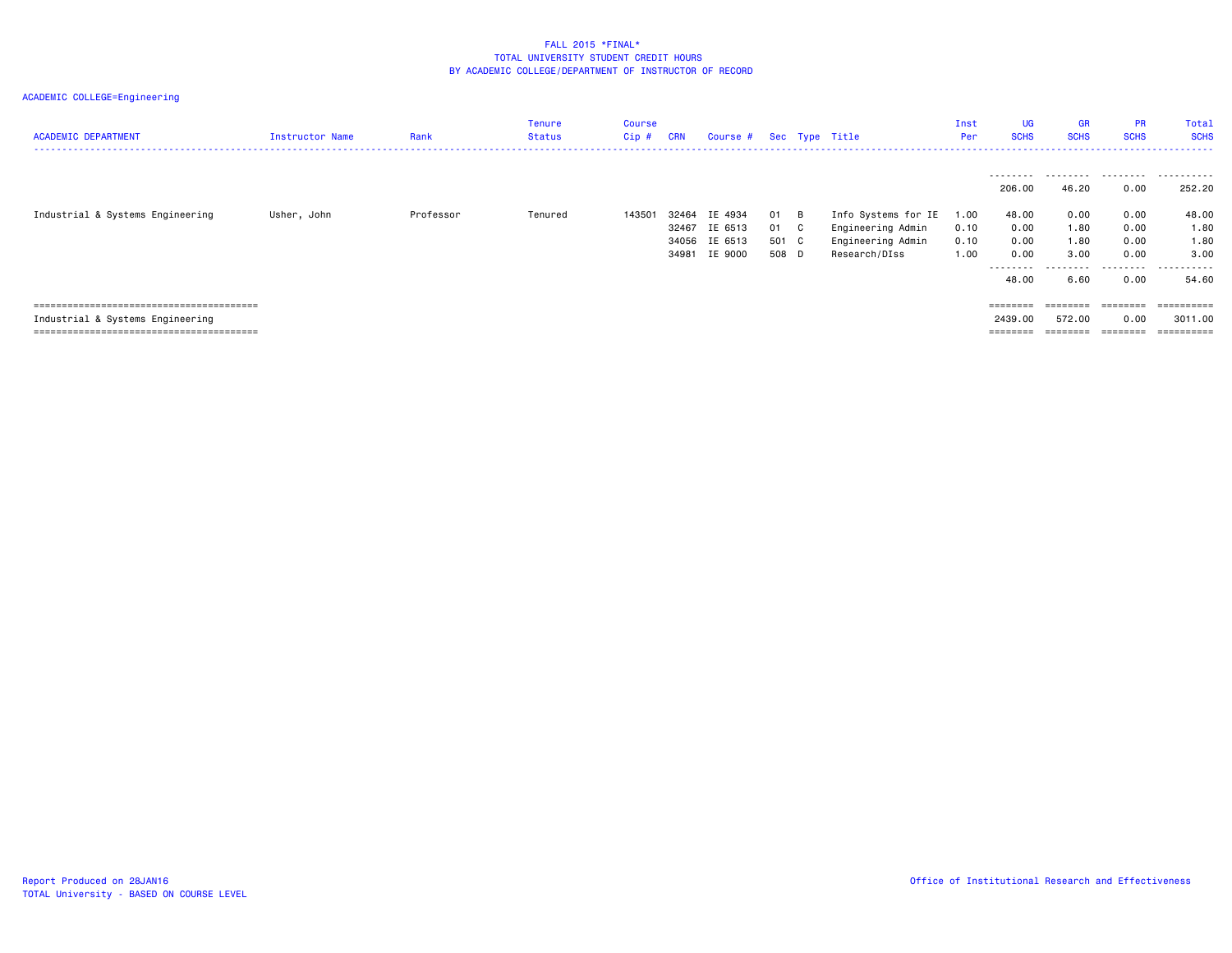FALL 2015 *FINAL*
TOTAL UNIVERSITY STUDENT CREDIT HOURS
BY ACADEMIC COLLEGE/DEPARTMENT OF INSTRUCTOR OF RECORD

ACADEMIC COLLEGE=Engineering

| ACADEMIC DEPARTMENT | Instructor Name | Rank | Tenure Status | Course Cip # | CRN | Course # | Sec | Type | Title | Inst Per | UG SCHS | GR SCHS | PR SCHS | Total SCHS |
|---|---|---|---|---|---|---|---|---|---|---|---|---|---|---|
| | | | | | | | | | | | 206.00 | 46.20 | 0.00 | 252.20 |
| Industrial & Systems Engineering | Usher, John | Professor | Tenured | 143501 | 32464 | IE 4934 | 01 | B | Info Systems for IE | 1.00 | 48.00 | 0.00 | 0.00 | 48.00 |
| | | | | | 32467 | IE 6513 | 01 | C | Engineering Admin | 0.10 | 0.00 | 1.80 | 0.00 | 1.80 |
| | | | | | 34056 | IE 6513 | 501 | C | Engineering Admin | 0.10 | 0.00 | 1.80 | 0.00 | 1.80 |
| | | | | | 34981 | IE 9000 | 508 | D | Research/DIss | 1.00 | 0.00 | 3.00 | 0.00 | 3.00 |
| | | | | | | | | | | | 48.00 | 6.60 | 0.00 | 54.60 |
| Industrial & Systems Engineering | | | | | | | | | | | 2439.00 | 572.00 | 0.00 | 3011.00 |

Report Produced on 28JAN16
TOTAL University - BASED ON COURSE LEVEL

Office of Institutional Research and Effectiveness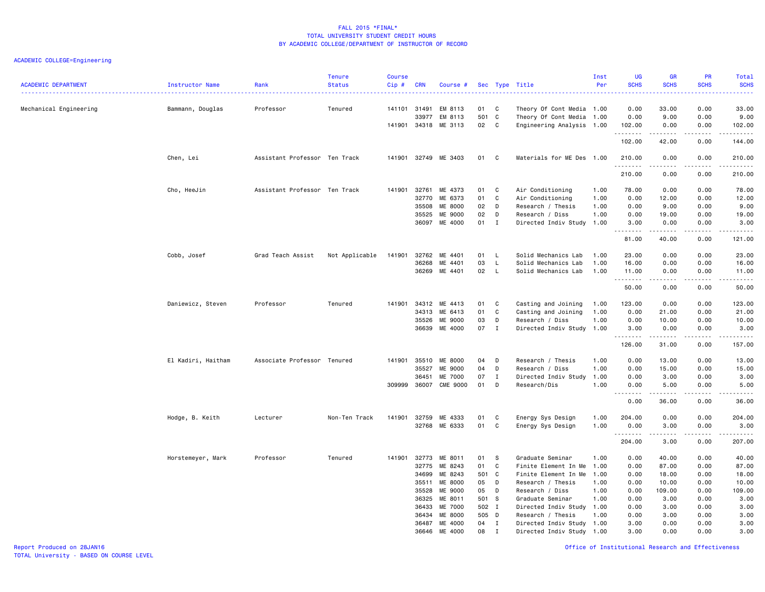FALL 2015 *FINAL*
TOTAL UNIVERSITY STUDENT CREDIT HOURS
BY ACADEMIC COLLEGE/DEPARTMENT OF INSTRUCTOR OF RECORD

ACADEMIC COLLEGE=Engineering

| ACADEMIC DEPARTMENT | Instructor Name | Rank | Tenure Status | Course Cip # | CRN | Course # | Sec | Type | Title | Inst Per | UG SCHS | GR SCHS | PR SCHS | Total SCHS |
|---|---|---|---|---|---|---|---|---|---|---|---|---|---|---|
| Mechanical Engineering | Bammann, Douglas | Professor | Tenured | 141101 | 31491 | EM 8113 | 01 | C | Theory Of Cont Media | 1.00 | 0.00 | 33.00 | 0.00 | 33.00 |
| | | | | | 33977 | EM 8113 | 501 | C | Theory Of Cont Media | 1.00 | 0.00 | 9.00 | 0.00 | 9.00 |
| | | | | 141901 | 34318 | ME 3113 | 02 | C | Engineering Analysis | 1.00 | 102.00 | 0.00 | 0.00 | 102.00 |
| | | | | | | | | | | | 102.00 | 42.00 | 0.00 | 144.00 |
| | Chen, Lei | Assistant Professor | Ten Track | 141901 | 32749 | ME 3403 | 01 | C | Materials for ME Des | 1.00 | 210.00 | 0.00 | 0.00 | 210.00 |
| | | | | | | | | | | | 210.00 | 0.00 | 0.00 | 210.00 |
| | Cho, HeeJin | Assistant Professor | Ten Track | 141901 | 32761 | ME 4373 | 01 | C | Air Conditioning | 1.00 | 78.00 | 0.00 | 0.00 | 78.00 |
| | | | | | 32770 | ME 6373 | 01 | C | Air Conditioning | 1.00 | 0.00 | 12.00 | 0.00 | 12.00 |
| | | | | | 35508 | ME 8000 | 02 | D | Research / Thesis | 1.00 | 0.00 | 9.00 | 0.00 | 9.00 |
| | | | | | 35525 | ME 9000 | 02 | D | Research / Diss | 1.00 | 0.00 | 19.00 | 0.00 | 19.00 |
| | | | | | 36097 | ME 4000 | 01 | I | Directed Indiv Study | 1.00 | 3.00 | 0.00 | 0.00 | 3.00 |
| | | | | | | | | | | | 81.00 | 40.00 | 0.00 | 121.00 |
| | Cobb, Josef | Grad Teach Assist | Not Applicable | 141901 | 32762 | ME 4401 | 01 | L | Solid Mechanics Lab | 1.00 | 23.00 | 0.00 | 0.00 | 23.00 |
| | | | | | 36268 | ME 4401 | 03 | L | Solid Mechanics Lab | 1.00 | 16.00 | 0.00 | 0.00 | 16.00 |
| | | | | | 36269 | ME 4401 | 02 | L | Solid Mechanics Lab | 1.00 | 11.00 | 0.00 | 0.00 | 11.00 |
| | | | | | | | | | | | 50.00 | 0.00 | 0.00 | 50.00 |
| | Daniewicz, Steven | Professor | Tenured | 141901 | 34312 | ME 4413 | 01 | C | Casting and Joining | 1.00 | 123.00 | 0.00 | 0.00 | 123.00 |
| | | | | | 34313 | ME 6413 | 01 | C | Casting and Joining | 1.00 | 0.00 | 21.00 | 0.00 | 21.00 |
| | | | | | 35526 | ME 9000 | 03 | D | Research / Diss | 1.00 | 0.00 | 10.00 | 0.00 | 10.00 |
| | | | | | 36639 | ME 4000 | 07 | I | Directed Indiv Study | 1.00 | 3.00 | 0.00 | 0.00 | 3.00 |
| | | | | | | | | | | | 126.00 | 31.00 | 0.00 | 157.00 |
| | El Kadiri, Haitham | Associate Professor | Tenured | 141901 | 35510 | ME 8000 | 04 | D | Research / Thesis | 1.00 | 0.00 | 13.00 | 0.00 | 13.00 |
| | | | | | 35527 | ME 9000 | 04 | D | Research / Diss | 1.00 | 0.00 | 15.00 | 0.00 | 15.00 |
| | | | | | 36451 | ME 7000 | 07 | I | Directed Indiv Study | 1.00 | 0.00 | 3.00 | 0.00 | 3.00 |
| | | | | 309999 | 36007 | CME 9000 | 01 | D | Research/Dis | 1.00 | 0.00 | 5.00 | 0.00 | 5.00 |
| | | | | | | | | | | | 0.00 | 36.00 | 0.00 | 36.00 |
| | Hodge, B. Keith | Lecturer | Non-Ten Track | 141901 | 32759 | ME 4333 | 01 | C | Energy Sys Design | 1.00 | 204.00 | 0.00 | 0.00 | 204.00 |
| | | | | | 32768 | ME 6333 | 01 | C | Energy Sys Design | 1.00 | 0.00 | 3.00 | 0.00 | 3.00 |
| | | | | | | | | | | | 204.00 | 3.00 | 0.00 | 207.00 |
| | Horstemeyer, Mark | Professor | Tenured | 141901 | 32773 | ME 8011 | 01 | S | Graduate Seminar | 1.00 | 0.00 | 40.00 | 0.00 | 40.00 |
| | | | | | 32775 | ME 8243 | 01 | C | Finite Element In Me | 1.00 | 0.00 | 87.00 | 0.00 | 87.00 |
| | | | | | 34699 | ME 8243 | 501 | C | Finite Element In Me | 1.00 | 0.00 | 18.00 | 0.00 | 18.00 |
| | | | | | 35511 | ME 8000 | 05 | D | Research / Thesis | 1.00 | 0.00 | 10.00 | 0.00 | 10.00 |
| | | | | | 35528 | ME 9000 | 05 | D | Research / Diss | 1.00 | 0.00 | 109.00 | 0.00 | 109.00 |
| | | | | | 36325 | ME 8011 | 501 | S | Graduate Seminar | 1.00 | 0.00 | 3.00 | 0.00 | 3.00 |
| | | | | | 36433 | ME 7000 | 502 | I | Directed Indiv Study | 1.00 | 0.00 | 3.00 | 0.00 | 3.00 |
| | | | | | 36434 | ME 8000 | 505 | D | Research / Thesis | 1.00 | 0.00 | 3.00 | 0.00 | 3.00 |
| | | | | | 36487 | ME 4000 | 04 | I | Directed Indiv Study | 1.00 | 3.00 | 0.00 | 0.00 | 3.00 |
| | | | | | 36646 | ME 4000 | 08 | I | Directed Indiv Study | 1.00 | 3.00 | 0.00 | 0.00 | 3.00 |

Report Produced on 28JAN16
TOTAL University - BASED ON COURSE LEVEL

Office of Institutional Research and Effectiveness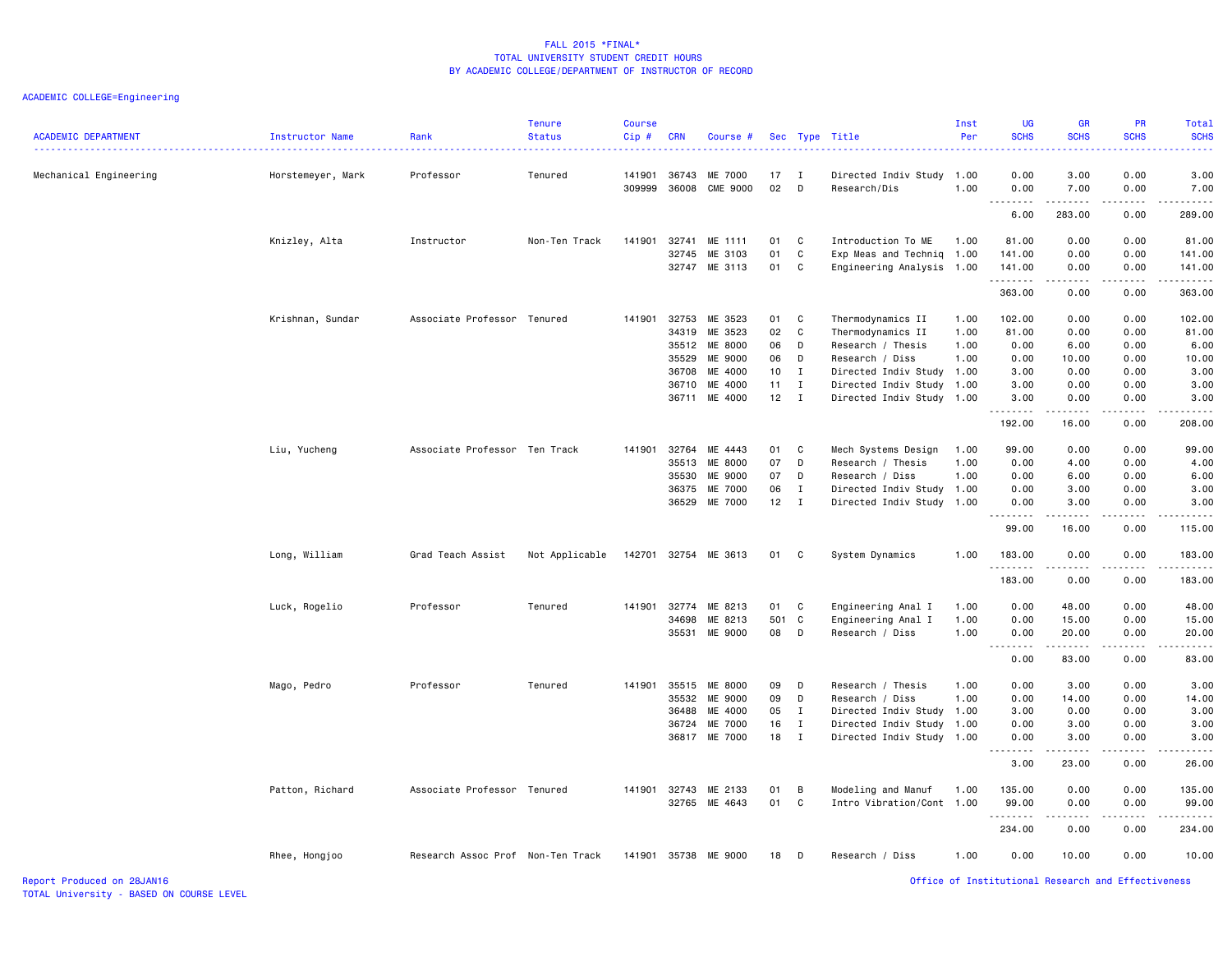# FALL 2015 *FINAL*
## TOTAL UNIVERSITY STUDENT CREDIT HOURS
## BY ACADEMIC COLLEGE/DEPARTMENT OF INSTRUCTOR OF RECORD

ACADEMIC COLLEGE=Engineering

| ACADEMIC DEPARTMENT | Instructor Name | Rank | Tenure Status | Course Cip # | CRN | Course # | Sec | Type | Title | Inst Per | UG SCHS | GR SCHS | PR SCHS | Total SCHS |
|---|---|---|---|---|---|---|---|---|---|---|---|---|---|---|
| Mechanical Engineering | Horstemeyer, Mark | Professor | Tenured | 141901 | 36743 | ME 7000 | 17 | I | Directed Indiv Study | 1.00 | 0.00 | 3.00 | 0.00 | 3.00 |
| | | | | 309999 | 36008 | CME 9000 | 02 | D | Research/Dis | 1.00 | 0.00 | 7.00 | 0.00 | 7.00 |
| | | | | | | | | | | | 6.00 | 283.00 | 0.00 | 289.00 |
| | Knizley, Alta | Instructor | Non-Ten Track | 141901 | 32741 | ME 1111 | 01 | C | Introduction To ME | 1.00 | 81.00 | 0.00 | 0.00 | 81.00 |
| | | | | | 32745 | ME 3103 | 01 | C | Exp Meas and Techniq | 1.00 | 141.00 | 0.00 | 0.00 | 141.00 |
| | | | | | 32747 | ME 3113 | 01 | C | Engineering Analysis | 1.00 | 141.00 | 0.00 | 0.00 | 141.00 |
| | | | | | | | | | | | 363.00 | 0.00 | 0.00 | 363.00 |
| | Krishnan, Sundar | Associate Professor | Tenured | 141901 | 32753 | ME 3523 | 01 | C | Thermodynamics II | 1.00 | 102.00 | 0.00 | 0.00 | 102.00 |
| | | | | | 34319 | ME 3523 | 02 | C | Thermodynamics II | 1.00 | 81.00 | 0.00 | 0.00 | 81.00 |
| | | | | | 35512 | ME 8000 | 06 | D | Research / Thesis | 1.00 | 0.00 | 6.00 | 0.00 | 6.00 |
| | | | | | 35529 | ME 9000 | 06 | D | Research / Diss | 1.00 | 0.00 | 10.00 | 0.00 | 10.00 |
| | | | | | 36708 | ME 4000 | 10 | I | Directed Indiv Study | 1.00 | 3.00 | 0.00 | 0.00 | 3.00 |
| | | | | | 36710 | ME 4000 | 11 | I | Directed Indiv Study | 1.00 | 3.00 | 0.00 | 0.00 | 3.00 |
| | | | | | 36711 | ME 4000 | 12 | I | Directed Indiv Study | 1.00 | 3.00 | 0.00 | 0.00 | 3.00 |
| | | | | | | | | | | | 192.00 | 16.00 | 0.00 | 208.00 |
| | Liu, Yucheng | Associate Professor | Ten Track | 141901 | 32764 | ME 4443 | 01 | C | Mech Systems Design | 1.00 | 99.00 | 0.00 | 0.00 | 99.00 |
| | | | | | 35513 | ME 8000 | 07 | D | Research / Thesis | 1.00 | 0.00 | 4.00 | 0.00 | 4.00 |
| | | | | | 35530 | ME 9000 | 07 | D | Research / Diss | 1.00 | 0.00 | 6.00 | 0.00 | 6.00 |
| | | | | | 36375 | ME 7000 | 06 | I | Directed Indiv Study | 1.00 | 0.00 | 3.00 | 0.00 | 3.00 |
| | | | | | 36529 | ME 7000 | 12 | I | Directed Indiv Study | 1.00 | 0.00 | 3.00 | 0.00 | 3.00 |
| | | | | | | | | | | | 99.00 | 16.00 | 0.00 | 115.00 |
| | Long, William | Grad Teach Assist | Not Applicable | 142701 | 32754 | ME 3613 | 01 | C | System Dynamics | 1.00 | 183.00 | 0.00 | 0.00 | 183.00 |
| | | | | | | | | | | | 183.00 | 0.00 | 0.00 | 183.00 |
| | Luck, Rogelio | Professor | Tenured | 141901 | 32774 | ME 8213 | 01 | C | Engineering Anal I | 1.00 | 0.00 | 48.00 | 0.00 | 48.00 |
| | | | | | 34698 | ME 8213 | 501 | C | Engineering Anal I | 1.00 | 0.00 | 15.00 | 0.00 | 15.00 |
| | | | | | 35531 | ME 9000 | 08 | D | Research / Diss | 1.00 | 0.00 | 20.00 | 0.00 | 20.00 |
| | | | | | | | | | | | 0.00 | 83.00 | 0.00 | 83.00 |
| | Mago, Pedro | Professor | Tenured | 141901 | 35515 | ME 8000 | 09 | D | Research / Thesis | 1.00 | 0.00 | 3.00 | 0.00 | 3.00 |
| | | | | | 35532 | ME 9000 | 09 | D | Research / Diss | 1.00 | 0.00 | 14.00 | 0.00 | 14.00 |
| | | | | | 36488 | ME 4000 | 05 | I | Directed Indiv Study | 1.00 | 3.00 | 0.00 | 0.00 | 3.00 |
| | | | | | 36724 | ME 7000 | 16 | I | Directed Indiv Study | 1.00 | 0.00 | 3.00 | 0.00 | 3.00 |
| | | | | | 36817 | ME 7000 | 18 | I | Directed Indiv Study | 1.00 | 0.00 | 3.00 | 0.00 | 3.00 |
| | | | | | | | | | | | 3.00 | 23.00 | 0.00 | 26.00 |
| | Patton, Richard | Associate Professor | Tenured | 141901 | 32743 | ME 2133 | 01 | B | Modeling and Manuf | 1.00 | 135.00 | 0.00 | 0.00 | 135.00 |
| | | | | | 32765 | ME 4643 | 01 | C | Intro Vibration/Cont | 1.00 | 99.00 | 0.00 | 0.00 | 99.00 |
| | | | | | | | | | | | 234.00 | 0.00 | 0.00 | 234.00 |
| | Rhee, Hongjoo | Research Assoc Prof | Non-Ten Track | 141901 | 35738 | ME 9000 | 18 | D | Research / Diss | 1.00 | 0.00 | 10.00 | 0.00 | 10.00 |

Report Produced on 28JAN16
TOTAL University - BASED ON COURSE LEVEL

Office of Institutional Research and Effectiveness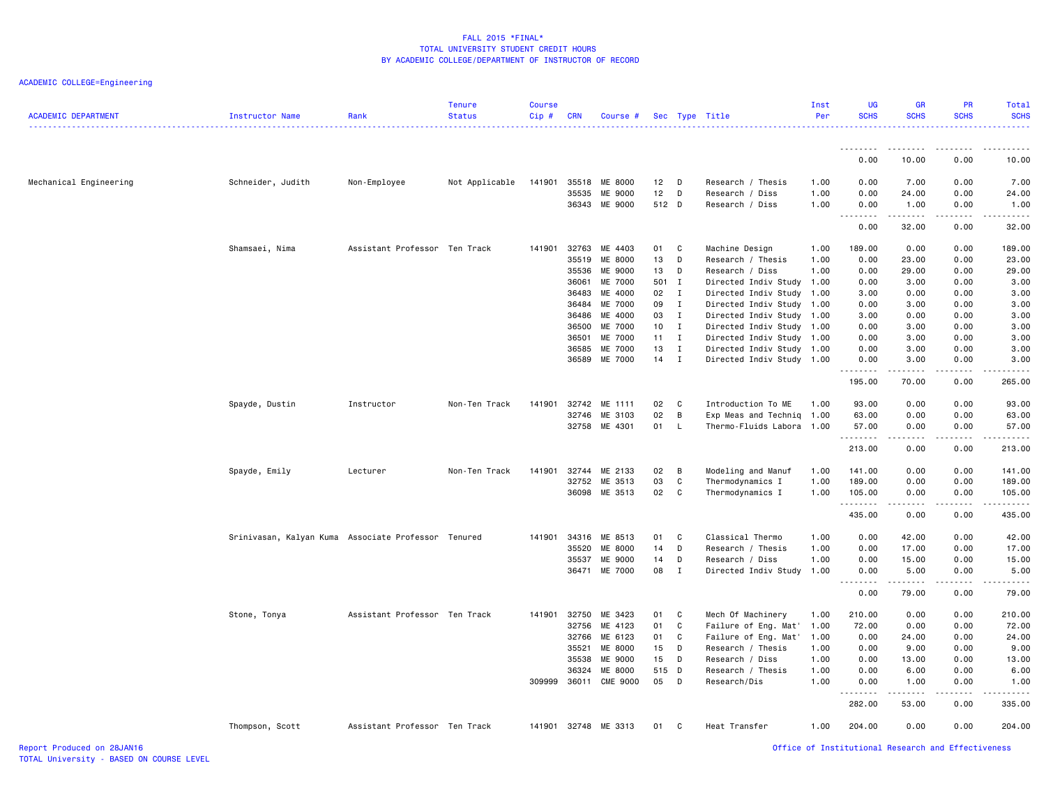FALL 2015 *FINAL*
TOTAL UNIVERSITY STUDENT CREDIT HOURS
BY ACADEMIC COLLEGE/DEPARTMENT OF INSTRUCTOR OF RECORD

ACADEMIC COLLEGE=Engineering

| ACADEMIC DEPARTMENT | Instructor Name | Rank | Tenure Status | Course Cip # | CRN | Course # | Sec | Type | Title | Inst Per | UG SCHS | GR SCHS | PR SCHS | Total SCHS |
|---|---|---|---|---|---|---|---|---|---|---|---|---|---|---|
| | | | | | | | | | | | 0.00 | 10.00 | 0.00 | 10.00 |
| Mechanical Engineering | Schneider, Judith | Non-Employee | Not Applicable | 141901 | 35518 | ME 8000 | 12 | D | Research / Thesis | 1.00 | 0.00 | 7.00 | 0.00 | 7.00 |
| | | | | | 35535 | ME 9000 | 12 | D | Research / Diss | 1.00 | 0.00 | 24.00 | 0.00 | 24.00 |
| | | | | | 36343 | ME 9000 | 512 | D | Research / Diss | 1.00 | 0.00 | 1.00 | 0.00 | 1.00 |
| | | | | | | | | | | | 0.00 | 32.00 | 0.00 | 32.00 |
| | Shamsaei, Nima | Assistant Professor | Ten Track | 141901 | 32763 | ME 4403 | 01 | C | Machine Design | 1.00 | 189.00 | 0.00 | 0.00 | 189.00 |
| | | | | | 35519 | ME 8000 | 13 | D | Research / Thesis | 1.00 | 0.00 | 23.00 | 0.00 | 23.00 |
| | | | | | 35536 | ME 9000 | 13 | D | Research / Diss | 1.00 | 0.00 | 29.00 | 0.00 | 29.00 |
| | | | | | 36061 | ME 7000 | 501 | I | Directed Indiv Study | 1.00 | 0.00 | 3.00 | 0.00 | 3.00 |
| | | | | | 36483 | ME 4000 | 02 | I | Directed Indiv Study | 1.00 | 3.00 | 0.00 | 0.00 | 3.00 |
| | | | | | 36484 | ME 7000 | 09 | I | Directed Indiv Study | 1.00 | 0.00 | 3.00 | 0.00 | 3.00 |
| | | | | | 36486 | ME 4000 | 03 | I | Directed Indiv Study | 1.00 | 3.00 | 0.00 | 0.00 | 3.00 |
| | | | | | 36500 | ME 7000 | 10 | I | Directed Indiv Study | 1.00 | 0.00 | 3.00 | 0.00 | 3.00 |
| | | | | | 36501 | ME 7000 | 11 | I | Directed Indiv Study | 1.00 | 0.00 | 3.00 | 0.00 | 3.00 |
| | | | | | 36585 | ME 7000 | 13 | I | Directed Indiv Study | 1.00 | 0.00 | 3.00 | 0.00 | 3.00 |
| | | | | | 36589 | ME 7000 | 14 | I | Directed Indiv Study | 1.00 | 0.00 | 3.00 | 0.00 | 3.00 |
| | | | | | | | | | | | 195.00 | 70.00 | 0.00 | 265.00 |
| | Spayde, Dustin | Instructor | Non-Ten Track | 141901 | 32742 | ME 1111 | 02 | C | Introduction To ME | 1.00 | 93.00 | 0.00 | 0.00 | 93.00 |
| | | | | | 32746 | ME 3103 | 02 | B | Exp Meas and Techniq | 1.00 | 63.00 | 0.00 | 0.00 | 63.00 |
| | | | | | 32758 | ME 4301 | 01 | L | Thermo-Fluids Labora | 1.00 | 57.00 | 0.00 | 0.00 | 57.00 |
| | | | | | | | | | | | 213.00 | 0.00 | 0.00 | 213.00 |
| | Spayde, Emily | Lecturer | Non-Ten Track | 141901 | 32744 | ME 2133 | 02 | B | Modeling and Manuf | 1.00 | 141.00 | 0.00 | 0.00 | 141.00 |
| | | | | | 32752 | ME 3513 | 03 | C | Thermodynamics I | 1.00 | 189.00 | 0.00 | 0.00 | 189.00 |
| | | | | | 36098 | ME 3513 | 02 | C | Thermodynamics I | 1.00 | 105.00 | 0.00 | 0.00 | 105.00 |
| | | | | | | | | | | | 435.00 | 0.00 | 0.00 | 435.00 |
| | Srinivasan, Kalyan Kuma | Associate Professor | Tenured | 141901 | 34316 | ME 8513 | 01 | C | Classical Thermo | 1.00 | 0.00 | 42.00 | 0.00 | 42.00 |
| | | | | | 35520 | ME 8000 | 14 | D | Research / Thesis | 1.00 | 0.00 | 17.00 | 0.00 | 17.00 |
| | | | | | 35537 | ME 9000 | 14 | D | Research / Diss | 1.00 | 0.00 | 15.00 | 0.00 | 15.00 |
| | | | | | 36471 | ME 7000 | 08 | I | Directed Indiv Study | 1.00 | 0.00 | 5.00 | 0.00 | 5.00 |
| | | | | | | | | | | | 0.00 | 79.00 | 0.00 | 79.00 |
| | Stone, Tonya | Assistant Professor | Ten Track | 141901 | 32750 | ME 3423 | 01 | C | Mech Of Machinery | 1.00 | 210.00 | 0.00 | 0.00 | 210.00 |
| | | | | | 32756 | ME 4123 | 01 | C | Failure of Eng. Mat' | 1.00 | 72.00 | 0.00 | 0.00 | 72.00 |
| | | | | | 32766 | ME 6123 | 01 | C | Failure of Eng. Mat' | 1.00 | 0.00 | 24.00 | 0.00 | 24.00 |
| | | | | | 35521 | ME 8000 | 15 | D | Research / Thesis | 1.00 | 0.00 | 9.00 | 0.00 | 9.00 |
| | | | | | 35538 | ME 9000 | 15 | D | Research / Diss | 1.00 | 0.00 | 13.00 | 0.00 | 13.00 |
| | | | | | 36324 | ME 8000 | 515 | D | Research / Thesis | 1.00 | 0.00 | 6.00 | 0.00 | 6.00 |
| | | | | 309999 | 36011 | CME 9000 | 05 | D | Research/Dis | 1.00 | 0.00 | 1.00 | 0.00 | 1.00 |
| | | | | | | | | | | | 282.00 | 53.00 | 0.00 | 335.00 |
| | Thompson, Scott | Assistant Professor | Ten Track | 141901 | 32748 | ME 3313 | 01 | C | Heat Transfer | 1.00 | 204.00 | 0.00 | 0.00 | 204.00 |

Report Produced on 28JAN16
TOTAL University - BASED ON COURSE LEVEL

Office of Institutional Research and Effectiveness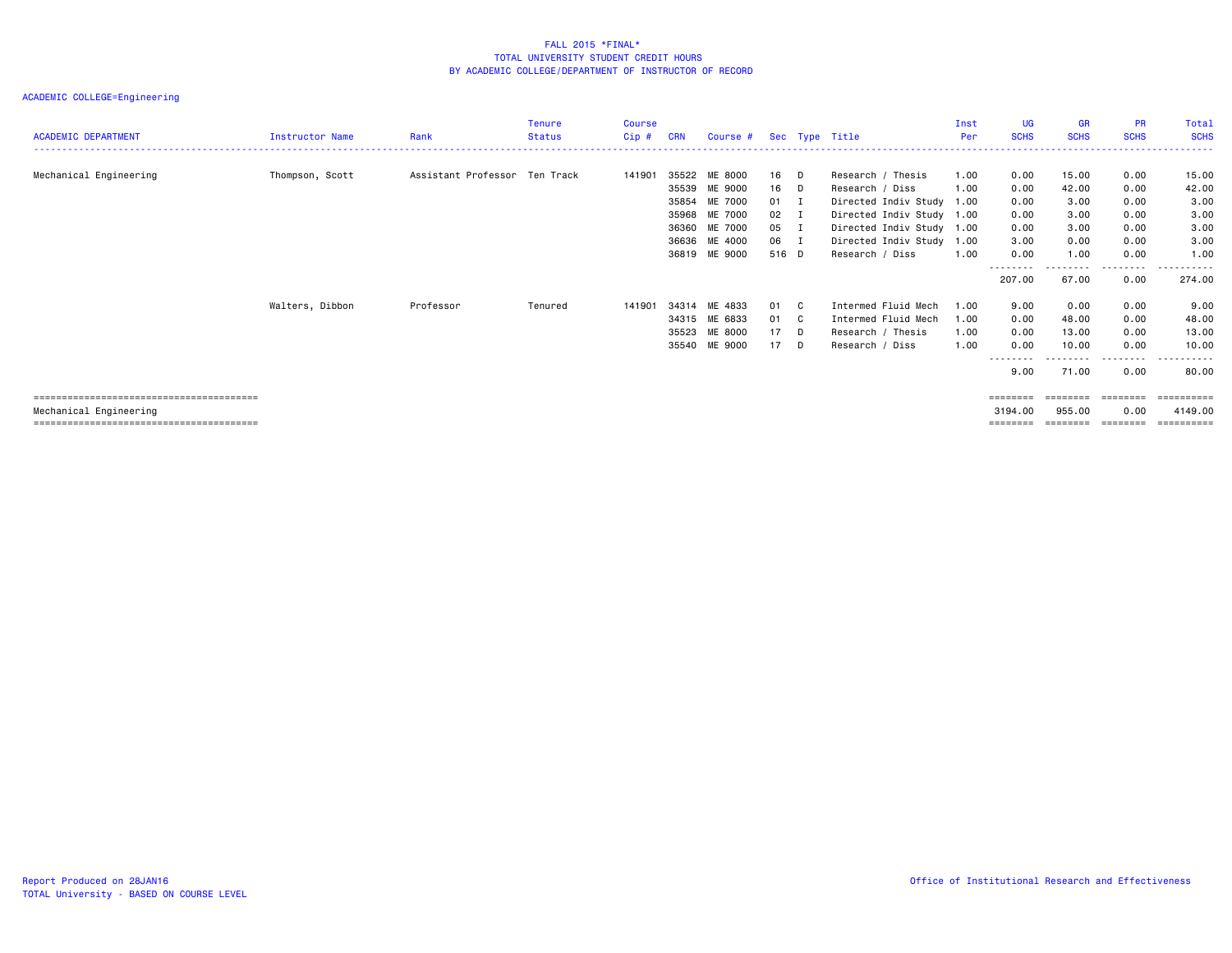FALL 2015 *FINAL*
TOTAL UNIVERSITY STUDENT CREDIT HOURS
BY ACADEMIC COLLEGE/DEPARTMENT OF INSTRUCTOR OF RECORD

ACADEMIC COLLEGE=Engineering

| ACADEMIC DEPARTMENT | Instructor Name | Rank | Tenure Status | Course Cip # | CRN | Course # | Sec | Type | Title | Inst Per | UG SCHS | GR SCHS | PR SCHS | Total SCHS |
|---|---|---|---|---|---|---|---|---|---|---|---|---|---|---|
| Mechanical Engineering | Thompson, Scott | Assistant Professor | Ten Track | 141901 | 35522 | ME 8000 | 16 | D | Research / Thesis | 1.00 | 0.00 | 15.00 | 0.00 | 15.00 |
| | | | | | 35539 | ME 9000 | 16 | D | Research / Diss | 1.00 | 0.00 | 42.00 | 0.00 | 42.00 |
| | | | | | 35854 | ME 7000 | 01 | I | Directed Indiv Study | 1.00 | 0.00 | 3.00 | 0.00 | 3.00 |
| | | | | | 35968 | ME 7000 | 02 | I | Directed Indiv Study | 1.00 | 0.00 | 3.00 | 0.00 | 3.00 |
| | | | | | 36360 | ME 7000 | 05 | I | Directed Indiv Study | 1.00 | 0.00 | 3.00 | 0.00 | 3.00 |
| | | | | | 36636 | ME 4000 | 06 | I | Directed Indiv Study | 1.00 | 3.00 | 0.00 | 0.00 | 3.00 |
| | | | | | 36819 | ME 9000 | 516 | D | Research / Diss | 1.00 | 0.00 | 1.00 | 0.00 | 1.00 |
| | | | | | | | | | | | 207.00 | 67.00 | 0.00 | 274.00 |
| | Walters, Dibbon | Professor | Tenured | 141901 | 34314 | ME 4833 | 01 | C | Intermed Fluid Mech | 1.00 | 9.00 | 0.00 | 0.00 | 9.00 |
| | | | | | 34315 | ME 6833 | 01 | C | Intermed Fluid Mech | 1.00 | 0.00 | 48.00 | 0.00 | 48.00 |
| | | | | | 35523 | ME 8000 | 17 | D | Research / Thesis | 1.00 | 0.00 | 13.00 | 0.00 | 13.00 |
| | | | | | 35540 | ME 9000 | 17 | D | Research / Diss | 1.00 | 0.00 | 10.00 | 0.00 | 10.00 |
| | | | | | | | | | | | 9.00 | 71.00 | 0.00 | 80.00 |
| Mechanical Engineering | | | | | | | | | | | 3194.00 | 955.00 | 0.00 | 4149.00 |

Report Produced on 28JAN16
TOTAL University - BASED ON COURSE LEVEL

Office of Institutional Research and Effectiveness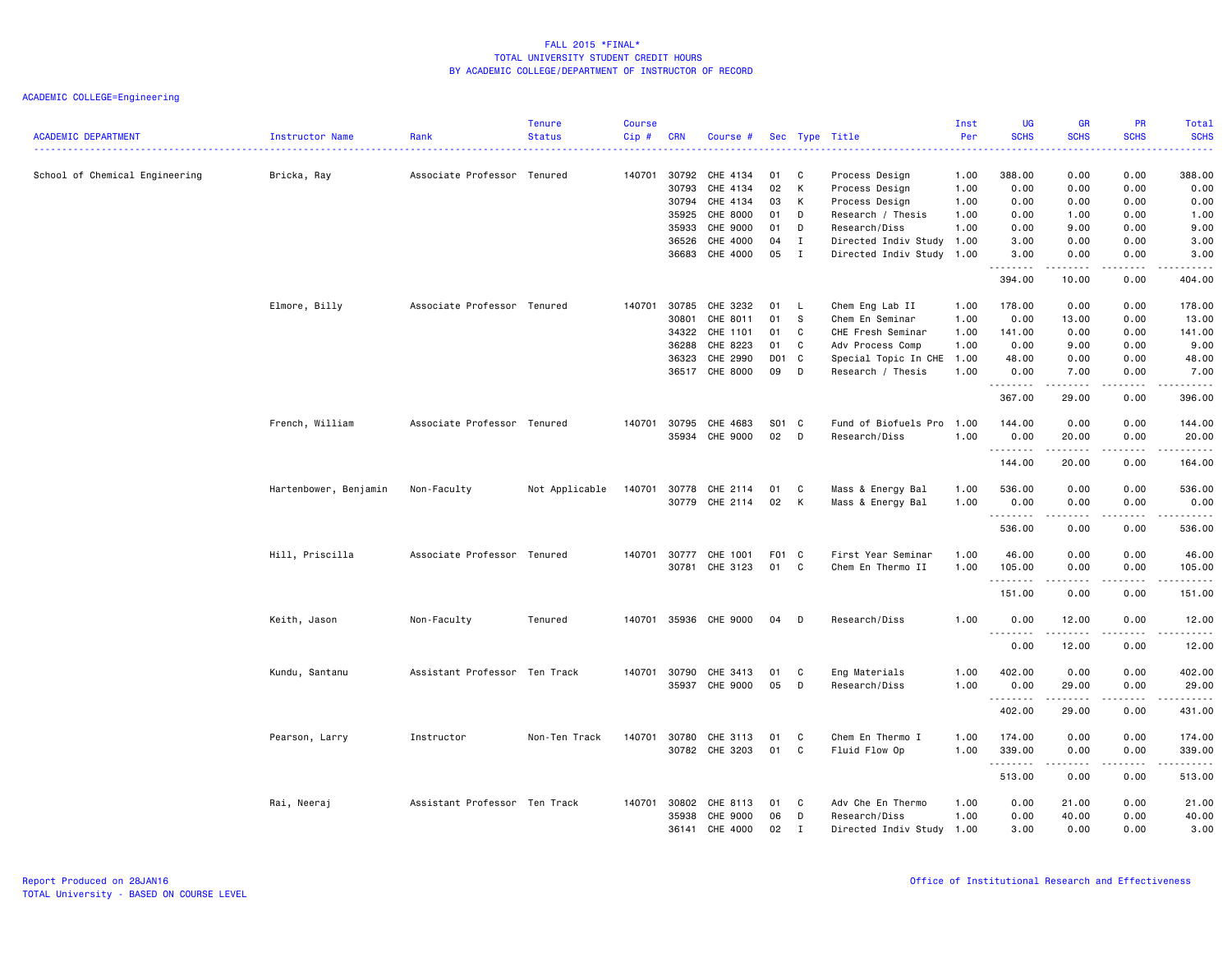FALL 2015 *FINAL*
TOTAL UNIVERSITY STUDENT CREDIT HOURS
BY ACADEMIC COLLEGE/DEPARTMENT OF INSTRUCTOR OF RECORD

ACADEMIC COLLEGE=Engineering

| ACADEMIC DEPARTMENT | Instructor Name | Rank | Tenure Status | Course Cip # | CRN | Course # | Sec | Type | Title | Inst Per | UG SCHS | GR SCHS | PR SCHS | Total SCHS |
|---|---|---|---|---|---|---|---|---|---|---|---|---|---|---|
| School of Chemical Engineering | Bricka, Ray | Associate Professor | Tenured | 140701 | 30792 | CHE 4134 | 01 | C | Process Design | 1.00 | 388.00 | 0.00 | 0.00 | 388.00 |
| | | | | | 30793 | CHE 4134 | 02 | K | Process Design | 1.00 | 0.00 | 0.00 | 0.00 | 0.00 |
| | | | | | 30794 | CHE 4134 | 03 | K | Process Design | 1.00 | 0.00 | 0.00 | 0.00 | 0.00 |
| | | | | | 35925 | CHE 8000 | 01 | D | Research / Thesis | 1.00 | 0.00 | 1.00 | 0.00 | 1.00 |
| | | | | | 35933 | CHE 9000 | 01 | D | Research/Diss | 1.00 | 0.00 | 9.00 | 0.00 | 9.00 |
| | | | | | 36526 | CHE 4000 | 04 | I | Directed Indiv Study | 1.00 | 3.00 | 0.00 | 0.00 | 3.00 |
| | | | | | 36683 | CHE 4000 | 05 | I | Directed Indiv Study | 1.00 | 3.00 | 0.00 | 0.00 | 3.00 |
| | | | | | | | | | | | 394.00 | 10.00 | 0.00 | 404.00 |
| | Elmore, Billy | Associate Professor | Tenured | 140701 | 30785 | CHE 3232 | 01 | L | Chem Eng Lab II | 1.00 | 178.00 | 0.00 | 0.00 | 178.00 |
| | | | | | 30801 | CHE 8011 | 01 | S | Chem En Seminar | 1.00 | 0.00 | 13.00 | 0.00 | 13.00 |
| | | | | | 34322 | CHE 1101 | 01 | C | CHE Fresh Seminar | 1.00 | 141.00 | 0.00 | 0.00 | 141.00 |
| | | | | | 36288 | CHE 8223 | 01 | C | Adv Process Comp | 1.00 | 0.00 | 9.00 | 0.00 | 9.00 |
| | | | | | 36323 | CHE 2990 | D01 | C | Special Topic In CHE | 1.00 | 48.00 | 0.00 | 0.00 | 48.00 |
| | | | | | 36517 | CHE 8000 | 09 | D | Research / Thesis | 1.00 | 0.00 | 7.00 | 0.00 | 7.00 |
| | | | | | | | | | | | 367.00 | 29.00 | 0.00 | 396.00 |
| | French, William | Associate Professor | Tenured | 140701 | 30795 | CHE 4683 | S01 | C | Fund of Biofuels Pro | 1.00 | 144.00 | 0.00 | 0.00 | 144.00 |
| | | | | | 35934 | CHE 9000 | 02 | D | Research/Diss | 1.00 | 0.00 | 20.00 | 0.00 | 20.00 |
| | | | | | | | | | | | 144.00 | 20.00 | 0.00 | 164.00 |
| | Hartenbower, Benjamin | Non-Faculty | Not Applicable | 140701 | 30778 | CHE 2114 | 01 | C | Mass & Energy Bal | 1.00 | 536.00 | 0.00 | 0.00 | 536.00 |
| | | | | | 30779 | CHE 2114 | 02 | K | Mass & Energy Bal | 1.00 | 0.00 | 0.00 | 0.00 | 0.00 |
| | | | | | | | | | | | 536.00 | 0.00 | 0.00 | 536.00 |
| | Hill, Priscilla | Associate Professor | Tenured | 140701 | 30777 | CHE 1001 | F01 | C | First Year Seminar | 1.00 | 46.00 | 0.00 | 0.00 | 46.00 |
| | | | | | 30781 | CHE 3123 | 01 | C | Chem En Thermo II | 1.00 | 105.00 | 0.00 | 0.00 | 105.00 |
| | | | | | | | | | | | 151.00 | 0.00 | 0.00 | 151.00 |
| | Keith, Jason | Non-Faculty | Tenured | 140701 | 35936 | CHE 9000 | 04 | D | Research/Diss | 1.00 | 0.00 | 12.00 | 0.00 | 12.00 |
| | | | | | | | | | | | 0.00 | 12.00 | 0.00 | 12.00 |
| | Kundu, Santanu | Assistant Professor | Ten Track | 140701 | 30790 | CHE 3413 | 01 | C | Eng Materials | 1.00 | 402.00 | 0.00 | 0.00 | 402.00 |
| | | | | | 35937 | CHE 9000 | 05 | D | Research/Diss | 1.00 | 0.00 | 29.00 | 0.00 | 29.00 |
| | | | | | | | | | | | 402.00 | 29.00 | 0.00 | 431.00 |
| | Pearson, Larry | Instructor | Non-Ten Track | 140701 | 30780 | CHE 3113 | 01 | C | Chem En Thermo I | 1.00 | 174.00 | 0.00 | 0.00 | 174.00 |
| | | | | | 30782 | CHE 3203 | 01 | C | Fluid Flow Op | 1.00 | 339.00 | 0.00 | 0.00 | 339.00 |
| | | | | | | | | | | | 513.00 | 0.00 | 0.00 | 513.00 |
| | Rai, Neeraj | Assistant Professor | Ten Track | 140701 | 30802 | CHE 8113 | 01 | C | Adv Che En Thermo | 1.00 | 0.00 | 21.00 | 0.00 | 21.00 |
| | | | | | 35938 | CHE 9000 | 06 | D | Research/Diss | 1.00 | 0.00 | 40.00 | 0.00 | 40.00 |
| | | | | | 36141 | CHE 4000 | 02 | I | Directed Indiv Study | 1.00 | 3.00 | 0.00 | 0.00 | 3.00 |

Report Produced on 28JAN16
TOTAL University - BASED ON COURSE LEVEL

Office of Institutional Research and Effectiveness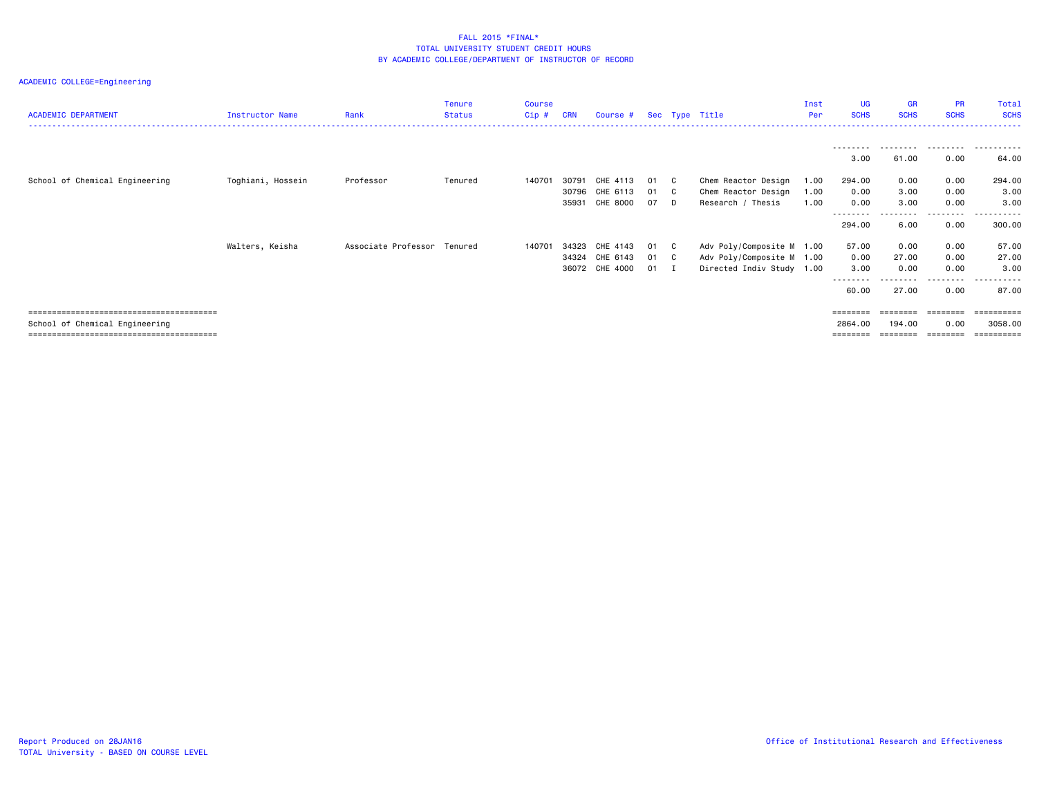FALL 2015 *FINAL*
TOTAL UNIVERSITY STUDENT CREDIT HOURS
BY ACADEMIC COLLEGE/DEPARTMENT OF INSTRUCTOR OF RECORD

ACADEMIC COLLEGE=Engineering

| ACADEMIC DEPARTMENT | Instructor Name | Rank | Tenure Status | Course Cip # | CRN | Course # | Sec | Type | Title | Inst Per | UG SCHS | GR SCHS | PR SCHS | Total SCHS |
|---|---|---|---|---|---|---|---|---|---|---|---|---|---|---|
| | | | | | | | | | | | 3.00 | 61.00 | 0.00 | 64.00 |
| School of Chemical Engineering | Toghiani, Hossein | Professor | Tenured | 140701 | 30791 | CHE 4113 | 01 | C | Chem Reactor Design | 1.00 | 294.00 | 0.00 | 0.00 | 294.00 |
| | | | | | 30796 | CHE 6113 | 01 | C | Chem Reactor Design | 1.00 | 0.00 | 3.00 | 0.00 | 3.00 |
| | | | | | 35931 | CHE 8000 | 07 | D | Research / Thesis | 1.00 | 0.00 | 3.00 | 0.00 | 3.00 |
| | | | | | | | | | | | 294.00 | 6.00 | 0.00 | 300.00 |
| | Walters, Keisha | Associate Professor | Tenured | 140701 | 34323 | CHE 4143 | 01 | C | Adv Poly/Composite M | 1.00 | 57.00 | 0.00 | 0.00 | 57.00 |
| | | | | | 34324 | CHE 6143 | 01 | C | Adv Poly/Composite M | 1.00 | 0.00 | 27.00 | 0.00 | 27.00 |
| | | | | | 36072 | CHE 4000 | 01 | I | Directed Indiv Study | 1.00 | 3.00 | 0.00 | 0.00 | 3.00 |
| | | | | | | | | | | | 60.00 | 27.00 | 0.00 | 87.00 |
| School of Chemical Engineering | | | | | | | | | | | 2864.00 | 194.00 | 0.00 | 3058.00 |

Report Produced on 28JAN16
TOTAL University - BASED ON COURSE LEVEL

Office of Institutional Research and Effectiveness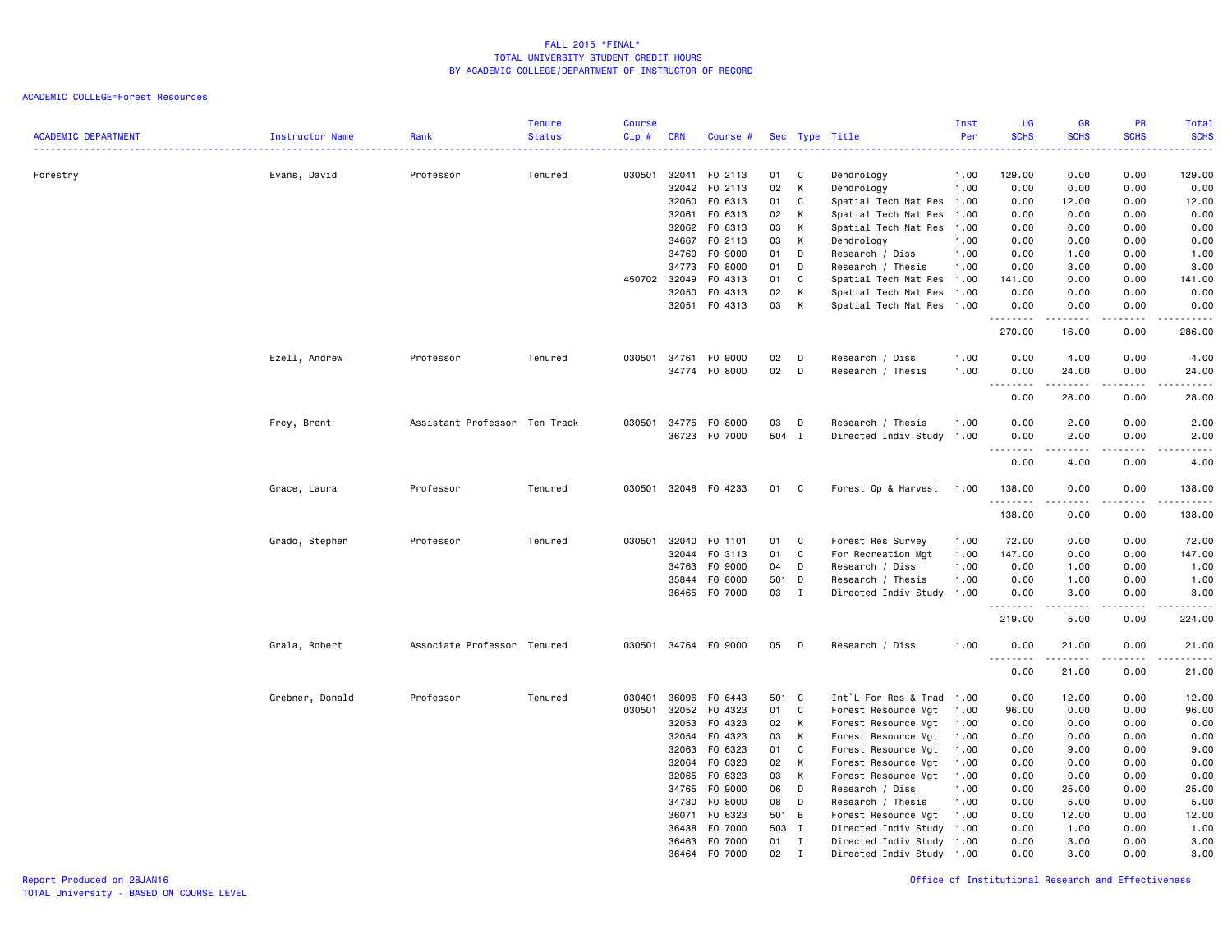FALL 2015 *FINAL*
TOTAL UNIVERSITY STUDENT CREDIT HOURS
BY ACADEMIC COLLEGE/DEPARTMENT OF INSTRUCTOR OF RECORD

ACADEMIC COLLEGE=Forest Resources

| ACADEMIC DEPARTMENT | Instructor Name | Rank | Tenure Status | Course Cip # | CRN | Course # | Sec | Type | Title | Inst Per | UG SCHS | GR SCHS | PR SCHS | Total SCHS |
|---|---|---|---|---|---|---|---|---|---|---|---|---|---|---|
| Forestry | Evans, David | Professor | Tenured | 030501 | 32041 | FO 2113 | 01 | C | Dendrology | 1.00 | 129.00 | 0.00 | 0.00 | 129.00 |
| | | | | | 32042 | FO 2113 | 02 | K | Dendrology | 1.00 | 0.00 | 0.00 | 0.00 | 0.00 |
| | | | | | 32060 | FO 6313 | 01 | C | Spatial Tech Nat Res | 1.00 | 0.00 | 12.00 | 0.00 | 12.00 |
| | | | | | 32061 | FO 6313 | 02 | K | Spatial Tech Nat Res | 1.00 | 0.00 | 0.00 | 0.00 | 0.00 |
| | | | | | 32062 | FO 6313 | 03 | K | Spatial Tech Nat Res | 1.00 | 0.00 | 0.00 | 0.00 | 0.00 |
| | | | | | 34667 | FO 2113 | 03 | K | Dendrology | 1.00 | 0.00 | 0.00 | 0.00 | 0.00 |
| | | | | | 34760 | FO 9000 | 01 | D | Research / Diss | 1.00 | 0.00 | 1.00 | 0.00 | 1.00 |
| | | | | | 34773 | FO 8000 | 01 | D | Research / Thesis | 1.00 | 0.00 | 3.00 | 0.00 | 3.00 |
| | | | | 450702 | 32049 | FO 4313 | 01 | C | Spatial Tech Nat Res | 1.00 | 141.00 | 0.00 | 0.00 | 141.00 |
| | | | | | 32050 | FO 4313 | 02 | K | Spatial Tech Nat Res | 1.00 | 0.00 | 0.00 | 0.00 | 0.00 |
| | | | | | 32051 | FO 4313 | 03 | K | Spatial Tech Nat Res | 1.00 | 0.00 | 0.00 | 0.00 | 0.00 |
| | | | | | | | | | | | 270.00 | 16.00 | 0.00 | 286.00 |
| | Ezell, Andrew | Professor | Tenured | 030501 | 34761 | FO 9000 | 02 | D | Research / Diss | 1.00 | 0.00 | 4.00 | 0.00 | 4.00 |
| | | | | | 34774 | FO 8000 | 02 | D | Research / Thesis | 1.00 | 0.00 | 24.00 | 0.00 | 24.00 |
| | | | | | | | | | | | 0.00 | 28.00 | 0.00 | 28.00 |
| | Frey, Brent | Assistant Professor | Ten Track | 030501 | 34775 | FO 8000 | 03 | D | Research / Thesis | 1.00 | 0.00 | 2.00 | 0.00 | 2.00 |
| | | | | | 36723 | FO 7000 | 504 | I | Directed Indiv Study | 1.00 | 0.00 | 2.00 | 0.00 | 2.00 |
| | | | | | | | | | | | 0.00 | 4.00 | 0.00 | 4.00 |
| | Grace, Laura | Professor | Tenured | 030501 | 32048 | FO 4233 | 01 | C | Forest Op & Harvest | 1.00 | 138.00 | 0.00 | 0.00 | 138.00 |
| | | | | | | | | | | | 138.00 | 0.00 | 0.00 | 138.00 |
| | Grado, Stephen | Professor | Tenured | 030501 | 32040 | FO 1101 | 01 | C | Forest Res Survey | 1.00 | 72.00 | 0.00 | 0.00 | 72.00 |
| | | | | | 32044 | FO 3113 | 01 | C | For Recreation Mgt | 1.00 | 147.00 | 0.00 | 0.00 | 147.00 |
| | | | | | 34763 | FO 9000 | 04 | D | Research / Diss | 1.00 | 0.00 | 1.00 | 0.00 | 1.00 |
| | | | | | 35844 | FO 8000 | 501 | D | Research / Thesis | 1.00 | 0.00 | 1.00 | 0.00 | 1.00 |
| | | | | | 36465 | FO 7000 | 03 | I | Directed Indiv Study | 1.00 | 0.00 | 3.00 | 0.00 | 3.00 |
| | | | | | | | | | | | 219.00 | 5.00 | 0.00 | 224.00 |
| | Grala, Robert | Associate Professor | Tenured | 030501 | 34764 | FO 9000 | 05 | D | Research / Diss | 1.00 | 0.00 | 21.00 | 0.00 | 21.00 |
| | | | | | | | | | | | 0.00 | 21.00 | 0.00 | 21.00 |
| | Grebner, Donald | Professor | Tenured | 030401 | 36096 | FO 6443 | 501 | C | Int`L For Res & Trad | 1.00 | 0.00 | 12.00 | 0.00 | 12.00 |
| | | | | 030501 | 32052 | FO 4323 | 01 | C | Forest Resource Mgt | 1.00 | 96.00 | 0.00 | 0.00 | 96.00 |
| | | | | | 32053 | FO 4323 | 02 | K | Forest Resource Mgt | 1.00 | 0.00 | 0.00 | 0.00 | 0.00 |
| | | | | | 32054 | FO 4323 | 03 | K | Forest Resource Mgt | 1.00 | 0.00 | 0.00 | 0.00 | 0.00 |
| | | | | | 32063 | FO 6323 | 01 | C | Forest Resource Mgt | 1.00 | 0.00 | 9.00 | 0.00 | 9.00 |
| | | | | | 32064 | FO 6323 | 02 | K | Forest Resource Mgt | 1.00 | 0.00 | 0.00 | 0.00 | 0.00 |
| | | | | | 32065 | FO 6323 | 03 | K | Forest Resource Mgt | 1.00 | 0.00 | 0.00 | 0.00 | 0.00 |
| | | | | | 34765 | FO 9000 | 06 | D | Research / Diss | 1.00 | 0.00 | 25.00 | 0.00 | 25.00 |
| | | | | | 34780 | FO 8000 | 08 | D | Research / Thesis | 1.00 | 0.00 | 5.00 | 0.00 | 5.00 |
| | | | | | 36071 | FO 6323 | 501 | B | Forest Resource Mgt | 1.00 | 0.00 | 12.00 | 0.00 | 12.00 |
| | | | | | 36438 | FO 7000 | 503 | I | Directed Indiv Study | 1.00 | 0.00 | 1.00 | 0.00 | 1.00 |
| | | | | | 36463 | FO 7000 | 01 | I | Directed Indiv Study | 1.00 | 0.00 | 3.00 | 0.00 | 3.00 |
| | | | | | 36464 | FO 7000 | 02 | I | Directed Indiv Study | 1.00 | 0.00 | 3.00 | 0.00 | 3.00 |

Report Produced on 28JAN16
TOTAL University - BASED ON COURSE LEVEL

Office of Institutional Research and Effectiveness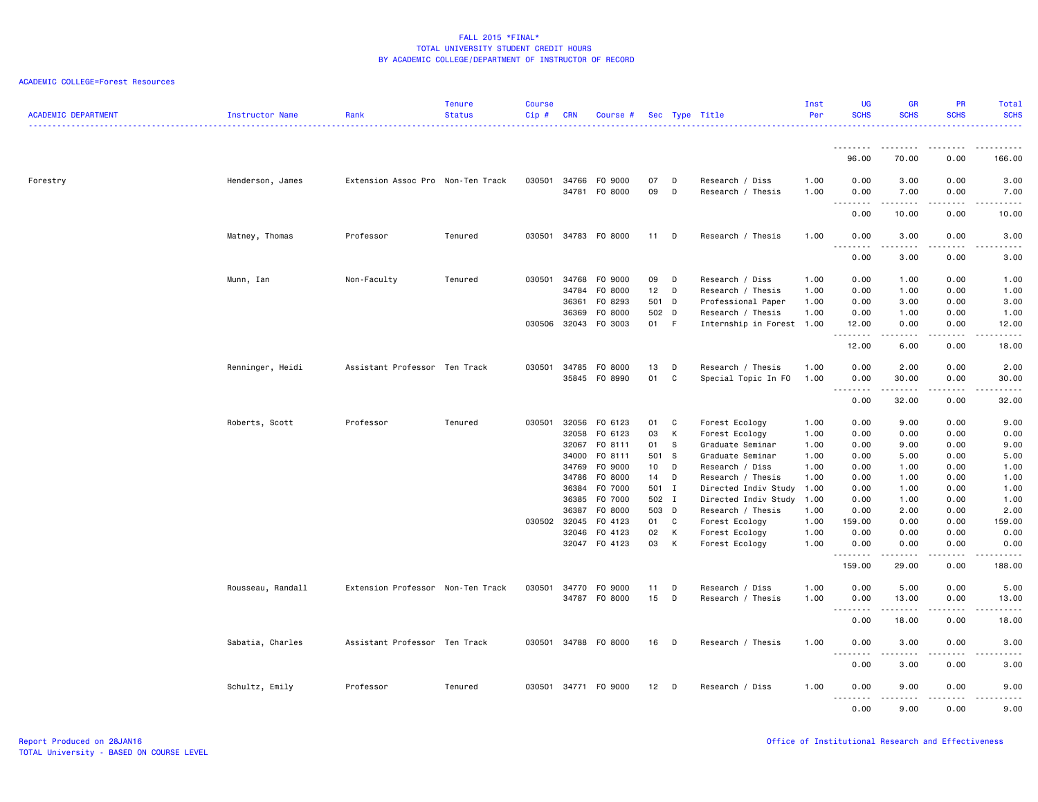FALL 2015 *FINAL*
TOTAL UNIVERSITY STUDENT CREDIT HOURS
BY ACADEMIC COLLEGE/DEPARTMENT OF INSTRUCTOR OF RECORD

ACADEMIC COLLEGE=Forest Resources

| ACADEMIC DEPARTMENT | Instructor Name | Rank | Tenure Status | Course Cip # | CRN | Course # | Sec | Type | Title | Inst Per | UG SCHS | GR SCHS | PR SCHS | Total SCHS |
|---|---|---|---|---|---|---|---|---|---|---|---|---|---|---|
| | | | | | | | | | | | 96.00 | 70.00 | 0.00 | 166.00 |
| Forestry | Henderson, James | Extension Assoc Pro | Non-Ten Track | 030501 | 34766 | FO 9000 | 07 | D | Research / Diss | 1.00 | 0.00 | 3.00 | 0.00 | 3.00 |
| | | | | | 34781 | FO 8000 | 09 | D | Research / Thesis | 1.00 | 0.00 | 7.00 | 0.00 | 7.00 |
| | | | | | | | | | | | 0.00 | 10.00 | 0.00 | 10.00 |
| | Matney, Thomas | Professor | Tenured | 030501 | 34783 | FO 8000 | 11 | D | Research / Thesis | 1.00 | 0.00 | 3.00 | 0.00 | 3.00 |
| | | | | | | | | | | | 0.00 | 3.00 | 0.00 | 3.00 |
| | Munn, Ian | Non-Faculty | Tenured | 030501 | 34768 | FO 9000 | 09 | D | Research / Diss | 1.00 | 0.00 | 1.00 | 0.00 | 1.00 |
| | | | | | 34784 | FO 8000 | 12 | D | Research / Thesis | 1.00 | 0.00 | 1.00 | 0.00 | 1.00 |
| | | | | | 36361 | FO 8293 | 501 | D | Professional Paper | 1.00 | 0.00 | 3.00 | 0.00 | 3.00 |
| | | | | | 36369 | FO 8000 | 502 | D | Research / Thesis | 1.00 | 0.00 | 1.00 | 0.00 | 1.00 |
| | | | | 030506 | 32043 | FO 3003 | 01 | F | Internship in Forest | 1.00 | 12.00 | 0.00 | 0.00 | 12.00 |
| | | | | | | | | | | | 12.00 | 6.00 | 0.00 | 18.00 |
| | Renninger, Heidi | Assistant Professor | Ten Track | 030501 | 34785 | FO 8000 | 13 | D | Research / Thesis | 1.00 | 0.00 | 2.00 | 0.00 | 2.00 |
| | | | | | 35845 | FO 8990 | 01 | C | Special Topic In FO | 1.00 | 0.00 | 30.00 | 0.00 | 30.00 |
| | | | | | | | | | | | 0.00 | 32.00 | 0.00 | 32.00 |
| | Roberts, Scott | Professor | Tenured | 030501 | 32056 | FO 6123 | 01 | C | Forest Ecology | 1.00 | 0.00 | 9.00 | 0.00 | 9.00 |
| | | | | | 32058 | FO 6123 | 03 | K | Forest Ecology | 1.00 | 0.00 | 0.00 | 0.00 | 0.00 |
| | | | | | 32067 | FO 8111 | 01 | S | Graduate Seminar | 1.00 | 0.00 | 9.00 | 0.00 | 9.00 |
| | | | | | 34000 | FO 8111 | 501 | S | Graduate Seminar | 1.00 | 0.00 | 5.00 | 0.00 | 5.00 |
| | | | | | 34769 | FO 9000 | 10 | D | Research / Diss | 1.00 | 0.00 | 1.00 | 0.00 | 1.00 |
| | | | | | 34786 | FO 8000 | 14 | D | Research / Thesis | 1.00 | 0.00 | 1.00 | 0.00 | 1.00 |
| | | | | | 36384 | FO 7000 | 501 | I | Directed Indiv Study | 1.00 | 0.00 | 1.00 | 0.00 | 1.00 |
| | | | | | 36385 | FO 7000 | 502 | I | Directed Indiv Study | 1.00 | 0.00 | 1.00 | 0.00 | 1.00 |
| | | | | | 36387 | FO 8000 | 503 | D | Research / Thesis | 1.00 | 0.00 | 2.00 | 0.00 | 2.00 |
| | | | | 030502 | 32045 | FO 4123 | 01 | C | Forest Ecology | 1.00 | 159.00 | 0.00 | 0.00 | 159.00 |
| | | | | | 32046 | FO 4123 | 02 | K | Forest Ecology | 1.00 | 0.00 | 0.00 | 0.00 | 0.00 |
| | | | | | 32047 | FO 4123 | 03 | K | Forest Ecology | 1.00 | 0.00 | 0.00 | 0.00 | 0.00 |
| | | | | | | | | | | | 159.00 | 29.00 | 0.00 | 188.00 |
| | Rousseau, Randall | Extension Professor | Non-Ten Track | 030501 | 34770 | FO 9000 | 11 | D | Research / Diss | 1.00 | 0.00 | 5.00 | 0.00 | 5.00 |
| | | | | | 34787 | FO 8000 | 15 | D | Research / Thesis | 1.00 | 0.00 | 13.00 | 0.00 | 13.00 |
| | | | | | | | | | | | 0.00 | 18.00 | 0.00 | 18.00 |
| | Sabatia, Charles | Assistant Professor | Ten Track | 030501 | 34788 | FO 8000 | 16 | D | Research / Thesis | 1.00 | 0.00 | 3.00 | 0.00 | 3.00 |
| | | | | | | | | | | | 0.00 | 3.00 | 0.00 | 3.00 |
| | Schultz, Emily | Professor | Tenured | 030501 | 34771 | FO 9000 | 12 | D | Research / Diss | 1.00 | 0.00 | 9.00 | 0.00 | 9.00 |
| | | | | | | | | | | | 0.00 | 9.00 | 0.00 | 9.00 |

Report Produced on 28JAN16
TOTAL University - BASED ON COURSE LEVEL

Office of Institutional Research and Effectiveness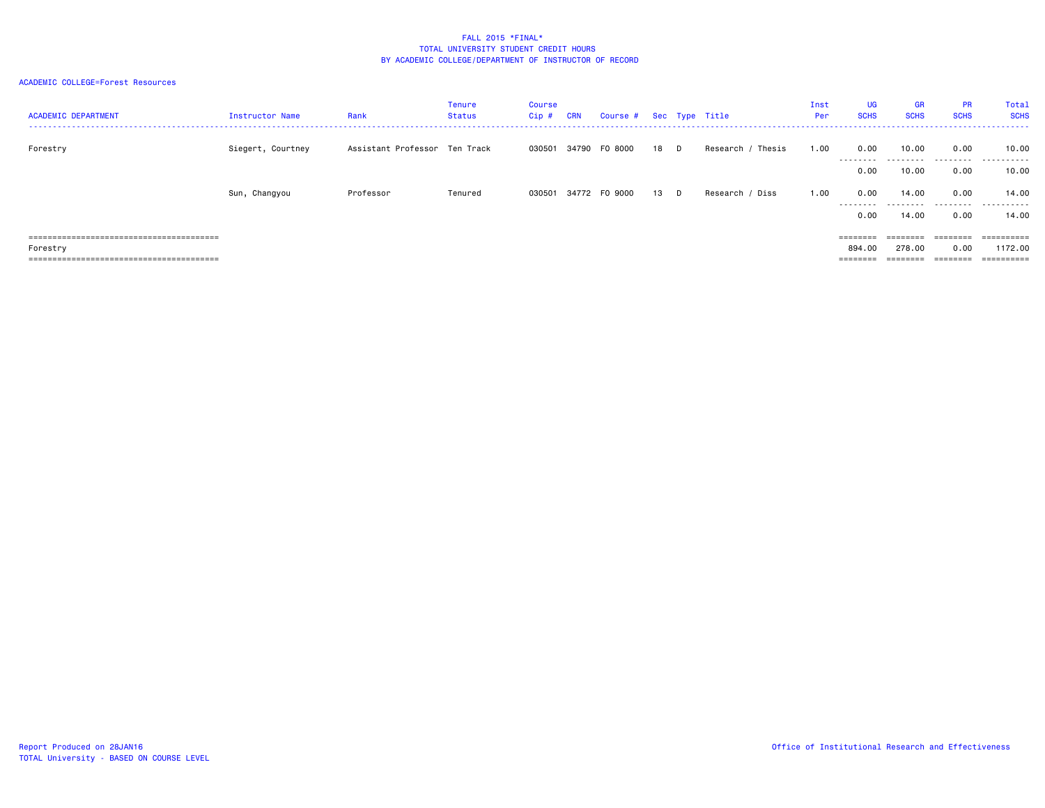FALL 2015 *FINAL*
TOTAL UNIVERSITY STUDENT CREDIT HOURS
BY ACADEMIC COLLEGE/DEPARTMENT OF INSTRUCTOR OF RECORD

ACADEMIC COLLEGE=Forest Resources

| ACADEMIC DEPARTMENT | Instructor Name | Rank | Tenure Status | Course Cip # | CRN | Course # | Sec | Type | Title | Inst Per | UG SCHS | GR SCHS | PR SCHS | Total SCHS |
|---|---|---|---|---|---|---|---|---|---|---|---|---|---|---|
| Forestry | Siegert, Courtney | Assistant Professor | Ten Track | 030501 | 34790 | FO 8000 | 18 | D | Research / Thesis | 1.00 | 0.00 | 10.00 | 0.00 | 10.00 |
| | | | | | | | | | | | 0.00 | 10.00 | 0.00 | 10.00 |
| | Sun, Changyou | Professor | Tenured | 030501 | 34772 | FO 9000 | 13 | D | Research / Diss | 1.00 | 0.00 | 14.00 | 0.00 | 14.00 |
| | | | | | | | | | | | 0.00 | 14.00 | 0.00 | 14.00 |
| Forestry | | | | | | | | | | | 894.00 | 278.00 | 0.00 | 1172.00 |

Report Produced on 28JAN16
TOTAL University - BASED ON COURSE LEVEL

Office of Institutional Research and Effectiveness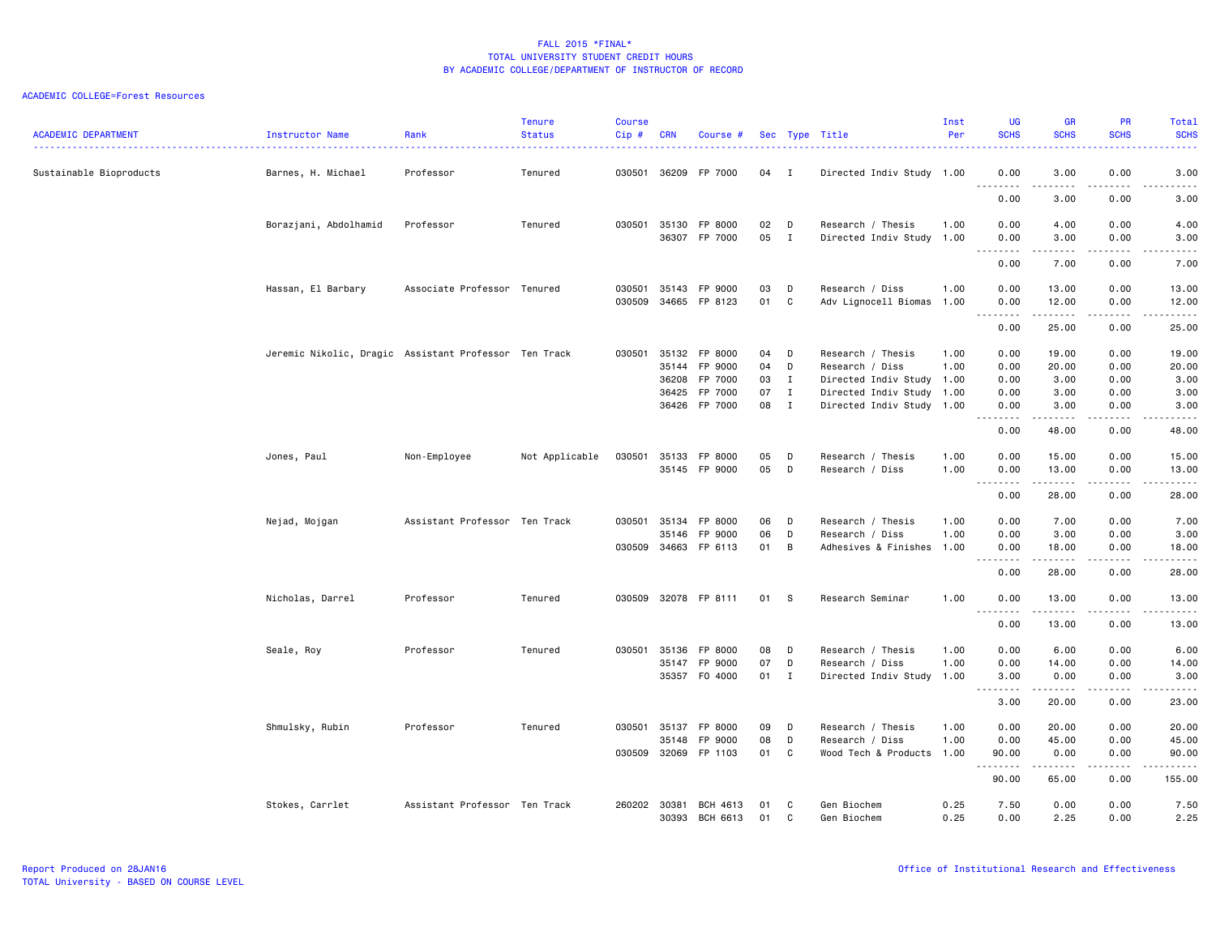FALL 2015 *FINAL*
TOTAL UNIVERSITY STUDENT CREDIT HOURS
BY ACADEMIC COLLEGE/DEPARTMENT OF INSTRUCTOR OF RECORD

ACADEMIC COLLEGE=Forest Resources

| ACADEMIC DEPARTMENT | Instructor Name | Rank | Tenure Status | Course Cip # | CRN | Course # | Sec | Type | Title | Inst Per | UG SCHS | GR SCHS | PR SCHS | Total SCHS |
|---|---|---|---|---|---|---|---|---|---|---|---|---|---|---|
| Sustainable Bioproducts | Barnes, H. Michael | Professor | Tenured | 030501 | 36209 | FP 7000 | 04 | I | Directed Indiv Study | 1.00 | 0.00 | 3.00 | 0.00 | 3.00 |
| | | | | | | | | | | | 0.00 | 3.00 | 0.00 | 3.00 |
| | Borazjani, Abdolhamid | Professor | Tenured | 030501 | 35130 | FP 8000 | 02 | D | Research / Thesis | 1.00 | 0.00 | 4.00 | 0.00 | 4.00 |
| | | | | | 36307 | FP 7000 | 05 | I | Directed Indiv Study | 1.00 | 0.00 | 3.00 | 0.00 | 3.00 |
| | | | | | | | | | | | 0.00 | 7.00 | 0.00 | 7.00 |
| | Hassan, El Barbary | Associate Professor | Tenured | 030501 | 35143 | FP 9000 | 03 | D | Research / Diss | 1.00 | 0.00 | 13.00 | 0.00 | 13.00 |
| | | | | 030509 | 34665 | FP 8123 | 01 | C | Adv Lignocell Biomas | 1.00 | 0.00 | 12.00 | 0.00 | 12.00 |
| | | | | | | | | | | | 0.00 | 25.00 | 0.00 | 25.00 |
| | Jeremic Nikolic, Dragic | Assistant Professor | Ten Track | 030501 | 35132 | FP 8000 | 04 | D | Research / Thesis | 1.00 | 0.00 | 19.00 | 0.00 | 19.00 |
| | | | | | 35144 | FP 9000 | 04 | D | Research / Diss | 1.00 | 0.00 | 20.00 | 0.00 | 20.00 |
| | | | | | 36208 | FP 7000 | 03 | I | Directed Indiv Study | 1.00 | 0.00 | 3.00 | 0.00 | 3.00 |
| | | | | | 36425 | FP 7000 | 07 | I | Directed Indiv Study | 1.00 | 0.00 | 3.00 | 0.00 | 3.00 |
| | | | | | 36426 | FP 7000 | 08 | I | Directed Indiv Study | 1.00 | 0.00 | 3.00 | 0.00 | 3.00 |
| | | | | | | | | | | | 0.00 | 48.00 | 0.00 | 48.00 |
| | Jones, Paul | Non-Employee | Not Applicable | 030501 | 35133 | FP 8000 | 05 | D | Research / Thesis | 1.00 | 0.00 | 15.00 | 0.00 | 15.00 |
| | | | | | 35145 | FP 9000 | 05 | D | Research / Diss | 1.00 | 0.00 | 13.00 | 0.00 | 13.00 |
| | | | | | | | | | | | 0.00 | 28.00 | 0.00 | 28.00 |
| | Nejad, Mojgan | Assistant Professor | Ten Track | 030501 | 35134 | FP 8000 | 06 | D | Research / Thesis | 1.00 | 0.00 | 7.00 | 0.00 | 7.00 |
| | | | | | 35146 | FP 9000 | 06 | D | Research / Diss | 1.00 | 0.00 | 3.00 | 0.00 | 3.00 |
| | | | | 030509 | 34663 | FP 6113 | 01 | B | Adhesives & Finishes | 1.00 | 0.00 | 18.00 | 0.00 | 18.00 |
| | | | | | | | | | | | 0.00 | 28.00 | 0.00 | 28.00 |
| | Nicholas, Darrel | Professor | Tenured | 030509 | 32078 | FP 8111 | 01 | S | Research Seminar | 1.00 | 0.00 | 13.00 | 0.00 | 13.00 |
| | | | | | | | | | | | 0.00 | 13.00 | 0.00 | 13.00 |
| | Seale, Roy | Professor | Tenured | 030501 | 35136 | FP 8000 | 08 | D | Research / Thesis | 1.00 | 0.00 | 6.00 | 0.00 | 6.00 |
| | | | | | 35147 | FP 9000 | 07 | D | Research / Diss | 1.00 | 0.00 | 14.00 | 0.00 | 14.00 |
| | | | | | 35357 | FO 4000 | 01 | I | Directed Indiv Study | 1.00 | 3.00 | 0.00 | 0.00 | 3.00 |
| | | | | | | | | | | | 3.00 | 20.00 | 0.00 | 23.00 |
| | Shmulsky, Rubin | Professor | Tenured | 030501 | 35137 | FP 8000 | 09 | D | Research / Thesis | 1.00 | 0.00 | 20.00 | 0.00 | 20.00 |
| | | | | | 35148 | FP 9000 | 08 | D | Research / Diss | 1.00 | 0.00 | 45.00 | 0.00 | 45.00 |
| | | | | 030509 | 32069 | FP 1103 | 01 | C | Wood Tech & Products | 1.00 | 90.00 | 0.00 | 0.00 | 90.00 |
| | | | | | | | | | | | 90.00 | 65.00 | 0.00 | 155.00 |
| | Stokes, Carrlet | Assistant Professor | Ten Track | 260202 | 30381 | BCH 4613 | 01 | C | Gen Biochem | 0.25 | 7.50 | 0.00 | 0.00 | 7.50 |
| | | | | | 30393 | BCH 6613 | 01 | C | Gen Biochem | 0.25 | 0.00 | 2.25 | 0.00 | 2.25 |

Report Produced on 28JAN16
TOTAL University - BASED ON COURSE LEVEL

Office of Institutional Research and Effectiveness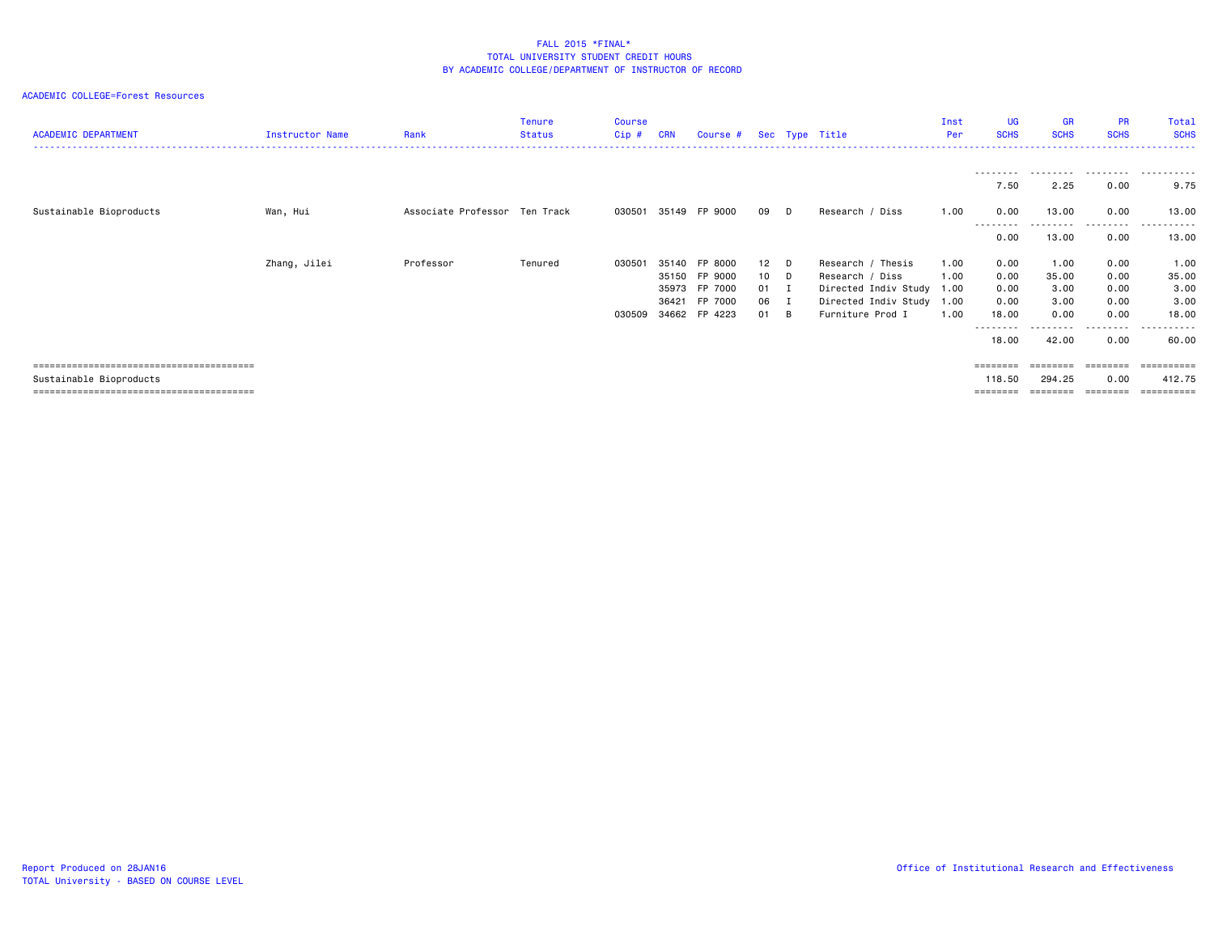FALL 2015 *FINAL*
TOTAL UNIVERSITY STUDENT CREDIT HOURS
BY ACADEMIC COLLEGE/DEPARTMENT OF INSTRUCTOR OF RECORD

ACADEMIC COLLEGE=Forest Resources

| ACADEMIC DEPARTMENT | Instructor Name | Rank | Tenure Status | Course Cip # | CRN | Course # | Sec | Type | Title | Inst Per | UG SCHS | GR SCHS | PR SCHS | Total SCHS |
|---|---|---|---|---|---|---|---|---|---|---|---|---|---|---|
| | | | | | | | | | | | 7.50 | 2.25 | 0.00 | 9.75 |
| Sustainable Bioproducts | Wan, Hui | Associate Professor | Ten Track | 030501 | 35149 | FP 9000 | 09 | D | Research / Diss | 1.00 | 0.00 | 13.00 | 0.00 | 13.00 |
| | | | | | | | | | | | 0.00 | 13.00 | 0.00 | 13.00 |
| | Zhang, Jilei | Professor | Tenured | 030501 | 35140 | FP 8000 | 12 | D | Research / Thesis | 1.00 | 0.00 | 1.00 | 0.00 | 1.00 |
| | | | | | 35150 | FP 9000 | 10 | D | Research / Diss | 1.00 | 0.00 | 35.00 | 0.00 | 35.00 |
| | | | | | 35973 | FP 7000 | 01 | I | Directed Indiv Study | 1.00 | 0.00 | 3.00 | 0.00 | 3.00 |
| | | | | | 36421 | FP 7000 | 06 | I | Directed Indiv Study | 1.00 | 0.00 | 3.00 | 0.00 | 3.00 |
| | | | | 030509 | 34662 | FP 4223 | 01 | B | Furniture Prod I | 1.00 | 18.00 | 0.00 | 0.00 | 18.00 |
| | | | | | | | | | | | 18.00 | 42.00 | 0.00 | 60.00 |
| Sustainable Bioproducts | | | | | | | | | | | 118.50 | 294.25 | 0.00 | 412.75 |

Report Produced on 28JAN16
TOTAL University - BASED ON COURSE LEVEL

Office of Institutional Research and Effectiveness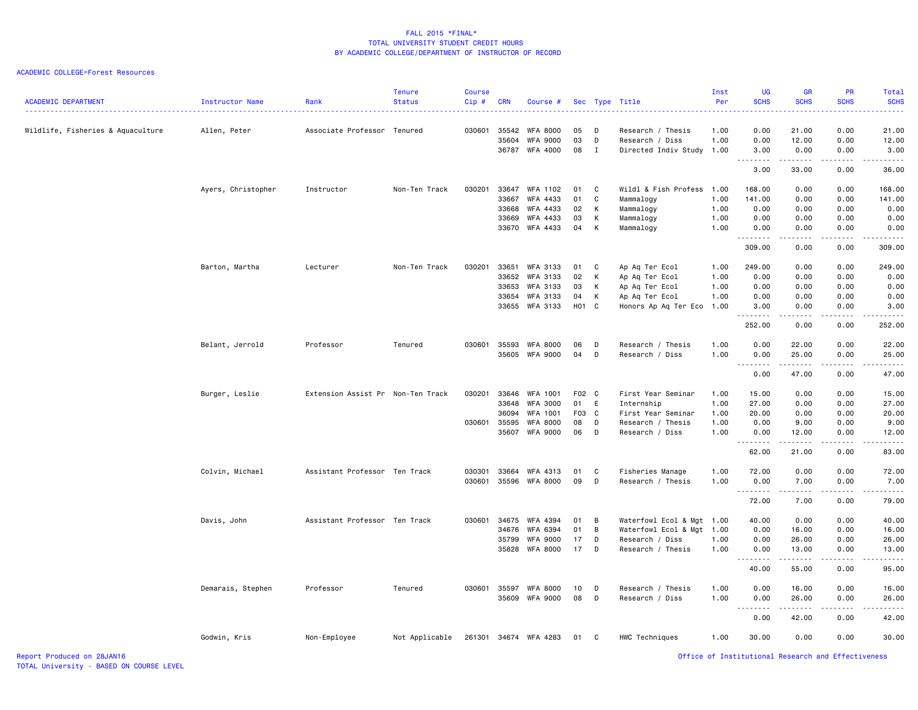FALL 2015 *FINAL*
TOTAL UNIVERSITY STUDENT CREDIT HOURS
BY ACADEMIC COLLEGE/DEPARTMENT OF INSTRUCTOR OF RECORD

ACADEMIC COLLEGE=Forest Resources

| ACADEMIC DEPARTMENT | Instructor Name | Rank | Tenure Status | Course Cip # | CRN | Course # | Sec | Type | Title | Inst Per | UG SCHS | GR SCHS | PR SCHS | Total SCHS |
|---|---|---|---|---|---|---|---|---|---|---|---|---|---|---|
| Wildlife, Fisheries & Aquaculture | Allen, Peter | Associate Professor | Tenured | 030601 | 35542 | WFA 8000 | 05 | D | Research / Thesis | 1.00 | 0.00 | 21.00 | 0.00 | 21.00 |
| | | | | | 35604 | WFA 9000 | 03 | D | Research / Diss | 1.00 | 0.00 | 12.00 | 0.00 | 12.00 |
| | | | | | 36787 | WFA 4000 | 08 | I | Directed Indiv Study | 1.00 | 3.00 | 0.00 | 0.00 | 3.00 |
| | | | | | | | | | | | 3.00 | 33.00 | 0.00 | 36.00 |
| | Ayers, Christopher | Instructor | Non-Ten Track | 030201 | 33647 | WFA 1102 | 01 | C | Wildl & Fish Profess | 1.00 | 168.00 | 0.00 | 0.00 | 168.00 |
| | | | | | 33667 | WFA 4433 | 01 | C | Mammalogy | 1.00 | 141.00 | 0.00 | 0.00 | 141.00 |
| | | | | | 33668 | WFA 4433 | 02 | K | Mammalogy | 1.00 | 0.00 | 0.00 | 0.00 | 0.00 |
| | | | | | 33669 | WFA 4433 | 03 | K | Mammalogy | 1.00 | 0.00 | 0.00 | 0.00 | 0.00 |
| | | | | | 33670 | WFA 4433 | 04 | K | Mammalogy | 1.00 | 0.00 | 0.00 | 0.00 | 0.00 |
| | | | | | | | | | | | 309.00 | 0.00 | 0.00 | 309.00 |
| | Barton, Martha | Lecturer | Non-Ten Track | 030201 | 33651 | WFA 3133 | 01 | C | Ap Aq Ter Ecol | 1.00 | 249.00 | 0.00 | 0.00 | 249.00 |
| | | | | | 33652 | WFA 3133 | 02 | K | Ap Aq Ter Ecol | 1.00 | 0.00 | 0.00 | 0.00 | 0.00 |
| | | | | | 33653 | WFA 3133 | 03 | K | Ap Aq Ter Ecol | 1.00 | 0.00 | 0.00 | 0.00 | 0.00 |
| | | | | | 33654 | WFA 3133 | 04 | K | Ap Aq Ter Ecol | 1.00 | 0.00 | 0.00 | 0.00 | 0.00 |
| | | | | | 33655 | WFA 3133 | H01 | C | Honors Ap Aq Ter Eco | 1.00 | 3.00 | 0.00 | 0.00 | 3.00 |
| | | | | | | | | | | | 252.00 | 0.00 | 0.00 | 252.00 |
| | Belant, Jerrold | Professor | Tenured | 030601 | 35593 | WFA 8000 | 06 | D | Research / Thesis | 1.00 | 0.00 | 22.00 | 0.00 | 22.00 |
| | | | | | 35605 | WFA 9000 | 04 | D | Research / Diss | 1.00 | 0.00 | 25.00 | 0.00 | 25.00 |
| | | | | | | | | | | | 0.00 | 47.00 | 0.00 | 47.00 |
| | Burger, Leslie | Extension Assist Pr | Non-Ten Track | 030201 | 33646 | WFA 1001 | F02 | C | First Year Seminar | 1.00 | 15.00 | 0.00 | 0.00 | 15.00 |
| | | | | | 33648 | WFA 3000 | 01 | E | Internship | 1.00 | 27.00 | 0.00 | 0.00 | 27.00 |
| | | | | | 36094 | WFA 1001 | F03 | C | First Year Seminar | 1.00 | 20.00 | 0.00 | 0.00 | 20.00 |
| | | | | 030601 | 35595 | WFA 8000 | 08 | D | Research / Thesis | 1.00 | 0.00 | 9.00 | 0.00 | 9.00 |
| | | | | | 35607 | WFA 9000 | 06 | D | Research / Diss | 1.00 | 0.00 | 12.00 | 0.00 | 12.00 |
| | | | | | | | | | | | 62.00 | 21.00 | 0.00 | 83.00 |
| | Colvin, Michael | Assistant Professor | Ten Track | 030301 | 33664 | WFA 4313 | 01 | C | Fisheries Manage | 1.00 | 72.00 | 0.00 | 0.00 | 72.00 |
| | | | | 030601 | 35596 | WFA 8000 | 09 | D | Research / Thesis | 1.00 | 0.00 | 7.00 | 0.00 | 7.00 |
| | | | | | | | | | | | 72.00 | 7.00 | 0.00 | 79.00 |
| | Davis, John | Assistant Professor | Ten Track | 030601 | 34675 | WFA 4394 | 01 | B | Waterfowl Ecol & Mgt | 1.00 | 40.00 | 0.00 | 0.00 | 40.00 |
| | | | | | 34676 | WFA 6394 | 01 | B | Waterfowl Ecol & Mgt | 1.00 | 0.00 | 16.00 | 0.00 | 16.00 |
| | | | | | 35799 | WFA 9000 | 17 | D | Research / Diss | 1.00 | 0.00 | 26.00 | 0.00 | 26.00 |
| | | | | | 35828 | WFA 8000 | 17 | D | Research / Thesis | 1.00 | 0.00 | 13.00 | 0.00 | 13.00 |
| | | | | | | | | | | | 40.00 | 55.00 | 0.00 | 95.00 |
| | Demarais, Stephen | Professor | Tenured | 030601 | 35597 | WFA 8000 | 10 | D | Research / Thesis | 1.00 | 0.00 | 16.00 | 0.00 | 16.00 |
| | | | | | 35609 | WFA 9000 | 08 | D | Research / Diss | 1.00 | 0.00 | 26.00 | 0.00 | 26.00 |
| | | | | | | | | | | | 0.00 | 42.00 | 0.00 | 42.00 |
| | Godwin, Kris | Non-Employee | Not Applicable | 261301 | 34674 | WFA 4283 | 01 | C | HWC Techniques | 1.00 | 30.00 | 0.00 | 0.00 | 30.00 |

Report Produced on 28JAN16
TOTAL University - BASED ON COURSE LEVEL

Office of Institutional Research and Effectiveness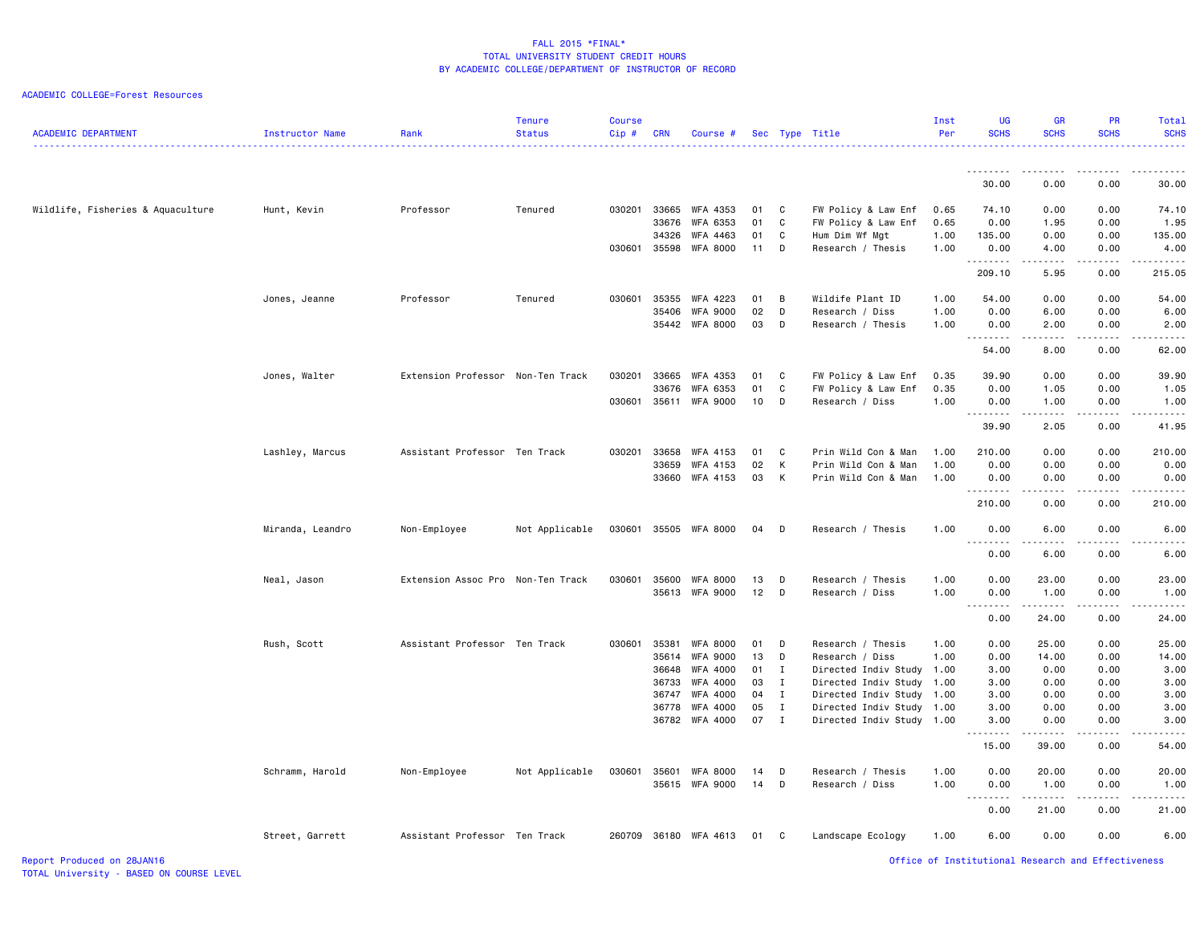FALL 2015 *FINAL*
TOTAL UNIVERSITY STUDENT CREDIT HOURS
BY ACADEMIC COLLEGE/DEPARTMENT OF INSTRUCTOR OF RECORD

ACADEMIC COLLEGE=Forest Resources

| ACADEMIC DEPARTMENT | Instructor Name | Rank | Tenure Status | Course Cip # | CRN | Course # | Sec | Type | Title | Inst Per | UG SCHS | GR SCHS | PR SCHS | Total SCHS |
|---|---|---|---|---|---|---|---|---|---|---|---|---|---|---|
| | | | | | | | | | | | 30.00 | 0.00 | 0.00 | 30.00 |
| Wildlife, Fisheries & Aquaculture | Hunt, Kevin | Professor | Tenured | 030201 | 33665 | WFA 4353 | 01 | C | FW Policy & Law Enf | 0.65 | 74.10 | 0.00 | 0.00 | 74.10 |
| | | | | | 33676 | WFA 6353 | 01 | C | FW Policy & Law Enf | 0.65 | 0.00 | 1.95 | 0.00 | 1.95 |
| | | | | | 34326 | WFA 4463 | 01 | C | Hum Dim Wf Mgt | 1.00 | 135.00 | 0.00 | 0.00 | 135.00 |
| | | | | 030601 | 35598 | WFA 8000 | 11 | D | Research / Thesis | 1.00 | 0.00 | 4.00 | 0.00 | 4.00 |
| | | | | | | | | | | | 209.10 | 5.95 | 0.00 | 215.05 |
| | Jones, Jeanne | Professor | Tenured | 030601 | 35355 | WFA 4223 | 01 | B | Wildife Plant ID | 1.00 | 54.00 | 0.00 | 0.00 | 54.00 |
| | | | | | 35406 | WFA 9000 | 02 | D | Research / Diss | 1.00 | 0.00 | 6.00 | 0.00 | 6.00 |
| | | | | | 35442 | WFA 8000 | 03 | D | Research / Thesis | 1.00 | 0.00 | 2.00 | 0.00 | 2.00 |
| | | | | | | | | | | | 54.00 | 8.00 | 0.00 | 62.00 |
| | Jones, Walter | Extension Professor | Non-Ten Track | 030201 | 33665 | WFA 4353 | 01 | C | FW Policy & Law Enf | 0.35 | 39.90 | 0.00 | 0.00 | 39.90 |
| | | | | | 33676 | WFA 6353 | 01 | C | FW Policy & Law Enf | 0.35 | 0.00 | 1.05 | 0.00 | 1.05 |
| | | | | 030601 | 35611 | WFA 9000 | 10 | D | Research / Diss | 1.00 | 0.00 | 1.00 | 0.00 | 1.00 |
| | | | | | | | | | | | 39.90 | 2.05 | 0.00 | 41.95 |
| | Lashley, Marcus | Assistant Professor | Ten Track | 030201 | 33658 | WFA 4153 | 01 | C | Prin Wild Con & Man | 1.00 | 210.00 | 0.00 | 0.00 | 210.00 |
| | | | | | 33659 | WFA 4153 | 02 | K | Prin Wild Con & Man | 1.00 | 0.00 | 0.00 | 0.00 | 0.00 |
| | | | | | 33660 | WFA 4153 | 03 | K | Prin Wild Con & Man | 1.00 | 0.00 | 0.00 | 0.00 | 0.00 |
| | | | | | | | | | | | 210.00 | 0.00 | 0.00 | 210.00 |
| | Miranda, Leandro | Non-Employee | Not Applicable | 030601 | 35505 | WFA 8000 | 04 | D | Research / Thesis | 1.00 | 0.00 | 6.00 | 0.00 | 6.00 |
| | | | | | | | | | | | 0.00 | 6.00 | 0.00 | 6.00 |
| | Neal, Jason | Extension Assoc Pro | Non-Ten Track | 030601 | 35600 | WFA 8000 | 13 | D | Research / Thesis | 1.00 | 0.00 | 23.00 | 0.00 | 23.00 |
| | | | | | 35613 | WFA 9000 | 12 | D | Research / Diss | 1.00 | 0.00 | 1.00 | 0.00 | 1.00 |
| | | | | | | | | | | | 0.00 | 24.00 | 0.00 | 24.00 |
| | Rush, Scott | Assistant Professor | Ten Track | 030601 | 35381 | WFA 8000 | 01 | D | Research / Thesis | 1.00 | 0.00 | 25.00 | 0.00 | 25.00 |
| | | | | | 35614 | WFA 9000 | 13 | D | Research / Diss | 1.00 | 0.00 | 14.00 | 0.00 | 14.00 |
| | | | | | 36648 | WFA 4000 | 01 | I | Directed Indiv Study | 1.00 | 3.00 | 0.00 | 0.00 | 3.00 |
| | | | | | 36733 | WFA 4000 | 03 | I | Directed Indiv Study | 1.00 | 3.00 | 0.00 | 0.00 | 3.00 |
| | | | | | 36747 | WFA 4000 | 04 | I | Directed Indiv Study | 1.00 | 3.00 | 0.00 | 0.00 | 3.00 |
| | | | | | 36778 | WFA 4000 | 05 | I | Directed Indiv Study | 1.00 | 3.00 | 0.00 | 0.00 | 3.00 |
| | | | | | 36782 | WFA 4000 | 07 | I | Directed Indiv Study | 1.00 | 3.00 | 0.00 | 0.00 | 3.00 |
| | | | | | | | | | | | 15.00 | 39.00 | 0.00 | 54.00 |
| | Schramm, Harold | Non-Employee | Not Applicable | 030601 | 35601 | WFA 8000 | 14 | D | Research / Thesis | 1.00 | 0.00 | 20.00 | 0.00 | 20.00 |
| | | | | | 35615 | WFA 9000 | 14 | D | Research / Diss | 1.00 | 0.00 | 1.00 | 0.00 | 1.00 |
| | | | | | | | | | | | 0.00 | 21.00 | 0.00 | 21.00 |
| | Street, Garrett | Assistant Professor | Ten Track | 260709 | 36180 | WFA 4613 | 01 | C | Landscape Ecology | 1.00 | 6.00 | 0.00 | 0.00 | 6.00 |

Report Produced on 28JAN16
TOTAL University - BASED ON COURSE LEVEL
Office of Institutional Research and Effectiveness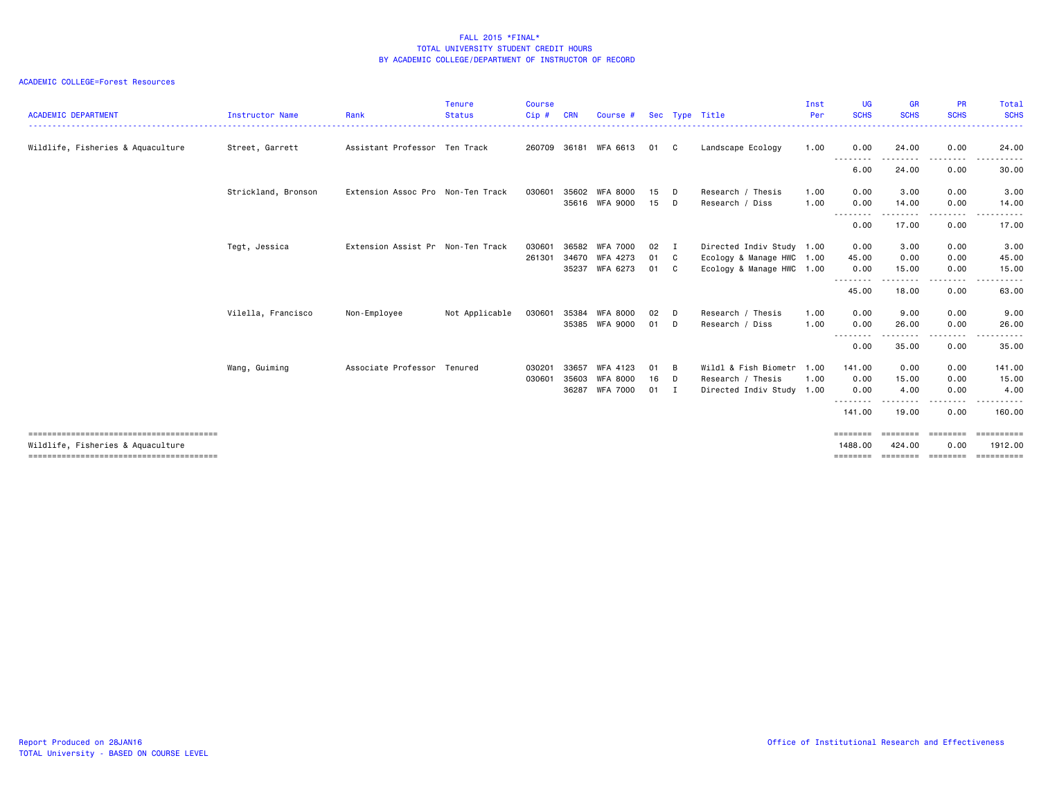FALL 2015 *FINAL*
TOTAL UNIVERSITY STUDENT CREDIT HOURS
BY ACADEMIC COLLEGE/DEPARTMENT OF INSTRUCTOR OF RECORD

ACADEMIC COLLEGE=Forest Resources

| ACADEMIC DEPARTMENT | Instructor Name | Rank | Tenure Status | Course Cip # | CRN | Course # | Sec | Type | Title | Inst Per | UG SCHS | GR SCHS | PR SCHS | Total SCHS |
|---|---|---|---|---|---|---|---|---|---|---|---|---|---|---|
| Wildlife, Fisheries & Aquaculture | Street, Garrett | Assistant Professor | Ten Track | 260709 | 36181 | WFA 6613 | 01 | C | Landscape Ecology | 1.00 | 0.00 | 24.00 | 0.00 | 24.00 |
| | | | | | | | | | | | 6.00 | 24.00 | 0.00 | 30.00 |
| | Strickland, Bronson | Extension Assoc Pro | Non-Ten Track | 030601 | 35602 | WFA 8000 | 15 | D | Research / Thesis | 1.00 | 0.00 | 3.00 | 0.00 | 3.00 |
| | | | | | 35616 | WFA 9000 | 15 | D | Research / Diss | 1.00 | 0.00 | 14.00 | 0.00 | 14.00 |
| | | | | | | | | | | | 0.00 | 17.00 | 0.00 | 17.00 |
| | Tegt, Jessica | Extension Assist Pr | Non-Ten Track | 030601 | 36582 | WFA 7000 | 02 | I | Directed Indiv Study | 1.00 | 0.00 | 3.00 | 0.00 | 3.00 |
| | | | | 261301 | 34670 | WFA 4273 | 01 | C | Ecology & Manage HWC | 1.00 | 45.00 | 0.00 | 0.00 | 45.00 |
| | | | | | 35237 | WFA 6273 | 01 | C | Ecology & Manage HWC | 1.00 | 0.00 | 15.00 | 0.00 | 15.00 |
| | | | | | | | | | | | 45.00 | 18.00 | 0.00 | 63.00 |
| | Vilella, Francisco | Non-Employee | Not Applicable | 030601 | 35384 | WFA 8000 | 02 | D | Research / Thesis | 1.00 | 0.00 | 9.00 | 0.00 | 9.00 |
| | | | | | 35385 | WFA 9000 | 01 | D | Research / Diss | 1.00 | 0.00 | 26.00 | 0.00 | 26.00 |
| | | | | | | | | | | | 0.00 | 35.00 | 0.00 | 35.00 |
| | Wang, Guiming | Associate Professor | Tenured | 030201 | 33657 | WFA 4123 | 01 | B | Wildl & Fish Biometr | 1.00 | 141.00 | 0.00 | 0.00 | 141.00 |
| | | | | 030601 | 35603 | WFA 8000 | 16 | D | Research / Thesis | 1.00 | 0.00 | 15.00 | 0.00 | 15.00 |
| | | | | | 36287 | WFA 7000 | 01 | I | Directed Indiv Study | 1.00 | 0.00 | 4.00 | 0.00 | 4.00 |
| | | | | | | | | | | | 141.00 | 19.00 | 0.00 | 160.00 |
| Wildlife, Fisheries & Aquaculture | | | | | | | | | | | 1488.00 | 424.00 | 0.00 | 1912.00 |

Report Produced on 28JAN16
TOTAL University - BASED ON COURSE LEVEL

Office of Institutional Research and Effectiveness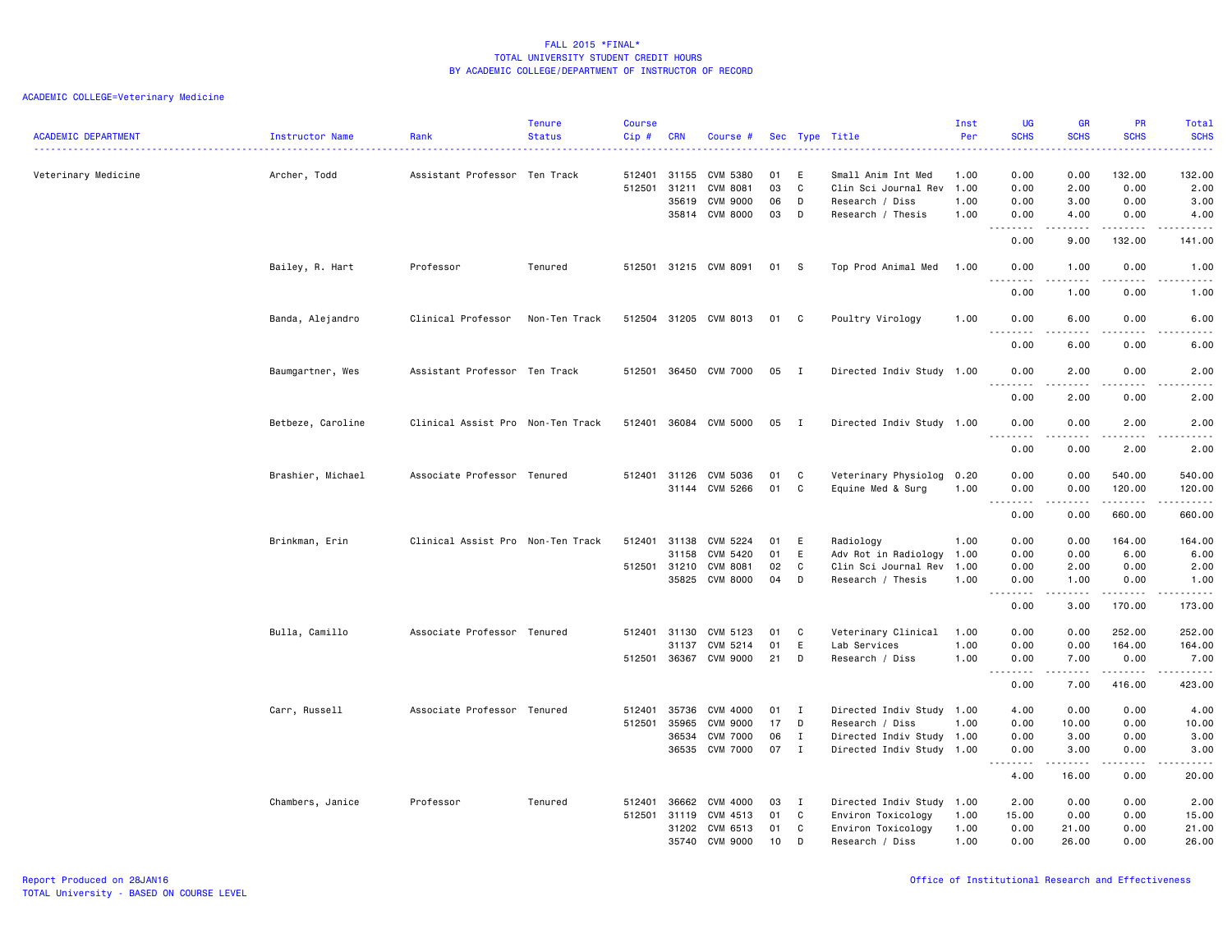# FALL 2015 *FINAL*
## TOTAL UNIVERSITY STUDENT CREDIT HOURS
## BY ACADEMIC COLLEGE/DEPARTMENT OF INSTRUCTOR OF RECORD

ACADEMIC COLLEGE=Veterinary Medicine

| ACADEMIC DEPARTMENT | Instructor Name | Rank | Tenure Status | Course Cip # | CRN | Course # | Sec | Type | Title | Inst Per | UG SCHS | GR SCHS | PR SCHS | Total SCHS |
|---|---|---|---|---|---|---|---|---|---|---|---|---|---|---|
| Veterinary Medicine | Archer, Todd | Assistant Professor | Ten Track | 512401 | 31155 | CVM 5380 | 01 | E | Small Anim Int Med | 1.00 | 0.00 | 0.00 | 132.00 | 132.00 |
| | | | | 512501 | 31211 | CVM 8081 | 03 | C | Clin Sci Journal Rev | 1.00 | 0.00 | 2.00 | 0.00 | 2.00 |
| | | | | | 35619 | CVM 9000 | 06 | D | Research / Diss | 1.00 | 0.00 | 3.00 | 0.00 | 3.00 |
| | | | | | 35814 | CVM 8000 | 03 | D | Research / Thesis | 1.00 | 0.00 | 4.00 | 0.00 | 4.00 |
| | | | | | | | | | | | 0.00 | 9.00 | 132.00 | 141.00 |
| | Bailey, R. Hart | Professor | Tenured | 512501 | 31215 | CVM 8091 | 01 | S | Top Prod Animal Med | 1.00 | 0.00 | 1.00 | 0.00 | 1.00 |
| | | | | | | | | | | | 0.00 | 1.00 | 0.00 | 1.00 |
| | Banda, Alejandro | Clinical Professor | Non-Ten Track | 512504 | 31205 | CVM 8013 | 01 | C | Poultry Virology | 1.00 | 0.00 | 6.00 | 0.00 | 6.00 |
| | | | | | | | | | | | 0.00 | 6.00 | 0.00 | 6.00 |
| | Baumgartner, Wes | Assistant Professor | Ten Track | 512501 | 36450 | CVM 7000 | 05 | I | Directed Indiv Study | 1.00 | 0.00 | 2.00 | 0.00 | 2.00 |
| | | | | | | | | | | | 0.00 | 2.00 | 0.00 | 2.00 |
| | Betbeze, Caroline | Clinical Assist Pro | Non-Ten Track | 512401 | 36084 | CVM 5000 | 05 | I | Directed Indiv Study | 1.00 | 0.00 | 0.00 | 2.00 | 2.00 |
| | | | | | | | | | | | 0.00 | 0.00 | 2.00 | 2.00 |
| | Brashier, Michael | Associate Professor | Tenured | 512401 | 31126 | CVM 5036 | 01 | C | Veterinary Physiolog | 0.20 | 0.00 | 0.00 | 540.00 | 540.00 |
| | | | | | 31144 | CVM 5266 | 01 | C | Equine Med & Surg | 1.00 | 0.00 | 0.00 | 120.00 | 120.00 |
| | | | | | | | | | | | 0.00 | 0.00 | 660.00 | 660.00 |
| | Brinkman, Erin | Clinical Assist Pro | Non-Ten Track | 512401 | 31138 | CVM 5224 | 01 | E | Radiology | 1.00 | 0.00 | 0.00 | 164.00 | 164.00 |
| | | | | | 31158 | CVM 5420 | 01 | E | Adv Rot in Radiology | 1.00 | 0.00 | 0.00 | 6.00 | 6.00 |
| | | | | 512501 | 31210 | CVM 8081 | 02 | C | Clin Sci Journal Rev | 1.00 | 0.00 | 2.00 | 0.00 | 2.00 |
| | | | | | 35825 | CVM 8000 | 04 | D | Research / Thesis | 1.00 | 0.00 | 1.00 | 0.00 | 1.00 |
| | | | | | | | | | | | 0.00 | 3.00 | 170.00 | 173.00 |
| | Bulla, Camillo | Associate Professor | Tenured | 512401 | 31130 | CVM 5123 | 01 | C | Veterinary Clinical | 1.00 | 0.00 | 0.00 | 252.00 | 252.00 |
| | | | | | 31137 | CVM 5214 | 01 | E | Lab Services | 1.00 | 0.00 | 0.00 | 164.00 | 164.00 |
| | | | | 512501 | 36367 | CVM 9000 | 21 | D | Research / Diss | 1.00 | 0.00 | 7.00 | 0.00 | 7.00 |
| | | | | | | | | | | | 0.00 | 7.00 | 416.00 | 423.00 |
| | Carr, Russell | Associate Professor | Tenured | 512401 | 35736 | CVM 4000 | 01 | I | Directed Indiv Study | 1.00 | 4.00 | 0.00 | 0.00 | 4.00 |
| | | | | 512501 | 35965 | CVM 9000 | 17 | D | Research / Diss | 1.00 | 0.00 | 10.00 | 0.00 | 10.00 |
| | | | | | 36534 | CVM 7000 | 06 | I | Directed Indiv Study | 1.00 | 0.00 | 3.00 | 0.00 | 3.00 |
| | | | | | 36535 | CVM 7000 | 07 | I | Directed Indiv Study | 1.00 | 0.00 | 3.00 | 0.00 | 3.00 |
| | | | | | | | | | | | 4.00 | 16.00 | 0.00 | 20.00 |
| | Chambers, Janice | Professor | Tenured | 512401 | 36662 | CVM 4000 | 03 | I | Directed Indiv Study | 1.00 | 2.00 | 0.00 | 0.00 | 2.00 |
| | | | | 512501 | 31119 | CVM 4513 | 01 | C | Environ Toxicology | 1.00 | 15.00 | 0.00 | 0.00 | 15.00 |
| | | | | | 31202 | CVM 6513 | 01 | C | Environ Toxicology | 1.00 | 0.00 | 21.00 | 0.00 | 21.00 |
| | | | | | 35740 | CVM 9000 | 10 | D | Research / Diss | 1.00 | 0.00 | 26.00 | 0.00 | 26.00 |

Report Produced on 28JAN16
TOTAL University - BASED ON COURSE LEVEL

Office of Institutional Research and Effectiveness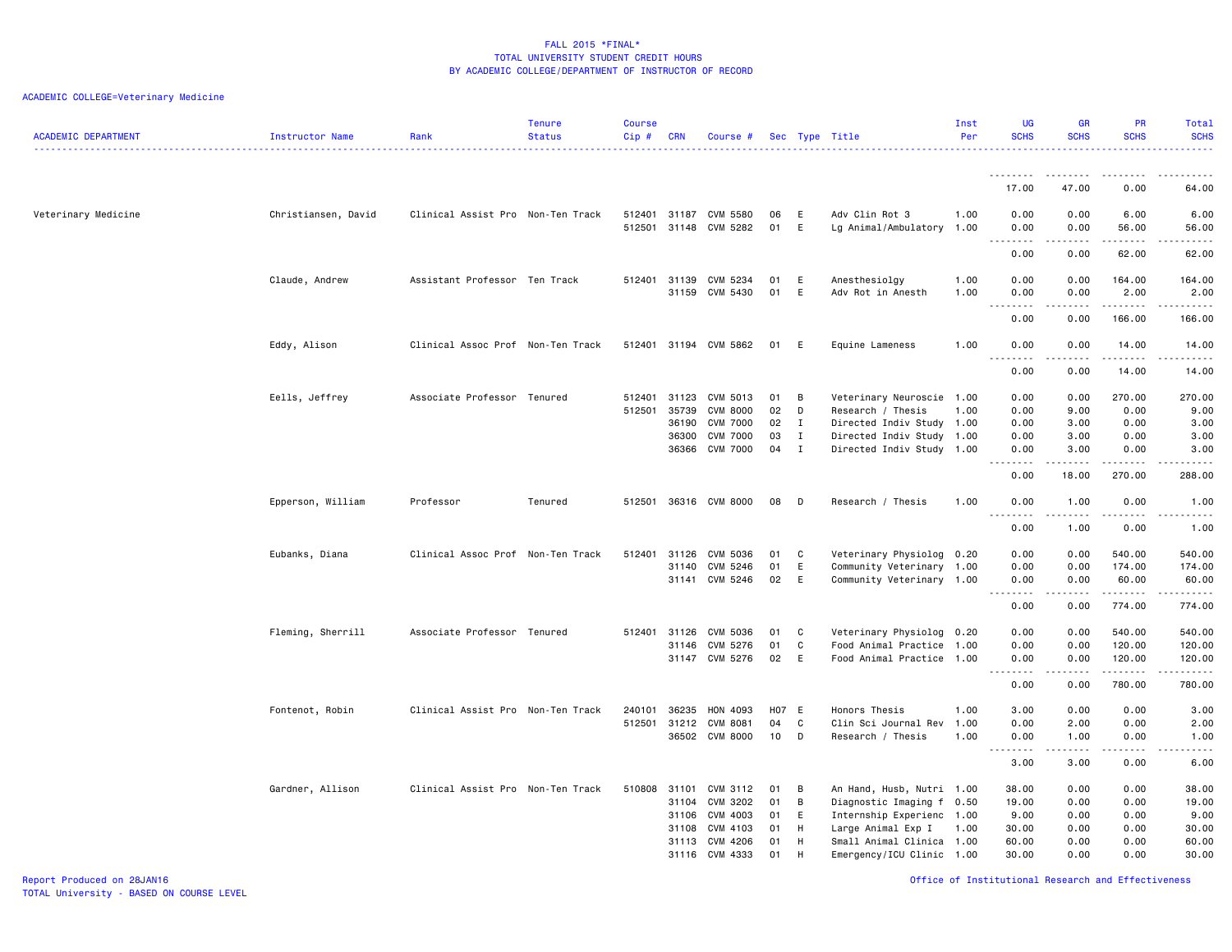FALL 2015 *FINAL*
TOTAL UNIVERSITY STUDENT CREDIT HOURS
BY ACADEMIC COLLEGE/DEPARTMENT OF INSTRUCTOR OF RECORD

ACADEMIC COLLEGE=Veterinary Medicine

| ACADEMIC DEPARTMENT | Instructor Name | Rank | Tenure Status | Course Cip # | CRN | Course # | Sec | Type | Title | Inst Per | UG SCHS | GR SCHS | PR SCHS | Total SCHS |
|---|---|---|---|---|---|---|---|---|---|---|---|---|---|---|
| | | | | | | | | | | | 17.00 | 47.00 | 0.00 | 64.00 |
| Veterinary Medicine | Christiansen, David | Clinical Assist Pro | Non-Ten Track | 512401 | 31187 | CVM 5580 | 06 | E | Adv Clin Rot 3 | 1.00 | 0.00 | 0.00 | 6.00 | 6.00 |
| | | | | 512501 | 31148 | CVM 5282 | 01 | E | Lg Animal/Ambulatory | 1.00 | 0.00 | 0.00 | 56.00 | 56.00 |
| | | | | | | | | | | | 0.00 | 0.00 | 62.00 | 62.00 |
| | Claude, Andrew | Assistant Professor | Ten Track | 512401 | 31139 | CVM 5234 | 01 | E | Anesthesiolgy | 1.00 | 0.00 | 0.00 | 164.00 | 164.00 |
| | | | | | 31159 | CVM 5430 | 01 | E | Adv Rot in Anesth | 1.00 | 0.00 | 0.00 | 2.00 | 2.00 |
| | | | | | | | | | | | 0.00 | 0.00 | 166.00 | 166.00 |
| | Eddy, Alison | Clinical Assoc Prof | Non-Ten Track | 512401 | 31194 | CVM 5862 | 01 | E | Equine Lameness | 1.00 | 0.00 | 0.00 | 14.00 | 14.00 |
| | | | | | | | | | | | 0.00 | 0.00 | 14.00 | 14.00 |
| | Eells, Jeffrey | Associate Professor | Tenured | 512401 | 31123 | CVM 5013 | 01 | B | Veterinary Neuroscie | 1.00 | 0.00 | 0.00 | 270.00 | 270.00 |
| | | | | 512501 | 35739 | CVM 8000 | 02 | D | Research / Thesis | 1.00 | 0.00 | 9.00 | 0.00 | 9.00 |
| | | | | | 36190 | CVM 7000 | 02 | I | Directed Indiv Study | 1.00 | 0.00 | 3.00 | 0.00 | 3.00 |
| | | | | | 36300 | CVM 7000 | 03 | I | Directed Indiv Study | 1.00 | 0.00 | 3.00 | 0.00 | 3.00 |
| | | | | | 36366 | CVM 7000 | 04 | I | Directed Indiv Study | 1.00 | 0.00 | 3.00 | 0.00 | 3.00 |
| | | | | | | | | | | | 0.00 | 18.00 | 270.00 | 288.00 |
| | Epperson, William | Professor | Tenured | 512501 | 36316 | CVM 8000 | 08 | D | Research / Thesis | 1.00 | 0.00 | 1.00 | 0.00 | 1.00 |
| | | | | | | | | | | | 0.00 | 1.00 | 0.00 | 1.00 |
| | Eubanks, Diana | Clinical Assoc Prof | Non-Ten Track | 512401 | 31126 | CVM 5036 | 01 | C | Veterinary Physiolog | 0.20 | 0.00 | 0.00 | 540.00 | 540.00 |
| | | | | | 31140 | CVM 5246 | 01 | E | Community Veterinary | 1.00 | 0.00 | 0.00 | 174.00 | 174.00 |
| | | | | | 31141 | CVM 5246 | 02 | E | Community Veterinary | 1.00 | 0.00 | 0.00 | 60.00 | 60.00 |
| | | | | | | | | | | | 0.00 | 0.00 | 774.00 | 774.00 |
| | Fleming, Sherrill | Associate Professor | Tenured | 512401 | 31126 | CVM 5036 | 01 | C | Veterinary Physiolog | 0.20 | 0.00 | 0.00 | 540.00 | 540.00 |
| | | | | | 31146 | CVM 5276 | 01 | C | Food Animal Practice | 1.00 | 0.00 | 0.00 | 120.00 | 120.00 |
| | | | | | 31147 | CVM 5276 | 02 | E | Food Animal Practice | 1.00 | 0.00 | 0.00 | 120.00 | 120.00 |
| | | | | | | | | | | | 0.00 | 0.00 | 780.00 | 780.00 |
| | Fontenot, Robin | Clinical Assist Pro | Non-Ten Track | 240101 | 36235 | HON 4093 | H07 | E | Honors Thesis | 1.00 | 3.00 | 0.00 | 0.00 | 3.00 |
| | | | | 512501 | 31212 | CVM 8081 | 04 | C | Clin Sci Journal Rev | 1.00 | 0.00 | 2.00 | 0.00 | 2.00 |
| | | | | | 36502 | CVM 8000 | 10 | D | Research / Thesis | 1.00 | 0.00 | 1.00 | 0.00 | 1.00 |
| | | | | | | | | | | | 3.00 | 3.00 | 0.00 | 6.00 |
| | Gardner, Allison | Clinical Assist Pro | Non-Ten Track | 510808 | 31101 | CVM 3112 | 01 | B | An Hand, Husb, Nutri | 1.00 | 38.00 | 0.00 | 0.00 | 38.00 |
| | | | | | 31104 | CVM 3202 | 01 | B | Diagnostic Imaging f | 0.50 | 19.00 | 0.00 | 0.00 | 19.00 |
| | | | | | 31106 | CVM 4003 | 01 | E | Internship Experienc | 1.00 | 9.00 | 0.00 | 0.00 | 9.00 |
| | | | | | 31108 | CVM 4103 | 01 | H | Large Animal Exp I | 1.00 | 30.00 | 0.00 | 0.00 | 30.00 |
| | | | | | 31113 | CVM 4206 | 01 | H | Small Animal Clinica | 1.00 | 60.00 | 0.00 | 0.00 | 60.00 |
| | | | | | 31116 | CVM 4333 | 01 | H | Emergency/ICU Clinic | 1.00 | 30.00 | 0.00 | 0.00 | 30.00 |

Report Produced on 28JAN16
TOTAL University - BASED ON COURSE LEVEL

Office of Institutional Research and Effectiveness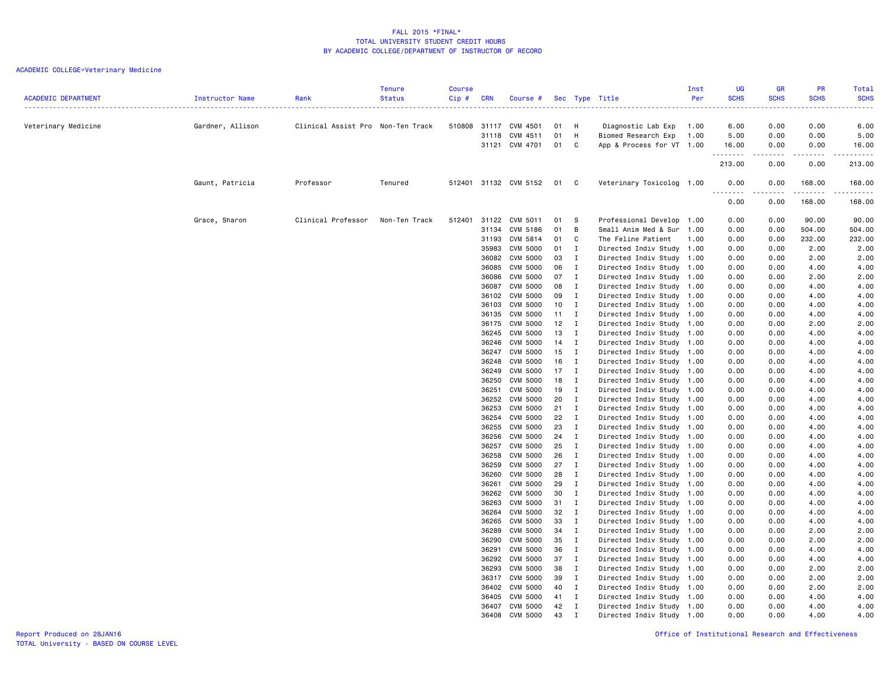# FALL 2015 *FINAL*
## TOTAL UNIVERSITY STUDENT CREDIT HOURS
## BY ACADEMIC COLLEGE/DEPARTMENT OF INSTRUCTOR OF RECORD

ACADEMIC COLLEGE=Veterinary Medicine

| ACADEMIC DEPARTMENT | Instructor Name | Rank | Tenure Status | Course Cip # | CRN | Course # | Sec | Type | Title | Inst Per | UG SCHS | GR SCHS | PR SCHS | Total SCHS |
|---|---|---|---|---|---|---|---|---|---|---|---|---|---|---|
| Veterinary Medicine | Gardner, Allison | Clinical Assist Pro | Non-Ten Track | 510808 | 31117 | CVM 4501 | 01 | H | Diagnostic Lab Exp | 1.00 | 6.00 | 0.00 | 0.00 | 6.00 |
| | | | | | 31118 | CVM 4511 | 01 | H | Biomed Research Exp | 1.00 | 5.00 | 0.00 | 0.00 | 5.00 |
| | | | | | 31121 | CVM 4701 | 01 | C | App & Process for VT | 1.00 | 16.00 | 0.00 | 0.00 | 16.00 |
| | | | | | | | | | | | 213.00 | 0.00 | 0.00 | 213.00 |
| | Gaunt, Patricia | Professor | Tenured | 512401 | 31132 | CVM 5152 | 01 | C | Veterinary Toxicolog | 1.00 | 0.00 | 0.00 | 168.00 | 168.00 |
| | | | | | | | | | | | 0.00 | 0.00 | 168.00 | 168.00 |
| | Grace, Sharon | Clinical Professor | Non-Ten Track | 512401 | 31122 | CVM 5011 | 01 | S | Professional Develop | 1.00 | 0.00 | 0.00 | 90.00 | 90.00 |
| | | | | | 31134 | CVM 5186 | 01 | B | Small Anim Med & Sur | 1.00 | 0.00 | 0.00 | 504.00 | 504.00 |
| | | | | | 31193 | CVM 5814 | 01 | C | The Feline Patient | 1.00 | 0.00 | 0.00 | 232.00 | 232.00 |
| | | | | | 35983 | CVM 5000 | 01 | I | Directed Indiv Study | 1.00 | 0.00 | 0.00 | 2.00 | 2.00 |
| | | | | | 36082 | CVM 5000 | 03 | I | Directed Indiv Study | 1.00 | 0.00 | 0.00 | 2.00 | 2.00 |
| | | | | | 36085 | CVM 5000 | 06 | I | Directed Indiv Study | 1.00 | 0.00 | 0.00 | 4.00 | 4.00 |
| | | | | | 36086 | CVM 5000 | 07 | I | Directed Indiv Study | 1.00 | 0.00 | 0.00 | 2.00 | 2.00 |
| | | | | | 36087 | CVM 5000 | 08 | I | Directed Indiv Study | 1.00 | 0.00 | 0.00 | 4.00 | 4.00 |
| | | | | | 36102 | CVM 5000 | 09 | I | Directed Indiv Study | 1.00 | 0.00 | 0.00 | 4.00 | 4.00 |
| | | | | | 36103 | CVM 5000 | 10 | I | Directed Indiv Study | 1.00 | 0.00 | 0.00 | 4.00 | 4.00 |
| | | | | | 36135 | CVM 5000 | 11 | I | Directed Indiv Study | 1.00 | 0.00 | 0.00 | 4.00 | 4.00 |
| | | | | | 36175 | CVM 5000 | 12 | I | Directed Indiv Study | 1.00 | 0.00 | 0.00 | 2.00 | 2.00 |
| | | | | | 36245 | CVM 5000 | 13 | I | Directed Indiv Study | 1.00 | 0.00 | 0.00 | 4.00 | 4.00 |
| | | | | | 36246 | CVM 5000 | 14 | I | Directed Indiv Study | 1.00 | 0.00 | 0.00 | 4.00 | 4.00 |
| | | | | | 36247 | CVM 5000 | 15 | I | Directed Indiv Study | 1.00 | 0.00 | 0.00 | 4.00 | 4.00 |
| | | | | | 36248 | CVM 5000 | 16 | I | Directed Indiv Study | 1.00 | 0.00 | 0.00 | 4.00 | 4.00 |
| | | | | | 36249 | CVM 5000 | 17 | I | Directed Indiv Study | 1.00 | 0.00 | 0.00 | 4.00 | 4.00 |
| | | | | | 36250 | CVM 5000 | 18 | I | Directed Indiv Study | 1.00 | 0.00 | 0.00 | 4.00 | 4.00 |
| | | | | | 36251 | CVM 5000 | 19 | I | Directed Indiv Study | 1.00 | 0.00 | 0.00 | 4.00 | 4.00 |
| | | | | | 36252 | CVM 5000 | 20 | I | Directed Indiv Study | 1.00 | 0.00 | 0.00 | 4.00 | 4.00 |
| | | | | | 36253 | CVM 5000 | 21 | I | Directed Indiv Study | 1.00 | 0.00 | 0.00 | 4.00 | 4.00 |
| | | | | | 36254 | CVM 5000 | 22 | I | Directed Indiv Study | 1.00 | 0.00 | 0.00 | 4.00 | 4.00 |
| | | | | | 36255 | CVM 5000 | 23 | I | Directed Indiv Study | 1.00 | 0.00 | 0.00 | 4.00 | 4.00 |
| | | | | | 36256 | CVM 5000 | 24 | I | Directed Indiv Study | 1.00 | 0.00 | 0.00 | 4.00 | 4.00 |
| | | | | | 36257 | CVM 5000 | 25 | I | Directed Indiv Study | 1.00 | 0.00 | 0.00 | 4.00 | 4.00 |
| | | | | | 36258 | CVM 5000 | 26 | I | Directed Indiv Study | 1.00 | 0.00 | 0.00 | 4.00 | 4.00 |
| | | | | | 36259 | CVM 5000 | 27 | I | Directed Indiv Study | 1.00 | 0.00 | 0.00 | 4.00 | 4.00 |
| | | | | | 36260 | CVM 5000 | 28 | I | Directed Indiv Study | 1.00 | 0.00 | 0.00 | 4.00 | 4.00 |
| | | | | | 36261 | CVM 5000 | 29 | I | Directed Indiv Study | 1.00 | 0.00 | 0.00 | 4.00 | 4.00 |
| | | | | | 36262 | CVM 5000 | 30 | I | Directed Indiv Study | 1.00 | 0.00 | 0.00 | 4.00 | 4.00 |
| | | | | | 36263 | CVM 5000 | 31 | I | Directed Indiv Study | 1.00 | 0.00 | 0.00 | 4.00 | 4.00 |
| | | | | | 36264 | CVM 5000 | 32 | I | Directed Indiv Study | 1.00 | 0.00 | 0.00 | 4.00 | 4.00 |
| | | | | | 36265 | CVM 5000 | 33 | I | Directed Indiv Study | 1.00 | 0.00 | 0.00 | 4.00 | 4.00 |
| | | | | | 36289 | CVM 5000 | 34 | I | Directed Indiv Study | 1.00 | 0.00 | 0.00 | 2.00 | 2.00 |
| | | | | | 36290 | CVM 5000 | 35 | I | Directed Indiv Study | 1.00 | 0.00 | 0.00 | 2.00 | 2.00 |
| | | | | | 36291 | CVM 5000 | 36 | I | Directed Indiv Study | 1.00 | 0.00 | 0.00 | 4.00 | 4.00 |
| | | | | | 36292 | CVM 5000 | 37 | I | Directed Indiv Study | 1.00 | 0.00 | 0.00 | 4.00 | 4.00 |
| | | | | | 36293 | CVM 5000 | 38 | I | Directed Indiv Study | 1.00 | 0.00 | 0.00 | 2.00 | 2.00 |
| | | | | | 36317 | CVM 5000 | 39 | I | Directed Indiv Study | 1.00 | 0.00 | 0.00 | 2.00 | 2.00 |
| | | | | | 36402 | CVM 5000 | 40 | I | Directed Indiv Study | 1.00 | 0.00 | 0.00 | 2.00 | 2.00 |
| | | | | | 36405 | CVM 5000 | 41 | I | Directed Indiv Study | 1.00 | 0.00 | 0.00 | 4.00 | 4.00 |
| | | | | | 36407 | CVM 5000 | 42 | I | Directed Indiv Study | 1.00 | 0.00 | 0.00 | 4.00 | 4.00 |
| | | | | | 36408 | CVM 5000 | 43 | I | Directed Indiv Study | 1.00 | 0.00 | 0.00 | 4.00 | 4.00 |

Report Produced on 28JAN16
TOTAL University - BASED ON COURSE LEVEL

Office of Institutional Research and Effectiveness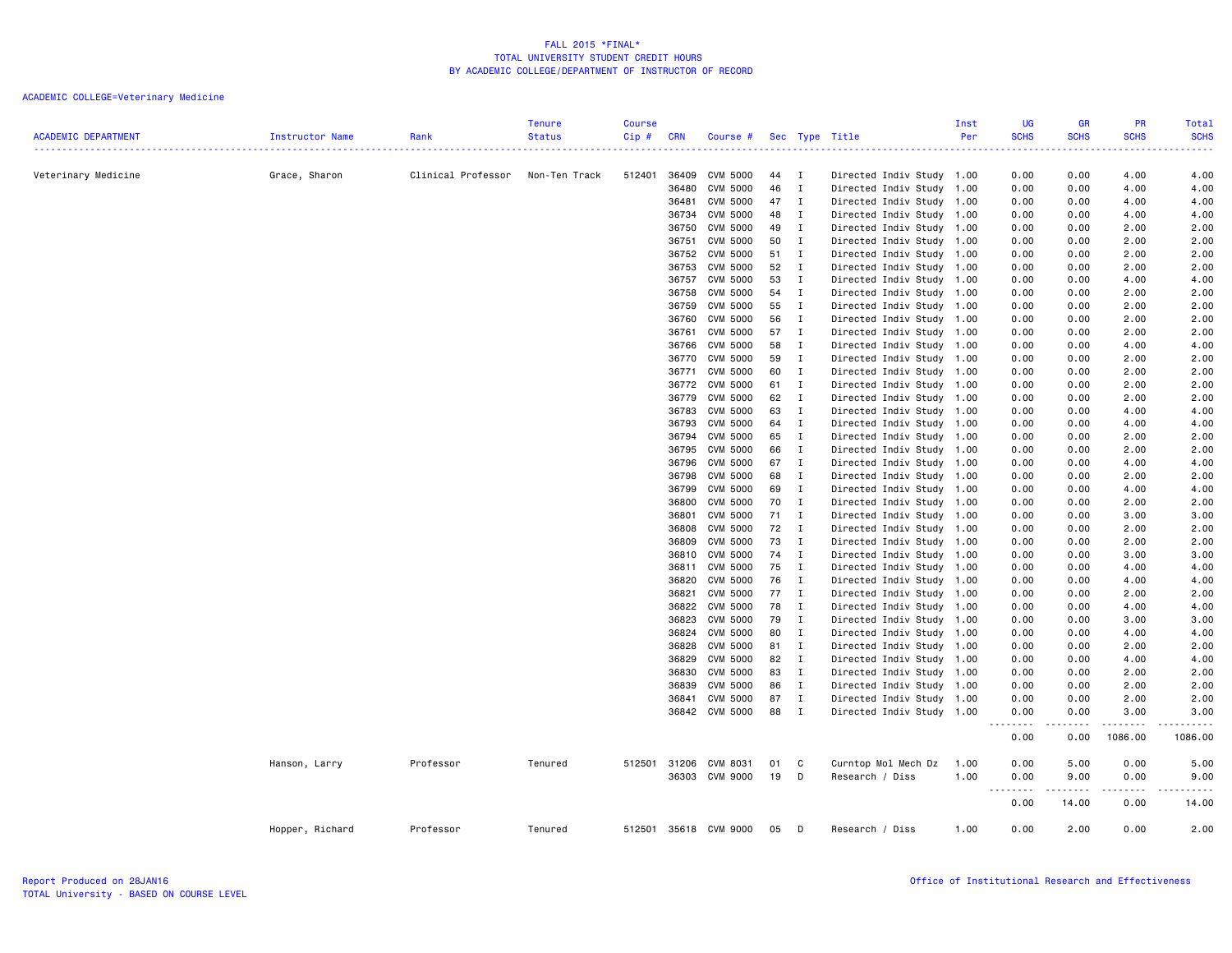FALL 2015 *FINAL*
TOTAL UNIVERSITY STUDENT CREDIT HOURS
BY ACADEMIC COLLEGE/DEPARTMENT OF INSTRUCTOR OF RECORD

ACADEMIC COLLEGE=Veterinary Medicine

| ACADEMIC DEPARTMENT | Instructor Name | Rank | Tenure Status | Course Cip # | CRN | Course # | Sec | Type | Title | Inst Per | UG SCHS | GR SCHS | PR SCHS | Total SCHS |
|---|---|---|---|---|---|---|---|---|---|---|---|---|---|---|
| Veterinary Medicine | Grace, Sharon | Clinical Professor | Non-Ten Track | 512401 | 36409 | CVM 5000 | 44 | I | Directed Indiv Study | 1.00 | 0.00 | 0.00 | 4.00 | 4.00 |
| | | | | | 36480 | CVM 5000 | 46 | I | Directed Indiv Study | 1.00 | 0.00 | 0.00 | 4.00 | 4.00 |
| | | | | | 36481 | CVM 5000 | 47 | I | Directed Indiv Study | 1.00 | 0.00 | 0.00 | 4.00 | 4.00 |
| | | | | | 36734 | CVM 5000 | 48 | I | Directed Indiv Study | 1.00 | 0.00 | 0.00 | 4.00 | 4.00 |
| | | | | | 36750 | CVM 5000 | 49 | I | Directed Indiv Study | 1.00 | 0.00 | 0.00 | 2.00 | 2.00 |
| | | | | | 36751 | CVM 5000 | 50 | I | Directed Indiv Study | 1.00 | 0.00 | 0.00 | 2.00 | 2.00 |
| | | | | | 36752 | CVM 5000 | 51 | I | Directed Indiv Study | 1.00 | 0.00 | 0.00 | 2.00 | 2.00 |
| | | | | | 36753 | CVM 5000 | 52 | I | Directed Indiv Study | 1.00 | 0.00 | 0.00 | 2.00 | 2.00 |
| | | | | | 36757 | CVM 5000 | 53 | I | Directed Indiv Study | 1.00 | 0.00 | 0.00 | 4.00 | 4.00 |
| | | | | | 36758 | CVM 5000 | 54 | I | Directed Indiv Study | 1.00 | 0.00 | 0.00 | 2.00 | 2.00 |
| | | | | | 36759 | CVM 5000 | 55 | I | Directed Indiv Study | 1.00 | 0.00 | 0.00 | 2.00 | 2.00 |
| | | | | | 36760 | CVM 5000 | 56 | I | Directed Indiv Study | 1.00 | 0.00 | 0.00 | 2.00 | 2.00 |
| | | | | | 36761 | CVM 5000 | 57 | I | Directed Indiv Study | 1.00 | 0.00 | 0.00 | 2.00 | 2.00 |
| | | | | | 36766 | CVM 5000 | 58 | I | Directed Indiv Study | 1.00 | 0.00 | 0.00 | 4.00 | 4.00 |
| | | | | | 36770 | CVM 5000 | 59 | I | Directed Indiv Study | 1.00 | 0.00 | 0.00 | 2.00 | 2.00 |
| | | | | | 36771 | CVM 5000 | 60 | I | Directed Indiv Study | 1.00 | 0.00 | 0.00 | 2.00 | 2.00 |
| | | | | | 36772 | CVM 5000 | 61 | I | Directed Indiv Study | 1.00 | 0.00 | 0.00 | 2.00 | 2.00 |
| | | | | | 36779 | CVM 5000 | 62 | I | Directed Indiv Study | 1.00 | 0.00 | 0.00 | 2.00 | 2.00 |
| | | | | | 36783 | CVM 5000 | 63 | I | Directed Indiv Study | 1.00 | 0.00 | 0.00 | 4.00 | 4.00 |
| | | | | | 36793 | CVM 5000 | 64 | I | Directed Indiv Study | 1.00 | 0.00 | 0.00 | 4.00 | 4.00 |
| | | | | | 36794 | CVM 5000 | 65 | I | Directed Indiv Study | 1.00 | 0.00 | 0.00 | 2.00 | 2.00 |
| | | | | | 36795 | CVM 5000 | 66 | I | Directed Indiv Study | 1.00 | 0.00 | 0.00 | 2.00 | 2.00 |
| | | | | | 36796 | CVM 5000 | 67 | I | Directed Indiv Study | 1.00 | 0.00 | 0.00 | 4.00 | 4.00 |
| | | | | | 36798 | CVM 5000 | 68 | I | Directed Indiv Study | 1.00 | 0.00 | 0.00 | 2.00 | 2.00 |
| | | | | | 36799 | CVM 5000 | 69 | I | Directed Indiv Study | 1.00 | 0.00 | 0.00 | 4.00 | 4.00 |
| | | | | | 36800 | CVM 5000 | 70 | I | Directed Indiv Study | 1.00 | 0.00 | 0.00 | 2.00 | 2.00 |
| | | | | | 36801 | CVM 5000 | 71 | I | Directed Indiv Study | 1.00 | 0.00 | 0.00 | 3.00 | 3.00 |
| | | | | | 36808 | CVM 5000 | 72 | I | Directed Indiv Study | 1.00 | 0.00 | 0.00 | 2.00 | 2.00 |
| | | | | | 36809 | CVM 5000 | 73 | I | Directed Indiv Study | 1.00 | 0.00 | 0.00 | 2.00 | 2.00 |
| | | | | | 36810 | CVM 5000 | 74 | I | Directed Indiv Study | 1.00 | 0.00 | 0.00 | 3.00 | 3.00 |
| | | | | | 36811 | CVM 5000 | 75 | I | Directed Indiv Study | 1.00 | 0.00 | 0.00 | 4.00 | 4.00 |
| | | | | | 36820 | CVM 5000 | 76 | I | Directed Indiv Study | 1.00 | 0.00 | 0.00 | 4.00 | 4.00 |
| | | | | | 36821 | CVM 5000 | 77 | I | Directed Indiv Study | 1.00 | 0.00 | 0.00 | 2.00 | 2.00 |
| | | | | | 36822 | CVM 5000 | 78 | I | Directed Indiv Study | 1.00 | 0.00 | 0.00 | 4.00 | 4.00 |
| | | | | | 36823 | CVM 5000 | 79 | I | Directed Indiv Study | 1.00 | 0.00 | 0.00 | 3.00 | 3.00 |
| | | | | | 36824 | CVM 5000 | 80 | I | Directed Indiv Study | 1.00 | 0.00 | 0.00 | 4.00 | 4.00 |
| | | | | | 36828 | CVM 5000 | 81 | I | Directed Indiv Study | 1.00 | 0.00 | 0.00 | 2.00 | 2.00 |
| | | | | | 36829 | CVM 5000 | 82 | I | Directed Indiv Study | 1.00 | 0.00 | 0.00 | 4.00 | 4.00 |
| | | | | | 36830 | CVM 5000 | 83 | I | Directed Indiv Study | 1.00 | 0.00 | 0.00 | 2.00 | 2.00 |
| | | | | | 36839 | CVM 5000 | 86 | I | Directed Indiv Study | 1.00 | 0.00 | 0.00 | 2.00 | 2.00 |
| | | | | | 36841 | CVM 5000 | 87 | I | Directed Indiv Study | 1.00 | 0.00 | 0.00 | 2.00 | 2.00 |
| | | | | | 36842 | CVM 5000 | 88 | I | Directed Indiv Study | 1.00 | 0.00 | 0.00 | 3.00 | 3.00 |
| | | | | | | | | | | | 0.00 | 0.00 | 1086.00 | 1086.00 |
| | Hanson, Larry | Professor | Tenured | 512501 | 31206 | CVM 8031 | 01 | C | Curntop Mol Mech Dz | 1.00 | 0.00 | 5.00 | 0.00 | 5.00 |
| | | | | | 36303 | CVM 9000 | 19 | D | Research / Diss | 1.00 | 0.00 | 9.00 | 0.00 | 9.00 |
| | | | | | | | | | | | 0.00 | 14.00 | 0.00 | 14.00 |
| | Hopper, Richard | Professor | Tenured | 512501 | 35618 | CVM 9000 | 05 | D | Research / Diss | 1.00 | 0.00 | 2.00 | 0.00 | 2.00 |

Report Produced on 28JAN16
TOTAL University - BASED ON COURSE LEVEL

Office of Institutional Research and Effectiveness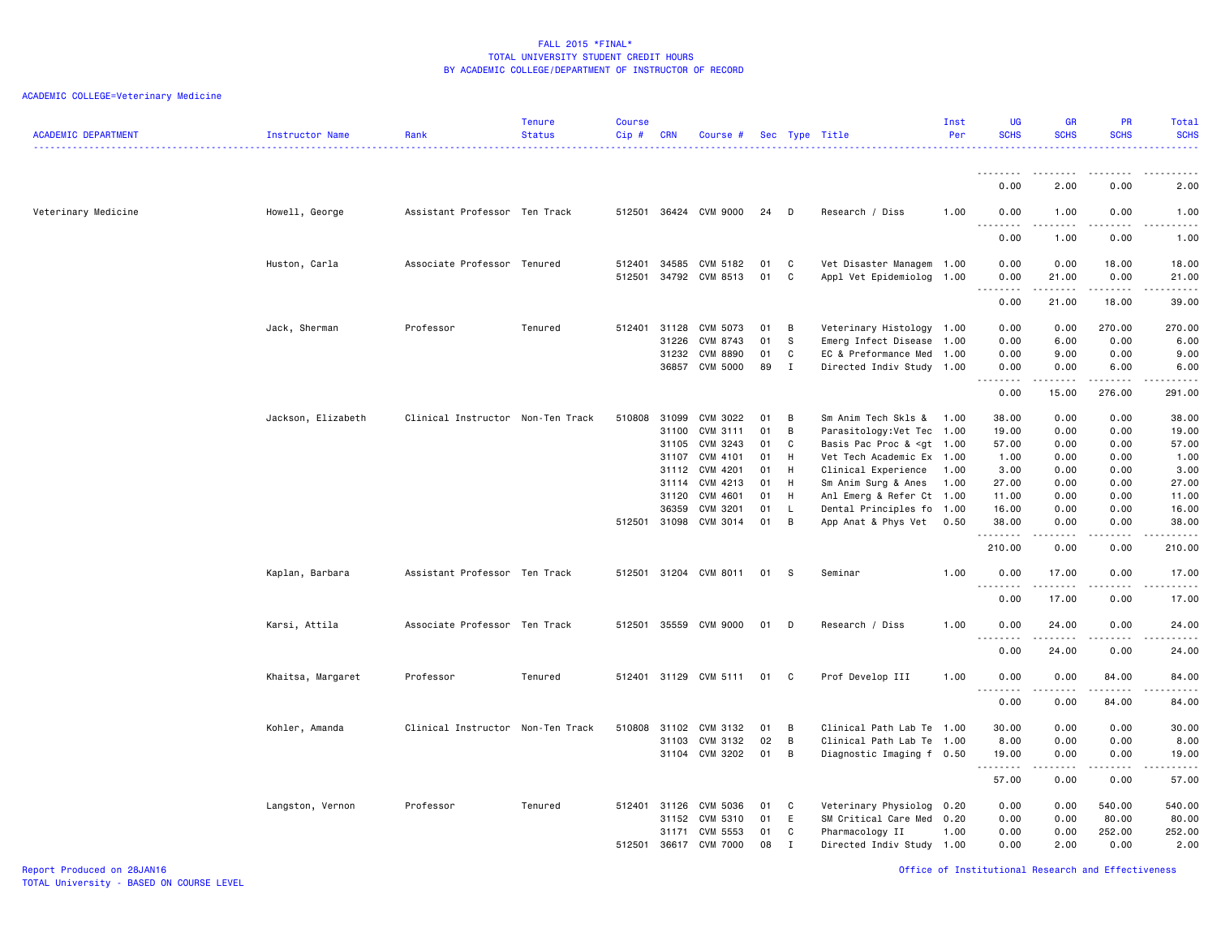FALL 2015 *FINAL*
TOTAL UNIVERSITY STUDENT CREDIT HOURS
BY ACADEMIC COLLEGE/DEPARTMENT OF INSTRUCTOR OF RECORD

ACADEMIC COLLEGE=Veterinary Medicine

| ACADEMIC DEPARTMENT | Instructor Name | Rank | Tenure Status | Course Cip # | CRN | Course # | Sec | Type | Title | Inst Per | UG SCHS | GR SCHS | PR SCHS | Total SCHS |
|---|---|---|---|---|---|---|---|---|---|---|---|---|---|---|
| | | | | | | | | | | | 0.00 | 2.00 | 0.00 | 2.00 |
| Veterinary Medicine | Howell, George | Assistant Professor | Ten Track | 512501 | 36424 | CVM 9000 | 24 | D | Research / Diss | 1.00 | 0.00 | 1.00 | 0.00 | 1.00 |
| | | | | | | | | | | | 0.00 | 1.00 | 0.00 | 1.00 |
| | Huston, Carla | Associate Professor | Tenured | 512401 | 34585 | CVM 5182 | 01 | C | Vet Disaster Managem | 1.00 | 0.00 | 0.00 | 18.00 | 18.00 |
| | | | | 512501 | 34792 | CVM 8513 | 01 | C | Appl Vet Epidemiolog | 1.00 | 0.00 | 21.00 | 0.00 | 21.00 |
| | | | | | | | | | | | 0.00 | 21.00 | 18.00 | 39.00 |
| | Jack, Sherman | Professor | Tenured | 512401 | 31128 | CVM 5073 | 01 | B | Veterinary Histology | 1.00 | 0.00 | 0.00 | 270.00 | 270.00 |
| | | | | | 31226 | CVM 8743 | 01 | S | Emerg Infect Disease | 1.00 | 0.00 | 6.00 | 0.00 | 6.00 |
| | | | | | 31232 | CVM 8890 | 01 | C | EC & Preformance Med | 1.00 | 0.00 | 9.00 | 0.00 | 9.00 |
| | | | | | 36857 | CVM 5000 | 89 | I | Directed Indiv Study | 1.00 | 0.00 | 0.00 | 6.00 | 6.00 |
| | | | | | | | | | | | 0.00 | 15.00 | 276.00 | 291.00 |
| | Jackson, Elizabeth | Clinical Instructor | Non-Ten Track | 510808 | 31099 | CVM 3022 | 01 | B | Sm Anim Tech Skls & | 1.00 | 38.00 | 0.00 | 0.00 | 38.00 |
| | | | | | 31100 | CVM 3111 | 01 | B | Parasitology:Vet Tec | 1.00 | 19.00 | 0.00 | 0.00 | 19.00 |
| | | | | | 31105 | CVM 3243 | 01 | C | Basis Pac Proc & <gt | 1.00 | 57.00 | 0.00 | 0.00 | 57.00 |
| | | | | | 31107 | CVM 4101 | 01 | H | Vet Tech Academic Ex | 1.00 | 1.00 | 0.00 | 0.00 | 1.00 |
| | | | | | 31112 | CVM 4201 | 01 | H | Clinical Experience | 1.00 | 3.00 | 0.00 | 0.00 | 3.00 |
| | | | | | 31114 | CVM 4213 | 01 | H | Sm Anim Surg & Anes | 1.00 | 27.00 | 0.00 | 0.00 | 27.00 |
| | | | | | 31120 | CVM 4601 | 01 | H | Anl Emerg & Refer Ct | 1.00 | 11.00 | 0.00 | 0.00 | 11.00 |
| | | | | | 36359 | CVM 3201 | 01 | L | Dental Principles fo | 1.00 | 16.00 | 0.00 | 0.00 | 16.00 |
| | | | | 512501 | 31098 | CVM 3014 | 01 | B | App Anat & Phys Vet | 0.50 | 38.00 | 0.00 | 0.00 | 38.00 |
| | | | | | | | | | | | 210.00 | 0.00 | 0.00 | 210.00 |
| | Kaplan, Barbara | Assistant Professor | Ten Track | 512501 | 31204 | CVM 8011 | 01 | S | Seminar | 1.00 | 0.00 | 17.00 | 0.00 | 17.00 |
| | | | | | | | | | | | 0.00 | 17.00 | 0.00 | 17.00 |
| | Karsi, Attila | Associate Professor | Ten Track | 512501 | 35559 | CVM 9000 | 01 | D | Research / Diss | 1.00 | 0.00 | 24.00 | 0.00 | 24.00 |
| | | | | | | | | | | | 0.00 | 24.00 | 0.00 | 24.00 |
| | Khaitsa, Margaret | Professor | Tenured | 512401 | 31129 | CVM 5111 | 01 | C | Prof Develop III | 1.00 | 0.00 | 0.00 | 84.00 | 84.00 |
| | | | | | | | | | | | 0.00 | 0.00 | 84.00 | 84.00 |
| | Kohler, Amanda | Clinical Instructor | Non-Ten Track | 510808 | 31102 | CVM 3132 | 01 | B | Clinical Path Lab Te | 1.00 | 30.00 | 0.00 | 0.00 | 30.00 |
| | | | | | 31103 | CVM 3132 | 02 | B | Clinical Path Lab Te | 1.00 | 8.00 | 0.00 | 0.00 | 8.00 |
| | | | | | 31104 | CVM 3202 | 01 | B | Diagnostic Imaging f | 0.50 | 19.00 | 0.00 | 0.00 | 19.00 |
| | | | | | | | | | | | 57.00 | 0.00 | 0.00 | 57.00 |
| | Langston, Vernon | Professor | Tenured | 512401 | 31126 | CVM 5036 | 01 | C | Veterinary Physiolog | 0.20 | 0.00 | 0.00 | 540.00 | 540.00 |
| | | | | | 31152 | CVM 5310 | 01 | E | SM Critical Care Med | 0.20 | 0.00 | 0.00 | 80.00 | 80.00 |
| | | | | | 31171 | CVM 5553 | 01 | C | Pharmacology II | 1.00 | 0.00 | 0.00 | 252.00 | 252.00 |
| | | | | 512501 | 36617 | CVM 7000 | 08 | I | Directed Indiv Study | 1.00 | 0.00 | 2.00 | 0.00 | 2.00 |

Report Produced on 28JAN16
TOTAL University - BASED ON COURSE LEVEL

Office of Institutional Research and Effectiveness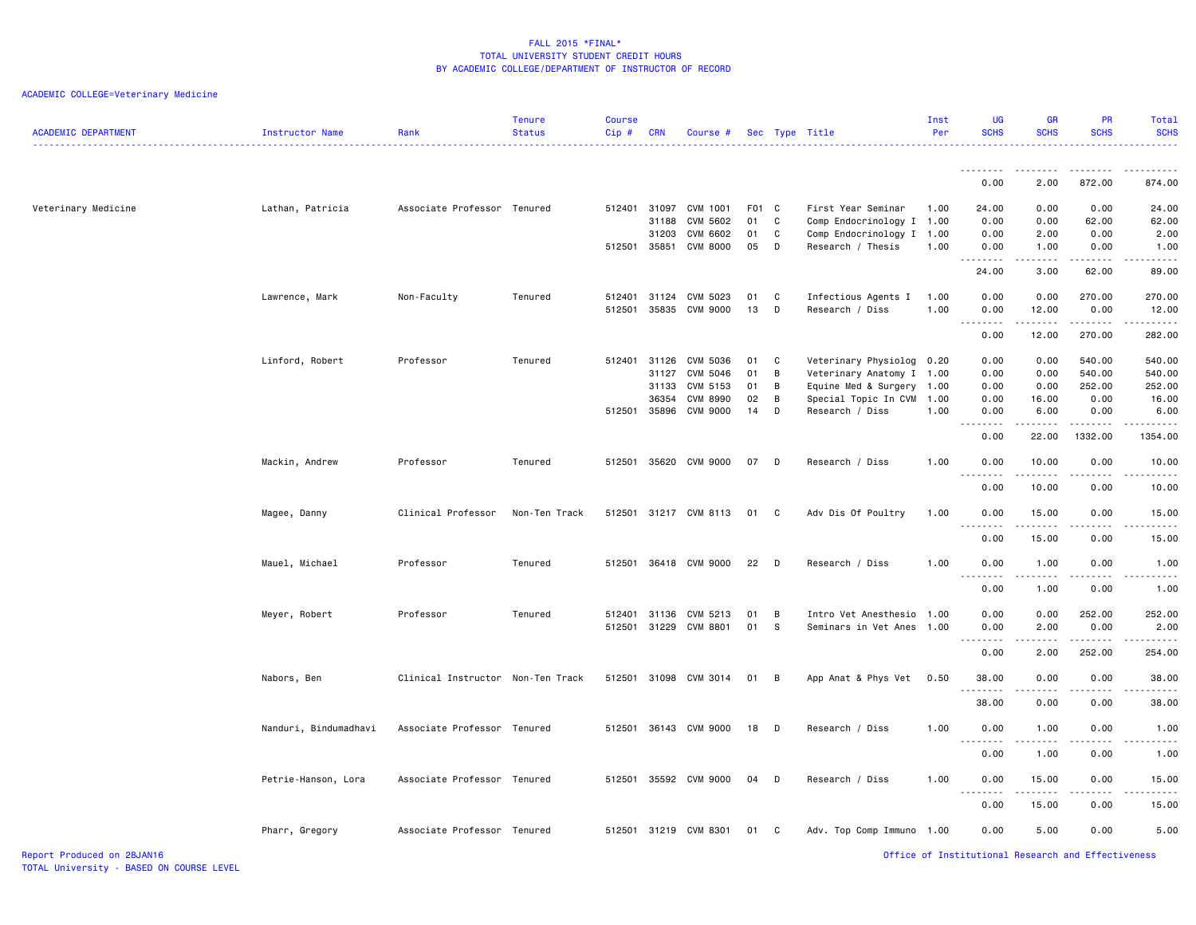FALL 2015 *FINAL*
TOTAL UNIVERSITY STUDENT CREDIT HOURS
BY ACADEMIC COLLEGE/DEPARTMENT OF INSTRUCTOR OF RECORD

ACADEMIC COLLEGE=Veterinary Medicine

| ACADEMIC DEPARTMENT | Instructor Name | Rank | Tenure Status | Course Cip # | CRN | Course # | Sec | Type | Title | Inst Per | UG SCHS | GR SCHS | PR SCHS | Total SCHS |
|---|---|---|---|---|---|---|---|---|---|---|---|---|---|---|
| | | | | | | | | | | | 0.00 | 2.00 | 872.00 | 874.00 |
| Veterinary Medicine | Lathan, Patricia | Associate Professor | Tenured | 512401 | 31097 | CVM 1001 | F01 | C | First Year Seminar | 1.00 | 24.00 | 0.00 | 0.00 | 24.00 |
| | | | | | 31188 | CVM 5602 | 01 | C | Comp Endocrinology I | 1.00 | 0.00 | 0.00 | 62.00 | 62.00 |
| | | | | | 31203 | CVM 6602 | 01 | C | Comp Endocrinology I | 1.00 | 0.00 | 2.00 | 0.00 | 2.00 |
| | | | | 512501 | 35851 | CVM 8000 | 05 | D | Research / Thesis | 1.00 | 0.00 | 1.00 | 0.00 | 1.00 |
| | | | | | | | | | | | 24.00 | 3.00 | 62.00 | 89.00 |
| | Lawrence, Mark | Non-Faculty | Tenured | 512401 | 31124 | CVM 5023 | 01 | C | Infectious Agents I | 1.00 | 0.00 | 0.00 | 270.00 | 270.00 |
| | | | | 512501 | 35835 | CVM 9000 | 13 | D | Research / Diss | 1.00 | 0.00 | 12.00 | 0.00 | 12.00 |
| | | | | | | | | | | | 0.00 | 12.00 | 270.00 | 282.00 |
| | Linford, Robert | Professor | Tenured | 512401 | 31126 | CVM 5036 | 01 | C | Veterinary Physiolog | 0.20 | 0.00 | 0.00 | 540.00 | 540.00 |
| | | | | | 31127 | CVM 5046 | 01 | B | Veterinary Anatomy I | 1.00 | 0.00 | 0.00 | 540.00 | 540.00 |
| | | | | | 31133 | CVM 5153 | 01 | B | Equine Med & Surgery | 1.00 | 0.00 | 0.00 | 252.00 | 252.00 |
| | | | | | 36354 | CVM 8990 | 02 | B | Special Topic In CVM | 1.00 | 0.00 | 16.00 | 0.00 | 16.00 |
| | | | | 512501 | 35896 | CVM 9000 | 14 | D | Research / Diss | 1.00 | 0.00 | 6.00 | 0.00 | 6.00 |
| | | | | | | | | | | | 0.00 | 22.00 | 1332.00 | 1354.00 |
| | Mackin, Andrew | Professor | Tenured | 512501 | 35620 | CVM 9000 | 07 | D | Research / Diss | 1.00 | 0.00 | 10.00 | 0.00 | 10.00 |
| | | | | | | | | | | | 0.00 | 10.00 | 0.00 | 10.00 |
| | Magee, Danny | Clinical Professor | Non-Ten Track | 512501 | 31217 | CVM 8113 | 01 | C | Adv Dis Of Poultry | 1.00 | 0.00 | 15.00 | 0.00 | 15.00 |
| | | | | | | | | | | | 0.00 | 15.00 | 0.00 | 15.00 |
| | Mauel, Michael | Professor | Tenured | 512501 | 36418 | CVM 9000 | 22 | D | Research / Diss | 1.00 | 0.00 | 1.00 | 0.00 | 1.00 |
| | | | | | | | | | | | 0.00 | 1.00 | 0.00 | 1.00 |
| | Meyer, Robert | Professor | Tenured | 512401 | 31136 | CVM 5213 | 01 | B | Intro Vet Anesthesio | 1.00 | 0.00 | 0.00 | 252.00 | 252.00 |
| | | | | 512501 | 31229 | CVM 8801 | 01 | S | Seminars in Vet Anes | 1.00 | 0.00 | 2.00 | 0.00 | 2.00 |
| | | | | | | | | | | | 0.00 | 2.00 | 252.00 | 254.00 |
| | Nabors, Ben | Clinical Instructor | Non-Ten Track | 512501 | 31098 | CVM 3014 | 01 | B | App Anat & Phys Vet | 0.50 | 38.00 | 0.00 | 0.00 | 38.00 |
| | | | | | | | | | | | 38.00 | 0.00 | 0.00 | 38.00 |
| | Nanduri, Bindumadhavi | Associate Professor | Tenured | 512501 | 36143 | CVM 9000 | 18 | D | Research / Diss | 1.00 | 0.00 | 1.00 | 0.00 | 1.00 |
| | | | | | | | | | | | 0.00 | 1.00 | 0.00 | 1.00 |
| | Petrie-Hanson, Lora | Associate Professor | Tenured | 512501 | 35592 | CVM 9000 | 04 | D | Research / Diss | 1.00 | 0.00 | 15.00 | 0.00 | 15.00 |
| | | | | | | | | | | | 0.00 | 15.00 | 0.00 | 15.00 |
| | Pharr, Gregory | Associate Professor | Tenured | 512501 | 31219 | CVM 8301 | 01 | C | Adv. Top Comp Immuno | 1.00 | 0.00 | 5.00 | 0.00 | 5.00 |

Report Produced on 28JAN16
TOTAL University - BASED ON COURSE LEVEL
Office of Institutional Research and Effectiveness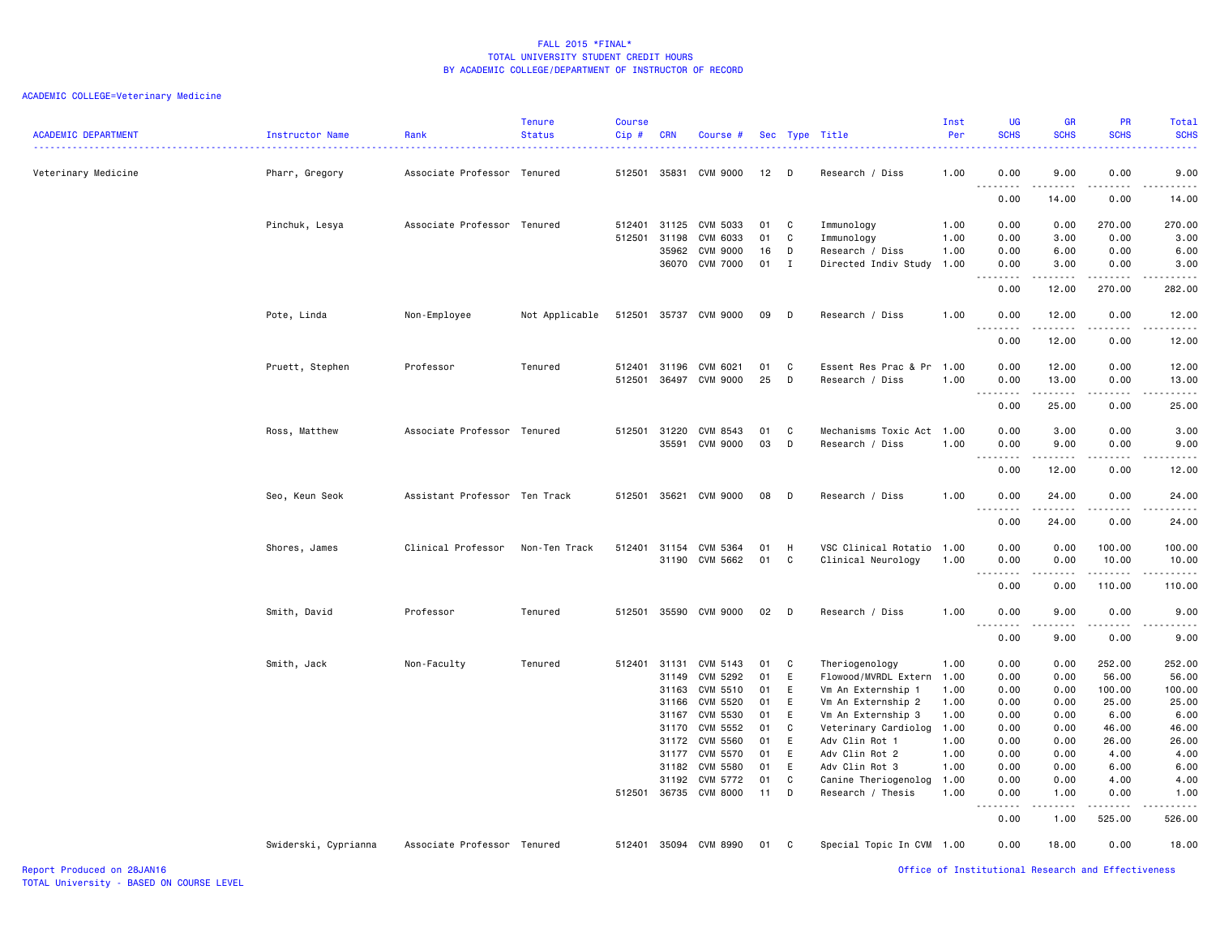FALL 2015 *FINAL*
TOTAL UNIVERSITY STUDENT CREDIT HOURS
BY ACADEMIC COLLEGE/DEPARTMENT OF INSTRUCTOR OF RECORD

ACADEMIC COLLEGE=Veterinary Medicine

| ACADEMIC DEPARTMENT | Instructor Name | Rank | Tenure Status | Course Cip # | CRN | Course # | Sec | Type | Title | Inst Per | UG SCHS | GR SCHS | PR SCHS | Total SCHS |
|---|---|---|---|---|---|---|---|---|---|---|---|---|---|---|
| Veterinary Medicine | Pharr, Gregory | Associate Professor | Tenured | 512501 | 35831 | CVM 9000 | 12 | D | Research / Diss | 1.00 | 0.00 | 9.00 | 0.00 | 9.00 |
| | | | | | | | | | | | 0.00 | 14.00 | 0.00 | 14.00 |
| | Pinchuk, Lesya | Associate Professor | Tenured | 512401 | 31125 | CVM 5033 | 01 | C | Immunology | 1.00 | 0.00 | 0.00 | 270.00 | 270.00 |
| | | | | 512501 | 31198 | CVM 6033 | 01 | C | Immunology | 1.00 | 0.00 | 3.00 | 0.00 | 3.00 |
| | | | | | 35962 | CVM 9000 | 16 | D | Research / Diss | 1.00 | 0.00 | 6.00 | 0.00 | 6.00 |
| | | | | | 36070 | CVM 7000 | 01 | I | Directed Indiv Study | 1.00 | 0.00 | 3.00 | 0.00 | 3.00 |
| | | | | | | | | | | | 0.00 | 12.00 | 270.00 | 282.00 |
| | Pote, Linda | Non-Employee | Not Applicable | 512501 | 35737 | CVM 9000 | 09 | D | Research / Diss | 1.00 | 0.00 | 12.00 | 0.00 | 12.00 |
| | | | | | | | | | | | 0.00 | 12.00 | 0.00 | 12.00 |
| | Pruett, Stephen | Professor | Tenured | 512401 | 31196 | CVM 6021 | 01 | C | Essent Res Prac & Pr | 1.00 | 0.00 | 12.00 | 0.00 | 12.00 |
| | | | | 512501 | 36497 | CVM 9000 | 25 | D | Research / Diss | 1.00 | 0.00 | 13.00 | 0.00 | 13.00 |
| | | | | | | | | | | | 0.00 | 25.00 | 0.00 | 25.00 |
| | Ross, Matthew | Associate Professor | Tenured | 512501 | 31220 | CVM 8543 | 01 | C | Mechanisms Toxic Act | 1.00 | 0.00 | 3.00 | 0.00 | 3.00 |
| | | | | | 35591 | CVM 9000 | 03 | D | Research / Diss | 1.00 | 0.00 | 9.00 | 0.00 | 9.00 |
| | | | | | | | | | | | 0.00 | 12.00 | 0.00 | 12.00 |
| | Seo, Keun Seok | Assistant Professor | Ten Track | 512501 | 35621 | CVM 9000 | 08 | D | Research / Diss | 1.00 | 0.00 | 24.00 | 0.00 | 24.00 |
| | | | | | | | | | | | 0.00 | 24.00 | 0.00 | 24.00 |
| | Shores, James | Clinical Professor | Non-Ten Track | 512401 | 31154 | CVM 5364 | 01 | H | VSC Clinical Rotatio | 1.00 | 0.00 | 0.00 | 100.00 | 100.00 |
| | | | | | 31190 | CVM 5662 | 01 | C | Clinical Neurology | 1.00 | 0.00 | 0.00 | 10.00 | 10.00 |
| | | | | | | | | | | | 0.00 | 0.00 | 110.00 | 110.00 |
| | Smith, David | Professor | Tenured | 512501 | 35590 | CVM 9000 | 02 | D | Research / Diss | 1.00 | 0.00 | 9.00 | 0.00 | 9.00 |
| | | | | | | | | | | | 0.00 | 9.00 | 0.00 | 9.00 |
| | Smith, Jack | Non-Faculty | Tenured | 512401 | 31131 | CVM 5143 | 01 | C | Theriogenology | 1.00 | 0.00 | 0.00 | 252.00 | 252.00 |
| | | | | | 31149 | CVM 5292 | 01 | E | Flowood/MVRDL Extern | 1.00 | 0.00 | 0.00 | 56.00 | 56.00 |
| | | | | | 31163 | CVM 5510 | 01 | E | Vm An Externship 1 | 1.00 | 0.00 | 0.00 | 100.00 | 100.00 |
| | | | | | 31166 | CVM 5520 | 01 | E | Vm An Externship 2 | 1.00 | 0.00 | 0.00 | 25.00 | 25.00 |
| | | | | | 31167 | CVM 5530 | 01 | E | Vm An Externship 3 | 1.00 | 0.00 | 0.00 | 6.00 | 6.00 |
| | | | | | 31170 | CVM 5552 | 01 | C | Veterinary Cardiolog | 1.00 | 0.00 | 0.00 | 46.00 | 46.00 |
| | | | | | 31172 | CVM 5560 | 01 | E | Adv Clin Rot 1 | 1.00 | 0.00 | 0.00 | 26.00 | 26.00 |
| | | | | | 31177 | CVM 5570 | 01 | E | Adv Clin Rot 2 | 1.00 | 0.00 | 0.00 | 4.00 | 4.00 |
| | | | | | 31182 | CVM 5580 | 01 | E | Adv Clin Rot 3 | 1.00 | 0.00 | 0.00 | 6.00 | 6.00 |
| | | | | | 31192 | CVM 5772 | 01 | C | Canine Theriogenolog | 1.00 | 0.00 | 0.00 | 4.00 | 4.00 |
| | | | | 512501 | 36735 | CVM 8000 | 11 | D | Research / Thesis | 1.00 | 0.00 | 1.00 | 0.00 | 1.00 |
| | | | | | | | | | | | 0.00 | 1.00 | 525.00 | 526.00 |
| | Swiderski, Cyprianna | Associate Professor | Tenured | 512401 | 35094 | CVM 8990 | 01 | C | Special Topic In CVM | 1.00 | 0.00 | 18.00 | 0.00 | 18.00 |

Report Produced on 28JAN16
TOTAL University - BASED ON COURSE LEVEL
Office of Institutional Research and Effectiveness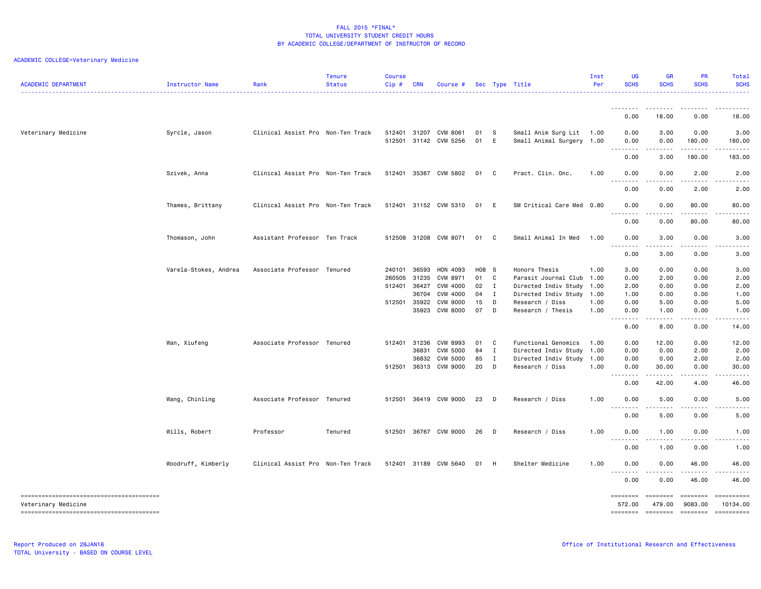FALL 2015 *FINAL*
TOTAL UNIVERSITY STUDENT CREDIT HOURS
BY ACADEMIC COLLEGE/DEPARTMENT OF INSTRUCTOR OF RECORD

ACADEMIC COLLEGE=Veterinary Medicine

| ACADEMIC DEPARTMENT | Instructor Name | Rank | Tenure Status | Course Cip # | CRN | Course # | Sec | Type | Title | Inst Per | UG SCHS | GR SCHS | PR SCHS | Total SCHS |
|---|---|---|---|---|---|---|---|---|---|---|---|---|---|---|
| | | | | | | | | | | | 0.00 | 18.00 | 0.00 | 18.00 |
| Veterinary Medicine | Syrcle, Jason | Clinical Assist Pro | Non-Ten Track | 512401 | 31207 | CVM 8061 | 01 | S | Small Anim Surg Lit | 1.00 | 0.00 | 3.00 | 0.00 | 3.00 |
| | | | | 512501 | 31142 | CVM 5256 | 01 | E | Small Animal Surgery | 1.00 | 0.00 | 0.00 | 180.00 | 180.00 |
| | | | | | | | | | | | 0.00 | 3.00 | 180.00 | 183.00 |
| | Szivek, Anna | Clinical Assist Pro | Non-Ten Track | 512401 | 35367 | CVM 5802 | 01 | C | Pract. Clin. Onc. | 1.00 | 0.00 | 0.00 | 2.00 | 2.00 |
| | | | | | | | | | | | 0.00 | 0.00 | 2.00 | 2.00 |
| | Thames, Brittany | Clinical Assist Pro | Non-Ten Track | 512401 | 31152 | CVM 5310 | 01 | E | SM Critical Care Med | 0.80 | 0.00 | 0.00 | 80.00 | 80.00 |
| | | | | | | | | | | | 0.00 | 0.00 | 80.00 | 80.00 |
| | Thomason, John | Assistant Professor | Ten Track | 512508 | 31208 | CVM 8071 | 01 | C | Small Animal In Med | 1.00 | 0.00 | 3.00 | 0.00 | 3.00 |
| | | | | | | | | | | | 0.00 | 3.00 | 0.00 | 3.00 |
| | Varela-Stokes, Andrea | Associate Professor | Tenured | 240101 | 36593 | HON 4093 | H08 | S | Honors Thesis | 1.00 | 3.00 | 0.00 | 0.00 | 3.00 |
| | | | | 260505 | 31235 | CVM 8971 | 01 | C | Parasit Journal Club | 1.00 | 0.00 | 2.00 | 0.00 | 2.00 |
| | | | | 512401 | 36427 | CVM 4000 | 02 | I | Directed Indiv Study | 1.00 | 2.00 | 0.00 | 0.00 | 2.00 |
| | | | | | 36704 | CVM 4000 | 04 | I | Directed Indiv Study | 1.00 | 1.00 | 0.00 | 0.00 | 1.00 |
| | | | | 512501 | 35922 | CVM 9000 | 15 | D | Research / Diss | 1.00 | 0.00 | 5.00 | 0.00 | 5.00 |
| | | | | | 35923 | CVM 8000 | 07 | D | Research / Thesis | 1.00 | 0.00 | 1.00 | 0.00 | 1.00 |
| | | | | | | | | | | | 6.00 | 8.00 | 0.00 | 14.00 |
| | Wan, Xiufeng | Associate Professor | Tenured | 512401 | 31236 | CVM 8993 | 01 | C | Functional Genomics | 1.00 | 0.00 | 12.00 | 0.00 | 12.00 |
| | | | | | 36831 | CVM 5000 | 84 | I | Directed Indiv Study | 1.00 | 0.00 | 0.00 | 2.00 | 2.00 |
| | | | | | 36832 | CVM 5000 | 85 | I | Directed Indiv Study | 1.00 | 0.00 | 0.00 | 2.00 | 2.00 |
| | | | | 512501 | 36313 | CVM 9000 | 20 | D | Research / Diss | 1.00 | 0.00 | 30.00 | 0.00 | 30.00 |
| | | | | | | | | | | | 0.00 | 42.00 | 4.00 | 46.00 |
| | Wang, Chinling | Associate Professor | Tenured | 512501 | 36419 | CVM 9000 | 23 | D | Research / Diss | 1.00 | 0.00 | 5.00 | 0.00 | 5.00 |
| | | | | | | | | | | | 0.00 | 5.00 | 0.00 | 5.00 |
| | Wills, Robert | Professor | Tenured | 512501 | 36767 | CVM 9000 | 26 | D | Research / Diss | 1.00 | 0.00 | 1.00 | 0.00 | 1.00 |
| | | | | | | | | | | | 0.00 | 1.00 | 0.00 | 1.00 |
| | Woodruff, Kimberly | Clinical Assist Pro | Non-Ten Track | 512401 | 31189 | CVM 5640 | 01 | H | Shelter Medicine | 1.00 | 0.00 | 0.00 | 46.00 | 46.00 |
| | | | | | | | | | | | 0.00 | 0.00 | 46.00 | 46.00 |
| Veterinary Medicine | | | | | | | | | | | 572.00 | 479.00 | 9083.00 | 10134.00 |

Report Produced on 28JAN16
TOTAL University - BASED ON COURSE LEVEL

Office of Institutional Research and Effectiveness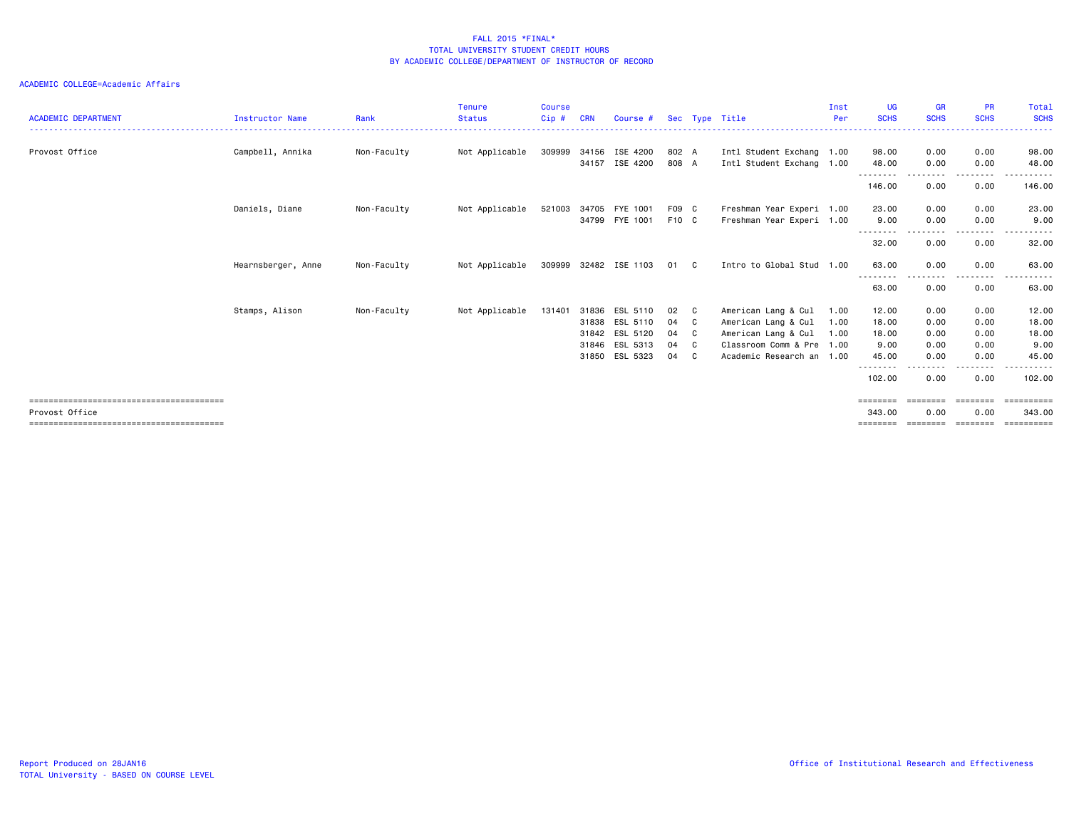FALL 2015 *FINAL*
TOTAL UNIVERSITY STUDENT CREDIT HOURS
BY ACADEMIC COLLEGE/DEPARTMENT OF INSTRUCTOR OF RECORD

ACADEMIC COLLEGE=Academic Affairs

| ACADEMIC DEPARTMENT | Instructor Name | Rank | Tenure Status | Course Cip # | CRN | Course # | Sec | Type | Title | Inst Per | UG SCHS | GR SCHS | PR SCHS | Total SCHS |
|---|---|---|---|---|---|---|---|---|---|---|---|---|---|---|
| Provost Office | Campbell, Annika | Non-Faculty | Not Applicable | 309999 | 34156 | ISE 4200 | 802 | A | Intl Student Exchang | 1.00 | 98.00 | 0.00 | 0.00 | 98.00 |
| | | | | | 34157 | ISE 4200 | 808 | A | Intl Student Exchang | 1.00 | 48.00 | 0.00 | 0.00 | 48.00 |
| | | | | | | | | | | | 146.00 | 0.00 | 0.00 | 146.00 |
| | Daniels, Diane | Non-Faculty | Not Applicable | 521003 | 34705 | FYE 1001 | F09 | C | Freshman Year Experi | 1.00 | 23.00 | 0.00 | 0.00 | 23.00 |
| | | | | | 34799 | FYE 1001 | F10 | C | Freshman Year Experi | 1.00 | 9.00 | 0.00 | 0.00 | 9.00 |
| | | | | | | | | | | | 32.00 | 0.00 | 0.00 | 32.00 |
| | Hearnsberger, Anne | Non-Faculty | Not Applicable | 309999 | 32482 | ISE 1103 | 01 | C | Intro to Global Stud | 1.00 | 63.00 | 0.00 | 0.00 | 63.00 |
| | | | | | | | | | | | 63.00 | 0.00 | 0.00 | 63.00 |
| | Stamps, Alison | Non-Faculty | Not Applicable | 131401 | 31836 | ESL 5110 | 02 | C | American Lang & Cul | 1.00 | 12.00 | 0.00 | 0.00 | 12.00 |
| | | | | | 31838 | ESL 5110 | 04 | C | American Lang & Cul | 1.00 | 18.00 | 0.00 | 0.00 | 18.00 |
| | | | | | 31842 | ESL 5120 | 04 | C | American Lang & Cul | 1.00 | 18.00 | 0.00 | 0.00 | 18.00 |
| | | | | | 31846 | ESL 5313 | 04 | C | Classroom Comm & Pre | 1.00 | 9.00 | 0.00 | 0.00 | 9.00 |
| | | | | | 31850 | ESL 5323 | 04 | C | Academic Research an | 1.00 | 45.00 | 0.00 | 0.00 | 45.00 |
| | | | | | | | | | | | 102.00 | 0.00 | 0.00 | 102.00 |
| Provost Office | | | | | | | | | | | 343.00 | 0.00 | 0.00 | 343.00 |

Report Produced on 28JAN16
TOTAL University - BASED ON COURSE LEVEL

Office of Institutional Research and Effectiveness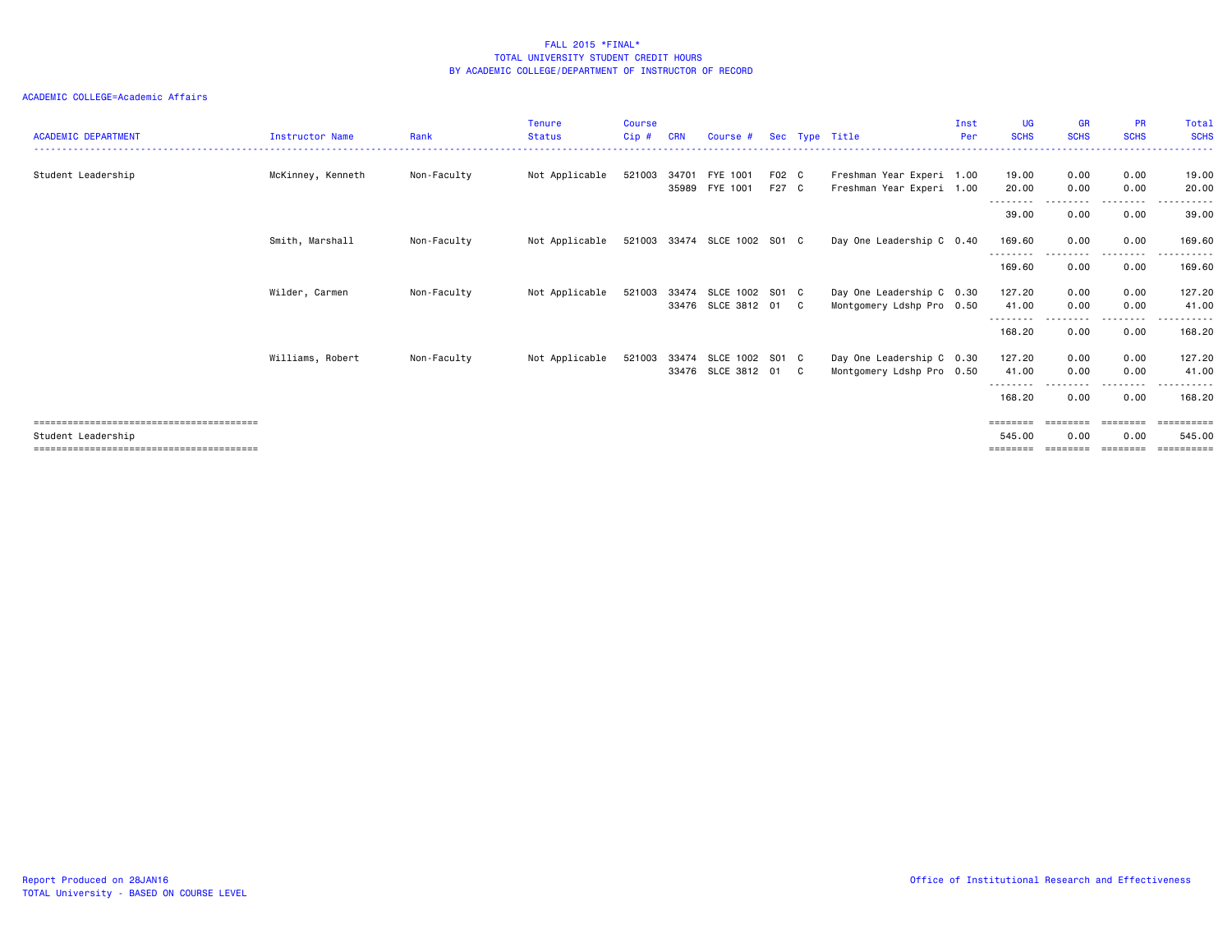# FALL 2015 *FINAL*
## TOTAL UNIVERSITY STUDENT CREDIT HOURS
## BY ACADEMIC COLLEGE/DEPARTMENT OF INSTRUCTOR OF RECORD

ACADEMIC COLLEGE=Academic Affairs

| ACADEMIC DEPARTMENT | Instructor Name | Rank | Tenure Status | Course Cip # | CRN | Course # | Sec | Type | Title | Inst Per | UG SCHS | GR SCHS | PR SCHS | Total SCHS |
|---|---|---|---|---|---|---|---|---|---|---|---|---|---|---|
| Student Leadership | McKinney, Kenneth | Non-Faculty | Not Applicable | 521003 | 34701 | FYE 1001 | F02 | C | Freshman Year Experi | 1.00 | 19.00 | 0.00 | 0.00 | 19.00 |
| | | | | | 35989 | FYE 1001 | F27 | C | Freshman Year Experi | 1.00 | 20.00 | 0.00 | 0.00 | 20.00 |
| | | | | | | | | | | | 39.00 | 0.00 | 0.00 | 39.00 |
| | Smith, Marshall | Non-Faculty | Not Applicable | 521003 | 33474 | SLCE 1002 | S01 | C | Day One Leadership C | 0.40 | 169.60 | 0.00 | 0.00 | 169.60 |
| | | | | | | | | | | | 169.60 | 0.00 | 0.00 | 169.60 |
| | Wilder, Carmen | Non-Faculty | Not Applicable | 521003 | 33474 | SLCE 1002 | S01 | C | Day One Leadership C | 0.30 | 127.20 | 0.00 | 0.00 | 127.20 |
| | | | | | 33476 | SLCE 3812 | 01 | C | Montgomery Ldshp Pro | 0.50 | 41.00 | 0.00 | 0.00 | 41.00 |
| | | | | | | | | | | | 168.20 | 0.00 | 0.00 | 168.20 |
| | Williams, Robert | Non-Faculty | Not Applicable | 521003 | 33474 | SLCE 1002 | S01 | C | Day One Leadership C | 0.30 | 127.20 | 0.00 | 0.00 | 127.20 |
| | | | | | 33476 | SLCE 3812 | 01 | C | Montgomery Ldshp Pro | 0.50 | 41.00 | 0.00 | 0.00 | 41.00 |
| | | | | | | | | | | | 168.20 | 0.00 | 0.00 | 168.20 |
| Student Leadership | | | | | | | | | | | 545.00 | 0.00 | 0.00 | 545.00 |

Report Produced on 28JAN16
TOTAL University - BASED ON COURSE LEVEL

Office of Institutional Research and Effectiveness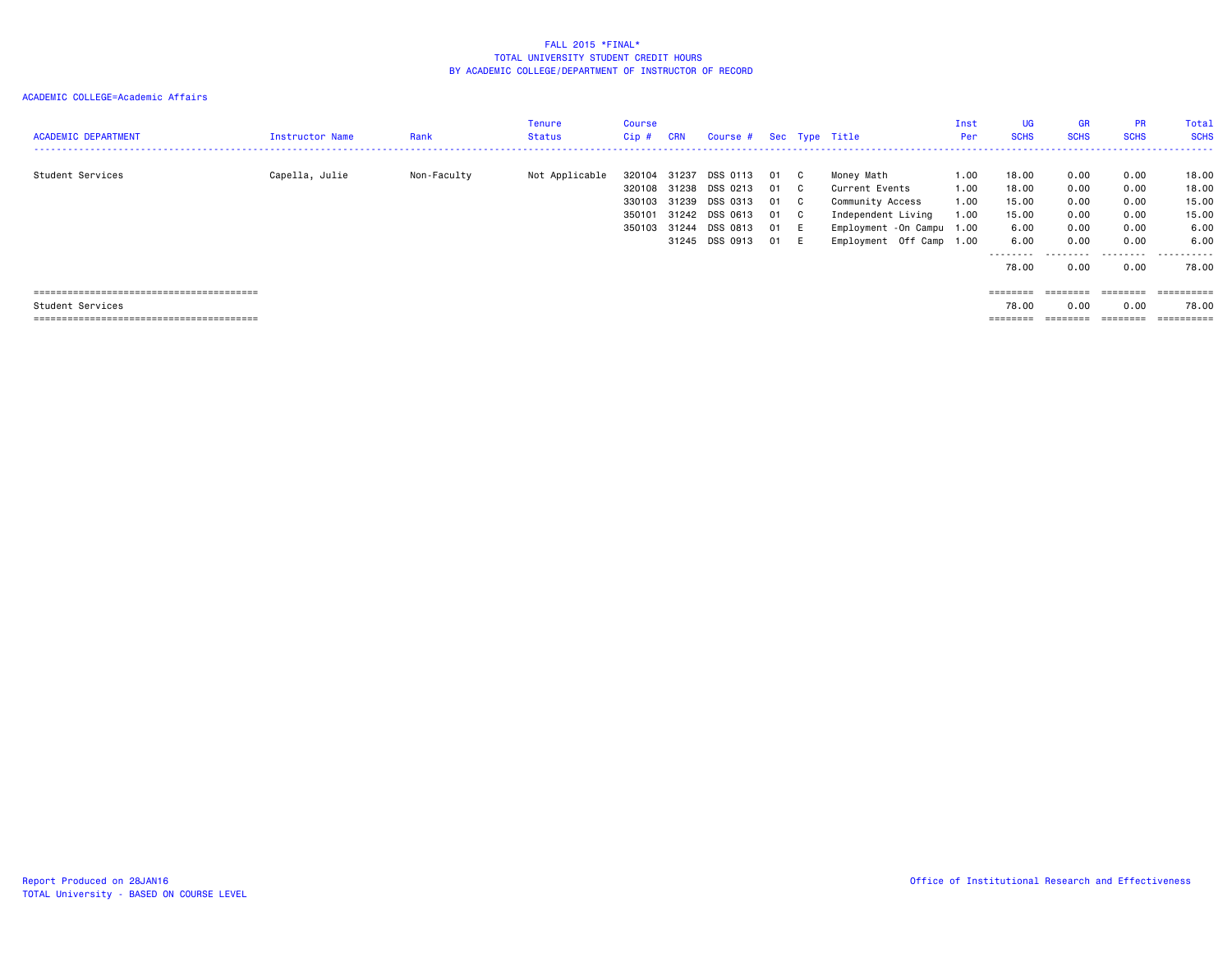FALL 2015 *FINAL*
TOTAL UNIVERSITY STUDENT CREDIT HOURS
BY ACADEMIC COLLEGE/DEPARTMENT OF INSTRUCTOR OF RECORD

ACADEMIC COLLEGE=Academic Affairs

| ACADEMIC DEPARTMENT | Instructor Name | Rank | Tenure Status | Course Cip # | CRN | Course # | Sec | Type | Title | Inst Per | UG SCHS | GR SCHS | PR SCHS | Total SCHS |
|---|---|---|---|---|---|---|---|---|---|---|---|---|---|---|
| Student Services | Capella, Julie | Non-Faculty | Not Applicable | 320104 | 31237 | DSS 0113 | 01 | C | Money Math | 1.00 | 18.00 | 0.00 | 0.00 | 18.00 |
| | | | | 320108 | 31238 | DSS 0213 | 01 | C | Current Events | 1.00 | 18.00 | 0.00 | 0.00 | 18.00 |
| | | | | 330103 | 31239 | DSS 0313 | 01 | C | Community Access | 1.00 | 15.00 | 0.00 | 0.00 | 15.00 |
| | | | | 350101 | 31242 | DSS 0613 | 01 | C | Independent Living | 1.00 | 15.00 | 0.00 | 0.00 | 15.00 |
| | | | | 350103 | 31244 | DSS 0813 | 01 | E | Employment -On Campu | 1.00 | 6.00 | 0.00 | 0.00 | 6.00 |
| | | | | | 31245 | DSS 0913 | 01 | E | Employment Off Camp | 1.00 | 6.00 | 0.00 | 0.00 | 6.00 |
| | | | | | | | | | | | 78.00 | 0.00 | 0.00 | 78.00 |
| Student Services | | | | | | | | | | | 78.00 | 0.00 | 0.00 | 78.00 |

Report Produced on 28JAN16
TOTAL University - BASED ON COURSE LEVEL

Office of Institutional Research and Effectiveness